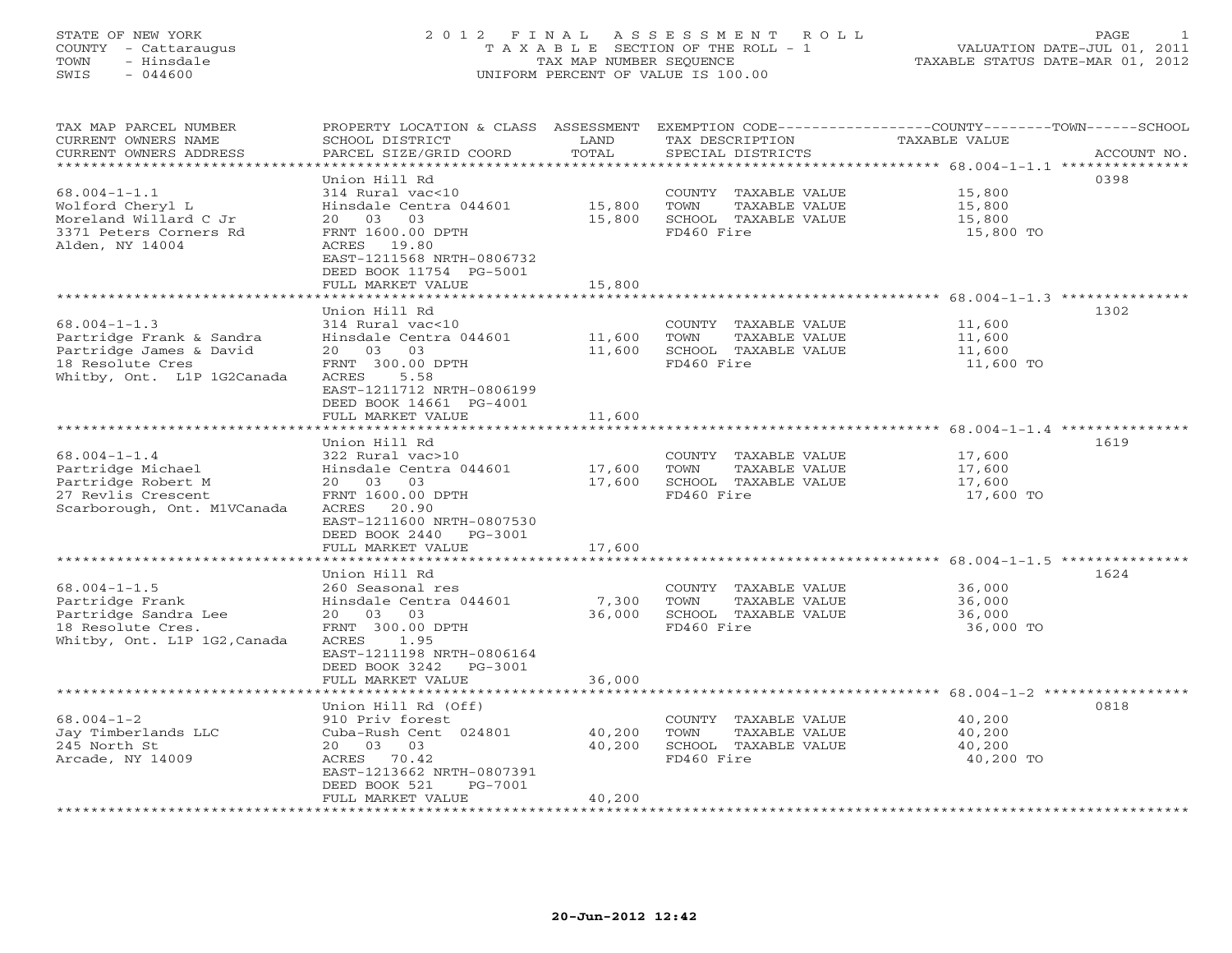STATE OF NEW YORK
COUNTY - Cattaraugus
TOWN - Hinsdale
SWIS - 044600

# 2012 FINAL ASSESSMENT ROLL

TAXABLE SECTION OF THE ROLL - 1
TAX MAP NUMBER SEQUENCE
UNIFORM PERCENT OF VALUE IS 100.00

VALUATION DATE-JUL 01, 2011
TAXABLE STATUS DATE-MAR 01, 2012

| TAX MAP PARCEL NUMBER / CURRENT OWNERS NAME / CURRENT OWNERS ADDRESS | PROPERTY LOCATION & CLASS / SCHOOL DISTRICT / PARCEL SIZE/GRID COORD | ASSESSMENT LAND / TOTAL | EXEMPTION CODE / TAX DESCRIPTION / SPECIAL DISTRICTS | TAXABLE VALUE | ACCOUNT NO. |
|---|---|---|---|---|---|
| 68.004-1-1.1 | Union Hill Rd | | | | 0398 |
| Wolford Cheryl L | 314 Rural vac<10 | | COUNTY TAXABLE VALUE | 15,800 | |
| Moreland Willard C Jr | Hinsdale Centra 044601 | 15,800 | TOWN TAXABLE VALUE | 15,800 | |
| 3371 Peters Corners Rd | 20 03 03 | 15,800 | SCHOOL TAXABLE VALUE | 15,800 | |
| Alden, NY 14004 | FRNT 1600.00 DPTH | | FD460 Fire | 15,800 TO | |
| | ACRES 19.80 | | | | |
| | EAST-1211568 NRTH-0806732 | | | | |
| | DEED BOOK 11754 PG-5001 | | | | |
| | FULL MARKET VALUE | 15,800 | | | |
| 68.004-1-1.3 | Union Hill Rd | | | | 1302 |
| Partridge Frank & Sandra | 314 Rural vac<10 | | COUNTY TAXABLE VALUE | 11,600 | |
| Partridge James & David | Hinsdale Centra 044601 | 11,600 | TOWN TAXABLE VALUE | 11,600 | |
| 18 Resolute Cres | 20 03 03 | 11,600 | SCHOOL TAXABLE VALUE | 11,600 | |
| Whitby, Ont. L1P 1G2Canada | FRNT 300.00 DPTH | | FD460 Fire | 11,600 TO | |
| | ACRES 5.58 | | | | |
| | EAST-1211712 NRTH-0806199 | | | | |
| | DEED BOOK 14661 PG-4001 | | | | |
| | FULL MARKET VALUE | 11,600 | | | |
| 68.004-1-1.4 | Union Hill Rd | | | | 1619 |
| Partridge Michael | 322 Rural vac>10 | | COUNTY TAXABLE VALUE | 17,600 | |
| Partridge Robert M | Hinsdale Centra 044601 | 17,600 | TOWN TAXABLE VALUE | 17,600 | |
| 27 Revlis Crescent | 20 03 03 | 17,600 | SCHOOL TAXABLE VALUE | 17,600 | |
| Scarborough, Ont. M1VCanada | FRNT 1600.00 DPTH | | FD460 Fire | 17,600 TO | |
| | ACRES 20.90 | | | | |
| | EAST-1211600 NRTH-0807530 | | | | |
| | DEED BOOK 2440 PG-3001 | | | | |
| | FULL MARKET VALUE | 17,600 | | | |
| 68.004-1-1.5 | Union Hill Rd | | | | 1624 |
| Partridge Frank | 260 Seasonal res | | COUNTY TAXABLE VALUE | 36,000 | |
| Partridge Sandra Lee | Hinsdale Centra 044601 | 7,300 | TOWN TAXABLE VALUE | 36,000 | |
| 18 Resolute Cres. | 20 03 03 | 36,000 | SCHOOL TAXABLE VALUE | 36,000 | |
| Whitby, Ont. L1P 1G2,Canada | FRNT 300.00 DPTH | | FD460 Fire | 36,000 TO | |
| | ACRES 1.95 | | | | |
| | EAST-1211198 NRTH-0806164 | | | | |
| | DEED BOOK 3242 PG-3001 | | | | |
| | FULL MARKET VALUE | 36,000 | | | |
| 68.004-1-2 | Union Hill Rd (Off) | | | | 0818 |
| Jay Timberlands LLC | 910 Priv forest | | COUNTY TAXABLE VALUE | 40,200 | |
| 245 North St | Cuba-Rush Cent 024801 | 40,200 | TOWN TAXABLE VALUE | 40,200 | |
| Arcade, NY 14009 | 20 03 03 | 40,200 | SCHOOL TAXABLE VALUE | 40,200 | |
| | ACRES 70.42 | | FD460 Fire | 40,200 TO | |
| | EAST-1213662 NRTH-0807391 | | | | |
| | DEED BOOK 521 PG-7001 | | | | |
| | FULL MARKET VALUE | 40,200 | | | |

20-Jun-2012 12:42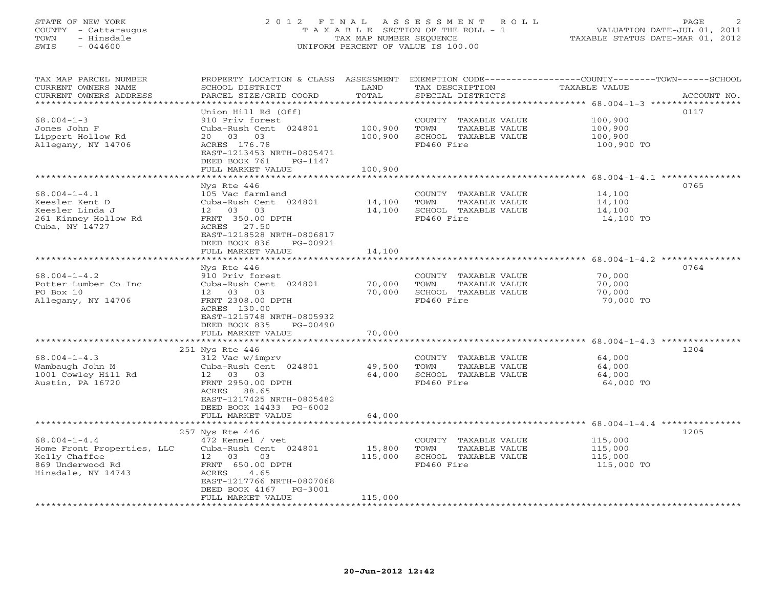STATE OF NEW YORK
COUNTY - Cattaraugus
TOWN - Hinsdale
SWIS - 044600

# 2012 FINAL ASSESSMENT ROLL

TAXABLE SECTION OF THE ROLL - 1
TAX MAP NUMBER SEQUENCE
UNIFORM PERCENT OF VALUE IS 100.00

VALUATION DATE-JUL 01, 2011
TAXABLE STATUS DATE-MAR 01, 2012

| TAX MAP PARCEL NUMBER / CURRENT OWNERS NAME / CURRENT OWNERS ADDRESS | PROPERTY LOCATION & CLASS / SCHOOL DISTRICT / PARCEL SIZE/GRID COORD | ASSESSMENT LAND | TOTAL | EXEMPTION CODE / TAX DESCRIPTION / SPECIAL DISTRICTS | TAXABLE VALUE (COUNTY / TOWN / SCHOOL) | ACCOUNT NO. |
|---|---|---|---|---|---|---|
| 68.004-1-3 | Union Hill Rd (Off) | | | | | 0117 |
| Jones John F | 910 Priv forest | | | COUNTY TAXABLE VALUE | 100,900 | |
| Lippert Hollow Rd | Cuba-Rush Cent 024801 | 100,900 | | TOWN TAXABLE VALUE | 100,900 | |
| Allegany, NY 14706 | 20 03 03 | | 100,900 | SCHOOL TAXABLE VALUE | 100,900 | |
| | ACRES 176.78 | | | FD460 Fire | 100,900 TO | |
| | EAST-1213453 NRTH-0805471 | | | | | |
| | DEED BOOK 761 PG-1147 | | | | | |
| | FULL MARKET VALUE | | 100,900 | | | |
| 68.004-1-4.1 | Nys Rte 446 | | | | | 0765 |
| Keesler Kent D | 105 Vac farmland | | | COUNTY TAXABLE VALUE | 14,100 | |
| Keesler Linda J | Cuba-Rush Cent 024801 | 14,100 | | TOWN TAXABLE VALUE | 14,100 | |
| 261 Kinney Hollow Rd | 12 03 03 | | 14,100 | SCHOOL TAXABLE VALUE | 14,100 | |
| Cuba, NY 14727 | FRNT 350.00 DPTH | | | FD460 Fire | 14,100 TO | |
| | ACRES 27.50 | | | | | |
| | EAST-1218528 NRTH-0806817 | | | | | |
| | DEED BOOK 836 PG-00921 | | | | | |
| | FULL MARKET VALUE | | 14,100 | | | |
| 68.004-1-4.2 | Nys Rte 446 | | | | | 0764 |
| Potter Lumber Co Inc | 910 Priv forest | | | COUNTY TAXABLE VALUE | 70,000 | |
| PO Box 10 | Cuba-Rush Cent 024801 | 70,000 | | TOWN TAXABLE VALUE | 70,000 | |
| Allegany, NY 14706 | 12 03 03 | | 70,000 | SCHOOL TAXABLE VALUE | 70,000 | |
| | FRNT 2308.00 DPTH | | | FD460 Fire | 70,000 TO | |
| | ACRES 130.00 | | | | | |
| | EAST-1215748 NRTH-0805932 | | | | | |
| | DEED BOOK 835 PG-00490 | | | | | |
| | FULL MARKET VALUE | | 70,000 | | | |
| 68.004-1-4.3 | 251 Nys Rte 446 | | | | | 1204 |
| Wambaugh John M | 312 Vac w/imprv | | | COUNTY TAXABLE VALUE | 64,000 | |
| 1001 Cowley Hill Rd | Cuba-Rush Cent 024801 | 49,500 | | TOWN TAXABLE VALUE | 64,000 | |
| Austin, PA 16720 | 12 03 03 | | 64,000 | SCHOOL TAXABLE VALUE | 64,000 | |
| | FRNT 2950.00 DPTH | | | FD460 Fire | 64,000 TO | |
| | ACRES 88.65 | | | | | |
| | EAST-1217425 NRTH-0805482 | | | | | |
| | DEED BOOK 14433 PG-6002 | | | | | |
| | FULL MARKET VALUE | | 64,000 | | | |
| 68.004-1-4.4 | 257 Nys Rte 446 | | | | | 1205 |
| Home Front Properties, LLC | 472 Kennel / vet | | | COUNTY TAXABLE VALUE | 115,000 | |
| Kelly Chaffee | Cuba-Rush Cent 024801 | 15,800 | | TOWN TAXABLE VALUE | 115,000 | |
| 869 Underwood Rd | 12 03 03 | | 115,000 | SCHOOL TAXABLE VALUE | 115,000 | |
| Hinsdale, NY 14743 | FRNT 650.00 DPTH | | | FD460 Fire | 115,000 TO | |
| | ACRES 4.65 | | | | | |
| | EAST-1217766 NRTH-0807068 | | | | | |
| | DEED BOOK 4167 PG-3001 | | | | | |
| | FULL MARKET VALUE | | 115,000 | | | |

20-Jun-2012 12:42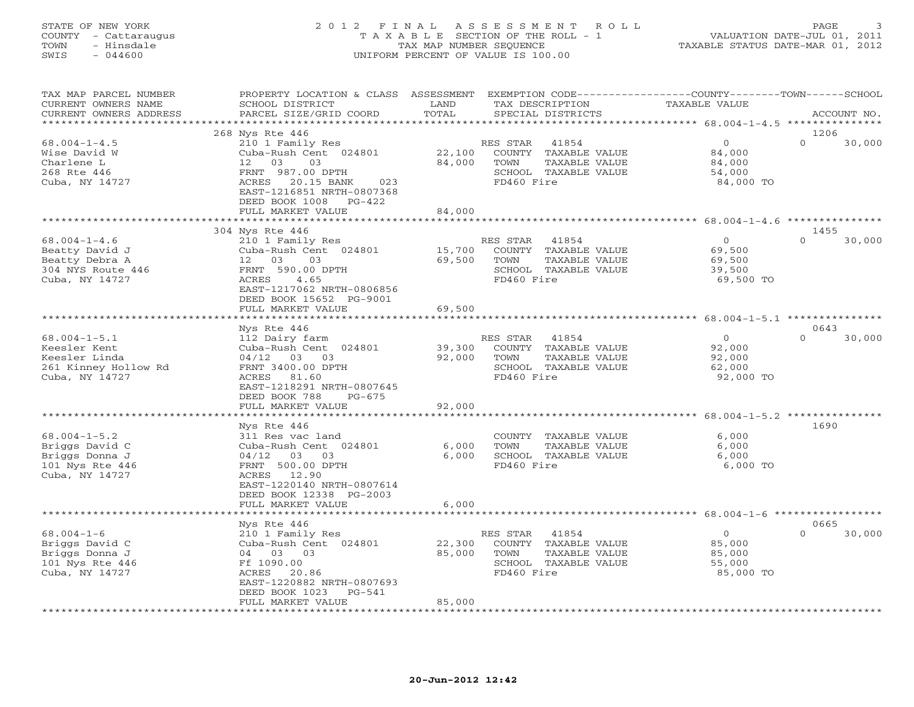STATE OF NEW YORK
COUNTY - Cattaraugus
TOWN - Hinsdale
SWIS - 044600

# 2012 FINAL ASSESSMENT ROLL

TAXABLE SECTION OF THE ROLL - 1
TAX MAP NUMBER SEQUENCE
UNIFORM PERCENT OF VALUE IS 100.00

VALUATION DATE-JUL 01, 2011
TAXABLE STATUS DATE-MAR 01, 2012

| TAX MAP PARCEL NUMBER / CURRENT OWNERS NAME / CURRENT OWNERS ADDRESS | PROPERTY LOCATION & CLASS / SCHOOL DISTRICT / PARCEL SIZE/GRID COORD | ASSESSMENT LAND / TOTAL | EXEMPTION CODE / TAX DESCRIPTION / SPECIAL DISTRICTS | COUNTY TAXABLE VALUE | TOWN | SCHOOL | ACCOUNT NO. |
|---|---|---|---|---|---|---|---|
| 68.004-1-4.5 | 268 Nys Rte 446 | | | | | | 1206 |
| Wise David W | 210 1 Family Res | | RES STAR 41854 | 0 | 0 | 30,000 | |
| Charlene L | Cuba-Rush Cent 024801 | 22,100 | COUNTY TAXABLE VALUE | 84,000 | | | |
| 268 Rte 446 | 12 03 03 | 84,000 | TOWN TAXABLE VALUE | 84,000 | | | |
| Cuba, NY 14727 | FRNT 987.00 DPTH | | SCHOOL TAXABLE VALUE | 54,000 | | | |
| | ACRES 20.15 BANK 023 | | FD460 Fire | 84,000 TO | | | |
| | EAST-1216851 NRTH-0807368 | | | | | | |
| | DEED BOOK 1008 PG-422 | | | | | | |
| | FULL MARKET VALUE | 84,000 | | | | | |
| 68.004-1-4.6 | 304 Nys Rte 446 | | | | | | 1455 |
| Beatty David J | 210 1 Family Res | | RES STAR 41854 | 0 | 0 | 30,000 | |
| Beatty Debra A | Cuba-Rush Cent 024801 | 15,700 | COUNTY TAXABLE VALUE | 69,500 | | | |
| 304 NYS Route 446 | 12 03 03 | 69,500 | TOWN TAXABLE VALUE | 69,500 | | | |
| Cuba, NY 14727 | FRNT 590.00 DPTH | | SCHOOL TAXABLE VALUE | 39,500 | | | |
| | ACRES 4.65 | | FD460 Fire | 69,500 TO | | | |
| | EAST-1217062 NRTH-0806856 | | | | | | |
| | DEED BOOK 15652 PG-9001 | | | | | | |
| | FULL MARKET VALUE | 69,500 | | | | | |
| 68.004-1-5.1 | Nys Rte 446 | | | | | | 0643 |
| Keesler Kent | 112 Dairy farm | | RES STAR 41854 | 0 | 0 | 30,000 | |
| Keesler Linda | Cuba-Rush Cent 024801 | 39,300 | COUNTY TAXABLE VALUE | 92,000 | | | |
| 261 Kinney Hollow Rd | 04/12 03 03 | 92,000 | TOWN TAXABLE VALUE | 92,000 | | | |
| Cuba, NY 14727 | FRNT 3400.00 DPTH | | SCHOOL TAXABLE VALUE | 62,000 | | | |
| | ACRES 81.60 | | FD460 Fire | 92,000 TO | | | |
| | EAST-1218291 NRTH-0807645 | | | | | | |
| | DEED BOOK 788 PG-675 | | | | | | |
| | FULL MARKET VALUE | 92,000 | | | | | |
| 68.004-1-5.2 | Nys Rte 446 | | | | | | 1690 |
| Briggs David C | 311 Res vac land | | COUNTY TAXABLE VALUE | 6,000 | | | |
| Briggs Donna J | Cuba-Rush Cent 024801 | 6,000 | TOWN TAXABLE VALUE | 6,000 | | | |
| 101 Nys Rte 446 | 04/12 03 03 | 6,000 | SCHOOL TAXABLE VALUE | 6,000 | | | |
| Cuba, NY 14727 | FRNT 500.00 DPTH | | FD460 Fire | 6,000 TO | | | |
| | ACRES 12.90 | | | | | | |
| | EAST-1220140 NRTH-0807614 | | | | | | |
| | DEED BOOK 12338 PG-2003 | | | | | | |
| | FULL MARKET VALUE | 6,000 | | | | | |
| 68.004-1-6 | Nys Rte 446 | | | | | | 0665 |
| Briggs David C | 210 1 Family Res | | RES STAR 41854 | 0 | 0 | 30,000 | |
| Briggs Donna J | Cuba-Rush Cent 024801 | 22,300 | COUNTY TAXABLE VALUE | 85,000 | | | |
| 101 Nys Rte 446 | 04 03 03 | 85,000 | TOWN TAXABLE VALUE | 85,000 | | | |
| Cuba, NY 14727 | Ff 1090.00 | | SCHOOL TAXABLE VALUE | 55,000 | | | |
| | ACRES 20.86 | | FD460 Fire | 85,000 TO | | | |
| | EAST-1220882 NRTH-0807693 | | | | | | |
| | DEED BOOK 1023 PG-541 | | | | | | |
| | FULL MARKET VALUE | 85,000 | | | | | |

20-Jun-2012 12:42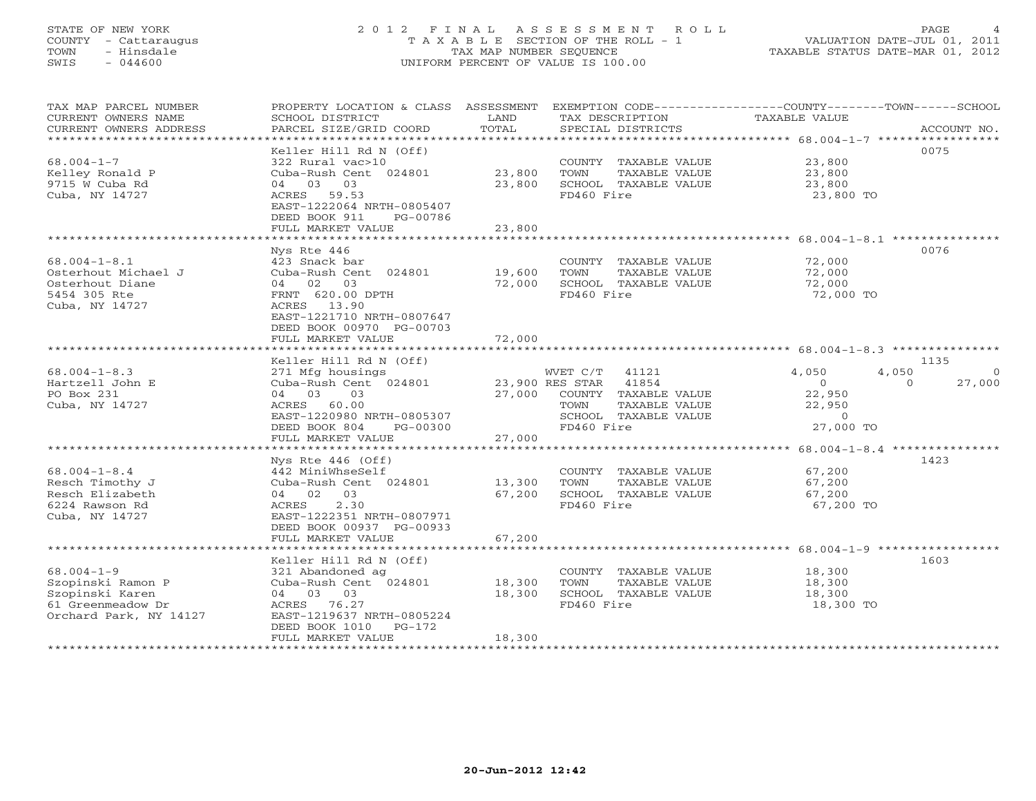STATE OF NEW YORK
COUNTY - Cattaraugus
TOWN - Hinsdale
SWIS - 044600

# 2012 FINAL ASSESSMENT ROLL
TAXABLE SECTION OF THE ROLL - 1
TAX MAP NUMBER SEQUENCE
UNIFORM PERCENT OF VALUE IS 100.00

VALUATION DATE-JUL 01, 2011
TAXABLE STATUS DATE-MAR 01, 2012

| TAX MAP PARCEL NUMBER / CURRENT OWNERS NAME / CURRENT OWNERS ADDRESS | PROPERTY LOCATION & CLASS / SCHOOL DISTRICT / PARCEL SIZE/GRID COORD | ASSESSMENT LAND / TOTAL | EXEMPTION CODE / TAX DESCRIPTION / SPECIAL DISTRICTS | COUNTY TAXABLE VALUE | TOWN | SCHOOL | ACCOUNT NO. |
|---|---|---|---|---|---|---|---|
| **68.004-1-7** | Keller Hill Rd N (Off) | | | | | | 0075 |
| Kelley Ronald P | 322 Rural vac>10 | | COUNTY TAXABLE VALUE | 23,800 | | | |
| 9715 W Cuba Rd | Cuba-Rush Cent 024801 | 23,800 | TOWN TAXABLE VALUE | 23,800 | | | |
| Cuba, NY 14727 | 04 03 03 | 23,800 | SCHOOL TAXABLE VALUE | 23,800 | | | |
| | ACRES 59.53 | | FD460 Fire | 23,800 TO | | | |
| | EAST-1222064 NRTH-0805407 | | | | | | |
| | DEED BOOK 911 PG-00786 | | | | | | |
| | FULL MARKET VALUE | 23,800 | | | | | |
| **68.004-1-8.1** | Nys Rte 446 | | | | | | 0076 |
| Osterhout Michael J | 423 Snack bar | | COUNTY TAXABLE VALUE | 72,000 | | | |
| Osterhout Diane | Cuba-Rush Cent 024801 | 19,600 | TOWN TAXABLE VALUE | 72,000 | | | |
| 5454 305 Rte | 04 02 03 | 72,000 | SCHOOL TAXABLE VALUE | 72,000 | | | |
| Cuba, NY 14727 | FRNT 620.00 DPTH | | FD460 Fire | 72,000 TO | | | |
| | ACRES 13.90 | | | | | | |
| | EAST-1221710 NRTH-0807647 | | | | | | |
| | DEED BOOK 00970 PG-00703 | | | | | | |
| | FULL MARKET VALUE | 72,000 | | | | | |
| **68.004-1-8.3** | Keller Hill Rd N (Off) | | | | | | 1135 |
| Hartzell John E | 271 Mfg housings | | WVET C/T 41121 | 4,050 | 4,050 | 0 | |
| PO Box 231 | Cuba-Rush Cent 024801 | 23,900 | RES STAR 41854 | 0 | 0 | 27,000 | |
| Cuba, NY 14727 | 04 03 03 | 27,000 | COUNTY TAXABLE VALUE | 22,950 | | | |
| | ACRES 60.00 | | TOWN TAXABLE VALUE | 22,950 | | | |
| | EAST-1220980 NRTH-0805307 | | SCHOOL TAXABLE VALUE | 0 | | | |
| | DEED BOOK 804 PG-00300 | | FD460 Fire | 27,000 TO | | | |
| | FULL MARKET VALUE | 27,000 | | | | | |
| **68.004-1-8.4** | Nys Rte 446 (Off) | | | | | | 1423 |
| Resch Timothy J | 442 MiniWhseSelf | | COUNTY TAXABLE VALUE | 67,200 | | | |
| Resch Elizabeth | Cuba-Rush Cent 024801 | 13,300 | TOWN TAXABLE VALUE | 67,200 | | | |
| 6224 Rawson Rd | 04 02 03 | 67,200 | SCHOOL TAXABLE VALUE | 67,200 | | | |
| Cuba, NY 14727 | ACRES 2.30 | | FD460 Fire | 67,200 TO | | | |
| | EAST-1222351 NRTH-0807971 | | | | | | |
| | DEED BOOK 00937 PG-00933 | | | | | | |
| | FULL MARKET VALUE | 67,200 | | | | | |
| **68.004-1-9** | Keller Hill Rd N (Off) | | | | | | 1603 |
| Szopinski Ramon P | 321 Abandoned ag | | COUNTY TAXABLE VALUE | 18,300 | | | |
| Szopinski Karen | Cuba-Rush Cent 024801 | 18,300 | TOWN TAXABLE VALUE | 18,300 | | | |
| 61 Greenmeadow Dr | 04 03 03 | 18,300 | SCHOOL TAXABLE VALUE | 18,300 | | | |
| Orchard Park, NY 14127 | ACRES 76.27 | | FD460 Fire | 18,300 TO | | | |
| | EAST-1219637 NRTH-0805224 | | | | | | |
| | DEED BOOK 1010 PG-172 | | | | | | |
| | FULL MARKET VALUE | 18,300 | | | | | |

20-Jun-2012 12:42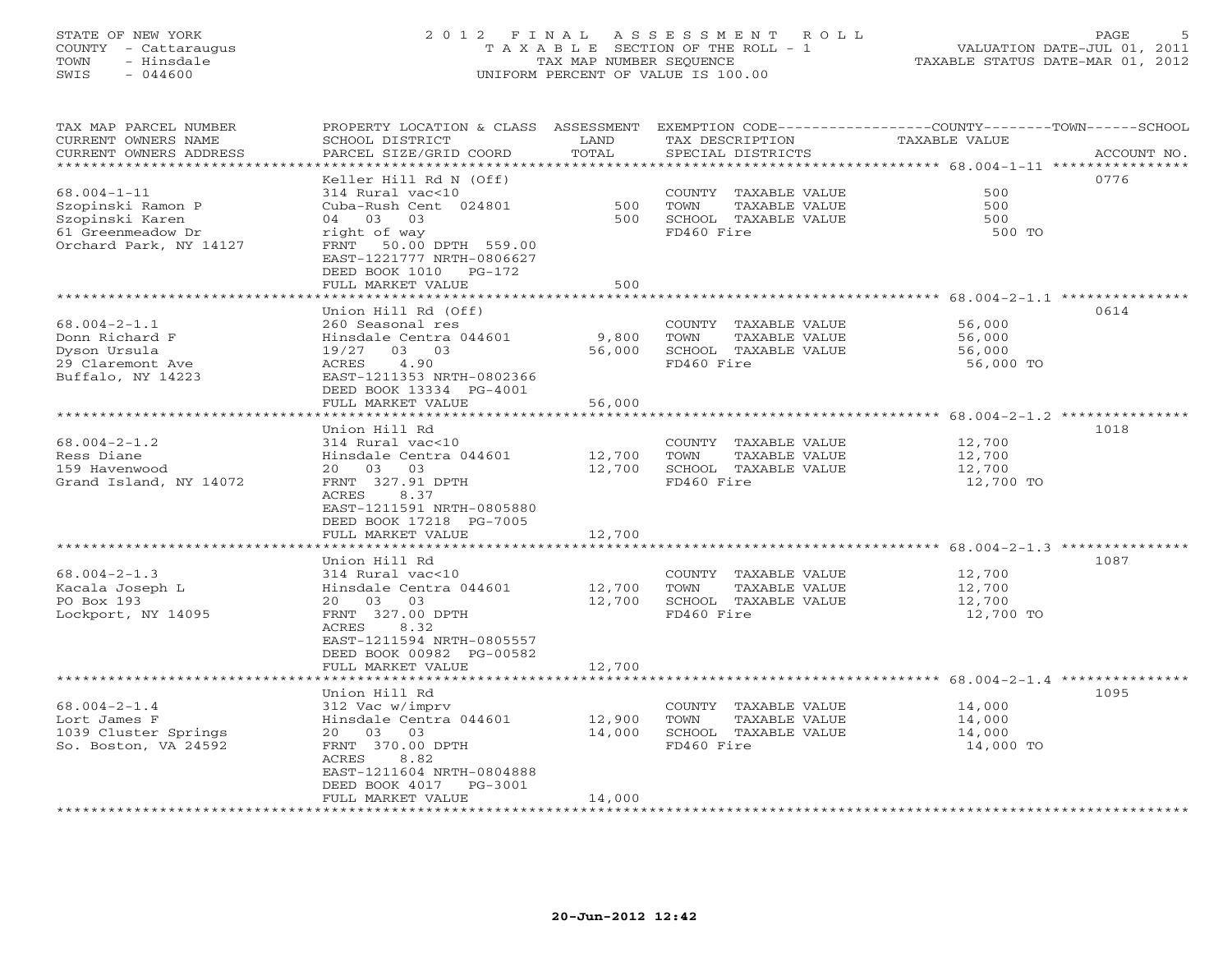STATE OF NEW YORK
COUNTY - Cattaraugus
TOWN - Hinsdale
SWIS - 044600

# 2012 FINAL ASSESSMENT ROLL

TAXABLE SECTION OF THE ROLL - 1
TAX MAP NUMBER SEQUENCE
UNIFORM PERCENT OF VALUE IS 100.00

VALUATION DATE-JUL 01, 2011
TAXABLE STATUS DATE-MAR 01, 2012

| TAX MAP PARCEL NUMBER / CURRENT OWNERS NAME / CURRENT OWNERS ADDRESS | PROPERTY LOCATION & CLASS / SCHOOL DISTRICT / PARCEL SIZE/GRID COORD | ASSESSMENT LAND | TOTAL | EXEMPTION CODE / TAX DESCRIPTION / SPECIAL DISTRICTS | COUNTY/TOWN/SCHOOL TAXABLE VALUE | ACCOUNT NO. |
|---|---|---|---|---|---|---|
| 68.004-1-11 | Keller Hill Rd N (Off) | | | | | 0776 |
| Szopinski Ramon P | 314 Rural vac<10 | | | COUNTY TAXABLE VALUE | 500 | |
| Szopinski Karen | Cuba-Rush Cent 024801 | 500 | | TOWN TAXABLE VALUE | 500 | |
| 61 Greenmeadow Dr | 04 03 03 | | 500 | SCHOOL TAXABLE VALUE | 500 | |
| Orchard Park, NY 14127 | right of way | | | FD460 Fire | 500 TO | |
| | FRNT 50.00 DPTH 559.00 | | | | | |
| | EAST-1221777 NRTH-0806627 | | | | | |
| | DEED BOOK 1010 PG-172 | | | | | |
| | FULL MARKET VALUE | | 500 | | | |
| 68.004-2-1.1 | Union Hill Rd (Off) | | | | | 0614 |
| Donn Richard F | 260 Seasonal res | | | COUNTY TAXABLE VALUE | 56,000 | |
| Dyson Ursula | Hinsdale Centra 044601 | 9,800 | | TOWN TAXABLE VALUE | 56,000 | |
| 29 Claremont Ave | 19/27 03 03 | | 56,000 | SCHOOL TAXABLE VALUE | 56,000 | |
| Buffalo, NY 14223 | ACRES 4.90 | | | FD460 Fire | 56,000 TO | |
| | EAST-1211353 NRTH-0802366 | | | | | |
| | DEED BOOK 13334 PG-4001 | | | | | |
| | FULL MARKET VALUE | | 56,000 | | | |
| 68.004-2-1.2 | Union Hill Rd | | | | | 1018 |
| Ress Diane | 314 Rural vac<10 | | | COUNTY TAXABLE VALUE | 12,700 | |
| 159 Havenwood | Hinsdale Centra 044601 | 12,700 | | TOWN TAXABLE VALUE | 12,700 | |
| Grand Island, NY 14072 | 20 03 03 | | 12,700 | SCHOOL TAXABLE VALUE | 12,700 | |
| | FRNT 327.91 DPTH | | | FD460 Fire | 12,700 TO | |
| | ACRES 8.37 | | | | | |
| | EAST-1211591 NRTH-0805880 | | | | | |
| | DEED BOOK 17218 PG-7005 | | | | | |
| | FULL MARKET VALUE | | 12,700 | | | |
| 68.004-2-1.3 | Union Hill Rd | | | | | 1087 |
| Kacala Joseph L | 314 Rural vac<10 | | | COUNTY TAXABLE VALUE | 12,700 | |
| PO Box 193 | Hinsdale Centra 044601 | 12,700 | | TOWN TAXABLE VALUE | 12,700 | |
| Lockport, NY 14095 | 20 03 03 | | 12,700 | SCHOOL TAXABLE VALUE | 12,700 | |
| | FRNT 327.00 DPTH | | | FD460 Fire | 12,700 TO | |
| | ACRES 8.32 | | | | | |
| | EAST-1211594 NRTH-0805557 | | | | | |
| | DEED BOOK 00982 PG-00582 | | | | | |
| | FULL MARKET VALUE | | 12,700 | | | |
| 68.004-2-1.4 | Union Hill Rd | | | | | 1095 |
| Lort James F | 312 Vac w/imprv | | | COUNTY TAXABLE VALUE | 14,000 | |
| 1039 Cluster Springs | Hinsdale Centra 044601 | 12,900 | | TOWN TAXABLE VALUE | 14,000 | |
| So. Boston, VA 24592 | 20 03 03 | | 14,000 | SCHOOL TAXABLE VALUE | 14,000 | |
| | FRNT 370.00 DPTH | | | FD460 Fire | 14,000 TO | |
| | ACRES 8.82 | | | | | |
| | EAST-1211604 NRTH-0804888 | | | | | |
| | DEED BOOK 4017 PG-3001 | | | | | |
| | FULL MARKET VALUE | | 14,000 | | | |

20-Jun-2012 12:42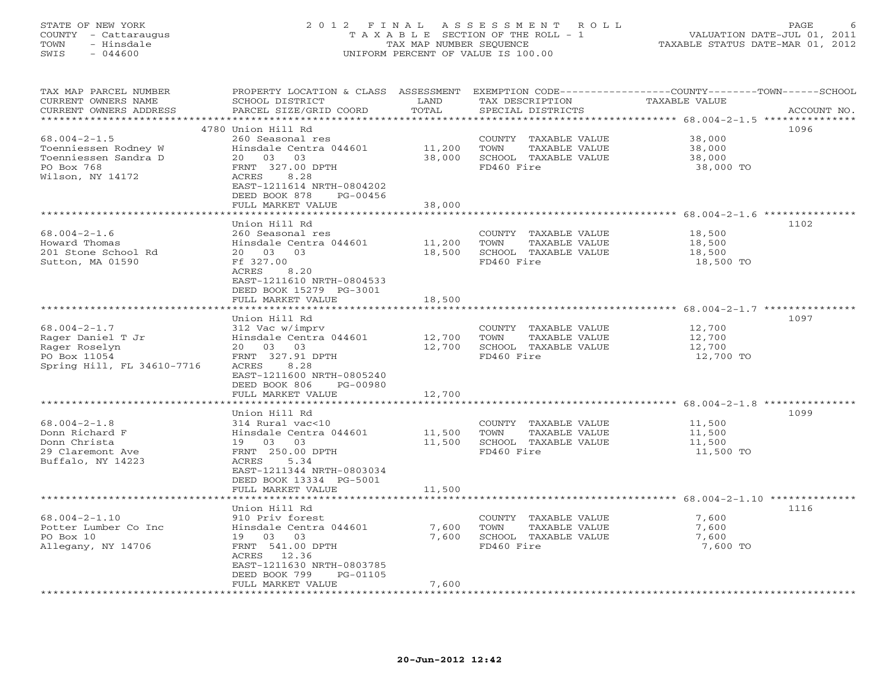STATE OF NEW YORK
COUNTY - Cattaraugus
TOWN - Hinsdale
SWIS - 044600

# 2012 FINAL ASSESSMENT ROLL
TAXABLE SECTION OF THE ROLL - 1
TAX MAP NUMBER SEQUENCE
UNIFORM PERCENT OF VALUE IS 100.00

VALUATION DATE-JUL 01, 2011
TAXABLE STATUS DATE-MAR 01, 2012

| TAX MAP PARCEL NUMBER / CURRENT OWNERS NAME / CURRENT OWNERS ADDRESS | PROPERTY LOCATION & CLASS / SCHOOL DISTRICT / PARCEL SIZE/GRID COORD | ASSESSMENT LAND / TOTAL | EXEMPTION CODE / TAX DESCRIPTION / SPECIAL DISTRICTS | TAXABLE VALUE (COUNTY / TOWN / SCHOOL) | ACCOUNT NO. |
|---|---|---|---|---|---|
| 68.004-2-1.5 | 4780 Union Hill Rd | | | | 1096 |
| Toenniessen Rodney W | 260 Seasonal res | | COUNTY TAXABLE VALUE | 38,000 | |
| Toenniessen Sandra D | Hinsdale Centra 044601 | 11,200 | TOWN TAXABLE VALUE | 38,000 | |
| PO Box 768 | 20 03 03 | 38,000 | SCHOOL TAXABLE VALUE | 38,000 | |
| Wilson, NY 14172 | FRNT 327.00 DPTH | | FD460 Fire | 38,000 TO | |
| | ACRES 8.28 | | | | |
| | EAST-1211614 NRTH-0804202 | | | | |
| | DEED BOOK 878 PG-00456 | | | | |
| | FULL MARKET VALUE | 38,000 | | | |
| 68.004-2-1.6 | Union Hill Rd | | | | 1102 |
| Howard Thomas | 260 Seasonal res | | COUNTY TAXABLE VALUE | 18,500 | |
| 201 Stone School Rd | Hinsdale Centra 044601 | 11,200 | TOWN TAXABLE VALUE | 18,500 | |
| Sutton, MA 01590 | 20 03 03 | 18,500 | SCHOOL TAXABLE VALUE | 18,500 | |
| | Ff 327.00 | | FD460 Fire | 18,500 TO | |
| | ACRES 8.20 | | | | |
| | EAST-1211610 NRTH-0804533 | | | | |
| | DEED BOOK 15279 PG-3001 | | | | |
| | FULL MARKET VALUE | 18,500 | | | |
| 68.004-2-1.7 | Union Hill Rd | | | | 1097 |
| Rager Daniel T Jr | 312 Vac w/imprv | | COUNTY TAXABLE VALUE | 12,700 | |
| Rager Roselyn | Hinsdale Centra 044601 | 12,700 | TOWN TAXABLE VALUE | 12,700 | |
| PO Box 11054 | 20 03 03 | 12,700 | SCHOOL TAXABLE VALUE | 12,700 | |
| Spring Hill, FL 34610-7716 | FRNT 327.91 DPTH | | FD460 Fire | 12,700 TO | |
| | ACRES 8.28 | | | | |
| | EAST-1211600 NRTH-0805240 | | | | |
| | DEED BOOK 806 PG-00980 | | | | |
| | FULL MARKET VALUE | 12,700 | | | |
| 68.004-2-1.8 | Union Hill Rd | | | | 1099 |
| Donn Richard F | 314 Rural vac<10 | | COUNTY TAXABLE VALUE | 11,500 | |
| Donn Christa | Hinsdale Centra 044601 | 11,500 | TOWN TAXABLE VALUE | 11,500 | |
| 29 Claremont Ave | 19 03 03 | 11,500 | SCHOOL TAXABLE VALUE | 11,500 | |
| Buffalo, NY 14223 | FRNT 250.00 DPTH | | FD460 Fire | 11,500 TO | |
| | ACRES 5.34 | | | | |
| | EAST-1211344 NRTH-0803034 | | | | |
| | DEED BOOK 13334 PG-5001 | | | | |
| | FULL MARKET VALUE | 11,500 | | | |
| 68.004-2-1.10 | Union Hill Rd | | | | 1116 |
| Potter Lumber Co Inc | 910 Priv forest | | COUNTY TAXABLE VALUE | 7,600 | |
| PO Box 10 | Hinsdale Centra 044601 | 7,600 | TOWN TAXABLE VALUE | 7,600 | |
| Allegany, NY 14706 | 19 03 03 | 7,600 | SCHOOL TAXABLE VALUE | 7,600 | |
| | FRNT 541.00 DPTH | | FD460 Fire | 7,600 TO | |
| | ACRES 12.36 | | | | |
| | EAST-1211630 NRTH-0803785 | | | | |
| | DEED BOOK 799 PG-01105 | | | | |
| | FULL MARKET VALUE | 7,600 | | | |

20-Jun-2012 12:42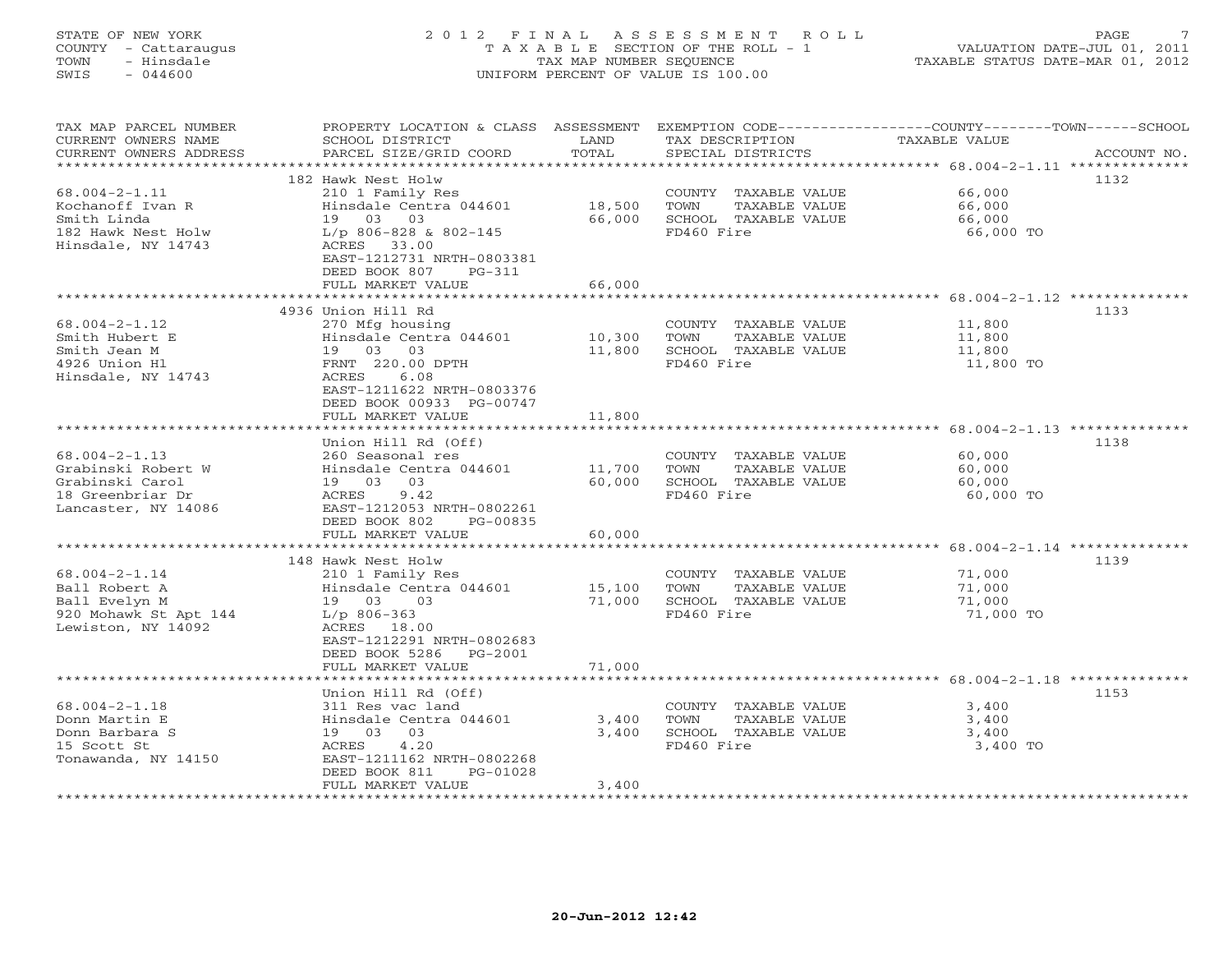STATE OF NEW YORK
COUNTY - Cattaraugus
TOWN - Hinsdale
SWIS - 044600

# 2012 FINAL ASSESSMENT ROLL
TAXABLE SECTION OF THE ROLL - 1
TAX MAP NUMBER SEQUENCE
UNIFORM PERCENT OF VALUE IS 100.00

VALUATION DATE-JUL 01, 2011
TAXABLE STATUS DATE-MAR 01, 2012

| TAX MAP PARCEL NUMBER / CURRENT OWNERS NAME / CURRENT OWNERS ADDRESS | PROPERTY LOCATION & CLASS / SCHOOL DISTRICT / PARCEL SIZE/GRID COORD | ASSESSMENT LAND | TOTAL | EXEMPTION CODE / TAX DESCRIPTION / SPECIAL DISTRICTS | TAXABLE VALUE (COUNTY / TOWN / SCHOOL) | ACCOUNT NO. |
|---|---|---|---|---|---|---|
| **68.004-2-1.11** | 182 Hawk Nest Holw | | | | | 1132 |
| Kochanoff Ivan R | 210 1 Family Res | | | COUNTY TAXABLE VALUE | 66,000 | |
| Smith Linda | Hinsdale Centra 044601 | 18,500 | | TOWN TAXABLE VALUE | 66,000 | |
| 182 Hawk Nest Holw | 19 03 03 | | 66,000 | SCHOOL TAXABLE VALUE | 66,000 | |
| Hinsdale, NY 14743 | L/p 806-828 & 802-145 | | | FD460 Fire | 66,000 TO | |
| | ACRES 33.00 | | | | | |
| | EAST-1212731 NRTH-0803381 | | | | | |
| | DEED BOOK 807 PG-311 | | | | | |
| | FULL MARKET VALUE | | 66,000 | | | |
| **68.004-2-1.12** | 4936 Union Hill Rd | | | | | 1133 |
| Smith Hubert E | 270 Mfg housing | | | COUNTY TAXABLE VALUE | 11,800 | |
| Smith Jean M | Hinsdale Centra 044601 | 10,300 | | TOWN TAXABLE VALUE | 11,800 | |
| 4926 Union Hl | 19 03 03 | | 11,800 | SCHOOL TAXABLE VALUE | 11,800 | |
| Hinsdale, NY 14743 | FRNT 220.00 DPTH | | | FD460 Fire | 11,800 TO | |
| | ACRES 6.08 | | | | | |
| | EAST-1211622 NRTH-0803376 | | | | | |
| | DEED BOOK 00933 PG-00747 | | | | | |
| | FULL MARKET VALUE | | 11,800 | | | |
| **68.004-2-1.13** | Union Hill Rd (Off) | | | | | 1138 |
| Grabinski Robert W | 260 Seasonal res | | | COUNTY TAXABLE VALUE | 60,000 | |
| Grabinski Carol | Hinsdale Centra 044601 | 11,700 | | TOWN TAXABLE VALUE | 60,000 | |
| 18 Greenbriar Dr | 19 03 03 | | 60,000 | SCHOOL TAXABLE VALUE | 60,000 | |
| Lancaster, NY 14086 | ACRES 9.42 | | | FD460 Fire | 60,000 TO | |
| | EAST-1212053 NRTH-0802261 | | | | | |
| | DEED BOOK 802 PG-00835 | | | | | |
| | FULL MARKET VALUE | | 60,000 | | | |
| **68.004-2-1.14** | 148 Hawk Nest Holw | | | | | 1139 |
| Ball Robert A | 210 1 Family Res | | | COUNTY TAXABLE VALUE | 71,000 | |
| Ball Evelyn M | Hinsdale Centra 044601 | 15,100 | | TOWN TAXABLE VALUE | 71,000 | |
| 920 Mohawk St Apt 144 | 19 03 03 | | 71,000 | SCHOOL TAXABLE VALUE | 71,000 | |
| Lewiston, NY 14092 | L/p 806-363 | | | FD460 Fire | 71,000 TO | |
| | ACRES 18.00 | | | | | |
| | EAST-1212291 NRTH-0802683 | | | | | |
| | DEED BOOK 5286 PG-2001 | | | | | |
| | FULL MARKET VALUE | | 71,000 | | | |
| **68.004-2-1.18** | Union Hill Rd (Off) | | | | | 1153 |
| Donn Martin E | 311 Res vac land | | | COUNTY TAXABLE VALUE | 3,400 | |
| Donn Barbara S | Hinsdale Centra 044601 | 3,400 | | TOWN TAXABLE VALUE | 3,400 | |
| 15 Scott St | 19 03 03 | | 3,400 | SCHOOL TAXABLE VALUE | 3,400 | |
| Tonawanda, NY 14150 | ACRES 4.20 | | | FD460 Fire | 3,400 TO | |
| | EAST-1211162 NRTH-0802268 | | | | | |
| | DEED BOOK 811 PG-01028 | | | | | |
| | FULL MARKET VALUE | | 3,400 | | | |

20-Jun-2012 12:42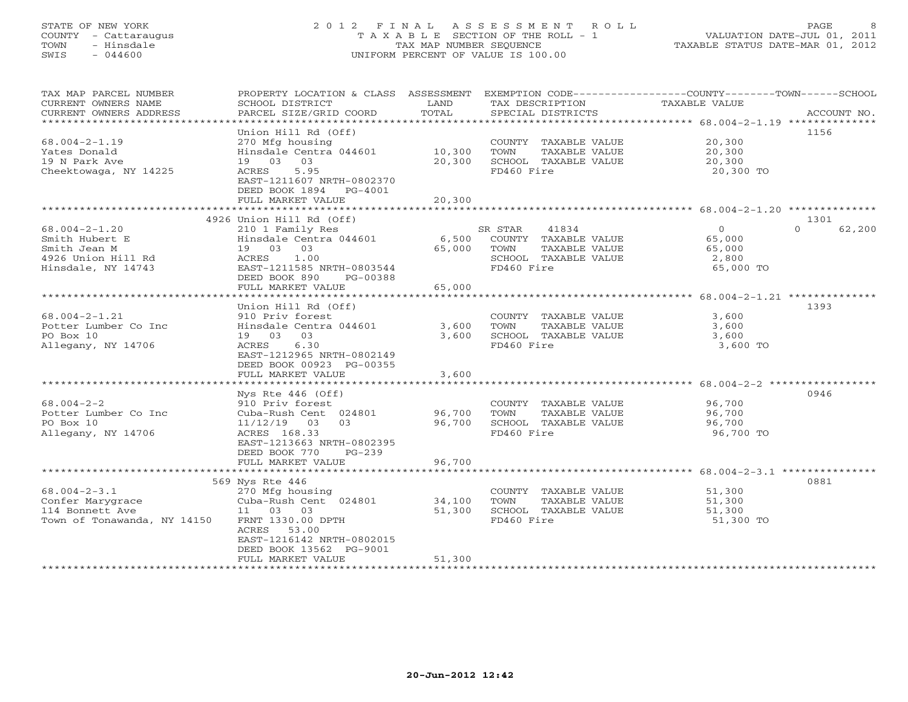STATE OF NEW YORK
COUNTY - Cattaraugus
TOWN - Hinsdale
SWIS - 044600

# 2012 FINAL ASSESSMENT ROLL

TAXABLE SECTION OF THE ROLL - 1
TAX MAP NUMBER SEQUENCE
UNIFORM PERCENT OF VALUE IS 100.00

VALUATION DATE-JUL 01, 2011
TAXABLE STATUS DATE-MAR 01, 2012

| TAX MAP PARCEL NUMBER / CURRENT OWNERS NAME / CURRENT OWNERS ADDRESS | PROPERTY LOCATION & CLASS / SCHOOL DISTRICT / PARCEL SIZE/GRID COORD | ASSESSMENT LAND / TOTAL | EXEMPTION CODE / TAX DESCRIPTION / SPECIAL DISTRICTS | COUNTY TAXABLE VALUE | TOWN | SCHOOL | ACCOUNT NO. |
|---|---|---|---|---|---|---|---|
| 68.004-2-1.19 | Union Hill Rd (Off) | | | | | | 1156 |
| Yates Donald | 270 Mfg housing | | COUNTY TAXABLE VALUE | 20,300 | | | |
| 19 N Park Ave | Hinsdale Centra 044601 | 10,300 | TOWN TAXABLE VALUE | 20,300 | | | |
| Cheektowaga, NY 14225 | 19 03 03 | 20,300 | SCHOOL TAXABLE VALUE | 20,300 | | | |
| | ACRES 5.95 | | FD460 Fire | 20,300 TO | | | |
| | EAST-1211607 NRTH-0802370 | | | | | | |
| | DEED BOOK 1894 PG-4001 | | | | | | |
| | FULL MARKET VALUE | 20,300 | | | | | |
| 68.004-2-1.20 | 4926 Union Hill Rd (Off) | | | | | | 1301 |
| Smith Hubert E | 210 1 Family Res | | SR STAR 41834 | 0 | | 0 | 62,200 |
| Smith Jean M | Hinsdale Centra 044601 | 6,500 | COUNTY TAXABLE VALUE | 65,000 | | | |
| 4926 Union Hill Rd | 19 03 03 | 65,000 | TOWN TAXABLE VALUE | 65,000 | | | |
| Hinsdale, NY 14743 | ACRES 1.00 | | SCHOOL TAXABLE VALUE | 2,800 | | | |
| | EAST-1211585 NRTH-0803544 | | FD460 Fire | 65,000 TO | | | |
| | DEED BOOK 890 PG-00388 | | | | | | |
| | FULL MARKET VALUE | 65,000 | | | | | |
| 68.004-2-1.21 | Union Hill Rd (Off) | | | | | | 1393 |
| Potter Lumber Co Inc | 910 Priv forest | | COUNTY TAXABLE VALUE | 3,600 | | | |
| PO Box 10 | Hinsdale Centra 044601 | 3,600 | TOWN TAXABLE VALUE | 3,600 | | | |
| Allegany, NY 14706 | 19 03 03 | 3,600 | SCHOOL TAXABLE VALUE | 3,600 | | | |
| | ACRES 6.30 | | FD460 Fire | 3,600 TO | | | |
| | EAST-1212965 NRTH-0802149 | | | | | | |
| | DEED BOOK 00923 PG-00355 | | | | | | |
| | FULL MARKET VALUE | 3,600 | | | | | |
| 68.004-2-2 | Nys Rte 446 (Off) | | | | | | 0946 |
| Potter Lumber Co Inc | 910 Priv forest | | COUNTY TAXABLE VALUE | 96,700 | | | |
| PO Box 10 | Cuba-Rush Cent 024801 | 96,700 | TOWN TAXABLE VALUE | 96,700 | | | |
| Allegany, NY 14706 | 11/12/19 03 03 | 96,700 | SCHOOL TAXABLE VALUE | 96,700 | | | |
| | ACRES 168.33 | | FD460 Fire | 96,700 TO | | | |
| | EAST-1213663 NRTH-0802395 | | | | | | |
| | DEED BOOK 770 PG-239 | | | | | | |
| | FULL MARKET VALUE | 96,700 | | | | | |
| 68.004-2-3.1 | 569 Nys Rte 446 | | | | | | 0881 |
| Confer Marygrace | 270 Mfg housing | | COUNTY TAXABLE VALUE | 51,300 | | | |
| 114 Bonnett Ave | Cuba-Rush Cent 024801 | 34,100 | TOWN TAXABLE VALUE | 51,300 | | | |
| Town of Tonawanda, NY 14150 | 11 03 03 | 51,300 | SCHOOL TAXABLE VALUE | 51,300 | | | |
| | FRNT 1330.00 DPTH | | FD460 Fire | 51,300 TO | | | |
| | ACRES 53.00 | | | | | | |
| | EAST-1216142 NRTH-0802015 | | | | | | |
| | DEED BOOK 13562 PG-9001 | | | | | | |
| | FULL MARKET VALUE | 51,300 | | | | | |

20-Jun-2012 12:42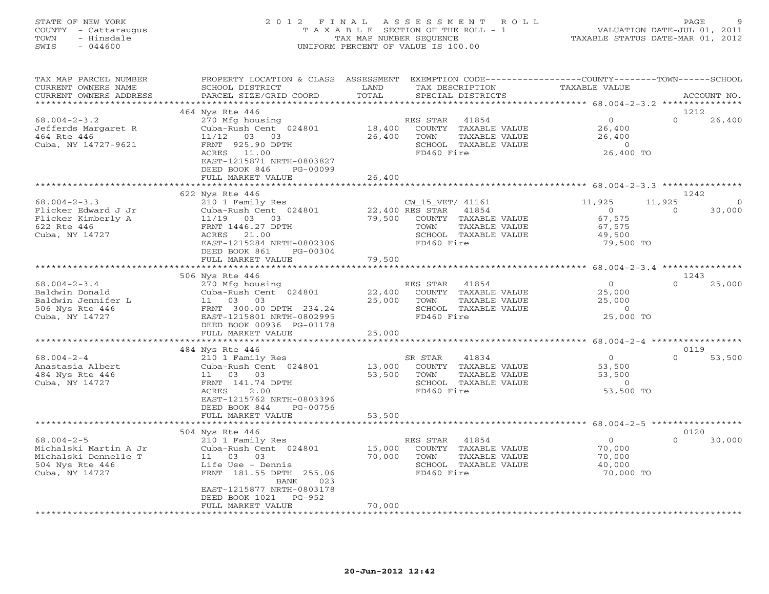STATE OF NEW YORK
COUNTY - Cattaraugus
TOWN - Hinsdale
SWIS - 044600

# 2012 FINAL ASSESSMENT ROLL
TAXABLE SECTION OF THE ROLL - 1
TAX MAP NUMBER SEQUENCE
UNIFORM PERCENT OF VALUE IS 100.00

VALUATION DATE-JUL 01, 2011
TAXABLE STATUS DATE-MAR 01, 2012

| TAX MAP PARCEL NUMBER / CURRENT OWNERS NAME / CURRENT OWNERS ADDRESS | PROPERTY LOCATION & CLASS / SCHOOL DISTRICT / PARCEL SIZE/GRID COORD | ASSESSMENT LAND | TOTAL | EXEMPTION CODE / TAX DESCRIPTION / SPECIAL DISTRICTS | COUNTY TAXABLE VALUE | TOWN | SCHOOL | ACCOUNT NO. |
|---|---|---|---|---|---|---|---|---|
| 68.004-2-3.2 | 464 Nys Rte 446 | | | | | | | 1212 |
| | 270 Mfg housing | | | RES STAR 41854 | 0 | 0 | 26,400 | |
| Jefferds Margaret R | Cuba-Rush Cent 024801 | 18,400 | | COUNTY TAXABLE VALUE | 26,400 | | | |
| 464 Rte 446 | 11/12 03 03 | | 26,400 | TOWN TAXABLE VALUE | 26,400 | | | |
| Cuba, NY 14727-9621 | FRNT 925.90 DPTH | | | SCHOOL TAXABLE VALUE | 0 | | | |
| | ACRES 11.00 | | | FD460 Fire | 26,400 TO | | | |
| | EAST-1215871 NRTH-0803827 | | | | | | | |
| | DEED BOOK 846 PG-00099 | | | | | | | |
| | FULL MARKET VALUE | | 26,400 | | | | | |
| 68.004-2-3.3 | 622 Nys Rte 446 | | | | | | | 1242 |
| | 210 1 Family Res | | | CW_15_VET/ 41161 | 11,925 | 11,925 | 0 | |
| Flicker Edward J Jr | Cuba-Rush Cent 024801 | 22,400 | | RES STAR 41854 | 0 | 0 | 30,000 | |
| Flicker Kimberly A | 11/19 03 03 | | 79,500 | COUNTY TAXABLE VALUE | 67,575 | | | |
| 622 Rte 446 | FRNT 1446.27 DPTH | | | TOWN TAXABLE VALUE | 67,575 | | | |
| Cuba, NY 14727 | ACRES 21.00 | | | SCHOOL TAXABLE VALUE | 49,500 | | | |
| | EAST-1215284 NRTH-0802306 | | | FD460 Fire | 79,500 TO | | | |
| | DEED BOOK 861 PG-00304 | | | | | | | |
| | FULL MARKET VALUE | | 79,500 | | | | | |
| 68.004-2-3.4 | 506 Nys Rte 446 | | | | | | | 1243 |
| | 270 Mfg housing | | | RES STAR 41854 | 0 | 0 | 25,000 | |
| Baldwin Donald | Cuba-Rush Cent 024801 | 22,400 | | COUNTY TAXABLE VALUE | 25,000 | | | |
| Baldwin Jennifer L | 11 03 03 | | 25,000 | TOWN TAXABLE VALUE | 25,000 | | | |
| 506 Nys Rte 446 | FRNT 300.00 DPTH 234.24 | | | SCHOOL TAXABLE VALUE | 0 | | | |
| Cuba, NY 14727 | EAST-1215801 NRTH-0802995 | | | FD460 Fire | 25,000 TO | | | |
| | DEED BOOK 00936 PG-01178 | | | | | | | |
| | FULL MARKET VALUE | | 25,000 | | | | | |
| 68.004-2-4 | 484 Nys Rte 446 | | | | | | | 0119 |
| | 210 1 Family Res | | | SR STAR 41834 | 0 | 0 | 53,500 | |
| Anastasia Albert | Cuba-Rush Cent 024801 | 13,000 | | COUNTY TAXABLE VALUE | 53,500 | | | |
| 484 Nys Rte 446 | 11 03 03 | | 53,500 | TOWN TAXABLE VALUE | 53,500 | | | |
| Cuba, NY 14727 | FRNT 141.74 DPTH | | | SCHOOL TAXABLE VALUE | 0 | | | |
| | ACRES 2.00 | | | FD460 Fire | 53,500 TO | | | |
| | EAST-1215762 NRTH-0803396 | | | | | | | |
| | DEED BOOK 844 PG-00756 | | | | | | | |
| | FULL MARKET VALUE | | 53,500 | | | | | |
| 68.004-2-5 | 504 Nys Rte 446 | | | | | | | 0120 |
| | 210 1 Family Res | | | RES STAR 41854 | 0 | 0 | 30,000 | |
| Michalski Martin A Jr | Cuba-Rush Cent 024801 | 15,000 | | COUNTY TAXABLE VALUE | 70,000 | | | |
| Michalski Dennelle T | 11 03 03 | | 70,000 | TOWN TAXABLE VALUE | 70,000 | | | |
| 504 Nys Rte 446 | Life Use - Dennis | | | SCHOOL TAXABLE VALUE | 40,000 | | | |
| Cuba, NY 14727 | FRNT 181.55 DPTH 255.06 | | | FD460 Fire | 70,000 TO | | | |
| | BANK 023 | | | | | | | |
| | EAST-1215877 NRTH-0803178 | | | | | | | |
| | DEED BOOK 1021 PG-952 | | | | | | | |
| | FULL MARKET VALUE | | 70,000 | | | | | |

20-Jun-2012 12:42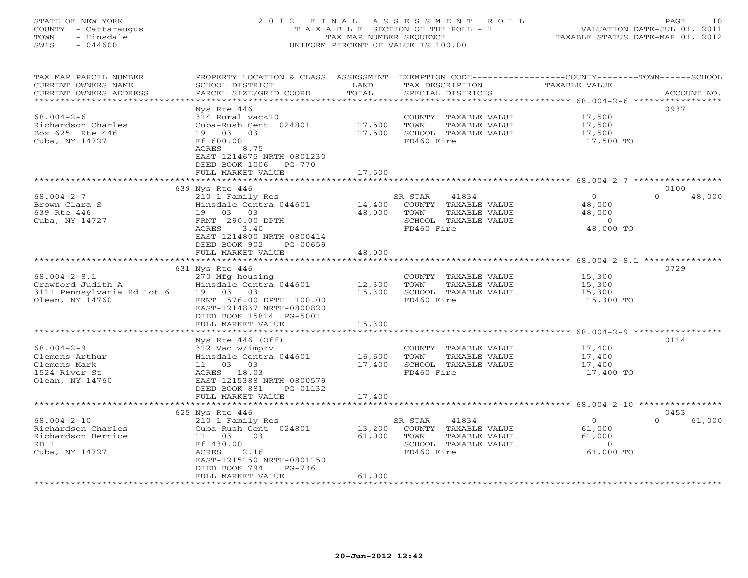STATE OF NEW YORK
COUNTY - Cattaraugus
TOWN - Hinsdale
SWIS - 044600

# 2012 FINAL ASSESSMENT ROLL

TAXABLE SECTION OF THE ROLL - 1
TAX MAP NUMBER SEQUENCE
UNIFORM PERCENT OF VALUE IS 100.00

VALUATION DATE-JUL 01, 2011
TAXABLE STATUS DATE-MAR 01, 2012

| TAX MAP PARCEL NUMBER / CURRENT OWNERS NAME / CURRENT OWNERS ADDRESS | PROPERTY LOCATION & CLASS / SCHOOL DISTRICT / PARCEL SIZE/GRID COORD | ASSESSMENT LAND | TOTAL | EXEMPTION CODE / TAX DESCRIPTION / SPECIAL DISTRICTS | COUNTY | TOWN | SCHOOL | ACCOUNT NO. |
|---|---|---|---|---|---|---|---|---|
| 68.004-2-6 | Nys Rte 446 | | | | | | | 0937 |
| Richardson Charles | 314 Rural vac<10 | | | COUNTY TAXABLE VALUE | 17,500 | | | |
| Box 625 Rte 446 | Cuba-Rush Cent 024801 | 17,500 | | TOWN TAXABLE VALUE | | 17,500 | | |
| Cuba, NY 14727 | 19 03 03 | | 17,500 | SCHOOL TAXABLE VALUE | | | 17,500 | |
| | Ff 600.00 | | | FD460 Fire | 17,500 TO | | | |
| | ACRES 8.75 | | | | | | | |
| | EAST-1214675 NRTH-0801230 | | | | | | | |
| | DEED BOOK 1006 PG-770 | | | | | | | |
| | FULL MARKET VALUE | | 17,500 | | | | | |
| 68.004-2-7 | 639 Nys Rte 446 | | | | | | | 0100 |
| Brown Clara S | 210 1 Family Res | | | SR STAR 41834 | 0 | 0 | 48,000 | |
| 639 Rte 446 | Hinsdale Centra 044601 | 14,400 | | COUNTY TAXABLE VALUE | 48,000 | | | |
| Cuba, NY 14727 | 19 03 03 | | 48,000 | TOWN TAXABLE VALUE | | 48,000 | | |
| | FRNT 290.00 DPTH | | | SCHOOL TAXABLE VALUE | | | 0 | |
| | ACRES 3.40 | | | FD460 Fire | 48,000 TO | | | |
| | EAST-1214800 NRTH-0800414 | | | | | | | |
| | DEED BOOK 902 PG-00659 | | | | | | | |
| | FULL MARKET VALUE | | 48,000 | | | | | |
| 68.004-2-8.1 | 631 Nys Rte 446 | | | | | | | 0729 |
| Crawford Judith A | 270 Mfg housing | | | COUNTY TAXABLE VALUE | 15,300 | | | |
| 3111 Pennsylvania Rd Lot 6 | Hinsdale Centra 044601 | 12,300 | | TOWN TAXABLE VALUE | | 15,300 | | |
| Olean, NY 14760 | 19 03 03 | | 15,300 | SCHOOL TAXABLE VALUE | | | 15,300 | |
| | FRNT 576.00 DPTH 100.00 | | | FD460 Fire | 15,300 TO | | | |
| | EAST-1214837 NRTH-0800820 | | | | | | | |
| | DEED BOOK 15814 PG-5001 | | | | | | | |
| | FULL MARKET VALUE | | 15,300 | | | | | |
| 68.004-2-9 | Nys Rte 446 (Off) | | | | | | | 0114 |
| Clemons Arthur | 312 Vac w/imprv | | | COUNTY TAXABLE VALUE | 17,400 | | | |
| Clemons Mark | Hinsdale Centra 044601 | 16,600 | | TOWN TAXABLE VALUE | | 17,400 | | |
| 1524 River St | 11 03 03 | | 17,400 | SCHOOL TAXABLE VALUE | | | 17,400 | |
| Olean, NY 14760 | ACRES 18.03 | | | FD460 Fire | 17,400 TO | | | |
| | EAST-1215388 NRTH-0800579 | | | | | | | |
| | DEED BOOK 881 PG-01132 | | | | | | | |
| | FULL MARKET VALUE | | 17,400 | | | | | |
| 68.004-2-10 | 625 Nys Rte 446 | | | | | | | 0453 |
| Richardson Charles | 210 1 Family Res | | | SR STAR 41834 | 0 | 0 | 61,000 | |
| Richardson Bernice | Cuba-Rush Cent 024801 | 13,200 | | COUNTY TAXABLE VALUE | 61,000 | | | |
| RD 1 | 11 03 03 | | 61,000 | TOWN TAXABLE VALUE | | 61,000 | | |
| Cuba, NY 14727 | Ff 430.00 | | | SCHOOL TAXABLE VALUE | | | 0 | |
| | ACRES 2.16 | | | FD460 Fire | 61,000 TO | | | |
| | EAST-1215150 NRTH-0801150 | | | | | | | |
| | DEED BOOK 794 PG-736 | | | | | | | |
| | FULL MARKET VALUE | | 61,000 | | | | | |

20-Jun-2012 12:42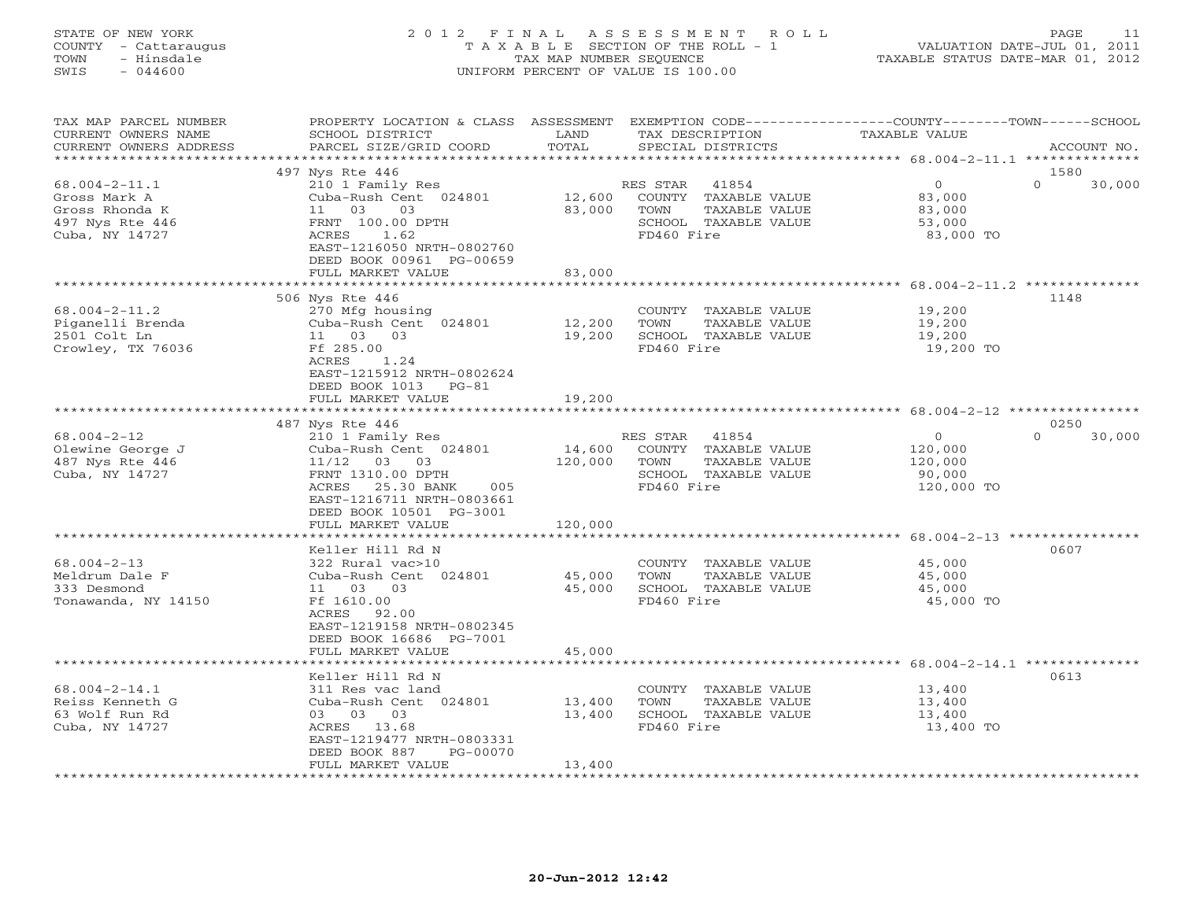STATE OF NEW YORK
COUNTY - Cattaraugus
TOWN - Hinsdale
SWIS - 044600

2012 FINAL ASSESSMENT ROLL
TAXABLE SECTION OF THE ROLL - 1
TAX MAP NUMBER SEQUENCE
UNIFORM PERCENT OF VALUE IS 100.00

VALUATION DATE-JUL 01, 2011
TAXABLE STATUS DATE-MAR 01, 2012

| TAX MAP PARCEL NUMBER / CURRENT OWNERS NAME / CURRENT OWNERS ADDRESS | PROPERTY LOCATION & CLASS / SCHOOL DISTRICT / PARCEL SIZE/GRID COORD | ASSESSMENT LAND | TOTAL | EXEMPTION CODE / TAX DESCRIPTION / SPECIAL DISTRICTS | COUNTY TAXABLE VALUE | TOWN | SCHOOL / ACCOUNT NO. |
|---|---|---|---|---|---|---|---|
| 68.004-2-11.1 | 497 Nys Rte 446 | | | | | | 1580 |
| Gross Mark A | 210 1 Family Res | | | RES STAR 41854 | 0 | 0 | 30,000 |
| Gross Rhonda K | Cuba-Rush Cent 024801 | 12,600 | | COUNTY TAXABLE VALUE | 83,000 | | |
| 497 Nys Rte 446 | 11 03 03 | | 83,000 | TOWN TAXABLE VALUE | 83,000 | | |
| Cuba, NY 14727 | FRNT 100.00 DPTH | | | SCHOOL TAXABLE VALUE | 53,000 | | |
| | ACRES 1.62 | | | FD460 Fire | 83,000 TO | | |
| | EAST-1216050 NRTH-0802760 | | | | | | |
| | DEED BOOK 00961 PG-00659 | | | | | | |
| | FULL MARKET VALUE | | 83,000 | | | | |
| 68.004-2-11.2 | 506 Nys Rte 446 | | | | | | 1148 |
| Piganelli Brenda | 270 Mfg housing | | | COUNTY TAXABLE VALUE | 19,200 | | |
| 2501 Colt Ln | Cuba-Rush Cent 024801 | 12,200 | | TOWN TAXABLE VALUE | 19,200 | | |
| Crowley, TX 76036 | 11 03 03 | | 19,200 | SCHOOL TAXABLE VALUE | 19,200 | | |
| | Ff 285.00 | | | FD460 Fire | 19,200 TO | | |
| | ACRES 1.24 | | | | | | |
| | EAST-1215912 NRTH-0802624 | | | | | | |
| | DEED BOOK 1013 PG-81 | | | | | | |
| | FULL MARKET VALUE | | 19,200 | | | | |
| 68.004-2-12 | 487 Nys Rte 446 | | | | | | 0250 |
| Olewine George J | 210 1 Family Res | | | RES STAR 41854 | 0 | 0 | 30,000 |
| 487 Nys Rte 446 | Cuba-Rush Cent 024801 | 14,600 | | COUNTY TAXABLE VALUE | 120,000 | | |
| Cuba, NY 14727 | 11/12 03 03 | | 120,000 | TOWN TAXABLE VALUE | 120,000 | | |
| | FRNT 1310.00 DPTH | | | SCHOOL TAXABLE VALUE | 90,000 | | |
| | ACRES 25.30 BANK 005 | | | FD460 Fire | 120,000 TO | | |
| | EAST-1216711 NRTH-0803661 | | | | | | |
| | DEED BOOK 10501 PG-3001 | | | | | | |
| | FULL MARKET VALUE | | 120,000 | | | | |
| 68.004-2-13 | Keller Hill Rd N | | | | | | 0607 |
| Meldrum Dale F | 322 Rural vac>10 | | | COUNTY TAXABLE VALUE | 45,000 | | |
| 333 Desmond | Cuba-Rush Cent 024801 | 45,000 | | TOWN TAXABLE VALUE | 45,000 | | |
| Tonawanda, NY 14150 | 11 03 03 | | 45,000 | SCHOOL TAXABLE VALUE | 45,000 | | |
| | Ff 1610.00 | | | FD460 Fire | 45,000 TO | | |
| | ACRES 92.00 | | | | | | |
| | EAST-1219158 NRTH-0802345 | | | | | | |
| | DEED BOOK 16686 PG-7001 | | | | | | |
| | FULL MARKET VALUE | | 45,000 | | | | |
| 68.004-2-14.1 | Keller Hill Rd N | | | | | | 0613 |
| Reiss Kenneth G | 311 Res vac land | | | COUNTY TAXABLE VALUE | 13,400 | | |
| 63 Wolf Run Rd | Cuba-Rush Cent 024801 | 13,400 | | TOWN TAXABLE VALUE | 13,400 | | |
| Cuba, NY 14727 | 03 03 03 | | 13,400 | SCHOOL TAXABLE VALUE | 13,400 | | |
| | ACRES 13.68 | | | FD460 Fire | 13,400 TO | | |
| | EAST-1219477 NRTH-0803331 | | | | | | |
| | DEED BOOK 887 PG-00070 | | | | | | |
| | FULL MARKET VALUE | | 13,400 | | | | |

20-Jun-2012 12:42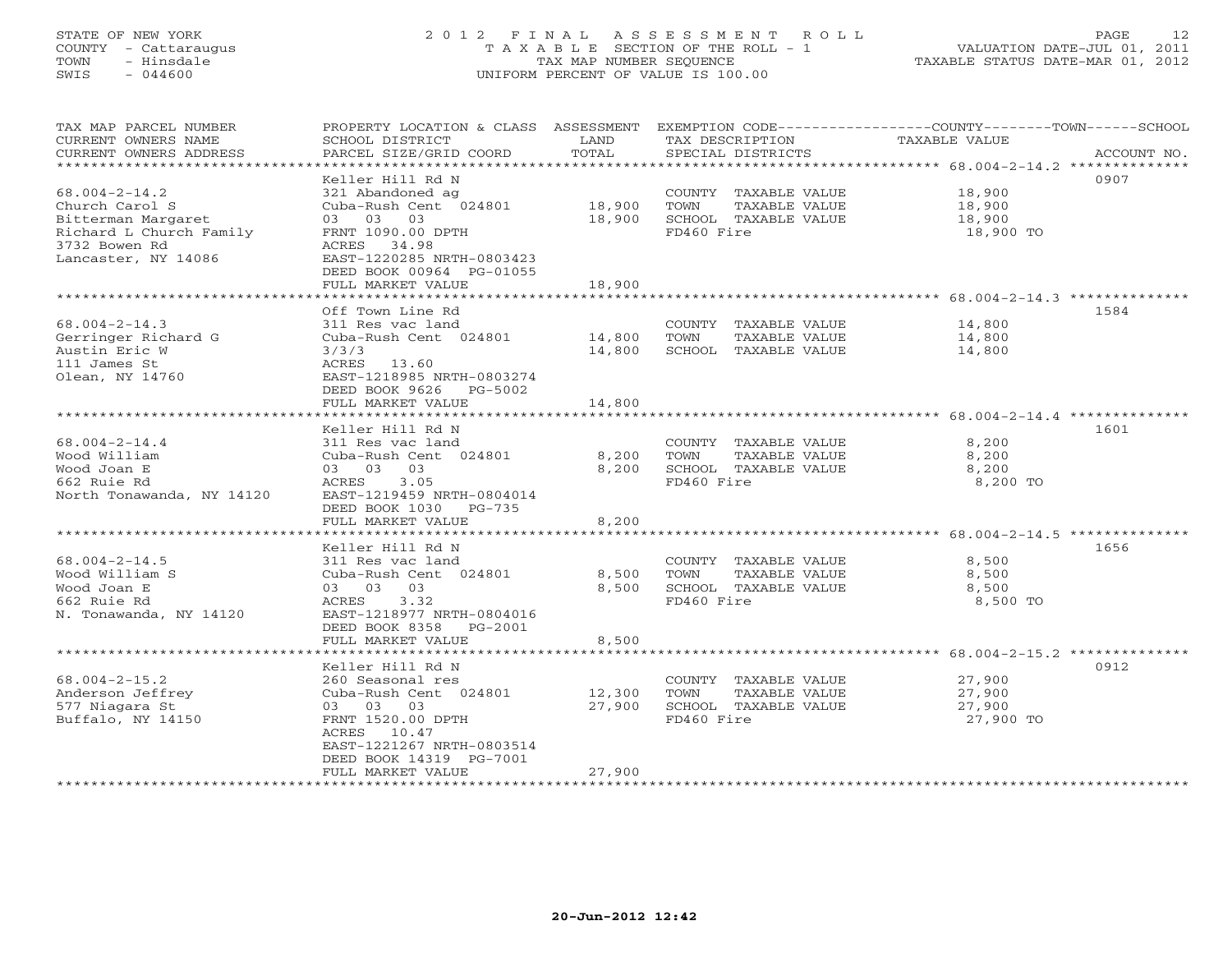STATE OF NEW YORK
COUNTY - Cattaraugus
TOWN - Hinsdale
SWIS - 044600

# 2012 FINAL ASSESSMENT ROLL
TAXABLE SECTION OF THE ROLL - 1
TAX MAP NUMBER SEQUENCE
UNIFORM PERCENT OF VALUE IS 100.00

VALUATION DATE-JUL 01, 2011
TAXABLE STATUS DATE-MAR 01, 2012

| TAX MAP PARCEL NUMBER / CURRENT OWNERS NAME / CURRENT OWNERS ADDRESS | PROPERTY LOCATION & CLASS / SCHOOL DISTRICT / PARCEL SIZE/GRID COORD | ASSESSMENT LAND / TOTAL | EXEMPTION CODE / TAX DESCRIPTION / SPECIAL DISTRICTS | COUNTY--------TOWN------SCHOOL TAXABLE VALUE | ACCOUNT NO. |
|---|---|---|---|---|---|
| 68.004-2-14.2 | Keller Hill Rd N | | | | 0907 |
| Church Carol S | 321 Abandoned ag | | COUNTY TAXABLE VALUE | 18,900 | |
| Bitterman Margaret | Cuba-Rush Cent 024801 | 18,900 | TOWN TAXABLE VALUE | 18,900 | |
| Richard L Church Family | 03 03 03 | 18,900 | SCHOOL TAXABLE VALUE | 18,900 | |
| 3732 Bowen Rd | FRNT 1090.00 DPTH | | FD460 Fire | 18,900 TO | |
| Lancaster, NY 14086 | ACRES 34.98 | | | | |
| | EAST-1220285 NRTH-0803423 | | | | |
| | DEED BOOK 00964 PG-01055 | | | | |
| | FULL MARKET VALUE | 18,900 | | | |
| 68.004-2-14.3 | Off Town Line Rd | | | | 1584 |
| Gerringer Richard G | 311 Res vac land | | COUNTY TAXABLE VALUE | 14,800 | |
| Austin Eric W | Cuba-Rush Cent 024801 | 14,800 | TOWN TAXABLE VALUE | 14,800 | |
| 111 James St | 3/3/3 | 14,800 | SCHOOL TAXABLE VALUE | 14,800 | |
| Olean, NY 14760 | ACRES 13.60 | | | | |
| | EAST-1218985 NRTH-0803274 | | | | |
| | DEED BOOK 9626 PG-5002 | | | | |
| | FULL MARKET VALUE | 14,800 | | | |
| 68.004-2-14.4 | Keller Hill Rd N | | | | 1601 |
| Wood William | 311 Res vac land | | COUNTY TAXABLE VALUE | 8,200 | |
| Wood Joan E | Cuba-Rush Cent 024801 | 8,200 | TOWN TAXABLE VALUE | 8,200 | |
| 662 Ruie Rd | 03 03 03 | 8,200 | SCHOOL TAXABLE VALUE | 8,200 | |
| North Tonawanda, NY 14120 | ACRES 3.05 | | FD460 Fire | 8,200 TO | |
| | EAST-1219459 NRTH-0804014 | | | | |
| | DEED BOOK 1030 PG-735 | | | | |
| | FULL MARKET VALUE | 8,200 | | | |
| 68.004-2-14.5 | Keller Hill Rd N | | | | 1656 |
| Wood William S | 311 Res vac land | | COUNTY TAXABLE VALUE | 8,500 | |
| Wood Joan E | Cuba-Rush Cent 024801 | 8,500 | TOWN TAXABLE VALUE | 8,500 | |
| 662 Ruie Rd | 03 03 03 | 8,500 | SCHOOL TAXABLE VALUE | 8,500 | |
| N. Tonawanda, NY 14120 | ACRES 3.32 | | FD460 Fire | 8,500 TO | |
| | EAST-1218977 NRTH-0804016 | | | | |
| | DEED BOOK 8358 PG-2001 | | | | |
| | FULL MARKET VALUE | 8,500 | | | |
| 68.004-2-15.2 | Keller Hill Rd N | | | | 0912 |
| Anderson Jeffrey | 260 Seasonal res | | COUNTY TAXABLE VALUE | 27,900 | |
| 577 Niagara St | Cuba-Rush Cent 024801 | 12,300 | TOWN TAXABLE VALUE | 27,900 | |
| Buffalo, NY 14150 | 03 03 03 | 27,900 | SCHOOL TAXABLE VALUE | 27,900 | |
| | FRNT 1520.00 DPTH | | FD460 Fire | 27,900 TO | |
| | ACRES 10.47 | | | | |
| | EAST-1221267 NRTH-0803514 | | | | |
| | DEED BOOK 14319 PG-7001 | | | | |
| | FULL MARKET VALUE | 27,900 | | | |

20-Jun-2012 12:42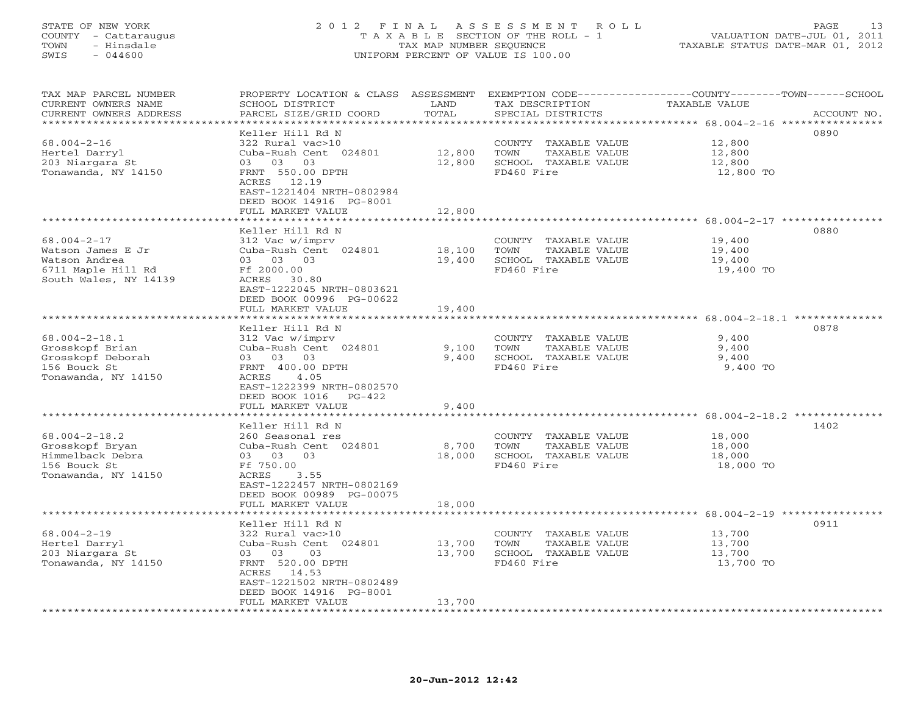STATE OF NEW YORK
COUNTY - Cattaraugus
TOWN - Hinsdale
SWIS - 044600

2012 FINAL ASSESSMENT ROLL
TAXABLE SECTION OF THE ROLL - 1
TAX MAP NUMBER SEQUENCE
UNIFORM PERCENT OF VALUE IS 100.00

VALUATION DATE-JUL 01, 2011
TAXABLE STATUS DATE-MAR 01, 2012

| TAX MAP PARCEL NUMBER / CURRENT OWNERS NAME / CURRENT OWNERS ADDRESS | PROPERTY LOCATION & CLASS / SCHOOL DISTRICT / PARCEL SIZE/GRID COORD | ASSESSMENT LAND / TOTAL | EXEMPTION CODE / TAX DESCRIPTION / SPECIAL DISTRICTS | TAXABLE VALUE (COUNTY--TOWN--SCHOOL) | ACCOUNT NO. |
|---|---|---|---|---|---|
| 68.004-2-16 | Keller Hill Rd N | | | | 0890 |
| Hertel Darryl | 322 Rural vac>10 | | COUNTY TAXABLE VALUE | 12,800 | |
| 203 Niargara St | Cuba-Rush Cent 024801 | 12,800 | TOWN TAXABLE VALUE | 12,800 | |
| Tonawanda, NY 14150 | 03 03 03 | 12,800 | SCHOOL TAXABLE VALUE | 12,800 | |
| | FRNT 550.00 DPTH | | FD460 Fire | 12,800 TO | |
| | ACRES 12.19 | | | | |
| | EAST-1221404 NRTH-0802984 | | | | |
| | DEED BOOK 14916 PG-8001 | | | | |
| | FULL MARKET VALUE | 12,800 | | | |
| 68.004-2-17 | Keller Hill Rd N | | | | 0880 |
| Watson James E Jr | 312 Vac w/imprv | | COUNTY TAXABLE VALUE | 19,400 | |
| Watson Andrea | Cuba-Rush Cent 024801 | 18,100 | TOWN TAXABLE VALUE | 19,400 | |
| 6711 Maple Hill Rd | 03 03 03 | 19,400 | SCHOOL TAXABLE VALUE | 19,400 | |
| South Wales, NY 14139 | Ff 2000.00 | | FD460 Fire | 19,400 TO | |
| | ACRES 30.80 | | | | |
| | EAST-1222045 NRTH-0803621 | | | | |
| | DEED BOOK 00996 PG-00622 | | | | |
| | FULL MARKET VALUE | 19,400 | | | |
| 68.004-2-18.1 | Keller Hill Rd N | | | | 0878 |
| Grosskopf Brian | 312 Vac w/imprv | | COUNTY TAXABLE VALUE | 9,400 | |
| Grosskopf Deborah | Cuba-Rush Cent 024801 | 9,100 | TOWN TAXABLE VALUE | 9,400 | |
| 156 Bouck St | 03 03 03 | 9,400 | SCHOOL TAXABLE VALUE | 9,400 | |
| Tonawanda, NY 14150 | FRNT 400.00 DPTH | | FD460 Fire | 9,400 TO | |
| | ACRES 4.05 | | | | |
| | EAST-1222399 NRTH-0802570 | | | | |
| | DEED BOOK 1016 PG-422 | | | | |
| | FULL MARKET VALUE | 9,400 | | | |
| 68.004-2-18.2 | Keller Hill Rd N | | | | 1402 |
| Grosskopf Bryan | 260 Seasonal res | | COUNTY TAXABLE VALUE | 18,000 | |
| Himmelback Debra | Cuba-Rush Cent 024801 | 8,700 | TOWN TAXABLE VALUE | 18,000 | |
| 156 Bouck St | 03 03 03 | 18,000 | SCHOOL TAXABLE VALUE | 18,000 | |
| Tonawanda, NY 14150 | Ff 750.00 | | FD460 Fire | 18,000 TO | |
| | ACRES 3.55 | | | | |
| | EAST-1222457 NRTH-0802169 | | | | |
| | DEED BOOK 00989 PG-00075 | | | | |
| | FULL MARKET VALUE | 18,000 | | | |
| 68.004-2-19 | Keller Hill Rd N | | | | 0911 |
| Hertel Darryl | 322 Rural vac>10 | | COUNTY TAXABLE VALUE | 13,700 | |
| 203 Niargara St | Cuba-Rush Cent 024801 | 13,700 | TOWN TAXABLE VALUE | 13,700 | |
| Tonawanda, NY 14150 | 03 03 03 | 13,700 | SCHOOL TAXABLE VALUE | 13,700 | |
| | FRNT 520.00 DPTH | | FD460 Fire | 13,700 TO | |
| | ACRES 14.53 | | | | |
| | EAST-1221502 NRTH-0802489 | | | | |
| | DEED BOOK 14916 PG-8001 | | | | |
| | FULL MARKET VALUE | 13,700 | | | |

20-Jun-2012 12:42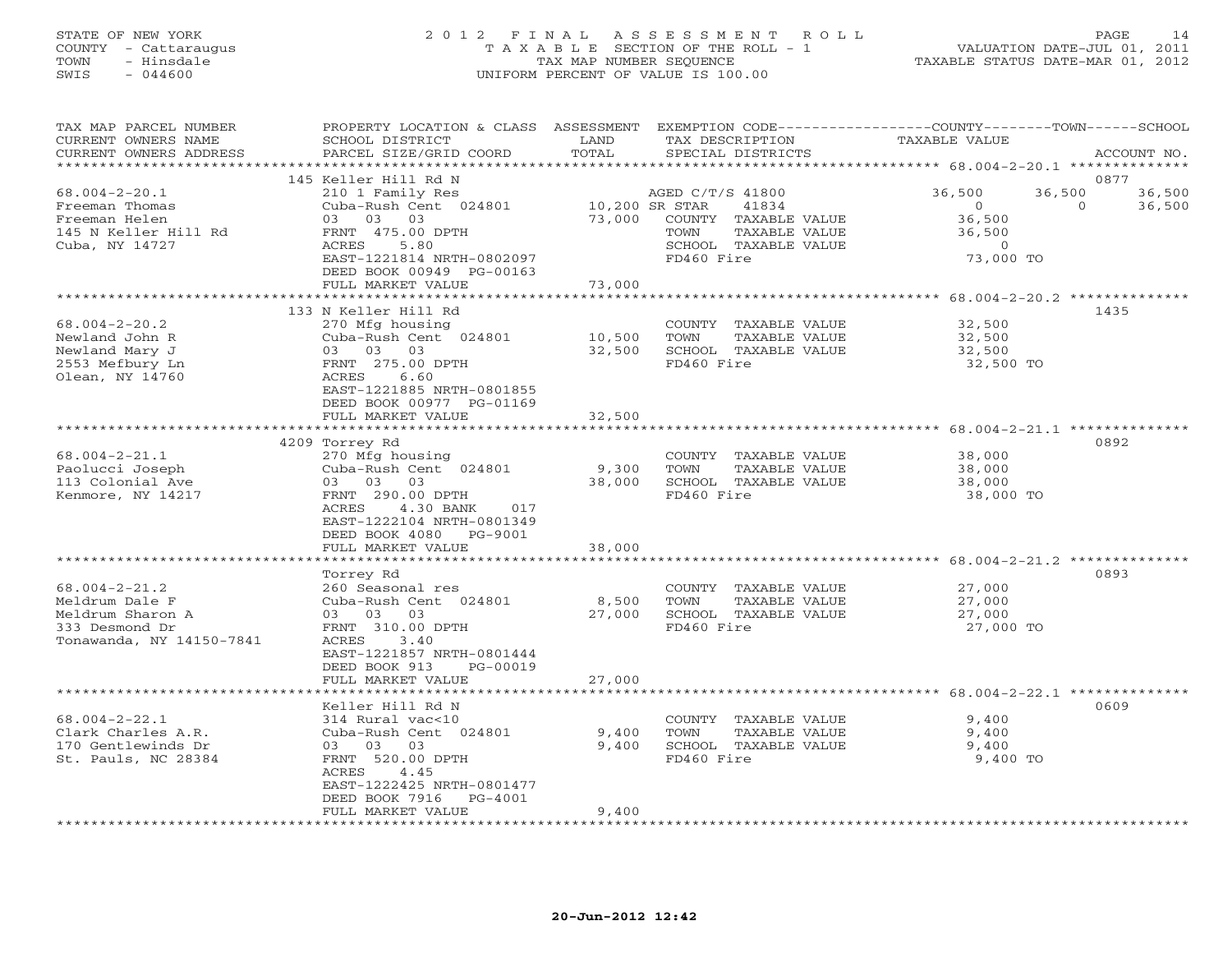STATE OF NEW YORK
COUNTY - Cattaraugus
TOWN - Hinsdale
SWIS - 044600

2012 FINAL ASSESSMENT ROLL
TAXABLE SECTION OF THE ROLL - 1
TAX MAP NUMBER SEQUENCE
UNIFORM PERCENT OF VALUE IS 100.00

VALUATION DATE-JUL 01, 2011
TAXABLE STATUS DATE-MAR 01, 2012

| TAX MAP PARCEL NUMBER / CURRENT OWNERS NAME / CURRENT OWNERS ADDRESS | PROPERTY LOCATION & CLASS / SCHOOL DISTRICT / PARCEL SIZE/GRID COORD | ASSESSMENT LAND / TOTAL | EXEMPTION CODE / TAX DESCRIPTION / SPECIAL DISTRICTS | COUNTY TAXABLE VALUE | TOWN | SCHOOL | ACCOUNT NO. |
|---|---|---|---|---|---|---|---|
| | 145 Keller Hill Rd N | | | | | | 0877 |
| 68.004-2-20.1 | 210 1 Family Res | | AGED C/T/S 41800 | 36,500 | 36,500 | 36,500 | |
| Freeman Thomas | Cuba-Rush Cent 024801 | 10,200 | SR STAR 41834 | 0 | 0 | 36,500 | |
| Freeman Helen | 03 03 03 | 73,000 | COUNTY TAXABLE VALUE | 36,500 | | | |
| 145 N Keller Hill Rd | FRNT 475.00 DPTH | | TOWN TAXABLE VALUE | 36,500 | | | |
| Cuba, NY 14727 | ACRES 5.80 | | SCHOOL TAXABLE VALUE | 0 | | | |
| | EAST-1221814 NRTH-0802097 | | FD460 Fire | 73,000 TO | | | |
| | DEED BOOK 00949 PG-00163 | | | | | | |
| | FULL MARKET VALUE | 73,000 | | | | | |
| | 133 N Keller Hill Rd | | | | | | 1435 |
| 68.004-2-20.2 | 270 Mfg housing | | COUNTY TAXABLE VALUE | 32,500 | | | |
| Newland John R | Cuba-Rush Cent 024801 | 10,500 | TOWN TAXABLE VALUE | 32,500 | | | |
| Newland Mary J | 03 03 03 | 32,500 | SCHOOL TAXABLE VALUE | 32,500 | | | |
| 2553 Mefbury Ln | FRNT 275.00 DPTH | | FD460 Fire | 32,500 TO | | | |
| Olean, NY 14760 | ACRES 6.60 | | | | | | |
| | EAST-1221885 NRTH-0801855 | | | | | | |
| | DEED BOOK 00977 PG-01169 | | | | | | |
| | FULL MARKET VALUE | 32,500 | | | | | |
| | 4209 Torrey Rd | | | | | | 0892 |
| 68.004-2-21.1 | 270 Mfg housing | | COUNTY TAXABLE VALUE | 38,000 | | | |
| Paolucci Joseph | Cuba-Rush Cent 024801 | 9,300 | TOWN TAXABLE VALUE | 38,000 | | | |
| 113 Colonial Ave | 03 03 03 | 38,000 | SCHOOL TAXABLE VALUE | 38,000 | | | |
| Kenmore, NY 14217 | FRNT 290.00 DPTH | | FD460 Fire | 38,000 TO | | | |
| | ACRES 4.30 BANK 017 | | | | | | |
| | EAST-1222104 NRTH-0801349 | | | | | | |
| | DEED BOOK 4080 PG-9001 | | | | | | |
| | FULL MARKET VALUE | 38,000 | | | | | |
| | Torrey Rd | | | | | | 0893 |
| 68.004-2-21.2 | 260 Seasonal res | | COUNTY TAXABLE VALUE | 27,000 | | | |
| Meldrum Dale F | Cuba-Rush Cent 024801 | 8,500 | TOWN TAXABLE VALUE | 27,000 | | | |
| Meldrum Sharon A | 03 03 03 | 27,000 | SCHOOL TAXABLE VALUE | 27,000 | | | |
| 333 Desmond Dr | FRNT 310.00 DPTH | | FD460 Fire | 27,000 TO | | | |
| Tonawanda, NY 14150-7841 | ACRES 3.40 | | | | | | |
| | EAST-1221857 NRTH-0801444 | | | | | | |
| | DEED BOOK 913 PG-00019 | | | | | | |
| | FULL MARKET VALUE | 27,000 | | | | | |
| | Keller Hill Rd N | | | | | | 0609 |
| 68.004-2-22.1 | 314 Rural vac<10 | | COUNTY TAXABLE VALUE | 9,400 | | | |
| Clark Charles A.R. | Cuba-Rush Cent 024801 | 9,400 | TOWN TAXABLE VALUE | 9,400 | | | |
| 170 Gentlewinds Dr | 03 03 03 | 9,400 | SCHOOL TAXABLE VALUE | 9,400 | | | |
| St. Pauls, NC 28384 | FRNT 520.00 DPTH | | FD460 Fire | 9,400 TO | | | |
| | ACRES 4.45 | | | | | | |
| | EAST-1222425 NRTH-0801477 | | | | | | |
| | DEED BOOK 7916 PG-4001 | | | | | | |
| | FULL MARKET VALUE | 9,400 | | | | | |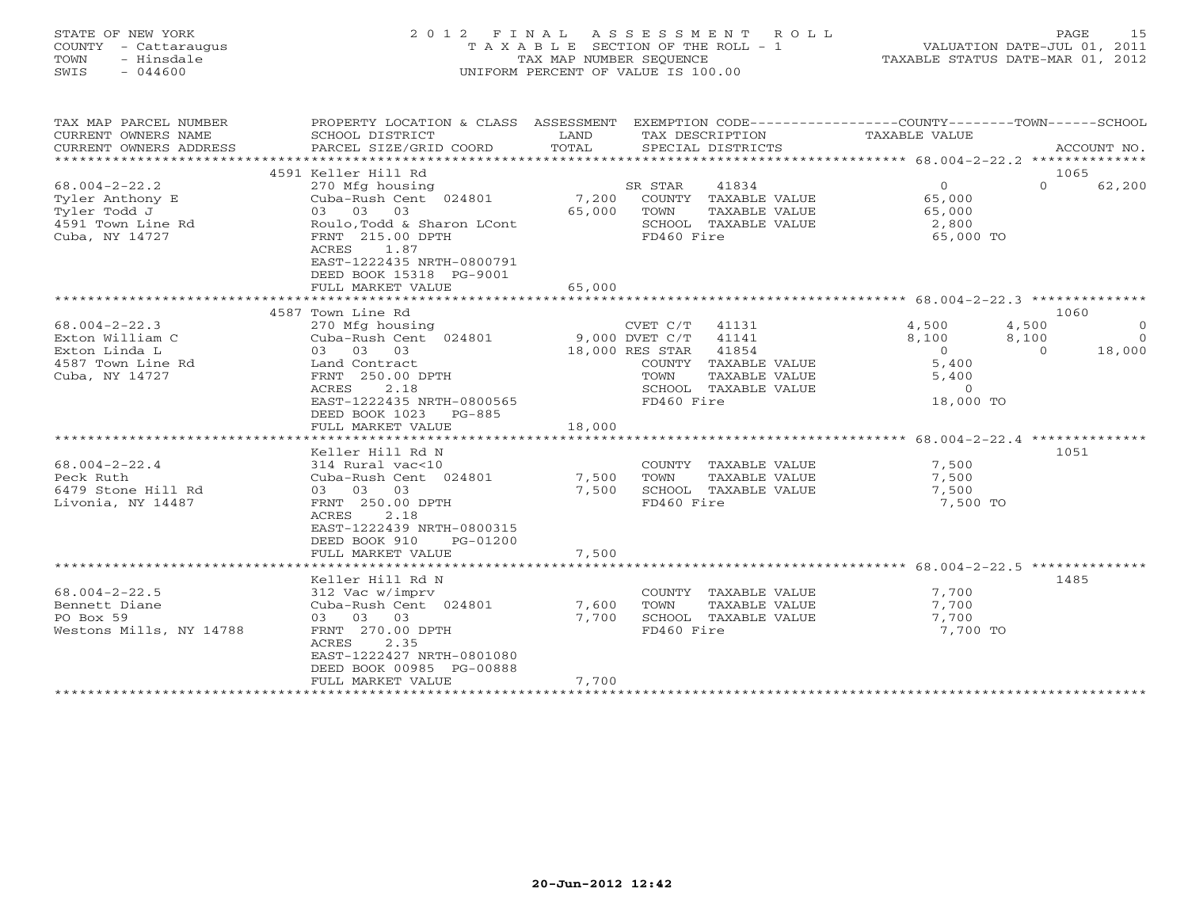STATE OF NEW YORK
COUNTY - Cattaraugus
TOWN - Hinsdale
SWIS - 044600

2012 FINAL ASSESSMENT ROLL
TAXABLE SECTION OF THE ROLL - 1
TAX MAP NUMBER SEQUENCE
UNIFORM PERCENT OF VALUE IS 100.00

VALUATION DATE-JUL 01, 2011
TAXABLE STATUS DATE-MAR 01, 2012

| TAX MAP PARCEL NUMBER / CURRENT OWNERS NAME / CURRENT OWNERS ADDRESS | PROPERTY LOCATION & CLASS / SCHOOL DISTRICT / PARCEL SIZE/GRID COORD | ASSESSMENT LAND / TOTAL | EXEMPTION CODE / TAX DESCRIPTION / SPECIAL DISTRICTS | COUNTY TAXABLE VALUE | TOWN | SCHOOL | ACCOUNT NO. |
|---|---|---|---|---|---|---|---|
| | 4591 Keller Hill Rd | | | | | | 1065 |
| 68.004-2-22.2 | 270 Mfg housing | | SR STAR 41834 | 0 | 0 | 62,200 | |
| Tyler Anthony E | Cuba-Rush Cent 024801 | 7,200 | COUNTY TAXABLE VALUE | 65,000 | | | |
| Tyler Todd J | 03 03 03 | 65,000 | TOWN TAXABLE VALUE | 65,000 | | | |
| 4591 Town Line Rd | Roulo,Todd & Sharon LCont | | SCHOOL TAXABLE VALUE | 2,800 | | | |
| Cuba, NY 14727 | FRNT 215.00 DPTH | | FD460 Fire | 65,000 TO | | | |
| | ACRES 1.87 | | | | | | |
| | EAST-1222435 NRTH-0800791 | | | | | | |
| | DEED BOOK 15318 PG-9001 | | | | | | |
| | FULL MARKET VALUE | 65,000 | | | | | |
| | 4587 Town Line Rd | | | | | | 1060 |
| 68.004-2-22.3 | 270 Mfg housing | | CVET C/T 41131 | 4,500 | 4,500 | 0 | |
| Exton William C | Cuba-Rush Cent 024801 | 9,000 | DVET C/T 41141 | 8,100 | 8,100 | 0 | |
| Exton Linda L | 03 03 03 | 18,000 | RES STAR 41854 | 0 | 0 | 18,000 | |
| 4587 Town Line Rd | Land Contract | | COUNTY TAXABLE VALUE | 5,400 | | | |
| Cuba, NY 14727 | FRNT 250.00 DPTH | | TOWN TAXABLE VALUE | 5,400 | | | |
| | ACRES 2.18 | | SCHOOL TAXABLE VALUE | 0 | | | |
| | EAST-1222435 NRTH-0800565 | | FD460 Fire | 18,000 TO | | | |
| | DEED BOOK 1023 PG-885 | | | | | | |
| | FULL MARKET VALUE | 18,000 | | | | | |
| | Keller Hill Rd N | | | | | | 1051 |
| 68.004-2-22.4 | 314 Rural vac<10 | | COUNTY TAXABLE VALUE | 7,500 | | | |
| Peck Ruth | Cuba-Rush Cent 024801 | 7,500 | TOWN TAXABLE VALUE | 7,500 | | | |
| 6479 Stone Hill Rd | 03 03 03 | 7,500 | SCHOOL TAXABLE VALUE | 7,500 | | | |
| Livonia, NY 14487 | FRNT 250.00 DPTH | | FD460 Fire | 7,500 TO | | | |
| | ACRES 2.18 | | | | | | |
| | EAST-1222439 NRTH-0800315 | | | | | | |
| | DEED BOOK 910 PG-01200 | | | | | | |
| | FULL MARKET VALUE | 7,500 | | | | | |
| | Keller Hill Rd N | | | | | | 1485 |
| 68.004-2-22.5 | 312 Vac w/imprv | | COUNTY TAXABLE VALUE | 7,700 | | | |
| Bennett Diane | Cuba-Rush Cent 024801 | 7,600 | TOWN TAXABLE VALUE | 7,700 | | | |
| PO Box 59 | 03 03 03 | 7,700 | SCHOOL TAXABLE VALUE | 7,700 | | | |
| Westons Mills, NY 14788 | FRNT 270.00 DPTH | | FD460 Fire | 7,700 TO | | | |
| | ACRES 2.35 | | | | | | |
| | EAST-1222427 NRTH-0801080 | | | | | | |
| | DEED BOOK 00985 PG-00888 | | | | | | |
| | FULL MARKET VALUE | 7,700 | | | | | |

20-Jun-2012 12:42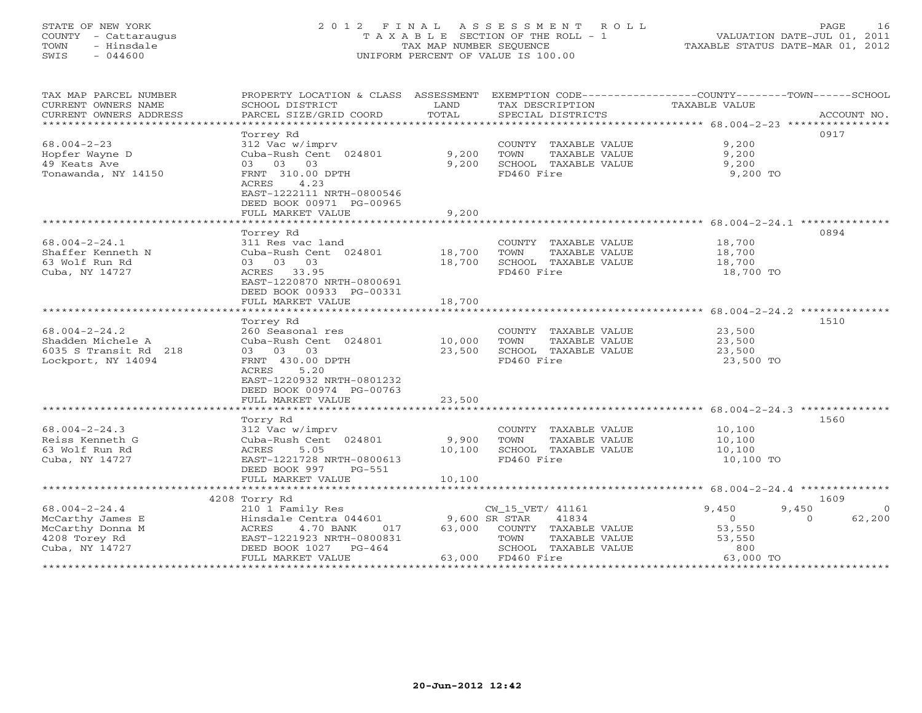STATE OF NEW YORK
COUNTY - Cattaraugus
TOWN - Hinsdale
SWIS - 044600

2012 FINAL ASSESSMENT ROLL
TAXABLE SECTION OF THE ROLL - 1
TAX MAP NUMBER SEQUENCE
UNIFORM PERCENT OF VALUE IS 100.00

VALUATION DATE-JUL 01, 2011
TAXABLE STATUS DATE-MAR 01, 2012

| TAX MAP PARCEL NUMBER / CURRENT OWNERS NAME / CURRENT OWNERS ADDRESS | PROPERTY LOCATION & CLASS / SCHOOL DISTRICT / PARCEL SIZE/GRID COORD | ASSESSMENT LAND / TOTAL | EXEMPTION CODE / TAX DESCRIPTION / SPECIAL DISTRICTS | COUNTY TAXABLE VALUE | TOWN | SCHOOL | ACCOUNT NO. |
|---|---|---|---|---|---|---|---|
| **68.004-2-23** | Torrey Rd | | | | | | 0917 |
| 68.004-2-23 | 312 Vac w/imprv | | COUNTY TAXABLE VALUE | 9,200 | | | |
| Hopfer Wayne D | Cuba-Rush Cent 024801 | 9,200 | TOWN TAXABLE VALUE | 9,200 | | | |
| 49 Keats Ave | 03 03 03 | 9,200 | SCHOOL TAXABLE VALUE | 9,200 | | | |
| Tonawanda, NY 14150 | FRNT 310.00 DPTH | | FD460 Fire | 9,200 TO | | | |
| | ACRES 4.23 | | | | | | |
| | EAST-1222111 NRTH-0800546 | | | | | | |
| | DEED BOOK 00971 PG-00965 | | | | | | |
| | FULL MARKET VALUE | 9,200 | | | | | |
| **68.004-2-24.1** | Torrey Rd | | | | | | 0894 |
| 68.004-2-24.1 | 311 Res vac land | | COUNTY TAXABLE VALUE | 18,700 | | | |
| Shaffer Kenneth N | Cuba-Rush Cent 024801 | 18,700 | TOWN TAXABLE VALUE | 18,700 | | | |
| 63 Wolf Run Rd | 03 03 03 | 18,700 | SCHOOL TAXABLE VALUE | 18,700 | | | |
| Cuba, NY 14727 | ACRES 33.95 | | FD460 Fire | 18,700 TO | | | |
| | EAST-1220870 NRTH-0800691 | | | | | | |
| | DEED BOOK 00933 PG-00331 | | | | | | |
| | FULL MARKET VALUE | 18,700 | | | | | |
| **68.004-2-24.2** | Torrey Rd | | | | | | 1510 |
| 68.004-2-24.2 | 260 Seasonal res | | COUNTY TAXABLE VALUE | 23,500 | | | |
| Shadden Michele A | Cuba-Rush Cent 024801 | 10,000 | TOWN TAXABLE VALUE | 23,500 | | | |
| 6035 S Transit Rd 218 | 03 03 03 | 23,500 | SCHOOL TAXABLE VALUE | 23,500 | | | |
| Lockport, NY 14094 | FRNT 430.00 DPTH | | FD460 Fire | 23,500 TO | | | |
| | ACRES 5.20 | | | | | | |
| | EAST-1220932 NRTH-0801232 | | | | | | |
| | DEED BOOK 00974 PG-00763 | | | | | | |
| | FULL MARKET VALUE | 23,500 | | | | | |
| **68.004-2-24.3** | Torry Rd | | | | | | 1560 |
| 68.004-2-24.3 | 312 Vac w/imprv | | COUNTY TAXABLE VALUE | 10,100 | | | |
| Reiss Kenneth G | Cuba-Rush Cent 024801 | 9,900 | TOWN TAXABLE VALUE | 10,100 | | | |
| 63 Wolf Run Rd | ACRES 5.05 | 10,100 | SCHOOL TAXABLE VALUE | 10,100 | | | |
| Cuba, NY 14727 | EAST-1221728 NRTH-0800613 | | FD460 Fire | 10,100 TO | | | |
| | DEED BOOK 997 PG-551 | | | | | | |
| | FULL MARKET VALUE | 10,100 | | | | | |
| **68.004-2-24.4** | 4208 Torry Rd | | | | | | 1609 |
| 68.004-2-24.4 | 210 1 Family Res | | CW_15_VET/ 41161 | 9,450 | 9,450 | 0 | |
| McCarthy James E | Hinsdale Centra 044601 | 9,600 | SR STAR 41834 | 0 | 0 | 62,200 | |
| McCarthy Donna M | ACRES 4.70 BANK 017 | 63,000 | COUNTY TAXABLE VALUE | 53,550 | | | |
| 4208 Torey Rd | EAST-1221923 NRTH-0800831 | | TOWN TAXABLE VALUE | 53,550 | | | |
| Cuba, NY 14727 | DEED BOOK 1027 PG-464 | | SCHOOL TAXABLE VALUE | 800 | | | |
| | FULL MARKET VALUE | 63,000 | FD460 Fire | 63,000 TO | | | |

20-Jun-2012 12:42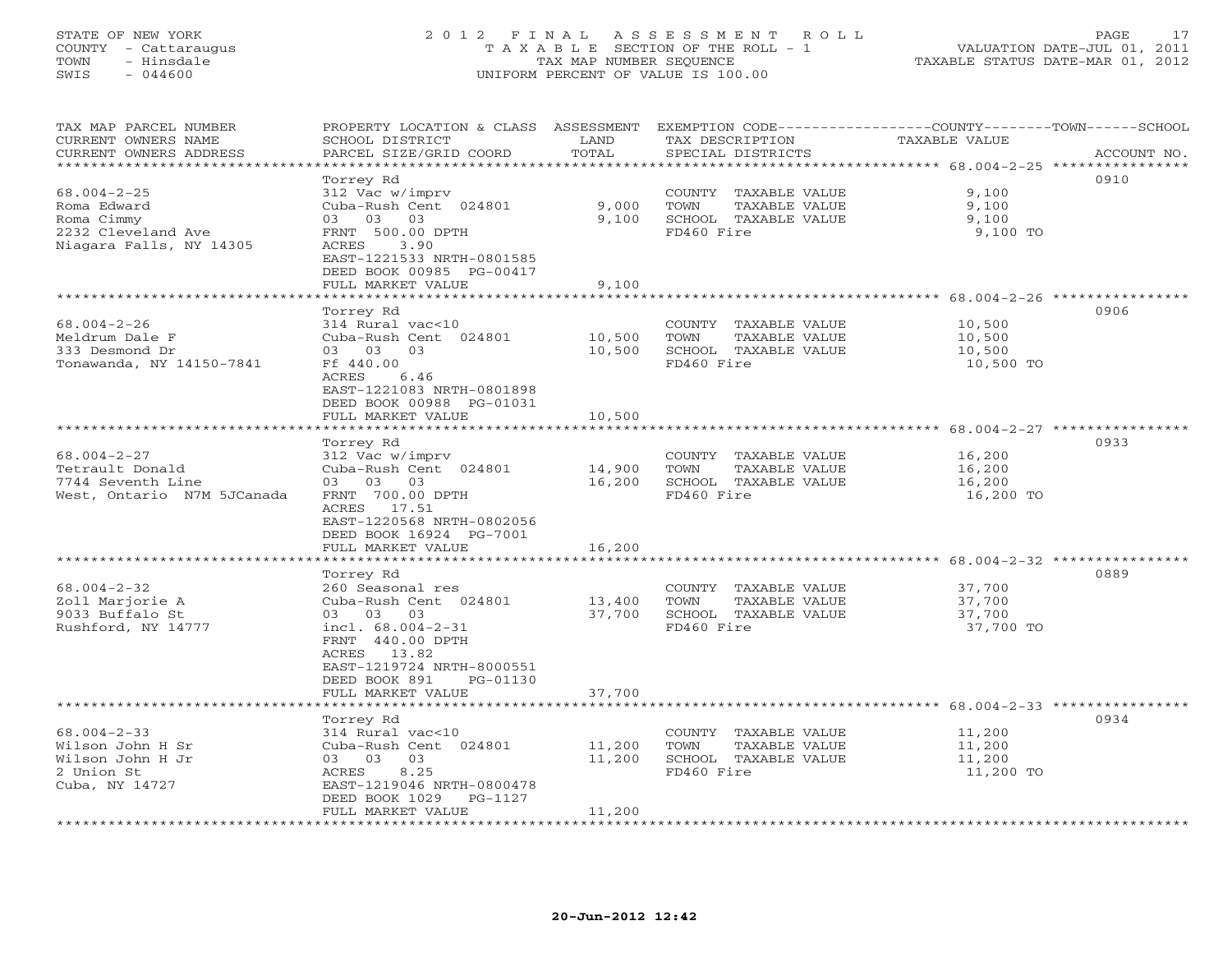STATE OF NEW YORK
COUNTY - Cattaraugus
TOWN - Hinsdale
SWIS - 044600

2012 FINAL ASSESSMENT ROLL
TAXABLE SECTION OF THE ROLL - 1
TAX MAP NUMBER SEQUENCE
UNIFORM PERCENT OF VALUE IS 100.00

VALUATION DATE-JUL 01, 2011
TAXABLE STATUS DATE-MAR 01, 2012

| TAX MAP PARCEL NUMBER / CURRENT OWNERS NAME / CURRENT OWNERS ADDRESS | PROPERTY LOCATION & CLASS / SCHOOL DISTRICT / PARCEL SIZE/GRID COORD | ASSESSMENT LAND | TOTAL | EXEMPTION CODE / TAX DESCRIPTION / SPECIAL DISTRICTS | TAXABLE VALUE (COUNTY / TOWN / SCHOOL) | ACCOUNT NO. |
|---|---|---|---|---|---|---|
| 68.004-2-25 | Torrey Rd | | | | | 0910 |
| 68.004-2-25 | 312 Vac w/imprv | | | COUNTY TAXABLE VALUE | 9,100 | |
| Roma Edward | Cuba-Rush Cent 024801 | 9,000 | | TOWN TAXABLE VALUE | 9,100 | |
| Roma Cimmy | 03 03 03 | | 9,100 | SCHOOL TAXABLE VALUE | 9,100 | |
| 2232 Cleveland Ave | FRNT 500.00 DPTH | | | FD460 Fire | 9,100 TO | |
| Niagara Falls, NY 14305 | ACRES 3.90 | | | | | |
| | EAST-1221533 NRTH-0801585 | | | | | |
| | DEED BOOK 00985 PG-00417 | | | | | |
| | FULL MARKET VALUE | | 9,100 | | | |
| 68.004-2-26 | Torrey Rd | | | | | 0906 |
| 68.004-2-26 | 314 Rural vac<10 | | | COUNTY TAXABLE VALUE | 10,500 | |
| Meldrum Dale F | Cuba-Rush Cent 024801 | 10,500 | | TOWN TAXABLE VALUE | 10,500 | |
| 333 Desmond Dr | 03 03 03 | | 10,500 | SCHOOL TAXABLE VALUE | 10,500 | |
| Tonawanda, NY 14150-7841 | Ff 440.00 | | | FD460 Fire | 10,500 TO | |
| | ACRES 6.46 | | | | | |
| | EAST-1221083 NRTH-0801898 | | | | | |
| | DEED BOOK 00988 PG-01031 | | | | | |
| | FULL MARKET VALUE | | 10,500 | | | |
| 68.004-2-27 | Torrey Rd | | | | | 0933 |
| 68.004-2-27 | 312 Vac w/imprv | | | COUNTY TAXABLE VALUE | 16,200 | |
| Tetrault Donald | Cuba-Rush Cent 024801 | 14,900 | | TOWN TAXABLE VALUE | 16,200 | |
| 7744 Seventh Line | 03 03 03 | | 16,200 | SCHOOL TAXABLE VALUE | 16,200 | |
| West, Ontario N7M 5JCanada | FRNT 700.00 DPTH | | | FD460 Fire | 16,200 TO | |
| | ACRES 17.51 | | | | | |
| | EAST-1220568 NRTH-0802056 | | | | | |
| | DEED BOOK 16924 PG-7001 | | | | | |
| | FULL MARKET VALUE | | 16,200 | | | |
| 68.004-2-32 | Torrey Rd | | | | | 0889 |
| 68.004-2-32 | 260 Seasonal res | | | COUNTY TAXABLE VALUE | 37,700 | |
| Zoll Marjorie A | Cuba-Rush Cent 024801 | 13,400 | | TOWN TAXABLE VALUE | 37,700 | |
| 9033 Buffalo St | 03 03 03 | | 37,700 | SCHOOL TAXABLE VALUE | 37,700 | |
| Rushford, NY 14777 | incl. 68.004-2-31 | | | FD460 Fire | 37,700 TO | |
| | FRNT 440.00 DPTH | | | | | |
| | ACRES 13.82 | | | | | |
| | EAST-1219724 NRTH-8000551 | | | | | |
| | DEED BOOK 891 PG-01130 | | | | | |
| | FULL MARKET VALUE | | 37,700 | | | |
| 68.004-2-33 | Torrey Rd | | | | | 0934 |
| 68.004-2-33 | 314 Rural vac<10 | | | COUNTY TAXABLE VALUE | 11,200 | |
| Wilson John H Sr | Cuba-Rush Cent 024801 | 11,200 | | TOWN TAXABLE VALUE | 11,200 | |
| Wilson John H Jr | 03 03 03 | | 11,200 | SCHOOL TAXABLE VALUE | 11,200 | |
| 2 Union St | ACRES 8.25 | | | FD460 Fire | 11,200 TO | |
| Cuba, NY 14727 | EAST-1219046 NRTH-0800478 | | | | | |
| | DEED BOOK 1029 PG-1127 | | | | | |
| | FULL MARKET VALUE | | 11,200 | | | |

20-Jun-2012 12:42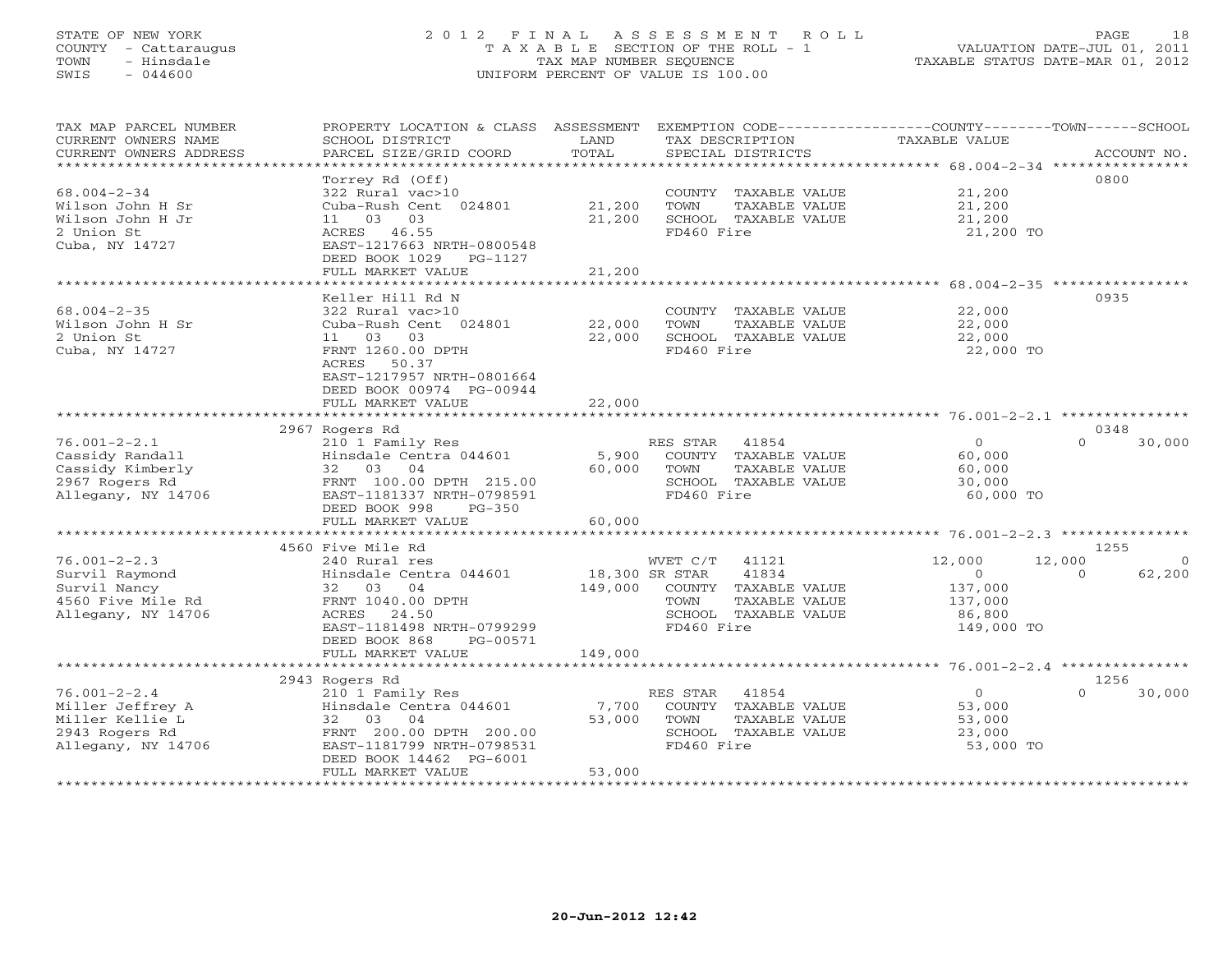STATE OF NEW YORK
COUNTY - Cattaraugus
TOWN - Hinsdale
SWIS - 044600

# 2012 FINAL ASSESSMENT ROLL
TAXABLE SECTION OF THE ROLL - 1
TAX MAP NUMBER SEQUENCE
UNIFORM PERCENT OF VALUE IS 100.00

VALUATION DATE-JUL 01, 2011
TAXABLE STATUS DATE-MAR 01, 2012

| TAX MAP PARCEL NUMBER / CURRENT OWNERS NAME / CURRENT OWNERS ADDRESS | PROPERTY LOCATION & CLASS / SCHOOL DISTRICT / PARCEL SIZE/GRID COORD | ASSESSMENT LAND / TOTAL | EXEMPTION CODE / TAX DESCRIPTION / SPECIAL DISTRICTS | COUNTY TAXABLE VALUE | TOWN | SCHOOL | ACCOUNT NO. |
|---|---|---|---|---|---|---|---|
| 68.004-2-34 | Torrey Rd (Off) | | | | | | 0800 |
| | 322 Rural vac>10 | | COUNTY TAXABLE VALUE | 21,200 | | | |
| Wilson John H Sr | Cuba-Rush Cent 024801 | 21,200 | TOWN TAXABLE VALUE | 21,200 | | | |
| Wilson John H Jr | 11 03 03 | 21,200 | SCHOOL TAXABLE VALUE | 21,200 | | | |
| 2 Union St | ACRES 46.55 | | FD460 Fire | 21,200 TO | | | |
| Cuba, NY 14727 | EAST-1217663 NRTH-0800548 | | | | | | |
| | DEED BOOK 1029 PG-1127 | | | | | | |
| | FULL MARKET VALUE | 21,200 | | | | | |
| 68.004-2-35 | Keller Hill Rd N | | | | | | 0935 |
| | 322 Rural vac>10 | | COUNTY TAXABLE VALUE | 22,000 | | | |
| Wilson John H Sr | Cuba-Rush Cent 024801 | 22,000 | TOWN TAXABLE VALUE | 22,000 | | | |
| 2 Union St | 11 03 03 | 22,000 | SCHOOL TAXABLE VALUE | 22,000 | | | |
| Cuba, NY 14727 | FRNT 1260.00 DPTH | | FD460 Fire | 22,000 TO | | | |
| | ACRES 50.37 | | | | | | |
| | EAST-1217957 NRTH-0801664 | | | | | | |
| | DEED BOOK 00974 PG-00944 | | | | | | |
| | FULL MARKET VALUE | 22,000 | | | | | |
| 76.001-2-2.1 | 2967 Rogers Rd | | | | | | 0348 |
| | 210 1 Family Res | | RES STAR 41854 | 0 | 0 | 30,000 | |
| Cassidy Randall | Hinsdale Centra 044601 | 5,900 | COUNTY TAXABLE VALUE | 60,000 | | | |
| Cassidy Kimberly | 32 03 04 | 60,000 | TOWN TAXABLE VALUE | 60,000 | | | |
| 2967 Rogers Rd | FRNT 100.00 DPTH 215.00 | | SCHOOL TAXABLE VALUE | 30,000 | | | |
| Allegany, NY 14706 | EAST-1181337 NRTH-0798591 | | FD460 Fire | 60,000 TO | | | |
| | DEED BOOK 998 PG-350 | | | | | | |
| | FULL MARKET VALUE | 60,000 | | | | | |
| 76.001-2-2.3 | 4560 Five Mile Rd | | | | | | 1255 |
| | 240 Rural res | | WVET C/T 41121 | 12,000 | 12,000 | 0 | |
| Survil Raymond | Hinsdale Centra 044601 | 18,300 | SR STAR 41834 | 0 | 0 | 62,200 | |
| Survil Nancy | 32 03 04 | 149,000 | COUNTY TAXABLE VALUE | 137,000 | | | |
| 4560 Five Mile Rd | FRNT 1040.00 DPTH | | TOWN TAXABLE VALUE | 137,000 | | | |
| Allegany, NY 14706 | ACRES 24.50 | | SCHOOL TAXABLE VALUE | 86,800 | | | |
| | EAST-1181498 NRTH-0799299 | | FD460 Fire | 149,000 TO | | | |
| | DEED BOOK 868 PG-00571 | | | | | | |
| | FULL MARKET VALUE | 149,000 | | | | | |
| 76.001-2-2.4 | 2943 Rogers Rd | | | | | | 1256 |
| | 210 1 Family Res | | RES STAR 41854 | 0 | 0 | 30,000 | |
| Miller Jeffrey A | Hinsdale Centra 044601 | 7,700 | COUNTY TAXABLE VALUE | 53,000 | | | |
| Miller Kellie L | 32 03 04 | 53,000 | TOWN TAXABLE VALUE | 53,000 | | | |
| 2943 Rogers Rd | FRNT 200.00 DPTH 200.00 | | SCHOOL TAXABLE VALUE | 23,000 | | | |
| Allegany, NY 14706 | EAST-1181799 NRTH-0798531 | | FD460 Fire | 53,000 TO | | | |
| | DEED BOOK 14462 PG-6001 | | | | | | |
| | FULL MARKET VALUE | 53,000 | | | | | |

20-Jun-2012 12:42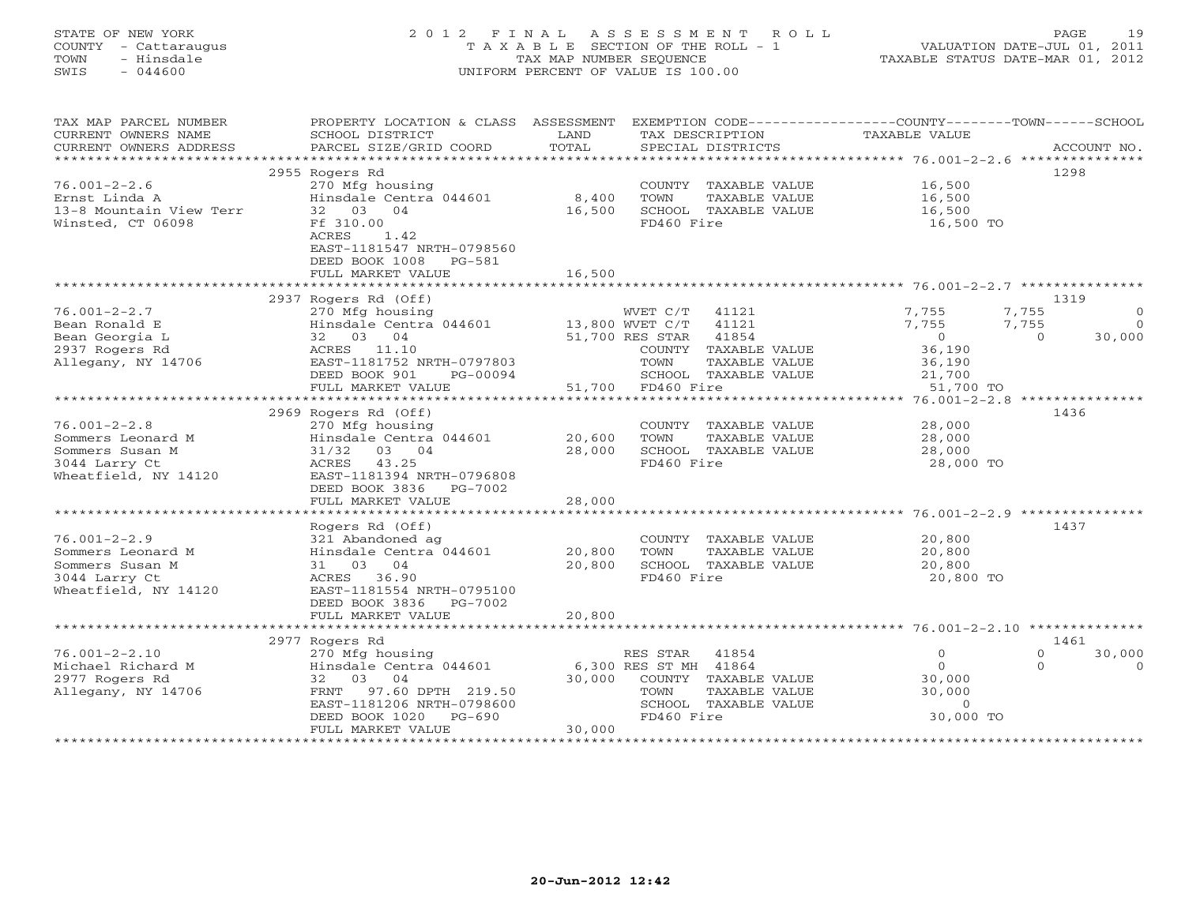STATE OF NEW YORK
COUNTY - Cattaraugus
TOWN - Hinsdale
SWIS - 044600

2012 FINAL ASSESSMENT ROLL
TAXABLE SECTION OF THE ROLL - 1
TAX MAP NUMBER SEQUENCE
UNIFORM PERCENT OF VALUE IS 100.00

VALUATION DATE-JUL 01, 2011
TAXABLE STATUS DATE-MAR 01, 2012

| TAX MAP PARCEL NUMBER / CURRENT OWNERS NAME / CURRENT OWNERS ADDRESS | PROPERTY LOCATION & CLASS / SCHOOL DISTRICT / PARCEL SIZE/GRID COORD | ASSESSMENT LAND / TOTAL | EXEMPTION CODE / TAX DESCRIPTION / SPECIAL DISTRICTS | COUNTY TAXABLE VALUE | TOWN | SCHOOL | ACCOUNT NO. |
|---|---|---|---|---|---|---|---|
| **76.001-2-2.6** | 2955 Rogers Rd | | | | | | 1298 |
| Ernst Linda A | 270 Mfg housing | | COUNTY TAXABLE VALUE | 16,500 | | | |
| 13-8 Mountain View Terr | Hinsdale Centra 044601 | 8,400 | TOWN TAXABLE VALUE | 16,500 | | | |
| Winsted, CT 06098 | 32 03 04 | 16,500 | SCHOOL TAXABLE VALUE | 16,500 | | | |
| | Ff 310.00 | | FD460 Fire | 16,500 TO | | | |
| | ACRES 1.42 | | | | | | |
| | EAST-1181547 NRTH-0798560 | | | | | | |
| | DEED BOOK 1008 PG-581 | | | | | | |
| | FULL MARKET VALUE | 16,500 | | | | | |
| **76.001-2-2.7** | 2937 Rogers Rd (Off) | | | | | | 1319 |
| Bean Ronald E | 270 Mfg housing | | WVET C/T 41121 | 7,755 | 7,755 | 0 | |
| Bean Georgia L | Hinsdale Centra 044601 | 13,800 | WVET C/T 41121 | 7,755 | 7,755 | 0 | |
| 2937 Rogers Rd | 32 03 04 | 51,700 | RES STAR 41854 | 0 | 0 | 30,000 | |
| Allegany, NY 14706 | ACRES 11.10 | | COUNTY TAXABLE VALUE | 36,190 | | | |
| | EAST-1181752 NRTH-0797803 | | TOWN TAXABLE VALUE | 36,190 | | | |
| | DEED BOOK 901 PG-00094 | | SCHOOL TAXABLE VALUE | 21,700 | | | |
| | FULL MARKET VALUE | 51,700 | FD460 Fire | 51,700 TO | | | |
| **76.001-2-2.8** | 2969 Rogers Rd (Off) | | | | | | 1436 |
| Sommers Leonard M | 270 Mfg housing | | COUNTY TAXABLE VALUE | 28,000 | | | |
| Sommers Susan M | Hinsdale Centra 044601 | 20,600 | TOWN TAXABLE VALUE | 28,000 | | | |
| 3044 Larry Ct | 31/32 03 04 | 28,000 | SCHOOL TAXABLE VALUE | 28,000 | | | |
| Wheatfield, NY 14120 | ACRES 43.25 | | FD460 Fire | 28,000 TO | | | |
| | EAST-1181394 NRTH-0796808 | | | | | | |
| | DEED BOOK 3836 PG-7002 | | | | | | |
| | FULL MARKET VALUE | 28,000 | | | | | |
| **76.001-2-2.9** | Rogers Rd (Off) | | | | | | 1437 |
| Sommers Leonard M | 321 Abandoned ag | | COUNTY TAXABLE VALUE | 20,800 | | | |
| Sommers Susan M | Hinsdale Centra 044601 | 20,800 | TOWN TAXABLE VALUE | 20,800 | | | |
| 3044 Larry Ct | 31 03 04 | 20,800 | SCHOOL TAXABLE VALUE | 20,800 | | | |
| Wheatfield, NY 14120 | ACRES 36.90 | | FD460 Fire | 20,800 TO | | | |
| | EAST-1181554 NRTH-0795100 | | | | | | |
| | DEED BOOK 3836 PG-7002 | | | | | | |
| | FULL MARKET VALUE | 20,800 | | | | | |
| **76.001-2-2.10** | 2977 Rogers Rd | | | | | | 1461 |
| Michael Richard M | 270 Mfg housing | | RES STAR 41854 | 0 | 0 | 30,000 | |
| 2977 Rogers Rd | Hinsdale Centra 044601 | 6,300 | RES ST MH 41864 | 0 | 0 | 0 | |
| Allegany, NY 14706 | 32 03 04 | 30,000 | COUNTY TAXABLE VALUE | 30,000 | | | |
| | FRNT 97.60 DPTH 219.50 | | TOWN TAXABLE VALUE | 30,000 | | | |
| | EAST-1181206 NRTH-0798600 | | SCHOOL TAXABLE VALUE | 0 | | | |
| | DEED BOOK 1020 PG-690 | | FD460 Fire | 30,000 TO | | | |
| | FULL MARKET VALUE | 30,000 | | | | | |

20-Jun-2012 12:42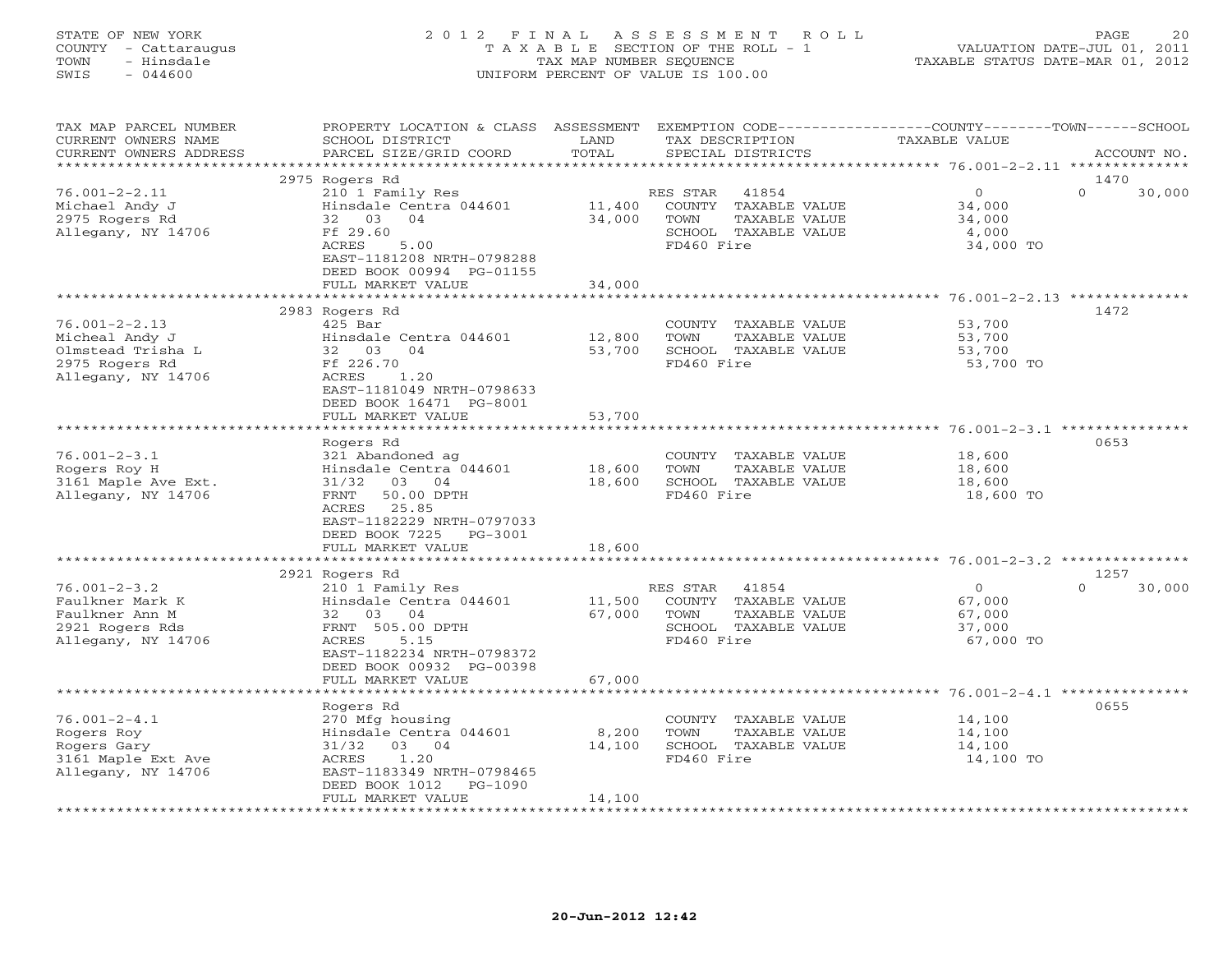STATE OF NEW YORK
COUNTY - Cattaraugus
TOWN - Hinsdale
SWIS - 044600

# 2012 FINAL ASSESSMENT ROLL
TAXABLE SECTION OF THE ROLL - 1
TAX MAP NUMBER SEQUENCE
UNIFORM PERCENT OF VALUE IS 100.00

VALUATION DATE-JUL 01, 2011
TAXABLE STATUS DATE-MAR 01, 2012

| TAX MAP PARCEL NUMBER / CURRENT OWNERS NAME / CURRENT OWNERS ADDRESS | PROPERTY LOCATION & CLASS / SCHOOL DISTRICT / PARCEL SIZE/GRID COORD | ASSESSMENT LAND | TOTAL | EXEMPTION CODE / TAX DESCRIPTION / SPECIAL DISTRICTS | COUNTY TAXABLE VALUE | TOWN | SCHOOL | ACCOUNT NO. |
|---|---|---|---|---|---|---|---|---|
| 76.001-2-2.11 | 2975 Rogers Rd | | | | | | | 1470 |
| Michael Andy J | 210 1 Family Res | | | RES STAR 41854 | 0 | | 0 30,000 | |
| 2975 Rogers Rd | Hinsdale Centra 044601 | 11,400 | | COUNTY TAXABLE VALUE | 34,000 | | | |
| Allegany, NY 14706 | 32 03 04 | | 34,000 | TOWN TAXABLE VALUE | 34,000 | | | |
| | Ff 29.60 | | | SCHOOL TAXABLE VALUE | 4,000 | | | |
| | ACRES 5.00 | | | FD460 Fire | 34,000 TO | | | |
| | EAST-1181208 NRTH-0798288 | | | | | | | |
| | DEED BOOK 00994 PG-01155 | | | | | | | |
| | FULL MARKET VALUE | | 34,000 | | | | | |
| 76.001-2-2.13 | 2983 Rogers Rd | | | | | | | 1472 |
| Micheal Andy J | 425 Bar | | | COUNTY TAXABLE VALUE | 53,700 | | | |
| Olmstead Trisha L | Hinsdale Centra 044601 | 12,800 | | TOWN TAXABLE VALUE | 53,700 | | | |
| 2975 Rogers Rd | 32 03 04 | | 53,700 | SCHOOL TAXABLE VALUE | 53,700 | | | |
| Allegany, NY 14706 | Ff 226.70 | | | FD460 Fire | 53,700 TO | | | |
| | ACRES 1.20 | | | | | | | |
| | EAST-1181049 NRTH-0798633 | | | | | | | |
| | DEED BOOK 16471 PG-8001 | | | | | | | |
| | FULL MARKET VALUE | | 53,700 | | | | | |
| 76.001-2-3.1 | Rogers Rd | | | | | | | 0653 |
| Rogers Roy H | 321 Abandoned ag | | | COUNTY TAXABLE VALUE | 18,600 | | | |
| 3161 Maple Ave Ext. | Hinsdale Centra 044601 | 18,600 | | TOWN TAXABLE VALUE | 18,600 | | | |
| Allegany, NY 14706 | 31/32 03 04 | | 18,600 | SCHOOL TAXABLE VALUE | 18,600 | | | |
| | FRNT 50.00 DPTH | | | FD460 Fire | 18,600 TO | | | |
| | ACRES 25.85 | | | | | | | |
| | EAST-1182229 NRTH-0797033 | | | | | | | |
| | DEED BOOK 7225 PG-3001 | | | | | | | |
| | FULL MARKET VALUE | | 18,600 | | | | | |
| 76.001-2-3.2 | 2921 Rogers Rd | | | | | | | 1257 |
| Faulkner Mark K | 210 1 Family Res | | | RES STAR 41854 | 0 | | 0 30,000 | |
| Faulkner Ann M | Hinsdale Centra 044601 | 11,500 | | COUNTY TAXABLE VALUE | 67,000 | | | |
| 2921 Rogers Rds | 32 03 04 | | 67,000 | TOWN TAXABLE VALUE | 67,000 | | | |
| Allegany, NY 14706 | FRNT 505.00 DPTH | | | SCHOOL TAXABLE VALUE | 37,000 | | | |
| | ACRES 5.15 | | | FD460 Fire | 67,000 TO | | | |
| | EAST-1182234 NRTH-0798372 | | | | | | | |
| | DEED BOOK 00932 PG-00398 | | | | | | | |
| | FULL MARKET VALUE | | 67,000 | | | | | |
| 76.001-2-4.1 | Rogers Rd | | | | | | | 0655 |
| Rogers Roy | 270 Mfg housing | | | COUNTY TAXABLE VALUE | 14,100 | | | |
| Rogers Gary | Hinsdale Centra 044601 | 8,200 | | TOWN TAXABLE VALUE | 14,100 | | | |
| 3161 Maple Ext Ave | 31/32 03 04 | | 14,100 | SCHOOL TAXABLE VALUE | 14,100 | | | |
| Allegany, NY 14706 | ACRES 1.20 | | | FD460 Fire | 14,100 TO | | | |
| | EAST-1183349 NRTH-0798465 | | | | | | | |
| | DEED BOOK 1012 PG-1090 | | | | | | | |
| | FULL MARKET VALUE | | 14,100 | | | | | |

20-Jun-2012 12:42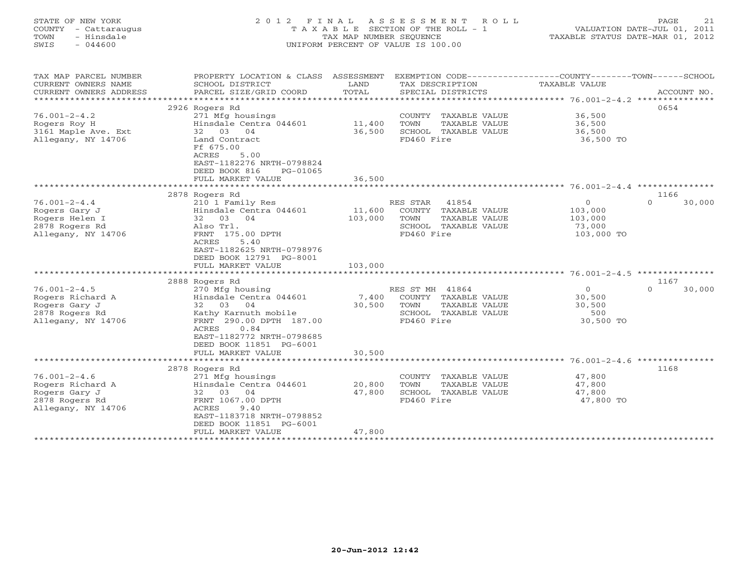STATE OF NEW YORK  
COUNTY - Cattaraugus  
TOWN - Hinsdale  
SWIS - 044600

# 2012 FINAL ASSESSMENT ROLL
TAXABLE SECTION OF THE ROLL - 1  
TAX MAP NUMBER SEQUENCE  
UNIFORM PERCENT OF VALUE IS 100.00

VALUATION DATE-JUL 01, 2011  
TAXABLE STATUS DATE-MAR 01, 2012

| TAX MAP PARCEL NUMBER / CURRENT OWNERS NAME / CURRENT OWNERS ADDRESS | PROPERTY LOCATION & CLASS / SCHOOL DISTRICT / PARCEL SIZE/GRID COORD | ASSESSMENT LAND / TOTAL | EXEMPTION CODE / TAX DESCRIPTION / SPECIAL DISTRICTS | COUNTY / TOWN TAXABLE VALUE | SCHOOL | ACCOUNT NO. |
|---|---|---|---|---|---|---|
| **76.001-2-4.2** | 2926 Rogers Rd | | | | | 0654 |
| 76.001-2-4.2 | 271 Mfg housings | | COUNTY TAXABLE VALUE | 36,500 | | |
| Rogers Roy H | Hinsdale Centra 044601 | 11,400 | TOWN TAXABLE VALUE | 36,500 | | |
| 3161 Maple Ave. Ext | 32 03 04 | 36,500 | SCHOOL TAXABLE VALUE | 36,500 | | |
| Allegany, NY 14706 | Land Contract | | FD460 Fire | 36,500 TO | | |
| | Ff 675.00 | | | | | |
| | ACRES 5.00 | | | | | |
| | EAST-1182276 NRTH-0798824 | | | | | |
| | DEED BOOK 816 PG-01065 | | | | | |
| | FULL MARKET VALUE | 36,500 | | | | |
| **76.001-2-4.4** | 2878 Rogers Rd | | | | | 1166 |
| 76.001-2-4.4 | 210 1 Family Res | | RES STAR 41854 | 0 | 0 | 30,000 |
| Rogers Gary J | Hinsdale Centra 044601 | 11,600 | COUNTY TAXABLE VALUE | 103,000 | | |
| Rogers Helen I | 32 03 04 | 103,000 | TOWN TAXABLE VALUE | 103,000 | | |
| 2878 Rogers Rd | Also Trl. | | SCHOOL TAXABLE VALUE | 73,000 | | |
| Allegany, NY 14706 | FRNT 175.00 DPTH | | FD460 Fire | 103,000 TO | | |
| | ACRES 5.40 | | | | | |
| | EAST-1182625 NRTH-0798976 | | | | | |
| | DEED BOOK 12791 PG-8001 | | | | | |
| | FULL MARKET VALUE | 103,000 | | | | |
| **76.001-2-4.5** | 2888 Rogers Rd | | | | | 1167 |
| 76.001-2-4.5 | 270 Mfg housing | | RES ST MH 41864 | 0 | 0 | 30,000 |
| Rogers Richard A | Hinsdale Centra 044601 | 7,400 | COUNTY TAXABLE VALUE | 30,500 | | |
| Rogers Gary J | 32 03 04 | 30,500 | TOWN TAXABLE VALUE | 30,500 | | |
| 2878 Rogers Rd | Kathy Karnuth mobile | | SCHOOL TAXABLE VALUE | 500 | | |
| Allegany, NY 14706 | FRNT 290.00 DPTH 187.00 | | FD460 Fire | 30,500 TO | | |
| | ACRES 0.84 | | | | | |
| | EAST-1182772 NRTH-0798685 | | | | | |
| | DEED BOOK 11851 PG-6001 | | | | | |
| | FULL MARKET VALUE | 30,500 | | | | |
| **76.001-2-4.6** | 2878 Rogers Rd | | | | | 1168 |
| 76.001-2-4.6 | 271 Mfg housings | | COUNTY TAXABLE VALUE | 47,800 | | |
| Rogers Richard A | Hinsdale Centra 044601 | 20,800 | TOWN TAXABLE VALUE | 47,800 | | |
| Rogers Gary J | 32 03 04 | 47,800 | SCHOOL TAXABLE VALUE | 47,800 | | |
| 2878 Rogers Rd | FRNT 1067.00 DPTH | | FD460 Fire | 47,800 TO | | |
| Allegany, NY 14706 | ACRES 9.40 | | | | | |
| | EAST-1183718 NRTH-0798852 | | | | | |
| | DEED BOOK 11851 PG-6001 | | | | | |
| | FULL MARKET VALUE | 47,800 | | | | |

20-Jun-2012 12:42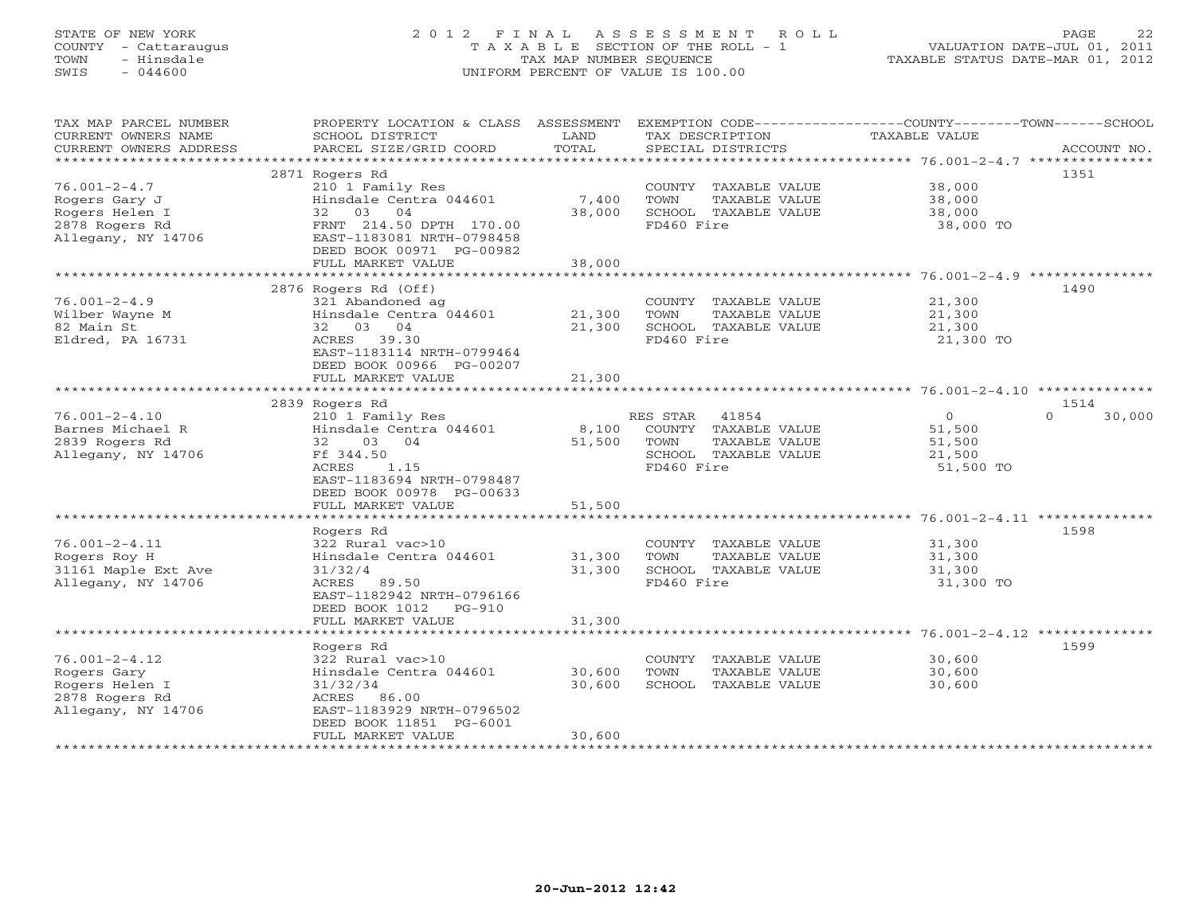STATE OF NEW YORK
COUNTY - Cattaraugus
TOWN - Hinsdale
SWIS - 044600

2 0 1 2 F I N A L A S S E S S M E N T R O L L
T A X A B L E SECTION OF THE ROLL - 1
TAX MAP NUMBER SEQUENCE
UNIFORM PERCENT OF VALUE IS 100.00

VALUATION DATE-JUL 01, 2011
TAXABLE STATUS DATE-MAR 01, 2012

| TAX MAP PARCEL NUMBER / CURRENT OWNERS NAME / CURRENT OWNERS ADDRESS | PROPERTY LOCATION & CLASS / SCHOOL DISTRICT / PARCEL SIZE/GRID COORD | ASSESSMENT LAND | TOTAL | EXEMPTION CODE / TAX DESCRIPTION / SPECIAL DISTRICTS | COUNTY / TOWN TAXABLE VALUE | SCHOOL | ACCOUNT NO. |
|---|---|---|---|---|---|---|---|
| 76.001-2-4.7 | 2871 Rogers Rd | | | | | | 1351 |
| Rogers Gary J | 210 1 Family Res | | | COUNTY TAXABLE VALUE | 38,000 | | |
| Rogers Helen I | Hinsdale Centra 044601 | 7,400 | | TOWN TAXABLE VALUE | 38,000 | | |
| 2878 Rogers Rd | 32 03 04 | | 38,000 | SCHOOL TAXABLE VALUE | 38,000 | | |
| Allegany, NY 14706 | FRNT 214.50 DPTH 170.00 | | | FD460 Fire | 38,000 TO | | |
| | EAST-1183081 NRTH-0798458 | | | | | | |
| | DEED BOOK 00971 PG-00982 | | | | | | |
| | FULL MARKET VALUE | | 38,000 | | | | |
| 76.001-2-4.9 | 2876 Rogers Rd (Off) | | | | | | 1490 |
| Wilber Wayne M | 321 Abandoned ag | | | COUNTY TAXABLE VALUE | 21,300 | | |
| 82 Main St | Hinsdale Centra 044601 | 21,300 | | TOWN TAXABLE VALUE | 21,300 | | |
| Eldred, PA 16731 | 32 03 04 | | 21,300 | SCHOOL TAXABLE VALUE | 21,300 | | |
| | ACRES 39.30 | | | FD460 Fire | 21,300 TO | | |
| | EAST-1183114 NRTH-0799464 | | | | | | |
| | DEED BOOK 00966 PG-00207 | | | | | | |
| | FULL MARKET VALUE | | 21,300 | | | | |
| 76.001-2-4.10 | 2839 Rogers Rd | | | | | | 1514 |
| Barnes Michael R | 210 1 Family Res | | | RES STAR 41854 | 0 | 0 | 30,000 |
| 2839 Rogers Rd | Hinsdale Centra 044601 | 8,100 | | COUNTY TAXABLE VALUE | 51,500 | | |
| Allegany, NY 14706 | 32 03 04 | | 51,500 | TOWN TAXABLE VALUE | 51,500 | | |
| | Ff 344.50 | | | SCHOOL TAXABLE VALUE | 21,500 | | |
| | ACRES 1.15 | | | FD460 Fire | 51,500 TO | | |
| | EAST-1183694 NRTH-0798487 | | | | | | |
| | DEED BOOK 00978 PG-00633 | | | | | | |
| | FULL MARKET VALUE | | 51,500 | | | | |
| 76.001-2-4.11 | Rogers Rd | | | | | | 1598 |
| Rogers Roy H | 322 Rural vac>10 | | | COUNTY TAXABLE VALUE | 31,300 | | |
| 31161 Maple Ext Ave | Hinsdale Centra 044601 | 31,300 | | TOWN TAXABLE VALUE | 31,300 | | |
| Allegany, NY 14706 | 31/32/4 | | 31,300 | SCHOOL TAXABLE VALUE | 31,300 | | |
| | ACRES 89.50 | | | FD460 Fire | 31,300 TO | | |
| | EAST-1182942 NRTH-0796166 | | | | | | |
| | DEED BOOK 1012 PG-910 | | | | | | |
| | FULL MARKET VALUE | | 31,300 | | | | |
| 76.001-2-4.12 | Rogers Rd | | | | | | 1599 |
| Rogers Gary | 322 Rural vac>10 | | | COUNTY TAXABLE VALUE | 30,600 | | |
| Rogers Helen I | Hinsdale Centra 044601 | 30,600 | | TOWN TAXABLE VALUE | 30,600 | | |
| 2878 Rogers Rd | 31/32/34 | | 30,600 | SCHOOL TAXABLE VALUE | 30,600 | | |
| Allegany, NY 14706 | ACRES 86.00 | | | | | | |
| | EAST-1183929 NRTH-0796502 | | | | | | |
| | DEED BOOK 11851 PG-6001 | | | | | | |
| | FULL MARKET VALUE | | 30,600 | | | | |

20-Jun-2012 12:42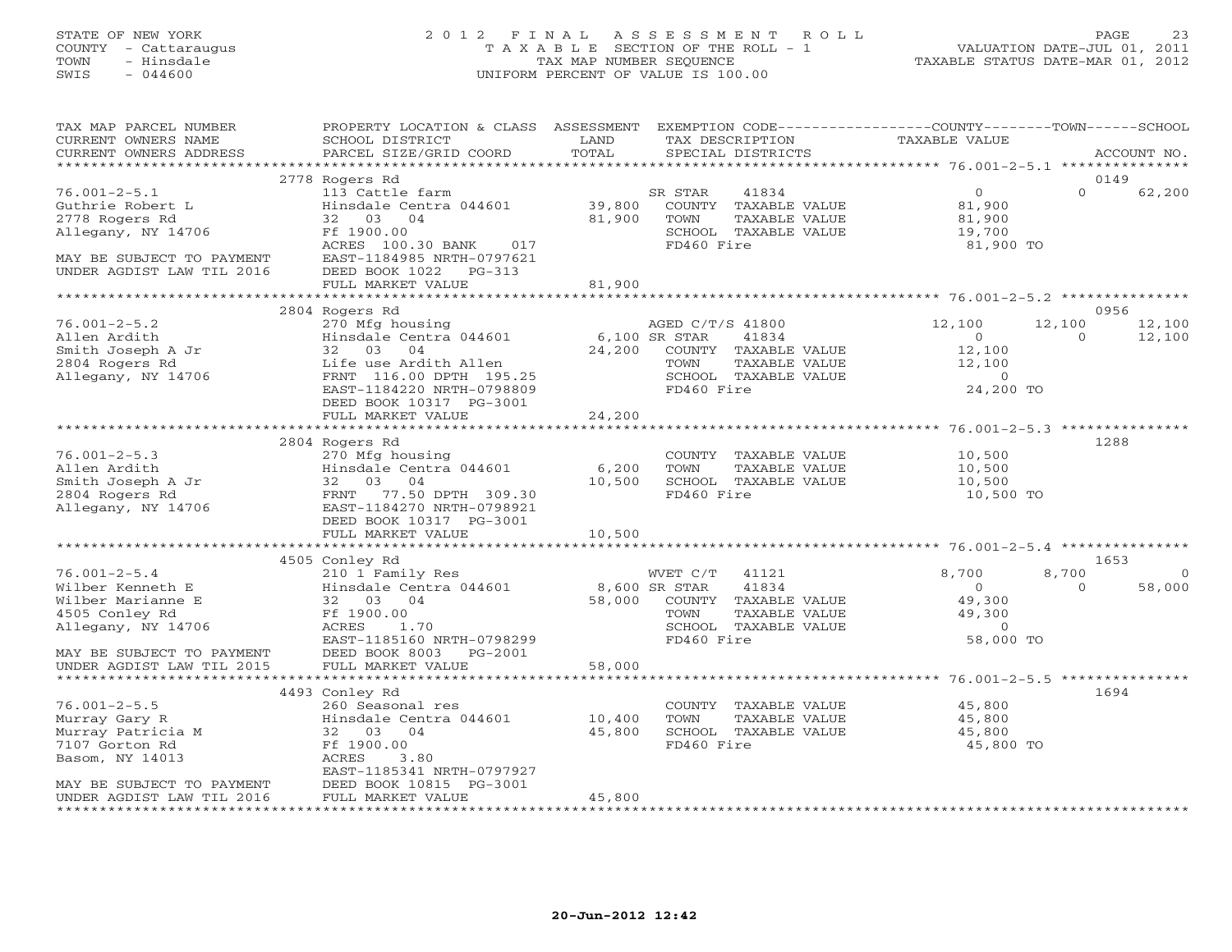STATE OF NEW YORK
COUNTY - Cattaraugus
TOWN - Hinsdale
SWIS - 044600

# 2012 FINAL ASSESSMENT ROLL

TAXABLE SECTION OF THE ROLL - 1
TAX MAP NUMBER SEQUENCE
UNIFORM PERCENT OF VALUE IS 100.00

VALUATION DATE-JUL 01, 2011
TAXABLE STATUS DATE-MAR 01, 2012

| TAX MAP PARCEL NUMBER / CURRENT OWNERS NAME / CURRENT OWNERS ADDRESS | PROPERTY LOCATION & CLASS / SCHOOL DISTRICT / PARCEL SIZE/GRID COORD | ASSESSMENT LAND | TOTAL | EXEMPTION CODE / TAX DESCRIPTION / SPECIAL DISTRICTS | COUNTY TAXABLE VALUE | TOWN | SCHOOL | ACCOUNT NO. |
|---|---|---|---|---|---|---|---|---|
| | 2778 Rogers Rd | | | | | | | 0149 |
| 76.001-2-5.1 | 113 Cattle farm | | | SR STAR 41834 | 0 | 0 | 62,200 | |
| Guthrie Robert L | Hinsdale Centra 044601 | 39,800 | | COUNTY TAXABLE VALUE | 81,900 | | | |
| 2778 Rogers Rd | 32 03 04 | | 81,900 | TOWN TAXABLE VALUE | 81,900 | | | |
| Allegany, NY 14706 | Ff 1900.00 | | | SCHOOL TAXABLE VALUE | 19,700 | | | |
| | ACRES 100.30 BANK 017 | | | FD460 Fire | 81,900 TO | | | |
| MAY BE SUBJECT TO PAYMENT | EAST-1184985 NRTH-0797621 | | | | | | | |
| UNDER AGDIST LAW TIL 2016 | DEED BOOK 1022 PG-313 | | | | | | | |
| | FULL MARKET VALUE | | 81,900 | | | | | |
| | 2804 Rogers Rd | | | | | | | 0956 |
| 76.001-2-5.2 | 270 Mfg housing | | | AGED C/T/S 41800 | 12,100 | 12,100 | 12,100 | |
| Allen Ardith | Hinsdale Centra 044601 | 6,100 | | SR STAR 41834 | 0 | 0 | 12,100 | |
| Smith Joseph A Jr | 32 03 04 | | 24,200 | COUNTY TAXABLE VALUE | 12,100 | | | |
| 2804 Rogers Rd | Life use Ardith Allen | | | TOWN TAXABLE VALUE | 12,100 | | | |
| Allegany, NY 14706 | FRNT 116.00 DPTH 195.25 | | | SCHOOL TAXABLE VALUE | 0 | | | |
| | EAST-1184220 NRTH-0798809 | | | FD460 Fire | 24,200 TO | | | |
| | DEED BOOK 10317 PG-3001 | | | | | | | |
| | FULL MARKET VALUE | | 24,200 | | | | | |
| | 2804 Rogers Rd | | | | | | | 1288 |
| 76.001-2-5.3 | 270 Mfg housing | | | COUNTY TAXABLE VALUE | 10,500 | | | |
| Allen Ardith | Hinsdale Centra 044601 | 6,200 | | TOWN TAXABLE VALUE | 10,500 | | | |
| Smith Joseph A Jr | 32 03 04 | | 10,500 | SCHOOL TAXABLE VALUE | 10,500 | | | |
| 2804 Rogers Rd | FRNT 77.50 DPTH 309.30 | | | FD460 Fire | 10,500 TO | | | |
| Allegany, NY 14706 | EAST-1184270 NRTH-0798921 | | | | | | | |
| | DEED BOOK 10317 PG-3001 | | | | | | | |
| | FULL MARKET VALUE | | 10,500 | | | | | |
| | 4505 Conley Rd | | | | | | | 1653 |
| 76.001-2-5.4 | 210 1 Family Res | | | WVET C/T 41121 | 8,700 | 8,700 | 0 | |
| Wilber Kenneth E | Hinsdale Centra 044601 | 8,600 | | SR STAR 41834 | 0 | 0 | 58,000 | |
| Wilber Marianne E | 32 03 04 | | 58,000 | COUNTY TAXABLE VALUE | 49,300 | | | |
| 4505 Conley Rd | Ff 1900.00 | | | TOWN TAXABLE VALUE | 49,300 | | | |
| Allegany, NY 14706 | ACRES 1.70 | | | SCHOOL TAXABLE VALUE | 0 | | | |
| | EAST-1185160 NRTH-0798299 | | | FD460 Fire | 58,000 TO | | | |
| MAY BE SUBJECT TO PAYMENT | DEED BOOK 8003 PG-2001 | | | | | | | |
| UNDER AGDIST LAW TIL 2015 | FULL MARKET VALUE | | 58,000 | | | | | |
| | 4493 Conley Rd | | | | | | | 1694 |
| 76.001-2-5.5 | 260 Seasonal res | | | COUNTY TAXABLE VALUE | 45,800 | | | |
| Murray Gary R | Hinsdale Centra 044601 | 10,400 | | TOWN TAXABLE VALUE | 45,800 | | | |
| Murray Patricia M | 32 03 04 | | 45,800 | SCHOOL TAXABLE VALUE | 45,800 | | | |
| 7107 Gorton Rd | Ff 1900.00 | | | FD460 Fire | 45,800 TO | | | |
| Basom, NY 14013 | ACRES 3.80 | | | | | | | |
| | EAST-1185341 NRTH-0797927 | | | | | | | |
| MAY BE SUBJECT TO PAYMENT | DEED BOOK 10815 PG-3001 | | | | | | | |
| UNDER AGDIST LAW TIL 2016 | FULL MARKET VALUE | | 45,800 | | | | | |

20-Jun-2012 12:42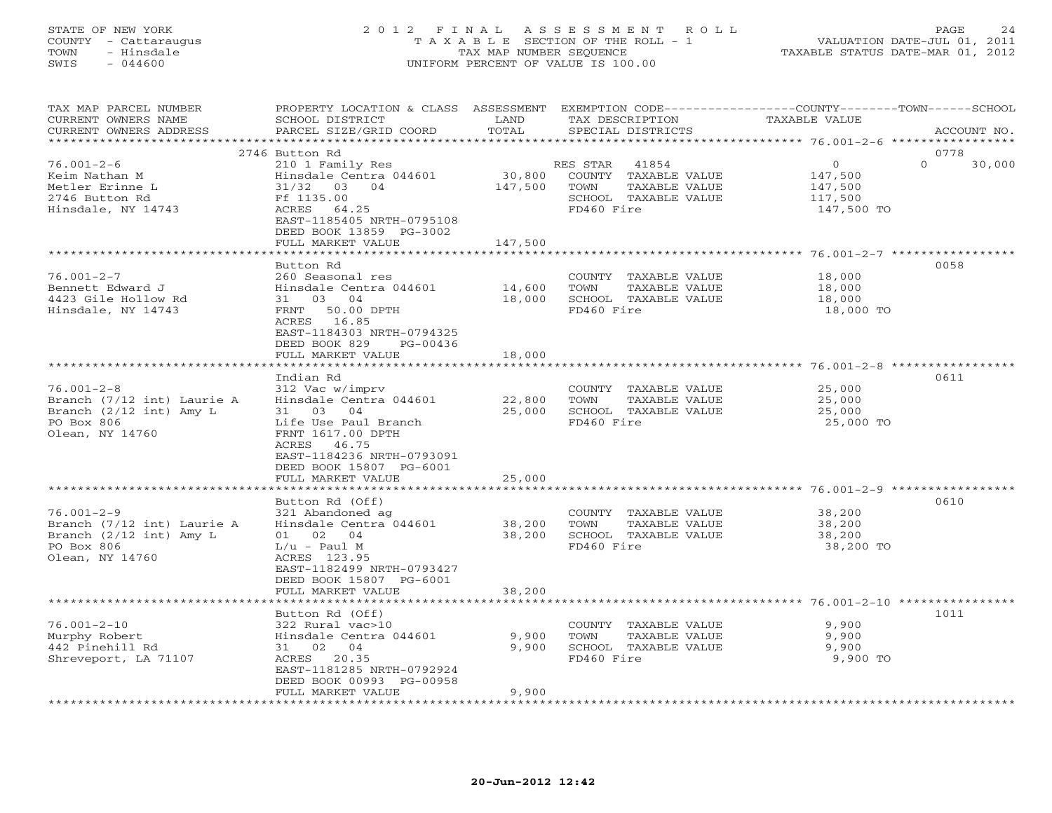STATE OF NEW YORK
COUNTY - Cattaraugus
TOWN - Hinsdale
SWIS - 044600

# 2012 FINAL ASSESSMENT ROLL

TAXABLE SECTION OF THE ROLL - 1
TAX MAP NUMBER SEQUENCE
UNIFORM PERCENT OF VALUE IS 100.00

VALUATION DATE-JUL 01, 2011
TAXABLE STATUS DATE-MAR 01, 2012

| TAX MAP PARCEL NUMBER / CURRENT OWNERS NAME / CURRENT OWNERS ADDRESS | PROPERTY LOCATION & CLASS / SCHOOL DISTRICT / PARCEL SIZE/GRID COORD | ASSESSMENT LAND | TOTAL | EXEMPTION CODE / TAX DESCRIPTION / SPECIAL DISTRICTS | COUNTY / TOWN / SCHOOL TAXABLE VALUE | ACCOUNT NO. |
|---|---|---|---|---|---|---|
| 76.001-2-6 | 2746 Button Rd | | | | | 0778 |
| Keim Nathan M | 210 1 Family Res | | | RES STAR 41854 | 0 | 0 30,000 |
| Metler Erinne L | Hinsdale Centra 044601 | 30,800 | | COUNTY TAXABLE VALUE | 147,500 | |
| 2746 Button Rd | 31/32 03 04 | | 147,500 | TOWN TAXABLE VALUE | 147,500 | |
| Hinsdale, NY 14743 | Ff 1135.00 | | | SCHOOL TAXABLE VALUE | 117,500 | |
| | ACRES 64.25 | | | FD460 Fire | 147,500 TO | |
| | EAST-1185405 NRTH-0795108 | | | | | |
| | DEED BOOK 13859 PG-3002 | | | | | |
| | FULL MARKET VALUE | | 147,500 | | | |
| 76.001-2-7 | Button Rd | | | | | 0058 |
| Bennett Edward J | 260 Seasonal res | | | COUNTY TAXABLE VALUE | 18,000 | |
| 4423 Gile Hollow Rd | Hinsdale Centra 044601 | 14,600 | | TOWN TAXABLE VALUE | 18,000 | |
| Hinsdale, NY 14743 | 31 03 04 | | 18,000 | SCHOOL TAXABLE VALUE | 18,000 | |
| | FRNT 50.00 DPTH | | | FD460 Fire | 18,000 TO | |
| | ACRES 16.85 | | | | | |
| | EAST-1184303 NRTH-0794325 | | | | | |
| | DEED BOOK 829 PG-00436 | | | | | |
| | FULL MARKET VALUE | | 18,000 | | | |
| 76.001-2-8 | Indian Rd | | | | | 0611 |
| Branch (7/12 int) Laurie A | 312 Vac w/imprv | | | COUNTY TAXABLE VALUE | 25,000 | |
| Branch (2/12 int) Amy L | Hinsdale Centra 044601 | 22,800 | | TOWN TAXABLE VALUE | 25,000 | |
| PO Box 806 | 31 03 04 | | 25,000 | SCHOOL TAXABLE VALUE | 25,000 | |
| Olean, NY 14760 | Life Use Paul Branch | | | FD460 Fire | 25,000 TO | |
| | FRNT 1617.00 DPTH | | | | | |
| | ACRES 46.75 | | | | | |
| | EAST-1184236 NRTH-0793091 | | | | | |
| | DEED BOOK 15807 PG-6001 | | | | | |
| | FULL MARKET VALUE | | 25,000 | | | |
| 76.001-2-9 | Button Rd (Off) | | | | | 0610 |
| Branch (7/12 int) Laurie A | 321 Abandoned ag | | | COUNTY TAXABLE VALUE | 38,200 | |
| Branch (2/12 int) Amy L | Hinsdale Centra 044601 | 38,200 | | TOWN TAXABLE VALUE | 38,200 | |
| PO Box 806 | 01 02 04 | | 38,200 | SCHOOL TAXABLE VALUE | 38,200 | |
| Olean, NY 14760 | L/u - Paul M | | | FD460 Fire | 38,200 TO | |
| | ACRES 123.95 | | | | | |
| | EAST-1182499 NRTH-0793427 | | | | | |
| | DEED BOOK 15807 PG-6001 | | | | | |
| | FULL MARKET VALUE | | 38,200 | | | |
| 76.001-2-10 | Button Rd (Off) | | | | | 1011 |
| Murphy Robert | 322 Rural vac>10 | | | COUNTY TAXABLE VALUE | 9,900 | |
| 442 Pinehill Rd | Hinsdale Centra 044601 | 9,900 | | TOWN TAXABLE VALUE | 9,900 | |
| Shreveport, LA 71107 | 31 02 04 | | 9,900 | SCHOOL TAXABLE VALUE | 9,900 | |
| | ACRES 20.35 | | | FD460 Fire | 9,900 TO | |
| | EAST-1181285 NRTH-0792924 | | | | | |
| | DEED BOOK 00993 PG-00958 | | | | | |
| | FULL MARKET VALUE | | 9,900 | | | |

20-Jun-2012 12:42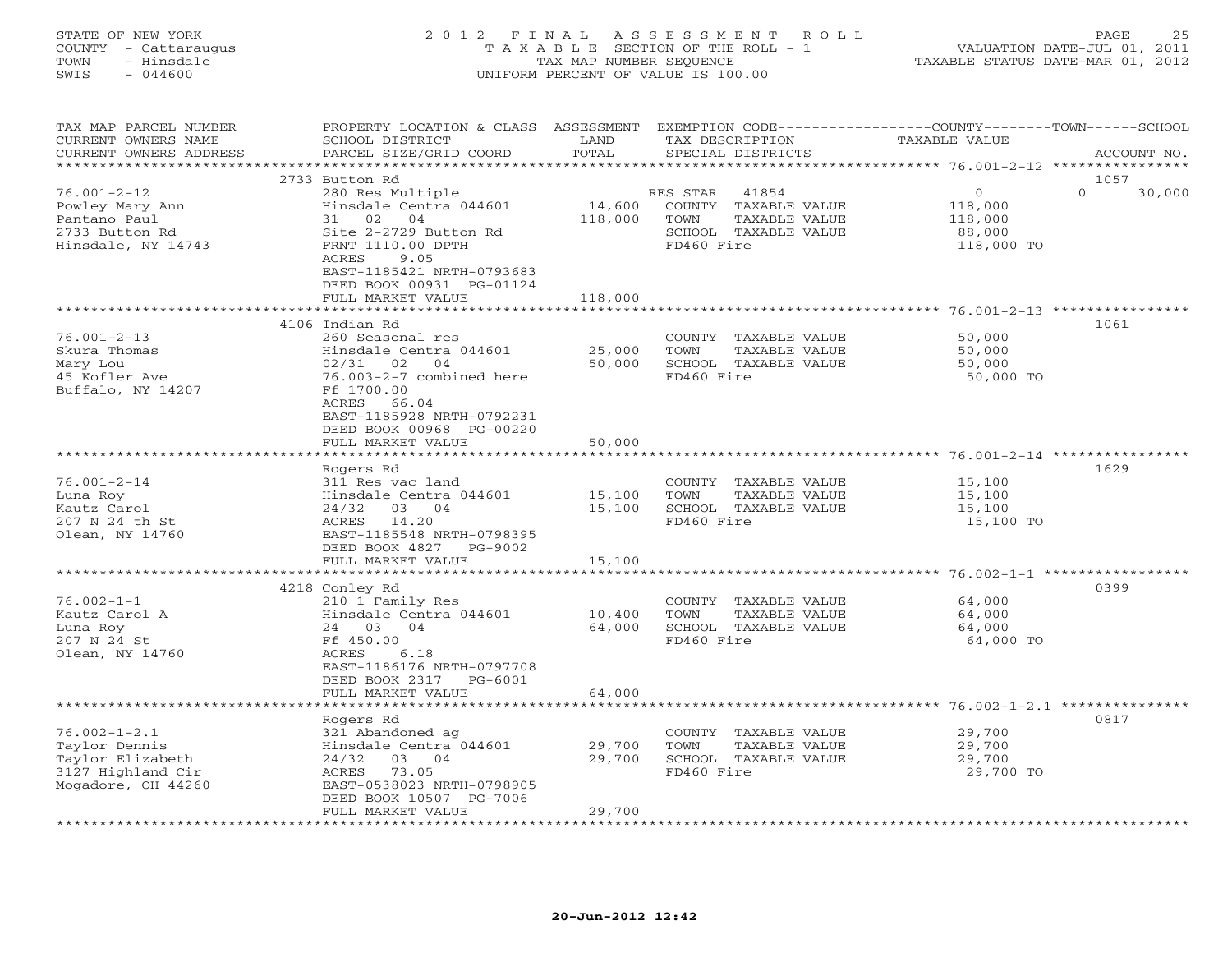STATE OF NEW YORK
COUNTY - Cattaraugus
TOWN - Hinsdale
SWIS - 044600

2012 FINAL ASSESSMENT ROLL
TAXABLE SECTION OF THE ROLL - 1
TAX MAP NUMBER SEQUENCE
UNIFORM PERCENT OF VALUE IS 100.00

VALUATION DATE-JUL 01, 2011
TAXABLE STATUS DATE-MAR 01, 2012

| TAX MAP PARCEL NUMBER / CURRENT OWNERS NAME / CURRENT OWNERS ADDRESS | PROPERTY LOCATION & CLASS / SCHOOL DISTRICT / PARCEL SIZE/GRID COORD | ASSESSMENT LAND / TOTAL | EXEMPTION CODE / TAX DESCRIPTION / SPECIAL DISTRICTS | COUNTY / TOWN / SCHOOL TAXABLE VALUE | ACCOUNT NO. |
|---|---|---|---|---|---|
| **76.001-2-12** | 2733 Button Rd | | | | 1057 |
| Powley Mary Ann | 280 Res Multiple | | RES STAR 41854 | 0 0 30,000 | |
| Pantano Paul | Hinsdale Centra 044601 | 14,600 | COUNTY TAXABLE VALUE | 118,000 | |
| 2733 Button Rd | 31 02 04 | 118,000 | TOWN TAXABLE VALUE | 118,000 | |
| Hinsdale, NY 14743 | Site 2-2729 Button Rd | | SCHOOL TAXABLE VALUE | 88,000 | |
| | FRNT 1110.00 DPTH | | FD460 Fire | 118,000 TO | |
| | ACRES 9.05 | | | | |
| | EAST-1185421 NRTH-0793683 | | | | |
| | DEED BOOK 00931 PG-01124 | | | | |
| | FULL MARKET VALUE | 118,000 | | | |
| **76.001-2-13** | 4106 Indian Rd | | | | 1061 |
| Skura Thomas | 260 Seasonal res | | COUNTY TAXABLE VALUE | 50,000 | |
| Mary Lou | Hinsdale Centra 044601 | 25,000 | TOWN TAXABLE VALUE | 50,000 | |
| 45 Kofler Ave | 02/31 02 04 | 50,000 | SCHOOL TAXABLE VALUE | 50,000 | |
| Buffalo, NY 14207 | 76.003-2-7 combined here | | FD460 Fire | 50,000 TO | |
| | Ff 1700.00 | | | | |
| | ACRES 66.04 | | | | |
| | EAST-1185928 NRTH-0792231 | | | | |
| | DEED BOOK 00968 PG-00220 | | | | |
| | FULL MARKET VALUE | 50,000 | | | |
| **76.001-2-14** | Rogers Rd | | | | 1629 |
| Luna Roy | 311 Res vac land | | COUNTY TAXABLE VALUE | 15,100 | |
| Kautz Carol | Hinsdale Centra 044601 | 15,100 | TOWN TAXABLE VALUE | 15,100 | |
| 207 N 24 th St | 24/32 03 04 | 15,100 | SCHOOL TAXABLE VALUE | 15,100 | |
| Olean, NY 14760 | ACRES 14.20 | | FD460 Fire | 15,100 TO | |
| | EAST-1185548 NRTH-0798395 | | | | |
| | DEED BOOK 4827 PG-9002 | | | | |
| | FULL MARKET VALUE | 15,100 | | | |
| **76.002-1-1** | 4218 Conley Rd | | | | 0399 |
| Kautz Carol A | 210 1 Family Res | | COUNTY TAXABLE VALUE | 64,000 | |
| Luna Roy | Hinsdale Centra 044601 | 10,400 | TOWN TAXABLE VALUE | 64,000 | |
| 207 N 24 St | 24 03 04 | 64,000 | SCHOOL TAXABLE VALUE | 64,000 | |
| Olean, NY 14760 | Ff 450.00 | | FD460 Fire | 64,000 TO | |
| | ACRES 6.18 | | | | |
| | EAST-1186176 NRTH-0797708 | | | | |
| | DEED BOOK 2317 PG-6001 | | | | |
| | FULL MARKET VALUE | 64,000 | | | |
| **76.002-1-2.1** | Rogers Rd | | | | 0817 |
| Taylor Dennis | 321 Abandoned ag | | COUNTY TAXABLE VALUE | 29,700 | |
| Taylor Elizabeth | Hinsdale Centra 044601 | 29,700 | TOWN TAXABLE VALUE | 29,700 | |
| 3127 Highland Cir | 24/32 03 04 | 29,700 | SCHOOL TAXABLE VALUE | 29,700 | |
| Mogadore, OH 44260 | ACRES 73.05 | | FD460 Fire | 29,700 TO | |
| | EAST-0538023 NRTH-0798905 | | | | |
| | DEED BOOK 10507 PG-7006 | | | | |
| | FULL MARKET VALUE | 29,700 | | | |

20-Jun-2012 12:42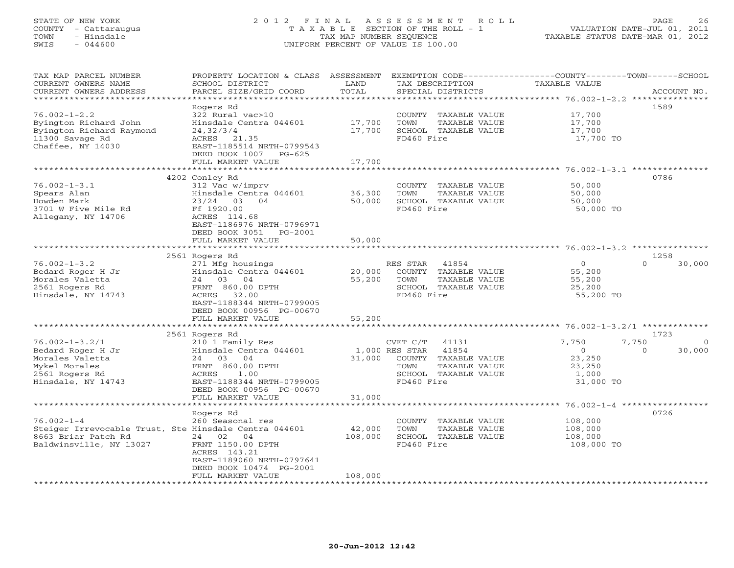STATE OF NEW YORK
COUNTY - Cattaraugus
TOWN - Hinsdale
SWIS - 044600

# 2012 FINAL ASSESSMENT ROLL

TAXABLE SECTION OF THE ROLL - 1
TAX MAP NUMBER SEQUENCE
UNIFORM PERCENT OF VALUE IS 100.00

VALUATION DATE-JUL 01, 2011
TAXABLE STATUS DATE-MAR 01, 2012

| TAX MAP PARCEL NUMBER / CURRENT OWNERS NAME / CURRENT OWNERS ADDRESS | PROPERTY LOCATION & CLASS / SCHOOL DISTRICT / PARCEL SIZE/GRID COORD | ASSESSMENT LAND | TOTAL | EXEMPTION CODE / TAX DESCRIPTION / SPECIAL DISTRICTS | COUNTY TAXABLE VALUE | TOWN | SCHOOL | ACCOUNT NO. |
|---|---|---|---|---|---|---|---|---|
| **76.002-1-2.2** | Rogers Rd | | | | | | | 1589 |
| 76.002-1-2.2 | 322 Rural vac>10 | | | COUNTY TAXABLE VALUE | 17,700 | | | |
| Byington Richard John | Hinsdale Centra 044601 | 17,700 | | TOWN TAXABLE VALUE | 17,700 | | | |
| Byington Richard Raymond | 24,32/3/4 | | 17,700 | SCHOOL TAXABLE VALUE | 17,700 | | | |
| 11300 Savage Rd | ACRES 21.35 | | | FD460 Fire | 17,700 TO | | | |
| Chaffee, NY 14030 | EAST-1185514 NRTH-0799543 | | | | | | | |
| | DEED BOOK 1007 PG-625 | | | | | | | |
| | FULL MARKET VALUE | | 17,700 | | | | | |
| **76.002-1-3.1** | 4202 Conley Rd | | | | | | | 0786 |
| 76.002-1-3.1 | 312 Vac w/imprv | | | COUNTY TAXABLE VALUE | 50,000 | | | |
| Spears Alan | Hinsdale Centra 044601 | 36,300 | | TOWN TAXABLE VALUE | 50,000 | | | |
| Howden Mark | 23/24 03 04 | | 50,000 | SCHOOL TAXABLE VALUE | 50,000 | | | |
| 3701 W Five Mile Rd | Ff 1920.00 | | | FD460 Fire | 50,000 TO | | | |
| Allegany, NY 14706 | ACRES 114.68 | | | | | | | |
| | EAST-1186976 NRTH-0796971 | | | | | | | |
| | DEED BOOK 3051 PG-2001 | | | | | | | |
| | FULL MARKET VALUE | | 50,000 | | | | | |
| **76.002-1-3.2** | 2561 Rogers Rd | | | | | | | 1258 |
| 76.002-1-3.2 | 271 Mfg housings | | | RES STAR 41854 | 0 | 0 | 30,000 | |
| Bedard Roger H Jr | Hinsdale Centra 044601 | 20,000 | | COUNTY TAXABLE VALUE | 55,200 | | | |
| Morales Valetta | 24 03 04 | | 55,200 | TOWN TAXABLE VALUE | 55,200 | | | |
| 2561 Rogers Rd | FRNT 860.00 DPTH | | | SCHOOL TAXABLE VALUE | 25,200 | | | |
| Hinsdale, NY 14743 | ACRES 32.00 | | | FD460 Fire | 55,200 TO | | | |
| | EAST-1188344 NRTH-0799005 | | | | | | | |
| | DEED BOOK 00956 PG-00670 | | | | | | | |
| | FULL MARKET VALUE | | 55,200 | | | | | |
| **76.002-1-3.2/1** | 2561 Rogers Rd | | | | | | | 1723 |
| 76.002-1-3.2/1 | 210 1 Family Res | | | CVET C/T 41131 | 7,750 | 7,750 | 0 | |
| Bedard Roger H Jr | Hinsdale Centra 044601 | 1,000 | | RES STAR 41854 | 0 | 0 | 30,000 | |
| Morales Valetta | 24 03 04 | | 31,000 | COUNTY TAXABLE VALUE | 23,250 | | | |
| Mykel Morales | FRNT 860.00 DPTH | | | TOWN TAXABLE VALUE | 23,250 | | | |
| 2561 Rogers Rd | ACRES 1.00 | | | SCHOOL TAXABLE VALUE | 1,000 | | | |
| Hinsdale, NY 14743 | EAST-1188344 NRTH-0799005 | | | FD460 Fire | 31,000 TO | | | |
| | DEED BOOK 00956 PG-00670 | | | | | | | |
| | FULL MARKET VALUE | | 31,000 | | | | | |
| **76.002-1-4** | Rogers Rd | | | | | | | 0726 |
| 76.002-1-4 | 260 Seasonal res | | | COUNTY TAXABLE VALUE | 108,000 | | | |
| Steiger Irrevocable Trust, Ste | Hinsdale Centra 044601 | 42,000 | | TOWN TAXABLE VALUE | 108,000 | | | |
| 8663 Briar Patch Rd | 24 02 04 | | 108,000 | SCHOOL TAXABLE VALUE | 108,000 | | | |
| Baldwinsville, NY 13027 | FRNT 1150.00 DPTH | | | FD460 Fire | 108,000 TO | | | |
| | ACRES 143.21 | | | | | | | |
| | EAST-1189060 NRTH-0797641 | | | | | | | |
| | DEED BOOK 10474 PG-2001 | | | | | | | |
| | FULL MARKET VALUE | | 108,000 | | | | | |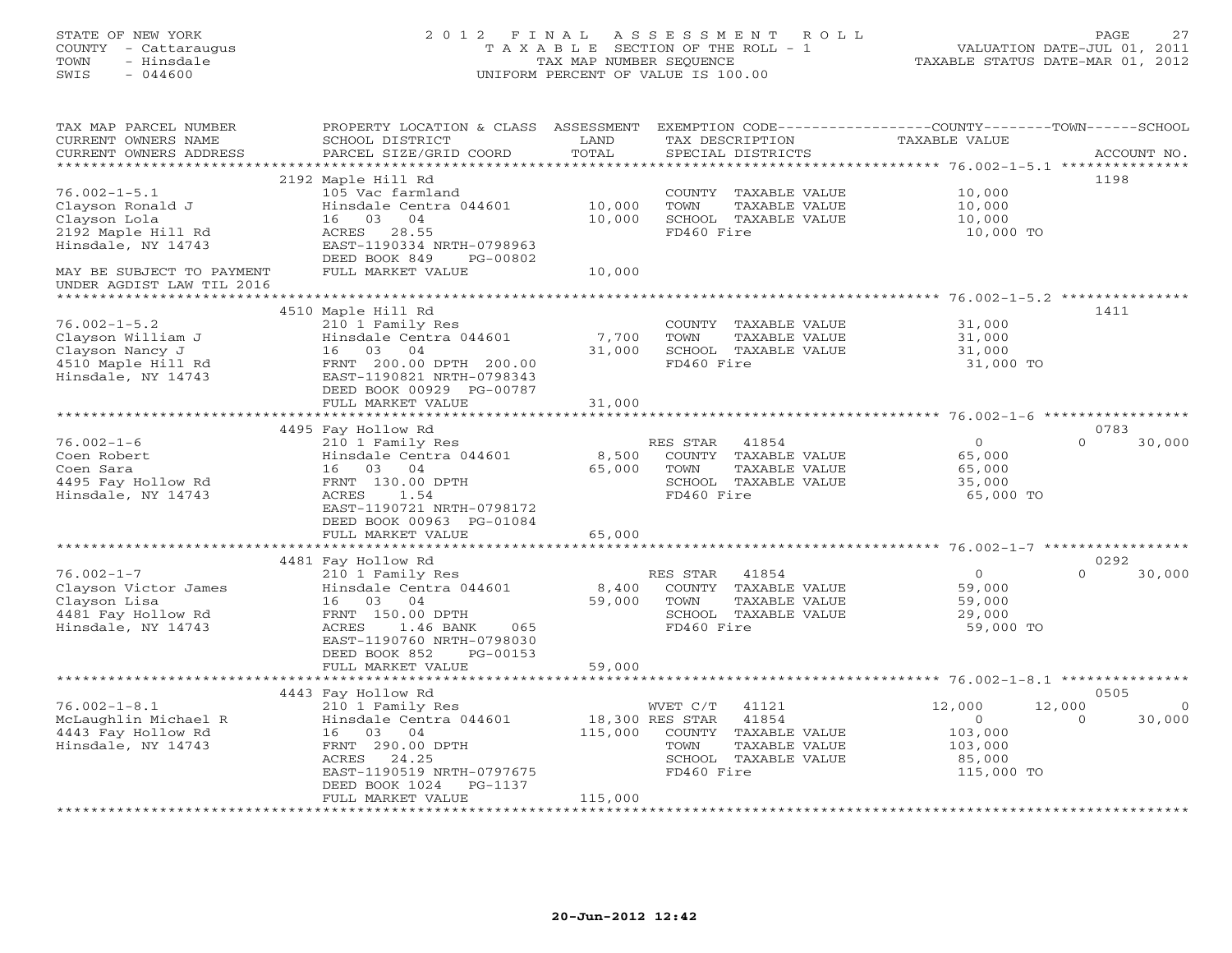STATE OF NEW YORK
COUNTY - Cattaraugus
TOWN - Hinsdale
SWIS - 044600

# 2012 FINAL ASSESSMENT ROLL
TAXABLE SECTION OF THE ROLL - 1
TAX MAP NUMBER SEQUENCE
UNIFORM PERCENT OF VALUE IS 100.00

VALUATION DATE-JUL 01, 2011
TAXABLE STATUS DATE-MAR 01, 2012

| TAX MAP PARCEL NUMBER / CURRENT OWNERS NAME / CURRENT OWNERS ADDRESS | PROPERTY LOCATION & CLASS / SCHOOL DISTRICT / PARCEL SIZE/GRID COORD | ASSESSMENT LAND | TOTAL | EXEMPTION CODE / TAX DESCRIPTION / SPECIAL DISTRICTS | COUNTY | TOWN | SCHOOL | ACCOUNT NO. |
|---|---|---|---|---|---|---|---|---|
| 76.002-1-5.1 | 2192 Maple Hill Rd | | | | | | | 1198 |
| Clayson Ronald J | 105 Vac farmland | | | COUNTY TAXABLE VALUE | 10,000 | | | |
| Clayson Lola | Hinsdale Centra 044601 | 10,000 | | TOWN TAXABLE VALUE | | 10,000 | | |
| 2192 Maple Hill Rd | 16 03 04 | | 10,000 | SCHOOL TAXABLE VALUE | | | 10,000 | |
| Hinsdale, NY 14743 | ACRES 28.55 | | | FD460 Fire | 10,000 TO | | | |
| | EAST-1190334 NRTH-0798963 | | | | | | | |
| | DEED BOOK 849 PG-00802 | | | | | | | |
| MAY BE SUBJECT TO PAYMENT UNDER AGDIST LAW TIL 2016 | FULL MARKET VALUE | | 10,000 | | | | | |
| 76.002-1-5.2 | 4510 Maple Hill Rd | | | | | | | 1411 |
| Clayson William J | 210 1 Family Res | | | COUNTY TAXABLE VALUE | 31,000 | | | |
| Clayson Nancy J | Hinsdale Centra 044601 | 7,700 | | TOWN TAXABLE VALUE | | 31,000 | | |
| 4510 Maple Hill Rd | 16 03 04 | | 31,000 | SCHOOL TAXABLE VALUE | | | 31,000 | |
| Hinsdale, NY 14743 | FRNT 200.00 DPTH 200.00 | | | FD460 Fire | 31,000 TO | | | |
| | EAST-1190821 NRTH-0798343 | | | | | | | |
| | DEED BOOK 00929 PG-00787 | | | | | | | |
| | FULL MARKET VALUE | | 31,000 | | | | | |
| 76.002-1-6 | 4495 Fay Hollow Rd | | | | | | | 0783 |
| Coen Robert | 210 1 Family Res | | | RES STAR 41854 | 0 | 0 | 30,000 | |
| Coen Sara | Hinsdale Centra 044601 | 8,500 | | COUNTY TAXABLE VALUE | 65,000 | | | |
| 4495 Fay Hollow Rd | 16 03 04 | | 65,000 | TOWN TAXABLE VALUE | | 65,000 | | |
| Hinsdale, NY 14743 | FRNT 130.00 DPTH | | | SCHOOL TAXABLE VALUE | | | 35,000 | |
| | ACRES 1.54 | | | FD460 Fire | 65,000 TO | | | |
| | EAST-1190721 NRTH-0798172 | | | | | | | |
| | DEED BOOK 00963 PG-01084 | | | | | | | |
| | FULL MARKET VALUE | | 65,000 | | | | | |
| 76.002-1-7 | 4481 Fay Hollow Rd | | | | | | | 0292 |
| Clayson Victor James | 210 1 Family Res | | | RES STAR 41854 | 0 | 0 | 30,000 | |
| Clayson Lisa | Hinsdale Centra 044601 | 8,400 | | COUNTY TAXABLE VALUE | 59,000 | | | |
| 4481 Fay Hollow Rd | 16 03 04 | | 59,000 | TOWN TAXABLE VALUE | | 59,000 | | |
| Hinsdale, NY 14743 | FRNT 150.00 DPTH | | | SCHOOL TAXABLE VALUE | | | 29,000 | |
| | ACRES 1.46 BANK 065 | | | FD460 Fire | 59,000 TO | | | |
| | EAST-1190760 NRTH-0798030 | | | | | | | |
| | DEED BOOK 852 PG-00153 | | | | | | | |
| | FULL MARKET VALUE | | 59,000 | | | | | |
| 76.002-1-8.1 | 4443 Fay Hollow Rd | | | | | | | 0505 |
| McLaughlin Michael R | 210 1 Family Res | | | WVET C/T 41121 | 12,000 | 12,000 | 0 | |
| 4443 Fay Hollow Rd | Hinsdale Centra 044601 | 18,300 | | RES STAR 41854 | 0 | 0 | 30,000 | |
| Hinsdale, NY 14743 | 16 03 04 | | 115,000 | COUNTY TAXABLE VALUE | 103,000 | | | |
| | FRNT 290.00 DPTH | | | TOWN TAXABLE VALUE | | 103,000 | | |
| | ACRES 24.25 | | | SCHOOL TAXABLE VALUE | | | 85,000 | |
| | EAST-1190519 NRTH-0797675 | | | FD460 Fire | 115,000 TO | | | |
| | DEED BOOK 1024 PG-1137 | | | | | | | |
| | FULL MARKET VALUE | | 115,000 | | | | | |

20-Jun-2012 12:42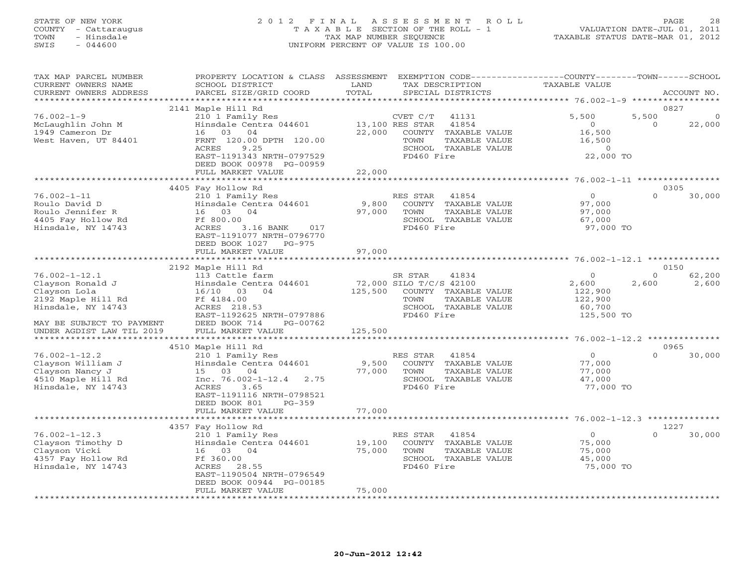STATE OF NEW YORK
COUNTY - Cattaraugus
TOWN - Hinsdale
SWIS - 044600

# 2012 FINAL ASSESSMENT ROLL
TAXABLE SECTION OF THE ROLL - 1
TAX MAP NUMBER SEQUENCE
UNIFORM PERCENT OF VALUE IS 100.00

VALUATION DATE-JUL 01, 2011
TAXABLE STATUS DATE-MAR 01, 2012

| TAX MAP PARCEL NUMBER / CURRENT OWNERS NAME / CURRENT OWNERS ADDRESS | PROPERTY LOCATION & CLASS / SCHOOL DISTRICT / PARCEL SIZE/GRID COORD | ASSESSMENT LAND / TOTAL | EXEMPTION CODE / TAX DESCRIPTION / SPECIAL DISTRICTS | COUNTY TAXABLE VALUE | TOWN | SCHOOL / ACCOUNT NO. |
|---|---|---|---|---|---|---|
| | 2141 Maple Hill Rd | | | | | 0827 |
| 76.002-1-9 | 210 1 Family Res | | CVET C/T 41131 | 5,500 | 5,500 | 0 |
| McLaughlin John M | Hinsdale Centra 044601 | 13,100 | RES STAR 41854 | 0 | 0 | 22,000 |
| 1949 Cameron Dr | 16 03 04 | 22,000 | COUNTY TAXABLE VALUE | 16,500 | | |
| West Haven, UT 84401 | FRNT 120.00 DPTH 120.00 | | TOWN TAXABLE VALUE | 16,500 | | |
| | ACRES 9.25 | | SCHOOL TAXABLE VALUE | 0 | | |
| | EAST-1191343 NRTH-0797529 | | FD460 Fire | 22,000 TO | | |
| | DEED BOOK 00978 PG-00959 | | | | | |
| | FULL MARKET VALUE | 22,000 | | | | |
| | 4405 Fay Hollow Rd | | | | | 0305 |
| 76.002-1-11 | 210 1 Family Res | | RES STAR 41854 | 0 | 0 | 30,000 |
| Roulo David D | Hinsdale Centra 044601 | 9,800 | COUNTY TAXABLE VALUE | 97,000 | | |
| Roulo Jennifer R | 16 03 04 | 97,000 | TOWN TAXABLE VALUE | 97,000 | | |
| 4405 Fay Hollow Rd | Ff 800.00 | | SCHOOL TAXABLE VALUE | 67,000 | | |
| Hinsdale, NY 14743 | ACRES 3.16 BANK 017 | | FD460 Fire | 97,000 TO | | |
| | EAST-1191077 NRTH-0796770 | | | | | |
| | DEED BOOK 1027 PG-975 | | | | | |
| | FULL MARKET VALUE | 97,000 | | | | |
| | 2192 Maple Hill Rd | | | | | 0150 |
| 76.002-1-12.1 | 113 Cattle farm | | SR STAR 41834 | 0 | 0 | 62,200 |
| Clayson Ronald J | Hinsdale Centra 044601 | 72,000 | SILO T/C/S 42100 | 2,600 | 2,600 | 2,600 |
| Clayson Lola | 16/10 03 04 | 125,500 | COUNTY TAXABLE VALUE | 122,900 | | |
| 2192 Maple Hill Rd | Ff 4184.00 | | TOWN TAXABLE VALUE | 122,900 | | |
| Hinsdale, NY 14743 | ACRES 218.53 | | SCHOOL TAXABLE VALUE | 60,700 | | |
| | EAST-1192625 NRTH-0797886 | | FD460 Fire | 125,500 TO | | |
| MAY BE SUBJECT TO PAYMENT | DEED BOOK 714 PG-00762 | | | | | |
| UNDER AGDIST LAW TIL 2019 | FULL MARKET VALUE | 125,500 | | | | |
| | 4510 Maple Hill Rd | | | | | 0965 |
| 76.002-1-12.2 | 210 1 Family Res | | RES STAR 41854 | 0 | 0 | 30,000 |
| Clayson William J | Hinsdale Centra 044601 | 9,500 | COUNTY TAXABLE VALUE | 77,000 | | |
| Clayson Nancy J | 15 03 04 | 77,000 | TOWN TAXABLE VALUE | 77,000 | | |
| 4510 Maple Hill Rd | Inc. 76.002-1-12.4 2.75 | | SCHOOL TAXABLE VALUE | 47,000 | | |
| Hinsdale, NY 14743 | ACRES 3.65 | | FD460 Fire | 77,000 TO | | |
| | EAST-1191116 NRTH-0798521 | | | | | |
| | DEED BOOK 801 PG-359 | | | | | |
| | FULL MARKET VALUE | 77,000 | | | | |
| | 4357 Fay Hollow Rd | | | | | 1227 |
| 76.002-1-12.3 | 210 1 Family Res | | RES STAR 41854 | 0 | 0 | 30,000 |
| Clayson Timothy D | Hinsdale Centra 044601 | 19,100 | COUNTY TAXABLE VALUE | 75,000 | | |
| Clayson Vicki | 16 03 04 | 75,000 | TOWN TAXABLE VALUE | 75,000 | | |
| 4357 Fay Hollow Rd | Ff 360.00 | | SCHOOL TAXABLE VALUE | 45,000 | | |
| Hinsdale, NY 14743 | ACRES 28.55 | | FD460 Fire | 75,000 TO | | |
| | EAST-1190504 NRTH-0796549 | | | | | |
| | DEED BOOK 00944 PG-00185 | | | | | |
| | FULL MARKET VALUE | 75,000 | | | | |

20-Jun-2012 12:42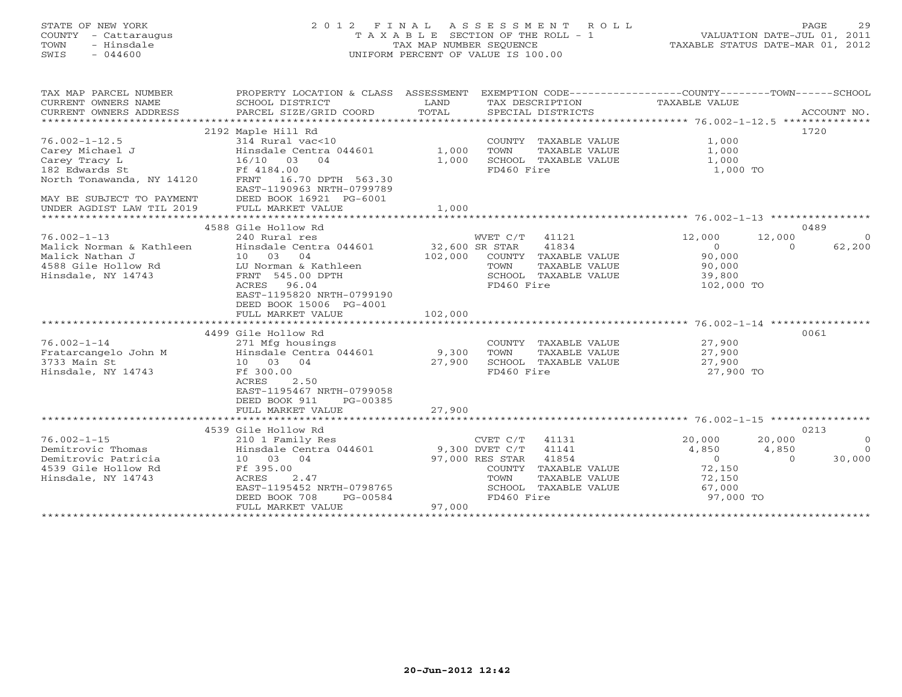STATE OF NEW YORK — COUNTY - Cattaraugus — TOWN - Hinsdale — SWIS - 044600

# 2012 FINAL ASSESSMENT ROLL
TAXABLE SECTION OF THE ROLL - 1
TAX MAP NUMBER SEQUENCE
UNIFORM PERCENT OF VALUE IS 100.00

VALUATION DATE-JUL 01, 2011
TAXABLE STATUS DATE-MAR 01, 2012

| TAX MAP PARCEL NUMBER / CURRENT OWNERS NAME / CURRENT OWNERS ADDRESS | PROPERTY LOCATION & CLASS / SCHOOL DISTRICT / PARCEL SIZE/GRID COORD | ASSESSMENT LAND / TOTAL | EXEMPTION CODE / TAX DESCRIPTION / SPECIAL DISTRICTS | COUNTY TAXABLE VALUE | TOWN | SCHOOL | ACCOUNT NO. |
|---|---|---|---|---|---|---|---|
| | 2192 Maple Hill Rd | | | | | | 1720 |
| 76.002-1-12.5 | 314 Rural vac<10 | | COUNTY TAXABLE VALUE | 1,000 | | | |
| Carey Michael J | Hinsdale Centra 044601 | 1,000 | TOWN TAXABLE VALUE | 1,000 | | | |
| Carey Tracy L | 16/10 03 04 | 1,000 | SCHOOL TAXABLE VALUE | 1,000 | | | |
| 182 Edwards St | Ff 4184.00 | | FD460 Fire | 1,000 TO | | | |
| North Tonawanda, NY 14120 | FRNT 16.70 DPTH 563.30 | | | | | | |
| | EAST-1190963 NRTH-0799789 | | | | | | |
| MAY BE SUBJECT TO PAYMENT | DEED BOOK 16921 PG-6001 | | | | | | |
| UNDER AGDIST LAW TIL 2019 | FULL MARKET VALUE | 1,000 | | | | | |
| | 4588 Gile Hollow Rd | | | | | | 0489 |
| 76.002-1-13 | 240 Rural res | | WVET C/T 41121 | 12,000 | 12,000 | 0 | |
| Malick Norman & Kathleen | Hinsdale Centra 044601 | 32,600 | SR STAR 41834 | 0 | 0 | 62,200 | |
| Malick Nathan J | 10 03 04 | 102,000 | COUNTY TAXABLE VALUE | 90,000 | | | |
| 4588 Gile Hollow Rd | LU Norman & Kathleen | | TOWN TAXABLE VALUE | 90,000 | | | |
| Hinsdale, NY 14743 | FRNT 545.00 DPTH | | SCHOOL TAXABLE VALUE | 39,800 | | | |
| | ACRES 96.04 | | FD460 Fire | 102,000 TO | | | |
| | EAST-1195820 NRTH-0799190 | | | | | | |
| | DEED BOOK 15006 PG-4001 | | | | | | |
| | FULL MARKET VALUE | 102,000 | | | | | |
| | 4499 Gile Hollow Rd | | | | | | 0061 |
| 76.002-1-14 | 271 Mfg housings | | COUNTY TAXABLE VALUE | 27,900 | | | |
| Fratarcangelo John M | Hinsdale Centra 044601 | 9,300 | TOWN TAXABLE VALUE | 27,900 | | | |
| 3733 Main St | 10 03 04 | 27,900 | SCHOOL TAXABLE VALUE | 27,900 | | | |
| Hinsdale, NY 14743 | Ff 300.00 | | FD460 Fire | 27,900 TO | | | |
| | ACRES 2.50 | | | | | | |
| | EAST-1195467 NRTH-0799058 | | | | | | |
| | DEED BOOK 911 PG-00385 | | | | | | |
| | FULL MARKET VALUE | 27,900 | | | | | |
| | 4539 Gile Hollow Rd | | | | | | 0213 |
| 76.002-1-15 | 210 1 Family Res | | CVET C/T 41131 | 20,000 | 20,000 | 0 | |
| Demitrovic Thomas | Hinsdale Centra 044601 | 9,300 | DVET C/T 41141 | 4,850 | 4,850 | 0 | |
| Demitrovic Patricia | 10 03 04 | 97,000 | RES STAR 41854 | 0 | 0 | 30,000 | |
| 4539 Gile Hollow Rd | Ff 395.00 | | COUNTY TAXABLE VALUE | 72,150 | | | |
| Hinsdale, NY 14743 | ACRES 2.47 | | TOWN TAXABLE VALUE | 72,150 | | | |
| | EAST-1195452 NRTH-0798765 | | SCHOOL TAXABLE VALUE | 67,000 | | | |
| | DEED BOOK 708 PG-00584 | | FD460 Fire | 97,000 TO | | | |
| | FULL MARKET VALUE | 97,000 | | | | | |

20-Jun-2012 12:42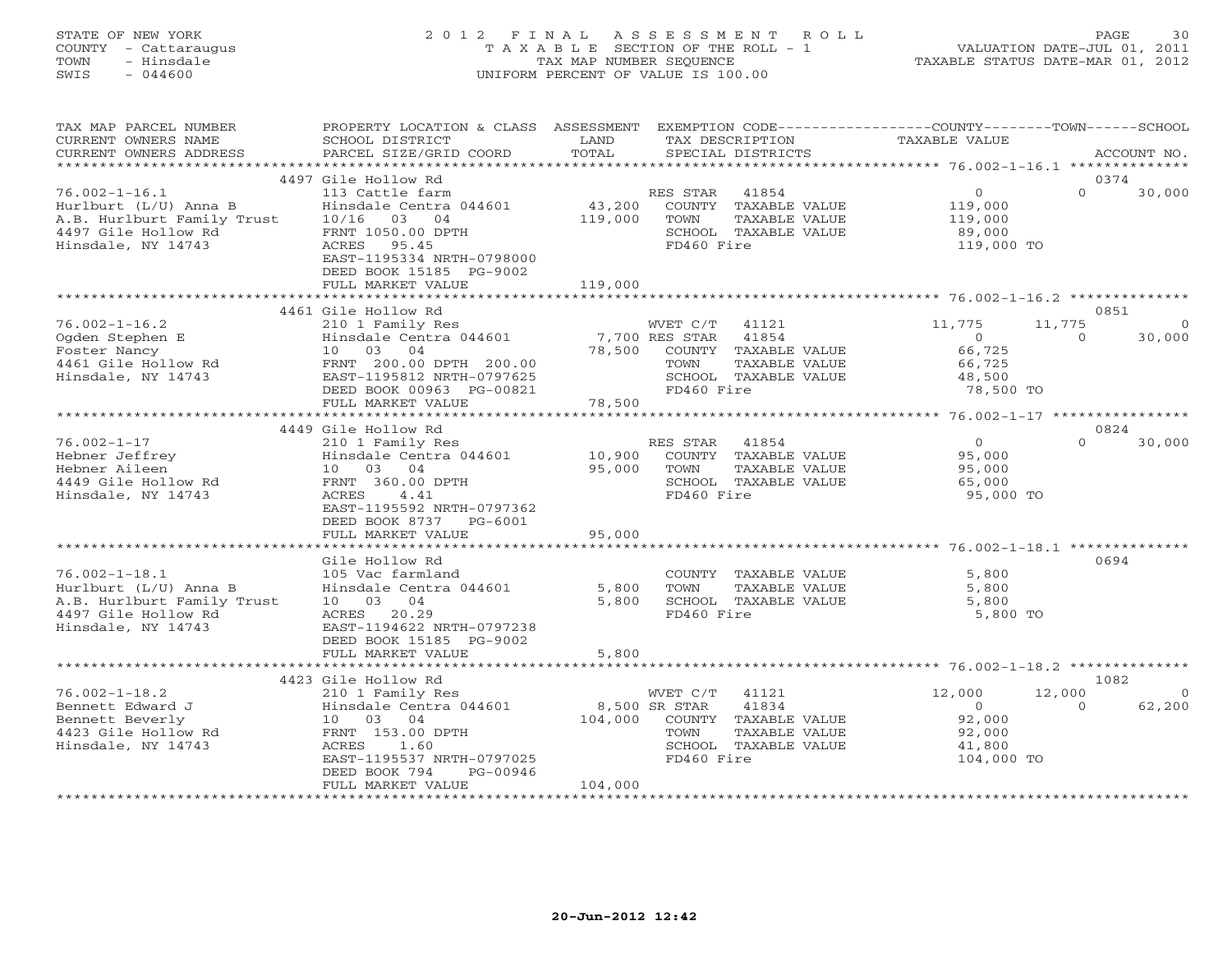STATE OF NEW YORK
COUNTY - Cattaraugus
TOWN - Hinsdale
SWIS - 044600

# 2012 FINAL ASSESSMENT ROLL
TAXABLE SECTION OF THE ROLL - 1
TAX MAP NUMBER SEQUENCE
UNIFORM PERCENT OF VALUE IS 100.00

VALUATION DATE-JUL 01, 2011
TAXABLE STATUS DATE-MAR 01, 2012

| TAX MAP PARCEL NUMBER / CURRENT OWNERS NAME / CURRENT OWNERS ADDRESS | PROPERTY LOCATION & CLASS / SCHOOL DISTRICT / PARCEL SIZE/GRID COORD | ASSESSMENT LAND | TOTAL | EXEMPTION CODE / TAX DESCRIPTION / SPECIAL DISTRICTS | COUNTY TAXABLE VALUE | TOWN | SCHOOL / ACCOUNT NO. |
|---|---|---|---|---|---|---|---|
| | 4497 Gile Hollow Rd | | | | | | 0374 |
| 76.002-1-16.1 | 113 Cattle farm | | | RES STAR 41854 | 0 | 0 | 30,000 |
| Hurlburt (L/U) Anna B | Hinsdale Centra 044601 | 43,200 | | COUNTY TAXABLE VALUE | 119,000 | | |
| A.B. Hurlburt Family Trust | 10/16 03 04 | | 119,000 | TOWN TAXABLE VALUE | 119,000 | | |
| 4497 Gile Hollow Rd | FRNT 1050.00 DPTH | | | SCHOOL TAXABLE VALUE | 89,000 | | |
| Hinsdale, NY 14743 | ACRES 95.45 | | | FD460 Fire | 119,000 TO | | |
| | EAST-1195334 NRTH-0798000 | | | | | | |
| | DEED BOOK 15185 PG-9002 | | | | | | |
| | FULL MARKET VALUE | | 119,000 | | | | |
| | 4461 Gile Hollow Rd | | | | | | 0851 |
| 76.002-1-16.2 | 210 1 Family Res | | | WVET C/T 41121 | 11,775 | 11,775 | 0 |
| Ogden Stephen E | Hinsdale Centra 044601 | 7,700 | | RES STAR 41854 | 0 | 0 | 30,000 |
| Foster Nancy | 10 03 04 | | 78,500 | COUNTY TAXABLE VALUE | 66,725 | | |
| 4461 Gile Hollow Rd | FRNT 200.00 DPTH 200.00 | | | TOWN TAXABLE VALUE | 66,725 | | |
| Hinsdale, NY 14743 | EAST-1195812 NRTH-0797625 | | | SCHOOL TAXABLE VALUE | 48,500 | | |
| | DEED BOOK 00963 PG-00821 | | | FD460 Fire | 78,500 TO | | |
| | FULL MARKET VALUE | | 78,500 | | | | |
| | 4449 Gile Hollow Rd | | | | | | 0824 |
| 76.002-1-17 | 210 1 Family Res | | | RES STAR 41854 | 0 | 0 | 30,000 |
| Hebner Jeffrey | Hinsdale Centra 044601 | 10,900 | | COUNTY TAXABLE VALUE | 95,000 | | |
| Hebner Aileen | 10 03 04 | | 95,000 | TOWN TAXABLE VALUE | 95,000 | | |
| 4449 Gile Hollow Rd | FRNT 360.00 DPTH | | | SCHOOL TAXABLE VALUE | 65,000 | | |
| Hinsdale, NY 14743 | ACRES 4.41 | | | FD460 Fire | 95,000 TO | | |
| | EAST-1195592 NRTH-0797362 | | | | | | |
| | DEED BOOK 8737 PG-6001 | | | | | | |
| | FULL MARKET VALUE | | 95,000 | | | | |
| | Gile Hollow Rd | | | | | | 0694 |
| 76.002-1-18.1 | 105 Vac farmland | | | COUNTY TAXABLE VALUE | 5,800 | | |
| Hurlburt (L/U) Anna B | Hinsdale Centra 044601 | 5,800 | | TOWN TAXABLE VALUE | 5,800 | | |
| A.B. Hurlburt Family Trust | 10 03 04 | | 5,800 | SCHOOL TAXABLE VALUE | 5,800 | | |
| 4497 Gile Hollow Rd | ACRES 20.29 | | | FD460 Fire | 5,800 TO | | |
| Hinsdale, NY 14743 | EAST-1194622 NRTH-0797238 | | | | | | |
| | DEED BOOK 15185 PG-9002 | | | | | | |
| | FULL MARKET VALUE | | 5,800 | | | | |
| | 4423 Gile Hollow Rd | | | | | | 1082 |
| 76.002-1-18.2 | 210 1 Family Res | | | WVET C/T 41121 | 12,000 | 12,000 | 0 |
| Bennett Edward J | Hinsdale Centra 044601 | 8,500 | | SR STAR 41834 | 0 | 0 | 62,200 |
| Bennett Beverly | 10 03 04 | | 104,000 | COUNTY TAXABLE VALUE | 92,000 | | |
| 4423 Gile Hollow Rd | FRNT 153.00 DPTH | | | TOWN TAXABLE VALUE | 92,000 | | |
| Hinsdale, NY 14743 | ACRES 1.60 | | | SCHOOL TAXABLE VALUE | 41,800 | | |
| | EAST-1195537 NRTH-0797025 | | | FD460 Fire | 104,000 TO | | |
| | DEED BOOK 794 PG-00946 | | | | | | |
| | FULL MARKET VALUE | | 104,000 | | | | |

20-Jun-2012 12:42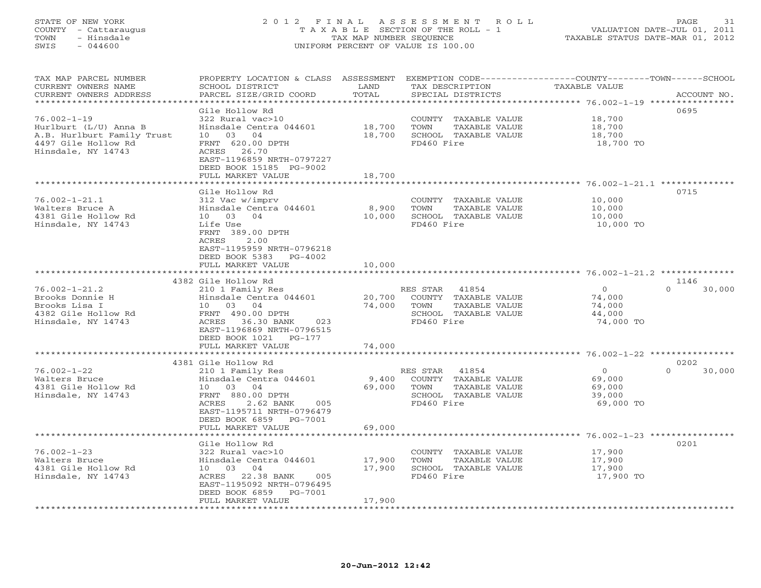STATE OF NEW YORK
COUNTY - Cattaraugus
TOWN - Hinsdale
SWIS - 044600

# 2012 FINAL ASSESSMENT ROLL
TAXABLE SECTION OF THE ROLL - 1
TAX MAP NUMBER SEQUENCE
UNIFORM PERCENT OF VALUE IS 100.00

VALUATION DATE-JUL 01, 2011
TAXABLE STATUS DATE-MAR 01, 2012

| TAX MAP PARCEL NUMBER / CURRENT OWNERS NAME / CURRENT OWNERS ADDRESS | PROPERTY LOCATION & CLASS / SCHOOL DISTRICT / PARCEL SIZE/GRID COORD | ASSESSMENT LAND / TOTAL | EXEMPTION CODE / TAX DESCRIPTION / SPECIAL DISTRICTS | COUNTY TAXABLE VALUE | TOWN | SCHOOL | ACCOUNT NO. |
|---|---|---|---|---|---|---|---|
| **76.002-1-19** | Gile Hollow Rd | | | | | | 0695 |
| 76.002-1-19 | 322 Rural vac>10 | | COUNTY TAXABLE VALUE | 18,700 | | | |
| Hurlburt (L/U) Anna B | Hinsdale Centra 044601 | 18,700 | TOWN TAXABLE VALUE | 18,700 | | | |
| A.B. Hurlburt Family Trust | 10 03 04 | 18,700 | SCHOOL TAXABLE VALUE | 18,700 | | | |
| 4497 Gile Hollow Rd | FRNT 620.00 DPTH | | FD460 Fire | 18,700 TO | | | |
| Hinsdale, NY 14743 | ACRES 26.70 | | | | | | |
| | EAST-1196859 NRTH-0797227 | | | | | | |
| | DEED BOOK 15185 PG-9002 | | | | | | |
| | FULL MARKET VALUE | 18,700 | | | | | |
| **76.002-1-21.1** | Gile Hollow Rd | | | | | | 0715 |
| 76.002-1-21.1 | 312 Vac w/imprv | | COUNTY TAXABLE VALUE | 10,000 | | | |
| Walters Bruce A | Hinsdale Centra 044601 | 8,900 | TOWN TAXABLE VALUE | 10,000 | | | |
| 4381 Gile Hollow Rd | 10 03 04 | 10,000 | SCHOOL TAXABLE VALUE | 10,000 | | | |
| Hinsdale, NY 14743 | Life Use | | FD460 Fire | 10,000 TO | | | |
| | FRNT 389.00 DPTH | | | | | | |
| | ACRES 2.00 | | | | | | |
| | EAST-1195959 NRTH-0796218 | | | | | | |
| | DEED BOOK 5383 PG-4002 | | | | | | |
| | FULL MARKET VALUE | 10,000 | | | | | |
| **76.002-1-21.2** | 4382 Gile Hollow Rd | | | | | | 1146 |
| 76.002-1-21.2 | 210 1 Family Res | | RES STAR 41854 | 0 | | 0 | 30,000 |
| Brooks Donnie H | Hinsdale Centra 044601 | 20,700 | COUNTY TAXABLE VALUE | 74,000 | | | |
| Brooks Lisa I | 10 03 04 | 74,000 | TOWN TAXABLE VALUE | 74,000 | | | |
| 4382 Gile Hollow Rd | FRNT 490.00 DPTH | | SCHOOL TAXABLE VALUE | 44,000 | | | |
| Hinsdale, NY 14743 | ACRES 36.30 BANK 023 | | FD460 Fire | 74,000 TO | | | |
| | EAST-1196869 NRTH-0796515 | | | | | | |
| | DEED BOOK 1021 PG-177 | | | | | | |
| | FULL MARKET VALUE | 74,000 | | | | | |
| **76.002-1-22** | 4381 Gile Hollow Rd | | | | | | 0202 |
| 76.002-1-22 | 210 1 Family Res | | RES STAR 41854 | 0 | | 0 | 30,000 |
| Walters Bruce | Hinsdale Centra 044601 | 9,400 | COUNTY TAXABLE VALUE | 69,000 | | | |
| 4381 Gile Hollow Rd | 10 03 04 | 69,000 | TOWN TAXABLE VALUE | 69,000 | | | |
| Hinsdale, NY 14743 | FRNT 880.00 DPTH | | SCHOOL TAXABLE VALUE | 39,000 | | | |
| | ACRES 2.62 BANK 005 | | FD460 Fire | 69,000 TO | | | |
| | EAST-1195711 NRTH-0796479 | | | | | | |
| | DEED BOOK 6859 PG-7001 | | | | | | |
| | FULL MARKET VALUE | 69,000 | | | | | |
| **76.002-1-23** | Gile Hollow Rd | | | | | | 0201 |
| 76.002-1-23 | 322 Rural vac>10 | | COUNTY TAXABLE VALUE | 17,900 | | | |
| Walters Bruce | Hinsdale Centra 044601 | 17,900 | TOWN TAXABLE VALUE | 17,900 | | | |
| 4381 Gile Hollow Rd | 10 03 04 | 17,900 | SCHOOL TAXABLE VALUE | 17,900 | | | |
| Hinsdale, NY 14743 | ACRES 22.38 BANK 005 | | FD460 Fire | 17,900 TO | | | |
| | EAST-1195092 NRTH-0796495 | | | | | | |
| | DEED BOOK 6859 PG-7001 | | | | | | |
| | FULL MARKET VALUE | 17,900 | | | | | |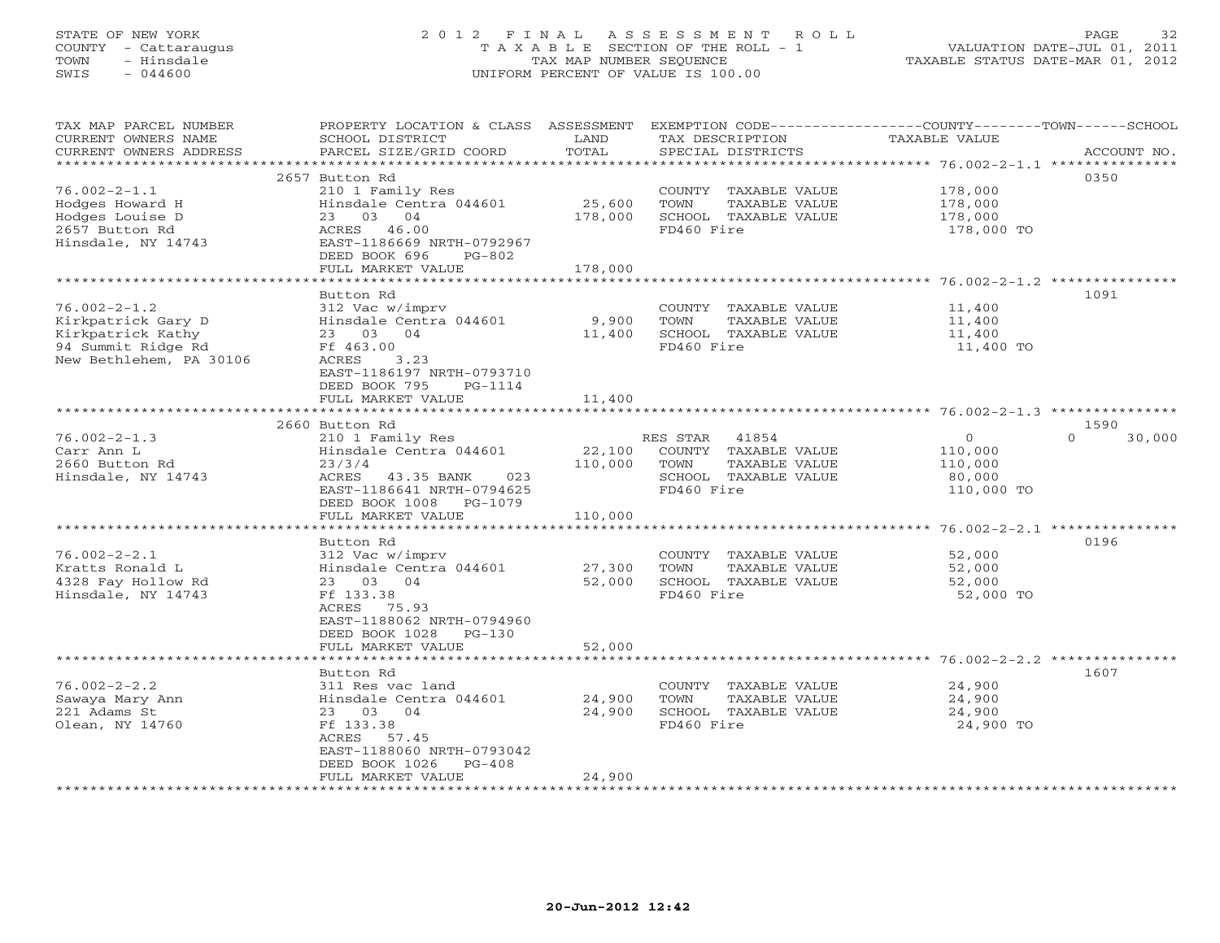STATE OF NEW YORK
COUNTY - Cattaraugus
TOWN - Hinsdale
SWIS - 044600

2012 FINAL ASSESSMENT ROLL
TAXABLE SECTION OF THE ROLL - 1
TAX MAP NUMBER SEQUENCE
UNIFORM PERCENT OF VALUE IS 100.00

VALUATION DATE-JUL 01, 2011
TAXABLE STATUS DATE-MAR 01, 2012

| TAX MAP PARCEL NUMBER / CURRENT OWNERS NAME / CURRENT OWNERS ADDRESS | PROPERTY LOCATION & CLASS / SCHOOL DISTRICT / PARCEL SIZE/GRID COORD | ASSESSMENT LAND / TOTAL | EXEMPTION CODE / TAX DESCRIPTION / SPECIAL DISTRICTS | COUNTY / TOWN / SCHOOL TAXABLE VALUE | ACCOUNT NO. |
|---|---|---|---|---|---|
| **76.002-2-1.1** | 2657 Button Rd | | | | 0350 |
| 76.002-2-1.1 | 210 1 Family Res | | COUNTY TAXABLE VALUE | 178,000 | |
| Hodges Howard H | Hinsdale Centra 044601 | 25,600 | TOWN TAXABLE VALUE | 178,000 | |
| Hodges Louise D | 23 03 04 | 178,000 | SCHOOL TAXABLE VALUE | 178,000 | |
| 2657 Button Rd | ACRES 46.00 | | FD460 Fire | 178,000 TO | |
| Hinsdale, NY 14743 | EAST-1186669 NRTH-0792967 | | | | |
| | DEED BOOK 696 PG-802 | | | | |
| | FULL MARKET VALUE | 178,000 | | | |
| **76.002-2-1.2** | Button Rd | | | | 1091 |
| 76.002-2-1.2 | 312 Vac w/imprv | | COUNTY TAXABLE VALUE | 11,400 | |
| Kirkpatrick Gary D | Hinsdale Centra 044601 | 9,900 | TOWN TAXABLE VALUE | 11,400 | |
| Kirkpatrick Kathy | 23 03 04 | 11,400 | SCHOOL TAXABLE VALUE | 11,400 | |
| 94 Summit Ridge Rd | Ff 463.00 | | FD460 Fire | 11,400 TO | |
| New Bethlehem, PA 30106 | ACRES 3.23 | | | | |
| | EAST-1186197 NRTH-0793710 | | | | |
| | DEED BOOK 795 PG-1114 | | | | |
| | FULL MARKET VALUE | 11,400 | | | |
| **76.002-2-1.3** | 2660 Button Rd | | | | 1590 |
| 76.002-2-1.3 | 210 1 Family Res | | RES STAR 41854 | 0 / 0 / 30,000 | |
| Carr Ann L | Hinsdale Centra 044601 | 22,100 | COUNTY TAXABLE VALUE | 110,000 | |
| 2660 Button Rd | 23/3/4 | 110,000 | TOWN TAXABLE VALUE | 110,000 | |
| Hinsdale, NY 14743 | ACRES 43.35 BANK 023 | | SCHOOL TAXABLE VALUE | 80,000 | |
| | EAST-1186641 NRTH-0794625 | | FD460 Fire | 110,000 TO | |
| | DEED BOOK 1008 PG-1079 | | | | |
| | FULL MARKET VALUE | 110,000 | | | |
| **76.002-2-2.1** | Button Rd | | | | 0196 |
| 76.002-2-2.1 | 312 Vac w/imprv | | COUNTY TAXABLE VALUE | 52,000 | |
| Kratts Ronald L | Hinsdale Centra 044601 | 27,300 | TOWN TAXABLE VALUE | 52,000 | |
| 4328 Fay Hollow Rd | 23 03 04 | 52,000 | SCHOOL TAXABLE VALUE | 52,000 | |
| Hinsdale, NY 14743 | Ff 133.38 | | FD460 Fire | 52,000 TO | |
| | ACRES 75.93 | | | | |
| | EAST-1188062 NRTH-0794960 | | | | |
| | DEED BOOK 1028 PG-130 | | | | |
| | FULL MARKET VALUE | 52,000 | | | |
| **76.002-2-2.2** | Button Rd | | | | 1607 |
| 76.002-2-2.2 | 311 Res vac land | | COUNTY TAXABLE VALUE | 24,900 | |
| Sawaya Mary Ann | Hinsdale Centra 044601 | 24,900 | TOWN TAXABLE VALUE | 24,900 | |
| 221 Adams St | 23 03 04 | 24,900 | SCHOOL TAXABLE VALUE | 24,900 | |
| Olean, NY 14760 | Ff 133.38 | | FD460 Fire | 24,900 TO | |
| | ACRES 57.45 | | | | |
| | EAST-1188060 NRTH-0793042 | | | | |
| | DEED BOOK 1026 PG-408 | | | | |
| | FULL MARKET VALUE | 24,900 | | | |

20-Jun-2012 12:42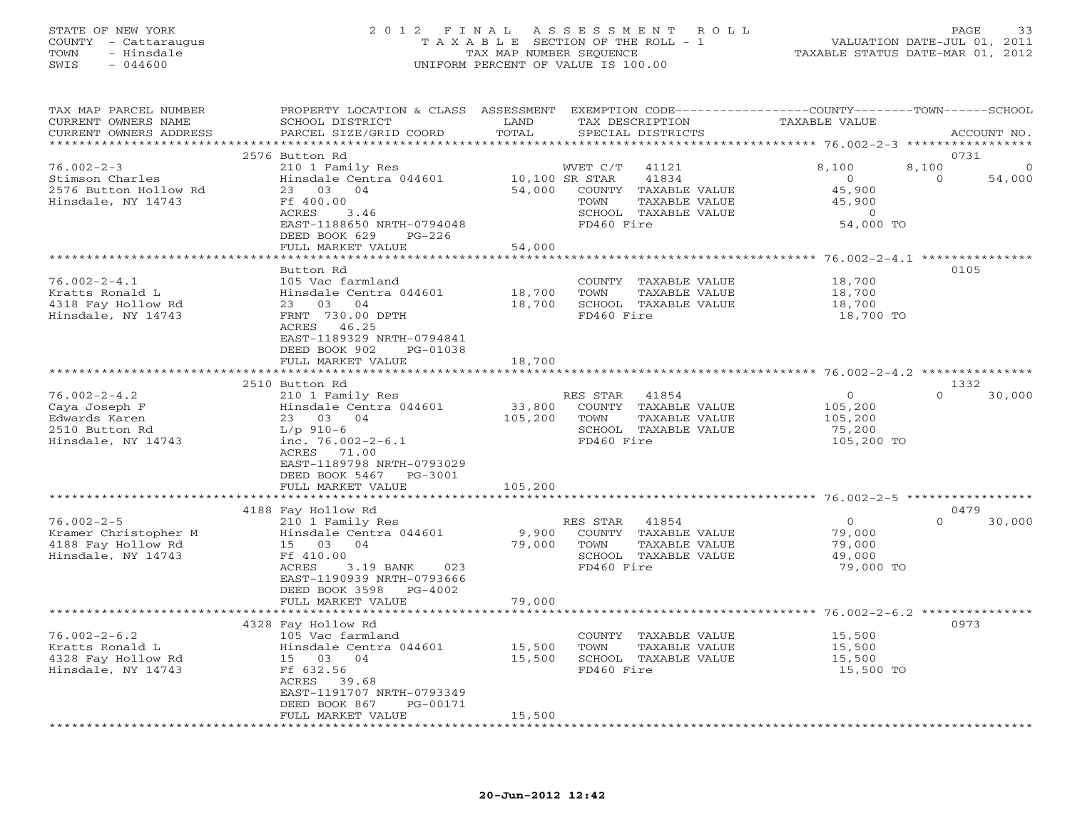STATE OF NEW YORK
COUNTY - Cattaraugus
TOWN - Hinsdale
SWIS - 044600

2012 FINAL ASSESSMENT ROLL
TAXABLE SECTION OF THE ROLL - 1
TAX MAP NUMBER SEQUENCE
UNIFORM PERCENT OF VALUE IS 100.00

VALUATION DATE-JUL 01, 2011
TAXABLE STATUS DATE-MAR 01, 2012

| TAX MAP PARCEL NUMBER / CURRENT OWNERS NAME / CURRENT OWNERS ADDRESS | PROPERTY LOCATION & CLASS / SCHOOL DISTRICT / PARCEL SIZE/GRID COORD | ASSESSMENT LAND / TOTAL | EXEMPTION CODE / TAX DESCRIPTION / SPECIAL DISTRICTS | COUNTY | TOWN | SCHOOL | ACCOUNT NO. |
|---|---|---|---|---|---|---|---|
| **76.002-2-3** | 2576 Button Rd | | | | | | 0731 |
| 76.002-2-3 | 210 1 Family Res | | WVET C/T 41121 | 8,100 | 8,100 | 0 | |
| Stimson Charles | Hinsdale Centra 044601 | 10,100 | SR STAR 41834 | 0 | 0 | 54,000 | |
| 2576 Button Hollow Rd | 23 03 04 | 54,000 | COUNTY TAXABLE VALUE | 45,900 | | | |
| Hinsdale, NY 14743 | Ff 400.00 | | TOWN TAXABLE VALUE | | 45,900 | | |
| | ACRES 3.46 | | SCHOOL TAXABLE VALUE | | | 0 | |
| | EAST-1188650 NRTH-0794048 | | FD460 Fire | 54,000 TO | | | |
| | DEED BOOK 629 PG-226 | | | | | | |
| | FULL MARKET VALUE | 54,000 | | | | | |
| **76.002-2-4.1** | Button Rd | | | | | | 0105 |
| 76.002-2-4.1 | 105 Vac farmland | | COUNTY TAXABLE VALUE | 18,700 | | | |
| Kratts Ronald L | Hinsdale Centra 044601 | 18,700 | TOWN TAXABLE VALUE | | 18,700 | | |
| 4318 Fay Hollow Rd | 23 03 04 | 18,700 | SCHOOL TAXABLE VALUE | | | 18,700 | |
| Hinsdale, NY 14743 | FRNT 730.00 DPTH | | FD460 Fire | 18,700 TO | | | |
| | ACRES 46.25 | | | | | | |
| | EAST-1189329 NRTH-0794841 | | | | | | |
| | DEED BOOK 902 PG-01038 | | | | | | |
| | FULL MARKET VALUE | 18,700 | | | | | |
| **76.002-2-4.2** | 2510 Button Rd | | | | | | 1332 |
| 76.002-2-4.2 | 210 1 Family Res | | RES STAR 41854 | 0 | 0 | 30,000 | |
| Caya Joseph F | Hinsdale Centra 044601 | 33,800 | COUNTY TAXABLE VALUE | 105,200 | | | |
| Edwards Karen | 23 03 04 | 105,200 | TOWN TAXABLE VALUE | | 105,200 | | |
| 2510 Button Rd | L/p 910-6 | | SCHOOL TAXABLE VALUE | | | 75,200 | |
| Hinsdale, NY 14743 | inc. 76.002-2-6.1 | | FD460 Fire | 105,200 TO | | | |
| | ACRES 71.00 | | | | | | |
| | EAST-1189798 NRTH-0793029 | | | | | | |
| | DEED BOOK 5467 PG-3001 | | | | | | |
| | FULL MARKET VALUE | 105,200 | | | | | |
| **76.002-2-5** | 4188 Fay Hollow Rd | | | | | | 0479 |
| 76.002-2-5 | 210 1 Family Res | | RES STAR 41854 | 0 | 0 | 30,000 | |
| Kramer Christopher M | Hinsdale Centra 044601 | 9,900 | COUNTY TAXABLE VALUE | 79,000 | | | |
| 4188 Fay Hollow Rd | 15 03 04 | 79,000 | TOWN TAXABLE VALUE | | 79,000 | | |
| Hinsdale, NY 14743 | Ff 410.00 | | SCHOOL TAXABLE VALUE | | | 49,000 | |
| | ACRES 3.19 BANK 023 | | FD460 Fire | 79,000 TO | | | |
| | EAST-1190939 NRTH-0793666 | | | | | | |
| | DEED BOOK 3598 PG-4002 | | | | | | |
| | FULL MARKET VALUE | 79,000 | | | | | |
| **76.002-2-6.2** | 4328 Fay Hollow Rd | | | | | | 0973 |
| 76.002-2-6.2 | 105 Vac farmland | | COUNTY TAXABLE VALUE | 15,500 | | | |
| Kratts Ronald L | Hinsdale Centra 044601 | 15,500 | TOWN TAXABLE VALUE | | 15,500 | | |
| 4328 Fay Hollow Rd | 15 03 04 | 15,500 | SCHOOL TAXABLE VALUE | | | 15,500 | |
| Hinsdale, NY 14743 | Ff 632.56 | | FD460 Fire | 15,500 TO | | | |
| | ACRES 39.68 | | | | | | |
| | EAST-1191707 NRTH-0793349 | | | | | | |
| | DEED BOOK 867 PG-00171 | | | | | | |
| | FULL MARKET VALUE | 15,500 | | | | | |

20-Jun-2012 12:42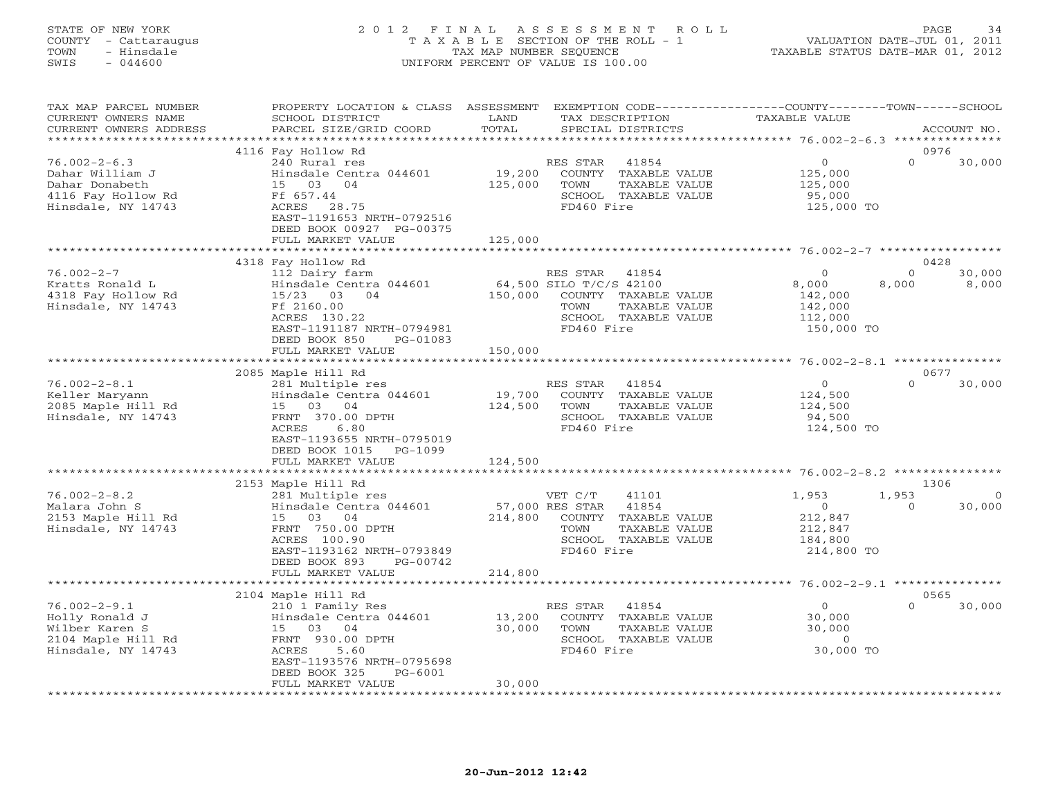STATE OF NEW YORK
COUNTY - Cattaraugus
TOWN - Hinsdale
SWIS - 044600

2012 FINAL ASSESSMENT ROLL
TAXABLE SECTION OF THE ROLL - 1
TAX MAP NUMBER SEQUENCE
UNIFORM PERCENT OF VALUE IS 100.00

VALUATION DATE-JUL 01, 2011
TAXABLE STATUS DATE-MAR 01, 2012

| TAX MAP PARCEL NUMBER / CURRENT OWNERS NAME / CURRENT OWNERS ADDRESS | PROPERTY LOCATION & CLASS / SCHOOL DISTRICT / PARCEL SIZE/GRID COORD | ASSESSMENT LAND / TOTAL | EXEMPTION CODE / TAX DESCRIPTION / SPECIAL DISTRICTS | COUNTY TAXABLE VALUE | TOWN | SCHOOL | ACCOUNT NO. |
|---|---|---|---|---|---|---|---|
| 76.002-2-6.3 | 4116 Fay Hollow Rd | | | | | | 0976 |
| Dahar William J | 240 Rural res | | RES STAR 41854 | 0 | 0 | 30,000 | |
| Dahar Donabeth | Hinsdale Centra 044601 | 19,200 | COUNTY TAXABLE VALUE | 125,000 | | | |
| 4116 Fay Hollow Rd | 15 03 04 | 125,000 | TOWN TAXABLE VALUE | 125,000 | | | |
| Hinsdale, NY 14743 | Ff 657.44 | | SCHOOL TAXABLE VALUE | 95,000 | | | |
| | ACRES 28.75 | | FD460 Fire | 125,000 TO | | | |
| | EAST-1191653 NRTH-0792516 | | | | | | |
| | DEED BOOK 00927 PG-00375 | | | | | | |
| | FULL MARKET VALUE | 125,000 | | | | | |
| 76.002-2-7 | 4318 Fay Hollow Rd | | | | | | 0428 |
| Kratts Ronald L | 112 Dairy farm | | RES STAR 41854 | 0 | 0 | 30,000 | |
| 4318 Fay Hollow Rd | Hinsdale Centra 044601 | 64,500 | SILO T/C/S 42100 | 8,000 | 8,000 | 8,000 | |
| Hinsdale, NY 14743 | 15/23 03 04 | 150,000 | COUNTY TAXABLE VALUE | 142,000 | | | |
| | Ff 2160.00 | | TOWN TAXABLE VALUE | 142,000 | | | |
| | ACRES 130.22 | | SCHOOL TAXABLE VALUE | 112,000 | | | |
| | EAST-1191187 NRTH-0794981 | | FD460 Fire | 150,000 TO | | | |
| | DEED BOOK 850 PG-01083 | | | | | | |
| | FULL MARKET VALUE | 150,000 | | | | | |
| 76.002-2-8.1 | 2085 Maple Hill Rd | | | | | | 0677 |
| Keller Maryann | 281 Multiple res | | RES STAR 41854 | 0 | 0 | 30,000 | |
| 2085 Maple Hill Rd | Hinsdale Centra 044601 | 19,700 | COUNTY TAXABLE VALUE | 124,500 | | | |
| Hinsdale, NY 14743 | 15 03 04 | 124,500 | TOWN TAXABLE VALUE | 124,500 | | | |
| | FRNT 370.00 DPTH | | SCHOOL TAXABLE VALUE | 94,500 | | | |
| | ACRES 6.80 | | FD460 Fire | 124,500 TO | | | |
| | EAST-1193655 NRTH-0795019 | | | | | | |
| | DEED BOOK 1015 PG-1099 | | | | | | |
| | FULL MARKET VALUE | 124,500 | | | | | |
| 76.002-2-8.2 | 2153 Maple Hill Rd | | | | | | 1306 |
| Malara John S | 281 Multiple res | | VET C/T 41101 | 1,953 | 1,953 | 0 | |
| 2153 Maple Hill Rd | Hinsdale Centra 044601 | 57,000 | RES STAR 41854 | 0 | 0 | 30,000 | |
| Hinsdale, NY 14743 | 15 03 04 | 214,800 | COUNTY TAXABLE VALUE | 212,847 | | | |
| | FRNT 750.00 DPTH | | TOWN TAXABLE VALUE | 212,847 | | | |
| | ACRES 100.90 | | SCHOOL TAXABLE VALUE | 184,800 | | | |
| | EAST-1193162 NRTH-0793849 | | FD460 Fire | 214,800 TO | | | |
| | DEED BOOK 893 PG-00742 | | | | | | |
| | FULL MARKET VALUE | 214,800 | | | | | |
| 76.002-2-9.1 | 2104 Maple Hill Rd | | | | | | 0565 |
| Holly Ronald J | 210 1 Family Res | | RES STAR 41854 | 0 | 0 | 30,000 | |
| Wilber Karen S | Hinsdale Centra 044601 | 13,200 | COUNTY TAXABLE VALUE | 30,000 | | | |
| 2104 Maple Hill Rd | 15 03 04 | 30,000 | TOWN TAXABLE VALUE | 30,000 | | | |
| Hinsdale, NY 14743 | FRNT 930.00 DPTH | | SCHOOL TAXABLE VALUE | 0 | | | |
| | ACRES 5.60 | | FD460 Fire | 30,000 TO | | | |
| | EAST-1193576 NRTH-0795698 | | | | | | |
| | DEED BOOK 325 PG-6001 | | | | | | |
| | FULL MARKET VALUE | 30,000 | | | | | |

20-Jun-2012 12:42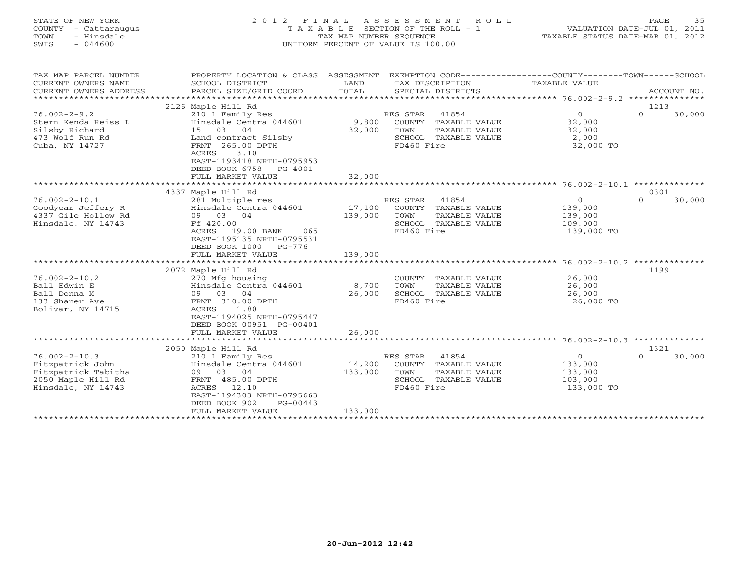STATE OF NEW YORK
COUNTY - Cattaraugus
TOWN - Hinsdale
SWIS - 044600

2 0 1 2 F I N A L A S S E S S M E N T R O L L
T A X A B L E SECTION OF THE ROLL - 1
TAX MAP NUMBER SEQUENCE
UNIFORM PERCENT OF VALUE IS 100.00

VALUATION DATE-JUL 01, 2011
TAXABLE STATUS DATE-MAR 01, 2012

| TAX MAP PARCEL NUMBER / CURRENT OWNERS NAME / CURRENT OWNERS ADDRESS | PROPERTY LOCATION & CLASS / SCHOOL DISTRICT / PARCEL SIZE/GRID COORD | ASSESSMENT LAND / TOTAL | EXEMPTION CODE / TAX DESCRIPTION / SPECIAL DISTRICTS | COUNTY TAXABLE VALUE | TOWN | SCHOOL / ACCOUNT NO. |
|---|---|---|---|---|---|---|
| 76.002-2-9.2 | 2126 Maple Hill Rd | | | | | 1213 |
| Stern Kenda Reiss L | 210 1 Family Res | | RES STAR 41854 | 0 | 0 | 30,000 |
| Silsby Richard | Hinsdale Centra 044601 | 9,800 | COUNTY TAXABLE VALUE | 32,000 | | |
| 473 Wolf Run Rd | 15 03 04 | 32,000 | TOWN TAXABLE VALUE | 32,000 | | |
| Cuba, NY 14727 | Land contract Silsby | | SCHOOL TAXABLE VALUE | 2,000 | | |
| | FRNT 265.00 DPTH | | FD460 Fire | 32,000 TO | | |
| | ACRES 3.10 | | | | | |
| | EAST-1193418 NRTH-0795953 | | | | | |
| | DEED BOOK 6758 PG-4001 | | | | | |
| | FULL MARKET VALUE | 32,000 | | | | |
| 76.002-2-10.1 | 4337 Maple Hill Rd | | | | | 0301 |
| Goodyear Jeffery R | 281 Multiple res | | RES STAR 41854 | 0 | 0 | 30,000 |
| 4337 Gile Hollow Rd | Hinsdale Centra 044601 | 17,100 | COUNTY TAXABLE VALUE | 139,000 | | |
| Hinsdale, NY 14743 | 09 03 04 | 139,000 | TOWN TAXABLE VALUE | 139,000 | | |
| | Ff 420.00 | | SCHOOL TAXABLE VALUE | 109,000 | | |
| | ACRES 19.00 BANK 065 | | FD460 Fire | 139,000 TO | | |
| | EAST-1195135 NRTH-0795531 | | | | | |
| | DEED BOOK 1000 PG-776 | | | | | |
| | FULL MARKET VALUE | 139,000 | | | | |
| 76.002-2-10.2 | 2072 Maple Hill Rd | | | | | 1199 |
| Ball Edwin E | 270 Mfg housing | | COUNTY TAXABLE VALUE | 26,000 | | |
| Ball Donna M | Hinsdale Centra 044601 | 8,700 | TOWN TAXABLE VALUE | 26,000 | | |
| 133 Shaner Ave | 09 03 04 | 26,000 | SCHOOL TAXABLE VALUE | 26,000 | | |
| Bolivar, NY 14715 | FRNT 310.00 DPTH | | FD460 Fire | 26,000 TO | | |
| | ACRES 1.80 | | | | | |
| | EAST-1194025 NRTH-0795447 | | | | | |
| | DEED BOOK 00951 PG-00401 | | | | | |
| | FULL MARKET VALUE | 26,000 | | | | |
| 76.002-2-10.3 | 2050 Maple Hill Rd | | | | | 1321 |
| Fitzpatrick John | 210 1 Family Res | | RES STAR 41854 | 0 | 0 | 30,000 |
| Fitzpatrick Tabitha | Hinsdale Centra 044601 | 14,200 | COUNTY TAXABLE VALUE | 133,000 | | |
| 2050 Maple Hill Rd | 09 03 04 | 133,000 | TOWN TAXABLE VALUE | 133,000 | | |
| Hinsdale, NY 14743 | FRNT 485.00 DPTH | | SCHOOL TAXABLE VALUE | 103,000 | | |
| | ACRES 12.10 | | FD460 Fire | 133,000 TO | | |
| | EAST-1194303 NRTH-0795663 | | | | | |
| | DEED BOOK 902 PG-00443 | | | | | |
| | FULL MARKET VALUE | 133,000 | | | | |

20-Jun-2012 12:42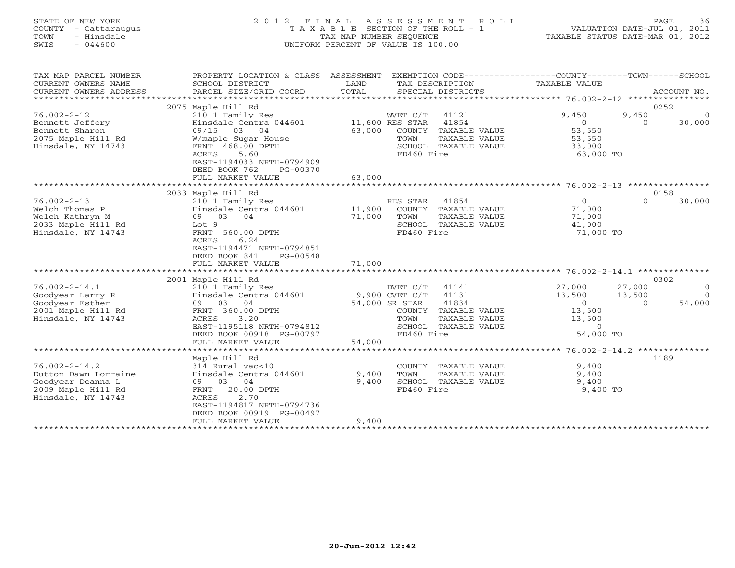STATE OF NEW YORK
COUNTY - Cattaraugus
TOWN - Hinsdale
SWIS - 044600

2 0 1 2 F I N A L A S S E S S M E N T R O L L
T A X A B L E SECTION OF THE ROLL - 1
TAX MAP NUMBER SEQUENCE
UNIFORM PERCENT OF VALUE IS 100.00

VALUATION DATE-JUL 01, 2011
TAXABLE STATUS DATE-MAR 01, 2012

| TAX MAP PARCEL NUMBER / CURRENT OWNERS NAME / CURRENT OWNERS ADDRESS | PROPERTY LOCATION & CLASS / SCHOOL DISTRICT / PARCEL SIZE/GRID COORD | ASSESSMENT LAND | TOTAL | EXEMPTION CODE / TAX DESCRIPTION / SPECIAL DISTRICTS | COUNTY TAXABLE VALUE | TOWN | SCHOOL | ACCOUNT NO. |
|---|---|---|---|---|---|---|---|---|
| | 2075 Maple Hill Rd | | | | | | | 0252 |
| 76.002-2-12 | 210 1 Family Res | | | WVET C/T 41121 | 9,450 | 9,450 | 0 | |
| Bennett Jeffery | Hinsdale Centra 044601 | 11,600 | | RES STAR 41854 | 0 | 0 | 30,000 | |
| Bennett Sharon | 09/15 03 04 | | 63,000 | COUNTY TAXABLE VALUE | 53,550 | | | |
| 2075 Maple Hill Rd | W/maple Sugar House | | | TOWN TAXABLE VALUE | 53,550 | | | |
| Hinsdale, NY 14743 | FRNT 468.00 DPTH | | | SCHOOL TAXABLE VALUE | 33,000 | | | |
| | ACRES 5.60 | | | FD460 Fire | 63,000 TO | | | |
| | EAST-1194033 NRTH-0794909 | | | | | | | |
| | DEED BOOK 762 PG-00370 | | | | | | | |
| | FULL MARKET VALUE | | 63,000 | | | | | |
| | 2033 Maple Hill Rd | | | | | | | 0158 |
| 76.002-2-13 | 210 1 Family Res | | | RES STAR 41854 | 0 | 0 | 30,000 | |
| Welch Thomas P | Hinsdale Centra 044601 | 11,900 | | COUNTY TAXABLE VALUE | 71,000 | | | |
| Welch Kathryn M | 09 03 04 | | 71,000 | TOWN TAXABLE VALUE | 71,000 | | | |
| 2033 Maple Hill Rd | Lot 9 | | | SCHOOL TAXABLE VALUE | 41,000 | | | |
| Hinsdale, NY 14743 | FRNT 560.00 DPTH | | | FD460 Fire | 71,000 TO | | | |
| | ACRES 6.24 | | | | | | | |
| | EAST-1194471 NRTH-0794851 | | | | | | | |
| | DEED BOOK 841 PG-00548 | | | | | | | |
| | FULL MARKET VALUE | | 71,000 | | | | | |
| | 2001 Maple Hill Rd | | | | | | | 0302 |
| 76.002-2-14.1 | 210 1 Family Res | | | DVET C/T 41141 | 27,000 | 27,000 | 0 | |
| Goodyear Larry R | Hinsdale Centra 044601 | 9,900 | | CVET C/T 41131 | 13,500 | 13,500 | 0 | |
| Goodyear Esther | 09 03 04 | | 54,000 | SR STAR 41834 | 0 | 0 | 54,000 | |
| 2001 Maple Hill Rd | FRNT 360.00 DPTH | | | COUNTY TAXABLE VALUE | 13,500 | | | |
| Hinsdale, NY 14743 | ACRES 3.20 | | | TOWN TAXABLE VALUE | 13,500 | | | |
| | EAST-1195118 NRTH-0794812 | | | SCHOOL TAXABLE VALUE | 0 | | | |
| | DEED BOOK 00918 PG-00797 | | | FD460 Fire | 54,000 TO | | | |
| | FULL MARKET VALUE | | 54,000 | | | | | |
| | Maple Hill Rd | | | | | | | 1189 |
| 76.002-2-14.2 | 314 Rural vac<10 | | | COUNTY TAXABLE VALUE | 9,400 | | | |
| Dutton Dawn Lorraine | Hinsdale Centra 044601 | 9,400 | | TOWN TAXABLE VALUE | 9,400 | | | |
| Goodyear Deanna L | 09 03 04 | | 9,400 | SCHOOL TAXABLE VALUE | 9,400 | | | |
| 2009 Maple Hill Rd | FRNT 20.00 DPTH | | | FD460 Fire | 9,400 TO | | | |
| Hinsdale, NY 14743 | ACRES 2.70 | | | | | | | |
| | EAST-1194817 NRTH-0794736 | | | | | | | |
| | DEED BOOK 00919 PG-00497 | | | | | | | |
| | FULL MARKET VALUE | | 9,400 | | | | | |

20-Jun-2012 12:42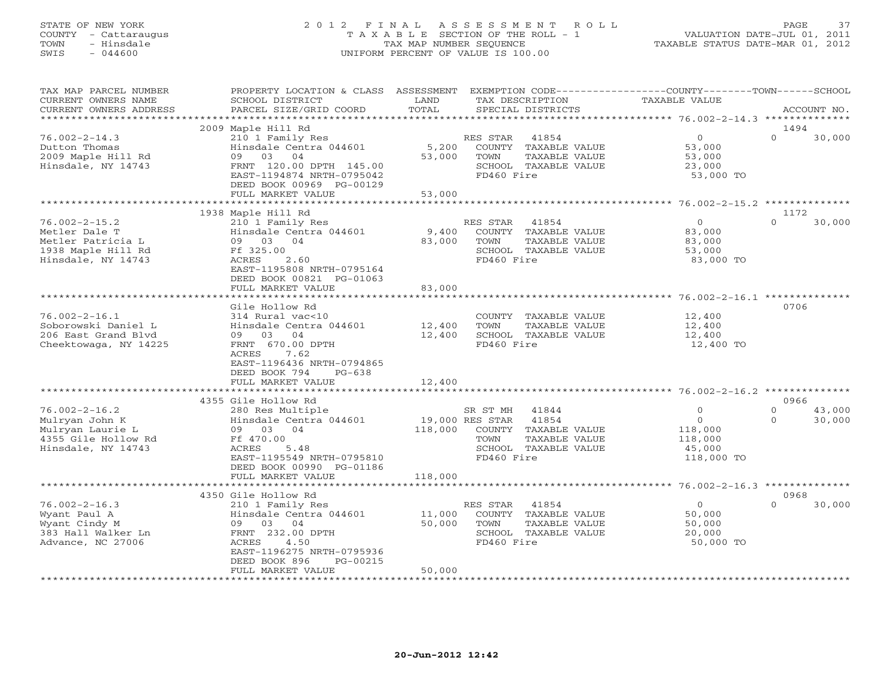STATE OF NEW YORK
COUNTY - Cattaraugus
TOWN - Hinsdale
SWIS - 044600

# 2012 FINAL ASSESSMENT ROLL

TAXABLE SECTION OF THE ROLL - 1
TAX MAP NUMBER SEQUENCE
UNIFORM PERCENT OF VALUE IS 100.00

VALUATION DATE-JUL 01, 2011
TAXABLE STATUS DATE-MAR 01, 2012

| TAX MAP PARCEL NUMBER / CURRENT OWNERS NAME / CURRENT OWNERS ADDRESS | PROPERTY LOCATION & CLASS / SCHOOL DISTRICT / PARCEL SIZE/GRID COORD | ASSESSMENT LAND / TOTAL | EXEMPTION CODE / TAX DESCRIPTION / SPECIAL DISTRICTS | COUNTY TAXABLE VALUE | TOWN | SCHOOL / ACCOUNT NO. |
|---|---|---|---|---|---|---|
| 76.002-2-14.3 | 2009 Maple Hill Rd | | | | | 1494 |
| 76.002-2-14.3 | 210 1 Family Res | | RES STAR 41854 | 0 | 0 | 30,000 |
| Dutton Thomas | Hinsdale Centra 044601 | 5,200 | COUNTY TAXABLE VALUE | 53,000 | | |
| 2009 Maple Hill Rd | 09 03 04 | 53,000 | TOWN TAXABLE VALUE | 53,000 | | |
| Hinsdale, NY 14743 | FRNT 120.00 DPTH 145.00 | | SCHOOL TAXABLE VALUE | 23,000 | | |
| | EAST-1194874 NRTH-0795042 | | FD460 Fire | 53,000 TO | | |
| | DEED BOOK 00969 PG-00129 | | | | | |
| | FULL MARKET VALUE | 53,000 | | | | |
| 76.002-2-15.2 | 1938 Maple Hill Rd | | | | | 1172 |
| 76.002-2-15.2 | 210 1 Family Res | | RES STAR 41854 | 0 | 0 | 30,000 |
| Metler Dale T | Hinsdale Centra 044601 | 9,400 | COUNTY TAXABLE VALUE | 83,000 | | |
| Metler Patricia L | 09 03 04 | 83,000 | TOWN TAXABLE VALUE | 83,000 | | |
| 1938 Maple Hill Rd | Ff 325.00 | | SCHOOL TAXABLE VALUE | 53,000 | | |
| Hinsdale, NY 14743 | ACRES 2.60 | | FD460 Fire | 83,000 TO | | |
| | EAST-1195808 NRTH-0795164 | | | | | |
| | DEED BOOK 00821 PG-01063 | | | | | |
| | FULL MARKET VALUE | 83,000 | | | | |
| 76.002-2-16.1 | Gile Hollow Rd | | | | | 0706 |
| 76.002-2-16.1 | 314 Rural vac<10 | | COUNTY TAXABLE VALUE | 12,400 | | |
| Soborowski Daniel L | Hinsdale Centra 044601 | 12,400 | TOWN TAXABLE VALUE | 12,400 | | |
| 206 East Grand Blvd | 09 03 04 | 12,400 | SCHOOL TAXABLE VALUE | 12,400 | | |
| Cheektowaga, NY 14225 | FRNT 670.00 DPTH | | FD460 Fire | 12,400 TO | | |
| | ACRES 7.62 | | | | | |
| | EAST-1196436 NRTH-0794865 | | | | | |
| | DEED BOOK 794 PG-638 | | | | | |
| | FULL MARKET VALUE | 12,400 | | | | |
| 76.002-2-16.2 | 4355 Gile Hollow Rd | | | | | 0966 |
| 76.002-2-16.2 | 280 Res Multiple | | SR ST MH 41844 | 0 | 0 | 43,000 |
| Mulryan John K | Hinsdale Centra 044601 | 19,000 | RES STAR 41854 | 0 | 0 | 30,000 |
| Mulryan Laurie L | 09 03 04 | 118,000 | COUNTY TAXABLE VALUE | 118,000 | | |
| 4355 Gile Hollow Rd | Ff 470.00 | | TOWN TAXABLE VALUE | 118,000 | | |
| Hinsdale, NY 14743 | ACRES 5.48 | | SCHOOL TAXABLE VALUE | 45,000 | | |
| | EAST-1195549 NRTH-0795810 | | FD460 Fire | 118,000 TO | | |
| | DEED BOOK 00990 PG-01186 | | | | | |
| | FULL MARKET VALUE | 118,000 | | | | |
| 76.002-2-16.3 | 4350 Gile Hollow Rd | | | | | 0968 |
| 76.002-2-16.3 | 210 1 Family Res | | RES STAR 41854 | 0 | 0 | 30,000 |
| Wyant Paul A | Hinsdale Centra 044601 | 11,000 | COUNTY TAXABLE VALUE | 50,000 | | |
| Wyant Cindy M | 09 03 04 | 50,000 | TOWN TAXABLE VALUE | 50,000 | | |
| 383 Hall Walker Ln | FRNT 232.00 DPTH | | SCHOOL TAXABLE VALUE | 20,000 | | |
| Advance, NC 27006 | ACRES 4.50 | | FD460 Fire | 50,000 TO | | |
| | EAST-1196275 NRTH-0795936 | | | | | |
| | DEED BOOK 896 PG-00215 | | | | | |
| | FULL MARKET VALUE | 50,000 | | | | |

20-Jun-2012 12:42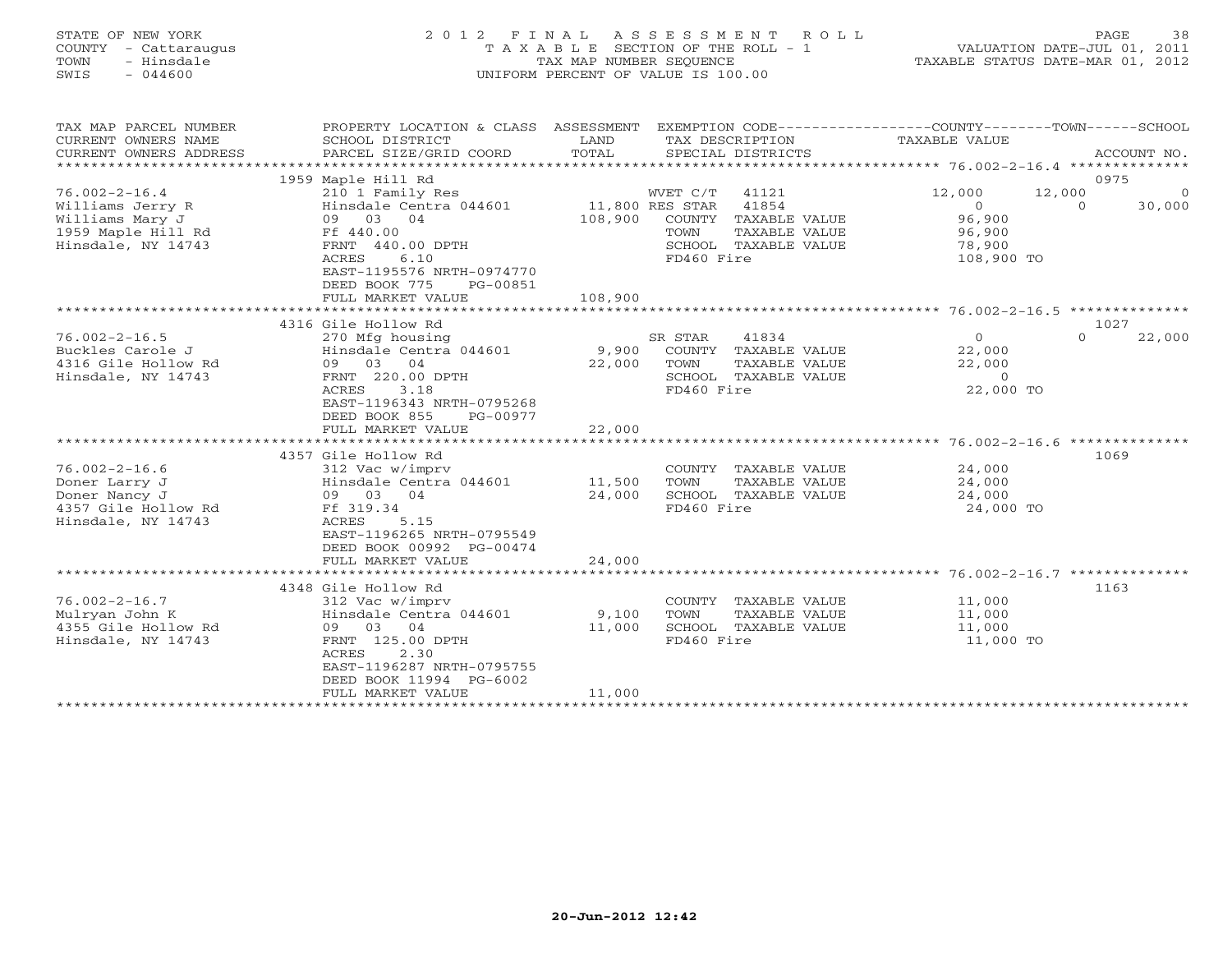STATE OF NEW YORK
COUNTY - Cattaraugus
TOWN - Hinsdale
SWIS - 044600

# 2012 FINAL ASSESSMENT ROLL
TAXABLE SECTION OF THE ROLL - 1
TAX MAP NUMBER SEQUENCE
UNIFORM PERCENT OF VALUE IS 100.00

VALUATION DATE-JUL 01, 2011
TAXABLE STATUS DATE-MAR 01, 2012

| TAX MAP PARCEL NUMBER / CURRENT OWNERS NAME / CURRENT OWNERS ADDRESS | PROPERTY LOCATION & CLASS / SCHOOL DISTRICT / PARCEL SIZE/GRID COORD | ASSESSMENT LAND / TOTAL | EXEMPTION CODE / TAX DESCRIPTION / SPECIAL DISTRICTS | COUNTY TAXABLE VALUE | TOWN | SCHOOL | ACCOUNT NO. |
|---|---|---|---|---|---|---|---|
| 76.002-2-16.4 | 1959 Maple Hill Rd | | | | | | 0975 |
| Williams Jerry R | 210 1 Family Res | | WVET C/T 41121 | 12,000 | 12,000 | 0 | |
| Williams Mary J | Hinsdale Centra 044601 | 11,800 | RES STAR 41854 | 0 | 0 | 30,000 | |
| 1959 Maple Hill Rd | 09 03 04 | 108,900 | COUNTY TAXABLE VALUE | 96,900 | | | |
| Hinsdale, NY 14743 | Ff 440.00 | | TOWN TAXABLE VALUE | 96,900 | | | |
| | FRNT 440.00 DPTH | | SCHOOL TAXABLE VALUE | 78,900 | | | |
| | ACRES 6.10 | | FD460 Fire | 108,900 TO | | | |
| | EAST-1195576 NRTH-0974770 | | | | | | |
| | DEED BOOK 775 PG-00851 | | | | | | |
| | FULL MARKET VALUE | 108,900 | | | | | |
| 76.002-2-16.5 | 4316 Gile Hollow Rd | | | | | | 1027 |
| Buckles Carole J | 270 Mfg housing | | SR STAR 41834 | 0 | 0 | 22,000 | |
| 4316 Gile Hollow Rd | Hinsdale Centra 044601 | 9,900 | COUNTY TAXABLE VALUE | 22,000 | | | |
| Hinsdale, NY 14743 | 09 03 04 | 22,000 | TOWN TAXABLE VALUE | 22,000 | | | |
| | FRNT 220.00 DPTH | | SCHOOL TAXABLE VALUE | 0 | | | |
| | ACRES 3.18 | | FD460 Fire | 22,000 TO | | | |
| | EAST-1196343 NRTH-0795268 | | | | | | |
| | DEED BOOK 855 PG-00977 | | | | | | |
| | FULL MARKET VALUE | 22,000 | | | | | |
| 76.002-2-16.6 | 4357 Gile Hollow Rd | | | | | | 1069 |
| Doner Larry J | 312 Vac w/imprv | | COUNTY TAXABLE VALUE | 24,000 | | | |
| Doner Nancy J | Hinsdale Centra 044601 | 11,500 | TOWN TAXABLE VALUE | 24,000 | | | |
| 4357 Gile Hollow Rd | 09 03 04 | 24,000 | SCHOOL TAXABLE VALUE | 24,000 | | | |
| Hinsdale, NY 14743 | Ff 319.34 | | FD460 Fire | 24,000 TO | | | |
| | ACRES 5.15 | | | | | | |
| | EAST-1196265 NRTH-0795549 | | | | | | |
| | DEED BOOK 00992 PG-00474 | | | | | | |
| | FULL MARKET VALUE | 24,000 | | | | | |
| 76.002-2-16.7 | 4348 Gile Hollow Rd | | | | | | 1163 |
| Mulryan John K | 312 Vac w/imprv | | COUNTY TAXABLE VALUE | 11,000 | | | |
| 4355 Gile Hollow Rd | Hinsdale Centra 044601 | 9,100 | TOWN TAXABLE VALUE | 11,000 | | | |
| Hinsdale, NY 14743 | 09 03 04 | 11,000 | SCHOOL TAXABLE VALUE | 11,000 | | | |
| | FRNT 125.00 DPTH | | FD460 Fire | 11,000 TO | | | |
| | ACRES 2.30 | | | | | | |
| | EAST-1196287 NRTH-0795755 | | | | | | |
| | DEED BOOK 11994 PG-6002 | | | | | | |
| | FULL MARKET VALUE | 11,000 | | | | | |

20-Jun-2012 12:42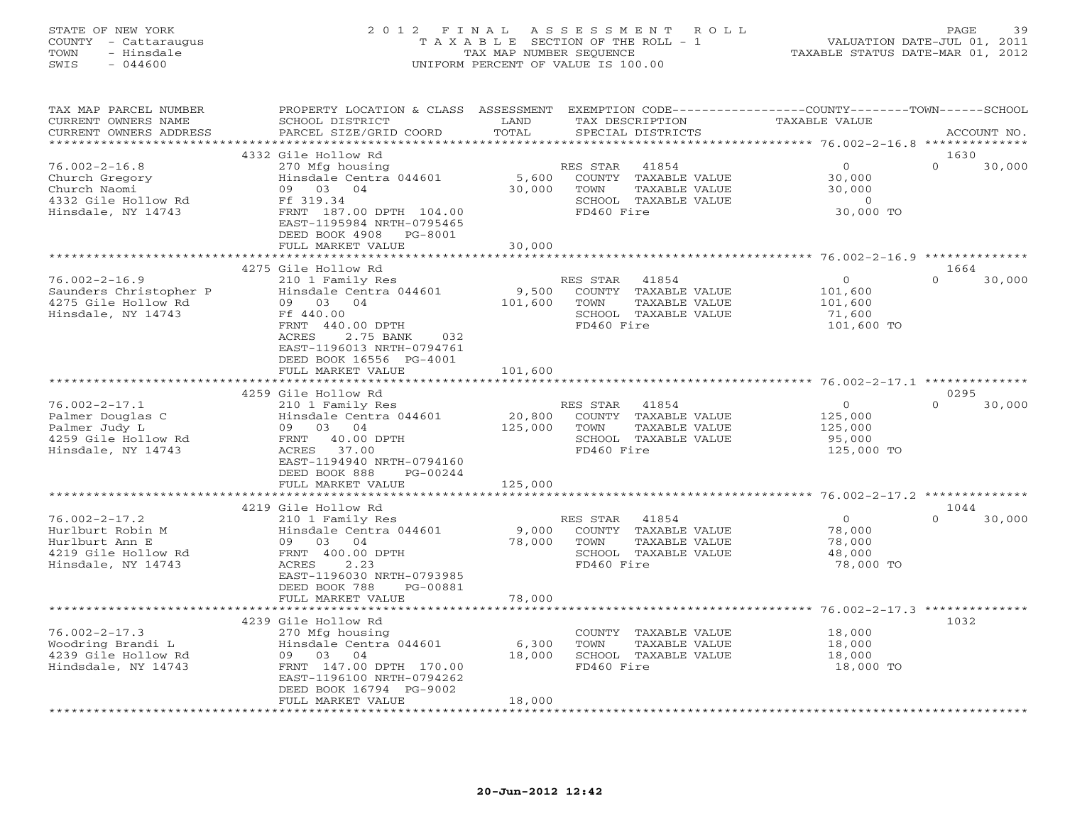STATE OF NEW YORK
COUNTY - Cattaraugus
TOWN - Hinsdale
SWIS - 044600

# 2012 FINAL ASSESSMENT ROLL
TAXABLE SECTION OF THE ROLL - 1
TAX MAP NUMBER SEQUENCE
UNIFORM PERCENT OF VALUE IS 100.00

VALUATION DATE-JUL 01, 2011
TAXABLE STATUS DATE-MAR 01, 2012

| TAX MAP PARCEL NUMBER / CURRENT OWNERS NAME / CURRENT OWNERS ADDRESS | PROPERTY LOCATION & CLASS / SCHOOL DISTRICT / PARCEL SIZE/GRID COORD | ASSESSMENT LAND / TOTAL | EXEMPTION CODE / TAX DESCRIPTION / SPECIAL DISTRICTS | COUNTY / TOWN TAXABLE VALUE | SCHOOL | ACCOUNT NO. |
|---|---|---|---|---|---|---|
| 76.002-2-16.8 | 4332 Gile Hollow Rd | | | | | 1630 |
| 76.002-2-16.8 | 270 Mfg housing | | RES STAR 41854 | 0 | 0 | 30,000 |
| Church Gregory | Hinsdale Centra 044601 | 5,600 | COUNTY TAXABLE VALUE | 30,000 | | |
| Church Naomi | 09 03 04 | 30,000 | TOWN TAXABLE VALUE | 30,000 | | |
| 4332 Gile Hollow Rd | Ff 319.34 | | SCHOOL TAXABLE VALUE | 0 | | |
| Hinsdale, NY 14743 | FRNT 187.00 DPTH 104.00 | | FD460 Fire | 30,000 TO | | |
| | EAST-1195984 NRTH-0795465 | | | | | |
| | DEED BOOK 4908 PG-8001 | | | | | |
| | FULL MARKET VALUE | 30,000 | | | | |
| 76.002-2-16.9 | 4275 Gile Hollow Rd | | | | | 1664 |
| 76.002-2-16.9 | 210 1 Family Res | | RES STAR 41854 | 0 | 0 | 30,000 |
| Saunders Christopher P | Hinsdale Centra 044601 | 9,500 | COUNTY TAXABLE VALUE | 101,600 | | |
| 4275 Gile Hollow Rd | 09 03 04 | 101,600 | TOWN TAXABLE VALUE | 101,600 | | |
| Hinsdale, NY 14743 | Ff 440.00 | | SCHOOL TAXABLE VALUE | 71,600 | | |
| | FRNT 440.00 DPTH | | FD460 Fire | 101,600 TO | | |
| | ACRES 2.75 BANK 032 | | | | | |
| | EAST-1196013 NRTH-0794761 | | | | | |
| | DEED BOOK 16556 PG-4001 | | | | | |
| | FULL MARKET VALUE | 101,600 | | | | |
| 76.002-2-17.1 | 4259 Gile Hollow Rd | | | | | 0295 |
| 76.002-2-17.1 | 210 1 Family Res | | RES STAR 41854 | 0 | 0 | 30,000 |
| Palmer Douglas C | Hinsdale Centra 044601 | 20,800 | COUNTY TAXABLE VALUE | 125,000 | | |
| Palmer Judy L | 09 03 04 | 125,000 | TOWN TAXABLE VALUE | 125,000 | | |
| 4259 Gile Hollow Rd | FRNT 40.00 DPTH | | SCHOOL TAXABLE VALUE | 95,000 | | |
| Hinsdale, NY 14743 | ACRES 37.00 | | FD460 Fire | 125,000 TO | | |
| | EAST-1194940 NRTH-0794160 | | | | | |
| | DEED BOOK 888 PG-00244 | | | | | |
| | FULL MARKET VALUE | 125,000 | | | | |
| 76.002-2-17.2 | 4219 Gile Hollow Rd | | | | | 1044 |
| 76.002-2-17.2 | 210 1 Family Res | | RES STAR 41854 | 0 | 0 | 30,000 |
| Hurlburt Robin M | Hinsdale Centra 044601 | 9,000 | COUNTY TAXABLE VALUE | 78,000 | | |
| Hurlburt Ann E | 09 03 04 | 78,000 | TOWN TAXABLE VALUE | 78,000 | | |
| 4219 Gile Hollow Rd | FRNT 400.00 DPTH | | SCHOOL TAXABLE VALUE | 48,000 | | |
| Hinsdale, NY 14743 | ACRES 2.23 | | FD460 Fire | 78,000 TO | | |
| | EAST-1196030 NRTH-0793985 | | | | | |
| | DEED BOOK 788 PG-00881 | | | | | |
| | FULL MARKET VALUE | 78,000 | | | | |
| 76.002-2-17.3 | 4239 Gile Hollow Rd | | | | | 1032 |
| 76.002-2-17.3 | 270 Mfg housing | | COUNTY TAXABLE VALUE | 18,000 | | |
| Woodring Brandi L | Hinsdale Centra 044601 | 6,300 | TOWN TAXABLE VALUE | 18,000 | | |
| 4239 Gile Hollow Rd | 09 03 04 | 18,000 | SCHOOL TAXABLE VALUE | 18,000 | | |
| Hindsdale, NY 14743 | FRNT 147.00 DPTH 170.00 | | FD460 Fire | 18,000 TO | | |
| | EAST-1196100 NRTH-0794262 | | | | | |
| | DEED BOOK 16794 PG-9002 | | | | | |
| | FULL MARKET VALUE | 18,000 | | | | |

20-Jun-2012 12:42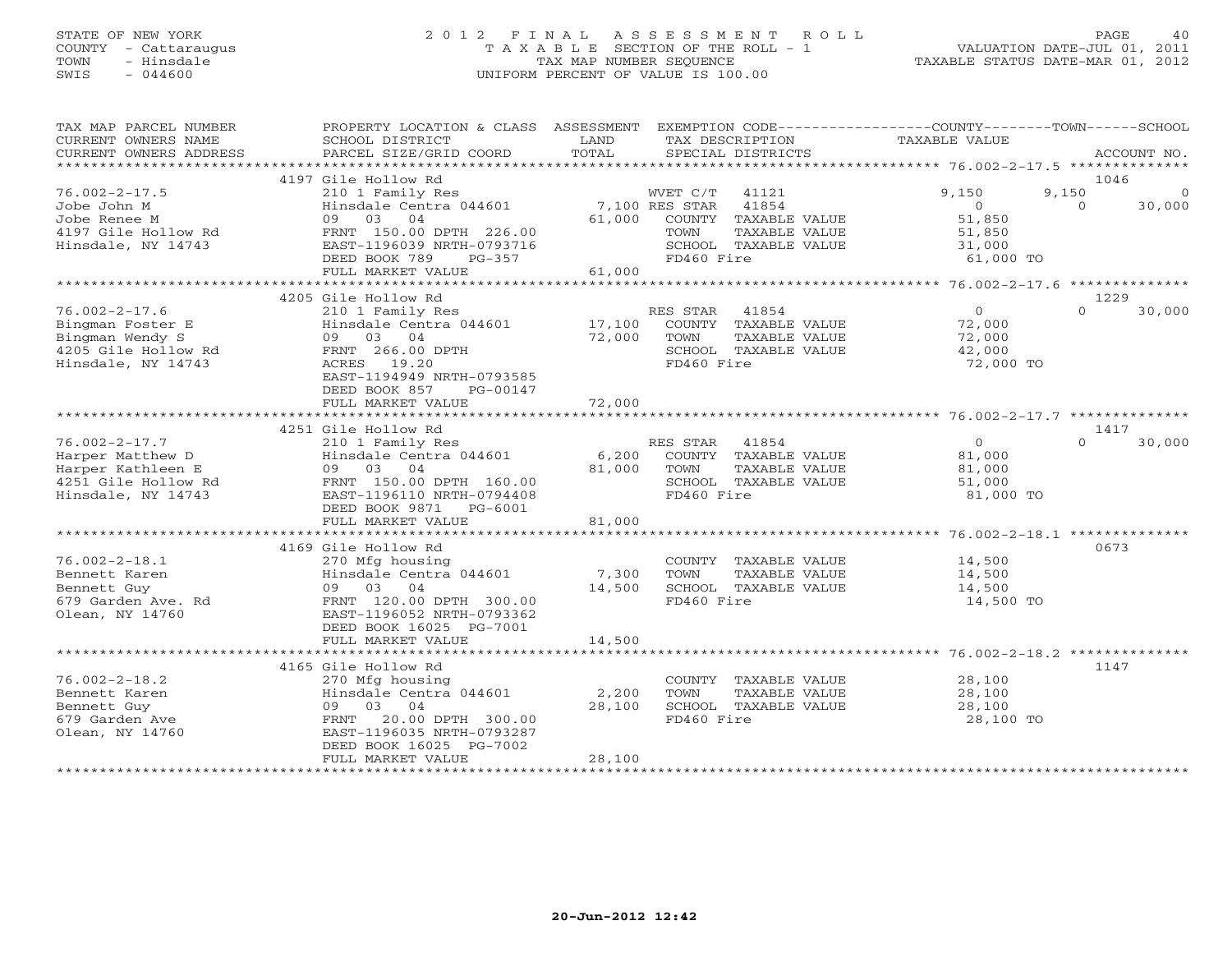STATE OF NEW YORK
COUNTY - Cattaraugus
TOWN - Hinsdale
SWIS - 044600

# 2012 FINAL ASSESSMENT ROLL
TAXABLE SECTION OF THE ROLL - 1
TAX MAP NUMBER SEQUENCE
UNIFORM PERCENT OF VALUE IS 100.00

VALUATION DATE-JUL 01, 2011
TAXABLE STATUS DATE-MAR 01, 2012

| TAX MAP PARCEL NUMBER / CURRENT OWNERS NAME / CURRENT OWNERS ADDRESS | PROPERTY LOCATION & CLASS / SCHOOL DISTRICT / PARCEL SIZE/GRID COORD | ASSESSMENT LAND | TOTAL | EXEMPTION CODE / TAX DESCRIPTION / SPECIAL DISTRICTS | COUNTY TAXABLE VALUE | TOWN | SCHOOL | ACCOUNT NO. |
|---|---|---|---|---|---|---|---|---|
| **76.002-2-17.5** | 4197 Gile Hollow Rd | | | | | | | 1046 |
| Jobe John M | 210 1 Family Res | | | WVET C/T 41121 | 9,150 | 9,150 | 0 | |
| Jobe Renee M | Hinsdale Centra 044601 | 7,100 | | RES STAR 41854 | 0 | 0 | 30,000 | |
| 4197 Gile Hollow Rd | 09 03 04 | | 61,000 | COUNTY TAXABLE VALUE | 51,850 | | | |
| Hinsdale, NY 14743 | FRNT 150.00 DPTH 226.00 | | | TOWN TAXABLE VALUE | 51,850 | | | |
| | EAST-1196039 NRTH-0793716 | | | SCHOOL TAXABLE VALUE | 31,000 | | | |
| | DEED BOOK 789 PG-357 | | | FD460 Fire | 61,000 TO | | | |
| | FULL MARKET VALUE | | 61,000 | | | | | |
| **76.002-2-17.6** | 4205 Gile Hollow Rd | | | | | | | 1229 |
| Bingman Foster E | 210 1 Family Res | | | RES STAR 41854 | 0 | 0 | 30,000 | |
| Bingman Wendy S | Hinsdale Centra 044601 | 17,100 | | COUNTY TAXABLE VALUE | 72,000 | | | |
| 4205 Gile Hollow Rd | 09 03 04 | | 72,000 | TOWN TAXABLE VALUE | 72,000 | | | |
| Hinsdale, NY 14743 | FRNT 266.00 DPTH | | | SCHOOL TAXABLE VALUE | 42,000 | | | |
| | ACRES 19.20 | | | FD460 Fire | 72,000 TO | | | |
| | EAST-1194949 NRTH-0793585 | | | | | | | |
| | DEED BOOK 857 PG-00147 | | | | | | | |
| | FULL MARKET VALUE | | 72,000 | | | | | |
| **76.002-2-17.7** | 4251 Gile Hollow Rd | | | | | | | 1417 |
| Harper Matthew D | 210 1 Family Res | | | RES STAR 41854 | 0 | 0 | 30,000 | |
| Harper Kathleen E | Hinsdale Centra 044601 | 6,200 | | COUNTY TAXABLE VALUE | 81,000 | | | |
| 4251 Gile Hollow Rd | 09 03 04 | | 81,000 | TOWN TAXABLE VALUE | 81,000 | | | |
| Hinsdale, NY 14743 | FRNT 150.00 DPTH 160.00 | | | SCHOOL TAXABLE VALUE | 51,000 | | | |
| | EAST-1196110 NRTH-0794408 | | | FD460 Fire | 81,000 TO | | | |
| | DEED BOOK 9871 PG-6001 | | | | | | | |
| | FULL MARKET VALUE | | 81,000 | | | | | |
| **76.002-2-18.1** | 4169 Gile Hollow Rd | | | | | | | 0673 |
| Bennett Karen | 270 Mfg housing | | | COUNTY TAXABLE VALUE | 14,500 | | | |
| Bennett Guy | Hinsdale Centra 044601 | 7,300 | | TOWN TAXABLE VALUE | 14,500 | | | |
| 679 Garden Ave. Rd | 09 03 04 | | 14,500 | SCHOOL TAXABLE VALUE | 14,500 | | | |
| Olean, NY 14760 | FRNT 120.00 DPTH 300.00 | | | FD460 Fire | 14,500 TO | | | |
| | EAST-1196052 NRTH-0793362 | | | | | | | |
| | DEED BOOK 16025 PG-7001 | | | | | | | |
| | FULL MARKET VALUE | | 14,500 | | | | | |
| **76.002-2-18.2** | 4165 Gile Hollow Rd | | | | | | | 1147 |
| Bennett Karen | 270 Mfg housing | | | COUNTY TAXABLE VALUE | 28,100 | | | |
| Bennett Guy | Hinsdale Centra 044601 | 2,200 | | TOWN TAXABLE VALUE | 28,100 | | | |
| 679 Garden Ave | 09 03 04 | | 28,100 | SCHOOL TAXABLE VALUE | 28,100 | | | |
| Olean, NY 14760 | FRNT 20.00 DPTH 300.00 | | | FD460 Fire | 28,100 TO | | | |
| | EAST-1196035 NRTH-0793287 | | | | | | | |
| | DEED BOOK 16025 PG-7002 | | | | | | | |
| | FULL MARKET VALUE | | 28,100 | | | | | |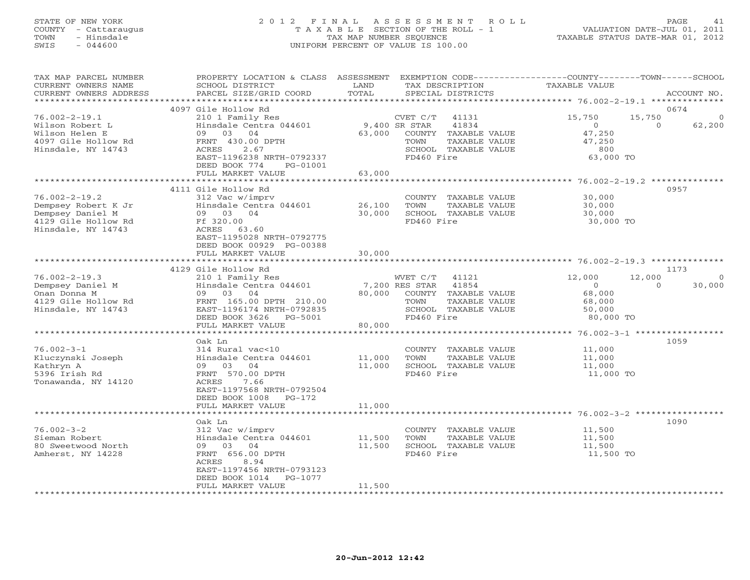STATE OF NEW YORK
COUNTY - Cattaraugus
TOWN - Hinsdale
SWIS - 044600

# 2012 FINAL ASSESSMENT ROLL
TAXABLE SECTION OF THE ROLL - 1
TAX MAP NUMBER SEQUENCE
UNIFORM PERCENT OF VALUE IS 100.00

VALUATION DATE-JUL 01, 2011
TAXABLE STATUS DATE-MAR 01, 2012

| TAX MAP PARCEL NUMBER<br>CURRENT OWNERS NAME<br>CURRENT OWNERS ADDRESS | PROPERTY LOCATION & CLASS<br>SCHOOL DISTRICT<br>PARCEL SIZE/GRID COORD | ASSESSMENT<br>LAND<br>TOTAL | EXEMPTION CODE<br>TAX DESCRIPTION<br>SPECIAL DISTRICTS | COUNTY<br>TAXABLE VALUE | TOWN | SCHOOL<br>ACCOUNT NO. |
|---|---|---|---|---|---|---|
| **76.002-2-19.1** | 4097 Gile Hollow Rd | | | | | 0674 |
| 76.002-2-19.1 | 210 1 Family Res | | CVET C/T 41131 | 15,750 | 15,750 | 0 |
| Wilson Robert L | Hinsdale Centra 044601 | 9,400 | SR STAR 41834 | 0 | 0 | 62,200 |
| Wilson Helen E | 09 03 04 | 63,000 | COUNTY TAXABLE VALUE | 47,250 | | |
| 4097 Gile Hollow Rd | FRNT 430.00 DPTH | | TOWN TAXABLE VALUE | 47,250 | | |
| Hinsdale, NY 14743 | ACRES 2.67 | | SCHOOL TAXABLE VALUE | 800 | | |
| | EAST-1196238 NRTH-0792337 | | FD460 Fire | 63,000 TO | | |
| | DEED BOOK 774 PG-01001 | | | | | |
| | FULL MARKET VALUE | 63,000 | | | | |
| **76.002-2-19.2** | 4111 Gile Hollow Rd | | | | | 0957 |
| 76.002-2-19.2 | 312 Vac w/imprv | | COUNTY TAXABLE VALUE | 30,000 | | |
| Dempsey Robert K Jr | Hinsdale Centra 044601 | 26,100 | TOWN TAXABLE VALUE | 30,000 | | |
| Dempsey Daniel M | 09 03 04 | 30,000 | SCHOOL TAXABLE VALUE | 30,000 | | |
| 4129 Gile Hollow Rd | Ff 320.00 | | FD460 Fire | 30,000 TO | | |
| Hinsdale, NY 14743 | ACRES 63.60 | | | | | |
| | EAST-1195028 NRTH-0792775 | | | | | |
| | DEED BOOK 00929 PG-00388 | | | | | |
| | FULL MARKET VALUE | 30,000 | | | | |
| **76.002-2-19.3** | 4129 Gile Hollow Rd | | | | | 1173 |
| 76.002-2-19.3 | 210 1 Family Res | | WVET C/T 41121 | 12,000 | 12,000 | 0 |
| Dempsey Daniel M | Hinsdale Centra 044601 | 7,200 | RES STAR 41854 | 0 | 0 | 30,000 |
| Onan Donna M | 09 03 04 | 80,000 | COUNTY TAXABLE VALUE | 68,000 | | |
| 4129 Gile Hollow Rd | FRNT 165.00 DPTH 210.00 | | TOWN TAXABLE VALUE | 68,000 | | |
| Hinsdale, NY 14743 | EAST-1196174 NRTH-0792835 | | SCHOOL TAXABLE VALUE | 50,000 | | |
| | DEED BOOK 3626 PG-5001 | | FD460 Fire | 80,000 TO | | |
| | FULL MARKET VALUE | 80,000 | | | | |
| **76.002-3-1** | Oak Ln | | | | | 1059 |
| 76.002-3-1 | 314 Rural vac<10 | | COUNTY TAXABLE VALUE | 11,000 | | |
| Kluczynski Joseph | Hinsdale Centra 044601 | 11,000 | TOWN TAXABLE VALUE | 11,000 | | |
| Kathryn A | 09 03 04 | 11,000 | SCHOOL TAXABLE VALUE | 11,000 | | |
| 5396 Irish Rd | FRNT 570.00 DPTH | | FD460 Fire | 11,000 TO | | |
| Tonawanda, NY 14120 | ACRES 7.66 | | | | | |
| | EAST-1197568 NRTH-0792504 | | | | | |
| | DEED BOOK 1008 PG-172 | | | | | |
| | FULL MARKET VALUE | 11,000 | | | | |
| **76.002-3-2** | Oak Ln | | | | | 1090 |
| 76.002-3-2 | 312 Vac w/imprv | | COUNTY TAXABLE VALUE | 11,500 | | |
| Sieman Robert | Hinsdale Centra 044601 | 11,500 | TOWN TAXABLE VALUE | 11,500 | | |
| 80 Sweetwood North | 09 03 04 | 11,500 | SCHOOL TAXABLE VALUE | 11,500 | | |
| Amherst, NY 14228 | FRNT 656.00 DPTH | | FD460 Fire | 11,500 TO | | |
| | ACRES 8.94 | | | | | |
| | EAST-1197456 NRTH-0793123 | | | | | |
| | DEED BOOK 1014 PG-1077 | | | | | |
| | FULL MARKET VALUE | 11,500 | | | | |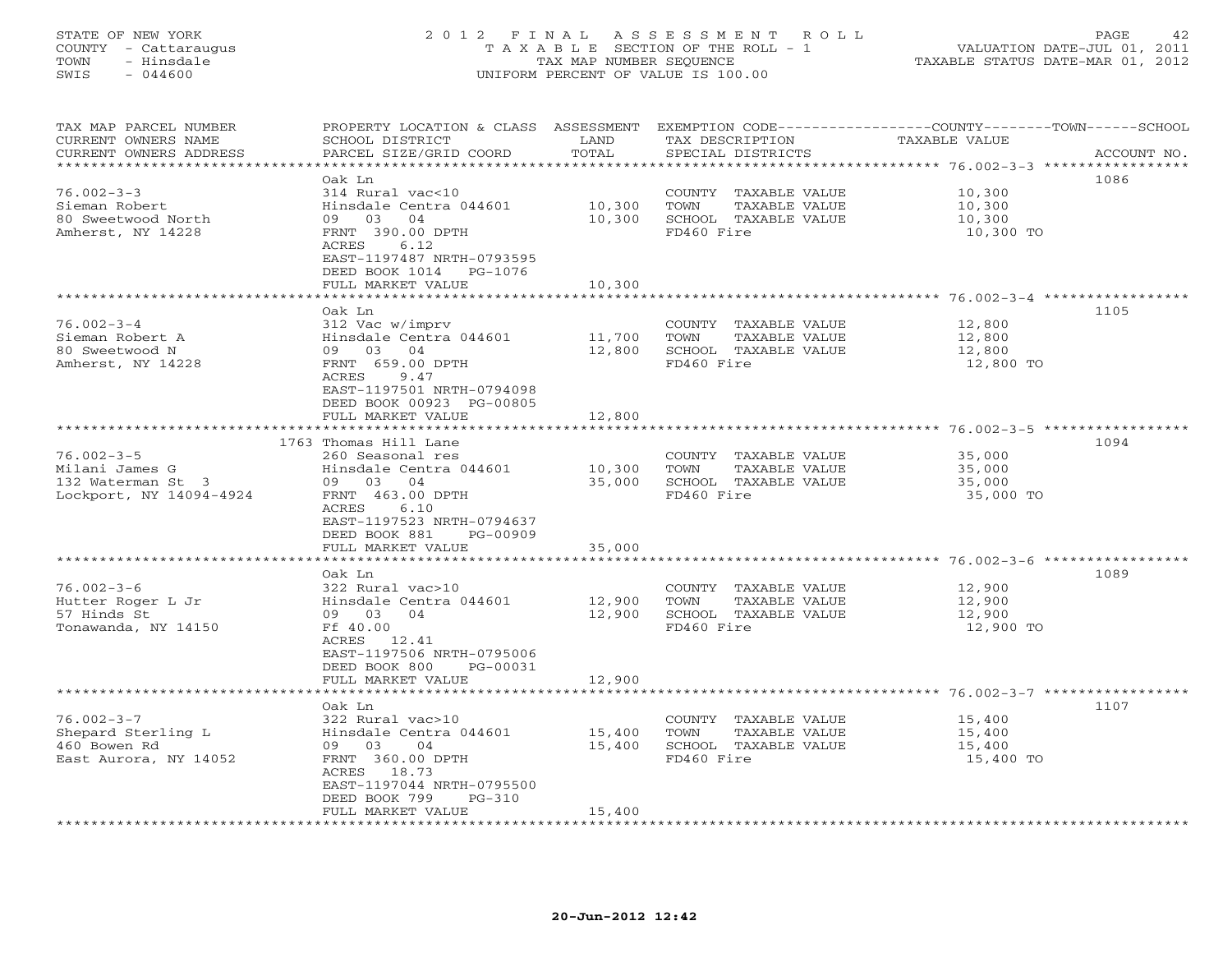STATE OF NEW YORK
COUNTY - Cattaraugus
TOWN - Hinsdale
SWIS - 044600

2012 FINAL ASSESSMENT ROLL
TAXABLE SECTION OF THE ROLL - 1
TAX MAP NUMBER SEQUENCE
UNIFORM PERCENT OF VALUE IS 100.00

VALUATION DATE-JUL 01, 2011
TAXABLE STATUS DATE-MAR 01, 2012

| TAX MAP PARCEL NUMBER / CURRENT OWNERS NAME / CURRENT OWNERS ADDRESS | PROPERTY LOCATION & CLASS / SCHOOL DISTRICT / PARCEL SIZE/GRID COORD | ASSESSMENT LAND / TOTAL | EXEMPTION CODE / TAX DESCRIPTION / SPECIAL DISTRICTS | TAXABLE VALUE (COUNTY / TOWN / SCHOOL) | ACCOUNT NO. |
|---|---|---|---|---|---|
| 76.002-3-3 | Oak Ln | | | | 1086 |
| 76.002-3-3 | 314 Rural vac<10 | | COUNTY TAXABLE VALUE | 10,300 | |
| Sieman Robert | Hinsdale Centra 044601 | 10,300 | TOWN TAXABLE VALUE | 10,300 | |
| 80 Sweetwood North | 09 03 04 | 10,300 | SCHOOL TAXABLE VALUE | 10,300 | |
| Amherst, NY 14228 | FRNT 390.00 DPTH | | FD460 Fire | 10,300 TO | |
| | ACRES 6.12 | | | | |
| | EAST-1197487 NRTH-0793595 | | | | |
| | DEED BOOK 1014 PG-1076 | | | | |
| | FULL MARKET VALUE | 10,300 | | | |
| 76.002-3-4 | Oak Ln | | | | 1105 |
| 76.002-3-4 | 312 Vac w/imprv | | COUNTY TAXABLE VALUE | 12,800 | |
| Sieman Robert A | Hinsdale Centra 044601 | 11,700 | TOWN TAXABLE VALUE | 12,800 | |
| 80 Sweetwood N | 09 03 04 | 12,800 | SCHOOL TAXABLE VALUE | 12,800 | |
| Amherst, NY 14228 | FRNT 659.00 DPTH | | FD460 Fire | 12,800 TO | |
| | ACRES 9.47 | | | | |
| | EAST-1197501 NRTH-0794098 | | | | |
| | DEED BOOK 00923 PG-00805 | | | | |
| | FULL MARKET VALUE | 12,800 | | | |
| 76.002-3-5 | 1763 Thomas Hill Lane | | | | 1094 |
| 76.002-3-5 | 260 Seasonal res | | COUNTY TAXABLE VALUE | 35,000 | |
| Milani James G | Hinsdale Centra 044601 | 10,300 | TOWN TAXABLE VALUE | 35,000 | |
| 132 Waterman St 3 | 09 03 04 | 35,000 | SCHOOL TAXABLE VALUE | 35,000 | |
| Lockport, NY 14094-4924 | FRNT 463.00 DPTH | | FD460 Fire | 35,000 TO | |
| | ACRES 6.10 | | | | |
| | EAST-1197523 NRTH-0794637 | | | | |
| | DEED BOOK 881 PG-00909 | | | | |
| | FULL MARKET VALUE | 35,000 | | | |
| 76.002-3-6 | Oak Ln | | | | 1089 |
| 76.002-3-6 | 322 Rural vac>10 | | COUNTY TAXABLE VALUE | 12,900 | |
| Hutter Roger L Jr | Hinsdale Centra 044601 | 12,900 | TOWN TAXABLE VALUE | 12,900 | |
| 57 Hinds St | 09 03 04 | 12,900 | SCHOOL TAXABLE VALUE | 12,900 | |
| Tonawanda, NY 14150 | Ff 40.00 | | FD460 Fire | 12,900 TO | |
| | ACRES 12.41 | | | | |
| | EAST-1197506 NRTH-0795006 | | | | |
| | DEED BOOK 800 PG-00031 | | | | |
| | FULL MARKET VALUE | 12,900 | | | |
| 76.002-3-7 | Oak Ln | | | | 1107 |
| 76.002-3-7 | 322 Rural vac>10 | | COUNTY TAXABLE VALUE | 15,400 | |
| Shepard Sterling L | Hinsdale Centra 044601 | 15,400 | TOWN TAXABLE VALUE | 15,400 | |
| 460 Bowen Rd | 09 03 04 | 15,400 | SCHOOL TAXABLE VALUE | 15,400 | |
| East Aurora, NY 14052 | FRNT 360.00 DPTH | | FD460 Fire | 15,400 TO | |
| | ACRES 18.73 | | | | |
| | EAST-1197044 NRTH-0795500 | | | | |
| | DEED BOOK 799 PG-310 | | | | |
| | FULL MARKET VALUE | 15,400 | | | |

20-Jun-2012 12:42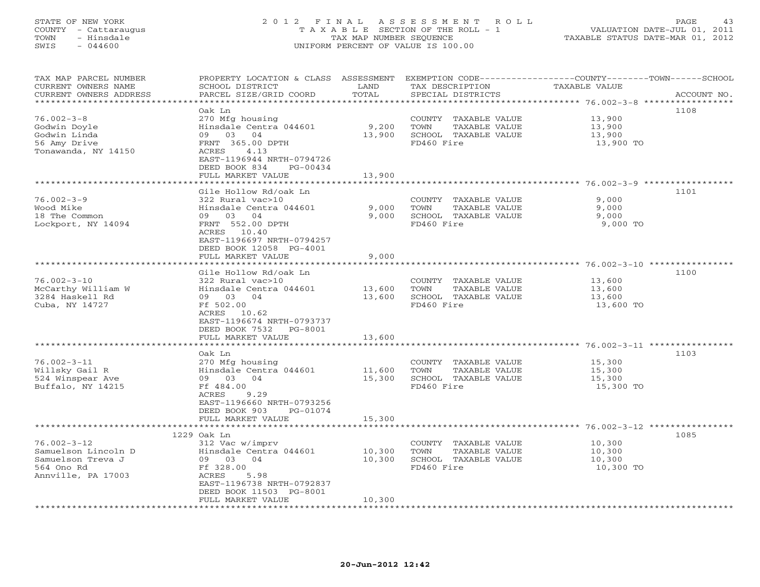STATE OF NEW YORK
COUNTY - Cattaraugus
TOWN - Hinsdale
SWIS - 044600

2 0 1 2 F I N A L A S S E S S M E N T R O L L
T A X A B L E SECTION OF THE ROLL - 1
TAX MAP NUMBER SEQUENCE
UNIFORM PERCENT OF VALUE IS 100.00

VALUATION DATE-JUL 01, 2011
TAXABLE STATUS DATE-MAR 01, 2012

| TAX MAP PARCEL NUMBER / CURRENT OWNERS NAME / CURRENT OWNERS ADDRESS | PROPERTY LOCATION & CLASS / SCHOOL DISTRICT / PARCEL SIZE/GRID COORD | ASSESSMENT LAND / TOTAL | EXEMPTION CODE / TAX DESCRIPTION / SPECIAL DISTRICTS | COUNTY--------TOWN------SCHOOL TAXABLE VALUE | ACCOUNT NO. |
|---|---|---|---|---|---|
| 76.002-3-8 | Oak Ln | | | | 1108 |
| | 270 Mfg housing | | COUNTY TAXABLE VALUE | 13,900 | |
| Godwin Doyle | Hinsdale Centra 044601 | 9,200 | TOWN TAXABLE VALUE | 13,900 | |
| Godwin Linda | 09 03 04 | 13,900 | SCHOOL TAXABLE VALUE | 13,900 | |
| 56 Amy Drive | FRNT 365.00 DPTH | | FD460 Fire | 13,900 TO | |
| Tonawanda, NY 14150 | ACRES 4.13 | | | | |
| | EAST-1196944 NRTH-0794726 | | | | |
| | DEED BOOK 834 PG-00434 | | | | |
| | FULL MARKET VALUE | 13,900 | | | |
| 76.002-3-9 | Gile Hollow Rd/oak Ln | | | | 1101 |
| | 322 Rural vac>10 | | COUNTY TAXABLE VALUE | 9,000 | |
| Wood Mike | Hinsdale Centra 044601 | 9,000 | TOWN TAXABLE VALUE | 9,000 | |
| 18 The Common | 09 03 04 | 9,000 | SCHOOL TAXABLE VALUE | 9,000 | |
| Lockport, NY 14094 | FRNT 552.00 DPTH | | FD460 Fire | 9,000 TO | |
| | ACRES 10.40 | | | | |
| | EAST-1196697 NRTH-0794257 | | | | |
| | DEED BOOK 12058 PG-4001 | | | | |
| | FULL MARKET VALUE | 9,000 | | | |
| 76.002-3-10 | Gile Hollow Rd/oak Ln | | | | 1100 |
| | 322 Rural vac>10 | | COUNTY TAXABLE VALUE | 13,600 | |
| McCarthy William W | Hinsdale Centra 044601 | 13,600 | TOWN TAXABLE VALUE | 13,600 | |
| 3284 Haskell Rd | 09 03 04 | 13,600 | SCHOOL TAXABLE VALUE | 13,600 | |
| Cuba, NY 14727 | Ff 502.00 | | FD460 Fire | 13,600 TO | |
| | ACRES 10.62 | | | | |
| | EAST-1196674 NRTH-0793737 | | | | |
| | DEED BOOK 7532 PG-8001 | | | | |
| | FULL MARKET VALUE | 13,600 | | | |
| 76.002-3-11 | Oak Ln | | | | 1103 |
| | 270 Mfg housing | | COUNTY TAXABLE VALUE | 15,300 | |
| Willsky Gail R | Hinsdale Centra 044601 | 11,600 | TOWN TAXABLE VALUE | 15,300 | |
| 524 Winspear Ave | 09 03 04 | 15,300 | SCHOOL TAXABLE VALUE | 15,300 | |
| Buffalo, NY 14215 | Ff 484.00 | | FD460 Fire | 15,300 TO | |
| | ACRES 9.29 | | | | |
| | EAST-1196660 NRTH-0793256 | | | | |
| | DEED BOOK 903 PG-01074 | | | | |
| | FULL MARKET VALUE | 15,300 | | | |
| 76.002-3-12 | 1229 Oak Ln | | | | 1085 |
| | 312 Vac w/imprv | | COUNTY TAXABLE VALUE | 10,300 | |
| Samuelson Lincoln D | Hinsdale Centra 044601 | 10,300 | TOWN TAXABLE VALUE | 10,300 | |
| Samuelson Treva J | 09 03 04 | 10,300 | SCHOOL TAXABLE VALUE | 10,300 | |
| 564 Ono Rd | Ff 328.00 | | FD460 Fire | 10,300 TO | |
| Annville, PA 17003 | ACRES 5.98 | | | | |
| | EAST-1196738 NRTH-0792837 | | | | |
| | DEED BOOK 11503 PG-8001 | | | | |
| | FULL MARKET VALUE | 10,300 | | | |

20-Jun-2012 12:42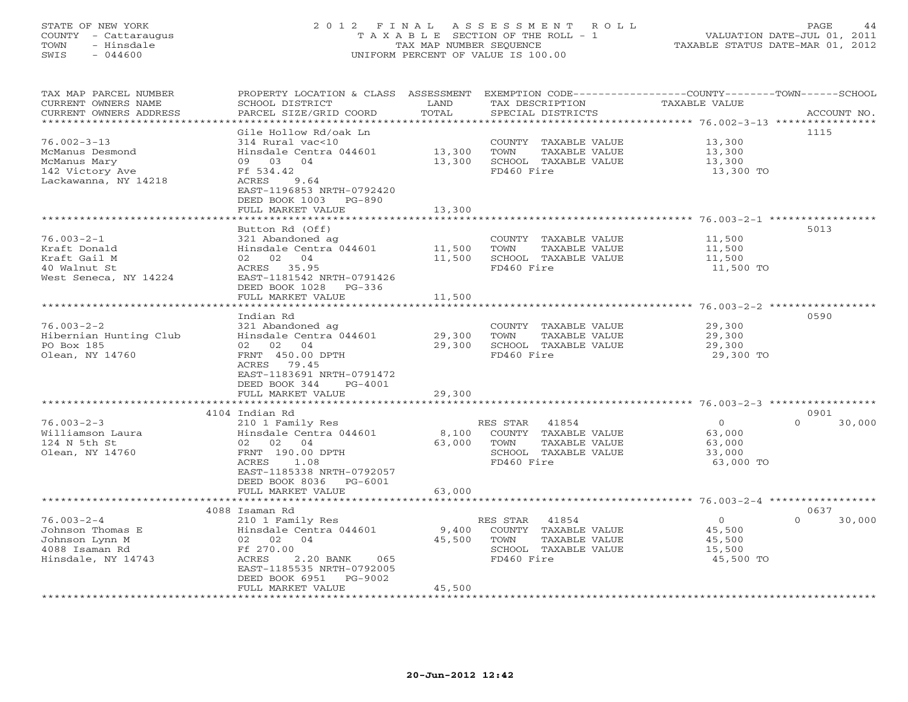STATE OF NEW YORK
COUNTY - Cattaraugus
TOWN - Hinsdale
SWIS - 044600

# 2012 FINAL ASSESSMENT ROLL

TAXABLE SECTION OF THE ROLL - 1
TAX MAP NUMBER SEQUENCE
UNIFORM PERCENT OF VALUE IS 100.00

VALUATION DATE-JUL 01, 2011
TAXABLE STATUS DATE-MAR 01, 2012

| TAX MAP PARCEL NUMBER / CURRENT OWNERS NAME / CURRENT OWNERS ADDRESS | PROPERTY LOCATION & CLASS / SCHOOL DISTRICT / PARCEL SIZE/GRID COORD | ASSESSMENT LAND | TOTAL | EXEMPTION CODE / TAX DESCRIPTION / SPECIAL DISTRICTS | COUNTY/TOWN/SCHOOL TAXABLE VALUE | ACCOUNT NO. |
|---|---|---|---|---|---|---|
| 76.002-3-13 | Gile Hollow Rd/oak Ln | | | | | 1115 |
| McManus Desmond | 314 Rural vac<10 | | | COUNTY TAXABLE VALUE | 13,300 | |
| McManus Mary | Hinsdale Centra 044601 | 13,300 | | TOWN TAXABLE VALUE | 13,300 | |
| 142 Victory Ave | 09 03 04 | | 13,300 | SCHOOL TAXABLE VALUE | 13,300 | |
| Lackawanna, NY 14218 | Ff 534.42 | | | FD460 Fire | 13,300 TO | |
| | ACRES 9.64 | | | | | |
| | EAST-1196853 NRTH-0792420 | | | | | |
| | DEED BOOK 1003 PG-890 | | | | | |
| | FULL MARKET VALUE | | 13,300 | | | |
| 76.003-2-1 | Button Rd (Off) | | | | | 5013 |
| Kraft Donald | 321 Abandoned ag | | | COUNTY TAXABLE VALUE | 11,500 | |
| Kraft Gail M | Hinsdale Centra 044601 | 11,500 | | TOWN TAXABLE VALUE | 11,500 | |
| 40 Walnut St | 02 02 04 | | 11,500 | SCHOOL TAXABLE VALUE | 11,500 | |
| West Seneca, NY 14224 | ACRES 35.95 | | | FD460 Fire | 11,500 TO | |
| | EAST-1181542 NRTH-0791426 | | | | | |
| | DEED BOOK 1028 PG-336 | | | | | |
| | FULL MARKET VALUE | | 11,500 | | | |
| 76.003-2-2 | Indian Rd | | | | | 0590 |
| Hibernian Hunting Club | 321 Abandoned ag | | | COUNTY TAXABLE VALUE | 29,300 | |
| PO Box 185 | Hinsdale Centra 044601 | 29,300 | | TOWN TAXABLE VALUE | 29,300 | |
| Olean, NY 14760 | 02 02 04 | | 29,300 | SCHOOL TAXABLE VALUE | 29,300 | |
| | FRNT 450.00 DPTH | | | FD460 Fire | 29,300 TO | |
| | ACRES 79.45 | | | | | |
| | EAST-1183691 NRTH-0791472 | | | | | |
| | DEED BOOK 344 PG-4001 | | | | | |
| | FULL MARKET VALUE | | 29,300 | | | |
| 76.003-2-3 | 4104 Indian Rd | | | | | 0901 |
| Williamson Laura | 210 1 Family Res | | | RES STAR 41854 | 0 / 0 / 30,000 | |
| 124 N 5th St | Hinsdale Centra 044601 | 8,100 | | COUNTY TAXABLE VALUE | 63,000 | |
| Olean, NY 14760 | 02 02 04 | | 63,000 | TOWN TAXABLE VALUE | 63,000 | |
| | FRNT 190.00 DPTH | | | SCHOOL TAXABLE VALUE | 33,000 | |
| | ACRES 1.08 | | | FD460 Fire | 63,000 TO | |
| | EAST-1185338 NRTH-0792057 | | | | | |
| | DEED BOOK 8036 PG-6001 | | | | | |
| | FULL MARKET VALUE | | 63,000 | | | |
| 76.003-2-4 | 4088 Isaman Rd | | | | | 0637 |
| Johnson Thomas E | 210 1 Family Res | | | RES STAR 41854 | 0 / 0 / 30,000 | |
| Johnson Lynn M | Hinsdale Centra 044601 | 9,400 | | COUNTY TAXABLE VALUE | 45,500 | |
| 4088 Isaman Rd | 02 02 04 | | 45,500 | TOWN TAXABLE VALUE | 45,500 | |
| Hinsdale, NY 14743 | Ff 270.00 | | | SCHOOL TAXABLE VALUE | 15,500 | |
| | ACRES 2.20 BANK 065 | | | FD460 Fire | 45,500 TO | |
| | EAST-1185535 NRTH-0792005 | | | | | |
| | DEED BOOK 6951 PG-9002 | | | | | |
| | FULL MARKET VALUE | | 45,500 | | | |

20-Jun-2012 12:42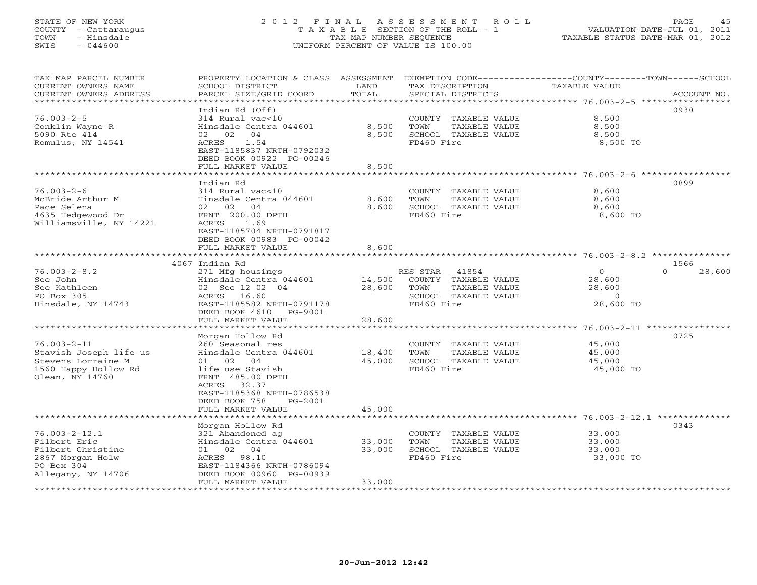STATE OF NEW YORK
COUNTY - Cattaraugus
TOWN - Hinsdale
SWIS - 044600

2012 FINAL ASSESSMENT ROLL
TAXABLE SECTION OF THE ROLL - 1
TAX MAP NUMBER SEQUENCE
UNIFORM PERCENT OF VALUE IS 100.00

VALUATION DATE-JUL 01, 2011
TAXABLE STATUS DATE-MAR 01, 2012

| TAX MAP PARCEL NUMBER / CURRENT OWNERS NAME / CURRENT OWNERS ADDRESS | PROPERTY LOCATION & CLASS / SCHOOL DISTRICT / PARCEL SIZE/GRID COORD | ASSESSMENT LAND / TOTAL | EXEMPTION CODE / TAX DESCRIPTION / SPECIAL DISTRICTS | COUNTY / TOWN / SCHOOL TAXABLE VALUE | ACCOUNT NO. |
|---|---|---|---|---|---|
| **76.003-2-5** | Indian Rd (Off) | | | | 0930 |
| 76.003-2-5 | 314 Rural vac<10 | | COUNTY TAXABLE VALUE | 8,500 | |
| Conklin Wayne R | Hinsdale Centra 044601 | 8,500 | TOWN TAXABLE VALUE | 8,500 | |
| 5090 Rte 414 | 02 02 04 | 8,500 | SCHOOL TAXABLE VALUE | 8,500 | |
| Romulus, NY 14541 | ACRES 1.54 | | FD460 Fire | 8,500 TO | |
| | EAST-1185837 NRTH-0792032 | | | | |
| | DEED BOOK 00922 PG-00246 | | | | |
| | FULL MARKET VALUE | 8,500 | | | |
| **76.003-2-6** | Indian Rd | | | | 0899 |
| 76.003-2-6 | 314 Rural vac<10 | | COUNTY TAXABLE VALUE | 8,600 | |
| McBride Arthur M | Hinsdale Centra 044601 | 8,600 | TOWN TAXABLE VALUE | 8,600 | |
| Pace Selena | 02 02 04 | 8,600 | SCHOOL TAXABLE VALUE | 8,600 | |
| 4635 Hedgewood Dr | FRNT 200.00 DPTH | | FD460 Fire | 8,600 TO | |
| Williamsville, NY 14221 | ACRES 1.69 | | | | |
| | EAST-1185704 NRTH-0791817 | | | | |
| | DEED BOOK 00983 PG-00042 | | | | |
| | FULL MARKET VALUE | 8,600 | | | |
| **76.003-2-8.2** | 4067 Indian Rd | | | | 1566 |
| 76.003-2-8.2 | 271 Mfg housings | | RES STAR 41854 | 0 / 0 / 28,600 | |
| See John | Hinsdale Centra 044601 | 14,500 | COUNTY TAXABLE VALUE | 28,600 | |
| See Kathleen | 02 Sec 12 02 04 | 28,600 | TOWN TAXABLE VALUE | 28,600 | |
| PO Box 305 | ACRES 16.60 | | SCHOOL TAXABLE VALUE | 0 | |
| Hinsdale, NY 14743 | EAST-1185582 NRTH-0791178 | | FD460 Fire | 28,600 TO | |
| | DEED BOOK 4610 PG-9001 | | | | |
| | FULL MARKET VALUE | 28,600 | | | |
| **76.003-2-11** | Morgan Hollow Rd | | | | 0725 |
| 76.003-2-11 | 260 Seasonal res | | COUNTY TAXABLE VALUE | 45,000 | |
| Stavish Joseph life us | Hinsdale Centra 044601 | 18,400 | TOWN TAXABLE VALUE | 45,000 | |
| Stevens Lorraine M | 01 02 04 | 45,000 | SCHOOL TAXABLE VALUE | 45,000 | |
| 1560 Happy Hollow Rd | life use Stavish | | FD460 Fire | 45,000 TO | |
| Olean, NY 14760 | FRNT 485.00 DPTH | | | | |
| | ACRES 32.37 | | | | |
| | EAST-1185368 NRTH-0786538 | | | | |
| | DEED BOOK 758 PG-2001 | | | | |
| | FULL MARKET VALUE | 45,000 | | | |
| **76.003-2-12.1** | Morgan Hollow Rd | | | | 0343 |
| 76.003-2-12.1 | 321 Abandoned ag | | COUNTY TAXABLE VALUE | 33,000 | |
| Filbert Eric | Hinsdale Centra 044601 | 33,000 | TOWN TAXABLE VALUE | 33,000 | |
| Filbert Christine | 01 02 04 | 33,000 | SCHOOL TAXABLE VALUE | 33,000 | |
| 2867 Morgan Holw | ACRES 98.10 | | FD460 Fire | 33,000 TO | |
| PO Box 304 | EAST-1184366 NRTH-0786094 | | | | |
| Allegany, NY 14706 | DEED BOOK 00960 PG-00939 | | | | |
| | FULL MARKET VALUE | 33,000 | | | |

20-Jun-2012 12:42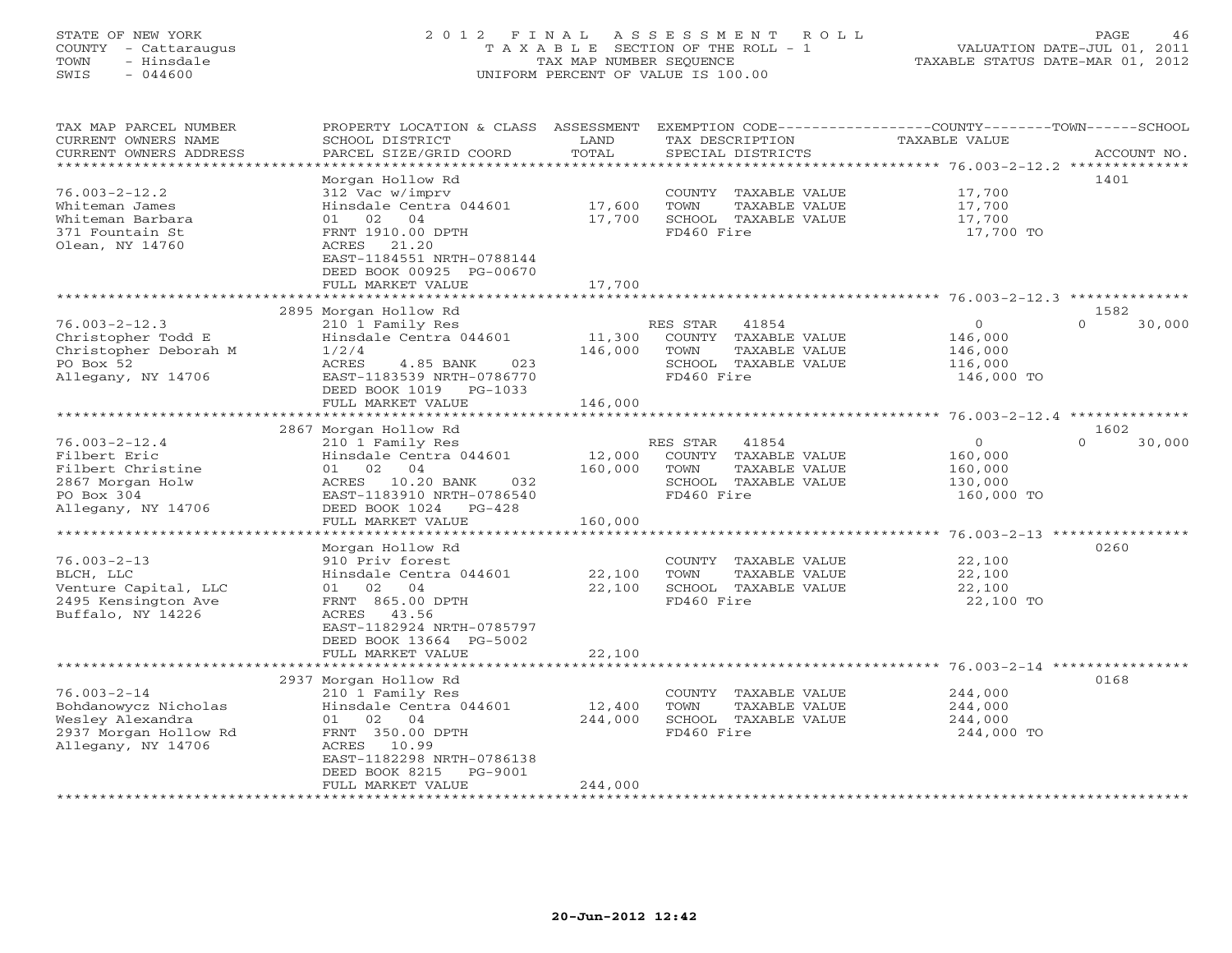STATE OF NEW YORK
COUNTY - Cattaraugus
TOWN - Hinsdale
SWIS - 044600

2012 FINAL ASSESSMENT ROLL
TAXABLE SECTION OF THE ROLL - 1
TAX MAP NUMBER SEQUENCE
UNIFORM PERCENT OF VALUE IS 100.00

VALUATION DATE-JUL 01, 2011
TAXABLE STATUS DATE-MAR 01, 2012

| TAX MAP PARCEL NUMBER / CURRENT OWNERS NAME / CURRENT OWNERS ADDRESS | PROPERTY LOCATION & CLASS / SCHOOL DISTRICT / PARCEL SIZE/GRID COORD | ASSESSMENT LAND / TOTAL | EXEMPTION CODE / TAX DESCRIPTION / SPECIAL DISTRICTS | COUNTY | TOWN | SCHOOL | ACCOUNT NO. |
|---|---|---|---|---|---|---|---|
| **76.003-2-12.2** | Morgan Hollow Rd | | | | | | 1401 |
| 76.003-2-12.2 | 312 Vac w/imprv | | COUNTY TAXABLE VALUE | 17,700 | | | |
| Whiteman James | Hinsdale Centra 044601 | 17,600 | TOWN TAXABLE VALUE | | 17,700 | | |
| Whiteman Barbara | 01 02 04 | 17,700 | SCHOOL TAXABLE VALUE | | | 17,700 | |
| 371 Fountain St | FRNT 1910.00 DPTH | | FD460 Fire | 17,700 TO | | | |
| Olean, NY 14760 | ACRES 21.20 | | | | | | |
| | EAST-1184551 NRTH-0788144 | | | | | | |
| | DEED BOOK 00925 PG-00670 | | | | | | |
| | FULL MARKET VALUE | 17,700 | | | | | |
| **76.003-2-12.3** | 2895 Morgan Hollow Rd | | | | | | 1582 |
| 76.003-2-12.3 | 210 1 Family Res | | RES STAR 41854 | 0 | 0 | 30,000 | |
| Christopher Todd E | Hinsdale Centra 044601 | 11,300 | COUNTY TAXABLE VALUE | 146,000 | | | |
| Christopher Deborah M | 1/2/4 | 146,000 | TOWN TAXABLE VALUE | | 146,000 | | |
| PO Box 52 | ACRES 4.85 BANK 023 | | SCHOOL TAXABLE VALUE | | | 116,000 | |
| Allegany, NY 14706 | EAST-1183539 NRTH-0786770 | | FD460 Fire | 146,000 TO | | | |
| | DEED BOOK 1019 PG-1033 | | | | | | |
| | FULL MARKET VALUE | 146,000 | | | | | |
| **76.003-2-12.4** | 2867 Morgan Hollow Rd | | | | | | 1602 |
| 76.003-2-12.4 | 210 1 Family Res | | RES STAR 41854 | 0 | 0 | 30,000 | |
| Filbert Eric | Hinsdale Centra 044601 | 12,000 | COUNTY TAXABLE VALUE | 160,000 | | | |
| Filbert Christine | 01 02 04 | 160,000 | TOWN TAXABLE VALUE | | 160,000 | | |
| 2867 Morgan Holw | ACRES 10.20 BANK 032 | | SCHOOL TAXABLE VALUE | | | 130,000 | |
| PO Box 304 | EAST-1183910 NRTH-0786540 | | FD460 Fire | 160,000 TO | | | |
| Allegany, NY 14706 | DEED BOOK 1024 PG-428 | | | | | | |
| | FULL MARKET VALUE | 160,000 | | | | | |
| **76.003-2-13** | Morgan Hollow Rd | | | | | | 0260 |
| 76.003-2-13 | 910 Priv forest | | COUNTY TAXABLE VALUE | 22,100 | | | |
| BLCH, LLC | Hinsdale Centra 044601 | 22,100 | TOWN TAXABLE VALUE | | 22,100 | | |
| Venture Capital, LLC | 01 02 04 | 22,100 | SCHOOL TAXABLE VALUE | | | 22,100 | |
| 2495 Kensington Ave | FRNT 865.00 DPTH | | FD460 Fire | 22,100 TO | | | |
| Buffalo, NY 14226 | ACRES 43.56 | | | | | | |
| | EAST-1182924 NRTH-0785797 | | | | | | |
| | DEED BOOK 13664 PG-5002 | | | | | | |
| | FULL MARKET VALUE | 22,100 | | | | | |
| **76.003-2-14** | 2937 Morgan Hollow Rd | | | | | | 0168 |
| 76.003-2-14 | 210 1 Family Res | | COUNTY TAXABLE VALUE | 244,000 | | | |
| Bohdanowycz Nicholas | Hinsdale Centra 044601 | 12,400 | TOWN TAXABLE VALUE | | 244,000 | | |
| Wesley Alexandra | 01 02 04 | 244,000 | SCHOOL TAXABLE VALUE | | | 244,000 | |
| 2937 Morgan Hollow Rd | FRNT 350.00 DPTH | | FD460 Fire | 244,000 TO | | | |
| Allegany, NY 14706 | ACRES 10.99 | | | | | | |
| | EAST-1182298 NRTH-0786138 | | | | | | |
| | DEED BOOK 8215 PG-9001 | | | | | | |
| | FULL MARKET VALUE | 244,000 | | | | | |

20-Jun-2012 12:42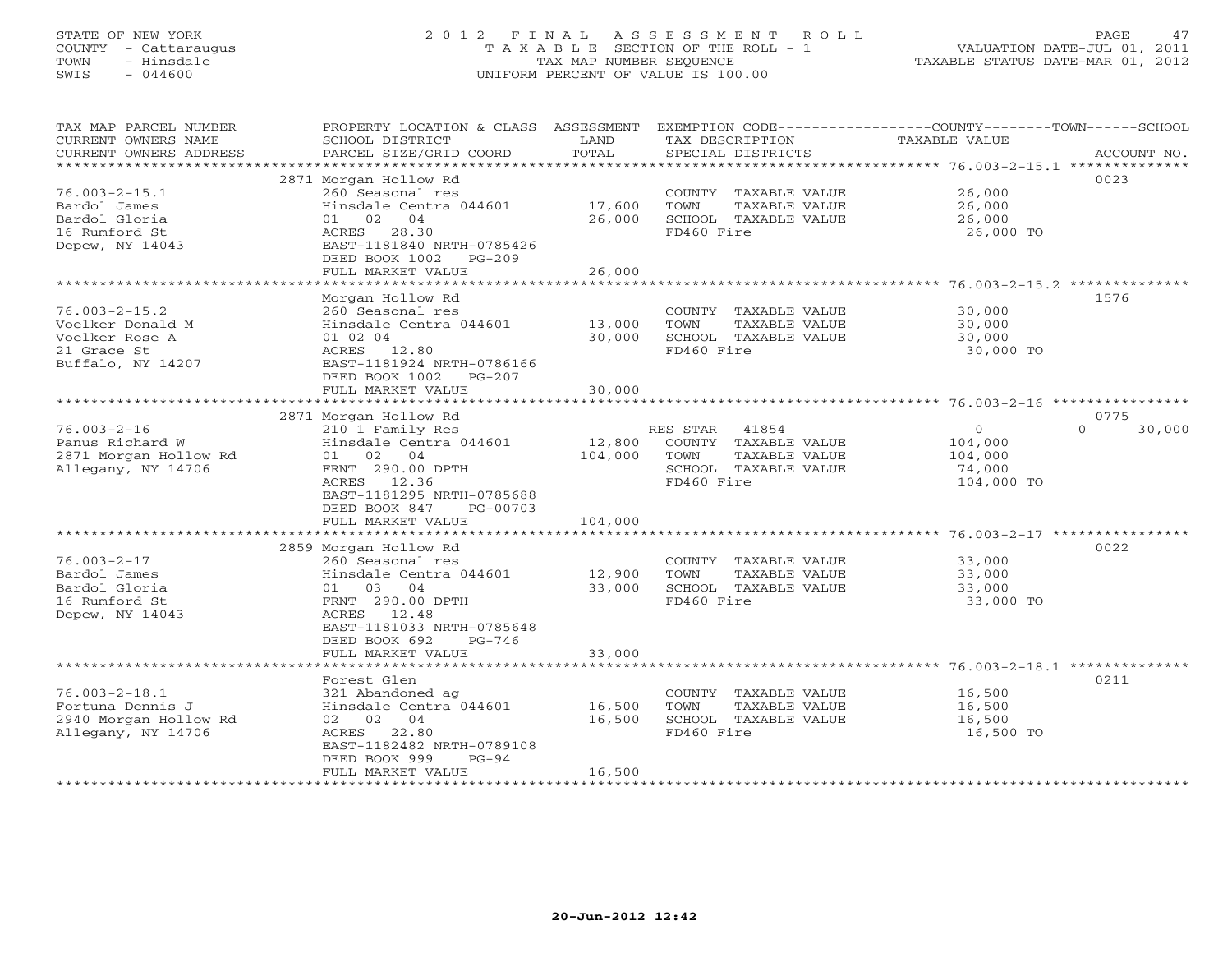STATE OF NEW YORK
COUNTY - Cattaraugus
TOWN - Hinsdale
SWIS - 044600

# 2012 FINAL ASSESSMENT ROLL
TAXABLE SECTION OF THE ROLL - 1
TAX MAP NUMBER SEQUENCE
UNIFORM PERCENT OF VALUE IS 100.00

VALUATION DATE-JUL 01, 2011
TAXABLE STATUS DATE-MAR 01, 2012

| TAX MAP PARCEL NUMBER / CURRENT OWNERS NAME / CURRENT OWNERS ADDRESS | PROPERTY LOCATION & CLASS / SCHOOL DISTRICT / PARCEL SIZE/GRID COORD | ASSESSMENT LAND / TOTAL | EXEMPTION CODE / TAX DESCRIPTION / SPECIAL DISTRICTS | COUNTY TAXABLE VALUE | TOWN | SCHOOL | ACCOUNT NO. |
|---|---|---|---|---|---|---|---|
| 76.003-2-15.1 | 2871 Morgan Hollow Rd | | | | | | 0023 |
| Bardol James | 260 Seasonal res | | COUNTY TAXABLE VALUE | 26,000 | | | |
| Bardol Gloria | Hinsdale Centra 044601 | 17,600 | TOWN TAXABLE VALUE | 26,000 | | | |
| 16 Rumford St | 01 02 04 | 26,000 | SCHOOL TAXABLE VALUE | 26,000 | | | |
| Depew, NY 14043 | ACRES 28.30 | | FD460 Fire | 26,000 TO | | | |
| | EAST-1181840 NRTH-0785426 | | | | | | |
| | DEED BOOK 1002 PG-209 | | | | | | |
| | FULL MARKET VALUE | 26,000 | | | | | |
| 76.003-2-15.2 | Morgan Hollow Rd | | | | | | 1576 |
| Voelker Donald M | 260 Seasonal res | | COUNTY TAXABLE VALUE | 30,000 | | | |
| Voelker Rose A | Hinsdale Centra 044601 | 13,000 | TOWN TAXABLE VALUE | 30,000 | | | |
| 21 Grace St | 01 02 04 | 30,000 | SCHOOL TAXABLE VALUE | 30,000 | | | |
| Buffalo, NY 14207 | ACRES 12.80 | | FD460 Fire | 30,000 TO | | | |
| | EAST-1181924 NRTH-0786166 | | | | | | |
| | DEED BOOK 1002 PG-207 | | | | | | |
| | FULL MARKET VALUE | 30,000 | | | | | |
| 76.003-2-16 | 2871 Morgan Hollow Rd | | | | | | 0775 |
| Panus Richard W | 210 1 Family Res | | RES STAR 41854 | 0 | 0 | 30,000 | |
| 2871 Morgan Hollow Rd | Hinsdale Centra 044601 | 12,800 | COUNTY TAXABLE VALUE | 104,000 | | | |
| Allegany, NY 14706 | 01 02 04 | 104,000 | TOWN TAXABLE VALUE | 104,000 | | | |
| | FRNT 290.00 DPTH | | SCHOOL TAXABLE VALUE | 74,000 | | | |
| | ACRES 12.36 | | FD460 Fire | 104,000 TO | | | |
| | EAST-1181295 NRTH-0785688 | | | | | | |
| | DEED BOOK 847 PG-00703 | | | | | | |
| | FULL MARKET VALUE | 104,000 | | | | | |
| 76.003-2-17 | 2859 Morgan Hollow Rd | | | | | | 0022 |
| Bardol James | 260 Seasonal res | | COUNTY TAXABLE VALUE | 33,000 | | | |
| Bardol Gloria | Hinsdale Centra 044601 | 12,900 | TOWN TAXABLE VALUE | 33,000 | | | |
| 16 Rumford St | 01 03 04 | 33,000 | SCHOOL TAXABLE VALUE | 33,000 | | | |
| Depew, NY 14043 | FRNT 290.00 DPTH | | FD460 Fire | 33,000 TO | | | |
| | ACRES 12.48 | | | | | | |
| | EAST-1181033 NRTH-0785648 | | | | | | |
| | DEED BOOK 692 PG-746 | | | | | | |
| | FULL MARKET VALUE | 33,000 | | | | | |
| 76.003-2-18.1 | Forest Glen | | | | | | 0211 |
| Fortuna Dennis J | 321 Abandoned ag | | COUNTY TAXABLE VALUE | 16,500 | | | |
| 2940 Morgan Hollow Rd | Hinsdale Centra 044601 | 16,500 | TOWN TAXABLE VALUE | 16,500 | | | |
| Allegany, NY 14706 | 02 02 04 | 16,500 | SCHOOL TAXABLE VALUE | 16,500 | | | |
| | ACRES 22.80 | | FD460 Fire | 16,500 TO | | | |
| | EAST-1182482 NRTH-0789108 | | | | | | |
| | DEED BOOK 999 PG-94 | | | | | | |
| | FULL MARKET VALUE | 16,500 | | | | | |

20-Jun-2012 12:42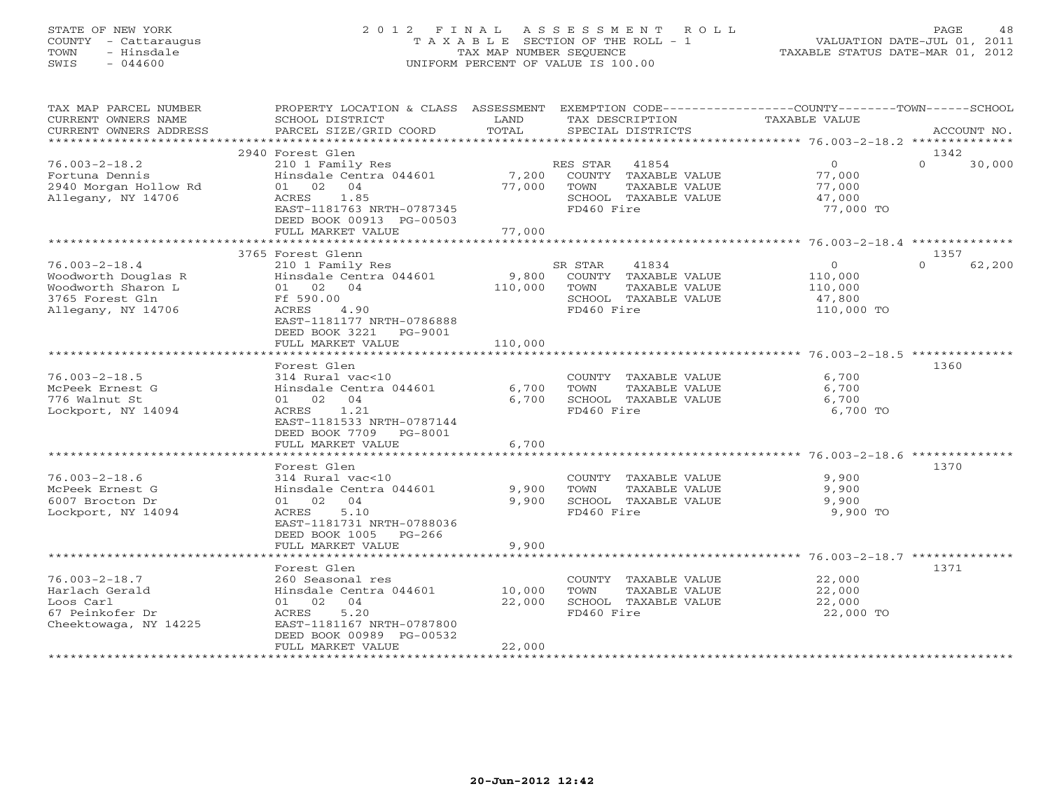STATE OF NEW YORK
COUNTY - Cattaraugus
TOWN - Hinsdale
SWIS - 044600

2012 FINAL ASSESSMENT ROLL
TAXABLE SECTION OF THE ROLL - 1
TAX MAP NUMBER SEQUENCE
UNIFORM PERCENT OF VALUE IS 100.00

VALUATION DATE-JUL 01, 2011
TAXABLE STATUS DATE-MAR 01, 2012

| TAX MAP PARCEL NUMBER / CURRENT OWNERS NAME / CURRENT OWNERS ADDRESS | PROPERTY LOCATION & CLASS / SCHOOL DISTRICT / PARCEL SIZE/GRID COORD | ASSESSMENT LAND / TOTAL | EXEMPTION CODE / TAX DESCRIPTION / SPECIAL DISTRICTS | COUNTY / TOWN / SCHOOL TAXABLE VALUE | ACCOUNT NO. |
|---|---|---|---|---|---|
| **76.003-2-18.2** | 2940 Forest Glen | | | | 1342 |
| Fortuna Dennis | 210 1 Family Res | | RES STAR 41854 | 0 | 0 30,000 |
| 2940 Morgan Hollow Rd | Hinsdale Centra 044601 | 7,200 | COUNTY TAXABLE VALUE | 77,000 | |
| Allegany, NY 14706 | 01 02 04 | 77,000 | TOWN TAXABLE VALUE | 77,000 | |
| | ACRES 1.85 | | SCHOOL TAXABLE VALUE | 47,000 | |
| | EAST-1181763 NRTH-0787345 | | FD460 Fire | 77,000 TO | |
| | DEED BOOK 00913 PG-00503 | | | | |
| | FULL MARKET VALUE | 77,000 | | | |
| **76.003-2-18.4** | 3765 Forest Glenn | | | | 1357 |
| Woodworth Douglas R | 210 1 Family Res | | SR STAR 41834 | 0 | 0 62,200 |
| Woodworth Sharon L | Hinsdale Centra 044601 | 9,800 | COUNTY TAXABLE VALUE | 110,000 | |
| 3765 Forest Gln | 01 02 04 | 110,000 | TOWN TAXABLE VALUE | 110,000 | |
| Allegany, NY 14706 | Ff 590.00 | | SCHOOL TAXABLE VALUE | 47,800 | |
| | ACRES 4.90 | | FD460 Fire | 110,000 TO | |
| | EAST-1181177 NRTH-0786888 | | | | |
| | DEED BOOK 3221 PG-9001 | | | | |
| | FULL MARKET VALUE | 110,000 | | | |
| **76.003-2-18.5** | Forest Glen | | | | 1360 |
| McPeek Ernest G | 314 Rural vac<10 | | COUNTY TAXABLE VALUE | 6,700 | |
| 776 Walnut St | Hinsdale Centra 044601 | 6,700 | TOWN TAXABLE VALUE | 6,700 | |
| Lockport, NY 14094 | 01 02 04 | 6,700 | SCHOOL TAXABLE VALUE | 6,700 | |
| | ACRES 1.21 | | FD460 Fire | 6,700 TO | |
| | EAST-1181533 NRTH-0787144 | | | | |
| | DEED BOOK 7709 PG-8001 | | | | |
| | FULL MARKET VALUE | 6,700 | | | |
| **76.003-2-18.6** | Forest Glen | | | | 1370 |
| McPeek Ernest G | 314 Rural vac<10 | | COUNTY TAXABLE VALUE | 9,900 | |
| 6007 Brocton Dr | Hinsdale Centra 044601 | 9,900 | TOWN TAXABLE VALUE | 9,900 | |
| Lockport, NY 14094 | 01 02 04 | 9,900 | SCHOOL TAXABLE VALUE | 9,900 | |
| | ACRES 5.10 | | FD460 Fire | 9,900 TO | |
| | EAST-1181731 NRTH-0788036 | | | | |
| | DEED BOOK 1005 PG-266 | | | | |
| | FULL MARKET VALUE | 9,900 | | | |
| **76.003-2-18.7** | Forest Glen | | | | 1371 |
| Harlach Gerald | 260 Seasonal res | | COUNTY TAXABLE VALUE | 22,000 | |
| Loos Carl | Hinsdale Centra 044601 | 10,000 | TOWN TAXABLE VALUE | 22,000 | |
| 67 Peinkofer Dr | 01 02 04 | 22,000 | SCHOOL TAXABLE VALUE | 22,000 | |
| Cheektowaga, NY 14225 | ACRES 5.20 | | FD460 Fire | 22,000 TO | |
| | EAST-1181167 NRTH-0787800 | | | | |
| | DEED BOOK 00989 PG-00532 | | | | |
| | FULL MARKET VALUE | 22,000 | | | |

20-Jun-2012 12:42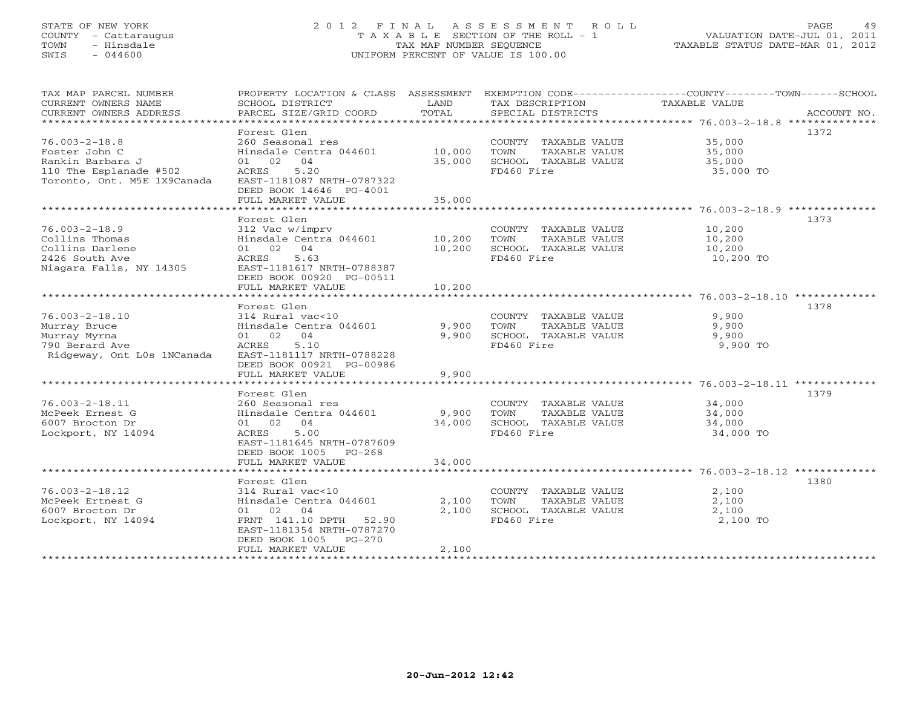STATE OF NEW YORK
COUNTY - Cattaraugus
TOWN - Hinsdale
SWIS - 044600

# 2012 FINAL ASSESSMENT ROLL
TAXABLE SECTION OF THE ROLL - 1
TAX MAP NUMBER SEQUENCE
UNIFORM PERCENT OF VALUE IS 100.00

VALUATION DATE-JUL 01, 2011
TAXABLE STATUS DATE-MAR 01, 2012

| TAX MAP PARCEL NUMBER / CURRENT OWNERS NAME / CURRENT OWNERS ADDRESS | PROPERTY LOCATION & CLASS / SCHOOL DISTRICT / PARCEL SIZE/GRID COORD | ASSESSMENT LAND | TOTAL | EXEMPTION CODE / TAX DESCRIPTION / SPECIAL DISTRICTS | TAXABLE VALUE (COUNTY / TOWN / SCHOOL) | ACCOUNT NO. |
|---|---|---|---|---|---|---|
| 76.003-2-18.8 | Forest Glen | | | | | 1372 |
| Foster John C | 260 Seasonal res | | | COUNTY TAXABLE VALUE | 35,000 | |
| Rankin Barbara J | Hinsdale Centra 044601 | 10,000 | | TOWN TAXABLE VALUE | 35,000 | |
| 110 The Esplanade #502 | 01 02 04 | | 35,000 | SCHOOL TAXABLE VALUE | 35,000 | |
| Toronto, Ont. M5E 1X9Canada | ACRES 5.20 | | | FD460 Fire | 35,000 TO | |
| | EAST-1181087 NRTH-0787322 | | | | | |
| | DEED BOOK 14646 PG-4001 | | | | | |
| | FULL MARKET VALUE | | 35,000 | | | |
| 76.003-2-18.9 | Forest Glen | | | | | 1373 |
| Collins Thomas | 312 Vac w/imprv | | | COUNTY TAXABLE VALUE | 10,200 | |
| Collins Darlene | Hinsdale Centra 044601 | 10,200 | | TOWN TAXABLE VALUE | 10,200 | |
| 2426 South Ave | 01 02 04 | | 10,200 | SCHOOL TAXABLE VALUE | 10,200 | |
| Niagara Falls, NY 14305 | ACRES 5.63 | | | FD460 Fire | 10,200 TO | |
| | EAST-1181617 NRTH-0788387 | | | | | |
| | DEED BOOK 00920 PG-00511 | | | | | |
| | FULL MARKET VALUE | | 10,200 | | | |
| 76.003-2-18.10 | Forest Glen | | | | | 1378 |
| Murray Bruce | 314 Rural vac<10 | | | COUNTY TAXABLE VALUE | 9,900 | |
| Murray Myrna | Hinsdale Centra 044601 | 9,900 | | TOWN TAXABLE VALUE | 9,900 | |
| 790 Berard Ave | 01 02 04 | | 9,900 | SCHOOL TAXABLE VALUE | 9,900 | |
| Ridgeway, Ont L0s 1NCanada | ACRES 5.10 | | | FD460 Fire | 9,900 TO | |
| | EAST-1181117 NRTH-0788228 | | | | | |
| | DEED BOOK 00921 PG-00986 | | | | | |
| | FULL MARKET VALUE | | 9,900 | | | |
| 76.003-2-18.11 | Forest Glen | | | | | 1379 |
| McPeek Ernest G | 260 Seasonal res | | | COUNTY TAXABLE VALUE | 34,000 | |
| 6007 Brocton Dr | Hinsdale Centra 044601 | 9,900 | | TOWN TAXABLE VALUE | 34,000 | |
| Lockport, NY 14094 | 01 02 04 | | 34,000 | SCHOOL TAXABLE VALUE | 34,000 | |
| | ACRES 5.00 | | | FD460 Fire | 34,000 TO | |
| | EAST-1181645 NRTH-0787609 | | | | | |
| | DEED BOOK 1005 PG-268 | | | | | |
| | FULL MARKET VALUE | | 34,000 | | | |
| 76.003-2-18.12 | Forest Glen | | | | | 1380 |
| McPeek Ertnest G | 314 Rural vac<10 | | | COUNTY TAXABLE VALUE | 2,100 | |
| 6007 Brocton Dr | Hinsdale Centra 044601 | 2,100 | | TOWN TAXABLE VALUE | 2,100 | |
| Lockport, NY 14094 | 01 02 04 | | 2,100 | SCHOOL TAXABLE VALUE | 2,100 | |
| | FRNT 141.10 DPTH 52.90 | | | FD460 Fire | 2,100 TO | |
| | EAST-1181354 NRTH-0787270 | | | | | |
| | DEED BOOK 1005 PG-270 | | | | | |
| | FULL MARKET VALUE | | 2,100 | | | |

20-Jun-2012 12:42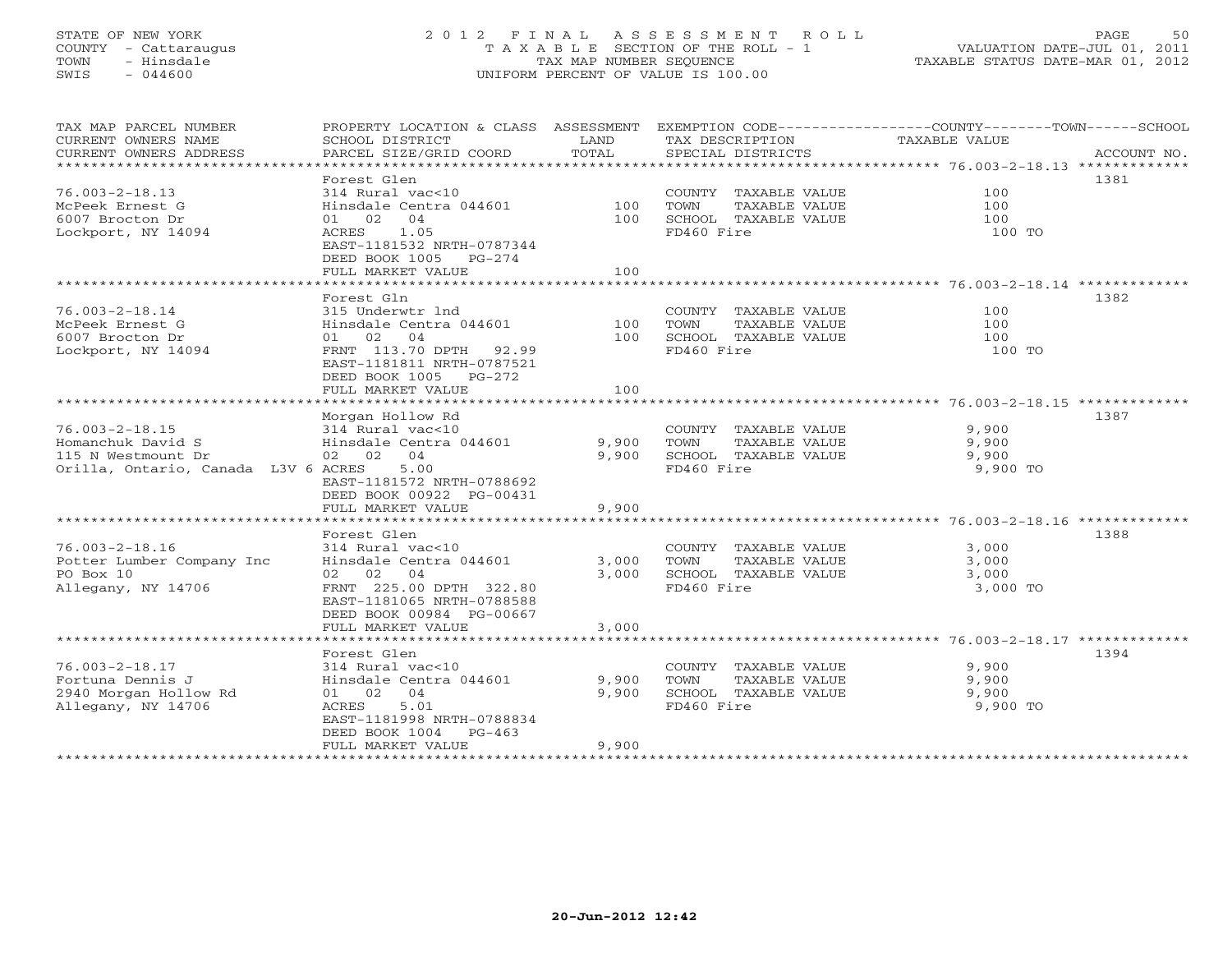STATE OF NEW YORK
COUNTY - Cattaraugus
TOWN - Hinsdale
SWIS - 044600

# 2012 FINAL ASSESSMENT ROLL
TAXABLE SECTION OF THE ROLL - 1
TAX MAP NUMBER SEQUENCE
UNIFORM PERCENT OF VALUE IS 100.00

VALUATION DATE-JUL 01, 2011
TAXABLE STATUS DATE-MAR 01, 2012

| TAX MAP PARCEL NUMBER / CURRENT OWNERS NAME / CURRENT OWNERS ADDRESS | PROPERTY LOCATION & CLASS / SCHOOL DISTRICT / PARCEL SIZE/GRID COORD | ASSESSMENT LAND | TOTAL | EXEMPTION CODE / TAX DESCRIPTION / SPECIAL DISTRICTS | COUNTY--------TOWN------SCHOOL TAXABLE VALUE | ACCOUNT NO. |
|---|---|---|---|---|---|---|
| 76.003-2-18.13 | Forest Glen | | | | | 1381 |
| | 314 Rural vac<10 | | | COUNTY TAXABLE VALUE | 100 | |
| McPeek Ernest G | Hinsdale Centra 044601 | 100 | | TOWN TAXABLE VALUE | 100 | |
| 6007 Brocton Dr | 01 02 04 | | 100 | SCHOOL TAXABLE VALUE | 100 | |
| Lockport, NY 14094 | ACRES 1.05 | | | FD460 Fire | 100 TO | |
| | EAST-1181532 NRTH-0787344 | | | | | |
| | DEED BOOK 1005 PG-274 | | | | | |
| | FULL MARKET VALUE | | 100 | | | |
| 76.003-2-18.14 | Forest Gln | | | | | 1382 |
| | 315 Underwtr lnd | | | COUNTY TAXABLE VALUE | 100 | |
| McPeek Ernest G | Hinsdale Centra 044601 | 100 | | TOWN TAXABLE VALUE | 100 | |
| 6007 Brocton Dr | 01 02 04 | | 100 | SCHOOL TAXABLE VALUE | 100 | |
| Lockport, NY 14094 | FRNT 113.70 DPTH 92.99 | | | FD460 Fire | 100 TO | |
| | EAST-1181811 NRTH-0787521 | | | | | |
| | DEED BOOK 1005 PG-272 | | | | | |
| | FULL MARKET VALUE | | 100 | | | |
| 76.003-2-18.15 | Morgan Hollow Rd | | | | | 1387 |
| | 314 Rural vac<10 | | | COUNTY TAXABLE VALUE | 9,900 | |
| Homanchuk David S | Hinsdale Centra 044601 | 9,900 | | TOWN TAXABLE VALUE | 9,900 | |
| 115 N Westmount Dr | 02 02 04 | | 9,900 | SCHOOL TAXABLE VALUE | 9,900 | |
| Orilla, Ontario, Canada L3V 6 | ACRES 5.00 | | | FD460 Fire | 9,900 TO | |
| | EAST-1181572 NRTH-0788692 | | | | | |
| | DEED BOOK 00922 PG-00431 | | | | | |
| | FULL MARKET VALUE | | 9,900 | | | |
| 76.003-2-18.16 | Forest Glen | | | | | 1388 |
| | 314 Rural vac<10 | | | COUNTY TAXABLE VALUE | 3,000 | |
| Potter Lumber Company Inc | Hinsdale Centra 044601 | 3,000 | | TOWN TAXABLE VALUE | 3,000 | |
| PO Box 10 | 02 02 04 | | 3,000 | SCHOOL TAXABLE VALUE | 3,000 | |
| Allegany, NY 14706 | FRNT 225.00 DPTH 322.80 | | | FD460 Fire | 3,000 TO | |
| | EAST-1181065 NRTH-0788588 | | | | | |
| | DEED BOOK 00984 PG-00667 | | | | | |
| | FULL MARKET VALUE | | 3,000 | | | |
| 76.003-2-18.17 | Forest Glen | | | | | 1394 |
| | 314 Rural vac<10 | | | COUNTY TAXABLE VALUE | 9,900 | |
| Fortuna Dennis J | Hinsdale Centra 044601 | 9,900 | | TOWN TAXABLE VALUE | 9,900 | |
| 2940 Morgan Hollow Rd | 01 02 04 | | 9,900 | SCHOOL TAXABLE VALUE | 9,900 | |
| Allegany, NY 14706 | ACRES 5.01 | | | FD460 Fire | 9,900 TO | |
| | EAST-1181998 NRTH-0788834 | | | | | |
| | DEED BOOK 1004 PG-463 | | | | | |
| | FULL MARKET VALUE | | 9,900 | | | |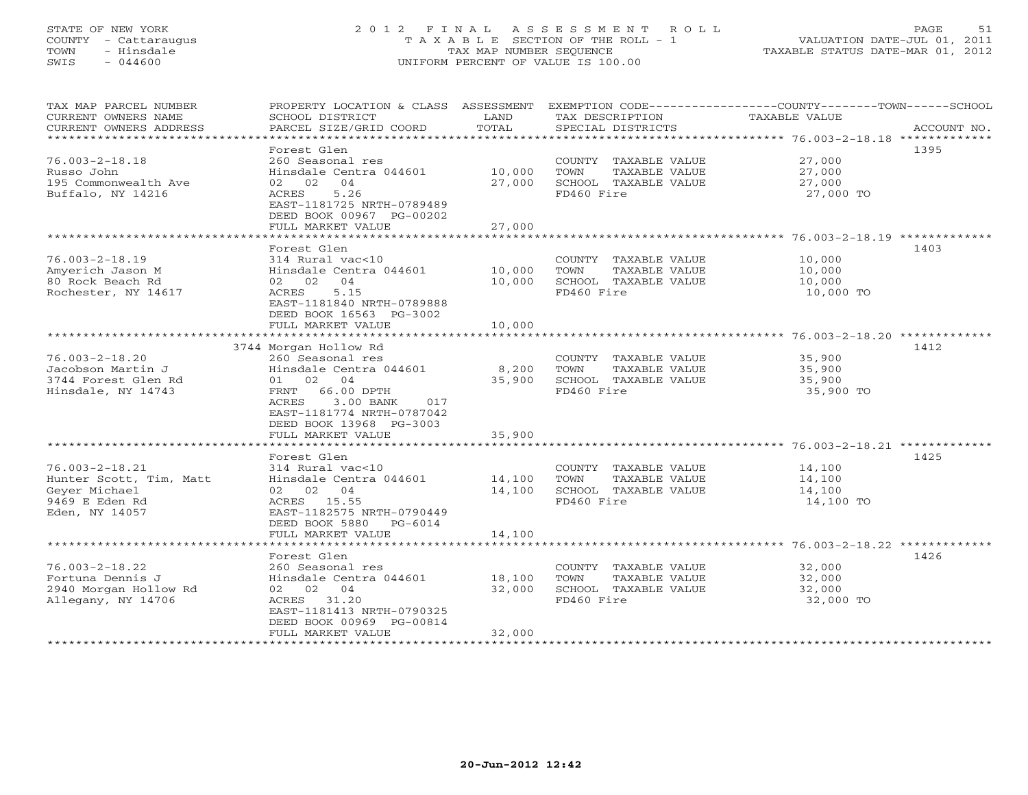STATE OF NEW YORK
COUNTY - Cattaraugus
TOWN - Hinsdale
SWIS - 044600

2012 FINAL ASSESSMENT ROLL
TAXABLE SECTION OF THE ROLL - 1
TAX MAP NUMBER SEQUENCE
UNIFORM PERCENT OF VALUE IS 100.00

VALUATION DATE-JUL 01, 2011
TAXABLE STATUS DATE-MAR 01, 2012

| TAX MAP PARCEL NUMBER / CURRENT OWNERS NAME / CURRENT OWNERS ADDRESS | PROPERTY LOCATION & CLASS / SCHOOL DISTRICT / PARCEL SIZE/GRID COORD | ASSESSMENT LAND | TOTAL | EXEMPTION CODE / TAX DESCRIPTION / SPECIAL DISTRICTS | TAXABLE VALUE (COUNTY / TOWN / SCHOOL) | ACCOUNT NO. |
|---|---|---|---|---|---|---|
| 76.003-2-18.18 | Forest Glen | | | | | 1395 |
| 76.003-2-18.18 | 260 Seasonal res | | | COUNTY TAXABLE VALUE | 27,000 | |
| Russo John | Hinsdale Centra 044601 | 10,000 | | TOWN TAXABLE VALUE | 27,000 | |
| 195 Commonwealth Ave | 02 02 04 | | 27,000 | SCHOOL TAXABLE VALUE | 27,000 | |
| Buffalo, NY 14216 | ACRES 5.26 | | | FD460 Fire | 27,000 TO | |
| | EAST-1181725 NRTH-0789489 | | | | | |
| | DEED BOOK 00967 PG-00202 | | | | | |
| | FULL MARKET VALUE | | 27,000 | | | |
| 76.003-2-18.19 | Forest Glen | | | | | 1403 |
| 76.003-2-18.19 | 314 Rural vac<10 | | | COUNTY TAXABLE VALUE | 10,000 | |
| Amyerich Jason M | Hinsdale Centra 044601 | 10,000 | | TOWN TAXABLE VALUE | 10,000 | |
| 80 Rock Beach Rd | 02 02 04 | | 10,000 | SCHOOL TAXABLE VALUE | 10,000 | |
| Rochester, NY 14617 | ACRES 5.15 | | | FD460 Fire | 10,000 TO | |
| | EAST-1181840 NRTH-0789888 | | | | | |
| | DEED BOOK 16563 PG-3002 | | | | | |
| | FULL MARKET VALUE | | 10,000 | | | |
| 76.003-2-18.20 | 3744 Morgan Hollow Rd | | | | | 1412 |
| 76.003-2-18.20 | 260 Seasonal res | | | COUNTY TAXABLE VALUE | 35,900 | |
| Jacobson Martin J | Hinsdale Centra 044601 | 8,200 | | TOWN TAXABLE VALUE | 35,900 | |
| 3744 Forest Glen Rd | 01 02 04 | | 35,900 | SCHOOL TAXABLE VALUE | 35,900 | |
| Hinsdale, NY 14743 | FRNT 66.00 DPTH | | | FD460 Fire | 35,900 TO | |
| | ACRES 3.00 BANK 017 | | | | | |
| | EAST-1181774 NRTH-0787042 | | | | | |
| | DEED BOOK 13968 PG-3003 | | | | | |
| | FULL MARKET VALUE | | 35,900 | | | |
| 76.003-2-18.21 | Forest Glen | | | | | 1425 |
| 76.003-2-18.21 | 314 Rural vac<10 | | | COUNTY TAXABLE VALUE | 14,100 | |
| Hunter Scott, Tim, Matt | Hinsdale Centra 044601 | 14,100 | | TOWN TAXABLE VALUE | 14,100 | |
| Geyer Michael | 02 02 04 | | 14,100 | SCHOOL TAXABLE VALUE | 14,100 | |
| 9469 E Eden Rd | ACRES 15.55 | | | FD460 Fire | 14,100 TO | |
| Eden, NY 14057 | EAST-1182575 NRTH-0790449 | | | | | |
| | DEED BOOK 5880 PG-6014 | | | | | |
| | FULL MARKET VALUE | | 14,100 | | | |
| 76.003-2-18.22 | Forest Glen | | | | | 1426 |
| 76.003-2-18.22 | 260 Seasonal res | | | COUNTY TAXABLE VALUE | 32,000 | |
| Fortuna Dennis J | Hinsdale Centra 044601 | 18,100 | | TOWN TAXABLE VALUE | 32,000 | |
| 2940 Morgan Hollow Rd | 02 02 04 | | 32,000 | SCHOOL TAXABLE VALUE | 32,000 | |
| Allegany, NY 14706 | ACRES 31.20 | | | FD460 Fire | 32,000 TO | |
| | EAST-1181413 NRTH-0790325 | | | | | |
| | DEED BOOK 00969 PG-00814 | | | | | |
| | FULL MARKET VALUE | | 32,000 | | | |

20-Jun-2012 12:42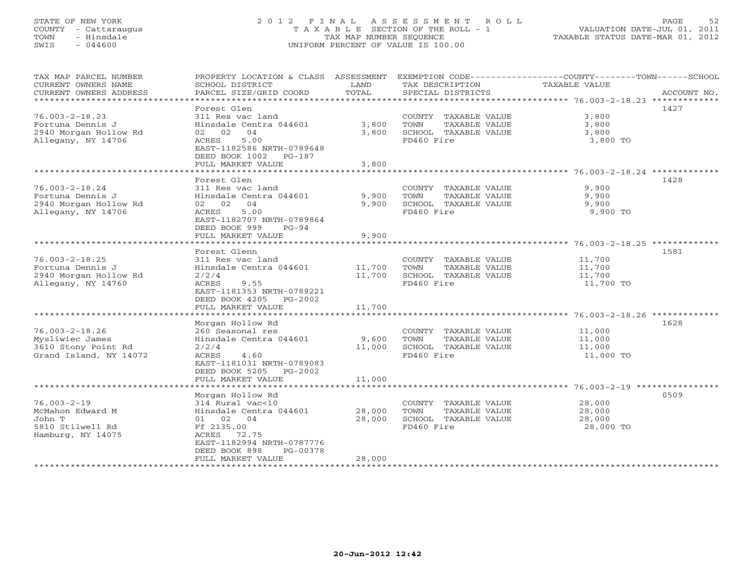STATE OF NEW YORK
COUNTY - Cattaraugus
TOWN - Hinsdale
SWIS - 044600

2012 FINAL ASSESSMENT ROLL
TAXABLE SECTION OF THE ROLL - 1
TAX MAP NUMBER SEQUENCE
UNIFORM PERCENT OF VALUE IS 100.00

VALUATION DATE-JUL 01, 2011
TAXABLE STATUS DATE-MAR 01, 2012

| TAX MAP PARCEL NUMBER / CURRENT OWNERS NAME / CURRENT OWNERS ADDRESS | PROPERTY LOCATION & CLASS / SCHOOL DISTRICT / PARCEL SIZE/GRID COORD | ASSESSMENT LAND | TOTAL | EXEMPTION CODE / TAX DESCRIPTION / SPECIAL DISTRICTS | TAXABLE VALUE (COUNTY/TOWN/SCHOOL) | ACCOUNT NO. |
|---|---|---|---|---|---|---|
| **76.003-2-18.23** | Forest Glen | | | | | 1427 |
| 76.003-2-18.23 | 311 Res vac land | | | COUNTY TAXABLE VALUE | 3,800 | |
| Fortuna Dennis J | Hinsdale Centra 044601 | 3,800 | | TOWN TAXABLE VALUE | 3,800 | |
| 2940 Morgan Hollow Rd | 02 02 04 | | 3,800 | SCHOOL TAXABLE VALUE | 3,800 | |
| Allegany, NY 14706 | ACRES 5.00 | | | FD460 Fire | 3,800 TO | |
| | EAST-1182586 NRTH-0789648 | | | | | |
| | DEED BOOK 1002 PG-187 | | | | | |
| | FULL MARKET VALUE | | 3,800 | | | |
| **76.003-2-18.24** | Forest Glen | | | | | 1428 |
| 76.003-2-18.24 | 311 Res vac land | | | COUNTY TAXABLE VALUE | 9,900 | |
| Fortuna Dennis J | Hinsdale Centra 044601 | 9,900 | | TOWN TAXABLE VALUE | 9,900 | |
| 2940 Morgan Hollow Rd | 02 02 04 | | 9,900 | SCHOOL TAXABLE VALUE | 9,900 | |
| Allegany, NY 14706 | ACRES 5.00 | | | FD460 Fire | 9,900 TO | |
| | EAST-1182707 NRTH-0789864 | | | | | |
| | DEED BOOK 999 PG-94 | | | | | |
| | FULL MARKET VALUE | | 9,900 | | | |
| **76.003-2-18.25** | Forest Glenn | | | | | 1581 |
| 76.003-2-18.25 | 311 Res vac land | | | COUNTY TAXABLE VALUE | 11,700 | |
| Fortuna Dennis J | Hinsdale Centra 044601 | 11,700 | | TOWN TAXABLE VALUE | 11,700 | |
| 2940 Morgan Hollow Rd | 2/2/4 | | 11,700 | SCHOOL TAXABLE VALUE | 11,700 | |
| Allegany, NY 14760 | ACRES 9.55 | | | FD460 Fire | 11,700 TO | |
| | EAST-1181353 NRTH-0789221 | | | | | |
| | DEED BOOK 4205 PG-2002 | | | | | |
| | FULL MARKET VALUE | | 11,700 | | | |
| **76.003-2-18.26** | Morgan Hollow Rd | | | | | 1628 |
| 76.003-2-18.26 | 260 Seasonal res | | | COUNTY TAXABLE VALUE | 11,000 | |
| Mysliwiec James | Hinsdale Centra 044601 | 9,600 | | TOWN TAXABLE VALUE | 11,000 | |
| 3610 Stony Point Rd | 2/2/4 | | 11,000 | SCHOOL TAXABLE VALUE | 11,000 | |
| Grand Island, NY 14072 | ACRES 4.60 | | | FD460 Fire | 11,000 TO | |
| | EAST-1181031 NRTH-0789083 | | | | | |
| | DEED BOOK 5205 PG-2002 | | | | | |
| | FULL MARKET VALUE | | 11,000 | | | |
| **76.003-2-19** | Morgan Hollow Rd | | | | | 0509 |
| 76.003-2-19 | 314 Rural vac<10 | | | COUNTY TAXABLE VALUE | 28,000 | |
| McMahon Edward M | Hinsdale Centra 044601 | 28,000 | | TOWN TAXABLE VALUE | 28,000 | |
| John T | 01 02 04 | | 28,000 | SCHOOL TAXABLE VALUE | 28,000 | |
| 5810 Stilwell Rd | Ff 2135.00 | | | FD460 Fire | 28,000 TO | |
| Hamburg, NY 14075 | ACRES 72.75 | | | | | |
| | EAST-1182994 NRTH-0787776 | | | | | |
| | DEED BOOK 898 PG-00378 | | | | | |
| | FULL MARKET VALUE | | 28,000 | | | |

20-Jun-2012 12:42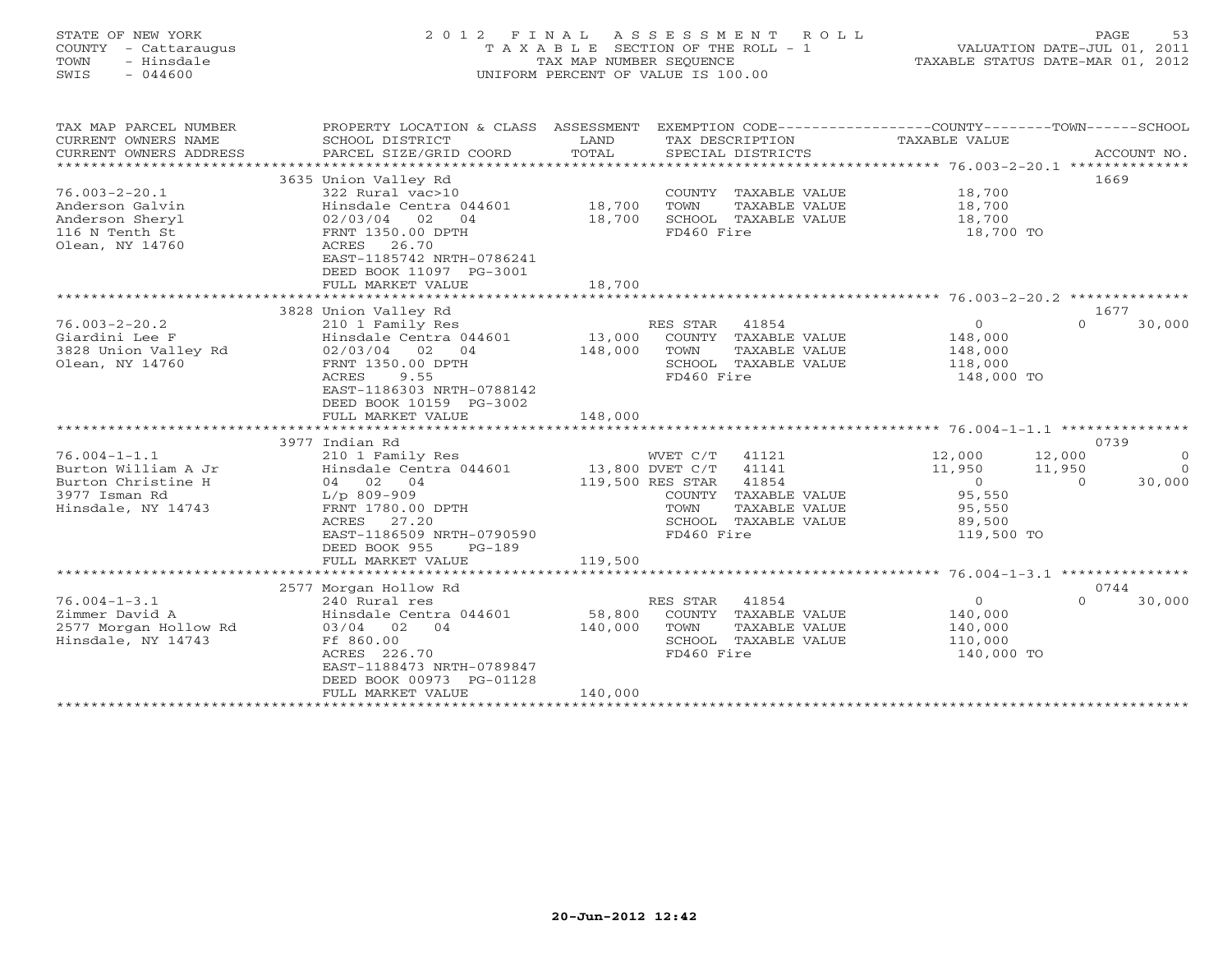STATE OF NEW YORK
COUNTY - Cattaraugus
TOWN - Hinsdale
SWIS - 044600

# 2012 FINAL ASSESSMENT ROLL
TAXABLE SECTION OF THE ROLL - 1
TAX MAP NUMBER SEQUENCE
UNIFORM PERCENT OF VALUE IS 100.00

VALUATION DATE-JUL 01, 2011
TAXABLE STATUS DATE-MAR 01, 2012

| TAX MAP PARCEL NUMBER / CURRENT OWNERS NAME / CURRENT OWNERS ADDRESS | PROPERTY LOCATION & CLASS / SCHOOL DISTRICT / PARCEL SIZE/GRID COORD | ASSESSMENT LAND / TOTAL | EXEMPTION CODE / TAX DESCRIPTION / SPECIAL DISTRICTS | COUNTY TAXABLE VALUE | TOWN | SCHOOL | ACCOUNT NO. |
|---|---|---|---|---|---|---|---|
| | 3635 Union Valley Rd | | | | | | 1669 |
| 76.003-2-20.1 | 322 Rural vac>10 | | COUNTY TAXABLE VALUE | 18,700 | | | |
| Anderson Galvin | Hinsdale Centra 044601 | 18,700 | TOWN TAXABLE VALUE | 18,700 | | | |
| Anderson Sheryl | 02/03/04 02 04 | 18,700 | SCHOOL TAXABLE VALUE | 18,700 | | | |
| 116 N Tenth St | FRNT 1350.00 DPTH | | FD460 Fire | 18,700 TO | | | |
| Olean, NY 14760 | ACRES 26.70 | | | | | | |
| | EAST-1185742 NRTH-0786241 | | | | | | |
| | DEED BOOK 11097 PG-3001 | | | | | | |
| | FULL MARKET VALUE | 18,700 | | | | | |
| | 3828 Union Valley Rd | | | | | | 1677 |
| 76.003-2-20.2 | 210 1 Family Res | | RES STAR 41854 | 0 | 0 | 30,000 | |
| Giardini Lee F | Hinsdale Centra 044601 | 13,000 | COUNTY TAXABLE VALUE | 148,000 | | | |
| 3828 Union Valley Rd | 02/03/04 02 04 | 148,000 | TOWN TAXABLE VALUE | 148,000 | | | |
| Olean, NY 14760 | FRNT 1350.00 DPTH | | SCHOOL TAXABLE VALUE | 118,000 | | | |
| | ACRES 9.55 | | FD460 Fire | 148,000 TO | | | |
| | EAST-1186303 NRTH-0788142 | | | | | | |
| | DEED BOOK 10159 PG-3002 | | | | | | |
| | FULL MARKET VALUE | 148,000 | | | | | |
| | 3977 Indian Rd | | | | | | 0739 |
| 76.004-1-1.1 | 210 1 Family Res | | WVET C/T 41121 | 12,000 | 12,000 | 0 | |
| Burton William A Jr | Hinsdale Centra 044601 | 13,800 | DVET C/T 41141 | 11,950 | 11,950 | 0 | |
| Burton Christine H | 04 02 04 | 119,500 | RES STAR 41854 | 0 | 0 | 30,000 | |
| 3977 Isman Rd | L/p 809-909 | | COUNTY TAXABLE VALUE | 95,550 | | | |
| Hinsdale, NY 14743 | FRNT 1780.00 DPTH | | TOWN TAXABLE VALUE | 95,550 | | | |
| | ACRES 27.20 | | SCHOOL TAXABLE VALUE | 89,500 | | | |
| | EAST-1186509 NRTH-0790590 | | FD460 Fire | 119,500 TO | | | |
| | DEED BOOK 955 PG-189 | | | | | | |
| | FULL MARKET VALUE | 119,500 | | | | | |
| | 2577 Morgan Hollow Rd | | | | | | 0744 |
| 76.004-1-3.1 | 240 Rural res | | RES STAR 41854 | 0 | 0 | 30,000 | |
| Zimmer David A | Hinsdale Centra 044601 | 58,800 | COUNTY TAXABLE VALUE | 140,000 | | | |
| 2577 Morgan Hollow Rd | 03/04 02 04 | 140,000 | TOWN TAXABLE VALUE | 140,000 | | | |
| Hinsdale, NY 14743 | Ff 860.00 | | SCHOOL TAXABLE VALUE | 110,000 | | | |
| | ACRES 226.70 | | FD460 Fire | 140,000 TO | | | |
| | EAST-1188473 NRTH-0789847 | | | | | | |
| | DEED BOOK 00973 PG-01128 | | | | | | |
| | FULL MARKET VALUE | 140,000 | | | | | |

20-Jun-2012 12:42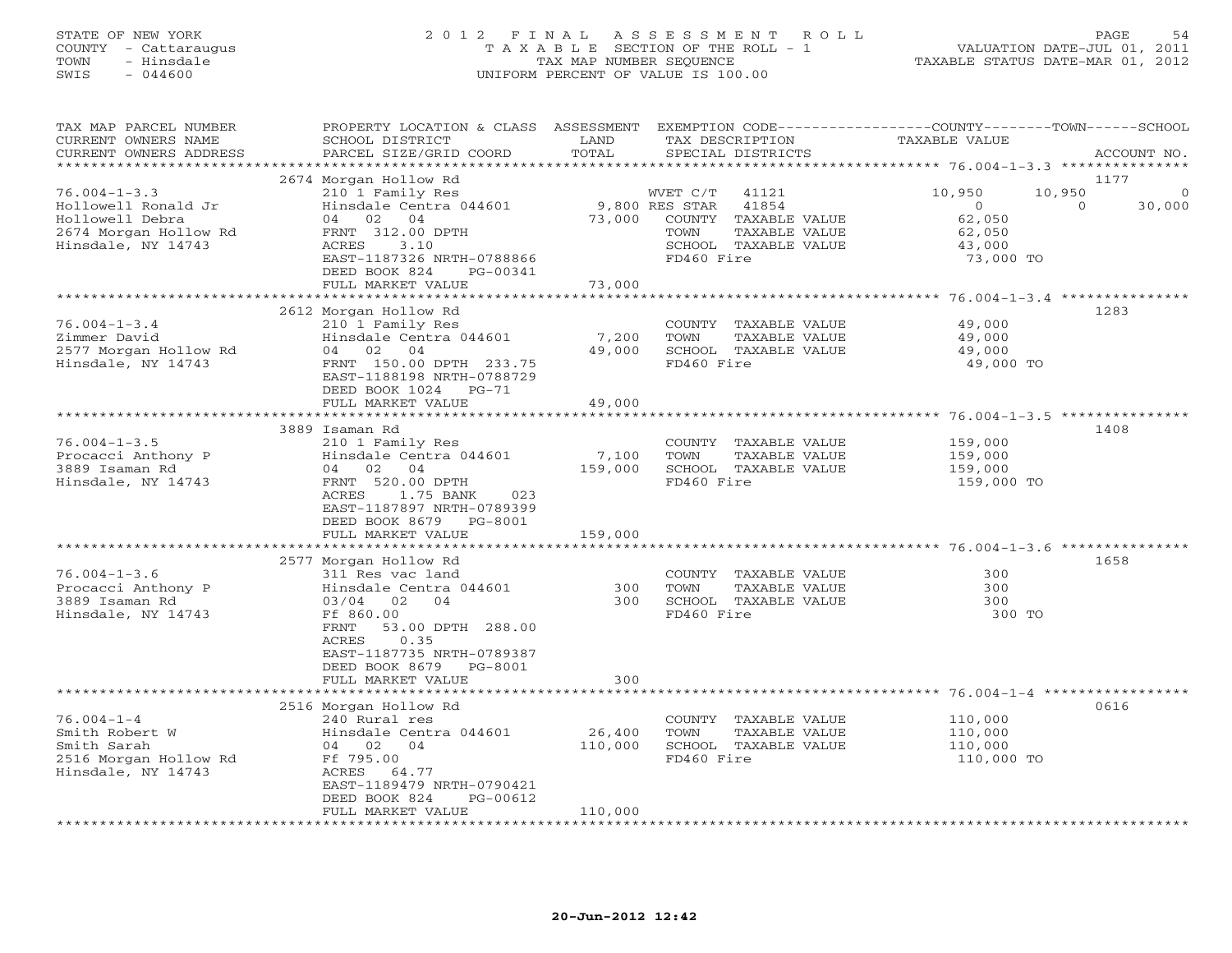STATE OF NEW YORK
COUNTY - Cattaraugus
TOWN - Hinsdale
SWIS - 044600

# 2012 FINAL ASSESSMENT ROLL
TAXABLE SECTION OF THE ROLL - 1
TAX MAP NUMBER SEQUENCE
UNIFORM PERCENT OF VALUE IS 100.00

VALUATION DATE-JUL 01, 2011
TAXABLE STATUS DATE-MAR 01, 2012

| TAX MAP PARCEL NUMBER / CURRENT OWNERS NAME / CURRENT OWNERS ADDRESS | PROPERTY LOCATION & CLASS / SCHOOL DISTRICT / PARCEL SIZE/GRID COORD | ASSESSMENT LAND | ASSESSMENT TOTAL | EXEMPTION CODE / TAX DESCRIPTION / SPECIAL DISTRICTS | COUNTY TAXABLE VALUE | TOWN | SCHOOL | ACCOUNT NO. |
|---|---|---|---|---|---|---|---|---|
| 76.004-1-3.3 | 2674 Morgan Hollow Rd | | | | | | | 1177 |
| | 210 1 Family Res | | | WVET C/T 41121 | 10,950 | 10,950 | 0 | |
| Hollowell Ronald Jr | Hinsdale Centra 044601 | 9,800 | | RES STAR 41854 | 0 | 0 | 30,000 | |
| Hollowell Debra | 04 02 04 | | 73,000 | COUNTY TAXABLE VALUE | 62,050 | | | |
| 2674 Morgan Hollow Rd | FRNT 312.00 DPTH | | | TOWN TAXABLE VALUE | 62,050 | | | |
| Hinsdale, NY 14743 | ACRES 3.10 | | | SCHOOL TAXABLE VALUE | 43,000 | | | |
| | EAST-1187326 NRTH-0788866 | | | FD460 Fire | 73,000 TO | | | |
| | DEED BOOK 824 PG-00341 | | | | | | | |
| | FULL MARKET VALUE | | 73,000 | | | | | |
| 76.004-1-3.4 | 2612 Morgan Hollow Rd | | | | | | | 1283 |
| | 210 1 Family Res | | | COUNTY TAXABLE VALUE | 49,000 | | | |
| Zimmer David | Hinsdale Centra 044601 | 7,200 | | TOWN TAXABLE VALUE | 49,000 | | | |
| 2577 Morgan Hollow Rd | 04 02 04 | | 49,000 | SCHOOL TAXABLE VALUE | 49,000 | | | |
| Hinsdale, NY 14743 | FRNT 150.00 DPTH 233.75 | | | FD460 Fire | 49,000 TO | | | |
| | EAST-1188198 NRTH-0788729 | | | | | | | |
| | DEED BOOK 1024 PG-71 | | | | | | | |
| | FULL MARKET VALUE | | 49,000 | | | | | |
| 76.004-1-3.5 | 3889 Isaman Rd | | | | | | | 1408 |
| | 210 1 Family Res | | | COUNTY TAXABLE VALUE | 159,000 | | | |
| Procacci Anthony P | Hinsdale Centra 044601 | 7,100 | | TOWN TAXABLE VALUE | 159,000 | | | |
| 3889 Isaman Rd | 04 02 04 | | 159,000 | SCHOOL TAXABLE VALUE | 159,000 | | | |
| Hinsdale, NY 14743 | FRNT 520.00 DPTH | | | FD460 Fire | 159,000 TO | | | |
| | ACRES 1.75 BANK 023 | | | | | | | |
| | EAST-1187897 NRTH-0789399 | | | | | | | |
| | DEED BOOK 8679 PG-8001 | | | | | | | |
| | FULL MARKET VALUE | | 159,000 | | | | | |
| 76.004-1-3.6 | 2577 Morgan Hollow Rd | | | | | | | 1658 |
| | 311 Res vac land | | | COUNTY TAXABLE VALUE | 300 | | | |
| Procacci Anthony P | Hinsdale Centra 044601 | 300 | | TOWN TAXABLE VALUE | 300 | | | |
| 3889 Isaman Rd | 03/04 02 04 | | 300 | SCHOOL TAXABLE VALUE | 300 | | | |
| Hinsdale, NY 14743 | Ff 860.00 | | | FD460 Fire | 300 TO | | | |
| | FRNT 53.00 DPTH 288.00 | | | | | | | |
| | ACRES 0.35 | | | | | | | |
| | EAST-1187735 NRTH-0789387 | | | | | | | |
| | DEED BOOK 8679 PG-8001 | | | | | | | |
| | FULL MARKET VALUE | | 300 | | | | | |
| 76.004-1-4 | 2516 Morgan Hollow Rd | | | | | | | 0616 |
| | 240 Rural res | | | COUNTY TAXABLE VALUE | 110,000 | | | |
| Smith Robert W | Hinsdale Centra 044601 | 26,400 | | TOWN TAXABLE VALUE | 110,000 | | | |
| Smith Sarah | 04 02 04 | | 110,000 | SCHOOL TAXABLE VALUE | 110,000 | | | |
| 2516 Morgan Hollow Rd | Ff 795.00 | | | FD460 Fire | 110,000 TO | | | |
| Hinsdale, NY 14743 | ACRES 64.77 | | | | | | | |
| | EAST-1189479 NRTH-0790421 | | | | | | | |
| | DEED BOOK 824 PG-00612 | | | | | | | |
| | FULL MARKET VALUE | | 110,000 | | | | | |

20-Jun-2012 12:42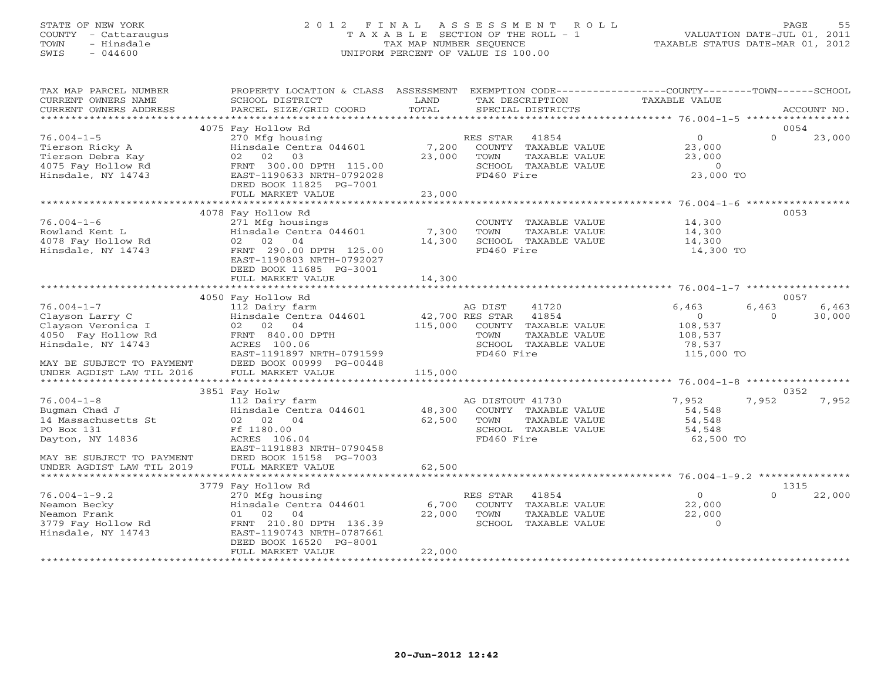STATE OF NEW YORK
COUNTY - Cattaraugus
TOWN - Hinsdale
SWIS - 044600

2012 FINAL ASSESSMENT ROLL
TAXABLE SECTION OF THE ROLL - 1
TAX MAP NUMBER SEQUENCE
UNIFORM PERCENT OF VALUE IS 100.00

VALUATION DATE-JUL 01, 2011
TAXABLE STATUS DATE-MAR 01, 2012

| TAX MAP PARCEL NUMBER / CURRENT OWNERS NAME / CURRENT OWNERS ADDRESS | PROPERTY LOCATION & CLASS / SCHOOL DISTRICT / PARCEL SIZE/GRID COORD | ASSESSMENT LAND / TOTAL | EXEMPTION CODE / TAX DESCRIPTION / SPECIAL DISTRICTS | COUNTY TAXABLE VALUE | TOWN | SCHOOL / ACCOUNT NO. |
|---|---|---|---|---|---|---|
| 76.004-1-5 | 4075 Fay Hollow Rd | | | | | 0054 |
| 76.004-1-5 | 270 Mfg housing | | RES STAR 41854 | 0 | 0 | 23,000 |
| Tierson Ricky A | Hinsdale Centra 044601 | 7,200 | COUNTY TAXABLE VALUE | 23,000 | | |
| Tierson Debra Kay | 02 02 03 | 23,000 | TOWN TAXABLE VALUE | 23,000 | | |
| 4075 Fay Hollow Rd | FRNT 300.00 DPTH 115.00 | | SCHOOL TAXABLE VALUE | 0 | | |
| Hinsdale, NY 14743 | EAST-1190633 NRTH-0792028 | | FD460 Fire | 23,000 TO | | |
| | DEED BOOK 11825 PG-7001 | | | | | |
| | FULL MARKET VALUE | 23,000 | | | | |
| 76.004-1-6 | 4078 Fay Hollow Rd | | | | | 0053 |
| 76.004-1-6 | 271 Mfg housings | | COUNTY TAXABLE VALUE | 14,300 | | |
| Rowland Kent L | Hinsdale Centra 044601 | 7,300 | TOWN TAXABLE VALUE | 14,300 | | |
| 4078 Fay Hollow Rd | 02 02 04 | 14,300 | SCHOOL TAXABLE VALUE | 14,300 | | |
| Hinsdale, NY 14743 | FRNT 290.00 DPTH 125.00 | | FD460 Fire | 14,300 TO | | |
| | EAST-1190803 NRTH-0792027 | | | | | |
| | DEED BOOK 11685 PG-3001 | | | | | |
| | FULL MARKET VALUE | 14,300 | | | | |
| 76.004-1-7 | 4050 Fay Hollow Rd | | | | | 0057 |
| 76.004-1-7 | 112 Dairy farm | | AG DIST 41720 | 6,463 | 6,463 | 6,463 |
| Clayson Larry C | Hinsdale Centra 044601 | 42,700 | RES STAR 41854 | 0 | 0 | 30,000 |
| Clayson Veronica I | 02 02 04 | 115,000 | COUNTY TAXABLE VALUE | 108,537 | | |
| 4050 Fay Hollow Rd | FRNT 840.00 DPTH | | TOWN TAXABLE VALUE | 108,537 | | |
| Hinsdale, NY 14743 | ACRES 100.06 | | SCHOOL TAXABLE VALUE | 78,537 | | |
| | EAST-1191897 NRTH-0791599 | | FD460 Fire | 115,000 TO | | |
| MAY BE SUBJECT TO PAYMENT | DEED BOOK 00999 PG-00448 | | | | | |
| UNDER AGDIST LAW TIL 2016 | FULL MARKET VALUE | 115,000 | | | | |
| 76.004-1-8 | 3851 Fay Holw | | | | | 0352 |
| 76.004-1-8 | 112 Dairy farm | | AG DISTOUT 41730 | 7,952 | 7,952 | 7,952 |
| Bugman Chad J | Hinsdale Centra 044601 | 48,300 | COUNTY TAXABLE VALUE | 54,548 | | |
| 14 Massachusetts St | 02 02 04 | 62,500 | TOWN TAXABLE VALUE | 54,548 | | |
| PO Box 131 | Ff 1180.00 | | SCHOOL TAXABLE VALUE | 54,548 | | |
| Dayton, NY 14836 | ACRES 106.04 | | FD460 Fire | 62,500 TO | | |
| | EAST-1191883 NRTH-0790458 | | | | | |
| MAY BE SUBJECT TO PAYMENT | DEED BOOK 15158 PG-7003 | | | | | |
| UNDER AGDIST LAW TIL 2019 | FULL MARKET VALUE | 62,500 | | | | |
| 76.004-1-9.2 | 3779 Fay Hollow Rd | | | | | 1315 |
| 76.004-1-9.2 | 270 Mfg housing | | RES STAR 41854 | 0 | 0 | 22,000 |
| Neamon Becky | Hinsdale Centra 044601 | 6,700 | COUNTY TAXABLE VALUE | 22,000 | | |
| Neamon Frank | 01 02 04 | 22,000 | TOWN TAXABLE VALUE | 22,000 | | |
| 3779 Fay Hollow Rd | FRNT 210.80 DPTH 136.39 | | SCHOOL TAXABLE VALUE | 0 | | |
| Hinsdale, NY 14743 | EAST-1190743 NRTH-0787661 | | | | | |
| | DEED BOOK 16520 PG-8001 | | | | | |
| | FULL MARKET VALUE | 22,000 | | | | |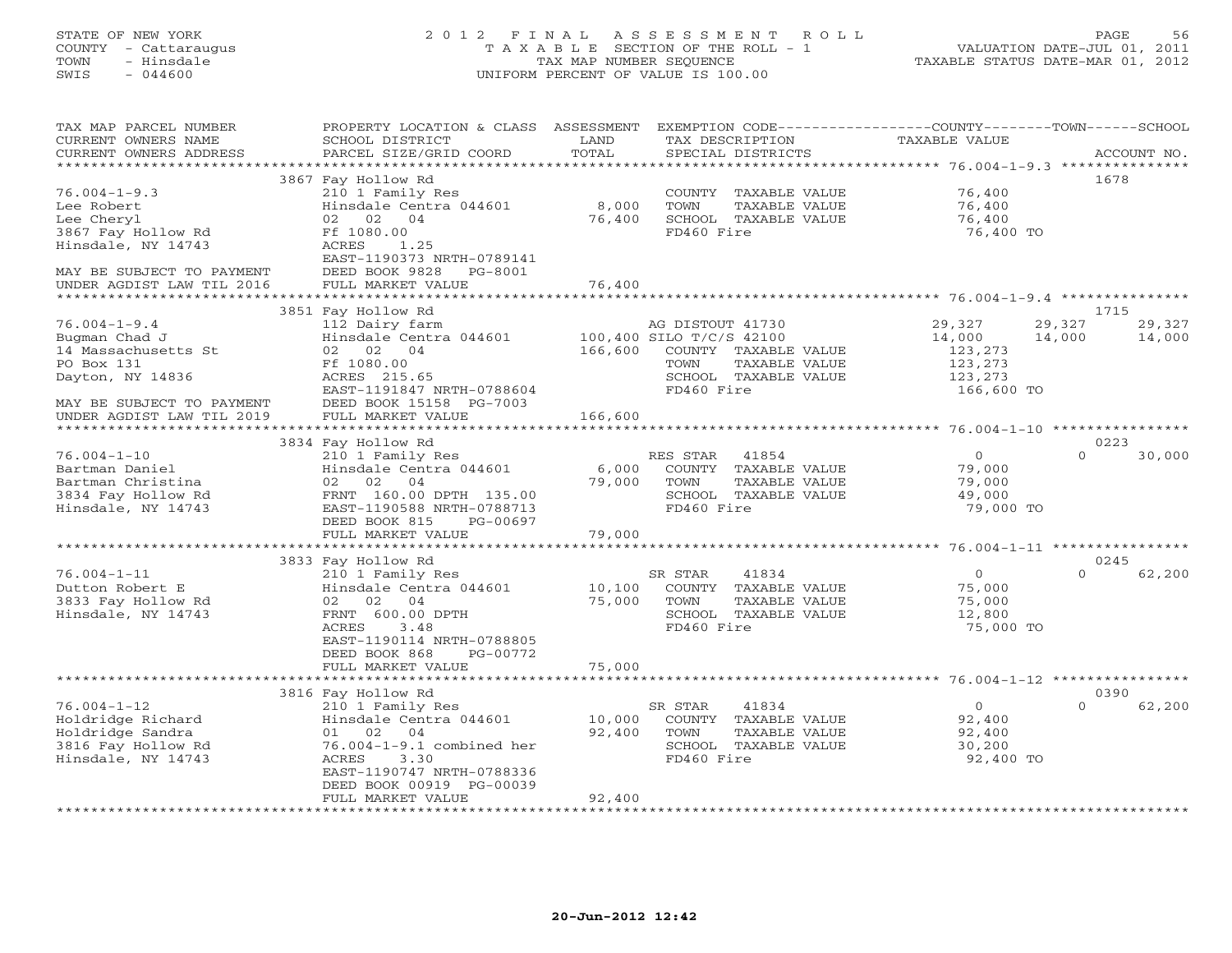STATE OF NEW YORK
COUNTY - Cattaraugus
TOWN - Hinsdale
SWIS - 044600

2012 FINAL ASSESSMENT ROLL
TAXABLE SECTION OF THE ROLL - 1
TAX MAP NUMBER SEQUENCE
UNIFORM PERCENT OF VALUE IS 100.00

VALUATION DATE-JUL 01, 2011
TAXABLE STATUS DATE-MAR 01, 2012

| TAX MAP PARCEL NUMBER / CURRENT OWNERS NAME / CURRENT OWNERS ADDRESS | PROPERTY LOCATION & CLASS / SCHOOL DISTRICT / PARCEL SIZE/GRID COORD | ASSESSMENT LAND / TOTAL | EXEMPTION CODE / TAX DESCRIPTION / SPECIAL DISTRICTS | COUNTY TAXABLE VALUE | TOWN | SCHOOL / ACCOUNT NO. |
|---|---|---|---|---|---|---|
| | 3867 Fay Hollow Rd | | | | | 1678 |
| 76.004-1-9.3 | 210 1 Family Res | | COUNTY TAXABLE VALUE | 76,400 | | |
| Lee Robert | Hinsdale Centra 044601 | 8,000 | TOWN TAXABLE VALUE | 76,400 | | |
| Lee Cheryl | 02 02 04 | 76,400 | SCHOOL TAXABLE VALUE | 76,400 | | |
| 3867 Fay Hollow Rd | Ff 1080.00 | | FD460 Fire | 76,400 TO | | |
| Hinsdale, NY 14743 | ACRES 1.25 | | | | | |
| | EAST-1190373 NRTH-0789141 | | | | | |
| MAY BE SUBJECT TO PAYMENT | DEED BOOK 9828 PG-8001 | | | | | |
| UNDER AGDIST LAW TIL 2016 | FULL MARKET VALUE | 76,400 | | | | |
| | 3851 Fay Hollow Rd | | | | | 1715 |
| 76.004-1-9.4 | 112 Dairy farm | | AG DISTOUT 41730 | 29,327 | 29,327 | 29,327 |
| Bugman Chad J | Hinsdale Centra 044601 | 100,400 | SILO T/C/S 42100 | 14,000 | 14,000 | 14,000 |
| 14 Massachusetts St | 02 02 04 | 166,600 | COUNTY TAXABLE VALUE | 123,273 | | |
| PO Box 131 | Ff 1080.00 | | TOWN TAXABLE VALUE | 123,273 | | |
| Dayton, NY 14836 | ACRES 215.65 | | SCHOOL TAXABLE VALUE | 123,273 | | |
| | EAST-1191847 NRTH-0788604 | | FD460 Fire | 166,600 TO | | |
| MAY BE SUBJECT TO PAYMENT | DEED BOOK 15158 PG-7003 | | | | | |
| UNDER AGDIST LAW TIL 2019 | FULL MARKET VALUE | 166,600 | | | | |
| | 3834 Fay Hollow Rd | | | | | 0223 |
| 76.004-1-10 | 210 1 Family Res | | RES STAR 41854 | 0 | 0 | 30,000 |
| Bartman Daniel | Hinsdale Centra 044601 | 6,000 | COUNTY TAXABLE VALUE | 79,000 | | |
| Bartman Christina | 02 02 04 | 79,000 | TOWN TAXABLE VALUE | 79,000 | | |
| 3834 Fay Hollow Rd | FRNT 160.00 DPTH 135.00 | | SCHOOL TAXABLE VALUE | 49,000 | | |
| Hinsdale, NY 14743 | EAST-1190588 NRTH-0788713 | | FD460 Fire | 79,000 TO | | |
| | DEED BOOK 815 PG-00697 | | | | | |
| | FULL MARKET VALUE | 79,000 | | | | |
| | 3833 Fay Hollow Rd | | | | | 0245 |
| 76.004-1-11 | 210 1 Family Res | | SR STAR 41834 | 0 | 0 | 62,200 |
| Dutton Robert E | Hinsdale Centra 044601 | 10,100 | COUNTY TAXABLE VALUE | 75,000 | | |
| 3833 Fay Hollow Rd | 02 02 04 | 75,000 | TOWN TAXABLE VALUE | 75,000 | | |
| Hinsdale, NY 14743 | FRNT 600.00 DPTH | | SCHOOL TAXABLE VALUE | 12,800 | | |
| | ACRES 3.48 | | FD460 Fire | 75,000 TO | | |
| | EAST-1190114 NRTH-0788805 | | | | | |
| | DEED BOOK 868 PG-00772 | | | | | |
| | FULL MARKET VALUE | 75,000 | | | | |
| | 3816 Fay Hollow Rd | | | | | 0390 |
| 76.004-1-12 | 210 1 Family Res | | SR STAR 41834 | 0 | 0 | 62,200 |
| Holdridge Richard | Hinsdale Centra 044601 | 10,000 | COUNTY TAXABLE VALUE | 92,400 | | |
| Holdridge Sandra | 01 02 04 | 92,400 | TOWN TAXABLE VALUE | 92,400 | | |
| 3816 Fay Hollow Rd | 76.004-1-9.1 combined her | | SCHOOL TAXABLE VALUE | 30,200 | | |
| Hinsdale, NY 14743 | ACRES 3.30 | | FD460 Fire | 92,400 TO | | |
| | EAST-1190747 NRTH-0788336 | | | | | |
| | DEED BOOK 00919 PG-00039 | | | | | |
| | FULL MARKET VALUE | 92,400 | | | | |

20-Jun-2012 12:42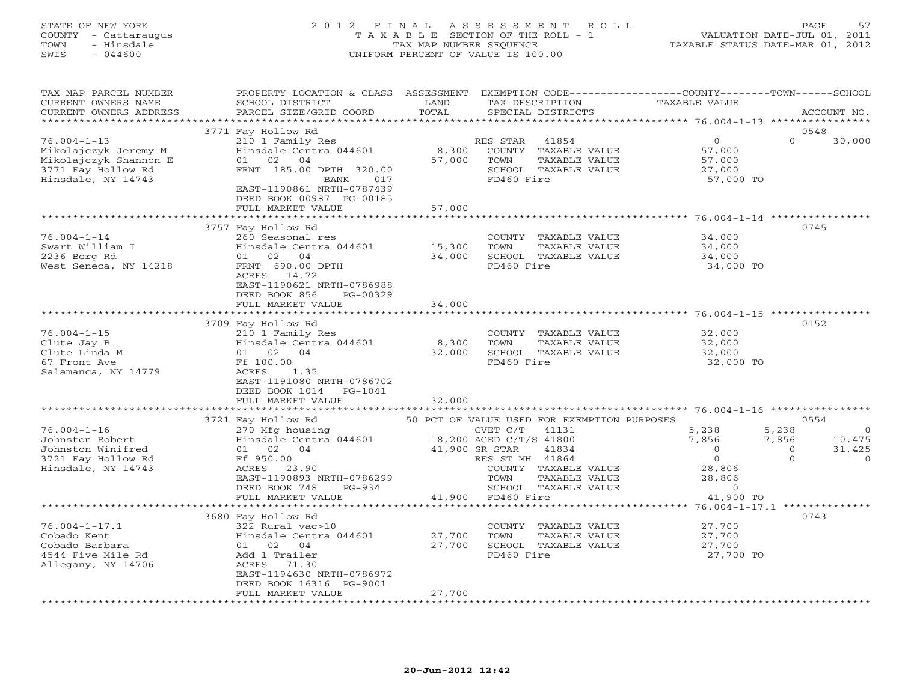STATE OF NEW YORK
COUNTY - Cattaraugus
TOWN - Hinsdale
SWIS - 044600

# 2012 FINAL ASSESSMENT ROLL

TAXABLE SECTION OF THE ROLL - 1
TAX MAP NUMBER SEQUENCE
UNIFORM PERCENT OF VALUE IS 100.00

VALUATION DATE-JUL 01, 2011
TAXABLE STATUS DATE-MAR 01, 2012

| TAX MAP PARCEL NUMBER / CURRENT OWNERS NAME / CURRENT OWNERS ADDRESS | PROPERTY LOCATION & CLASS / SCHOOL DISTRICT / PARCEL SIZE/GRID COORD | ASSESSMENT LAND / TOTAL | EXEMPTION CODE / TAX DESCRIPTION / SPECIAL DISTRICTS | COUNTY TAXABLE VALUE | TOWN | SCHOOL | ACCOUNT NO. |
|---|---|---|---|---|---|---|---|
| | 3771 Fay Hollow Rd | | | | | | 0548 |
| 76.004-1-13 | 210 1 Family Res | | RES STAR 41854 | 0 | 0 | 30,000 | |
| Mikolajczyk Jeremy M | Hinsdale Centra 044601 | 8,300 | COUNTY TAXABLE VALUE | 57,000 | | | |
| Mikolajczyk Shannon E | 01 02 04 | 57,000 | TOWN TAXABLE VALUE | 57,000 | | | |
| 3771 Fay Hollow Rd | FRNT 185.00 DPTH 320.00 | | SCHOOL TAXABLE VALUE | 27,000 | | | |
| Hinsdale, NY 14743 | BANK 017 | | FD460 Fire | 57,000 TO | | | |
| | EAST-1190861 NRTH-0787439 | | | | | | |
| | DEED BOOK 00987 PG-00185 | | | | | | |
| | FULL MARKET VALUE | 57,000 | | | | | |
| | 3757 Fay Hollow Rd | | | | | | 0745 |
| 76.004-1-14 | 260 Seasonal res | | COUNTY TAXABLE VALUE | 34,000 | | | |
| Swart William I | Hinsdale Centra 044601 | 15,300 | TOWN TAXABLE VALUE | 34,000 | | | |
| 2236 Berg Rd | 01 02 04 | 34,000 | SCHOOL TAXABLE VALUE | 34,000 | | | |
| West Seneca, NY 14218 | FRNT 690.00 DPTH | | FD460 Fire | 34,000 TO | | | |
| | ACRES 14.72 | | | | | | |
| | EAST-1190621 NRTH-0786988 | | | | | | |
| | DEED BOOK 856 PG-00329 | | | | | | |
| | FULL MARKET VALUE | 34,000 | | | | | |
| | 3709 Fay Hollow Rd | | | | | | 0152 |
| 76.004-1-15 | 210 1 Family Res | | COUNTY TAXABLE VALUE | 32,000 | | | |
| Clute Jay B | Hinsdale Centra 044601 | 8,300 | TOWN TAXABLE VALUE | 32,000 | | | |
| Clute Linda M | 01 02 04 | 32,000 | SCHOOL TAXABLE VALUE | 32,000 | | | |
| 67 Front Ave | Ff 100.00 | | FD460 Fire | 32,000 TO | | | |
| Salamanca, NY 14779 | ACRES 1.35 | | | | | | |
| | EAST-1191080 NRTH-0786702 | | | | | | |
| | DEED BOOK 1014 PG-1041 | | | | | | |
| | FULL MARKET VALUE | 32,000 | | | | | |
| | 3721 Fay Hollow Rd | | 50 PCT OF VALUE USED FOR EXEMPTION PURPOSES | | | | 0554 |
| 76.004-1-16 | 270 Mfg housing | | CVET C/T 41131 | 5,238 | 5,238 | 0 | |
| Johnston Robert | Hinsdale Centra 044601 | 18,200 | AGED C/T/S 41800 | 7,856 | 7,856 | 10,475 | |
| Johnston Winifred | 01 02 04 | 41,900 | SR STAR 41834 | 0 | 0 | 31,425 | |
| 3721 Fay Hollow Rd | Ff 950.00 | | RES ST MH 41864 | 0 | 0 | 0 | |
| Hinsdale, NY 14743 | ACRES 23.90 | | COUNTY TAXABLE VALUE | 28,806 | | | |
| | EAST-1190893 NRTH-0786299 | | TOWN TAXABLE VALUE | 28,806 | | | |
| | DEED BOOK 748 PG-934 | | SCHOOL TAXABLE VALUE | 0 | | | |
| | FULL MARKET VALUE | 41,900 | FD460 Fire | 41,900 TO | | | |
| | 3680 Fay Hollow Rd | | | | | | 0743 |
| 76.004-1-17.1 | 322 Rural vac>10 | | COUNTY TAXABLE VALUE | 27,700 | | | |
| Cobado Kent | Hinsdale Centra 044601 | 27,700 | TOWN TAXABLE VALUE | 27,700 | | | |
| Cobado Barbara | 01 02 04 | 27,700 | SCHOOL TAXABLE VALUE | 27,700 | | | |
| 4544 Five Mile Rd | Add 1 Trailer | | FD460 Fire | 27,700 TO | | | |
| Allegany, NY 14706 | ACRES 71.30 | | | | | | |
| | EAST-1194630 NRTH-0786972 | | | | | | |
| | DEED BOOK 16316 PG-9001 | | | | | | |
| | FULL MARKET VALUE | 27,700 | | | | | |

20-Jun-2012 12:42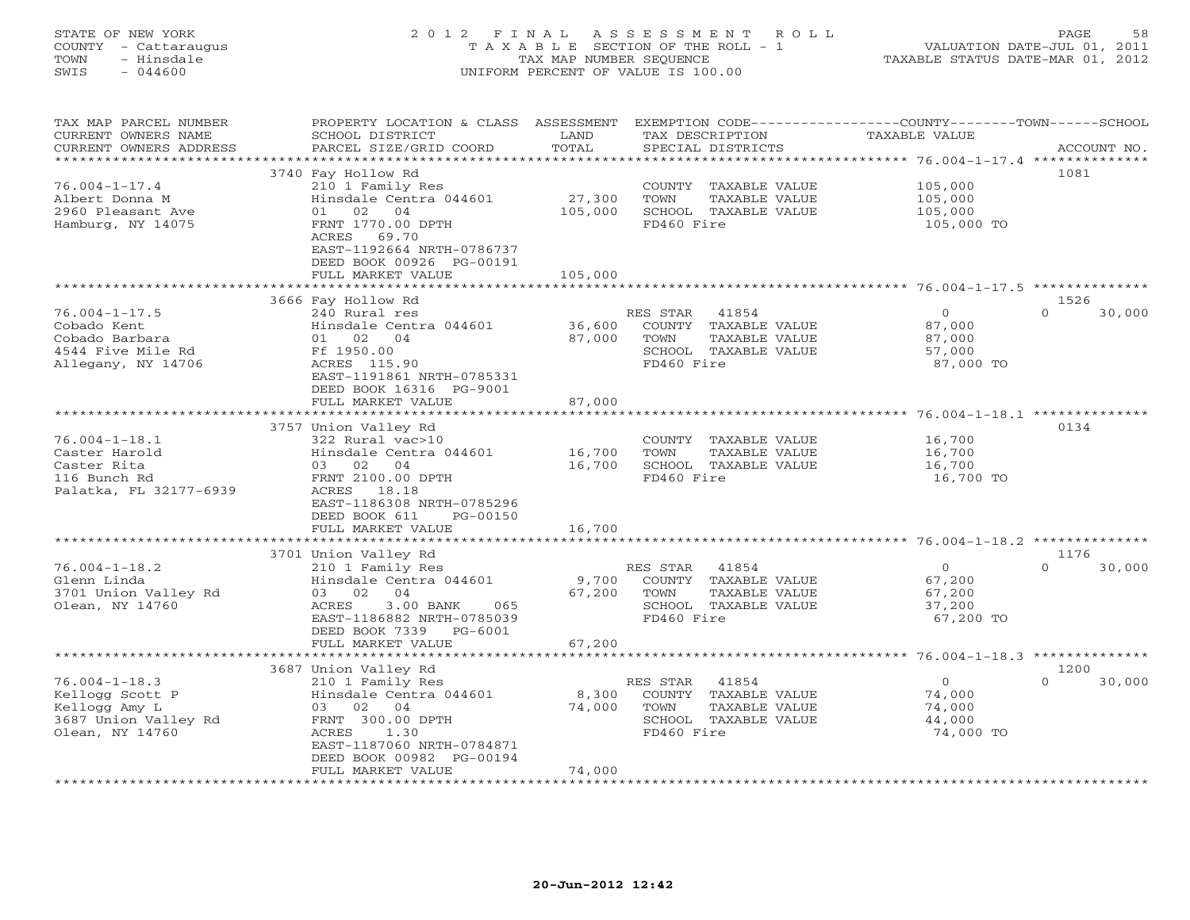STATE OF NEW YORK
COUNTY - Cattaraugus
TOWN - Hinsdale
SWIS - 044600

# 2012 FINAL ASSESSMENT ROLL

TAXABLE SECTION OF THE ROLL - 1
TAX MAP NUMBER SEQUENCE
UNIFORM PERCENT OF VALUE IS 100.00

VALUATION DATE-JUL 01, 2011
TAXABLE STATUS DATE-MAR 01, 2012

| TAX MAP PARCEL NUMBER / CURRENT OWNERS NAME / CURRENT OWNERS ADDRESS | PROPERTY LOCATION & CLASS / SCHOOL DISTRICT / PARCEL SIZE/GRID COORD | ASSESSMENT LAND / TOTAL | EXEMPTION CODE / TAX DESCRIPTION / SPECIAL DISTRICTS | COUNTY | TOWN | SCHOOL / ACCOUNT NO. |
|---|---|---|---|---|---|---|
| 76.004-1-17.4 | 3740 Fay Hollow Rd | | | | | 1081 |
| Albert Donna M | 210 1 Family Res | | COUNTY TAXABLE VALUE | 105,000 | | |
| 2960 Pleasant Ave | Hinsdale Centra 044601 | 27,300 | TOWN TAXABLE VALUE | | 105,000 | |
| Hamburg, NY 14075 | 01 02 04 | 105,000 | SCHOOL TAXABLE VALUE | | | 105,000 |
| | FRNT 1770.00 DPTH | | FD460 Fire | 105,000 TO | | |
| | ACRES 69.70 | | | | | |
| | EAST-1192664 NRTH-0786737 | | | | | |
| | DEED BOOK 00926 PG-00191 | | | | | |
| | FULL MARKET VALUE | 105,000 | | | | |
| 76.004-1-17.5 | 3666 Fay Hollow Rd | | | | | 1526 |
| Cobado Kent | 240 Rural res | | RES STAR 41854 | 0 | 0 | 30,000 |
| Cobado Barbara | Hinsdale Centra 044601 | 36,600 | COUNTY TAXABLE VALUE | 87,000 | | |
| 4544 Five Mile Rd | 01 02 04 | 87,000 | TOWN TAXABLE VALUE | | 87,000 | |
| Allegany, NY 14706 | Ff 1950.00 | | SCHOOL TAXABLE VALUE | | | 57,000 |
| | ACRES 115.90 | | FD460 Fire | 87,000 TO | | |
| | EAST-1191861 NRTH-0785331 | | | | | |
| | DEED BOOK 16316 PG-9001 | | | | | |
| | FULL MARKET VALUE | 87,000 | | | | |
| 76.004-1-18.1 | 3757 Union Valley Rd | | | | | 0134 |
| Caster Harold | 322 Rural vac>10 | | COUNTY TAXABLE VALUE | 16,700 | | |
| Caster Rita | Hinsdale Centra 044601 | 16,700 | TOWN TAXABLE VALUE | | 16,700 | |
| 116 Bunch Rd | 03 02 04 | 16,700 | SCHOOL TAXABLE VALUE | | | 16,700 |
| Palatka, FL 32177-6939 | FRNT 2100.00 DPTH | | FD460 Fire | 16,700 TO | | |
| | ACRES 18.18 | | | | | |
| | EAST-1186308 NRTH-0785296 | | | | | |
| | DEED BOOK 611 PG-00150 | | | | | |
| | FULL MARKET VALUE | 16,700 | | | | |
| 76.004-1-18.2 | 3701 Union Valley Rd | | | | | 1176 |
| Glenn Linda | 210 1 Family Res | | RES STAR 41854 | 0 | 0 | 30,000 |
| 3701 Union Valley Rd | Hinsdale Centra 044601 | 9,700 | COUNTY TAXABLE VALUE | 67,200 | | |
| Olean, NY 14760 | 03 02 04 | 67,200 | TOWN TAXABLE VALUE | | 67,200 | |
| | ACRES 3.00 BANK 065 | | SCHOOL TAXABLE VALUE | | | 37,200 |
| | EAST-1186882 NRTH-0785039 | | FD460 Fire | 67,200 TO | | |
| | DEED BOOK 7339 PG-6001 | | | | | |
| | FULL MARKET VALUE | 67,200 | | | | |
| 76.004-1-18.3 | 3687 Union Valley Rd | | | | | 1200 |
| Kellogg Scott P | 210 1 Family Res | | RES STAR 41854 | 0 | 0 | 30,000 |
| Kellogg Amy L | Hinsdale Centra 044601 | 8,300 | COUNTY TAXABLE VALUE | 74,000 | | |
| 3687 Union Valley Rd | 03 02 04 | 74,000 | TOWN TAXABLE VALUE | | 74,000 | |
| Olean, NY 14760 | FRNT 300.00 DPTH | | SCHOOL TAXABLE VALUE | | | 44,000 |
| | ACRES 1.30 | | FD460 Fire | 74,000 TO | | |
| | EAST-1187060 NRTH-0784871 | | | | | |
| | DEED BOOK 00982 PG-00194 | | | | | |
| | FULL MARKET VALUE | 74,000 | | | | |

20-Jun-2012 12:42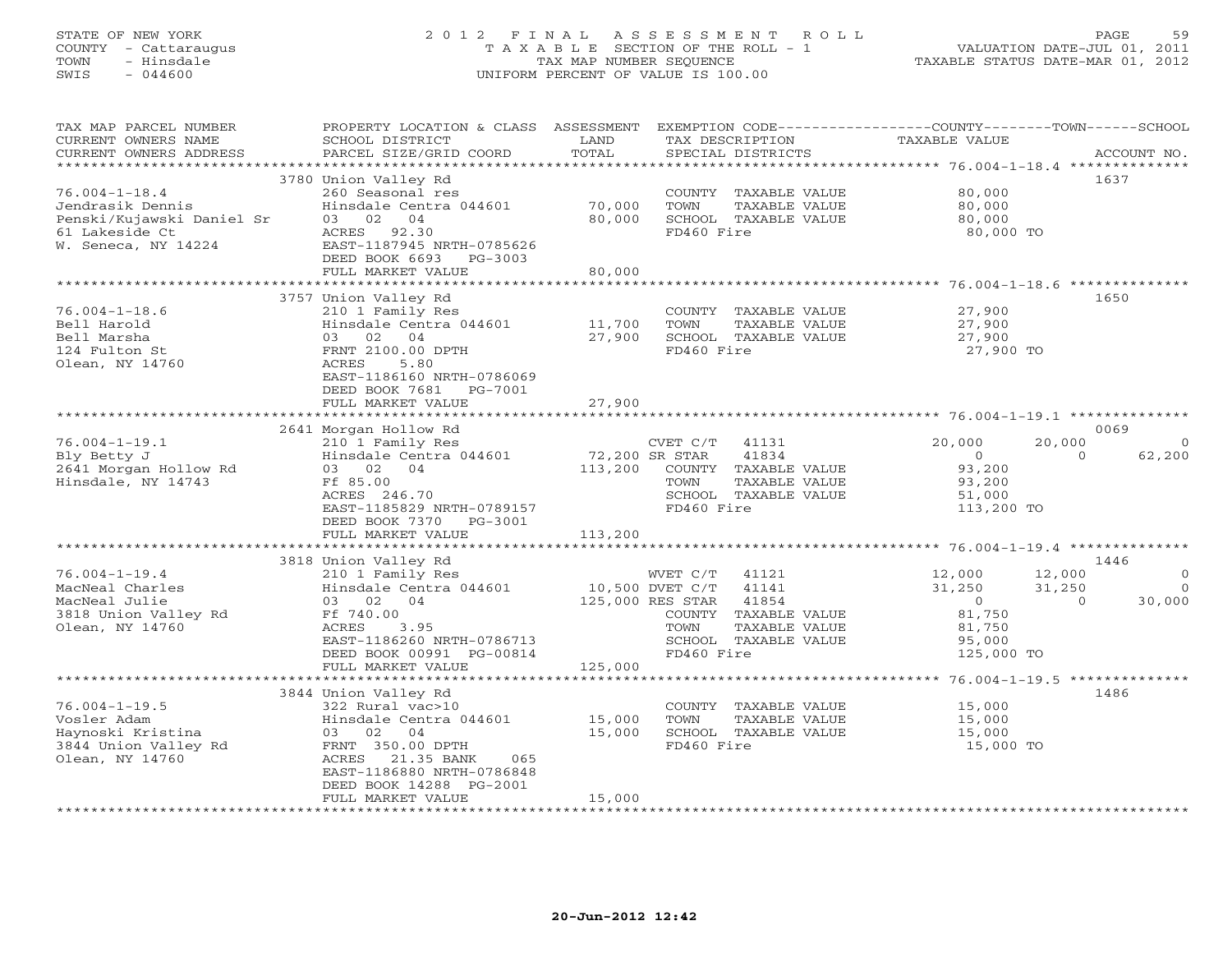STATE OF NEW YORK
COUNTY - Cattaraugus
TOWN - Hinsdale
SWIS - 044600

# 2012 FINAL ASSESSMENT ROLL
TAXABLE SECTION OF THE ROLL - 1
TAX MAP NUMBER SEQUENCE
UNIFORM PERCENT OF VALUE IS 100.00

VALUATION DATE-JUL 01, 2011
TAXABLE STATUS DATE-MAR 01, 2012

| TAX MAP PARCEL NUMBER / CURRENT OWNERS NAME / CURRENT OWNERS ADDRESS | PROPERTY LOCATION & CLASS / SCHOOL DISTRICT / PARCEL SIZE/GRID COORD | ASSESSMENT LAND / TOTAL | EXEMPTION CODE / TAX DESCRIPTION / SPECIAL DISTRICTS | COUNTY TAXABLE VALUE | TOWN | SCHOOL | ACCOUNT NO. |
|---|---|---|---|---|---|---|---|
| **76.004-1-18.4** | 3780 Union Valley Rd | | | | | | 1637 |
| Jendrasik Dennis | 260 Seasonal res | | COUNTY TAXABLE VALUE | 80,000 | | | |
| Penski/Kujawski Daniel Sr | Hinsdale Centra 044601 | 70,000 | TOWN TAXABLE VALUE | 80,000 | | | |
| 61 Lakeside Ct | 03 02 04 | 80,000 | SCHOOL TAXABLE VALUE | 80,000 | | | |
| W. Seneca, NY 14224 | ACRES 92.30 | | FD460 Fire | 80,000 TO | | | |
| | EAST-1187945 NRTH-0785626 | | | | | | |
| | DEED BOOK 6693 PG-3003 | | | | | | |
| | FULL MARKET VALUE | 80,000 | | | | | |
| **76.004-1-18.6** | 3757 Union Valley Rd | | | | | | 1650 |
| Bell Harold | 210 1 Family Res | | COUNTY TAXABLE VALUE | 27,900 | | | |
| Bell Marsha | Hinsdale Centra 044601 | 11,700 | TOWN TAXABLE VALUE | 27,900 | | | |
| 124 Fulton St | 03 02 04 | 27,900 | SCHOOL TAXABLE VALUE | 27,900 | | | |
| Olean, NY 14760 | FRNT 2100.00 DPTH | | FD460 Fire | 27,900 TO | | | |
| | ACRES 5.80 | | | | | | |
| | EAST-1186160 NRTH-0786069 | | | | | | |
| | DEED BOOK 7681 PG-7001 | | | | | | |
| | FULL MARKET VALUE | 27,900 | | | | | |
| **76.004-1-19.1** | 2641 Morgan Hollow Rd | | | | | | 0069 |
| Bly Betty J | 210 1 Family Res | | CVET C/T 41131 | 20,000 | 20,000 | 0 | |
| 2641 Morgan Hollow Rd | Hinsdale Centra 044601 | 72,200 | SR STAR 41834 | 0 | 0 | 62,200 | |
| Hinsdale, NY 14743 | 03 02 04 | 113,200 | COUNTY TAXABLE VALUE | 93,200 | | | |
| | Ff 85.00 | | TOWN TAXABLE VALUE | 93,200 | | | |
| | ACRES 246.70 | | SCHOOL TAXABLE VALUE | 51,000 | | | |
| | EAST-1185829 NRTH-0789157 | | FD460 Fire | 113,200 TO | | | |
| | DEED BOOK 7370 PG-3001 | | | | | | |
| | FULL MARKET VALUE | 113,200 | | | | | |
| **76.004-1-19.4** | 3818 Union Valley Rd | | | | | | 1446 |
| MacNeal Charles | 210 1 Family Res | | WVET C/T 41121 | 12,000 | 12,000 | 0 | |
| MacNeal Julie | Hinsdale Centra 044601 | 10,500 | DVET C/T 41141 | 31,250 | 31,250 | 0 | |
| 3818 Union Valley Rd | 03 02 04 | 125,000 | RES STAR 41854 | 0 | 0 | 30,000 | |
| Olean, NY 14760 | Ff 740.00 | | COUNTY TAXABLE VALUE | 81,750 | | | |
| | ACRES 3.95 | | TOWN TAXABLE VALUE | 81,750 | | | |
| | EAST-1186260 NRTH-0786713 | | SCHOOL TAXABLE VALUE | 95,000 | | | |
| | DEED BOOK 00991 PG-00814 | | FD460 Fire | 125,000 TO | | | |
| | FULL MARKET VALUE | 125,000 | | | | | |
| **76.004-1-19.5** | 3844 Union Valley Rd | | | | | | 1486 |
| Vosler Adam | 322 Rural vac>10 | | COUNTY TAXABLE VALUE | 15,000 | | | |
| Haynoski Kristina | Hinsdale Centra 044601 | 15,000 | TOWN TAXABLE VALUE | 15,000 | | | |
| 3844 Union Valley Rd | 03 02 04 | 15,000 | SCHOOL TAXABLE VALUE | 15,000 | | | |
| Olean, NY 14760 | FRNT 350.00 DPTH | | FD460 Fire | 15,000 TO | | | |
| | ACRES 21.35 BANK 065 | | | | | | |
| | EAST-1186880 NRTH-0786848 | | | | | | |
| | DEED BOOK 14288 PG-2001 | | | | | | |
| | FULL MARKET VALUE | 15,000 | | | | | |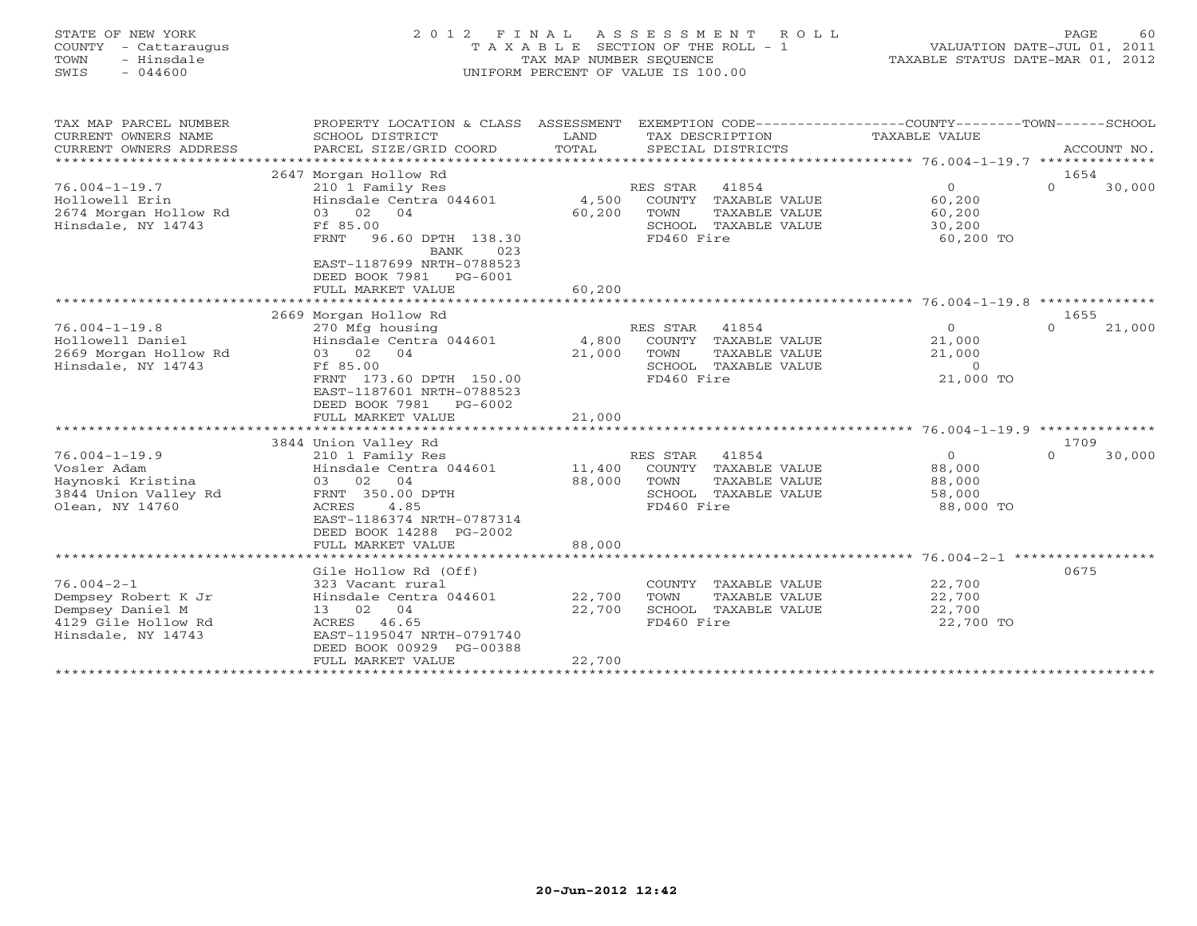STATE OF NEW YORK
COUNTY - Cattaraugus
TOWN - Hinsdale
SWIS - 044600

2012 FINAL ASSESSMENT ROLL
TAXABLE SECTION OF THE ROLL - 1
TAX MAP NUMBER SEQUENCE
UNIFORM PERCENT OF VALUE IS 100.00

VALUATION DATE-JUL 01, 2011
TAXABLE STATUS DATE-MAR 01, 2012

| TAX MAP PARCEL NUMBER / CURRENT OWNERS NAME / CURRENT OWNERS ADDRESS | PROPERTY LOCATION & CLASS / SCHOOL DISTRICT / PARCEL SIZE/GRID COORD | ASSESSMENT LAND / TOTAL | EXEMPTION CODE / TAX DESCRIPTION / SPECIAL DISTRICTS | COUNTY | TOWN | SCHOOL | ACCOUNT NO. |
|---|---|---|---|---|---|---|---|
| **76.004-1-19.7** | 2647 Morgan Hollow Rd | | | | | | 1654 |
| Hollowell Erin | 210 1 Family Res | | RES STAR 41854 | 0 | 0 | 30,000 | |
| 2674 Morgan Hollow Rd | Hinsdale Centra 044601 | 4,500 | COUNTY TAXABLE VALUE | 60,200 | | | |
| Hinsdale, NY 14743 | 03 02 04 | 60,200 | TOWN TAXABLE VALUE | | 60,200 | | |
| | Ff 85.00 | | SCHOOL TAXABLE VALUE | | | 30,200 | |
| | FRNT 96.60 DPTH 138.30 BANK 023 | | FD460 Fire | 60,200 TO | | | |
| | EAST-1187699 NRTH-0788523 | | | | | | |
| | DEED BOOK 7981 PG-6001 | | | | | | |
| | FULL MARKET VALUE | 60,200 | | | | | |
| **76.004-1-19.8** | 2669 Morgan Hollow Rd | | | | | | 1655 |
| Hollowell Daniel | 270 Mfg housing | | RES STAR 41854 | 0 | 0 | 21,000 | |
| 2669 Morgan Hollow Rd | Hinsdale Centra 044601 | 4,800 | COUNTY TAXABLE VALUE | 21,000 | | | |
| Hinsdale, NY 14743 | 03 02 04 | 21,000 | TOWN TAXABLE VALUE | | 21,000 | | |
| | Ff 85.00 | | SCHOOL TAXABLE VALUE | | | 0 | |
| | FRNT 173.60 DPTH 150.00 | | FD460 Fire | 21,000 TO | | | |
| | EAST-1187601 NRTH-0788523 | | | | | | |
| | DEED BOOK 7981 PG-6002 | | | | | | |
| | FULL MARKET VALUE | 21,000 | | | | | |
| **76.004-1-19.9** | 3844 Union Valley Rd | | | | | | 1709 |
| Vosler Adam | 210 1 Family Res | | RES STAR 41854 | 0 | 0 | 30,000 | |
| Haynoski Kristina | Hinsdale Centra 044601 | 11,400 | COUNTY TAXABLE VALUE | 88,000 | | | |
| 3844 Union Valley Rd | 03 02 04 | 88,000 | TOWN TAXABLE VALUE | | 88,000 | | |
| Olean, NY 14760 | FRNT 350.00 DPTH | | SCHOOL TAXABLE VALUE | | | 58,000 | |
| | ACRES 4.85 | | FD460 Fire | 88,000 TO | | | |
| | EAST-1186374 NRTH-0787314 | | | | | | |
| | DEED BOOK 14288 PG-2002 | | | | | | |
| | FULL MARKET VALUE | 88,000 | | | | | |
| **76.004-2-1** | Gile Hollow Rd (Off) | | | | | | 0675 |
| Dempsey Robert K Jr | 323 Vacant rural | | COUNTY TAXABLE VALUE | 22,700 | | | |
| Dempsey Daniel M | Hinsdale Centra 044601 | 22,700 | TOWN TAXABLE VALUE | | 22,700 | | |
| 4129 Gile Hollow Rd | 13 02 04 | 22,700 | SCHOOL TAXABLE VALUE | | | 22,700 | |
| Hinsdale, NY 14743 | ACRES 46.65 | | FD460 Fire | 22,700 TO | | | |
| | EAST-1195047 NRTH-0791740 | | | | | | |
| | DEED BOOK 00929 PG-00388 | | | | | | |
| | FULL MARKET VALUE | 22,700 | | | | | |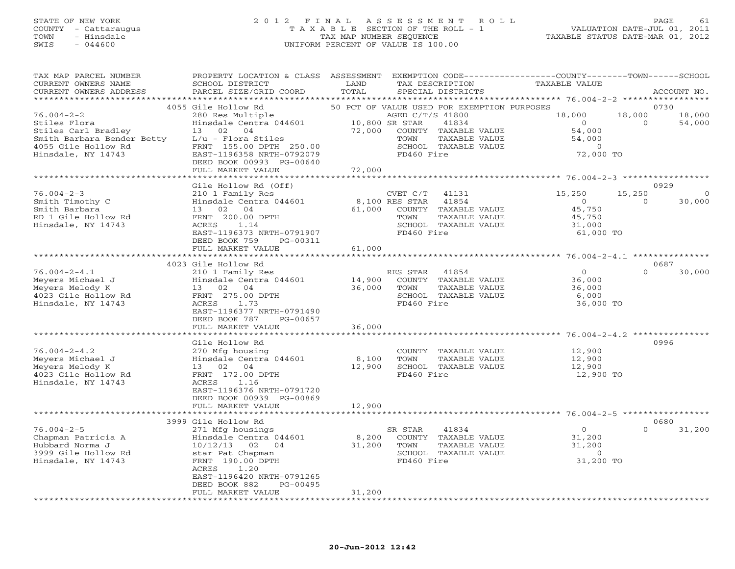STATE OF NEW YORK
COUNTY - Cattaraugus
TOWN - Hinsdale
SWIS - 044600

# 2012 FINAL ASSESSMENT ROLL
TAXABLE SECTION OF THE ROLL - 1
TAX MAP NUMBER SEQUENCE
UNIFORM PERCENT OF VALUE IS 100.00

VALUATION DATE-JUL 01, 2011
TAXABLE STATUS DATE-MAR 01, 2012

| TAX MAP PARCEL NUMBER / CURRENT OWNERS NAME / CURRENT OWNERS ADDRESS | PROPERTY LOCATION & CLASS / SCHOOL DISTRICT / PARCEL SIZE/GRID COORD | ASSESSMENT LAND / TOTAL | EXEMPTION CODE / TAX DESCRIPTION / SPECIAL DISTRICTS | COUNTY TAXABLE VALUE | TOWN | SCHOOL | ACCOUNT NO. |
|---|---|---|---|---|---|---|---|
| 76.004-2-2 | 4055 Gile Hollow Rd | | 50 PCT OF VALUE USED FOR EXEMPTION PURPOSES | | | | 0730 |
| Stiles Flora | 280 Res Multiple | | AGED C/T/S 41800 | 18,000 | 18,000 | 18,000 | |
| Stiles Carl Bradley | Hinsdale Centra 044601 | 10,800 | SR STAR 41834 | 0 | 0 | 54,000 | |
| Smith Barbara Bender Betty | 13 02 04 | 72,000 | COUNTY TAXABLE VALUE | 54,000 | | | |
| 4055 Gile Hollow Rd | L/u - Flora Stiles | | TOWN TAXABLE VALUE | 54,000 | | | |
| Hinsdale, NY 14743 | FRNT 155.00 DPTH 250.00 | | SCHOOL TAXABLE VALUE | 0 | | | |
| | EAST-1196358 NRTH-0792079 | | FD460 Fire | 72,000 TO | | | |
| | DEED BOOK 00993 PG-00640 | | | | | | |
| | FULL MARKET VALUE | 72,000 | | | | | |
| 76.004-2-3 | Gile Hollow Rd (Off) | | | | | | 0929 |
| Smith Timothy C | 210 1 Family Res | | CVET C/T 41131 | 15,250 | 15,250 | 0 | |
| Smith Barbara | Hinsdale Centra 044601 | 8,100 | RES STAR 41854 | 0 | 0 | 30,000 | |
| RD 1 Gile Hollow Rd | 13 02 04 | 61,000 | COUNTY TAXABLE VALUE | 45,750 | | | |
| Hinsdale, NY 14743 | FRNT 200.00 DPTH | | TOWN TAXABLE VALUE | 45,750 | | | |
| | ACRES 1.14 | | SCHOOL TAXABLE VALUE | 31,000 | | | |
| | EAST-1196373 NRTH-0791907 | | FD460 Fire | 61,000 TO | | | |
| | DEED BOOK 759 PG-00311 | | | | | | |
| | FULL MARKET VALUE | 61,000 | | | | | |
| 76.004-2-4.1 | 4023 Gile Hollow Rd | | | | | | 0687 |
| Meyers Michael J | 210 1 Family Res | | RES STAR 41854 | 0 | 0 | 30,000 | |
| Meyers Melody K | Hinsdale Centra 044601 | 14,900 | COUNTY TAXABLE VALUE | 36,000 | | | |
| 4023 Gile Hollow Rd | 13 02 04 | 36,000 | TOWN TAXABLE VALUE | 36,000 | | | |
| Hinsdale, NY 14743 | FRNT 275.00 DPTH | | SCHOOL TAXABLE VALUE | 6,000 | | | |
| | ACRES 1.73 | | FD460 Fire | 36,000 TO | | | |
| | EAST-1196377 NRTH-0791490 | | | | | | |
| | DEED BOOK 787 PG-00657 | | | | | | |
| | FULL MARKET VALUE | 36,000 | | | | | |
| 76.004-2-4.2 | Gile Hollow Rd | | | | | | 0996 |
| Meyers Michael J | 270 Mfg housing | | COUNTY TAXABLE VALUE | 12,900 | | | |
| Meyers Melody K | Hinsdale Centra 044601 | 8,100 | TOWN TAXABLE VALUE | 12,900 | | | |
| 4023 Gile Hollow Rd | 13 02 04 | 12,900 | SCHOOL TAXABLE VALUE | 12,900 | | | |
| Hinsdale, NY 14743 | FRNT 172.00 DPTH | | FD460 Fire | 12,900 TO | | | |
| | ACRES 1.16 | | | | | | |
| | EAST-1196376 NRTH-0791720 | | | | | | |
| | DEED BOOK 00939 PG-00869 | | | | | | |
| | FULL MARKET VALUE | 12,900 | | | | | |
| 76.004-2-5 | 3999 Gile Hollow Rd | | | | | | 0680 |
| Chapman Patricia A | 271 Mfg housings | | SR STAR 41834 | 0 | 0 | 31,200 | |
| Hubbard Norma J | Hinsdale Centra 044601 | 8,200 | COUNTY TAXABLE VALUE | 31,200 | | | |
| 3999 Gile Hollow Rd | 10/12/13 02 04 | 31,200 | TOWN TAXABLE VALUE | 31,200 | | | |
| Hinsdale, NY 14743 | star Pat Chapman | | SCHOOL TAXABLE VALUE | 0 | | | |
| | FRNT 190.00 DPTH | | FD460 Fire | 31,200 TO | | | |
| | ACRES 1.20 | | | | | | |
| | EAST-1196420 NRTH-0791265 | | | | | | |
| | DEED BOOK 882 PG-00495 | | | | | | |
| | FULL MARKET VALUE | 31,200 | | | | | |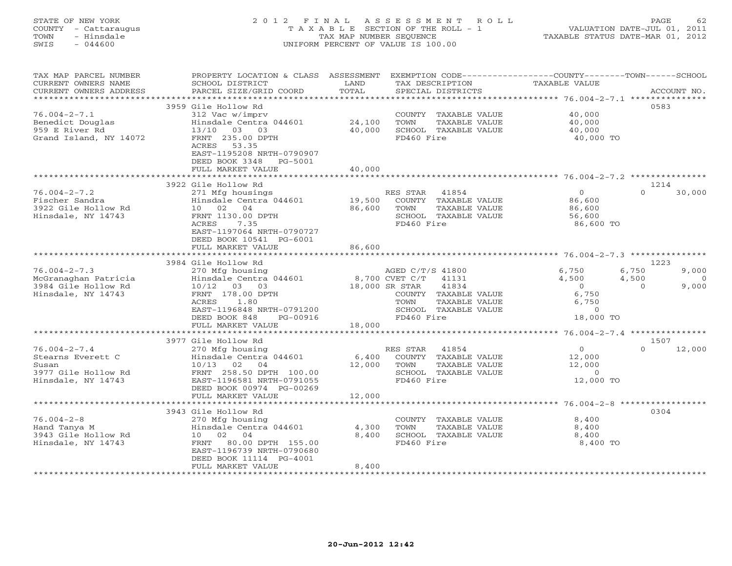STATE OF NEW YORK
COUNTY - Cattaraugus
TOWN - Hinsdale
SWIS - 044600

2 0 1 2 F I N A L A S S E S S M E N T R O L L
T A X A B L E SECTION OF THE ROLL - 1
TAX MAP NUMBER SEQUENCE
UNIFORM PERCENT OF VALUE IS 100.00

VALUATION DATE-JUL 01, 2011
TAXABLE STATUS DATE-MAR 01, 2012

| TAX MAP PARCEL NUMBER / CURRENT OWNERS NAME / CURRENT OWNERS ADDRESS | PROPERTY LOCATION & CLASS / SCHOOL DISTRICT / PARCEL SIZE/GRID COORD | ASSESSMENT LAND | TOTAL | EXEMPTION CODE / TAX DESCRIPTION / SPECIAL DISTRICTS | COUNTY TAXABLE VALUE | TOWN | SCHOOL | ACCOUNT NO. |
|---|---|---|---|---|---|---|---|---|
| | 3959 Gile Hollow Rd | | | | | | | 0583 |
| 76.004-2-7.1 | 312 Vac w/imprv | | | COUNTY TAXABLE VALUE | 40,000 | | | |
| Benedict Douglas | Hinsdale Centra 044601 | 24,100 | | TOWN TAXABLE VALUE | 40,000 | | | |
| 959 E River Rd | 13/10 03 03 | | 40,000 | SCHOOL TAXABLE VALUE | 40,000 | | | |
| Grand Island, NY 14072 | FRNT 235.00 DPTH | | | FD460 Fire | 40,000 TO | | | |
| | ACRES 53.35 | | | | | | | |
| | EAST-1195208 NRTH-0790907 | | | | | | | |
| | DEED BOOK 3348 PG-5001 | | | | | | | |
| | FULL MARKET VALUE | | 40,000 | | | | | |
| | 3922 Gile Hollow Rd | | | | | | | 1214 |
| 76.004-2-7.2 | 271 Mfg housings | | | RES STAR 41854 | 0 | 0 | 30,000 | |
| Fischer Sandra | Hinsdale Centra 044601 | 19,500 | | COUNTY TAXABLE VALUE | 86,600 | | | |
| 3922 Gile Hollow Rd | 10 02 04 | | 86,600 | TOWN TAXABLE VALUE | 86,600 | | | |
| Hinsdale, NY 14743 | FRNT 1130.00 DPTH | | | SCHOOL TAXABLE VALUE | 56,600 | | | |
| | ACRES 7.35 | | | FD460 Fire | 86,600 TO | | | |
| | EAST-1197064 NRTH-0790727 | | | | | | | |
| | DEED BOOK 10541 PG-6001 | | | | | | | |
| | FULL MARKET VALUE | | 86,600 | | | | | |
| | 3984 Gile Hollow Rd | | | | | | | 1223 |
| 76.004-2-7.3 | 270 Mfg housing | | | AGED C/T/S 41800 | 6,750 | 6,750 | 9,000 | |
| McGranaghan Patricia | Hinsdale Centra 044601 | 8,700 | | CVET C/T 41131 | 4,500 | 4,500 | 0 | |
| 3984 Gile Hollow Rd | 10/12 03 03 | | 18,000 | SR STAR 41834 | 0 | 0 | 9,000 | |
| Hinsdale, NY 14743 | FRNT 178.00 DPTH | | | COUNTY TAXABLE VALUE | 6,750 | | | |
| | ACRES 1.80 | | | TOWN TAXABLE VALUE | 6,750 | | | |
| | EAST-1196848 NRTH-0791200 | | | SCHOOL TAXABLE VALUE | 0 | | | |
| | DEED BOOK 848 PG-00916 | | | FD460 Fire | 18,000 TO | | | |
| | FULL MARKET VALUE | | 18,000 | | | | | |
| | 3977 Gile Hollow Rd | | | | | | | 1507 |
| 76.004-2-7.4 | 270 Mfg housing | | | RES STAR 41854 | 0 | 0 | 12,000 | |
| Stearns Everett C | Hinsdale Centra 044601 | 6,400 | | COUNTY TAXABLE VALUE | 12,000 | | | |
| Susan | 10/13 02 04 | | 12,000 | TOWN TAXABLE VALUE | 12,000 | | | |
| 3977 Gile Hollow Rd | FRNT 258.50 DPTH 100.00 | | | SCHOOL TAXABLE VALUE | 0 | | | |
| Hinsdale, NY 14743 | EAST-1196581 NRTH-0791055 | | | FD460 Fire | 12,000 TO | | | |
| | DEED BOOK 00974 PG-00269 | | | | | | | |
| | FULL MARKET VALUE | | 12,000 | | | | | |
| | 3943 Gile Hollow Rd | | | | | | | 0304 |
| 76.004-2-8 | 270 Mfg housing | | | COUNTY TAXABLE VALUE | 8,400 | | | |
| Hand Tanya M | Hinsdale Centra 044601 | 4,300 | | TOWN TAXABLE VALUE | 8,400 | | | |
| 3943 Gile Hollow Rd | 10 02 04 | | 8,400 | SCHOOL TAXABLE VALUE | 8,400 | | | |
| Hinsdale, NY 14743 | FRNT 80.00 DPTH 155.00 | | | FD460 Fire | 8,400 TO | | | |
| | EAST-1196739 NRTH-0790680 | | | | | | | |
| | DEED BOOK 11114 PG-4001 | | | | | | | |
| | FULL MARKET VALUE | | 8,400 | | | | | |

20-Jun-2012 12:42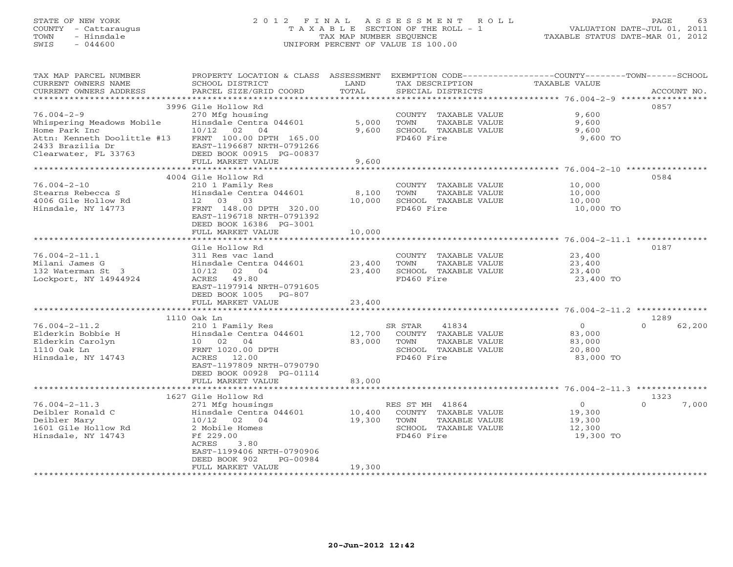STATE OF NEW YORK
COUNTY - Cattaraugus
TOWN - Hinsdale
SWIS - 044600

# 2012 FINAL ASSESSMENT ROLL
TAXABLE SECTION OF THE ROLL - 1
TAX MAP NUMBER SEQUENCE
UNIFORM PERCENT OF VALUE IS 100.00

VALUATION DATE-JUL 01, 2011
TAXABLE STATUS DATE-MAR 01, 2012

| TAX MAP PARCEL NUMBER / CURRENT OWNERS NAME / CURRENT OWNERS ADDRESS | PROPERTY LOCATION & CLASS / SCHOOL DISTRICT / PARCEL SIZE/GRID COORD | ASSESSMENT LAND / TOTAL | EXEMPTION CODE / TAX DESCRIPTION / SPECIAL DISTRICTS | COUNTY / TOWN / SCHOOL TAXABLE VALUE | ACCOUNT NO. |
|---|---|---|---|---|---|
| **76.004-2-9** | 3996 Gile Hollow Rd | | | | 0857 |
| Whispering Meadows Mobile | 270 Mfg housing | | COUNTY TAXABLE VALUE | 9,600 | |
| Home Park Inc | Hinsdale Centra 044601 | 5,000 | TOWN TAXABLE VALUE | 9,600 | |
| Attn: Kenneth Doolittle #13 | 10/12 02 04 | 9,600 | SCHOOL TAXABLE VALUE | 9,600 | |
| 2433 Brazilia Dr | FRNT 100.00 DPTH 165.00 | | FD460 Fire | 9,600 TO | |
| Clearwater, FL 33763 | EAST-1196687 NRTH-0791266 | | | | |
| | DEED BOOK 00915 PG-00837 | | | | |
| | FULL MARKET VALUE | 9,600 | | | |
| **76.004-2-10** | 4004 Gile Hollow Rd | | | | 0584 |
| Stearns Rebecca S | 210 1 Family Res | | COUNTY TAXABLE VALUE | 10,000 | |
| 4006 Gile Hollow Rd | Hinsdale Centra 044601 | 8,100 | TOWN TAXABLE VALUE | 10,000 | |
| Hinsdale, NY 14773 | 12 03 03 | 10,000 | SCHOOL TAXABLE VALUE | 10,000 | |
| | FRNT 148.00 DPTH 320.00 | | FD460 Fire | 10,000 TO | |
| | EAST-1196718 NRTH-0791392 | | | | |
| | DEED BOOK 16386 PG-3001 | | | | |
| | FULL MARKET VALUE | 10,000 | | | |
| **76.004-2-11.1** | Gile Hollow Rd | | | | 0187 |
| Milani James G | 311 Res vac land | | COUNTY TAXABLE VALUE | 23,400 | |
| 132 Waterman St 3 | Hinsdale Centra 044601 | 23,400 | TOWN TAXABLE VALUE | 23,400 | |
| Lockport, NY 14944924 | 10/12 02 04 | 23,400 | SCHOOL TAXABLE VALUE | 23,400 | |
| | ACRES 49.80 | | FD460 Fire | 23,400 TO | |
| | EAST-1197914 NRTH-0791605 | | | | |
| | DEED BOOK 1005 PG-807 | | | | |
| | FULL MARKET VALUE | 23,400 | | | |
| **76.004-2-11.2** | 1110 Oak Ln | | | | 1289 |
| Elderkin Bobbie H | 210 1 Family Res | | SR STAR 41834 | 0 / 0 / 62,200 | |
| Elderkin Carolyn | Hinsdale Centra 044601 | 12,700 | COUNTY TAXABLE VALUE | 83,000 | |
| 1110 Oak Ln | 10 02 04 | 83,000 | TOWN TAXABLE VALUE | 83,000 | |
| Hinsdale, NY 14743 | FRNT 1020.00 DPTH | | SCHOOL TAXABLE VALUE | 20,800 | |
| | ACRES 12.00 | | FD460 Fire | 83,000 TO | |
| | EAST-1197809 NRTH-0790790 | | | | |
| | DEED BOOK 00928 PG-01114 | | | | |
| | FULL MARKET VALUE | 83,000 | | | |
| **76.004-2-11.3** | 1627 Gile Hollow Rd | | | | 1323 |
| Deibler Ronald C | 271 Mfg housings | | RES ST MH 41864 | 0 / 0 / 7,000 | |
| Deibler Mary | Hinsdale Centra 044601 | 10,400 | COUNTY TAXABLE VALUE | 19,300 | |
| 1601 Gile Hollow Rd | 10/12 02 04 | 19,300 | TOWN TAXABLE VALUE | 19,300 | |
| Hinsdale, NY 14743 | 2 Mobile Homes | | SCHOOL TAXABLE VALUE | 12,300 | |
| | Ff 229.00 | | FD460 Fire | 19,300 TO | |
| | ACRES 3.80 | | | | |
| | EAST-1199406 NRTH-0790906 | | | | |
| | DEED BOOK 902 PG-00984 | | | | |
| | FULL MARKET VALUE | 19,300 | | | |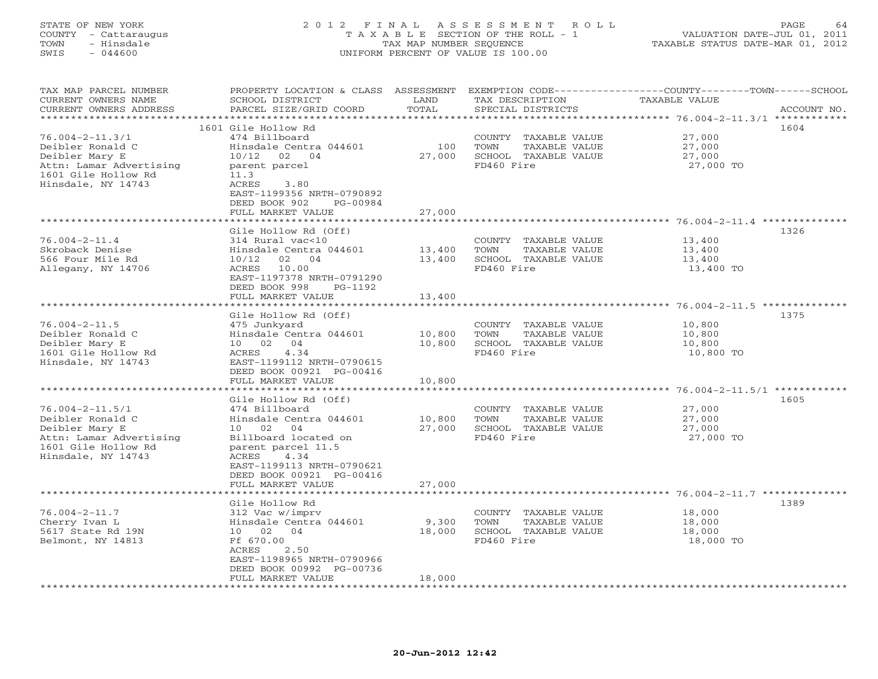STATE OF NEW YORK
COUNTY - Cattaraugus
TOWN - Hinsdale
SWIS - 044600

2 0 1 2 F I N A L A S S E S S M E N T R O L L
T A X A B L E SECTION OF THE ROLL - 1
TAX MAP NUMBER SEQUENCE
UNIFORM PERCENT OF VALUE IS 100.00

VALUATION DATE-JUL 01, 2011
TAXABLE STATUS DATE-MAR 01, 2012

| TAX MAP PARCEL NUMBER / CURRENT OWNERS NAME / CURRENT OWNERS ADDRESS | PROPERTY LOCATION & CLASS / SCHOOL DISTRICT / PARCEL SIZE/GRID COORD | ASSESSMENT LAND / TOTAL | EXEMPTION CODE / TAX DESCRIPTION / SPECIAL DISTRICTS | COUNTY--------TOWN------SCHOOL TAXABLE VALUE | ACCOUNT NO. |
|---|---|---|---|---|---|
| 1601 Gile Hollow Rd | | | | | 1604 |
| 76.004-2-11.3/1 | 474 Billboard | | COUNTY TAXABLE VALUE | 27,000 | |
| Deibler Ronald C | Hinsdale Centra 044601 | 100 | TOWN TAXABLE VALUE | 27,000 | |
| Deibler Mary E | 10/12 02 04 | 27,000 | SCHOOL TAXABLE VALUE | 27,000 | |
| Attn: Lamar Advertising | parent parcel | | FD460 Fire | 27,000 TO | |
| 1601 Gile Hollow Rd | 11.3 | | | | |
| Hinsdale, NY 14743 | ACRES 3.80 | | | | |
| | EAST-1199356 NRTH-0790892 | | | | |
| | DEED BOOK 902 PG-00984 | | | | |
| | FULL MARKET VALUE | 27,000 | | | |
| Gile Hollow Rd (Off) | | | | | 1326 |
| 76.004-2-11.4 | 314 Rural vac<10 | | COUNTY TAXABLE VALUE | 13,400 | |
| Skroback Denise | Hinsdale Centra 044601 | 13,400 | TOWN TAXABLE VALUE | 13,400 | |
| 566 Four Mile Rd | 10/12 02 04 | 13,400 | SCHOOL TAXABLE VALUE | 13,400 | |
| Allegany, NY 14706 | ACRES 10.00 | | FD460 Fire | 13,400 TO | |
| | EAST-1197378 NRTH-0791290 | | | | |
| | DEED BOOK 998 PG-1192 | | | | |
| | FULL MARKET VALUE | 13,400 | | | |
| Gile Hollow Rd (Off) | | | | | 1375 |
| 76.004-2-11.5 | 475 Junkyard | | COUNTY TAXABLE VALUE | 10,800 | |
| Deibler Ronald C | Hinsdale Centra 044601 | 10,800 | TOWN TAXABLE VALUE | 10,800 | |
| Deibler Mary E | 10 02 04 | 10,800 | SCHOOL TAXABLE VALUE | 10,800 | |
| 1601 Gile Hollow Rd | ACRES 4.34 | | FD460 Fire | 10,800 TO | |
| Hinsdale, NY 14743 | EAST-1199112 NRTH-0790615 | | | | |
| | DEED BOOK 00921 PG-00416 | | | | |
| | FULL MARKET VALUE | 10,800 | | | |
| Gile Hollow Rd (Off) | | | | | 1605 |
| 76.004-2-11.5/1 | 474 Billboard | | COUNTY TAXABLE VALUE | 27,000 | |
| Deibler Ronald C | Hinsdale Centra 044601 | 10,800 | TOWN TAXABLE VALUE | 27,000 | |
| Deibler Mary E | 10 02 04 | 27,000 | SCHOOL TAXABLE VALUE | 27,000 | |
| Attn: Lamar Advertising | Billboard located on | | FD460 Fire | 27,000 TO | |
| 1601 Gile Hollow Rd | parent parcel 11.5 | | | | |
| Hinsdale, NY 14743 | ACRES 4.34 | | | | |
| | EAST-1199113 NRTH-0790621 | | | | |
| | DEED BOOK 00921 PG-00416 | | | | |
| | FULL MARKET VALUE | 27,000 | | | |
| Gile Hollow Rd | | | | | 1389 |
| 76.004-2-11.7 | 312 Vac w/imprv | | COUNTY TAXABLE VALUE | 18,000 | |
| Cherry Ivan L | Hinsdale Centra 044601 | 9,300 | TOWN TAXABLE VALUE | 18,000 | |
| 5617 State Rd 19N | 10 02 04 | 18,000 | SCHOOL TAXABLE VALUE | 18,000 | |
| Belmont, NY 14813 | Ff 670.00 | | FD460 Fire | 18,000 TO | |
| | ACRES 2.50 | | | | |
| | EAST-1198965 NRTH-0790966 | | | | |
| | DEED BOOK 00992 PG-00736 | | | | |
| | FULL MARKET VALUE | 18,000 | | | |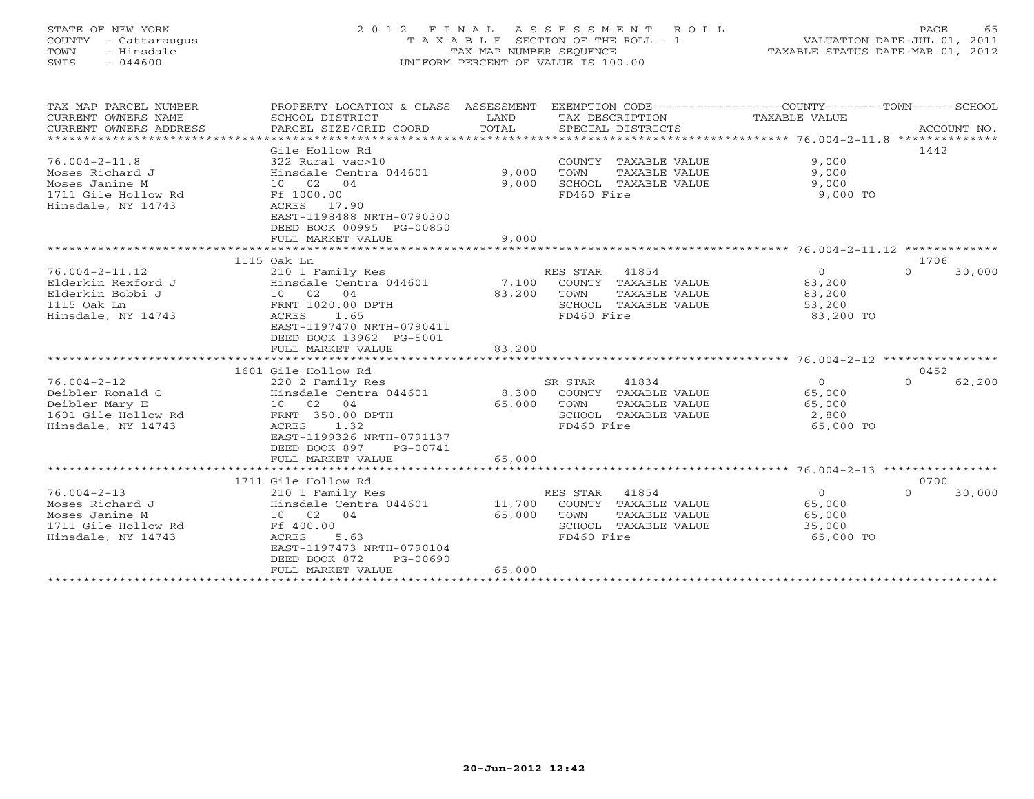STATE OF NEW YORK
COUNTY - Cattaraugus
TOWN - Hinsdale
SWIS - 044600

2012 FINAL ASSESSMENT ROLL
TAXABLE SECTION OF THE ROLL - 1
TAX MAP NUMBER SEQUENCE
UNIFORM PERCENT OF VALUE IS 100.00

VALUATION DATE-JUL 01, 2011
TAXABLE STATUS DATE-MAR 01, 2012

| TAX MAP PARCEL NUMBER / CURRENT OWNERS NAME / CURRENT OWNERS ADDRESS | PROPERTY LOCATION & CLASS / SCHOOL DISTRICT / PARCEL SIZE/GRID COORD | ASSESSMENT LAND | TOTAL | EXEMPTION CODE / TAX DESCRIPTION / SPECIAL DISTRICTS | COUNTY / TOWN / SCHOOL TAXABLE VALUE | ACCOUNT NO. |
|---|---|---|---|---|---|---|
| **76.004-2-11.8** | Gile Hollow Rd | | | | | 1442 |
| 76.004-2-11.8 | 322 Rural vac>10 | | | COUNTY TAXABLE VALUE | 9,000 | |
| Moses Richard J | Hinsdale Centra 044601 | 9,000 | | TOWN TAXABLE VALUE | 9,000 | |
| Moses Janine M | 10 02 04 | | 9,000 | SCHOOL TAXABLE VALUE | 9,000 | |
| 1711 Gile Hollow Rd | Ff 1000.00 | | | FD460 Fire | 9,000 TO | |
| Hinsdale, NY 14743 | ACRES 17.90 | | | | | |
| | EAST-1198488 NRTH-0790300 | | | | | |
| | DEED BOOK 00995 PG-00850 | | | | | |
| | FULL MARKET VALUE | | 9,000 | | | |
| **76.004-2-11.12** | 1115 Oak Ln | | | | | 1706 |
| 76.004-2-11.12 | 210 1 Family Res | | | RES STAR 41854 | 0 / 0 / 30,000 | |
| Elderkin Rexford J | Hinsdale Centra 044601 | 7,100 | | COUNTY TAXABLE VALUE | 83,200 | |
| Elderkin Bobbi J | 10 02 04 | | 83,200 | TOWN TAXABLE VALUE | 83,200 | |
| 1115 Oak Ln | FRNT 1020.00 DPTH | | | SCHOOL TAXABLE VALUE | 53,200 | |
| Hinsdale, NY 14743 | ACRES 1.65 | | | FD460 Fire | 83,200 TO | |
| | EAST-1197470 NRTH-0790411 | | | | | |
| | DEED BOOK 13962 PG-5001 | | | | | |
| | FULL MARKET VALUE | | 83,200 | | | |
| **76.004-2-12** | 1601 Gile Hollow Rd | | | | | 0452 |
| 76.004-2-12 | 220 2 Family Res | | | SR STAR 41834 | 0 / 0 / 62,200 | |
| Deibler Ronald C | Hinsdale Centra 044601 | 8,300 | | COUNTY TAXABLE VALUE | 65,000 | |
| Deibler Mary E | 10 02 04 | | 65,000 | TOWN TAXABLE VALUE | 65,000 | |
| 1601 Gile Hollow Rd | FRNT 350.00 DPTH | | | SCHOOL TAXABLE VALUE | 2,800 | |
| Hinsdale, NY 14743 | ACRES 1.32 | | | FD460 Fire | 65,000 TO | |
| | EAST-1199326 NRTH-0791137 | | | | | |
| | DEED BOOK 897 PG-00741 | | | | | |
| | FULL MARKET VALUE | | 65,000 | | | |
| **76.004-2-13** | 1711 Gile Hollow Rd | | | | | 0700 |
| 76.004-2-13 | 210 1 Family Res | | | RES STAR 41854 | 0 / 0 / 30,000 | |
| Moses Richard J | Hinsdale Centra 044601 | 11,700 | | COUNTY TAXABLE VALUE | 65,000 | |
| Moses Janine M | 10 02 04 | | 65,000 | TOWN TAXABLE VALUE | 65,000 | |
| 1711 Gile Hollow Rd | Ff 400.00 | | | SCHOOL TAXABLE VALUE | 35,000 | |
| Hinsdale, NY 14743 | ACRES 5.63 | | | FD460 Fire | 65,000 TO | |
| | EAST-1197473 NRTH-0790104 | | | | | |
| | DEED BOOK 872 PG-00690 | | | | | |
| | FULL MARKET VALUE | | 65,000 | | | |

20-Jun-2012 12:42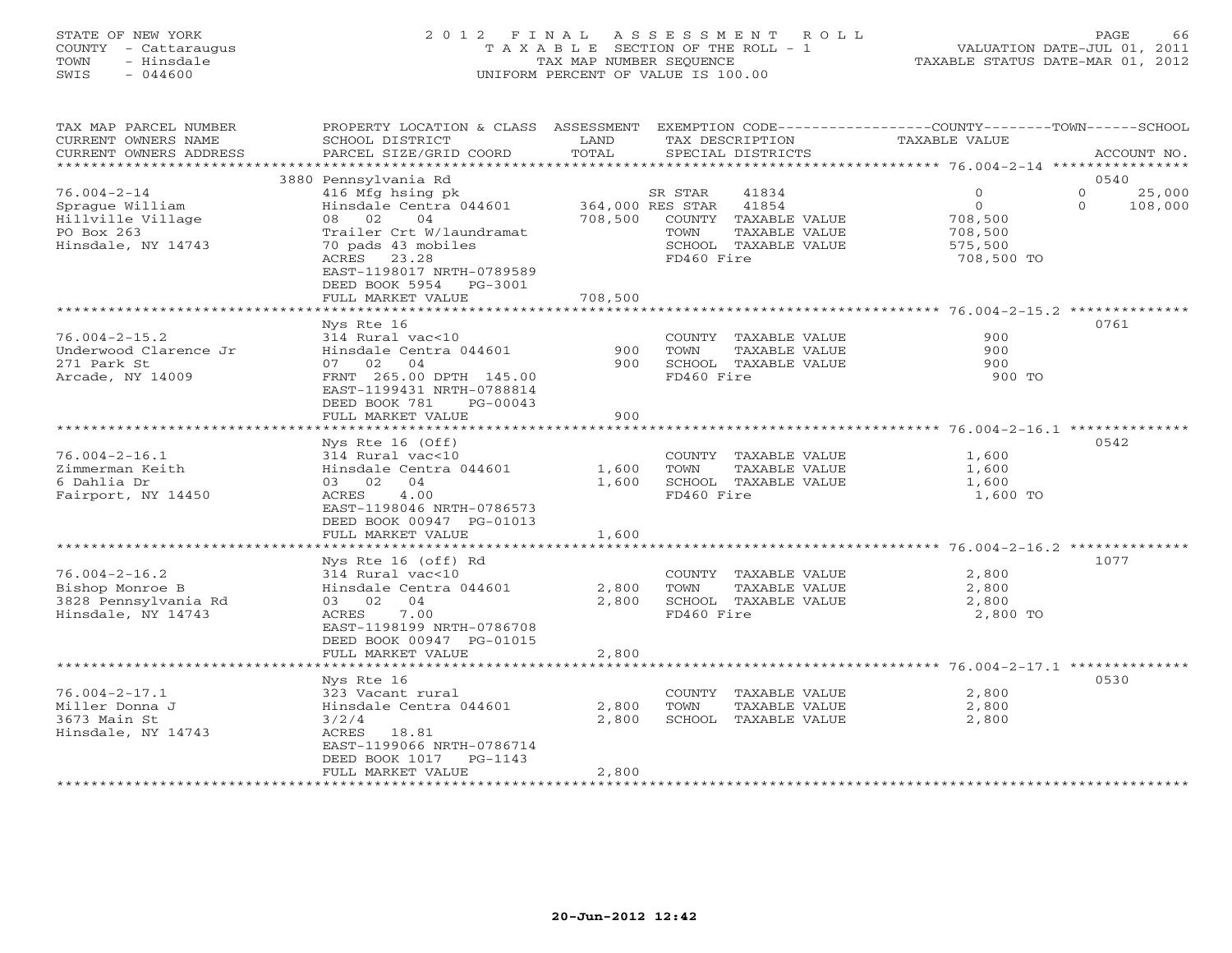STATE OF NEW YORK — COUNTY - Cattaraugus — TOWN - Hinsdale — SWIS - 044600

# 2012 FINAL ASSESSMENT ROLL

TAXABLE SECTION OF THE ROLL - 1
TAX MAP NUMBER SEQUENCE
UNIFORM PERCENT OF VALUE IS 100.00

VALUATION DATE-JUL 01, 2011
TAXABLE STATUS DATE-MAR 01, 2012

| TAX MAP PARCEL NUMBER / CURRENT OWNERS NAME / CURRENT OWNERS ADDRESS | PROPERTY LOCATION & CLASS / SCHOOL DISTRICT / PARCEL SIZE/GRID COORD | LAND / ASSESSMENT TOTAL | EXEMPTION CODE / TAX DESCRIPTION / SPECIAL DISTRICTS | COUNTY / TOWN / SCHOOL TAXABLE VALUE | ACCOUNT NO. |
|---|---|---|---|---|---|
| 76.004-2-14 | 3880 Pennsylvania Rd | | | | 0540 |
| Sprague William | 416 Mfg hsing pk | | SR STAR 41834 | 0 / 0 / 25,000 | |
| Hillville Village | Hinsdale Centra 044601 | 364,000 | RES STAR 41854 | 0 / 0 / 108,000 | |
| PO Box 263 | 08 02 04 | 708,500 | COUNTY TAXABLE VALUE | 708,500 | |
| Hinsdale, NY 14743 | Trailer Crt W/laundramat | | TOWN TAXABLE VALUE | 708,500 | |
| | 70 pads 43 mobiles | | SCHOOL TAXABLE VALUE | 575,500 | |
| | ACRES 23.28 | | FD460 Fire | 708,500 TO | |
| | EAST-1198017 NRTH-0789589 | | | | |
| | DEED BOOK 5954 PG-3001 | | | | |
| | FULL MARKET VALUE | 708,500 | | | |
| 76.004-2-15.2 | Nys Rte 16 | | | | 0761 |
| Underwood Clarence Jr | 314 Rural vac<10 | | COUNTY TAXABLE VALUE | 900 | |
| 271 Park St | Hinsdale Centra 044601 | 900 | TOWN TAXABLE VALUE | 900 | |
| Arcade, NY 14009 | 07 02 04 | 900 | SCHOOL TAXABLE VALUE | 900 | |
| | FRNT 265.00 DPTH 145.00 | | FD460 Fire | 900 TO | |
| | EAST-1199431 NRTH-0788814 | | | | |
| | DEED BOOK 781 PG-00043 | | | | |
| | FULL MARKET VALUE | 900 | | | |
| 76.004-2-16.1 | Nys Rte 16 (Off) | | | | 0542 |
| Zimmerman Keith | 314 Rural vac<10 | | COUNTY TAXABLE VALUE | 1,600 | |
| 6 Dahlia Dr | Hinsdale Centra 044601 | 1,600 | TOWN TAXABLE VALUE | 1,600 | |
| Fairport, NY 14450 | 03 02 04 | 1,600 | SCHOOL TAXABLE VALUE | 1,600 | |
| | ACRES 4.00 | | FD460 Fire | 1,600 TO | |
| | EAST-1198046 NRTH-0786573 | | | | |
| | DEED BOOK 00947 PG-01013 | | | | |
| | FULL MARKET VALUE | 1,600 | | | |
| 76.004-2-16.2 | Nys Rte 16 (off) Rd | | | | 1077 |
| Bishop Monroe B | 314 Rural vac<10 | | COUNTY TAXABLE VALUE | 2,800 | |
| 3828 Pennsylvania Rd | Hinsdale Centra 044601 | 2,800 | TOWN TAXABLE VALUE | 2,800 | |
| Hinsdale, NY 14743 | 03 02 04 | 2,800 | SCHOOL TAXABLE VALUE | 2,800 | |
| | ACRES 7.00 | | FD460 Fire | 2,800 TO | |
| | EAST-1198199 NRTH-0786708 | | | | |
| | DEED BOOK 00947 PG-01015 | | | | |
| | FULL MARKET VALUE | 2,800 | | | |
| 76.004-2-17.1 | Nys Rte 16 | | | | 0530 |
| Miller Donna J | 323 Vacant rural | | COUNTY TAXABLE VALUE | 2,800 | |
| 3673 Main St | Hinsdale Centra 044601 | 2,800 | TOWN TAXABLE VALUE | 2,800 | |
| Hinsdale, NY 14743 | 3/2/4 | 2,800 | SCHOOL TAXABLE VALUE | 2,800 | |
| | ACRES 18.81 | | | | |
| | EAST-1199066 NRTH-0786714 | | | | |
| | DEED BOOK 1017 PG-1143 | | | | |
| | FULL MARKET VALUE | 2,800 | | | |

20-Jun-2012 12:42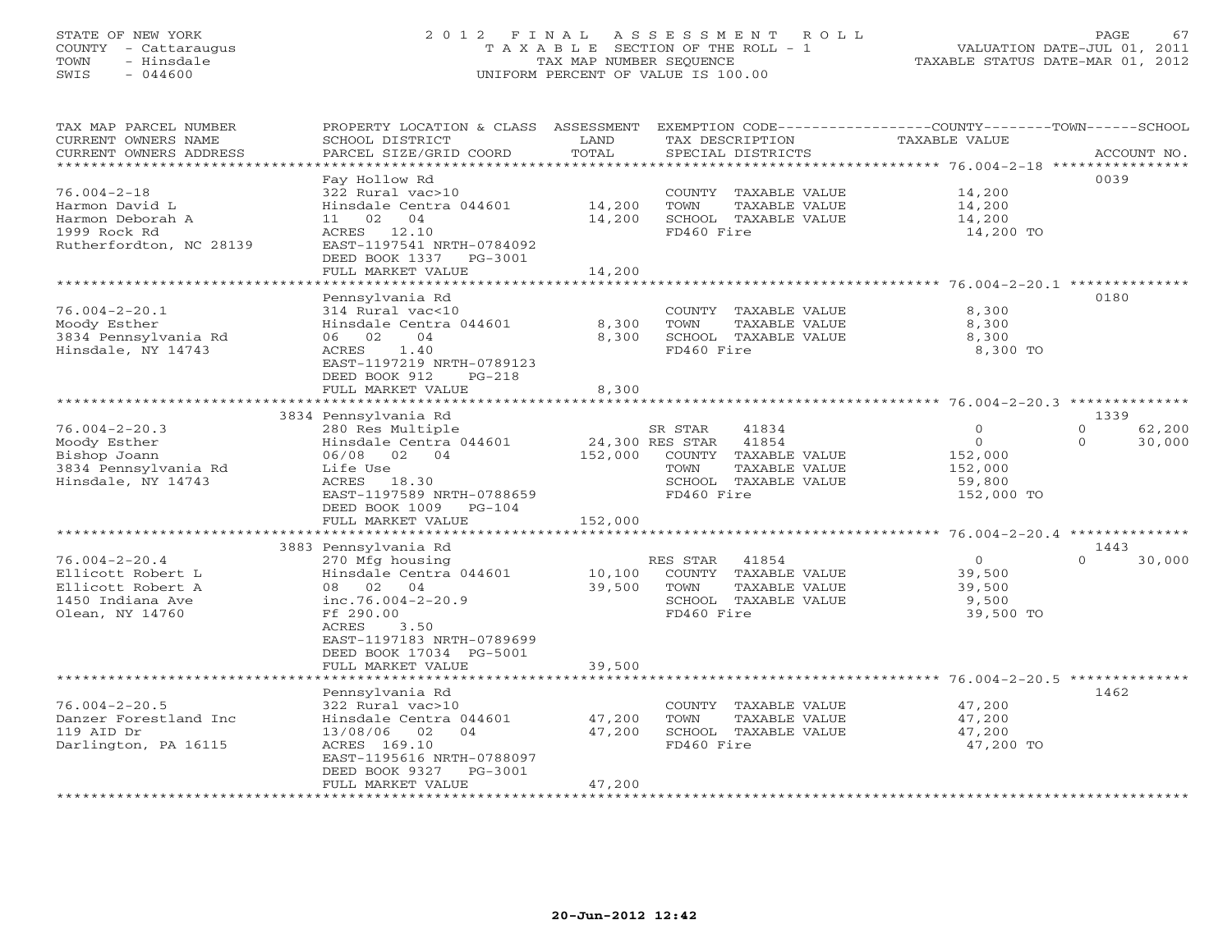STATE OF NEW YORK
COUNTY - Cattaraugus
TOWN - Hinsdale
SWIS - 044600

# 2012 FINAL ASSESSMENT ROLL
TAXABLE SECTION OF THE ROLL - 1
TAX MAP NUMBER SEQUENCE
UNIFORM PERCENT OF VALUE IS 100.00

VALUATION DATE-JUL 01, 2011
TAXABLE STATUS DATE-MAR 01, 2012

| TAX MAP PARCEL NUMBER / CURRENT OWNERS NAME / CURRENT OWNERS ADDRESS | PROPERTY LOCATION & CLASS / SCHOOL DISTRICT / PARCEL SIZE/GRID COORD | ASSESSMENT LAND / TOTAL | EXEMPTION CODE / TAX DESCRIPTION / SPECIAL DISTRICTS | COUNTY / TOWN TAXABLE VALUE | SCHOOL | ACCOUNT NO. |
|---|---|---|---|---|---|---|
| **76.004-2-18** | Fay Hollow Rd | | | | | 0039 |
| 76.004-2-18 | 322 Rural vac>10 | | COUNTY TAXABLE VALUE | 14,200 | | |
| Harmon David L | Hinsdale Centra 044601 | 14,200 | TOWN TAXABLE VALUE | 14,200 | | |
| Harmon Deborah A | 11 02 04 | 14,200 | SCHOOL TAXABLE VALUE | 14,200 | | |
| 1999 Rock Rd | ACRES 12.10 | | FD460 Fire | 14,200 TO | | |
| Rutherfordton, NC 28139 | EAST-1197541 NRTH-0784092 | | | | | |
| | DEED BOOK 1337 PG-3001 | | | | | |
| | FULL MARKET VALUE | 14,200 | | | | |
| **76.004-2-20.1** | Pennsylvania Rd | | | | | 0180 |
| 76.004-2-20.1 | 314 Rural vac<10 | | COUNTY TAXABLE VALUE | 8,300 | | |
| Moody Esther | Hinsdale Centra 044601 | 8,300 | TOWN TAXABLE VALUE | 8,300 | | |
| 3834 Pennsylvania Rd | 06 02 04 | 8,300 | SCHOOL TAXABLE VALUE | 8,300 | | |
| Hinsdale, NY 14743 | ACRES 1.40 | | FD460 Fire | 8,300 TO | | |
| | EAST-1197219 NRTH-0789123 | | | | | |
| | DEED BOOK 912 PG-218 | | | | | |
| | FULL MARKET VALUE | 8,300 | | | | |
| **76.004-2-20.3** | 3834 Pennsylvania Rd | | | | | 1339 |
| 76.004-2-20.3 | 280 Res Multiple | | SR STAR 41834 | 0 / 0 | 62,200 | |
| Moody Esther | Hinsdale Centra 044601 | 24,300 | RES STAR 41854 | 0 / 0 | 30,000 | |
| Bishop Joann | 06/08 02 04 | 152,000 | COUNTY TAXABLE VALUE | 152,000 | | |
| 3834 Pennsylvania Rd | Life Use | | TOWN TAXABLE VALUE | 152,000 | | |
| Hinsdale, NY 14743 | ACRES 18.30 | | SCHOOL TAXABLE VALUE | 59,800 | | |
| | EAST-1197589 NRTH-0788659 | | FD460 Fire | 152,000 TO | | |
| | DEED BOOK 1009 PG-104 | | | | | |
| | FULL MARKET VALUE | 152,000 | | | | |
| **76.004-2-20.4** | 3883 Pennsylvania Rd | | | | | 1443 |
| 76.004-2-20.4 | 270 Mfg housing | | RES STAR 41854 | 0 / 0 | 30,000 | |
| Ellicott Robert L | Hinsdale Centra 044601 | 10,100 | COUNTY TAXABLE VALUE | 39,500 | | |
| Ellicott Robert A | 08 02 04 | 39,500 | TOWN TAXABLE VALUE | 39,500 | | |
| 1450 Indiana Ave | inc.76.004-2-20.9 | | SCHOOL TAXABLE VALUE | 9,500 | | |
| Olean, NY 14760 | Ff 290.00 | | FD460 Fire | 39,500 TO | | |
| | ACRES 3.50 | | | | | |
| | EAST-1197183 NRTH-0789699 | | | | | |
| | DEED BOOK 17034 PG-5001 | | | | | |
| | FULL MARKET VALUE | 39,500 | | | | |
| **76.004-2-20.5** | Pennsylvania Rd | | | | | 1462 |
| 76.004-2-20.5 | 322 Rural vac>10 | | COUNTY TAXABLE VALUE | 47,200 | | |
| Danzer Forestland Inc | Hinsdale Centra 044601 | 47,200 | TOWN TAXABLE VALUE | 47,200 | | |
| 119 AID Dr | 13/08/06 02 04 | 47,200 | SCHOOL TAXABLE VALUE | 47,200 | | |
| Darlington, PA 16115 | ACRES 169.10 | | FD460 Fire | 47,200 TO | | |
| | EAST-1195616 NRTH-0788097 | | | | | |
| | DEED BOOK 9327 PG-3001 | | | | | |
| | FULL MARKET VALUE | 47,200 | | | | |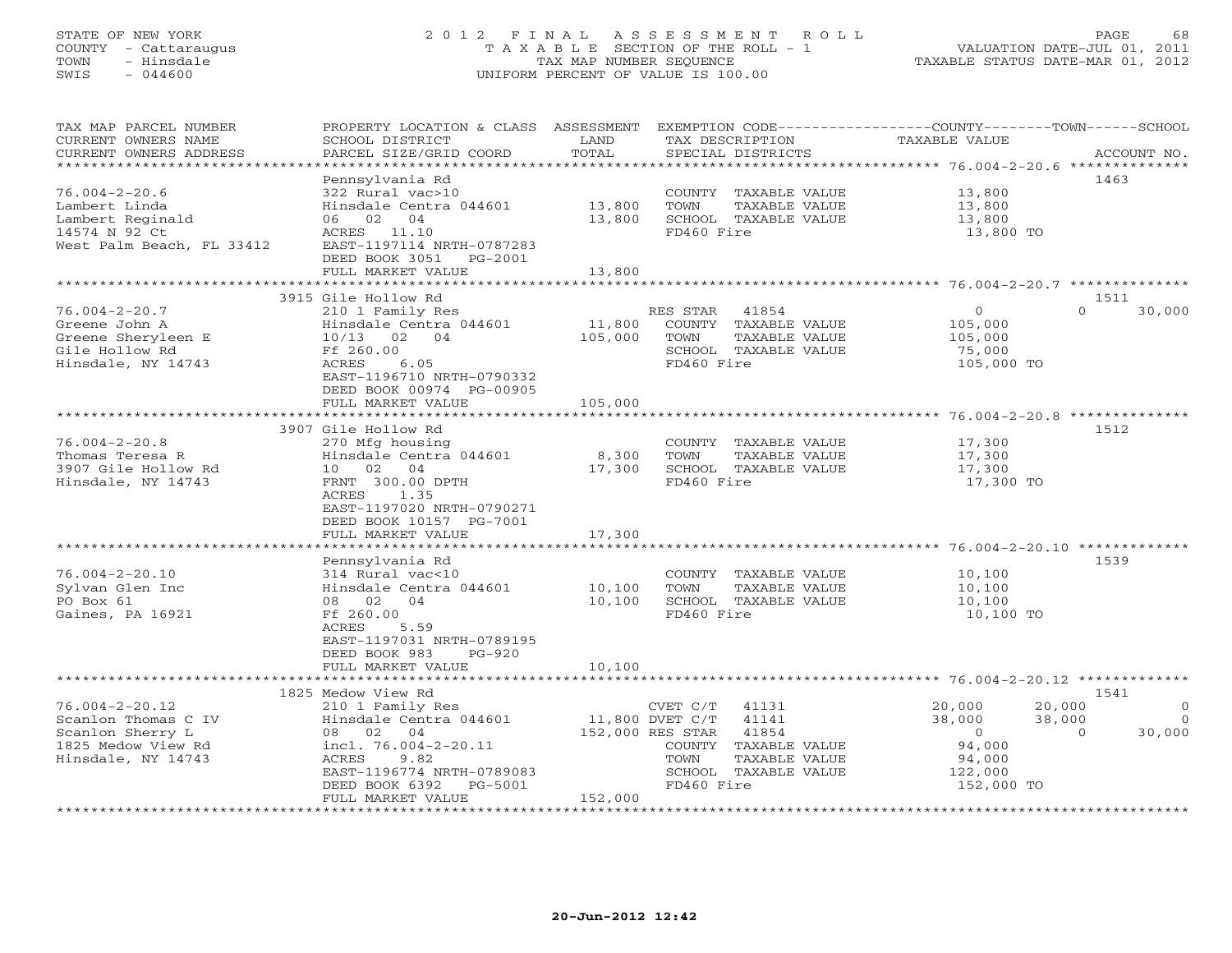STATE OF NEW YORK
COUNTY - Cattaraugus
TOWN - Hinsdale
SWIS - 044600

2012 FINAL ASSESSMENT ROLL
TAXABLE SECTION OF THE ROLL - 1
TAX MAP NUMBER SEQUENCE
UNIFORM PERCENT OF VALUE IS 100.00

VALUATION DATE-JUL 01, 2011
TAXABLE STATUS DATE-MAR 01, 2012

| TAX MAP PARCEL NUMBER / CURRENT OWNERS NAME / CURRENT OWNERS ADDRESS | PROPERTY LOCATION & CLASS / SCHOOL DISTRICT / PARCEL SIZE/GRID COORD | ASSESSMENT LAND | TOTAL | EXEMPTION CODE / TAX DESCRIPTION / SPECIAL DISTRICTS | COUNTY TAXABLE VALUE | TOWN | SCHOOL | ACCOUNT NO. |
|---|---|---|---|---|---|---|---|---|
| 76.004-2-20.6 | Pennsylvania Rd | | | | | | | 1463 |
| | 322 Rural vac>10 | | | COUNTY TAXABLE VALUE | 13,800 | | | |
| Lambert Linda | Hinsdale Centra 044601 | 13,800 | | TOWN TAXABLE VALUE | 13,800 | | | |
| Lambert Reginald | 06 02 04 | | 13,800 | SCHOOL TAXABLE VALUE | 13,800 | | | |
| 14574 N 92 Ct | ACRES 11.10 | | | FD460 Fire | 13,800 TO | | | |
| West Palm Beach, FL 33412 | EAST-1197114 NRTH-0787283 | | | | | | | |
| | DEED BOOK 3051 PG-2001 | | | | | | | |
| | FULL MARKET VALUE | | 13,800 | | | | | |
| 76.004-2-20.7 | 3915 Gile Hollow Rd | | | | | | | 1511 |
| | 210 1 Family Res | | | RES STAR 41854 | 0 | 0 | 30,000 | |
| Greene John A | Hinsdale Centra 044601 | 11,800 | | COUNTY TAXABLE VALUE | 105,000 | | | |
| Greene Sheryleen E | 10/13 02 04 | | 105,000 | TOWN TAXABLE VALUE | 105,000 | | | |
| Gile Hollow Rd | Ff 260.00 | | | SCHOOL TAXABLE VALUE | 75,000 | | | |
| Hinsdale, NY 14743 | ACRES 6.05 | | | FD460 Fire | 105,000 TO | | | |
| | EAST-1196710 NRTH-0790332 | | | | | | | |
| | DEED BOOK 00974 PG-00905 | | | | | | | |
| | FULL MARKET VALUE | | 105,000 | | | | | |
| 76.004-2-20.8 | 3907 Gile Hollow Rd | | | | | | | 1512 |
| | 270 Mfg housing | | | COUNTY TAXABLE VALUE | 17,300 | | | |
| Thomas Teresa R | Hinsdale Centra 044601 | 8,300 | | TOWN TAXABLE VALUE | 17,300 | | | |
| 3907 Gile Hollow Rd | 10 02 04 | | 17,300 | SCHOOL TAXABLE VALUE | 17,300 | | | |
| Hinsdale, NY 14743 | FRNT 300.00 DPTH | | | FD460 Fire | 17,300 TO | | | |
| | ACRES 1.35 | | | | | | | |
| | EAST-1197020 NRTH-0790271 | | | | | | | |
| | DEED BOOK 10157 PG-7001 | | | | | | | |
| | FULL MARKET VALUE | | 17,300 | | | | | |
| 76.004-2-20.10 | Pennsylvania Rd | | | | | | | 1539 |
| | 314 Rural vac<10 | | | COUNTY TAXABLE VALUE | 10,100 | | | |
| Sylvan Glen Inc | Hinsdale Centra 044601 | 10,100 | | TOWN TAXABLE VALUE | 10,100 | | | |
| PO Box 61 | 08 02 04 | | 10,100 | SCHOOL TAXABLE VALUE | 10,100 | | | |
| Gaines, PA 16921 | Ff 260.00 | | | FD460 Fire | 10,100 TO | | | |
| | ACRES 5.59 | | | | | | | |
| | EAST-1197031 NRTH-0789195 | | | | | | | |
| | DEED BOOK 983 PG-920 | | | | | | | |
| | FULL MARKET VALUE | | 10,100 | | | | | |
| 76.004-2-20.12 | 1825 Medow View Rd | | | | | | | 1541 |
| | 210 1 Family Res | | | CVET C/T 41131 | 20,000 | 20,000 | 0 | |
| Scanlon Thomas C IV | Hinsdale Centra 044601 | 11,800 | | DVET C/T 41141 | 38,000 | 38,000 | 0 | |
| Scanlon Sherry L | 08 02 04 | | 152,000 | RES STAR 41854 | 0 | 0 | 30,000 | |
| 1825 Medow View Rd | incl. 76.004-2-20.11 | | | COUNTY TAXABLE VALUE | 94,000 | | | |
| Hinsdale, NY 14743 | ACRES 9.82 | | | TOWN TAXABLE VALUE | 94,000 | | | |
| | EAST-1196774 NRTH-0789083 | | | SCHOOL TAXABLE VALUE | 122,000 | | | |
| | DEED BOOK 6392 PG-5001 | | | FD460 Fire | 152,000 TO | | | |
| | FULL MARKET VALUE | | 152,000 | | | | | |

20-Jun-2012 12:42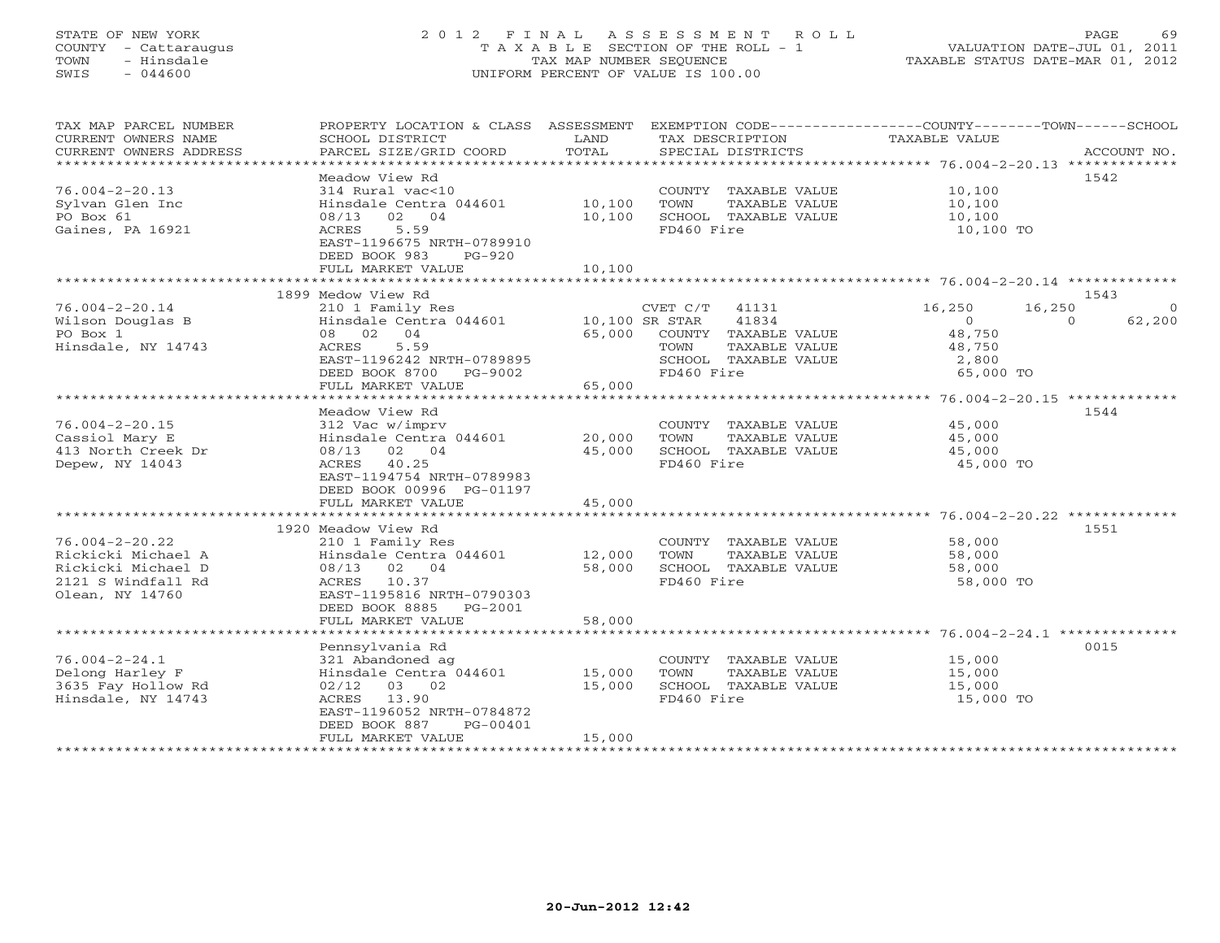STATE OF NEW YORK
COUNTY - Cattaraugus
TOWN - Hinsdale
SWIS - 044600

# 2012 FINAL ASSESSMENT ROLL
TAXABLE SECTION OF THE ROLL - 1
TAX MAP NUMBER SEQUENCE
UNIFORM PERCENT OF VALUE IS 100.00

VALUATION DATE-JUL 01, 2011
TAXABLE STATUS DATE-MAR 01, 2012

| TAX MAP PARCEL NUMBER / CURRENT OWNERS NAME / CURRENT OWNERS ADDRESS | PROPERTY LOCATION & CLASS / SCHOOL DISTRICT / PARCEL SIZE/GRID COORD | ASSESSMENT LAND | TOTAL | EXEMPTION CODE / TAX DESCRIPTION / SPECIAL DISTRICTS | COUNTY TAXABLE VALUE | TOWN | SCHOOL | ACCOUNT NO. |
|---|---|---|---|---|---|---|---|---|
| | Meadow View Rd | | | | | | | 1542 |
| 76.004-2-20.13 | 314 Rural vac<10 | | | COUNTY TAXABLE VALUE | 10,100 | | | |
| Sylvan Glen Inc | Hinsdale Centra 044601 | 10,100 | | TOWN TAXABLE VALUE | 10,100 | | | |
| PO Box 61 | 08/13 02 04 | | 10,100 | SCHOOL TAXABLE VALUE | 10,100 | | | |
| Gaines, PA 16921 | ACRES 5.59 | | | FD460 Fire | 10,100 TO | | | |
| | EAST-1196675 NRTH-0789910 | | | | | | | |
| | DEED BOOK 983 PG-920 | | | | | | | |
| | FULL MARKET VALUE | | 10,100 | | | | | |
| | 1899 Medow View Rd | | | | | | | 1543 |
| 76.004-2-20.14 | 210 1 Family Res | | | CVET C/T 41131 | 16,250 | 16,250 | 0 | |
| Wilson Douglas B | Hinsdale Centra 044601 | 10,100 | | SR STAR 41834 | 0 | 0 | 62,200 | |
| PO Box 1 | 08 02 04 | | 65,000 | COUNTY TAXABLE VALUE | 48,750 | | | |
| Hinsdale, NY 14743 | ACRES 5.59 | | | TOWN TAXABLE VALUE | 48,750 | | | |
| | EAST-1196242 NRTH-0789895 | | | SCHOOL TAXABLE VALUE | 2,800 | | | |
| | DEED BOOK 8700 PG-9002 | | | FD460 Fire | 65,000 TO | | | |
| | FULL MARKET VALUE | | 65,000 | | | | | |
| | Meadow View Rd | | | | | | | 1544 |
| 76.004-2-20.15 | 312 Vac w/imprv | | | COUNTY TAXABLE VALUE | 45,000 | | | |
| Cassiol Mary E | Hinsdale Centra 044601 | 20,000 | | TOWN TAXABLE VALUE | 45,000 | | | |
| 413 North Creek Dr | 08/13 02 04 | | 45,000 | SCHOOL TAXABLE VALUE | 45,000 | | | |
| Depew, NY 14043 | ACRES 40.25 | | | FD460 Fire | 45,000 TO | | | |
| | EAST-1194754 NRTH-0789983 | | | | | | | |
| | DEED BOOK 00996 PG-01197 | | | | | | | |
| | FULL MARKET VALUE | | 45,000 | | | | | |
| | 1920 Meadow View Rd | | | | | | | 1551 |
| 76.004-2-20.22 | 210 1 Family Res | | | COUNTY TAXABLE VALUE | 58,000 | | | |
| Rickicki Michael A | Hinsdale Centra 044601 | 12,000 | | TOWN TAXABLE VALUE | 58,000 | | | |
| Rickicki Michael D | 08/13 02 04 | | 58,000 | SCHOOL TAXABLE VALUE | 58,000 | | | |
| 2121 S Windfall Rd | ACRES 10.37 | | | FD460 Fire | 58,000 TO | | | |
| Olean, NY 14760 | EAST-1195816 NRTH-0790303 | | | | | | | |
| | DEED BOOK 8885 PG-2001 | | | | | | | |
| | FULL MARKET VALUE | | 58,000 | | | | | |
| | Pennsylvania Rd | | | | | | | 0015 |
| 76.004-2-24.1 | 321 Abandoned ag | | | COUNTY TAXABLE VALUE | 15,000 | | | |
| Delong Harley F | Hinsdale Centra 044601 | 15,000 | | TOWN TAXABLE VALUE | 15,000 | | | |
| 3635 Fay Hollow Rd | 02/12 03 02 | | 15,000 | SCHOOL TAXABLE VALUE | 15,000 | | | |
| Hinsdale, NY 14743 | ACRES 13.90 | | | FD460 Fire | 15,000 TO | | | |
| | EAST-1196052 NRTH-0784872 | | | | | | | |
| | DEED BOOK 887 PG-00401 | | | | | | | |
| | FULL MARKET VALUE | | 15,000 | | | | | |

20-Jun-2012 12:42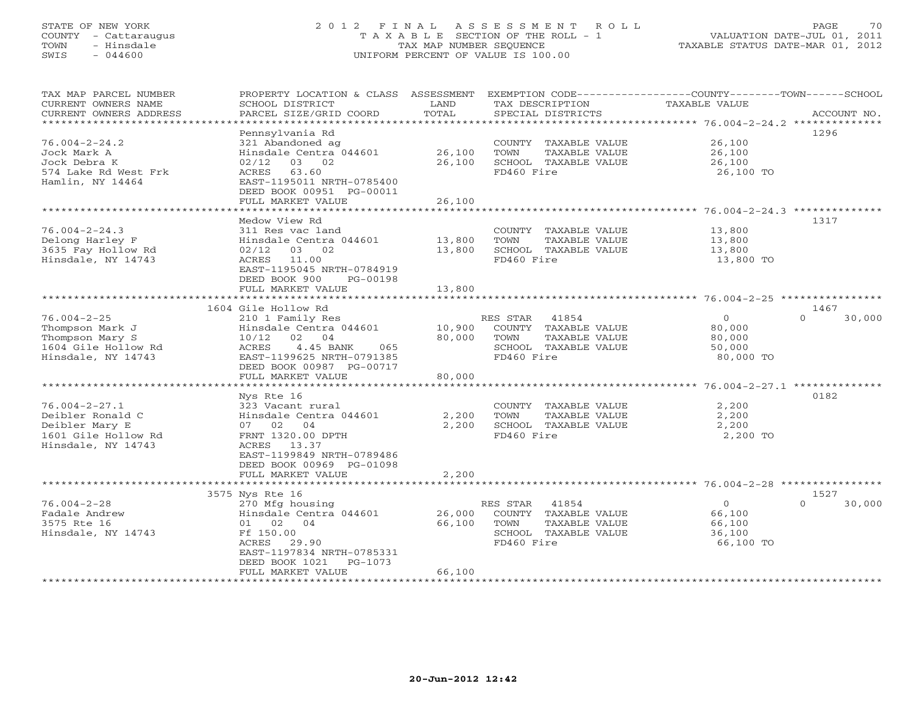STATE OF NEW YORK
COUNTY - Cattaraugus
TOWN - Hinsdale
SWIS - 044600

2012 FINAL ASSESSMENT ROLL
TAXABLE SECTION OF THE ROLL - 1
TAX MAP NUMBER SEQUENCE
UNIFORM PERCENT OF VALUE IS 100.00

VALUATION DATE-JUL 01, 2011
TAXABLE STATUS DATE-MAR 01, 2012

| TAX MAP PARCEL NUMBER / CURRENT OWNERS NAME / CURRENT OWNERS ADDRESS | PROPERTY LOCATION & CLASS / SCHOOL DISTRICT / PARCEL SIZE/GRID COORD | ASSESSMENT LAND / TOTAL | EXEMPTION CODE / TAX DESCRIPTION / SPECIAL DISTRICTS | COUNTY / TOWN / SCHOOL TAXABLE VALUE | ACCOUNT NO. |
|---|---|---|---|---|---|
| **76.004-2-24.2** | Pennsylvania Rd | | | | 1296 |
| Jock Mark A | 321 Abandoned ag | | COUNTY TAXABLE VALUE | 26,100 | |
| Jock Debra K | Hinsdale Centra 044601 | 26,100 | TOWN TAXABLE VALUE | 26,100 | |
| 574 Lake Rd West Frk | 02/12 03 02 | 26,100 | SCHOOL TAXABLE VALUE | 26,100 | |
| Hamlin, NY 14464 | ACRES 63.60 | | FD460 Fire | 26,100 TO | |
| | EAST-1195011 NRTH-0785400 | | | | |
| | DEED BOOK 00951 PG-00011 | | | | |
| | FULL MARKET VALUE | 26,100 | | | |
| **76.004-2-24.3** | Medow View Rd | | | | 1317 |
| Delong Harley F | 311 Res vac land | | COUNTY TAXABLE VALUE | 13,800 | |
| 3635 Fay Hollow Rd | Hinsdale Centra 044601 | 13,800 | TOWN TAXABLE VALUE | 13,800 | |
| Hinsdale, NY 14743 | 02/12 03 02 | 13,800 | SCHOOL TAXABLE VALUE | 13,800 | |
| | ACRES 11.00 | | FD460 Fire | 13,800 TO | |
| | EAST-1195045 NRTH-0784919 | | | | |
| | DEED BOOK 900 PG-00198 | | | | |
| | FULL MARKET VALUE | 13,800 | | | |
| **76.004-2-25** | 1604 Gile Hollow Rd | | | | 1467 |
| Thompson Mark J | 210 1 Family Res | | RES STAR 41854 | 0 / 0 / 30,000 | |
| Thompson Mary S | Hinsdale Centra 044601 | 10,900 | COUNTY TAXABLE VALUE | 80,000 | |
| 1604 Gile Hollow Rd | 10/12 02 04 | 80,000 | TOWN TAXABLE VALUE | 80,000 | |
| Hinsdale, NY 14743 | ACRES 4.45 BANK 065 | | SCHOOL TAXABLE VALUE | 50,000 | |
| | EAST-1199625 NRTH-0791385 | | FD460 Fire | 80,000 TO | |
| | DEED BOOK 00987 PG-00717 | | | | |
| | FULL MARKET VALUE | 80,000 | | | |
| **76.004-2-27.1** | Nys Rte 16 | | | | 0182 |
| Deibler Ronald C | 323 Vacant rural | | COUNTY TAXABLE VALUE | 2,200 | |
| Deibler Mary E | Hinsdale Centra 044601 | 2,200 | TOWN TAXABLE VALUE | 2,200 | |
| 1601 Gile Hollow Rd | 07 02 04 | 2,200 | SCHOOL TAXABLE VALUE | 2,200 | |
| Hinsdale, NY 14743 | FRNT 1320.00 DPTH | | FD460 Fire | 2,200 TO | |
| | ACRES 13.37 | | | | |
| | EAST-1199849 NRTH-0789486 | | | | |
| | DEED BOOK 00969 PG-01098 | | | | |
| | FULL MARKET VALUE | 2,200 | | | |
| **76.004-2-28** | 3575 Nys Rte 16 | | | | 1527 |
| Fadale Andrew | 270 Mfg housing | | RES STAR 41854 | 0 / 0 / 30,000 | |
| 3575 Rte 16 | Hinsdale Centra 044601 | 26,000 | COUNTY TAXABLE VALUE | 66,100 | |
| Hinsdale, NY 14743 | 01 02 04 | 66,100 | TOWN TAXABLE VALUE | 66,100 | |
| | Ff 150.00 | | SCHOOL TAXABLE VALUE | 36,100 | |
| | ACRES 29.90 | | FD460 Fire | 66,100 TO | |
| | EAST-1197834 NRTH-0785331 | | | | |
| | DEED BOOK 1021 PG-1073 | | | | |
| | FULL MARKET VALUE | 66,100 | | | |

20-Jun-2012 12:42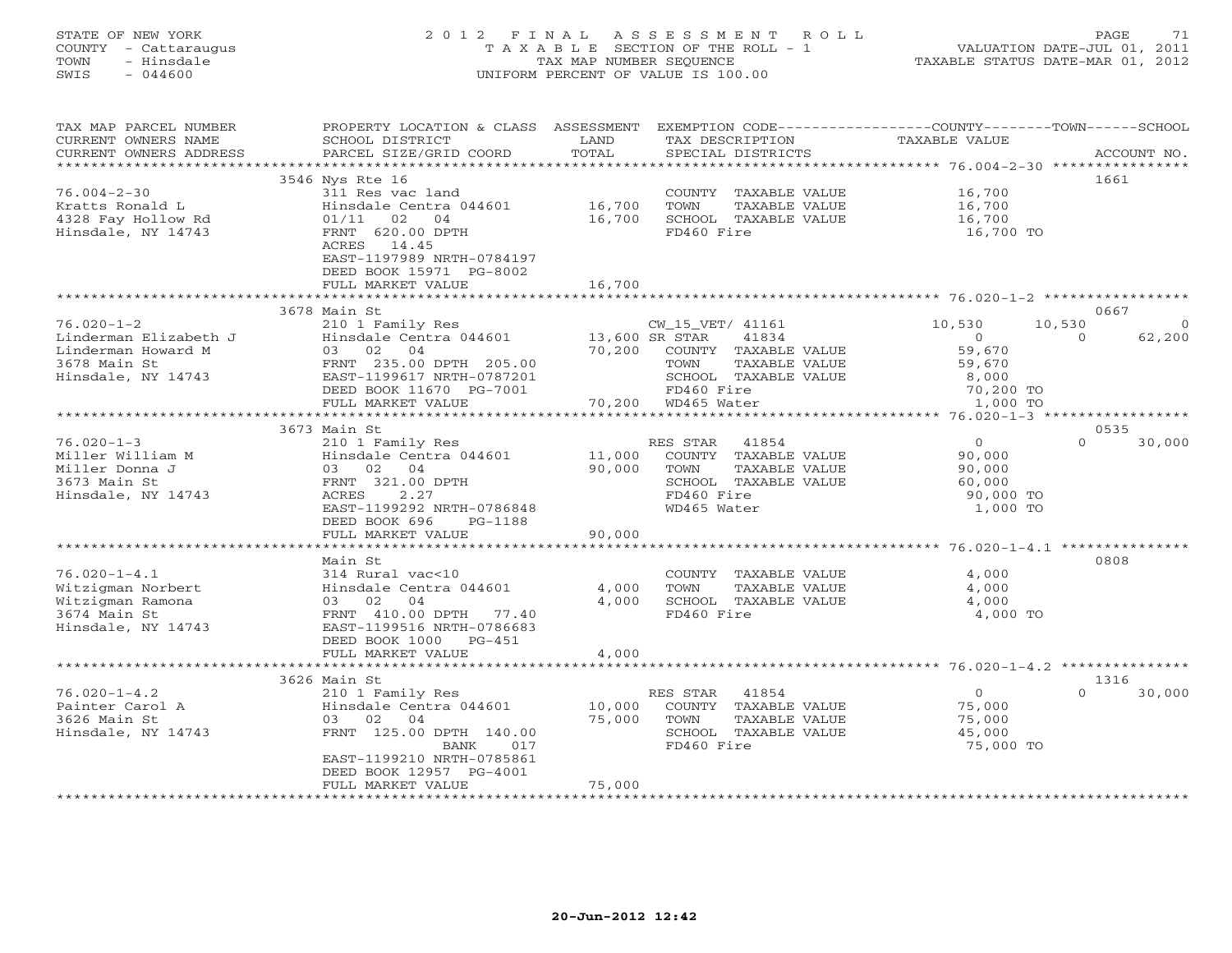STATE OF NEW YORK
COUNTY - Cattaraugus
TOWN - Hinsdale
SWIS - 044600

# 2012 FINAL ASSESSMENT ROLL
TAXABLE SECTION OF THE ROLL - 1
TAX MAP NUMBER SEQUENCE
UNIFORM PERCENT OF VALUE IS 100.00

VALUATION DATE-JUL 01, 2011
TAXABLE STATUS DATE-MAR 01, 2012

| TAX MAP PARCEL NUMBER / CURRENT OWNERS NAME / CURRENT OWNERS ADDRESS | PROPERTY LOCATION & CLASS / SCHOOL DISTRICT / PARCEL SIZE/GRID COORD | ASSESSMENT LAND / TOTAL | EXEMPTION CODE / TAX DESCRIPTION / SPECIAL DISTRICTS | COUNTY TAXABLE VALUE | TOWN | SCHOOL | ACCOUNT NO. |
|---|---|---|---|---|---|---|---|
| 76.004-2-30 | 3546 Nys Rte 16 | | | | | | 1661 |
| Kratts Ronald L | 311 Res vac land | | COUNTY TAXABLE VALUE | 16,700 | | | |
| 4328 Fay Hollow Rd | Hinsdale Centra 044601 | 16,700 | TOWN TAXABLE VALUE | 16,700 | | | |
| Hinsdale, NY 14743 | 01/11 02 04 | 16,700 | SCHOOL TAXABLE VALUE | 16,700 | | | |
| | FRNT 620.00 DPTH | | FD460 Fire | 16,700 TO | | | |
| | ACRES 14.45 | | | | | | |
| | EAST-1197989 NRTH-0784197 | | | | | | |
| | DEED BOOK 15971 PG-8002 | | | | | | |
| | FULL MARKET VALUE | 16,700 | | | | | |
| 76.020-1-2 | 3678 Main St | | | | | | 0667 |
| Linderman Elizabeth J | 210 1 Family Res | | CW_15_VET/ 41161 | 10,530 | 10,530 | 0 | |
| Linderman Howard M | Hinsdale Centra 044601 | 13,600 | SR STAR 41834 | 0 | 0 | 62,200 | |
| 3678 Main St | 03 02 04 | 70,200 | COUNTY TAXABLE VALUE | 59,670 | | | |
| Hinsdale, NY 14743 | FRNT 235.00 DPTH 205.00 | | TOWN TAXABLE VALUE | 59,670 | | | |
| | EAST-1199617 NRTH-0787201 | | SCHOOL TAXABLE VALUE | 8,000 | | | |
| | DEED BOOK 11670 PG-7001 | | FD460 Fire | 70,200 TO | | | |
| | FULL MARKET VALUE | 70,200 | WD465 Water | 1,000 TO | | | |
| 76.020-1-3 | 3673 Main St | | | | | | 0535 |
| Miller William M | 210 1 Family Res | | RES STAR 41854 | 0 | 0 | 30,000 | |
| Miller Donna J | Hinsdale Centra 044601 | 11,000 | COUNTY TAXABLE VALUE | 90,000 | | | |
| 3673 Main St | 03 02 04 | 90,000 | TOWN TAXABLE VALUE | 90,000 | | | |
| Hinsdale, NY 14743 | FRNT 321.00 DPTH | | SCHOOL TAXABLE VALUE | 60,000 | | | |
| | ACRES 2.27 | | FD460 Fire | 90,000 TO | | | |
| | EAST-1199292 NRTH-0786848 | | WD465 Water | 1,000 TO | | | |
| | DEED BOOK 696 PG-1188 | | | | | | |
| | FULL MARKET VALUE | 90,000 | | | | | |
| 76.020-1-4.1 | Main St | | | | | | 0808 |
| Witzigman Norbert | 314 Rural vac<10 | | COUNTY TAXABLE VALUE | 4,000 | | | |
| Witzigman Ramona | Hinsdale Centra 044601 | 4,000 | TOWN TAXABLE VALUE | 4,000 | | | |
| 3674 Main St | 03 02 04 | 4,000 | SCHOOL TAXABLE VALUE | 4,000 | | | |
| Hinsdale, NY 14743 | FRNT 410.00 DPTH 77.40 | | FD460 Fire | 4,000 TO | | | |
| | EAST-1199516 NRTH-0786683 | | | | | | |
| | DEED BOOK 1000 PG-451 | | | | | | |
| | FULL MARKET VALUE | 4,000 | | | | | |
| 76.020-1-4.2 | 3626 Main St | | | | | | 1316 |
| Painter Carol A | 210 1 Family Res | | RES STAR 41854 | 0 | 0 | 30,000 | |
| 3626 Main St | Hinsdale Centra 044601 | 10,000 | COUNTY TAXABLE VALUE | 75,000 | | | |
| Hinsdale, NY 14743 | 03 02 04 | 75,000 | TOWN TAXABLE VALUE | 75,000 | | | |
| | FRNT 125.00 DPTH 140.00 | | SCHOOL TAXABLE VALUE | 45,000 | | | |
| | BANK 017 | | FD460 Fire | 75,000 TO | | | |
| | EAST-1199210 NRTH-0785861 | | | | | | |
| | DEED BOOK 12957 PG-4001 | | | | | | |
| | FULL MARKET VALUE | 75,000 | | | | | |

20-Jun-2012 12:42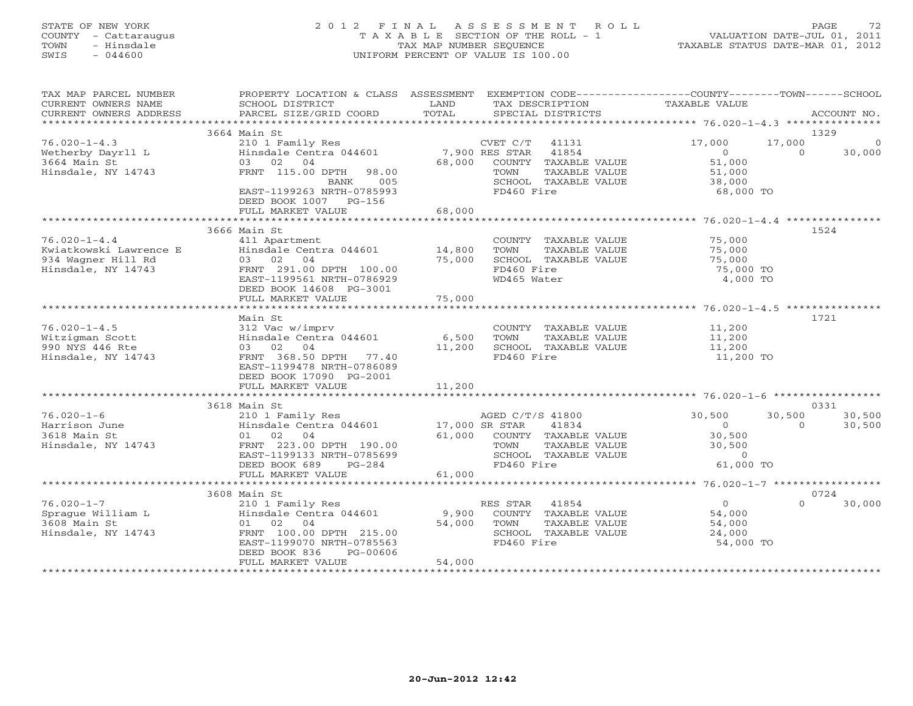STATE OF NEW YORK
COUNTY - Cattaraugus
TOWN - Hinsdale
SWIS - 044600

2012 FINAL ASSESSMENT ROLL
TAXABLE SECTION OF THE ROLL - 1
TAX MAP NUMBER SEQUENCE
UNIFORM PERCENT OF VALUE IS 100.00

VALUATION DATE-JUL 01, 2011
TAXABLE STATUS DATE-MAR 01, 2012

| TAX MAP PARCEL NUMBER / CURRENT OWNERS NAME / CURRENT OWNERS ADDRESS | PROPERTY LOCATION & CLASS / SCHOOL DISTRICT / PARCEL SIZE/GRID COORD | ASSESSMENT LAND / TOTAL | EXEMPTION CODE / TAX DESCRIPTION / SPECIAL DISTRICTS | COUNTY TAXABLE VALUE | TOWN | SCHOOL / ACCOUNT NO. |
|---|---|---|---|---|---|---|
| **76.020-1-4.3** | 3664 Main St | | | | | 1329 |
| 76.020-1-4.3 | 210 1 Family Res | | CVET C/T 41131 | 17,000 | 17,000 | 0 |
| Wetherby Dayrll L | Hinsdale Centra 044601 | 7,900 | RES STAR 41854 | 0 | 0 | 30,000 |
| 3664 Main St | 03 02 04 | 68,000 | COUNTY TAXABLE VALUE | 51,000 | | |
| Hinsdale, NY 14743 | FRNT 115.00 DPTH 98.00 | | TOWN TAXABLE VALUE | 51,000 | | |
| | BANK 005 | | SCHOOL TAXABLE VALUE | 38,000 | | |
| | EAST-1199263 NRTH-0785993 | | FD460 Fire | 68,000 TO | | |
| | DEED BOOK 1007 PG-156 | | | | | |
| | FULL MARKET VALUE | 68,000 | | | | |
| **76.020-1-4.4** | 3666 Main St | | | | | 1524 |
| 76.020-1-4.4 | 411 Apartment | | COUNTY TAXABLE VALUE | 75,000 | | |
| Kwiatkowski Lawrence E | Hinsdale Centra 044601 | 14,800 | TOWN TAXABLE VALUE | 75,000 | | |
| 934 Wagner Hill Rd | 03 02 04 | 75,000 | SCHOOL TAXABLE VALUE | 75,000 | | |
| Hinsdale, NY 14743 | FRNT 291.00 DPTH 100.00 | | FD460 Fire | 75,000 TO | | |
| | EAST-1199561 NRTH-0786929 | | WD465 Water | 4,000 TO | | |
| | DEED BOOK 14608 PG-3001 | | | | | |
| | FULL MARKET VALUE | 75,000 | | | | |
| **76.020-1-4.5** | Main St | | | | | 1721 |
| 76.020-1-4.5 | 312 Vac w/imprv | | COUNTY TAXABLE VALUE | 11,200 | | |
| Witzigman Scott | Hinsdale Centra 044601 | 6,500 | TOWN TAXABLE VALUE | 11,200 | | |
| 990 NYS 446 Rte | 03 02 04 | 11,200 | SCHOOL TAXABLE VALUE | 11,200 | | |
| Hinsdale, NY 14743 | FRNT 368.50 DPTH 77.40 | | FD460 Fire | 11,200 TO | | |
| | EAST-1199478 NRTH-0786089 | | | | | |
| | DEED BOOK 17090 PG-2001 | | | | | |
| | FULL MARKET VALUE | 11,200 | | | | |
| **76.020-1-6** | 3618 Main St | | | | | 0331 |
| 76.020-1-6 | 210 1 Family Res | | AGED C/T/S 41800 | 30,500 | 30,500 | 30,500 |
| Harrison June | Hinsdale Centra 044601 | 17,000 | SR STAR 41834 | 0 | 0 | 30,500 |
| 3618 Main St | 01 02 04 | 61,000 | COUNTY TAXABLE VALUE | 30,500 | | |
| Hinsdale, NY 14743 | FRNT 223.00 DPTH 190.00 | | TOWN TAXABLE VALUE | 30,500 | | |
| | EAST-1199133 NRTH-0785699 | | SCHOOL TAXABLE VALUE | 0 | | |
| | DEED BOOK 689 PG-284 | | FD460 Fire | 61,000 TO | | |
| | FULL MARKET VALUE | 61,000 | | | | |
| **76.020-1-7** | 3608 Main St | | | | | 0724 |
| 76.020-1-7 | 210 1 Family Res | | RES STAR 41854 | 0 | 0 | 30,000 |
| Sprague William L | Hinsdale Centra 044601 | 9,900 | COUNTY TAXABLE VALUE | 54,000 | | |
| 3608 Main St | 01 02 04 | 54,000 | TOWN TAXABLE VALUE | 54,000 | | |
| Hinsdale, NY 14743 | FRNT 100.00 DPTH 215.00 | | SCHOOL TAXABLE VALUE | 24,000 | | |
| | EAST-1199070 NRTH-0785563 | | FD460 Fire | 54,000 TO | | |
| | DEED BOOK 836 PG-00606 | | | | | |
| | FULL MARKET VALUE | 54,000 | | | | |

20-Jun-2012 12:42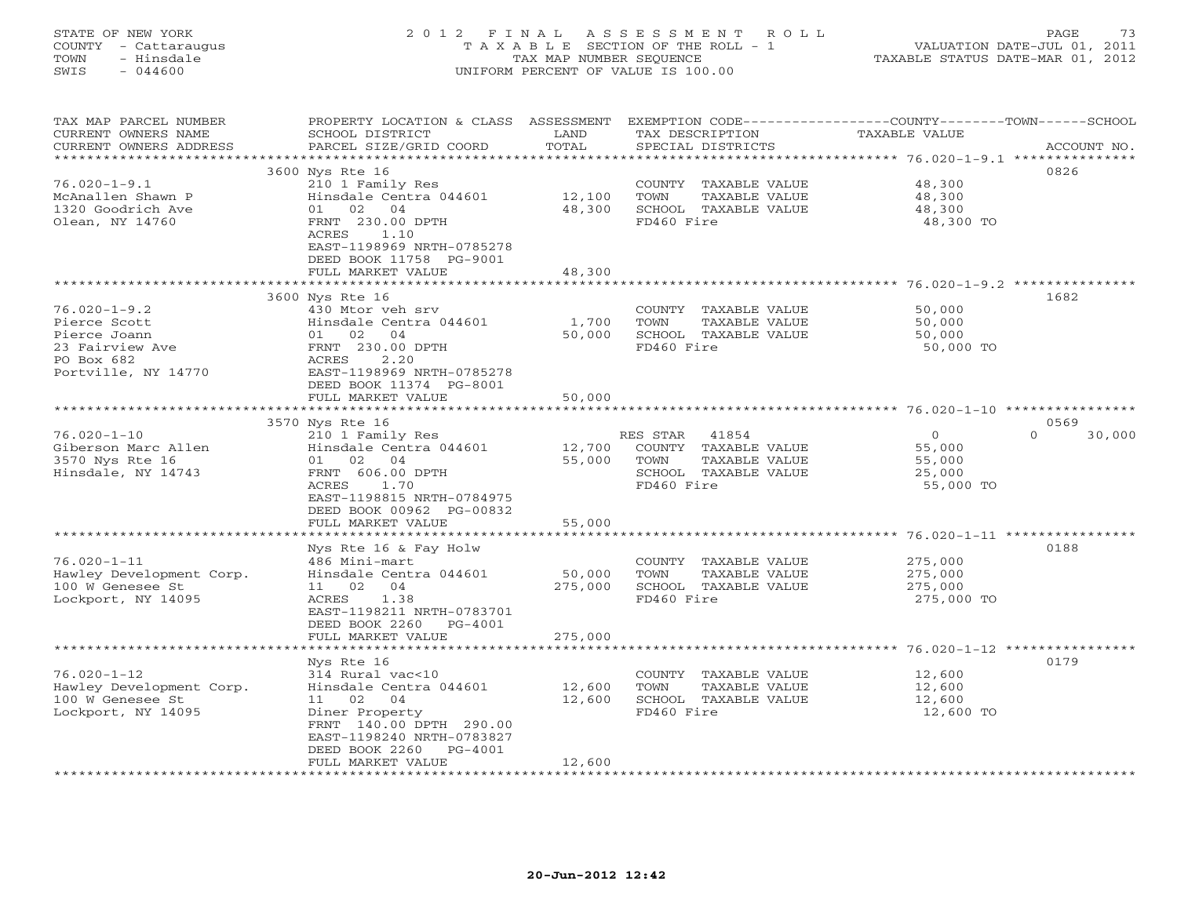STATE OF NEW YORK
COUNTY - Cattaraugus
TOWN - Hinsdale
SWIS - 044600

# 2012 FINAL ASSESSMENT ROLL
TAXABLE SECTION OF THE ROLL - 1
TAX MAP NUMBER SEQUENCE
UNIFORM PERCENT OF VALUE IS 100.00

VALUATION DATE-JUL 01, 2011
TAXABLE STATUS DATE-MAR 01, 2012

| TAX MAP PARCEL NUMBER / CURRENT OWNERS NAME / CURRENT OWNERS ADDRESS | PROPERTY LOCATION & CLASS / SCHOOL DISTRICT / PARCEL SIZE/GRID COORD | ASSESSMENT LAND | TOTAL | EXEMPTION CODE / TAX DESCRIPTION / SPECIAL DISTRICTS | COUNTY / TOWN / SCHOOL TAXABLE VALUE | ACCOUNT NO. |
|---|---|---|---|---|---|---|
| 76.020-1-9.1 | 3600 Nys Rte 16 | | | | | 0826 |
| | 210 1 Family Res | | | COUNTY TAXABLE VALUE | 48,300 | |
| McAnallen Shawn P | Hinsdale Centra 044601 | 12,100 | | TOWN TAXABLE VALUE | 48,300 | |
| 1320 Goodrich Ave | 01 02 04 | | 48,300 | SCHOOL TAXABLE VALUE | 48,300 | |
| Olean, NY 14760 | FRNT 230.00 DPTH | | | FD460 Fire | 48,300 TO | |
| | ACRES 1.10 | | | | | |
| | EAST-1198969 NRTH-0785278 | | | | | |
| | DEED BOOK 11758 PG-9001 | | | | | |
| | FULL MARKET VALUE | | 48,300 | | | |
| 76.020-1-9.2 | 3600 Nys Rte 16 | | | | | 1682 |
| | 430 Mtor veh srv | | | COUNTY TAXABLE VALUE | 50,000 | |
| Pierce Scott | Hinsdale Centra 044601 | 1,700 | | TOWN TAXABLE VALUE | 50,000 | |
| Pierce Joann | 01 02 04 | | 50,000 | SCHOOL TAXABLE VALUE | 50,000 | |
| 23 Fairview Ave | FRNT 230.00 DPTH | | | FD460 Fire | 50,000 TO | |
| PO Box 682 | ACRES 2.20 | | | | | |
| Portville, NY 14770 | EAST-1198969 NRTH-0785278 | | | | | |
| | DEED BOOK 11374 PG-8001 | | | | | |
| | FULL MARKET VALUE | | 50,000 | | | |
| 76.020-1-10 | 3570 Nys Rte 16 | | | | | 0569 |
| | 210 1 Family Res | | | RES STAR 41854 | 0 / 0 / 30,000 | |
| Giberson Marc Allen | Hinsdale Centra 044601 | 12,700 | | COUNTY TAXABLE VALUE | 55,000 | |
| 3570 Nys Rte 16 | 01 02 04 | | 55,000 | TOWN TAXABLE VALUE | 55,000 | |
| Hinsdale, NY 14743 | FRNT 606.00 DPTH | | | SCHOOL TAXABLE VALUE | 25,000 | |
| | ACRES 1.70 | | | FD460 Fire | 55,000 TO | |
| | EAST-1198815 NRTH-0784975 | | | | | |
| | DEED BOOK 00962 PG-00832 | | | | | |
| | FULL MARKET VALUE | | 55,000 | | | |
| 76.020-1-11 | Nys Rte 16 & Fay Holw | | | | | 0188 |
| | 486 Mini-mart | | | COUNTY TAXABLE VALUE | 275,000 | |
| Hawley Development Corp. | Hinsdale Centra 044601 | 50,000 | | TOWN TAXABLE VALUE | 275,000 | |
| 100 W Genesee St | 11 02 04 | | 275,000 | SCHOOL TAXABLE VALUE | 275,000 | |
| Lockport, NY 14095 | ACRES 1.38 | | | FD460 Fire | 275,000 TO | |
| | EAST-1198211 NRTH-0783701 | | | | | |
| | DEED BOOK 2260 PG-4001 | | | | | |
| | FULL MARKET VALUE | | 275,000 | | | |
| 76.020-1-12 | Nys Rte 16 | | | | | 0179 |
| | 314 Rural vac<10 | | | COUNTY TAXABLE VALUE | 12,600 | |
| Hawley Development Corp. | Hinsdale Centra 044601 | 12,600 | | TOWN TAXABLE VALUE | 12,600 | |
| 100 W Genesee St | 11 02 04 | | 12,600 | SCHOOL TAXABLE VALUE | 12,600 | |
| Lockport, NY 14095 | Diner Property | | | FD460 Fire | 12,600 TO | |
| | FRNT 140.00 DPTH 290.00 | | | | | |
| | EAST-1198240 NRTH-0783827 | | | | | |
| | DEED BOOK 2260 PG-4001 | | | | | |
| | FULL MARKET VALUE | | 12,600 | | | |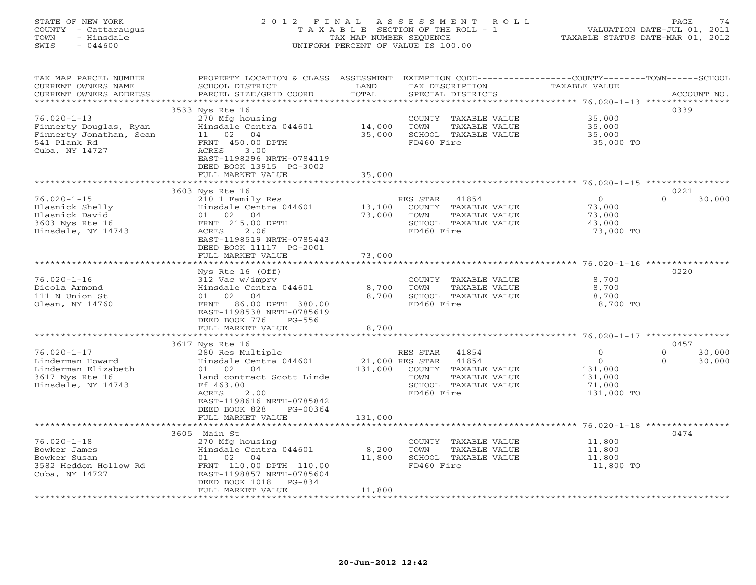STATE OF NEW YORK
COUNTY - Cattaraugus
TOWN - Hinsdale
SWIS - 044600

2012 FINAL ASSESSMENT ROLL
TAXABLE SECTION OF THE ROLL - 1
TAX MAP NUMBER SEQUENCE
UNIFORM PERCENT OF VALUE IS 100.00

VALUATION DATE-JUL 01, 2011
TAXABLE STATUS DATE-MAR 01, 2012

| TAX MAP PARCEL NUMBER / CURRENT OWNERS NAME / CURRENT OWNERS ADDRESS | PROPERTY LOCATION & CLASS / SCHOOL DISTRICT / PARCEL SIZE/GRID COORD | ASSESSMENT LAND / TOTAL | EXEMPTION CODE / TAX DESCRIPTION / SPECIAL DISTRICTS | COUNTY TAXABLE VALUE | TOWN | SCHOOL | ACCOUNT NO. |
|---|---|---|---|---|---|---|---|
| 76.020-1-13 | 3533 Nys Rte 16 | | | | | | 0339 |
| Finnerty Douglas, Ryan | 270 Mfg housing | | COUNTY TAXABLE VALUE | 35,000 | | | |
| Finnerty Jonathan, Sean | Hinsdale Centra 044601 | 14,000 | TOWN TAXABLE VALUE | 35,000 | | | |
| 541 Plank Rd | 11 02 04 | 35,000 | SCHOOL TAXABLE VALUE | 35,000 | | | |
| Cuba, NY 14727 | FRNT 450.00 DPTH | | FD460 Fire | 35,000 TO | | | |
| | ACRES 3.00 | | | | | | |
| | EAST-1198296 NRTH-0784119 | | | | | | |
| | DEED BOOK 13915 PG-3002 | | | | | | |
| | FULL MARKET VALUE | 35,000 | | | | | |
| 76.020-1-15 | 3603 Nys Rte 16 | | | | | | 0221 |
| Hlasnick Shelly | 210 1 Family Res | | RES STAR 41854 | 0 | 0 | 30,000 | |
| Hlasnick David | Hinsdale Centra 044601 | 13,100 | COUNTY TAXABLE VALUE | 73,000 | | | |
| 3603 Nys Rte 16 | 01 02 04 | 73,000 | TOWN TAXABLE VALUE | 73,000 | | | |
| Hinsdale, NY 14743 | FRNT 215.00 DPTH | | SCHOOL TAXABLE VALUE | 43,000 | | | |
| | ACRES 2.06 | | FD460 Fire | 73,000 TO | | | |
| | EAST-1198519 NRTH-0785443 | | | | | | |
| | DEED BOOK 11117 PG-2001 | | | | | | |
| | FULL MARKET VALUE | 73,000 | | | | | |
| 76.020-1-16 | Nys Rte 16 (Off) | | | | | | 0220 |
| Dicola Armond | 312 Vac w/imprv | | COUNTY TAXABLE VALUE | 8,700 | | | |
| 111 N Union St | Hinsdale Centra 044601 | 8,700 | TOWN TAXABLE VALUE | 8,700 | | | |
| Olean, NY 14760 | 01 02 04 | 8,700 | SCHOOL TAXABLE VALUE | 8,700 | | | |
| | FRNT 86.00 DPTH 380.00 | | FD460 Fire | 8,700 TO | | | |
| | EAST-1198538 NRTH-0785619 | | | | | | |
| | DEED BOOK 776 PG-556 | | | | | | |
| | FULL MARKET VALUE | 8,700 | | | | | |
| 76.020-1-17 | 3617 Nys Rte 16 | | | | | | 0457 |
| Linderman Howard | 280 Res Multiple | | RES STAR 41854 | 0 | 0 | 30,000 | |
| Linderman Elizabeth | Hinsdale Centra 044601 | 21,000 | RES STAR 41854 | 0 | 0 | 30,000 | |
| 3617 Nys Rte 16 | 01 02 04 | 131,000 | COUNTY TAXABLE VALUE | 131,000 | | | |
| Hinsdale, NY 14743 | land contract Scott Linde | | TOWN TAXABLE VALUE | 131,000 | | | |
| | Ff 463.00 | | SCHOOL TAXABLE VALUE | 71,000 | | | |
| | ACRES 2.00 | | FD460 Fire | 131,000 TO | | | |
| | EAST-1198616 NRTH-0785842 | | | | | | |
| | DEED BOOK 828 PG-00364 | | | | | | |
| | FULL MARKET VALUE | 131,000 | | | | | |
| 76.020-1-18 | 3605 Main St | | | | | | 0474 |
| Bowker James | 270 Mfg housing | | COUNTY TAXABLE VALUE | 11,800 | | | |
| Bowker Susan | Hinsdale Centra 044601 | 8,200 | TOWN TAXABLE VALUE | 11,800 | | | |
| 3582 Heddon Hollow Rd | 01 02 04 | 11,800 | SCHOOL TAXABLE VALUE | 11,800 | | | |
| Cuba, NY 14727 | FRNT 110.00 DPTH 110.00 | | FD460 Fire | 11,800 TO | | | |
| | EAST-1198857 NRTH-0785604 | | | | | | |
| | DEED BOOK 1018 PG-834 | | | | | | |
| | FULL MARKET VALUE | 11,800 | | | | | |

20-Jun-2012 12:42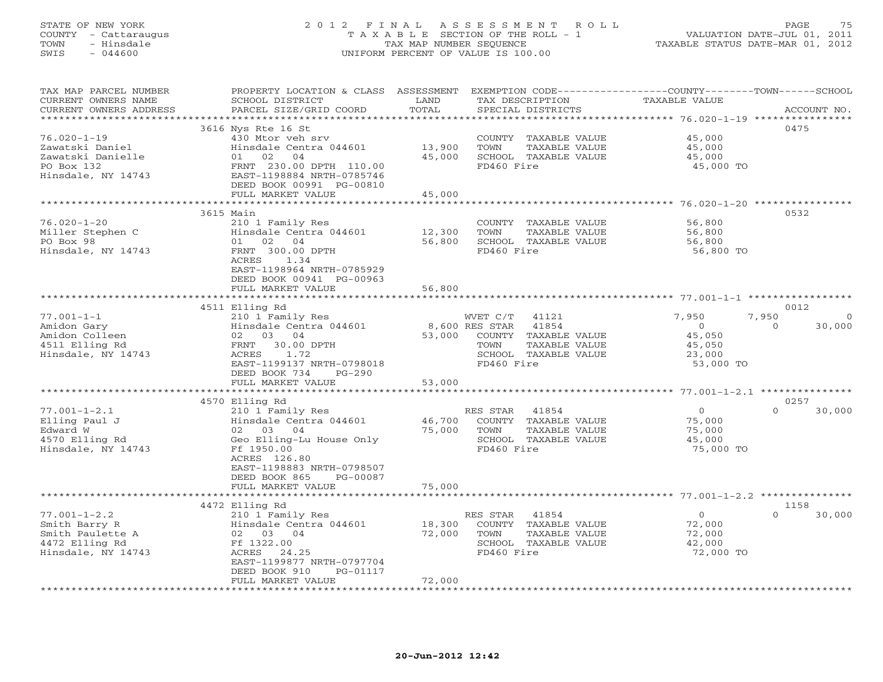STATE OF NEW YORK
COUNTY - Cattaraugus
TOWN - Hinsdale
SWIS - 044600

# 2012 FINAL ASSESSMENT ROLL
TAXABLE SECTION OF THE ROLL - 1
TAX MAP NUMBER SEQUENCE
UNIFORM PERCENT OF VALUE IS 100.00

VALUATION DATE-JUL 01, 2011
TAXABLE STATUS DATE-MAR 01, 2012

| TAX MAP PARCEL NUMBER / CURRENT OWNERS NAME / CURRENT OWNERS ADDRESS | PROPERTY LOCATION & CLASS / SCHOOL DISTRICT / PARCEL SIZE/GRID COORD | ASSESSMENT LAND | TOTAL | EXEMPTION CODE / TAX DESCRIPTION / SPECIAL DISTRICTS | COUNTY TAXABLE VALUE | TOWN | SCHOOL | ACCOUNT NO. |
|---|---|---|---|---|---|---|---|---|
| 76.020-1-19 | 3616 Nys Rte 16 St | | | | | | | 0475 |
| | 430 Mtor veh srv | | | COUNTY TAXABLE VALUE | 45,000 | | | |
| Zawatski Daniel | Hinsdale Centra 044601 | 13,900 | | TOWN TAXABLE VALUE | 45,000 | | | |
| Zawatski Danielle | 01 02 04 | | 45,000 | SCHOOL TAXABLE VALUE | 45,000 | | | |
| PO Box 132 | FRNT 230.00 DPTH 110.00 | | | FD460 Fire | 45,000 TO | | | |
| Hinsdale, NY 14743 | EAST-1198884 NRTH-0785746 | | | | | | | |
| | DEED BOOK 00991 PG-00810 | | | | | | | |
| | FULL MARKET VALUE | | 45,000 | | | | | |
| 76.020-1-20 | 3615 Main | | | | | | | 0532 |
| | 210 1 Family Res | | | COUNTY TAXABLE VALUE | 56,800 | | | |
| Miller Stephen C | Hinsdale Centra 044601 | 12,300 | | TOWN TAXABLE VALUE | 56,800 | | | |
| PO Box 98 | 01 02 04 | | 56,800 | SCHOOL TAXABLE VALUE | 56,800 | | | |
| Hinsdale, NY 14743 | FRNT 300.00 DPTH | | | FD460 Fire | 56,800 TO | | | |
| | ACRES 1.34 | | | | | | | |
| | EAST-1198964 NRTH-0785929 | | | | | | | |
| | DEED BOOK 00941 PG-00963 | | | | | | | |
| | FULL MARKET VALUE | | 56,800 | | | | | |
| 77.001-1-1 | 4511 Elling Rd | | | | | | | 0012 |
| | 210 1 Family Res | | | WVET C/T 41121 | 7,950 | 7,950 | 0 | |
| Amidon Gary | Hinsdale Centra 044601 | 8,600 | | RES STAR 41854 | 0 | 0 | 30,000 | |
| Amidon Colleen | 02 03 04 | | 53,000 | COUNTY TAXABLE VALUE | 45,050 | | | |
| 4511 Elling Rd | FRNT 30.00 DPTH | | | TOWN TAXABLE VALUE | 45,050 | | | |
| Hinsdale, NY 14743 | ACRES 1.72 | | | SCHOOL TAXABLE VALUE | 23,000 | | | |
| | EAST-1199137 NRTH-0798018 | | | FD460 Fire | 53,000 TO | | | |
| | DEED BOOK 734 PG-290 | | | | | | | |
| | FULL MARKET VALUE | | 53,000 | | | | | |
| 77.001-1-2.1 | 4570 Elling Rd | | | | | | | 0257 |
| | 210 1 Family Res | | | RES STAR 41854 | 0 | 0 | 30,000 | |
| Elling Paul J | Hinsdale Centra 044601 | 46,700 | | COUNTY TAXABLE VALUE | 75,000 | | | |
| Edward W | 02 03 04 | | 75,000 | TOWN TAXABLE VALUE | 75,000 | | | |
| 4570 Elling Rd | Geo Elling-Lu House Only | | | SCHOOL TAXABLE VALUE | 45,000 | | | |
| Hinsdale, NY 14743 | Ff 1950.00 | | | FD460 Fire | 75,000 TO | | | |
| | ACRES 126.80 | | | | | | | |
| | EAST-1198883 NRTH-0798507 | | | | | | | |
| | DEED BOOK 865 PG-00087 | | | | | | | |
| | FULL MARKET VALUE | | 75,000 | | | | | |
| 77.001-1-2.2 | 4472 Elling Rd | | | | | | | 1158 |
| | 210 1 Family Res | | | RES STAR 41854 | 0 | 0 | 30,000 | |
| Smith Barry R | Hinsdale Centra 044601 | 18,300 | | COUNTY TAXABLE VALUE | 72,000 | | | |
| Smith Paulette A | 02 03 04 | | 72,000 | TOWN TAXABLE VALUE | 72,000 | | | |
| 4472 Elling Rd | Ff 1322.00 | | | SCHOOL TAXABLE VALUE | 42,000 | | | |
| Hinsdale, NY 14743 | ACRES 24.25 | | | FD460 Fire | 72,000 TO | | | |
| | EAST-1199877 NRTH-0797704 | | | | | | | |
| | DEED BOOK 910 PG-01117 | | | | | | | |
| | FULL MARKET VALUE | | 72,000 | | | | | |

20-Jun-2012 12:42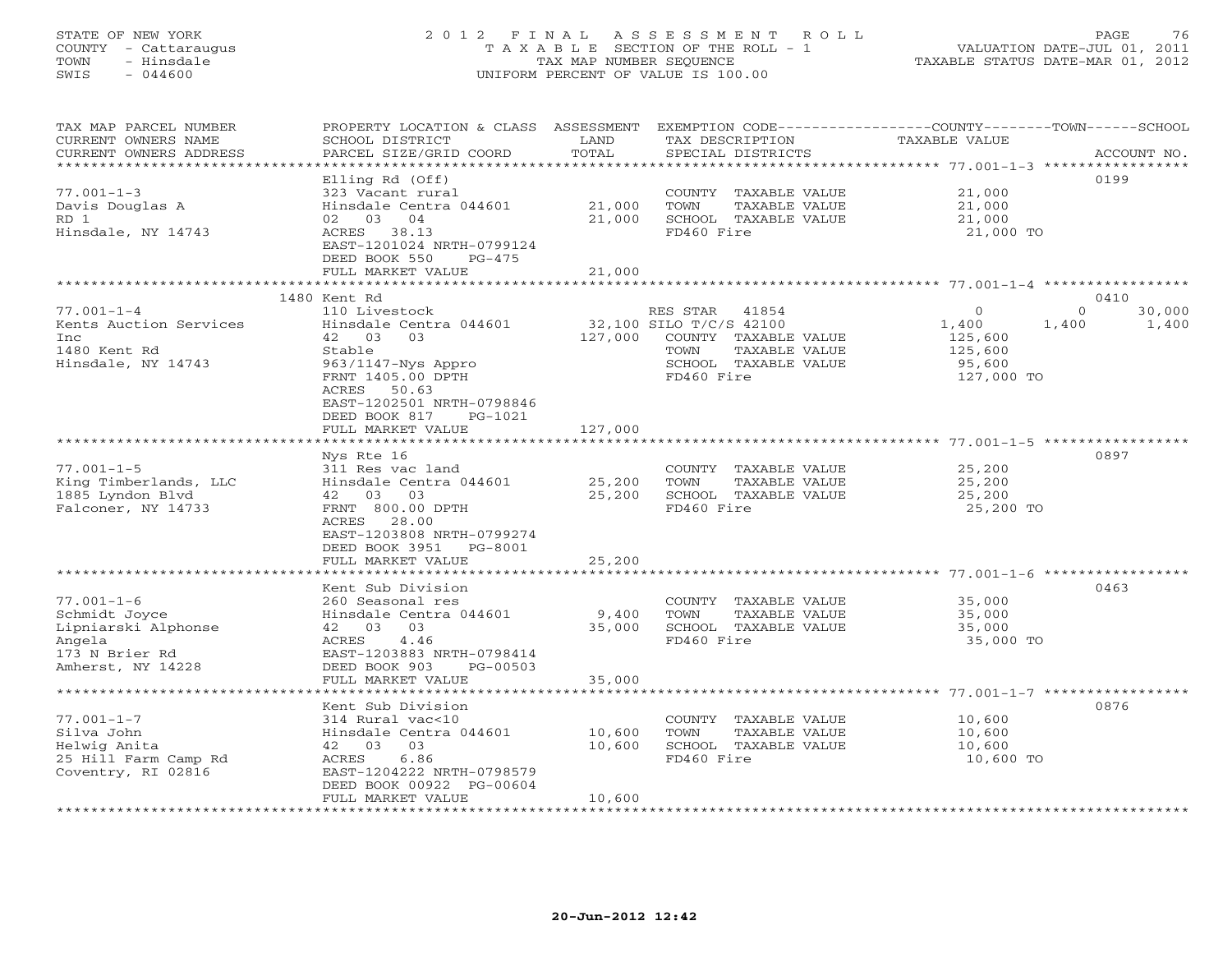STATE OF NEW YORK
COUNTY - Cattaraugus
TOWN - Hinsdale
SWIS - 044600

# 2012 FINAL ASSESSMENT ROLL
TAXABLE SECTION OF THE ROLL - 1
TAX MAP NUMBER SEQUENCE
UNIFORM PERCENT OF VALUE IS 100.00

VALUATION DATE-JUL 01, 2011
TAXABLE STATUS DATE-MAR 01, 2012

| TAX MAP PARCEL NUMBER / CURRENT OWNERS NAME / CURRENT OWNERS ADDRESS | PROPERTY LOCATION & CLASS / SCHOOL DISTRICT / PARCEL SIZE/GRID COORD | ASSESSMENT LAND | TOTAL | EXEMPTION CODE / TAX DESCRIPTION / SPECIAL DISTRICTS | COUNTY TAXABLE VALUE | TOWN | SCHOOL | ACCOUNT NO. |
|---|---|---|---|---|---|---|---|---|
| 77.001-1-3 | Elling Rd (Off) | | | | | | | 0199 |
| Davis Douglas A | 323 Vacant rural | | | COUNTY TAXABLE VALUE | 21,000 | | | |
| RD 1 | Hinsdale Centra 044601 | 21,000 | | TOWN TAXABLE VALUE | 21,000 | | | |
| Hinsdale, NY 14743 | 02 03 04 | | 21,000 | SCHOOL TAXABLE VALUE | 21,000 | | | |
| | ACRES 38.13 | | | FD460 Fire | 21,000 TO | | | |
| | EAST-1201024 NRTH-0799124 | | | | | | | |
| | DEED BOOK 550 PG-475 | | | | | | | |
| | FULL MARKET VALUE | | 21,000 | | | | | |
| 77.001-1-4 | 1480 Kent Rd | | | | | | | 0410 |
| Kents Auction Services | 110 Livestock | | | RES STAR 41854 | 0 | 0 | 30,000 | |
| Inc | Hinsdale Centra 044601 | 32,100 | | SILO T/C/S 42100 | 1,400 | 1,400 | 1,400 | |
| 1480 Kent Rd | 42 03 03 | | 127,000 | COUNTY TAXABLE VALUE | 125,600 | | | |
| Hinsdale, NY 14743 | Stable | | | TOWN TAXABLE VALUE | 125,600 | | | |
| | 963/1147-Nys Appro | | | SCHOOL TAXABLE VALUE | 95,600 | | | |
| | FRNT 1405.00 DPTH | | | FD460 Fire | 127,000 TO | | | |
| | ACRES 50.63 | | | | | | | |
| | EAST-1202501 NRTH-0798846 | | | | | | | |
| | DEED BOOK 817 PG-1021 | | | | | | | |
| | FULL MARKET VALUE | | 127,000 | | | | | |
| 77.001-1-5 | Nys Rte 16 | | | | | | | 0897 |
| King Timberlands, LLC | 311 Res vac land | | | COUNTY TAXABLE VALUE | 25,200 | | | |
| 1885 Lyndon Blvd | Hinsdale Centra 044601 | 25,200 | | TOWN TAXABLE VALUE | 25,200 | | | |
| Falconer, NY 14733 | 42 03 03 | | 25,200 | SCHOOL TAXABLE VALUE | 25,200 | | | |
| | FRNT 800.00 DPTH | | | FD460 Fire | 25,200 TO | | | |
| | ACRES 28.00 | | | | | | | |
| | EAST-1203808 NRTH-0799274 | | | | | | | |
| | DEED BOOK 3951 PG-8001 | | | | | | | |
| | FULL MARKET VALUE | | 25,200 | | | | | |
| 77.001-1-6 | Kent Sub Division | | | | | | | 0463 |
| Schmidt Joyce | 260 Seasonal res | | | COUNTY TAXABLE VALUE | 35,000 | | | |
| Lipniarski Alphonse | Hinsdale Centra 044601 | 9,400 | | TOWN TAXABLE VALUE | 35,000 | | | |
| Angela | 42 03 03 | | 35,000 | SCHOOL TAXABLE VALUE | 35,000 | | | |
| 173 N Brier Rd | ACRES 4.46 | | | FD460 Fire | 35,000 TO | | | |
| Amherst, NY 14228 | EAST-1203883 NRTH-0798414 | | | | | | | |
| | DEED BOOK 903 PG-00503 | | | | | | | |
| | FULL MARKET VALUE | | 35,000 | | | | | |
| 77.001-1-7 | Kent Sub Division | | | | | | | 0876 |
| Silva John | 314 Rural vac<10 | | | COUNTY TAXABLE VALUE | 10,600 | | | |
| Helwig Anita | Hinsdale Centra 044601 | 10,600 | | TOWN TAXABLE VALUE | 10,600 | | | |
| 25 Hill Farm Camp Rd | 42 03 03 | | 10,600 | SCHOOL TAXABLE VALUE | 10,600 | | | |
| Coventry, RI 02816 | ACRES 6.86 | | | FD460 Fire | 10,600 TO | | | |
| | EAST-1204222 NRTH-0798579 | | | | | | | |
| | DEED BOOK 00922 PG-00604 | | | | | | | |
| | FULL MARKET VALUE | | 10,600 | | | | | |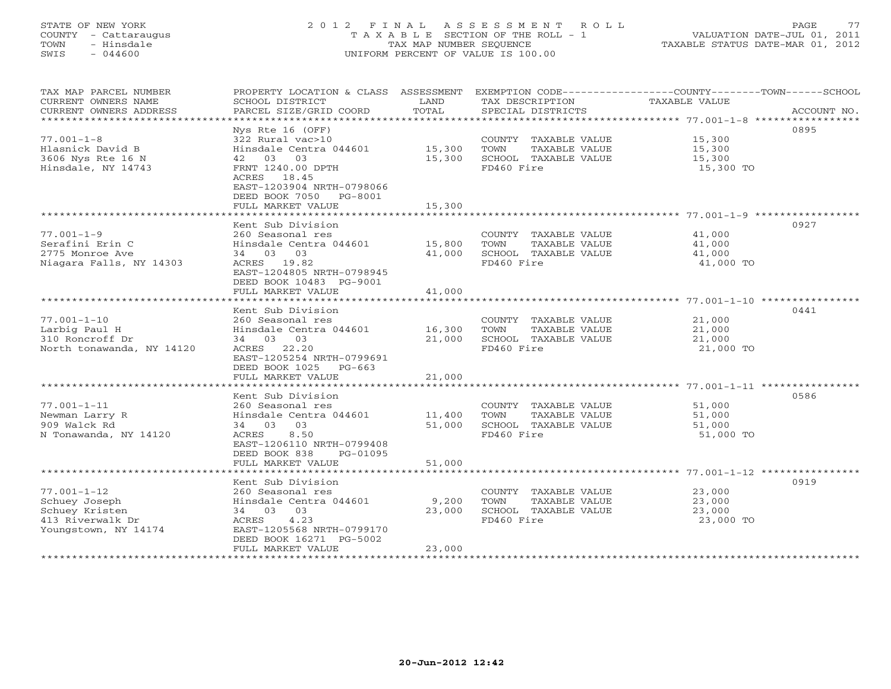STATE OF NEW YORK
COUNTY - Cattaraugus
TOWN - Hinsdale
SWIS - 044600

2012 FINAL ASSESSMENT ROLL
TAXABLE SECTION OF THE ROLL - 1
TAX MAP NUMBER SEQUENCE
UNIFORM PERCENT OF VALUE IS 100.00

VALUATION DATE-JUL 01, 2011
TAXABLE STATUS DATE-MAR 01, 2012

| TAX MAP PARCEL NUMBER / CURRENT OWNERS NAME / CURRENT OWNERS ADDRESS | PROPERTY LOCATION & CLASS / SCHOOL DISTRICT / PARCEL SIZE/GRID COORD | ASSESSMENT LAND / TOTAL | EXEMPTION CODE / TAX DESCRIPTION / SPECIAL DISTRICTS | TAXABLE VALUE (COUNTY / TOWN / SCHOOL) | ACCOUNT NO. |
|---|---|---|---|---|---|
| **77.001-1-8** | Nys Rte 16 (OFF) | | | | 0895 |
| | 322 Rural vac>10 | | COUNTY TAXABLE VALUE | 15,300 | |
| Hlasnick David B | Hinsdale Centra 044601 | 15,300 | TOWN TAXABLE VALUE | 15,300 | |
| 3606 Nys Rte 16 N | 42 03 03 | 15,300 | SCHOOL TAXABLE VALUE | 15,300 | |
| Hinsdale, NY 14743 | FRNT 1240.00 DPTH | | FD460 Fire | 15,300 TO | |
| | ACRES 18.45 | | | | |
| | EAST-1203904 NRTH-0798066 | | | | |
| | DEED BOOK 7050 PG-8001 | | | | |
| | FULL MARKET VALUE | 15,300 | | | |
| **77.001-1-9** | Kent Sub Division | | | | 0927 |
| | 260 Seasonal res | | COUNTY TAXABLE VALUE | 41,000 | |
| Serafini Erin C | Hinsdale Centra 044601 | 15,800 | TOWN TAXABLE VALUE | 41,000 | |
| 2775 Monroe Ave | 34 03 03 | 41,000 | SCHOOL TAXABLE VALUE | 41,000 | |
| Niagara Falls, NY 14303 | ACRES 19.82 | | FD460 Fire | 41,000 TO | |
| | EAST-1204805 NRTH-0798945 | | | | |
| | DEED BOOK 10483 PG-9001 | | | | |
| | FULL MARKET VALUE | 41,000 | | | |
| **77.001-1-10** | Kent Sub Division | | | | 0441 |
| | 260 Seasonal res | | COUNTY TAXABLE VALUE | 21,000 | |
| Larbig Paul H | Hinsdale Centra 044601 | 16,300 | TOWN TAXABLE VALUE | 21,000 | |
| 310 Roncroff Dr | 34 03 03 | 21,000 | SCHOOL TAXABLE VALUE | 21,000 | |
| North tonawanda, NY 14120 | ACRES 22.20 | | FD460 Fire | 21,000 TO | |
| | EAST-1205254 NRTH-0799691 | | | | |
| | DEED BOOK 1025 PG-663 | | | | |
| | FULL MARKET VALUE | 21,000 | | | |
| **77.001-1-11** | Kent Sub Division | | | | 0586 |
| | 260 Seasonal res | | COUNTY TAXABLE VALUE | 51,000 | |
| Newman Larry R | Hinsdale Centra 044601 | 11,400 | TOWN TAXABLE VALUE | 51,000 | |
| 909 Walck Rd | 34 03 03 | 51,000 | SCHOOL TAXABLE VALUE | 51,000 | |
| N Tonawanda, NY 14120 | ACRES 8.50 | | FD460 Fire | 51,000 TO | |
| | EAST-1206110 NRTH-0799408 | | | | |
| | DEED BOOK 838 PG-01095 | | | | |
| | FULL MARKET VALUE | 51,000 | | | |
| **77.001-1-12** | Kent Sub Division | | | | 0919 |
| | 260 Seasonal res | | COUNTY TAXABLE VALUE | 23,000 | |
| Schuey Joseph | Hinsdale Centra 044601 | 9,200 | TOWN TAXABLE VALUE | 23,000 | |
| Schuey Kristen | 34 03 03 | 23,000 | SCHOOL TAXABLE VALUE | 23,000 | |
| 413 Riverwalk Dr | ACRES 4.23 | | FD460 Fire | 23,000 TO | |
| Youngstown, NY 14174 | EAST-1205568 NRTH-0799170 | | | | |
| | DEED BOOK 16271 PG-5002 | | | | |
| | FULL MARKET VALUE | 23,000 | | | |

20-Jun-2012 12:42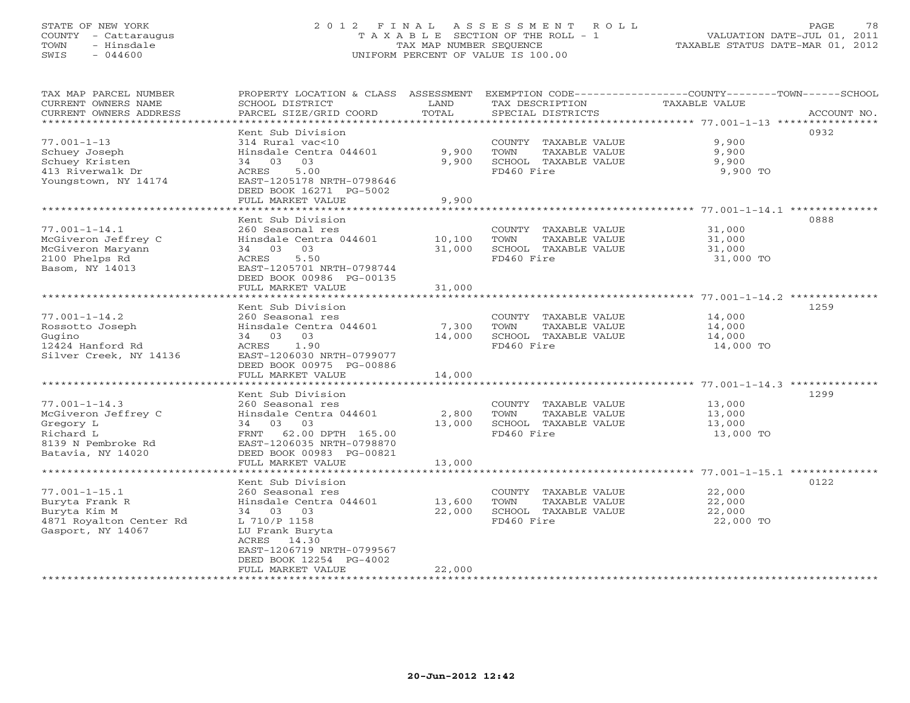STATE OF NEW YORK
COUNTY - Cattaraugus
TOWN - Hinsdale
SWIS - 044600

# 2012 FINAL ASSESSMENT ROLL
TAXABLE SECTION OF THE ROLL - 1
TAX MAP NUMBER SEQUENCE
UNIFORM PERCENT OF VALUE IS 100.00

VALUATION DATE-JUL 01, 2011
TAXABLE STATUS DATE-MAR 01, 2012

| TAX MAP PARCEL NUMBER / CURRENT OWNERS NAME / CURRENT OWNERS ADDRESS | PROPERTY LOCATION & CLASS / SCHOOL DISTRICT / PARCEL SIZE/GRID COORD | ASSESSMENT LAND | TOTAL | EXEMPTION CODE / TAX DESCRIPTION / SPECIAL DISTRICTS | COUNTY--------TOWN------SCHOOL TAXABLE VALUE | ACCOUNT NO. |
|---|---|---|---|---|---|---|
| 77.001-1-13 | Kent Sub Division | | | | | 0932 |
| | 314 Rural vac<10 | | | COUNTY TAXABLE VALUE | 9,900 | |
| Schuey Joseph | Hinsdale Centra 044601 | 9,900 | | TOWN TAXABLE VALUE | 9,900 | |
| Schuey Kristen | 34 03 03 | | 9,900 | SCHOOL TAXABLE VALUE | 9,900 | |
| 413 Riverwalk Dr | ACRES 5.00 | | | FD460 Fire | 9,900 TO | |
| Youngstown, NY 14174 | EAST-1205178 NRTH-0798646 | | | | | |
| | DEED BOOK 16271 PG-5002 | | | | | |
| | FULL MARKET VALUE | | 9,900 | | | |
| 77.001-1-14.1 | Kent Sub Division | | | | | 0888 |
| | 260 Seasonal res | | | COUNTY TAXABLE VALUE | 31,000 | |
| McGiveron Jeffrey C | Hinsdale Centra 044601 | 10,100 | | TOWN TAXABLE VALUE | 31,000 | |
| McGiveron Maryann | 34 03 03 | | 31,000 | SCHOOL TAXABLE VALUE | 31,000 | |
| 2100 Phelps Rd | ACRES 5.50 | | | FD460 Fire | 31,000 TO | |
| Basom, NY 14013 | EAST-1205701 NRTH-0798744 | | | | | |
| | DEED BOOK 00986 PG-00135 | | | | | |
| | FULL MARKET VALUE | | 31,000 | | | |
| 77.001-1-14.2 | Kent Sub Division | | | | | 1259 |
| | 260 Seasonal res | | | COUNTY TAXABLE VALUE | 14,000 | |
| Rossotto Joseph | Hinsdale Centra 044601 | 7,300 | | TOWN TAXABLE VALUE | 14,000 | |
| Gugino | 34 03 03 | | 14,000 | SCHOOL TAXABLE VALUE | 14,000 | |
| 12424 Hanford Rd | ACRES 1.90 | | | FD460 Fire | 14,000 TO | |
| Silver Creek, NY 14136 | EAST-1206030 NRTH-0799077 | | | | | |
| | DEED BOOK 00975 PG-00886 | | | | | |
| | FULL MARKET VALUE | | 14,000 | | | |
| 77.001-1-14.3 | Kent Sub Division | | | | | 1299 |
| | 260 Seasonal res | | | COUNTY TAXABLE VALUE | 13,000 | |
| McGiveron Jeffrey C | Hinsdale Centra 044601 | 2,800 | | TOWN TAXABLE VALUE | 13,000 | |
| Gregory L | 34 03 03 | | 13,000 | SCHOOL TAXABLE VALUE | 13,000 | |
| Richard L | FRNT 62.00 DPTH 165.00 | | | FD460 Fire | 13,000 TO | |
| 8139 N Pembroke Rd | EAST-1206035 NRTH-0798870 | | | | | |
| Batavia, NY 14020 | DEED BOOK 00983 PG-00821 | | | | | |
| | FULL MARKET VALUE | | 13,000 | | | |
| 77.001-1-15.1 | Kent Sub Division | | | | | 0122 |
| | 260 Seasonal res | | | COUNTY TAXABLE VALUE | 22,000 | |
| Buryta Frank R | Hinsdale Centra 044601 | 13,600 | | TOWN TAXABLE VALUE | 22,000 | |
| Buryta Kim M | 34 03 03 | | 22,000 | SCHOOL TAXABLE VALUE | 22,000 | |
| 4871 Royalton Center Rd | L 710/P 1158 | | | FD460 Fire | 22,000 TO | |
| Gasport, NY 14067 | LU Frank Buryta | | | | | |
| | ACRES 14.30 | | | | | |
| | EAST-1206719 NRTH-0799567 | | | | | |
| | DEED BOOK 12254 PG-4002 | | | | | |
| | FULL MARKET VALUE | | 22,000 | | | |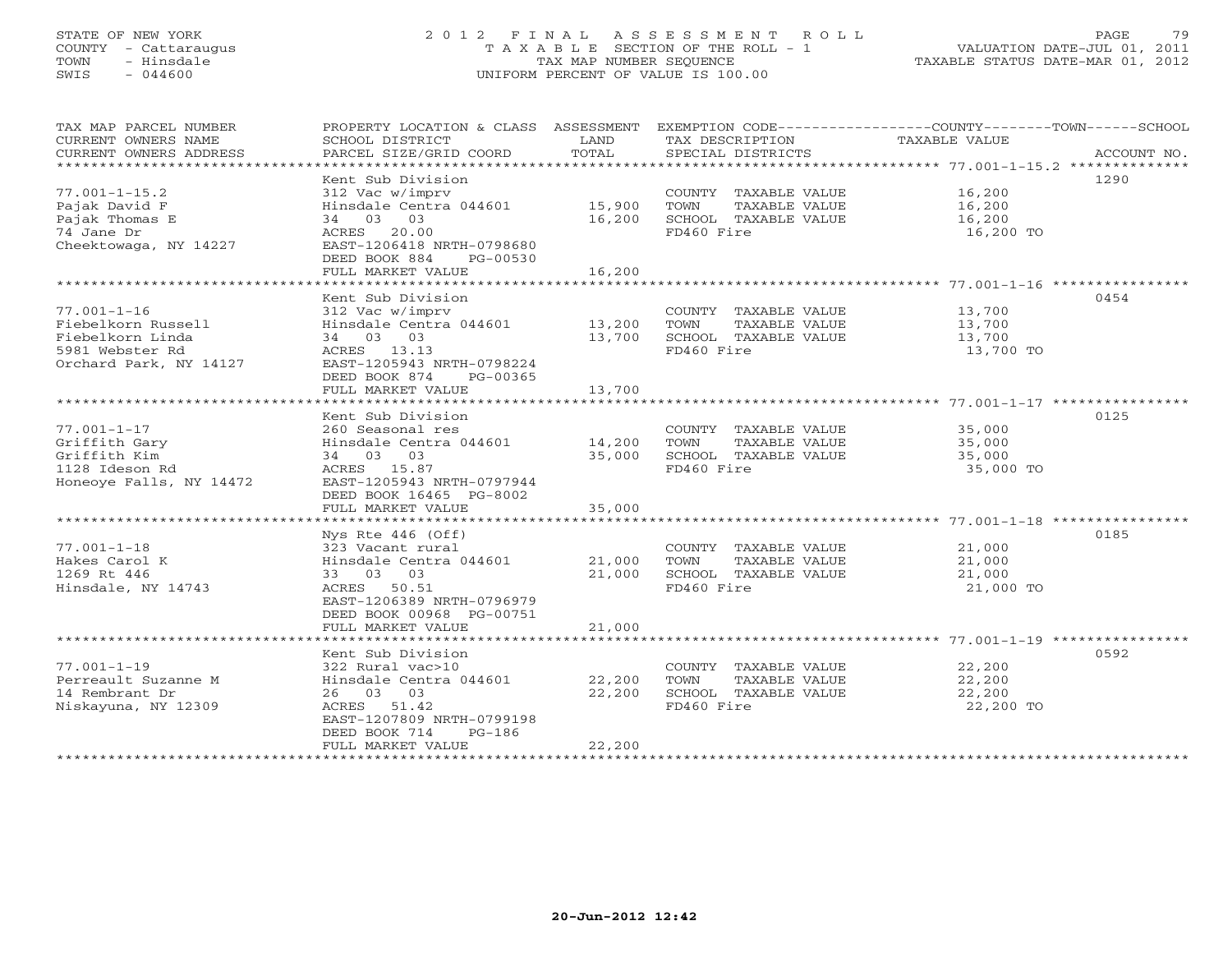STATE OF NEW YORK
COUNTY - Cattaraugus
TOWN - Hinsdale
SWIS - 044600

# 2012 FINAL ASSESSMENT ROLL

TAXABLE SECTION OF THE ROLL - 1
TAX MAP NUMBER SEQUENCE
UNIFORM PERCENT OF VALUE IS 100.00

VALUATION DATE-JUL 01, 2011
TAXABLE STATUS DATE-MAR 01, 2012

| TAX MAP PARCEL NUMBER / CURRENT OWNERS NAME / CURRENT OWNERS ADDRESS | PROPERTY LOCATION & CLASS / SCHOOL DISTRICT / PARCEL SIZE/GRID COORD | ASSESSMENT LAND | ASSESSMENT TOTAL | EXEMPTION CODE / TAX DESCRIPTION / SPECIAL DISTRICTS | TAXABLE VALUE (COUNTY / TOWN / SCHOOL) | ACCOUNT NO. |
|---|---|---|---|---|---|---|
| 77.001-1-15.2 | Kent Sub Division | | | | | 1290 |
| Pajak David F | 312 Vac w/imprv | | | COUNTY TAXABLE VALUE | 16,200 | |
| Pajak Thomas E | Hinsdale Centra 044601 | 15,900 | | TOWN TAXABLE VALUE | 16,200 | |
| 74 Jane Dr | 34 03 03 | | 16,200 | SCHOOL TAXABLE VALUE | 16,200 | |
| Cheektowaga, NY 14227 | ACRES 20.00 | | | FD460 Fire | 16,200 TO | |
| | EAST-1206418 NRTH-0798680 | | | | | |
| | DEED BOOK 884 PG-00530 | | | | | |
| | FULL MARKET VALUE | | 16,200 | | | |
| 77.001-1-16 | Kent Sub Division | | | | | 0454 |
| Fiebelkorn Russell | 312 Vac w/imprv | | | COUNTY TAXABLE VALUE | 13,700 | |
| Fiebelkorn Linda | Hinsdale Centra 044601 | 13,200 | | TOWN TAXABLE VALUE | 13,700 | |
| 5981 Webster Rd | 34 03 03 | | 13,700 | SCHOOL TAXABLE VALUE | 13,700 | |
| Orchard Park, NY 14127 | ACRES 13.13 | | | FD460 Fire | 13,700 TO | |
| | EAST-1205943 NRTH-0798224 | | | | | |
| | DEED BOOK 874 PG-00365 | | | | | |
| | FULL MARKET VALUE | | 13,700 | | | |
| 77.001-1-17 | Kent Sub Division | | | | | 0125 |
| Griffith Gary | 260 Seasonal res | | | COUNTY TAXABLE VALUE | 35,000 | |
| Griffith Kim | Hinsdale Centra 044601 | 14,200 | | TOWN TAXABLE VALUE | 35,000 | |
| 1128 Ideson Rd | 34 03 03 | | 35,000 | SCHOOL TAXABLE VALUE | 35,000 | |
| Honeoye Falls, NY 14472 | ACRES 15.87 | | | FD460 Fire | 35,000 TO | |
| | EAST-1205943 NRTH-0797944 | | | | | |
| | DEED BOOK 16465 PG-8002 | | | | | |
| | FULL MARKET VALUE | | 35,000 | | | |
| 77.001-1-18 | Nys Rte 446 (Off) | | | | | 0185 |
| Hakes Carol K | 323 Vacant rural | | | COUNTY TAXABLE VALUE | 21,000 | |
| 1269 Rt 446 | Hinsdale Centra 044601 | 21,000 | | TOWN TAXABLE VALUE | 21,000 | |
| Hinsdale, NY 14743 | 33 03 03 | | 21,000 | SCHOOL TAXABLE VALUE | 21,000 | |
| | ACRES 50.51 | | | FD460 Fire | 21,000 TO | |
| | EAST-1206389 NRTH-0796979 | | | | | |
| | DEED BOOK 00968 PG-00751 | | | | | |
| | FULL MARKET VALUE | | 21,000 | | | |
| 77.001-1-19 | Kent Sub Division | | | | | 0592 |
| Perreault Suzanne M | 322 Rural vac>10 | | | COUNTY TAXABLE VALUE | 22,200 | |
| 14 Rembrant Dr | Hinsdale Centra 044601 | 22,200 | | TOWN TAXABLE VALUE | 22,200 | |
| Niskayuna, NY 12309 | 26 03 03 | | 22,200 | SCHOOL TAXABLE VALUE | 22,200 | |
| | ACRES 51.42 | | | FD460 Fire | 22,200 TO | |
| | EAST-1207809 NRTH-0799198 | | | | | |
| | DEED BOOK 714 PG-186 | | | | | |
| | FULL MARKET VALUE | | 22,200 | | | |

20-Jun-2012 12:42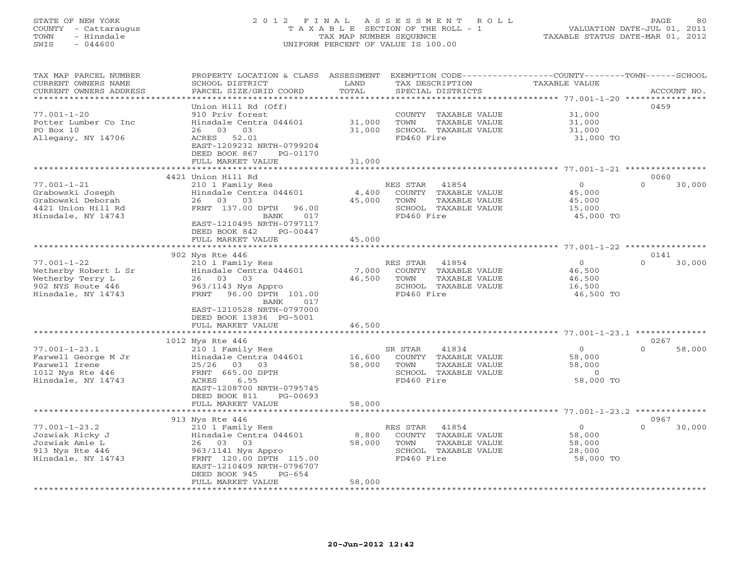STATE OF NEW YORK
COUNTY - Cattaraugus
TOWN - Hinsdale
SWIS - 044600

2012 FINAL ASSESSMENT ROLL
TAXABLE SECTION OF THE ROLL - 1
TAX MAP NUMBER SEQUENCE
UNIFORM PERCENT OF VALUE IS 100.00

VALUATION DATE-JUL 01, 2011
TAXABLE STATUS DATE-MAR 01, 2012

| TAX MAP PARCEL NUMBER / CURRENT OWNERS NAME / CURRENT OWNERS ADDRESS | PROPERTY LOCATION & CLASS / SCHOOL DISTRICT / PARCEL SIZE/GRID COORD | ASSESSMENT LAND / TOTAL | EXEMPTION CODE / TAX DESCRIPTION / SPECIAL DISTRICTS | COUNTY / TAXABLE VALUE | TOWN | SCHOOL / ACCOUNT NO. |
|---|---|---|---|---|---|---|
| **77.001-1-20** | Union Hill Rd (Off) | | | | | 0459 |
| 77.001-1-20 | 910 Priv forest | | COUNTY TAXABLE VALUE | 31,000 | | |
| Potter Lumber Co Inc | Hinsdale Centra 044601 | 31,000 | TOWN TAXABLE VALUE | 31,000 | | |
| PO Box 10 | 26 03 03 | 31,000 | SCHOOL TAXABLE VALUE | 31,000 | | |
| Allegany, NY 14706 | ACRES 52.01 | | FD460 Fire | 31,000 TO | | |
| | EAST-1209232 NRTH-0799204 | | | | | |
| | DEED BOOK 867 PG-01170 | | | | | |
| | FULL MARKET VALUE | 31,000 | | | | |
| **77.001-1-21** | 4421 Union Hill Rd | | | | | 0060 |
| 77.001-1-21 | 210 1 Family Res | | RES STAR 41854 | 0 | 0 | 30,000 |
| Grabowski Joseph | Hinsdale Centra 044601 | 4,400 | COUNTY TAXABLE VALUE | 45,000 | | |
| Grabowski Deborah | 26 03 03 | 45,000 | TOWN TAXABLE VALUE | 45,000 | | |
| 4421 Union Hill Rd | FRNT 137.00 DPTH 96.00 | | SCHOOL TAXABLE VALUE | 15,000 | | |
| Hinsdale, NY 14743 | BANK 017 | | FD460 Fire | 45,000 TO | | |
| | EAST-1210495 NRTH-0797117 | | | | | |
| | DEED BOOK 842 PG-00447 | | | | | |
| | FULL MARKET VALUE | 45,000 | | | | |
| **77.001-1-22** | 902 Nys Rte 446 | | | | | 0141 |
| 77.001-1-22 | 210 1 Family Res | | RES STAR 41854 | 0 | 0 | 30,000 |
| Wetherby Robert L Sr | Hinsdale Centra 044601 | 7,000 | COUNTY TAXABLE VALUE | 46,500 | | |
| Wetherby Terry L | 26 03 03 | 46,500 | TOWN TAXABLE VALUE | 46,500 | | |
| 902 NYS Route 446 | 963/1143 Nys Appro | | SCHOOL TAXABLE VALUE | 16,500 | | |
| Hinsdale, NY 14743 | FRNT 96.00 DPTH 101.00 | | FD460 Fire | 46,500 TO | | |
| | BANK 017 | | | | | |
| | EAST-1210528 NRTH-0797000 | | | | | |
| | DEED BOOK 13836 PG-5001 | | | | | |
| | FULL MARKET VALUE | 46,500 | | | | |
| **77.001-1-23.1** | 1012 Nys Rte 446 | | | | | 0267 |
| 77.001-1-23.1 | 210 1 Family Res | | SR STAR 41834 | 0 | 0 | 58,000 |
| Farwell George M Jr | Hinsdale Centra 044601 | 16,600 | COUNTY TAXABLE VALUE | 58,000 | | |
| Farwell Irene | 25/26 03 03 | 58,000 | TOWN TAXABLE VALUE | 58,000 | | |
| 1012 Nys Rte 446 | FRNT 665.00 DPTH | | SCHOOL TAXABLE VALUE | 0 | | |
| Hinsdale, NY 14743 | ACRES 6.55 | | FD460 Fire | 58,000 TO | | |
| | EAST-1208700 NRTH-0795745 | | | | | |
| | DEED BOOK 811 PG-00693 | | | | | |
| | FULL MARKET VALUE | 58,000 | | | | |
| **77.001-1-23.2** | 913 Nys Rte 446 | | | | | 0967 |
| 77.001-1-23.2 | 210 1 Family Res | | RES STAR 41854 | 0 | 0 | 30,000 |
| Jozwiak Ricky J | Hinsdale Centra 044601 | 8,800 | COUNTY TAXABLE VALUE | 58,000 | | |
| Jozwiak Amie L | 26 03 03 | 58,000 | TOWN TAXABLE VALUE | 58,000 | | |
| 913 Nys Rte 446 | 963/1141 Nys Appro | | SCHOOL TAXABLE VALUE | 28,000 | | |
| Hinsdale, NY 14743 | FRNT 120.00 DPTH 115.00 | | FD460 Fire | 58,000 TO | | |
| | EAST-1210409 NRTH-0796707 | | | | | |
| | DEED BOOK 945 PG-654 | | | | | |
| | FULL MARKET VALUE | 58,000 | | | | |

20-Jun-2012 12:42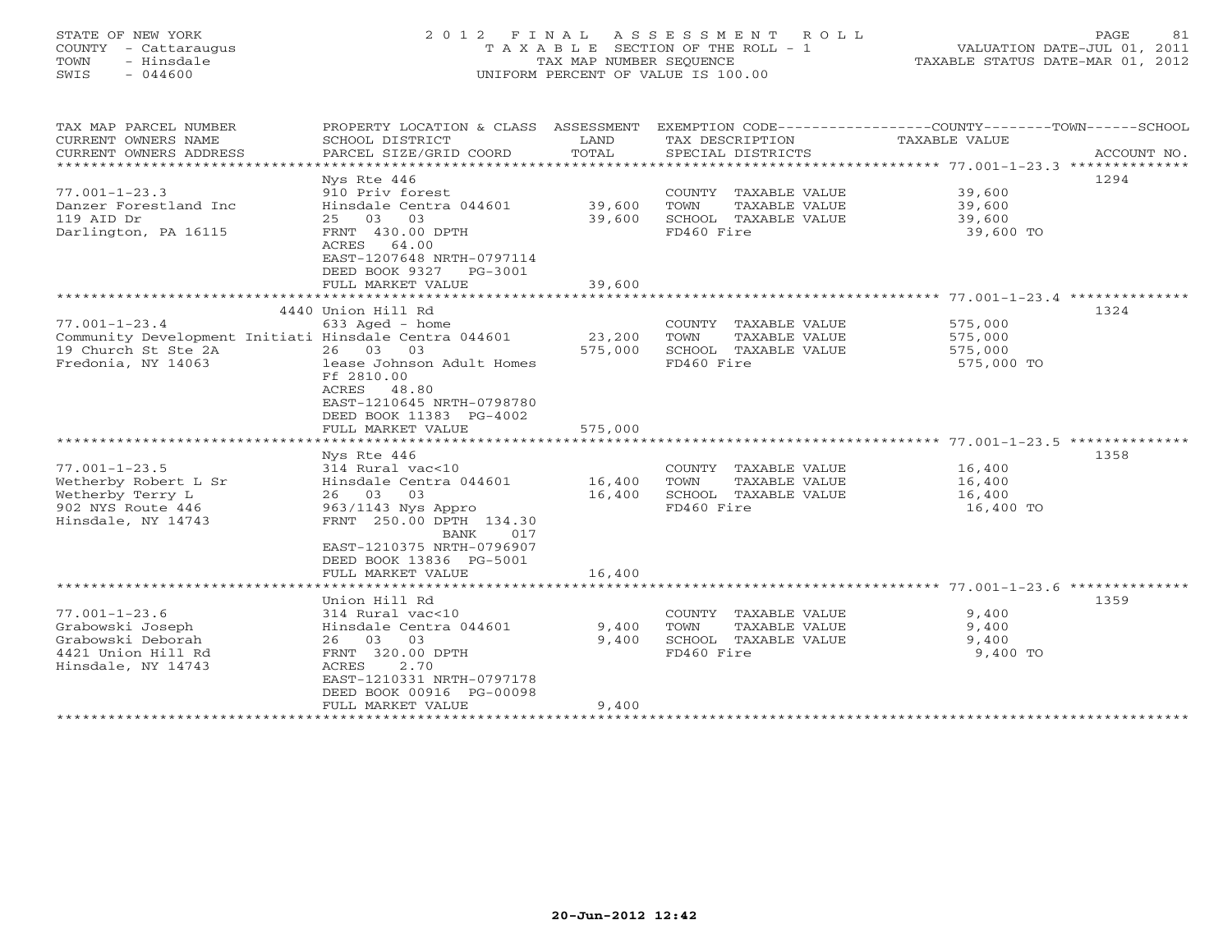STATE OF NEW YORK — COUNTY - Cattaraugus — TOWN - Hinsdale — SWIS - 044600

# 2012 FINAL ASSESSMENT ROLL

TAXABLE SECTION OF THE ROLL - 1
TAX MAP NUMBER SEQUENCE
UNIFORM PERCENT OF VALUE IS 100.00

VALUATION DATE-JUL 01, 2011
TAXABLE STATUS DATE-MAR 01, 2012

| TAX MAP PARCEL NUMBER / CURRENT OWNERS NAME / CURRENT OWNERS ADDRESS | PROPERTY LOCATION & CLASS / SCHOOL DISTRICT / PARCEL SIZE/GRID COORD | ASSESSMENT LAND | ASSESSMENT TOTAL | EXEMPTION CODE / TAX DESCRIPTION / SPECIAL DISTRICTS | TAXABLE VALUE | ACCOUNT NO. |
|---|---|---|---|---|---|---|
| **77.001-1-23.3** | Nys Rte 446 | | | | | 1294 |
| Danzer Forestland Inc | 910 Priv forest | | | COUNTY TAXABLE VALUE | 39,600 | |
| 119 AID Dr | Hinsdale Centra 044601 | 39,600 | | TOWN TAXABLE VALUE | 39,600 | |
| Darlington, PA 16115 | 25 03 03 | | 39,600 | SCHOOL TAXABLE VALUE | 39,600 | |
| | FRNT 430.00 DPTH | | | FD460 Fire | 39,600 TO | |
| | ACRES 64.00 | | | | | |
| | EAST-1207648 NRTH-0797114 | | | | | |
| | DEED BOOK 9327 PG-3001 | | | | | |
| | FULL MARKET VALUE | | 39,600 | | | |
| **77.001-1-23.4** | 4440 Union Hill Rd | | | | | 1324 |
| Community Development Initiati | 633 Aged - home | | | COUNTY TAXABLE VALUE | 575,000 | |
| 19 Church St Ste 2A | Hinsdale Centra 044601 | 23,200 | | TOWN TAXABLE VALUE | 575,000 | |
| Fredonia, NY 14063 | 26 03 03 | | 575,000 | SCHOOL TAXABLE VALUE | 575,000 | |
| | lease Johnson Adult Homes | | | FD460 Fire | 575,000 TO | |
| | Ff 2810.00 | | | | | |
| | ACRES 48.80 | | | | | |
| | EAST-1210645 NRTH-0798780 | | | | | |
| | DEED BOOK 11383 PG-4002 | | | | | |
| | FULL MARKET VALUE | | 575,000 | | | |
| **77.001-1-23.5** | Nys Rte 446 | | | | | 1358 |
| Wetherby Robert L Sr | 314 Rural vac<10 | | | COUNTY TAXABLE VALUE | 16,400 | |
| Wetherby Terry L | Hinsdale Centra 044601 | 16,400 | | TOWN TAXABLE VALUE | 16,400 | |
| 902 NYS Route 446 | 26 03 03 | | 16,400 | SCHOOL TAXABLE VALUE | 16,400 | |
| Hinsdale, NY 14743 | 963/1143 Nys Appro | | | FD460 Fire | 16,400 TO | |
| | FRNT 250.00 DPTH 134.30 | | | | | |
| | BANK 017 | | | | | |
| | EAST-1210375 NRTH-0796907 | | | | | |
| | DEED BOOK 13836 PG-5001 | | | | | |
| | FULL MARKET VALUE | | 16,400 | | | |
| **77.001-1-23.6** | Union Hill Rd | | | | | 1359 |
| Grabowski Joseph | 314 Rural vac<10 | | | COUNTY TAXABLE VALUE | 9,400 | |
| Grabowski Deborah | Hinsdale Centra 044601 | 9,400 | | TOWN TAXABLE VALUE | 9,400 | |
| 4421 Union Hill Rd | 26 03 03 | | 9,400 | SCHOOL TAXABLE VALUE | 9,400 | |
| Hinsdale, NY 14743 | FRNT 320.00 DPTH | | | FD460 Fire | 9,400 TO | |
| | ACRES 2.70 | | | | | |
| | EAST-1210331 NRTH-0797178 | | | | | |
| | DEED BOOK 00916 PG-00098 | | | | | |
| | FULL MARKET VALUE | | 9,400 | | | |

20-Jun-2012 12:42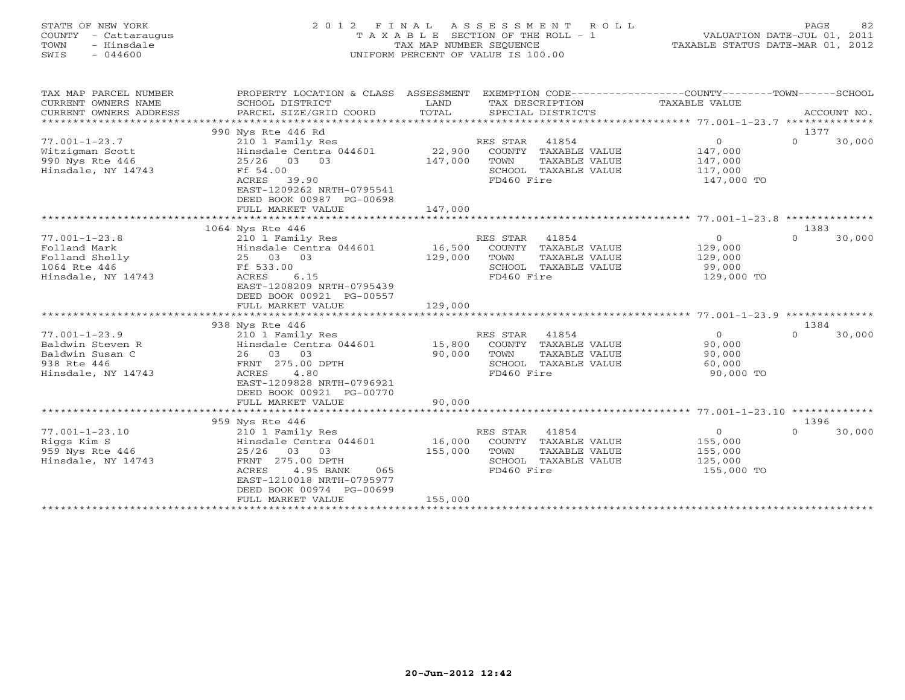STATE OF NEW YORK
COUNTY - Cattaraugus
TOWN - Hinsdale
SWIS - 044600

2012 FINAL ASSESSMENT ROLL
TAXABLE SECTION OF THE ROLL - 1
TAX MAP NUMBER SEQUENCE
UNIFORM PERCENT OF VALUE IS 100.00

VALUATION DATE-JUL 01, 2011
TAXABLE STATUS DATE-MAR 01, 2012

| TAX MAP PARCEL NUMBER / CURRENT OWNERS NAME / CURRENT OWNERS ADDRESS | PROPERTY LOCATION & CLASS / SCHOOL DISTRICT / PARCEL SIZE/GRID COORD | ASSESSMENT LAND / TOTAL | EXEMPTION CODE / TAX DESCRIPTION / SPECIAL DISTRICTS | COUNTY TAXABLE VALUE | TOWN | SCHOOL / ACCOUNT NO. |
|---|---|---|---|---|---|---|
| | 990 Nys Rte 446 Rd | | | | | 1377 |
| 77.001-1-23.7 | 210 1 Family Res | | RES STAR 41854 | 0 | 0 | 30,000 |
| Witzigman Scott | Hinsdale Centra 044601 | 22,900 | COUNTY TAXABLE VALUE | 147,000 | | |
| 990 Nys Rte 446 | 25/26 03 03 | 147,000 | TOWN TAXABLE VALUE | 147,000 | | |
| Hinsdale, NY 14743 | Ff 54.00 | | SCHOOL TAXABLE VALUE | 117,000 | | |
| | ACRES 39.90 | | FD460 Fire | 147,000 TO | | |
| | EAST-1209262 NRTH-0795541 | | | | | |
| | DEED BOOK 00987 PG-00698 | | | | | |
| | FULL MARKET VALUE | 147,000 | | | | |
| | 1064 Nys Rte 446 | | | | | 1383 |
| 77.001-1-23.8 | 210 1 Family Res | | RES STAR 41854 | 0 | 0 | 30,000 |
| Folland Mark | Hinsdale Centra 044601 | 16,500 | COUNTY TAXABLE VALUE | 129,000 | | |
| Folland Shelly | 25 03 03 | 129,000 | TOWN TAXABLE VALUE | 129,000 | | |
| 1064 Rte 446 | Ff 533.00 | | SCHOOL TAXABLE VALUE | 99,000 | | |
| Hinsdale, NY 14743 | ACRES 6.15 | | FD460 Fire | 129,000 TO | | |
| | EAST-1208209 NRTH-0795439 | | | | | |
| | DEED BOOK 00921 PG-00557 | | | | | |
| | FULL MARKET VALUE | 129,000 | | | | |
| | 938 Nys Rte 446 | | | | | 1384 |
| 77.001-1-23.9 | 210 1 Family Res | | RES STAR 41854 | 0 | 0 | 30,000 |
| Baldwin Steven R | Hinsdale Centra 044601 | 15,800 | COUNTY TAXABLE VALUE | 90,000 | | |
| Baldwin Susan C | 26 03 03 | 90,000 | TOWN TAXABLE VALUE | 90,000 | | |
| 938 Rte 446 | FRNT 275.00 DPTH | | SCHOOL TAXABLE VALUE | 60,000 | | |
| Hinsdale, NY 14743 | ACRES 4.80 | | FD460 Fire | 90,000 TO | | |
| | EAST-1209828 NRTH-0796921 | | | | | |
| | DEED BOOK 00921 PG-00770 | | | | | |
| | FULL MARKET VALUE | 90,000 | | | | |
| | 959 Nys Rte 446 | | | | | 1396 |
| 77.001-1-23.10 | 210 1 Family Res | | RES STAR 41854 | 0 | 0 | 30,000 |
| Riggs Kim S | Hinsdale Centra 044601 | 16,000 | COUNTY TAXABLE VALUE | 155,000 | | |
| 959 Nys Rte 446 | 25/26 03 03 | 155,000 | TOWN TAXABLE VALUE | 155,000 | | |
| Hinsdale, NY 14743 | FRNT 275.00 DPTH | | SCHOOL TAXABLE VALUE | 125,000 | | |
| | ACRES 4.95 BANK 065 | | FD460 Fire | 155,000 TO | | |
| | EAST-1210018 NRTH-0795977 | | | | | |
| | DEED BOOK 00974 PG-00699 | | | | | |
| | FULL MARKET VALUE | 155,000 | | | | |

20-Jun-2012 12:42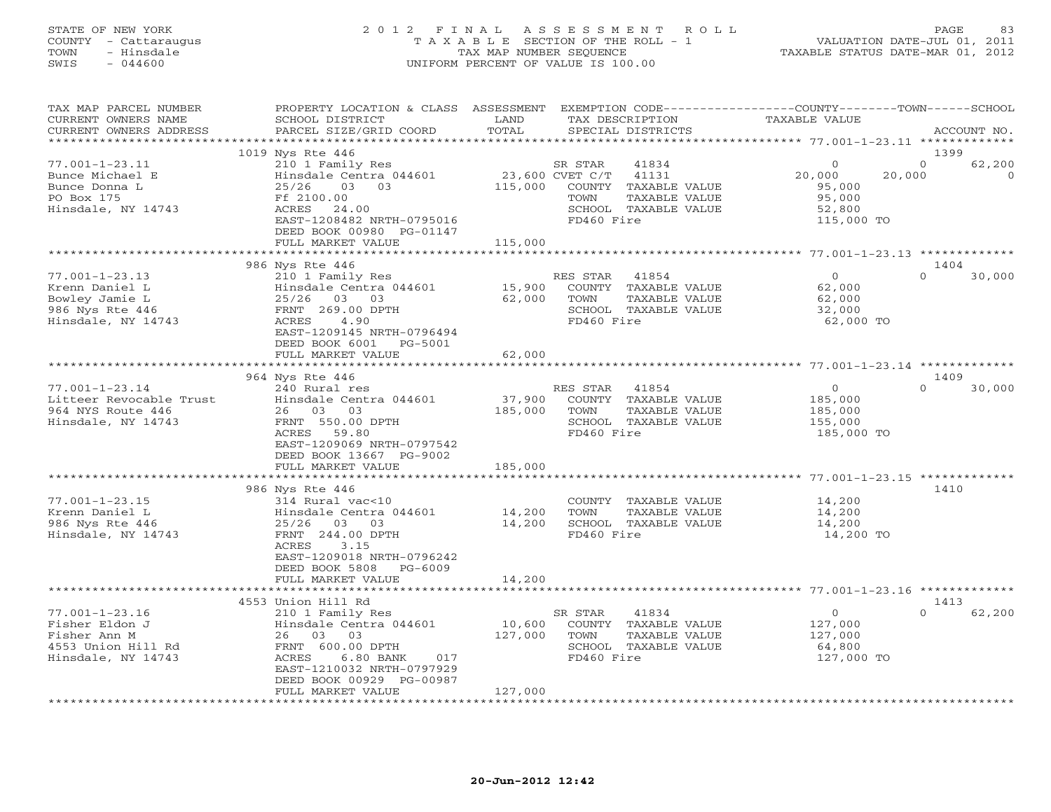STATE OF NEW YORK
COUNTY - Cattaraugus
TOWN - Hinsdale
SWIS - 044600

2012 FINAL ASSESSMENT ROLL
TAXABLE SECTION OF THE ROLL - 1
TAX MAP NUMBER SEQUENCE
UNIFORM PERCENT OF VALUE IS 100.00

VALUATION DATE-JUL 01, 2011
TAXABLE STATUS DATE-MAR 01, 2012

| TAX MAP PARCEL NUMBER / CURRENT OWNERS NAME / CURRENT OWNERS ADDRESS | PROPERTY LOCATION & CLASS / SCHOOL DISTRICT / PARCEL SIZE/GRID COORD | ASSESSMENT LAND / TOTAL | EXEMPTION CODE / TAX DESCRIPTION / SPECIAL DISTRICTS | COUNTY TAXABLE VALUE | TOWN | SCHOOL / ACCOUNT NO. |
|---|---|---|---|---|---|---|
| | 1019 Nys Rte 446 | | | | | 1399 |
| 77.001-1-23.11 | 210 1 Family Res | | SR STAR 41834 | 0 | 0 | 62,200 |
| Bunce Michael E | Hinsdale Centra 044601 | 23,600 | CVET C/T 41131 | 20,000 | 20,000 | 0 |
| Bunce Donna L | 25/26 03 03 | 115,000 | COUNTY TAXABLE VALUE | 95,000 | | |
| PO Box 175 | Ff 2100.00 | | TOWN TAXABLE VALUE | 95,000 | | |
| Hinsdale, NY 14743 | ACRES 24.00 | | SCHOOL TAXABLE VALUE | 52,800 | | |
| | EAST-1208482 NRTH-0795016 | | FD460 Fire | 115,000 TO | | |
| | DEED BOOK 00980 PG-01147 | | | | | |
| | FULL MARKET VALUE | 115,000 | | | | |
| | 986 Nys Rte 446 | | | | | 1404 |
| 77.001-1-23.13 | 210 1 Family Res | | RES STAR 41854 | 0 | 0 | 30,000 |
| Krenn Daniel L | Hinsdale Centra 044601 | 15,900 | COUNTY TAXABLE VALUE | 62,000 | | |
| Bowley Jamie L | 25/26 03 03 | 62,000 | TOWN TAXABLE VALUE | 62,000 | | |
| 986 Nys Rte 446 | FRNT 269.00 DPTH | | SCHOOL TAXABLE VALUE | 32,000 | | |
| Hinsdale, NY 14743 | ACRES 4.90 | | FD460 Fire | 62,000 TO | | |
| | EAST-1209145 NRTH-0796494 | | | | | |
| | DEED BOOK 6001 PG-5001 | | | | | |
| | FULL MARKET VALUE | 62,000 | | | | |
| | 964 Nys Rte 446 | | | | | 1409 |
| 77.001-1-23.14 | 240 Rural res | | RES STAR 41854 | 0 | 0 | 30,000 |
| Litteer Revocable Trust | Hinsdale Centra 044601 | 37,900 | COUNTY TAXABLE VALUE | 185,000 | | |
| 964 NYS Route 446 | 26 03 03 | 185,000 | TOWN TAXABLE VALUE | 185,000 | | |
| Hinsdale, NY 14743 | FRNT 550.00 DPTH | | SCHOOL TAXABLE VALUE | 155,000 | | |
| | ACRES 59.80 | | FD460 Fire | 185,000 TO | | |
| | EAST-1209069 NRTH-0797542 | | | | | |
| | DEED BOOK 13667 PG-9002 | | | | | |
| | FULL MARKET VALUE | 185,000 | | | | |
| | 986 Nys Rte 446 | | | | | 1410 |
| 77.001-1-23.15 | 314 Rural vac<10 | | COUNTY TAXABLE VALUE | 14,200 | | |
| Krenn Daniel L | Hinsdale Centra 044601 | 14,200 | TOWN TAXABLE VALUE | 14,200 | | |
| 986 Nys Rte 446 | 25/26 03 03 | 14,200 | SCHOOL TAXABLE VALUE | 14,200 | | |
| Hinsdale, NY 14743 | FRNT 244.00 DPTH | | FD460 Fire | 14,200 TO | | |
| | ACRES 3.15 | | | | | |
| | EAST-1209018 NRTH-0796242 | | | | | |
| | DEED BOOK 5808 PG-6009 | | | | | |
| | FULL MARKET VALUE | 14,200 | | | | |
| | 4553 Union Hill Rd | | | | | 1413 |
| 77.001-1-23.16 | 210 1 Family Res | | SR STAR 41834 | 0 | 0 | 62,200 |
| Fisher Eldon J | Hinsdale Centra 044601 | 10,600 | COUNTY TAXABLE VALUE | 127,000 | | |
| Fisher Ann M | 26 03 03 | 127,000 | TOWN TAXABLE VALUE | 127,000 | | |
| 4553 Union Hill Rd | FRNT 600.00 DPTH | | SCHOOL TAXABLE VALUE | 64,800 | | |
| Hinsdale, NY 14743 | ACRES 6.80 BANK 017 | | FD460 Fire | 127,000 TO | | |
| | EAST-1210032 NRTH-0797929 | | | | | |
| | DEED BOOK 00929 PG-00987 | | | | | |
| | FULL MARKET VALUE | 127,000 | | | | |

20-Jun-2012 12:42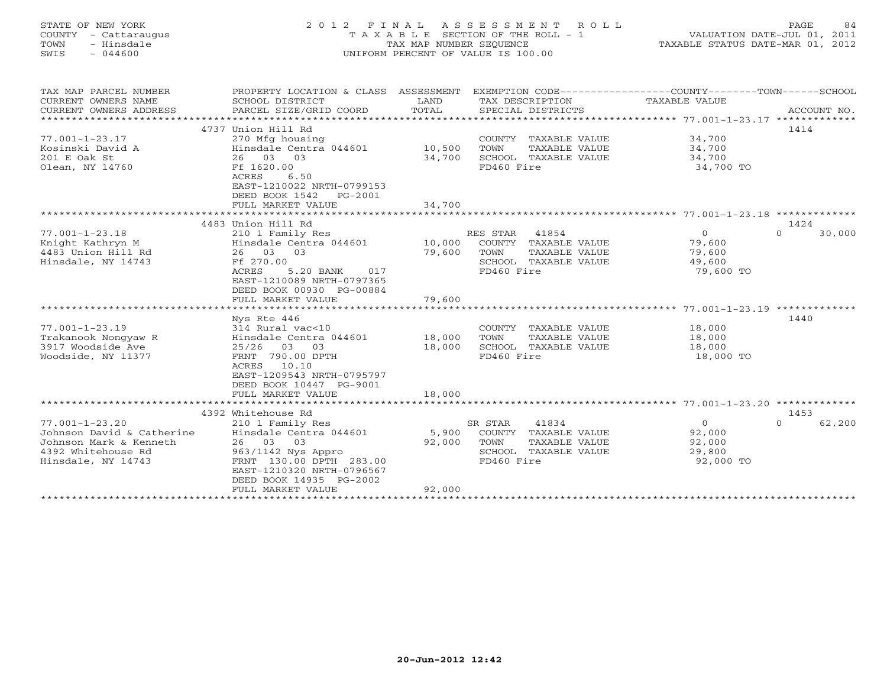STATE OF NEW YORK
COUNTY - Cattaraugus
TOWN - Hinsdale
SWIS - 044600

2 0 1 2 F I N A L A S S E S S M E N T R O L L
T A X A B L E SECTION OF THE ROLL - 1
TAX MAP NUMBER SEQUENCE
UNIFORM PERCENT OF VALUE IS 100.00

VALUATION DATE-JUL 01, 2011
TAXABLE STATUS DATE-MAR 01, 2012

| TAX MAP PARCEL NUMBER / CURRENT OWNERS NAME / CURRENT OWNERS ADDRESS | PROPERTY LOCATION & CLASS / SCHOOL DISTRICT / PARCEL SIZE/GRID COORD | ASSESSMENT LAND / TOTAL | EXEMPTION CODE / TAX DESCRIPTION / SPECIAL DISTRICTS | COUNTY / TOWN TAXABLE VALUE | SCHOOL / ACCOUNT NO. |
|---|---|---|---|---|---|
| **77.001-1-23.17** | 4737 Union Hill Rd | | | | 1414 |
| Kosinski David A | 270 Mfg housing | | COUNTY TAXABLE VALUE | 34,700 | |
| 201 E Oak St | Hinsdale Centra 044601 | 10,500 | TOWN TAXABLE VALUE | 34,700 | |
| Olean, NY 14760 | 26 03 03 | 34,700 | SCHOOL TAXABLE VALUE | 34,700 | |
| | Ff 1620.00 | | FD460 Fire | 34,700 TO | |
| | ACRES 6.50 | | | | |
| | EAST-1210022 NRTH-0799153 | | | | |
| | DEED BOOK 1542 PG-2001 | | | | |
| | FULL MARKET VALUE | 34,700 | | | |
| **77.001-1-23.18** | 4483 Union Hill Rd | | | | 1424 |
| Knight Kathryn M | 210 1 Family Res | | RES STAR 41854 | 0 | 0 30,000 |
| 4483 Union Hill Rd | Hinsdale Centra 044601 | 10,000 | COUNTY TAXABLE VALUE | 79,600 | |
| Hinsdale, NY 14743 | 26 03 03 | 79,600 | TOWN TAXABLE VALUE | 79,600 | |
| | Ff 270.00 | | SCHOOL TAXABLE VALUE | 49,600 | |
| | ACRES 5.20 BANK 017 | | FD460 Fire | 79,600 TO | |
| | EAST-1210089 NRTH-0797365 | | | | |
| | DEED BOOK 00930 PG-00884 | | | | |
| | FULL MARKET VALUE | 79,600 | | | |
| **77.001-1-23.19** | Nys Rte 446 | | | | 1440 |
| Trakanook Nongyaw R | 314 Rural vac<10 | | COUNTY TAXABLE VALUE | 18,000 | |
| 3917 Woodside Ave | Hinsdale Centra 044601 | 18,000 | TOWN TAXABLE VALUE | 18,000 | |
| Woodside, NY 11377 | 25/26 03 03 | 18,000 | SCHOOL TAXABLE VALUE | 18,000 | |
| | FRNT 790.00 DPTH | | FD460 Fire | 18,000 TO | |
| | ACRES 10.10 | | | | |
| | EAST-1209543 NRTH-0795797 | | | | |
| | DEED BOOK 10447 PG-9001 | | | | |
| | FULL MARKET VALUE | 18,000 | | | |
| **77.001-1-23.20** | 4392 Whitehouse Rd | | | | 1453 |
| Johnson David & Catherine | 210 1 Family Res | | SR STAR 41834 | 0 | 0 62,200 |
| Johnson Mark & Kenneth | Hinsdale Centra 044601 | 5,900 | COUNTY TAXABLE VALUE | 92,000 | |
| 4392 Whitehouse Rd | 26 03 03 | 92,000 | TOWN TAXABLE VALUE | 92,000 | |
| Hinsdale, NY 14743 | 963/1142 Nys Appro | | SCHOOL TAXABLE VALUE | 29,800 | |
| | FRNT 130.00 DPTH 283.00 | | FD460 Fire | 92,000 TO | |
| | EAST-1210320 NRTH-0796567 | | | | |
| | DEED BOOK 14935 PG-2002 | | | | |
| | FULL MARKET VALUE | 92,000 | | | |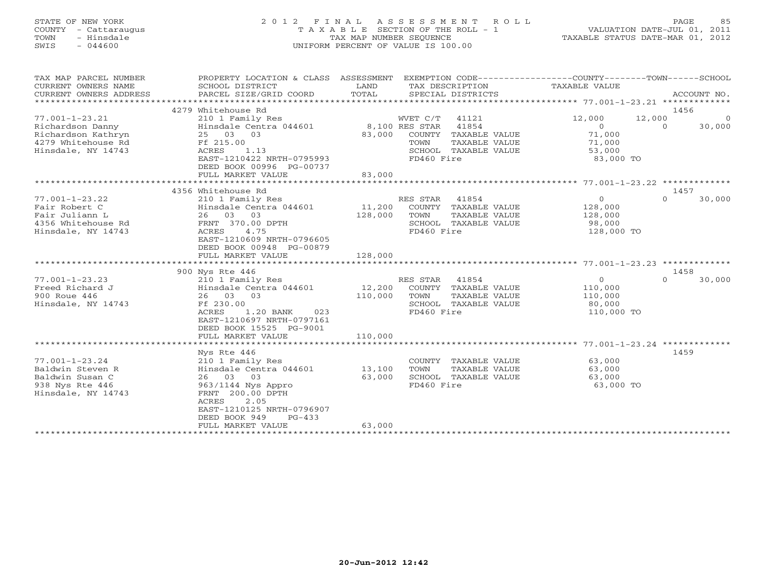STATE OF NEW YORK
COUNTY - Cattaraugus
TOWN - Hinsdale
SWIS - 044600

2012 FINAL ASSESSMENT ROLL
TAXABLE SECTION OF THE ROLL - 1
TAX MAP NUMBER SEQUENCE
UNIFORM PERCENT OF VALUE IS 100.00

VALUATION DATE-JUL 01, 2011
TAXABLE STATUS DATE-MAR 01, 2012

| TAX MAP PARCEL NUMBER / CURRENT OWNERS NAME / CURRENT OWNERS ADDRESS | PROPERTY LOCATION & CLASS / SCHOOL DISTRICT / PARCEL SIZE/GRID COORD | ASSESSMENT LAND / TOTAL | EXEMPTION CODE / TAX DESCRIPTION / SPECIAL DISTRICTS | COUNTY TAXABLE VALUE | TOWN | SCHOOL | ACCOUNT NO. |
|---|---|---|---|---|---|---|---|
| 77.001-1-23.21 | 4279 Whitehouse Rd | | | | | | 1456 |
| Richardson Danny | 210 1 Family Res | | WVET C/T 41121 | 12,000 | 12,000 | 0 | |
| Richardson Kathryn | Hinsdale Centra 044601 | 8,100 | RES STAR 41854 | 0 | 0 | 30,000 | |
| 4279 Whitehouse Rd | 25 03 03 | 83,000 | COUNTY TAXABLE VALUE | 71,000 | | | |
| Hinsdale, NY 14743 | Ff 215.00 | | TOWN TAXABLE VALUE | 71,000 | | | |
| | ACRES 1.13 | | SCHOOL TAXABLE VALUE | 53,000 | | | |
| | EAST-1210422 NRTH-0795993 | | FD460 Fire | 83,000 TO | | | |
| | DEED BOOK 00996 PG-00737 | | | | | | |
| | FULL MARKET VALUE | 83,000 | | | | | |
| 77.001-1-23.22 | 4356 Whitehouse Rd | | | | | | 1457 |
| Fair Robert C | 210 1 Family Res | | RES STAR 41854 | 0 | 0 | 30,000 | |
| Fair Juliann L | Hinsdale Centra 044601 | 11,200 | COUNTY TAXABLE VALUE | 128,000 | | | |
| 4356 Whitehouse Rd | 26 03 03 | 128,000 | TOWN TAXABLE VALUE | 128,000 | | | |
| Hinsdale, NY 14743 | FRNT 370.00 DPTH | | SCHOOL TAXABLE VALUE | 98,000 | | | |
| | ACRES 4.75 | | FD460 Fire | 128,000 TO | | | |
| | EAST-1210609 NRTH-0796605 | | | | | | |
| | DEED BOOK 00948 PG-00879 | | | | | | |
| | FULL MARKET VALUE | 128,000 | | | | | |
| 77.001-1-23.23 | 900 Nys Rte 446 | | | | | | 1458 |
| Freed Richard J | 210 1 Family Res | | RES STAR 41854 | 0 | 0 | 30,000 | |
| 900 Roue 446 | Hinsdale Centra 044601 | 12,200 | COUNTY TAXABLE VALUE | 110,000 | | | |
| Hinsdale, NY 14743 | 26 03 03 | 110,000 | TOWN TAXABLE VALUE | 110,000 | | | |
| | Ff 230.00 | | SCHOOL TAXABLE VALUE | 80,000 | | | |
| | ACRES 1.20 BANK 023 | | FD460 Fire | 110,000 TO | | | |
| | EAST-1210697 NRTH-0797161 | | | | | | |
| | DEED BOOK 15525 PG-9001 | | | | | | |
| | FULL MARKET VALUE | 110,000 | | | | | |
| 77.001-1-23.24 | Nys Rte 446 | | | | | | 1459 |
| Baldwin Steven R | 210 1 Family Res | | COUNTY TAXABLE VALUE | 63,000 | | | |
| Baldwin Susan C | Hinsdale Centra 044601 | 13,100 | TOWN TAXABLE VALUE | 63,000 | | | |
| 938 Nys Rte 446 | 26 03 03 | 63,000 | SCHOOL TAXABLE VALUE | 63,000 | | | |
| Hinsdale, NY 14743 | 963/1144 Nys Appro | | FD460 Fire | 63,000 TO | | | |
| | FRNT 200.00 DPTH | | | | | | |
| | ACRES 2.05 | | | | | | |
| | EAST-1210125 NRTH-0796907 | | | | | | |
| | DEED BOOK 949 PG-433 | | | | | | |
| | FULL MARKET VALUE | 63,000 | | | | | |

20-Jun-2012 12:42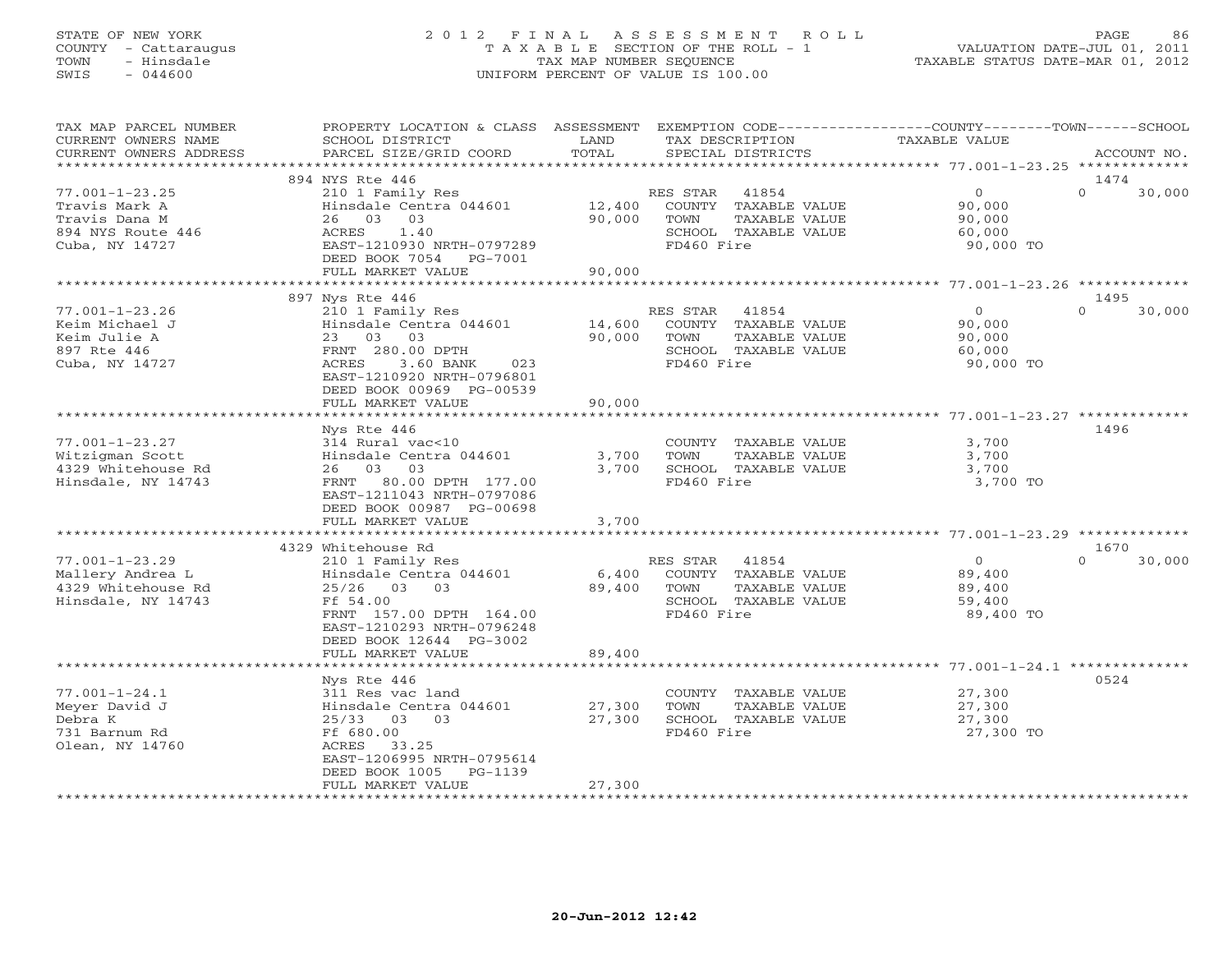STATE OF NEW YORK
COUNTY - Cattaraugus
TOWN - Hinsdale
SWIS - 044600

2012 FINAL ASSESSMENT ROLL
TAXABLE SECTION OF THE ROLL - 1
TAX MAP NUMBER SEQUENCE
UNIFORM PERCENT OF VALUE IS 100.00

VALUATION DATE-JUL 01, 2011
TAXABLE STATUS DATE-MAR 01, 2012

| TAX MAP PARCEL NUMBER / CURRENT OWNERS NAME / CURRENT OWNERS ADDRESS | PROPERTY LOCATION & CLASS / SCHOOL DISTRICT / PARCEL SIZE/GRID COORD | ASSESSMENT LAND / TOTAL | EXEMPTION CODE / TAX DESCRIPTION / SPECIAL DISTRICTS | COUNTY TAXABLE VALUE | TOWN | SCHOOL | ACCOUNT NO. |
|---|---|---|---|---|---|---|---|
| **77.001-1-23.25** | 894 NYS Rte 446 | | | | | | 1474 |
| Travis Mark A | 210 1 Family Res | | RES STAR 41854 | 0 | 0 | 30,000 | |
| Travis Dana M | Hinsdale Centra 044601 | 12,400 | COUNTY TAXABLE VALUE | 90,000 | | | |
| 894 NYS Route 446 | 26 03 03 | 90,000 | TOWN TAXABLE VALUE | 90,000 | | | |
| Cuba, NY 14727 | ACRES 1.40 | | SCHOOL TAXABLE VALUE | 60,000 | | | |
| | EAST-1210930 NRTH-0797289 | | FD460 Fire | 90,000 TO | | | |
| | DEED BOOK 7054 PG-7001 | | | | | | |
| | FULL MARKET VALUE | 90,000 | | | | | |
| **77.001-1-23.26** | 897 Nys Rte 446 | | | | | | 1495 |
| Keim Michael J | 210 1 Family Res | | RES STAR 41854 | 0 | 0 | 30,000 | |
| Keim Julie A | Hinsdale Centra 044601 | 14,600 | COUNTY TAXABLE VALUE | 90,000 | | | |
| 897 Rte 446 | 23 03 03 | 90,000 | TOWN TAXABLE VALUE | 90,000 | | | |
| Cuba, NY 14727 | FRNT 280.00 DPTH | | SCHOOL TAXABLE VALUE | 60,000 | | | |
| | ACRES 3.60 BANK 023 | | FD460 Fire | 90,000 TO | | | |
| | EAST-1210920 NRTH-0796801 | | | | | | |
| | DEED BOOK 00969 PG-00539 | | | | | | |
| | FULL MARKET VALUE | 90,000 | | | | | |
| **77.001-1-23.27** | Nys Rte 446 | | | | | | 1496 |
| Witzigman Scott | 314 Rural vac<10 | | COUNTY TAXABLE VALUE | 3,700 | | | |
| 4329 Whitehouse Rd | Hinsdale Centra 044601 | 3,700 | TOWN TAXABLE VALUE | 3,700 | | | |
| Hinsdale, NY 14743 | 26 03 03 | 3,700 | SCHOOL TAXABLE VALUE | 3,700 | | | |
| | FRNT 80.00 DPTH 177.00 | | FD460 Fire | 3,700 TO | | | |
| | EAST-1211043 NRTH-0797086 | | | | | | |
| | DEED BOOK 00987 PG-00698 | | | | | | |
| | FULL MARKET VALUE | 3,700 | | | | | |
| **77.001-1-23.29** | 4329 Whitehouse Rd | | | | | | 1670 |
| Mallery Andrea L | 210 1 Family Res | | RES STAR 41854 | 0 | 0 | 30,000 | |
| 4329 Whitehouse Rd | Hinsdale Centra 044601 | 6,400 | COUNTY TAXABLE VALUE | 89,400 | | | |
| Hinsdale, NY 14743 | 25/26 03 03 | 89,400 | TOWN TAXABLE VALUE | 89,400 | | | |
| | Ff 54.00 | | SCHOOL TAXABLE VALUE | 59,400 | | | |
| | FRNT 157.00 DPTH 164.00 | | FD460 Fire | 89,400 TO | | | |
| | EAST-1210293 NRTH-0796248 | | | | | | |
| | DEED BOOK 12644 PG-3002 | | | | | | |
| | FULL MARKET VALUE | 89,400 | | | | | |
| **77.001-1-24.1** | Nys Rte 446 | | | | | | 0524 |
| Meyer David J | 311 Res vac land | | COUNTY TAXABLE VALUE | 27,300 | | | |
| Debra K | Hinsdale Centra 044601 | 27,300 | TOWN TAXABLE VALUE | 27,300 | | | |
| 731 Barnum Rd | 25/33 03 03 | 27,300 | SCHOOL TAXABLE VALUE | 27,300 | | | |
| Olean, NY 14760 | Ff 680.00 | | FD460 Fire | 27,300 TO | | | |
| | ACRES 33.25 | | | | | | |
| | EAST-1206995 NRTH-0795614 | | | | | | |
| | DEED BOOK 1005 PG-1139 | | | | | | |
| | FULL MARKET VALUE | 27,300 | | | | | |

20-Jun-2012 12:42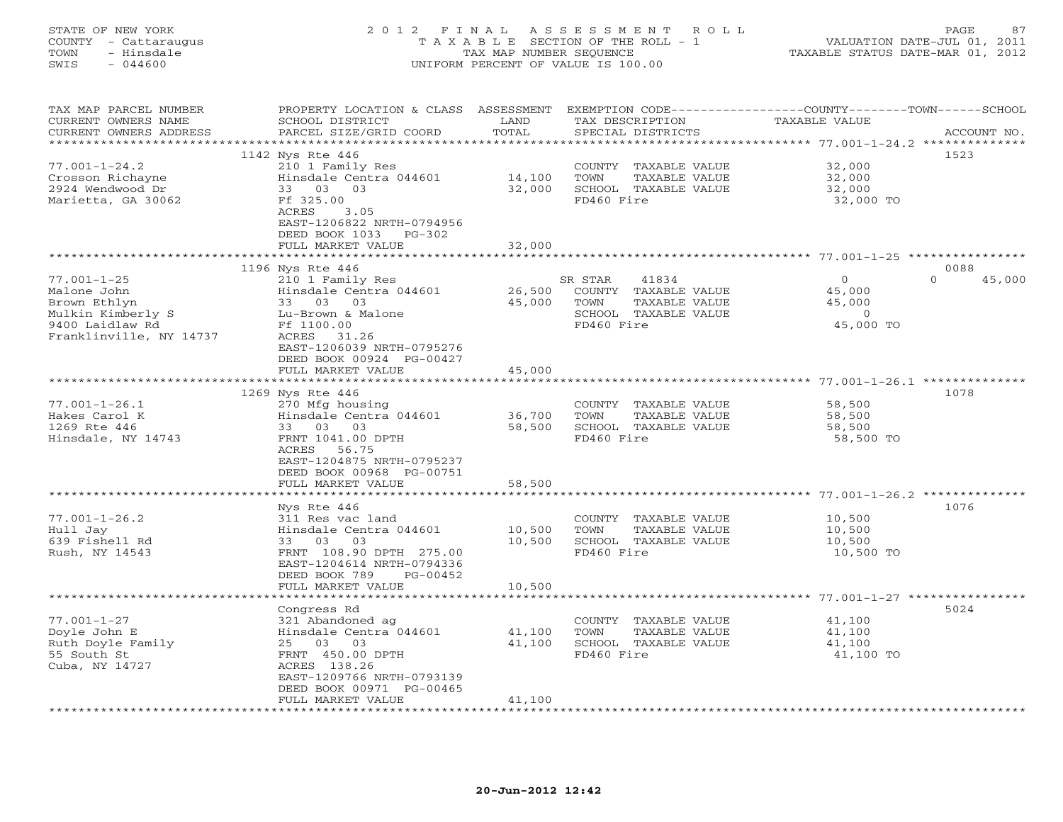STATE OF NEW YORK
COUNTY - Cattaraugus
TOWN - Hinsdale
SWIS - 044600

2012 FINAL ASSESSMENT ROLL
TAXABLE SECTION OF THE ROLL - 1
TAX MAP NUMBER SEQUENCE
UNIFORM PERCENT OF VALUE IS 100.00

VALUATION DATE-JUL 01, 2011
TAXABLE STATUS DATE-MAR 01, 2012

| TAX MAP PARCEL NUMBER / CURRENT OWNERS NAME / CURRENT OWNERS ADDRESS | PROPERTY LOCATION & CLASS / SCHOOL DISTRICT / PARCEL SIZE/GRID COORD | ASSESSMENT LAND / TOTAL | EXEMPTION CODE / TAX DESCRIPTION / SPECIAL DISTRICTS | COUNTY / TOWN / SCHOOL TAXABLE VALUE | ACCOUNT NO. |
|---|---|---|---|---|---|
| 77.001-1-24.2 | 1142 Nys Rte 446 | | | | 1523 |
| 77.001-1-24.2 | 210 1 Family Res | | COUNTY TAXABLE VALUE | 32,000 | |
| Crosson Richayne | Hinsdale Centra 044601 | 14,100 | TOWN TAXABLE VALUE | 32,000 | |
| 2924 Wendwood Dr | 33 03 03 | 32,000 | SCHOOL TAXABLE VALUE | 32,000 | |
| Marietta, GA 30062 | Ff 325.00 | | FD460 Fire | 32,000 TO | |
| | ACRES 3.05 | | | | |
| | EAST-1206822 NRTH-0794956 | | | | |
| | DEED BOOK 1033 PG-302 | | | | |
| | FULL MARKET VALUE | 32,000 | | | |
| 77.001-1-25 | 1196 Nys Rte 446 | | | | 0088 |
| 77.001-1-25 | 210 1 Family Res | | SR STAR 41834 | 0 0 45,000 | |
| Malone John | Hinsdale Centra 044601 | 26,500 | COUNTY TAXABLE VALUE | 45,000 | |
| Brown Ethlyn | 33 03 03 | 45,000 | TOWN TAXABLE VALUE | 45,000 | |
| Mulkin Kimberly S | Lu-Brown & Malone | | SCHOOL TAXABLE VALUE | 0 | |
| 9400 Laidlaw Rd | Ff 1100.00 | | FD460 Fire | 45,000 TO | |
| Franklinville, NY 14737 | ACRES 31.26 | | | | |
| | EAST-1206039 NRTH-0795276 | | | | |
| | DEED BOOK 00924 PG-00427 | | | | |
| | FULL MARKET VALUE | 45,000 | | | |
| 77.001-1-26.1 | 1269 Nys Rte 446 | | | | 1078 |
| 77.001-1-26.1 | 270 Mfg housing | | COUNTY TAXABLE VALUE | 58,500 | |
| Hakes Carol K | Hinsdale Centra 044601 | 36,700 | TOWN TAXABLE VALUE | 58,500 | |
| 1269 Rte 446 | 33 03 03 | 58,500 | SCHOOL TAXABLE VALUE | 58,500 | |
| Hinsdale, NY 14743 | FRNT 1041.00 DPTH | | FD460 Fire | 58,500 TO | |
| | ACRES 56.75 | | | | |
| | EAST-1204875 NRTH-0795237 | | | | |
| | DEED BOOK 00968 PG-00751 | | | | |
| | FULL MARKET VALUE | 58,500 | | | |
| 77.001-1-26.2 | Nys Rte 446 | | | | 1076 |
| 77.001-1-26.2 | 311 Res vac land | | COUNTY TAXABLE VALUE | 10,500 | |
| Hull Jay | Hinsdale Centra 044601 | 10,500 | TOWN TAXABLE VALUE | 10,500 | |
| 639 Fishell Rd | 33 03 03 | 10,500 | SCHOOL TAXABLE VALUE | 10,500 | |
| Rush, NY 14543 | FRNT 108.90 DPTH 275.00 | | FD460 Fire | 10,500 TO | |
| | EAST-1204614 NRTH-0794336 | | | | |
| | DEED BOOK 789 PG-00452 | | | | |
| | FULL MARKET VALUE | 10,500 | | | |
| 77.001-1-27 | Congress Rd | | | | 5024 |
| 77.001-1-27 | 321 Abandoned ag | | COUNTY TAXABLE VALUE | 41,100 | |
| Doyle John E | Hinsdale Centra 044601 | 41,100 | TOWN TAXABLE VALUE | 41,100 | |
| Ruth Doyle Family | 25 03 03 | 41,100 | SCHOOL TAXABLE VALUE | 41,100 | |
| 55 South St | FRNT 450.00 DPTH | | FD460 Fire | 41,100 TO | |
| Cuba, NY 14727 | ACRES 138.26 | | | | |
| | EAST-1209766 NRTH-0793139 | | | | |
| | DEED BOOK 00971 PG-00465 | | | | |
| | FULL MARKET VALUE | 41,100 | | | |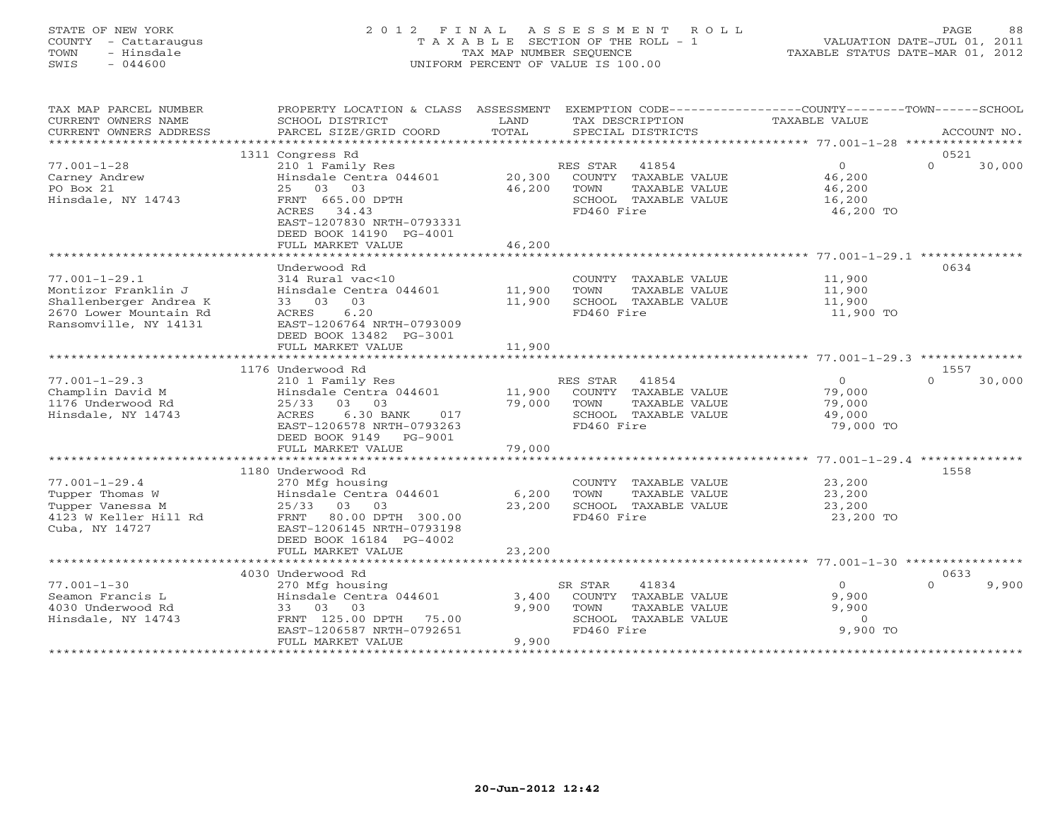STATE OF NEW YORK
COUNTY - Cattaraugus
TOWN - Hinsdale
SWIS - 044600

# 2012 FINAL ASSESSMENT ROLL
TAXABLE SECTION OF THE ROLL - 1
TAX MAP NUMBER SEQUENCE
UNIFORM PERCENT OF VALUE IS 100.00

VALUATION DATE-JUL 01, 2011
TAXABLE STATUS DATE-MAR 01, 2012

| TAX MAP PARCEL NUMBER / CURRENT OWNERS NAME / CURRENT OWNERS ADDRESS | PROPERTY LOCATION & CLASS / SCHOOL DISTRICT / PARCEL SIZE/GRID COORD | ASSESSMENT LAND | TOTAL | EXEMPTION CODE / TAX DESCRIPTION / SPECIAL DISTRICTS | COUNTY TAXABLE VALUE | TOWN | SCHOOL | ACCOUNT NO. |
|---|---|---|---|---|---|---|---|---|
| **77.001-1-28** | 1311 Congress Rd | | | | | | | 0521 |
| Carney Andrew | 210 1 Family Res | | | RES STAR 41854 | 0 | | 0 | 30,000 |
| PO Box 21 | Hinsdale Centra 044601 | 20,300 | | COUNTY TAXABLE VALUE | 46,200 | | | |
| Hinsdale, NY 14743 | 25 03 03 | | 46,200 | TOWN TAXABLE VALUE | 46,200 | | | |
| | FRNT 665.00 DPTH | | | SCHOOL TAXABLE VALUE | 16,200 | | | |
| | ACRES 34.43 | | | FD460 Fire | 46,200 TO | | | |
| | EAST-1207830 NRTH-0793331 | | | | | | | |
| | DEED BOOK 14190 PG-4001 | | | | | | | |
| | FULL MARKET VALUE | | 46,200 | | | | | |
| **77.001-1-29.1** | Underwood Rd | | | | | | | 0634 |
| Montizor Franklin J | 314 Rural vac<10 | | | COUNTY TAXABLE VALUE | 11,900 | | | |
| Shallenberger Andrea K | Hinsdale Centra 044601 | 11,900 | | TOWN TAXABLE VALUE | 11,900 | | | |
| 2670 Lower Mountain Rd | 33 03 03 | | 11,900 | SCHOOL TAXABLE VALUE | 11,900 | | | |
| Ransomville, NY 14131 | ACRES 6.20 | | | FD460 Fire | 11,900 TO | | | |
| | EAST-1206764 NRTH-0793009 | | | | | | | |
| | DEED BOOK 13482 PG-3001 | | | | | | | |
| | FULL MARKET VALUE | | 11,900 | | | | | |
| **77.001-1-29.3** | 1176 Underwood Rd | | | | | | | 1557 |
| Champlin David M | 210 1 Family Res | | | RES STAR 41854 | 0 | | 0 | 30,000 |
| 1176 Underwood Rd | Hinsdale Centra 044601 | 11,900 | | COUNTY TAXABLE VALUE | 79,000 | | | |
| Hinsdale, NY 14743 | 25/33 03 03 | | 79,000 | TOWN TAXABLE VALUE | 79,000 | | | |
| | ACRES 6.30 BANK 017 | | | SCHOOL TAXABLE VALUE | 49,000 | | | |
| | EAST-1206578 NRTH-0793263 | | | FD460 Fire | 79,000 TO | | | |
| | DEED BOOK 9149 PG-9001 | | | | | | | |
| | FULL MARKET VALUE | | 79,000 | | | | | |
| **77.001-1-29.4** | 1180 Underwood Rd | | | | | | | 1558 |
| Tupper Thomas W | 270 Mfg housing | | | COUNTY TAXABLE VALUE | 23,200 | | | |
| Tupper Vanessa M | Hinsdale Centra 044601 | 6,200 | | TOWN TAXABLE VALUE | 23,200 | | | |
| 4123 W Keller Hill Rd | 25/33 03 03 | | 23,200 | SCHOOL TAXABLE VALUE | 23,200 | | | |
| Cuba, NY 14727 | FRNT 80.00 DPTH 300.00 | | | FD460 Fire | 23,200 TO | | | |
| | EAST-1206145 NRTH-0793198 | | | | | | | |
| | DEED BOOK 16184 PG-4002 | | | | | | | |
| | FULL MARKET VALUE | | 23,200 | | | | | |
| **77.001-1-30** | 4030 Underwood Rd | | | | | | | 0633 |
| Seamon Francis L | 270 Mfg housing | | | SR STAR 41834 | 0 | | 0 | 9,900 |
| 4030 Underwood Rd | Hinsdale Centra 044601 | 3,400 | | COUNTY TAXABLE VALUE | 9,900 | | | |
| Hinsdale, NY 14743 | 33 03 03 | | 9,900 | TOWN TAXABLE VALUE | 9,900 | | | |
| | FRNT 125.00 DPTH 75.00 | | | SCHOOL TAXABLE VALUE | 0 | | | |
| | EAST-1206587 NRTH-0792651 | | | FD460 Fire | 9,900 TO | | | |
| | FULL MARKET VALUE | | 9,900 | | | | | |

20-Jun-2012 12:42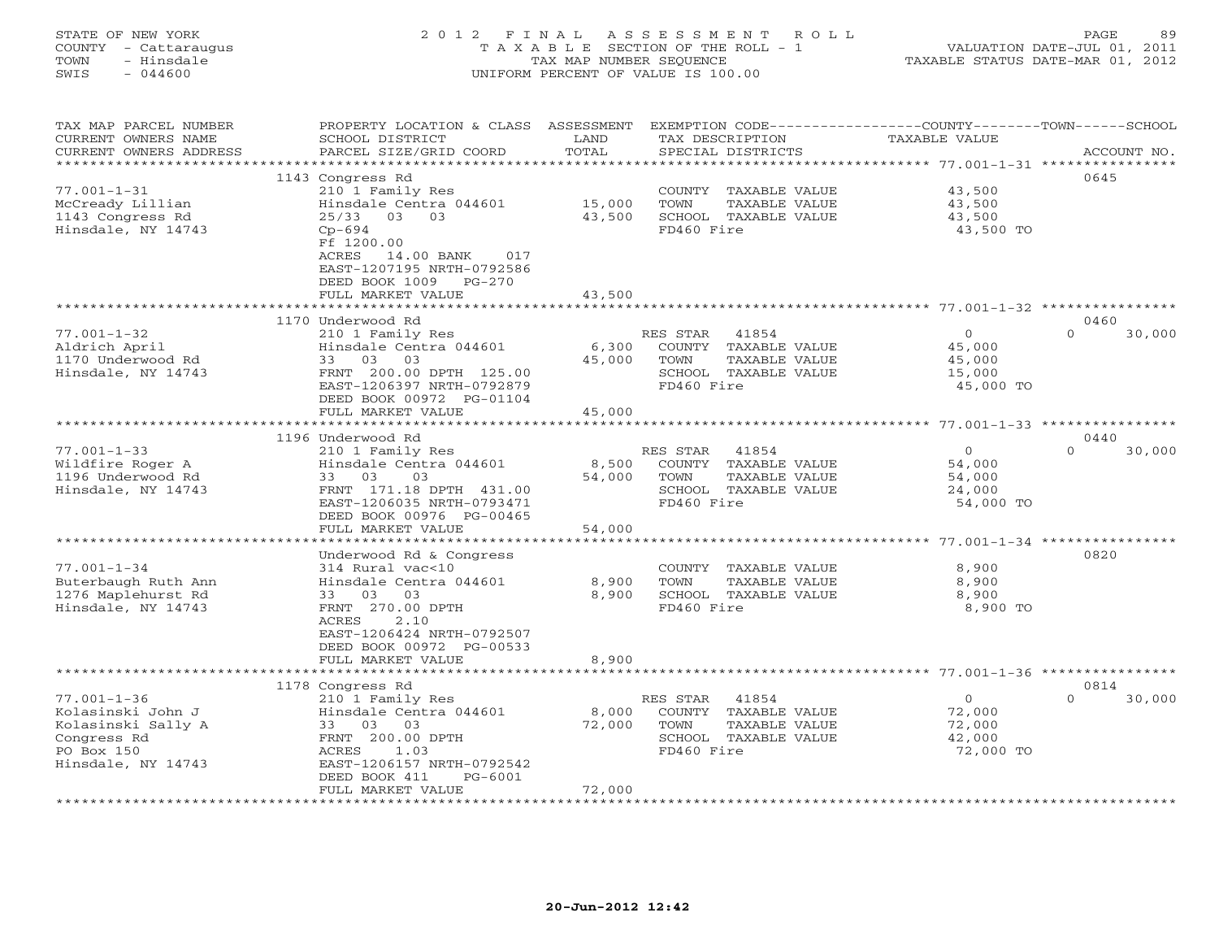STATE OF NEW YORK
COUNTY - Cattaraugus
TOWN - Hinsdale
SWIS - 044600

2012 FINAL ASSESSMENT ROLL
TAXABLE SECTION OF THE ROLL - 1
TAX MAP NUMBER SEQUENCE
UNIFORM PERCENT OF VALUE IS 100.00

VALUATION DATE-JUL 01, 2011
TAXABLE STATUS DATE-MAR 01, 2012

| TAX MAP PARCEL NUMBER / CURRENT OWNERS NAME / CURRENT OWNERS ADDRESS | PROPERTY LOCATION & CLASS / SCHOOL DISTRICT / PARCEL SIZE/GRID COORD | ASSESSMENT LAND / TOTAL | EXEMPTION CODE / TAX DESCRIPTION / SPECIAL DISTRICTS | COUNTY / TOWN / SCHOOL TAXABLE VALUE | ACCOUNT NO. |
|---|---|---|---|---|---|
| 77.001-1-31 | 1143 Congress Rd | | | | 0645 |
| McCready Lillian | 210 1 Family Res | | COUNTY TAXABLE VALUE | 43,500 | |
| 1143 Congress Rd | Hinsdale Centra 044601 | 15,000 | TOWN TAXABLE VALUE | 43,500 | |
| Hinsdale, NY 14743 | 25/33 03 03 | 43,500 | SCHOOL TAXABLE VALUE | 43,500 | |
| | Cp-694 | | FD460 Fire | 43,500 TO | |
| | Ff 1200.00 | | | | |
| | ACRES 14.00 BANK 017 | | | | |
| | EAST-1207195 NRTH-0792586 | | | | |
| | DEED BOOK 1009 PG-270 | | | | |
| | FULL MARKET VALUE | 43,500 | | | |
| 77.001-1-32 | 1170 Underwood Rd | | | | 0460 |
| Aldrich April | 210 1 Family Res | | RES STAR 41854 | 0 / 0 / 30,000 | |
| 1170 Underwood Rd | Hinsdale Centra 044601 | 6,300 | COUNTY TAXABLE VALUE | 45,000 | |
| Hinsdale, NY 14743 | 33 03 03 | 45,000 | TOWN TAXABLE VALUE | 45,000 | |
| | FRNT 200.00 DPTH 125.00 | | SCHOOL TAXABLE VALUE | 15,000 | |
| | EAST-1206397 NRTH-0792879 | | FD460 Fire | 45,000 TO | |
| | DEED BOOK 00972 PG-01104 | | | | |
| | FULL MARKET VALUE | 45,000 | | | |
| 77.001-1-33 | 1196 Underwood Rd | | | | 0440 |
| Wildfire Roger A | 210 1 Family Res | | RES STAR 41854 | 0 / 0 / 30,000 | |
| 1196 Underwood Rd | Hinsdale Centra 044601 | 8,500 | COUNTY TAXABLE VALUE | 54,000 | |
| Hinsdale, NY 14743 | 33 03 03 | 54,000 | TOWN TAXABLE VALUE | 54,000 | |
| | FRNT 171.18 DPTH 431.00 | | SCHOOL TAXABLE VALUE | 24,000 | |
| | EAST-1206035 NRTH-0793471 | | FD460 Fire | 54,000 TO | |
| | DEED BOOK 00976 PG-00465 | | | | |
| | FULL MARKET VALUE | 54,000 | | | |
| 77.001-1-34 | Underwood Rd & Congress | | | | 0820 |
| Buterbaugh Ruth Ann | 314 Rural vac<10 | | COUNTY TAXABLE VALUE | 8,900 | |
| 1276 Maplehurst Rd | Hinsdale Centra 044601 | 8,900 | TOWN TAXABLE VALUE | 8,900 | |
| Hinsdale, NY 14743 | 33 03 03 | 8,900 | SCHOOL TAXABLE VALUE | 8,900 | |
| | FRNT 270.00 DPTH | | FD460 Fire | 8,900 TO | |
| | ACRES 2.10 | | | | |
| | EAST-1206424 NRTH-0792507 | | | | |
| | DEED BOOK 00972 PG-00533 | | | | |
| | FULL MARKET VALUE | 8,900 | | | |
| 77.001-1-36 | 1178 Congress Rd | | | | 0814 |
| Kolasinski John J | 210 1 Family Res | | RES STAR 41854 | 0 / 0 / 30,000 | |
| Kolasinski Sally A | Hinsdale Centra 044601 | 8,000 | COUNTY TAXABLE VALUE | 72,000 | |
| Congress Rd | 33 03 03 | 72,000 | TOWN TAXABLE VALUE | 72,000 | |
| PO Box 150 | FRNT 200.00 DPTH | | SCHOOL TAXABLE VALUE | 42,000 | |
| Hinsdale, NY 14743 | ACRES 1.03 | | FD460 Fire | 72,000 TO | |
| | EAST-1206157 NRTH-0792542 | | | | |
| | DEED BOOK 411 PG-6001 | | | | |
| | FULL MARKET VALUE | 72,000 | | | |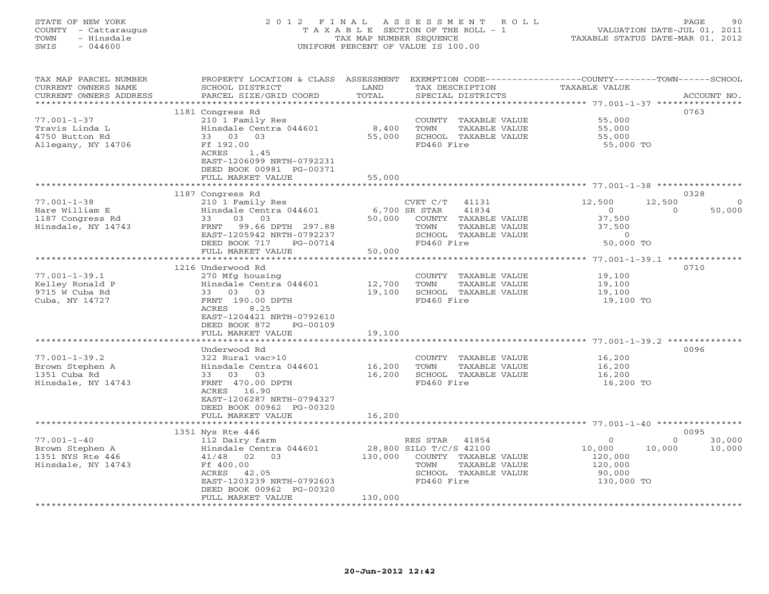STATE OF NEW YORK
COUNTY - Cattaraugus
TOWN - Hinsdale
SWIS - 044600

2012 FINAL ASSESSMENT ROLL
TAXABLE SECTION OF THE ROLL - 1
TAX MAP NUMBER SEQUENCE
UNIFORM PERCENT OF VALUE IS 100.00

VALUATION DATE-JUL 01, 2011
TAXABLE STATUS DATE-MAR 01, 2012

| TAX MAP PARCEL NUMBER / CURRENT OWNERS NAME / CURRENT OWNERS ADDRESS | PROPERTY LOCATION & CLASS / SCHOOL DISTRICT / PARCEL SIZE/GRID COORD | ASSESSMENT LAND / TOTAL | EXEMPTION CODE / TAX DESCRIPTION / SPECIAL DISTRICTS | COUNTY | TOWN | SCHOOL | ACCOUNT NO. |
|---|---|---|---|---|---|---|---|
| **77.001-1-37** | 1181 Congress Rd | | | | | | 0763 |
| Travis Linda L | 210 1 Family Res | | COUNTY TAXABLE VALUE | 55,000 | | | |
| 4750 Button Rd | Hinsdale Centra 044601 | 8,400 | TOWN TAXABLE VALUE | | 55,000 | | |
| Allegany, NY 14706 | 33 03 03 | 55,000 | SCHOOL TAXABLE VALUE | | | 55,000 | |
| | Ff 192.00 | | FD460 Fire | 55,000 TO | | | |
| | ACRES 1.45 | | | | | | |
| | EAST-1206099 NRTH-0792231 | | | | | | |
| | DEED BOOK 00981 PG-00371 | | | | | | |
| | FULL MARKET VALUE | 55,000 | | | | | |
| **77.001-1-38** | 1187 Congress Rd | | | | | | 0328 |
| Hare William E | 210 1 Family Res | | CVET C/T 41131 | 12,500 | 12,500 | 0 | |
| 1187 Congress Rd | Hinsdale Centra 044601 | 6,700 | SR STAR 41834 | 0 | 0 | 50,000 | |
| Hinsdale, NY 14743 | 33 03 03 | 50,000 | COUNTY TAXABLE VALUE | 37,500 | | | |
| | FRNT 99.66 DPTH 297.88 | | TOWN TAXABLE VALUE | | 37,500 | | |
| | EAST-1205942 NRTH-0792237 | | SCHOOL TAXABLE VALUE | | | 0 | |
| | DEED BOOK 717 PG-00714 | | FD460 Fire | 50,000 TO | | | |
| | FULL MARKET VALUE | 50,000 | | | | | |
| **77.001-1-39.1** | 1216 Underwood Rd | | | | | | 0710 |
| Kelley Ronald P | 270 Mfg housing | | COUNTY TAXABLE VALUE | 19,100 | | | |
| 9715 W Cuba Rd | Hinsdale Centra 044601 | 12,700 | TOWN TAXABLE VALUE | | 19,100 | | |
| Cuba, NY 14727 | 33 03 03 | 19,100 | SCHOOL TAXABLE VALUE | | | 19,100 | |
| | FRNT 190.00 DPTH | | FD460 Fire | 19,100 TO | | | |
| | ACRES 8.25 | | | | | | |
| | EAST-1204421 NRTH-0792610 | | | | | | |
| | DEED BOOK 872 PG-00109 | | | | | | |
| | FULL MARKET VALUE | 19,100 | | | | | |
| **77.001-1-39.2** | Underwood Rd | | | | | | 0096 |
| Brown Stephen A | 322 Rural vac>10 | | COUNTY TAXABLE VALUE | 16,200 | | | |
| 1351 Cuba Rd | Hinsdale Centra 044601 | 16,200 | TOWN TAXABLE VALUE | | 16,200 | | |
| Hinsdale, NY 14743 | 33 03 03 | 16,200 | SCHOOL TAXABLE VALUE | | | 16,200 | |
| | FRNT 470.00 DPTH | | FD460 Fire | 16,200 TO | | | |
| | ACRES 16.90 | | | | | | |
| | EAST-1206287 NRTH-0794327 | | | | | | |
| | DEED BOOK 00962 PG-00320 | | | | | | |
| | FULL MARKET VALUE | 16,200 | | | | | |
| **77.001-1-40** | 1351 Nys Rte 446 | | | | | | 0095 |
| Brown Stephen A | 112 Dairy farm | | RES STAR 41854 | 0 | 0 | 30,000 | |
| 1351 NYS Rte 446 | Hinsdale Centra 044601 | 28,800 | SILO T/C/S 42100 | 10,000 | 10,000 | 10,000 | |
| Hinsdale, NY 14743 | 41/48 02 03 | 130,000 | COUNTY TAXABLE VALUE | 120,000 | | | |
| | Ff 400.00 | | TOWN TAXABLE VALUE | | 120,000 | | |
| | ACRES 42.05 | | SCHOOL TAXABLE VALUE | | | 90,000 | |
| | EAST-1203239 NRTH-0792603 | | FD460 Fire | 130,000 TO | | | |
| | DEED BOOK 00962 PG-00320 | | | | | | |
| | FULL MARKET VALUE | 130,000 | | | | | |

20-Jun-2012 12:42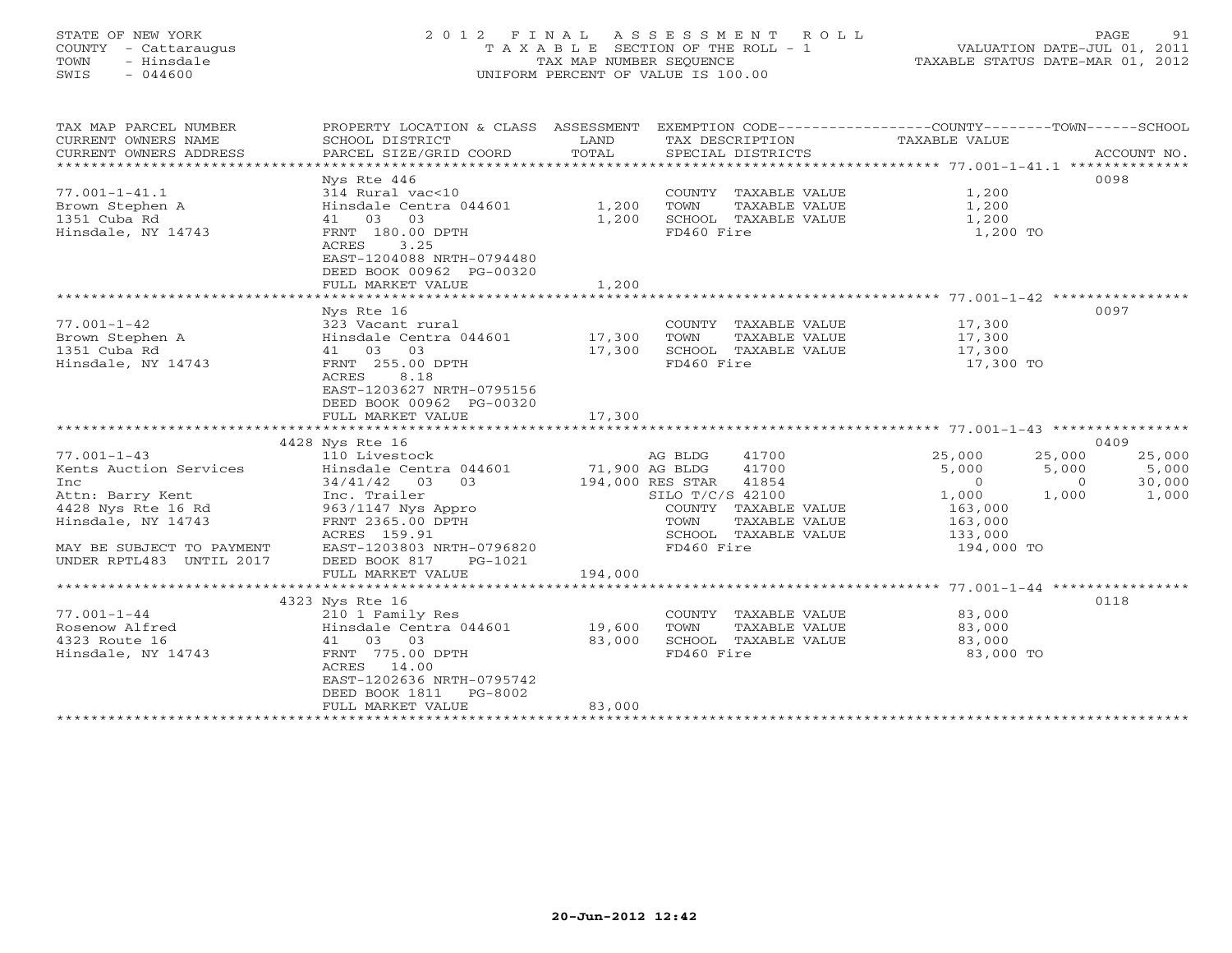STATE OF NEW YORK
COUNTY - Cattaraugus
TOWN - Hinsdale
SWIS - 044600

# 2012 FINAL ASSESSMENT ROLL
TAXABLE SECTION OF THE ROLL - 1
TAX MAP NUMBER SEQUENCE
UNIFORM PERCENT OF VALUE IS 100.00

VALUATION DATE-JUL 01, 2011
TAXABLE STATUS DATE-MAR 01, 2012

| TAX MAP PARCEL NUMBER / CURRENT OWNERS NAME / CURRENT OWNERS ADDRESS | PROPERTY LOCATION & CLASS / SCHOOL DISTRICT / PARCEL SIZE/GRID COORD | ASSESSMENT LAND | ASSESSMENT TOTAL | EXEMPTION CODE / TAX DESCRIPTION / SPECIAL DISTRICTS | COUNTY TAXABLE VALUE | TOWN | SCHOOL | ACCOUNT NO. |
|---|---|---|---|---|---|---|---|---|
| 77.001-1-41.1 | Nys Rte 446 | | | | | | | 0098 |
| Brown Stephen A | 314 Rural vac<10 | | | COUNTY TAXABLE VALUE | 1,200 | | | |
| 1351 Cuba Rd | Hinsdale Centra 044601 | 1,200 | | TOWN TAXABLE VALUE | 1,200 | | | |
| Hinsdale, NY 14743 | 41 03 03 | | 1,200 | SCHOOL TAXABLE VALUE | 1,200 | | | |
| | FRNT 180.00 DPTH | | | FD460 Fire | 1,200 TO | | | |
| | ACRES 3.25 | | | | | | | |
| | EAST-1204088 NRTH-0794480 | | | | | | | |
| | DEED BOOK 00962 PG-00320 | | | | | | | |
| | FULL MARKET VALUE | | 1,200 | | | | | |
| 77.001-1-42 | Nys Rte 16 | | | | | | | 0097 |
| Brown Stephen A | 323 Vacant rural | | | COUNTY TAXABLE VALUE | 17,300 | | | |
| 1351 Cuba Rd | Hinsdale Centra 044601 | 17,300 | | TOWN TAXABLE VALUE | 17,300 | | | |
| Hinsdale, NY 14743 | 41 03 03 | | 17,300 | SCHOOL TAXABLE VALUE | 17,300 | | | |
| | FRNT 255.00 DPTH | | | FD460 Fire | 17,300 TO | | | |
| | ACRES 8.18 | | | | | | | |
| | EAST-1203627 NRTH-0795156 | | | | | | | |
| | DEED BOOK 00962 PG-00320 | | | | | | | |
| | FULL MARKET VALUE | | 17,300 | | | | | |
| 77.001-1-43 | 4428 Nys Rte 16 | | | | | | | 0409 |
| Kents Auction Services | 110 Livestock | | | AG BLDG 41700 | 25,000 | 25,000 | 25,000 | |
| Inc | Hinsdale Centra 044601 | 71,900 | | AG BLDG 41700 | 5,000 | 5,000 | 5,000 | |
| Attn: Barry Kent | 34/41/42 03 03 | | 194,000 | RES STAR 41854 | 0 | 0 | 30,000 | |
| 4428 Nys Rte 16 Rd | Inc. Trailer | | | SILO T/C/S 42100 | 1,000 | 1,000 | 1,000 | |
| Hinsdale, NY 14743 | 963/1147 Nys Appro | | | COUNTY TAXABLE VALUE | 163,000 | | | |
| | FRNT 2365.00 DPTH | | | TOWN TAXABLE VALUE | 163,000 | | | |
| | ACRES 159.91 | | | SCHOOL TAXABLE VALUE | 133,000 | | | |
| MAY BE SUBJECT TO PAYMENT | EAST-1203803 NRTH-0796820 | | | FD460 Fire | 194,000 TO | | | |
| UNDER RPTL483 UNTIL 2017 | DEED BOOK 817 PG-1021 | | | | | | | |
| | FULL MARKET VALUE | | 194,000 | | | | | |
| 77.001-1-44 | 4323 Nys Rte 16 | | | | | | | 0118 |
| Rosenow Alfred | 210 1 Family Res | | | COUNTY TAXABLE VALUE | 83,000 | | | |
| 4323 Route 16 | Hinsdale Centra 044601 | 19,600 | | TOWN TAXABLE VALUE | 83,000 | | | |
| Hinsdale, NY 14743 | 41 03 03 | | 83,000 | SCHOOL TAXABLE VALUE | 83,000 | | | |
| | FRNT 775.00 DPTH | | | FD460 Fire | 83,000 TO | | | |
| | ACRES 14.00 | | | | | | | |
| | EAST-1202636 NRTH-0795742 | | | | | | | |
| | DEED BOOK 1811 PG-8002 | | | | | | | |
| | FULL MARKET VALUE | | 83,000 | | | | | |

20-Jun-2012 12:42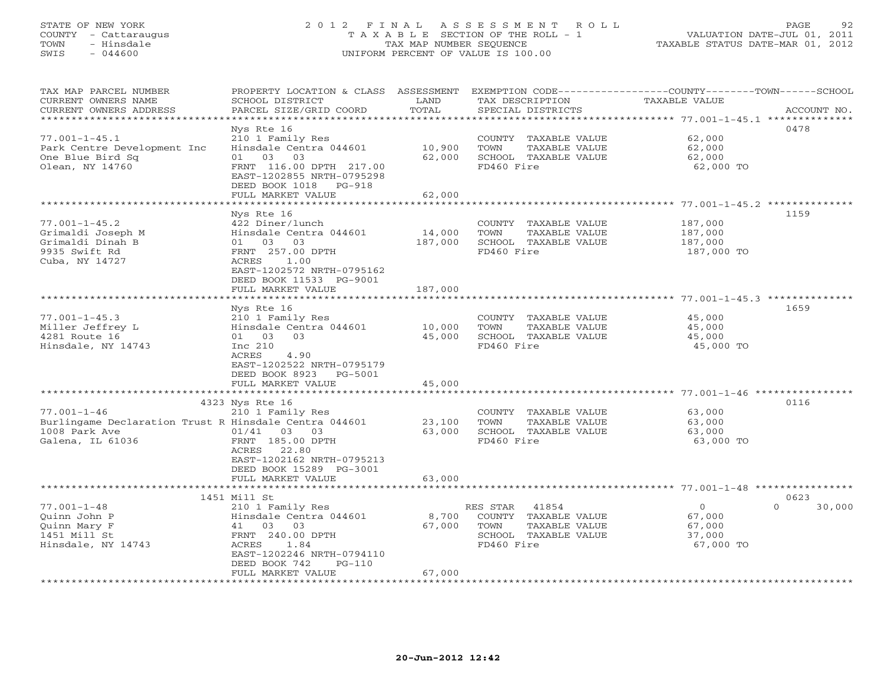STATE OF NEW YORK
COUNTY - Cattaraugus
TOWN - Hinsdale
SWIS - 044600

2012 FINAL ASSESSMENT ROLL
TAXABLE SECTION OF THE ROLL - 1
TAX MAP NUMBER SEQUENCE
UNIFORM PERCENT OF VALUE IS 100.00

VALUATION DATE-JUL 01, 2011
TAXABLE STATUS DATE-MAR 01, 2012

| TAX MAP PARCEL NUMBER / CURRENT OWNERS NAME / CURRENT OWNERS ADDRESS | PROPERTY LOCATION & CLASS / SCHOOL DISTRICT / PARCEL SIZE/GRID COORD | ASSESSMENT LAND / TOTAL | EXEMPTION CODE / TAX DESCRIPTION / SPECIAL DISTRICTS | COUNTY / TOWN / SCHOOL TAXABLE VALUE | ACCOUNT NO. |
|---|---|---|---|---|---|
| **77.001-1-45.1** | Nys Rte 16 | | | | 0478 |
| 77.001-1-45.1 | 210 1 Family Res | | COUNTY TAXABLE VALUE | 62,000 | |
| Park Centre Development Inc | Hinsdale Centra 044601 | 10,900 | TOWN TAXABLE VALUE | 62,000 | |
| One Blue Bird Sq | 01 03 03 | 62,000 | SCHOOL TAXABLE VALUE | 62,000 | |
| Olean, NY 14760 | FRNT 116.00 DPTH 217.00 | | FD460 Fire | 62,000 TO | |
| | EAST-1202855 NRTH-0795298 | | | | |
| | DEED BOOK 1018 PG-918 | | | | |
| | FULL MARKET VALUE | 62,000 | | | |
| **77.001-1-45.2** | Nys Rte 16 | | | | 1159 |
| 77.001-1-45.2 | 422 Diner/lunch | | COUNTY TAXABLE VALUE | 187,000 | |
| Grimaldi Joseph M | Hinsdale Centra 044601 | 14,000 | TOWN TAXABLE VALUE | 187,000 | |
| Grimaldi Dinah B | 01 03 03 | 187,000 | SCHOOL TAXABLE VALUE | 187,000 | |
| 9935 Swift Rd | FRNT 257.00 DPTH | | FD460 Fire | 187,000 TO | |
| Cuba, NY 14727 | ACRES 1.00 | | | | |
| | EAST-1202572 NRTH-0795162 | | | | |
| | DEED BOOK 11533 PG-9001 | | | | |
| | FULL MARKET VALUE | 187,000 | | | |
| **77.001-1-45.3** | Nys Rte 16 | | | | 1659 |
| 77.001-1-45.3 | 210 1 Family Res | | COUNTY TAXABLE VALUE | 45,000 | |
| Miller Jeffrey L | Hinsdale Centra 044601 | 10,000 | TOWN TAXABLE VALUE | 45,000 | |
| 4281 Route 16 | 01 03 03 | 45,000 | SCHOOL TAXABLE VALUE | 45,000 | |
| Hinsdale, NY 14743 | Inc 210 | | FD460 Fire | 45,000 TO | |
| | ACRES 4.90 | | | | |
| | EAST-1202522 NRTH-0795179 | | | | |
| | DEED BOOK 8923 PG-5001 | | | | |
| | FULL MARKET VALUE | 45,000 | | | |
| **77.001-1-46** | 4323 Nys Rte 16 | | | | 0116 |
| 77.001-1-46 | 210 1 Family Res | | COUNTY TAXABLE VALUE | 63,000 | |
| Burlingame Declaration Trust R | Hinsdale Centra 044601 | 23,100 | TOWN TAXABLE VALUE | 63,000 | |
| 1008 Park Ave | 01/41 03 03 | 63,000 | SCHOOL TAXABLE VALUE | 63,000 | |
| Galena, IL 61036 | FRNT 185.00 DPTH | | FD460 Fire | 63,000 TO | |
| | ACRES 22.80 | | | | |
| | EAST-1202162 NRTH-0795213 | | | | |
| | DEED BOOK 15289 PG-3001 | | | | |
| | FULL MARKET VALUE | 63,000 | | | |
| **77.001-1-48** | 1451 Mill St | | | | 0623 |
| 77.001-1-48 | 210 1 Family Res | | RES STAR 41854 | 0 / 0 / 30,000 | |
| Quinn John P | Hinsdale Centra 044601 | 8,700 | COUNTY TAXABLE VALUE | 67,000 | |
| Quinn Mary F | 41 03 03 | 67,000 | TOWN TAXABLE VALUE | 67,000 | |
| 1451 Mill St | FRNT 240.00 DPTH | | SCHOOL TAXABLE VALUE | 37,000 | |
| Hinsdale, NY 14743 | ACRES 1.84 | | FD460 Fire | 67,000 TO | |
| | EAST-1202246 NRTH-0794110 | | | | |
| | DEED BOOK 742 PG-110 | | | | |
| | FULL MARKET VALUE | 67,000 | | | |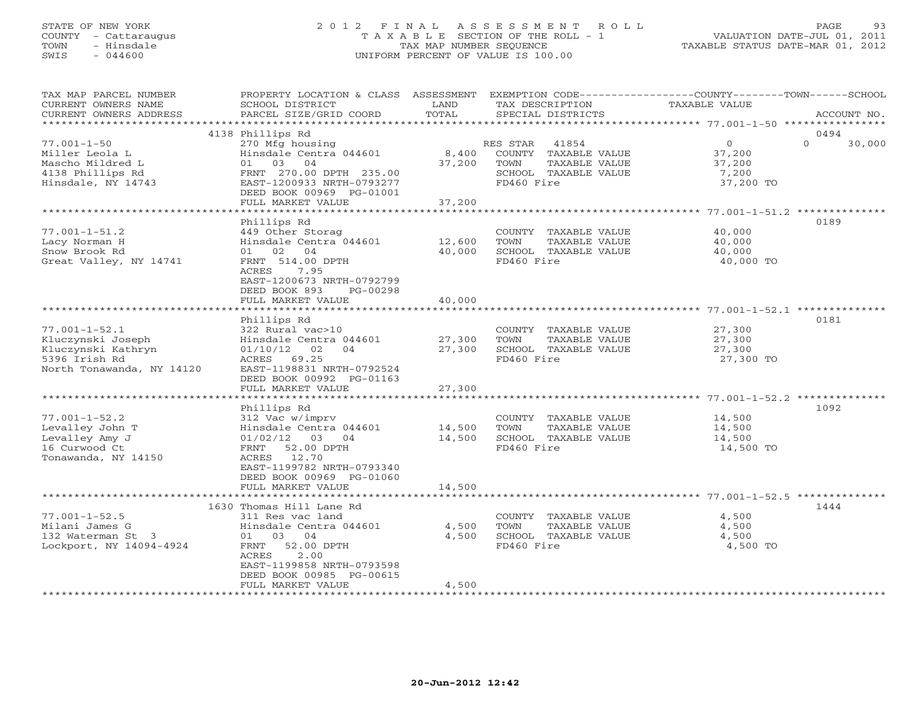STATE OF NEW YORK
COUNTY - Cattaraugus
TOWN - Hinsdale
SWIS - 044600

# 2012 FINAL ASSESSMENT ROLL
TAXABLE SECTION OF THE ROLL - 1
TAX MAP NUMBER SEQUENCE
UNIFORM PERCENT OF VALUE IS 100.00

VALUATION DATE-JUL 01, 2011
TAXABLE STATUS DATE-MAR 01, 2012

| TAX MAP PARCEL NUMBER / CURRENT OWNERS NAME / CURRENT OWNERS ADDRESS | PROPERTY LOCATION & CLASS / SCHOOL DISTRICT / PARCEL SIZE/GRID COORD | ASSESSMENT LAND | TOTAL | EXEMPTION CODE / TAX DESCRIPTION / SPECIAL DISTRICTS | COUNTY TAXABLE VALUE | TOWN | SCHOOL | ACCOUNT NO. |
|---|---|---|---|---|---|---|---|---|
| | 4138 Phillips Rd | | | | | | | 0494 |
| 77.001-1-50 | 270 Mfg housing | | | RES STAR 41854 | 0 | | 0 | 30,000 |
| Miller Leola L | Hinsdale Centra 044601 | 8,400 | | COUNTY TAXABLE VALUE | 37,200 | | | |
| Mascho Mildred L | 01 03 04 | | 37,200 | TOWN TAXABLE VALUE | 37,200 | | | |
| 4138 Phillips Rd | FRNT 270.00 DPTH 235.00 | | | SCHOOL TAXABLE VALUE | 7,200 | | | |
| Hinsdale, NY 14743 | EAST-1200933 NRTH-0793277 | | | FD460 Fire | 37,200 TO | | | |
| | DEED BOOK 00969 PG-01001 | | | | | | | |
| | FULL MARKET VALUE | | 37,200 | | | | | |
| | Phillips Rd | | | | | | | 0189 |
| 77.001-1-51.2 | 449 Other Storag | | | COUNTY TAXABLE VALUE | 40,000 | | | |
| Lacy Norman H | Hinsdale Centra 044601 | 12,600 | | TOWN TAXABLE VALUE | 40,000 | | | |
| Snow Brook Rd | 01 02 04 | | 40,000 | SCHOOL TAXABLE VALUE | 40,000 | | | |
| Great Valley, NY 14741 | FRNT 514.00 DPTH | | | FD460 Fire | 40,000 TO | | | |
| | ACRES 7.95 | | | | | | | |
| | EAST-1200673 NRTH-0792799 | | | | | | | |
| | DEED BOOK 893 PG-00298 | | | | | | | |
| | FULL MARKET VALUE | | 40,000 | | | | | |
| | Phillips Rd | | | | | | | 0181 |
| 77.001-1-52.1 | 322 Rural vac>10 | | | COUNTY TAXABLE VALUE | 27,300 | | | |
| Kluczynski Joseph | Hinsdale Centra 044601 | 27,300 | | TOWN TAXABLE VALUE | 27,300 | | | |
| Kluczynski Kathryn | 01/10/12 02 04 | | 27,300 | SCHOOL TAXABLE VALUE | 27,300 | | | |
| 5396 Irish Rd | ACRES 69.25 | | | FD460 Fire | 27,300 TO | | | |
| North Tonawanda, NY 14120 | EAST-1198831 NRTH-0792524 | | | | | | | |
| | DEED BOOK 00992 PG-01163 | | | | | | | |
| | FULL MARKET VALUE | | 27,300 | | | | | |
| | Phillips Rd | | | | | | | 1092 |
| 77.001-1-52.2 | 312 Vac w/imprv | | | COUNTY TAXABLE VALUE | 14,500 | | | |
| Levalley John T | Hinsdale Centra 044601 | 14,500 | | TOWN TAXABLE VALUE | 14,500 | | | |
| Levalley Amy J | 01/02/12 03 04 | | 14,500 | SCHOOL TAXABLE VALUE | 14,500 | | | |
| 16 Curwood Ct | FRNT 52.00 DPTH | | | FD460 Fire | 14,500 TO | | | |
| Tonawanda, NY 14150 | ACRES 12.70 | | | | | | | |
| | EAST-1199782 NRTH-0793340 | | | | | | | |
| | DEED BOOK 00969 PG-01060 | | | | | | | |
| | FULL MARKET VALUE | | 14,500 | | | | | |
| | 1630 Thomas Hill Lane Rd | | | | | | | 1444 |
| 77.001-1-52.5 | 311 Res vac land | | | COUNTY TAXABLE VALUE | 4,500 | | | |
| Milani James G | Hinsdale Centra 044601 | 4,500 | | TOWN TAXABLE VALUE | 4,500 | | | |
| 132 Waterman St 3 | 01 03 04 | | 4,500 | SCHOOL TAXABLE VALUE | 4,500 | | | |
| Lockport, NY 14094-4924 | FRNT 52.00 DPTH | | | FD460 Fire | 4,500 TO | | | |
| | ACRES 2.00 | | | | | | | |
| | EAST-1199858 NRTH-0793598 | | | | | | | |
| | DEED BOOK 00985 PG-00615 | | | | | | | |
| | FULL MARKET VALUE | | 4,500 | | | | | |

20-Jun-2012 12:42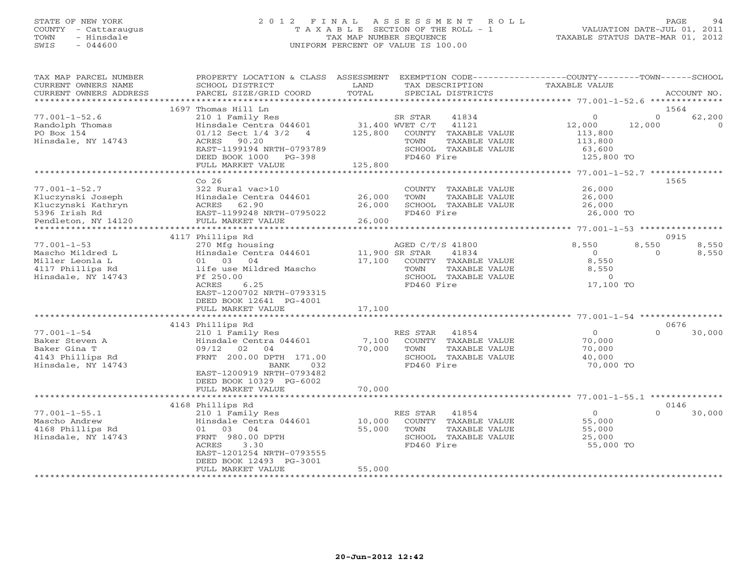STATE OF NEW YORK
COUNTY - Cattaraugus
TOWN - Hinsdale
SWIS - 044600

2012 FINAL ASSESSMENT ROLL
TAXABLE SECTION OF THE ROLL - 1
TAX MAP NUMBER SEQUENCE
UNIFORM PERCENT OF VALUE IS 100.00

VALUATION DATE-JUL 01, 2011
TAXABLE STATUS DATE-MAR 01, 2012

| TAX MAP PARCEL NUMBER / CURRENT OWNERS NAME / CURRENT OWNERS ADDRESS | PROPERTY LOCATION & CLASS / SCHOOL DISTRICT / PARCEL SIZE/GRID COORD | ASSESSMENT LAND / TOTAL | EXEMPTION CODE / TAX DESCRIPTION / SPECIAL DISTRICTS | COUNTY TAXABLE VALUE | TOWN | SCHOOL / ACCOUNT NO. |
|---|---|---|---|---|---|---|
| | 1697 Thomas Hill Ln | | | | | 1564 |
| 77.001-1-52.6 | 210 1 Family Res | | SR STAR 41834 | 0 | 0 | 62,200 |
| Randolph Thomas | Hinsdale Centra 044601 | 31,400 | WVET C/T 41121 | 12,000 | 12,000 | 0 |
| PO Box 154 | 01/12 Sect 1/4 3/2 4 | 125,800 | COUNTY TAXABLE VALUE | 113,800 | | |
| Hinsdale, NY 14743 | ACRES 90.20 | | TOWN TAXABLE VALUE | 113,800 | | |
| | EAST-1199194 NRTH-0793789 | | SCHOOL TAXABLE VALUE | 63,600 | | |
| | DEED BOOK 1000 PG-398 | | FD460 Fire | 125,800 TO | | |
| | FULL MARKET VALUE | 125,800 | | | | |
| | Co 26 | | | | | 1565 |
| 77.001-1-52.7 | 322 Rural vac>10 | | COUNTY TAXABLE VALUE | 26,000 | | |
| Kluczynski Joseph | Hinsdale Centra 044601 | 26,000 | TOWN TAXABLE VALUE | 26,000 | | |
| Kluczynski Kathryn | ACRES 62.90 | 26,000 | SCHOOL TAXABLE VALUE | 26,000 | | |
| 5396 Irish Rd | EAST-1199248 NRTH-0795022 | | FD460 Fire | 26,000 TO | | |
| Pendleton, NY 14120 | FULL MARKET VALUE | 26,000 | | | | |
| | 4117 Phillips Rd | | | | | 0915 |
| 77.001-1-53 | 270 Mfg housing | | AGED C/T/S 41800 | 8,550 | 8,550 | 8,550 |
| Mascho Mildred L | Hinsdale Centra 044601 | 11,900 | SR STAR 41834 | 0 | 0 | 8,550 |
| Miller Leonla L | 01 03 04 | 17,100 | COUNTY TAXABLE VALUE | 8,550 | | |
| 4117 Phillips Rd | life use Mildred Mascho | | TOWN TAXABLE VALUE | 8,550 | | |
| Hinsdale, NY 14743 | Ff 250.00 | | SCHOOL TAXABLE VALUE | 0 | | |
| | ACRES 6.25 | | FD460 Fire | 17,100 TO | | |
| | EAST-1200702 NRTH-0793315 | | | | | |
| | DEED BOOK 12641 PG-4001 | | | | | |
| | FULL MARKET VALUE | 17,100 | | | | |
| | 4143 Phillips Rd | | | | | 0676 |
| 77.001-1-54 | 210 1 Family Res | | RES STAR 41854 | 0 | 0 | 30,000 |
| Baker Steven A | Hinsdale Centra 044601 | 7,100 | COUNTY TAXABLE VALUE | 70,000 | | |
| Baker Gina T | 09/12 02 04 | 70,000 | TOWN TAXABLE VALUE | 70,000 | | |
| 4143 Phillips Rd | FRNT 200.00 DPTH 171.00 | | SCHOOL TAXABLE VALUE | 40,000 | | |
| Hinsdale, NY 14743 | BANK 032 | | FD460 Fire | 70,000 TO | | |
| | EAST-1200919 NRTH-0793482 | | | | | |
| | DEED BOOK 10329 PG-6002 | | | | | |
| | FULL MARKET VALUE | 70,000 | | | | |
| | 4168 Phillips Rd | | | | | 0146 |
| 77.001-1-55.1 | 210 1 Family Res | | RES STAR 41854 | 0 | 0 | 30,000 |
| Mascho Andrew | Hinsdale Centra 044601 | 10,000 | COUNTY TAXABLE VALUE | 55,000 | | |
| 4168 Phillips Rd | 01 03 04 | 55,000 | TOWN TAXABLE VALUE | 55,000 | | |
| Hinsdale, NY 14743 | FRNT 980.00 DPTH | | SCHOOL TAXABLE VALUE | 25,000 | | |
| | ACRES 3.30 | | FD460 Fire | 55,000 TO | | |
| | EAST-1201254 NRTH-0793555 | | | | | |
| | DEED BOOK 12493 PG-3001 | | | | | |
| | FULL MARKET VALUE | 55,000 | | | | |

20-Jun-2012 12:42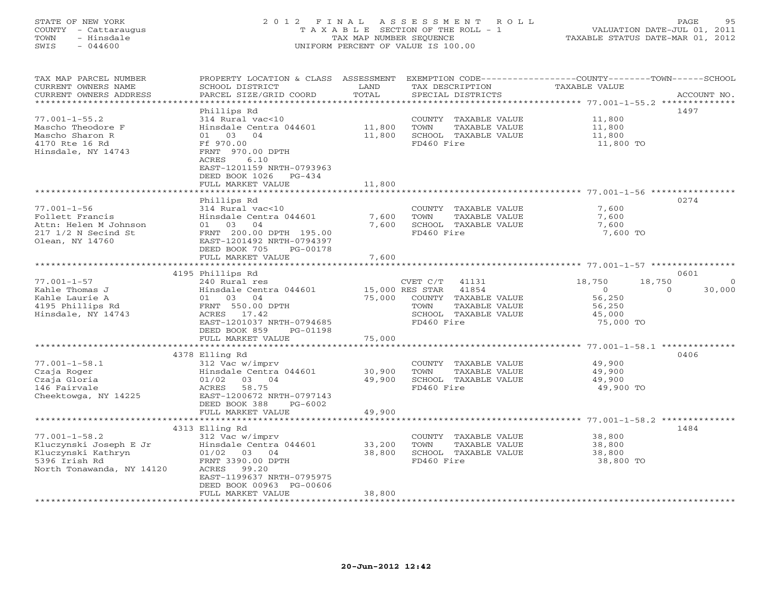STATE OF NEW YORK
COUNTY - Cattaraugus
TOWN - Hinsdale
SWIS - 044600

# 2012 FINAL ASSESSMENT ROLL
TAXABLE SECTION OF THE ROLL - 1
TAX MAP NUMBER SEQUENCE
UNIFORM PERCENT OF VALUE IS 100.00

VALUATION DATE-JUL 01, 2011
TAXABLE STATUS DATE-MAR 01, 2012

| TAX MAP PARCEL NUMBER / CURRENT OWNERS NAME / CURRENT OWNERS ADDRESS | PROPERTY LOCATION & CLASS / SCHOOL DISTRICT / PARCEL SIZE/GRID COORD | ASSESSMENT LAND / TOTAL | EXEMPTION CODE / TAX DESCRIPTION / SPECIAL DISTRICTS | COUNTY | TOWN | SCHOOL | ACCOUNT NO. |
|---|---|---|---|---|---|---|---|
| 77.001-1-55.2 | Phillips Rd | | | | | | 1497 |
| Mascho Theodore F | 314 Rural vac<10 | | COUNTY TAXABLE VALUE | 11,800 | | | |
| Mascho Sharon R | Hinsdale Centra 044601 | 11,800 | TOWN TAXABLE VALUE | | 11,800 | | |
| 4170 Rte 16 Rd | 01 03 04 | 11,800 | SCHOOL TAXABLE VALUE | | | 11,800 | |
| Hinsdale, NY 14743 | Ff 970.00 | | FD460 Fire | 11,800 TO | | | |
| | FRNT 970.00 DPTH | | | | | | |
| | ACRES 6.10 | | | | | | |
| | EAST-1201159 NRTH-0793963 | | | | | | |
| | DEED BOOK 1026 PG-434 | | | | | | |
| | FULL MARKET VALUE | 11,800 | | | | | |
| 77.001-1-56 | Phillips Rd | | | | | | 0274 |
| Follett Francis | 314 Rural vac<10 | | COUNTY TAXABLE VALUE | 7,600 | | | |
| Attn: Helen M Johnson | Hinsdale Centra 044601 | 7,600 | TOWN TAXABLE VALUE | | 7,600 | | |
| 217 1/2 N Secind St | 01 03 04 | 7,600 | SCHOOL TAXABLE VALUE | | | 7,600 | |
| Olean, NY 14760 | FRNT 200.00 DPTH 195.00 | | FD460 Fire | 7,600 TO | | | |
| | EAST-1201492 NRTH-0794397 | | | | | | |
| | DEED BOOK 705 PG-00178 | | | | | | |
| | FULL MARKET VALUE | 7,600 | | | | | |
| 77.001-1-57 | 4195 Phillips Rd | | | | | | 0601 |
| Kahle Thomas J | 240 Rural res | | CVET C/T 41131 | 18,750 | 18,750 | 0 | |
| Kahle Laurie A | Hinsdale Centra 044601 | 15,000 | RES STAR 41854 | 0 | 0 | 30,000 | |
| 4195 Phillips Rd | 01 03 04 | 75,000 | COUNTY TAXABLE VALUE | 56,250 | | | |
| Hinsdale, NY 14743 | FRNT 550.00 DPTH | | TOWN TAXABLE VALUE | | 56,250 | | |
| | ACRES 17.42 | | SCHOOL TAXABLE VALUE | | | 45,000 | |
| | EAST-1201037 NRTH-0794685 | | FD460 Fire | 75,000 TO | | | |
| | DEED BOOK 859 PG-01198 | | | | | | |
| | FULL MARKET VALUE | 75,000 | | | | | |
| 77.001-1-58.1 | 4378 Elling Rd | | | | | | 0406 |
| Czaja Roger | 312 Vac w/imprv | | COUNTY TAXABLE VALUE | 49,900 | | | |
| Czaja Gloria | Hinsdale Centra 044601 | 30,900 | TOWN TAXABLE VALUE | | 49,900 | | |
| 146 Fairvale | 01/02 03 04 | 49,900 | SCHOOL TAXABLE VALUE | | | 49,900 | |
| Cheektowga, NY 14225 | ACRES 58.75 | | FD460 Fire | 49,900 TO | | | |
| | EAST-1200672 NRTH-0797143 | | | | | | |
| | DEED BOOK 388 PG-6002 | | | | | | |
| | FULL MARKET VALUE | 49,900 | | | | | |
| 77.001-1-58.2 | 4313 Elling Rd | | | | | | 1484 |
| Kluczynski Joseph E Jr | 312 Vac w/imprv | | COUNTY TAXABLE VALUE | 38,800 | | | |
| Kluczynski Kathryn | Hinsdale Centra 044601 | 33,200 | TOWN TAXABLE VALUE | | 38,800 | | |
| 5396 Irish Rd | 01/02 03 04 | 38,800 | SCHOOL TAXABLE VALUE | | | 38,800 | |
| North Tonawanda, NY 14120 | FRNT 3390.00 DPTH | | FD460 Fire | 38,800 TO | | | |
| | ACRES 99.20 | | | | | | |
| | EAST-1199637 NRTH-0795975 | | | | | | |
| | DEED BOOK 00963 PG-00606 | | | | | | |
| | FULL MARKET VALUE | 38,800 | | | | | |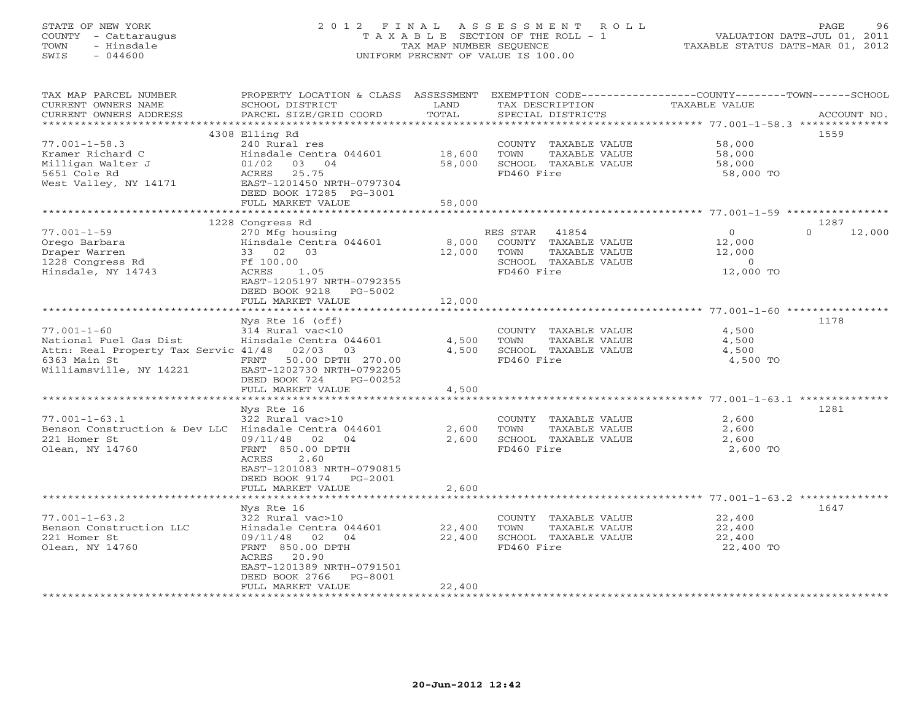STATE OF NEW YORK
COUNTY - Cattaraugus
TOWN - Hinsdale
SWIS - 044600

2012 FINAL ASSESSMENT ROLL
TAXABLE SECTION OF THE ROLL - 1
TAX MAP NUMBER SEQUENCE
UNIFORM PERCENT OF VALUE IS 100.00

VALUATION DATE-JUL 01, 2011
TAXABLE STATUS DATE-MAR 01, 2012

| TAX MAP PARCEL NUMBER / CURRENT OWNERS NAME / CURRENT OWNERS ADDRESS | PROPERTY LOCATION & CLASS / SCHOOL DISTRICT / PARCEL SIZE/GRID COORD | ASSESSMENT LAND / TOTAL | EXEMPTION CODE / TAX DESCRIPTION / SPECIAL DISTRICTS | COUNTY / TOWN / SCHOOL TAXABLE VALUE | ACCOUNT NO. |
|---|---|---|---|---|---|
| **77.001-1-58.3** | 4308 Elling Rd | | | | 1559 |
| 77.001-1-58.3 | 240 Rural res | | COUNTY TAXABLE VALUE | 58,000 | |
| Kramer Richard C | Hinsdale Centra 044601 | 18,600 | TOWN TAXABLE VALUE | 58,000 | |
| Milligan Walter J | 01/02 03 04 | 58,000 | SCHOOL TAXABLE VALUE | 58,000 | |
| 5651 Cole Rd | ACRES 25.75 | | FD460 Fire | 58,000 TO | |
| West Valley, NY 14171 | EAST-1201450 NRTH-0797304 | | | | |
| | DEED BOOK 17285 PG-3001 | | | | |
| | FULL MARKET VALUE | 58,000 | | | |
| **77.001-1-59** | 1228 Congress Rd | | | | 1287 |
| 77.001-1-59 | 270 Mfg housing | | RES STAR 41854 | 0 / 0 / 12,000 | |
| Orego Barbara | Hinsdale Centra 044601 | 8,000 | COUNTY TAXABLE VALUE | 12,000 | |
| Draper Warren | 33 02 03 | 12,000 | TOWN TAXABLE VALUE | 12,000 | |
| 1228 Congress Rd | Ff 100.00 | | SCHOOL TAXABLE VALUE | 0 | |
| Hinsdale, NY 14743 | ACRES 1.05 | | FD460 Fire | 12,000 TO | |
| | EAST-1205197 NRTH-0792355 | | | | |
| | DEED BOOK 9218 PG-5002 | | | | |
| | FULL MARKET VALUE | 12,000 | | | |
| **77.001-1-60** | Nys Rte 16 (off) | | | | 1178 |
| 77.001-1-60 | 314 Rural vac<10 | | COUNTY TAXABLE VALUE | 4,500 | |
| National Fuel Gas Dist | Hinsdale Centra 044601 | 4,500 | TOWN TAXABLE VALUE | 4,500 | |
| Attn: Real Property Tax Servic | 41/48 02/03 03 | 4,500 | SCHOOL TAXABLE VALUE | 4,500 | |
| 6363 Main St | FRNT 50.00 DPTH 270.00 | | FD460 Fire | 4,500 TO | |
| Williamsville, NY 14221 | EAST-1202730 NRTH-0792205 | | | | |
| | DEED BOOK 724 PG-00252 | | | | |
| | FULL MARKET VALUE | 4,500 | | | |
| **77.001-1-63.1** | Nys Rte 16 | | | | 1281 |
| 77.001-1-63.1 | 322 Rural vac>10 | | COUNTY TAXABLE VALUE | 2,600 | |
| Benson Construction & Dev LLC | Hinsdale Centra 044601 | 2,600 | TOWN TAXABLE VALUE | 2,600 | |
| 221 Homer St | 09/11/48 02 04 | 2,600 | SCHOOL TAXABLE VALUE | 2,600 | |
| Olean, NY 14760 | FRNT 850.00 DPTH | | FD460 Fire | 2,600 TO | |
| | ACRES 2.60 | | | | |
| | EAST-1201083 NRTH-0790815 | | | | |
| | DEED BOOK 9174 PG-2001 | | | | |
| | FULL MARKET VALUE | 2,600 | | | |
| **77.001-1-63.2** | Nys Rte 16 | | | | 1647 |
| 77.001-1-63.2 | 322 Rural vac>10 | | COUNTY TAXABLE VALUE | 22,400 | |
| Benson Construction LLC | Hinsdale Centra 044601 | 22,400 | TOWN TAXABLE VALUE | 22,400 | |
| 221 Homer St | 09/11/48 02 04 | 22,400 | SCHOOL TAXABLE VALUE | 22,400 | |
| Olean, NY 14760 | FRNT 850.00 DPTH | | FD460 Fire | 22,400 TO | |
| | ACRES 20.90 | | | | |
| | EAST-1201389 NRTH-0791501 | | | | |
| | DEED BOOK 2766 PG-8001 | | | | |
| | FULL MARKET VALUE | 22,400 | | | |

20-Jun-2012 12:42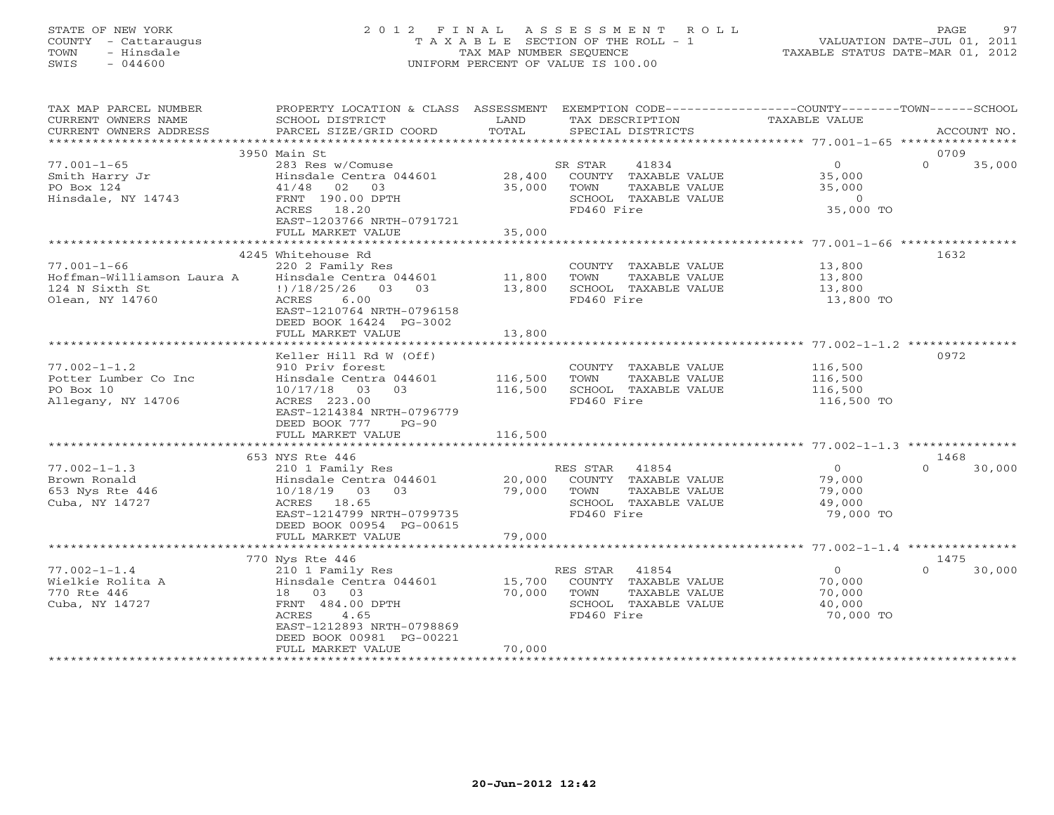STATE OF NEW YORK
COUNTY - Cattaraugus
TOWN - Hinsdale
SWIS - 044600

# 2012 FINAL ASSESSMENT ROLL
TAXABLE SECTION OF THE ROLL - 1
TAX MAP NUMBER SEQUENCE
UNIFORM PERCENT OF VALUE IS 100.00

VALUATION DATE-JUL 01, 2011
TAXABLE STATUS DATE-MAR 01, 2012

| TAX MAP PARCEL NUMBER / CURRENT OWNERS NAME / CURRENT OWNERS ADDRESS | PROPERTY LOCATION & CLASS / SCHOOL DISTRICT / PARCEL SIZE/GRID COORD | ASSESSMENT LAND | TOTAL | EXEMPTION CODE / TAX DESCRIPTION / SPECIAL DISTRICTS | COUNTY / TOWN / SCHOOL TAXABLE VALUE | ACCOUNT NO. |
|---|---|---|---|---|---|---|
| 77.001-1-65 | 3950 Main St | | | | | 0709 |
| Smith Harry Jr | 283 Res w/Comuse | | | SR STAR 41834 | 0 | 0 35,000 |
| PO Box 124 | Hinsdale Centra 044601 | 28,400 | | COUNTY TAXABLE VALUE | 35,000 | |
| Hinsdale, NY 14743 | 41/48 02 03 | | 35,000 | TOWN TAXABLE VALUE | 35,000 | |
| | FRNT 190.00 DPTH | | | SCHOOL TAXABLE VALUE | 0 | |
| | ACRES 18.20 | | | FD460 Fire | 35,000 TO | |
| | EAST-1203766 NRTH-0791721 | | | | | |
| | FULL MARKET VALUE | | 35,000 | | | |
| 77.001-1-66 | 4245 Whitehouse Rd | | | | | 1632 |
| Hoffman-Williamson Laura A | 220 2 Family Res | | | COUNTY TAXABLE VALUE | 13,800 | |
| 124 N Sixth St | Hinsdale Centra 044601 | 11,800 | | TOWN TAXABLE VALUE | 13,800 | |
| Olean, NY 14760 | !)/18/25/26 03 03 | | 13,800 | SCHOOL TAXABLE VALUE | 13,800 | |
| | ACRES 6.00 | | | FD460 Fire | 13,800 TO | |
| | EAST-1210764 NRTH-0796158 | | | | | |
| | DEED BOOK 16424 PG-3002 | | | | | |
| | FULL MARKET VALUE | | 13,800 | | | |
| 77.002-1-1.2 | Keller Hill Rd W (Off) | | | | | 0972 |
| Potter Lumber Co Inc | 910 Priv forest | | | COUNTY TAXABLE VALUE | 116,500 | |
| PO Box 10 | Hinsdale Centra 044601 | 116,500 | | TOWN TAXABLE VALUE | 116,500 | |
| Allegany, NY 14706 | 10/17/18 03 03 | | 116,500 | SCHOOL TAXABLE VALUE | 116,500 | |
| | ACRES 223.00 | | | FD460 Fire | 116,500 TO | |
| | EAST-1214384 NRTH-0796779 | | | | | |
| | DEED BOOK 777 PG-90 | | | | | |
| | FULL MARKET VALUE | | 116,500 | | | |
| 77.002-1-1.3 | 653 NYS Rte 446 | | | | | 1468 |
| Brown Ronald | 210 1 Family Res | | | RES STAR 41854 | 0 | 0 30,000 |
| 653 Nys Rte 446 | Hinsdale Centra 044601 | 20,000 | | COUNTY TAXABLE VALUE | 79,000 | |
| Cuba, NY 14727 | 10/18/19 03 03 | | 79,000 | TOWN TAXABLE VALUE | 79,000 | |
| | ACRES 18.65 | | | SCHOOL TAXABLE VALUE | 49,000 | |
| | EAST-1214799 NRTH-0799735 | | | FD460 Fire | 79,000 TO | |
| | DEED BOOK 00954 PG-00615 | | | | | |
| | FULL MARKET VALUE | | 79,000 | | | |
| 77.002-1-1.4 | 770 Nys Rte 446 | | | | | 1475 |
| Wielkie Rolita A | 210 1 Family Res | | | RES STAR 41854 | 0 | 0 30,000 |
| 770 Rte 446 | Hinsdale Centra 044601 | 15,700 | | COUNTY TAXABLE VALUE | 70,000 | |
| Cuba, NY 14727 | 18 03 03 | | 70,000 | TOWN TAXABLE VALUE | 70,000 | |
| | FRNT 484.00 DPTH | | | SCHOOL TAXABLE VALUE | 40,000 | |
| | ACRES 4.65 | | | FD460 Fire | 70,000 TO | |
| | EAST-1212893 NRTH-0798869 | | | | | |
| | DEED BOOK 00981 PG-00221 | | | | | |
| | FULL MARKET VALUE | | 70,000 | | | |

20-Jun-2012 12:42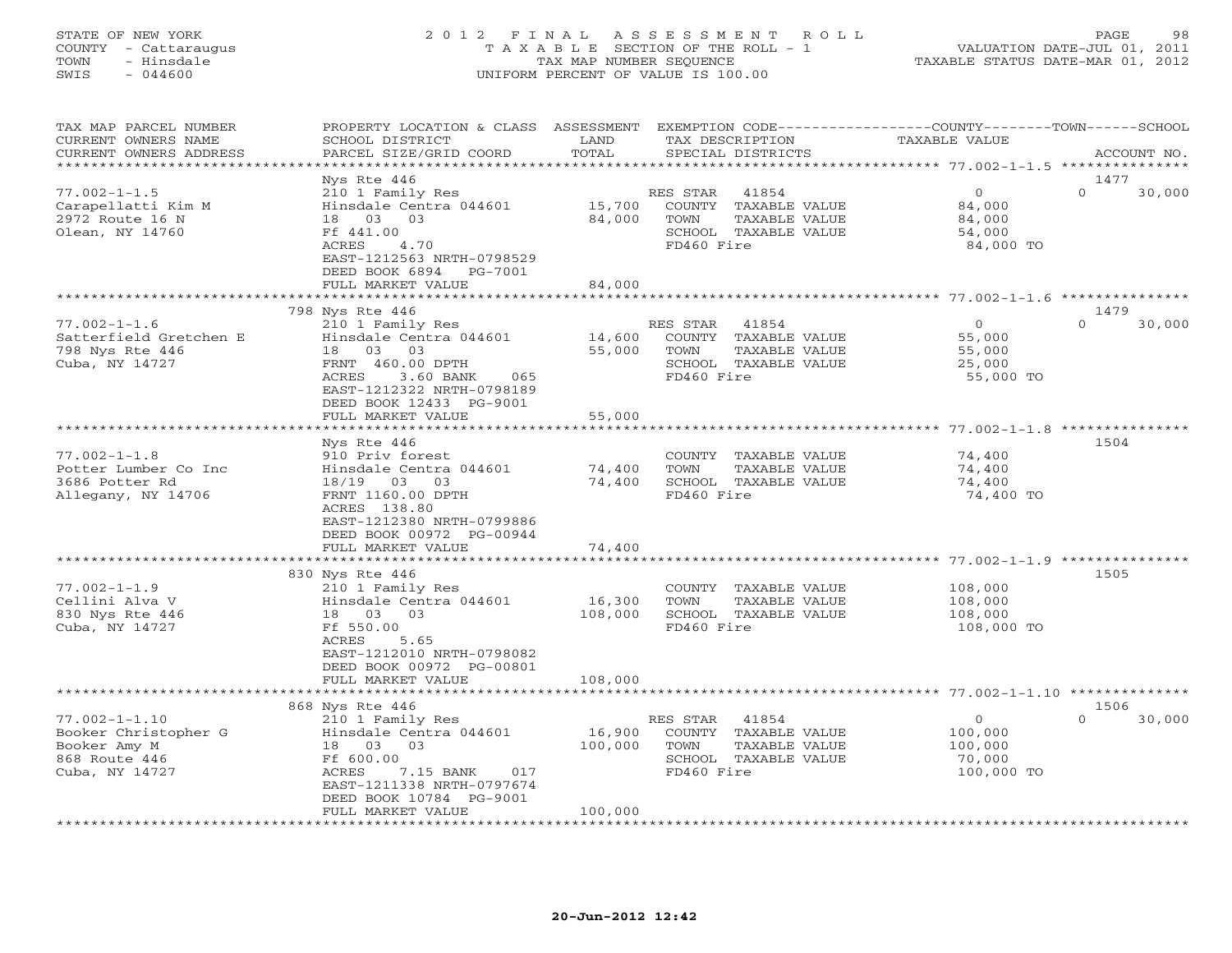STATE OF NEW YORK
COUNTY - Cattaraugus
TOWN - Hinsdale
SWIS - 044600

# 2012 FINAL ASSESSMENT ROLL
TAXABLE SECTION OF THE ROLL - 1
TAX MAP NUMBER SEQUENCE
UNIFORM PERCENT OF VALUE IS 100.00

VALUATION DATE-JUL 01, 2011
TAXABLE STATUS DATE-MAR 01, 2012

| TAX MAP PARCEL NUMBER / CURRENT OWNERS NAME / CURRENT OWNERS ADDRESS | PROPERTY LOCATION & CLASS / SCHOOL DISTRICT / PARCEL SIZE/GRID COORD | ASSESSMENT LAND | TOTAL | EXEMPTION CODE / TAX DESCRIPTION / SPECIAL DISTRICTS | COUNTY / TOWN TAXABLE VALUE | SCHOOL | ACCOUNT NO. |
|---|---|---|---|---|---|---|---|
| 77.002-1-1.5 | Nys Rte 446 | | | | | | 1477 |
| 77.002-1-1.5 | 210 1 Family Res | | | RES STAR 41854 | 0 | 0 | 30,000 |
| Carapellatti Kim M | Hinsdale Centra 044601 | 15,700 | | COUNTY TAXABLE VALUE | 84,000 | | |
| 2972 Route 16 N | 18 03 03 | | 84,000 | TOWN TAXABLE VALUE | 84,000 | | |
| Olean, NY 14760 | Ff 441.00 | | | SCHOOL TAXABLE VALUE | 54,000 | | |
| | ACRES 4.70 | | | FD460 Fire | 84,000 TO | | |
| | EAST-1212563 NRTH-0798529 | | | | | | |
| | DEED BOOK 6894 PG-7001 | | | | | | |
| | FULL MARKET VALUE | | 84,000 | | | | |
| 77.002-1-1.6 | 798 Nys Rte 446 | | | | | | 1479 |
| 77.002-1-1.6 | 210 1 Family Res | | | RES STAR 41854 | 0 | 0 | 30,000 |
| Satterfield Gretchen E | Hinsdale Centra 044601 | 14,600 | | COUNTY TAXABLE VALUE | 55,000 | | |
| 798 Nys Rte 446 | 18 03 03 | | 55,000 | TOWN TAXABLE VALUE | 55,000 | | |
| Cuba, NY 14727 | FRNT 460.00 DPTH | | | SCHOOL TAXABLE VALUE | 25,000 | | |
| | ACRES 3.60 BANK 065 | | | FD460 Fire | 55,000 TO | | |
| | EAST-1212322 NRTH-0798189 | | | | | | |
| | DEED BOOK 12433 PG-9001 | | | | | | |
| | FULL MARKET VALUE | | 55,000 | | | | |
| 77.002-1-1.8 | Nys Rte 446 | | | | | | 1504 |
| 77.002-1-1.8 | 910 Priv forest | | | COUNTY TAXABLE VALUE | 74,400 | | |
| Potter Lumber Co Inc | Hinsdale Centra 044601 | 74,400 | | TOWN TAXABLE VALUE | 74,400 | | |
| 3686 Potter Rd | 18/19 03 03 | | 74,400 | SCHOOL TAXABLE VALUE | 74,400 | | |
| Allegany, NY 14706 | FRNT 1160.00 DPTH | | | FD460 Fire | 74,400 TO | | |
| | ACRES 138.80 | | | | | | |
| | EAST-1212380 NRTH-0799886 | | | | | | |
| | DEED BOOK 00972 PG-00944 | | | | | | |
| | FULL MARKET VALUE | | 74,400 | | | | |
| 77.002-1-1.9 | 830 Nys Rte 446 | | | | | | 1505 |
| 77.002-1-1.9 | 210 1 Family Res | | | COUNTY TAXABLE VALUE | 108,000 | | |
| Cellini Alva V | Hinsdale Centra 044601 | 16,300 | | TOWN TAXABLE VALUE | 108,000 | | |
| 830 Nys Rte 446 | 18 03 03 | | 108,000 | SCHOOL TAXABLE VALUE | 108,000 | | |
| Cuba, NY 14727 | Ff 550.00 | | | FD460 Fire | 108,000 TO | | |
| | ACRES 5.65 | | | | | | |
| | EAST-1212010 NRTH-0798082 | | | | | | |
| | DEED BOOK 00972 PG-00801 | | | | | | |
| | FULL MARKET VALUE | | 108,000 | | | | |
| 77.002-1-1.10 | 868 Nys Rte 446 | | | | | | 1506 |
| 77.002-1-1.10 | 210 1 Family Res | | | RES STAR 41854 | 0 | 0 | 30,000 |
| Booker Christopher G | Hinsdale Centra 044601 | 16,900 | | COUNTY TAXABLE VALUE | 100,000 | | |
| Booker Amy M | 18 03 03 | | 100,000 | TOWN TAXABLE VALUE | 100,000 | | |
| 868 Route 446 | Ff 600.00 | | | SCHOOL TAXABLE VALUE | 70,000 | | |
| Cuba, NY 14727 | ACRES 7.15 BANK 017 | | | FD460 Fire | 100,000 TO | | |
| | EAST-1211338 NRTH-0797674 | | | | | | |
| | DEED BOOK 10784 PG-9001 | | | | | | |
| | FULL MARKET VALUE | | 100,000 | | | | |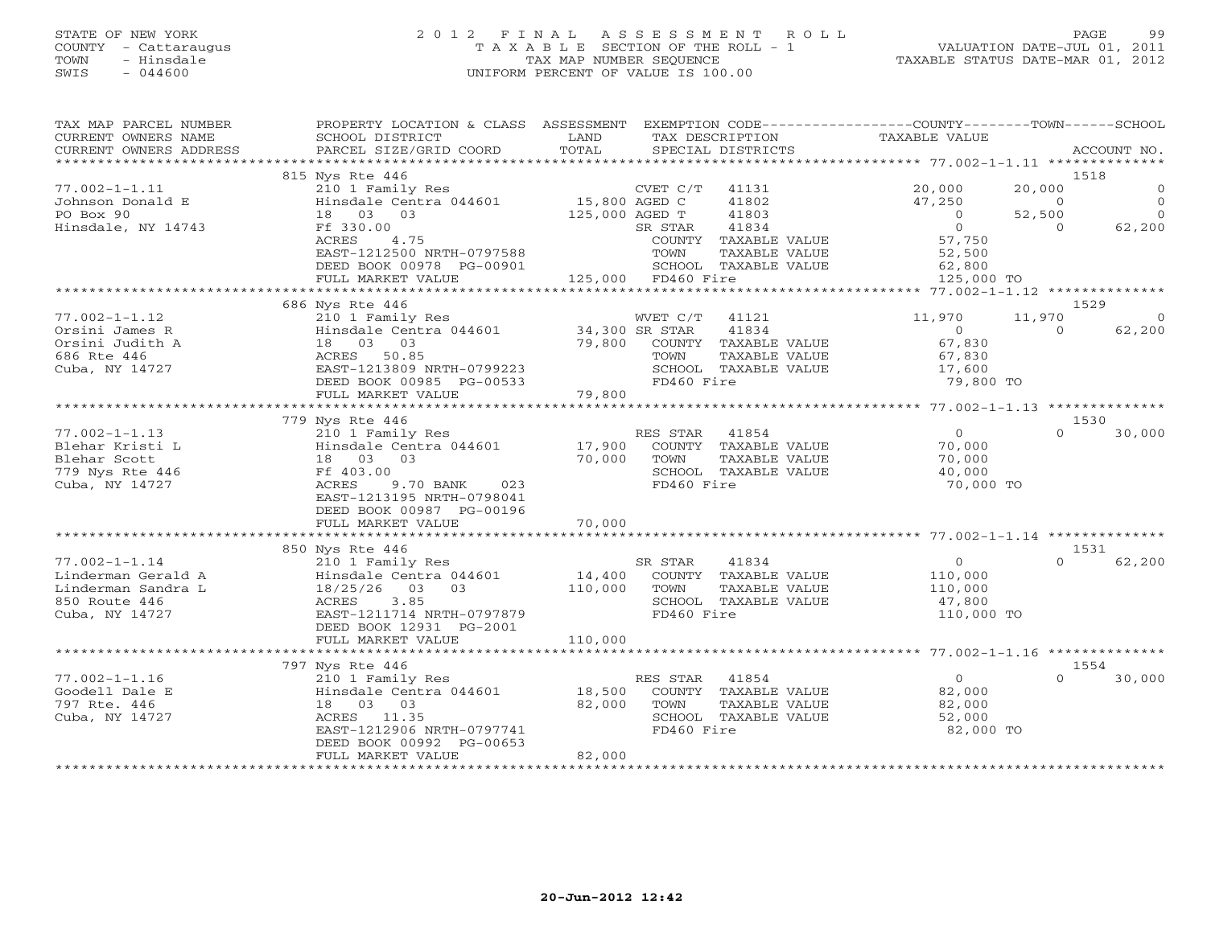STATE OF NEW YORK
COUNTY - Cattaraugus
TOWN - Hinsdale
SWIS - 044600

# 2012 FINAL ASSESSMENT ROLL
TAXABLE SECTION OF THE ROLL - 1
TAX MAP NUMBER SEQUENCE
UNIFORM PERCENT OF VALUE IS 100.00

VALUATION DATE-JUL 01, 2011
TAXABLE STATUS DATE-MAR 01, 2012

| TAX MAP PARCEL NUMBER / CURRENT OWNERS NAME / CURRENT OWNERS ADDRESS | PROPERTY LOCATION & CLASS / SCHOOL DISTRICT / PARCEL SIZE/GRID COORD | ASSESSMENT LAND | TOTAL | EXEMPTION CODE / TAX DESCRIPTION / SPECIAL DISTRICTS | COUNTY TAXABLE VALUE | TOWN | SCHOOL | ACCOUNT NO. |
|---|---|---|---|---|---|---|---|---|
| | 815 Nys Rte 446 | | | | | | | 1518 |
| 77.002-1-1.11 | 210 1 Family Res | | | CVET C/T 41131 | 20,000 | 20,000 | 0 | |
| Johnson Donald E | Hinsdale Centra 044601 | 15,800 | | AGED C 41802 | 47,250 | 0 | 0 | |
| PO Box 90 | 18 03 03 | | 125,000 | AGED T 41803 | 0 | 52,500 | 0 | |
| Hinsdale, NY 14743 | Ff 330.00 | | | SR STAR 41834 | 0 | 0 | 62,200 | |
| | ACRES 4.75 | | | COUNTY TAXABLE VALUE | 57,750 | | | |
| | EAST-1212500 NRTH-0797588 | | | TOWN TAXABLE VALUE | 52,500 | | | |
| | DEED BOOK 00978 PG-00901 | | | SCHOOL TAXABLE VALUE | 62,800 | | | |
| | FULL MARKET VALUE | | 125,000 | FD460 Fire | 125,000 TO | | | |
| | 686 Nys Rte 446 | | | | | | | 1529 |
| 77.002-1-1.12 | 210 1 Family Res | | | WVET C/T 41121 | 11,970 | 11,970 | 0 | |
| Orsini James R | Hinsdale Centra 044601 | 34,300 | | SR STAR 41834 | 0 | 0 | 62,200 | |
| Orsini Judith A | 18 03 03 | | 79,800 | COUNTY TAXABLE VALUE | 67,830 | | | |
| 686 Rte 446 | ACRES 50.85 | | | TOWN TAXABLE VALUE | 67,830 | | | |
| Cuba, NY 14727 | EAST-1213809 NRTH-0799223 | | | SCHOOL TAXABLE VALUE | 17,600 | | | |
| | DEED BOOK 00985 PG-00533 | | | FD460 Fire | 79,800 TO | | | |
| | FULL MARKET VALUE | | 79,800 | | | | | |
| | 779 Nys Rte 446 | | | | | | | 1530 |
| 77.002-1-1.13 | 210 1 Family Res | | | RES STAR 41854 | 0 | 0 | 30,000 | |
| Blehar Kristi L | Hinsdale Centra 044601 | 17,900 | | COUNTY TAXABLE VALUE | 70,000 | | | |
| Blehar Scott | 18 03 03 | | 70,000 | TOWN TAXABLE VALUE | 70,000 | | | |
| 779 Nys Rte 446 | Ff 403.00 | | | SCHOOL TAXABLE VALUE | 40,000 | | | |
| Cuba, NY 14727 | ACRES 9.70 BANK 023 | | | FD460 Fire | 70,000 TO | | | |
| | EAST-1213195 NRTH-0798041 | | | | | | | |
| | DEED BOOK 00987 PG-00196 | | | | | | | |
| | FULL MARKET VALUE | | 70,000 | | | | | |
| | 850 Nys Rte 446 | | | | | | | 1531 |
| 77.002-1-1.14 | 210 1 Family Res | | | SR STAR 41834 | 0 | 0 | 62,200 | |
| Linderman Gerald A | Hinsdale Centra 044601 | 14,400 | | COUNTY TAXABLE VALUE | 110,000 | | | |
| Linderman Sandra L | 18/25/26 03 03 | | 110,000 | TOWN TAXABLE VALUE | 110,000 | | | |
| 850 Route 446 | ACRES 3.85 | | | SCHOOL TAXABLE VALUE | 47,800 | | | |
| Cuba, NY 14727 | EAST-1211714 NRTH-0797879 | | | FD460 Fire | 110,000 TO | | | |
| | DEED BOOK 12931 PG-2001 | | | | | | | |
| | FULL MARKET VALUE | | 110,000 | | | | | |
| | 797 Nys Rte 446 | | | | | | | 1554 |
| 77.002-1-1.16 | 210 1 Family Res | | | RES STAR 41854 | 0 | 0 | 30,000 | |
| Goodell Dale E | Hinsdale Centra 044601 | 18,500 | | COUNTY TAXABLE VALUE | 82,000 | | | |
| 797 Rte. 446 | 18 03 03 | | 82,000 | TOWN TAXABLE VALUE | 82,000 | | | |
| Cuba, NY 14727 | ACRES 11.35 | | | SCHOOL TAXABLE VALUE | 52,000 | | | |
| | EAST-1212906 NRTH-0797741 | | | FD460 Fire | 82,000 TO | | | |
| | DEED BOOK 00992 PG-00653 | | | | | | | |
| | FULL MARKET VALUE | | 82,000 | | | | | |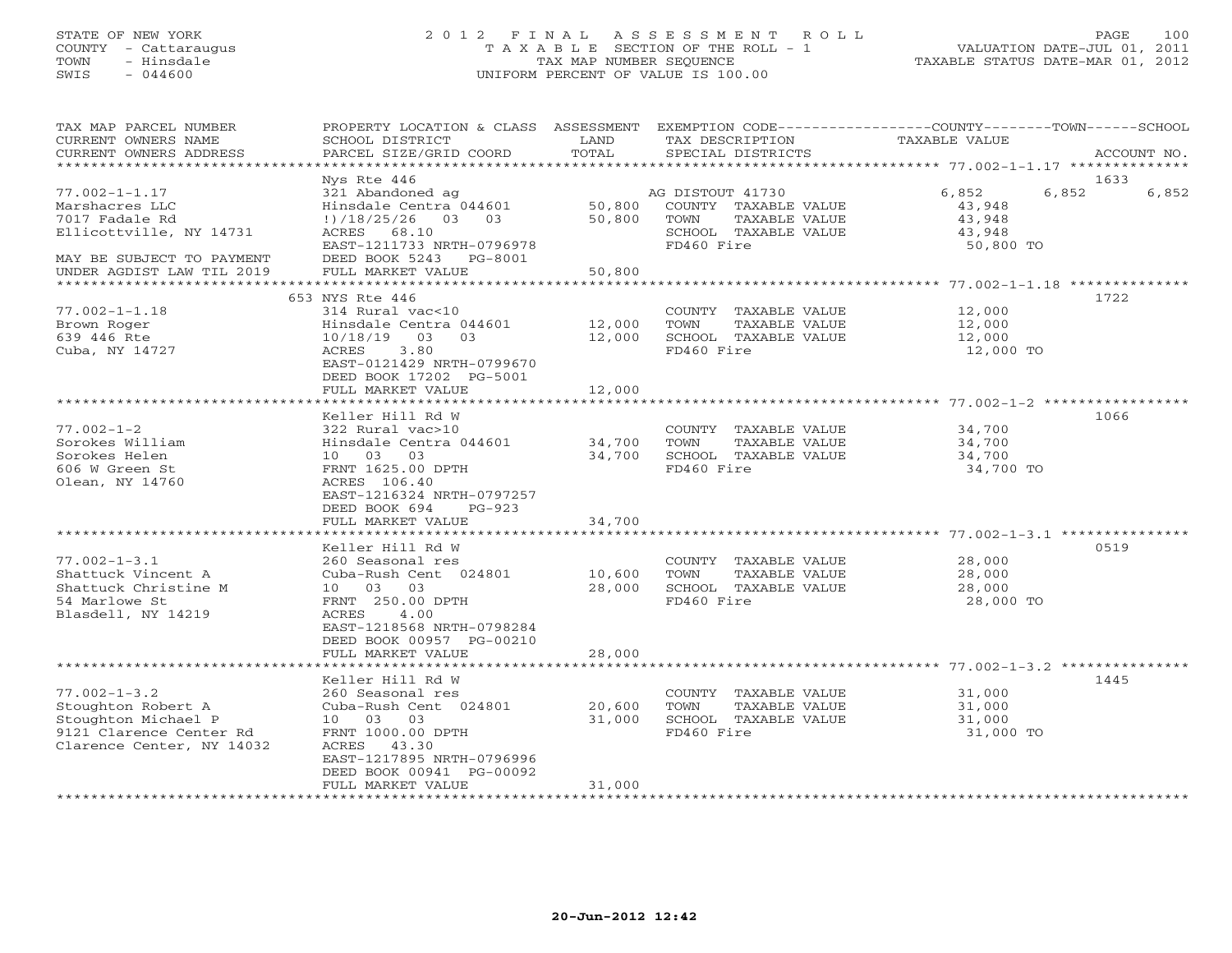STATE OF NEW YORK
COUNTY - Cattaraugus
TOWN - Hinsdale
SWIS - 044600

# 2012 FINAL ASSESSMENT ROLL
TAXABLE SECTION OF THE ROLL - 1
TAX MAP NUMBER SEQUENCE
UNIFORM PERCENT OF VALUE IS 100.00

VALUATION DATE-JUL 01, 2011
TAXABLE STATUS DATE-MAR 01, 2012

| TAX MAP PARCEL NUMBER / CURRENT OWNERS NAME / CURRENT OWNERS ADDRESS | PROPERTY LOCATION & CLASS / SCHOOL DISTRICT / PARCEL SIZE/GRID COORD | ASSESSMENT LAND | TOTAL | EXEMPTION CODE / TAX DESCRIPTION / SPECIAL DISTRICTS | COUNTY TAXABLE VALUE | TOWN | SCHOOL | ACCOUNT NO. |
|---|---|---|---|---|---|---|---|---|
| | Nys Rte 446 | | | | | | | 1633 |
| 77.002-1-1.17 | 321 Abandoned ag | | | AG DISTOUT 41730 | 6,852 | 6,852 | 6,852 | |
| Marshacres LLC | Hinsdale Centra 044601 | 50,800 | | COUNTY TAXABLE VALUE | 43,948 | | | |
| 7017 Fadale Rd | !)/18/25/26 03 03 | | 50,800 | TOWN TAXABLE VALUE | 43,948 | | | |
| Ellicottville, NY 14731 | ACRES 68.10 | | | SCHOOL TAXABLE VALUE | 43,948 | | | |
| | EAST-1211733 NRTH-0796978 | | | FD460 Fire | 50,800 TO | | | |
| MAY BE SUBJECT TO PAYMENT | DEED BOOK 5243 PG-8001 | | | | | | | |
| UNDER AGDIST LAW TIL 2019 | FULL MARKET VALUE | | 50,800 | | | | | |
| | 653 NYS Rte 446 | | | | | | | 1722 |
| 77.002-1-1.18 | 314 Rural vac<10 | | | COUNTY TAXABLE VALUE | 12,000 | | | |
| Brown Roger | Hinsdale Centra 044601 | 12,000 | | TOWN TAXABLE VALUE | 12,000 | | | |
| 639 446 Rte | 10/18/19 03 03 | | 12,000 | SCHOOL TAXABLE VALUE | 12,000 | | | |
| Cuba, NY 14727 | ACRES 3.80 | | | FD460 Fire | 12,000 TO | | | |
| | EAST-0121429 NRTH-0799670 | | | | | | | |
| | DEED BOOK 17202 PG-5001 | | | | | | | |
| | FULL MARKET VALUE | | 12,000 | | | | | |
| | Keller Hill Rd W | | | | | | | 1066 |
| 77.002-1-2 | 322 Rural vac>10 | | | COUNTY TAXABLE VALUE | 34,700 | | | |
| Sorokes William | Hinsdale Centra 044601 | 34,700 | | TOWN TAXABLE VALUE | 34,700 | | | |
| Sorokes Helen | 10 03 03 | | 34,700 | SCHOOL TAXABLE VALUE | 34,700 | | | |
| 606 W Green St | FRNT 1625.00 DPTH | | | FD460 Fire | 34,700 TO | | | |
| Olean, NY 14760 | ACRES 106.40 | | | | | | | |
| | EAST-1216324 NRTH-0797257 | | | | | | | |
| | DEED BOOK 694 PG-923 | | | | | | | |
| | FULL MARKET VALUE | | 34,700 | | | | | |
| | Keller Hill Rd W | | | | | | | 0519 |
| 77.002-1-3.1 | 260 Seasonal res | | | COUNTY TAXABLE VALUE | 28,000 | | | |
| Shattuck Vincent A | Cuba-Rush Cent 024801 | 10,600 | | TOWN TAXABLE VALUE | 28,000 | | | |
| Shattuck Christine M | 10 03 03 | | 28,000 | SCHOOL TAXABLE VALUE | 28,000 | | | |
| 54 Marlowe St | FRNT 250.00 DPTH | | | FD460 Fire | 28,000 TO | | | |
| Blasdell, NY 14219 | ACRES 4.00 | | | | | | | |
| | EAST-1218568 NRTH-0798284 | | | | | | | |
| | DEED BOOK 00957 PG-00210 | | | | | | | |
| | FULL MARKET VALUE | | 28,000 | | | | | |
| | Keller Hill Rd W | | | | | | | 1445 |
| 77.002-1-3.2 | 260 Seasonal res | | | COUNTY TAXABLE VALUE | 31,000 | | | |
| Stoughton Robert A | Cuba-Rush Cent 024801 | 20,600 | | TOWN TAXABLE VALUE | 31,000 | | | |
| Stoughton Michael P | 10 03 03 | | 31,000 | SCHOOL TAXABLE VALUE | 31,000 | | | |
| 9121 Clarence Center Rd | FRNT 1000.00 DPTH | | | FD460 Fire | 31,000 TO | | | |
| Clarence Center, NY 14032 | ACRES 43.30 | | | | | | | |
| | EAST-1217895 NRTH-0796996 | | | | | | | |
| | DEED BOOK 00941 PG-00092 | | | | | | | |
| | FULL MARKET VALUE | | 31,000 | | | | | |

20-Jun-2012 12:42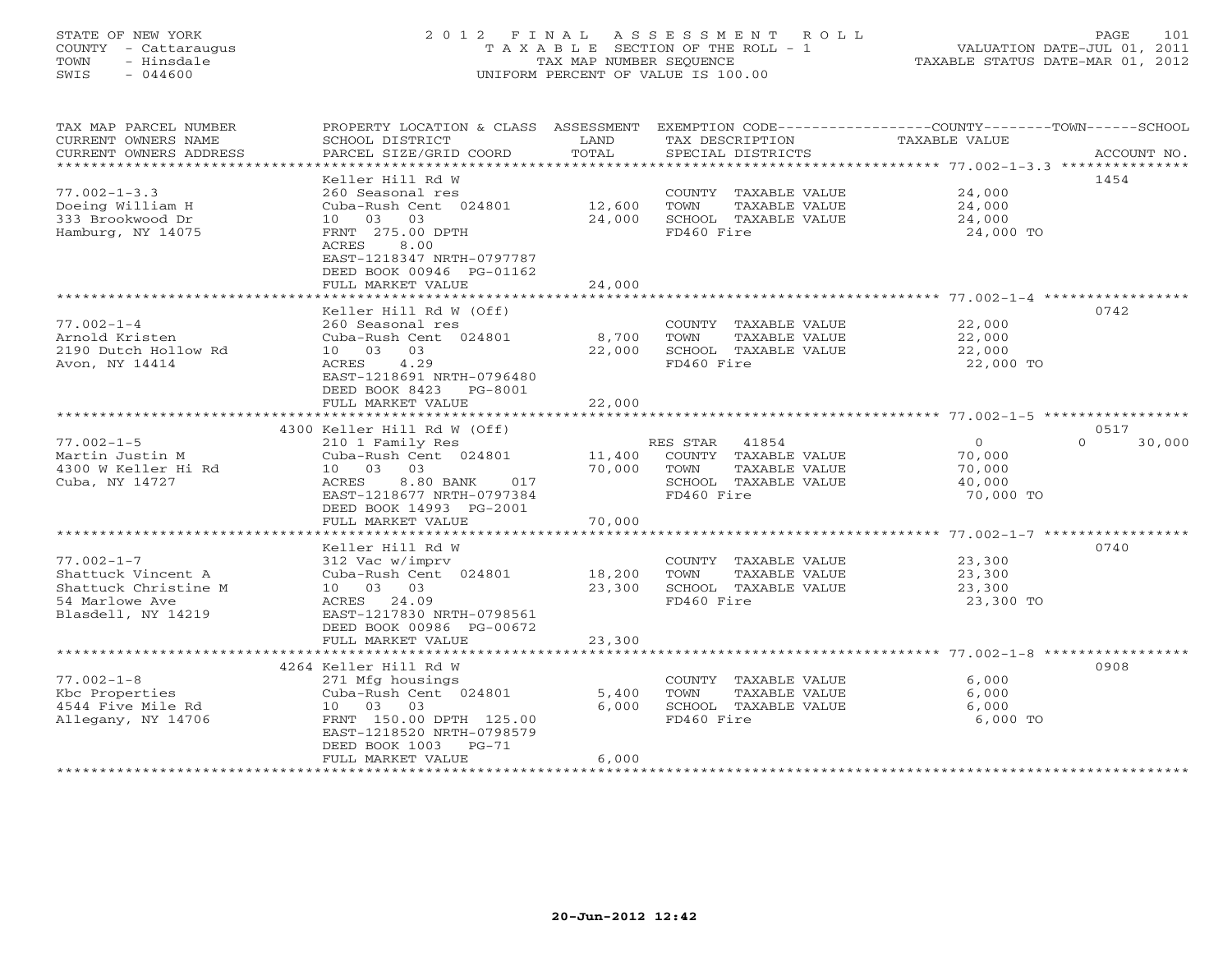STATE OF NEW YORK
COUNTY - Cattaraugus
TOWN - Hinsdale
SWIS - 044600

2012 FINAL ASSESSMENT ROLL
TAXABLE SECTION OF THE ROLL - 1
TAX MAP NUMBER SEQUENCE
UNIFORM PERCENT OF VALUE IS 100.00

VALUATION DATE-JUL 01, 2011
TAXABLE STATUS DATE-MAR 01, 2012

| TAX MAP PARCEL NUMBER / CURRENT OWNERS NAME / CURRENT OWNERS ADDRESS | PROPERTY LOCATION & CLASS / SCHOOL DISTRICT / PARCEL SIZE/GRID COORD | ASSESSMENT LAND | TOTAL | EXEMPTION CODE / TAX DESCRIPTION / SPECIAL DISTRICTS | COUNTY | TOWN | SCHOOL | ACCOUNT NO. |
|---|---|---|---|---|---|---|---|---|
| **77.002-1-3.3** | Keller Hill Rd W | | | | | | | 1454 |
| Doeing William H | 260 Seasonal res | | | COUNTY TAXABLE VALUE | 24,000 | | | |
| 333 Brookwood Dr | Cuba-Rush Cent 024801 | 12,600 | | TOWN TAXABLE VALUE | | 24,000 | | |
| Hamburg, NY 14075 | 10 03 03 | | 24,000 | SCHOOL TAXABLE VALUE | | | 24,000 | |
| | FRNT 275.00 DPTH | | | FD460 Fire | 24,000 TO | | | |
| | ACRES 8.00 | | | | | | | |
| | EAST-1218347 NRTH-0797787 | | | | | | | |
| | DEED BOOK 00946 PG-01162 | | | | | | | |
| | FULL MARKET VALUE | | 24,000 | | | | | |
| **77.002-1-4** | Keller Hill Rd W (Off) | | | | | | | 0742 |
| Arnold Kristen | 260 Seasonal res | | | COUNTY TAXABLE VALUE | 22,000 | | | |
| 2190 Dutch Hollow Rd | Cuba-Rush Cent 024801 | 8,700 | | TOWN TAXABLE VALUE | | 22,000 | | |
| Avon, NY 14414 | 10 03 03 | | 22,000 | SCHOOL TAXABLE VALUE | | | 22,000 | |
| | ACRES 4.29 | | | FD460 Fire | 22,000 TO | | | |
| | EAST-1218691 NRTH-0796480 | | | | | | | |
| | DEED BOOK 8423 PG-8001 | | | | | | | |
| | FULL MARKET VALUE | | 22,000 | | | | | |
| **77.002-1-5** | 4300 Keller Hill Rd W (Off) | | | | | | | 0517 |
| Martin Justin M | 210 1 Family Res | | | RES STAR 41854 | 0 | 0 | 30,000 | |
| 4300 W Keller Hi Rd | Cuba-Rush Cent 024801 | 11,400 | | COUNTY TAXABLE VALUE | 70,000 | | | |
| Cuba, NY 14727 | 10 03 03 | | 70,000 | TOWN TAXABLE VALUE | | 70,000 | | |
| | ACRES 8.80 BANK 017 | | | SCHOOL TAXABLE VALUE | | | 40,000 | |
| | EAST-1218677 NRTH-0797384 | | | FD460 Fire | 70,000 TO | | | |
| | DEED BOOK 14993 PG-2001 | | | | | | | |
| | FULL MARKET VALUE | | 70,000 | | | | | |
| **77.002-1-7** | Keller Hill Rd W | | | | | | | 0740 |
| Shattuck Vincent A | 312 Vac w/imprv | | | COUNTY TAXABLE VALUE | 23,300 | | | |
| Shattuck Christine M | Cuba-Rush Cent 024801 | 18,200 | | TOWN TAXABLE VALUE | | 23,300 | | |
| 54 Marlowe Ave | 10 03 03 | | 23,300 | SCHOOL TAXABLE VALUE | | | 23,300 | |
| Blasdell, NY 14219 | ACRES 24.09 | | | FD460 Fire | 23,300 TO | | | |
| | EAST-1217830 NRTH-0798561 | | | | | | | |
| | DEED BOOK 00986 PG-00672 | | | | | | | |
| | FULL MARKET VALUE | | 23,300 | | | | | |
| **77.002-1-8** | 4264 Keller Hill Rd W | | | | | | | 0908 |
| Kbc Properties | 271 Mfg housings | | | COUNTY TAXABLE VALUE | 6,000 | | | |
| 4544 Five Mile Rd | Cuba-Rush Cent 024801 | 5,400 | | TOWN TAXABLE VALUE | | 6,000 | | |
| Allegany, NY 14706 | 10 03 03 | | 6,000 | SCHOOL TAXABLE VALUE | | | 6,000 | |
| | FRNT 150.00 DPTH 125.00 | | | FD460 Fire | 6,000 TO | | | |
| | EAST-1218520 NRTH-0798579 | | | | | | | |
| | DEED BOOK 1003 PG-71 | | | | | | | |
| | FULL MARKET VALUE | | 6,000 | | | | | |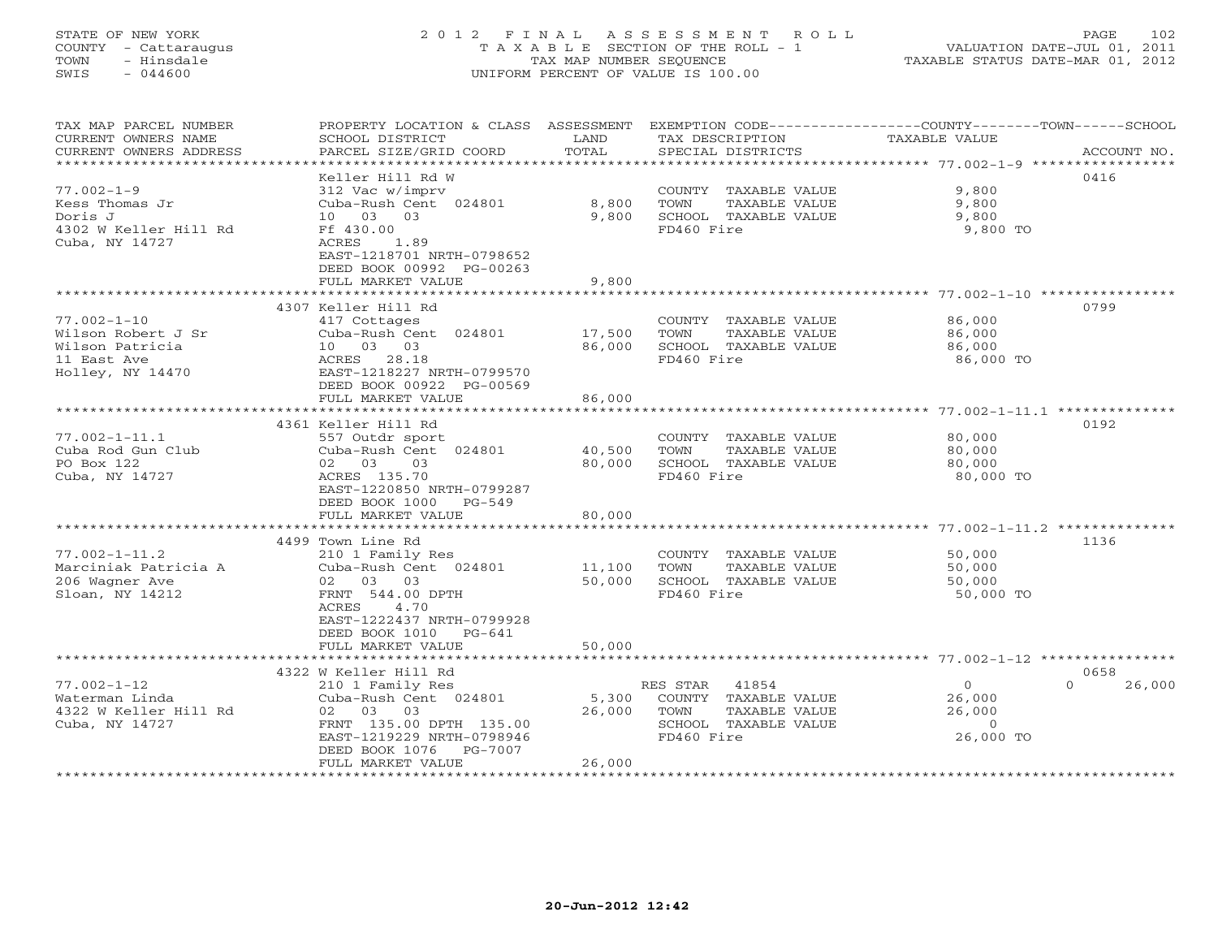STATE OF NEW YORK
COUNTY - Cattaraugus
TOWN - Hinsdale
SWIS - 044600

2012 FINAL ASSESSMENT ROLL
TAXABLE SECTION OF THE ROLL - 1
TAX MAP NUMBER SEQUENCE
UNIFORM PERCENT OF VALUE IS 100.00

VALUATION DATE-JUL 01, 2011
TAXABLE STATUS DATE-MAR 01, 2012

| TAX MAP PARCEL NUMBER / CURRENT OWNERS NAME / CURRENT OWNERS ADDRESS | PROPERTY LOCATION & CLASS / SCHOOL DISTRICT / PARCEL SIZE/GRID COORD | ASSESSMENT LAND / TOTAL | EXEMPTION CODE / TAX DESCRIPTION / SPECIAL DISTRICTS | COUNTY / TOWN / SCHOOL TAXABLE VALUE | ACCOUNT NO. |
|---|---|---|---|---|---|
| 77.002-1-9 | Keller Hill Rd W | | | | 0416 |
| | 312 Vac w/imprv | | COUNTY TAXABLE VALUE | 9,800 | |
| Kess Thomas Jr | Cuba-Rush Cent 024801 | 8,800 | TOWN TAXABLE VALUE | 9,800 | |
| Doris J | 10 03 03 | 9,800 | SCHOOL TAXABLE VALUE | 9,800 | |
| 4302 W Keller Hill Rd | Ff 430.00 | | FD460 Fire | 9,800 TO | |
| Cuba, NY 14727 | ACRES 1.89 | | | | |
| | EAST-1218701 NRTH-0798652 | | | | |
| | DEED BOOK 00992 PG-00263 | | | | |
| | FULL MARKET VALUE | 9,800 | | | |
| 77.002-1-10 | 4307 Keller Hill Rd | | | | 0799 |
| | 417 Cottages | | COUNTY TAXABLE VALUE | 86,000 | |
| Wilson Robert J Sr | Cuba-Rush Cent 024801 | 17,500 | TOWN TAXABLE VALUE | 86,000 | |
| Wilson Patricia | 10 03 03 | 86,000 | SCHOOL TAXABLE VALUE | 86,000 | |
| 11 East Ave | ACRES 28.18 | | FD460 Fire | 86,000 TO | |
| Holley, NY 14470 | EAST-1218227 NRTH-0799570 | | | | |
| | DEED BOOK 00922 PG-00569 | | | | |
| | FULL MARKET VALUE | 86,000 | | | |
| 77.002-1-11.1 | 4361 Keller Hill Rd | | | | 0192 |
| | 557 Outdr sport | | COUNTY TAXABLE VALUE | 80,000 | |
| Cuba Rod Gun Club | Cuba-Rush Cent 024801 | 40,500 | TOWN TAXABLE VALUE | 80,000 | |
| PO Box 122 | 02 03 03 | 80,000 | SCHOOL TAXABLE VALUE | 80,000 | |
| Cuba, NY 14727 | ACRES 135.70 | | FD460 Fire | 80,000 TO | |
| | EAST-1220850 NRTH-0799287 | | | | |
| | DEED BOOK 1000 PG-549 | | | | |
| | FULL MARKET VALUE | 80,000 | | | |
| 77.002-1-11.2 | 4499 Town Line Rd | | | | 1136 |
| | 210 1 Family Res | | COUNTY TAXABLE VALUE | 50,000 | |
| Marciniak Patricia A | Cuba-Rush Cent 024801 | 11,100 | TOWN TAXABLE VALUE | 50,000 | |
| 206 Wagner Ave | 02 03 03 | 50,000 | SCHOOL TAXABLE VALUE | 50,000 | |
| Sloan, NY 14212 | FRNT 544.00 DPTH | | FD460 Fire | 50,000 TO | |
| | ACRES 4.70 | | | | |
| | EAST-1222437 NRTH-0799928 | | | | |
| | DEED BOOK 1010 PG-641 | | | | |
| | FULL MARKET VALUE | 50,000 | | | |
| 77.002-1-12 | 4322 W Keller Hill Rd | | | | 0658 |
| | 210 1 Family Res | | RES STAR 41854 | 0 / 0 / 26,000 | |
| Waterman Linda | Cuba-Rush Cent 024801 | 5,300 | COUNTY TAXABLE VALUE | 26,000 | |
| 4322 W Keller Hill Rd | 02 03 03 | 26,000 | TOWN TAXABLE VALUE | 26,000 | |
| Cuba, NY 14727 | FRNT 135.00 DPTH 135.00 | | SCHOOL TAXABLE VALUE | 0 | |
| | EAST-1219229 NRTH-0798946 | | FD460 Fire | 26,000 TO | |
| | DEED BOOK 1076 PG-7007 | | | | |
| | FULL MARKET VALUE | 26,000 | | | |

20-Jun-2012 12:42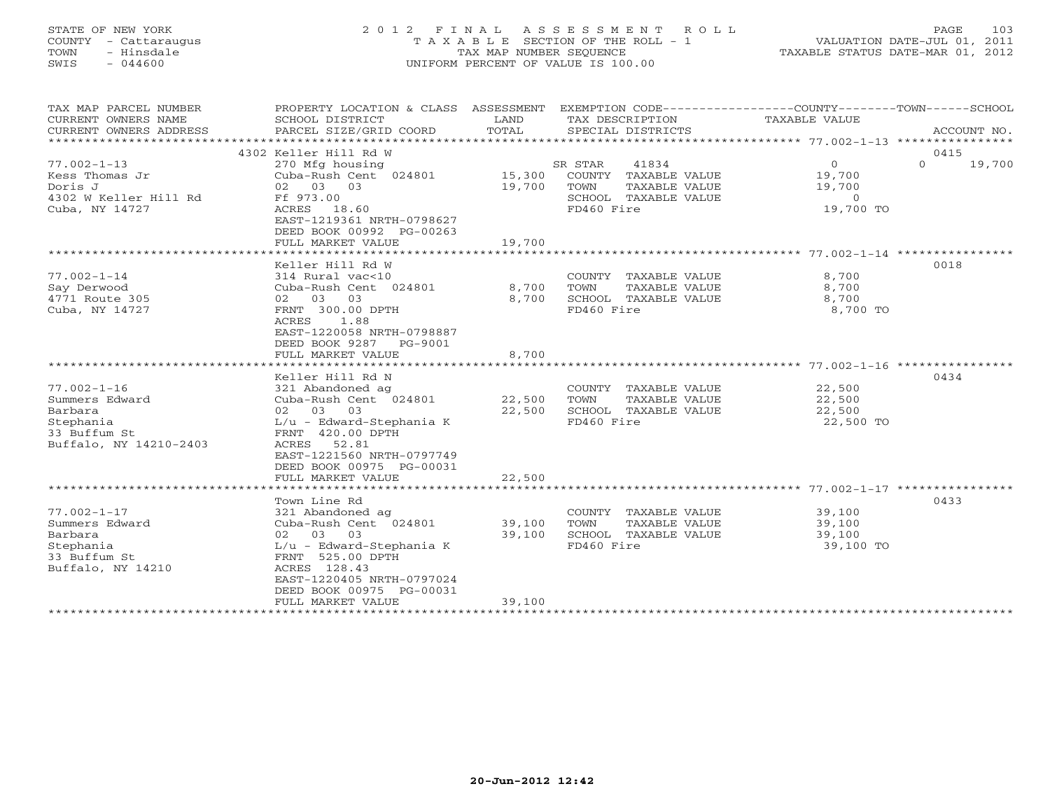STATE OF NEW YORK
COUNTY - Cattaraugus
TOWN - Hinsdale
SWIS - 044600

# 2012 FINAL ASSESSMENT ROLL
TAXABLE SECTION OF THE ROLL - 1
TAX MAP NUMBER SEQUENCE
UNIFORM PERCENT OF VALUE IS 100.00

VALUATION DATE-JUL 01, 2011
TAXABLE STATUS DATE-MAR 01, 2012

| TAX MAP PARCEL NUMBER / CURRENT OWNERS NAME / CURRENT OWNERS ADDRESS | PROPERTY LOCATION & CLASS / SCHOOL DISTRICT / PARCEL SIZE/GRID COORD | ASSESSMENT LAND | TOTAL | EXEMPTION CODE / TAX DESCRIPTION / SPECIAL DISTRICTS | COUNTY TAXABLE VALUE | TOWN | SCHOOL | ACCOUNT NO. |
|---|---|---|---|---|---|---|---|---|
| | 4302 Keller Hill Rd W | | | | | | | 0415 |
| 77.002-1-13 | 270 Mfg housing | | | SR STAR 41834 | 0 | 0 | 19,700 | |
| Kess Thomas Jr | Cuba-Rush Cent 024801 | 15,300 | | COUNTY TAXABLE VALUE | 19,700 | | | |
| Doris J | 02 03 03 | | 19,700 | TOWN TAXABLE VALUE | 19,700 | | | |
| 4302 W Keller Hill Rd | Ff 973.00 | | | SCHOOL TAXABLE VALUE | 0 | | | |
| Cuba, NY 14727 | ACRES 18.60 | | | FD460 Fire | 19,700 TO | | | |
| | EAST-1219361 NRTH-0798627 | | | | | | | |
| | DEED BOOK 00992 PG-00263 | | | | | | | |
| | FULL MARKET VALUE | | 19,700 | | | | | |
| | Keller Hill Rd W | | | | | | | 0018 |
| 77.002-1-14 | 314 Rural vac<10 | | | COUNTY TAXABLE VALUE | 8,700 | | | |
| Say Derwood | Cuba-Rush Cent 024801 | 8,700 | | TOWN TAXABLE VALUE | 8,700 | | | |
| 4771 Route 305 | 02 03 03 | | 8,700 | SCHOOL TAXABLE VALUE | 8,700 | | | |
| Cuba, NY 14727 | FRNT 300.00 DPTH | | | FD460 Fire | 8,700 TO | | | |
| | ACRES 1.88 | | | | | | | |
| | EAST-1220058 NRTH-0798887 | | | | | | | |
| | DEED BOOK 9287 PG-9001 | | | | | | | |
| | FULL MARKET VALUE | | 8,700 | | | | | |
| | Keller Hill Rd N | | | | | | | 0434 |
| 77.002-1-16 | 321 Abandoned ag | | | COUNTY TAXABLE VALUE | 22,500 | | | |
| Summers Edward | Cuba-Rush Cent 024801 | 22,500 | | TOWN TAXABLE VALUE | 22,500 | | | |
| Barbara | 02 03 03 | | 22,500 | SCHOOL TAXABLE VALUE | 22,500 | | | |
| Stephania | L/u - Edward-Stephania K | | | FD460 Fire | 22,500 TO | | | |
| 33 Buffum St | FRNT 420.00 DPTH | | | | | | | |
| Buffalo, NY 14210-2403 | ACRES 52.81 | | | | | | | |
| | EAST-1221560 NRTH-0797749 | | | | | | | |
| | DEED BOOK 00975 PG-00031 | | | | | | | |
| | FULL MARKET VALUE | | 22,500 | | | | | |
| | Town Line Rd | | | | | | | 0433 |
| 77.002-1-17 | 321 Abandoned ag | | | COUNTY TAXABLE VALUE | 39,100 | | | |
| Summers Edward | Cuba-Rush Cent 024801 | 39,100 | | TOWN TAXABLE VALUE | 39,100 | | | |
| Barbara | 02 03 03 | | 39,100 | SCHOOL TAXABLE VALUE | 39,100 | | | |
| Stephania | L/u - Edward-Stephania K | | | FD460 Fire | 39,100 TO | | | |
| 33 Buffum St | FRNT 525.00 DPTH | | | | | | | |
| Buffalo, NY 14210 | ACRES 128.43 | | | | | | | |
| | EAST-1220405 NRTH-0797024 | | | | | | | |
| | DEED BOOK 00975 PG-00031 | | | | | | | |
| | FULL MARKET VALUE | | 39,100 | | | | | |

20-Jun-2012 12:42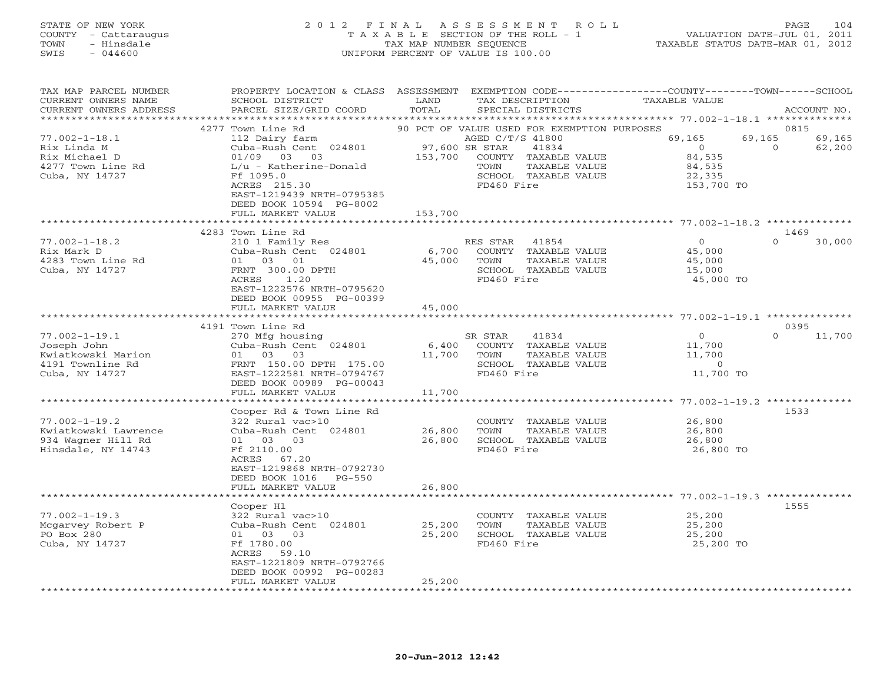STATE OF NEW YORK
COUNTY - Cattaraugus
TOWN - Hinsdale
SWIS - 044600

2012 FINAL ASSESSMENT ROLL
TAXABLE SECTION OF THE ROLL - 1
TAX MAP NUMBER SEQUENCE
UNIFORM PERCENT OF VALUE IS 100.00

VALUATION DATE-JUL 01, 2011
TAXABLE STATUS DATE-MAR 01, 2012

| TAX MAP PARCEL NUMBER / CURRENT OWNERS NAME / CURRENT OWNERS ADDRESS | PROPERTY LOCATION & CLASS / SCHOOL DISTRICT / PARCEL SIZE/GRID COORD | ASSESSMENT LAND / TOTAL | EXEMPTION CODE / TAX DESCRIPTION / SPECIAL DISTRICTS | COUNTY TAXABLE VALUE | TOWN | SCHOOL | ACCOUNT NO. |
|---|---|---|---|---|---|---|---|
| 77.002-1-18.1 | 4277 Town Line Rd | | 90 PCT OF VALUE USED FOR EXEMPTION PURPOSES | | | | 0815 |
| | 112 Dairy farm | | AGED C/T/S 41800 | 69,165 | 69,165 | 69,165 | |
| Rix Linda M | Cuba-Rush Cent 024801 | 97,600 | SR STAR 41834 | 0 | 0 | 62,200 | |
| Rix Michael D | 01/09 03 03 | 153,700 | COUNTY TAXABLE VALUE | 84,535 | | | |
| 4277 Town Line Rd | L/u - Katherine-Donald | | TOWN TAXABLE VALUE | 84,535 | | | |
| Cuba, NY 14727 | Ff 1095.0 | | SCHOOL TAXABLE VALUE | 22,335 | | | |
| | ACRES 215.30 | | FD460 Fire | 153,700 TO | | | |
| | EAST-1219439 NRTH-0795385 | | | | | | |
| | DEED BOOK 10594 PG-8002 | | | | | | |
| | FULL MARKET VALUE | 153,700 | | | | | |
| 77.002-1-18.2 | 4283 Town Line Rd | | | | | | 1469 |
| Rix Mark D | 210 1 Family Res | | RES STAR 41854 | 0 | 0 | 30,000 | |
| 4283 Town Line Rd | Cuba-Rush Cent 024801 | 6,700 | COUNTY TAXABLE VALUE | 45,000 | | | |
| Cuba, NY 14727 | 01 03 01 | 45,000 | TOWN TAXABLE VALUE | 45,000 | | | |
| | FRNT 300.00 DPTH | | SCHOOL TAXABLE VALUE | 15,000 | | | |
| | ACRES 1.20 | | FD460 Fire | 45,000 TO | | | |
| | EAST-1222576 NRTH-0795620 | | | | | | |
| | DEED BOOK 00955 PG-00399 | | | | | | |
| | FULL MARKET VALUE | 45,000 | | | | | |
| 77.002-1-19.1 | 4191 Town Line Rd | | | | | | 0395 |
| Joseph John | 270 Mfg housing | | SR STAR 41834 | 0 | 0 | 11,700 | |
| Kwiatkowski Marion | Cuba-Rush Cent 024801 | 6,400 | COUNTY TAXABLE VALUE | 11,700 | | | |
| 4191 Townline Rd | 01 03 03 | 11,700 | TOWN TAXABLE VALUE | 11,700 | | | |
| Cuba, NY 14727 | FRNT 150.00 DPTH 175.00 | | SCHOOL TAXABLE VALUE | 0 | | | |
| | EAST-1222581 NRTH-0794767 | | FD460 Fire | 11,700 TO | | | |
| | DEED BOOK 00989 PG-00043 | | | | | | |
| | FULL MARKET VALUE | 11,700 | | | | | |
| 77.002-1-19.2 | Cooper Rd & Town Line Rd | | | | | | 1533 |
| Kwiatkowski Lawrence | 322 Rural vac>10 | | COUNTY TAXABLE VALUE | 26,800 | | | |
| 934 Wagner Hill Rd | Cuba-Rush Cent 024801 | 26,800 | TOWN TAXABLE VALUE | 26,800 | | | |
| Hinsdale, NY 14743 | 01 03 03 | 26,800 | SCHOOL TAXABLE VALUE | 26,800 | | | |
| | Ff 2110.00 | | FD460 Fire | 26,800 TO | | | |
| | ACRES 67.20 | | | | | | |
| | EAST-1219868 NRTH-0792730 | | | | | | |
| | DEED BOOK 1016 PG-550 | | | | | | |
| | FULL MARKET VALUE | 26,800 | | | | | |
| 77.002-1-19.3 | Cooper Hl | | | | | | 1555 |
| Mcgarvey Robert P | 322 Rural vac>10 | | COUNTY TAXABLE VALUE | 25,200 | | | |
| PO Box 280 | Cuba-Rush Cent 024801 | 25,200 | TOWN TAXABLE VALUE | 25,200 | | | |
| Cuba, NY 14727 | 01 03 03 | 25,200 | SCHOOL TAXABLE VALUE | 25,200 | | | |
| | Ff 1780.00 | | FD460 Fire | 25,200 TO | | | |
| | ACRES 59.10 | | | | | | |
| | EAST-1221809 NRTH-0792766 | | | | | | |
| | DEED BOOK 00992 PG-00283 | | | | | | |
| | FULL MARKET VALUE | 25,200 | | | | | |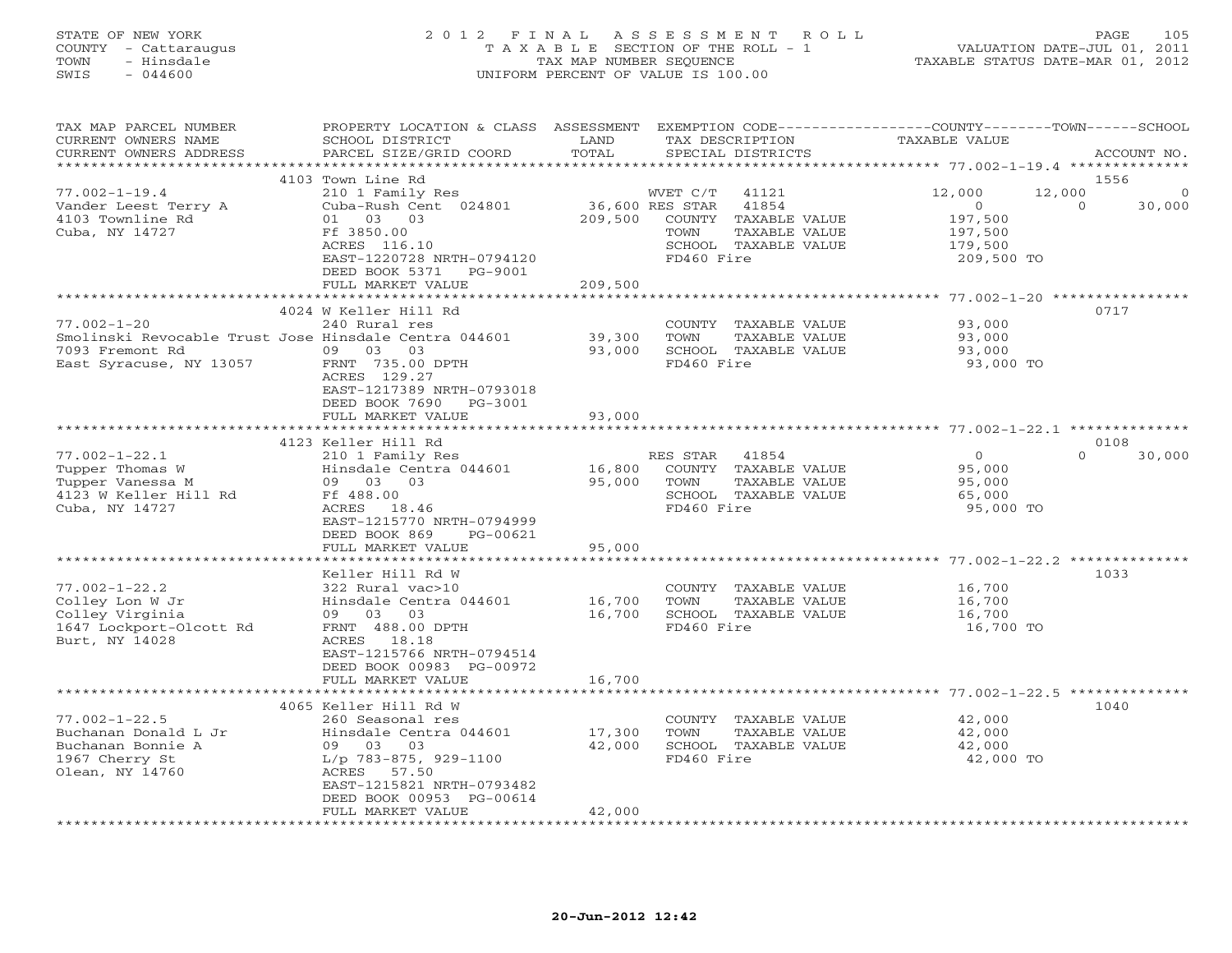STATE OF NEW YORK
COUNTY - Cattaraugus
TOWN - Hinsdale
SWIS - 044600

# 2012 FINAL ASSESSMENT ROLL
TAXABLE SECTION OF THE ROLL - 1
TAX MAP NUMBER SEQUENCE
UNIFORM PERCENT OF VALUE IS 100.00

VALUATION DATE-JUL 01, 2011
TAXABLE STATUS DATE-MAR 01, 2012

| TAX MAP PARCEL NUMBER / CURRENT OWNERS NAME / CURRENT OWNERS ADDRESS | PROPERTY LOCATION & CLASS / SCHOOL DISTRICT / PARCEL SIZE/GRID COORD | ASSESSMENT LAND / TOTAL | EXEMPTION CODE / TAX DESCRIPTION / SPECIAL DISTRICTS | COUNTY TAXABLE VALUE | TOWN | SCHOOL | ACCOUNT NO. |
|---|---|---|---|---|---|---|---|
| | 4103 Town Line Rd | | | | | | 1556 |
| 77.002-1-19.4 | 210 1 Family Res | | WVET C/T 41121 | 12,000 | 12,000 | 0 | |
| Vander Leest Terry A | Cuba-Rush Cent 024801 | 36,600 | RES STAR 41854 | 0 | 0 | 30,000 | |
| 4103 Townline Rd | 01 03 03 | 209,500 | COUNTY TAXABLE VALUE | 197,500 | | | |
| Cuba, NY 14727 | Ff 3850.00 | | TOWN TAXABLE VALUE | 197,500 | | | |
| | ACRES 116.10 | | SCHOOL TAXABLE VALUE | 179,500 | | | |
| | EAST-1220728 NRTH-0794120 | | FD460 Fire | 209,500 TO | | | |
| | DEED BOOK 5371 PG-9001 | | | | | | |
| | FULL MARKET VALUE | 209,500 | | | | | |
| | 4024 W Keller Hill Rd | | | | | | 0717 |
| 77.002-1-20 | 240 Rural res | | COUNTY TAXABLE VALUE | 93,000 | | | |
| Smolinski Revocable Trust Jose | Hinsdale Centra 044601 | 39,300 | TOWN TAXABLE VALUE | 93,000 | | | |
| 7093 Fremont Rd | 09 03 03 | 93,000 | SCHOOL TAXABLE VALUE | 93,000 | | | |
| East Syracuse, NY 13057 | FRNT 735.00 DPTH | | FD460 Fire | 93,000 TO | | | |
| | ACRES 129.27 | | | | | | |
| | EAST-1217389 NRTH-0793018 | | | | | | |
| | DEED BOOK 7690 PG-3001 | | | | | | |
| | FULL MARKET VALUE | 93,000 | | | | | |
| | 4123 Keller Hill Rd | | | | | | 0108 |
| 77.002-1-22.1 | 210 1 Family Res | | RES STAR 41854 | 0 | 0 | 30,000 | |
| Tupper Thomas W | Hinsdale Centra 044601 | 16,800 | COUNTY TAXABLE VALUE | 95,000 | | | |
| Tupper Vanessa M | 09 03 03 | 95,000 | TOWN TAXABLE VALUE | 95,000 | | | |
| 4123 W Keller Hill Rd | Ff 488.00 | | SCHOOL TAXABLE VALUE | 65,000 | | | |
| Cuba, NY 14727 | ACRES 18.46 | | FD460 Fire | 95,000 TO | | | |
| | EAST-1215770 NRTH-0794999 | | | | | | |
| | DEED BOOK 869 PG-00621 | | | | | | |
| | FULL MARKET VALUE | 95,000 | | | | | |
| | Keller Hill Rd W | | | | | | 1033 |
| 77.002-1-22.2 | 322 Rural vac>10 | | COUNTY TAXABLE VALUE | 16,700 | | | |
| Colley Lon W Jr | Hinsdale Centra 044601 | 16,700 | TOWN TAXABLE VALUE | 16,700 | | | |
| Colley Virginia | 09 03 03 | 16,700 | SCHOOL TAXABLE VALUE | 16,700 | | | |
| 1647 Lockport-Olcott Rd | FRNT 488.00 DPTH | | FD460 Fire | 16,700 TO | | | |
| Burt, NY 14028 | ACRES 18.18 | | | | | | |
| | EAST-1215766 NRTH-0794514 | | | | | | |
| | DEED BOOK 00983 PG-00972 | | | | | | |
| | FULL MARKET VALUE | 16,700 | | | | | |
| | 4065 Keller Hill Rd W | | | | | | 1040 |
| 77.002-1-22.5 | 260 Seasonal res | | COUNTY TAXABLE VALUE | 42,000 | | | |
| Buchanan Donald L Jr | Hinsdale Centra 044601 | 17,300 | TOWN TAXABLE VALUE | 42,000 | | | |
| Buchanan Bonnie A | 09 03 03 | 42,000 | SCHOOL TAXABLE VALUE | 42,000 | | | |
| 1967 Cherry St | L/p 783-875, 929-1100 | | FD460 Fire | 42,000 TO | | | |
| Olean, NY 14760 | ACRES 57.50 | | | | | | |
| | EAST-1215821 NRTH-0793482 | | | | | | |
| | DEED BOOK 00953 PG-00614 | | | | | | |
| | FULL MARKET VALUE | 42,000 | | | | | |

20-Jun-2012 12:42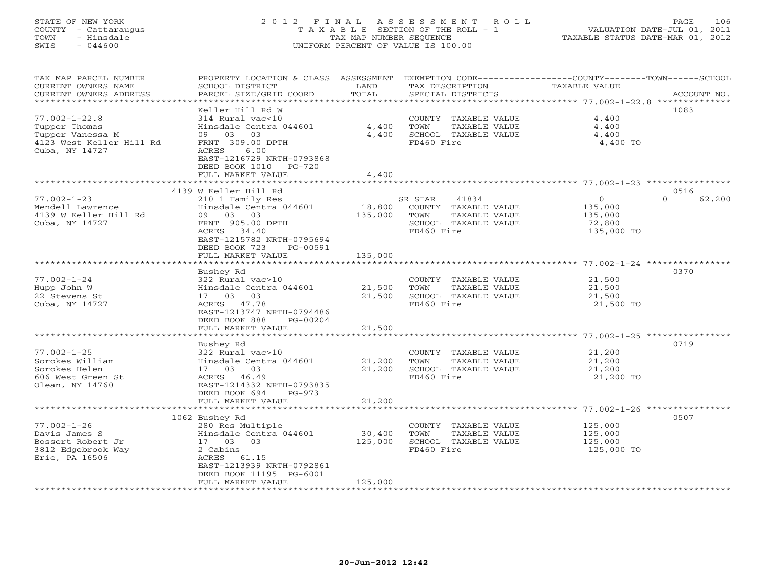STATE OF NEW YORK
COUNTY - Cattaraugus
TOWN - Hinsdale
SWIS - 044600

# 2012 FINAL ASSESSMENT ROLL
TAXABLE SECTION OF THE ROLL - 1
TAX MAP NUMBER SEQUENCE
UNIFORM PERCENT OF VALUE IS 100.00

VALUATION DATE-JUL 01, 2011
TAXABLE STATUS DATE-MAR 01, 2012

| TAX MAP PARCEL NUMBER / CURRENT OWNERS NAME / CURRENT OWNERS ADDRESS | PROPERTY LOCATION & CLASS / SCHOOL DISTRICT / PARCEL SIZE/GRID COORD | ASSESSMENT LAND | TOTAL | EXEMPTION CODE / TAX DESCRIPTION / SPECIAL DISTRICTS | COUNTY/TOWN/SCHOOL TAXABLE VALUE | ACCOUNT NO. |
|---|---|---|---|---|---|---|
| 77.002-1-22.8 | Keller Hill Rd W | | | | | 1083 |
| Tupper Thomas | 314 Rural vac<10 | | | COUNTY TAXABLE VALUE | 4,400 | |
| Tupper Vanessa M | Hinsdale Centra 044601 | 4,400 | | TOWN TAXABLE VALUE | 4,400 | |
| 4123 West Keller Hill Rd | 09 03 03 | | 4,400 | SCHOOL TAXABLE VALUE | 4,400 | |
| Cuba, NY 14727 | FRNT 309.00 DPTH | | | FD460 Fire | 4,400 TO | |
| | ACRES 6.00 | | | | | |
| | EAST-1216729 NRTH-0793868 | | | | | |
| | DEED BOOK 1010 PG-720 | | | | | |
| | FULL MARKET VALUE | | 4,400 | | | |
| 77.002-1-23 | 4139 W Keller Hill Rd | | | | | 0516 |
| Mendell Lawrence | 210 1 Family Res | | | SR STAR 41834 | 0 0 62,200 | |
| 4139 W Keller Hill Rd | Hinsdale Centra 044601 | 18,800 | | COUNTY TAXABLE VALUE | 135,000 | |
| Cuba, NY 14727 | 09 03 03 | | 135,000 | TOWN TAXABLE VALUE | 135,000 | |
| | FRNT 905.00 DPTH | | | SCHOOL TAXABLE VALUE | 72,800 | |
| | ACRES 34.40 | | | FD460 Fire | 135,000 TO | |
| | EAST-1215782 NRTH-0795694 | | | | | |
| | DEED BOOK 723 PG-00591 | | | | | |
| | FULL MARKET VALUE | | 135,000 | | | |
| 77.002-1-24 | Bushey Rd | | | | | 0370 |
| Hupp John W | 322 Rural vac>10 | | | COUNTY TAXABLE VALUE | 21,500 | |
| 22 Stevens St | Hinsdale Centra 044601 | 21,500 | | TOWN TAXABLE VALUE | 21,500 | |
| Cuba, NY 14727 | 17 03 03 | | 21,500 | SCHOOL TAXABLE VALUE | 21,500 | |
| | ACRES 47.78 | | | FD460 Fire | 21,500 TO | |
| | EAST-1213747 NRTH-0794486 | | | | | |
| | DEED BOOK 888 PG-00204 | | | | | |
| | FULL MARKET VALUE | | 21,500 | | | |
| 77.002-1-25 | Bushey Rd | | | | | 0719 |
| Sorokes William | 322 Rural vac>10 | | | COUNTY TAXABLE VALUE | 21,200 | |
| Sorokes Helen | Hinsdale Centra 044601 | 21,200 | | TOWN TAXABLE VALUE | 21,200 | |
| 606 West Green St | 17 03 03 | | 21,200 | SCHOOL TAXABLE VALUE | 21,200 | |
| Olean, NY 14760 | ACRES 46.49 | | | FD460 Fire | 21,200 TO | |
| | EAST-1214332 NRTH-0793835 | | | | | |
| | DEED BOOK 694 PG-973 | | | | | |
| | FULL MARKET VALUE | | 21,200 | | | |
| 77.002-1-26 | 1062 Bushey Rd | | | | | 0507 |
| Davis James S | 280 Res Multiple | | | COUNTY TAXABLE VALUE | 125,000 | |
| Bossert Robert Jr | Hinsdale Centra 044601 | 30,400 | | TOWN TAXABLE VALUE | 125,000 | |
| 3812 Edgebrook Way | 17 03 03 | | 125,000 | SCHOOL TAXABLE VALUE | 125,000 | |
| Erie, PA 16506 | 2 Cabins | | | FD460 Fire | 125,000 TO | |
| | ACRES 61.15 | | | | | |
| | EAST-1213939 NRTH-0792861 | | | | | |
| | DEED BOOK 11195 PG-6001 | | | | | |
| | FULL MARKET VALUE | | 125,000 | | | |

20-Jun-2012 12:42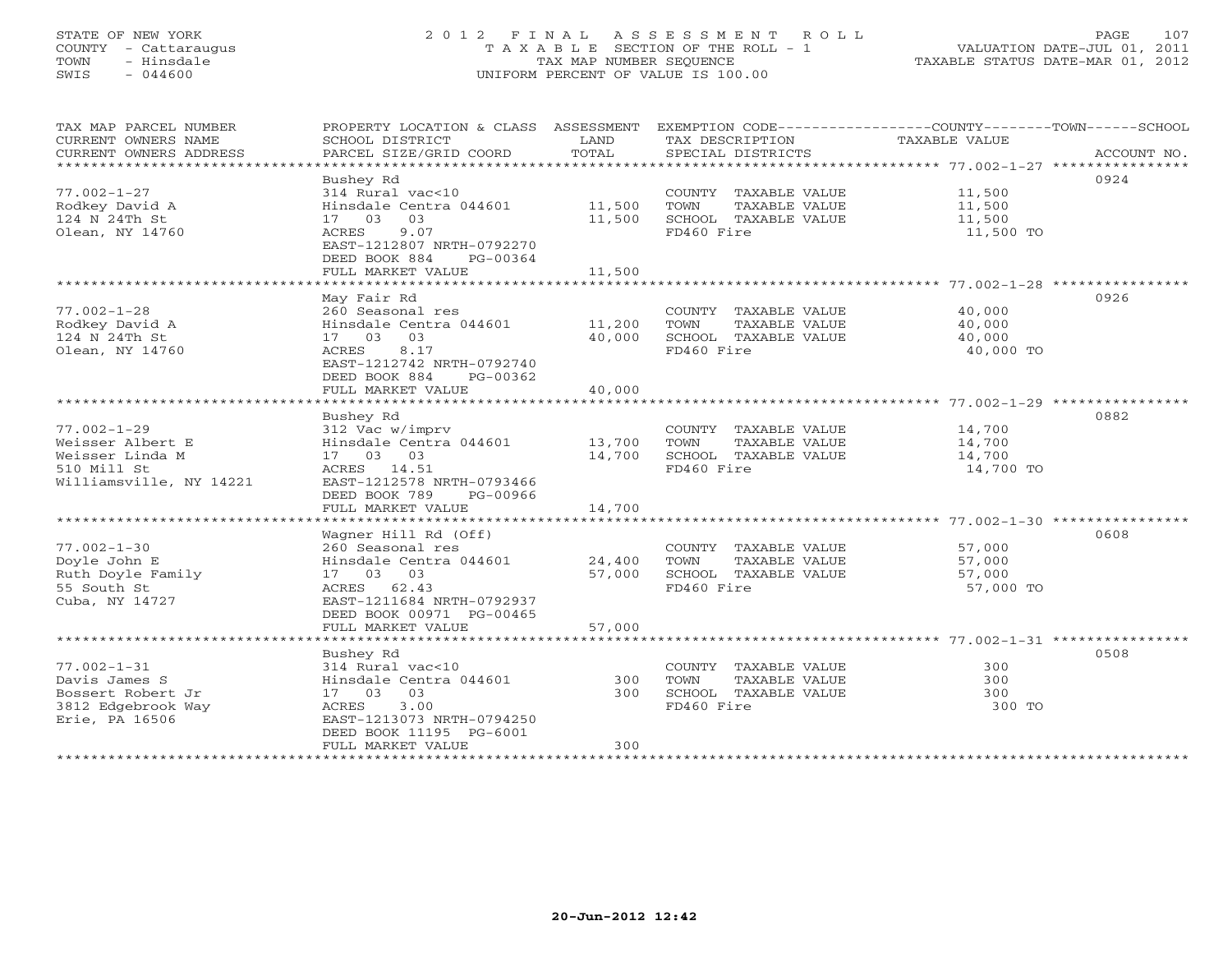STATE OF NEW YORK
COUNTY - Cattaraugus
TOWN - Hinsdale
SWIS - 044600

# 2012 FINAL ASSESSMENT ROLL
TAXABLE SECTION OF THE ROLL - 1
TAX MAP NUMBER SEQUENCE
UNIFORM PERCENT OF VALUE IS 100.00

VALUATION DATE-JUL 01, 2011
TAXABLE STATUS DATE-MAR 01, 2012

| TAX MAP PARCEL NUMBER / CURRENT OWNERS NAME / CURRENT OWNERS ADDRESS | PROPERTY LOCATION & CLASS / SCHOOL DISTRICT / PARCEL SIZE/GRID COORD | ASSESSMENT LAND / TOTAL | EXEMPTION CODE / TAX DESCRIPTION / SPECIAL DISTRICTS | TAXABLE VALUE (COUNTY / TOWN / SCHOOL) | ACCOUNT NO. |
|---|---|---|---|---|---|
| 77.002-1-27 | Bushey Rd | | | | 0924 |
| Rodkey David A | 314 Rural vac<10 | | COUNTY TAXABLE VALUE | 11,500 | |
| 124 N 24Th St | Hinsdale Centra 044601 | 11,500 | TOWN TAXABLE VALUE | 11,500 | |
| Olean, NY 14760 | 17 03 03 | 11,500 | SCHOOL TAXABLE VALUE | 11,500 | |
| | ACRES 9.07 | | FD460 Fire | 11,500 TO | |
| | EAST-1212807 NRTH-0792270 | | | | |
| | DEED BOOK 884 PG-00364 | | | | |
| | FULL MARKET VALUE | 11,500 | | | |
| 77.002-1-28 | May Fair Rd | | | | 0926 |
| Rodkey David A | 260 Seasonal res | | COUNTY TAXABLE VALUE | 40,000 | |
| 124 N 24Th St | Hinsdale Centra 044601 | 11,200 | TOWN TAXABLE VALUE | 40,000 | |
| Olean, NY 14760 | 17 03 03 | 40,000 | SCHOOL TAXABLE VALUE | 40,000 | |
| | ACRES 8.17 | | FD460 Fire | 40,000 TO | |
| | EAST-1212742 NRTH-0792740 | | | | |
| | DEED BOOK 884 PG-00362 | | | | |
| | FULL MARKET VALUE | 40,000 | | | |
| 77.002-1-29 | Bushey Rd | | | | 0882 |
| Weisser Albert E | 312 Vac w/imprv | | COUNTY TAXABLE VALUE | 14,700 | |
| Weisser Linda M | Hinsdale Centra 044601 | 13,700 | TOWN TAXABLE VALUE | 14,700 | |
| 510 Mill St | 17 03 03 | 14,700 | SCHOOL TAXABLE VALUE | 14,700 | |
| Williamsville, NY 14221 | ACRES 14.51 | | FD460 Fire | 14,700 TO | |
| | EAST-1212578 NRTH-0793466 | | | | |
| | DEED BOOK 789 PG-00966 | | | | |
| | FULL MARKET VALUE | 14,700 | | | |
| 77.002-1-30 | Wagner Hill Rd (Off) | | | | 0608 |
| Doyle John E | 260 Seasonal res | | COUNTY TAXABLE VALUE | 57,000 | |
| Ruth Doyle Family | Hinsdale Centra 044601 | 24,400 | TOWN TAXABLE VALUE | 57,000 | |
| 55 South St | 17 03 03 | 57,000 | SCHOOL TAXABLE VALUE | 57,000 | |
| Cuba, NY 14727 | ACRES 62.43 | | FD460 Fire | 57,000 TO | |
| | EAST-1211684 NRTH-0792937 | | | | |
| | DEED BOOK 00971 PG-00465 | | | | |
| | FULL MARKET VALUE | 57,000 | | | |
| 77.002-1-31 | Bushey Rd | | | | 0508 |
| Davis James S | 314 Rural vac<10 | | COUNTY TAXABLE VALUE | 300 | |
| Bossert Robert Jr | Hinsdale Centra 044601 | 300 | TOWN TAXABLE VALUE | 300 | |
| 3812 Edgebrook Way | 17 03 03 | 300 | SCHOOL TAXABLE VALUE | 300 | |
| Erie, PA 16506 | ACRES 3.00 | | FD460 Fire | 300 TO | |
| | EAST-1213073 NRTH-0794250 | | | | |
| | DEED BOOK 11195 PG-6001 | | | | |
| | FULL MARKET VALUE | 300 | | | |

20-Jun-2012 12:42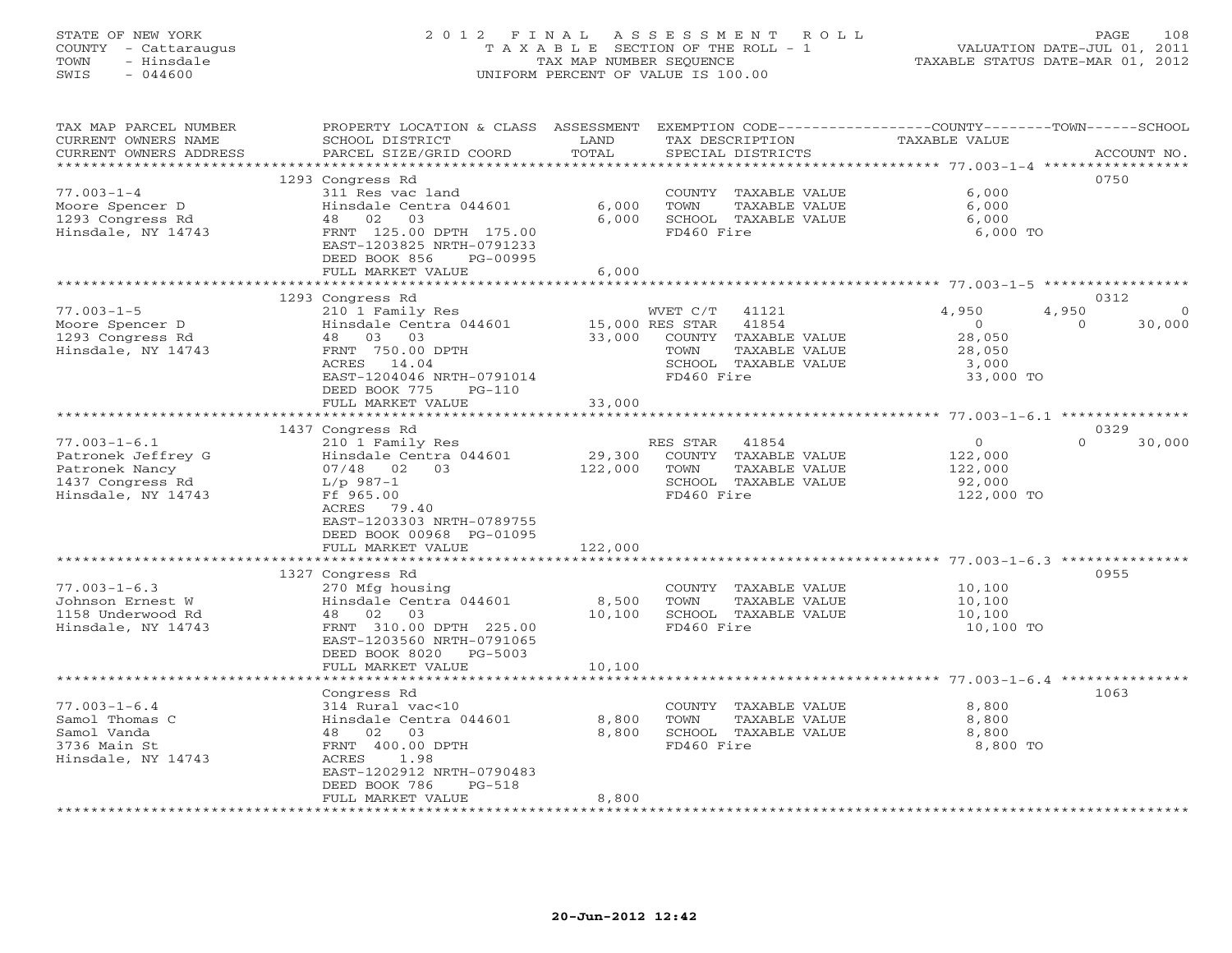STATE OF NEW YORK
COUNTY - Cattaraugus
TOWN - Hinsdale
SWIS - 044600

2012 FINAL ASSESSMENT ROLL
TAXABLE SECTION OF THE ROLL - 1
TAX MAP NUMBER SEQUENCE
UNIFORM PERCENT OF VALUE IS 100.00

VALUATION DATE-JUL 01, 2011
TAXABLE STATUS DATE-MAR 01, 2012

| TAX MAP PARCEL NUMBER / CURRENT OWNERS NAME / CURRENT OWNERS ADDRESS | PROPERTY LOCATION & CLASS / SCHOOL DISTRICT / PARCEL SIZE/GRID COORD | ASSESSMENT LAND / TOTAL | EXEMPTION CODE / TAX DESCRIPTION / SPECIAL DISTRICTS | COUNTY TAXABLE VALUE | TOWN | SCHOOL | ACCOUNT NO. |
|---|---|---|---|---|---|---|---|
| 77.003-1-4 | 1293 Congress Rd | | | | | | 0750 |
| Moore Spencer D | 311 Res vac land | | COUNTY TAXABLE VALUE | 6,000 | | | |
| 1293 Congress Rd | Hinsdale Centra 044601 | 6,000 | TOWN TAXABLE VALUE | 6,000 | | | |
| Hinsdale, NY 14743 | 48 02 03 | 6,000 | SCHOOL TAXABLE VALUE | 6,000 | | | |
| | FRNT 125.00 DPTH 175.00 | | FD460 Fire | 6,000 TO | | | |
| | EAST-1203825 NRTH-0791233 | | | | | | |
| | DEED BOOK 856 PG-00995 | | | | | | |
| | FULL MARKET VALUE | 6,000 | | | | | |
| 77.003-1-5 | 1293 Congress Rd | | | | | | 0312 |
| Moore Spencer D | 210 1 Family Res | | WVET C/T 41121 | 4,950 | 4,950 | 0 | |
| 1293 Congress Rd | Hinsdale Centra 044601 | 15,000 | RES STAR 41854 | 0 | 0 | 30,000 | |
| Hinsdale, NY 14743 | 48 03 03 | 33,000 | COUNTY TAXABLE VALUE | 28,050 | | | |
| | FRNT 750.00 DPTH | | TOWN TAXABLE VALUE | 28,050 | | | |
| | ACRES 14.04 | | SCHOOL TAXABLE VALUE | 3,000 | | | |
| | EAST-1204046 NRTH-0791014 | | FD460 Fire | 33,000 TO | | | |
| | DEED BOOK 775 PG-110 | | | | | | |
| | FULL MARKET VALUE | 33,000 | | | | | |
| 77.003-1-6.1 | 1437 Congress Rd | | | | | | 0329 |
| Patronek Jeffrey G | 210 1 Family Res | | RES STAR 41854 | 0 | 0 | 30,000 | |
| Patronek Nancy | Hinsdale Centra 044601 | 29,300 | COUNTY TAXABLE VALUE | 122,000 | | | |
| 1437 Congress Rd | 07/48 02 03 | 122,000 | TOWN TAXABLE VALUE | 122,000 | | | |
| Hinsdale, NY 14743 | L/p 987-1 | | SCHOOL TAXABLE VALUE | 92,000 | | | |
| | Ff 965.00 | | FD460 Fire | 122,000 TO | | | |
| | ACRES 79.40 | | | | | | |
| | EAST-1203303 NRTH-0789755 | | | | | | |
| | DEED BOOK 00968 PG-01095 | | | | | | |
| | FULL MARKET VALUE | 122,000 | | | | | |
| 77.003-1-6.3 | 1327 Congress Rd | | | | | | 0955 |
| Johnson Ernest W | 270 Mfg housing | | COUNTY TAXABLE VALUE | 10,100 | | | |
| 1158 Underwood Rd | Hinsdale Centra 044601 | 8,500 | TOWN TAXABLE VALUE | 10,100 | | | |
| Hinsdale, NY 14743 | 48 02 03 | 10,100 | SCHOOL TAXABLE VALUE | 10,100 | | | |
| | FRNT 310.00 DPTH 225.00 | | FD460 Fire | 10,100 TO | | | |
| | EAST-1203560 NRTH-0791065 | | | | | | |
| | DEED BOOK 8020 PG-5003 | | | | | | |
| | FULL MARKET VALUE | 10,100 | | | | | |
| 77.003-1-6.4 | Congress Rd | | | | | | 1063 |
| Samol Thomas C | 314 Rural vac<10 | | COUNTY TAXABLE VALUE | 8,800 | | | |
| Samol Vanda | Hinsdale Centra 044601 | 8,800 | TOWN TAXABLE VALUE | 8,800 | | | |
| 3736 Main St | 48 02 03 | 8,800 | SCHOOL TAXABLE VALUE | 8,800 | | | |
| Hinsdale, NY 14743 | FRNT 400.00 DPTH | | FD460 Fire | 8,800 TO | | | |
| | ACRES 1.98 | | | | | | |
| | EAST-1202912 NRTH-0790483 | | | | | | |
| | DEED BOOK 786 PG-518 | | | | | | |
| | FULL MARKET VALUE | 8,800 | | | | | |

20-Jun-2012 12:42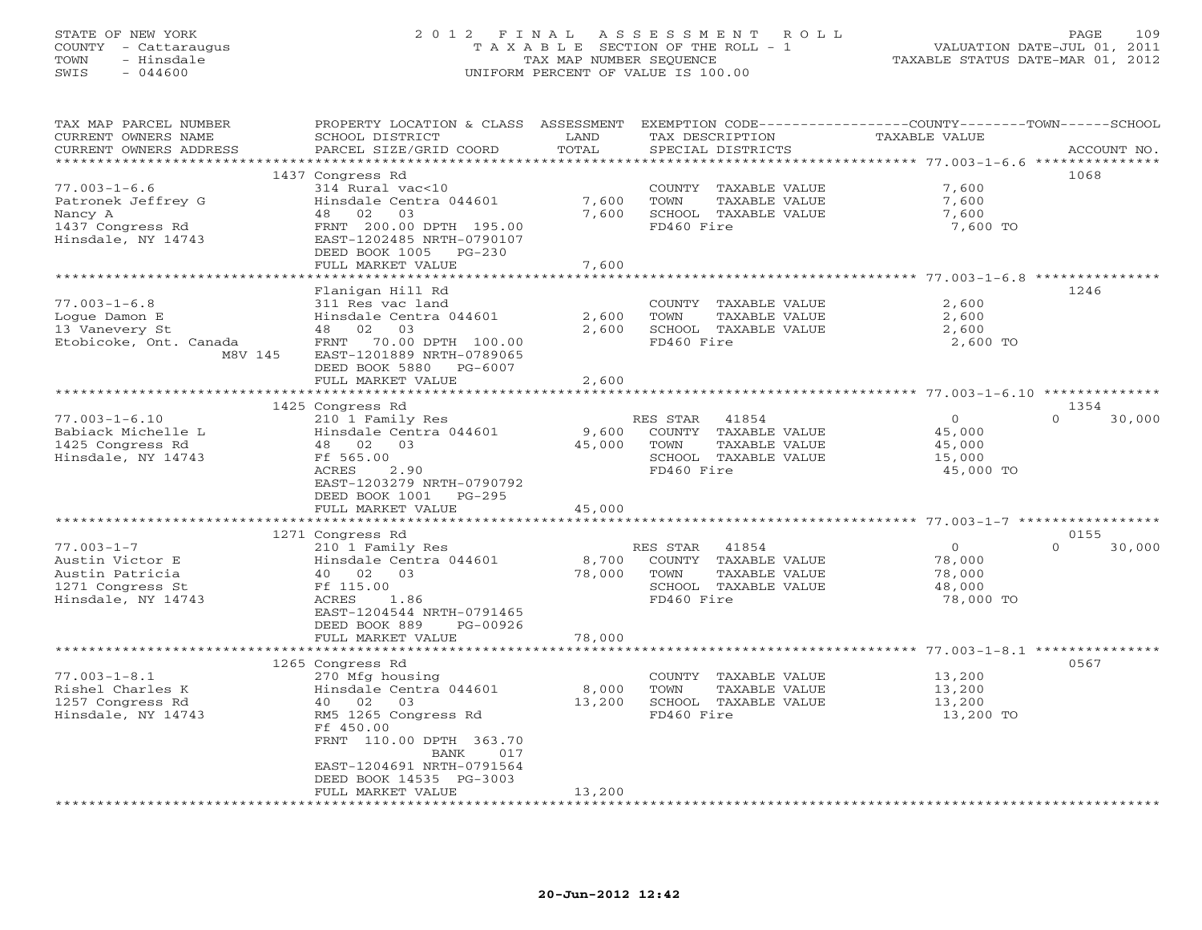STATE OF NEW YORK
COUNTY - Cattaraugus
TOWN - Hinsdale
SWIS - 044600

# 2012 FINAL ASSESSMENT ROLL
TAXABLE SECTION OF THE ROLL - 1
TAX MAP NUMBER SEQUENCE
UNIFORM PERCENT OF VALUE IS 100.00

VALUATION DATE-JUL 01, 2011
TAXABLE STATUS DATE-MAR 01, 2012

| TAX MAP PARCEL NUMBER / CURRENT OWNERS NAME / CURRENT OWNERS ADDRESS | PROPERTY LOCATION & CLASS / SCHOOL DISTRICT / PARCEL SIZE/GRID COORD | ASSESSMENT LAND / TOTAL | EXEMPTION CODE / TAX DESCRIPTION / SPECIAL DISTRICTS | COUNTY / TOWN TAXABLE VALUE | SCHOOL | ACCOUNT NO. |
|---|---|---|---|---|---|---|
| 77.003-1-6.6 | 1437 Congress Rd | | | | | 1068 |
| 77.003-1-6.6 | 314 Rural vac<10 | | COUNTY TAXABLE VALUE | 7,600 | | |
| Patronek Jeffrey G | Hinsdale Centra 044601 | 7,600 | TOWN TAXABLE VALUE | 7,600 | | |
| Nancy A | 48 02 03 | 7,600 | SCHOOL TAXABLE VALUE | 7,600 | | |
| 1437 Congress Rd | FRNT 200.00 DPTH 195.00 | | FD460 Fire | 7,600 TO | | |
| Hinsdale, NY 14743 | EAST-1202485 NRTH-0790107 | | | | | |
| | DEED BOOK 1005 PG-230 | | | | | |
| | FULL MARKET VALUE | 7,600 | | | | |
| 77.003-1-6.8 | Flanigan Hill Rd | | | | | 1246 |
| 77.003-1-6.8 | 311 Res vac land | | COUNTY TAXABLE VALUE | 2,600 | | |
| Logue Damon E | Hinsdale Centra 044601 | 2,600 | TOWN TAXABLE VALUE | 2,600 | | |
| 13 Vanevery St | 48 02 03 | 2,600 | SCHOOL TAXABLE VALUE | 2,600 | | |
| Etobicoke, Ont. Canada | FRNT 70.00 DPTH 100.00 | | FD460 Fire | 2,600 TO | | |
| M8V 145 | EAST-1201889 NRTH-0789065 | | | | | |
| | DEED BOOK 5880 PG-6007 | | | | | |
| | FULL MARKET VALUE | 2,600 | | | | |
| 77.003-1-6.10 | 1425 Congress Rd | | | | | 1354 |
| 77.003-1-6.10 | 210 1 Family Res | | RES STAR 41854 | 0 | 0 | 30,000 |
| Babiack Michelle L | Hinsdale Centra 044601 | 9,600 | COUNTY TAXABLE VALUE | 45,000 | | |
| 1425 Congress Rd | 48 02 03 | 45,000 | TOWN TAXABLE VALUE | 45,000 | | |
| Hinsdale, NY 14743 | Ff 565.00 | | SCHOOL TAXABLE VALUE | 15,000 | | |
| | ACRES 2.90 | | FD460 Fire | 45,000 TO | | |
| | EAST-1203279 NRTH-0790792 | | | | | |
| | DEED BOOK 1001 PG-295 | | | | | |
| | FULL MARKET VALUE | 45,000 | | | | |
| 77.003-1-7 | 1271 Congress Rd | | | | | 0155 |
| 77.003-1-7 | 210 1 Family Res | | RES STAR 41854 | 0 | 0 | 30,000 |
| Austin Victor E | Hinsdale Centra 044601 | 8,700 | COUNTY TAXABLE VALUE | 78,000 | | |
| Austin Patricia | 40 02 03 | 78,000 | TOWN TAXABLE VALUE | 78,000 | | |
| 1271 Congress St | Ff 115.00 | | SCHOOL TAXABLE VALUE | 48,000 | | |
| Hinsdale, NY 14743 | ACRES 1.86 | | FD460 Fire | 78,000 TO | | |
| | EAST-1204544 NRTH-0791465 | | | | | |
| | DEED BOOK 889 PG-00926 | | | | | |
| | FULL MARKET VALUE | 78,000 | | | | |
| 77.003-1-8.1 | 1265 Congress Rd | | | | | 0567 |
| 77.003-1-8.1 | 270 Mfg housing | | COUNTY TAXABLE VALUE | 13,200 | | |
| Rishel Charles K | Hinsdale Centra 044601 | 8,000 | TOWN TAXABLE VALUE | 13,200 | | |
| 1257 Congress Rd | 40 02 03 | 13,200 | SCHOOL TAXABLE VALUE | 13,200 | | |
| Hinsdale, NY 14743 | RM5 1265 Congress Rd | | FD460 Fire | 13,200 TO | | |
| | Ff 450.00 | | | | | |
| | FRNT 110.00 DPTH 363.70 | | | | | |
| | BANK 017 | | | | | |
| | EAST-1204691 NRTH-0791564 | | | | | |
| | DEED BOOK 14535 PG-3003 | | | | | |
| | FULL MARKET VALUE | 13,200 | | | | |

20-Jun-2012 12:42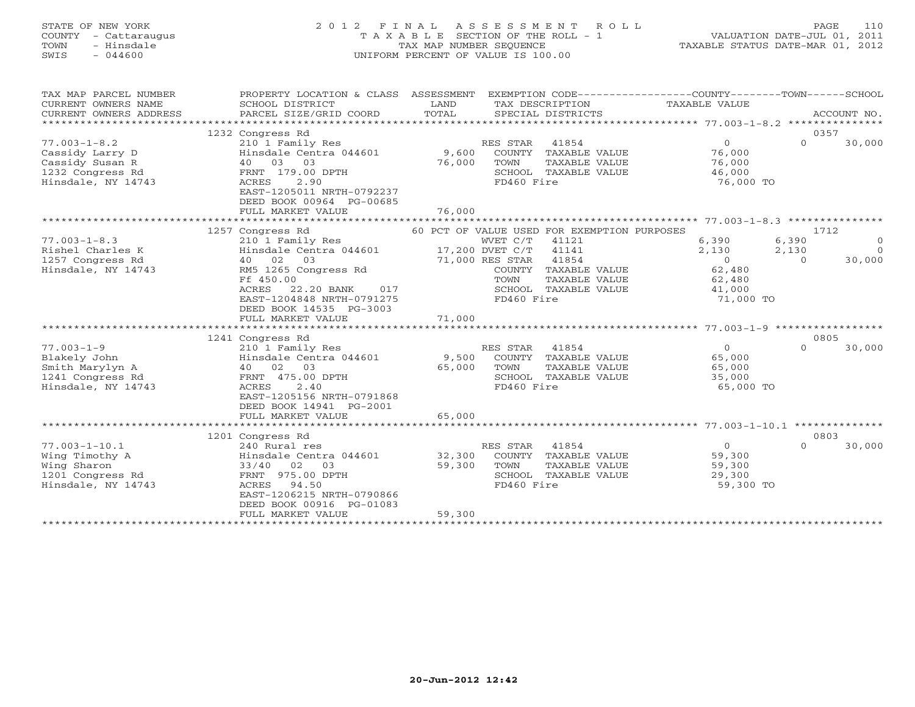STATE OF NEW YORK
COUNTY - Cattaraugus
TOWN - Hinsdale
SWIS - 044600

2 0 1 2 F I N A L A S S E S S M E N T R O L L
T A X A B L E SECTION OF THE ROLL - 1
TAX MAP NUMBER SEQUENCE
UNIFORM PERCENT OF VALUE IS 100.00

VALUATION DATE-JUL 01, 2011
TAXABLE STATUS DATE-MAR 01, 2012

| TAX MAP PARCEL NUMBER / CURRENT OWNERS NAME / CURRENT OWNERS ADDRESS | PROPERTY LOCATION & CLASS / SCHOOL DISTRICT / PARCEL SIZE/GRID COORD | ASSESSMENT LAND / TOTAL | EXEMPTION CODE / TAX DESCRIPTION / SPECIAL DISTRICTS | COUNTY TAXABLE VALUE | TOWN | SCHOOL | ACCOUNT NO. |
|---|---|---|---|---|---|---|---|
| **77.003-1-8.2** | 1232 Congress Rd | | | | | | 0357 |
| 77.003-1-8.2 | 210 1 Family Res | | RES STAR 41854 | 0 | 0 | 30,000 | |
| Cassidy Larry D | Hinsdale Centra 044601 | 9,600 | COUNTY TAXABLE VALUE | 76,000 | | | |
| Cassidy Susan R | 40 03 03 | 76,000 | TOWN TAXABLE VALUE | 76,000 | | | |
| 1232 Congress Rd | FRNT 179.00 DPTH | | SCHOOL TAXABLE VALUE | 46,000 | | | |
| Hinsdale, NY 14743 | ACRES 2.90 | | FD460 Fire | 76,000 TO | | | |
| | EAST-1205011 NRTH-0792237 | | | | | | |
| | DEED BOOK 00964 PG-00685 | | | | | | |
| | FULL MARKET VALUE | 76,000 | | | | | |
| **77.003-1-8.3** | 1257 Congress Rd | | 60 PCT OF VALUE USED FOR EXEMPTION PURPOSES | | | | 1712 |
| 77.003-1-8.3 | 210 1 Family Res | | WVET C/T 41121 | 6,390 | 6,390 | 0 | |
| Rishel Charles K | Hinsdale Centra 044601 | 17,200 | DVET C/T 41141 | 2,130 | 2,130 | 0 | |
| 1257 Congress Rd | 40 02 03 | 71,000 | RES STAR 41854 | 0 | 0 | 30,000 | |
| Hinsdale, NY 14743 | RM5 1265 Congress Rd | | COUNTY TAXABLE VALUE | 62,480 | | | |
| | Ff 450.00 | | TOWN TAXABLE VALUE | 62,480 | | | |
| | ACRES 22.20 BANK 017 | | SCHOOL TAXABLE VALUE | 41,000 | | | |
| | EAST-1204848 NRTH-0791275 | | FD460 Fire | 71,000 TO | | | |
| | DEED BOOK 14535 PG-3003 | | | | | | |
| | FULL MARKET VALUE | 71,000 | | | | | |
| **77.003-1-9** | 1241 Congress Rd | | | | | | 0805 |
| 77.003-1-9 | 210 1 Family Res | | RES STAR 41854 | 0 | 0 | 30,000 | |
| Blakely John | Hinsdale Centra 044601 | 9,500 | COUNTY TAXABLE VALUE | 65,000 | | | |
| Smith Marylyn A | 40 02 03 | 65,000 | TOWN TAXABLE VALUE | 65,000 | | | |
| 1241 Congress Rd | FRNT 475.00 DPTH | | SCHOOL TAXABLE VALUE | 35,000 | | | |
| Hinsdale, NY 14743 | ACRES 2.40 | | FD460 Fire | 65,000 TO | | | |
| | EAST-1205156 NRTH-0791868 | | | | | | |
| | DEED BOOK 14941 PG-2001 | | | | | | |
| | FULL MARKET VALUE | 65,000 | | | | | |
| **77.003-1-10.1** | 1201 Congress Rd | | | | | | 0803 |
| 77.003-1-10.1 | 240 Rural res | | RES STAR 41854 | 0 | 0 | 30,000 | |
| Wing Timothy A | Hinsdale Centra 044601 | 32,300 | COUNTY TAXABLE VALUE | 59,300 | | | |
| Wing Sharon | 33/40 02 03 | 59,300 | TOWN TAXABLE VALUE | 59,300 | | | |
| 1201 Congress Rd | FRNT 975.00 DPTH | | SCHOOL TAXABLE VALUE | 29,300 | | | |
| Hinsdale, NY 14743 | ACRES 94.50 | | FD460 Fire | 59,300 TO | | | |
| | EAST-1206215 NRTH-0790866 | | | | | | |
| | DEED BOOK 00916 PG-01083 | | | | | | |
| | FULL MARKET VALUE | 59,300 | | | | | |

20-Jun-2012 12:42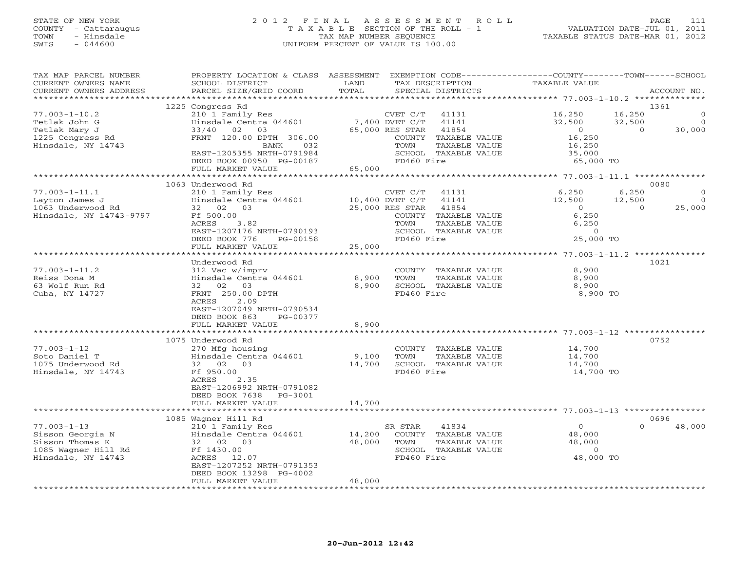STATE OF NEW YORK
COUNTY - Cattaraugus
TOWN - Hinsdale
SWIS - 044600

# 2012 FINAL ASSESSMENT ROLL
TAXABLE SECTION OF THE ROLL - 1
TAX MAP NUMBER SEQUENCE
UNIFORM PERCENT OF VALUE IS 100.00

VALUATION DATE-JUL 01, 2011
TAXABLE STATUS DATE-MAR 01, 2012

| TAX MAP PARCEL NUMBER / CURRENT OWNERS NAME / CURRENT OWNERS ADDRESS | PROPERTY LOCATION & CLASS / SCHOOL DISTRICT / PARCEL SIZE/GRID COORD | ASSESSMENT LAND / TOTAL | EXEMPTION CODE / TAX DESCRIPTION / SPECIAL DISTRICTS | COUNTY TAXABLE VALUE | TOWN | SCHOOL | ACCOUNT NO. |
|---|---|---|---|---|---|---|---|
| | 1225 Congress Rd | | | | | | 1361 |
| 77.003-1-10.2 | 210 1 Family Res | | CVET C/T 41131 | 16,250 | 16,250 | 0 | |
| Tetlak John G | Hinsdale Centra 044601 | 7,400 | DVET C/T 41141 | 32,500 | 32,500 | 0 | |
| Tetlak Mary J | 33/40 02 03 | 65,000 | RES STAR 41854 | 0 | 0 | 30,000 | |
| 1225 Congress Rd | FRNT 120.00 DPTH 306.00 | | COUNTY TAXABLE VALUE | 16,250 | | | |
| Hinsdale, NY 14743 | BANK 032 | | TOWN TAXABLE VALUE | 16,250 | | | |
| | EAST-1205355 NRTH-0791984 | | SCHOOL TAXABLE VALUE | 35,000 | | | |
| | DEED BOOK 00950 PG-00187 | | FD460 Fire | 65,000 TO | | | |
| | FULL MARKET VALUE | 65,000 | | | | | |
| | 1063 Underwood Rd | | | | | | 0080 |
| 77.003-1-11.1 | 210 1 Family Res | | CVET C/T 41131 | 6,250 | 6,250 | 0 | |
| Layton James J | Hinsdale Centra 044601 | 10,400 | DVET C/T 41141 | 12,500 | 12,500 | 0 | |
| 1063 Underwood Rd | 32 02 03 | 25,000 | RES STAR 41854 | 0 | 0 | 25,000 | |
| Hinsdale, NY 14743-9797 | Ff 500.00 | | COUNTY TAXABLE VALUE | 6,250 | | | |
| | ACRES 3.82 | | TOWN TAXABLE VALUE | 6,250 | | | |
| | EAST-1207176 NRTH-0790193 | | SCHOOL TAXABLE VALUE | 0 | | | |
| | DEED BOOK 776 PG-00158 | | FD460 Fire | 25,000 TO | | | |
| | FULL MARKET VALUE | 25,000 | | | | | |
| | Underwood Rd | | | | | | 1021 |
| 77.003-1-11.2 | 312 Vac w/imprv | | COUNTY TAXABLE VALUE | 8,900 | | | |
| Reiss Dona M | Hinsdale Centra 044601 | 8,900 | TOWN TAXABLE VALUE | 8,900 | | | |
| 63 Wolf Run Rd | 32 02 03 | 8,900 | SCHOOL TAXABLE VALUE | 8,900 | | | |
| Cuba, NY 14727 | FRNT 250.00 DPTH | | FD460 Fire | 8,900 TO | | | |
| | ACRES 2.09 | | | | | | |
| | EAST-1207049 NRTH-0790534 | | | | | | |
| | DEED BOOK 863 PG-00377 | | | | | | |
| | FULL MARKET VALUE | 8,900 | | | | | |
| | 1075 Underwood Rd | | | | | | 0752 |
| 77.003-1-12 | 270 Mfg housing | | COUNTY TAXABLE VALUE | 14,700 | | | |
| Soto Daniel T | Hinsdale Centra 044601 | 9,100 | TOWN TAXABLE VALUE | 14,700 | | | |
| 1075 Underwood Rd | 32 02 03 | 14,700 | SCHOOL TAXABLE VALUE | 14,700 | | | |
| Hinsdale, NY 14743 | Ff 950.00 | | FD460 Fire | 14,700 TO | | | |
| | ACRES 2.35 | | | | | | |
| | EAST-1206992 NRTH-0791082 | | | | | | |
| | DEED BOOK 7638 PG-3001 | | | | | | |
| | FULL MARKET VALUE | 14,700 | | | | | |
| | 1085 Wagner Hill Rd | | | | | | 0696 |
| 77.003-1-13 | 210 1 Family Res | | SR STAR 41834 | 0 | 0 | 48,000 | |
| Sisson Georgia N | Hinsdale Centra 044601 | 14,200 | COUNTY TAXABLE VALUE | 48,000 | | | |
| Sisson Thomas K | 32 02 03 | 48,000 | TOWN TAXABLE VALUE | 48,000 | | | |
| 1085 Wagner Hill Rd | Ff 1430.00 | | SCHOOL TAXABLE VALUE | 0 | | | |
| Hinsdale, NY 14743 | ACRES 12.07 | | FD460 Fire | 48,000 TO | | | |
| | EAST-1207252 NRTH-0791353 | | | | | | |
| | DEED BOOK 13298 PG-4002 | | | | | | |
| | FULL MARKET VALUE | 48,000 | | | | | |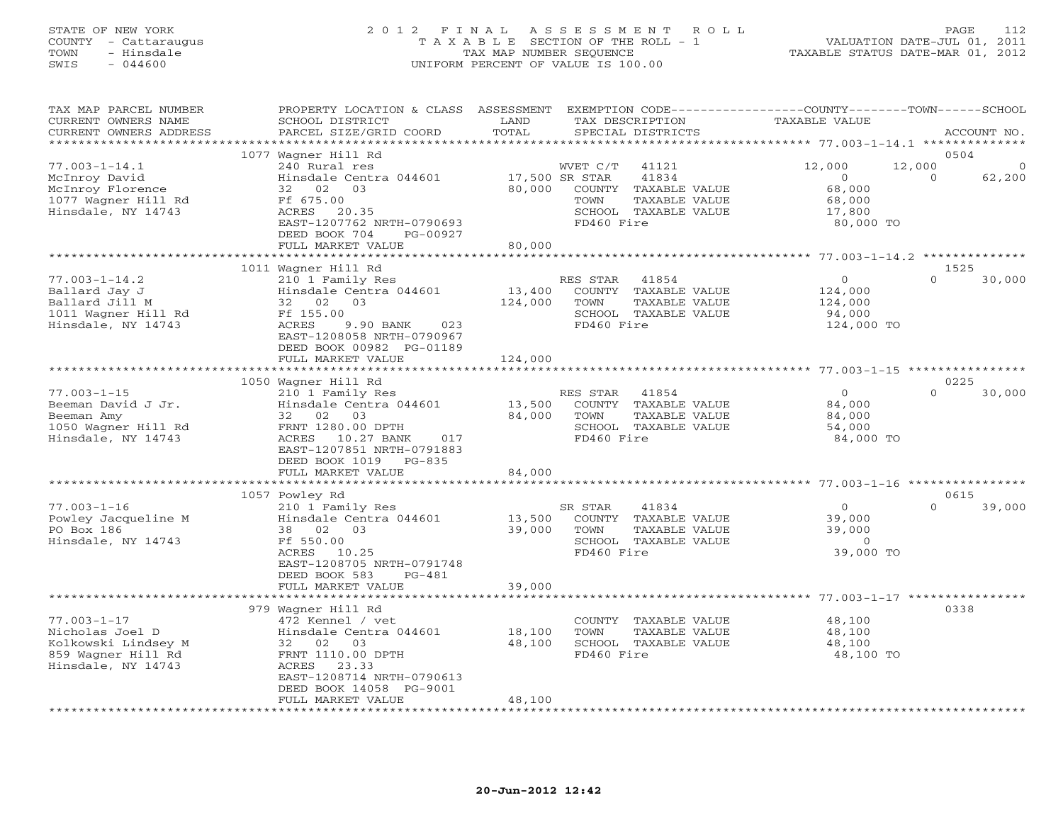STATE OF NEW YORK
COUNTY - Cattaraugus
TOWN - Hinsdale
SWIS - 044600

# 2012 FINAL ASSESSMENT ROLL
TAXABLE SECTION OF THE ROLL - 1
TAX MAP NUMBER SEQUENCE
UNIFORM PERCENT OF VALUE IS 100.00

VALUATION DATE-JUL 01, 2011
TAXABLE STATUS DATE-MAR 01, 2012

| TAX MAP PARCEL NUMBER / CURRENT OWNERS NAME / CURRENT OWNERS ADDRESS | PROPERTY LOCATION & CLASS / SCHOOL DISTRICT / PARCEL SIZE/GRID COORD | ASSESSMENT LAND | TOTAL | EXEMPTION CODE / TAX DESCRIPTION / SPECIAL DISTRICTS | COUNTY TAXABLE VALUE | TOWN | SCHOOL | ACCOUNT NO. |
|---|---|---|---|---|---|---|---|---|
| 77.003-1-14.1 | 1077 Wagner Hill Rd | | | | | | | 0504 |
| McInroy David | 240 Rural res | | | WVET C/T 41121 | 12,000 | 12,000 | 0 | |
| McInroy Florence | Hinsdale Centra 044601 | 17,500 | | SR STAR 41834 | 0 | 0 | 62,200 | |
| 1077 Wagner Hill Rd | 32 02 03 | | 80,000 | COUNTY TAXABLE VALUE | 68,000 | | | |
| Hinsdale, NY 14743 | Ff 675.00 | | | TOWN TAXABLE VALUE | 68,000 | | | |
| | ACRES 20.35 | | | SCHOOL TAXABLE VALUE | 17,800 | | | |
| | EAST-1207762 NRTH-0790693 | | | FD460 Fire | 80,000 TO | | | |
| | DEED BOOK 704 PG-00927 | | | | | | | |
| | FULL MARKET VALUE | | 80,000 | | | | | |
| 77.003-1-14.2 | 1011 Wagner Hill Rd | | | | | | | 1525 |
| Ballard Jay J | 210 1 Family Res | | | RES STAR 41854 | 0 | 0 | 30,000 | |
| Ballard Jill M | Hinsdale Centra 044601 | 13,400 | | COUNTY TAXABLE VALUE | 124,000 | | | |
| 1011 Wagner Hill Rd | 32 02 03 | | 124,000 | TOWN TAXABLE VALUE | 124,000 | | | |
| Hinsdale, NY 14743 | Ff 155.00 | | | SCHOOL TAXABLE VALUE | 94,000 | | | |
| | ACRES 9.90 BANK 023 | | | FD460 Fire | 124,000 TO | | | |
| | EAST-1208058 NRTH-0790967 | | | | | | | |
| | DEED BOOK 00982 PG-01189 | | | | | | | |
| | FULL MARKET VALUE | | 124,000 | | | | | |
| 77.003-1-15 | 1050 Wagner Hill Rd | | | | | | | 0225 |
| Beeman David J Jr. | 210 1 Family Res | | | RES STAR 41854 | 0 | 0 | 30,000 | |
| Beeman Amy | Hinsdale Centra 044601 | 13,500 | | COUNTY TAXABLE VALUE | 84,000 | | | |
| 1050 Wagner Hill Rd | 32 02 03 | | 84,000 | TOWN TAXABLE VALUE | 84,000 | | | |
| Hinsdale, NY 14743 | FRNT 1280.00 DPTH | | | SCHOOL TAXABLE VALUE | 54,000 | | | |
| | ACRES 10.27 BANK 017 | | | FD460 Fire | 84,000 TO | | | |
| | EAST-1207851 NRTH-0791883 | | | | | | | |
| | DEED BOOK 1019 PG-835 | | | | | | | |
| | FULL MARKET VALUE | | 84,000 | | | | | |
| 77.003-1-16 | 1057 Powley Rd | | | | | | | 0615 |
| Powley Jacqueline M | 210 1 Family Res | | | SR STAR 41834 | 0 | 0 | 39,000 | |
| PO Box 186 | Hinsdale Centra 044601 | 13,500 | | COUNTY TAXABLE VALUE | 39,000 | | | |
| Hinsdale, NY 14743 | 38 02 03 | | 39,000 | TOWN TAXABLE VALUE | 39,000 | | | |
| | Ff 550.00 | | | SCHOOL TAXABLE VALUE | 0 | | | |
| | ACRES 10.25 | | | FD460 Fire | 39,000 TO | | | |
| | EAST-1208705 NRTH-0791748 | | | | | | | |
| | DEED BOOK 583 PG-481 | | | | | | | |
| | FULL MARKET VALUE | | 39,000 | | | | | |
| 77.003-1-17 | 979 Wagner Hill Rd | | | | | | | 0338 |
| Nicholas Joel D | 472 Kennel / vet | | | COUNTY TAXABLE VALUE | 48,100 | | | |
| Kolkowski Lindsey M | Hinsdale Centra 044601 | 18,100 | | TOWN TAXABLE VALUE | 48,100 | | | |
| 859 Wagner Hill Rd | 32 02 03 | | 48,100 | SCHOOL TAXABLE VALUE | 48,100 | | | |
| Hinsdale, NY 14743 | FRNT 1110.00 DPTH | | | FD460 Fire | 48,100 TO | | | |
| | ACRES 23.33 | | | | | | | |
| | EAST-1208714 NRTH-0790613 | | | | | | | |
| | DEED BOOK 14058 PG-9001 | | | | | | | |
| | FULL MARKET VALUE | | 48,100 | | | | | |

20-Jun-2012 12:42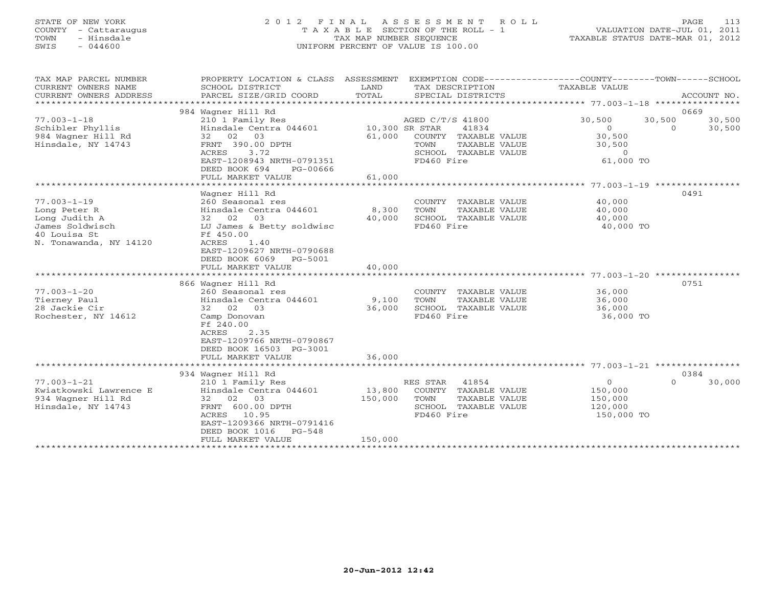STATE OF NEW YORK
COUNTY - Cattaraugus
TOWN - Hinsdale
SWIS - 044600

2012 FINAL ASSESSMENT ROLL
TAXABLE SECTION OF THE ROLL - 1
TAX MAP NUMBER SEQUENCE
UNIFORM PERCENT OF VALUE IS 100.00

VALUATION DATE-JUL 01, 2011
TAXABLE STATUS DATE-MAR 01, 2012

```
TAX MAP PARCEL NUMBER     PROPERTY LOCATION & CLASS  ASSESSMENT  EXEMPTION CODE------------------COUNTY--------TOWN------SCHOOL
CURRENT OWNERS NAME       SCHOOL DISTRICT              LAND      TAX DESCRIPTION            TAXABLE VALUE
CURRENT OWNERS ADDRESS    PARCEL SIZE/GRID COORD       TOTAL     SPECIAL DISTRICTS                                    ACCOUNT NO.
******************************************************************************************************* 77.003-1-18 ****************
                          984 Wagner Hill Rd                                                                          0669
77.003-1-18               210 1 Family Res                  AGED C/T/S 41800           30,500      30,500      30,500
Schibler Phyllis          Hinsdale Centra 044601     10,300 SR STAR     41834                0           0      30,500
984 Wagner Hill Rd        32  02  03                 61,000   COUNTY  TAXABLE VALUE       30,500
Hinsdale, NY 14743        FRNT 390.00 DPTH                    TOWN    TAXABLE VALUE       30,500
                          ACRES    3.72                       SCHOOL  TAXABLE VALUE            0
                          EAST-1208943 NRTH-0791351           FD460 Fire                   61,000 TO
                          DEED BOOK 694     PG-00666
                          FULL MARKET VALUE          61,000
******************************************************************************************************* 77.003-1-19 ****************
                          Wagner Hill Rd                                                                              0491
77.003-1-19               260 Seasonal res                    COUNTY  TAXABLE VALUE       40,000
Long Peter R              Hinsdale Centra 044601      8,300   TOWN    TAXABLE VALUE       40,000
Long Judith A             32  02  03                 40,000   SCHOOL  TAXABLE VALUE       40,000
James Soldwisch           LU James & Betty soldwisc           FD460 Fire                   40,000 TO
40 Louisa St              Ff 450.00
N. Tonawanda, NY 14120    ACRES    1.40
                          EAST-1209627 NRTH-0790688
                          DEED BOOK 6069    PG-5001
                          FULL MARKET VALUE          40,000
******************************************************************************************************* 77.003-1-20 ****************
                          866 Wagner Hill Rd                                                                          0751
77.003-1-20               260 Seasonal res                    COUNTY  TAXABLE VALUE       36,000
Tierney Paul              Hinsdale Centra 044601      9,100   TOWN    TAXABLE VALUE       36,000
28 Jackie Cir             32  02  03                 36,000   SCHOOL  TAXABLE VALUE       36,000
Rochester, NY 14612       Camp Donovan                        FD460 Fire                   36,000 TO
                          Ff 240.00
                          ACRES    2.35
                          EAST-1209766 NRTH-0790867
                          DEED BOOK 16503   PG-3001
                          FULL MARKET VALUE          36,000
******************************************************************************************************* 77.003-1-21 ****************
                          934 Wagner Hill Rd                                                                          0384
77.003-1-21               210 1 Family Res                  RES STAR    41854                0           0      30,000
Kwiatkowski Lawrence E    Hinsdale Centra 044601     13,800   COUNTY  TAXABLE VALUE      150,000
934 Wagner Hill Rd        32  02  03                150,000   TOWN    TAXABLE VALUE      150,000
Hinsdale, NY 14743        FRNT 600.00 DPTH                    SCHOOL  TAXABLE VALUE      120,000
                          ACRES   10.95                       FD460 Fire                  150,000 TO
                          EAST-1209366 NRTH-0791416
                          DEED BOOK 1016    PG-548
                          FULL MARKET VALUE         150,000
************************************************************************************************************************************
```

20-Jun-2012 12:42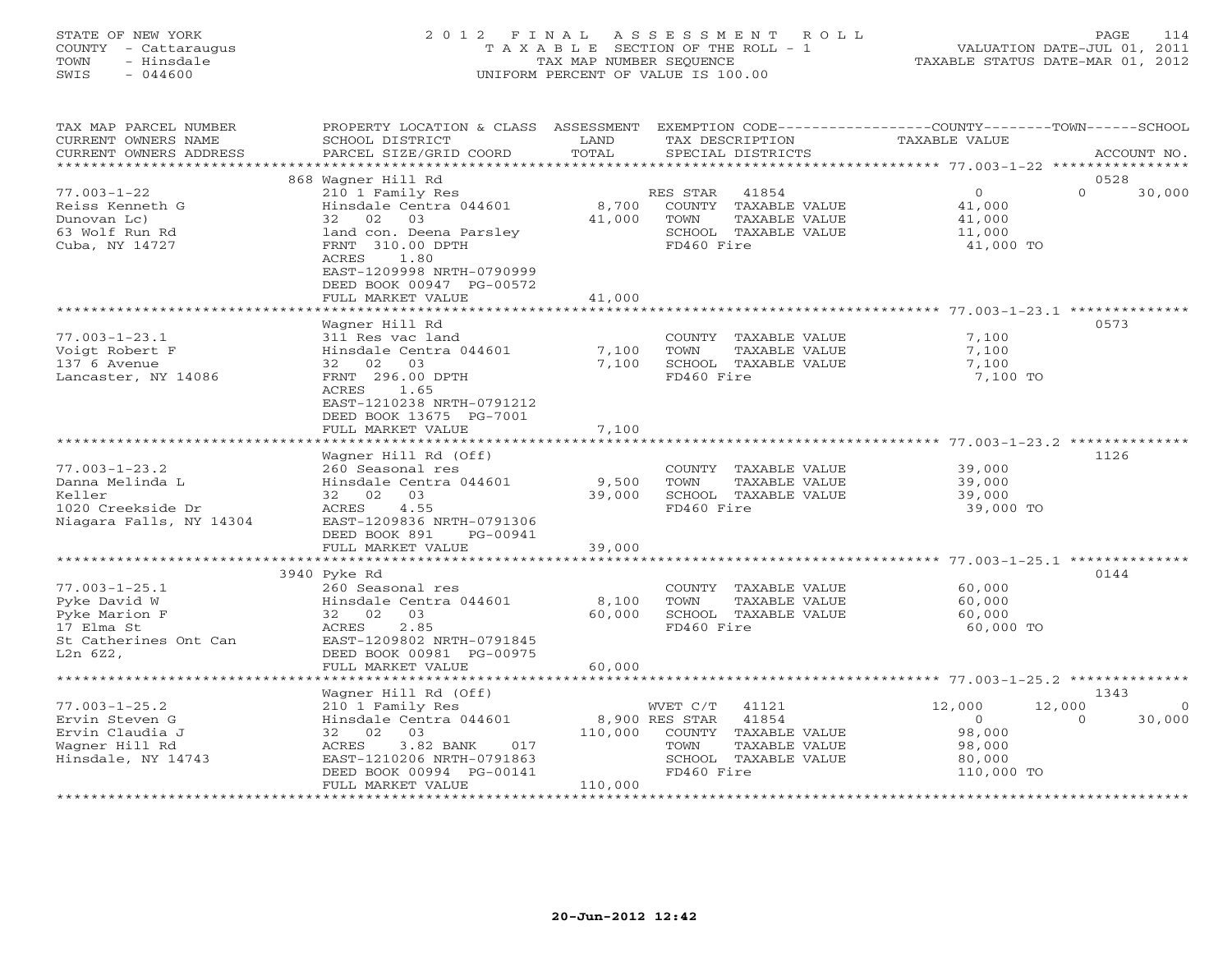STATE OF NEW YORK
COUNTY - Cattaraugus
TOWN - Hinsdale
SWIS - 044600

# 2012 FINAL ASSESSMENT ROLL

TAXABLE SECTION OF THE ROLL - 1
TAX MAP NUMBER SEQUENCE
UNIFORM PERCENT OF VALUE IS 100.00

VALUATION DATE-JUL 01, 2011
TAXABLE STATUS DATE-MAR 01, 2012

| TAX MAP PARCEL NUMBER / CURRENT OWNERS NAME / CURRENT OWNERS ADDRESS | PROPERTY LOCATION & CLASS / SCHOOL DISTRICT / PARCEL SIZE/GRID COORD | ASSESSMENT LAND | TOTAL | EXEMPTION CODE / TAX DESCRIPTION / SPECIAL DISTRICTS | COUNTY TAXABLE VALUE | TOWN | SCHOOL | ACCOUNT NO. |
|---|---|---|---|---|---|---|---|---|
| | 868 Wagner Hill Rd | | | | | | | 0528 |
| 77.003-1-22 | 210 1 Family Res | | | RES STAR 41854 | 0 | 0 | 30,000 | |
| Reiss Kenneth G | Hinsdale Centra 044601 | 8,700 | | COUNTY TAXABLE VALUE | 41,000 | | | |
| Dunovan Lc) | 32 02 03 | | 41,000 | TOWN TAXABLE VALUE | 41,000 | | | |
| 63 Wolf Run Rd | land con. Deena Parsley | | | SCHOOL TAXABLE VALUE | 11,000 | | | |
| Cuba, NY 14727 | FRNT 310.00 DPTH | | | FD460 Fire | 41,000 TO | | | |
| | ACRES 1.80 | | | | | | | |
| | EAST-1209998 NRTH-0790999 | | | | | | | |
| | DEED BOOK 00947 PG-00572 | | | | | | | |
| | FULL MARKET VALUE | | 41,000 | | | | | |
| | Wagner Hill Rd | | | | | | | 0573 |
| 77.003-1-23.1 | 311 Res vac land | | | COUNTY TAXABLE VALUE | 7,100 | | | |
| Voigt Robert F | Hinsdale Centra 044601 | 7,100 | | TOWN TAXABLE VALUE | 7,100 | | | |
| 137 6 Avenue | 32 02 03 | | 7,100 | SCHOOL TAXABLE VALUE | 7,100 | | | |
| Lancaster, NY 14086 | FRNT 296.00 DPTH | | | FD460 Fire | 7,100 TO | | | |
| | ACRES 1.65 | | | | | | | |
| | EAST-1210238 NRTH-0791212 | | | | | | | |
| | DEED BOOK 13675 PG-7001 | | | | | | | |
| | FULL MARKET VALUE | | 7,100 | | | | | |
| | Wagner Hill Rd (Off) | | | | | | | 1126 |
| 77.003-1-23.2 | 260 Seasonal res | | | COUNTY TAXABLE VALUE | 39,000 | | | |
| Danna Melinda L | Hinsdale Centra 044601 | 9,500 | | TOWN TAXABLE VALUE | 39,000 | | | |
| Keller | 32 02 03 | | 39,000 | SCHOOL TAXABLE VALUE | 39,000 | | | |
| 1020 Creekside Dr | ACRES 4.55 | | | FD460 Fire | 39,000 TO | | | |
| Niagara Falls, NY 14304 | EAST-1209836 NRTH-0791306 | | | | | | | |
| | DEED BOOK 891 PG-00941 | | | | | | | |
| | FULL MARKET VALUE | | 39,000 | | | | | |
| | 3940 Pyke Rd | | | | | | | 0144 |
| 77.003-1-25.1 | 260 Seasonal res | | | COUNTY TAXABLE VALUE | 60,000 | | | |
| Pyke David W | Hinsdale Centra 044601 | 8,100 | | TOWN TAXABLE VALUE | 60,000 | | | |
| Pyke Marion F | 32 02 03 | | 60,000 | SCHOOL TAXABLE VALUE | 60,000 | | | |
| 17 Elma St | ACRES 2.85 | | | FD460 Fire | 60,000 TO | | | |
| St Catherines Ont Can | EAST-1209802 NRTH-0791845 | | | | | | | |
| L2n 6Z2, | DEED BOOK 00981 PG-00975 | | | | | | | |
| | FULL MARKET VALUE | | 60,000 | | | | | |
| | Wagner Hill Rd (Off) | | | | | | | 1343 |
| 77.003-1-25.2 | 210 1 Family Res | | | WVET C/T 41121 | 12,000 | 12,000 | 0 | |
| Ervin Steven G | Hinsdale Centra 044601 | 8,900 | | RES STAR 41854 | 0 | 0 | 30,000 | |
| Ervin Claudia J | 32 02 03 | | 110,000 | COUNTY TAXABLE VALUE | 98,000 | | | |
| Wagner Hill Rd | ACRES 3.82 BANK 017 | | | TOWN TAXABLE VALUE | 98,000 | | | |
| Hinsdale, NY 14743 | EAST-1210206 NRTH-0791863 | | | SCHOOL TAXABLE VALUE | 80,000 | | | |
| | DEED BOOK 00994 PG-00141 | | | FD460 Fire | 110,000 TO | | | |
| | FULL MARKET VALUE | | 110,000 | | | | | |

20-Jun-2012 12:42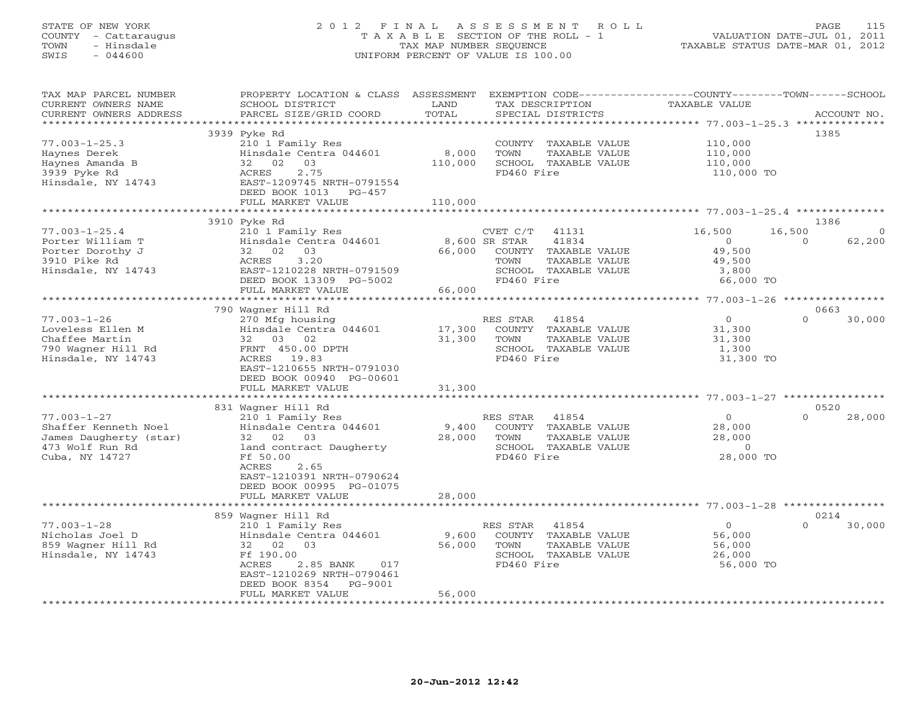STATE OF NEW YORK
COUNTY - Cattaraugus
TOWN - Hinsdale
SWIS - 044600

# 2012 FINAL ASSESSMENT ROLL
TAXABLE SECTION OF THE ROLL - 1
TAX MAP NUMBER SEQUENCE
UNIFORM PERCENT OF VALUE IS 100.00

VALUATION DATE-JUL 01, 2011
TAXABLE STATUS DATE-MAR 01, 2012

| TAX MAP PARCEL NUMBER / CURRENT OWNERS NAME / CURRENT OWNERS ADDRESS | PROPERTY LOCATION & CLASS / SCHOOL DISTRICT / PARCEL SIZE/GRID COORD | ASSESSMENT LAND / TOTAL | EXEMPTION CODE / TAX DESCRIPTION / SPECIAL DISTRICTS | COUNTY TAXABLE VALUE | TOWN | SCHOOL / ACCOUNT NO. |
|---|---|---|---|---|---|---|
| | 3939 Pyke Rd | | | | | 1385 |
| 77.003-1-25.3 | 210 1 Family Res | | COUNTY TAXABLE VALUE | 110,000 | | |
| Haynes Derek | Hinsdale Centra 044601 | 8,000 | TOWN TAXABLE VALUE | 110,000 | | |
| Haynes Amanda B | 32 02 03 | 110,000 | SCHOOL TAXABLE VALUE | 110,000 | | |
| 3939 Pyke Rd | ACRES 2.75 | | FD460 Fire | 110,000 TO | | |
| Hinsdale, NY 14743 | EAST-1209745 NRTH-0791554 | | | | | |
| | DEED BOOK 1013 PG-457 | | | | | |
| | FULL MARKET VALUE | 110,000 | | | | |
| | 3910 Pyke Rd | | | | | 1386 |
| 77.003-1-25.4 | 210 1 Family Res | | CVET C/T 41131 | 16,500 | 16,500 | 0 |
| Porter William T | Hinsdale Centra 044601 | 8,600 | SR STAR 41834 | 0 | 0 | 62,200 |
| Porter Dorothy J | 32 02 03 | 66,000 | COUNTY TAXABLE VALUE | 49,500 | | |
| 3910 Pike Rd | ACRES 3.20 | | TOWN TAXABLE VALUE | 49,500 | | |
| Hinsdale, NY 14743 | EAST-1210228 NRTH-0791509 | | SCHOOL TAXABLE VALUE | 3,800 | | |
| | DEED BOOK 13309 PG-5002 | | FD460 Fire | 66,000 TO | | |
| | FULL MARKET VALUE | 66,000 | | | | |
| | 790 Wagner Hill Rd | | | | | 0663 |
| 77.003-1-26 | 270 Mfg housing | | RES STAR 41854 | 0 | 0 | 30,000 |
| Loveless Ellen M | Hinsdale Centra 044601 | 17,300 | COUNTY TAXABLE VALUE | 31,300 | | |
| Chaffee Martin | 32 03 02 | 31,300 | TOWN TAXABLE VALUE | 31,300 | | |
| 790 Wagner Hill Rd | FRNT 450.00 DPTH | | SCHOOL TAXABLE VALUE | 1,300 | | |
| Hinsdale, NY 14743 | ACRES 19.83 | | FD460 Fire | 31,300 TO | | |
| | EAST-1210655 NRTH-0791030 | | | | | |
| | DEED BOOK 00940 PG-00601 | | | | | |
| | FULL MARKET VALUE | 31,300 | | | | |
| | 831 Wagner Hill Rd | | | | | 0520 |
| 77.003-1-27 | 210 1 Family Res | | RES STAR 41854 | 0 | 0 | 28,000 |
| Shaffer Kenneth Noel | Hinsdale Centra 044601 | 9,400 | COUNTY TAXABLE VALUE | 28,000 | | |
| James Daugherty (star) | 32 02 03 | 28,000 | TOWN TAXABLE VALUE | 28,000 | | |
| 473 Wolf Run Rd | land contract Daugherty | | SCHOOL TAXABLE VALUE | 0 | | |
| Cuba, NY 14727 | Ff 50.00 | | FD460 Fire | 28,000 TO | | |
| | ACRES 2.65 | | | | | |
| | EAST-1210391 NRTH-0790624 | | | | | |
| | DEED BOOK 00995 PG-01075 | | | | | |
| | FULL MARKET VALUE | 28,000 | | | | |
| | 859 Wagner Hill Rd | | | | | 0214 |
| 77.003-1-28 | 210 1 Family Res | | RES STAR 41854 | 0 | 0 | 30,000 |
| Nicholas Joel D | Hinsdale Centra 044601 | 9,600 | COUNTY TAXABLE VALUE | 56,000 | | |
| 859 Wagner Hill Rd | 32 02 03 | 56,000 | TOWN TAXABLE VALUE | 56,000 | | |
| Hinsdale, NY 14743 | Ff 190.00 | | SCHOOL TAXABLE VALUE | 26,000 | | |
| | ACRES 2.85 BANK 017 | | FD460 Fire | 56,000 TO | | |
| | EAST-1210269 NRTH-0790461 | | | | | |
| | DEED BOOK 8354 PG-9001 | | | | | |
| | FULL MARKET VALUE | 56,000 | | | | |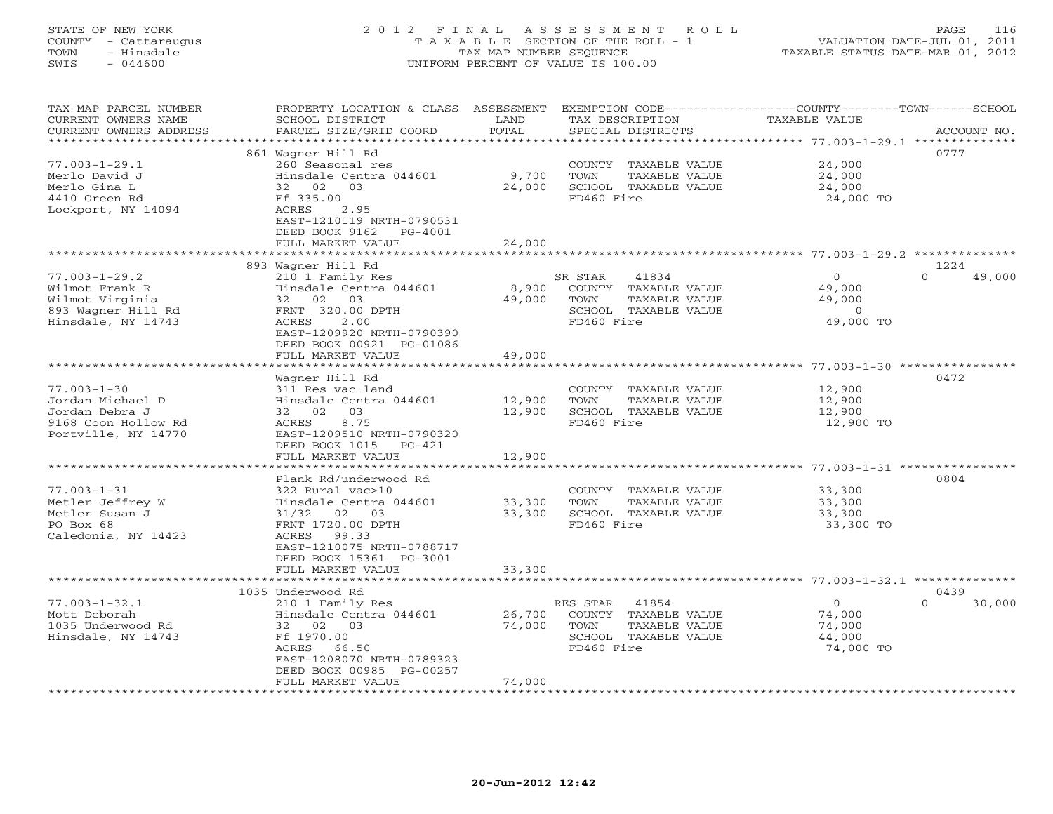STATE OF NEW YORK
COUNTY - Cattaraugus
TOWN - Hinsdale
SWIS - 044600

2012 FINAL ASSESSMENT ROLL
TAXABLE SECTION OF THE ROLL - 1
TAX MAP NUMBER SEQUENCE
UNIFORM PERCENT OF VALUE IS 100.00

VALUATION DATE-JUL 01, 2011
TAXABLE STATUS DATE-MAR 01, 2012

| TAX MAP PARCEL NUMBER / CURRENT OWNERS NAME / CURRENT OWNERS ADDRESS | PROPERTY LOCATION & CLASS / SCHOOL DISTRICT / PARCEL SIZE/GRID COORD | ASSESSMENT LAND / TOTAL | EXEMPTION CODE / TAX DESCRIPTION / SPECIAL DISTRICTS | COUNTY / TOWN / SCHOOL TAXABLE VALUE | ACCOUNT NO. |
|---|---|---|---|---|---|
| **77.003-1-29.1** | 861 Wagner Hill Rd | | | | 0777 |
| 77.003-1-29.1 | 260 Seasonal res | | COUNTY TAXABLE VALUE | 24,000 | |
| Merlo David J | Hinsdale Centra 044601 | 9,700 | TOWN TAXABLE VALUE | 24,000 | |
| Merlo Gina L | 32 02 03 | 24,000 | SCHOOL TAXABLE VALUE | 24,000 | |
| 4410 Green Rd | Ff 335.00 | | FD460 Fire | 24,000 TO | |
| Lockport, NY 14094 | ACRES 2.95 | | | | |
| | EAST-1210119 NRTH-0790531 | | | | |
| | DEED BOOK 9162 PG-4001 | | | | |
| | FULL MARKET VALUE | 24,000 | | | |
| **77.003-1-29.2** | 893 Wagner Hill Rd | | | | 1224 |
| 77.003-1-29.2 | 210 1 Family Res | | SR STAR 41834 | 0 / 0 / 49,000 | |
| Wilmot Frank R | Hinsdale Centra 044601 | 8,900 | COUNTY TAXABLE VALUE | 49,000 | |
| Wilmot Virginia | 32 02 03 | 49,000 | TOWN TAXABLE VALUE | 49,000 | |
| 893 Wagner Hill Rd | FRNT 320.00 DPTH | | SCHOOL TAXABLE VALUE | 0 | |
| Hinsdale, NY 14743 | ACRES 2.00 | | FD460 Fire | 49,000 TO | |
| | EAST-1209920 NRTH-0790390 | | | | |
| | DEED BOOK 00921 PG-01086 | | | | |
| | FULL MARKET VALUE | 49,000 | | | |
| **77.003-1-30** | Wagner Hill Rd | | | | 0472 |
| 77.003-1-30 | 311 Res vac land | | COUNTY TAXABLE VALUE | 12,900 | |
| Jordan Michael D | Hinsdale Centra 044601 | 12,900 | TOWN TAXABLE VALUE | 12,900 | |
| Jordan Debra J | 32 02 03 | 12,900 | SCHOOL TAXABLE VALUE | 12,900 | |
| 9168 Coon Hollow Rd | ACRES 8.75 | | FD460 Fire | 12,900 TO | |
| Portville, NY 14770 | EAST-1209510 NRTH-0790320 | | | | |
| | DEED BOOK 1015 PG-421 | | | | |
| | FULL MARKET VALUE | 12,900 | | | |
| **77.003-1-31** | Plank Rd/underwood Rd | | | | 0804 |
| 77.003-1-31 | 322 Rural vac>10 | | COUNTY TAXABLE VALUE | 33,300 | |
| Metler Jeffrey W | Hinsdale Centra 044601 | 33,300 | TOWN TAXABLE VALUE | 33,300 | |
| Metler Susan J | 31/32 02 03 | 33,300 | SCHOOL TAXABLE VALUE | 33,300 | |
| PO Box 68 | FRNT 1720.00 DPTH | | FD460 Fire | 33,300 TO | |
| Caledonia, NY 14423 | ACRES 99.33 | | | | |
| | EAST-1210075 NRTH-0788717 | | | | |
| | DEED BOOK 15361 PG-3001 | | | | |
| | FULL MARKET VALUE | 33,300 | | | |
| **77.003-1-32.1** | 1035 Underwood Rd | | | | 0439 |
| 77.003-1-32.1 | 210 1 Family Res | | RES STAR 41854 | 0 / 0 / 30,000 | |
| Mott Deborah | Hinsdale Centra 044601 | 26,700 | COUNTY TAXABLE VALUE | 74,000 | |
| 1035 Underwood Rd | 32 02 03 | 74,000 | TOWN TAXABLE VALUE | 74,000 | |
| Hinsdale, NY 14743 | Ff 1970.00 | | SCHOOL TAXABLE VALUE | 44,000 | |
| | ACRES 66.50 | | FD460 Fire | 74,000 TO | |
| | EAST-1208070 NRTH-0789323 | | | | |
| | DEED BOOK 00985 PG-00257 | | | | |
| | FULL MARKET VALUE | 74,000 | | | |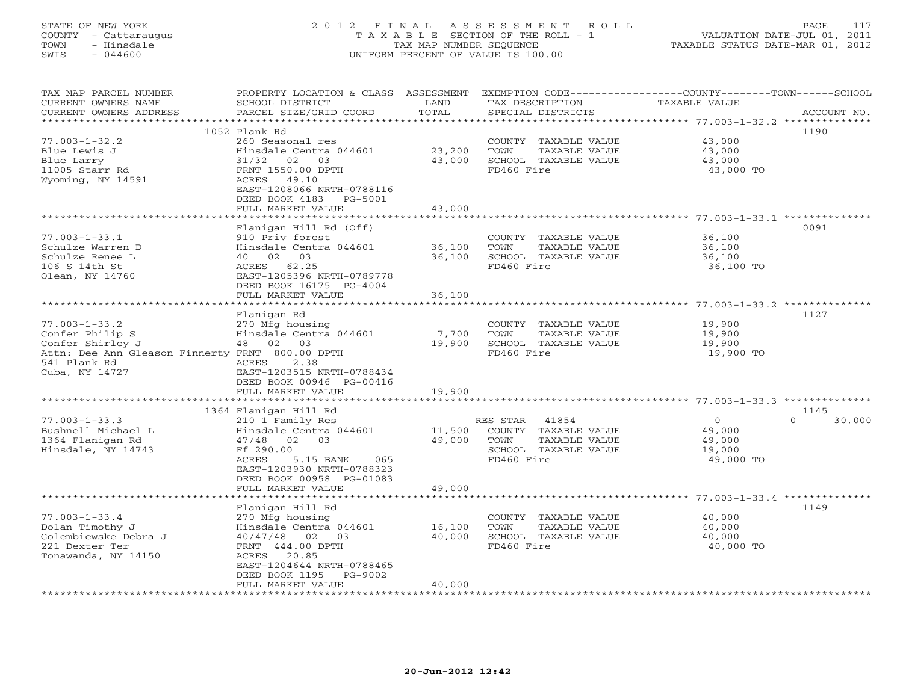STATE OF NEW YORK
COUNTY - Cattaraugus
TOWN - Hinsdale
SWIS - 044600

# 2012 FINAL ASSESSMENT ROLL

TAXABLE SECTION OF THE ROLL - 1
TAX MAP NUMBER SEQUENCE
UNIFORM PERCENT OF VALUE IS 100.00

VALUATION DATE-JUL 01, 2011
TAXABLE STATUS DATE-MAR 01, 2012

| TAX MAP PARCEL NUMBER / CURRENT OWNERS NAME / CURRENT OWNERS ADDRESS | PROPERTY LOCATION & CLASS / SCHOOL DISTRICT / PARCEL SIZE/GRID COORD | ASSESSMENT LAND | TOTAL | EXEMPTION CODE / TAX DESCRIPTION / SPECIAL DISTRICTS | COUNTY TAXABLE VALUE | TOWN | SCHOOL | ACCOUNT NO. |
|---|---|---|---|---|---|---|---|---|
| 77.003-1-32.2 | 1052 Plank Rd | | | | | | | 1190 |
| Blue Lewis J | 260 Seasonal res | | | COUNTY TAXABLE VALUE | 43,000 | | | |
| Blue Larry | Hinsdale Centra 044601 | 23,200 | | TOWN TAXABLE VALUE | 43,000 | | | |
| 11005 Starr Rd | 31/32 02 03 | | 43,000 | SCHOOL TAXABLE VALUE | 43,000 | | | |
| Wyoming, NY 14591 | FRNT 1550.00 DPTH | | | FD460 Fire | 43,000 TO | | | |
| | ACRES 49.10 | | | | | | | |
| | EAST-1208066 NRTH-0788116 | | | | | | | |
| | DEED BOOK 4183 PG-5001 | | | | | | | |
| | FULL MARKET VALUE | | 43,000 | | | | | |
| 77.003-1-33.1 | Flanigan Hill Rd (Off) | | | | | | | 0091 |
| Schulze Warren D | 910 Priv forest | | | COUNTY TAXABLE VALUE | 36,100 | | | |
| Schulze Renee L | Hinsdale Centra 044601 | 36,100 | | TOWN TAXABLE VALUE | 36,100 | | | |
| 106 S 14th St | 40 02 03 | | 36,100 | SCHOOL TAXABLE VALUE | 36,100 | | | |
| Olean, NY 14760 | ACRES 62.25 | | | FD460 Fire | 36,100 TO | | | |
| | EAST-1205396 NRTH-0789778 | | | | | | | |
| | DEED BOOK 16175 PG-4004 | | | | | | | |
| | FULL MARKET VALUE | | 36,100 | | | | | |
| 77.003-1-33.2 | Flanigan Rd | | | | | | | 1127 |
| Confer Philip S | 270 Mfg housing | | | COUNTY TAXABLE VALUE | 19,900 | | | |
| Confer Shirley J | Hinsdale Centra 044601 | 7,700 | | TOWN TAXABLE VALUE | 19,900 | | | |
| Attn: Dee Ann Gleason Finnerty | 48 02 03 | | 19,900 | SCHOOL TAXABLE VALUE | 19,900 | | | |
| 541 Plank Rd | FRNT 800.00 DPTH | | | FD460 Fire | 19,900 TO | | | |
| Cuba, NY 14727 | ACRES 2.38 | | | | | | | |
| | EAST-1203515 NRTH-0788434 | | | | | | | |
| | DEED BOOK 00946 PG-00416 | | | | | | | |
| | FULL MARKET VALUE | | 19,900 | | | | | |
| 77.003-1-33.3 | 1364 Flanigan Hill Rd | | | | | | | 1145 |
| Bushnell Michael L | 210 1 Family Res | | | RES STAR 41854 | 0 | 0 | 30,000 | |
| 1364 Flanigan Rd | Hinsdale Centra 044601 | 11,500 | | COUNTY TAXABLE VALUE | 49,000 | | | |
| Hinsdale, NY 14743 | 47/48 02 03 | | 49,000 | TOWN TAXABLE VALUE | 49,000 | | | |
| | Ff 290.00 | | | SCHOOL TAXABLE VALUE | 19,000 | | | |
| | ACRES 5.15 BANK 065 | | | FD460 Fire | 49,000 TO | | | |
| | EAST-1203930 NRTH-0788323 | | | | | | | |
| | DEED BOOK 00958 PG-01083 | | | | | | | |
| | FULL MARKET VALUE | | 49,000 | | | | | |
| 77.003-1-33.4 | Flanigan Hill Rd | | | | | | | 1149 |
| Dolan Timothy J | 270 Mfg housing | | | COUNTY TAXABLE VALUE | 40,000 | | | |
| Golembiewske Debra J | Hinsdale Centra 044601 | 16,100 | | TOWN TAXABLE VALUE | 40,000 | | | |
| 221 Dexter Ter | 40/47/48 02 03 | | 40,000 | SCHOOL TAXABLE VALUE | 40,000 | | | |
| Tonawanda, NY 14150 | FRNT 444.00 DPTH | | | FD460 Fire | 40,000 TO | | | |
| | ACRES 20.85 | | | | | | | |
| | EAST-1204644 NRTH-0788465 | | | | | | | |
| | DEED BOOK 1195 PG-9002 | | | | | | | |
| | FULL MARKET VALUE | | 40,000 | | | | | |

20-Jun-2012 12:42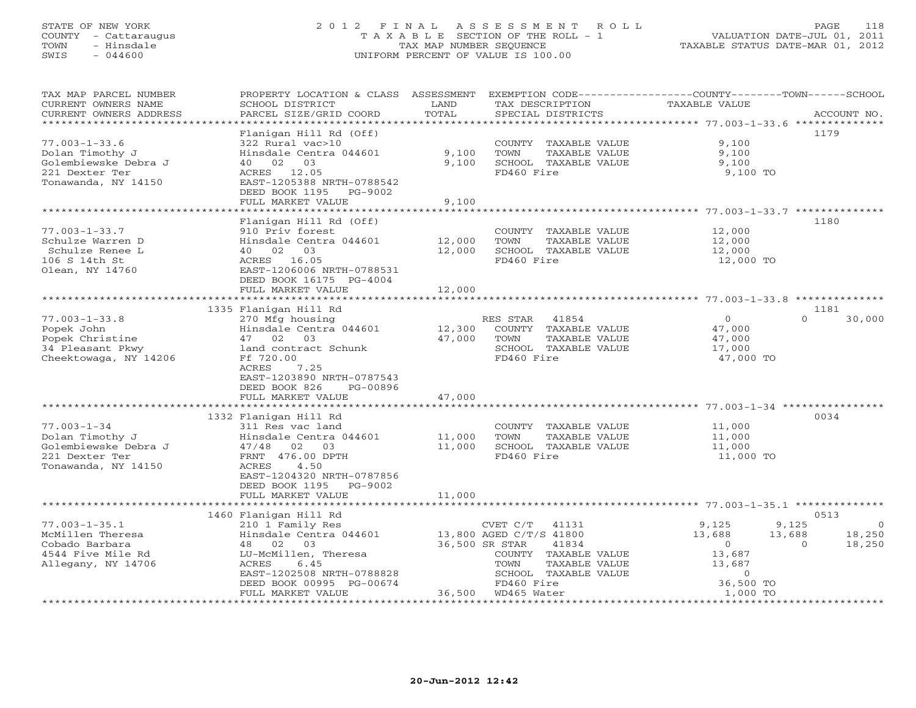STATE OF NEW YORK
COUNTY - Cattaraugus
TOWN - Hinsdale
SWIS - 044600

# 2012 FINAL ASSESSMENT ROLL

TAXABLE SECTION OF THE ROLL - 1
TAX MAP NUMBER SEQUENCE
UNIFORM PERCENT OF VALUE IS 100.00

VALUATION DATE-JUL 01, 2011
TAXABLE STATUS DATE-MAR 01, 2012

| TAX MAP PARCEL NUMBER / CURRENT OWNERS NAME / CURRENT OWNERS ADDRESS | PROPERTY LOCATION & CLASS / SCHOOL DISTRICT / PARCEL SIZE/GRID COORD | ASSESSMENT LAND / TOTAL | EXEMPTION CODE / TAX DESCRIPTION / SPECIAL DISTRICTS | COUNTY TAXABLE VALUE | TOWN | SCHOOL | ACCOUNT NO. |
|---|---|---|---|---|---|---|---|
| 77.003-1-33.6 | Flanigan Hill Rd (Off) | | | | | | 1179 |
| Dolan Timothy J | 322 Rural vac>10 | | COUNTY TAXABLE VALUE | 9,100 | | | |
| Golembiewske Debra J | Hinsdale Centra 044601 | 9,100 | TOWN TAXABLE VALUE | 9,100 | | | |
| 221 Dexter Ter | 40 02 03 | 9,100 | SCHOOL TAXABLE VALUE | 9,100 | | | |
| Tonawanda, NY 14150 | ACRES 12.05 | | FD460 Fire | 9,100 TO | | | |
| | EAST-1205388 NRTH-0788542 | | | | | | |
| | DEED BOOK 1195 PG-9002 | | | | | | |
| | FULL MARKET VALUE | 9,100 | | | | | |
| 77.003-1-33.7 | Flanigan Hill Rd (Off) | | | | | | 1180 |
| Schulze Warren D | 910 Priv forest | | COUNTY TAXABLE VALUE | 12,000 | | | |
| Schulze Renee L | Hinsdale Centra 044601 | 12,000 | TOWN TAXABLE VALUE | 12,000 | | | |
| 106 S 14th St | 40 02 03 | 12,000 | SCHOOL TAXABLE VALUE | 12,000 | | | |
| Olean, NY 14760 | ACRES 16.05 | | FD460 Fire | 12,000 TO | | | |
| | EAST-1206006 NRTH-0788531 | | | | | | |
| | DEED BOOK 16175 PG-4004 | | | | | | |
| | FULL MARKET VALUE | 12,000 | | | | | |
| 77.003-1-33.8 | 1335 Flanigan Hill Rd | | | | | | 1181 |
| Popek John | 270 Mfg housing | | RES STAR 41854 | 0 | 0 | 30,000 | |
| Popek Christine | Hinsdale Centra 044601 | 12,300 | COUNTY TAXABLE VALUE | 47,000 | | | |
| 34 Pleasant Pkwy | 47 02 03 | 47,000 | TOWN TAXABLE VALUE | 47,000 | | | |
| Cheektowaga, NY 14206 | land contract Schunk | | SCHOOL TAXABLE VALUE | 17,000 | | | |
| | Ff 720.00 | | FD460 Fire | 47,000 TO | | | |
| | ACRES 7.25 | | | | | | |
| | EAST-1203890 NRTH-0787543 | | | | | | |
| | DEED BOOK 826 PG-00896 | | | | | | |
| | FULL MARKET VALUE | 47,000 | | | | | |
| 77.003-1-34 | 1332 Flanigan Hill Rd | | | | | | 0034 |
| Dolan Timothy J | 311 Res vac land | | COUNTY TAXABLE VALUE | 11,000 | | | |
| Golembiewske Debra J | Hinsdale Centra 044601 | 11,000 | TOWN TAXABLE VALUE | 11,000 | | | |
| 221 Dexter Ter | 47/48 02 03 | 11,000 | SCHOOL TAXABLE VALUE | 11,000 | | | |
| Tonawanda, NY 14150 | FRNT 476.00 DPTH | | FD460 Fire | 11,000 TO | | | |
| | ACRES 4.50 | | | | | | |
| | EAST-1204320 NRTH-0787856 | | | | | | |
| | DEED BOOK 1195 PG-9002 | | | | | | |
| | FULL MARKET VALUE | 11,000 | | | | | |
| 77.003-1-35.1 | 1460 Flanigan Hill Rd | | | | | | 0513 |
| McMillen Theresa | 210 1 Family Res | | CVET C/T 41131 | 9,125 | 9,125 | 0 | |
| Cobado Barbara | Hinsdale Centra 044601 | 13,800 | AGED C/T/S 41800 | 13,688 | 13,688 | 18,250 | |
| 4544 Five Mile Rd | 48 02 03 | 36,500 | SR STAR 41834 | 0 | 0 | 18,250 | |
| Allegany, NY 14706 | LU-McMillen, Theresa | | COUNTY TAXABLE VALUE | 13,687 | | | |
| | ACRES 6.45 | | TOWN TAXABLE VALUE | 13,687 | | | |
| | EAST-1202508 NRTH-0788828 | | SCHOOL TAXABLE VALUE | 0 | | | |
| | DEED BOOK 00995 PG-00674 | | FD460 Fire | 36,500 TO | | | |
| | FULL MARKET VALUE | 36,500 | WD465 Water | 1,000 TO | | | |

20-Jun-2012 12:42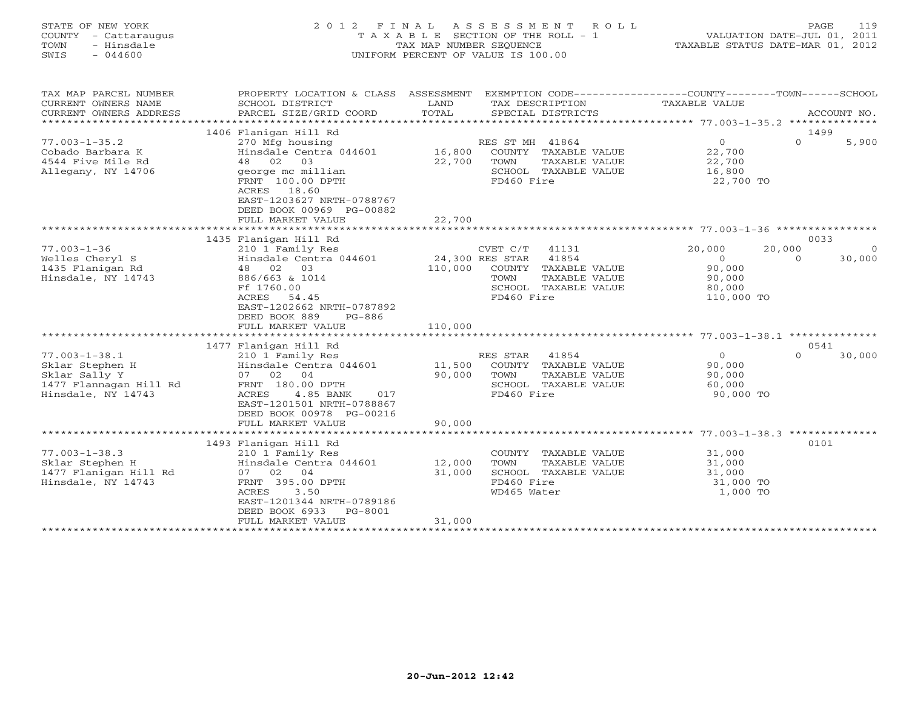STATE OF NEW YORK
COUNTY - Cattaraugus
TOWN - Hinsdale
SWIS - 044600

2012 FINAL ASSESSMENT ROLL
TAXABLE SECTION OF THE ROLL - 1
TAX MAP NUMBER SEQUENCE
UNIFORM PERCENT OF VALUE IS 100.00

VALUATION DATE-JUL 01, 2011
TAXABLE STATUS DATE-MAR 01, 2012

| TAX MAP PARCEL NUMBER / CURRENT OWNERS NAME / CURRENT OWNERS ADDRESS | PROPERTY LOCATION & CLASS / SCHOOL DISTRICT / PARCEL SIZE/GRID COORD | ASSESSMENT LAND / TOTAL | EXEMPTION CODE / TAX DESCRIPTION / SPECIAL DISTRICTS | COUNTY TAXABLE VALUE | TOWN | SCHOOL | ACCOUNT NO. |
|---|---|---|---|---|---|---|---|
| | 1406 Flanigan Hill Rd | | | | | | 1499 |
| 77.003-1-35.2 | 270 Mfg housing | | RES ST MH 41864 | 0 | 0 | 5,900 | |
| Cobado Barbara K | Hinsdale Centra 044601 | 16,800 | COUNTY TAXABLE VALUE | 22,700 | | | |
| 4544 Five Mile Rd | 48 02 03 | 22,700 | TOWN TAXABLE VALUE | 22,700 | | | |
| Allegany, NY 14706 | george mc millian | | SCHOOL TAXABLE VALUE | 16,800 | | | |
| | FRNT 100.00 DPTH | | FD460 Fire | 22,700 TO | | | |
| | ACRES 18.60 | | | | | | |
| | EAST-1203627 NRTH-0788767 | | | | | | |
| | DEED BOOK 00969 PG-00882 | | | | | | |
| | FULL MARKET VALUE | 22,700 | | | | | |
| | 1435 Flanigan Hill Rd | | | | | | 0033 |
| 77.003-1-36 | 210 1 Family Res | | CVET C/T 41131 | 20,000 | 20,000 | 0 | |
| Welles Cheryl S | Hinsdale Centra 044601 | 24,300 | RES STAR 41854 | 0 | 0 | 30,000 | |
| 1435 Flanigan Rd | 48 02 03 | 110,000 | COUNTY TAXABLE VALUE | 90,000 | | | |
| Hinsdale, NY 14743 | 886/663 & 1014 | | TOWN TAXABLE VALUE | 90,000 | | | |
| | Ff 1760.00 | | SCHOOL TAXABLE VALUE | 80,000 | | | |
| | ACRES 54.45 | | FD460 Fire | 110,000 TO | | | |
| | EAST-1202662 NRTH-0787892 | | | | | | |
| | DEED BOOK 889 PG-886 | | | | | | |
| | FULL MARKET VALUE | 110,000 | | | | | |
| | 1477 Flanigan Hill Rd | | | | | | 0541 |
| 77.003-1-38.1 | 210 1 Family Res | | RES STAR 41854 | 0 | 0 | 30,000 | |
| Sklar Stephen H | Hinsdale Centra 044601 | 11,500 | COUNTY TAXABLE VALUE | 90,000 | | | |
| Sklar Sally Y | 07 02 04 | 90,000 | TOWN TAXABLE VALUE | 90,000 | | | |
| 1477 Flannagan Hill Rd | FRNT 180.00 DPTH | | SCHOOL TAXABLE VALUE | 60,000 | | | |
| Hinsdale, NY 14743 | ACRES 4.85 BANK 017 | | FD460 Fire | 90,000 TO | | | |
| | EAST-1201501 NRTH-0788867 | | | | | | |
| | DEED BOOK 00978 PG-00216 | | | | | | |
| | FULL MARKET VALUE | 90,000 | | | | | |
| | 1493 Flanigan Hill Rd | | | | | | 0101 |
| 77.003-1-38.3 | 210 1 Family Res | | COUNTY TAXABLE VALUE | 31,000 | | | |
| Sklar Stephen H | Hinsdale Centra 044601 | 12,000 | TOWN TAXABLE VALUE | 31,000 | | | |
| 1477 Flanigan Hill Rd | 07 02 04 | 31,000 | SCHOOL TAXABLE VALUE | 31,000 | | | |
| Hinsdale, NY 14743 | FRNT 395.00 DPTH | | FD460 Fire | 31,000 TO | | | |
| | ACRES 3.50 | | WD465 Water | 1,000 TO | | | |
| | EAST-1201344 NRTH-0789186 | | | | | | |
| | DEED BOOK 6933 PG-8001 | | | | | | |
| | FULL MARKET VALUE | 31,000 | | | | | |

20-Jun-2012 12:42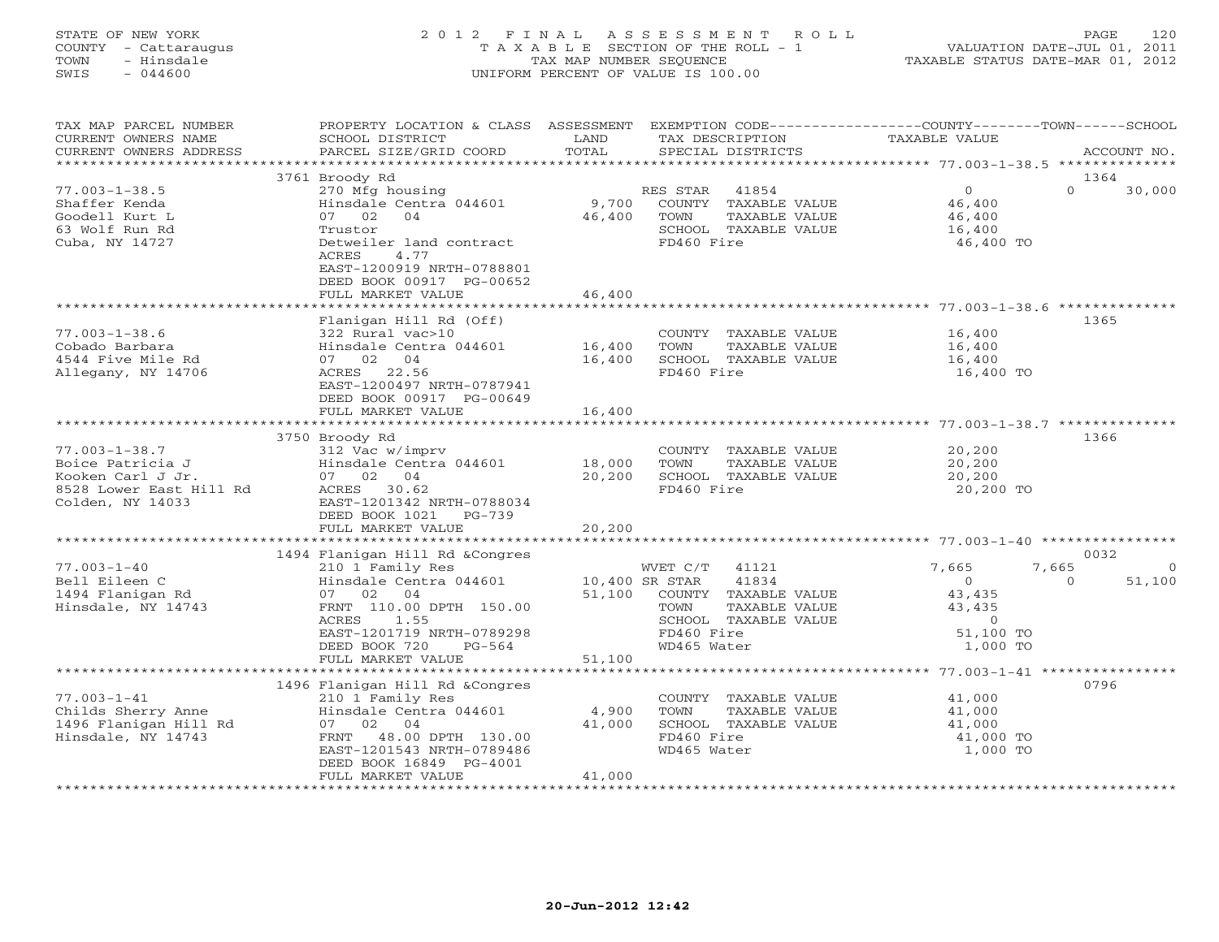STATE OF NEW YORK
COUNTY - Cattaraugus
TOWN - Hinsdale
SWIS - 044600

# 2012 FINAL ASSESSMENT ROLL
TAXABLE SECTION OF THE ROLL - 1
TAX MAP NUMBER SEQUENCE
UNIFORM PERCENT OF VALUE IS 100.00

VALUATION DATE-JUL 01, 2011
TAXABLE STATUS DATE-MAR 01, 2012

| TAX MAP PARCEL NUMBER / CURRENT OWNERS NAME / CURRENT OWNERS ADDRESS | PROPERTY LOCATION & CLASS / SCHOOL DISTRICT / PARCEL SIZE/GRID COORD | ASSESSMENT LAND | TOTAL | EXEMPTION CODE / TAX DESCRIPTION / SPECIAL DISTRICTS | COUNTY TAXABLE VALUE | TOWN | SCHOOL | ACCOUNT NO. |
|---|---|---|---|---|---|---|---|---|
| | 3761 Broody Rd | | | | | | | 1364 |
| 77.003-1-38.5 | 270 Mfg housing | | | RES STAR 41854 | 0 | 0 | 30,000 | |
| Shaffer Kenda | Hinsdale Centra 044601 | 9,700 | | COUNTY TAXABLE VALUE | 46,400 | | | |
| Goodell Kurt L | 07 02 04 | | 46,400 | TOWN TAXABLE VALUE | 46,400 | | | |
| 63 Wolf Run Rd | Trustor | | | SCHOOL TAXABLE VALUE | 16,400 | | | |
| Cuba, NY 14727 | Detweiler land contract | | | FD460 Fire | 46,400 TO | | | |
| | ACRES 4.77 | | | | | | | |
| | EAST-1200919 NRTH-0788801 | | | | | | | |
| | DEED BOOK 00917 PG-00652 | | | | | | | |
| | FULL MARKET VALUE | | 46,400 | | | | | |
| | Flanigan Hill Rd (Off) | | | | | | | 1365 |
| 77.003-1-38.6 | 322 Rural vac>10 | | | COUNTY TAXABLE VALUE | 16,400 | | | |
| Cobado Barbara | Hinsdale Centra 044601 | 16,400 | | TOWN TAXABLE VALUE | 16,400 | | | |
| 4544 Five Mile Rd | 07 02 04 | | 16,400 | SCHOOL TAXABLE VALUE | 16,400 | | | |
| Allegany, NY 14706 | ACRES 22.56 | | | FD460 Fire | 16,400 TO | | | |
| | EAST-1200497 NRTH-0787941 | | | | | | | |
| | DEED BOOK 00917 PG-00649 | | | | | | | |
| | FULL MARKET VALUE | | 16,400 | | | | | |
| | 3750 Broody Rd | | | | | | | 1366 |
| 77.003-1-38.7 | 312 Vac w/imprv | | | COUNTY TAXABLE VALUE | 20,200 | | | |
| Boice Patricia J | Hinsdale Centra 044601 | 18,000 | | TOWN TAXABLE VALUE | 20,200 | | | |
| Kooken Carl J Jr. | 07 02 04 | | 20,200 | SCHOOL TAXABLE VALUE | 20,200 | | | |
| 8528 Lower East Hill Rd | ACRES 30.62 | | | FD460 Fire | 20,200 TO | | | |
| Colden, NY 14033 | EAST-1201342 NRTH-0788034 | | | | | | | |
| | DEED BOOK 1021 PG-739 | | | | | | | |
| | FULL MARKET VALUE | | 20,200 | | | | | |
| | 1494 Flanigan Hill Rd &Congres | | | | | | | 0032 |
| 77.003-1-40 | 210 1 Family Res | | | WVET C/T 41121 | 7,665 | 7,665 | 0 | |
| Bell Eileen C | Hinsdale Centra 044601 | 10,400 | | SR STAR 41834 | 0 | 0 | 51,100 | |
| 1494 Flanigan Rd | 07 02 04 | | 51,100 | COUNTY TAXABLE VALUE | 43,435 | | | |
| Hinsdale, NY 14743 | FRNT 110.00 DPTH 150.00 | | | TOWN TAXABLE VALUE | 43,435 | | | |
| | ACRES 1.55 | | | SCHOOL TAXABLE VALUE | 0 | | | |
| | EAST-1201719 NRTH-0789298 | | | FD460 Fire | 51,100 TO | | | |
| | DEED BOOK 720 PG-564 | | | WD465 Water | 1,000 TO | | | |
| | FULL MARKET VALUE | | 51,100 | | | | | |
| | 1496 Flanigan Hill Rd &Congres | | | | | | | 0796 |
| 77.003-1-41 | 210 1 Family Res | | | COUNTY TAXABLE VALUE | 41,000 | | | |
| Childs Sherry Anne | Hinsdale Centra 044601 | 4,900 | | TOWN TAXABLE VALUE | 41,000 | | | |
| 1496 Flanigan Hill Rd | 07 02 04 | | 41,000 | SCHOOL TAXABLE VALUE | 41,000 | | | |
| Hinsdale, NY 14743 | FRNT 48.00 DPTH 130.00 | | | FD460 Fire | 41,000 TO | | | |
| | EAST-1201543 NRTH-0789486 | | | WD465 Water | 1,000 TO | | | |
| | DEED BOOK 16849 PG-4001 | | | | | | | |
| | FULL MARKET VALUE | | 41,000 | | | | | |

20-Jun-2012 12:42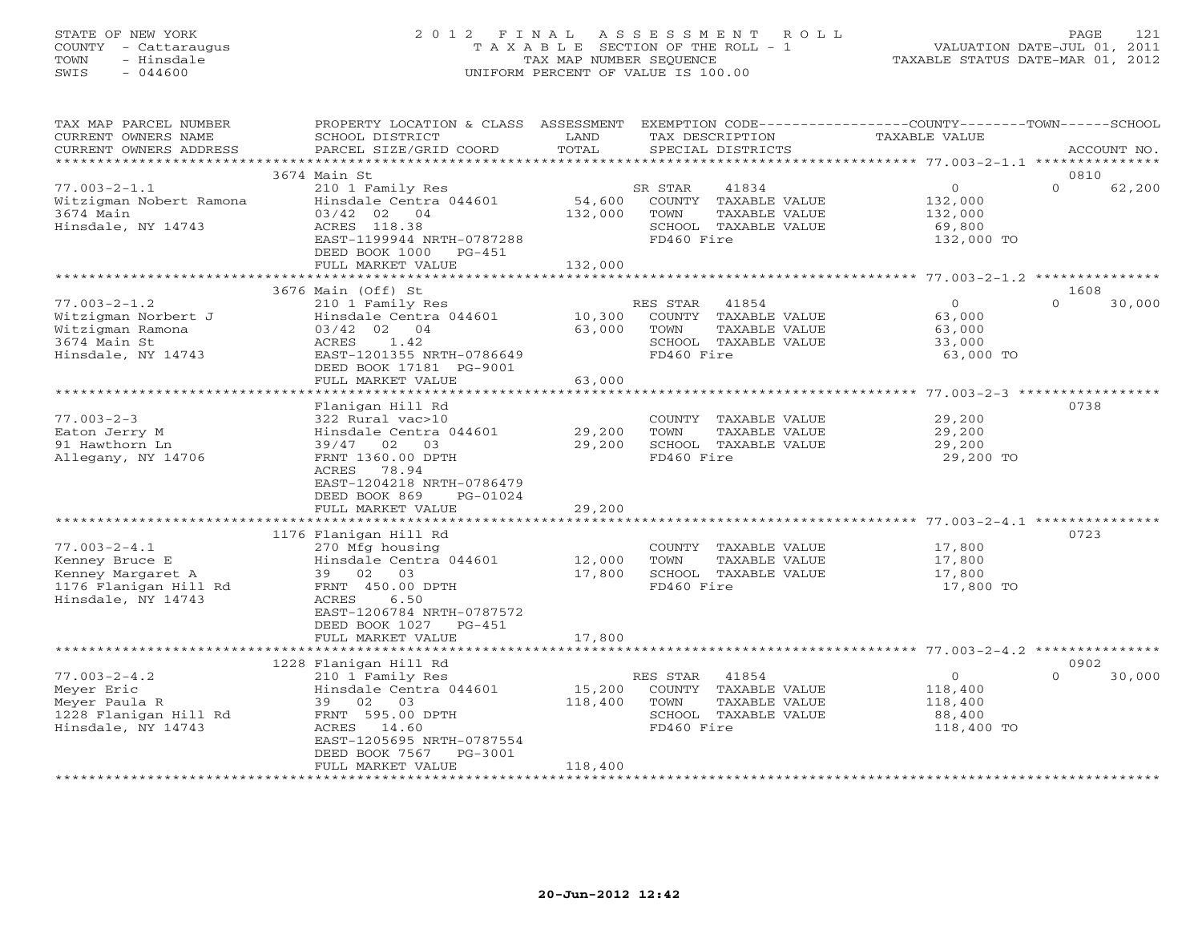STATE OF NEW YORK
COUNTY - Cattaraugus
TOWN - Hinsdale
SWIS - 044600

# 2012 FINAL ASSESSMENT ROLL
TAXABLE SECTION OF THE ROLL - 1
TAX MAP NUMBER SEQUENCE
UNIFORM PERCENT OF VALUE IS 100.00

VALUATION DATE-JUL 01, 2011
TAXABLE STATUS DATE-MAR 01, 2012

| TAX MAP PARCEL NUMBER / CURRENT OWNERS NAME / CURRENT OWNERS ADDRESS | PROPERTY LOCATION & CLASS / SCHOOL DISTRICT / PARCEL SIZE/GRID COORD | ASSESSMENT LAND | ASSESSMENT TOTAL | EXEMPTION CODE / TAX DESCRIPTION / SPECIAL DISTRICTS | COUNTY / TOWN TAXABLE VALUE | SCHOOL | ACCOUNT NO. |
|---|---|---|---|---|---|---|---|
| **77.003-2-1.1** | 3674 Main St | | | | | | 0810 |
| 77.003-2-1.1 | 210 1 Family Res | | | SR STAR 41834 | 0 | 0 | 62,200 |
| Witzigman Nobert Ramona | Hinsdale Centra 044601 | 54,600 | | COUNTY TAXABLE VALUE | 132,000 | | |
| 3674 Main | 03/42 02 04 | | 132,000 | TOWN TAXABLE VALUE | 132,000 | | |
| Hinsdale, NY 14743 | ACRES 118.38 | | | SCHOOL TAXABLE VALUE | 69,800 | | |
| | EAST-1199944 NRTH-0787288 | | | FD460 Fire | 132,000 TO | | |
| | DEED BOOK 1000 PG-451 | | | | | | |
| | FULL MARKET VALUE | | 132,000 | | | | |
| **77.003-2-1.2** | 3676 Main (Off) St | | | | | | 1608 |
| 77.003-2-1.2 | 210 1 Family Res | | | RES STAR 41854 | 0 | 0 | 30,000 |
| Witzigman Norbert J | Hinsdale Centra 044601 | 10,300 | | COUNTY TAXABLE VALUE | 63,000 | | |
| Witzigman Ramona | 03/42 02 04 | | 63,000 | TOWN TAXABLE VALUE | 63,000 | | |
| 3674 Main St | ACRES 1.42 | | | SCHOOL TAXABLE VALUE | 33,000 | | |
| Hinsdale, NY 14743 | EAST-1201355 NRTH-0786649 | | | FD460 Fire | 63,000 TO | | |
| | DEED BOOK 17181 PG-9001 | | | | | | |
| | FULL MARKET VALUE | | 63,000 | | | | |
| **77.003-2-3** | Flanigan Hill Rd | | | | | | 0738 |
| 77.003-2-3 | 322 Rural vac>10 | | | COUNTY TAXABLE VALUE | 29,200 | | |
| Eaton Jerry M | Hinsdale Centra 044601 | 29,200 | | TOWN TAXABLE VALUE | 29,200 | | |
| 91 Hawthorn Ln | 39/47 02 03 | | 29,200 | SCHOOL TAXABLE VALUE | 29,200 | | |
| Allegany, NY 14706 | FRNT 1360.00 DPTH | | | FD460 Fire | 29,200 TO | | |
| | ACRES 78.94 | | | | | | |
| | EAST-1204218 NRTH-0786479 | | | | | | |
| | DEED BOOK 869 PG-01024 | | | | | | |
| | FULL MARKET VALUE | | 29,200 | | | | |
| **77.003-2-4.1** | 1176 Flanigan Hill Rd | | | | | | 0723 |
| 77.003-2-4.1 | 270 Mfg housing | | | COUNTY TAXABLE VALUE | 17,800 | | |
| Kenney Bruce E | Hinsdale Centra 044601 | 12,000 | | TOWN TAXABLE VALUE | 17,800 | | |
| Kenney Margaret A | 39 02 03 | | 17,800 | SCHOOL TAXABLE VALUE | 17,800 | | |
| 1176 Flanigan Hill Rd | FRNT 450.00 DPTH | | | FD460 Fire | 17,800 TO | | |
| Hinsdale, NY 14743 | ACRES 6.50 | | | | | | |
| | EAST-1206784 NRTH-0787572 | | | | | | |
| | DEED BOOK 1027 PG-451 | | | | | | |
| | FULL MARKET VALUE | | 17,800 | | | | |
| **77.003-2-4.2** | 1228 Flanigan Hill Rd | | | | | | 0902 |
| 77.003-2-4.2 | 210 1 Family Res | | | RES STAR 41854 | 0 | 0 | 30,000 |
| Meyer Eric | Hinsdale Centra 044601 | 15,200 | | COUNTY TAXABLE VALUE | 118,400 | | |
| Meyer Paula R | 39 02 03 | | 118,400 | TOWN TAXABLE VALUE | 118,400 | | |
| 1228 Flanigan Hill Rd | FRNT 595.00 DPTH | | | SCHOOL TAXABLE VALUE | 88,400 | | |
| Hinsdale, NY 14743 | ACRES 14.60 | | | FD460 Fire | 118,400 TO | | |
| | EAST-1205695 NRTH-0787554 | | | | | | |
| | DEED BOOK 7567 PG-3001 | | | | | | |
| | FULL MARKET VALUE | | 118,400 | | | | |

20-Jun-2012 12:42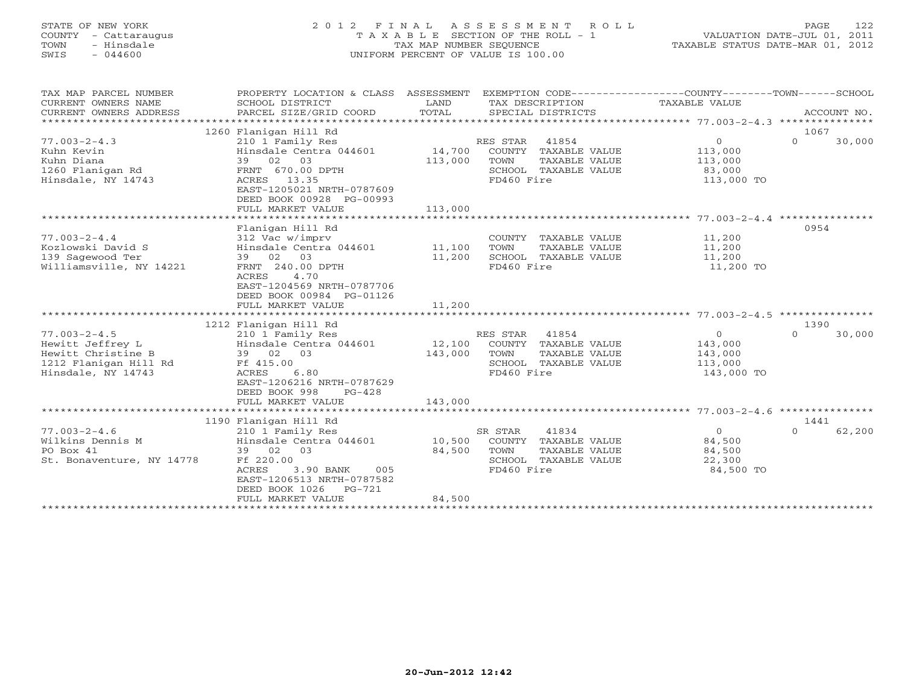STATE OF NEW YORK — COUNTY - Cattaraugus — TOWN - Hinsdale — SWIS - 044600

# 2012 FINAL ASSESSMENT ROLL
TAXABLE SECTION OF THE ROLL - 1
TAX MAP NUMBER SEQUENCE
UNIFORM PERCENT OF VALUE IS 100.00

VALUATION DATE-JUL 01, 2011
TAXABLE STATUS DATE-MAR 01, 2012

| TAX MAP PARCEL NUMBER / CURRENT OWNERS NAME / CURRENT OWNERS ADDRESS | PROPERTY LOCATION & CLASS / SCHOOL DISTRICT / PARCEL SIZE/GRID COORD | ASSESSMENT LAND / TOTAL | EXEMPTION CODE / TAX DESCRIPTION / SPECIAL DISTRICTS | COUNTY TAXABLE VALUE | TOWN | SCHOOL / ACCOUNT NO. |
|---|---|---|---|---|---|---|
| 77.003-2-4.3 | 1260 Flanigan Hill Rd | | | | | 1067 |
| Kuhn Kevin | 210 1 Family Res | | RES STAR 41854 | 0 | 0 | 30,000 |
| Kuhn Diana | Hinsdale Centra 044601 | 14,700 | COUNTY TAXABLE VALUE | 113,000 | | |
| 1260 Flanigan Rd | 39 02 03 | 113,000 | TOWN TAXABLE VALUE | 113,000 | | |
| Hinsdale, NY 14743 | FRNT 670.00 DPTH | | SCHOOL TAXABLE VALUE | 83,000 | | |
| | ACRES 13.35 | | FD460 Fire | 113,000 TO | | |
| | EAST-1205021 NRTH-0787609 | | | | | |
| | DEED BOOK 00928 PG-00993 | | | | | |
| | FULL MARKET VALUE | 113,000 | | | | |
| 77.003-2-4.4 | Flanigan Hill Rd | | | | | 0954 |
| Kozlowski David S | 312 Vac w/imprv | | COUNTY TAXABLE VALUE | 11,200 | | |
| 139 Sagewood Ter | Hinsdale Centra 044601 | 11,100 | TOWN TAXABLE VALUE | 11,200 | | |
| Williamsville, NY 14221 | 39 02 03 | 11,200 | SCHOOL TAXABLE VALUE | 11,200 | | |
| | FRNT 240.00 DPTH | | FD460 Fire | 11,200 TO | | |
| | ACRES 4.70 | | | | | |
| | EAST-1204569 NRTH-0787706 | | | | | |
| | DEED BOOK 00984 PG-01126 | | | | | |
| | FULL MARKET VALUE | 11,200 | | | | |
| 77.003-2-4.5 | 1212 Flanigan Hill Rd | | | | | 1390 |
| Hewitt Jeffrey L | 210 1 Family Res | | RES STAR 41854 | 0 | 0 | 30,000 |
| Hewitt Christine B | Hinsdale Centra 044601 | 12,100 | COUNTY TAXABLE VALUE | 143,000 | | |
| 1212 Flanigan Hill Rd | 39 02 03 | 143,000 | TOWN TAXABLE VALUE | 143,000 | | |
| Hinsdale, NY 14743 | Ff 415.00 | | SCHOOL TAXABLE VALUE | 113,000 | | |
| | ACRES 6.80 | | FD460 Fire | 143,000 TO | | |
| | EAST-1206216 NRTH-0787629 | | | | | |
| | DEED BOOK 998 PG-428 | | | | | |
| | FULL MARKET VALUE | 143,000 | | | | |
| 77.003-2-4.6 | 1190 Flanigan Hill Rd | | | | | 1441 |
| Wilkins Dennis M | 210 1 Family Res | | SR STAR 41834 | 0 | 0 | 62,200 |
| PO Box 41 | Hinsdale Centra 044601 | 10,500 | COUNTY TAXABLE VALUE | 84,500 | | |
| St. Bonaventure, NY 14778 | 39 02 03 | 84,500 | TOWN TAXABLE VALUE | 84,500 | | |
| | Ff 220.00 | | SCHOOL TAXABLE VALUE | 22,300 | | |
| | ACRES 3.90 BANK 005 | | FD460 Fire | 84,500 TO | | |
| | EAST-1206513 NRTH-0787582 | | | | | |
| | DEED BOOK 1026 PG-721 | | | | | |
| | FULL MARKET VALUE | 84,500 | | | | |

20-Jun-2012 12:42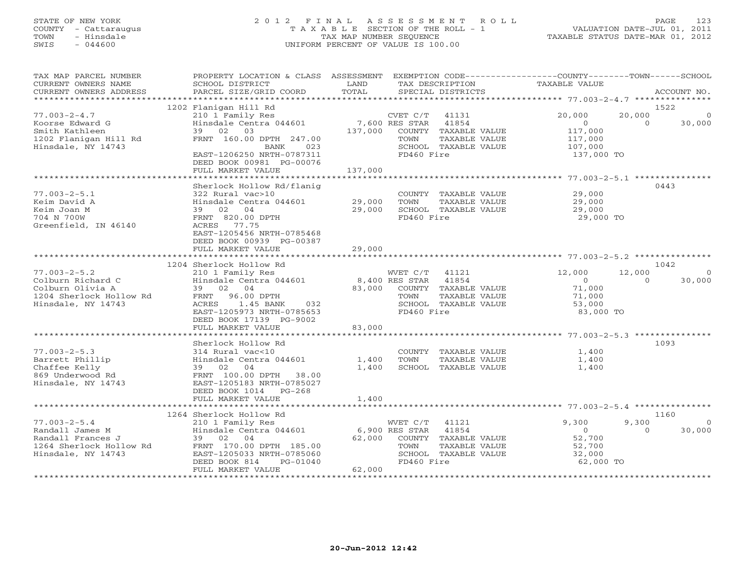STATE OF NEW YORK
COUNTY - Cattaraugus
TOWN - Hinsdale
SWIS - 044600

# 2012 FINAL ASSESSMENT ROLL
TAXABLE SECTION OF THE ROLL - 1
TAX MAP NUMBER SEQUENCE
UNIFORM PERCENT OF VALUE IS 100.00

VALUATION DATE-JUL 01, 2011
TAXABLE STATUS DATE-MAR 01, 2012

| TAX MAP PARCEL NUMBER / CURRENT OWNERS NAME / CURRENT OWNERS ADDRESS | PROPERTY LOCATION & CLASS / SCHOOL DISTRICT / PARCEL SIZE/GRID COORD | ASSESSMENT LAND | TOTAL | EXEMPTION CODE / TAX DESCRIPTION / SPECIAL DISTRICTS | COUNTY TAXABLE VALUE | TOWN | SCHOOL | ACCOUNT NO. |
|---|---|---|---|---|---|---|---|---|
| **77.003-2-4.7** | 1202 Flanigan Hill Rd | | | | | | | 1522 |
| 77.003-2-4.7 | 210 1 Family Res | | | CVET C/T 41131 | 20,000 | 20,000 | 0 | |
| Koorse Edward G | Hinsdale Centra 044601 | 7,600 | | RES STAR 41854 | 0 | 0 | 30,000 | |
| Smith Kathleen | 39 02 03 | | 137,000 | COUNTY TAXABLE VALUE | 117,000 | | | |
| 1202 Flanigan Hill Rd | FRNT 160.00 DPTH 247.00 | | | TOWN TAXABLE VALUE | 117,000 | | | |
| Hinsdale, NY 14743 | BANK 023 | | | SCHOOL TAXABLE VALUE | 107,000 | | | |
| | EAST-1206250 NRTH-0787311 | | | FD460 Fire | 137,000 TO | | | |
| | DEED BOOK 00981 PG-00076 | | | | | | | |
| | FULL MARKET VALUE | | 137,000 | | | | | |
| **77.003-2-5.1** | Sherlock Hollow Rd/flanig | | | | | | | 0443 |
| 77.003-2-5.1 | 322 Rural vac>10 | | | COUNTY TAXABLE VALUE | 29,000 | | | |
| Keim David A | Hinsdale Centra 044601 | 29,000 | | TOWN TAXABLE VALUE | 29,000 | | | |
| Keim Joan M | 39 02 04 | | 29,000 | SCHOOL TAXABLE VALUE | 29,000 | | | |
| 704 N 700W | FRNT 820.00 DPTH | | | FD460 Fire | 29,000 TO | | | |
| Greenfield, IN 46140 | ACRES 77.75 | | | | | | | |
| | EAST-1205456 NRTH-0785468 | | | | | | | |
| | DEED BOOK 00939 PG-00387 | | | | | | | |
| | FULL MARKET VALUE | | 29,000 | | | | | |
| **77.003-2-5.2** | 1204 Sherlock Hollow Rd | | | | | | | 1042 |
| 77.003-2-5.2 | 210 1 Family Res | | | WVET C/T 41121 | 12,000 | 12,000 | 0 | |
| Colburn Richard C | Hinsdale Centra 044601 | 8,400 | | RES STAR 41854 | 0 | 0 | 30,000 | |
| Colburn Olivia A | 39 02 04 | | 83,000 | COUNTY TAXABLE VALUE | 71,000 | | | |
| 1204 Sherlock Hollow Rd | FRNT 96.00 DPTH | | | TOWN TAXABLE VALUE | 71,000 | | | |
| Hinsdale, NY 14743 | ACRES 1.45 BANK 032 | | | SCHOOL TAXABLE VALUE | 53,000 | | | |
| | EAST-1205973 NRTH-0785653 | | | FD460 Fire | 83,000 TO | | | |
| | DEED BOOK 17139 PG-9002 | | | | | | | |
| | FULL MARKET VALUE | | 83,000 | | | | | |
| **77.003-2-5.3** | Sherlock Hollow Rd | | | | | | | 1093 |
| 77.003-2-5.3 | 314 Rural vac<10 | | | COUNTY TAXABLE VALUE | 1,400 | | | |
| Barrett Phillip | Hinsdale Centra 044601 | 1,400 | | TOWN TAXABLE VALUE | 1,400 | | | |
| Chaffee Kelly | 39 02 04 | | 1,400 | SCHOOL TAXABLE VALUE | 1,400 | | | |
| 869 Underwood Rd | FRNT 100.00 DPTH 38.00 | | | | | | | |
| Hinsdale, NY 14743 | EAST-1205183 NRTH-0785027 | | | | | | | |
| | DEED BOOK 1014 PG-268 | | | | | | | |
| | FULL MARKET VALUE | | 1,400 | | | | | |
| **77.003-2-5.4** | 1264 Sherlock Hollow Rd | | | | | | | 1160 |
| 77.003-2-5.4 | 210 1 Family Res | | | WVET C/T 41121 | 9,300 | 9,300 | 0 | |
| Randall James M | Hinsdale Centra 044601 | 6,900 | | RES STAR 41854 | 0 | 0 | 30,000 | |
| Randall Frances J | 39 02 04 | | 62,000 | COUNTY TAXABLE VALUE | 52,700 | | | |
| 1264 Sherlock Hollow Rd | FRNT 170.00 DPTH 185.00 | | | TOWN TAXABLE VALUE | 52,700 | | | |
| Hinsdale, NY 14743 | EAST-1205033 NRTH-0785060 | | | SCHOOL TAXABLE VALUE | 32,000 | | | |
| | DEED BOOK 814 PG-01040 | | | FD460 Fire | 62,000 TO | | | |
| | FULL MARKET VALUE | | 62,000 | | | | | |

20-Jun-2012 12:42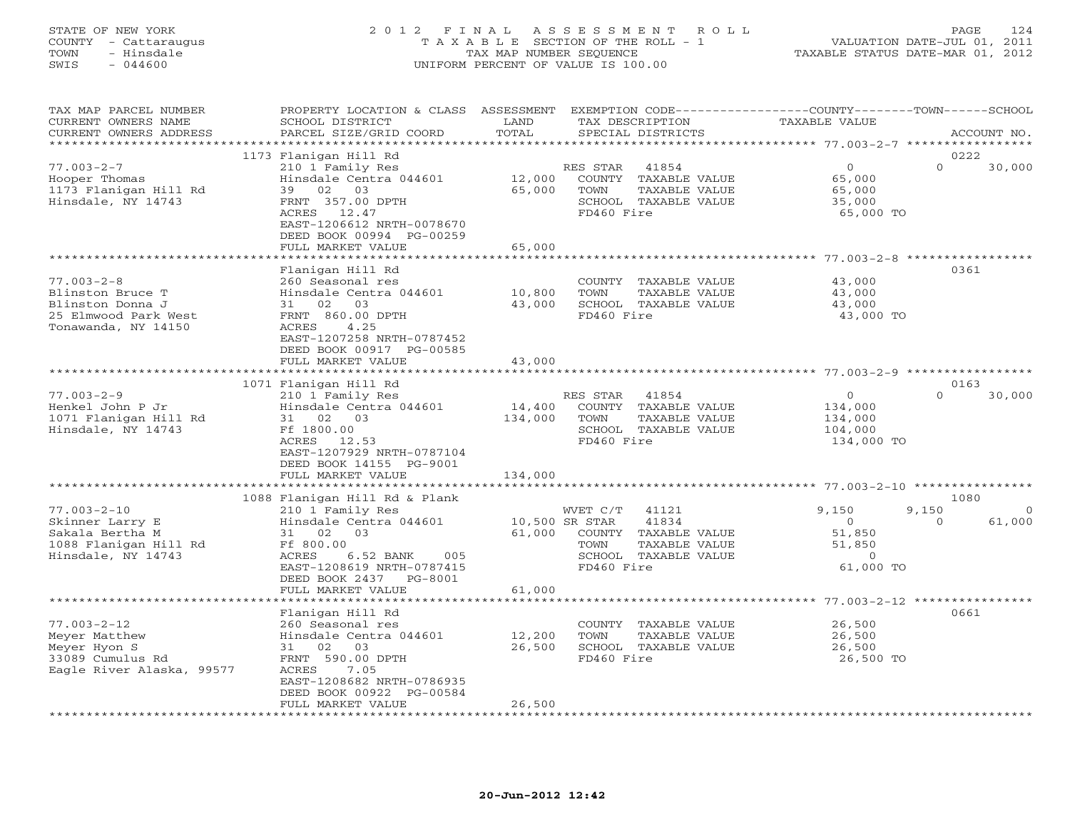STATE OF NEW YORK
COUNTY - Cattaraugus
TOWN - Hinsdale
SWIS - 044600

# 2012 FINAL ASSESSMENT ROLL

TAXABLE SECTION OF THE ROLL - 1
TAX MAP NUMBER SEQUENCE
UNIFORM PERCENT OF VALUE IS 100.00

VALUATION DATE-JUL 01, 2011
TAXABLE STATUS DATE-MAR 01, 2012

| TAX MAP PARCEL NUMBER / CURRENT OWNERS NAME / CURRENT OWNERS ADDRESS | PROPERTY LOCATION & CLASS / SCHOOL DISTRICT / PARCEL SIZE/GRID COORD | ASSESSMENT LAND / TOTAL | EXEMPTION CODE / TAX DESCRIPTION / SPECIAL DISTRICTS | COUNTY TAXABLE VALUE | TOWN | SCHOOL / ACCOUNT NO. |
|---|---|---|---|---|---|---|
| | 1173 Flanigan Hill Rd | | | | | 0222 |
| 77.003-2-7 | 210 1 Family Res | | RES STAR 41854 | 0 | 0 | 30,000 |
| Hooper Thomas | Hinsdale Centra 044601 | 12,000 | COUNTY TAXABLE VALUE | 65,000 | | |
| 1173 Flanigan Hill Rd | 39 02 03 | 65,000 | TOWN TAXABLE VALUE | 65,000 | | |
| Hinsdale, NY 14743 | FRNT 357.00 DPTH | | SCHOOL TAXABLE VALUE | 35,000 | | |
| | ACRES 12.47 | | FD460 Fire | 65,000 TO | | |
| | EAST-1206612 NRTH-0078670 | | | | | |
| | DEED BOOK 00994 PG-00259 | | | | | |
| | FULL MARKET VALUE | 65,000 | | | | |
| | Flanigan Hill Rd | | | | | 0361 |
| 77.003-2-8 | 260 Seasonal res | | COUNTY TAXABLE VALUE | 43,000 | | |
| Blinston Bruce T | Hinsdale Centra 044601 | 10,800 | TOWN TAXABLE VALUE | 43,000 | | |
| Blinston Donna J | 31 02 03 | 43,000 | SCHOOL TAXABLE VALUE | 43,000 | | |
| 25 Elmwood Park West | FRNT 860.00 DPTH | | FD460 Fire | 43,000 TO | | |
| Tonawanda, NY 14150 | ACRES 4.25 | | | | | |
| | EAST-1207258 NRTH-0787452 | | | | | |
| | DEED BOOK 00917 PG-00585 | | | | | |
| | FULL MARKET VALUE | 43,000 | | | | |
| | 1071 Flanigan Hill Rd | | | | | 0163 |
| 77.003-2-9 | 210 1 Family Res | | RES STAR 41854 | 0 | 0 | 30,000 |
| Henkel John P Jr | Hinsdale Centra 044601 | 14,400 | COUNTY TAXABLE VALUE | 134,000 | | |
| 1071 Flanigan Hill Rd | 31 02 03 | 134,000 | TOWN TAXABLE VALUE | 134,000 | | |
| Hinsdale, NY 14743 | Ff 1800.00 | | SCHOOL TAXABLE VALUE | 104,000 | | |
| | ACRES 12.53 | | FD460 Fire | 134,000 TO | | |
| | EAST-1207929 NRTH-0787104 | | | | | |
| | DEED BOOK 14155 PG-9001 | | | | | |
| | FULL MARKET VALUE | 134,000 | | | | |
| | 1088 Flanigan Hill Rd & Plank | | | | | 1080 |
| 77.003-2-10 | 210 1 Family Res | | WVET C/T 41121 | 9,150 | 9,150 | 0 |
| Skinner Larry E | Hinsdale Centra 044601 | 10,500 | SR STAR 41834 | 0 | 0 | 61,000 |
| Sakala Bertha M | 31 02 03 | 61,000 | COUNTY TAXABLE VALUE | 51,850 | | |
| 1088 Flanigan Hill Rd | Ff 800.00 | | TOWN TAXABLE VALUE | 51,850 | | |
| Hinsdale, NY 14743 | ACRES 6.52 BANK 005 | | SCHOOL TAXABLE VALUE | 0 | | |
| | EAST-1208619 NRTH-0787415 | | FD460 Fire | 61,000 TO | | |
| | DEED BOOK 2437 PG-8001 | | | | | |
| | FULL MARKET VALUE | 61,000 | | | | |
| | Flanigan Hill Rd | | | | | 0661 |
| 77.003-2-12 | 260 Seasonal res | | COUNTY TAXABLE VALUE | 26,500 | | |
| Meyer Matthew | Hinsdale Centra 044601 | 12,200 | TOWN TAXABLE VALUE | 26,500 | | |
| Meyer Hyon S | 31 02 03 | 26,500 | SCHOOL TAXABLE VALUE | 26,500 | | |
| 33089 Cumulus Rd | FRNT 590.00 DPTH | | FD460 Fire | 26,500 TO | | |
| Eagle River Alaska, 99577 | ACRES 7.05 | | | | | |
| | EAST-1208682 NRTH-0786935 | | | | | |
| | DEED BOOK 00922 PG-00584 | | | | | |
| | FULL MARKET VALUE | 26,500 | | | | |

20-Jun-2012 12:42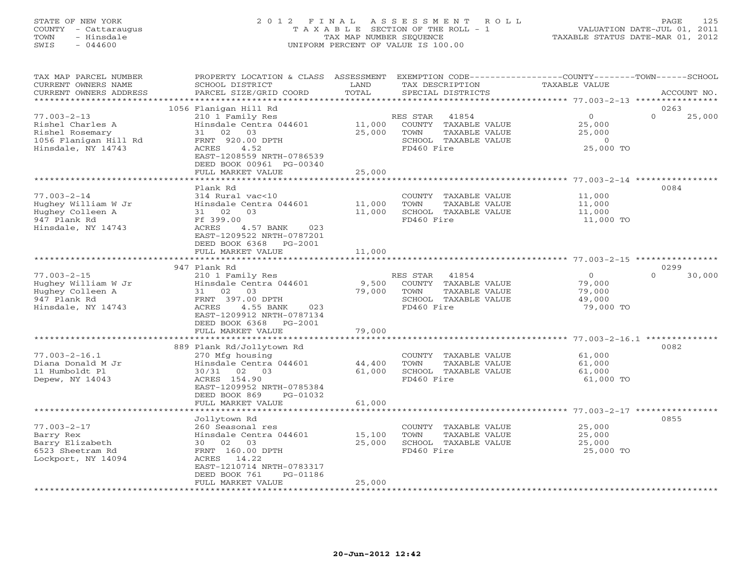STATE OF NEW YORK
COUNTY - Cattaraugus
TOWN - Hinsdale
SWIS - 044600

# 2012 FINAL ASSESSMENT ROLL
TAXABLE SECTION OF THE ROLL - 1
TAX MAP NUMBER SEQUENCE
UNIFORM PERCENT OF VALUE IS 100.00

VALUATION DATE-JUL 01, 2011
TAXABLE STATUS DATE-MAR 01, 2012

| TAX MAP PARCEL NUMBER / CURRENT OWNERS NAME / CURRENT OWNERS ADDRESS | PROPERTY LOCATION & CLASS / SCHOOL DISTRICT / PARCEL SIZE/GRID COORD | ASSESSMENT LAND | TOTAL | EXEMPTION CODE / TAX DESCRIPTION / SPECIAL DISTRICTS | COUNTY TAXABLE VALUE | TOWN | SCHOOL | ACCOUNT NO. |
|---|---|---|---|---|---|---|---|---|
| 77.003-2-13 | 1056 Flanigan Hill Rd | | | | | | | 0263 |
| Rishel Charles A | 210 1 Family Res | | | RES STAR 41854 | 0 | | 0 25,000 | |
| Rishel Rosemary | Hinsdale Centra 044601 | 11,000 | | COUNTY TAXABLE VALUE | 25,000 | | | |
| 1056 Flanigan Hill Rd | 31 02 03 | | 25,000 | TOWN TAXABLE VALUE | 25,000 | | | |
| Hinsdale, NY 14743 | FRNT 920.00 DPTH | | | SCHOOL TAXABLE VALUE | 0 | | | |
| | ACRES 4.52 | | | FD460 Fire | 25,000 TO | | | |
| | EAST-1208559 NRTH-0786539 | | | | | | | |
| | DEED BOOK 00961 PG-00340 | | | | | | | |
| | FULL MARKET VALUE | | 25,000 | | | | | |
| 77.003-2-14 | Plank Rd | | | | | | | 0084 |
| Hughey William W Jr | 314 Rural vac<10 | | | COUNTY TAXABLE VALUE | 11,000 | | | |
| Hughey Colleen A | Hinsdale Centra 044601 | 11,000 | | TOWN TAXABLE VALUE | 11,000 | | | |
| 947 Plank Rd | 31 02 03 | | 11,000 | SCHOOL TAXABLE VALUE | 11,000 | | | |
| Hinsdale, NY 14743 | Ff 399.00 | | | FD460 Fire | 11,000 TO | | | |
| | ACRES 4.57 BANK 023 | | | | | | | |
| | EAST-1209522 NRTH-0787201 | | | | | | | |
| | DEED BOOK 6368 PG-2001 | | | | | | | |
| | FULL MARKET VALUE | | 11,000 | | | | | |
| 77.003-2-15 | 947 Plank Rd | | | | | | | 0299 |
| Hughey William W Jr | 210 1 Family Res | | | RES STAR 41854 | 0 | | 0 30,000 | |
| Hughey Colleen A | Hinsdale Centra 044601 | 9,500 | | COUNTY TAXABLE VALUE | 79,000 | | | |
| 947 Plank Rd | 31 02 03 | | 79,000 | TOWN TAXABLE VALUE | 79,000 | | | |
| Hinsdale, NY 14743 | FRNT 397.00 DPTH | | | SCHOOL TAXABLE VALUE | 49,000 | | | |
| | ACRES 4.55 BANK 023 | | | FD460 Fire | 79,000 TO | | | |
| | EAST-1209912 NRTH-0787134 | | | | | | | |
| | DEED BOOK 6368 PG-2001 | | | | | | | |
| | FULL MARKET VALUE | | 79,000 | | | | | |
| 77.003-2-16.1 | 889 Plank Rd/Jollytown Rd | | | | | | | 0082 |
| Diana Donald M Jr | 270 Mfg housing | | | COUNTY TAXABLE VALUE | 61,000 | | | |
| 11 Humboldt Pl | Hinsdale Centra 044601 | 44,400 | | TOWN TAXABLE VALUE | 61,000 | | | |
| Depew, NY 14043 | 30/31 02 03 | | 61,000 | SCHOOL TAXABLE VALUE | 61,000 | | | |
| | ACRES 154.90 | | | FD460 Fire | 61,000 TO | | | |
| | EAST-1209952 NRTH-0785384 | | | | | | | |
| | DEED BOOK 869 PG-01032 | | | | | | | |
| | FULL MARKET VALUE | | 61,000 | | | | | |
| 77.003-2-17 | Jollytown Rd | | | | | | | 0855 |
| Barry Rex | 260 Seasonal res | | | COUNTY TAXABLE VALUE | 25,000 | | | |
| Barry Elizabeth | Hinsdale Centra 044601 | 15,100 | | TOWN TAXABLE VALUE | 25,000 | | | |
| 6523 Sheetram Rd | 30 02 03 | | 25,000 | SCHOOL TAXABLE VALUE | 25,000 | | | |
| Lockport, NY 14094 | FRNT 160.00 DPTH | | | FD460 Fire | 25,000 TO | | | |
| | ACRES 14.22 | | | | | | | |
| | EAST-1210714 NRTH-0783317 | | | | | | | |
| | DEED BOOK 761 PG-01186 | | | | | | | |
| | FULL MARKET VALUE | | 25,000 | | | | | |

20-Jun-2012 12:42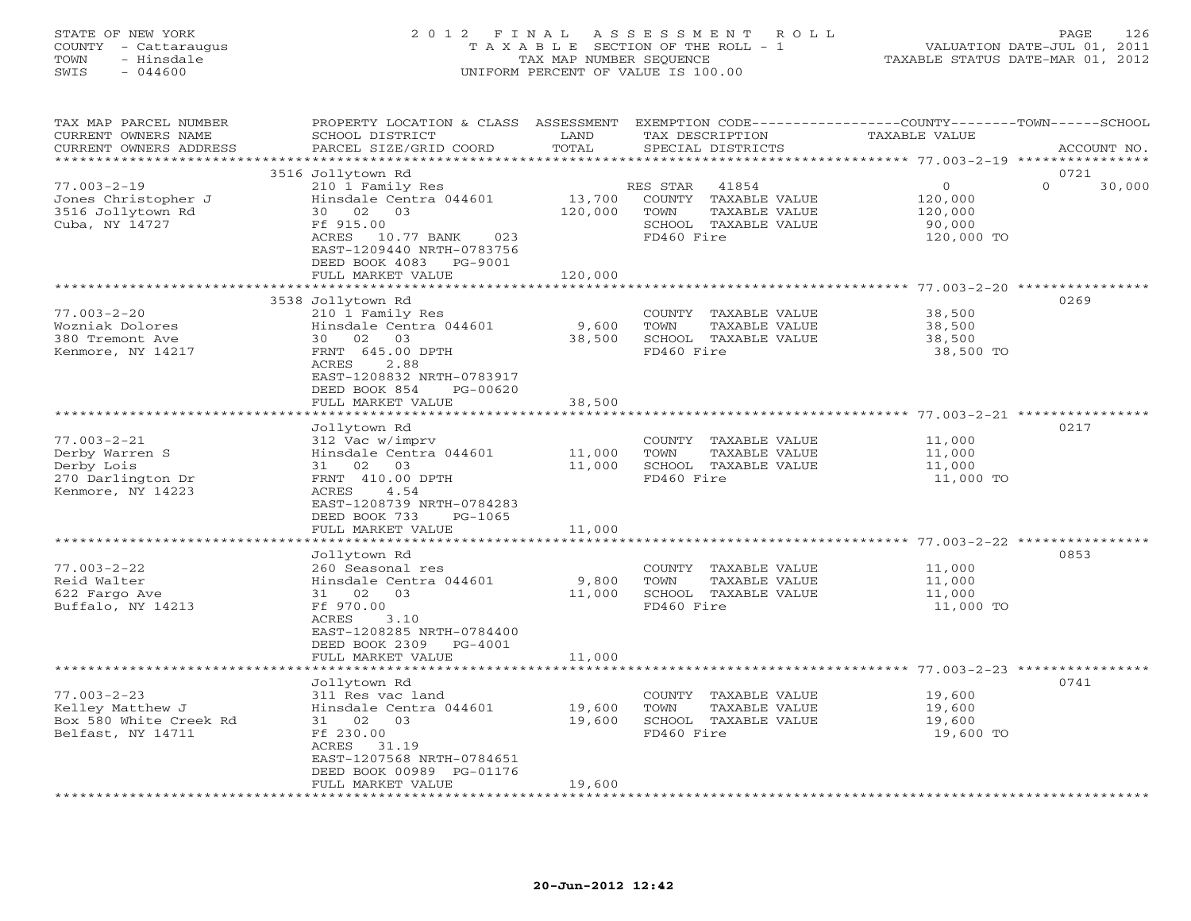STATE OF NEW YORK
COUNTY - Cattaraugus
TOWN - Hinsdale
SWIS - 044600

# 2012 FINAL ASSESSMENT ROLL

TAXABLE SECTION OF THE ROLL - 1
TAX MAP NUMBER SEQUENCE
UNIFORM PERCENT OF VALUE IS 100.00

VALUATION DATE-JUL 01, 2011
TAXABLE STATUS DATE-MAR 01, 2012

| TAX MAP PARCEL NUMBER / CURRENT OWNERS NAME / CURRENT OWNERS ADDRESS | PROPERTY LOCATION & CLASS / SCHOOL DISTRICT / PARCEL SIZE/GRID COORD | ASSESSMENT LAND / TOTAL | EXEMPTION CODE / TAX DESCRIPTION / SPECIAL DISTRICTS | COUNTY TAXABLE VALUE | TOWN | SCHOOL | ACCOUNT NO. |
|---|---|---|---|---|---|---|---|
| 77.003-2-19 | 3516 Jollytown Rd | | | | | | 0721 |
| Jones Christopher J | 210 1 Family Res | | RES STAR 41854 | 0 | | 0 30,000 | |
| 3516 Jollytown Rd | Hinsdale Centra 044601 | 13,700 | COUNTY TAXABLE VALUE | 120,000 | | | |
| Cuba, NY 14727 | 30 02 03 | 120,000 | TOWN TAXABLE VALUE | 120,000 | | | |
| | Ff 915.00 | | SCHOOL TAXABLE VALUE | 90,000 | | | |
| | ACRES 10.77 BANK 023 | | FD460 Fire | 120,000 TO | | | |
| | EAST-1209440 NRTH-0783756 | | | | | | |
| | DEED BOOK 4083 PG-9001 | | | | | | |
| | FULL MARKET VALUE | 120,000 | | | | | |
| 77.003-2-20 | 3538 Jollytown Rd | | | | | | 0269 |
| Wozniak Dolores | 210 1 Family Res | | COUNTY TAXABLE VALUE | 38,500 | | | |
| 380 Tremont Ave | Hinsdale Centra 044601 | 9,600 | TOWN TAXABLE VALUE | 38,500 | | | |
| Kenmore, NY 14217 | 30 02 03 | 38,500 | SCHOOL TAXABLE VALUE | 38,500 | | | |
| | FRNT 645.00 DPTH | | FD460 Fire | 38,500 TO | | | |
| | ACRES 2.88 | | | | | | |
| | EAST-1208832 NRTH-0783917 | | | | | | |
| | DEED BOOK 854 PG-00620 | | | | | | |
| | FULL MARKET VALUE | 38,500 | | | | | |
| 77.003-2-21 | Jollytown Rd | | | | | | 0217 |
| Derby Warren S | 312 Vac w/imprv | | COUNTY TAXABLE VALUE | 11,000 | | | |
| Derby Lois | Hinsdale Centra 044601 | 11,000 | TOWN TAXABLE VALUE | 11,000 | | | |
| 270 Darlington Dr | 31 02 03 | 11,000 | SCHOOL TAXABLE VALUE | 11,000 | | | |
| Kenmore, NY 14223 | FRNT 410.00 DPTH | | FD460 Fire | 11,000 TO | | | |
| | ACRES 4.54 | | | | | | |
| | EAST-1208739 NRTH-0784283 | | | | | | |
| | DEED BOOK 733 PG-1065 | | | | | | |
| | FULL MARKET VALUE | 11,000 | | | | | |
| 77.003-2-22 | Jollytown Rd | | | | | | 0853 |
| Reid Walter | 260 Seasonal res | | COUNTY TAXABLE VALUE | 11,000 | | | |
| 622 Fargo Ave | Hinsdale Centra 044601 | 9,800 | TOWN TAXABLE VALUE | 11,000 | | | |
| Buffalo, NY 14213 | 31 02 03 | 11,000 | SCHOOL TAXABLE VALUE | 11,000 | | | |
| | Ff 970.00 | | FD460 Fire | 11,000 TO | | | |
| | ACRES 3.10 | | | | | | |
| | EAST-1208285 NRTH-0784400 | | | | | | |
| | DEED BOOK 2309 PG-4001 | | | | | | |
| | FULL MARKET VALUE | 11,000 | | | | | |
| 77.003-2-23 | Jollytown Rd | | | | | | 0741 |
| Kelley Matthew J | 311 Res vac land | | COUNTY TAXABLE VALUE | 19,600 | | | |
| Box 580 White Creek Rd | Hinsdale Centra 044601 | 19,600 | TOWN TAXABLE VALUE | 19,600 | | | |
| Belfast, NY 14711 | 31 02 03 | 19,600 | SCHOOL TAXABLE VALUE | 19,600 | | | |
| | Ff 230.00 | | FD460 Fire | 19,600 TO | | | |
| | ACRES 31.19 | | | | | | |
| | EAST-1207568 NRTH-0784651 | | | | | | |
| | DEED BOOK 00989 PG-01176 | | | | | | |
| | FULL MARKET VALUE | 19,600 | | | | | |

20-Jun-2012 12:42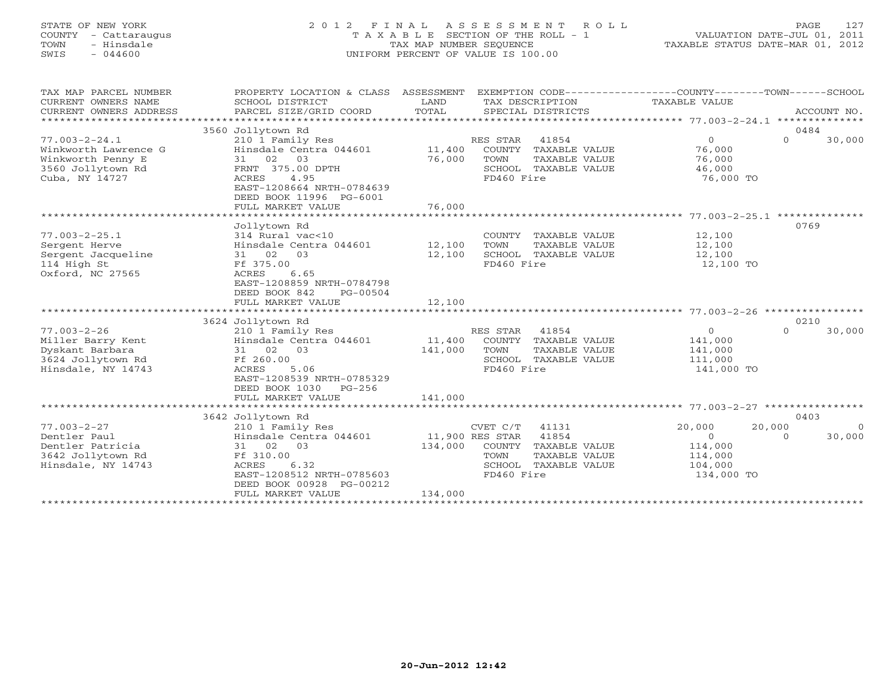STATE OF NEW YORK
COUNTY - Cattaraugus
TOWN - Hinsdale
SWIS - 044600

2 0 1 2 F I N A L A S S E S S M E N T R O L L
T A X A B L E SECTION OF THE ROLL - 1
TAX MAP NUMBER SEQUENCE
UNIFORM PERCENT OF VALUE IS 100.00

VALUATION DATE-JUL 01, 2011
TAXABLE STATUS DATE-MAR 01, 2012

| TAX MAP PARCEL NUMBER / CURRENT OWNERS NAME / CURRENT OWNERS ADDRESS | PROPERTY LOCATION & CLASS / SCHOOL DISTRICT / PARCEL SIZE/GRID COORD | ASSESSMENT LAND / TOTAL | EXEMPTION CODE / TAX DESCRIPTION / SPECIAL DISTRICTS | COUNTY TAXABLE VALUE | TOWN | SCHOOL / ACCOUNT NO. |
|---|---|---|---|---|---|---|
| | 3560 Jollytown Rd | | | | | 0484 |
| 77.003-2-24.1 | 210 1 Family Res | | RES STAR 41854 | 0 | 0 | 30,000 |
| Winkworth Lawrence G | Hinsdale Centra 044601 | 11,400 | COUNTY TAXABLE VALUE | 76,000 | | |
| Winkworth Penny E | 31 02 03 | 76,000 | TOWN TAXABLE VALUE | 76,000 | | |
| 3560 Jollytown Rd | FRNT 375.00 DPTH | | SCHOOL TAXABLE VALUE | 46,000 | | |
| Cuba, NY 14727 | ACRES 4.95 | | FD460 Fire | 76,000 TO | | |
| | EAST-1208664 NRTH-0784639 | | | | | |
| | DEED BOOK 11996 PG-6001 | | | | | |
| | FULL MARKET VALUE | 76,000 | | | | |
| | Jollytown Rd | | | | | 0769 |
| 77.003-2-25.1 | 314 Rural vac<10 | | COUNTY TAXABLE VALUE | 12,100 | | |
| Sergent Herve | Hinsdale Centra 044601 | 12,100 | TOWN TAXABLE VALUE | 12,100 | | |
| Sergent Jacqueline | 31 02 03 | 12,100 | SCHOOL TAXABLE VALUE | 12,100 | | |
| 114 High St | Ff 375.00 | | FD460 Fire | 12,100 TO | | |
| Oxford, NC 27565 | ACRES 6.65 | | | | | |
| | EAST-1208859 NRTH-0784798 | | | | | |
| | DEED BOOK 842 PG-00504 | | | | | |
| | FULL MARKET VALUE | 12,100 | | | | |
| | 3624 Jollytown Rd | | | | | 0210 |
| 77.003-2-26 | 210 1 Family Res | | RES STAR 41854 | 0 | 0 | 30,000 |
| Miller Barry Kent | Hinsdale Centra 044601 | 11,400 | COUNTY TAXABLE VALUE | 141,000 | | |
| Dyskant Barbara | 31 02 03 | 141,000 | TOWN TAXABLE VALUE | 141,000 | | |
| 3624 Jollytown Rd | Ff 260.00 | | SCHOOL TAXABLE VALUE | 111,000 | | |
| Hinsdale, NY 14743 | ACRES 5.06 | | FD460 Fire | 141,000 TO | | |
| | EAST-1208539 NRTH-0785329 | | | | | |
| | DEED BOOK 1030 PG-256 | | | | | |
| | FULL MARKET VALUE | 141,000 | | | | |
| | 3642 Jollytown Rd | | | | | 0403 |
| 77.003-2-27 | 210 1 Family Res | | CVET C/T 41131 | 20,000 | 20,000 | 0 |
| Dentler Paul | Hinsdale Centra 044601 | 11,900 | RES STAR 41854 | 0 | 0 | 30,000 |
| Dentler Patricia | 31 02 03 | 134,000 | COUNTY TAXABLE VALUE | 114,000 | | |
| 3642 Jollytown Rd | Ff 310.00 | | TOWN TAXABLE VALUE | 114,000 | | |
| Hinsdale, NY 14743 | ACRES 6.32 | | SCHOOL TAXABLE VALUE | 104,000 | | |
| | EAST-1208512 NRTH-0785603 | | FD460 Fire | 134,000 TO | | |
| | DEED BOOK 00928 PG-00212 | | | | | |
| | FULL MARKET VALUE | 134,000 | | | | |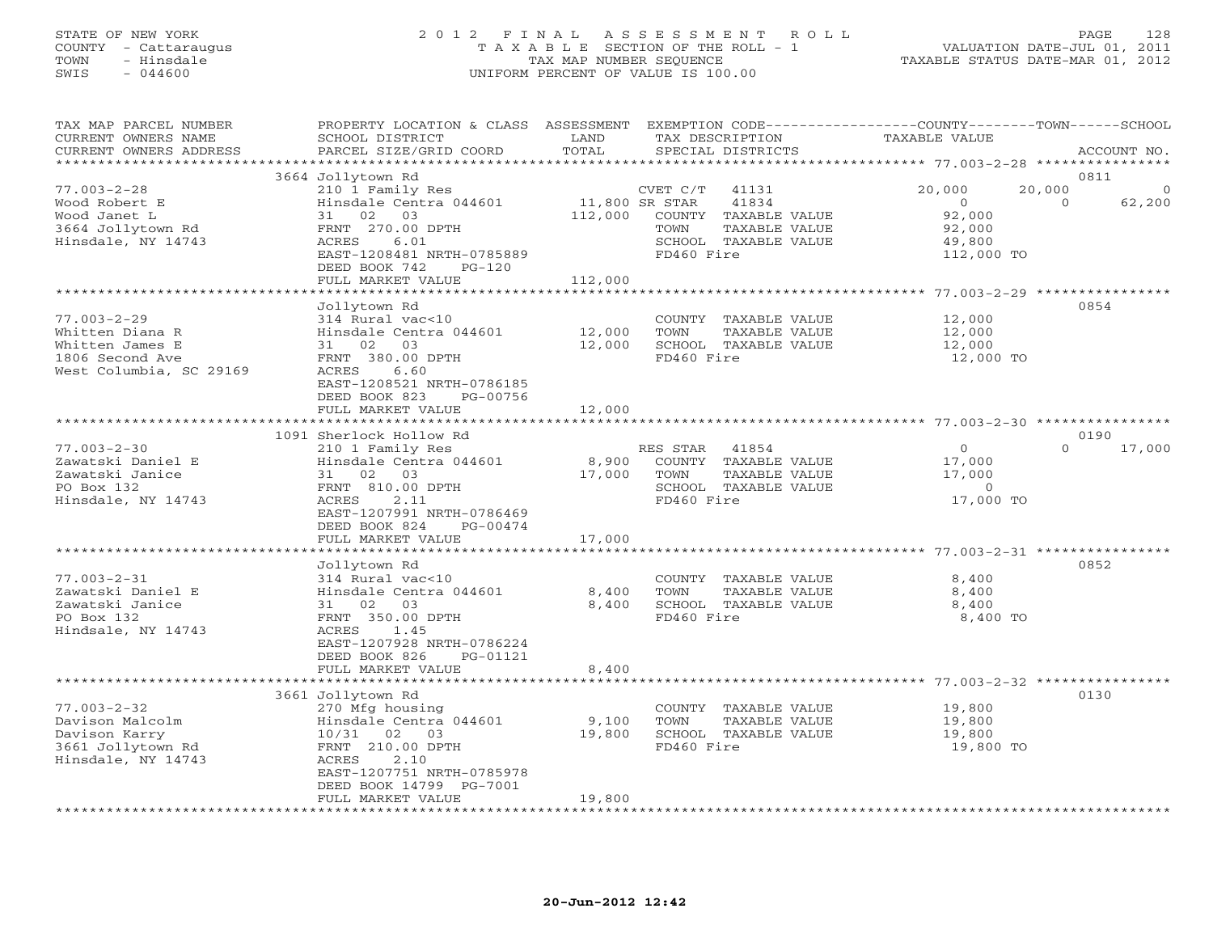STATE OF NEW YORK
COUNTY - Cattaraugus
TOWN - Hinsdale
SWIS - 044600

2012 FINAL ASSESSMENT ROLL
TAXABLE SECTION OF THE ROLL - 1
TAX MAP NUMBER SEQUENCE
UNIFORM PERCENT OF VALUE IS 100.00

VALUATION DATE-JUL 01, 2011
TAXABLE STATUS DATE-MAR 01, 2012

| TAX MAP PARCEL NUMBER / CURRENT OWNERS NAME / CURRENT OWNERS ADDRESS | PROPERTY LOCATION & CLASS / SCHOOL DISTRICT / PARCEL SIZE/GRID COORD | ASSESSMENT LAND / TOTAL | EXEMPTION CODE / TAX DESCRIPTION / SPECIAL DISTRICTS | COUNTY TAXABLE VALUE | TOWN | SCHOOL | ACCOUNT NO. |
|---|---|---|---|---|---|---|---|
| 3664 Jollytown Rd | | | | | | | 0811 |
| 77.003-2-28 | 210 1 Family Res | | CVET C/T 41131 | 20,000 | 20,000 | 0 | |
| Wood Robert E | Hinsdale Centra 044601 | 11,800 | SR STAR 41834 | 0 | 0 | 62,200 | |
| Wood Janet L | 31 02 03 | 112,000 | COUNTY TAXABLE VALUE | 92,000 | | | |
| 3664 Jollytown Rd | FRNT 270.00 DPTH | | TOWN TAXABLE VALUE | 92,000 | | | |
| Hinsdale, NY 14743 | ACRES 6.01 | | SCHOOL TAXABLE VALUE | 49,800 | | | |
| | EAST-1208481 NRTH-0785889 | | FD460 Fire | 112,000 TO | | | |
| | DEED BOOK 742 PG-120 | | | | | | |
| | FULL MARKET VALUE | 112,000 | | | | | |
| Jollytown Rd | | | | | | | 0854 |
| 77.003-2-29 | 314 Rural vac<10 | | COUNTY TAXABLE VALUE | 12,000 | | | |
| Whitten Diana R | Hinsdale Centra 044601 | 12,000 | TOWN TAXABLE VALUE | 12,000 | | | |
| Whitten James E | 31 02 03 | 12,000 | SCHOOL TAXABLE VALUE | 12,000 | | | |
| 1806 Second Ave | FRNT 380.00 DPTH | | FD460 Fire | 12,000 TO | | | |
| West Columbia, SC 29169 | ACRES 6.60 | | | | | | |
| | EAST-1208521 NRTH-0786185 | | | | | | |
| | DEED BOOK 823 PG-00756 | | | | | | |
| | FULL MARKET VALUE | 12,000 | | | | | |
| 1091 Sherlock Hollow Rd | | | | | | | 0190 |
| 77.003-2-30 | 210 1 Family Res | | RES STAR 41854 | 0 | 0 | 17,000 | |
| Zawatski Daniel E | Hinsdale Centra 044601 | 8,900 | COUNTY TAXABLE VALUE | 17,000 | | | |
| Zawatski Janice | 31 02 03 | 17,000 | TOWN TAXABLE VALUE | 17,000 | | | |
| PO Box 132 | FRNT 810.00 DPTH | | SCHOOL TAXABLE VALUE | 0 | | | |
| Hinsdale, NY 14743 | ACRES 2.11 | | FD460 Fire | 17,000 TO | | | |
| | EAST-1207991 NRTH-0786469 | | | | | | |
| | DEED BOOK 824 PG-00474 | | | | | | |
| | FULL MARKET VALUE | 17,000 | | | | | |
| Jollytown Rd | | | | | | | 0852 |
| 77.003-2-31 | 314 Rural vac<10 | | COUNTY TAXABLE VALUE | 8,400 | | | |
| Zawatski Daniel E | Hinsdale Centra 044601 | 8,400 | TOWN TAXABLE VALUE | 8,400 | | | |
| Zawatski Janice | 31 02 03 | 8,400 | SCHOOL TAXABLE VALUE | 8,400 | | | |
| PO Box 132 | FRNT 350.00 DPTH | | FD460 Fire | 8,400 TO | | | |
| Hindsale, NY 14743 | ACRES 1.45 | | | | | | |
| | EAST-1207928 NRTH-0786224 | | | | | | |
| | DEED BOOK 826 PG-01121 | | | | | | |
| | FULL MARKET VALUE | 8,400 | | | | | |
| 3661 Jollytown Rd | | | | | | | 0130 |
| 77.003-2-32 | 270 Mfg housing | | COUNTY TAXABLE VALUE | 19,800 | | | |
| Davison Malcolm | Hinsdale Centra 044601 | 9,100 | TOWN TAXABLE VALUE | 19,800 | | | |
| Davison Karry | 10/31 02 03 | 19,800 | SCHOOL TAXABLE VALUE | 19,800 | | | |
| 3661 Jollytown Rd | FRNT 210.00 DPTH | | FD460 Fire | 19,800 TO | | | |
| Hinsdale, NY 14743 | ACRES 2.10 | | | | | | |
| | EAST-1207751 NRTH-0785978 | | | | | | |
| | DEED BOOK 14799 PG-7001 | | | | | | |
| | FULL MARKET VALUE | 19,800 | | | | | |

20-Jun-2012 12:42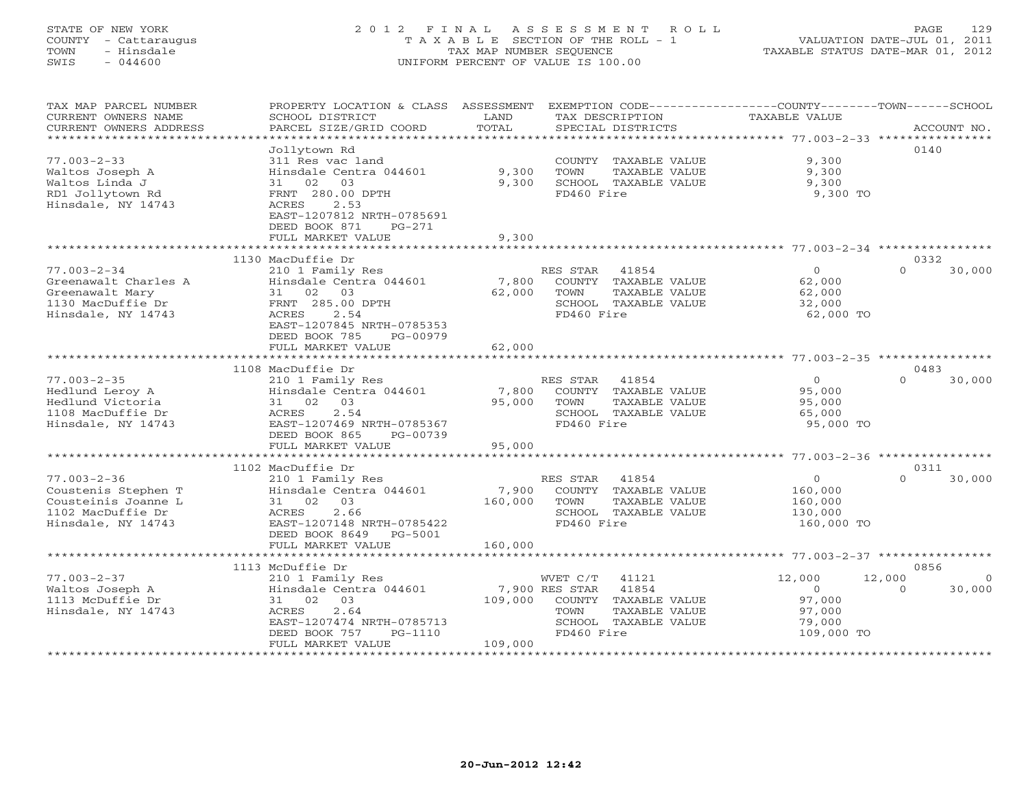STATE OF NEW YORK
COUNTY - Cattaraugus
TOWN - Hinsdale
SWIS - 044600

2012 FINAL ASSESSMENT ROLL
TAXABLE SECTION OF THE ROLL - 1
TAX MAP NUMBER SEQUENCE
UNIFORM PERCENT OF VALUE IS 100.00

VALUATION DATE-JUL 01, 2011
TAXABLE STATUS DATE-MAR 01, 2012

| TAX MAP PARCEL NUMBER / CURRENT OWNERS NAME / CURRENT OWNERS ADDRESS | PROPERTY LOCATION & CLASS / SCHOOL DISTRICT / PARCEL SIZE/GRID COORD | ASSESSMENT LAND | TOTAL | EXEMPTION CODE / TAX DESCRIPTION / SPECIAL DISTRICTS | COUNTY TAXABLE VALUE | TOWN | SCHOOL | ACCOUNT NO. |
|---|---|---|---|---|---|---|---|---|
| | Jollytown Rd | | | | | | | 0140 |
| 77.003-2-33 | 311 Res vac land | | | COUNTY TAXABLE VALUE | 9,300 | | | |
| Waltos Joseph A | Hinsdale Centra 044601 | 9,300 | | TOWN TAXABLE VALUE | 9,300 | | | |
| Waltos Linda J | 31 02 03 | | 9,300 | SCHOOL TAXABLE VALUE | 9,300 | | | |
| RD1 Jollytown Rd | FRNT 280.00 DPTH | | | FD460 Fire | 9,300 TO | | | |
| Hinsdale, NY 14743 | ACRES 2.53 | | | | | | | |
| | EAST-1207812 NRTH-0785691 | | | | | | | |
| | DEED BOOK 871 PG-271 | | | | | | | |
| | FULL MARKET VALUE | | 9,300 | | | | | |
| | 1130 MacDuffie Dr | | | | | | | 0332 |
| 77.003-2-34 | 210 1 Family Res | | | RES STAR 41854 | 0 | 0 | 30,000 | |
| Greenawalt Charles A | Hinsdale Centra 044601 | 7,800 | | COUNTY TAXABLE VALUE | 62,000 | | | |
| Greenawalt Mary | 31 02 03 | | 62,000 | TOWN TAXABLE VALUE | 62,000 | | | |
| 1130 MacDuffie Dr | FRNT 285.00 DPTH | | | SCHOOL TAXABLE VALUE | 32,000 | | | |
| Hinsdale, NY 14743 | ACRES 2.54 | | | FD460 Fire | 62,000 TO | | | |
| | EAST-1207845 NRTH-0785353 | | | | | | | |
| | DEED BOOK 785 PG-00979 | | | | | | | |
| | FULL MARKET VALUE | | 62,000 | | | | | |
| | 1108 MacDuffie Dr | | | | | | | 0483 |
| 77.003-2-35 | 210 1 Family Res | | | RES STAR 41854 | 0 | 0 | 30,000 | |
| Hedlund Leroy A | Hinsdale Centra 044601 | 7,800 | | COUNTY TAXABLE VALUE | 95,000 | | | |
| Hedlund Victoria | 31 02 03 | | 95,000 | TOWN TAXABLE VALUE | 95,000 | | | |
| 1108 MacDuffie Dr | ACRES 2.54 | | | SCHOOL TAXABLE VALUE | 65,000 | | | |
| Hinsdale, NY 14743 | EAST-1207469 NRTH-0785367 | | | FD460 Fire | 95,000 TO | | | |
| | DEED BOOK 865 PG-00739 | | | | | | | |
| | FULL MARKET VALUE | | 95,000 | | | | | |
| | 1102 MacDuffie Dr | | | | | | | 0311 |
| 77.003-2-36 | 210 1 Family Res | | | RES STAR 41854 | 0 | 0 | 30,000 | |
| Coustenis Stephen T | Hinsdale Centra 044601 | 7,900 | | COUNTY TAXABLE VALUE | 160,000 | | | |
| Cousteinis Joanne L | 31 02 03 | | 160,000 | TOWN TAXABLE VALUE | 160,000 | | | |
| 1102 MacDuffie Dr | ACRES 2.66 | | | SCHOOL TAXABLE VALUE | 130,000 | | | |
| Hinsdale, NY 14743 | EAST-1207148 NRTH-0785422 | | | FD460 Fire | 160,000 TO | | | |
| | DEED BOOK 8649 PG-5001 | | | | | | | |
| | FULL MARKET VALUE | | 160,000 | | | | | |
| | 1113 McDuffie Dr | | | | | | | 0856 |
| 77.003-2-37 | 210 1 Family Res | | | WVET C/T 41121 | 12,000 | 12,000 | 0 | |
| Waltos Joseph A | Hinsdale Centra 044601 | 7,900 | | RES STAR 41854 | 0 | 0 | 30,000 | |
| 1113 McDuffie Dr | 31 02 03 | | 109,000 | COUNTY TAXABLE VALUE | 97,000 | | | |
| Hinsdale, NY 14743 | ACRES 2.64 | | | TOWN TAXABLE VALUE | 97,000 | | | |
| | EAST-1207474 NRTH-0785713 | | | SCHOOL TAXABLE VALUE | 79,000 | | | |
| | DEED BOOK 757 PG-1110 | | | FD460 Fire | 109,000 TO | | | |
| | FULL MARKET VALUE | | 109,000 | | | | | |

20-Jun-2012 12:42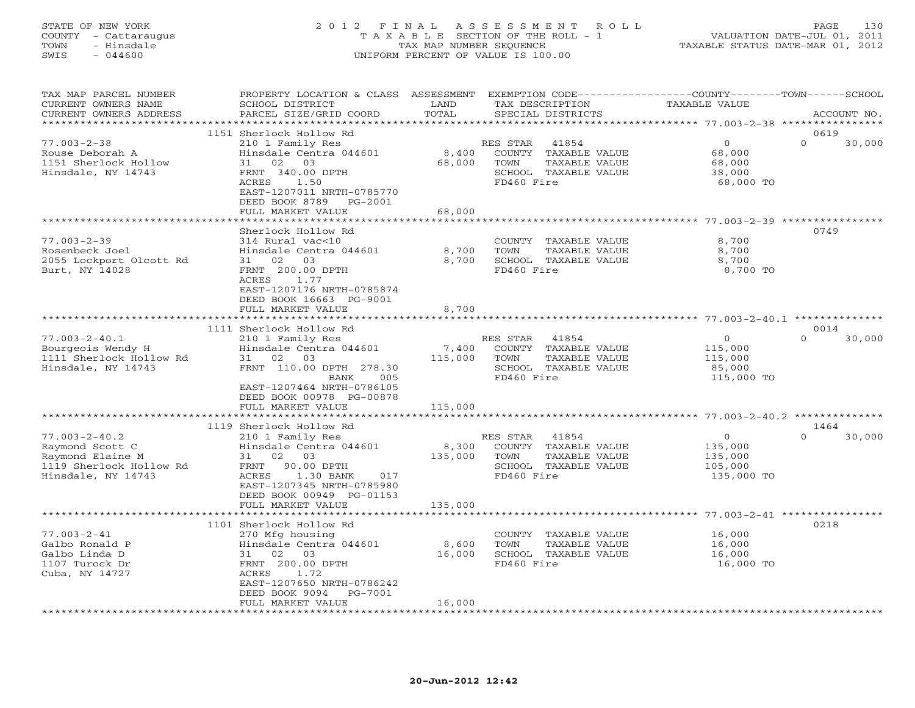STATE OF NEW YORK
COUNTY - Cattaraugus
TOWN - Hinsdale
SWIS - 044600

2 0 1 2 F I N A L A S S E S S M E N T R O L L
T A X A B L E SECTION OF THE ROLL - 1
TAX MAP NUMBER SEQUENCE
UNIFORM PERCENT OF VALUE IS 100.00

VALUATION DATE-JUL 01, 2011
TAXABLE STATUS DATE-MAR 01, 2012

| TAX MAP PARCEL NUMBER / CURRENT OWNERS NAME / CURRENT OWNERS ADDRESS | PROPERTY LOCATION & CLASS / SCHOOL DISTRICT / PARCEL SIZE/GRID COORD | ASSESSMENT LAND / TOTAL | EXEMPTION CODE / TAX DESCRIPTION / SPECIAL DISTRICTS | COUNTY / TOWN / SCHOOL TAXABLE VALUE | ACCOUNT NO. |
|---|---|---|---|---|---|
| 77.003-2-38 | 1151 Sherlock Hollow Rd | | | | 0619 |
| Rouse Deborah A | 210 1 Family Res | | RES STAR 41854 | 0 | 0 30,000 |
| 1151 Sherlock Hollow | Hinsdale Centra 044601 | 8,400 | COUNTY TAXABLE VALUE | 68,000 | |
| Hinsdale, NY 14743 | 31 02 03 | 68,000 | TOWN TAXABLE VALUE | 68,000 | |
| | FRNT 340.00 DPTH | | SCHOOL TAXABLE VALUE | 38,000 | |
| | ACRES 1.50 | | FD460 Fire | 68,000 TO | |
| | EAST-1207011 NRTH-0785770 | | | | |
| | DEED BOOK 8789 PG-2001 | | | | |
| | FULL MARKET VALUE | 68,000 | | | |
| 77.003-2-39 | Sherlock Hollow Rd | | | | 0749 |
| Rosenbeck Joel | 314 Rural vac<10 | | COUNTY TAXABLE VALUE | 8,700 | |
| 2055 Lockport Olcott Rd | Hinsdale Centra 044601 | 8,700 | TOWN TAXABLE VALUE | 8,700 | |
| Burt, NY 14028 | 31 02 03 | 8,700 | SCHOOL TAXABLE VALUE | 8,700 | |
| | FRNT 200.00 DPTH | | FD460 Fire | 8,700 TO | |
| | ACRES 1.77 | | | | |
| | EAST-1207176 NRTH-0785874 | | | | |
| | DEED BOOK 16663 PG-9001 | | | | |
| | FULL MARKET VALUE | 8,700 | | | |
| 77.003-2-40.1 | 1111 Sherlock Hollow Rd | | | | 0014 |
| Bourgeois Wendy H | 210 1 Family Res | | RES STAR 41854 | 0 | 0 30,000 |
| 1111 Sherlock Hollow Rd | Hinsdale Centra 044601 | 7,400 | COUNTY TAXABLE VALUE | 115,000 | |
| Hinsdale, NY 14743 | 31 02 03 | 115,000 | TOWN TAXABLE VALUE | 115,000 | |
| | FRNT 110.00 DPTH 278.30 | | SCHOOL TAXABLE VALUE | 85,000 | |
| | BANK 005 | | FD460 Fire | 115,000 TO | |
| | EAST-1207464 NRTH-0786105 | | | | |
| | DEED BOOK 00978 PG-00878 | | | | |
| | FULL MARKET VALUE | 115,000 | | | |
| 77.003-2-40.2 | 1119 Sherlock Hollow Rd | | | | 1464 |
| Raymond Scott C | 210 1 Family Res | | RES STAR 41854 | 0 | 0 30,000 |
| Raymond Elaine M | Hinsdale Centra 044601 | 8,300 | COUNTY TAXABLE VALUE | 135,000 | |
| 1119 Sherlock Hollow Rd | 31 02 03 | 135,000 | TOWN TAXABLE VALUE | 135,000 | |
| Hinsdale, NY 14743 | FRNT 90.00 DPTH | | SCHOOL TAXABLE VALUE | 105,000 | |
| | ACRES 1.30 BANK 017 | | FD460 Fire | 135,000 TO | |
| | EAST-1207345 NRTH-0785980 | | | | |
| | DEED BOOK 00949 PG-01153 | | | | |
| | FULL MARKET VALUE | 135,000 | | | |
| 77.003-2-41 | 1101 Sherlock Hollow Rd | | | | 0218 |
| Galbo Ronald P | 270 Mfg housing | | COUNTY TAXABLE VALUE | 16,000 | |
| Galbo Linda D | Hinsdale Centra 044601 | 8,600 | TOWN TAXABLE VALUE | 16,000 | |
| 1107 Turock Dr | 31 02 03 | 16,000 | SCHOOL TAXABLE VALUE | 16,000 | |
| Cuba, NY 14727 | FRNT 200.00 DPTH | | FD460 Fire | 16,000 TO | |
| | ACRES 1.72 | | | | |
| | EAST-1207650 NRTH-0786242 | | | | |
| | DEED BOOK 9094 PG-7001 | | | | |
| | FULL MARKET VALUE | 16,000 | | | |

20-Jun-2012 12:42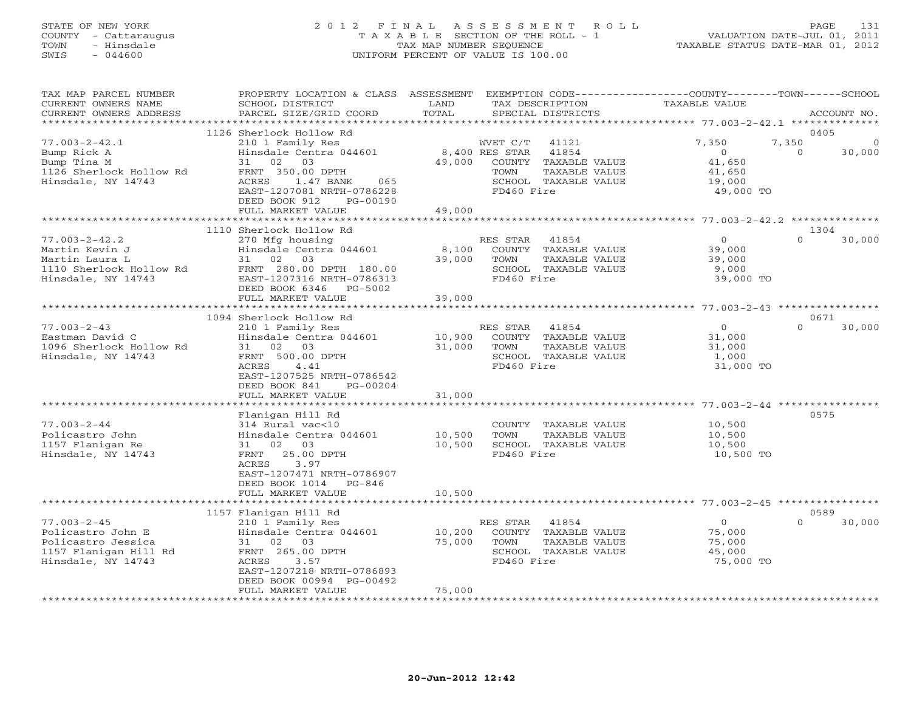STATE OF NEW YORK
COUNTY - Cattaraugus
TOWN - Hinsdale
SWIS - 044600

# 2012 FINAL ASSESSMENT ROLL
TAXABLE SECTION OF THE ROLL - 1
TAX MAP NUMBER SEQUENCE
UNIFORM PERCENT OF VALUE IS 100.00

VALUATION DATE-JUL 01, 2011
TAXABLE STATUS DATE-MAR 01, 2012

| TAX MAP PARCEL NUMBER / CURRENT OWNERS NAME / CURRENT OWNERS ADDRESS | PROPERTY LOCATION & CLASS / SCHOOL DISTRICT / PARCEL SIZE/GRID COORD | ASSESSMENT LAND | TOTAL | EXEMPTION CODE / TAX DESCRIPTION / SPECIAL DISTRICTS | COUNTY TAXABLE VALUE | TOWN | SCHOOL | ACCOUNT NO. |
|---|---|---|---|---|---|---|---|---|
| | 1126 Sherlock Hollow Rd | | | | | | | 0405 |
| 77.003-2-42.1 | 210 1 Family Res | | | WVET C/T 41121 | 7,350 | 7,350 | 0 | |
| Bump Rick A | Hinsdale Centra 044601 | 8,400 | | RES STAR 41854 | 0 | 0 | 30,000 | |
| Bump Tina M | 31 02 03 | | 49,000 | COUNTY TAXABLE VALUE | 41,650 | | | |
| 1126 Sherlock Hollow Rd | FRNT 350.00 DPTH | | | TOWN TAXABLE VALUE | 41,650 | | | |
| Hinsdale, NY 14743 | ACRES 1.47 BANK 065 | | | SCHOOL TAXABLE VALUE | 19,000 | | | |
| | EAST-1207081 NRTH-0786228 | | | FD460 Fire | 49,000 TO | | | |
| | DEED BOOK 912 PG-00190 | | | | | | | |
| | FULL MARKET VALUE | | 49,000 | | | | | |
| | 1110 Sherlock Hollow Rd | | | | | | | 1304 |
| 77.003-2-42.2 | 270 Mfg housing | | | RES STAR 41854 | 0 | 0 | 30,000 | |
| Martin Kevin J | Hinsdale Centra 044601 | 8,100 | | COUNTY TAXABLE VALUE | 39,000 | | | |
| Martin Laura L | 31 02 03 | | 39,000 | TOWN TAXABLE VALUE | 39,000 | | | |
| 1110 Sherlock Hollow Rd | FRNT 280.00 DPTH 180.00 | | | SCHOOL TAXABLE VALUE | 9,000 | | | |
| Hinsdale, NY 14743 | EAST-1207316 NRTH-0786313 | | | FD460 Fire | 39,000 TO | | | |
| | DEED BOOK 6346 PG-5002 | | | | | | | |
| | FULL MARKET VALUE | | 39,000 | | | | | |
| | 1094 Sherlock Hollow Rd | | | | | | | 0671 |
| 77.003-2-43 | 210 1 Family Res | | | RES STAR 41854 | 0 | 0 | 30,000 | |
| Eastman David C | Hinsdale Centra 044601 | 10,900 | | COUNTY TAXABLE VALUE | 31,000 | | | |
| 1096 Sherlock Hollow Rd | 31 02 03 | | 31,000 | TOWN TAXABLE VALUE | 31,000 | | | |
| Hinsdale, NY 14743 | FRNT 500.00 DPTH | | | SCHOOL TAXABLE VALUE | 1,000 | | | |
| | ACRES 4.41 | | | FD460 Fire | 31,000 TO | | | |
| | EAST-1207525 NRTH-0786542 | | | | | | | |
| | DEED BOOK 841 PG-00204 | | | | | | | |
| | FULL MARKET VALUE | | 31,000 | | | | | |
| | Flanigan Hill Rd | | | | | | | 0575 |
| 77.003-2-44 | 314 Rural vac<10 | | | COUNTY TAXABLE VALUE | 10,500 | | | |
| Policastro John | Hinsdale Centra 044601 | 10,500 | | TOWN TAXABLE VALUE | 10,500 | | | |
| 1157 Flanigan Re | 31 02 03 | | 10,500 | SCHOOL TAXABLE VALUE | 10,500 | | | |
| Hinsdale, NY 14743 | FRNT 25.00 DPTH | | | FD460 Fire | 10,500 TO | | | |
| | ACRES 3.97 | | | | | | | |
| | EAST-1207471 NRTH-0786907 | | | | | | | |
| | DEED BOOK 1014 PG-846 | | | | | | | |
| | FULL MARKET VALUE | | 10,500 | | | | | |
| | 1157 Flanigan Hill Rd | | | | | | | 0589 |
| 77.003-2-45 | 210 1 Family Res | | | RES STAR 41854 | 0 | 0 | 30,000 | |
| Policastro John E | Hinsdale Centra 044601 | 10,200 | | COUNTY TAXABLE VALUE | 75,000 | | | |
| Policastro Jessica | 31 02 03 | | 75,000 | TOWN TAXABLE VALUE | 75,000 | | | |
| 1157 Flanigan Hill Rd | FRNT 265.00 DPTH | | | SCHOOL TAXABLE VALUE | 45,000 | | | |
| Hinsdale, NY 14743 | ACRES 3.57 | | | FD460 Fire | 75,000 TO | | | |
| | EAST-1207218 NRTH-0786893 | | | | | | | |
| | DEED BOOK 00994 PG-00492 | | | | | | | |
| | FULL MARKET VALUE | | 75,000 | | | | | |

20-Jun-2012 12:42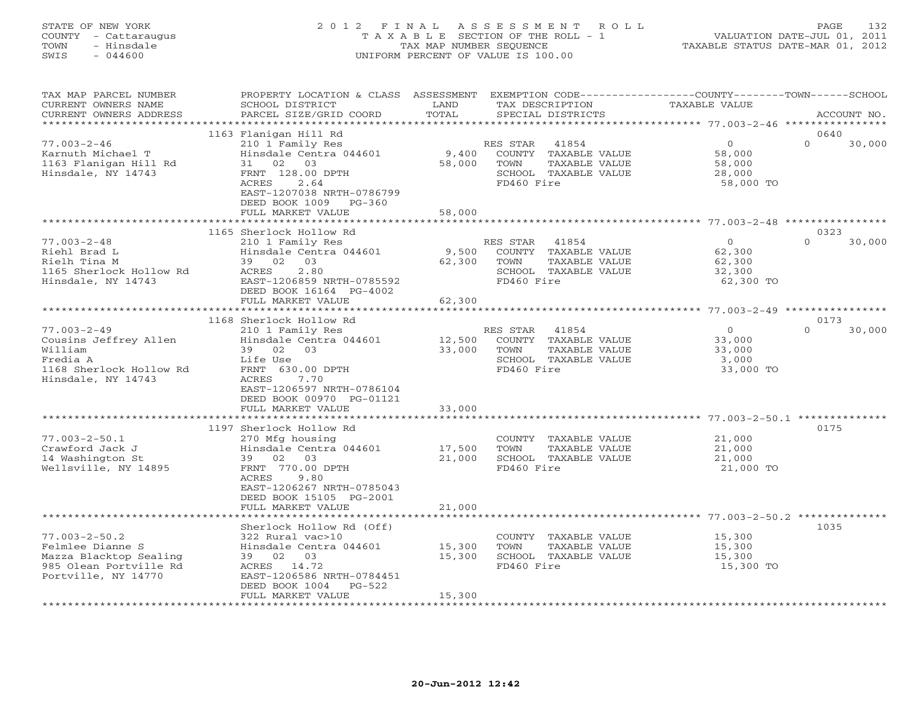STATE OF NEW YORK — COUNTY - Cattaraugus — TOWN - Hinsdale — SWIS - 044600

# 2012 FINAL ASSESSMENT ROLL

TAXABLE SECTION OF THE ROLL - 1
TAX MAP NUMBER SEQUENCE
UNIFORM PERCENT OF VALUE IS 100.00

VALUATION DATE-JUL 01, 2011
TAXABLE STATUS DATE-MAR 01, 2012

| TAX MAP PARCEL NUMBER / CURRENT OWNERS NAME / CURRENT OWNERS ADDRESS | PROPERTY LOCATION & CLASS / SCHOOL DISTRICT / PARCEL SIZE/GRID COORD | ASSESSMENT LAND | TOTAL | EXEMPTION CODE / TAX DESCRIPTION / SPECIAL DISTRICTS | COUNTY TAXABLE VALUE | TOWN | SCHOOL | ACCOUNT NO. |
|---|---|---|---|---|---|---|---|---|
| | 1163 Flanigan Hill Rd | | | | | | | 0640 |
| 77.003-2-46 | 210 1 Family Res | | | RES STAR 41854 | 0 | 0 | 30,000 | |
| Karnuth Michael T | Hinsdale Centra 044601 | 9,400 | | COUNTY TAXABLE VALUE | 58,000 | | | |
| 1163 Flanigan Hill Rd | 31 02 03 | | 58,000 | TOWN TAXABLE VALUE | | 58,000 | | |
| Hinsdale, NY 14743 | FRNT 128.00 DPTH | | | SCHOOL TAXABLE VALUE | | | 28,000 | |
| | ACRES 2.64 | | | FD460 Fire | 58,000 TO | | | |
| | EAST-1207038 NRTH-0786799 | | | | | | | |
| | DEED BOOK 1009 PG-360 | | | | | | | |
| | FULL MARKET VALUE | | 58,000 | | | | | |
| | 1165 Sherlock Hollow Rd | | | | | | | 0323 |
| 77.003-2-48 | 210 1 Family Res | | | RES STAR 41854 | 0 | 0 | 30,000 | |
| Riehl Brad L | Hinsdale Centra 044601 | 9,500 | | COUNTY TAXABLE VALUE | 62,300 | | | |
| Rielh Tina M | 39 02 03 | | 62,300 | TOWN TAXABLE VALUE | | 62,300 | | |
| 1165 Sherlock Hollow Rd | ACRES 2.80 | | | SCHOOL TAXABLE VALUE | | | 32,300 | |
| Hinsdale, NY 14743 | EAST-1206859 NRTH-0785592 | | | FD460 Fire | 62,300 TO | | | |
| | DEED BOOK 16164 PG-4002 | | | | | | | |
| | FULL MARKET VALUE | | 62,300 | | | | | |
| | 1168 Sherlock Hollow Rd | | | | | | | 0173 |
| 77.003-2-49 | 210 1 Family Res | | | RES STAR 41854 | 0 | 0 | 30,000 | |
| Cousins Jeffrey Allen | Hinsdale Centra 044601 | 12,500 | | COUNTY TAXABLE VALUE | 33,000 | | | |
| William | 39 02 03 | | 33,000 | TOWN TAXABLE VALUE | | 33,000 | | |
| Fredia A | Life Use | | | SCHOOL TAXABLE VALUE | | | 3,000 | |
| 1168 Sherlock Hollow Rd | FRNT 630.00 DPTH | | | FD460 Fire | 33,000 TO | | | |
| Hinsdale, NY 14743 | ACRES 7.70 | | | | | | | |
| | EAST-1206597 NRTH-0786104 | | | | | | | |
| | DEED BOOK 00970 PG-01121 | | | | | | | |
| | FULL MARKET VALUE | | 33,000 | | | | | |
| | 1197 Sherlock Hollow Rd | | | | | | | 0175 |
| 77.003-2-50.1 | 270 Mfg housing | | | COUNTY TAXABLE VALUE | 21,000 | | | |
| Crawford Jack J | Hinsdale Centra 044601 | 17,500 | | TOWN TAXABLE VALUE | | 21,000 | | |
| 14 Washington St | 39 02 03 | | 21,000 | SCHOOL TAXABLE VALUE | | | 21,000 | |
| Wellsville, NY 14895 | FRNT 770.00 DPTH | | | FD460 Fire | 21,000 TO | | | |
| | ACRES 9.80 | | | | | | | |
| | EAST-1206267 NRTH-0785043 | | | | | | | |
| | DEED BOOK 15105 PG-2001 | | | | | | | |
| | FULL MARKET VALUE | | 21,000 | | | | | |
| | Sherlock Hollow Rd (Off) | | | | | | | 1035 |
| 77.003-2-50.2 | 322 Rural vac>10 | | | COUNTY TAXABLE VALUE | 15,300 | | | |
| Felmlee Dianne S | Hinsdale Centra 044601 | 15,300 | | TOWN TAXABLE VALUE | | 15,300 | | |
| Mazza Blacktop Sealing | 39 02 03 | | 15,300 | SCHOOL TAXABLE VALUE | | | 15,300 | |
| 985 Olean Portville Rd | ACRES 14.72 | | | FD460 Fire | 15,300 TO | | | |
| Portville, NY 14770 | EAST-1206586 NRTH-0784451 | | | | | | | |
| | DEED BOOK 1004 PG-522 | | | | | | | |
| | FULL MARKET VALUE | | 15,300 | | | | | |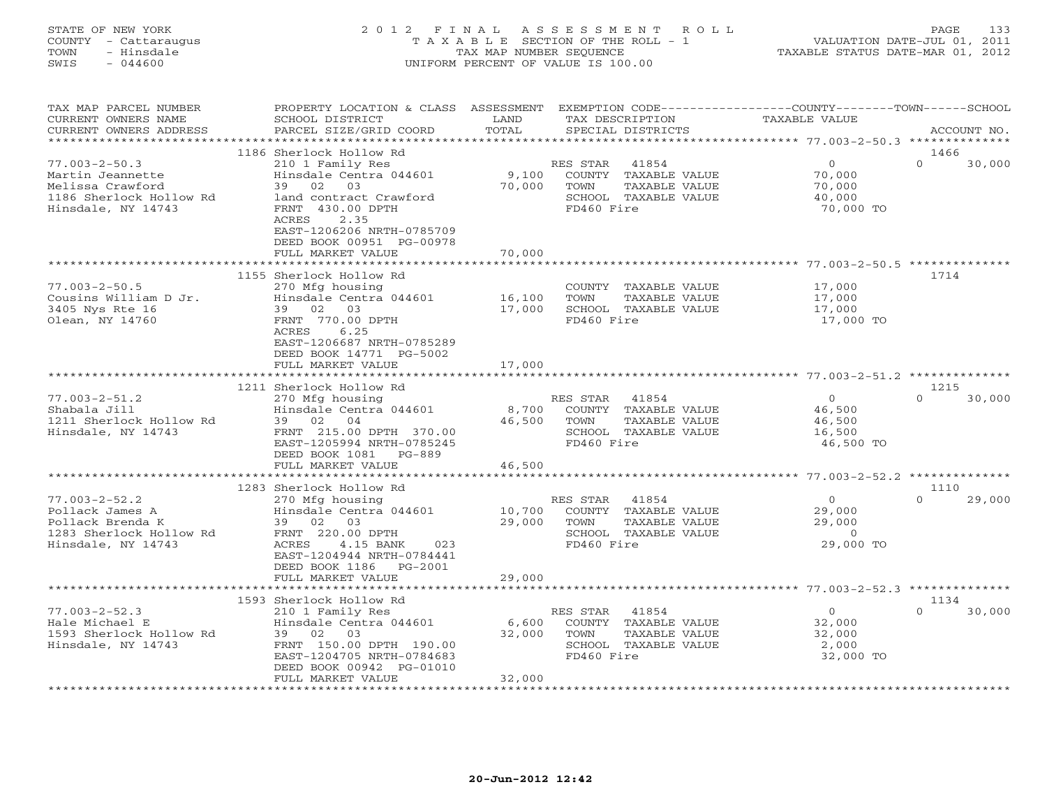STATE OF NEW YORK
COUNTY - Cattaraugus
TOWN - Hinsdale
SWIS - 044600

2012 FINAL ASSESSMENT ROLL
TAXABLE SECTION OF THE ROLL - 1
TAX MAP NUMBER SEQUENCE
UNIFORM PERCENT OF VALUE IS 100.00

VALUATION DATE-JUL 01, 2011
TAXABLE STATUS DATE-MAR 01, 2012

| TAX MAP PARCEL NUMBER / CURRENT OWNERS NAME / CURRENT OWNERS ADDRESS | PROPERTY LOCATION & CLASS / SCHOOL DISTRICT / PARCEL SIZE/GRID COORD | ASSESSMENT LAND / TOTAL | EXEMPTION CODE / TAX DESCRIPTION / SPECIAL DISTRICTS | COUNTY | TOWN | SCHOOL | ACCOUNT NO. |
|---|---|---|---|---|---|---|---|
| **77.003-2-50.3** | 1186 Sherlock Hollow Rd | | | | | | 1466 |
| Martin Jeannette | 210 1 Family Res | | RES STAR 41854 | 0 | 0 | 30,000 | |
| Melissa Crawford | Hinsdale Centra 044601 | 9,100 | COUNTY TAXABLE VALUE | 70,000 | | | |
| 1186 Sherlock Hollow Rd | 39 02 03 | 70,000 | TOWN TAXABLE VALUE | | 70,000 | | |
| Hinsdale, NY 14743 | land contract Crawford | | SCHOOL TAXABLE VALUE | | | 40,000 | |
| | FRNT 430.00 DPTH | | FD460 Fire | 70,000 TO | | | |
| | ACRES 2.35 | | | | | | |
| | EAST-1206206 NRTH-0785709 | | | | | | |
| | DEED BOOK 00951 PG-00978 | | | | | | |
| | FULL MARKET VALUE | 70,000 | | | | | |
| **77.003-2-50.5** | 1155 Sherlock Hollow Rd | | | | | | 1714 |
| Cousins William D Jr. | 270 Mfg housing | | COUNTY TAXABLE VALUE | 17,000 | | | |
| 3405 Nys Rte 16 | Hinsdale Centra 044601 | 16,100 | TOWN TAXABLE VALUE | | 17,000 | | |
| Olean, NY 14760 | 39 02 03 | 17,000 | SCHOOL TAXABLE VALUE | | | 17,000 | |
| | FRNT 770.00 DPTH | | FD460 Fire | 17,000 TO | | | |
| | ACRES 6.25 | | | | | | |
| | EAST-1206687 NRTH-0785289 | | | | | | |
| | DEED BOOK 14771 PG-5002 | | | | | | |
| | FULL MARKET VALUE | 17,000 | | | | | |
| **77.003-2-51.2** | 1211 Sherlock Hollow Rd | | | | | | 1215 |
| Shabala Jill | 270 Mfg housing | | RES STAR 41854 | 0 | 0 | 30,000 | |
| 1211 Sherlock Hollow Rd | Hinsdale Centra 044601 | 8,700 | COUNTY TAXABLE VALUE | 46,500 | | | |
| Hinsdale, NY 14743 | 39 02 04 | 46,500 | TOWN TAXABLE VALUE | | 46,500 | | |
| | FRNT 215.00 DPTH 370.00 | | SCHOOL TAXABLE VALUE | | | 16,500 | |
| | EAST-1205994 NRTH-0785245 | | FD460 Fire | 46,500 TO | | | |
| | DEED BOOK 1081 PG-889 | | | | | | |
| | FULL MARKET VALUE | 46,500 | | | | | |
| **77.003-2-52.2** | 1283 Sherlock Hollow Rd | | | | | | 1110 |
| Pollack James A | 270 Mfg housing | | RES STAR 41854 | 0 | 0 | 29,000 | |
| Pollack Brenda K | Hinsdale Centra 044601 | 10,700 | COUNTY TAXABLE VALUE | 29,000 | | | |
| 1283 Sherlock Hollow Rd | 39 02 03 | 29,000 | TOWN TAXABLE VALUE | | 29,000 | | |
| Hinsdale, NY 14743 | FRNT 220.00 DPTH | | SCHOOL TAXABLE VALUE | | | 0 | |
| | ACRES 4.15 BANK 023 | | FD460 Fire | 29,000 TO | | | |
| | EAST-1204944 NRTH-0784441 | | | | | | |
| | DEED BOOK 1186 PG-2001 | | | | | | |
| | FULL MARKET VALUE | 29,000 | | | | | |
| **77.003-2-52.3** | 1593 Sherlock Hollow Rd | | | | | | 1134 |
| Hale Michael E | 210 1 Family Res | | RES STAR 41854 | 0 | 0 | 30,000 | |
| 1593 Sherlock Hollow Rd | Hinsdale Centra 044601 | 6,600 | COUNTY TAXABLE VALUE | 32,000 | | | |
| Hinsdale, NY 14743 | 39 02 03 | 32,000 | TOWN TAXABLE VALUE | | 32,000 | | |
| | FRNT 150.00 DPTH 190.00 | | SCHOOL TAXABLE VALUE | | | 2,000 | |
| | EAST-1204705 NRTH-0784683 | | FD460 Fire | 32,000 TO | | | |
| | DEED BOOK 00942 PG-01010 | | | | | | |
| | FULL MARKET VALUE | 32,000 | | | | | |

20-Jun-2012 12:42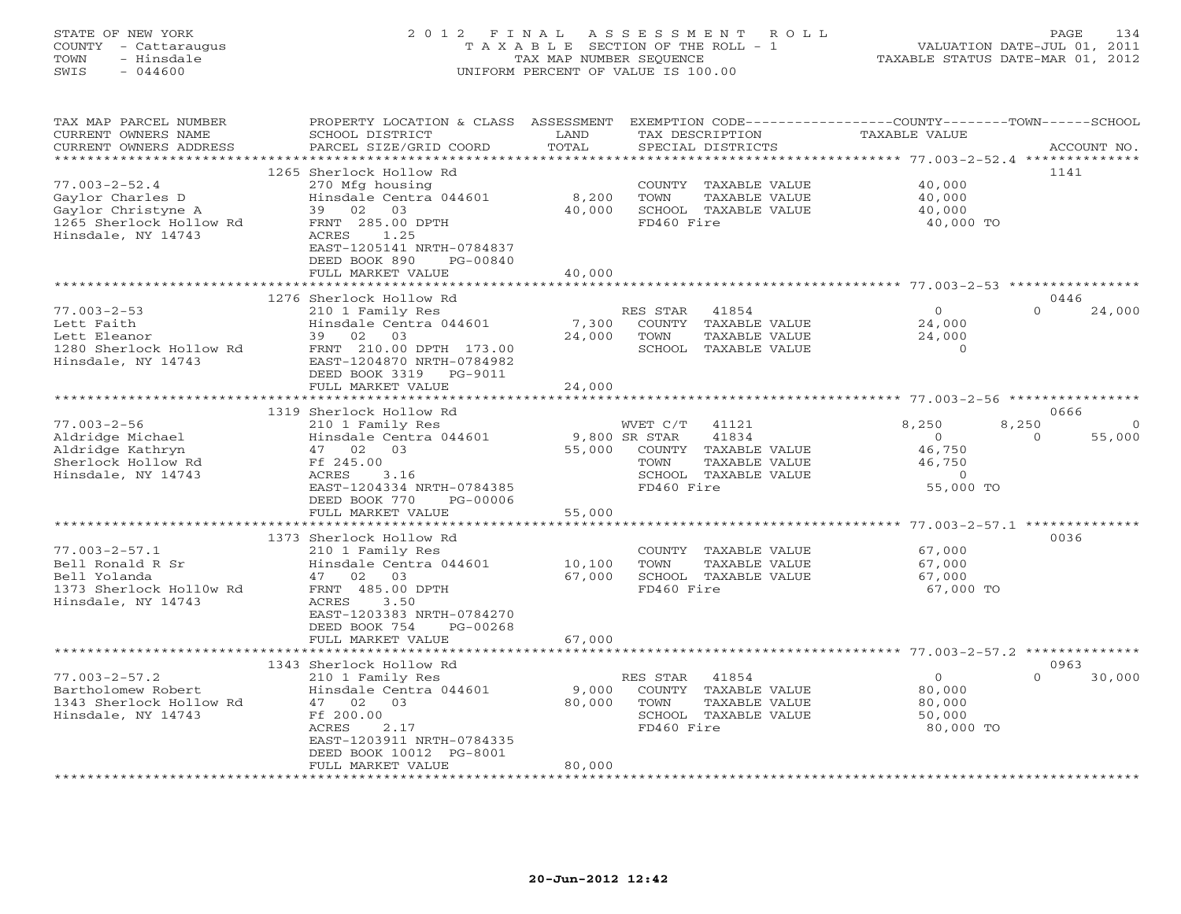STATE OF NEW YORK
COUNTY - Cattaraugus
TOWN - Hinsdale
SWIS - 044600

# 2012 FINAL ASSESSMENT ROLL

TAXABLE SECTION OF THE ROLL - 1
TAX MAP NUMBER SEQUENCE
UNIFORM PERCENT OF VALUE IS 100.00

VALUATION DATE-JUL 01, 2011
TAXABLE STATUS DATE-MAR 01, 2012

| TAX MAP PARCEL NUMBER / CURRENT OWNERS NAME / CURRENT OWNERS ADDRESS | PROPERTY LOCATION & CLASS / SCHOOL DISTRICT / PARCEL SIZE/GRID COORD | ASSESSMENT LAND | TOTAL | EXEMPTION CODE / TAX DESCRIPTION / SPECIAL DISTRICTS | COUNTY TAXABLE VALUE | TOWN | SCHOOL | ACCOUNT NO. |
|---|---|---|---|---|---|---|---|---|
| 77.003-2-52.4 | 1265 Sherlock Hollow Rd | | | | | | | 1141 |
| | 270 Mfg housing | | | COUNTY TAXABLE VALUE | 40,000 | | | |
| Gaylor Charles D | Hinsdale Centra 044601 | 8,200 | | TOWN TAXABLE VALUE | 40,000 | | | |
| Gaylor Christyne A | 39 02 03 | | 40,000 | SCHOOL TAXABLE VALUE | 40,000 | | | |
| 1265 Sherlock Hollow Rd | FRNT 285.00 DPTH | | | FD460 Fire | 40,000 TO | | | |
| Hinsdale, NY 14743 | ACRES 1.25 | | | | | | | |
| | EAST-1205141 NRTH-0784837 | | | | | | | |
| | DEED BOOK 890 PG-00840 | | | | | | | |
| | FULL MARKET VALUE | | 40,000 | | | | | |
| 77.003-2-53 | 1276 Sherlock Hollow Rd | | | | | | | 0446 |
| | 210 1 Family Res | | | RES STAR 41854 | 0 | 0 | 24,000 | |
| Lett Faith | Hinsdale Centra 044601 | 7,300 | | COUNTY TAXABLE VALUE | 24,000 | | | |
| Lett Eleanor | 39 02 03 | | 24,000 | TOWN TAXABLE VALUE | 24,000 | | | |
| 1280 Sherlock Hollow Rd | FRNT 210.00 DPTH 173.00 | | | SCHOOL TAXABLE VALUE | 0 | | | |
| Hinsdale, NY 14743 | EAST-1204870 NRTH-0784982 | | | | | | | |
| | DEED BOOK 3319 PG-9011 | | | | | | | |
| | FULL MARKET VALUE | | 24,000 | | | | | |
| 77.003-2-56 | 1319 Sherlock Hollow Rd | | | | | | | 0666 |
| | 210 1 Family Res | | | WVET C/T 41121 | 8,250 | 8,250 | 0 | |
| Aldridge Michael | Hinsdale Centra 044601 | 9,800 | | SR STAR 41834 | 0 | 0 | 55,000 | |
| Aldridge Kathryn | 47 02 03 | | 55,000 | COUNTY TAXABLE VALUE | 46,750 | | | |
| Sherlock Hollow Rd | Ff 245.00 | | | TOWN TAXABLE VALUE | 46,750 | | | |
| Hinsdale, NY 14743 | ACRES 3.16 | | | SCHOOL TAXABLE VALUE | 0 | | | |
| | EAST-1204334 NRTH-0784385 | | | FD460 Fire | 55,000 TO | | | |
| | DEED BOOK 770 PG-00006 | | | | | | | |
| | FULL MARKET VALUE | | 55,000 | | | | | |
| 77.003-2-57.1 | 1373 Sherlock Hollow Rd | | | | | | | 0036 |
| | 210 1 Family Res | | | COUNTY TAXABLE VALUE | 67,000 | | | |
| Bell Ronald R Sr | Hinsdale Centra 044601 | 10,100 | | TOWN TAXABLE VALUE | 67,000 | | | |
| Bell Yolanda | 47 02 03 | | 67,000 | SCHOOL TAXABLE VALUE | 67,000 | | | |
| 1373 Sherlock Holl0w Rd | FRNT 485.00 DPTH | | | FD460 Fire | 67,000 TO | | | |
| Hinsdale, NY 14743 | ACRES 3.50 | | | | | | | |
| | EAST-1203383 NRTH-0784270 | | | | | | | |
| | DEED BOOK 754 PG-00268 | | | | | | | |
| | FULL MARKET VALUE | | 67,000 | | | | | |
| 77.003-2-57.2 | 1343 Sherlock Hollow Rd | | | | | | | 0963 |
| | 210 1 Family Res | | | RES STAR 41854 | 0 | 0 | 30,000 | |
| Bartholomew Robert | Hinsdale Centra 044601 | 9,000 | | COUNTY TAXABLE VALUE | 80,000 | | | |
| 1343 Sherlock Hollow Rd | 47 02 03 | | 80,000 | TOWN TAXABLE VALUE | 80,000 | | | |
| Hinsdale, NY 14743 | Ff 200.00 | | | SCHOOL TAXABLE VALUE | 50,000 | | | |
| | ACRES 2.17 | | | FD460 Fire | 80,000 TO | | | |
| | EAST-1203911 NRTH-0784335 | | | | | | | |
| | DEED BOOK 10012 PG-8001 | | | | | | | |
| | FULL MARKET VALUE | | 80,000 | | | | | |

20-Jun-2012 12:42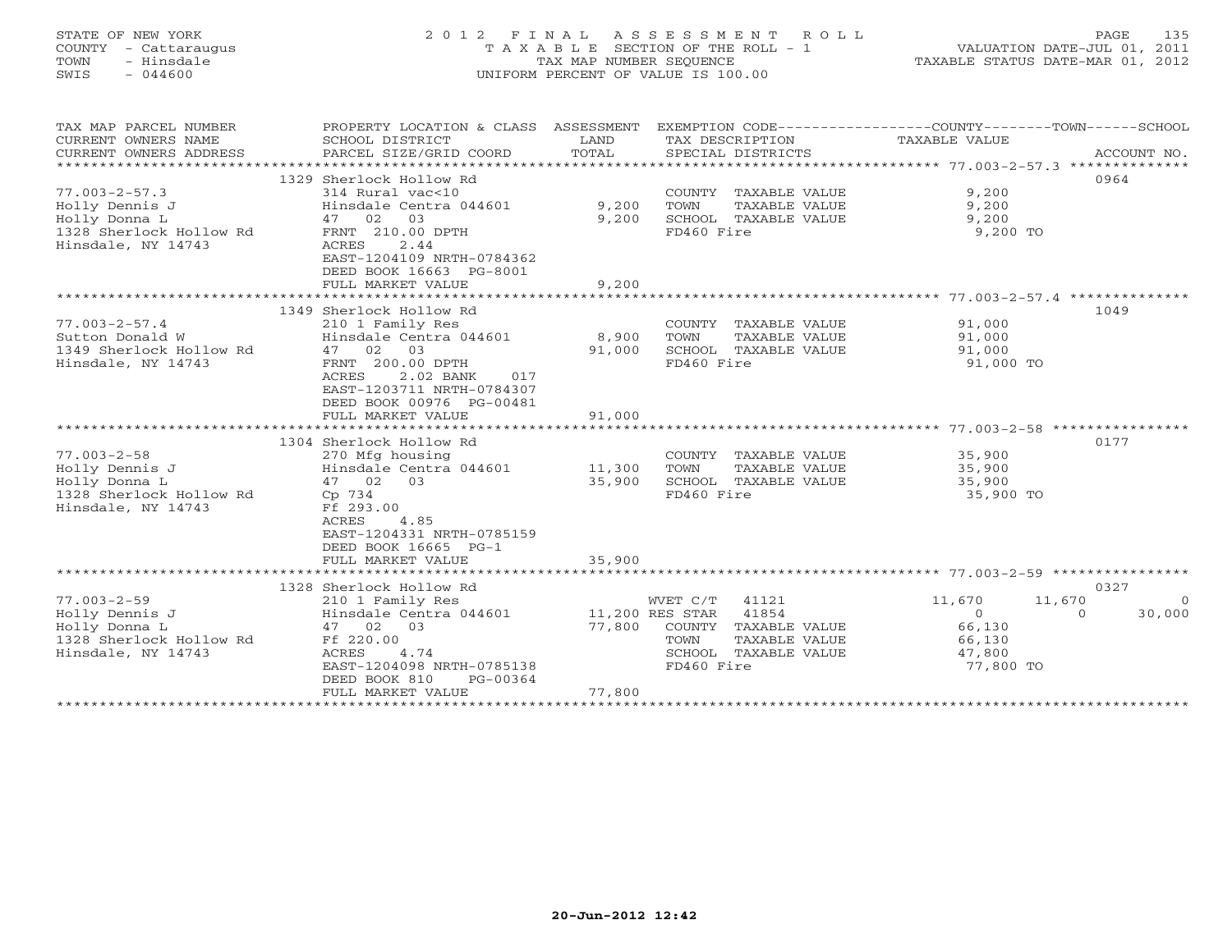STATE OF NEW YORK
COUNTY - Cattaraugus
TOWN - Hinsdale
SWIS - 044600

2012 FINAL ASSESSMENT ROLL
TAXABLE SECTION OF THE ROLL - 1
TAX MAP NUMBER SEQUENCE
UNIFORM PERCENT OF VALUE IS 100.00

VALUATION DATE-JUL 01, 2011
TAXABLE STATUS DATE-MAR 01, 2012

| TAX MAP PARCEL NUMBER / CURRENT OWNERS NAME / CURRENT OWNERS ADDRESS | PROPERTY LOCATION & CLASS / SCHOOL DISTRICT / PARCEL SIZE/GRID COORD | ASSESSMENT LAND / TOTAL | EXEMPTION CODE / TAX DESCRIPTION / SPECIAL DISTRICTS | COUNTY TAXABLE VALUE | TOWN | SCHOOL | ACCOUNT NO. |
|---|---|---|---|---|---|---|---|
| | 1329 Sherlock Hollow Rd | | | | | | 0964 |
| 77.003-2-57.3 | 314 Rural vac<10 | | COUNTY TAXABLE VALUE | 9,200 | | | |
| Holly Dennis J | Hinsdale Centra 044601 | 9,200 | TOWN TAXABLE VALUE | 9,200 | | | |
| Holly Donna L | 47 02 03 | 9,200 | SCHOOL TAXABLE VALUE | 9,200 | | | |
| 1328 Sherlock Hollow Rd | FRNT 210.00 DPTH | | FD460 Fire | 9,200 TO | | | |
| Hinsdale, NY 14743 | ACRES 2.44 | | | | | | |
| | EAST-1204109 NRTH-0784362 | | | | | | |
| | DEED BOOK 16663 PG-8001 | | | | | | |
| | FULL MARKET VALUE | 9,200 | | | | | |
| | 1349 Sherlock Hollow Rd | | | | | | 1049 |
| 77.003-2-57.4 | 210 1 Family Res | | COUNTY TAXABLE VALUE | 91,000 | | | |
| Sutton Donald W | Hinsdale Centra 044601 | 8,900 | TOWN TAXABLE VALUE | 91,000 | | | |
| 1349 Sherlock Hollow Rd | 47 02 03 | 91,000 | SCHOOL TAXABLE VALUE | 91,000 | | | |
| Hinsdale, NY 14743 | FRNT 200.00 DPTH | | FD460 Fire | 91,000 TO | | | |
| | ACRES 2.02 BANK 017 | | | | | | |
| | EAST-1203711 NRTH-0784307 | | | | | | |
| | DEED BOOK 00976 PG-00481 | | | | | | |
| | FULL MARKET VALUE | 91,000 | | | | | |
| | 1304 Sherlock Hollow Rd | | | | | | 0177 |
| 77.003-2-58 | 270 Mfg housing | | COUNTY TAXABLE VALUE | 35,900 | | | |
| Holly Dennis J | Hinsdale Centra 044601 | 11,300 | TOWN TAXABLE VALUE | 35,900 | | | |
| Holly Donna L | 47 02 03 | 35,900 | SCHOOL TAXABLE VALUE | 35,900 | | | |
| 1328 Sherlock Hollow Rd | Cp 734 | | FD460 Fire | 35,900 TO | | | |
| Hinsdale, NY 14743 | Ff 293.00 | | | | | | |
| | ACRES 4.85 | | | | | | |
| | EAST-1204331 NRTH-0785159 | | | | | | |
| | DEED BOOK 16665 PG-1 | | | | | | |
| | FULL MARKET VALUE | 35,900 | | | | | |
| | 1328 Sherlock Hollow Rd | | | | | | 0327 |
| 77.003-2-59 | 210 1 Family Res | | WVET C/T 41121 | 11,670 | 11,670 | 0 | |
| Holly Dennis J | Hinsdale Centra 044601 | 11,200 | RES STAR 41854 | 0 | 0 | 30,000 | |
| Holly Donna L | 47 02 03 | 77,800 | COUNTY TAXABLE VALUE | 66,130 | | | |
| 1328 Sherlock Hollow Rd | Ff 220.00 | | TOWN TAXABLE VALUE | 66,130 | | | |
| Hinsdale, NY 14743 | ACRES 4.74 | | SCHOOL TAXABLE VALUE | 47,800 | | | |
| | EAST-1204098 NRTH-0785138 | | FD460 Fire | 77,800 TO | | | |
| | DEED BOOK 810 PG-00364 | | | | | | |
| | FULL MARKET VALUE | 77,800 | | | | | |

20-Jun-2012 12:42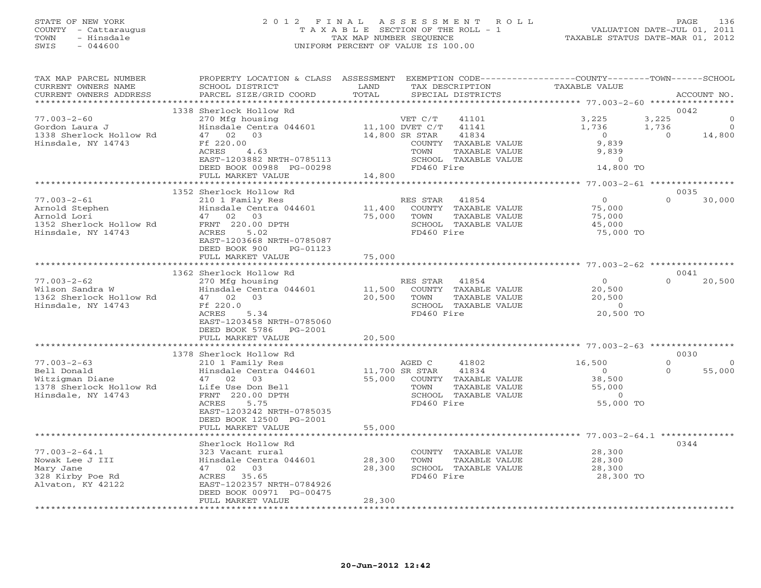STATE OF NEW YORK
COUNTY - Cattaraugus
TOWN - Hinsdale
SWIS - 044600

# 2012 FINAL ASSESSMENT ROLL
TAXABLE SECTION OF THE ROLL - 1
TAX MAP NUMBER SEQUENCE
UNIFORM PERCENT OF VALUE IS 100.00

VALUATION DATE-JUL 01, 2011
TAXABLE STATUS DATE-MAR 01, 2012

| TAX MAP PARCEL NUMBER / CURRENT OWNERS NAME / CURRENT OWNERS ADDRESS | PROPERTY LOCATION & CLASS / SCHOOL DISTRICT / PARCEL SIZE/GRID COORD | ASSESSMENT LAND / TOTAL | EXEMPTION CODE / TAX DESCRIPTION / SPECIAL DISTRICTS | COUNTY TAXABLE VALUE | TOWN | SCHOOL | ACCOUNT NO. |
|---|---|---|---|---|---|---|---|
| 77.003-2-60 | 1338 Sherlock Hollow Rd | | | | | | 0042 |
| 77.003-2-60 | 270 Mfg housing | | VET C/T 41101 | 3,225 | 3,225 | 0 | |
| Gordon Laura J | Hinsdale Centra 044601 | 11,100 | DVET C/T 41141 | 1,736 | 1,736 | 0 | |
| 1338 Sherlock Hollow Rd | 47 02 03 | 14,800 | SR STAR 41834 | 0 | 0 | 14,800 | |
| Hinsdale, NY 14743 | Ff 220.00 | | COUNTY TAXABLE VALUE | 9,839 | | | |
| | ACRES 4.63 | | TOWN TAXABLE VALUE | 9,839 | | | |
| | EAST-1203882 NRTH-0785113 | | SCHOOL TAXABLE VALUE | 0 | | | |
| | DEED BOOK 00988 PG-00298 | | FD460 Fire | 14,800 TO | | | |
| | FULL MARKET VALUE | 14,800 | | | | | |
| 77.003-2-61 | 1352 Sherlock Hollow Rd | | | | | | 0035 |
| 77.003-2-61 | 210 1 Family Res | | RES STAR 41854 | 0 | 0 | 30,000 | |
| Arnold Stephen | Hinsdale Centra 044601 | 11,400 | COUNTY TAXABLE VALUE | 75,000 | | | |
| Arnold Lori | 47 02 03 | 75,000 | TOWN TAXABLE VALUE | 75,000 | | | |
| 1352 Sherlock Hollow Rd | FRNT 220.00 DPTH | | SCHOOL TAXABLE VALUE | 45,000 | | | |
| Hinsdale, NY 14743 | ACRES 5.02 | | FD460 Fire | 75,000 TO | | | |
| | EAST-1203668 NRTH-0785087 | | | | | | |
| | DEED BOOK 900 PG-01123 | | | | | | |
| | FULL MARKET VALUE | 75,000 | | | | | |
| 77.003-2-62 | 1362 Sherlock Hollow Rd | | | | | | 0041 |
| 77.003-2-62 | 270 Mfg housing | | RES STAR 41854 | 0 | 0 | 20,500 | |
| Wilson Sandra W | Hinsdale Centra 044601 | 11,500 | COUNTY TAXABLE VALUE | 20,500 | | | |
| 1362 Sherlock Hollow Rd | 47 02 03 | 20,500 | TOWN TAXABLE VALUE | 20,500 | | | |
| Hinsdale, NY 14743 | Ff 220.0 | | SCHOOL TAXABLE VALUE | 0 | | | |
| | ACRES 5.34 | | FD460 Fire | 20,500 TO | | | |
| | EAST-1203458 NRTH-0785060 | | | | | | |
| | DEED BOOK 5786 PG-2001 | | | | | | |
| | FULL MARKET VALUE | 20,500 | | | | | |
| 77.003-2-63 | 1378 Sherlock Hollow Rd | | | | | | 0030 |
| 77.003-2-63 | 210 1 Family Res | | AGED C 41802 | 16,500 | 0 | 0 | |
| Bell Donald | Hinsdale Centra 044601 | 11,700 | SR STAR 41834 | 0 | 0 | 55,000 | |
| Witzigman Diane | 47 02 03 | 55,000 | COUNTY TAXABLE VALUE | 38,500 | | | |
| 1378 Sherlock Hollow Rd | Life Use Don Bell | | TOWN TAXABLE VALUE | 55,000 | | | |
| Hinsdale, NY 14743 | FRNT 220.00 DPTH | | SCHOOL TAXABLE VALUE | 0 | | | |
| | ACRES 5.75 | | FD460 Fire | 55,000 TO | | | |
| | EAST-1203242 NRTH-0785035 | | | | | | |
| | DEED BOOK 12500 PG-2001 | | | | | | |
| | FULL MARKET VALUE | 55,000 | | | | | |
| 77.003-2-64.1 | Sherlock Hollow Rd | | | | | | 0344 |
| 77.003-2-64.1 | 323 Vacant rural | | COUNTY TAXABLE VALUE | 28,300 | | | |
| Nowak Lee J III | Hinsdale Centra 044601 | 28,300 | TOWN TAXABLE VALUE | 28,300 | | | |
| Mary Jane | 47 02 03 | 28,300 | SCHOOL TAXABLE VALUE | 28,300 | | | |
| 328 Kirby Poe Rd | ACRES 35.65 | | FD460 Fire | 28,300 TO | | | |
| Alvaton, KY 42122 | EAST-1202357 NRTH-0784926 | | | | | | |
| | DEED BOOK 00971 PG-00475 | | | | | | |
| | FULL MARKET VALUE | 28,300 | | | | | |

20-Jun-2012 12:42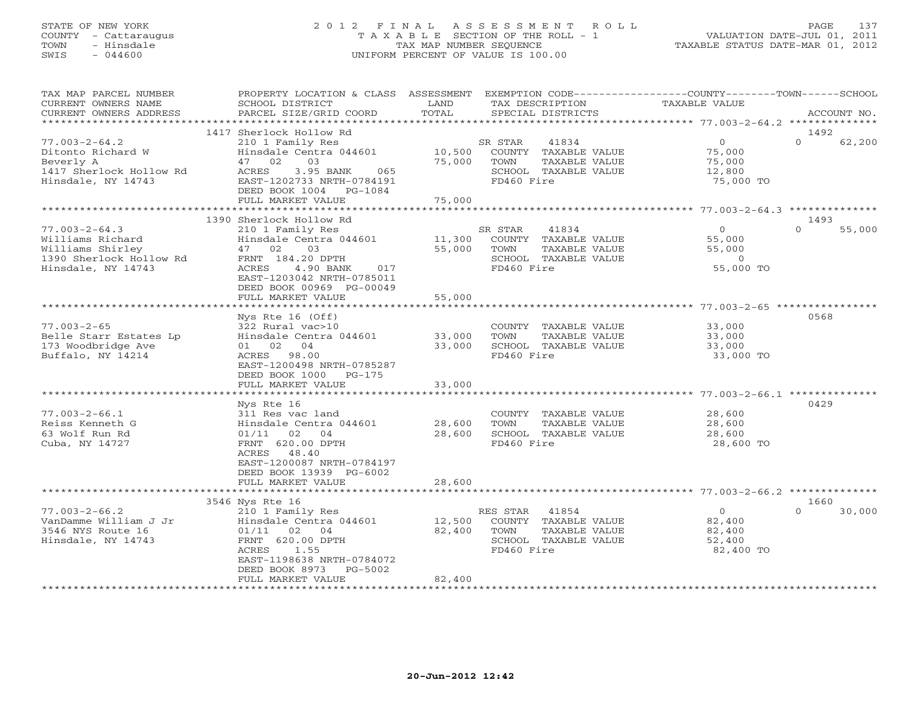STATE OF NEW YORK
COUNTY - Cattaraugus
TOWN - Hinsdale
SWIS - 044600

# 2012 FINAL ASSESSMENT ROLL
TAXABLE SECTION OF THE ROLL - 1
TAX MAP NUMBER SEQUENCE
UNIFORM PERCENT OF VALUE IS 100.00

VALUATION DATE-JUL 01, 2011
TAXABLE STATUS DATE-MAR 01, 2012

| TAX MAP PARCEL NUMBER / CURRENT OWNERS NAME / CURRENT OWNERS ADDRESS | PROPERTY LOCATION & CLASS / SCHOOL DISTRICT / PARCEL SIZE/GRID COORD | ASSESSMENT LAND | TOTAL | EXEMPTION CODE / TAX DESCRIPTION / SPECIAL DISTRICTS | COUNTY TAXABLE VALUE | TOWN | SCHOOL | ACCOUNT NO. |
|---|---|---|---|---|---|---|---|---|
| **77.003-2-64.2** | 1417 Sherlock Hollow Rd | | | | | | | 1492 |
| Ditonto Richard W | 210 1 Family Res | | | SR STAR 41834 | 0 | 0 | 62,200 | |
| Beverly A | Hinsdale Centra 044601 | 10,500 | | COUNTY TAXABLE VALUE | 75,000 | | | |
| 1417 Sherlock Hollow Rd | 47 02 03 | | 75,000 | TOWN TAXABLE VALUE | | 75,000 | | |
| Hinsdale, NY 14743 | ACRES 3.95 BANK 065 | | | SCHOOL TAXABLE VALUE | | | 12,800 | |
| | EAST-1202733 NRTH-0784191 | | | FD460 Fire | 75,000 TO | | | |
| | DEED BOOK 1004 PG-1084 | | | | | | | |
| | FULL MARKET VALUE | | 75,000 | | | | | |
| **77.003-2-64.3** | 1390 Sherlock Hollow Rd | | | | | | | 1493 |
| Williams Richard | 210 1 Family Res | | | SR STAR 41834 | 0 | 0 | 55,000 | |
| Williams Shirley | Hinsdale Centra 044601 | 11,300 | | COUNTY TAXABLE VALUE | 55,000 | | | |
| 1390 Sherlock Hollow Rd | 47 02 03 | | 55,000 | TOWN TAXABLE VALUE | | 55,000 | | |
| Hinsdale, NY 14743 | FRNT 184.20 DPTH | | | SCHOOL TAXABLE VALUE | | | 0 | |
| | ACRES 4.90 BANK 017 | | | FD460 Fire | 55,000 TO | | | |
| | EAST-1203042 NRTH-0785011 | | | | | | | |
| | DEED BOOK 00969 PG-00049 | | | | | | | |
| | FULL MARKET VALUE | | 55,000 | | | | | |
| **77.003-2-65** | Nys Rte 16 (Off) | | | | | | | 0568 |
| Belle Starr Estates Lp | 322 Rural vac>10 | | | COUNTY TAXABLE VALUE | 33,000 | | | |
| 173 Woodbridge Ave | Hinsdale Centra 044601 | 33,000 | | TOWN TAXABLE VALUE | | 33,000 | | |
| Buffalo, NY 14214 | 01 02 04 | | 33,000 | SCHOOL TAXABLE VALUE | | | 33,000 | |
| | ACRES 98.00 | | | FD460 Fire | 33,000 TO | | | |
| | EAST-1200498 NRTH-0785287 | | | | | | | |
| | DEED BOOK 1000 PG-175 | | | | | | | |
| | FULL MARKET VALUE | | 33,000 | | | | | |
| **77.003-2-66.1** | Nys Rte 16 | | | | | | | 0429 |
| Reiss Kenneth G | 311 Res vac land | | | COUNTY TAXABLE VALUE | 28,600 | | | |
| 63 Wolf Run Rd | Hinsdale Centra 044601 | 28,600 | | TOWN TAXABLE VALUE | | 28,600 | | |
| Cuba, NY 14727 | 01/11 02 04 | | 28,600 | SCHOOL TAXABLE VALUE | | | 28,600 | |
| | FRNT 620.00 DPTH | | | FD460 Fire | 28,600 TO | | | |
| | ACRES 48.40 | | | | | | | |
| | EAST-1200087 NRTH-0784197 | | | | | | | |
| | DEED BOOK 13939 PG-6002 | | | | | | | |
| | FULL MARKET VALUE | | 28,600 | | | | | |
| **77.003-2-66.2** | 3546 Nys Rte 16 | | | | | | | 1660 |
| VanDamme William J Jr | 210 1 Family Res | | | RES STAR 41854 | 0 | 0 | 30,000 | |
| 3546 NYS Route 16 | Hinsdale Centra 044601 | 12,500 | | COUNTY TAXABLE VALUE | 82,400 | | | |
| Hinsdale, NY 14743 | 01/11 02 04 | | 82,400 | TOWN TAXABLE VALUE | | 82,400 | | |
| | FRNT 620.00 DPTH | | | SCHOOL TAXABLE VALUE | | | 52,400 | |
| | ACRES 1.55 | | | FD460 Fire | 82,400 TO | | | |
| | EAST-1198638 NRTH-0784072 | | | | | | | |
| | DEED BOOK 8973 PG-5002 | | | | | | | |
| | FULL MARKET VALUE | | 82,400 | | | | | |

20-Jun-2012 12:42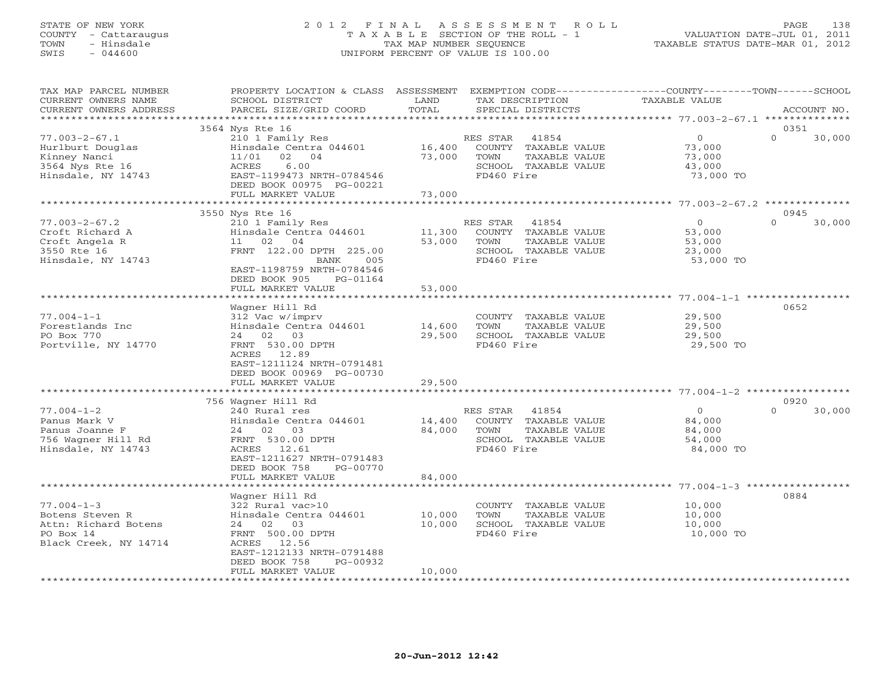STATE OF NEW YORK
COUNTY - Cattaraugus
TOWN - Hinsdale
SWIS - 044600

# 2012 FINAL ASSESSMENT ROLL
TAXABLE SECTION OF THE ROLL - 1
TAX MAP NUMBER SEQUENCE
UNIFORM PERCENT OF VALUE IS 100.00

VALUATION DATE-JUL 01, 2011
TAXABLE STATUS DATE-MAR 01, 2012

| TAX MAP PARCEL NUMBER / CURRENT OWNERS NAME / CURRENT OWNERS ADDRESS | PROPERTY LOCATION & CLASS / SCHOOL DISTRICT / PARCEL SIZE/GRID COORD | ASSESSMENT LAND | TOTAL | EXEMPTION CODE / TAX DESCRIPTION / SPECIAL DISTRICTS | COUNTY | TOWN | SCHOOL | ACCOUNT NO. |
|---|---|---|---|---|---|---|---|---|
| 77.003-2-67.1 | 3564 Nys Rte 16 | | | | | | | 0351 |
| Hurlburt Douglas | 210 1 Family Res | | | RES STAR 41854 | 0 | 0 | 30,000 | |
| Kinney Nanci | Hinsdale Centra 044601 | 16,400 | | COUNTY TAXABLE VALUE | 73,000 | | | |
| 3564 Nys Rte 16 | 11/01 02 04 | | 73,000 | TOWN TAXABLE VALUE | | 73,000 | | |
| Hinsdale, NY 14743 | ACRES 6.00 | | | SCHOOL TAXABLE VALUE | | | 43,000 | |
| | EAST-1199473 NRTH-0784546 | | | FD460 Fire | 73,000 TO | | | |
| | DEED BOOK 00975 PG-00221 | | | | | | | |
| | FULL MARKET VALUE | | 73,000 | | | | | |
| 77.003-2-67.2 | 3550 Nys Rte 16 | | | | | | | 0945 |
| Croft Richard A | 210 1 Family Res | | | RES STAR 41854 | 0 | 0 | 30,000 | |
| Croft Angela R | Hinsdale Centra 044601 | 11,300 | | COUNTY TAXABLE VALUE | 53,000 | | | |
| 3550 Rte 16 | 11 02 04 | | 53,000 | TOWN TAXABLE VALUE | | 53,000 | | |
| Hinsdale, NY 14743 | FRNT 122.00 DPTH 225.00 | | | SCHOOL TAXABLE VALUE | | | 23,000 | |
| | BANK 005 | | | FD460 Fire | 53,000 TO | | | |
| | EAST-1198759 NRTH-0784546 | | | | | | | |
| | DEED BOOK 905 PG-01164 | | | | | | | |
| | FULL MARKET VALUE | | 53,000 | | | | | |
| 77.004-1-1 | Wagner Hill Rd | | | | | | | 0652 |
| Forestlands Inc | 312 Vac w/imprv | | | COUNTY TAXABLE VALUE | 29,500 | | | |
| PO Box 770 | Hinsdale Centra 044601 | 14,600 | | TOWN TAXABLE VALUE | | 29,500 | | |
| Portville, NY 14770 | 24 02 03 | | 29,500 | SCHOOL TAXABLE VALUE | | | 29,500 | |
| | FRNT 530.00 DPTH | | | FD460 Fire | 29,500 TO | | | |
| | ACRES 12.89 | | | | | | | |
| | EAST-1211124 NRTH-0791481 | | | | | | | |
| | DEED BOOK 00969 PG-00730 | | | | | | | |
| | FULL MARKET VALUE | | 29,500 | | | | | |
| 77.004-1-2 | 756 Wagner Hill Rd | | | | | | | 0920 |
| Panus Mark V | 240 Rural res | | | RES STAR 41854 | 0 | 0 | 30,000 | |
| Panus Joanne F | Hinsdale Centra 044601 | 14,400 | | COUNTY TAXABLE VALUE | 84,000 | | | |
| 756 Wagner Hill Rd | 24 02 03 | | 84,000 | TOWN TAXABLE VALUE | | 84,000 | | |
| Hinsdale, NY 14743 | FRNT 530.00 DPTH | | | SCHOOL TAXABLE VALUE | | | 54,000 | |
| | ACRES 12.61 | | | FD460 Fire | 84,000 TO | | | |
| | EAST-1211627 NRTH-0791483 | | | | | | | |
| | DEED BOOK 758 PG-00770 | | | | | | | |
| | FULL MARKET VALUE | | 84,000 | | | | | |
| 77.004-1-3 | Wagner Hill Rd | | | | | | | 0884 |
| Botens Steven R | 322 Rural vac>10 | | | COUNTY TAXABLE VALUE | 10,000 | | | |
| Attn: Richard Botens | Hinsdale Centra 044601 | 10,000 | | TOWN TAXABLE VALUE | | 10,000 | | |
| PO Box 14 | 24 02 03 | | 10,000 | SCHOOL TAXABLE VALUE | | | 10,000 | |
| Black Creek, NY 14714 | FRNT 500.00 DPTH | | | FD460 Fire | 10,000 TO | | | |
| | ACRES 12.56 | | | | | | | |
| | EAST-1212133 NRTH-0791488 | | | | | | | |
| | DEED BOOK 758 PG-00932 | | | | | | | |
| | FULL MARKET VALUE | | 10,000 | | | | | |

20-Jun-2012 12:42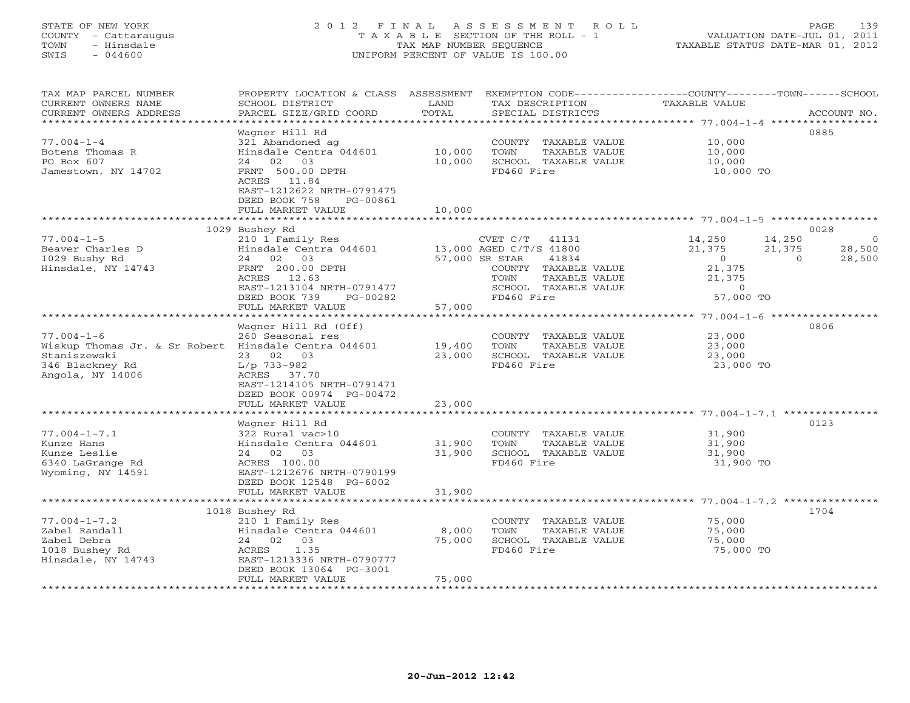STATE OF NEW YORK
COUNTY - Cattaraugus
TOWN - Hinsdale
SWIS - 044600

2012 FINAL ASSESSMENT ROLL
TAXABLE SECTION OF THE ROLL - 1
TAX MAP NUMBER SEQUENCE
UNIFORM PERCENT OF VALUE IS 100.00

VALUATION DATE-JUL 01, 2011
TAXABLE STATUS DATE-MAR 01, 2012

| TAX MAP PARCEL NUMBER<br>CURRENT OWNERS NAME<br>CURRENT OWNERS ADDRESS | PROPERTY LOCATION & CLASS<br>SCHOOL DISTRICT<br>PARCEL SIZE/GRID COORD | ASSESSMENT<br>LAND<br>TOTAL | EXEMPTION CODE<br>TAX DESCRIPTION<br>SPECIAL DISTRICTS | COUNTY<br>TAXABLE VALUE | TOWN | SCHOOL<br>ACCOUNT NO. |
|---|---|---|---|---|---|---|
| **77.004-1-4** | Wagner Hill Rd | | | | | 0885 |
| 77.004-1-4 | 321 Abandoned ag | | COUNTY TAXABLE VALUE | 10,000 | | |
| Botens Thomas R | Hinsdale Centra 044601 | 10,000 | TOWN TAXABLE VALUE | 10,000 | | |
| PO Box 607 | 24 02 03 | 10,000 | SCHOOL TAXABLE VALUE | 10,000 | | |
| Jamestown, NY 14702 | FRNT 500.00 DPTH | | FD460 Fire | 10,000 TO | | |
| | ACRES 11.84 | | | | | |
| | EAST-1212622 NRTH-0791475 | | | | | |
| | DEED BOOK 758 PG-00861 | | | | | |
| | FULL MARKET VALUE | 10,000 | | | | |
| **77.004-1-5** | 1029 Bushey Rd | | | | | 0028 |
| 77.004-1-5 | 210 1 Family Res | | CVET C/T 41131 | 14,250 | 14,250 | 0 |
| Beaver Charles D | Hinsdale Centra 044601 | 13,000 | AGED C/T/S 41800 | 21,375 | 21,375 | 28,500 |
| 1029 Bushy Rd | 24 02 03 | 57,000 | SR STAR 41834 | 0 | 0 | 28,500 |
| Hinsdale, NY 14743 | FRNT 200.00 DPTH | | COUNTY TAXABLE VALUE | 21,375 | | |
| | ACRES 12.63 | | TOWN TAXABLE VALUE | 21,375 | | |
| | EAST-1213104 NRTH-0791477 | | SCHOOL TAXABLE VALUE | 0 | | |
| | DEED BOOK 739 PG-00282 | | FD460 Fire | 57,000 TO | | |
| | FULL MARKET VALUE | 57,000 | | | | |
| **77.004-1-6** | Wagner Hill Rd (Off) | | | | | 0806 |
| 77.004-1-6 | 260 Seasonal res | | COUNTY TAXABLE VALUE | 23,000 | | |
| Wiskup Thomas Jr. & Sr Robert | Hinsdale Centra 044601 | 19,400 | TOWN TAXABLE VALUE | 23,000 | | |
| Staniszewski | 23 02 03 | 23,000 | SCHOOL TAXABLE VALUE | 23,000 | | |
| 346 Blackney Rd | L/p 733-982 | | FD460 Fire | 23,000 TO | | |
| Angola, NY 14006 | ACRES 37.70 | | | | | |
| | EAST-1214105 NRTH-0791471 | | | | | |
| | DEED BOOK 00974 PG-00472 | | | | | |
| | FULL MARKET VALUE | 23,000 | | | | |
| **77.004-1-7.1** | Wagner Hill Rd | | | | | 0123 |
| 77.004-1-7.1 | 322 Rural vac>10 | | COUNTY TAXABLE VALUE | 31,900 | | |
| Kunze Hans | Hinsdale Centra 044601 | 31,900 | TOWN TAXABLE VALUE | 31,900 | | |
| Kunze Leslie | 24 02 03 | 31,900 | SCHOOL TAXABLE VALUE | 31,900 | | |
| 6340 LaGrange Rd | ACRES 100.00 | | FD460 Fire | 31,900 TO | | |
| Wyoming, NY 14591 | EAST-1212676 NRTH-0790199 | | | | | |
| | DEED BOOK 12548 PG-6002 | | | | | |
| | FULL MARKET VALUE | 31,900 | | | | |
| **77.004-1-7.2** | 1018 Bushey Rd | | | | | 1704 |
| 77.004-1-7.2 | 210 1 Family Res | | COUNTY TAXABLE VALUE | 75,000 | | |
| Zabel Randall | Hinsdale Centra 044601 | 8,000 | TOWN TAXABLE VALUE | 75,000 | | |
| Zabel Debra | 24 02 03 | 75,000 | SCHOOL TAXABLE VALUE | 75,000 | | |
| 1018 Bushey Rd | ACRES 1.35 | | FD460 Fire | 75,000 TO | | |
| Hinsdale, NY 14743 | EAST-1213336 NRTH-0790777 | | | | | |
| | DEED BOOK 13064 PG-3001 | | | | | |
| | FULL MARKET VALUE | 75,000 | | | | |

20-Jun-2012 12:42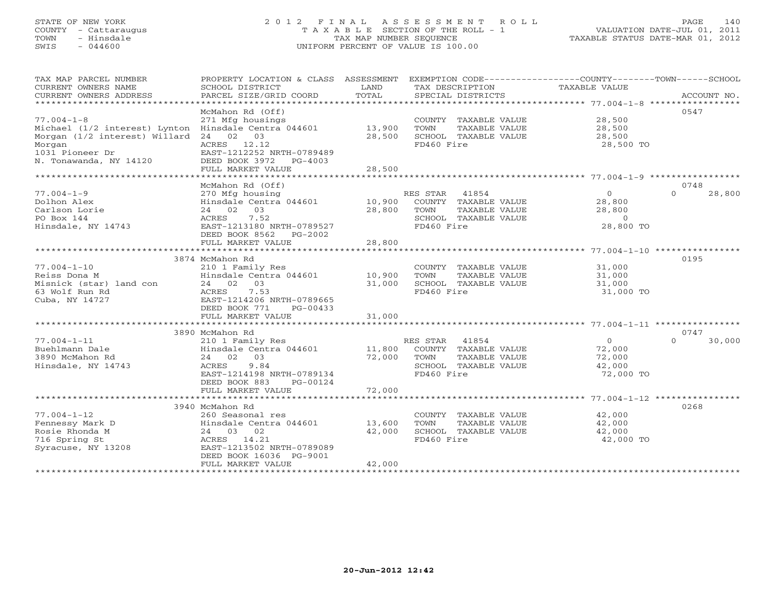STATE OF NEW YORK
COUNTY - Cattaraugus
TOWN - Hinsdale
SWIS - 044600

# 2012 FINAL ASSESSMENT ROLL

TAXABLE SECTION OF THE ROLL - 1
TAX MAP NUMBER SEQUENCE
UNIFORM PERCENT OF VALUE IS 100.00

VALUATION DATE-JUL 01, 2011
TAXABLE STATUS DATE-MAR 01, 2012

| TAX MAP PARCEL NUMBER / CURRENT OWNERS NAME / CURRENT OWNERS ADDRESS | PROPERTY LOCATION & CLASS / SCHOOL DISTRICT / PARCEL SIZE/GRID COORD | ASSESSMENT LAND / TOTAL | EXEMPTION CODE / TAX DESCRIPTION / SPECIAL DISTRICTS | COUNTY TAXABLE VALUE | TOWN | SCHOOL | ACCOUNT NO. |
|---|---|---|---|---|---|---|---|
| 77.004-1-8 | McMahon Rd (Off) | | | | | | 0547 |
| Michael (1/2 interest) Lynton | 271 Mfg housings | | COUNTY TAXABLE VALUE | 28,500 | | | |
| Morgan (1/2 interest) Willard | Hinsdale Centra 044601 | 13,900 | TOWN TAXABLE VALUE | 28,500 | | | |
| Morgan | 24 02 03 | 28,500 | SCHOOL TAXABLE VALUE | 28,500 | | | |
| 1031 Pioneer Dr | ACRES 12.12 | | FD460 Fire | 28,500 TO | | | |
| N. Tonawanda, NY 14120 | EAST-1212252 NRTH-0789489 | | | | | | |
| | DEED BOOK 3972 PG-4003 | | | | | | |
| | FULL MARKET VALUE | 28,500 | | | | | |
| 77.004-1-9 | McMahon Rd (Off) | | | | | | 0748 |
| Dolhon Alex | 270 Mfg housing | | RES STAR 41854 | 0 | | 0 | 28,800 |
| Carlson Lorie | Hinsdale Centra 044601 | 10,900 | COUNTY TAXABLE VALUE | 28,800 | | | |
| PO Box 144 | 24 02 03 | 28,800 | TOWN TAXABLE VALUE | 28,800 | | | |
| Hinsdale, NY 14743 | ACRES 7.52 | | SCHOOL TAXABLE VALUE | 0 | | | |
| | EAST-1213180 NRTH-0789527 | | FD460 Fire | 28,800 TO | | | |
| | DEED BOOK 8562 PG-2002 | | | | | | |
| | FULL MARKET VALUE | 28,800 | | | | | |
| 77.004-1-10 | 3874 McMahon Rd | | | | | | 0195 |
| Reiss Dona M | 210 1 Family Res | | COUNTY TAXABLE VALUE | 31,000 | | | |
| Misnick (star) land con | Hinsdale Centra 044601 | 10,900 | TOWN TAXABLE VALUE | 31,000 | | | |
| 63 Wolf Run Rd | 24 02 03 | 31,000 | SCHOOL TAXABLE VALUE | 31,000 | | | |
| Cuba, NY 14727 | ACRES 7.53 | | FD460 Fire | 31,000 TO | | | |
| | EAST-1214206 NRTH-0789665 | | | | | | |
| | DEED BOOK 771 PG-00433 | | | | | | |
| | FULL MARKET VALUE | 31,000 | | | | | |
| 77.004-1-11 | 3890 McMahon Rd | | | | | | 0747 |
| Buehlmann Dale | 210 1 Family Res | | RES STAR 41854 | 0 | | 0 | 30,000 |
| 3890 McMahon Rd | Hinsdale Centra 044601 | 11,800 | COUNTY TAXABLE VALUE | 72,000 | | | |
| Hinsdale, NY 14743 | 24 02 03 | 72,000 | TOWN TAXABLE VALUE | 72,000 | | | |
| | ACRES 9.84 | | SCHOOL TAXABLE VALUE | 42,000 | | | |
| | EAST-1214198 NRTH-0789134 | | FD460 Fire | 72,000 TO | | | |
| | DEED BOOK 883 PG-00124 | | | | | | |
| | FULL MARKET VALUE | 72,000 | | | | | |
| 77.004-1-12 | 3940 McMahon Rd | | | | | | 0268 |
| Fennessy Mark D | 260 Seasonal res | | COUNTY TAXABLE VALUE | 42,000 | | | |
| Rosie Rhonda M | Hinsdale Centra 044601 | 13,600 | TOWN TAXABLE VALUE | 42,000 | | | |
| 716 Spring St | 24 03 02 | 42,000 | SCHOOL TAXABLE VALUE | 42,000 | | | |
| Syracuse, NY 13208 | ACRES 14.21 | | FD460 Fire | 42,000 TO | | | |
| | EAST-1213502 NRTH-0789089 | | | | | | |
| | DEED BOOK 16036 PG-9001 | | | | | | |
| | FULL MARKET VALUE | 42,000 | | | | | |

20-Jun-2012 12:42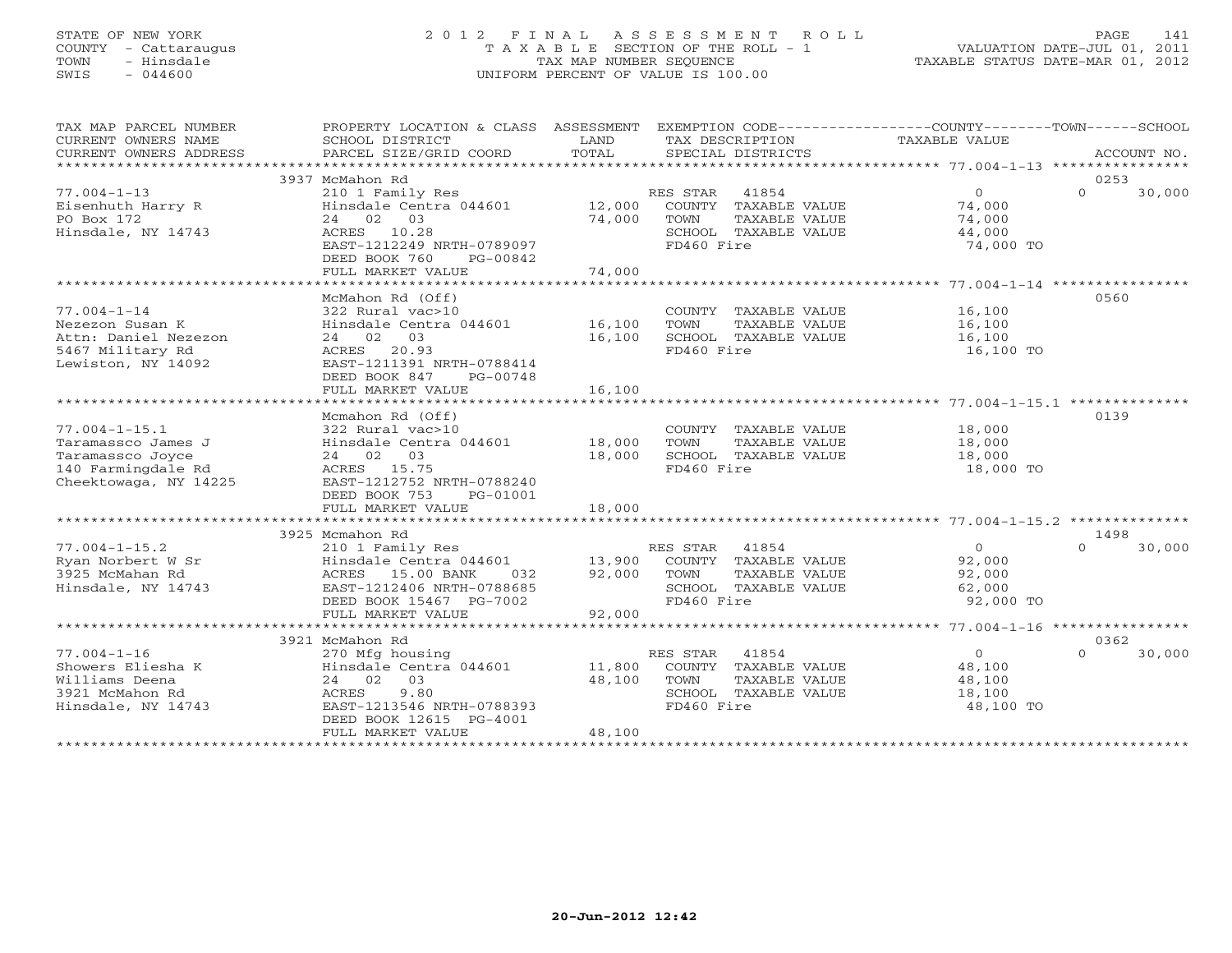STATE OF NEW YORK
COUNTY - Cattaraugus
TOWN - Hinsdale
SWIS - 044600

2 0 1 2 F I N A L A S S E S S M E N T R O L L
T A X A B L E SECTION OF THE ROLL - 1
TAX MAP NUMBER SEQUENCE
UNIFORM PERCENT OF VALUE IS 100.00

VALUATION DATE-JUL 01, 2011
TAXABLE STATUS DATE-MAR 01, 2012

| TAX MAP PARCEL NUMBER / CURRENT OWNERS NAME / CURRENT OWNERS ADDRESS | PROPERTY LOCATION & CLASS / SCHOOL DISTRICT / PARCEL SIZE/GRID COORD | ASSESSMENT LAND / TOTAL | EXEMPTION CODE / TAX DESCRIPTION / SPECIAL DISTRICTS | COUNTY / TOWN / SCHOOL TAXABLE VALUE | ACCOUNT NO. |
|---|---|---|---|---|---|
| **77.004-1-13** | 3937 McMahon Rd | | | | 0253 |
| Eisenhuth Harry R | 210 1 Family Res | | RES STAR 41854 | 0 / 0 / 30,000 | |
| PO Box 172 | Hinsdale Centra 044601 | 12,000 | COUNTY TAXABLE VALUE | 74,000 | |
| Hinsdale, NY 14743 | 24 02 03 | 74,000 | TOWN TAXABLE VALUE | 74,000 | |
| | ACRES 10.28 | | SCHOOL TAXABLE VALUE | 44,000 | |
| | EAST-1212249 NRTH-0789097 | | FD460 Fire | 74,000 TO | |
| | DEED BOOK 760 PG-00842 | | | | |
| | FULL MARKET VALUE | 74,000 | | | |
| **77.004-1-14** | McMahon Rd (Off) | | | | 0560 |
| Nezezon Susan K | 322 Rural vac>10 | | COUNTY TAXABLE VALUE | 16,100 | |
| Attn: Daniel Nezezon | Hinsdale Centra 044601 | 16,100 | TOWN TAXABLE VALUE | 16,100 | |
| 5467 Military Rd | 24 02 03 | 16,100 | SCHOOL TAXABLE VALUE | 16,100 | |
| Lewiston, NY 14092 | ACRES 20.93 | | FD460 Fire | 16,100 TO | |
| | EAST-1211391 NRTH-0788414 | | | | |
| | DEED BOOK 847 PG-00748 | | | | |
| | FULL MARKET VALUE | 16,100 | | | |
| **77.004-1-15.1** | Mcmahon Rd (Off) | | | | 0139 |
| Taramassco James J | 322 Rural vac>10 | | COUNTY TAXABLE VALUE | 18,000 | |
| Taramassco Joyce | Hinsdale Centra 044601 | 18,000 | TOWN TAXABLE VALUE | 18,000 | |
| 140 Farmingdale Rd | 24 02 03 | 18,000 | SCHOOL TAXABLE VALUE | 18,000 | |
| Cheektowaga, NY 14225 | ACRES 15.75 | | FD460 Fire | 18,000 TO | |
| | EAST-1212752 NRTH-0788240 | | | | |
| | DEED BOOK 753 PG-01001 | | | | |
| | FULL MARKET VALUE | 18,000 | | | |
| **77.004-1-15.2** | 3925 Mcmahon Rd | | | | 1498 |
| Ryan Norbert W Sr | 210 1 Family Res | | RES STAR 41854 | 0 / 0 / 30,000 | |
| 3925 McMahan Rd | Hinsdale Centra 044601 | 13,900 | COUNTY TAXABLE VALUE | 92,000 | |
| Hinsdale, NY 14743 | ACRES 15.00 BANK 032 | 92,000 | TOWN TAXABLE VALUE | 92,000 | |
| | EAST-1212406 NRTH-0788685 | | SCHOOL TAXABLE VALUE | 62,000 | |
| | DEED BOOK 15467 PG-7002 | | FD460 Fire | 92,000 TO | |
| | FULL MARKET VALUE | 92,000 | | | |
| **77.004-1-16** | 3921 McMahon Rd | | | | 0362 |
| Showers Eliesha K | 270 Mfg housing | | RES STAR 41854 | 0 / 0 / 30,000 | |
| Williams Deena | Hinsdale Centra 044601 | 11,800 | COUNTY TAXABLE VALUE | 48,100 | |
| 3921 McMahon Rd | 24 02 03 | 48,100 | TOWN TAXABLE VALUE | 48,100 | |
| Hinsdale, NY 14743 | ACRES 9.80 | | SCHOOL TAXABLE VALUE | 18,100 | |
| | EAST-1213546 NRTH-0788393 | | FD460 Fire | 48,100 TO | |
| | DEED BOOK 12615 PG-4001 | | | | |
| | FULL MARKET VALUE | 48,100 | | | |

20-Jun-2012 12:42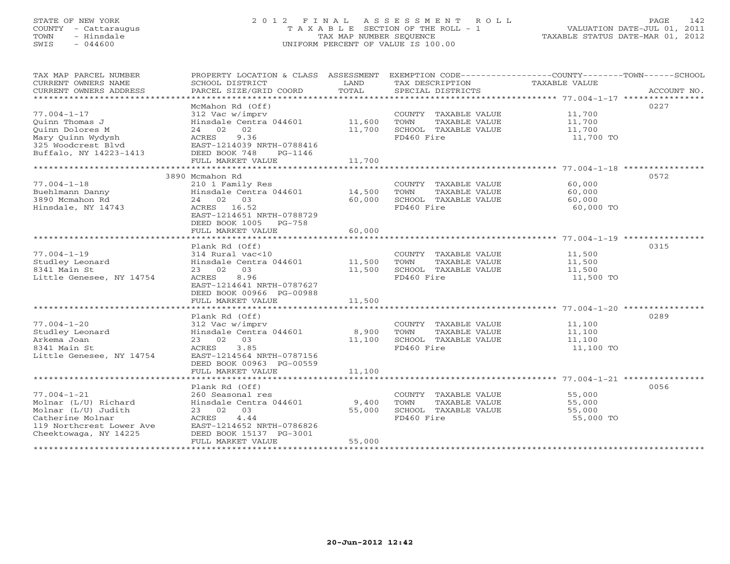STATE OF NEW YORK
COUNTY - Cattaraugus
TOWN - Hinsdale
SWIS - 044600

# 2012 FINAL ASSESSMENT ROLL
TAXABLE SECTION OF THE ROLL - 1
TAX MAP NUMBER SEQUENCE
UNIFORM PERCENT OF VALUE IS 100.00

VALUATION DATE-JUL 01, 2011
TAXABLE STATUS DATE-MAR 01, 2012

| TAX MAP PARCEL NUMBER / CURRENT OWNERS NAME / CURRENT OWNERS ADDRESS | PROPERTY LOCATION & CLASS / SCHOOL DISTRICT / PARCEL SIZE/GRID COORD | ASSESSMENT LAND | ASSESSMENT TOTAL | EXEMPTION CODE / TAX DESCRIPTION / SPECIAL DISTRICTS | TAXABLE VALUE (COUNTY/TOWN/SCHOOL) | ACCOUNT NO. |
|---|---|---|---|---|---|---|
| 77.004-1-17 | McMahon Rd (Off) | | | | | 0227 |
| Quinn Thomas J | 312 Vac w/imprv | | | COUNTY TAXABLE VALUE | 11,700 | |
| Quinn Dolores M | Hinsdale Centra 044601 | 11,600 | | TOWN TAXABLE VALUE | 11,700 | |
| Mary Quinn Wydysh | 24 02 02 | | 11,700 | SCHOOL TAXABLE VALUE | 11,700 | |
| 325 Woodcrest Blvd | ACRES 9.36 | | | FD460 Fire | 11,700 TO | |
| Buffalo, NY 14223-1413 | EAST-1214039 NRTH-0788416 | | | | | |
| | DEED BOOK 748 PG-1146 | | | | | |
| | FULL MARKET VALUE | | 11,700 | | | |
| 77.004-1-18 | 3890 Mcmahon Rd | | | | | 0572 |
| Buehlmann Danny | 210 1 Family Res | | | COUNTY TAXABLE VALUE | 60,000 | |
| 3890 Mcmahon Rd | Hinsdale Centra 044601 | 14,500 | | TOWN TAXABLE VALUE | 60,000 | |
| Hinsdale, NY 14743 | 24 02 03 | | 60,000 | SCHOOL TAXABLE VALUE | 60,000 | |
| | ACRES 16.52 | | | FD460 Fire | 60,000 TO | |
| | EAST-1214651 NRTH-0788729 | | | | | |
| | DEED BOOK 1005 PG-758 | | | | | |
| | FULL MARKET VALUE | | 60,000 | | | |
| 77.004-1-19 | Plank Rd (Off) | | | | | 0315 |
| Studley Leonard | 314 Rural vac<10 | | | COUNTY TAXABLE VALUE | 11,500 | |
| 8341 Main St | Hinsdale Centra 044601 | 11,500 | | TOWN TAXABLE VALUE | 11,500 | |
| Little Genesee, NY 14754 | 23 02 03 | | 11,500 | SCHOOL TAXABLE VALUE | 11,500 | |
| | ACRES 8.96 | | | FD460 Fire | 11,500 TO | |
| | EAST-1214641 NRTH-0787627 | | | | | |
| | DEED BOOK 00966 PG-00988 | | | | | |
| | FULL MARKET VALUE | | 11,500 | | | |
| 77.004-1-20 | Plank Rd (Off) | | | | | 0289 |
| Studley Leonard | 312 Vac w/imprv | | | COUNTY TAXABLE VALUE | 11,100 | |
| Arkema Joan | Hinsdale Centra 044601 | 8,900 | | TOWN TAXABLE VALUE | 11,100 | |
| 8341 Main St | 23 02 03 | | 11,100 | SCHOOL TAXABLE VALUE | 11,100 | |
| Little Genesee, NY 14754 | ACRES 3.85 | | | FD460 Fire | 11,100 TO | |
| | EAST-1214564 NRTH-0787156 | | | | | |
| | DEED BOOK 00963 PG-00559 | | | | | |
| | FULL MARKET VALUE | | 11,100 | | | |
| 77.004-1-21 | Plank Rd (Off) | | | | | 0056 |
| Molnar (L/U) Richard | 260 Seasonal res | | | COUNTY TAXABLE VALUE | 55,000 | |
| Molnar (L/U) Judith | Hinsdale Centra 044601 | 9,400 | | TOWN TAXABLE VALUE | 55,000 | |
| Catherine Molnar | 23 02 03 | | 55,000 | SCHOOL TAXABLE VALUE | 55,000 | |
| 119 Northcrest Lower Ave | ACRES 4.44 | | | FD460 Fire | 55,000 TO | |
| Cheektowaga, NY 14225 | EAST-1214652 NRTH-0786826 | | | | | |
| | DEED BOOK 15137 PG-3001 | | | | | |
| | FULL MARKET VALUE | | 55,000 | | | |

20-Jun-2012 12:42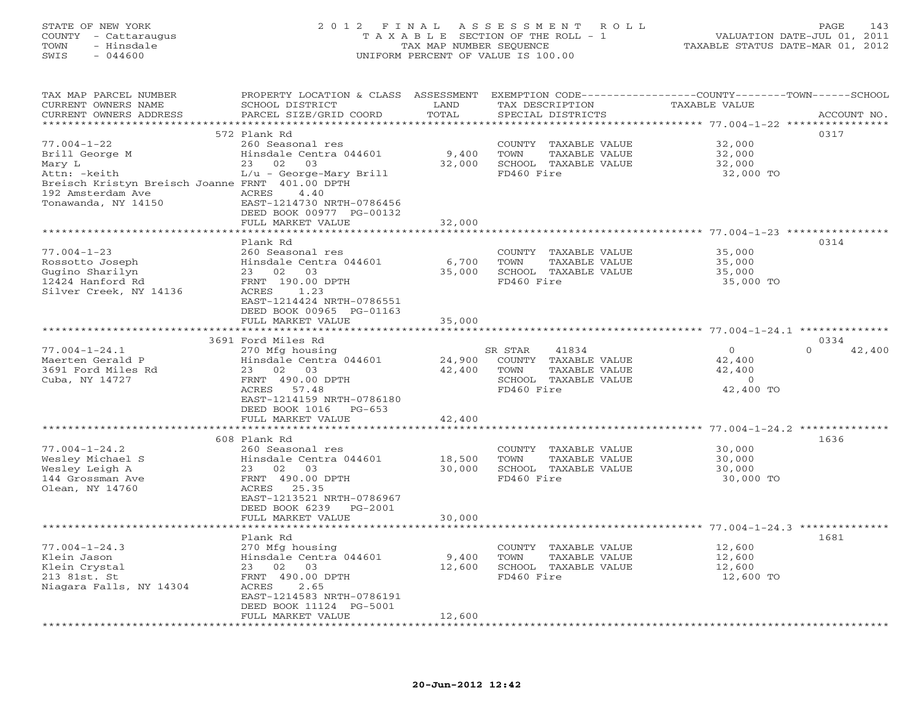STATE OF NEW YORK
COUNTY - Cattaraugus
TOWN - Hinsdale
SWIS - 044600

2 0 1 2 F I N A L A S S E S S M E N T R O L L
T A X A B L E SECTION OF THE ROLL - 1
TAX MAP NUMBER SEQUENCE
UNIFORM PERCENT OF VALUE IS 100.00

VALUATION DATE-JUL 01, 2011
TAXABLE STATUS DATE-MAR 01, 2012

| TAX MAP PARCEL NUMBER / CURRENT OWNERS NAME / CURRENT OWNERS ADDRESS | PROPERTY LOCATION & CLASS / SCHOOL DISTRICT / PARCEL SIZE/GRID COORD | ASSESSMENT LAND / TOTAL | EXEMPTION CODE / TAX DESCRIPTION / SPECIAL DISTRICTS | COUNTY / TOWN / SCHOOL TAXABLE VALUE | ACCOUNT NO. |
|---|---|---|---|---|---|
| **77.004-1-22** | 572 Plank Rd | | | | 0317 |
| 77.004-1-22 | 260 Seasonal res | | COUNTY TAXABLE VALUE | 32,000 | |
| Brill George M | Hinsdale Centra 044601 | 9,400 | TOWN TAXABLE VALUE | 32,000 | |
| Mary L | 23 02 03 | 32,000 | SCHOOL TAXABLE VALUE | 32,000 | |
| Attn: -keith | L/u - George-Mary Brill | | FD460 Fire | 32,000 TO | |
| Breisch Kristyn Breisch Joanne | FRNT 401.00 DPTH | | | | |
| 192 Amsterdam Ave | ACRES 4.40 | | | | |
| Tonawanda, NY 14150 | EAST-1214730 NRTH-0786456 | | | | |
| | DEED BOOK 00977 PG-00132 | | | | |
| | FULL MARKET VALUE | 32,000 | | | |
| **77.004-1-23** | Plank Rd | | | | 0314 |
| 77.004-1-23 | 260 Seasonal res | | COUNTY TAXABLE VALUE | 35,000 | |
| Rossotto Joseph | Hinsdale Centra 044601 | 6,700 | TOWN TAXABLE VALUE | 35,000 | |
| Gugino Sharilyn | 23 02 03 | 35,000 | SCHOOL TAXABLE VALUE | 35,000 | |
| 12424 Hanford Rd | FRNT 190.00 DPTH | | FD460 Fire | 35,000 TO | |
| Silver Creek, NY 14136 | ACRES 1.23 | | | | |
| | EAST-1214424 NRTH-0786551 | | | | |
| | DEED BOOK 00965 PG-01163 | | | | |
| | FULL MARKET VALUE | 35,000 | | | |
| **77.004-1-24.1** | 3691 Ford Miles Rd | | | | 0334 |
| 77.004-1-24.1 | 270 Mfg housing | | SR STAR 41834 | 0 / 0 / 42,400 | |
| Maerten Gerald P | Hinsdale Centra 044601 | 24,900 | COUNTY TAXABLE VALUE | 42,400 | |
| 3691 Ford Miles Rd | 23 02 03 | 42,400 | TOWN TAXABLE VALUE | 42,400 | |
| Cuba, NY 14727 | FRNT 490.00 DPTH | | SCHOOL TAXABLE VALUE | 0 | |
| | ACRES 57.48 | | FD460 Fire | 42,400 TO | |
| | EAST-1214159 NRTH-0786180 | | | | |
| | DEED BOOK 1016 PG-653 | | | | |
| | FULL MARKET VALUE | 42,400 | | | |
| **77.004-1-24.2** | 608 Plank Rd | | | | 1636 |
| 77.004-1-24.2 | 260 Seasonal res | | COUNTY TAXABLE VALUE | 30,000 | |
| Wesley Michael S | Hinsdale Centra 044601 | 18,500 | TOWN TAXABLE VALUE | 30,000 | |
| Wesley Leigh A | 23 02 03 | 30,000 | SCHOOL TAXABLE VALUE | 30,000 | |
| 144 Grossman Ave | FRNT 490.00 DPTH | | FD460 Fire | 30,000 TO | |
| Olean, NY 14760 | ACRES 25.35 | | | | |
| | EAST-1213521 NRTH-0786967 | | | | |
| | DEED BOOK 6239 PG-2001 | | | | |
| | FULL MARKET VALUE | 30,000 | | | |
| **77.004-1-24.3** | Plank Rd | | | | 1681 |
| 77.004-1-24.3 | 270 Mfg housing | | COUNTY TAXABLE VALUE | 12,600 | |
| Klein Jason | Hinsdale Centra 044601 | 9,400 | TOWN TAXABLE VALUE | 12,600 | |
| Klein Crystal | 23 02 03 | 12,600 | SCHOOL TAXABLE VALUE | 12,600 | |
| 213 81st. St | FRNT 490.00 DPTH | | FD460 Fire | 12,600 TO | |
| Niagara Falls, NY 14304 | ACRES 2.65 | | | | |
| | EAST-1214583 NRTH-0786191 | | | | |
| | DEED BOOK 11124 PG-5001 | | | | |
| | FULL MARKET VALUE | 12,600 | | | |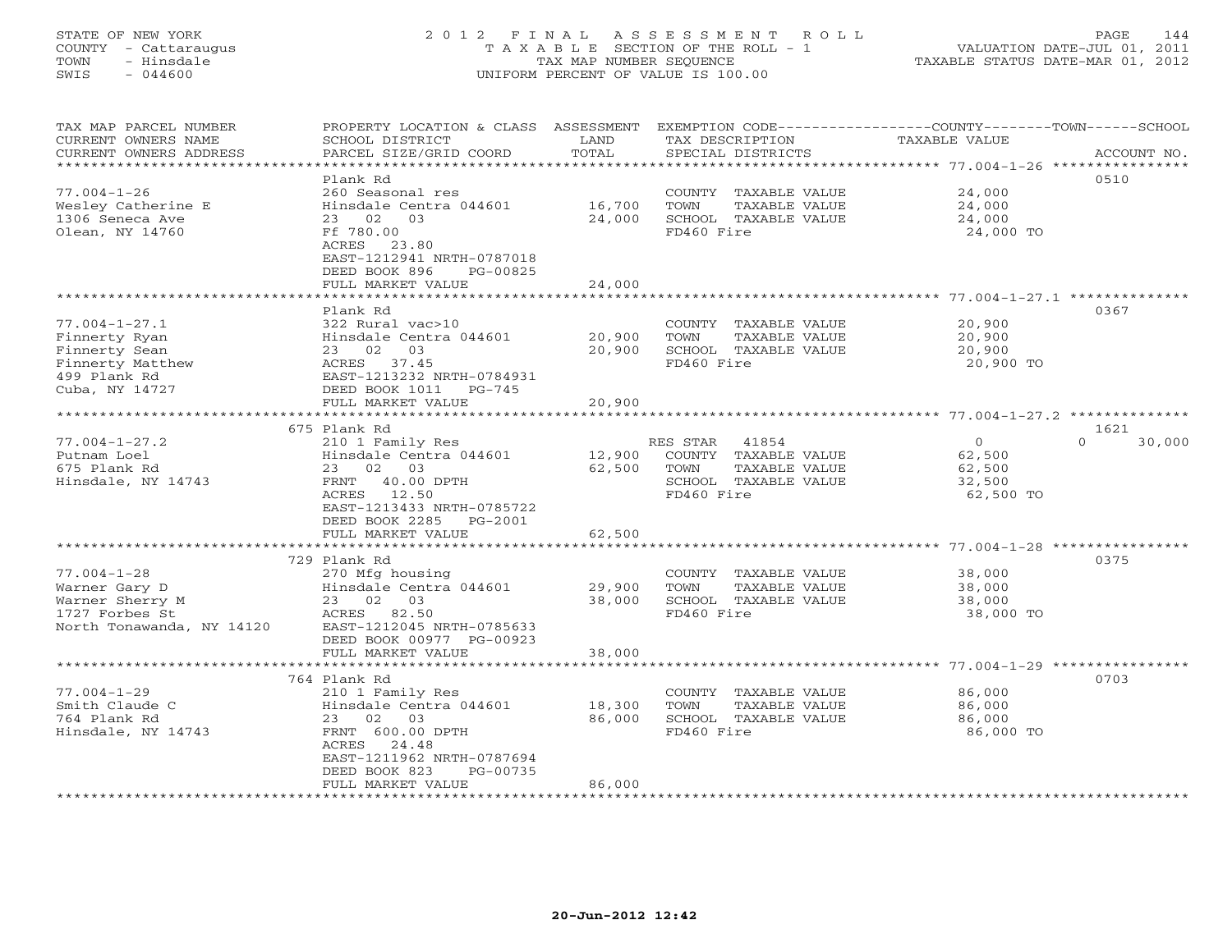STATE OF NEW YORK
COUNTY - Cattaraugus
TOWN - Hinsdale
SWIS - 044600

2012 FINAL ASSESSMENT ROLL
TAXABLE SECTION OF THE ROLL - 1
TAX MAP NUMBER SEQUENCE
UNIFORM PERCENT OF VALUE IS 100.00

VALUATION DATE-JUL 01, 2011
TAXABLE STATUS DATE-MAR 01, 2012

| TAX MAP PARCEL NUMBER / CURRENT OWNERS NAME / CURRENT OWNERS ADDRESS | PROPERTY LOCATION & CLASS / SCHOOL DISTRICT / PARCEL SIZE/GRID COORD | ASSESSMENT LAND / TOTAL | EXEMPTION CODE / TAX DESCRIPTION / SPECIAL DISTRICTS | COUNTY / TOWN / SCHOOL TAXABLE VALUE | ACCOUNT NO. |
|---|---|---|---|---|---|
| 77.004-1-26 | Plank Rd | | | | 0510 |
| 77.004-1-26 | 260 Seasonal res | | COUNTY TAXABLE VALUE | 24,000 | |
| Wesley Catherine E | Hinsdale Centra 044601 | 16,700 | TOWN TAXABLE VALUE | 24,000 | |
| 1306 Seneca Ave | 23 02 03 | 24,000 | SCHOOL TAXABLE VALUE | 24,000 | |
| Olean, NY 14760 | Ff 780.00 | | FD460 Fire | 24,000 TO | |
| | ACRES 23.80 | | | | |
| | EAST-1212941 NRTH-0787018 | | | | |
| | DEED BOOK 896 PG-00825 | | | | |
| | FULL MARKET VALUE | 24,000 | | | |
| 77.004-1-27.1 | Plank Rd | | | | 0367 |
| 77.004-1-27.1 | 322 Rural vac>10 | | COUNTY TAXABLE VALUE | 20,900 | |
| Finnerty Ryan | Hinsdale Centra 044601 | 20,900 | TOWN TAXABLE VALUE | 20,900 | |
| Finnerty Sean | 23 02 03 | 20,900 | SCHOOL TAXABLE VALUE | 20,900 | |
| Finnerty Matthew | ACRES 37.45 | | FD460 Fire | 20,900 TO | |
| 499 Plank Rd | EAST-1213232 NRTH-0784931 | | | | |
| Cuba, NY 14727 | DEED BOOK 1011 PG-745 | | | | |
| | FULL MARKET VALUE | 20,900 | | | |
| 77.004-1-27.2 | 675 Plank Rd | | | | 1621 |
| 77.004-1-27.2 | 210 1 Family Res | | RES STAR 41854 | 0 / 0 / 30,000 | |
| Putnam Loel | Hinsdale Centra 044601 | 12,900 | COUNTY TAXABLE VALUE | 62,500 | |
| 675 Plank Rd | 23 02 03 | 62,500 | TOWN TAXABLE VALUE | 62,500 | |
| Hinsdale, NY 14743 | FRNT 40.00 DPTH | | SCHOOL TAXABLE VALUE | 32,500 | |
| | ACRES 12.50 | | FD460 Fire | 62,500 TO | |
| | EAST-1213433 NRTH-0785722 | | | | |
| | DEED BOOK 2285 PG-2001 | | | | |
| | FULL MARKET VALUE | 62,500 | | | |
| 77.004-1-28 | 729 Plank Rd | | | | 0375 |
| 77.004-1-28 | 270 Mfg housing | | COUNTY TAXABLE VALUE | 38,000 | |
| Warner Gary D | Hinsdale Centra 044601 | 29,900 | TOWN TAXABLE VALUE | 38,000 | |
| Warner Sherry M | 23 02 03 | 38,000 | SCHOOL TAXABLE VALUE | 38,000 | |
| 1727 Forbes St | ACRES 82.50 | | FD460 Fire | 38,000 TO | |
| North Tonawanda, NY 14120 | EAST-1212045 NRTH-0785633 | | | | |
| | DEED BOOK 00977 PG-00923 | | | | |
| | FULL MARKET VALUE | 38,000 | | | |
| 77.004-1-29 | 764 Plank Rd | | | | 0703 |
| 77.004-1-29 | 210 1 Family Res | | COUNTY TAXABLE VALUE | 86,000 | |
| Smith Claude C | Hinsdale Centra 044601 | 18,300 | TOWN TAXABLE VALUE | 86,000 | |
| 764 Plank Rd | 23 02 03 | 86,000 | SCHOOL TAXABLE VALUE | 86,000 | |
| Hinsdale, NY 14743 | FRNT 600.00 DPTH | | FD460 Fire | 86,000 TO | |
| | ACRES 24.48 | | | | |
| | EAST-1211962 NRTH-0787694 | | | | |
| | DEED BOOK 823 PG-00735 | | | | |
| | FULL MARKET VALUE | 86,000 | | | |

20-Jun-2012 12:42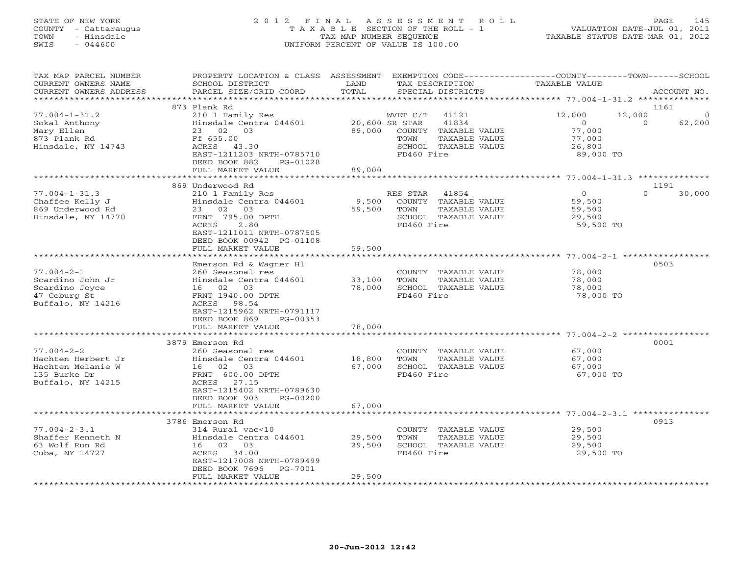STATE OF NEW YORK
COUNTY - Cattaraugus
TOWN - Hinsdale
SWIS - 044600

2012 FINAL ASSESSMENT ROLL
TAXABLE SECTION OF THE ROLL - 1
TAX MAP NUMBER SEQUENCE
UNIFORM PERCENT OF VALUE IS 100.00

VALUATION DATE-JUL 01, 2011
TAXABLE STATUS DATE-MAR 01, 2012

| TAX MAP PARCEL NUMBER / CURRENT OWNERS NAME / CURRENT OWNERS ADDRESS | PROPERTY LOCATION & CLASS / SCHOOL DISTRICT / PARCEL SIZE/GRID COORD | ASSESSMENT LAND / TOTAL | EXEMPTION CODE / TAX DESCRIPTION / SPECIAL DISTRICTS | COUNTY TAXABLE VALUE | TOWN | SCHOOL | ACCOUNT NO. |
|---|---|---|---|---|---|---|---|
| **77.004-1-31.2** | 873 Plank Rd | | | | | | 1161 |
| 77.004-1-31.2 | 210 1 Family Res | | WVET C/T 41121 | 12,000 | 12,000 | 0 | |
| Sokal Anthony | Hinsdale Centra 044601 | 20,600 | SR STAR 41834 | 0 | 0 | 62,200 | |
| Mary Ellen | 23 02 03 | 89,000 | COUNTY TAXABLE VALUE | 77,000 | | | |
| 873 Plank Rd | Ff 655.00 | | TOWN TAXABLE VALUE | 77,000 | | | |
| Hinsdale, NY 14743 | ACRES 43.30 | | SCHOOL TAXABLE VALUE | 26,800 | | | |
| | EAST-1211203 NRTH-0785710 | | FD460 Fire | 89,000 TO | | | |
| | DEED BOOK 882 PG-01028 | | | | | | |
| | FULL MARKET VALUE | 89,000 | | | | | |
| **77.004-1-31.3** | 869 Underwood Rd | | | | | | 1191 |
| 77.004-1-31.3 | 210 1 Family Res | | RES STAR 41854 | 0 | 0 | 30,000 | |
| Chaffee Kelly J | Hinsdale Centra 044601 | 9,500 | COUNTY TAXABLE VALUE | 59,500 | | | |
| 869 Underwood Rd | 23 02 03 | 59,500 | TOWN TAXABLE VALUE | 59,500 | | | |
| Hinsdale, NY 14770 | FRNT 795.00 DPTH | | SCHOOL TAXABLE VALUE | 29,500 | | | |
| | ACRES 2.80 | | FD460 Fire | 59,500 TO | | | |
| | EAST-1211011 NRTH-0787505 | | | | | | |
| | DEED BOOK 00942 PG-01108 | | | | | | |
| | FULL MARKET VALUE | 59,500 | | | | | |
| **77.004-2-1** | Emerson Rd & Wagner Hl | | | | | | 0503 |
| 77.004-2-1 | 260 Seasonal res | | COUNTY TAXABLE VALUE | 78,000 | | | |
| Scardino John Jr | Hinsdale Centra 044601 | 33,100 | TOWN TAXABLE VALUE | 78,000 | | | |
| Scardino Joyce | 16 02 03 | 78,000 | SCHOOL TAXABLE VALUE | 78,000 | | | |
| 47 Coburg St | FRNT 1940.00 DPTH | | FD460 Fire | 78,000 TO | | | |
| Buffalo, NY 14216 | ACRES 98.54 | | | | | | |
| | EAST-1215962 NRTH-0791117 | | | | | | |
| | DEED BOOK 869 PG-00353 | | | | | | |
| | FULL MARKET VALUE | 78,000 | | | | | |
| **77.004-2-2** | 3879 Emerson Rd | | | | | | 0001 |
| 77.004-2-2 | 260 Seasonal res | | COUNTY TAXABLE VALUE | 67,000 | | | |
| Hachten Herbert Jr | Hinsdale Centra 044601 | 18,800 | TOWN TAXABLE VALUE | 67,000 | | | |
| Hachten Melanie W | 16 02 03 | 67,000 | SCHOOL TAXABLE VALUE | 67,000 | | | |
| 135 Burke Dr | FRNT 600.00 DPTH | | FD460 Fire | 67,000 TO | | | |
| Buffalo, NY 14215 | ACRES 27.15 | | | | | | |
| | EAST-1215402 NRTH-0789630 | | | | | | |
| | DEED BOOK 903 PG-00200 | | | | | | |
| | FULL MARKET VALUE | 67,000 | | | | | |
| **77.004-2-3.1** | 3786 Emerson Rd | | | | | | 0913 |
| 77.004-2-3.1 | 314 Rural vac<10 | | COUNTY TAXABLE VALUE | 29,500 | | | |
| Shaffer Kenneth N | Hinsdale Centra 044601 | 29,500 | TOWN TAXABLE VALUE | 29,500 | | | |
| 63 Wolf Run Rd | 16 02 03 | 29,500 | SCHOOL TAXABLE VALUE | 29,500 | | | |
| Cuba, NY 14727 | ACRES 34.00 | | FD460 Fire | 29,500 TO | | | |
| | EAST-1217008 NRTH-0789499 | | | | | | |
| | DEED BOOK 7696 PG-7001 | | | | | | |
| | FULL MARKET VALUE | 29,500 | | | | | |

20-Jun-2012 12:42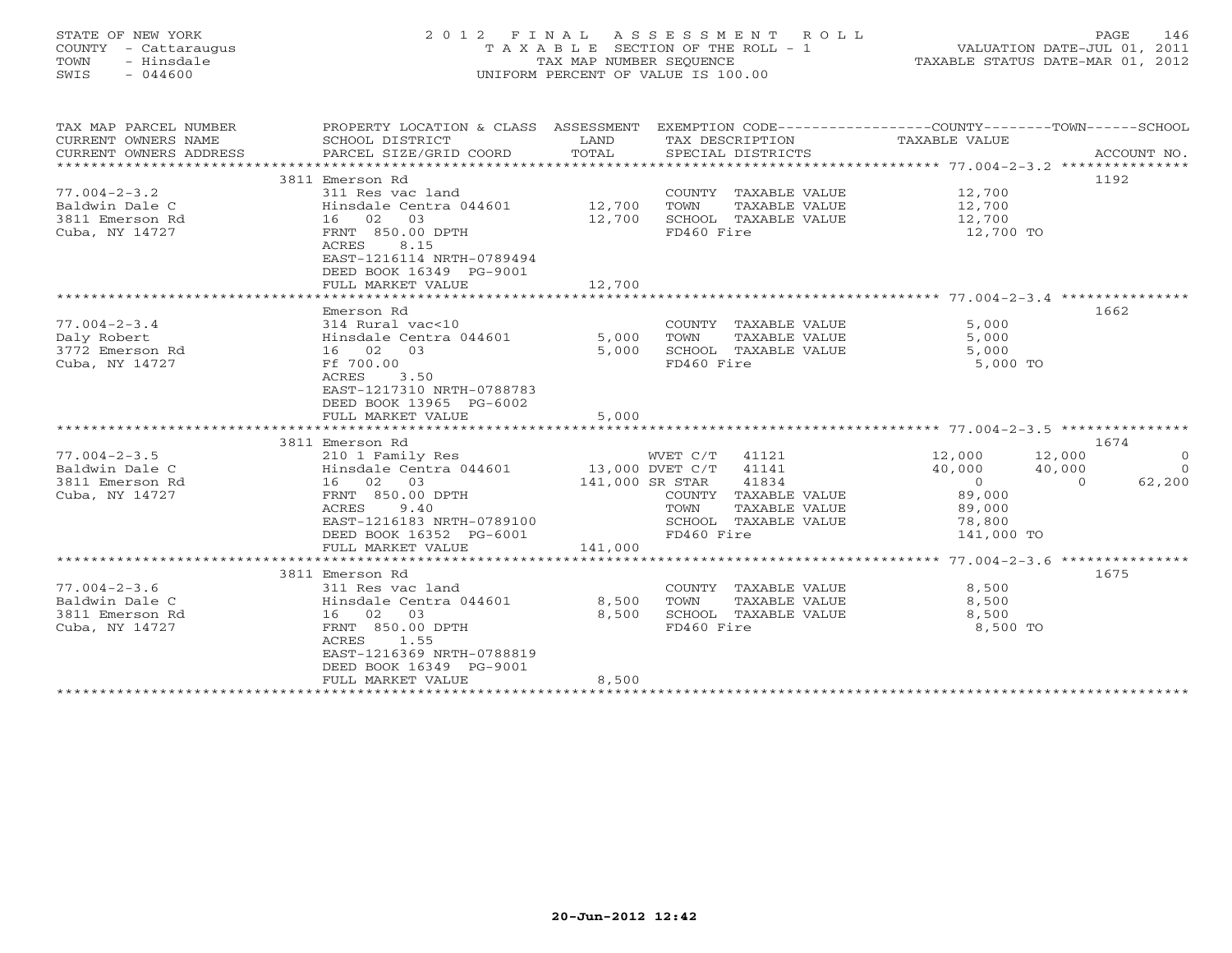STATE OF NEW YORK
COUNTY - Cattaraugus
TOWN - Hinsdale
SWIS - 044600

2 0 1 2 F I N A L A S S E S S M E N T R O L L
T A X A B L E SECTION OF THE ROLL - 1
TAX MAP NUMBER SEQUENCE
UNIFORM PERCENT OF VALUE IS 100.00

VALUATION DATE-JUL 01, 2011
TAXABLE STATUS DATE-MAR 01, 2012

| TAX MAP PARCEL NUMBER / CURRENT OWNERS NAME / CURRENT OWNERS ADDRESS | PROPERTY LOCATION & CLASS / SCHOOL DISTRICT / PARCEL SIZE/GRID COORD | ASSESSMENT LAND | TOTAL | EXEMPTION CODE / TAX DESCRIPTION / SPECIAL DISTRICTS | COUNTY | TOWN | SCHOOL | ACCOUNT NO. |
|---|---|---|---|---|---|---|---|---|
| 77.004-2-3.2 | 3811 Emerson Rd | | | | | | | 1192 |
| Baldwin Dale C | 311 Res vac land | | | COUNTY TAXABLE VALUE | 12,700 | | | |
| 3811 Emerson Rd | Hinsdale Centra 044601 | 12,700 | | TOWN TAXABLE VALUE | | 12,700 | | |
| Cuba, NY 14727 | 16 02 03 | | 12,700 | SCHOOL TAXABLE VALUE | | | 12,700 | |
| | FRNT 850.00 DPTH | | | FD460 Fire | 12,700 TO | | | |
| | ACRES 8.15 | | | | | | | |
| | EAST-1216114 NRTH-0789494 | | | | | | | |
| | DEED BOOK 16349 PG-9001 | | | | | | | |
| | FULL MARKET VALUE | | 12,700 | | | | | |
| 77.004-2-3.4 | Emerson Rd | | | | | | | 1662 |
| Daly Robert | 314 Rural vac<10 | | | COUNTY TAXABLE VALUE | 5,000 | | | |
| 3772 Emerson Rd | Hinsdale Centra 044601 | 5,000 | | TOWN TAXABLE VALUE | | 5,000 | | |
| Cuba, NY 14727 | 16 02 03 | | 5,000 | SCHOOL TAXABLE VALUE | | | 5,000 | |
| | Ff 700.00 | | | FD460 Fire | 5,000 TO | | | |
| | ACRES 3.50 | | | | | | | |
| | EAST-1217310 NRTH-0788783 | | | | | | | |
| | DEED BOOK 13965 PG-6002 | | | | | | | |
| | FULL MARKET VALUE | | 5,000 | | | | | |
| 77.004-2-3.5 | 3811 Emerson Rd | | | | | | | 1674 |
| Baldwin Dale C | 210 1 Family Res | | | WVET C/T 41121 | 12,000 | 12,000 | 0 | |
| 3811 Emerson Rd | Hinsdale Centra 044601 | 13,000 | | DVET C/T 41141 | 40,000 | 40,000 | 0 | |
| Cuba, NY 14727 | 16 02 03 | | 141,000 | SR STAR 41834 | 0 | 0 | 62,200 | |
| | FRNT 850.00 DPTH | | | COUNTY TAXABLE VALUE | 89,000 | | | |
| | ACRES 9.40 | | | TOWN TAXABLE VALUE | | 89,000 | | |
| | EAST-1216183 NRTH-0789100 | | | SCHOOL TAXABLE VALUE | | | 78,800 | |
| | DEED BOOK 16352 PG-6001 | | | FD460 Fire | 141,000 TO | | | |
| | FULL MARKET VALUE | | 141,000 | | | | | |
| 77.004-2-3.6 | 3811 Emerson Rd | | | | | | | 1675 |
| Baldwin Dale C | 311 Res vac land | | | COUNTY TAXABLE VALUE | 8,500 | | | |
| 3811 Emerson Rd | Hinsdale Centra 044601 | 8,500 | | TOWN TAXABLE VALUE | | 8,500 | | |
| Cuba, NY 14727 | 16 02 03 | | 8,500 | SCHOOL TAXABLE VALUE | | | 8,500 | |
| | FRNT 850.00 DPTH | | | FD460 Fire | 8,500 TO | | | |
| | ACRES 1.55 | | | | | | | |
| | EAST-1216369 NRTH-0788819 | | | | | | | |
| | DEED BOOK 16349 PG-9001 | | | | | | | |
| | FULL MARKET VALUE | | 8,500 | | | | | |

20-Jun-2012 12:42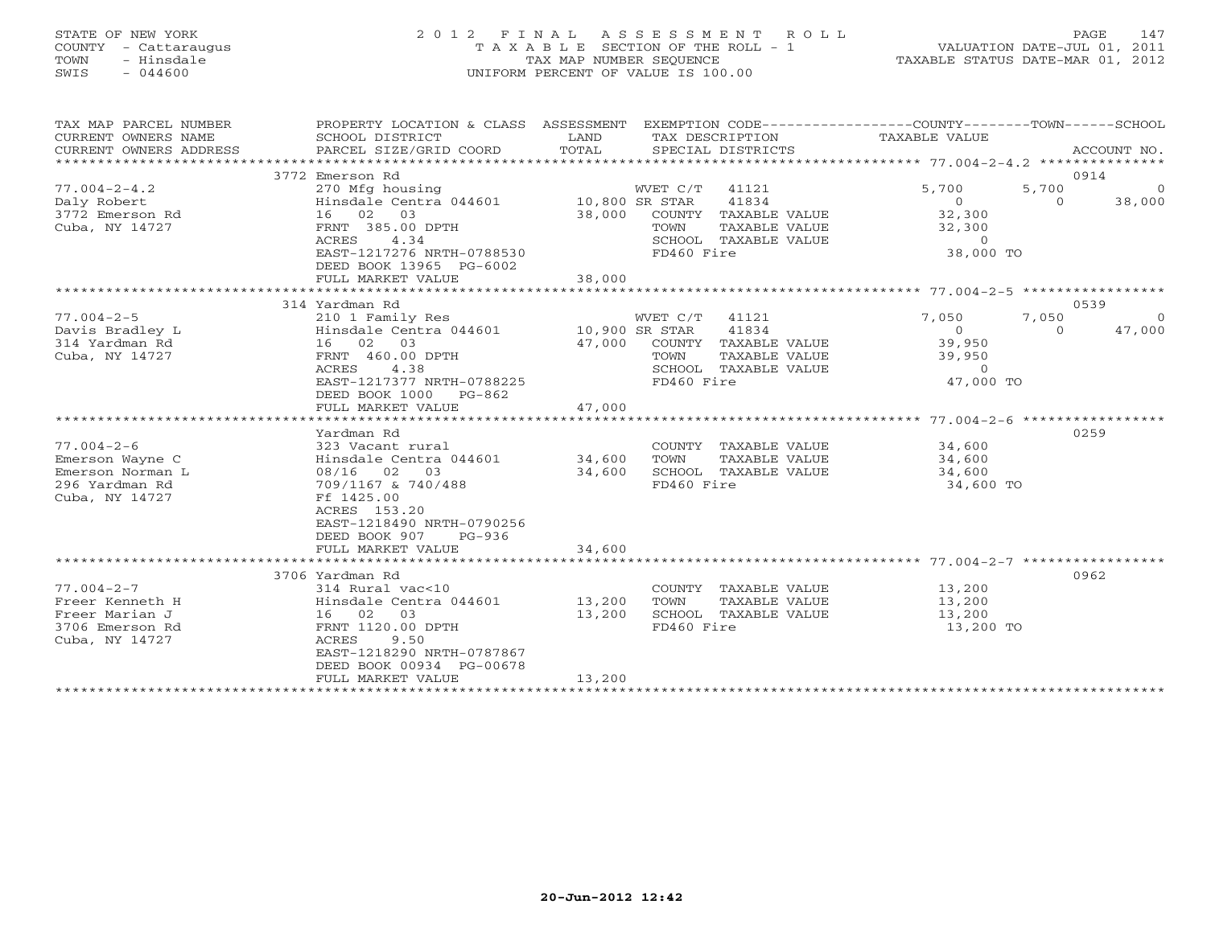STATE OF NEW YORK
COUNTY - Cattaraugus
TOWN - Hinsdale
SWIS - 044600

# 2012 FINAL ASSESSMENT ROLL
TAXABLE SECTION OF THE ROLL - 1
TAX MAP NUMBER SEQUENCE
UNIFORM PERCENT OF VALUE IS 100.00

VALUATION DATE-JUL 01, 2011
TAXABLE STATUS DATE-MAR 01, 2012

| TAX MAP PARCEL NUMBER / CURRENT OWNERS NAME / CURRENT OWNERS ADDRESS | PROPERTY LOCATION & CLASS / SCHOOL DISTRICT / PARCEL SIZE/GRID COORD | ASSESSMENT LAND / TOTAL | EXEMPTION CODE / TAX DESCRIPTION / SPECIAL DISTRICTS | COUNTY TAXABLE VALUE | TOWN | SCHOOL | ACCOUNT NO. |
|---|---|---|---|---|---|---|---|
| | 3772 Emerson Rd | | | | | | 0914 |
| 77.004-2-4.2 | 270 Mfg housing | | WVET C/T 41121 | 5,700 | 5,700 | 0 | |
| Daly Robert | Hinsdale Centra 044601 | 10,800 | SR STAR 41834 | 0 | 0 | 38,000 | |
| 3772 Emerson Rd | 16 02 03 | 38,000 | COUNTY TAXABLE VALUE | 32,300 | | | |
| Cuba, NY 14727 | FRNT 385.00 DPTH | | TOWN TAXABLE VALUE | 32,300 | | | |
| | ACRES 4.34 | | SCHOOL TAXABLE VALUE | 0 | | | |
| | EAST-1217276 NRTH-0788530 | | FD460 Fire | 38,000 TO | | | |
| | DEED BOOK 13965 PG-6002 | | | | | | |
| | FULL MARKET VALUE | 38,000 | | | | | |
| | 314 Yardman Rd | | | | | | 0539 |
| 77.004-2-5 | 210 1 Family Res | | WVET C/T 41121 | 7,050 | 7,050 | 0 | |
| Davis Bradley L | Hinsdale Centra 044601 | 10,900 | SR STAR 41834 | 0 | 0 | 47,000 | |
| 314 Yardman Rd | 16 02 03 | 47,000 | COUNTY TAXABLE VALUE | 39,950 | | | |
| Cuba, NY 14727 | FRNT 460.00 DPTH | | TOWN TAXABLE VALUE | 39,950 | | | |
| | ACRES 4.38 | | SCHOOL TAXABLE VALUE | 0 | | | |
| | EAST-1217377 NRTH-0788225 | | FD460 Fire | 47,000 TO | | | |
| | DEED BOOK 1000 PG-862 | | | | | | |
| | FULL MARKET VALUE | 47,000 | | | | | |
| | Yardman Rd | | | | | | 0259 |
| 77.004-2-6 | 323 Vacant rural | | COUNTY TAXABLE VALUE | 34,600 | | | |
| Emerson Wayne C | Hinsdale Centra 044601 | 34,600 | TOWN TAXABLE VALUE | 34,600 | | | |
| Emerson Norman L | 08/16 02 03 | 34,600 | SCHOOL TAXABLE VALUE | 34,600 | | | |
| 296 Yardman Rd | 709/1167 & 740/488 | | FD460 Fire | 34,600 TO | | | |
| Cuba, NY 14727 | Ff 1425.00 | | | | | | |
| | ACRES 153.20 | | | | | | |
| | EAST-1218490 NRTH-0790256 | | | | | | |
| | DEED BOOK 907 PG-936 | | | | | | |
| | FULL MARKET VALUE | 34,600 | | | | | |
| | 3706 Yardman Rd | | | | | | 0962 |
| 77.004-2-7 | 314 Rural vac<10 | | COUNTY TAXABLE VALUE | 13,200 | | | |
| Freer Kenneth H | Hinsdale Centra 044601 | 13,200 | TOWN TAXABLE VALUE | 13,200 | | | |
| Freer Marian J | 16 02 03 | 13,200 | SCHOOL TAXABLE VALUE | 13,200 | | | |
| 3706 Emerson Rd | FRNT 1120.00 DPTH | | FD460 Fire | 13,200 TO | | | |
| Cuba, NY 14727 | ACRES 9.50 | | | | | | |
| | EAST-1218290 NRTH-0787867 | | | | | | |
| | DEED BOOK 00934 PG-00678 | | | | | | |
| | FULL MARKET VALUE | 13,200 | | | | | |

20-Jun-2012 12:42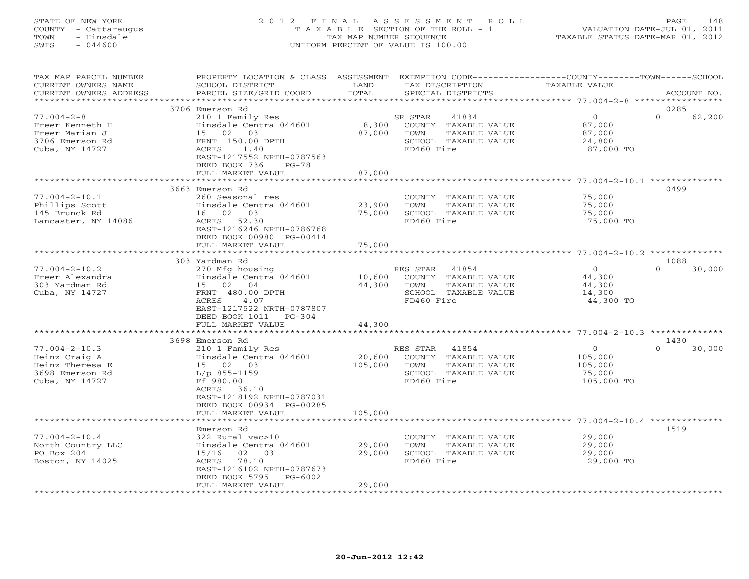STATE OF NEW YORK
COUNTY - Cattaraugus
TOWN - Hinsdale
SWIS - 044600

# 2012 FINAL ASSESSMENT ROLL

TAXABLE SECTION OF THE ROLL - 1
TAX MAP NUMBER SEQUENCE
UNIFORM PERCENT OF VALUE IS 100.00

VALUATION DATE-JUL 01, 2011
TAXABLE STATUS DATE-MAR 01, 2012

| TAX MAP PARCEL NUMBER / CURRENT OWNERS NAME / CURRENT OWNERS ADDRESS | PROPERTY LOCATION & CLASS / SCHOOL DISTRICT / PARCEL SIZE/GRID COORD | ASSESSMENT LAND / TOTAL | EXEMPTION CODE / TAX DESCRIPTION / SPECIAL DISTRICTS | COUNTY / TOWN / SCHOOL TAXABLE VALUE | ACCOUNT NO. |
|---|---|---|---|---|---|
| | 3706 Emerson Rd | | | | 0285 |
| 77.004-2-8 | 210 1 Family Res | | SR STAR 41834 | 0 | 0 62,200 |
| Freer Kenneth H | Hinsdale Centra 044601 | 8,300 | COUNTY TAXABLE VALUE | 87,000 | |
| Freer Marian J | 15 02 03 | 87,000 | TOWN TAXABLE VALUE | 87,000 | |
| 3706 Emerson Rd | FRNT 150.00 DPTH | | SCHOOL TAXABLE VALUE | 24,800 | |
| Cuba, NY 14727 | ACRES 1.40 | | FD460 Fire | 87,000 TO | |
| | EAST-1217552 NRTH-0787563 | | | | |
| | DEED BOOK 736 PG-78 | | | | |
| | FULL MARKET VALUE | 87,000 | | | |
| | 3663 Emerson Rd | | | | 0499 |
| 77.004-2-10.1 | 260 Seasonal res | | COUNTY TAXABLE VALUE | 75,000 | |
| Phillips Scott | Hinsdale Centra 044601 | 23,900 | TOWN TAXABLE VALUE | 75,000 | |
| 145 Brunck Rd | 16 02 03 | 75,000 | SCHOOL TAXABLE VALUE | 75,000 | |
| Lancaster, NY 14086 | ACRES 52.30 | | FD460 Fire | 75,000 TO | |
| | EAST-1216246 NRTH-0786768 | | | | |
| | DEED BOOK 00980 PG-00414 | | | | |
| | FULL MARKET VALUE | 75,000 | | | |
| | 303 Yardman Rd | | | | 1088 |
| 77.004-2-10.2 | 270 Mfg housing | | RES STAR 41854 | 0 | 0 30,000 |
| Freer Alexandra | Hinsdale Centra 044601 | 10,600 | COUNTY TAXABLE VALUE | 44,300 | |
| 303 Yardman Rd | 15 02 04 | 44,300 | TOWN TAXABLE VALUE | 44,300 | |
| Cuba, NY 14727 | FRNT 480.00 DPTH | | SCHOOL TAXABLE VALUE | 14,300 | |
| | ACRES 4.07 | | FD460 Fire | 44,300 TO | |
| | EAST-1217522 NRTH-0787807 | | | | |
| | DEED BOOK 1011 PG-304 | | | | |
| | FULL MARKET VALUE | 44,300 | | | |
| | 3698 Emerson Rd | | | | 1430 |
| 77.004-2-10.3 | 210 1 Family Res | | RES STAR 41854 | 0 | 0 30,000 |
| Heinz Craig A | Hinsdale Centra 044601 | 20,600 | COUNTY TAXABLE VALUE | 105,000 | |
| Heinz Theresa E | 15 02 03 | 105,000 | TOWN TAXABLE VALUE | 105,000 | |
| 3698 Emerson Rd | L/p 855-1159 | | SCHOOL TAXABLE VALUE | 75,000 | |
| Cuba, NY 14727 | Ff 980.00 | | FD460 Fire | 105,000 TO | |
| | ACRES 36.10 | | | | |
| | EAST-1218192 NRTH-0787031 | | | | |
| | DEED BOOK 00934 PG-00285 | | | | |
| | FULL MARKET VALUE | 105,000 | | | |
| | Emerson Rd | | | | 1519 |
| 77.004-2-10.4 | 322 Rural vac>10 | | COUNTY TAXABLE VALUE | 29,000 | |
| North Country LLC | Hinsdale Centra 044601 | 29,000 | TOWN TAXABLE VALUE | 29,000 | |
| PO Box 204 | 15/16 02 03 | 29,000 | SCHOOL TAXABLE VALUE | 29,000 | |
| Boston, NY 14025 | ACRES 78.10 | | FD460 Fire | 29,000 TO | |
| | EAST-1216102 NRTH-0787673 | | | | |
| | DEED BOOK 5795 PG-6002 | | | | |
| | FULL MARKET VALUE | 29,000 | | | |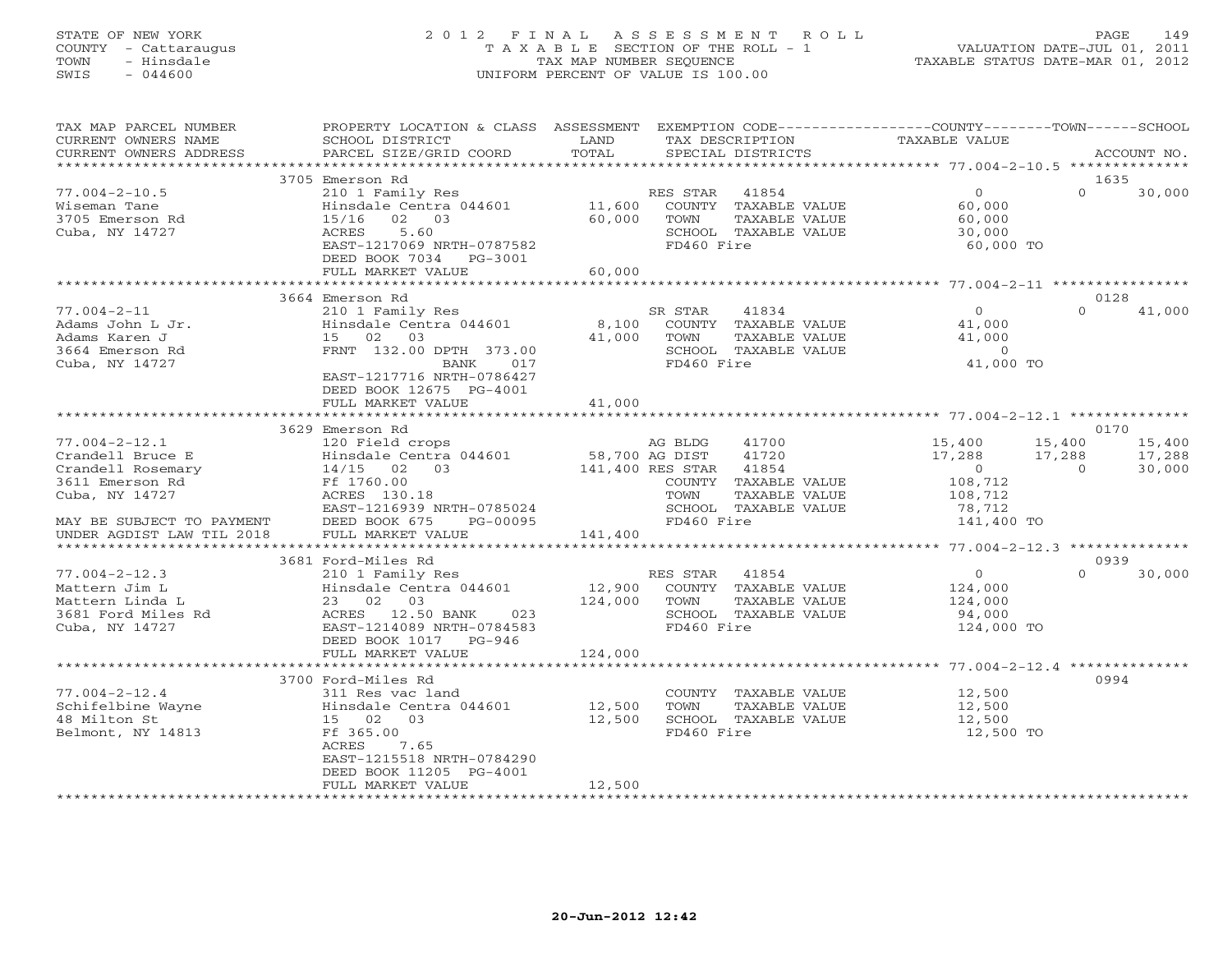STATE OF NEW YORK
COUNTY - Cattaraugus
TOWN - Hinsdale
SWIS - 044600

# 2012 FINAL ASSESSMENT ROLL
TAXABLE SECTION OF THE ROLL - 1
TAX MAP NUMBER SEQUENCE
UNIFORM PERCENT OF VALUE IS 100.00

VALUATION DATE-JUL 01, 2011
TAXABLE STATUS DATE-MAR 01, 2012

| TAX MAP PARCEL NUMBER / CURRENT OWNERS NAME / CURRENT OWNERS ADDRESS | PROPERTY LOCATION & CLASS / SCHOOL DISTRICT / PARCEL SIZE/GRID COORD | ASSESSMENT LAND / TOTAL | EXEMPTION CODE / TAX DESCRIPTION / SPECIAL DISTRICTS | COUNTY TAXABLE VALUE | TOWN | SCHOOL | ACCOUNT NO. |
|---|---|---|---|---|---|---|---|
| | 3705 Emerson Rd | | | | | | 1635 |
| 77.004-2-10.5 | 210 1 Family Res | | RES STAR 41854 | 0 | 0 | 30,000 | |
| Wiseman Tane | Hinsdale Centra 044601 | 11,600 | COUNTY TAXABLE VALUE | 60,000 | | | |
| 3705 Emerson Rd | 15/16 02 03 | 60,000 | TOWN TAXABLE VALUE | 60,000 | | | |
| Cuba, NY 14727 | ACRES 5.60 | | SCHOOL TAXABLE VALUE | 30,000 | | | |
| | EAST-1217069 NRTH-0787582 | | FD460 Fire | 60,000 TO | | | |
| | DEED BOOK 7034 PG-3001 | | | | | | |
| | FULL MARKET VALUE | 60,000 | | | | | |
| | 3664 Emerson Rd | | | | | | 0128 |
| 77.004-2-11 | 210 1 Family Res | | SR STAR 41834 | 0 | 0 | 41,000 | |
| Adams John L Jr. | Hinsdale Centra 044601 | 8,100 | COUNTY TAXABLE VALUE | 41,000 | | | |
| Adams Karen J | 15 02 03 | 41,000 | TOWN TAXABLE VALUE | 41,000 | | | |
| 3664 Emerson Rd | FRNT 132.00 DPTH 373.00 | | SCHOOL TAXABLE VALUE | 0 | | | |
| Cuba, NY 14727 | BANK 017 | | FD460 Fire | 41,000 TO | | | |
| | EAST-1217716 NRTH-0786427 | | | | | | |
| | DEED BOOK 12675 PG-4001 | | | | | | |
| | FULL MARKET VALUE | 41,000 | | | | | |
| | 3629 Emerson Rd | | | | | | 0170 |
| 77.004-2-12.1 | 120 Field crops | | AG BLDG 41700 | 15,400 | 15,400 | 15,400 | |
| Crandell Bruce E | Hinsdale Centra 044601 | 58,700 | AG DIST 41720 | 17,288 | 17,288 | 17,288 | |
| Crandell Rosemary | 14/15 02 03 | 141,400 | RES STAR 41854 | 0 | 0 | 30,000 | |
| 3611 Emerson Rd | Ff 1760.00 | | COUNTY TAXABLE VALUE | 108,712 | | | |
| Cuba, NY 14727 | ACRES 130.18 | | TOWN TAXABLE VALUE | 108,712 | | | |
| | EAST-1216939 NRTH-0785024 | | SCHOOL TAXABLE VALUE | 78,712 | | | |
| MAY BE SUBJECT TO PAYMENT | DEED BOOK 675 PG-00095 | | FD460 Fire | 141,400 TO | | | |
| UNDER AGDIST LAW TIL 2018 | FULL MARKET VALUE | 141,400 | | | | | |
| | 3681 Ford-Miles Rd | | | | | | 0939 |
| 77.004-2-12.3 | 210 1 Family Res | | RES STAR 41854 | 0 | 0 | 30,000 | |
| Mattern Jim L | Hinsdale Centra 044601 | 12,900 | COUNTY TAXABLE VALUE | 124,000 | | | |
| Mattern Linda L | 23 02 03 | 124,000 | TOWN TAXABLE VALUE | 124,000 | | | |
| 3681 Ford Miles Rd | ACRES 12.50 BANK 023 | | SCHOOL TAXABLE VALUE | 94,000 | | | |
| Cuba, NY 14727 | EAST-1214089 NRTH-0784583 | | FD460 Fire | 124,000 TO | | | |
| | DEED BOOK 1017 PG-946 | | | | | | |
| | FULL MARKET VALUE | 124,000 | | | | | |
| | 3700 Ford-Miles Rd | | | | | | 0994 |
| 77.004-2-12.4 | 311 Res vac land | | COUNTY TAXABLE VALUE | 12,500 | | | |
| Schifelbine Wayne | Hinsdale Centra 044601 | 12,500 | TOWN TAXABLE VALUE | 12,500 | | | |
| 48 Milton St | 15 02 03 | 12,500 | SCHOOL TAXABLE VALUE | 12,500 | | | |
| Belmont, NY 14813 | Ff 365.00 | | FD460 Fire | 12,500 TO | | | |
| | ACRES 7.65 | | | | | | |
| | EAST-1215518 NRTH-0784290 | | | | | | |
| | DEED BOOK 11205 PG-4001 | | | | | | |
| | FULL MARKET VALUE | 12,500 | | | | | |

20-Jun-2012 12:42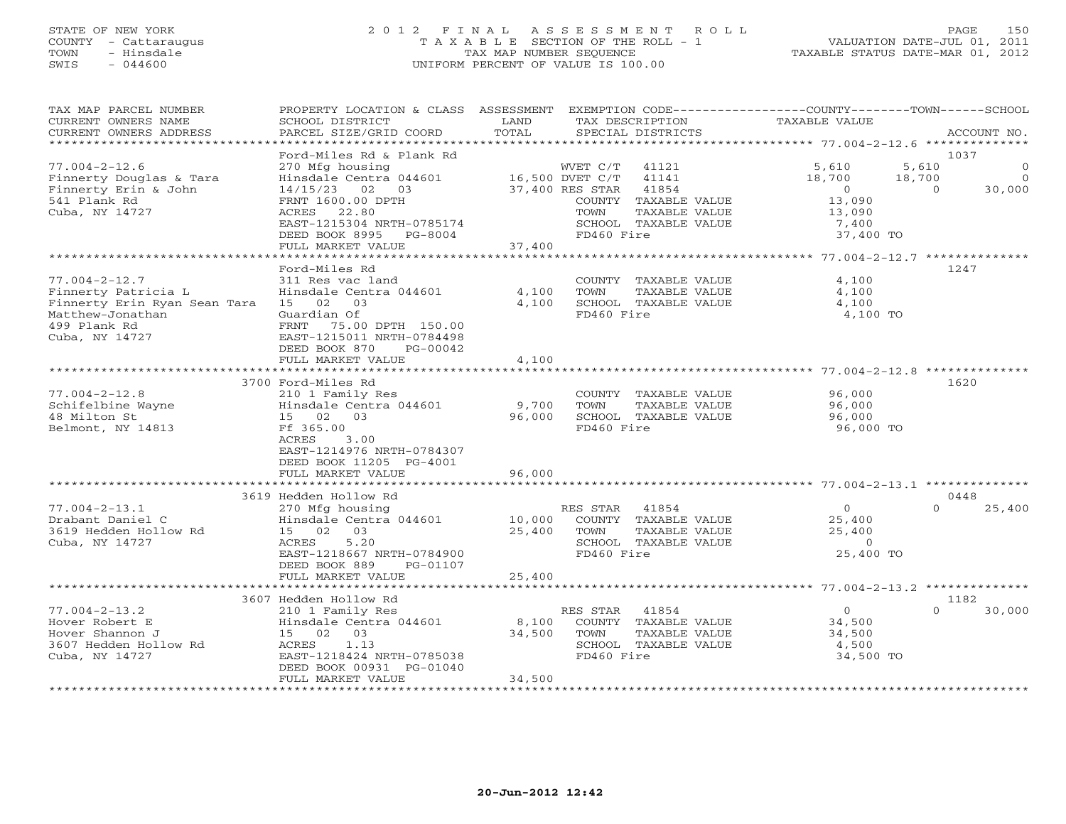STATE OF NEW YORK
COUNTY - Cattaraugus
TOWN - Hinsdale
SWIS - 044600

2012 FINAL ASSESSMENT ROLL
TAXABLE SECTION OF THE ROLL - 1
TAX MAP NUMBER SEQUENCE
UNIFORM PERCENT OF VALUE IS 100.00

VALUATION DATE-JUL 01, 2011
TAXABLE STATUS DATE-MAR 01, 2012

| TAX MAP PARCEL NUMBER / CURRENT OWNERS NAME / CURRENT OWNERS ADDRESS | PROPERTY LOCATION & CLASS / SCHOOL DISTRICT / PARCEL SIZE/GRID COORD | ASSESSMENT LAND / TOTAL | EXEMPTION CODE / TAX DESCRIPTION / SPECIAL DISTRICTS | COUNTY | TOWN | SCHOOL | ACCOUNT NO. |
|---|---|---|---|---|---|---|---|
| 77.004-2-12.6 | Ford-Miles Rd & Plank Rd | | | | | | 1037 |
| Finnerty Douglas & Tara | 270 Mfg housing | | WVET C/T 41121 | 5,610 | 5,610 | 0 | |
| Finnerty Erin & John | Hinsdale Centra 044601 | 16,500 | DVET C/T 41141 | 18,700 | 18,700 | 0 | |
| 541 Plank Rd | 14/15/23 02 03 | 37,400 | RES STAR 41854 | 0 | 0 | 30,000 | |
| Cuba, NY 14727 | FRNT 1600.00 DPTH | | COUNTY TAXABLE VALUE | 13,090 | | | |
| | ACRES 22.80 | | TOWN TAXABLE VALUE | | 13,090 | | |
| | EAST-1215304 NRTH-0785174 | | SCHOOL TAXABLE VALUE | | | 7,400 | |
| | DEED BOOK 8995 PG-8004 | | FD460 Fire | 37,400 TO | | | |
| | FULL MARKET VALUE | 37,400 | | | | | |
| 77.004-2-12.7 | Ford-Miles Rd | | | | | | 1247 |
| Finnerty Patricia L | 311 Res vac land | | COUNTY TAXABLE VALUE | 4,100 | | | |
| Finnerty Erin Ryan Sean Tara | Hinsdale Centra 044601 | 4,100 | TOWN TAXABLE VALUE | | 4,100 | | |
| Matthew-Jonathan | 15 02 03 | 4,100 | SCHOOL TAXABLE VALUE | | | 4,100 | |
| 499 Plank Rd | Guardian Of | | FD460 Fire | 4,100 TO | | | |
| Cuba, NY 14727 | FRNT 75.00 DPTH 150.00 | | | | | | |
| | EAST-1215011 NRTH-0784498 | | | | | | |
| | DEED BOOK 870 PG-00042 | | | | | | |
| | FULL MARKET VALUE | 4,100 | | | | | |
| 77.004-2-12.8 | 3700 Ford-Miles Rd | | | | | | 1620 |
| Schifelbine Wayne | 210 1 Family Res | | COUNTY TAXABLE VALUE | 96,000 | | | |
| 48 Milton St | Hinsdale Centra 044601 | 9,700 | TOWN TAXABLE VALUE | | 96,000 | | |
| Belmont, NY 14813 | 15 02 03 | 96,000 | SCHOOL TAXABLE VALUE | | | 96,000 | |
| | Ff 365.00 | | FD460 Fire | 96,000 TO | | | |
| | ACRES 3.00 | | | | | | |
| | EAST-1214976 NRTH-0784307 | | | | | | |
| | DEED BOOK 11205 PG-4001 | | | | | | |
| | FULL MARKET VALUE | 96,000 | | | | | |
| 77.004-2-13.1 | 3619 Hedden Hollow Rd | | | | | | 0448 |
| Drabant Daniel C | 270 Mfg housing | | RES STAR 41854 | 0 | 0 | 25,400 | |
| 3619 Hedden Hollow Rd | Hinsdale Centra 044601 | 10,000 | COUNTY TAXABLE VALUE | 25,400 | | | |
| Cuba, NY 14727 | 15 02 03 | 25,400 | TOWN TAXABLE VALUE | | 25,400 | | |
| | ACRES 5.20 | | SCHOOL TAXABLE VALUE | | | 0 | |
| | EAST-1218667 NRTH-0784900 | | FD460 Fire | 25,400 TO | | | |
| | DEED BOOK 889 PG-01107 | | | | | | |
| | FULL MARKET VALUE | 25,400 | | | | | |
| 77.004-2-13.2 | 3607 Hedden Hollow Rd | | | | | | 1182 |
| Hover Robert E | 210 1 Family Res | | RES STAR 41854 | 0 | 0 | 30,000 | |
| Hover Shannon J | Hinsdale Centra 044601 | 8,100 | COUNTY TAXABLE VALUE | 34,500 | | | |
| 3607 Hedden Hollow Rd | 15 02 03 | 34,500 | TOWN TAXABLE VALUE | | 34,500 | | |
| Cuba, NY 14727 | ACRES 1.13 | | SCHOOL TAXABLE VALUE | | | 4,500 | |
| | EAST-1218424 NRTH-0785038 | | FD460 Fire | 34,500 TO | | | |
| | DEED BOOK 00931 PG-01040 | | | | | | |
| | FULL MARKET VALUE | 34,500 | | | | | |

20-Jun-2012 12:42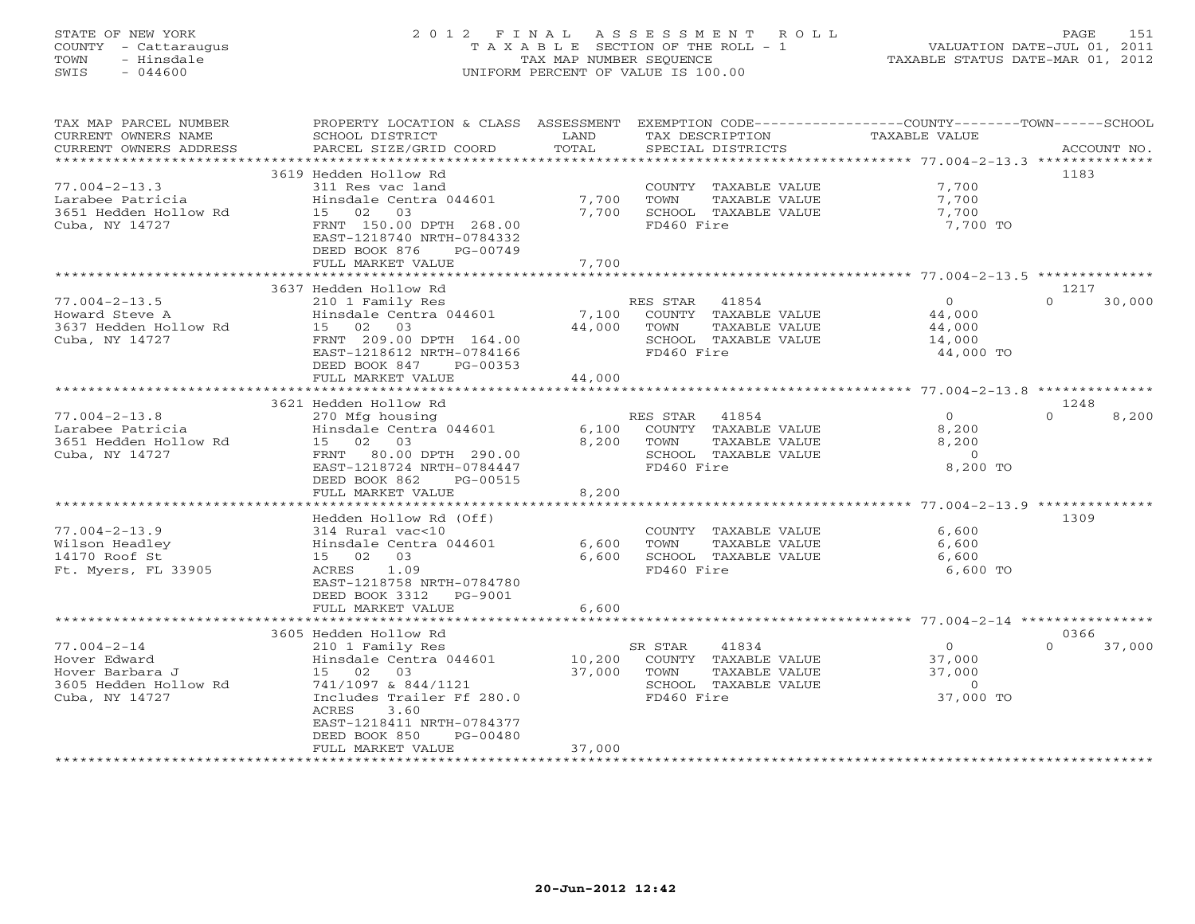STATE OF NEW YORK
COUNTY - Cattaraugus
TOWN - Hinsdale
SWIS - 044600

# 2012 FINAL ASSESSMENT ROLL
TAXABLE SECTION OF THE ROLL - 1
TAX MAP NUMBER SEQUENCE
UNIFORM PERCENT OF VALUE IS 100.00

VALUATION DATE-JUL 01, 2011
TAXABLE STATUS DATE-MAR 01, 2012

| TAX MAP PARCEL NUMBER / CURRENT OWNERS NAME / CURRENT OWNERS ADDRESS | PROPERTY LOCATION & CLASS / SCHOOL DISTRICT / PARCEL SIZE/GRID COORD | ASSESSMENT LAND | TOTAL | EXEMPTION CODE / TAX DESCRIPTION / SPECIAL DISTRICTS | COUNTY | TOWN | SCHOOL | ACCOUNT NO. |
|---|---|---|---|---|---|---|---|---|
| **77.004-2-13.3** | 3619 Hedden Hollow Rd | | | | | | | 1183 |
| Larabee Patricia | 311 Res vac land | | | COUNTY TAXABLE VALUE | 7,700 | | | |
| 3651 Hedden Hollow Rd | Hinsdale Centra 044601 | 7,700 | | TOWN TAXABLE VALUE | | 7,700 | | |
| Cuba, NY 14727 | 15 02 03 | | 7,700 | SCHOOL TAXABLE VALUE | | | 7,700 | |
| | FRNT 150.00 DPTH 268.00 | | | FD460 Fire | 7,700 TO | | | |
| | EAST-1218740 NRTH-0784332 | | | | | | | |
| | DEED BOOK 876 PG-00749 | | | | | | | |
| | FULL MARKET VALUE | | 7,700 | | | | | |
| **77.004-2-13.5** | 3637 Hedden Hollow Rd | | | | | | | 1217 |
| Howard Steve A | 210 1 Family Res | | | RES STAR 41854 | 0 | 0 | 30,000 | |
| 3637 Hedden Hollow Rd | Hinsdale Centra 044601 | 7,100 | | COUNTY TAXABLE VALUE | 44,000 | | | |
| Cuba, NY 14727 | 15 02 03 | | 44,000 | TOWN TAXABLE VALUE | | 44,000 | | |
| | FRNT 209.00 DPTH 164.00 | | | SCHOOL TAXABLE VALUE | | | 14,000 | |
| | EAST-1218612 NRTH-0784166 | | | FD460 Fire | 44,000 TO | | | |
| | DEED BOOK 847 PG-00353 | | | | | | | |
| | FULL MARKET VALUE | | 44,000 | | | | | |
| **77.004-2-13.8** | 3621 Hedden Hollow Rd | | | | | | | 1248 |
| Larabee Patricia | 270 Mfg housing | | | RES STAR 41854 | 0 | 0 | 8,200 | |
| 3651 Hedden Hollow Rd | Hinsdale Centra 044601 | 6,100 | | COUNTY TAXABLE VALUE | 8,200 | | | |
| Cuba, NY 14727 | 15 02 03 | | 8,200 | TOWN TAXABLE VALUE | | 8,200 | | |
| | FRNT 80.00 DPTH 290.00 | | | SCHOOL TAXABLE VALUE | | | 0 | |
| | EAST-1218724 NRTH-0784447 | | | FD460 Fire | 8,200 TO | | | |
| | DEED BOOK 862 PG-00515 | | | | | | | |
| | FULL MARKET VALUE | | 8,200 | | | | | |
| **77.004-2-13.9** | Hedden Hollow Rd (Off) | | | | | | | 1309 |
| Wilson Headley | 314 Rural vac<10 | | | COUNTY TAXABLE VALUE | 6,600 | | | |
| 14170 Roof St | Hinsdale Centra 044601 | 6,600 | | TOWN TAXABLE VALUE | | 6,600 | | |
| Ft. Myers, FL 33905 | 15 02 03 | | 6,600 | SCHOOL TAXABLE VALUE | | | 6,600 | |
| | ACRES 1.09 | | | FD460 Fire | 6,600 TO | | | |
| | EAST-1218758 NRTH-0784780 | | | | | | | |
| | DEED BOOK 3312 PG-9001 | | | | | | | |
| | FULL MARKET VALUE | | 6,600 | | | | | |
| **77.004-2-14** | 3605 Hedden Hollow Rd | | | | | | | 0366 |
| Hover Edward | 210 1 Family Res | | | SR STAR 41834 | 0 | 0 | 37,000 | |
| Hover Barbara J | Hinsdale Centra 044601 | 10,200 | | COUNTY TAXABLE VALUE | 37,000 | | | |
| 3605 Hedden Hollow Rd | 15 02 03 | | 37,000 | TOWN TAXABLE VALUE | | 37,000 | | |
| Cuba, NY 14727 | 741/1097 & 844/1121 | | | SCHOOL TAXABLE VALUE | | | 0 | |
| | Includes Trailer Ff 280.0 | | | FD460 Fire | 37,000 TO | | | |
| | ACRES 3.60 | | | | | | | |
| | EAST-1218411 NRTH-0784377 | | | | | | | |
| | DEED BOOK 850 PG-00480 | | | | | | | |
| | FULL MARKET VALUE | | 37,000 | | | | | |

20-Jun-2012 12:42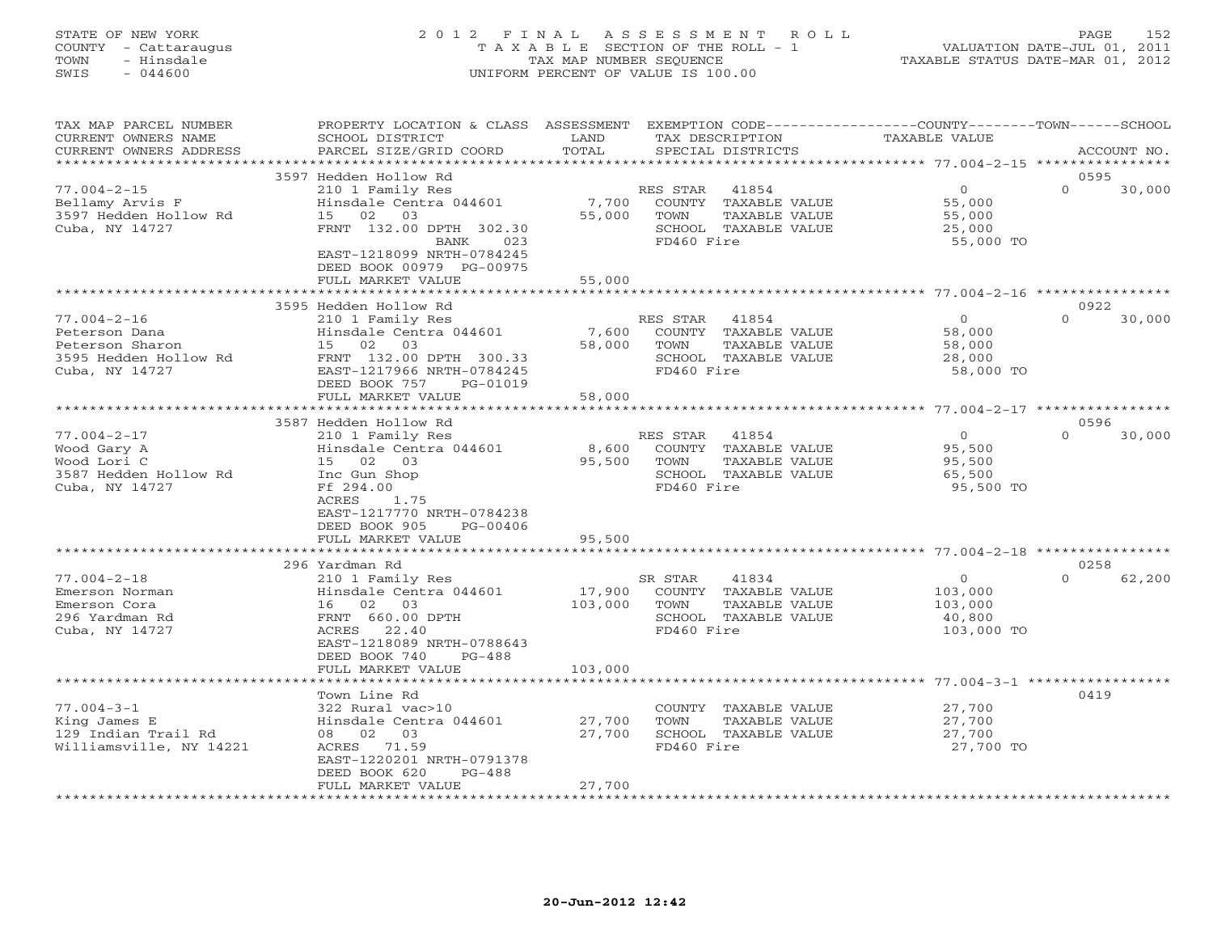STATE OF NEW YORK
COUNTY - Cattaraugus
TOWN - Hinsdale
SWIS - 044600

# 2012 FINAL ASSESSMENT ROLL
TAXABLE SECTION OF THE ROLL - 1
TAX MAP NUMBER SEQUENCE
UNIFORM PERCENT OF VALUE IS 100.00

VALUATION DATE-JUL 01, 2011
TAXABLE STATUS DATE-MAR 01, 2012

| TAX MAP PARCEL NUMBER / CURRENT OWNERS NAME / CURRENT OWNERS ADDRESS | PROPERTY LOCATION & CLASS / SCHOOL DISTRICT / PARCEL SIZE/GRID COORD | ASSESSMENT LAND | TOTAL | EXEMPTION CODE / TAX DESCRIPTION / SPECIAL DISTRICTS | COUNTY / TOWN / SCHOOL TAXABLE VALUE | ACCOUNT NO. |
|---|---|---|---|---|---|---|
| | 3597 Hedden Hollow Rd | | | | | 0595 |
| 77.004-2-15 | 210 1 Family Res | | | RES STAR 41854 | 0 | 0 30,000 |
| Bellamy Arvis F | Hinsdale Centra 044601 | 7,700 | | COUNTY TAXABLE VALUE | 55,000 | |
| 3597 Hedden Hollow Rd | 15 02 03 | | 55,000 | TOWN TAXABLE VALUE | 55,000 | |
| Cuba, NY 14727 | FRNT 132.00 DPTH 302.30 | | | SCHOOL TAXABLE VALUE | 25,000 | |
| | BANK 023 | | | FD460 Fire | 55,000 TO | |
| | EAST-1218099 NRTH-0784245 | | | | | |
| | DEED BOOK 00979 PG-00975 | | | | | |
| | FULL MARKET VALUE | | 55,000 | | | |
| | 3595 Hedden Hollow Rd | | | | | 0922 |
| 77.004-2-16 | 210 1 Family Res | | | RES STAR 41854 | 0 | 0 30,000 |
| Peterson Dana | Hinsdale Centra 044601 | 7,600 | | COUNTY TAXABLE VALUE | 58,000 | |
| Peterson Sharon | 15 02 03 | | 58,000 | TOWN TAXABLE VALUE | 58,000 | |
| 3595 Hedden Hollow Rd | FRNT 132.00 DPTH 300.33 | | | SCHOOL TAXABLE VALUE | 28,000 | |
| Cuba, NY 14727 | EAST-1217966 NRTH-0784245 | | | FD460 Fire | 58,000 TO | |
| | DEED BOOK 757 PG-01019 | | | | | |
| | FULL MARKET VALUE | | 58,000 | | | |
| | 3587 Hedden Hollow Rd | | | | | 0596 |
| 77.004-2-17 | 210 1 Family Res | | | RES STAR 41854 | 0 | 0 30,000 |
| Wood Gary A | Hinsdale Centra 044601 | 8,600 | | COUNTY TAXABLE VALUE | 95,500 | |
| Wood Lori C | 15 02 03 | | 95,500 | TOWN TAXABLE VALUE | 95,500 | |
| 3587 Hedden Hollow Rd | Inc Gun Shop | | | SCHOOL TAXABLE VALUE | 65,500 | |
| Cuba, NY 14727 | Ff 294.00 | | | FD460 Fire | 95,500 TO | |
| | ACRES 1.75 | | | | | |
| | EAST-1217770 NRTH-0784238 | | | | | |
| | DEED BOOK 905 PG-00406 | | | | | |
| | FULL MARKET VALUE | | 95,500 | | | |
| | 296 Yardman Rd | | | | | 0258 |
| 77.004-2-18 | 210 1 Family Res | | | SR STAR 41834 | 0 | 0 62,200 |
| Emerson Norman | Hinsdale Centra 044601 | 17,900 | | COUNTY TAXABLE VALUE | 103,000 | |
| Emerson Cora | 16 02 03 | | 103,000 | TOWN TAXABLE VALUE | 103,000 | |
| 296 Yardman Rd | FRNT 660.00 DPTH | | | SCHOOL TAXABLE VALUE | 40,800 | |
| Cuba, NY 14727 | ACRES 22.40 | | | FD460 Fire | 103,000 TO | |
| | EAST-1218089 NRTH-0788643 | | | | | |
| | DEED BOOK 740 PG-488 | | | | | |
| | FULL MARKET VALUE | | 103,000 | | | |
| | Town Line Rd | | | | | 0419 |
| 77.004-3-1 | 322 Rural vac>10 | | | COUNTY TAXABLE VALUE | 27,700 | |
| King James E | Hinsdale Centra 044601 | 27,700 | | TOWN TAXABLE VALUE | 27,700 | |
| 129 Indian Trail Rd | 08 02 03 | | 27,700 | SCHOOL TAXABLE VALUE | 27,700 | |
| Williamsville, NY 14221 | ACRES 71.59 | | | FD460 Fire | 27,700 TO | |
| | EAST-1220201 NRTH-0791378 | | | | | |
| | DEED BOOK 620 PG-488 | | | | | |
| | FULL MARKET VALUE | | 27,700 | | | |

20-Jun-2012 12:42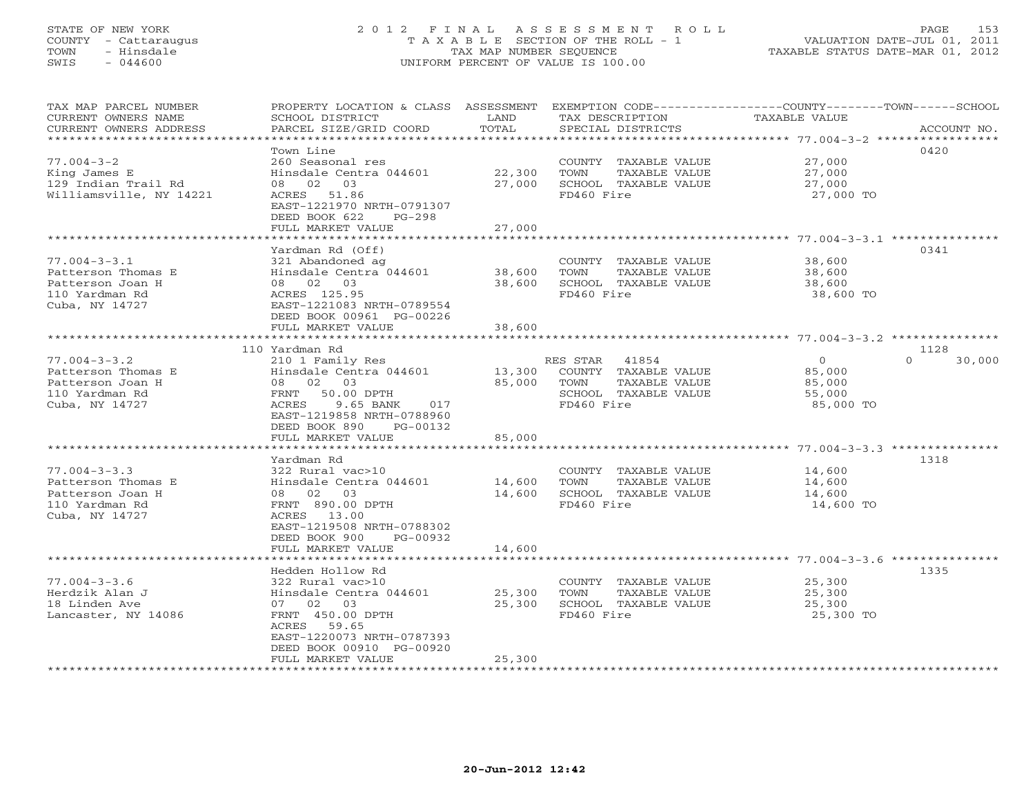STATE OF NEW YORK
COUNTY - Cattaraugus
TOWN - Hinsdale
SWIS - 044600

# 2012 FINAL ASSESSMENT ROLL

TAXABLE SECTION OF THE ROLL - 1
TAX MAP NUMBER SEQUENCE
UNIFORM PERCENT OF VALUE IS 100.00

VALUATION DATE-JUL 01, 2011
TAXABLE STATUS DATE-MAR 01, 2012

| TAX MAP PARCEL NUMBER<br>CURRENT OWNERS NAME<br>CURRENT OWNERS ADDRESS | PROPERTY LOCATION & CLASS<br>SCHOOL DISTRICT<br>PARCEL SIZE/GRID COORD | ASSESSMENT<br>LAND<br>TOTAL | EXEMPTION CODE<br>TAX DESCRIPTION<br>SPECIAL DISTRICTS | COUNTY / TOWN / SCHOOL<br>TAXABLE VALUE | ACCOUNT NO. |
|---|---|---|---|---|---|
| 77.004-3-2<br>King James E<br>129 Indian Trail Rd<br>Williamsville, NY 14221 | Town Line<br>260 Seasonal res<br>Hinsdale Centra 044601<br>08 02 03<br>ACRES 51.86<br>EAST-1221970 NRTH-0791307<br>DEED BOOK 622 PG-298<br>FULL MARKET VALUE | <br><br>22,300<br>27,000<br><br><br><br>27,000 | COUNTY TAXABLE VALUE<br>TOWN TAXABLE VALUE<br>SCHOOL TAXABLE VALUE<br>FD460 Fire | 27,000<br>27,000<br>27,000<br>27,000 TO | 0420 |
| 77.004-3-3.1<br>Patterson Thomas E<br>Patterson Joan H<br>110 Yardman Rd<br>Cuba, NY 14727 | Yardman Rd (Off)<br>321 Abandoned ag<br>Hinsdale Centra 044601<br>08 02 03<br>ACRES 125.95<br>EAST-1221083 NRTH-0789554<br>DEED BOOK 00961 PG-00226<br>FULL MARKET VALUE | <br><br>38,600<br>38,600<br><br><br><br>38,600 | COUNTY TAXABLE VALUE<br>TOWN TAXABLE VALUE<br>SCHOOL TAXABLE VALUE<br>FD460 Fire | 38,600<br>38,600<br>38,600<br>38,600 TO | 0341 |
| 77.004-3-3.2<br>Patterson Thomas E<br>Patterson Joan H<br>110 Yardman Rd<br>Cuba, NY 14727 | 110 Yardman Rd<br>210 1 Family Res<br>Hinsdale Centra 044601<br>08 02 03<br>FRNT 50.00 DPTH<br>ACRES 9.65 BANK 017<br>EAST-1219858 NRTH-0788960<br>DEED BOOK 890 PG-00132<br>FULL MARKET VALUE | <br><br>13,300<br>85,000<br><br><br><br><br>85,000 | RES STAR 41854<br>COUNTY TAXABLE VALUE<br>TOWN TAXABLE VALUE<br>SCHOOL TAXABLE VALUE<br>FD460 Fire | 0 / 0 / 30,000<br>85,000<br>85,000<br>55,000<br>85,000 TO | 1128 |
| 77.004-3-3.3<br>Patterson Thomas E<br>Patterson Joan H<br>110 Yardman Rd<br>Cuba, NY 14727 | Yardman Rd<br>322 Rural vac>10<br>Hinsdale Centra 044601<br>08 02 03<br>FRNT 890.00 DPTH<br>ACRES 13.00<br>EAST-1219508 NRTH-0788302<br>DEED BOOK 900 PG-00932<br>FULL MARKET VALUE | <br><br>14,600<br>14,600<br><br><br><br><br>14,600 | COUNTY TAXABLE VALUE<br>TOWN TAXABLE VALUE<br>SCHOOL TAXABLE VALUE<br>FD460 Fire | 14,600<br>14,600<br>14,600<br>14,600 TO | 1318 |
| 77.004-3-3.6<br>Herdzik Alan J<br>18 Linden Ave<br>Lancaster, NY 14086 | Hedden Hollow Rd<br>322 Rural vac>10<br>Hinsdale Centra 044601<br>07 02 03<br>FRNT 450.00 DPTH<br>ACRES 59.65<br>EAST-1220073 NRTH-0787393<br>DEED BOOK 00910 PG-00920<br>FULL MARKET VALUE | <br><br>25,300<br>25,300<br><br><br><br><br>25,300 | COUNTY TAXABLE VALUE<br>TOWN TAXABLE VALUE<br>SCHOOL TAXABLE VALUE<br>FD460 Fire | 25,300<br>25,300<br>25,300<br>25,300 TO | 1335 |

20-Jun-2012 12:42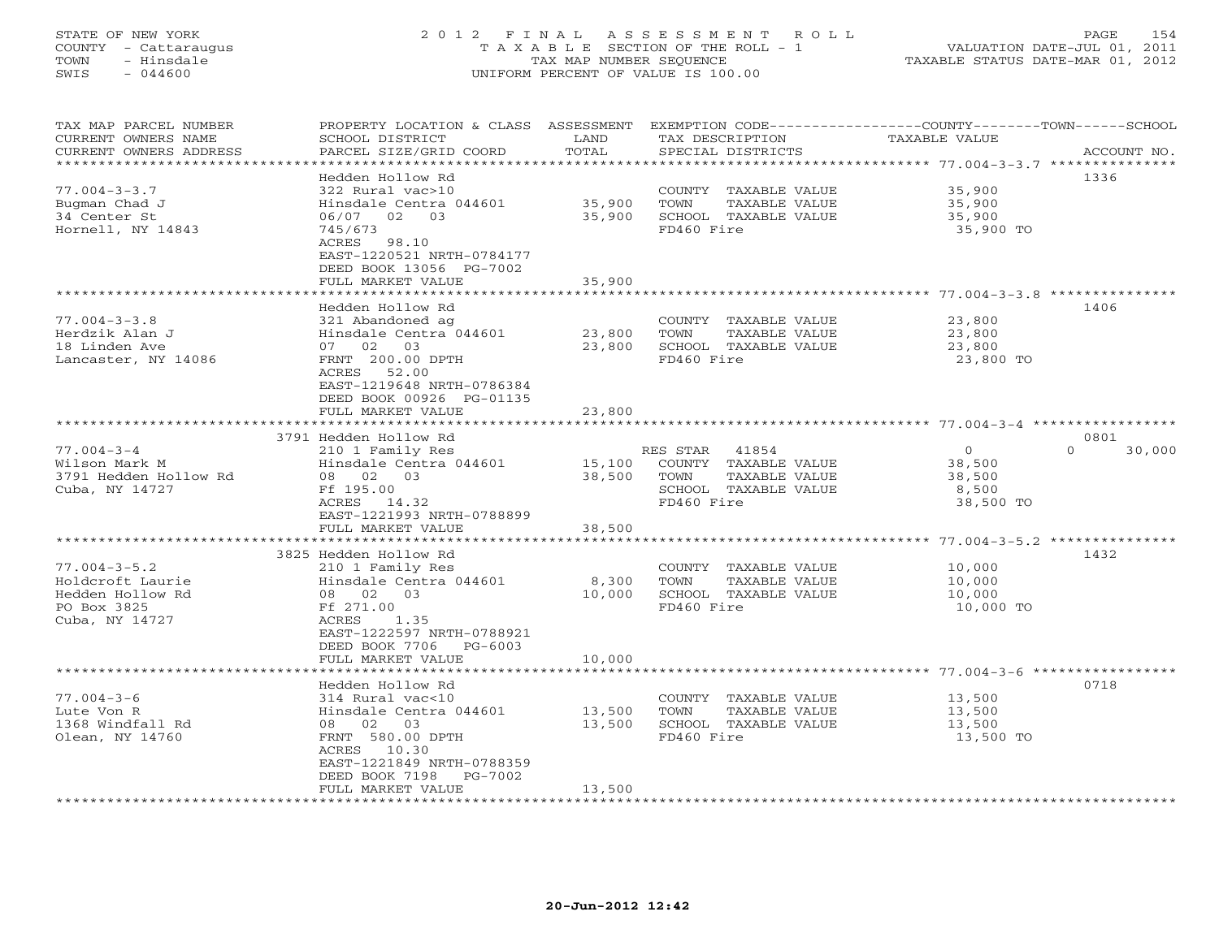STATE OF NEW YORK
COUNTY - Cattaraugus
TOWN - Hinsdale
SWIS - 044600

2012 FINAL ASSESSMENT ROLL
TAXABLE SECTION OF THE ROLL - 1
TAX MAP NUMBER SEQUENCE
UNIFORM PERCENT OF VALUE IS 100.00

VALUATION DATE-JUL 01, 2011
TAXABLE STATUS DATE-MAR 01, 2012

| TAX MAP PARCEL NUMBER / CURRENT OWNERS NAME / CURRENT OWNERS ADDRESS | PROPERTY LOCATION & CLASS / SCHOOL DISTRICT / PARCEL SIZE/GRID COORD | ASSESSMENT LAND | TOTAL | EXEMPTION CODE / TAX DESCRIPTION / SPECIAL DISTRICTS | COUNTY / TOWN TAXABLE VALUE | SCHOOL | ACCOUNT NO. |
|---|---|---|---|---|---|---|---|
| 77.004-3-3.7 | Hedden Hollow Rd | | | | | | 1336 |
| Bugman Chad J | 322 Rural vac>10 | | | COUNTY TAXABLE VALUE | 35,900 | | |
| 34 Center St | Hinsdale Centra 044601 | 35,900 | | TOWN TAXABLE VALUE | 35,900 | | |
| Hornell, NY 14843 | 06/07 02 03 | | 35,900 | SCHOOL TAXABLE VALUE | 35,900 | | |
| | 745/673 | | | FD460 Fire | 35,900 TO | | |
| | ACRES 98.10 | | | | | | |
| | EAST-1220521 NRTH-0784177 | | | | | | |
| | DEED BOOK 13056 PG-7002 | | | | | | |
| | FULL MARKET VALUE | | 35,900 | | | | |
| 77.004-3-3.8 | Hedden Hollow Rd | | | | | | 1406 |
| Herdzik Alan J | 321 Abandoned ag | | | COUNTY TAXABLE VALUE | 23,800 | | |
| 18 Linden Ave | Hinsdale Centra 044601 | 23,800 | | TOWN TAXABLE VALUE | 23,800 | | |
| Lancaster, NY 14086 | 07 02 03 | | 23,800 | SCHOOL TAXABLE VALUE | 23,800 | | |
| | FRNT 200.00 DPTH | | | FD460 Fire | 23,800 TO | | |
| | ACRES 52.00 | | | | | | |
| | EAST-1219648 NRTH-0786384 | | | | | | |
| | DEED BOOK 00926 PG-01135 | | | | | | |
| | FULL MARKET VALUE | | 23,800 | | | | |
| 77.004-3-4 | 3791 Hedden Hollow Rd | | | | | | 0801 |
| Wilson Mark M | 210 1 Family Res | | | RES STAR 41854 | 0 | 0 30,000 | |
| 3791 Hedden Hollow Rd | Hinsdale Centra 044601 | 15,100 | | COUNTY TAXABLE VALUE | 38,500 | | |
| Cuba, NY 14727 | 08 02 03 | | 38,500 | TOWN TAXABLE VALUE | 38,500 | | |
| | Ff 195.00 | | | SCHOOL TAXABLE VALUE | 8,500 | | |
| | ACRES 14.32 | | | FD460 Fire | 38,500 TO | | |
| | EAST-1221993 NRTH-0788899 | | | | | | |
| | FULL MARKET VALUE | | 38,500 | | | | |
| 77.004-3-5.2 | 3825 Hedden Hollow Rd | | | | | | 1432 |
| Holdcroft Laurie | 210 1 Family Res | | | COUNTY TAXABLE VALUE | 10,000 | | |
| Hedden Hollow Rd | Hinsdale Centra 044601 | 8,300 | | TOWN TAXABLE VALUE | 10,000 | | |
| PO Box 3825 | 08 02 03 | | 10,000 | SCHOOL TAXABLE VALUE | 10,000 | | |
| Cuba, NY 14727 | Ff 271.00 | | | FD460 Fire | 10,000 TO | | |
| | ACRES 1.35 | | | | | | |
| | EAST-1222597 NRTH-0788921 | | | | | | |
| | DEED BOOK 7706 PG-6003 | | | | | | |
| | FULL MARKET VALUE | | 10,000 | | | | |
| 77.004-3-6 | Hedden Hollow Rd | | | | | | 0718 |
| Lute Von R | 314 Rural vac<10 | | | COUNTY TAXABLE VALUE | 13,500 | | |
| 1368 Windfall Rd | Hinsdale Centra 044601 | 13,500 | | TOWN TAXABLE VALUE | 13,500 | | |
| Olean, NY 14760 | 08 02 03 | | 13,500 | SCHOOL TAXABLE VALUE | 13,500 | | |
| | FRNT 580.00 DPTH | | | FD460 Fire | 13,500 TO | | |
| | ACRES 10.30 | | | | | | |
| | EAST-1221849 NRTH-0788359 | | | | | | |
| | DEED BOOK 7198 PG-7002 | | | | | | |
| | FULL MARKET VALUE | | 13,500 | | | | |

20-Jun-2012 12:42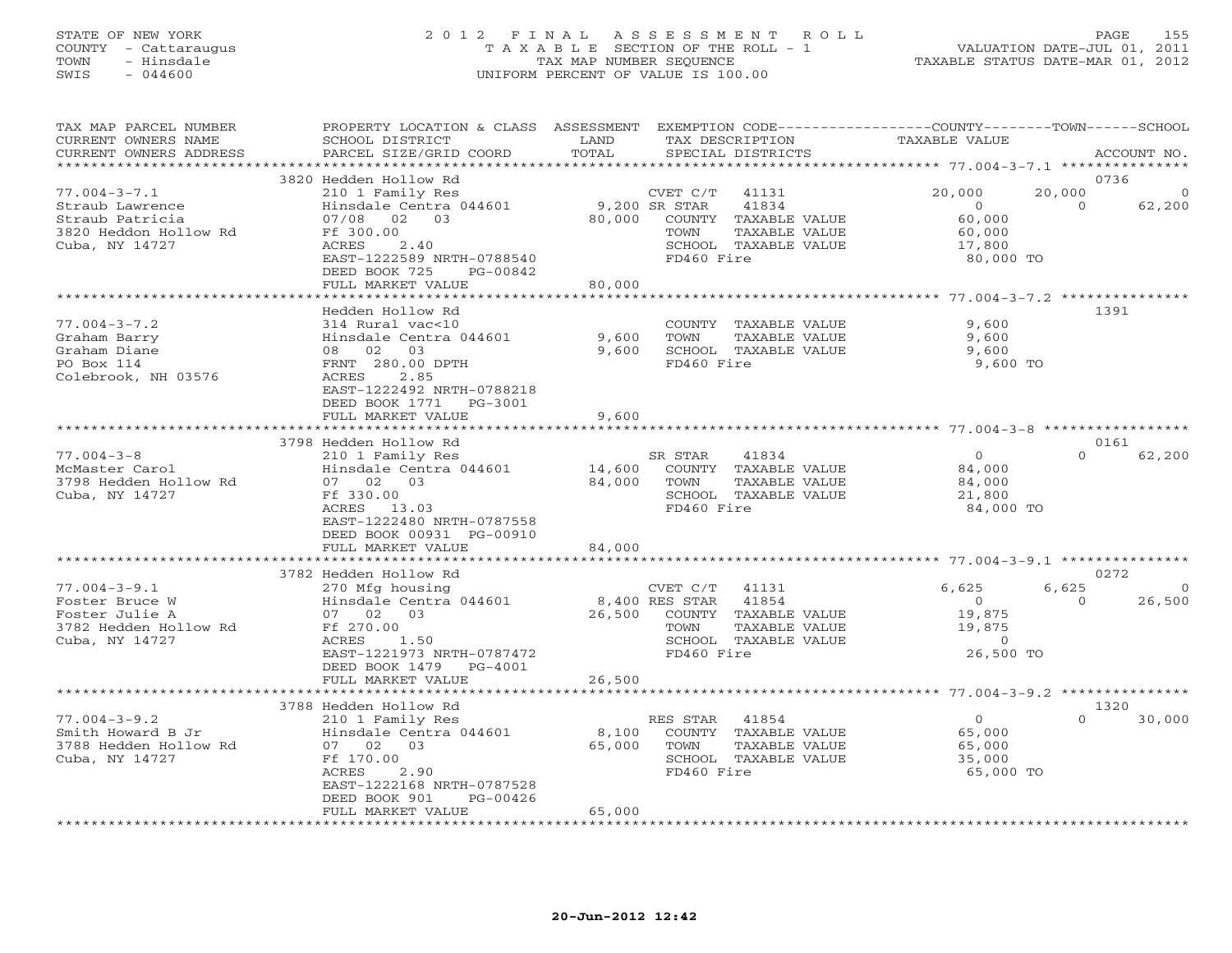STATE OF NEW YORK
COUNTY - Cattaraugus
TOWN - Hinsdale
SWIS - 044600

2012 FINAL ASSESSMENT ROLL
TAXABLE SECTION OF THE ROLL - 1
TAX MAP NUMBER SEQUENCE
UNIFORM PERCENT OF VALUE IS 100.00

VALUATION DATE-JUL 01, 2011
TAXABLE STATUS DATE-MAR 01, 2012

| TAX MAP PARCEL NUMBER / CURRENT OWNERS NAME / CURRENT OWNERS ADDRESS | PROPERTY LOCATION & CLASS / SCHOOL DISTRICT / PARCEL SIZE/GRID COORD | ASSESSMENT LAND / TOTAL | EXEMPTION CODE / TAX DESCRIPTION / SPECIAL DISTRICTS | COUNTY TAXABLE VALUE | TOWN | SCHOOL | ACCOUNT NO. |
|---|---|---|---|---|---|---|---|
| | 3820 Hedden Hollow Rd | | | | | | 0736 |
| 77.004-3-7.1 | 210 1 Family Res | | CVET C/T 41131 | 20,000 | 20,000 | 0 | |
| Straub Lawrence | Hinsdale Centra 044601 | 9,200 | SR STAR 41834 | 0 | 0 | 62,200 | |
| Straub Patricia | 07/08 02 03 | 80,000 | COUNTY TAXABLE VALUE | 60,000 | | | |
| 3820 Heddon Hollow Rd | Ff 300.00 | | TOWN TAXABLE VALUE | 60,000 | | | |
| Cuba, NY 14727 | ACRES 2.40 | | SCHOOL TAXABLE VALUE | 17,800 | | | |
| | EAST-1222589 NRTH-0788540 | | FD460 Fire | 80,000 TO | | | |
| | DEED BOOK 725 PG-00842 | | | | | | |
| | FULL MARKET VALUE | 80,000 | | | | | |
| | Hedden Hollow Rd | | | | | | 1391 |
| 77.004-3-7.2 | 314 Rural vac<10 | | COUNTY TAXABLE VALUE | 9,600 | | | |
| Graham Barry | Hinsdale Centra 044601 | 9,600 | TOWN TAXABLE VALUE | 9,600 | | | |
| Graham Diane | 08 02 03 | 9,600 | SCHOOL TAXABLE VALUE | 9,600 | | | |
| PO Box 114 | FRNT 280.00 DPTH | | FD460 Fire | 9,600 TO | | | |
| Colebrook, NH 03576 | ACRES 2.85 | | | | | | |
| | EAST-1222492 NRTH-0788218 | | | | | | |
| | DEED BOOK 1771 PG-3001 | | | | | | |
| | FULL MARKET VALUE | 9,600 | | | | | |
| | 3798 Hedden Hollow Rd | | | | | | 0161 |
| 77.004-3-8 | 210 1 Family Res | | SR STAR 41834 | 0 | 0 | 62,200 | |
| McMaster Carol | Hinsdale Centra 044601 | 14,600 | COUNTY TAXABLE VALUE | 84,000 | | | |
| 3798 Hedden Hollow Rd | 07 02 03 | 84,000 | TOWN TAXABLE VALUE | 84,000 | | | |
| Cuba, NY 14727 | Ff 330.00 | | SCHOOL TAXABLE VALUE | 21,800 | | | |
| | ACRES 13.03 | | FD460 Fire | 84,000 TO | | | |
| | EAST-1222480 NRTH-0787558 | | | | | | |
| | DEED BOOK 00931 PG-00910 | | | | | | |
| | FULL MARKET VALUE | 84,000 | | | | | |
| | 3782 Hedden Hollow Rd | | | | | | 0272 |
| 77.004-3-9.1 | 270 Mfg housing | | CVET C/T 41131 | 6,625 | 6,625 | 0 | |
| Foster Bruce W | Hinsdale Centra 044601 | 8,400 | RES STAR 41854 | 0 | 0 | 26,500 | |
| Foster Julie A | 07 02 03 | 26,500 | COUNTY TAXABLE VALUE | 19,875 | | | |
| 3782 Hedden Hollow Rd | Ff 270.00 | | TOWN TAXABLE VALUE | 19,875 | | | |
| Cuba, NY 14727 | ACRES 1.50 | | SCHOOL TAXABLE VALUE | 0 | | | |
| | EAST-1221973 NRTH-0787472 | | FD460 Fire | 26,500 TO | | | |
| | DEED BOOK 1479 PG-4001 | | | | | | |
| | FULL MARKET VALUE | 26,500 | | | | | |
| | 3788 Hedden Hollow Rd | | | | | | 1320 |
| 77.004-3-9.2 | 210 1 Family Res | | RES STAR 41854 | 0 | 0 | 30,000 | |
| Smith Howard B Jr | Hinsdale Centra 044601 | 8,100 | COUNTY TAXABLE VALUE | 65,000 | | | |
| 3788 Hedden Hollow Rd | 07 02 03 | 65,000 | TOWN TAXABLE VALUE | 65,000 | | | |
| Cuba, NY 14727 | Ff 170.00 | | SCHOOL TAXABLE VALUE | 35,000 | | | |
| | ACRES 2.90 | | FD460 Fire | 65,000 TO | | | |
| | EAST-1222168 NRTH-0787528 | | | | | | |
| | DEED BOOK 901 PG-00426 | | | | | | |
| | FULL MARKET VALUE | 65,000 | | | | | |

20-Jun-2012 12:42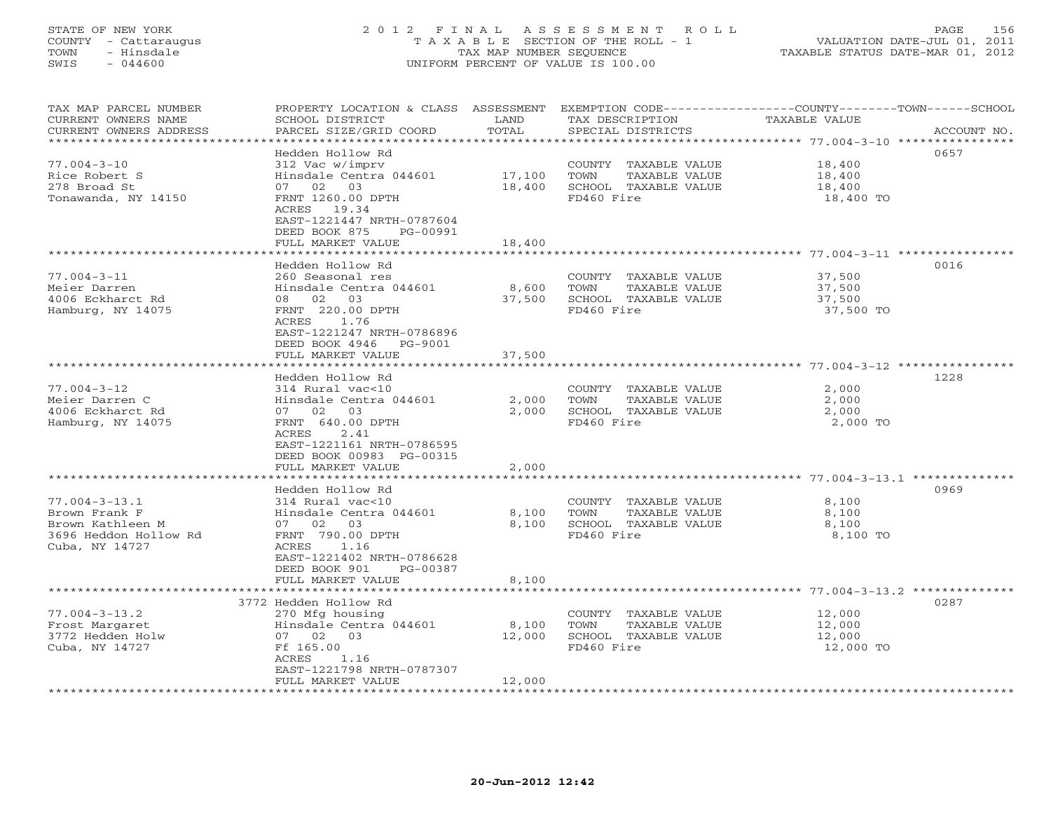STATE OF NEW YORK
COUNTY - Cattaraugus
TOWN - Hinsdale
SWIS - 044600

# 2012 FINAL ASSESSMENT ROLL

TAXABLE SECTION OF THE ROLL - 1
TAX MAP NUMBER SEQUENCE
UNIFORM PERCENT OF VALUE IS 100.00

VALUATION DATE-JUL 01, 2011
TAXABLE STATUS DATE-MAR 01, 2012

| TAX MAP PARCEL NUMBER / CURRENT OWNERS NAME / CURRENT OWNERS ADDRESS | PROPERTY LOCATION & CLASS / SCHOOL DISTRICT / PARCEL SIZE/GRID COORD | ASSESSMENT LAND | TOTAL | EXEMPTION CODE / TAX DESCRIPTION / SPECIAL DISTRICTS | TAXABLE VALUE (COUNTY / TOWN / SCHOOL) | ACCOUNT NO. |
|---|---|---|---|---|---|---|
| 77.004-3-10 | Hedden Hollow Rd | | | | | 0657 |
| Rice Robert S | 312 Vac w/imprv | | | COUNTY TAXABLE VALUE | 18,400 | |
| 278 Broad St | Hinsdale Centra 044601 | 17,100 | | TOWN TAXABLE VALUE | 18,400 | |
| Tonawanda, NY 14150 | 07 02 03 | | 18,400 | SCHOOL TAXABLE VALUE | 18,400 | |
| | FRNT 1260.00 DPTH | | | FD460 Fire | 18,400 TO | |
| | ACRES 19.34 | | | | | |
| | EAST-1221447 NRTH-0787604 | | | | | |
| | DEED BOOK 875 PG-00991 | | | | | |
| | FULL MARKET VALUE | | 18,400 | | | |
| 77.004-3-11 | Hedden Hollow Rd | | | | | 0016 |
| Meier Darren | 260 Seasonal res | | | COUNTY TAXABLE VALUE | 37,500 | |
| 4006 Eckharct Rd | Hinsdale Centra 044601 | 8,600 | | TOWN TAXABLE VALUE | 37,500 | |
| Hamburg, NY 14075 | 08 02 03 | | 37,500 | SCHOOL TAXABLE VALUE | 37,500 | |
| | FRNT 220.00 DPTH | | | FD460 Fire | 37,500 TO | |
| | ACRES 1.76 | | | | | |
| | EAST-1221247 NRTH-0786896 | | | | | |
| | DEED BOOK 4946 PG-9001 | | | | | |
| | FULL MARKET VALUE | | 37,500 | | | |
| 77.004-3-12 | Hedden Hollow Rd | | | | | 1228 |
| Meier Darren C | 314 Rural vac<10 | | | COUNTY TAXABLE VALUE | 2,000 | |
| 4006 Eckharct Rd | Hinsdale Centra 044601 | 2,000 | | TOWN TAXABLE VALUE | 2,000 | |
| Hamburg, NY 14075 | 07 02 03 | | 2,000 | SCHOOL TAXABLE VALUE | 2,000 | |
| | FRNT 640.00 DPTH | | | FD460 Fire | 2,000 TO | |
| | ACRES 2.41 | | | | | |
| | EAST-1221161 NRTH-0786595 | | | | | |
| | DEED BOOK 00983 PG-00315 | | | | | |
| | FULL MARKET VALUE | | 2,000 | | | |
| 77.004-3-13.1 | Hedden Hollow Rd | | | | | 0969 |
| Brown Frank F | 314 Rural vac<10 | | | COUNTY TAXABLE VALUE | 8,100 | |
| Brown Kathleen M | Hinsdale Centra 044601 | 8,100 | | TOWN TAXABLE VALUE | 8,100 | |
| 3696 Heddon Hollow Rd | 07 02 03 | | 8,100 | SCHOOL TAXABLE VALUE | 8,100 | |
| Cuba, NY 14727 | FRNT 790.00 DPTH | | | FD460 Fire | 8,100 TO | |
| | ACRES 1.16 | | | | | |
| | EAST-1221402 NRTH-0786628 | | | | | |
| | DEED BOOK 901 PG-00387 | | | | | |
| | FULL MARKET VALUE | | 8,100 | | | |
| 77.004-3-13.2 | 3772 Hedden Hollow Rd | | | | | 0287 |
| Frost Margaret | 270 Mfg housing | | | COUNTY TAXABLE VALUE | 12,000 | |
| 3772 Hedden Holw | Hinsdale Centra 044601 | 8,100 | | TOWN TAXABLE VALUE | 12,000 | |
| Cuba, NY 14727 | 07 02 03 | | 12,000 | SCHOOL TAXABLE VALUE | 12,000 | |
| | Ff 165.00 | | | FD460 Fire | 12,000 TO | |
| | ACRES 1.16 | | | | | |
| | EAST-1221798 NRTH-0787307 | | | | | |
| | FULL MARKET VALUE | | 12,000 | | | |

20-Jun-2012 12:42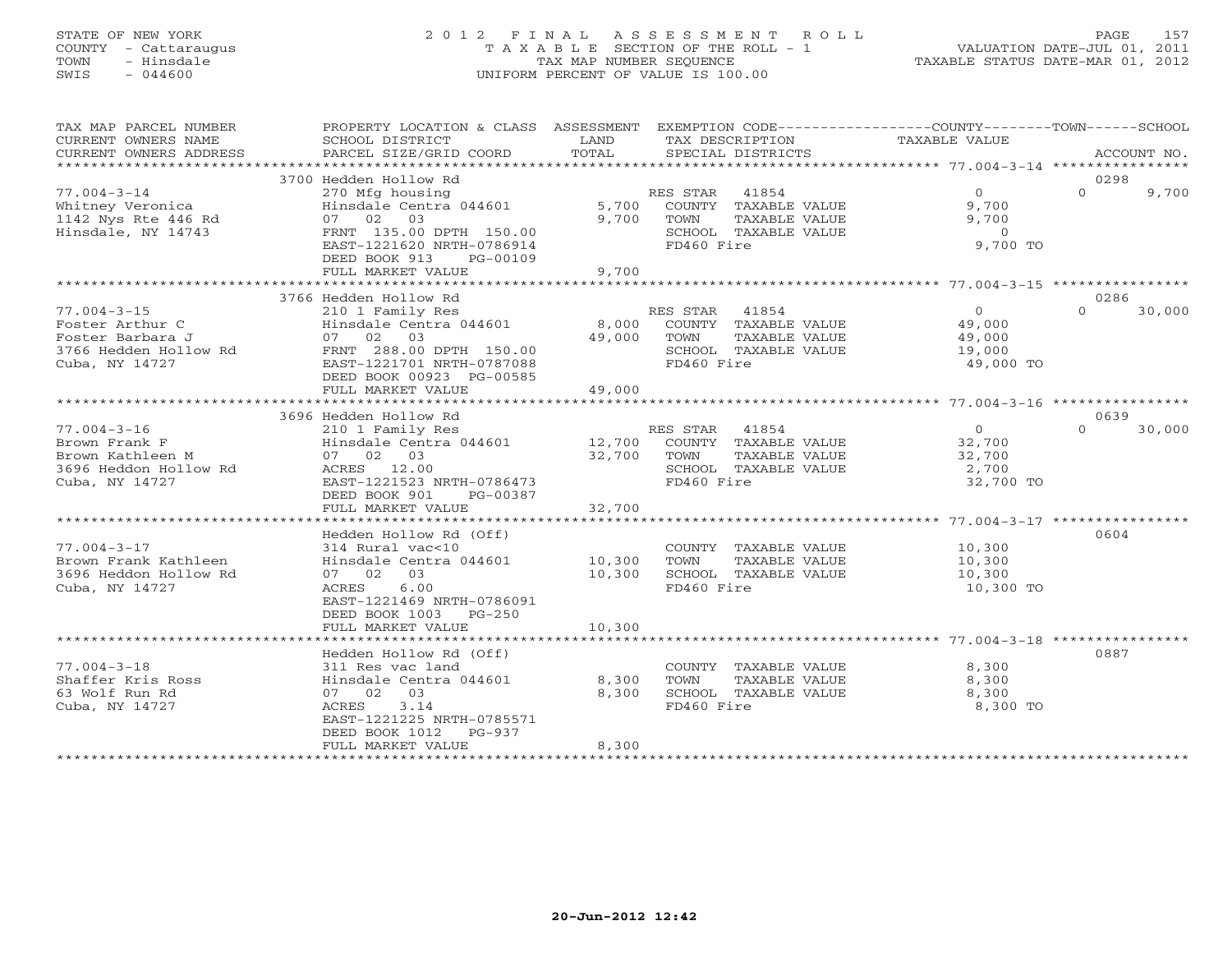STATE OF NEW YORK
COUNTY - Cattaraugus
TOWN - Hinsdale
SWIS - 044600

2012 FINAL ASSESSMENT ROLL
TAXABLE SECTION OF THE ROLL - 1
TAX MAP NUMBER SEQUENCE
UNIFORM PERCENT OF VALUE IS 100.00

VALUATION DATE-JUL 01, 2011
TAXABLE STATUS DATE-MAR 01, 2012

| TAX MAP PARCEL NUMBER / CURRENT OWNERS NAME / CURRENT OWNERS ADDRESS | PROPERTY LOCATION & CLASS / SCHOOL DISTRICT / PARCEL SIZE/GRID COORD | ASSESSMENT LAND / TOTAL | EXEMPTION CODE / TAX DESCRIPTION / SPECIAL DISTRICTS | COUNTY TAXABLE VALUE | TOWN | SCHOOL / ACCOUNT NO. |
|---|---|---|---|---|---|---|
| | 3700 Hedden Hollow Rd | | | | | 0298 |
| 77.004-3-14 | 270 Mfg housing | | RES STAR 41854 | 0 | 0 | 9,700 |
| Whitney Veronica | Hinsdale Centra 044601 | 5,700 | COUNTY TAXABLE VALUE | 9,700 | | |
| 1142 Nys Rte 446 Rd | 07 02 03 | 9,700 | TOWN TAXABLE VALUE | 9,700 | | |
| Hinsdale, NY 14743 | FRNT 135.00 DPTH 150.00 | | SCHOOL TAXABLE VALUE | 0 | | |
| | EAST-1221620 NRTH-0786914 | | FD460 Fire | 9,700 TO | | |
| | DEED BOOK 913 PG-00109 | | | | | |
| | FULL MARKET VALUE | 9,700 | | | | |
| | 3766 Hedden Hollow Rd | | | | | 0286 |
| 77.004-3-15 | 210 1 Family Res | | RES STAR 41854 | 0 | 0 | 30,000 |
| Foster Arthur C | Hinsdale Centra 044601 | 8,000 | COUNTY TAXABLE VALUE | 49,000 | | |
| Foster Barbara J | 07 02 03 | 49,000 | TOWN TAXABLE VALUE | 49,000 | | |
| 3766 Hedden Hollow Rd | FRNT 288.00 DPTH 150.00 | | SCHOOL TAXABLE VALUE | 19,000 | | |
| Cuba, NY 14727 | EAST-1221701 NRTH-0787088 | | FD460 Fire | 49,000 TO | | |
| | DEED BOOK 00923 PG-00585 | | | | | |
| | FULL MARKET VALUE | 49,000 | | | | |
| | 3696 Hedden Hollow Rd | | | | | 0639 |
| 77.004-3-16 | 210 1 Family Res | | RES STAR 41854 | 0 | 0 | 30,000 |
| Brown Frank F | Hinsdale Centra 044601 | 12,700 | COUNTY TAXABLE VALUE | 32,700 | | |
| Brown Kathleen M | 07 02 03 | 32,700 | TOWN TAXABLE VALUE | 32,700 | | |
| 3696 Heddon Hollow Rd | ACRES 12.00 | | SCHOOL TAXABLE VALUE | 2,700 | | |
| Cuba, NY 14727 | EAST-1221523 NRTH-0786473 | | FD460 Fire | 32,700 TO | | |
| | DEED BOOK 901 PG-00387 | | | | | |
| | FULL MARKET VALUE | 32,700 | | | | |
| | Hedden Hollow Rd (Off) | | | | | 0604 |
| 77.004-3-17 | 314 Rural vac<10 | | COUNTY TAXABLE VALUE | 10,300 | | |
| Brown Frank Kathleen | Hinsdale Centra 044601 | 10,300 | TOWN TAXABLE VALUE | 10,300 | | |
| 3696 Heddon Hollow Rd | 07 02 03 | 10,300 | SCHOOL TAXABLE VALUE | 10,300 | | |
| Cuba, NY 14727 | ACRES 6.00 | | FD460 Fire | 10,300 TO | | |
| | EAST-1221469 NRTH-0786091 | | | | | |
| | DEED BOOK 1003 PG-250 | | | | | |
| | FULL MARKET VALUE | 10,300 | | | | |
| | Hedden Hollow Rd (Off) | | | | | 0887 |
| 77.004-3-18 | 311 Res vac land | | COUNTY TAXABLE VALUE | 8,300 | | |
| Shaffer Kris Ross | Hinsdale Centra 044601 | 8,300 | TOWN TAXABLE VALUE | 8,300 | | |
| 63 Wolf Run Rd | 07 02 03 | 8,300 | SCHOOL TAXABLE VALUE | 8,300 | | |
| Cuba, NY 14727 | ACRES 3.14 | | FD460 Fire | 8,300 TO | | |
| | EAST-1221225 NRTH-0785571 | | | | | |
| | DEED BOOK 1012 PG-937 | | | | | |
| | FULL MARKET VALUE | 8,300 | | | | |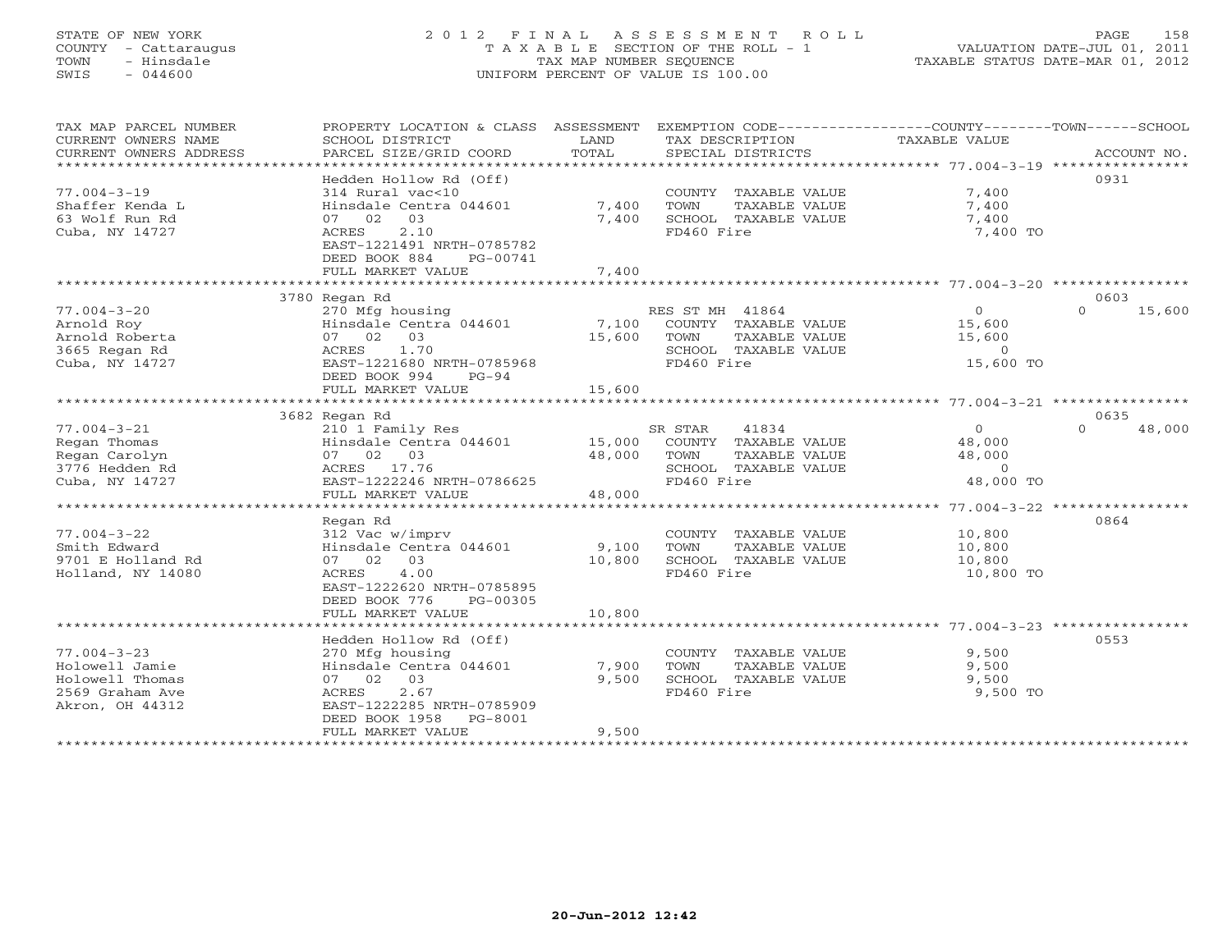STATE OF NEW YORK
COUNTY - Cattaraugus
TOWN - Hinsdale
SWIS - 044600

2 0 1 2 F I N A L A S S E S S M E N T R O L L
T A X A B L E SECTION OF THE ROLL - 1
TAX MAP NUMBER SEQUENCE
UNIFORM PERCENT OF VALUE IS 100.00

VALUATION DATE-JUL 01, 2011
TAXABLE STATUS DATE-MAR 01, 2012

| TAX MAP PARCEL NUMBER / CURRENT OWNERS NAME / CURRENT OWNERS ADDRESS | PROPERTY LOCATION & CLASS / SCHOOL DISTRICT / PARCEL SIZE/GRID COORD | ASSESSMENT LAND / TOTAL | EXEMPTION CODE / TAX DESCRIPTION / SPECIAL DISTRICTS | COUNTY / TOWN TAXABLE VALUE | SCHOOL | ACCOUNT NO. |
|---|---|---|---|---|---|---|
| 77.004-3-19 | Hedden Hollow Rd (Off) | | | | | 0931 |
| | 314 Rural vac<10 | | COUNTY TAXABLE VALUE | 7,400 | | |
| Shaffer Kenda L | Hinsdale Centra 044601 | 7,400 | TOWN TAXABLE VALUE | 7,400 | | |
| 63 Wolf Run Rd | 07 02 03 | 7,400 | SCHOOL TAXABLE VALUE | 7,400 | | |
| Cuba, NY 14727 | ACRES 2.10 | | FD460 Fire | 7,400 TO | | |
| | EAST-1221491 NRTH-0785782 | | | | | |
| | DEED BOOK 884 PG-00741 | | | | | |
| | FULL MARKET VALUE | 7,400 | | | | |
| 77.004-3-20 | 3780 Regan Rd | | | | | 0603 |
| | 270 Mfg housing | | RES ST MH 41864 | 0 | 0 | 15,600 |
| Arnold Roy | Hinsdale Centra 044601 | 7,100 | COUNTY TAXABLE VALUE | 15,600 | | |
| Arnold Roberta | 07 02 03 | 15,600 | TOWN TAXABLE VALUE | 15,600 | | |
| 3665 Regan Rd | ACRES 1.70 | | SCHOOL TAXABLE VALUE | 0 | | |
| Cuba, NY 14727 | EAST-1221680 NRTH-0785968 | | FD460 Fire | 15,600 TO | | |
| | DEED BOOK 994 PG-94 | | | | | |
| | FULL MARKET VALUE | 15,600 | | | | |
| 77.004-3-21 | 3682 Regan Rd | | | | | 0635 |
| | 210 1 Family Res | | SR STAR 41834 | 0 | 0 | 48,000 |
| Regan Thomas | Hinsdale Centra 044601 | 15,000 | COUNTY TAXABLE VALUE | 48,000 | | |
| Regan Carolyn | 07 02 03 | 48,000 | TOWN TAXABLE VALUE | 48,000 | | |
| 3776 Hedden Rd | ACRES 17.76 | | SCHOOL TAXABLE VALUE | 0 | | |
| Cuba, NY 14727 | EAST-1222246 NRTH-0786625 | | FD460 Fire | 48,000 TO | | |
| | FULL MARKET VALUE | 48,000 | | | | |
| 77.004-3-22 | Regan Rd | | | | | 0864 |
| | 312 Vac w/imprv | | COUNTY TAXABLE VALUE | 10,800 | | |
| Smith Edward | Hinsdale Centra 044601 | 9,100 | TOWN TAXABLE VALUE | 10,800 | | |
| 9701 E Holland Rd | 07 02 03 | 10,800 | SCHOOL TAXABLE VALUE | 10,800 | | |
| Holland, NY 14080 | ACRES 4.00 | | FD460 Fire | 10,800 TO | | |
| | EAST-1222620 NRTH-0785895 | | | | | |
| | DEED BOOK 776 PG-00305 | | | | | |
| | FULL MARKET VALUE | 10,800 | | | | |
| 77.004-3-23 | Hedden Hollow Rd (Off) | | | | | 0553 |
| | 270 Mfg housing | | COUNTY TAXABLE VALUE | 9,500 | | |
| Holowell Jamie | Hinsdale Centra 044601 | 7,900 | TOWN TAXABLE VALUE | 9,500 | | |
| Holowell Thomas | 07 02 03 | 9,500 | SCHOOL TAXABLE VALUE | 9,500 | | |
| 2569 Graham Ave | ACRES 2.67 | | FD460 Fire | 9,500 TO | | |
| Akron, OH 44312 | EAST-1222285 NRTH-0785909 | | | | | |
| | DEED BOOK 1958 PG-8001 | | | | | |
| | FULL MARKET VALUE | 9,500 | | | | |

20-Jun-2012 12:42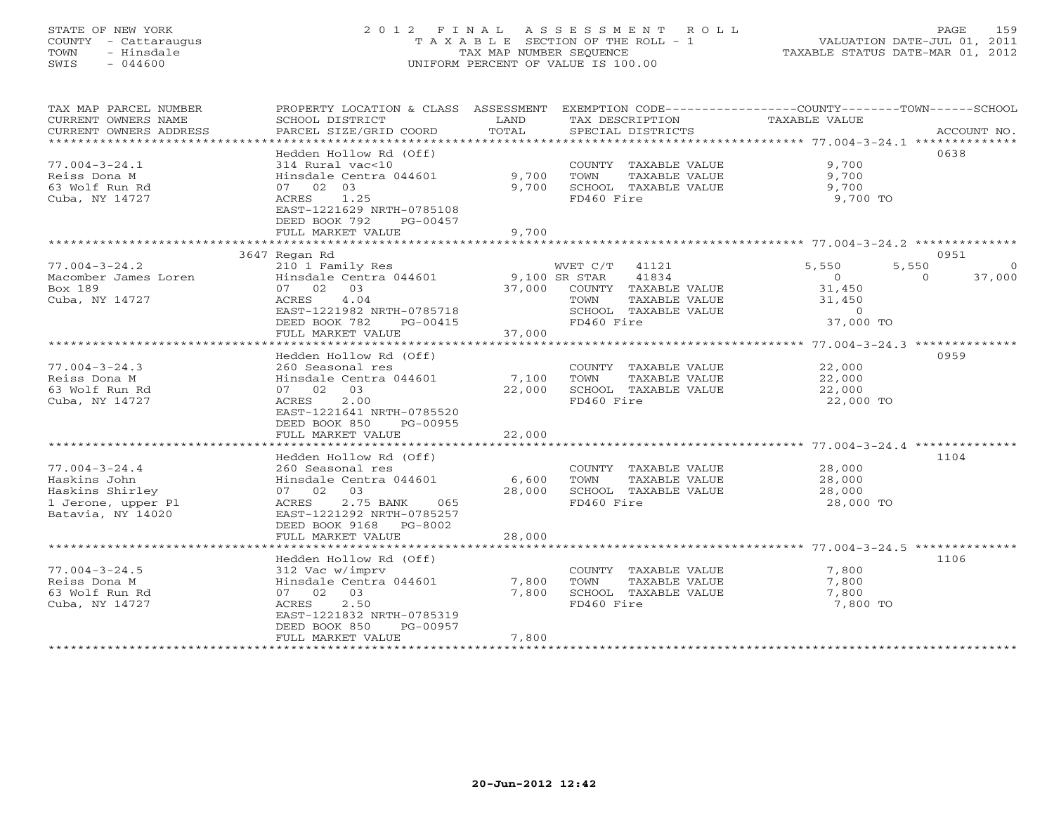STATE OF NEW YORK
COUNTY - Cattaraugus
TOWN - Hinsdale
SWIS - 044600

2012 FINAL ASSESSMENT ROLL
TAXABLE SECTION OF THE ROLL - 1
TAX MAP NUMBER SEQUENCE
UNIFORM PERCENT OF VALUE IS 100.00

VALUATION DATE-JUL 01, 2011
TAXABLE STATUS DATE-MAR 01, 2012

| TAX MAP PARCEL NUMBER / CURRENT OWNERS NAME / CURRENT OWNERS ADDRESS | PROPERTY LOCATION & CLASS / SCHOOL DISTRICT / PARCEL SIZE/GRID COORD | ASSESSMENT LAND / TOTAL | EXEMPTION CODE / TAX DESCRIPTION / SPECIAL DISTRICTS | COUNTY TAXABLE VALUE | TOWN | SCHOOL | ACCOUNT NO. |
|---|---|---|---|---|---|---|---|
| 77.004-3-24.1 | Hedden Hollow Rd (Off) | | | | | | 0638 |
| Reiss Dona M | 314 Rural vac<10 | | COUNTY TAXABLE VALUE | 9,700 | | | |
| 63 Wolf Run Rd | Hinsdale Centra 044601 | 9,700 | TOWN TAXABLE VALUE | 9,700 | | | |
| Cuba, NY 14727 | 07 02 03 | 9,700 | SCHOOL TAXABLE VALUE | 9,700 | | | |
| | ACRES 1.25 | | FD460 Fire | 9,700 TO | | | |
| | EAST-1221629 NRTH-0785108 | | | | | | |
| | DEED BOOK 792 PG-00457 | | | | | | |
| | FULL MARKET VALUE | 9,700 | | | | | |
| 77.004-3-24.2 | 3647 Regan Rd | | | | | | 0951 |
| Macomber James Loren | 210 1 Family Res | | WVET C/T 41121 | 5,550 | 5,550 | 0 | |
| Box 189 | Hinsdale Centra 044601 | 9,100 | SR STAR 41834 | 0 | 0 | 37,000 | |
| Cuba, NY 14727 | 07 02 03 | 37,000 | COUNTY TAXABLE VALUE | 31,450 | | | |
| | ACRES 4.04 | | TOWN TAXABLE VALUE | 31,450 | | | |
| | EAST-1221982 NRTH-0785718 | | SCHOOL TAXABLE VALUE | 0 | | | |
| | DEED BOOK 782 PG-00415 | | FD460 Fire | 37,000 TO | | | |
| | FULL MARKET VALUE | 37,000 | | | | | |
| 77.004-3-24.3 | Hedden Hollow Rd (Off) | | | | | | 0959 |
| Reiss Dona M | 260 Seasonal res | | COUNTY TAXABLE VALUE | 22,000 | | | |
| 63 Wolf Run Rd | Hinsdale Centra 044601 | 7,100 | TOWN TAXABLE VALUE | 22,000 | | | |
| Cuba, NY 14727 | 07 02 03 | 22,000 | SCHOOL TAXABLE VALUE | 22,000 | | | |
| | ACRES 2.00 | | FD460 Fire | 22,000 TO | | | |
| | EAST-1221641 NRTH-0785520 | | | | | | |
| | DEED BOOK 850 PG-00955 | | | | | | |
| | FULL MARKET VALUE | 22,000 | | | | | |
| 77.004-3-24.4 | Hedden Hollow Rd (Off) | | | | | | 1104 |
| Haskins John | 260 Seasonal res | | COUNTY TAXABLE VALUE | 28,000 | | | |
| Haskins Shirley | Hinsdale Centra 044601 | 6,600 | TOWN TAXABLE VALUE | 28,000 | | | |
| 1 Jerone, upper Pl | 07 02 03 | 28,000 | SCHOOL TAXABLE VALUE | 28,000 | | | |
| Batavia, NY 14020 | ACRES 2.75 BANK 065 | | FD460 Fire | 28,000 TO | | | |
| | EAST-1221292 NRTH-0785257 | | | | | | |
| | DEED BOOK 9168 PG-8002 | | | | | | |
| | FULL MARKET VALUE | 28,000 | | | | | |
| 77.004-3-24.5 | Hedden Hollow Rd (Off) | | | | | | 1106 |
| Reiss Dona M | 312 Vac w/imprv | | COUNTY TAXABLE VALUE | 7,800 | | | |
| 63 Wolf Run Rd | Hinsdale Centra 044601 | 7,800 | TOWN TAXABLE VALUE | 7,800 | | | |
| Cuba, NY 14727 | 07 02 03 | 7,800 | SCHOOL TAXABLE VALUE | 7,800 | | | |
| | ACRES 2.50 | | FD460 Fire | 7,800 TO | | | |
| | EAST-1221832 NRTH-0785319 | | | | | | |
| | DEED BOOK 850 PG-00957 | | | | | | |
| | FULL MARKET VALUE | 7,800 | | | | | |

20-Jun-2012 12:42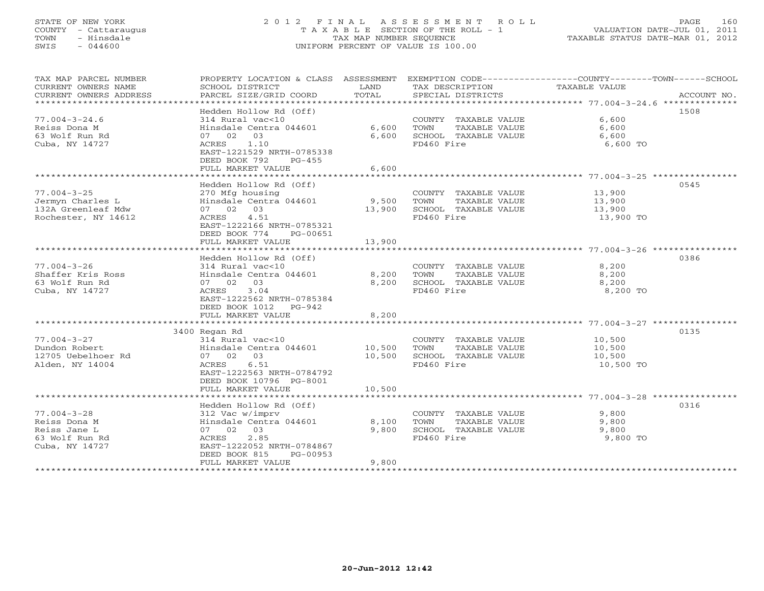STATE OF NEW YORK
COUNTY - Cattaraugus
TOWN - Hinsdale
SWIS - 044600

2012 FINAL ASSESSMENT ROLL
TAXABLE SECTION OF THE ROLL - 1
TAX MAP NUMBER SEQUENCE
UNIFORM PERCENT OF VALUE IS 100.00

VALUATION DATE-JUL 01, 2011
TAXABLE STATUS DATE-MAR 01, 2012

| TAX MAP PARCEL NUMBER / CURRENT OWNERS NAME / CURRENT OWNERS ADDRESS | PROPERTY LOCATION & CLASS / SCHOOL DISTRICT / PARCEL SIZE/GRID COORD | ASSESSMENT LAND | TOTAL | EXEMPTION CODE / TAX DESCRIPTION / SPECIAL DISTRICTS | COUNTY--------TOWN------SCHOOL TAXABLE VALUE | ACCOUNT NO. |
|---|---|---|---|---|---|---|
| 77.004-3-24.6 | Hedden Hollow Rd (Off) | | | | | 1508 |
| Reiss Dona M | 314 Rural vac<10 | | | COUNTY TAXABLE VALUE | 6,600 | |
| 63 Wolf Run Rd | Hinsdale Centra 044601 | 6,600 | | TOWN TAXABLE VALUE | 6,600 | |
| Cuba, NY 14727 | 07 02 03 | | 6,600 | SCHOOL TAXABLE VALUE | 6,600 | |
| | ACRES 1.10 | | | FD460 Fire | 6,600 TO | |
| | EAST-1221529 NRTH-0785338 | | | | | |
| | DEED BOOK 792 PG-455 | | | | | |
| | FULL MARKET VALUE | | 6,600 | | | |
| 77.004-3-25 | Hedden Hollow Rd (Off) | | | | | 0545 |
| Jermyn Charles L | 270 Mfg housing | | | COUNTY TAXABLE VALUE | 13,900 | |
| 132A Greenleaf Mdw | Hinsdale Centra 044601 | 9,500 | | TOWN TAXABLE VALUE | 13,900 | |
| Rochester, NY 14612 | 07 02 03 | | 13,900 | SCHOOL TAXABLE VALUE | 13,900 | |
| | ACRES 4.51 | | | FD460 Fire | 13,900 TO | |
| | EAST-1222166 NRTH-0785321 | | | | | |
| | DEED BOOK 774 PG-00651 | | | | | |
| | FULL MARKET VALUE | | 13,900 | | | |
| 77.004-3-26 | Hedden Hollow Rd (Off) | | | | | 0386 |
| Shaffer Kris Ross | 314 Rural vac<10 | | | COUNTY TAXABLE VALUE | 8,200 | |
| 63 Wolf Run Rd | Hinsdale Centra 044601 | 8,200 | | TOWN TAXABLE VALUE | 8,200 | |
| Cuba, NY 14727 | 07 02 03 | | 8,200 | SCHOOL TAXABLE VALUE | 8,200 | |
| | ACRES 3.04 | | | FD460 Fire | 8,200 TO | |
| | EAST-1222562 NRTH-0785384 | | | | | |
| | DEED BOOK 1012 PG-942 | | | | | |
| | FULL MARKET VALUE | | 8,200 | | | |
| 77.004-3-27 | 3400 Regan Rd | | | | | 0135 |
| Dundon Robert | 314 Rural vac<10 | | | COUNTY TAXABLE VALUE | 10,500 | |
| 12705 Uebelhoer Rd | Hinsdale Centra 044601 | 10,500 | | TOWN TAXABLE VALUE | 10,500 | |
| Alden, NY 14004 | 07 02 03 | | 10,500 | SCHOOL TAXABLE VALUE | 10,500 | |
| | ACRES 6.51 | | | FD460 Fire | 10,500 TO | |
| | EAST-1222563 NRTH-0784792 | | | | | |
| | DEED BOOK 10796 PG-8001 | | | | | |
| | FULL MARKET VALUE | | 10,500 | | | |
| 77.004-3-28 | Hedden Hollow Rd (Off) | | | | | 0316 |
| Reiss Dona M | 312 Vac w/imprv | | | COUNTY TAXABLE VALUE | 9,800 | |
| Reiss Jane L | Hinsdale Centra 044601 | 8,100 | | TOWN TAXABLE VALUE | 9,800 | |
| 63 Wolf Run Rd | 07 02 03 | | 9,800 | SCHOOL TAXABLE VALUE | 9,800 | |
| Cuba, NY 14727 | ACRES 2.85 | | | FD460 Fire | 9,800 TO | |
| | EAST-1222052 NRTH-0784867 | | | | | |
| | DEED BOOK 815 PG-00953 | | | | | |
| | FULL MARKET VALUE | | 9,800 | | | |

20-Jun-2012 12:42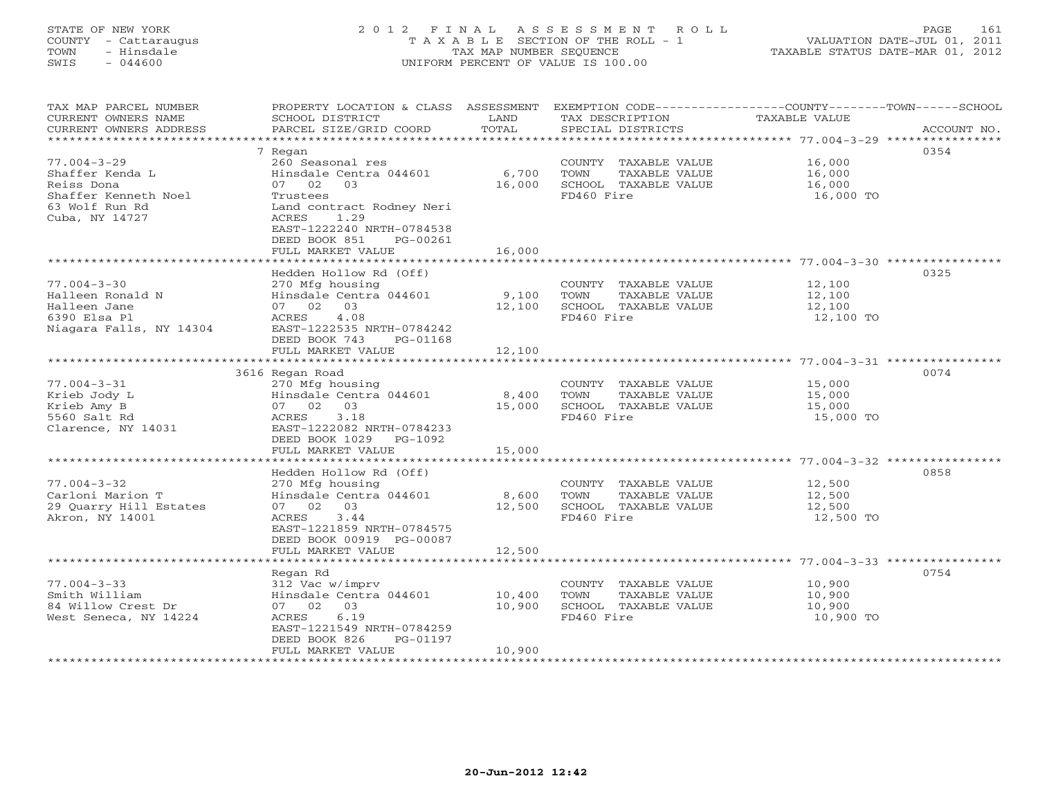STATE OF NEW YORK
COUNTY - Cattaraugus
TOWN - Hinsdale
SWIS - 044600

2012 FINAL ASSESSMENT ROLL
TAXABLE SECTION OF THE ROLL - 1
TAX MAP NUMBER SEQUENCE
UNIFORM PERCENT OF VALUE IS 100.00

VALUATION DATE-JUL 01, 2011
TAXABLE STATUS DATE-MAR 01, 2012

| TAX MAP PARCEL NUMBER / CURRENT OWNERS NAME / CURRENT OWNERS ADDRESS | PROPERTY LOCATION & CLASS / SCHOOL DISTRICT / PARCEL SIZE/GRID COORD | ASSESSMENT LAND / TOTAL | EXEMPTION CODE / TAX DESCRIPTION / SPECIAL DISTRICTS | COUNTY--------TOWN------SCHOOL TAXABLE VALUE | ACCOUNT NO. |
|---|---|---|---|---|---|
| 77.004-3-29 | 7 Regan | | | | 0354 |
| | 260 Seasonal res | | COUNTY TAXABLE VALUE | 16,000 | |
| Shaffer Kenda L | Hinsdale Centra 044601 | 6,700 | TOWN TAXABLE VALUE | 16,000 | |
| Reiss Dona | 07 02 03 | 16,000 | SCHOOL TAXABLE VALUE | 16,000 | |
| Shaffer Kenneth Noel | Trustees | | FD460 Fire | 16,000 TO | |
| 63 Wolf Run Rd | Land contract Rodney Neri | | | | |
| Cuba, NY 14727 | ACRES 1.29 | | | | |
| | EAST-1222240 NRTH-0784538 | | | | |
| | DEED BOOK 851 PG-00261 | | | | |
| | FULL MARKET VALUE | 16,000 | | | |
| 77.004-3-30 | Hedden Hollow Rd (Off) | | | | 0325 |
| | 270 Mfg housing | | COUNTY TAXABLE VALUE | 12,100 | |
| Halleen Ronald N | Hinsdale Centra 044601 | 9,100 | TOWN TAXABLE VALUE | 12,100 | |
| Halleen Jane | 07 02 03 | 12,100 | SCHOOL TAXABLE VALUE | 12,100 | |
| 6390 Elsa Pl | ACRES 4.08 | | FD460 Fire | 12,100 TO | |
| Niagara Falls, NY 14304 | EAST-1222535 NRTH-0784242 | | | | |
| | DEED BOOK 743 PG-01168 | | | | |
| | FULL MARKET VALUE | 12,100 | | | |
| 77.004-3-31 | 3616 Regan Road | | | | 0074 |
| | 270 Mfg housing | | COUNTY TAXABLE VALUE | 15,000 | |
| Krieb Jody L | Hinsdale Centra 044601 | 8,400 | TOWN TAXABLE VALUE | 15,000 | |
| Krieb Amy B | 07 02 03 | 15,000 | SCHOOL TAXABLE VALUE | 15,000 | |
| 5560 Salt Rd | ACRES 3.18 | | FD460 Fire | 15,000 TO | |
| Clarence, NY 14031 | EAST-1222082 NRTH-0784233 | | | | |
| | DEED BOOK 1029 PG-1092 | | | | |
| | FULL MARKET VALUE | 15,000 | | | |
| 77.004-3-32 | Hedden Hollow Rd (Off) | | | | 0858 |
| | 270 Mfg housing | | COUNTY TAXABLE VALUE | 12,500 | |
| Carloni Marion T | Hinsdale Centra 044601 | 8,600 | TOWN TAXABLE VALUE | 12,500 | |
| 29 Quarry Hill Estates | 07 02 03 | 12,500 | SCHOOL TAXABLE VALUE | 12,500 | |
| Akron, NY 14001 | ACRES 3.44 | | FD460 Fire | 12,500 TO | |
| | EAST-1221859 NRTH-0784575 | | | | |
| | DEED BOOK 00919 PG-00087 | | | | |
| | FULL MARKET VALUE | 12,500 | | | |
| 77.004-3-33 | Regan Rd | | | | 0754 |
| | 312 Vac w/imprv | | COUNTY TAXABLE VALUE | 10,900 | |
| Smith William | Hinsdale Centra 044601 | 10,400 | TOWN TAXABLE VALUE | 10,900 | |
| 84 Willow Crest Dr | 07 02 03 | 10,900 | SCHOOL TAXABLE VALUE | 10,900 | |
| West Seneca, NY 14224 | ACRES 6.19 | | FD460 Fire | 10,900 TO | |
| | EAST-1221549 NRTH-0784259 | | | | |
| | DEED BOOK 826 PG-01197 | | | | |
| | FULL MARKET VALUE | 10,900 | | | |

20-Jun-2012 12:42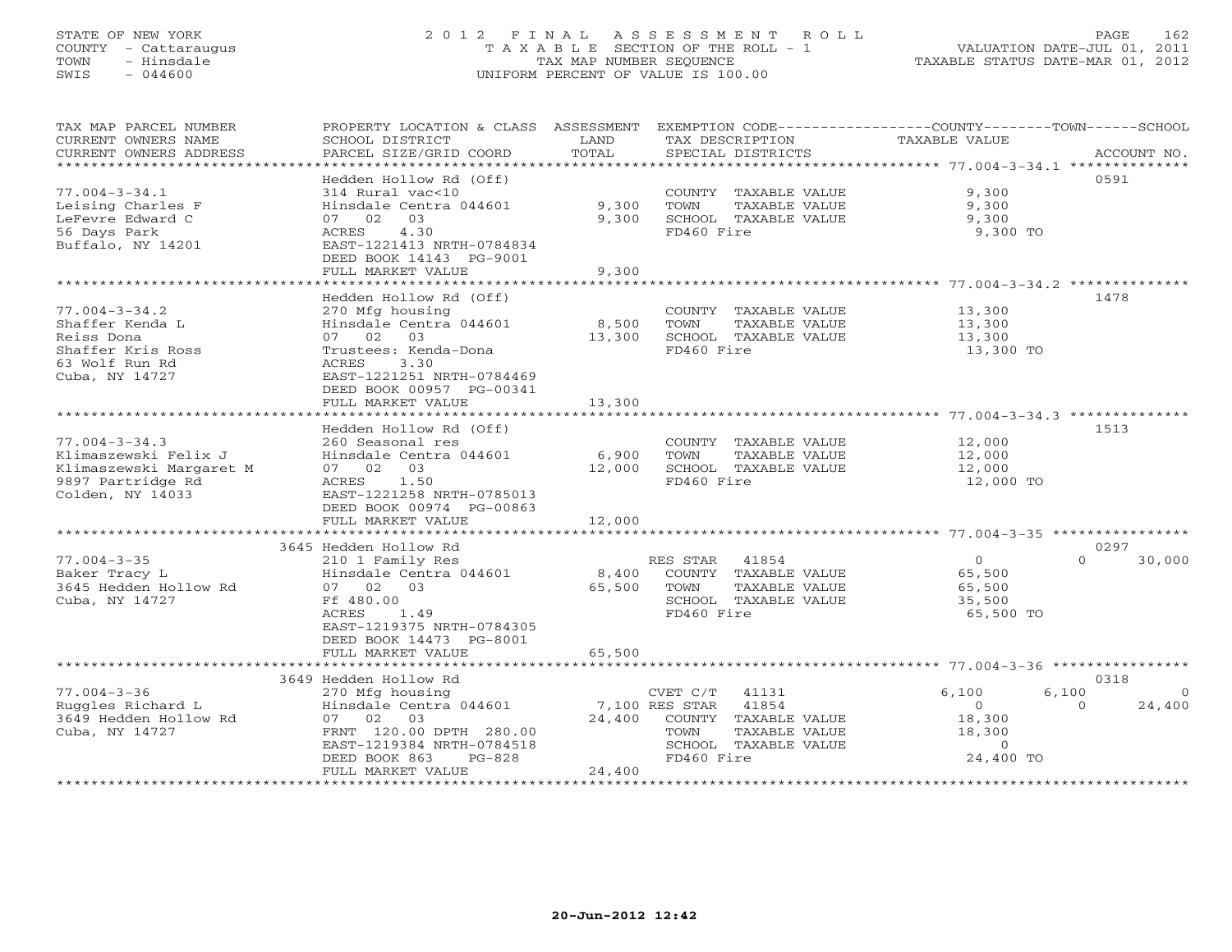STATE OF NEW YORK
COUNTY - Cattaraugus
TOWN - Hinsdale
SWIS - 044600

2012 FINAL ASSESSMENT ROLL
TAXABLE SECTION OF THE ROLL - 1
TAX MAP NUMBER SEQUENCE
UNIFORM PERCENT OF VALUE IS 100.00

VALUATION DATE-JUL 01, 2011
TAXABLE STATUS DATE-MAR 01, 2012

| TAX MAP PARCEL NUMBER / CURRENT OWNERS NAME / CURRENT OWNERS ADDRESS | PROPERTY LOCATION & CLASS / SCHOOL DISTRICT / PARCEL SIZE/GRID COORD | ASSESSMENT LAND / TOTAL | EXEMPTION CODE / TAX DESCRIPTION / SPECIAL DISTRICTS | COUNTY TAXABLE VALUE | TOWN | SCHOOL | ACCOUNT NO. |
|---|---|---|---|---|---|---|---|
| 77.004-3-34.1 | Hedden Hollow Rd (Off) | | | | | | 0591 |
| Leising Charles F | 314 Rural vac<10 | | COUNTY TAXABLE VALUE | 9,300 | | | |
| LeFevre Edward C | Hinsdale Centra 044601 | 9,300 | TOWN TAXABLE VALUE | 9,300 | | | |
| 56 Days Park | 07 02 03 | 9,300 | SCHOOL TAXABLE VALUE | 9,300 | | | |
| Buffalo, NY 14201 | ACRES 4.30 | | FD460 Fire | 9,300 TO | | | |
| | EAST-1221413 NRTH-0784834 | | | | | | |
| | DEED BOOK 14143 PG-9001 | | | | | | |
| | FULL MARKET VALUE | 9,300 | | | | | |
| 77.004-3-34.2 | Hedden Hollow Rd (Off) | | | | | | 1478 |
| Shaffer Kenda L | 270 Mfg housing | | COUNTY TAXABLE VALUE | 13,300 | | | |
| Reiss Dona | Hinsdale Centra 044601 | 8,500 | TOWN TAXABLE VALUE | 13,300 | | | |
| Shaffer Kris Ross | 07 02 03 | 13,300 | SCHOOL TAXABLE VALUE | 13,300 | | | |
| 63 Wolf Run Rd | Trustees: Kenda-Dona | | FD460 Fire | 13,300 TO | | | |
| Cuba, NY 14727 | ACRES 3.30 | | | | | | |
| | EAST-1221251 NRTH-0784469 | | | | | | |
| | DEED BOOK 00957 PG-00341 | | | | | | |
| | FULL MARKET VALUE | 13,300 | | | | | |
| 77.004-3-34.3 | Hedden Hollow Rd (Off) | | | | | | 1513 |
| Klimaszewski Felix J | 260 Seasonal res | | COUNTY TAXABLE VALUE | 12,000 | | | |
| Klimaszewski Margaret M | Hinsdale Centra 044601 | 6,900 | TOWN TAXABLE VALUE | 12,000 | | | |
| 9897 Partridge Rd | 07 02 03 | 12,000 | SCHOOL TAXABLE VALUE | 12,000 | | | |
| Colden, NY 14033 | ACRES 1.50 | | FD460 Fire | 12,000 TO | | | |
| | EAST-1221258 NRTH-0785013 | | | | | | |
| | DEED BOOK 00974 PG-00863 | | | | | | |
| | FULL MARKET VALUE | 12,000 | | | | | |
| 77.004-3-35 | 3645 Hedden Hollow Rd | | | | | | 0297 |
| Baker Tracy L | 210 1 Family Res | | RES STAR 41854 | 0 | 0 | 30,000 | |
| 3645 Hedden Hollow Rd | Hinsdale Centra 044601 | 8,400 | COUNTY TAXABLE VALUE | 65,500 | | | |
| Cuba, NY 14727 | 07 02 03 | 65,500 | TOWN TAXABLE VALUE | 65,500 | | | |
| | Ff 480.00 | | SCHOOL TAXABLE VALUE | 35,500 | | | |
| | ACRES 1.49 | | FD460 Fire | 65,500 TO | | | |
| | EAST-1219375 NRTH-0784305 | | | | | | |
| | DEED BOOK 14473 PG-8001 | | | | | | |
| | FULL MARKET VALUE | 65,500 | | | | | |
| 77.004-3-36 | 3649 Hedden Hollow Rd | | | | | | 0318 |
| Ruggles Richard L | 270 Mfg housing | | CVET C/T 41131 | 6,100 | 6,100 | 0 | |
| 3649 Hedden Hollow Rd | Hinsdale Centra 044601 | 7,100 | RES STAR 41854 | 0 | 0 | 24,400 | |
| Cuba, NY 14727 | 07 02 03 | 24,400 | COUNTY TAXABLE VALUE | 18,300 | | | |
| | FRNT 120.00 DPTH 280.00 | | TOWN TAXABLE VALUE | 18,300 | | | |
| | EAST-1219384 NRTH-0784518 | | SCHOOL TAXABLE VALUE | 0 | | | |
| | DEED BOOK 863 PG-828 | | FD460 Fire | 24,400 TO | | | |
| | FULL MARKET VALUE | 24,400 | | | | | |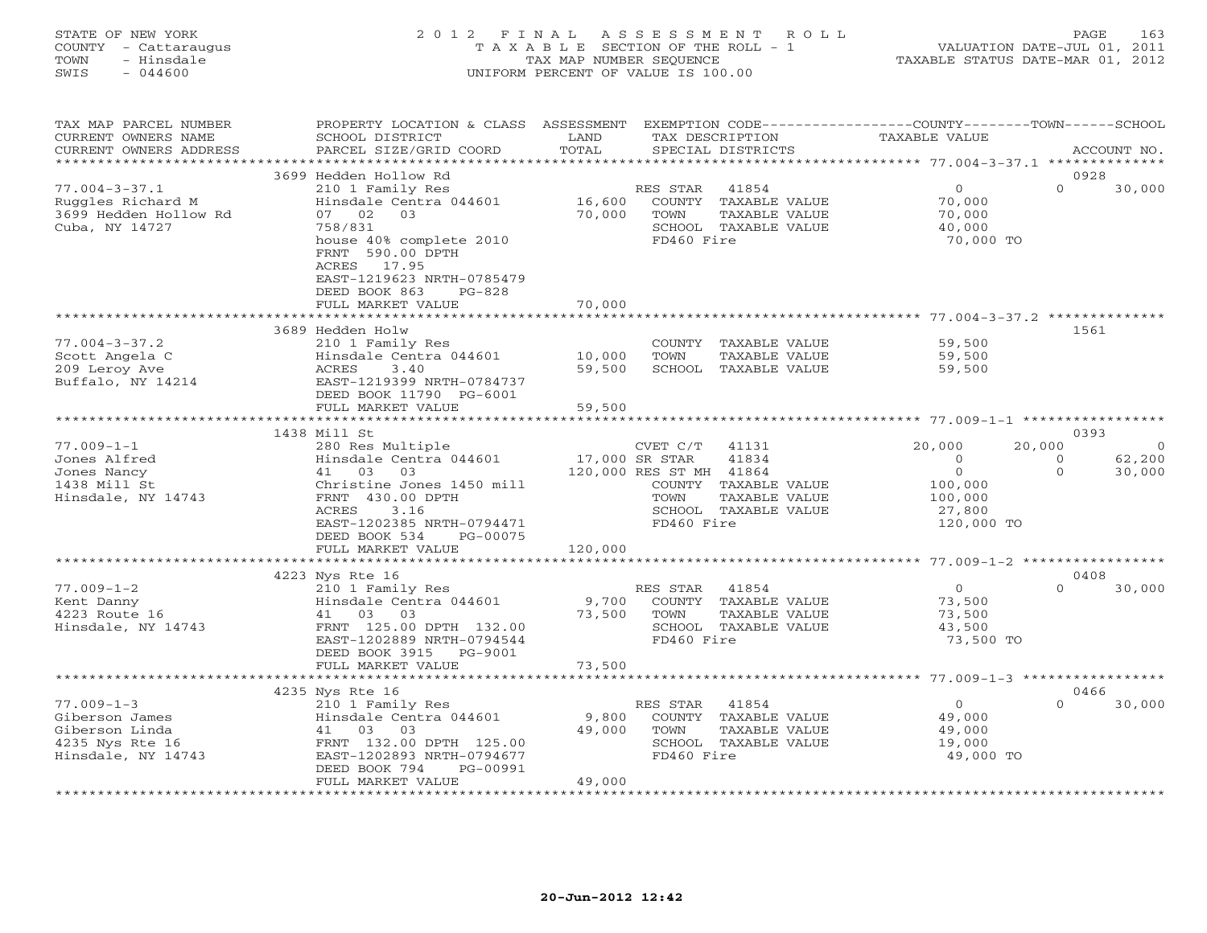STATE OF NEW YORK
COUNTY - Cattaraugus
TOWN - Hinsdale
SWIS - 044600

2012 FINAL ASSESSMENT ROLL
TAXABLE SECTION OF THE ROLL - 1
TAX MAP NUMBER SEQUENCE
UNIFORM PERCENT OF VALUE IS 100.00

VALUATION DATE-JUL 01, 2011
TAXABLE STATUS DATE-MAR 01, 2012

| TAX MAP PARCEL NUMBER / CURRENT OWNERS NAME / CURRENT OWNERS ADDRESS | PROPERTY LOCATION & CLASS / SCHOOL DISTRICT / PARCEL SIZE/GRID COORD | LAND / ASSESSMENT TOTAL | EXEMPTION CODE / TAX DESCRIPTION / SPECIAL DISTRICTS | COUNTY TAXABLE VALUE | TOWN | SCHOOL / ACCOUNT NO. |
|---|---|---|---|---|---|---|
| | 3699 Hedden Hollow Rd | | | | | 0928 |
| 77.004-3-37.1 | 210 1 Family Res | | RES STAR 41854 | 0 | 0 | 30,000 |
| Ruggles Richard M | Hinsdale Centra 044601 | 16,600 | COUNTY TAXABLE VALUE | 70,000 | | |
| 3699 Hedden Hollow Rd | 07 02 03 | 70,000 | TOWN TAXABLE VALUE | 70,000 | | |
| Cuba, NY 14727 | 758/831 | | SCHOOL TAXABLE VALUE | 40,000 | | |
| | house 40% complete 2010 | | FD460 Fire | 70,000 TO | | |
| | FRNT 590.00 DPTH | | | | | |
| | ACRES 17.95 | | | | | |
| | EAST-1219623 NRTH-0785479 | | | | | |
| | DEED BOOK 863 PG-828 | | | | | |
| | FULL MARKET VALUE | 70,000 | | | | |
| | 3689 Hedden Holw | | | | | 1561 |
| 77.004-3-37.2 | 210 1 Family Res | | COUNTY TAXABLE VALUE | 59,500 | | |
| Scott Angela C | Hinsdale Centra 044601 | 10,000 | TOWN TAXABLE VALUE | 59,500 | | |
| 209 Leroy Ave | ACRES 3.40 | 59,500 | SCHOOL TAXABLE VALUE | 59,500 | | |
| Buffalo, NY 14214 | EAST-1219399 NRTH-0784737 | | | | | |
| | DEED BOOK 11790 PG-6001 | | | | | |
| | FULL MARKET VALUE | 59,500 | | | | |
| | 1438 Mill St | | | | | 0393 |
| 77.009-1-1 | 280 Res Multiple | | CVET C/T 41131 | 20,000 | 20,000 | 0 |
| Jones Alfred | Hinsdale Centra 044601 | 17,000 | SR STAR 41834 | 0 | 0 | 62,200 |
| Jones Nancy | 41 03 03 | 120,000 | RES ST MH 41864 | 0 | 0 | 30,000 |
| 1438 Mill St | Christine Jones 1450 mill | | COUNTY TAXABLE VALUE | 100,000 | | |
| Hinsdale, NY 14743 | FRNT 430.00 DPTH | | TOWN TAXABLE VALUE | 100,000 | | |
| | ACRES 3.16 | | SCHOOL TAXABLE VALUE | 27,800 | | |
| | EAST-1202385 NRTH-0794471 | | FD460 Fire | 120,000 TO | | |
| | DEED BOOK 534 PG-00075 | | | | | |
| | FULL MARKET VALUE | 120,000 | | | | |
| | 4223 Nys Rte 16 | | | | | 0408 |
| 77.009-1-2 | 210 1 Family Res | | RES STAR 41854 | 0 | 0 | 30,000 |
| Kent Danny | Hinsdale Centra 044601 | 9,700 | COUNTY TAXABLE VALUE | 73,500 | | |
| 4223 Route 16 | 41 03 03 | 73,500 | TOWN TAXABLE VALUE | 73,500 | | |
| Hinsdale, NY 14743 | FRNT 125.00 DPTH 132.00 | | SCHOOL TAXABLE VALUE | 43,500 | | |
| | EAST-1202889 NRTH-0794544 | | FD460 Fire | 73,500 TO | | |
| | DEED BOOK 3915 PG-9001 | | | | | |
| | FULL MARKET VALUE | 73,500 | | | | |
| | 4235 Nys Rte 16 | | | | | 0466 |
| 77.009-1-3 | 210 1 Family Res | | RES STAR 41854 | 0 | 0 | 30,000 |
| Giberson James | Hinsdale Centra 044601 | 9,800 | COUNTY TAXABLE VALUE | 49,000 | | |
| Giberson Linda | 41 03 03 | 49,000 | TOWN TAXABLE VALUE | 49,000 | | |
| 4235 Nys Rte 16 | FRNT 132.00 DPTH 125.00 | | SCHOOL TAXABLE VALUE | 19,000 | | |
| Hinsdale, NY 14743 | EAST-1202893 NRTH-0794677 | | FD460 Fire | 49,000 TO | | |
| | DEED BOOK 794 PG-00991 | | | | | |
| | FULL MARKET VALUE | 49,000 | | | | |

20-Jun-2012 12:42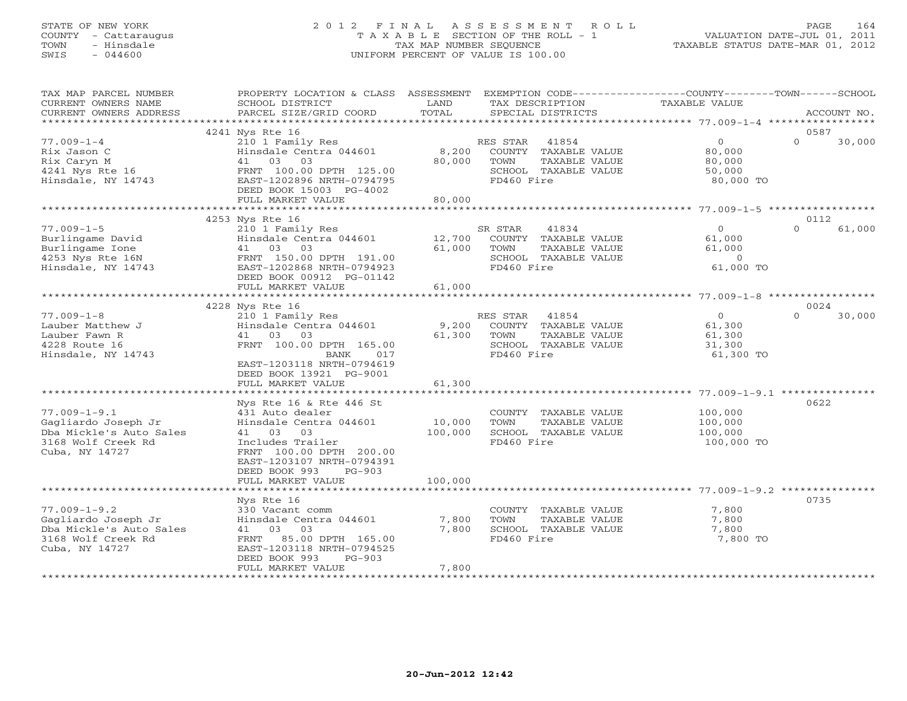STATE OF NEW YORK
COUNTY - Cattaraugus
TOWN - Hinsdale
SWIS - 044600

# 2012 FINAL ASSESSMENT ROLL
TAXABLE SECTION OF THE ROLL - 1
TAX MAP NUMBER SEQUENCE
UNIFORM PERCENT OF VALUE IS 100.00

VALUATION DATE-JUL 01, 2011
TAXABLE STATUS DATE-MAR 01, 2012

| TAX MAP PARCEL NUMBER / CURRENT OWNERS NAME / CURRENT OWNERS ADDRESS | PROPERTY LOCATION & CLASS / SCHOOL DISTRICT / PARCEL SIZE/GRID COORD | ASSESSMENT LAND / TOTAL | EXEMPTION CODE / TAX DESCRIPTION / SPECIAL DISTRICTS | COUNTY / TOWN / SCHOOL TAXABLE VALUE | ACCOUNT NO. |
|---|---|---|---|---|---|
| | 4241 Nys Rte 16 | | | | 0587 |
| 77.009-1-4 | 210 1 Family Res | | RES STAR 41854 | 0 | 0 30,000 |
| Rix Jason C | Hinsdale Centra 044601 | 8,200 | COUNTY TAXABLE VALUE | 80,000 | |
| Rix Caryn M | 41 03 03 | 80,000 | TOWN TAXABLE VALUE | 80,000 | |
| 4241 Nys Rte 16 | FRNT 100.00 DPTH 125.00 | | SCHOOL TAXABLE VALUE | 50,000 | |
| Hinsdale, NY 14743 | EAST-1202896 NRTH-0794795 | | FD460 Fire | 80,000 TO | |
| | DEED BOOK 15003 PG-4002 | | | | |
| | FULL MARKET VALUE | 80,000 | | | |
| | 4253 Nys Rte 16 | | | | 0112 |
| 77.009-1-5 | 210 1 Family Res | | SR STAR 41834 | 0 | 0 61,000 |
| Burlingame David | Hinsdale Centra 044601 | 12,700 | COUNTY TAXABLE VALUE | 61,000 | |
| Burlingame Ione | 41 03 03 | 61,000 | TOWN TAXABLE VALUE | 61,000 | |
| 4253 Nys Rte 16N | FRNT 150.00 DPTH 191.00 | | SCHOOL TAXABLE VALUE | 0 | |
| Hinsdale, NY 14743 | EAST-1202868 NRTH-0794923 | | FD460 Fire | 61,000 TO | |
| | DEED BOOK 00912 PG-01142 | | | | |
| | FULL MARKET VALUE | 61,000 | | | |
| | 4228 Nys Rte 16 | | | | 0024 |
| 77.009-1-8 | 210 1 Family Res | | RES STAR 41854 | 0 | 0 30,000 |
| Lauber Matthew J | Hinsdale Centra 044601 | 9,200 | COUNTY TAXABLE VALUE | 61,300 | |
| Lauber Fawn R | 41 03 03 | 61,300 | TOWN TAXABLE VALUE | 61,300 | |
| 4228 Route 16 | FRNT 100.00 DPTH 165.00 | | SCHOOL TAXABLE VALUE | 31,300 | |
| Hinsdale, NY 14743 | BANK 017 | | FD460 Fire | 61,300 TO | |
| | EAST-1203118 NRTH-0794619 | | | | |
| | DEED BOOK 13921 PG-9001 | | | | |
| | FULL MARKET VALUE | 61,300 | | | |
| | Nys Rte 16 & Rte 446 St | | | | 0622 |
| 77.009-1-9.1 | 431 Auto dealer | | COUNTY TAXABLE VALUE | 100,000 | |
| Gagliardo Joseph Jr | Hinsdale Centra 044601 | 10,000 | TOWN TAXABLE VALUE | 100,000 | |
| Dba Mickle's Auto Sales | 41 03 03 | 100,000 | SCHOOL TAXABLE VALUE | 100,000 | |
| 3168 Wolf Creek Rd | Includes Trailer | | FD460 Fire | 100,000 TO | |
| Cuba, NY 14727 | FRNT 100.00 DPTH 200.00 | | | | |
| | EAST-1203107 NRTH-0794391 | | | | |
| | DEED BOOK 993 PG-903 | | | | |
| | FULL MARKET VALUE | 100,000 | | | |
| | Nys Rte 16 | | | | 0735 |
| 77.009-1-9.2 | 330 Vacant comm | | COUNTY TAXABLE VALUE | 7,800 | |
| Gagliardo Joseph Jr | Hinsdale Centra 044601 | 7,800 | TOWN TAXABLE VALUE | 7,800 | |
| Dba Mickle's Auto Sales | 41 03 03 | 7,800 | SCHOOL TAXABLE VALUE | 7,800 | |
| 3168 Wolf Creek Rd | FRNT 85.00 DPTH 165.00 | | FD460 Fire | 7,800 TO | |
| Cuba, NY 14727 | EAST-1203118 NRTH-0794525 | | | | |
| | DEED BOOK 993 PG-903 | | | | |
| | FULL MARKET VALUE | 7,800 | | | |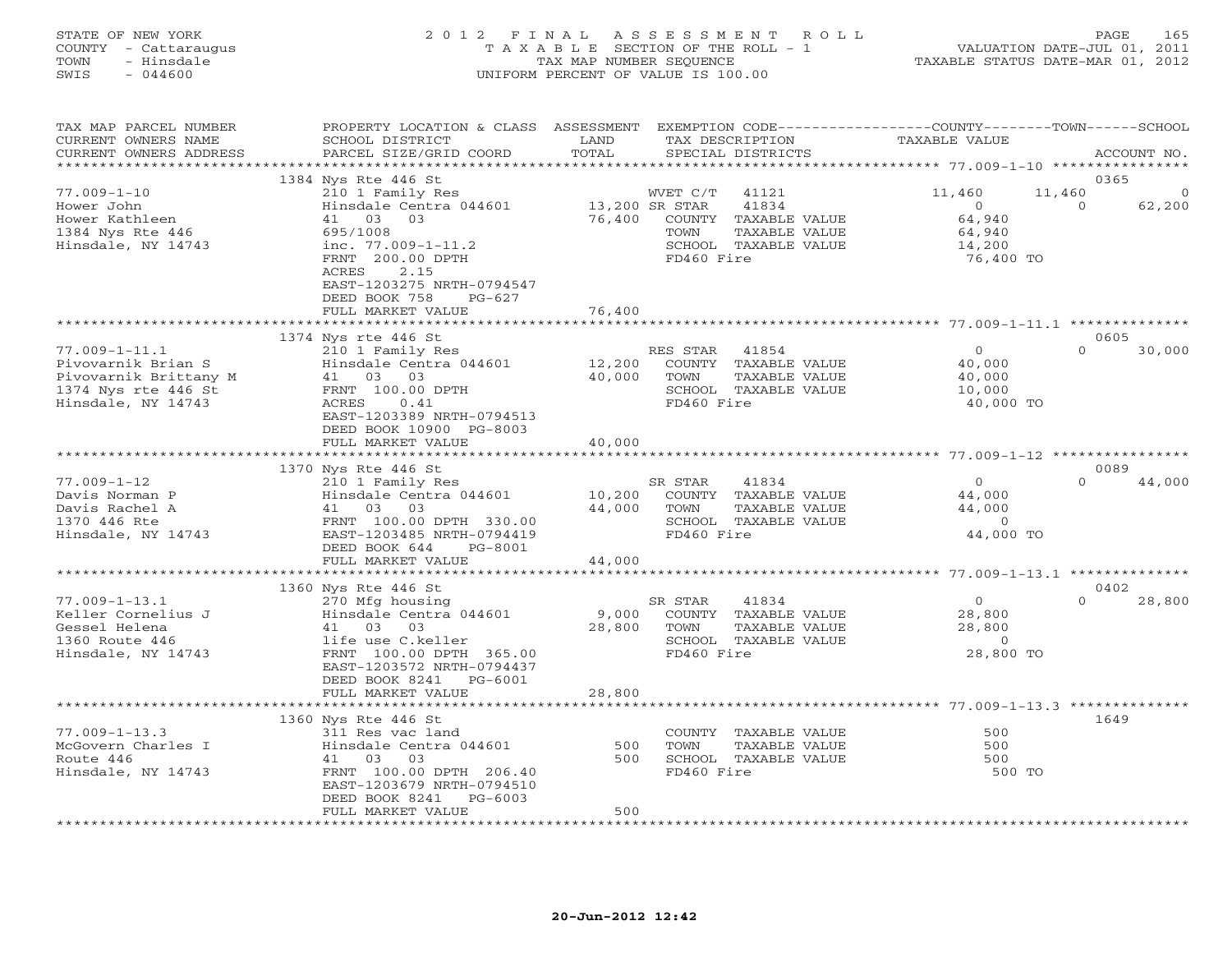STATE OF NEW YORK
COUNTY - Cattaraugus
TOWN - Hinsdale
SWIS - 044600

# 2012 FINAL ASSESSMENT ROLL
TAXABLE SECTION OF THE ROLL - 1
TAX MAP NUMBER SEQUENCE
UNIFORM PERCENT OF VALUE IS 100.00

VALUATION DATE-JUL 01, 2011
TAXABLE STATUS DATE-MAR 01, 2012

| TAX MAP PARCEL NUMBER / CURRENT OWNERS NAME / CURRENT OWNERS ADDRESS | PROPERTY LOCATION & CLASS / SCHOOL DISTRICT / PARCEL SIZE/GRID COORD | ASSESSMENT LAND / TOTAL | EXEMPTION CODE / TAX DESCRIPTION / SPECIAL DISTRICTS | COUNTY TAXABLE VALUE | TOWN | SCHOOL | ACCOUNT NO. |
|---|---|---|---|---|---|---|---|
| **77.009-1-10** | 1384 Nys Rte 446 St | | | | | | 0365 |
| Hower John | 210 1 Family Res | | WVET C/T 41121 | 11,460 | 11,460 | 0 | |
| Hower Kathleen | Hinsdale Centra 044601 | 13,200 | SR STAR 41834 | 0 | 0 | 62,200 | |
| 1384 Nys Rte 446 | 41 03 03 | 76,400 | COUNTY TAXABLE VALUE | 64,940 | | | |
| Hinsdale, NY 14743 | 695/1008 | | TOWN TAXABLE VALUE | 64,940 | | | |
| | inc. 77.009-1-11.2 | | SCHOOL TAXABLE VALUE | 14,200 | | | |
| | FRNT 200.00 DPTH | | FD460 Fire | 76,400 TO | | | |
| | ACRES 2.15 | | | | | | |
| | EAST-1203275 NRTH-0794547 | | | | | | |
| | DEED BOOK 758 PG-627 | | | | | | |
| | FULL MARKET VALUE | 76,400 | | | | | |
| **77.009-1-11.1** | 1374 Nys rte 446 St | | | | | | 0605 |
| Pivovarnik Brian S | 210 1 Family Res | | RES STAR 41854 | 0 | 0 | 30,000 | |
| Pivovarnik Brittany M | Hinsdale Centra 044601 | 12,200 | COUNTY TAXABLE VALUE | 40,000 | | | |
| 1374 Nys rte 446 St | 41 03 03 | 40,000 | TOWN TAXABLE VALUE | 40,000 | | | |
| Hinsdale, NY 14743 | FRNT 100.00 DPTH | | SCHOOL TAXABLE VALUE | 10,000 | | | |
| | ACRES 0.41 | | FD460 Fire | 40,000 TO | | | |
| | EAST-1203389 NRTH-0794513 | | | | | | |
| | DEED BOOK 10900 PG-8003 | | | | | | |
| | FULL MARKET VALUE | 40,000 | | | | | |
| **77.009-1-12** | 1370 Nys Rte 446 St | | | | | | 0089 |
| Davis Norman P | 210 1 Family Res | | SR STAR 41834 | 0 | 0 | 44,000 | |
| Davis Rachel A | Hinsdale Centra 044601 | 10,200 | COUNTY TAXABLE VALUE | 44,000 | | | |
| 1370 446 Rte | 41 03 03 | 44,000 | TOWN TAXABLE VALUE | 44,000 | | | |
| Hinsdale, NY 14743 | FRNT 100.00 DPTH 330.00 | | SCHOOL TAXABLE VALUE | 0 | | | |
| | EAST-1203485 NRTH-0794419 | | FD460 Fire | 44,000 TO | | | |
| | DEED BOOK 644 PG-8001 | | | | | | |
| | FULL MARKET VALUE | 44,000 | | | | | |
| **77.009-1-13.1** | 1360 Nys Rte 446 St | | | | | | 0402 |
| Keller Cornelius J | 270 Mfg housing | | SR STAR 41834 | 0 | 0 | 28,800 | |
| Gessel Helena | Hinsdale Centra 044601 | 9,000 | COUNTY TAXABLE VALUE | 28,800 | | | |
| 1360 Route 446 | 41 03 03 | 28,800 | TOWN TAXABLE VALUE | 28,800 | | | |
| Hinsdale, NY 14743 | life use C.keller | | SCHOOL TAXABLE VALUE | 0 | | | |
| | FRNT 100.00 DPTH 365.00 | | FD460 Fire | 28,800 TO | | | |
| | EAST-1203572 NRTH-0794437 | | | | | | |
| | DEED BOOK 8241 PG-6001 | | | | | | |
| | FULL MARKET VALUE | 28,800 | | | | | |
| **77.009-1-13.3** | 1360 Nys Rte 446 St | | | | | | 1649 |
| McGovern Charles I | 311 Res vac land | | COUNTY TAXABLE VALUE | 500 | | | |
| Route 446 | Hinsdale Centra 044601 | 500 | TOWN TAXABLE VALUE | 500 | | | |
| Hinsdale, NY 14743 | 41 03 03 | 500 | SCHOOL TAXABLE VALUE | 500 | | | |
| | FRNT 100.00 DPTH 206.40 | | FD460 Fire | 500 TO | | | |
| | EAST-1203679 NRTH-0794510 | | | | | | |
| | DEED BOOK 8241 PG-6003 | | | | | | |
| | FULL MARKET VALUE | 500 | | | | | |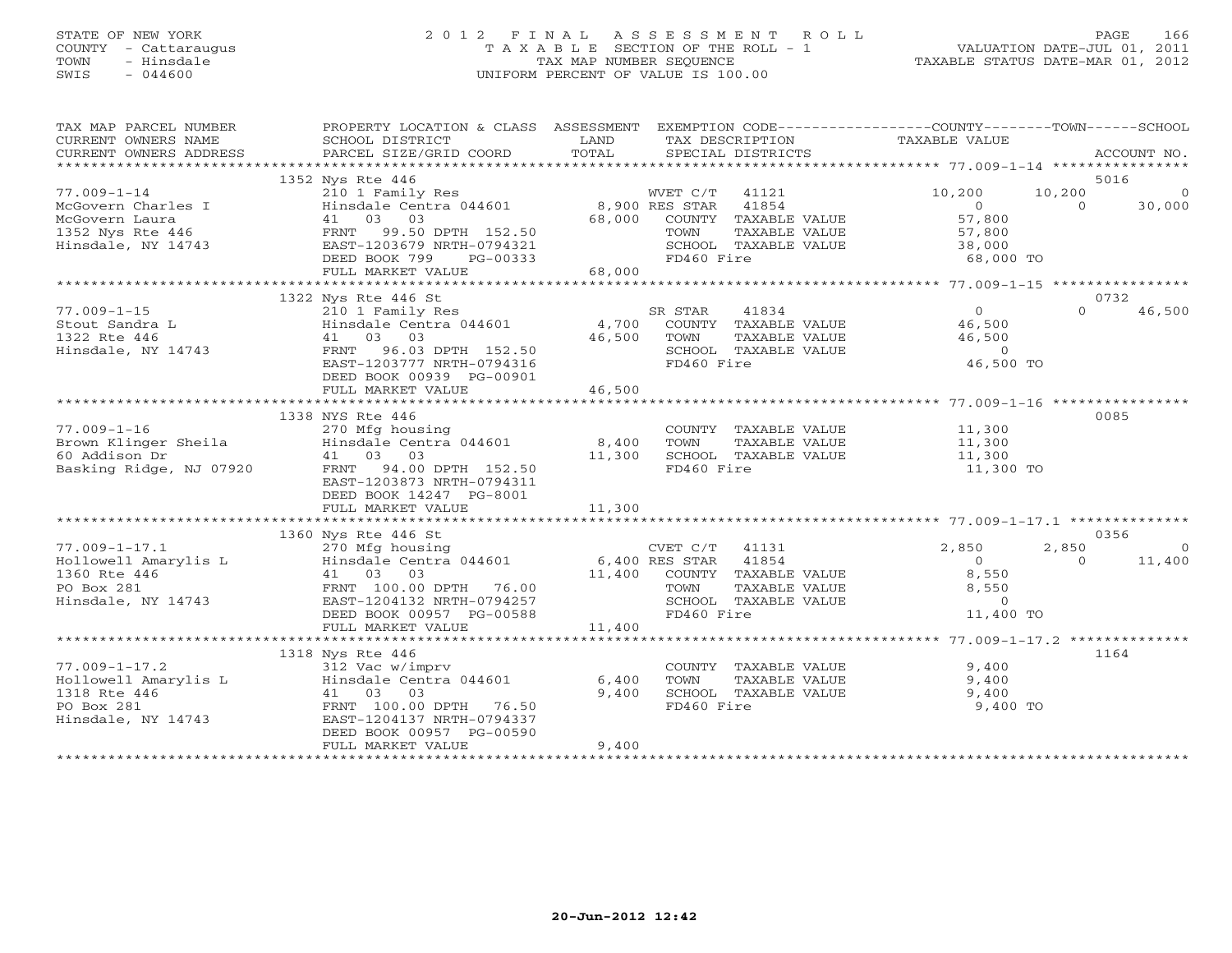STATE OF NEW YORK
COUNTY - Cattaraugus
TOWN - Hinsdale
SWIS - 044600

# 2012 FINAL ASSESSMENT ROLL

TAXABLE SECTION OF THE ROLL - 1
TAX MAP NUMBER SEQUENCE
UNIFORM PERCENT OF VALUE IS 100.00

VALUATION DATE-JUL 01, 2011
TAXABLE STATUS DATE-MAR 01, 2012

| TAX MAP PARCEL NUMBER / CURRENT OWNERS NAME / CURRENT OWNERS ADDRESS | PROPERTY LOCATION & CLASS / SCHOOL DISTRICT / PARCEL SIZE/GRID COORD | ASSESSMENT LAND / TOTAL | EXEMPTION CODE / TAX DESCRIPTION / SPECIAL DISTRICTS | COUNTY TAXABLE VALUE | TOWN | SCHOOL | ACCOUNT NO. |
|---|---|---|---|---|---|---|---|
| | 1352 Nys Rte 446 | | | | | | 5016 |
| 77.009-1-14 | 210 1 Family Res | | WVET C/T 41121 | 10,200 | 10,200 | 0 | |
| McGovern Charles I | Hinsdale Centra 044601 | 8,900 | RES STAR 41854 | 0 | 0 | 30,000 | |
| McGovern Laura | 41 03 03 | 68,000 | COUNTY TAXABLE VALUE | 57,800 | | | |
| 1352 Nys Rte 446 | FRNT 99.50 DPTH 152.50 | | TOWN TAXABLE VALUE | 57,800 | | | |
| Hinsdale, NY 14743 | EAST-1203679 NRTH-0794321 | | SCHOOL TAXABLE VALUE | 38,000 | | | |
| | DEED BOOK 799 PG-00333 | | FD460 Fire | 68,000 TO | | | |
| | FULL MARKET VALUE | 68,000 | | | | | |
| | 1322 Nys Rte 446 St | | | | | | 0732 |
| 77.009-1-15 | 210 1 Family Res | | SR STAR 41834 | 0 | 0 | 46,500 | |
| Stout Sandra L | Hinsdale Centra 044601 | 4,700 | COUNTY TAXABLE VALUE | 46,500 | | | |
| 1322 Rte 446 | 41 03 03 | 46,500 | TOWN TAXABLE VALUE | 46,500 | | | |
| Hinsdale, NY 14743 | FRNT 96.03 DPTH 152.50 | | SCHOOL TAXABLE VALUE | 0 | | | |
| | EAST-1203777 NRTH-0794316 | | FD460 Fire | 46,500 TO | | | |
| | DEED BOOK 00939 PG-00901 | | | | | | |
| | FULL MARKET VALUE | 46,500 | | | | | |
| | 1338 NYS Rte 446 | | | | | | 0085 |
| 77.009-1-16 | 270 Mfg housing | | COUNTY TAXABLE VALUE | 11,300 | | | |
| Brown Klinger Sheila | Hinsdale Centra 044601 | 8,400 | TOWN TAXABLE VALUE | 11,300 | | | |
| 60 Addison Dr | 41 03 03 | 11,300 | SCHOOL TAXABLE VALUE | 11,300 | | | |
| Basking Ridge, NJ 07920 | FRNT 94.00 DPTH 152.50 | | FD460 Fire | 11,300 TO | | | |
| | EAST-1203873 NRTH-0794311 | | | | | | |
| | DEED BOOK 14247 PG-8001 | | | | | | |
| | FULL MARKET VALUE | 11,300 | | | | | |
| | 1360 Nys Rte 446 St | | | | | | 0356 |
| 77.009-1-17.1 | 270 Mfg housing | | CVET C/T 41131 | 2,850 | 2,850 | 0 | |
| Hollowell Amarylis L | Hinsdale Centra 044601 | 6,400 | RES STAR 41854 | 0 | 0 | 11,400 | |
| 1360 Rte 446 | 41 03 03 | 11,400 | COUNTY TAXABLE VALUE | 8,550 | | | |
| PO Box 281 | FRNT 100.00 DPTH 76.00 | | TOWN TAXABLE VALUE | 8,550 | | | |
| Hinsdale, NY 14743 | EAST-1204132 NRTH-0794257 | | SCHOOL TAXABLE VALUE | 0 | | | |
| | DEED BOOK 00957 PG-00588 | | FD460 Fire | 11,400 TO | | | |
| | FULL MARKET VALUE | 11,400 | | | | | |
| | 1318 Nys Rte 446 | | | | | | 1164 |
| 77.009-1-17.2 | 312 Vac w/imprv | | COUNTY TAXABLE VALUE | 9,400 | | | |
| Hollowell Amarylis L | Hinsdale Centra 044601 | 6,400 | TOWN TAXABLE VALUE | 9,400 | | | |
| 1318 Rte 446 | 41 03 03 | 9,400 | SCHOOL TAXABLE VALUE | 9,400 | | | |
| PO Box 281 | FRNT 100.00 DPTH 76.50 | | FD460 Fire | 9,400 TO | | | |
| Hinsdale, NY 14743 | EAST-1204137 NRTH-0794337 | | | | | | |
| | DEED BOOK 00957 PG-00590 | | | | | | |
| | FULL MARKET VALUE | 9,400 | | | | | |

20-Jun-2012 12:42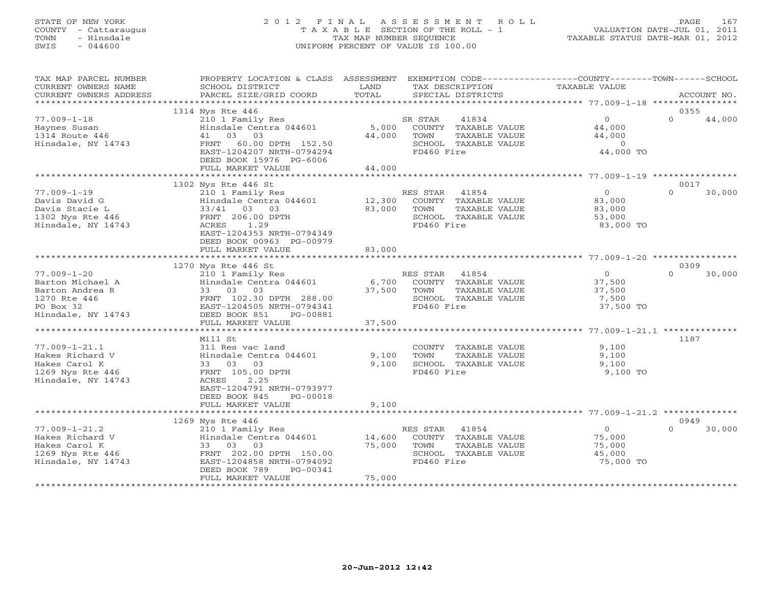STATE OF NEW YORK
COUNTY - Cattaraugus
TOWN - Hinsdale
SWIS - 044600

# 2012 FINAL ASSESSMENT ROLL

TAXABLE SECTION OF THE ROLL - 1
TAX MAP NUMBER SEQUENCE
UNIFORM PERCENT OF VALUE IS 100.00

VALUATION DATE-JUL 01, 2011
TAXABLE STATUS DATE-MAR 01, 2012

| TAX MAP PARCEL NUMBER / CURRENT OWNERS NAME / CURRENT OWNERS ADDRESS | PROPERTY LOCATION & CLASS / SCHOOL DISTRICT / PARCEL SIZE/GRID COORD | ASSESSMENT LAND | TOTAL | EXEMPTION CODE / TAX DESCRIPTION / SPECIAL DISTRICTS | COUNTY TAXABLE VALUE | TOWN | SCHOOL / ACCOUNT NO. |
|---|---|---|---|---|---|---|---|
| | 1314 Nys Rte 446 | | | | | | 0355 |
| 77.009-1-18 | 210 1 Family Res | | | SR STAR 41834 | 0 | 0 | 44,000 |
| Haynes Susan | Hinsdale Centra 044601 | 5,000 | | COUNTY TAXABLE VALUE | 44,000 | | |
| 1314 Route 446 | 41 03 03 | | 44,000 | TOWN TAXABLE VALUE | 44,000 | | |
| Hinsdale, NY 14743 | FRNT 60.00 DPTH 152.50 | | | SCHOOL TAXABLE VALUE | 0 | | |
| | EAST-1204207 NRTH-0794294 | | | FD460 Fire | 44,000 TO | | |
| | DEED BOOK 15976 PG-6006 | | | | | | |
| | FULL MARKET VALUE | | 44,000 | | | | |
| | 1302 Nys Rte 446 St | | | | | | 0017 |
| 77.009-1-19 | 210 1 Family Res | | | RES STAR 41854 | 0 | 0 | 30,000 |
| Davis David G | Hinsdale Centra 044601 | 12,300 | | COUNTY TAXABLE VALUE | 83,000 | | |
| Davis Stacie L | 33/41 03 03 | | 83,000 | TOWN TAXABLE VALUE | 83,000 | | |
| 1302 Nys Rte 446 | FRNT 206.00 DPTH | | | SCHOOL TAXABLE VALUE | 53,000 | | |
| Hinsdale, NY 14743 | ACRES 1.29 | | | FD460 Fire | 83,000 TO | | |
| | EAST-1204353 NRTH-0794349 | | | | | | |
| | DEED BOOK 00963 PG-00979 | | | | | | |
| | FULL MARKET VALUE | | 83,000 | | | | |
| | 1270 Nys Rte 446 St | | | | | | 0309 |
| 77.009-1-20 | 210 1 Family Res | | | RES STAR 41854 | 0 | 0 | 30,000 |
| Barton Michael A | Hinsdale Centra 044601 | 6,700 | | COUNTY TAXABLE VALUE | 37,500 | | |
| Barton Andrea R | 33 03 03 | | 37,500 | TOWN TAXABLE VALUE | 37,500 | | |
| 1270 Rte 446 | FRNT 102.30 DPTH 288.00 | | | SCHOOL TAXABLE VALUE | 7,500 | | |
| PO Box 32 | EAST-1204505 NRTH-0794341 | | | FD460 Fire | 37,500 TO | | |
| Hinsdale, NY 14743 | DEED BOOK 851 PG-00881 | | | | | | |
| | FULL MARKET VALUE | | 37,500 | | | | |
| | Mill St | | | | | | 1187 |
| 77.009-1-21.1 | 311 Res vac land | | | COUNTY TAXABLE VALUE | 9,100 | | |
| Hakes Richard V | Hinsdale Centra 044601 | 9,100 | | TOWN TAXABLE VALUE | 9,100 | | |
| Hakes Carol K | 33 03 03 | | 9,100 | SCHOOL TAXABLE VALUE | 9,100 | | |
| 1269 Nys Rte 446 | FRNT 105.00 DPTH | | | FD460 Fire | 9,100 TO | | |
| Hinsdale, NY 14743 | ACRES 2.25 | | | | | | |
| | EAST-1204791 NRTH-0793977 | | | | | | |
| | DEED BOOK 845 PG-00018 | | | | | | |
| | FULL MARKET VALUE | | 9,100 | | | | |
| | 1269 Nys Rte 446 | | | | | | 0949 |
| 77.009-1-21.2 | 210 1 Family Res | | | RES STAR 41854 | 0 | 0 | 30,000 |
| Hakes Richard V | Hinsdale Centra 044601 | 14,600 | | COUNTY TAXABLE VALUE | 75,000 | | |
| Hakes Carol K | 33 03 03 | | 75,000 | TOWN TAXABLE VALUE | 75,000 | | |
| 1269 Nys Rte 446 | FRNT 202.00 DPTH 150.00 | | | SCHOOL TAXABLE VALUE | 45,000 | | |
| Hinsdale, NY 14743 | EAST-1204858 NRTH-0794092 | | | FD460 Fire | 75,000 TO | | |
| | DEED BOOK 789 PG-00341 | | | | | | |
| | FULL MARKET VALUE | | 75,000 | | | | |

20-Jun-2012 12:42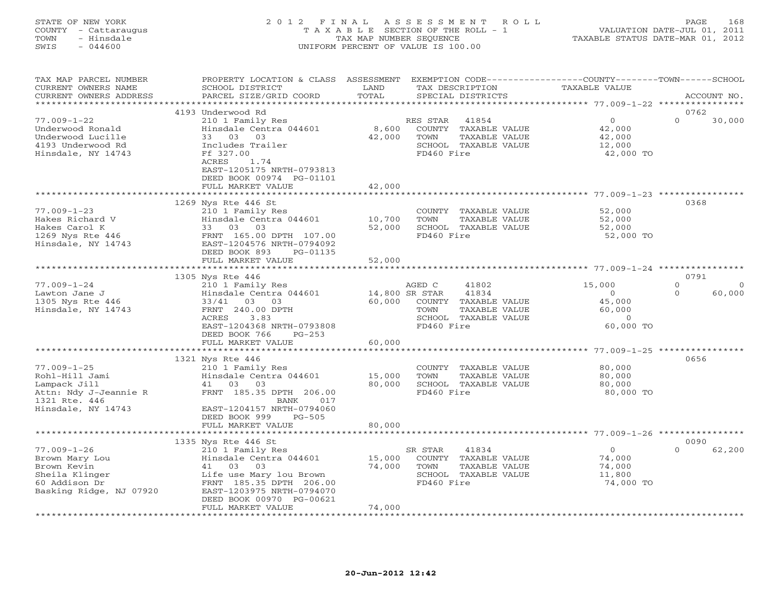STATE OF NEW YORK
COUNTY - Cattaraugus
TOWN - Hinsdale
SWIS - 044600

2012 FINAL ASSESSMENT ROLL
TAXABLE SECTION OF THE ROLL - 1
TAX MAP NUMBER SEQUENCE
UNIFORM PERCENT OF VALUE IS 100.00

VALUATION DATE-JUL 01, 2011
TAXABLE STATUS DATE-MAR 01, 2012

| TAX MAP PARCEL NUMBER / CURRENT OWNERS NAME / CURRENT OWNERS ADDRESS | PROPERTY LOCATION & CLASS / SCHOOL DISTRICT / PARCEL SIZE/GRID COORD | ASSESSMENT LAND / TOTAL | EXEMPTION CODE / TAX DESCRIPTION / SPECIAL DISTRICTS | COUNTY | TOWN | SCHOOL / ACCOUNT NO. |
|---|---|---|---|---|---|---|
| 77.009-1-22 | 4193 Underwood Rd | | | | | 0762 |
| Underwood Ronald | 210 1 Family Res | | RES STAR 41854 | 0 | 0 | 30,000 |
| Underwood Lucille | Hinsdale Centra 044601 | 8,600 | COUNTY TAXABLE VALUE | 42,000 | | |
| 4193 Underwood Rd | 33 03 03 | 42,000 | TOWN TAXABLE VALUE | | 42,000 | |
| Hinsdale, NY 14743 | Includes Trailer | | SCHOOL TAXABLE VALUE | | | 12,000 |
| | Ff 327.00 | | FD460 Fire | 42,000 TO | | |
| | ACRES 1.74 | | | | | |
| | EAST-1205175 NRTH-0793813 | | | | | |
| | DEED BOOK 00974 PG-01101 | | | | | |
| | FULL MARKET VALUE | 42,000 | | | | |
| 77.009-1-23 | 1269 Nys Rte 446 St | | | | | 0368 |
| Hakes Richard V | 210 1 Family Res | | COUNTY TAXABLE VALUE | 52,000 | | |
| Hakes Carol K | Hinsdale Centra 044601 | 10,700 | TOWN TAXABLE VALUE | | 52,000 | |
| 1269 Nys Rte 446 | 33 03 03 | 52,000 | SCHOOL TAXABLE VALUE | | | 52,000 |
| Hinsdale, NY 14743 | FRNT 165.00 DPTH 107.00 | | FD460 Fire | 52,000 TO | | |
| | EAST-1204576 NRTH-0794092 | | | | | |
| | DEED BOOK 893 PG-01135 | | | | | |
| | FULL MARKET VALUE | 52,000 | | | | |
| 77.009-1-24 | 1305 Nys Rte 446 | | | | | 0791 |
| Lawton Jane J | 210 1 Family Res | | AGED C 41802 | 15,000 | 0 | 0 |
| 1305 Nys Rte 446 | Hinsdale Centra 044601 | 14,800 | SR STAR 41834 | 0 | 0 | 60,000 |
| Hinsdale, NY 14743 | 33/41 03 03 | 60,000 | COUNTY TAXABLE VALUE | 45,000 | | |
| | FRNT 240.00 DPTH | | TOWN TAXABLE VALUE | | 60,000 | |
| | ACRES 3.83 | | SCHOOL TAXABLE VALUE | | | 0 |
| | EAST-1204368 NRTH-0793808 | | FD460 Fire | 60,000 TO | | |
| | DEED BOOK 766 PG-253 | | | | | |
| | FULL MARKET VALUE | 60,000 | | | | |
| 77.009-1-25 | 1321 Nys Rte 446 | | | | | 0656 |
| Rohl-Hill Jami | 210 1 Family Res | | COUNTY TAXABLE VALUE | 80,000 | | |
| Lampack Jill | Hinsdale Centra 044601 | 15,000 | TOWN TAXABLE VALUE | | 80,000 | |
| Attn: Ndy J-Jeannie R | 41 03 03 | 80,000 | SCHOOL TAXABLE VALUE | | | 80,000 |
| 1321 Rte. 446 | FRNT 185.35 DPTH 206.00 | | FD460 Fire | 80,000 TO | | |
| Hinsdale, NY 14743 | BANK 017 | | | | | |
| | EAST-1204157 NRTH-0794060 | | | | | |
| | DEED BOOK 999 PG-505 | | | | | |
| | FULL MARKET VALUE | 80,000 | | | | |
| 77.009-1-26 | 1335 Nys Rte 446 St | | | | | 0090 |
| Brown Mary Lou | 210 1 Family Res | | SR STAR 41834 | 0 | 0 | 62,200 |
| Brown Kevin | Hinsdale Centra 044601 | 15,000 | COUNTY TAXABLE VALUE | 74,000 | | |
| Sheila Klinger | 41 03 03 | 74,000 | TOWN TAXABLE VALUE | | 74,000 | |
| 60 Addison Dr | Life use Mary lou Brown | | SCHOOL TAXABLE VALUE | | | 11,800 |
| Basking Ridge, NJ 07920 | FRNT 185.35 DPTH 206.00 | | FD460 Fire | 74,000 TO | | |
| | EAST-1203975 NRTH-0794070 | | | | | |
| | DEED BOOK 00970 PG-00621 | | | | | |
| | FULL MARKET VALUE | 74,000 | | | | |

20-Jun-2012 12:42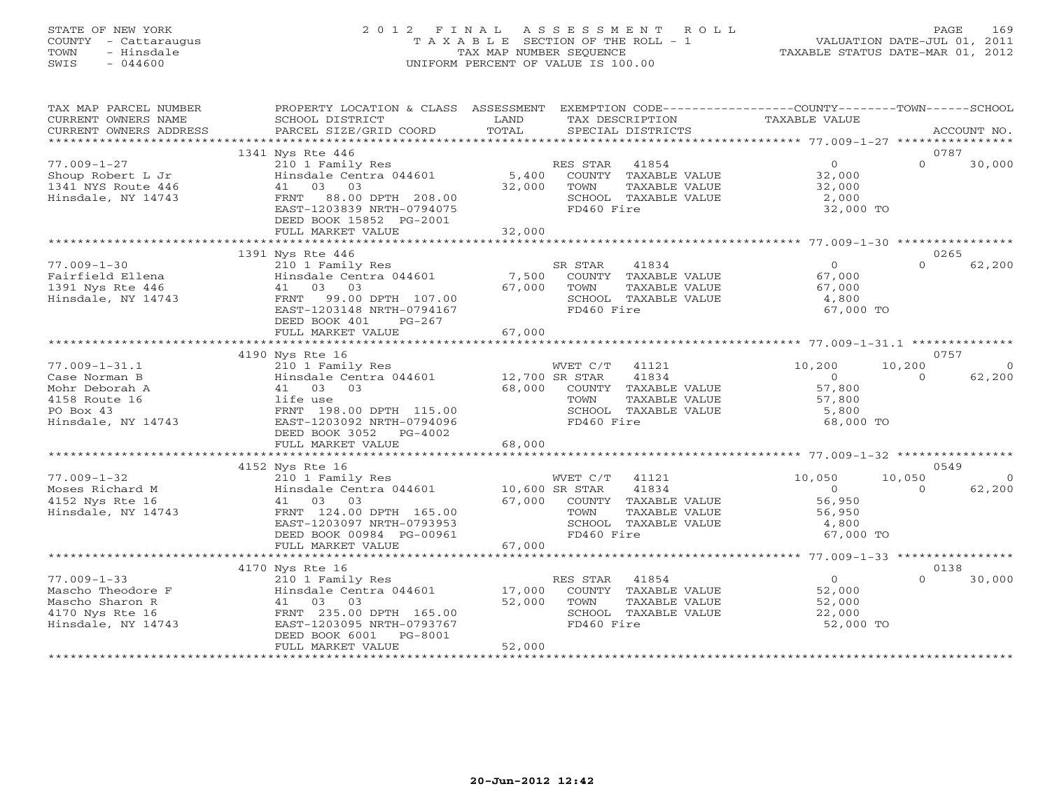STATE OF NEW YORK
COUNTY - Cattaraugus
TOWN - Hinsdale
SWIS - 044600

# 2012 FINAL ASSESSMENT ROLL
TAXABLE SECTION OF THE ROLL - 1
TAX MAP NUMBER SEQUENCE
UNIFORM PERCENT OF VALUE IS 100.00

VALUATION DATE-JUL 01, 2011
TAXABLE STATUS DATE-MAR 01, 2012

| TAX MAP PARCEL NUMBER / CURRENT OWNERS NAME / CURRENT OWNERS ADDRESS | PROPERTY LOCATION & CLASS / SCHOOL DISTRICT / PARCEL SIZE/GRID COORD | ASSESSMENT LAND | TOTAL | EXEMPTION CODE / TAX DESCRIPTION / SPECIAL DISTRICTS | COUNTY TAXABLE VALUE | TOWN | SCHOOL | ACCOUNT NO. |
|---|---|---|---|---|---|---|---|---|
| | 1341 Nys Rte 446 | | | | | | | 0787 |
| 77.009-1-27 | 210 1 Family Res | | | RES STAR 41854 | 0 | 0 | 30,000 | |
| Shoup Robert L Jr | Hinsdale Centra 044601 | 5,400 | | COUNTY TAXABLE VALUE | 32,000 | | | |
| 1341 NYS Route 446 | 41 03 03 | | 32,000 | TOWN TAXABLE VALUE | 32,000 | | | |
| Hinsdale, NY 14743 | FRNT 88.00 DPTH 208.00 | | | SCHOOL TAXABLE VALUE | 2,000 | | | |
| | EAST-1203839 NRTH-0794075 | | | FD460 Fire | 32,000 TO | | | |
| | DEED BOOK 15852 PG-2001 | | | | | | | |
| | FULL MARKET VALUE | | 32,000 | | | | | |
| | 1391 Nys Rte 446 | | | | | | | 0265 |
| 77.009-1-30 | 210 1 Family Res | | | SR STAR 41834 | 0 | 0 | 62,200 | |
| Fairfield Ellena | Hinsdale Centra 044601 | 7,500 | | COUNTY TAXABLE VALUE | 67,000 | | | |
| 1391 Nys Rte 446 | 41 03 03 | | 67,000 | TOWN TAXABLE VALUE | 67,000 | | | |
| Hinsdale, NY 14743 | FRNT 99.00 DPTH 107.00 | | | SCHOOL TAXABLE VALUE | 4,800 | | | |
| | EAST-1203148 NRTH-0794167 | | | FD460 Fire | 67,000 TO | | | |
| | DEED BOOK 401 PG-267 | | | | | | | |
| | FULL MARKET VALUE | | 67,000 | | | | | |
| | 4190 Nys Rte 16 | | | | | | | 0757 |
| 77.009-1-31.1 | 210 1 Family Res | | | WVET C/T 41121 | 10,200 | 10,200 | 0 | |
| Case Norman B | Hinsdale Centra 044601 | 12,700 | | SR STAR 41834 | 0 | 0 | 62,200 | |
| Mohr Deborah A | 41 03 03 | | 68,000 | COUNTY TAXABLE VALUE | 57,800 | | | |
| 4158 Route 16 | life use | | | TOWN TAXABLE VALUE | 57,800 | | | |
| PO Box 43 | FRNT 198.00 DPTH 115.00 | | | SCHOOL TAXABLE VALUE | 5,800 | | | |
| Hinsdale, NY 14743 | EAST-1203092 NRTH-0794096 | | | FD460 Fire | 68,000 TO | | | |
| | DEED BOOK 3052 PG-4002 | | | | | | | |
| | FULL MARKET VALUE | | 68,000 | | | | | |
| | 4152 Nys Rte 16 | | | | | | | 0549 |
| 77.009-1-32 | 210 1 Family Res | | | WVET C/T 41121 | 10,050 | 10,050 | 0 | |
| Moses Richard M | Hinsdale Centra 044601 | 10,600 | | SR STAR 41834 | 0 | 0 | 62,200 | |
| 4152 Nys Rte 16 | 41 03 03 | | 67,000 | COUNTY TAXABLE VALUE | 56,950 | | | |
| Hinsdale, NY 14743 | FRNT 124.00 DPTH 165.00 | | | TOWN TAXABLE VALUE | 56,950 | | | |
| | EAST-1203097 NRTH-0793953 | | | SCHOOL TAXABLE VALUE | 4,800 | | | |
| | DEED BOOK 00984 PG-00961 | | | FD460 Fire | 67,000 TO | | | |
| | FULL MARKET VALUE | | 67,000 | | | | | |
| | 4170 Nys Rte 16 | | | | | | | 0138 |
| 77.009-1-33 | 210 1 Family Res | | | RES STAR 41854 | 0 | 0 | 30,000 | |
| Mascho Theodore F | Hinsdale Centra 044601 | 17,000 | | COUNTY TAXABLE VALUE | 52,000 | | | |
| Mascho Sharon R | 41 03 03 | | 52,000 | TOWN TAXABLE VALUE | 52,000 | | | |
| 4170 Nys Rte 16 | FRNT 235.00 DPTH 165.00 | | | SCHOOL TAXABLE VALUE | 22,000 | | | |
| Hinsdale, NY 14743 | EAST-1203095 NRTH-0793767 | | | FD460 Fire | 52,000 TO | | | |
| | DEED BOOK 6001 PG-8001 | | | | | | | |
| | FULL MARKET VALUE | | 52,000 | | | | | |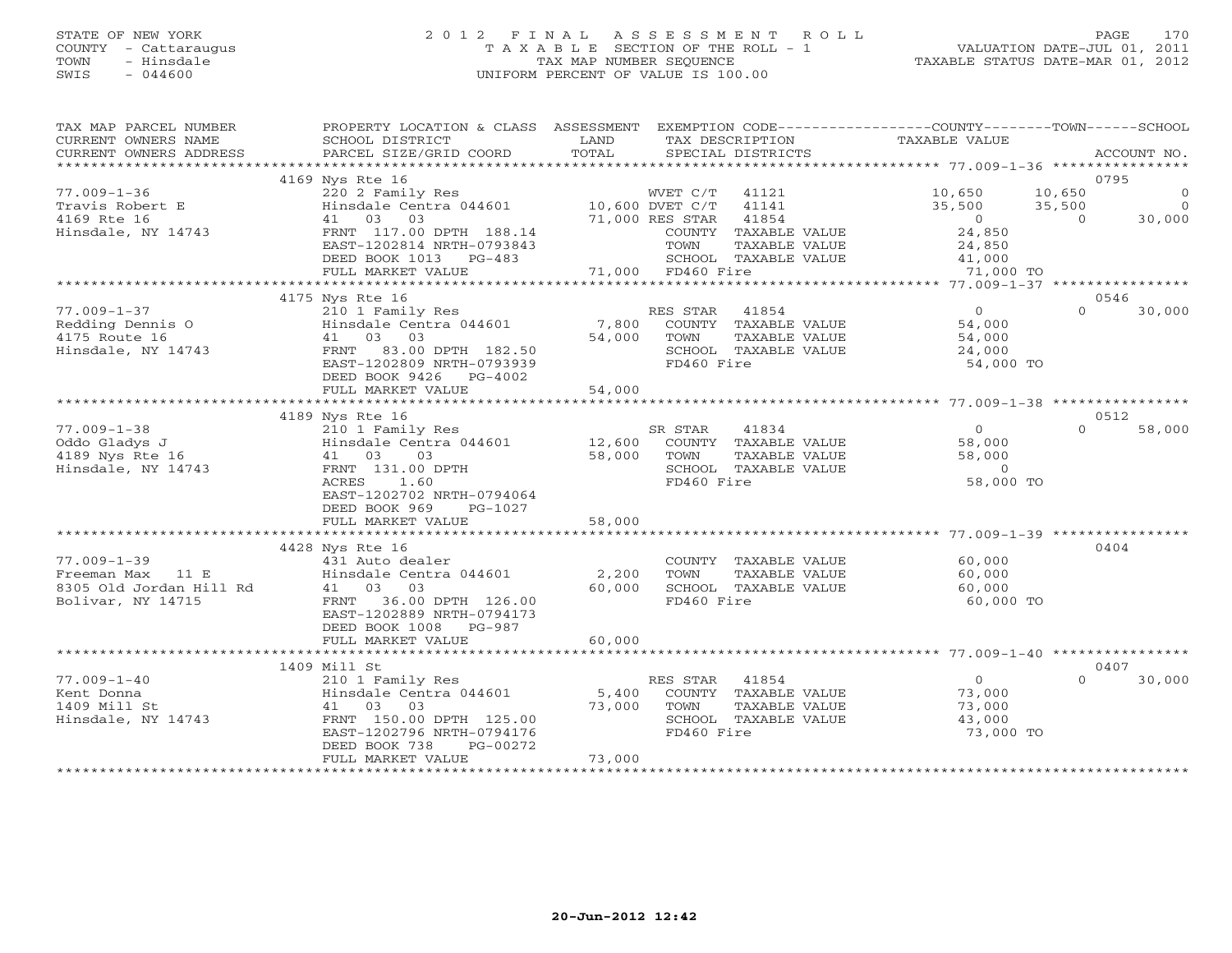STATE OF NEW YORK
COUNTY - Cattaraugus
TOWN - Hinsdale
SWIS - 044600

2012 FINAL ASSESSMENT ROLL
TAXABLE SECTION OF THE ROLL - 1
TAX MAP NUMBER SEQUENCE
UNIFORM PERCENT OF VALUE IS 100.00

VALUATION DATE-JUL 01, 2011
TAXABLE STATUS DATE-MAR 01, 2012

| TAX MAP PARCEL NUMBER / CURRENT OWNERS NAME / CURRENT OWNERS ADDRESS | PROPERTY LOCATION & CLASS / SCHOOL DISTRICT / PARCEL SIZE/GRID COORD | ASSESSMENT LAND / TOTAL | EXEMPTION CODE / TAX DESCRIPTION / SPECIAL DISTRICTS | COUNTY TAXABLE VALUE | TOWN | SCHOOL | ACCOUNT NO. |
|---|---|---|---|---|---|---|---|
| | 4169 Nys Rte 16 | | | | | | 0795 |
| 77.009-1-36 | 220 2 Family Res | | WVET C/T 41121 | 10,650 | 10,650 | 0 | |
| Travis Robert E | Hinsdale Centra 044601 | 10,600 | DVET C/T 41141 | 35,500 | 35,500 | 0 | |
| 4169 Rte 16 | 41 03 03 | 71,000 | RES STAR 41854 | 0 | 0 | 30,000 | |
| Hinsdale, NY 14743 | FRNT 117.00 DPTH 188.14 | | COUNTY TAXABLE VALUE | 24,850 | | | |
| | EAST-1202814 NRTH-0793843 | | TOWN TAXABLE VALUE | 24,850 | | | |
| | DEED BOOK 1013 PG-483 | | SCHOOL TAXABLE VALUE | 41,000 | | | |
| | FULL MARKET VALUE | 71,000 | FD460 Fire | 71,000 TO | | | |
| | 4175 Nys Rte 16 | | | | | | 0546 |
| 77.009-1-37 | 210 1 Family Res | | RES STAR 41854 | 0 | 0 | 30,000 | |
| Redding Dennis O | Hinsdale Centra 044601 | 7,800 | COUNTY TAXABLE VALUE | 54,000 | | | |
| 4175 Route 16 | 41 03 03 | 54,000 | TOWN TAXABLE VALUE | 54,000 | | | |
| Hinsdale, NY 14743 | FRNT 83.00 DPTH 182.50 | | SCHOOL TAXABLE VALUE | 24,000 | | | |
| | EAST-1202809 NRTH-0793939 | | FD460 Fire | 54,000 TO | | | |
| | DEED BOOK 9426 PG-4002 | | | | | | |
| | FULL MARKET VALUE | 54,000 | | | | | |
| | 4189 Nys Rte 16 | | | | | | 0512 |
| 77.009-1-38 | 210 1 Family Res | | SR STAR 41834 | 0 | 0 | 58,000 | |
| Oddo Gladys J | Hinsdale Centra 044601 | 12,600 | COUNTY TAXABLE VALUE | 58,000 | | | |
| 4189 Nys Rte 16 | 41 03 03 | 58,000 | TOWN TAXABLE VALUE | 58,000 | | | |
| Hinsdale, NY 14743 | FRNT 131.00 DPTH | | SCHOOL TAXABLE VALUE | 0 | | | |
| | ACRES 1.60 | | FD460 Fire | 58,000 TO | | | |
| | EAST-1202702 NRTH-0794064 | | | | | | |
| | DEED BOOK 969 PG-1027 | | | | | | |
| | FULL MARKET VALUE | 58,000 | | | | | |
| | 4428 Nys Rte 16 | | | | | | 0404 |
| 77.009-1-39 | 431 Auto dealer | | COUNTY TAXABLE VALUE | 60,000 | | | |
| Freeman Max 11 E | Hinsdale Centra 044601 | 2,200 | TOWN TAXABLE VALUE | 60,000 | | | |
| 8305 Old Jordan Hill Rd | 41 03 03 | 60,000 | SCHOOL TAXABLE VALUE | 60,000 | | | |
| Bolivar, NY 14715 | FRNT 36.00 DPTH 126.00 | | FD460 Fire | 60,000 TO | | | |
| | EAST-1202889 NRTH-0794173 | | | | | | |
| | DEED BOOK 1008 PG-987 | | | | | | |
| | FULL MARKET VALUE | 60,000 | | | | | |
| | 1409 Mill St | | | | | | 0407 |
| 77.009-1-40 | 210 1 Family Res | | RES STAR 41854 | 0 | 0 | 30,000 | |
| Kent Donna | Hinsdale Centra 044601 | 5,400 | COUNTY TAXABLE VALUE | 73,000 | | | |
| 1409 Mill St | 41 03 03 | 73,000 | TOWN TAXABLE VALUE | 73,000 | | | |
| Hinsdale, NY 14743 | FRNT 150.00 DPTH 125.00 | | SCHOOL TAXABLE VALUE | 43,000 | | | |
| | EAST-1202796 NRTH-0794176 | | FD460 Fire | 73,000 TO | | | |
| | DEED BOOK 738 PG-00272 | | | | | | |
| | FULL MARKET VALUE | 73,000 | | | | | |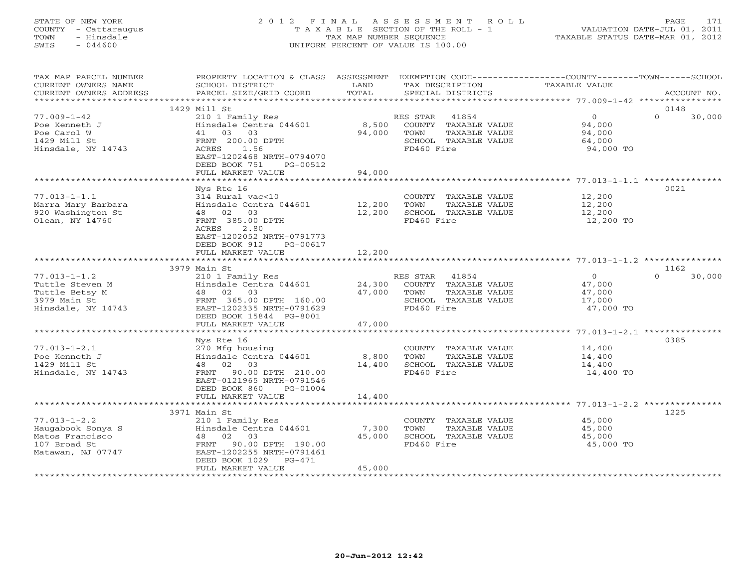STATE OF NEW YORK
COUNTY - Cattaraugus
TOWN - Hinsdale
SWIS - 044600

2012 FINAL ASSESSMENT ROLL
TAXABLE SECTION OF THE ROLL - 1
TAX MAP NUMBER SEQUENCE
UNIFORM PERCENT OF VALUE IS 100.00

VALUATION DATE-JUL 01, 2011
TAXABLE STATUS DATE-MAR 01, 2012

| TAX MAP PARCEL NUMBER / CURRENT OWNERS NAME / CURRENT OWNERS ADDRESS | PROPERTY LOCATION & CLASS / SCHOOL DISTRICT / PARCEL SIZE/GRID COORD | ASSESSMENT LAND / TOTAL | EXEMPTION CODE / TAX DESCRIPTION / SPECIAL DISTRICTS | TAXABLE VALUE (COUNTY / TOWN / SCHOOL) | ACCOUNT NO. |
|---|---|---|---|---|---|
| | 1429 Mill St | | | | 0148 |
| 77.009-1-42 | 210 1 Family Res | | RES STAR 41854 | 0 | 0 30,000 |
| Poe Kenneth J | Hinsdale Centra 044601 | 8,500 | COUNTY TAXABLE VALUE | 94,000 | |
| Poe Carol W | 41 03 03 | 94,000 | TOWN TAXABLE VALUE | 94,000 | |
| 1429 Mill St | FRNT 200.00 DPTH | | SCHOOL TAXABLE VALUE | 64,000 | |
| Hinsdale, NY 14743 | ACRES 1.56 | | FD460 Fire | 94,000 TO | |
| | EAST-1202468 NRTH-0794070 | | | | |
| | DEED BOOK 751 PG-00512 | | | | |
| | FULL MARKET VALUE | 94,000 | | | |
| | Nys Rte 16 | | | | 0021 |
| 77.013-1-1.1 | 314 Rural vac<10 | | COUNTY TAXABLE VALUE | 12,200 | |
| Marra Mary Barbara | Hinsdale Centra 044601 | 12,200 | TOWN TAXABLE VALUE | 12,200 | |
| 920 Washington St | 48 02 03 | 12,200 | SCHOOL TAXABLE VALUE | 12,200 | |
| Olean, NY 14760 | FRNT 385.00 DPTH | | FD460 Fire | 12,200 TO | |
| | ACRES 2.80 | | | | |
| | EAST-1202052 NRTH-0791773 | | | | |
| | DEED BOOK 912 PG-00617 | | | | |
| | FULL MARKET VALUE | 12,200 | | | |
| | 3979 Main St | | | | 1162 |
| 77.013-1-1.2 | 210 1 Family Res | | RES STAR 41854 | 0 | 0 30,000 |
| Tuttle Steven M | Hinsdale Centra 044601 | 24,300 | COUNTY TAXABLE VALUE | 47,000 | |
| Tuttle Betsy M | 48 02 03 | 47,000 | TOWN TAXABLE VALUE | 47,000 | |
| 3979 Main St | FRNT 365.00 DPTH 160.00 | | SCHOOL TAXABLE VALUE | 17,000 | |
| Hinsdale, NY 14743 | EAST-1202335 NRTH-0791629 | | FD460 Fire | 47,000 TO | |
| | DEED BOOK 15844 PG-8001 | | | | |
| | FULL MARKET VALUE | 47,000 | | | |
| | Nys Rte 16 | | | | 0385 |
| 77.013-1-2.1 | 270 Mfg housing | | COUNTY TAXABLE VALUE | 14,400 | |
| Poe Kenneth J | Hinsdale Centra 044601 | 8,800 | TOWN TAXABLE VALUE | 14,400 | |
| 1429 Mill St | 48 02 03 | 14,400 | SCHOOL TAXABLE VALUE | 14,400 | |
| Hinsdale, NY 14743 | FRNT 90.00 DPTH 210.00 | | FD460 Fire | 14,400 TO | |
| | EAST-0121965 NRTH-0791546 | | | | |
| | DEED BOOK 860 PG-01004 | | | | |
| | FULL MARKET VALUE | 14,400 | | | |
| | 3971 Main St | | | | 1225 |
| 77.013-1-2.2 | 210 1 Family Res | | COUNTY TAXABLE VALUE | 45,000 | |
| Haugabook Sonya S | Hinsdale Centra 044601 | 7,300 | TOWN TAXABLE VALUE | 45,000 | |
| Matos Francisco | 48 02 03 | 45,000 | SCHOOL TAXABLE VALUE | 45,000 | |
| 107 Broad St | FRNT 90.00 DPTH 190.00 | | FD460 Fire | 45,000 TO | |
| Matawan, NJ 07747 | EAST-1202255 NRTH-0791461 | | | | |
| | DEED BOOK 1029 PG-471 | | | | |
| | FULL MARKET VALUE | 45,000 | | | |

20-Jun-2012 12:42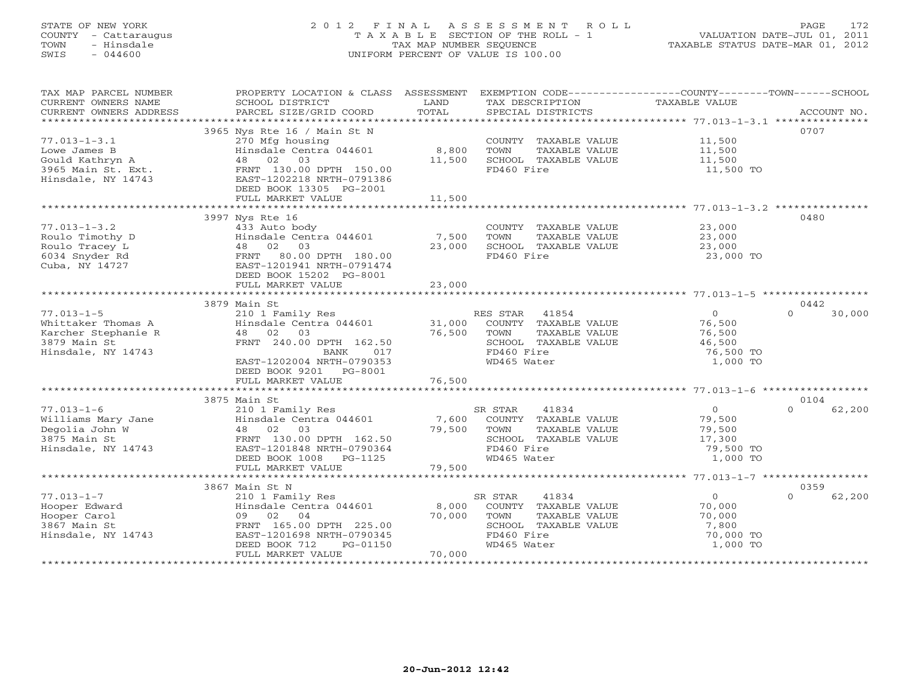STATE OF NEW YORK
COUNTY - Cattaraugus
TOWN - Hinsdale
SWIS - 044600

# 2012 FINAL ASSESSMENT ROLL
TAXABLE SECTION OF THE ROLL - 1
TAX MAP NUMBER SEQUENCE
UNIFORM PERCENT OF VALUE IS 100.00

VALUATION DATE-JUL 01, 2011
TAXABLE STATUS DATE-MAR 01, 2012

| TAX MAP PARCEL NUMBER / CURRENT OWNERS NAME / CURRENT OWNERS ADDRESS | PROPERTY LOCATION & CLASS / SCHOOL DISTRICT / PARCEL SIZE/GRID COORD | ASSESSMENT LAND | TOTAL | EXEMPTION CODE / TAX DESCRIPTION / SPECIAL DISTRICTS | COUNTY / TOWN / TAXABLE VALUE | SCHOOL | ACCOUNT NO. |
|---|---|---|---|---|---|---|---|
| 77.013-1-3.1 | 3965 Nys Rte 16 / Main St N | | | | | | 0707 |
| | 270 Mfg housing | | | COUNTY TAXABLE VALUE | 11,500 | | |
| Lowe James B | Hinsdale Centra 044601 | 8,800 | | TOWN TAXABLE VALUE | 11,500 | | |
| Gould Kathryn A | 48 02 03 | | 11,500 | SCHOOL TAXABLE VALUE | 11,500 | | |
| 3965 Main St. Ext. | FRNT 130.00 DPTH 150.00 | | | FD460 Fire | 11,500 TO | | |
| Hinsdale, NY 14743 | EAST-1202218 NRTH-0791386 | | | | | | |
| | DEED BOOK 13305 PG-2001 | | | | | | |
| | FULL MARKET VALUE | | 11,500 | | | | |
| 77.013-1-3.2 | 3997 Nys Rte 16 | | | | | | 0480 |
| | 433 Auto body | | | COUNTY TAXABLE VALUE | 23,000 | | |
| Roulo Timothy D | Hinsdale Centra 044601 | 7,500 | | TOWN TAXABLE VALUE | 23,000 | | |
| Roulo Tracey L | 48 02 03 | | 23,000 | SCHOOL TAXABLE VALUE | 23,000 | | |
| 6034 Snyder Rd | FRNT 80.00 DPTH 180.00 | | | FD460 Fire | 23,000 TO | | |
| Cuba, NY 14727 | EAST-1201941 NRTH-0791474 | | | | | | |
| | DEED BOOK 15202 PG-8001 | | | | | | |
| | FULL MARKET VALUE | | 23,000 | | | | |
| 77.013-1-5 | 3879 Main St | | | | | | 0442 |
| | 210 1 Family Res | | | RES STAR 41854 | 0 | 0 | 30,000 |
| Whittaker Thomas A | Hinsdale Centra 044601 | 31,000 | | COUNTY TAXABLE VALUE | 76,500 | | |
| Karcher Stephanie R | 48 02 03 | | 76,500 | TOWN TAXABLE VALUE | 76,500 | | |
| 3879 Main St | FRNT 240.00 DPTH 162.50 | | | SCHOOL TAXABLE VALUE | 46,500 | | |
| Hinsdale, NY 14743 | BANK 017 | | | FD460 Fire | 76,500 TO | | |
| | EAST-1202004 NRTH-0790353 | | | WD465 Water | 1,000 TO | | |
| | DEED BOOK 9201 PG-8001 | | | | | | |
| | FULL MARKET VALUE | | 76,500 | | | | |
| 77.013-1-6 | 3875 Main St | | | | | | 0104 |
| | 210 1 Family Res | | | SR STAR 41834 | 0 | 0 | 62,200 |
| Williams Mary Jane | Hinsdale Centra 044601 | 7,600 | | COUNTY TAXABLE VALUE | 79,500 | | |
| Degolia John W | 48 02 03 | | 79,500 | TOWN TAXABLE VALUE | 79,500 | | |
| 3875 Main St | FRNT 130.00 DPTH 162.50 | | | SCHOOL TAXABLE VALUE | 17,300 | | |
| Hinsdale, NY 14743 | EAST-1201848 NRTH-0790364 | | | FD460 Fire | 79,500 TO | | |
| | DEED BOOK 1008 PG-1125 | | | WD465 Water | 1,000 TO | | |
| | FULL MARKET VALUE | | 79,500 | | | | |
| 77.013-1-7 | 3867 Main St N | | | | | | 0359 |
| | 210 1 Family Res | | | SR STAR 41834 | 0 | 0 | 62,200 |
| Hooper Edward | Hinsdale Centra 044601 | 8,000 | | COUNTY TAXABLE VALUE | 70,000 | | |
| Hooper Carol | 09 02 04 | | 70,000 | TOWN TAXABLE VALUE | 70,000 | | |
| 3867 Main St | FRNT 165.00 DPTH 225.00 | | | SCHOOL TAXABLE VALUE | 7,800 | | |
| Hinsdale, NY 14743 | EAST-1201698 NRTH-0790345 | | | FD460 Fire | 70,000 TO | | |
| | DEED BOOK 712 PG-01150 | | | WD465 Water | 1,000 TO | | |
| | FULL MARKET VALUE | | 70,000 | | | | |

20-Jun-2012 12:42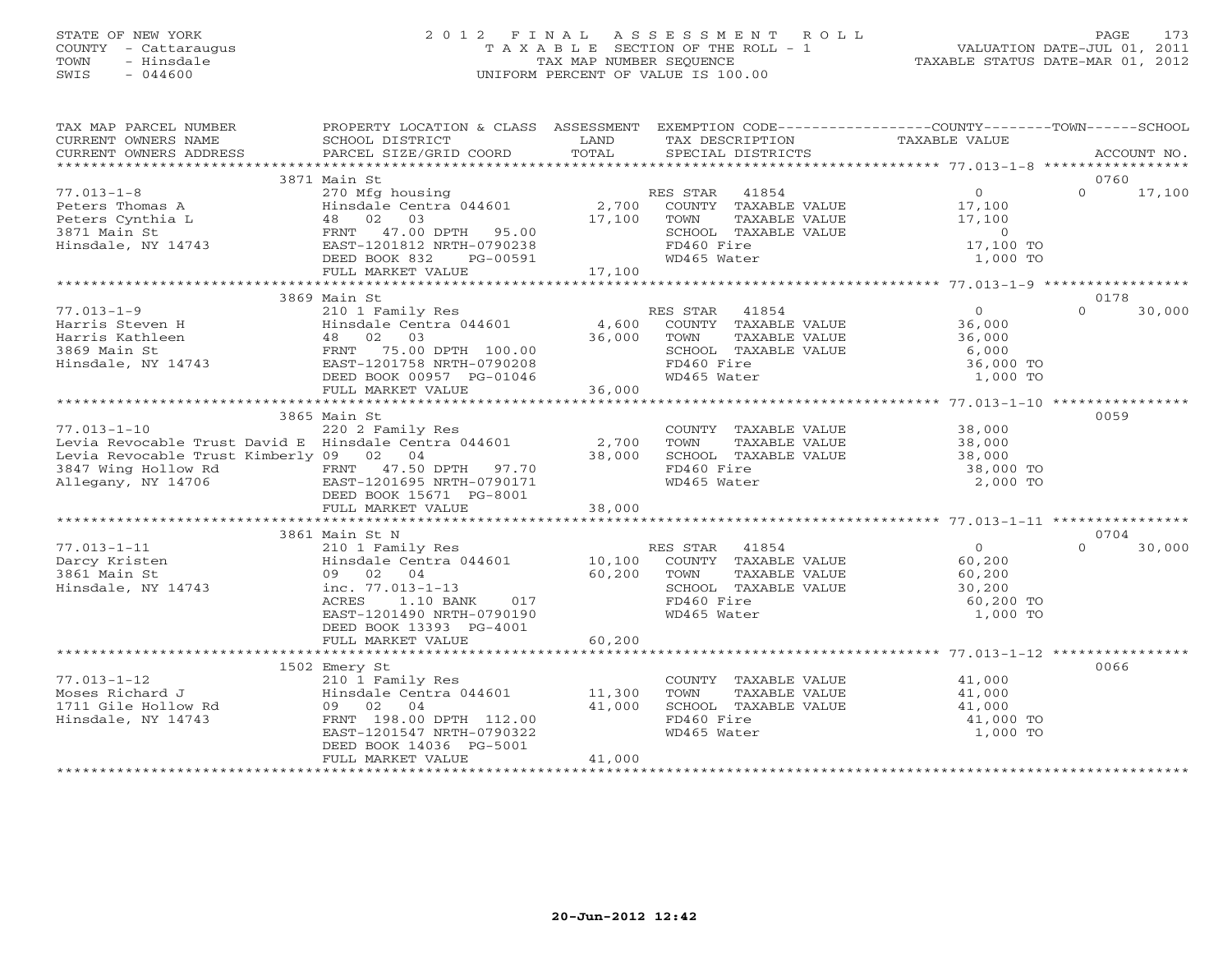STATE OF NEW YORK
COUNTY - Cattaraugus
TOWN - Hinsdale
SWIS - 044600

# 2012 FINAL ASSESSMENT ROLL
TAXABLE SECTION OF THE ROLL - 1
TAX MAP NUMBER SEQUENCE
UNIFORM PERCENT OF VALUE IS 100.00

VALUATION DATE-JUL 01, 2011
TAXABLE STATUS DATE-MAR 01, 2012

| TAX MAP PARCEL NUMBER / CURRENT OWNERS NAME / CURRENT OWNERS ADDRESS | PROPERTY LOCATION & CLASS / SCHOOL DISTRICT / PARCEL SIZE/GRID COORD | ASSESSMENT LAND / TOTAL | EXEMPTION CODE / TAX DESCRIPTION / SPECIAL DISTRICTS | COUNTY TAXABLE VALUE | TOWN | SCHOOL / ACCOUNT NO. |
|---|---|---|---|---|---|---|
| | 3871 Main St | | | | | 0760 |
| 77.013-1-8 | 270 Mfg housing | | RES STAR 41854 | 0 | 0 | 17,100 |
| Peters Thomas A | Hinsdale Centra 044601 | 2,700 | COUNTY TAXABLE VALUE | 17,100 | | |
| Peters Cynthia L | 48 02 03 | 17,100 | TOWN TAXABLE VALUE | 17,100 | | |
| 3871 Main St | FRNT 47.00 DPTH 95.00 | | SCHOOL TAXABLE VALUE | 0 | | |
| Hinsdale, NY 14743 | EAST-1201812 NRTH-0790238 | | FD460 Fire | 17,100 TO | | |
| | DEED BOOK 832 PG-00591 | | WD465 Water | 1,000 TO | | |
| | FULL MARKET VALUE | 17,100 | | | | |
| | 3869 Main St | | | | | 0178 |
| 77.013-1-9 | 210 1 Family Res | | RES STAR 41854 | 0 | 0 | 30,000 |
| Harris Steven H | Hinsdale Centra 044601 | 4,600 | COUNTY TAXABLE VALUE | 36,000 | | |
| Harris Kathleen | 48 02 03 | 36,000 | TOWN TAXABLE VALUE | 36,000 | | |
| 3869 Main St | FRNT 75.00 DPTH 100.00 | | SCHOOL TAXABLE VALUE | 6,000 | | |
| Hinsdale, NY 14743 | EAST-1201758 NRTH-0790208 | | FD460 Fire | 36,000 TO | | |
| | DEED BOOK 00957 PG-01046 | | WD465 Water | 1,000 TO | | |
| | FULL MARKET VALUE | 36,000 | | | | |
| | 3865 Main St | | | | | 0059 |
| 77.013-1-10 | 220 2 Family Res | | COUNTY TAXABLE VALUE | 38,000 | | |
| Levia Revocable Trust David E | Hinsdale Centra 044601 | 2,700 | TOWN TAXABLE VALUE | 38,000 | | |
| Levia Revocable Trust Kimberly | 09 02 04 | 38,000 | SCHOOL TAXABLE VALUE | 38,000 | | |
| 3847 Wing Hollow Rd | FRNT 47.50 DPTH 97.70 | | FD460 Fire | 38,000 TO | | |
| Allegany, NY 14706 | EAST-1201695 NRTH-0790171 | | WD465 Water | 2,000 TO | | |
| | DEED BOOK 15671 PG-8001 | | | | | |
| | FULL MARKET VALUE | 38,000 | | | | |
| | 3861 Main St N | | | | | 0704 |
| 77.013-1-11 | 210 1 Family Res | | RES STAR 41854 | 0 | 0 | 30,000 |
| Darcy Kristen | Hinsdale Centra 044601 | 10,100 | COUNTY TAXABLE VALUE | 60,200 | | |
| 3861 Main St | 09 02 04 | 60,200 | TOWN TAXABLE VALUE | 60,200 | | |
| Hinsdale, NY 14743 | inc. 77.013-1-13 | | SCHOOL TAXABLE VALUE | 30,200 | | |
| | ACRES 1.10 BANK 017 | | FD460 Fire | 60,200 TO | | |
| | EAST-1201490 NRTH-0790190 | | WD465 Water | 1,000 TO | | |
| | DEED BOOK 13393 PG-4001 | | | | | |
| | FULL MARKET VALUE | 60,200 | | | | |
| | 1502 Emery St | | | | | 0066 |
| 77.013-1-12 | 210 1 Family Res | | COUNTY TAXABLE VALUE | 41,000 | | |
| Moses Richard J | Hinsdale Centra 044601 | 11,300 | TOWN TAXABLE VALUE | 41,000 | | |
| 1711 Gile Hollow Rd | 09 02 04 | 41,000 | SCHOOL TAXABLE VALUE | 41,000 | | |
| Hinsdale, NY 14743 | FRNT 198.00 DPTH 112.00 | | FD460 Fire | 41,000 TO | | |
| | EAST-1201547 NRTH-0790322 | | WD465 Water | 1,000 TO | | |
| | DEED BOOK 14036 PG-5001 | | | | | |
| | FULL MARKET VALUE | 41,000 | | | | |

20-Jun-2012 12:42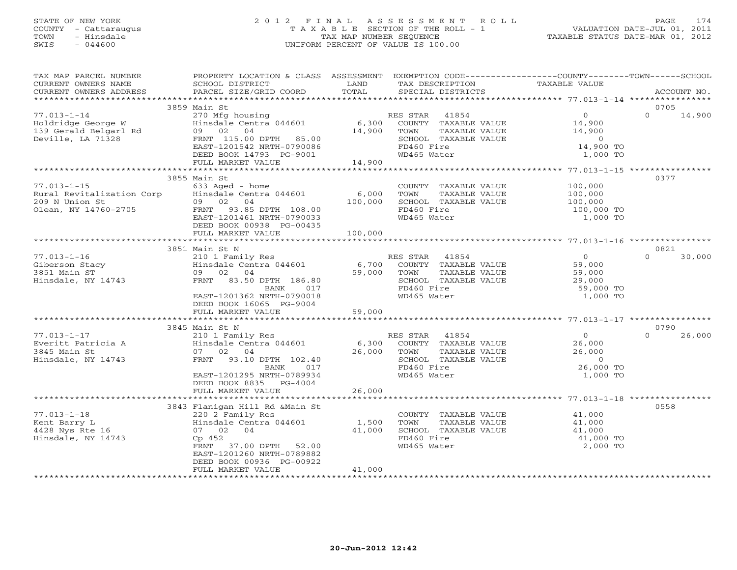STATE OF NEW YORK
COUNTY - Cattaraugus
TOWN - Hinsdale
SWIS - 044600

# 2012 FINAL ASSESSMENT ROLL

TAXABLE SECTION OF THE ROLL - 1
TAX MAP NUMBER SEQUENCE
UNIFORM PERCENT OF VALUE IS 100.00

VALUATION DATE-JUL 01, 2011
TAXABLE STATUS DATE-MAR 01, 2012

| TAX MAP PARCEL NUMBER / CURRENT OWNERS NAME / CURRENT OWNERS ADDRESS | PROPERTY LOCATION & CLASS / SCHOOL DISTRICT / PARCEL SIZE/GRID COORD | ASSESSMENT LAND | TOTAL | EXEMPTION CODE / TAX DESCRIPTION / SPECIAL DISTRICTS | COUNTY TAXABLE VALUE | TOWN | SCHOOL | ACCOUNT NO. |
|---|---|---|---|---|---|---|---|---|
| | 3859 Main St | | | | | | | 0705 |
| 77.013-1-14 | 270 Mfg housing | | | RES STAR 41854 | 0 | 0 | 14,900 | |
| Holdridge George W | Hinsdale Centra 044601 | 6,300 | | COUNTY TAXABLE VALUE | 14,900 | | | |
| 139 Gerald Belgarl Rd | 09 02 04 | | 14,900 | TOWN TAXABLE VALUE | 14,900 | | | |
| Deville, LA 71328 | FRNT 115.00 DPTH 85.00 | | | SCHOOL TAXABLE VALUE | 0 | | | |
| | EAST-1201542 NRTH-0790086 | | | FD460 Fire | 14,900 TO | | | |
| | DEED BOOK 14793 PG-9001 | | | WD465 Water | 1,000 TO | | | |
| | FULL MARKET VALUE | | 14,900 | | | | | |
| | 3855 Main St | | | | | | | 0377 |
| 77.013-1-15 | 633 Aged - home | | | COUNTY TAXABLE VALUE | 100,000 | | | |
| Rural Revitalization Corp | Hinsdale Centra 044601 | 6,000 | | TOWN TAXABLE VALUE | 100,000 | | | |
| 209 N Union St | 09 02 04 | | 100,000 | SCHOOL TAXABLE VALUE | 100,000 | | | |
| Olean, NY 14760-2705 | FRNT 93.85 DPTH 108.00 | | | FD460 Fire | 100,000 TO | | | |
| | EAST-1201461 NRTH-0790033 | | | WD465 Water | 1,000 TO | | | |
| | DEED BOOK 00938 PG-00435 | | | | | | | |
| | FULL MARKET VALUE | | 100,000 | | | | | |
| | 3851 Main St N | | | | | | | 0821 |
| 77.013-1-16 | 210 1 Family Res | | | RES STAR 41854 | 0 | 0 | 30,000 | |
| Giberson Stacy | Hinsdale Centra 044601 | 6,700 | | COUNTY TAXABLE VALUE | 59,000 | | | |
| 3851 Main ST | 09 02 04 | | 59,000 | TOWN TAXABLE VALUE | 59,000 | | | |
| Hinsdale, NY 14743 | FRNT 83.50 DPTH 186.80 | | | SCHOOL TAXABLE VALUE | 29,000 | | | |
| | BANK 017 | | | FD460 Fire | 59,000 TO | | | |
| | EAST-1201362 NRTH-0790018 | | | WD465 Water | 1,000 TO | | | |
| | DEED BOOK 16065 PG-9004 | | | | | | | |
| | FULL MARKET VALUE | | 59,000 | | | | | |
| | 3845 Main St N | | | | | | | 0790 |
| 77.013-1-17 | 210 1 Family Res | | | RES STAR 41854 | 0 | 0 | 26,000 | |
| Everitt Patricia A | Hinsdale Centra 044601 | 6,300 | | COUNTY TAXABLE VALUE | 26,000 | | | |
| 3845 Main St | 07 02 04 | | 26,000 | TOWN TAXABLE VALUE | 26,000 | | | |
| Hinsdale, NY 14743 | FRNT 93.10 DPTH 102.40 | | | SCHOOL TAXABLE VALUE | 0 | | | |
| | BANK 017 | | | FD460 Fire | 26,000 TO | | | |
| | EAST-1201295 NRTH-0789934 | | | WD465 Water | 1,000 TO | | | |
| | DEED BOOK 8835 PG-4004 | | | | | | | |
| | FULL MARKET VALUE | | 26,000 | | | | | |
| | 3843 Flanigan Hill Rd &Main St | | | | | | | 0558 |
| 77.013-1-18 | 220 2 Family Res | | | COUNTY TAXABLE VALUE | 41,000 | | | |
| Kent Barry L | Hinsdale Centra 044601 | 1,500 | | TOWN TAXABLE VALUE | 41,000 | | | |
| 4428 Nys Rte 16 | 07 02 04 | | 41,000 | SCHOOL TAXABLE VALUE | 41,000 | | | |
| Hinsdale, NY 14743 | Cp 452 | | | FD460 Fire | 41,000 TO | | | |
| | FRNT 37.00 DPTH 52.00 | | | WD465 Water | 2,000 TO | | | |
| | EAST-1201260 NRTH-0789882 | | | | | | | |
| | DEED BOOK 00936 PG-00922 | | | | | | | |
| | FULL MARKET VALUE | | 41,000 | | | | | |

20-Jun-2012 12:42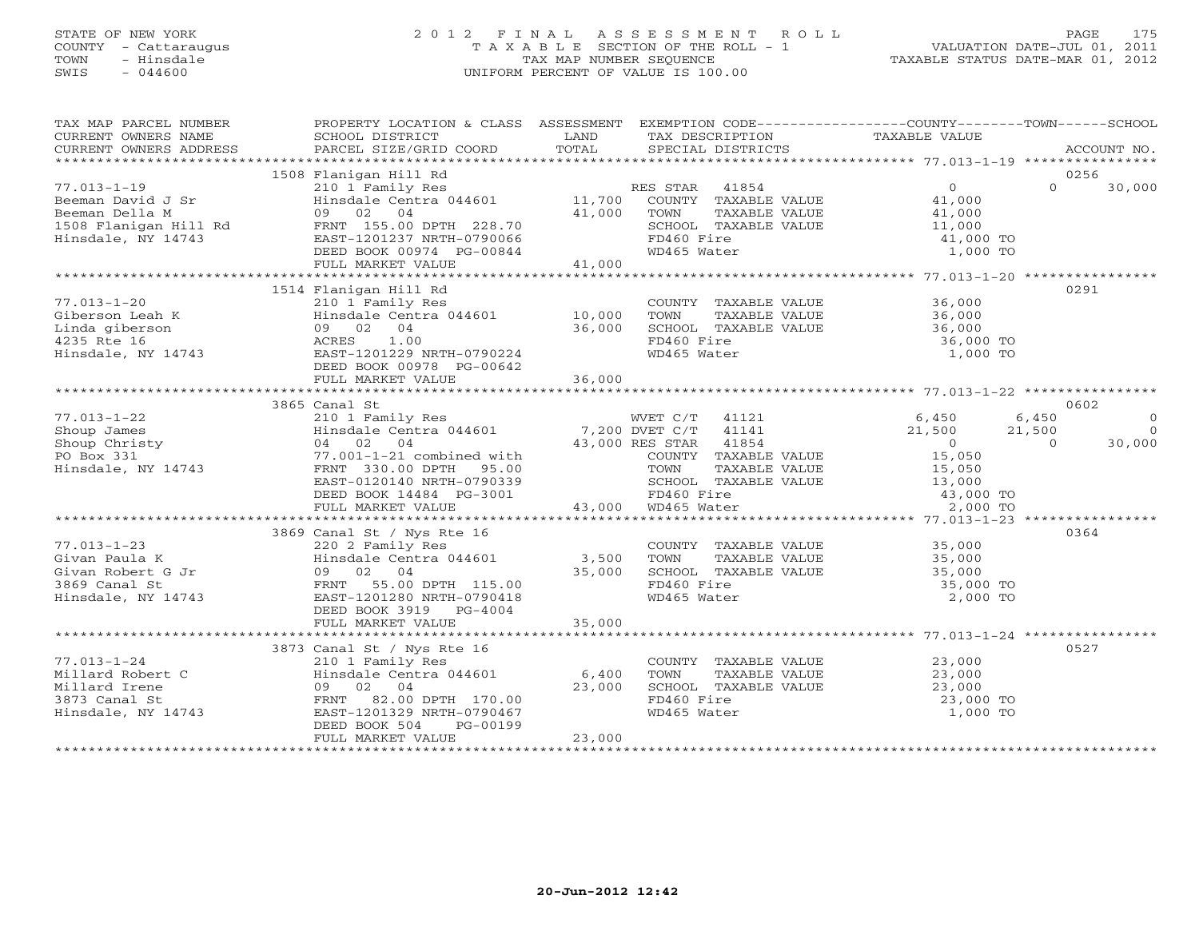STATE OF NEW YORK
COUNTY - Cattaraugus
TOWN - Hinsdale
SWIS - 044600

2 0 1 2 F I N A L A S S E S S M E N T R O L L
T A X A B L E SECTION OF THE ROLL - 1
TAX MAP NUMBER SEQUENCE
UNIFORM PERCENT OF VALUE IS 100.00

VALUATION DATE-JUL 01, 2011
TAXABLE STATUS DATE-MAR 01, 2012

| TAX MAP PARCEL NUMBER / CURRENT OWNERS NAME / CURRENT OWNERS ADDRESS | PROPERTY LOCATION & CLASS / SCHOOL DISTRICT / PARCEL SIZE/GRID COORD | ASSESSMENT LAND / TOTAL | EXEMPTION CODE / TAX DESCRIPTION / SPECIAL DISTRICTS | COUNTY TAXABLE VALUE | TOWN | SCHOOL | ACCOUNT NO. |
|---|---|---|---|---|---|---|---|
| | 1508 Flanigan Hill Rd | | | | | | 0256 |
| 77.013-1-19 | 210 1 Family Res | | RES STAR 41854 | 0 | 0 | 30,000 | |
| Beeman David J Sr | Hinsdale Centra 044601 | 11,700 | COUNTY TAXABLE VALUE | 41,000 | | | |
| Beeman Della M | 09 02 04 | 41,000 | TOWN TAXABLE VALUE | 41,000 | | | |
| 1508 Flanigan Hill Rd | FRNT 155.00 DPTH 228.70 | | SCHOOL TAXABLE VALUE | 11,000 | | | |
| Hinsdale, NY 14743 | EAST-1201237 NRTH-0790066 | | FD460 Fire | 41,000 TO | | | |
| | DEED BOOK 00974 PG-00844 | | WD465 Water | 1,000 TO | | | |
| | FULL MARKET VALUE | 41,000 | | | | | |
| | 1514 Flanigan Hill Rd | | | | | | 0291 |
| 77.013-1-20 | 210 1 Family Res | | COUNTY TAXABLE VALUE | 36,000 | | | |
| Giberson Leah K | Hinsdale Centra 044601 | 10,000 | TOWN TAXABLE VALUE | 36,000 | | | |
| Linda giberson | 09 02 04 | 36,000 | SCHOOL TAXABLE VALUE | 36,000 | | | |
| 4235 Rte 16 | ACRES 1.00 | | FD460 Fire | 36,000 TO | | | |
| Hinsdale, NY 14743 | EAST-1201229 NRTH-0790224 | | WD465 Water | 1,000 TO | | | |
| | DEED BOOK 00978 PG-00642 | | | | | | |
| | FULL MARKET VALUE | 36,000 | | | | | |
| | 3865 Canal St | | | | | | 0602 |
| 77.013-1-22 | 210 1 Family Res | | WVET C/T 41121 | 6,450 | 6,450 | 0 | |
| Shoup James | Hinsdale Centra 044601 | 7,200 | DVET C/T 41141 | 21,500 | 21,500 | 0 | |
| Shoup Christy | 04 02 04 | 43,000 | RES STAR 41854 | 0 | 0 | 30,000 | |
| PO Box 331 | 77.001-1-21 combined with | | COUNTY TAXABLE VALUE | 15,050 | | | |
| Hinsdale, NY 14743 | FRNT 330.00 DPTH 95.00 | | TOWN TAXABLE VALUE | 15,050 | | | |
| | EAST-0120140 NRTH-0790339 | | SCHOOL TAXABLE VALUE | 13,000 | | | |
| | DEED BOOK 14484 PG-3001 | | FD460 Fire | 43,000 TO | | | |
| | FULL MARKET VALUE | 43,000 | WD465 Water | 2,000 TO | | | |
| | 3869 Canal St / Nys Rte 16 | | | | | | 0364 |
| 77.013-1-23 | 220 2 Family Res | | COUNTY TAXABLE VALUE | 35,000 | | | |
| Givan Paula K | Hinsdale Centra 044601 | 3,500 | TOWN TAXABLE VALUE | 35,000 | | | |
| Givan Robert G Jr | 09 02 04 | 35,000 | SCHOOL TAXABLE VALUE | 35,000 | | | |
| 3869 Canal St | FRNT 55.00 DPTH 115.00 | | FD460 Fire | 35,000 TO | | | |
| Hinsdale, NY 14743 | EAST-1201280 NRTH-0790418 | | WD465 Water | 2,000 TO | | | |
| | DEED BOOK 3919 PG-4004 | | | | | | |
| | FULL MARKET VALUE | 35,000 | | | | | |
| | 3873 Canal St / Nys Rte 16 | | | | | | 0527 |
| 77.013-1-24 | 210 1 Family Res | | COUNTY TAXABLE VALUE | 23,000 | | | |
| Millard Robert C | Hinsdale Centra 044601 | 6,400 | TOWN TAXABLE VALUE | 23,000 | | | |
| Millard Irene | 09 02 04 | 23,000 | SCHOOL TAXABLE VALUE | 23,000 | | | |
| 3873 Canal St | FRNT 82.00 DPTH 170.00 | | FD460 Fire | 23,000 TO | | | |
| Hinsdale, NY 14743 | EAST-1201329 NRTH-0790467 | | WD465 Water | 1,000 TO | | | |
| | DEED BOOK 504 PG-00199 | | | | | | |
| | FULL MARKET VALUE | 23,000 | | | | | |

20-Jun-2012 12:42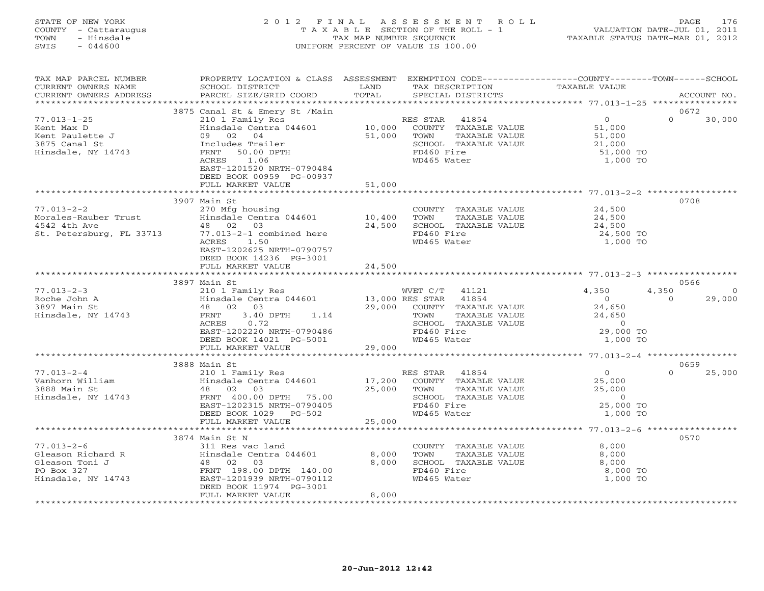STATE OF NEW YORK
COUNTY - Cattaraugus
TOWN - Hinsdale
SWIS - 044600

# 2012 FINAL ASSESSMENT ROLL

TAXABLE SECTION OF THE ROLL - 1
TAX MAP NUMBER SEQUENCE
UNIFORM PERCENT OF VALUE IS 100.00

VALUATION DATE-JUL 01, 2011
TAXABLE STATUS DATE-MAR 01, 2012

| TAX MAP PARCEL NUMBER / CURRENT OWNERS NAME / CURRENT OWNERS ADDRESS | PROPERTY LOCATION & CLASS / SCHOOL DISTRICT / PARCEL SIZE/GRID COORD | ASSESSMENT LAND | TOTAL | EXEMPTION CODE / TAX DESCRIPTION / SPECIAL DISTRICTS | COUNTY | TOWN | SCHOOL | ACCOUNT NO. |
|---|---|---|---|---|---|---|---|---|
| 77.013-1-25 | 3875 Canal St & Emery St /Main | | | | | | | 0672 |
| Kent Max D | 210 1 Family Res | | | RES STAR 41854 | 0 | 0 | 30,000 | |
| Kent Paulette J | Hinsdale Centra 044601 | 10,000 | | COUNTY TAXABLE VALUE | 51,000 | | | |
| 3875 Canal St | 09 02 04 | | 51,000 | TOWN TAXABLE VALUE | | 51,000 | | |
| Hinsdale, NY 14743 | Includes Trailer | | | SCHOOL TAXABLE VALUE | | | 21,000 | |
| | FRNT 50.00 DPTH | | | FD460 Fire | 51,000 TO | | | |
| | ACRES 1.06 | | | WD465 Water | 1,000 TO | | | |
| | EAST-1201520 NRTH-0790484 | | | | | | | |
| | DEED BOOK 00959 PG-00937 | | | | | | | |
| | FULL MARKET VALUE | | 51,000 | | | | | |
| 77.013-2-2 | 3907 Main St | | | | | | | 0708 |
| Morales-Rauber Trust | 270 Mfg housing | | | COUNTY TAXABLE VALUE | 24,500 | | | |
| 4542 4th Ave | Hinsdale Centra 044601 | 10,400 | | TOWN TAXABLE VALUE | | 24,500 | | |
| St. Petersburg, FL 33713 | 48 02 03 | | 24,500 | SCHOOL TAXABLE VALUE | | | 24,500 | |
| | 77.013-2-1 combined here | | | FD460 Fire | 24,500 TO | | | |
| | ACRES 1.50 | | | WD465 Water | 1,000 TO | | | |
| | EAST-1202625 NRTH-0790757 | | | | | | | |
| | DEED BOOK 14236 PG-3001 | | | | | | | |
| | FULL MARKET VALUE | | 24,500 | | | | | |
| 77.013-2-3 | 3897 Main St | | | | | | | 0566 |
| Roche John A | 210 1 Family Res | | | WVET C/T 41121 | 4,350 | 4,350 | 0 | |
| 3897 Main St | Hinsdale Centra 044601 | 13,000 | | RES STAR 41854 | 0 | 0 | 29,000 | |
| Hinsdale, NY 14743 | 48 02 03 | | 29,000 | COUNTY TAXABLE VALUE | 24,650 | | | |
| | FRNT 3.40 DPTH 1.14 | | | TOWN TAXABLE VALUE | | 24,650 | | |
| | ACRES 0.72 | | | SCHOOL TAXABLE VALUE | | | 0 | |
| | EAST-1202220 NRTH-0790486 | | | FD460 Fire | 29,000 TO | | | |
| | DEED BOOK 14021 PG-5001 | | | WD465 Water | 1,000 TO | | | |
| | FULL MARKET VALUE | | 29,000 | | | | | |
| 77.013-2-4 | 3888 Main St | | | | | | | 0659 |
| Vanhorn William | 210 1 Family Res | | | RES STAR 41854 | 0 | 0 | 25,000 | |
| 3888 Main St | Hinsdale Centra 044601 | 17,200 | | COUNTY TAXABLE VALUE | 25,000 | | | |
| Hinsdale, NY 14743 | 48 02 03 | | 25,000 | TOWN TAXABLE VALUE | | 25,000 | | |
| | FRNT 400.00 DPTH 75.00 | | | SCHOOL TAXABLE VALUE | | | 0 | |
| | EAST-1202315 NRTH-0790405 | | | FD460 Fire | 25,000 TO | | | |
| | DEED BOOK 1029 PG-502 | | | WD465 Water | 1,000 TO | | | |
| | FULL MARKET VALUE | | 25,000 | | | | | |
| 77.013-2-6 | 3874 Main St N | | | | | | | 0570 |
| Gleason Richard R | 311 Res vac land | | | COUNTY TAXABLE VALUE | 8,000 | | | |
| Gleason Toni J | Hinsdale Centra 044601 | 8,000 | | TOWN TAXABLE VALUE | | 8,000 | | |
| PO Box 327 | 48 02 03 | | 8,000 | SCHOOL TAXABLE VALUE | | | 8,000 | |
| Hinsdale, NY 14743 | FRNT 198.00 DPTH 140.00 | | | FD460 Fire | 8,000 TO | | | |
| | EAST-1201939 NRTH-0790112 | | | WD465 Water | 1,000 TO | | | |
| | DEED BOOK 11974 PG-3001 | | | | | | | |
| | FULL MARKET VALUE | | 8,000 | | | | | |

20-Jun-2012 12:42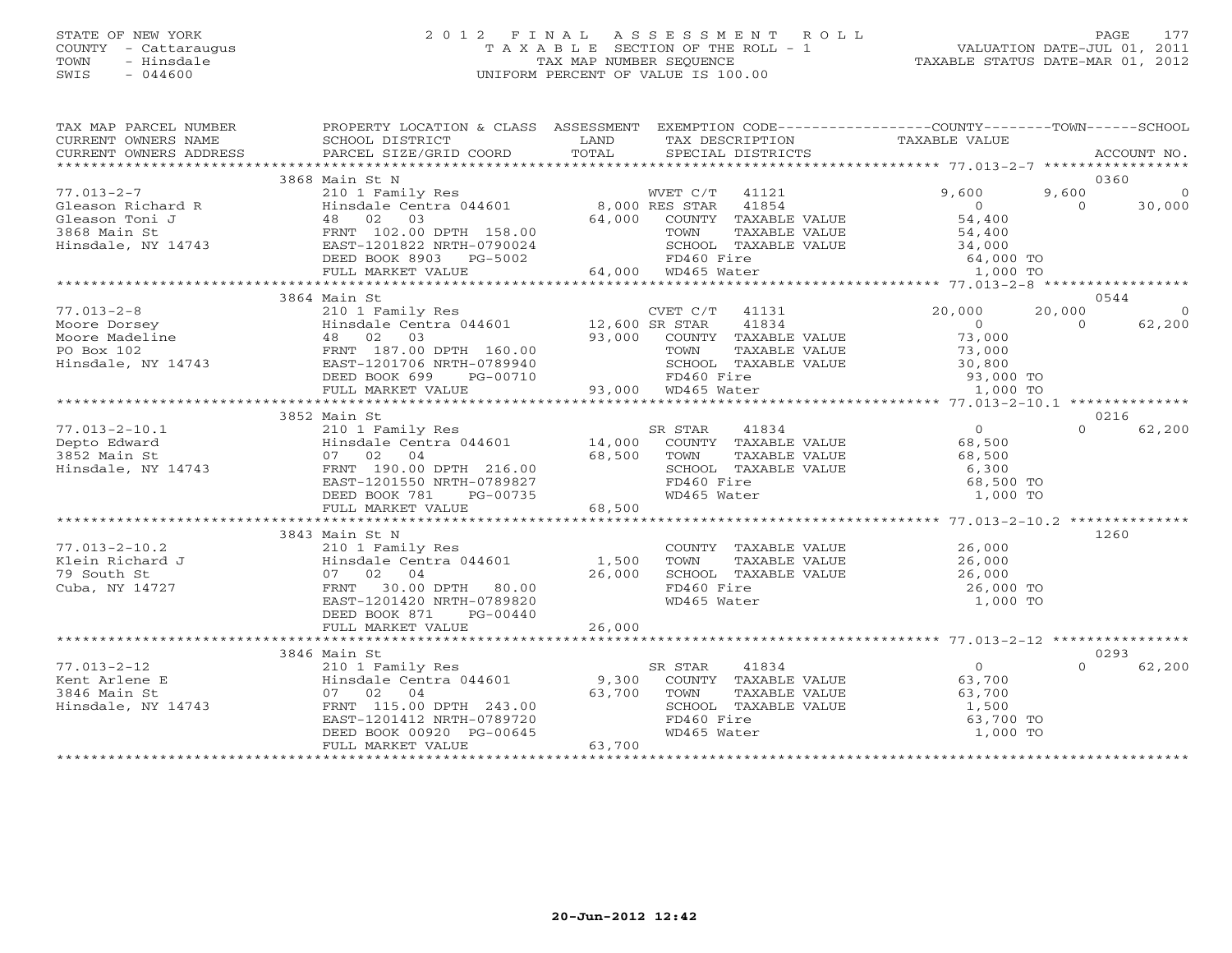STATE OF NEW YORK
COUNTY - Cattaraugus
TOWN - Hinsdale
SWIS - 044600

# 2012 FINAL ASSESSMENT ROLL
TAXABLE SECTION OF THE ROLL - 1
TAX MAP NUMBER SEQUENCE
UNIFORM PERCENT OF VALUE IS 100.00

VALUATION DATE-JUL 01, 2011
TAXABLE STATUS DATE-MAR 01, 2012

| TAX MAP PARCEL NUMBER / CURRENT OWNERS NAME / CURRENT OWNERS ADDRESS | PROPERTY LOCATION & CLASS / SCHOOL DISTRICT / PARCEL SIZE/GRID COORD | ASSESSMENT LAND | TOTAL | EXEMPTION CODE / TAX DESCRIPTION / SPECIAL DISTRICTS | COUNTY TAXABLE VALUE | TOWN | SCHOOL | ACCOUNT NO. |
|---|---|---|---|---|---|---|---|---|
| | 3868 Main St N | | | | | | | 0360 |
| 77.013-2-7 | 210 1 Family Res | | | WVET C/T 41121 | 9,600 | 9,600 | 0 | |
| Gleason Richard R | Hinsdale Centra 044601 | 8,000 | | RES STAR 41854 | 0 | 0 | 30,000 | |
| Gleason Toni J | 48 02 03 | | 64,000 | COUNTY TAXABLE VALUE | 54,400 | | | |
| 3868 Main St | FRNT 102.00 DPTH 158.00 | | | TOWN TAXABLE VALUE | 54,400 | | | |
| Hinsdale, NY 14743 | EAST-1201822 NRTH-0790024 | | | SCHOOL TAXABLE VALUE | 34,000 | | | |
| | DEED BOOK 8903 PG-5002 | | | FD460 Fire | 64,000 TO | | | |
| | FULL MARKET VALUE | | 64,000 | WD465 Water | 1,000 TO | | | |
| | 3864 Main St | | | | | | | 0544 |
| 77.013-2-8 | 210 1 Family Res | | | CVET C/T 41131 | 20,000 | 20,000 | 0 | |
| Moore Dorsey | Hinsdale Centra 044601 | 12,600 | | SR STAR 41834 | 0 | 0 | 62,200 | |
| Moore Madeline | 48 02 03 | | 93,000 | COUNTY TAXABLE VALUE | 73,000 | | | |
| PO Box 102 | FRNT 187.00 DPTH 160.00 | | | TOWN TAXABLE VALUE | 73,000 | | | |
| Hinsdale, NY 14743 | EAST-1201706 NRTH-0789940 | | | SCHOOL TAXABLE VALUE | 30,800 | | | |
| | DEED BOOK 699 PG-00710 | | | FD460 Fire | 93,000 TO | | | |
| | FULL MARKET VALUE | | 93,000 | WD465 Water | 1,000 TO | | | |
| | 3852 Main St | | | | | | | 0216 |
| 77.013-2-10.1 | 210 1 Family Res | | | SR STAR 41834 | 0 | 0 | 62,200 | |
| Depto Edward | Hinsdale Centra 044601 | 14,000 | | COUNTY TAXABLE VALUE | 68,500 | | | |
| 3852 Main St | 07 02 04 | | 68,500 | TOWN TAXABLE VALUE | 68,500 | | | |
| Hinsdale, NY 14743 | FRNT 190.00 DPTH 216.00 | | | SCHOOL TAXABLE VALUE | 6,300 | | | |
| | EAST-1201550 NRTH-0789827 | | | FD460 Fire | 68,500 TO | | | |
| | DEED BOOK 781 PG-00735 | | | WD465 Water | 1,000 TO | | | |
| | FULL MARKET VALUE | | 68,500 | | | | | |
| | 3843 Main St N | | | | | | | 1260 |
| 77.013-2-10.2 | 210 1 Family Res | | | COUNTY TAXABLE VALUE | 26,000 | | | |
| Klein Richard J | Hinsdale Centra 044601 | 1,500 | | TOWN TAXABLE VALUE | 26,000 | | | |
| 79 South St | 07 02 04 | | 26,000 | SCHOOL TAXABLE VALUE | 26,000 | | | |
| Cuba, NY 14727 | FRNT 30.00 DPTH 80.00 | | | FD460 Fire | 26,000 TO | | | |
| | EAST-1201420 NRTH-0789820 | | | WD465 Water | 1,000 TO | | | |
| | DEED BOOK 871 PG-00440 | | | | | | | |
| | FULL MARKET VALUE | | 26,000 | | | | | |
| | 3846 Main St | | | | | | | 0293 |
| 77.013-2-12 | 210 1 Family Res | | | SR STAR 41834 | 0 | 0 | 62,200 | |
| Kent Arlene E | Hinsdale Centra 044601 | 9,300 | | COUNTY TAXABLE VALUE | 63,700 | | | |
| 3846 Main St | 07 02 04 | | 63,700 | TOWN TAXABLE VALUE | 63,700 | | | |
| Hinsdale, NY 14743 | FRNT 115.00 DPTH 243.00 | | | SCHOOL TAXABLE VALUE | 1,500 | | | |
| | EAST-1201412 NRTH-0789720 | | | FD460 Fire | 63,700 TO | | | |
| | DEED BOOK 00920 PG-00645 | | | WD465 Water | 1,000 TO | | | |
| | FULL MARKET VALUE | | 63,700 | | | | | |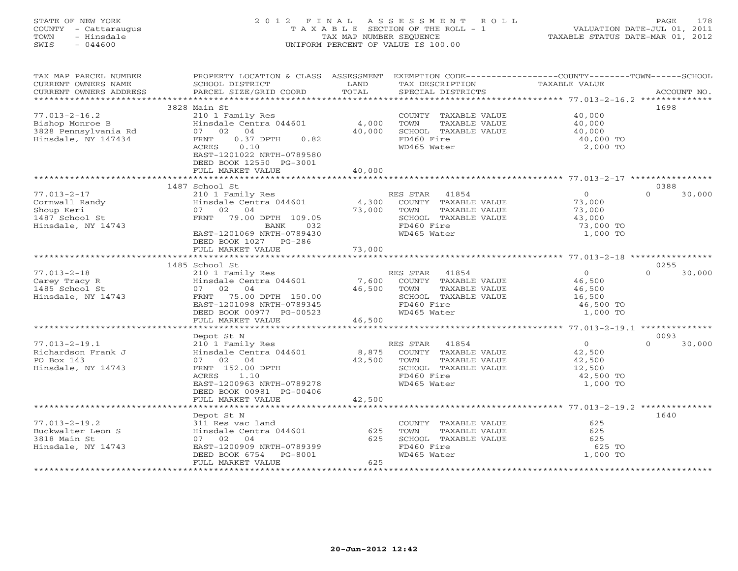STATE OF NEW YORK
COUNTY - Cattaraugus
TOWN - Hinsdale
SWIS - 044600

2012 FINAL ASSESSMENT ROLL
TAXABLE SECTION OF THE ROLL - 1
TAX MAP NUMBER SEQUENCE
UNIFORM PERCENT OF VALUE IS 100.00

VALUATION DATE-JUL 01, 2011
TAXABLE STATUS DATE-MAR 01, 2012

| TAX MAP PARCEL NUMBER / CURRENT OWNERS NAME / CURRENT OWNERS ADDRESS | PROPERTY LOCATION & CLASS / SCHOOL DISTRICT / PARCEL SIZE/GRID COORD | ASSESSMENT LAND | TOTAL | EXEMPTION CODE / TAX DESCRIPTION / SPECIAL DISTRICTS | COUNTY / TOWN / SCHOOL TAXABLE VALUE | ACCOUNT NO. |
|---|---|---|---|---|---|---|
| 77.013-2-16.2 | 3828 Main St | | | | | 1698 |
| Bishop Monroe B | 210 1 Family Res | | | COUNTY TAXABLE VALUE | 40,000 | |
| 3828 Pennsylvania Rd | Hinsdale Centra 044601 | 4,000 | | TOWN TAXABLE VALUE | 40,000 | |
| Hinsdale, NY 147434 | 07 02 04 | | 40,000 | SCHOOL TAXABLE VALUE | 40,000 | |
| | FRNT 0.37 DPTH 0.82 | | | FD460 Fire | 40,000 TO | |
| | ACRES 0.10 | | | WD465 Water | 2,000 TO | |
| | EAST-1201022 NRTH-0789580 | | | | | |
| | DEED BOOK 12550 PG-3001 | | | | | |
| | FULL MARKET VALUE | | 40,000 | | | |
| 77.013-2-17 | 1487 School St | | | | | 0388 |
| Cornwall Randy | 210 1 Family Res | | | RES STAR 41854 | 0 0 30,000 | |
| Shoup Keri | Hinsdale Centra 044601 | 4,300 | | COUNTY TAXABLE VALUE | 73,000 | |
| 1487 School St | 07 02 04 | | 73,000 | TOWN TAXABLE VALUE | 73,000 | |
| Hinsdale, NY 14743 | FRNT 79.00 DPTH 109.05 | | | SCHOOL TAXABLE VALUE | 43,000 | |
| | BANK 032 | | | FD460 Fire | 73,000 TO | |
| | EAST-1201069 NRTH-0789430 | | | WD465 Water | 1,000 TO | |
| | DEED BOOK 1027 PG-286 | | | | | |
| | FULL MARKET VALUE | | 73,000 | | | |
| 77.013-2-18 | 1485 School St | | | | | 0255 |
| Carey Tracy R | 210 1 Family Res | | | RES STAR 41854 | 0 0 30,000 | |
| 1485 School St | Hinsdale Centra 044601 | 7,600 | | COUNTY TAXABLE VALUE | 46,500 | |
| Hinsdale, NY 14743 | 07 02 04 | | 46,500 | TOWN TAXABLE VALUE | 46,500 | |
| | FRNT 75.00 DPTH 150.00 | | | SCHOOL TAXABLE VALUE | 16,500 | |
| | EAST-1201098 NRTH-0789345 | | | FD460 Fire | 46,500 TO | |
| | DEED BOOK 00977 PG-00523 | | | WD465 Water | 1,000 TO | |
| | FULL MARKET VALUE | | 46,500 | | | |
| 77.013-2-19.1 | Depot St N | | | | | 0093 |
| Richardson Frank J | 210 1 Family Res | | | RES STAR 41854 | 0 0 30,000 | |
| PO Box 143 | Hinsdale Centra 044601 | 8,875 | | COUNTY TAXABLE VALUE | 42,500 | |
| Hinsdale, NY 14743 | 07 02 04 | | 42,500 | TOWN TAXABLE VALUE | 42,500 | |
| | FRNT 152.00 DPTH | | | SCHOOL TAXABLE VALUE | 12,500 | |
| | ACRES 1.10 | | | FD460 Fire | 42,500 TO | |
| | EAST-1200963 NRTH-0789278 | | | WD465 Water | 1,000 TO | |
| | DEED BOOK 00981 PG-00406 | | | | | |
| | FULL MARKET VALUE | | 42,500 | | | |
| 77.013-2-19.2 | Depot St N | | | | | 1640 |
| Buckwalter Leon S | 311 Res vac land | | | COUNTY TAXABLE VALUE | 625 | |
| 3818 Main St | Hinsdale Centra 044601 | 625 | | TOWN TAXABLE VALUE | 625 | |
| Hinsdale, NY 14743 | 07 02 04 | | 625 | SCHOOL TAXABLE VALUE | 625 | |
| | EAST-1200909 NRTH-0789399 | | | FD460 Fire | 625 TO | |
| | DEED BOOK 6754 PG-8001 | | | WD465 Water | 1,000 TO | |
| | FULL MARKET VALUE | | 625 | | | |

20-Jun-2012 12:42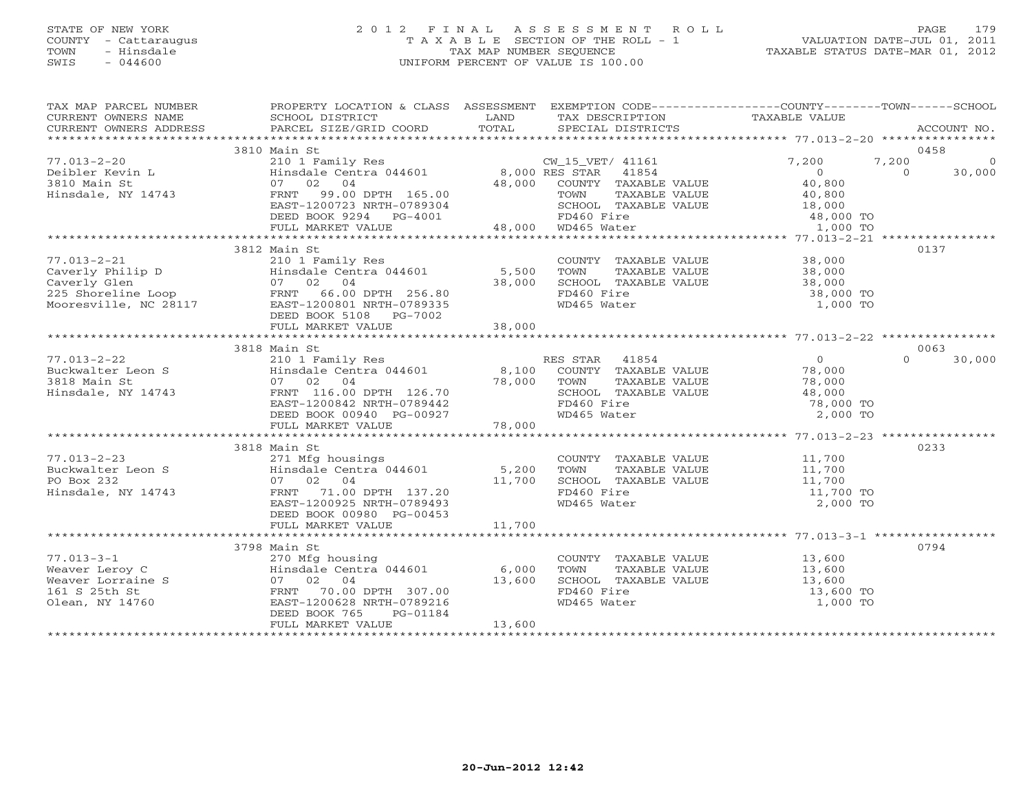STATE OF NEW YORK
COUNTY - Cattaraugus
TOWN - Hinsdale
SWIS - 044600

2012 FINAL ASSESSMENT ROLL
TAXABLE SECTION OF THE ROLL - 1
TAX MAP NUMBER SEQUENCE
UNIFORM PERCENT OF VALUE IS 100.00

VALUATION DATE-JUL 01, 2011
TAXABLE STATUS DATE-MAR 01, 2012

| TAX MAP PARCEL NUMBER / CURRENT OWNERS NAME / CURRENT OWNERS ADDRESS | PROPERTY LOCATION & CLASS / SCHOOL DISTRICT / PARCEL SIZE/GRID COORD | ASSESSMENT LAND | TOTAL | EXEMPTION CODE / TAX DESCRIPTION / SPECIAL DISTRICTS | COUNTY TAXABLE VALUE | TOWN | SCHOOL | ACCOUNT NO. |
|---|---|---|---|---|---|---|---|---|
| | 3810 Main St | | | | | | | 0458 |
| 77.013-2-20 | 210 1 Family Res | | | CW_15_VET/ 41161 | 7,200 | 7,200 | 0 | |
| Deibler Kevin L | Hinsdale Centra 044601 | 8,000 | | RES STAR 41854 | 0 | 0 | 30,000 | |
| 3810 Main St | 07 02 04 | | 48,000 | COUNTY TAXABLE VALUE | 40,800 | | | |
| Hinsdale, NY 14743 | FRNT 99.00 DPTH 165.00 | | | TOWN TAXABLE VALUE | 40,800 | | | |
| | EAST-1200723 NRTH-0789304 | | | SCHOOL TAXABLE VALUE | 18,000 | | | |
| | DEED BOOK 9294 PG-4001 | | | FD460 Fire | 48,000 TO | | | |
| | FULL MARKET VALUE | | 48,000 | WD465 Water | 1,000 TO | | | |
| | 3812 Main St | | | | | | | 0137 |
| 77.013-2-21 | 210 1 Family Res | | | COUNTY TAXABLE VALUE | 38,000 | | | |
| Caverly Philip D | Hinsdale Centra 044601 | 5,500 | | TOWN TAXABLE VALUE | 38,000 | | | |
| Caverly Glen | 07 02 04 | | 38,000 | SCHOOL TAXABLE VALUE | 38,000 | | | |
| 225 Shoreline Loop | FRNT 66.00 DPTH 256.80 | | | FD460 Fire | 38,000 TO | | | |
| Mooresville, NC 28117 | EAST-1200801 NRTH-0789335 | | | WD465 Water | 1,000 TO | | | |
| | DEED BOOK 5108 PG-7002 | | | | | | | |
| | FULL MARKET VALUE | | 38,000 | | | | | |
| | 3818 Main St | | | | | | | 0063 |
| 77.013-2-22 | 210 1 Family Res | | | RES STAR 41854 | 0 | 0 | 30,000 | |
| Buckwalter Leon S | Hinsdale Centra 044601 | 8,100 | | COUNTY TAXABLE VALUE | 78,000 | | | |
| 3818 Main St | 07 02 04 | | 78,000 | TOWN TAXABLE VALUE | 78,000 | | | |
| Hinsdale, NY 14743 | FRNT 116.00 DPTH 126.70 | | | SCHOOL TAXABLE VALUE | 48,000 | | | |
| | EAST-1200842 NRTH-0789442 | | | FD460 Fire | 78,000 TO | | | |
| | DEED BOOK 00940 PG-00927 | | | WD465 Water | 2,000 TO | | | |
| | FULL MARKET VALUE | | 78,000 | | | | | |
| | 3818 Main St | | | | | | | 0233 |
| 77.013-2-23 | 271 Mfg housings | | | COUNTY TAXABLE VALUE | 11,700 | | | |
| Buckwalter Leon S | Hinsdale Centra 044601 | 5,200 | | TOWN TAXABLE VALUE | 11,700 | | | |
| PO Box 232 | 07 02 04 | | 11,700 | SCHOOL TAXABLE VALUE | 11,700 | | | |
| Hinsdale, NY 14743 | FRNT 71.00 DPTH 137.20 | | | FD460 Fire | 11,700 TO | | | |
| | EAST-1200925 NRTH-0789493 | | | WD465 Water | 2,000 TO | | | |
| | DEED BOOK 00980 PG-00453 | | | | | | | |
| | FULL MARKET VALUE | | 11,700 | | | | | |
| | 3798 Main St | | | | | | | 0794 |
| 77.013-3-1 | 270 Mfg housing | | | COUNTY TAXABLE VALUE | 13,600 | | | |
| Weaver Leroy C | Hinsdale Centra 044601 | 6,000 | | TOWN TAXABLE VALUE | 13,600 | | | |
| Weaver Lorraine S | 07 02 04 | | 13,600 | SCHOOL TAXABLE VALUE | 13,600 | | | |
| 161 S 25th St | FRNT 70.00 DPTH 307.00 | | | FD460 Fire | 13,600 TO | | | |
| Olean, NY 14760 | EAST-1200628 NRTH-0789216 | | | WD465 Water | 1,000 TO | | | |
| | DEED BOOK 765 PG-01184 | | | | | | | |
| | FULL MARKET VALUE | | 13,600 | | | | | |

20-Jun-2012 12:42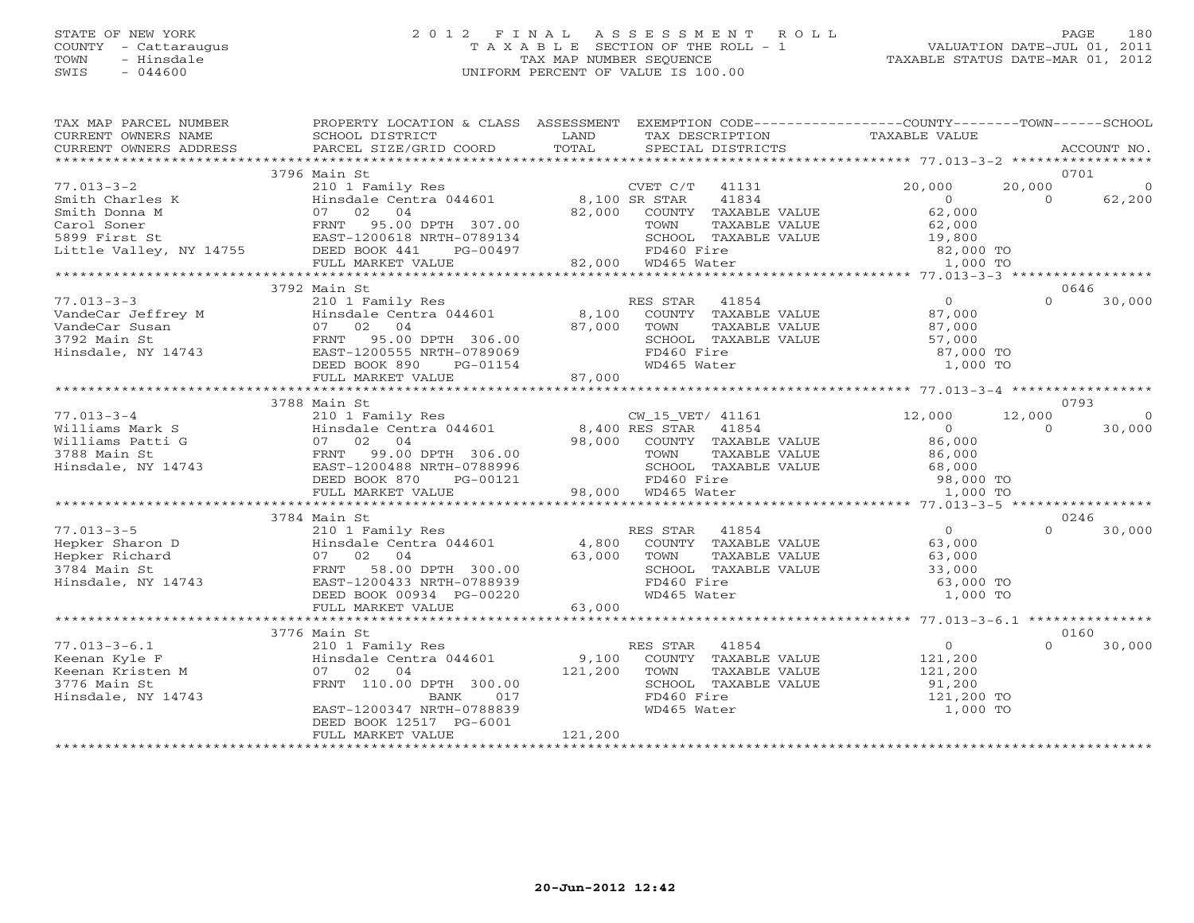STATE OF NEW YORK
COUNTY - Cattaraugus
TOWN - Hinsdale
SWIS - 044600

# 2012 FINAL ASSESSMENT ROLL

TAXABLE SECTION OF THE ROLL - 1
TAX MAP NUMBER SEQUENCE
UNIFORM PERCENT OF VALUE IS 100.00

VALUATION DATE-JUL 01, 2011
TAXABLE STATUS DATE-MAR 01, 2012

| TAX MAP PARCEL NUMBER / CURRENT OWNERS NAME / CURRENT OWNERS ADDRESS | PROPERTY LOCATION & CLASS / SCHOOL DISTRICT / PARCEL SIZE/GRID COORD | ASSESSMENT LAND | TOTAL | EXEMPTION CODE / TAX DESCRIPTION / SPECIAL DISTRICTS | COUNTY TAXABLE VALUE | TOWN | SCHOOL | ACCOUNT NO. |
|---|---|---|---|---|---|---|---|---|
| | 3796 Main St | | | | | | | 0701 |
| 77.013-3-2 | 210 1 Family Res | | | CVET C/T 41131 | 20,000 | 20,000 | 0 | |
| Smith Charles K | Hinsdale Centra 044601 | 8,100 | | SR STAR 41834 | 0 | 0 | 62,200 | |
| Smith Donna M | 07 02 04 | | 82,000 | COUNTY TAXABLE VALUE | 62,000 | | | |
| Carol Soner | FRNT 95.00 DPTH 307.00 | | | TOWN TAXABLE VALUE | 62,000 | | | |
| 5899 First St | EAST-1200618 NRTH-0789134 | | | SCHOOL TAXABLE VALUE | 19,800 | | | |
| Little Valley, NY 14755 | DEED BOOK 441 PG-00497 | | | FD460 Fire | 82,000 TO | | | |
| | FULL MARKET VALUE | | 82,000 | WD465 Water | 1,000 TO | | | |
| | 3792 Main St | | | | | | | 0646 |
| 77.013-3-3 | 210 1 Family Res | | | RES STAR 41854 | 0 | 0 | 30,000 | |
| VandeCar Jeffrey M | Hinsdale Centra 044601 | 8,100 | | COUNTY TAXABLE VALUE | 87,000 | | | |
| VandeCar Susan | 07 02 04 | | 87,000 | TOWN TAXABLE VALUE | 87,000 | | | |
| 3792 Main St | FRNT 95.00 DPTH 306.00 | | | SCHOOL TAXABLE VALUE | 57,000 | | | |
| Hinsdale, NY 14743 | EAST-1200555 NRTH-0789069 | | | FD460 Fire | 87,000 TO | | | |
| | DEED BOOK 890 PG-01154 | | | WD465 Water | 1,000 TO | | | |
| | FULL MARKET VALUE | | 87,000 | | | | | |
| | 3788 Main St | | | | | | | 0793 |
| 77.013-3-4 | 210 1 Family Res | | | CW_15_VET/ 41161 | 12,000 | 12,000 | 0 | |
| Williams Mark S | Hinsdale Centra 044601 | 8,400 | | RES STAR 41854 | 0 | 0 | 30,000 | |
| Williams Patti G | 07 02 04 | | 98,000 | COUNTY TAXABLE VALUE | 86,000 | | | |
| 3788 Main St | FRNT 99.00 DPTH 306.00 | | | TOWN TAXABLE VALUE | 86,000 | | | |
| Hinsdale, NY 14743 | EAST-1200488 NRTH-0788996 | | | SCHOOL TAXABLE VALUE | 68,000 | | | |
| | DEED BOOK 870 PG-00121 | | | FD460 Fire | 98,000 TO | | | |
| | FULL MARKET VALUE | | 98,000 | WD465 Water | 1,000 TO | | | |
| | 3784 Main St | | | | | | | 0246 |
| 77.013-3-5 | 210 1 Family Res | | | RES STAR 41854 | 0 | 0 | 30,000 | |
| Hepker Sharon D | Hinsdale Centra 044601 | 4,800 | | COUNTY TAXABLE VALUE | 63,000 | | | |
| Hepker Richard | 07 02 04 | | 63,000 | TOWN TAXABLE VALUE | 63,000 | | | |
| 3784 Main St | FRNT 58.00 DPTH 300.00 | | | SCHOOL TAXABLE VALUE | 33,000 | | | |
| Hinsdale, NY 14743 | EAST-1200433 NRTH-0788939 | | | FD460 Fire | 63,000 TO | | | |
| | DEED BOOK 00934 PG-00220 | | | WD465 Water | 1,000 TO | | | |
| | FULL MARKET VALUE | | 63,000 | | | | | |
| | 3776 Main St | | | | | | | 0160 |
| 77.013-3-6.1 | 210 1 Family Res | | | RES STAR 41854 | 0 | 0 | 30,000 | |
| Keenan Kyle F | Hinsdale Centra 044601 | 9,100 | | COUNTY TAXABLE VALUE | 121,200 | | | |
| Keenan Kristen M | 07 02 04 | | 121,200 | TOWN TAXABLE VALUE | 121,200 | | | |
| 3776 Main St | FRNT 110.00 DPTH 300.00 | | | SCHOOL TAXABLE VALUE | 91,200 | | | |
| Hinsdale, NY 14743 | BANK 017 | | | FD460 Fire | 121,200 TO | | | |
| | EAST-1200347 NRTH-0788839 | | | WD465 Water | 1,000 TO | | | |
| | DEED BOOK 12517 PG-6001 | | | | | | | |
| | FULL MARKET VALUE | | 121,200 | | | | | |

20-Jun-2012 12:42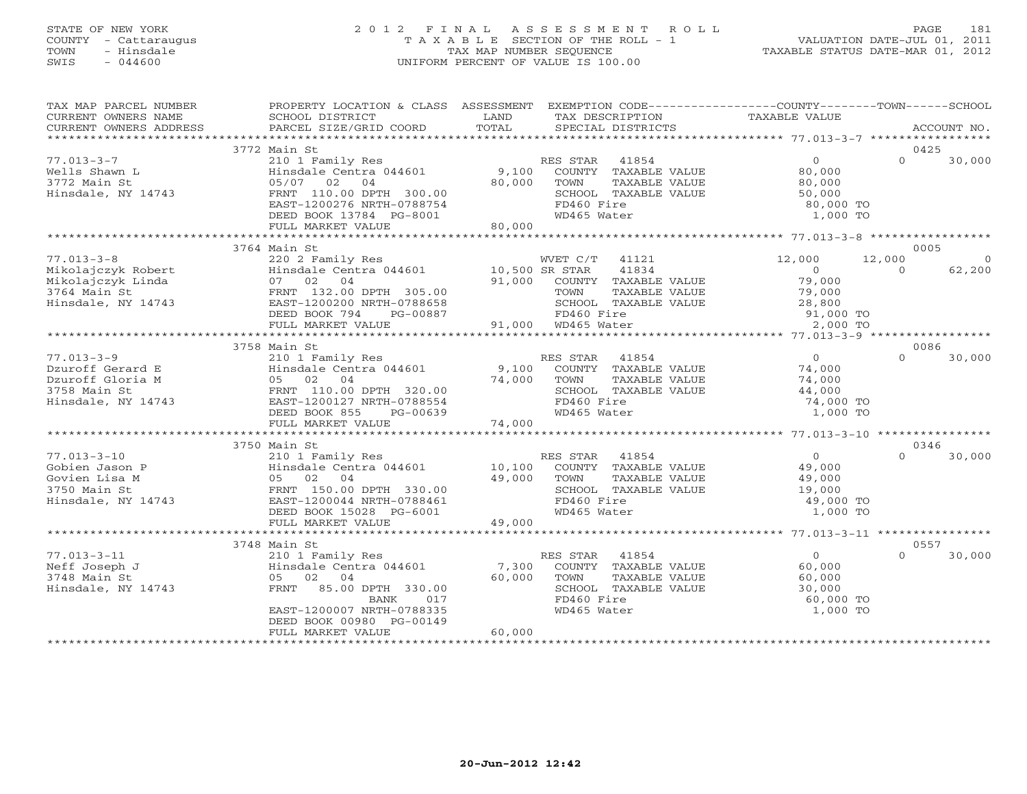STATE OF NEW YORK
COUNTY - Cattaraugus
TOWN - Hinsdale
SWIS - 044600

# 2012 FINAL ASSESSMENT ROLL

TAXABLE SECTION OF THE ROLL - 1
TAX MAP NUMBER SEQUENCE
UNIFORM PERCENT OF VALUE IS 100.00

VALUATION DATE-JUL 01, 2011
TAXABLE STATUS DATE-MAR 01, 2012

| TAX MAP PARCEL NUMBER / CURRENT OWNERS NAME / CURRENT OWNERS ADDRESS | PROPERTY LOCATION & CLASS / SCHOOL DISTRICT / PARCEL SIZE/GRID COORD | ASSESSMENT LAND | TOTAL | EXEMPTION CODE / TAX DESCRIPTION / SPECIAL DISTRICTS | COUNTY TAXABLE VALUE | TOWN | SCHOOL / ACCOUNT NO. |
|---|---|---|---|---|---|---|---|
| | 3772 Main St | | | | | | 0425 |
| 77.013-3-7 | 210 1 Family Res | | | RES STAR 41854 | 0 | 0 | 30,000 |
| Wells Shawn L | Hinsdale Centra 044601 | 9,100 | | COUNTY TAXABLE VALUE | 80,000 | | |
| 3772 Main St | 05/07 02 04 | | 80,000 | TOWN TAXABLE VALUE | 80,000 | | |
| Hinsdale, NY 14743 | FRNT 110.00 DPTH 300.00 | | | SCHOOL TAXABLE VALUE | 50,000 | | |
| | EAST-1200276 NRTH-0788754 | | | FD460 Fire | 80,000 TO | | |
| | DEED BOOK 13784 PG-8001 | | | WD465 Water | 1,000 TO | | |
| | FULL MARKET VALUE | | 80,000 | | | | |
| | 3764 Main St | | | | | | 0005 |
| 77.013-3-8 | 220 2 Family Res | | | WVET C/T 41121 | 12,000 | 12,000 | 0 |
| Mikolajczyk Robert | Hinsdale Centra 044601 | 10,500 | | SR STAR 41834 | 0 | 0 | 62,200 |
| Mikolajczyk Linda | 07 02 04 | | 91,000 | COUNTY TAXABLE VALUE | 79,000 | | |
| 3764 Main St | FRNT 132.00 DPTH 305.00 | | | TOWN TAXABLE VALUE | 79,000 | | |
| Hinsdale, NY 14743 | EAST-1200200 NRTH-0788658 | | | SCHOOL TAXABLE VALUE | 28,800 | | |
| | DEED BOOK 794 PG-00887 | | | FD460 Fire | 91,000 TO | | |
| | FULL MARKET VALUE | | 91,000 | WD465 Water | 2,000 TO | | |
| | 3758 Main St | | | | | | 0086 |
| 77.013-3-9 | 210 1 Family Res | | | RES STAR 41854 | 0 | 0 | 30,000 |
| Dzuroff Gerard E | Hinsdale Centra 044601 | 9,100 | | COUNTY TAXABLE VALUE | 74,000 | | |
| Dzuroff Gloria M | 05 02 04 | | 74,000 | TOWN TAXABLE VALUE | 74,000 | | |
| 3758 Main St | FRNT 110.00 DPTH 320.00 | | | SCHOOL TAXABLE VALUE | 44,000 | | |
| Hinsdale, NY 14743 | EAST-1200127 NRTH-0788554 | | | FD460 Fire | 74,000 TO | | |
| | DEED BOOK 855 PG-00639 | | | WD465 Water | 1,000 TO | | |
| | FULL MARKET VALUE | | 74,000 | | | | |
| | 3750 Main St | | | | | | 0346 |
| 77.013-3-10 | 210 1 Family Res | | | RES STAR 41854 | 0 | 0 | 30,000 |
| Gobien Jason P | Hinsdale Centra 044601 | 10,100 | | COUNTY TAXABLE VALUE | 49,000 | | |
| Govien Lisa M | 05 02 04 | | 49,000 | TOWN TAXABLE VALUE | 49,000 | | |
| 3750 Main St | FRNT 150.00 DPTH 330.00 | | | SCHOOL TAXABLE VALUE | 19,000 | | |
| Hinsdale, NY 14743 | EAST-1200044 NRTH-0788461 | | | FD460 Fire | 49,000 TO | | |
| | DEED BOOK 15028 PG-6001 | | | WD465 Water | 1,000 TO | | |
| | FULL MARKET VALUE | | 49,000 | | | | |
| | 3748 Main St | | | | | | 0557 |
| 77.013-3-11 | 210 1 Family Res | | | RES STAR 41854 | 0 | 0 | 30,000 |
| Neff Joseph J | Hinsdale Centra 044601 | 7,300 | | COUNTY TAXABLE VALUE | 60,000 | | |
| 3748 Main St | 05 02 04 | | 60,000 | TOWN TAXABLE VALUE | 60,000 | | |
| Hinsdale, NY 14743 | FRNT 85.00 DPTH 330.00 | | | SCHOOL TAXABLE VALUE | 30,000 | | |
| | BANK 017 | | | FD460 Fire | 60,000 TO | | |
| | EAST-1200007 NRTH-0788335 | | | WD465 Water | 1,000 TO | | |
| | DEED BOOK 00980 PG-00149 | | | | | | |
| | FULL MARKET VALUE | | 60,000 | | | | |

20-Jun-2012 12:42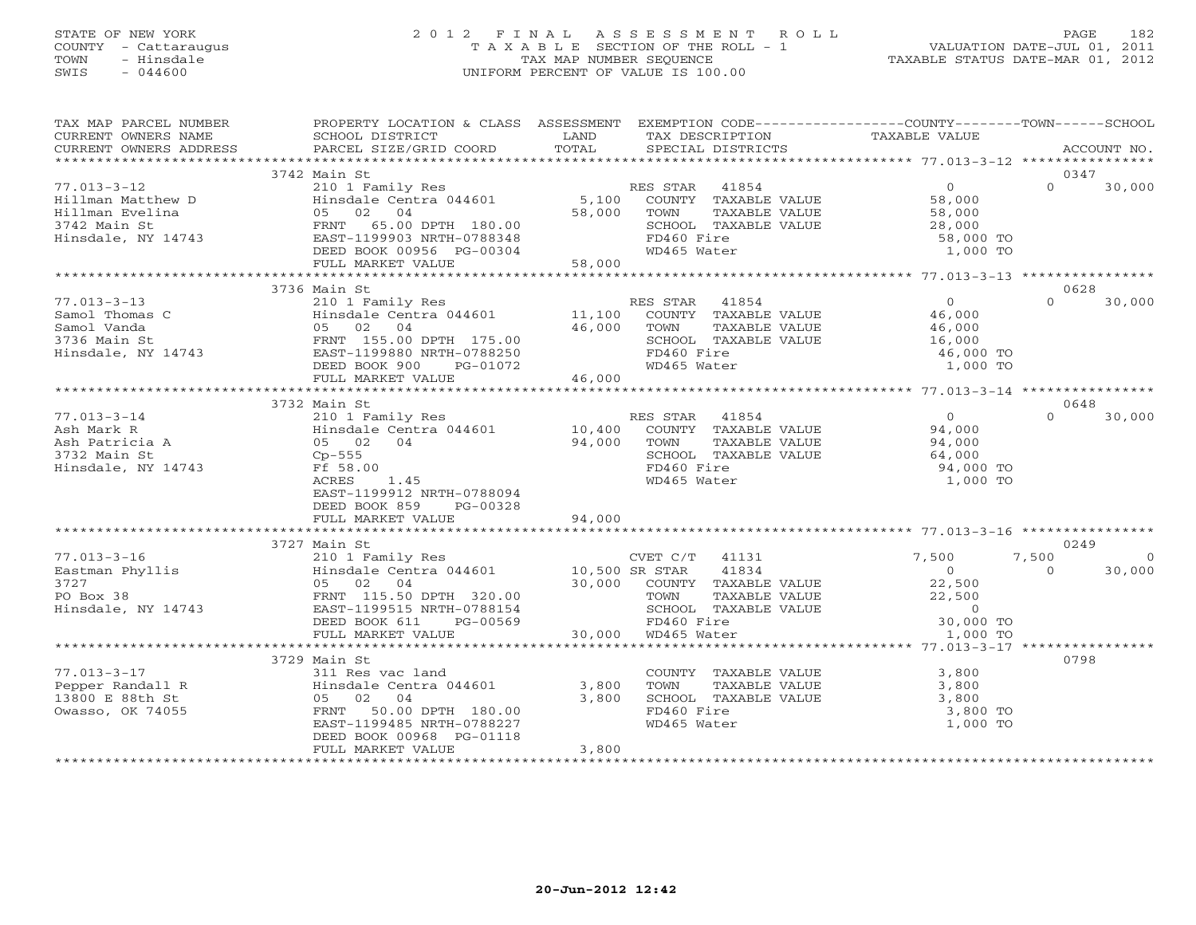STATE OF NEW YORK
COUNTY - Cattaraugus
TOWN - Hinsdale
SWIS - 044600

# 2012 FINAL ASSESSMENT ROLL
TAXABLE SECTION OF THE ROLL - 1
TAX MAP NUMBER SEQUENCE
UNIFORM PERCENT OF VALUE IS 100.00

VALUATION DATE-JUL 01, 2011
TAXABLE STATUS DATE-MAR 01, 2012

| TAX MAP PARCEL NUMBER / CURRENT OWNERS NAME / CURRENT OWNERS ADDRESS | PROPERTY LOCATION & CLASS / SCHOOL DISTRICT / PARCEL SIZE/GRID COORD | ASSESSMENT LAND / TOTAL | EXEMPTION CODE / TAX DESCRIPTION / SPECIAL DISTRICTS | COUNTY TAXABLE VALUE | TOWN | SCHOOL / ACCOUNT NO. |
|---|---|---|---|---|---|---|
| | 3742 Main St | | | | | 0347 |
| 77.013-3-12 | 210 1 Family Res | | RES STAR 41854 | 0 | 0 | 30,000 |
| Hillman Matthew D | Hinsdale Centra 044601 | 5,100 | COUNTY TAXABLE VALUE | 58,000 | | |
| Hillman Evelina | 05 02 04 | 58,000 | TOWN TAXABLE VALUE | 58,000 | | |
| 3742 Main St | FRNT 65.00 DPTH 180.00 | | SCHOOL TAXABLE VALUE | 28,000 | | |
| Hinsdale, NY 14743 | EAST-1199903 NRTH-0788348 | | FD460 Fire | 58,000 TO | | |
| | DEED BOOK 00956 PG-00304 | | WD465 Water | 1,000 TO | | |
| | FULL MARKET VALUE | 58,000 | | | | |
| | 3736 Main St | | | | | 0628 |
| 77.013-3-13 | 210 1 Family Res | | RES STAR 41854 | 0 | 0 | 30,000 |
| Samol Thomas C | Hinsdale Centra 044601 | 11,100 | COUNTY TAXABLE VALUE | 46,000 | | |
| Samol Vanda | 05 02 04 | 46,000 | TOWN TAXABLE VALUE | 46,000 | | |
| 3736 Main St | FRNT 155.00 DPTH 175.00 | | SCHOOL TAXABLE VALUE | 16,000 | | |
| Hinsdale, NY 14743 | EAST-1199880 NRTH-0788250 | | FD460 Fire | 46,000 TO | | |
| | DEED BOOK 900 PG-01072 | | WD465 Water | 1,000 TO | | |
| | FULL MARKET VALUE | 46,000 | | | | |
| | 3732 Main St | | | | | 0648 |
| 77.013-3-14 | 210 1 Family Res | | RES STAR 41854 | 0 | 0 | 30,000 |
| Ash Mark R | Hinsdale Centra 044601 | 10,400 | COUNTY TAXABLE VALUE | 94,000 | | |
| Ash Patricia A | 05 02 04 | 94,000 | TOWN TAXABLE VALUE | 94,000 | | |
| 3732 Main St | Cp-555 | | SCHOOL TAXABLE VALUE | 64,000 | | |
| Hinsdale, NY 14743 | Ff 58.00 | | FD460 Fire | 94,000 TO | | |
| | ACRES 1.45 | | WD465 Water | 1,000 TO | | |
| | EAST-1199912 NRTH-0788094 | | | | | |
| | DEED BOOK 859 PG-00328 | | | | | |
| | FULL MARKET VALUE | 94,000 | | | | |
| | 3727 Main St | | | | | 0249 |
| 77.013-3-16 | 210 1 Family Res | | CVET C/T 41131 | 7,500 | 7,500 | 0 |
| Eastman Phyllis | Hinsdale Centra 044601 | 10,500 | SR STAR 41834 | 0 | 0 | 30,000 |
| 3727 | 05 02 04 | 30,000 | COUNTY TAXABLE VALUE | 22,500 | | |
| PO Box 38 | FRNT 115.50 DPTH 320.00 | | TOWN TAXABLE VALUE | 22,500 | | |
| Hinsdale, NY 14743 | EAST-1199515 NRTH-0788154 | | SCHOOL TAXABLE VALUE | 0 | | |
| | DEED BOOK 611 PG-00569 | | FD460 Fire | 30,000 TO | | |
| | FULL MARKET VALUE | 30,000 | WD465 Water | 1,000 TO | | |
| | 3729 Main St | | | | | 0798 |
| 77.013-3-17 | 311 Res vac land | | COUNTY TAXABLE VALUE | 3,800 | | |
| Pepper Randall R | Hinsdale Centra 044601 | 3,800 | TOWN TAXABLE VALUE | 3,800 | | |
| 13800 E 88th St | 05 02 04 | 3,800 | SCHOOL TAXABLE VALUE | 3,800 | | |
| Owasso, OK 74055 | FRNT 50.00 DPTH 180.00 | | FD460 Fire | 3,800 TO | | |
| | EAST-1199485 NRTH-0788227 | | WD465 Water | 1,000 TO | | |
| | DEED BOOK 00968 PG-01118 | | | | | |
| | FULL MARKET VALUE | 3,800 | | | | |

20-Jun-2012 12:42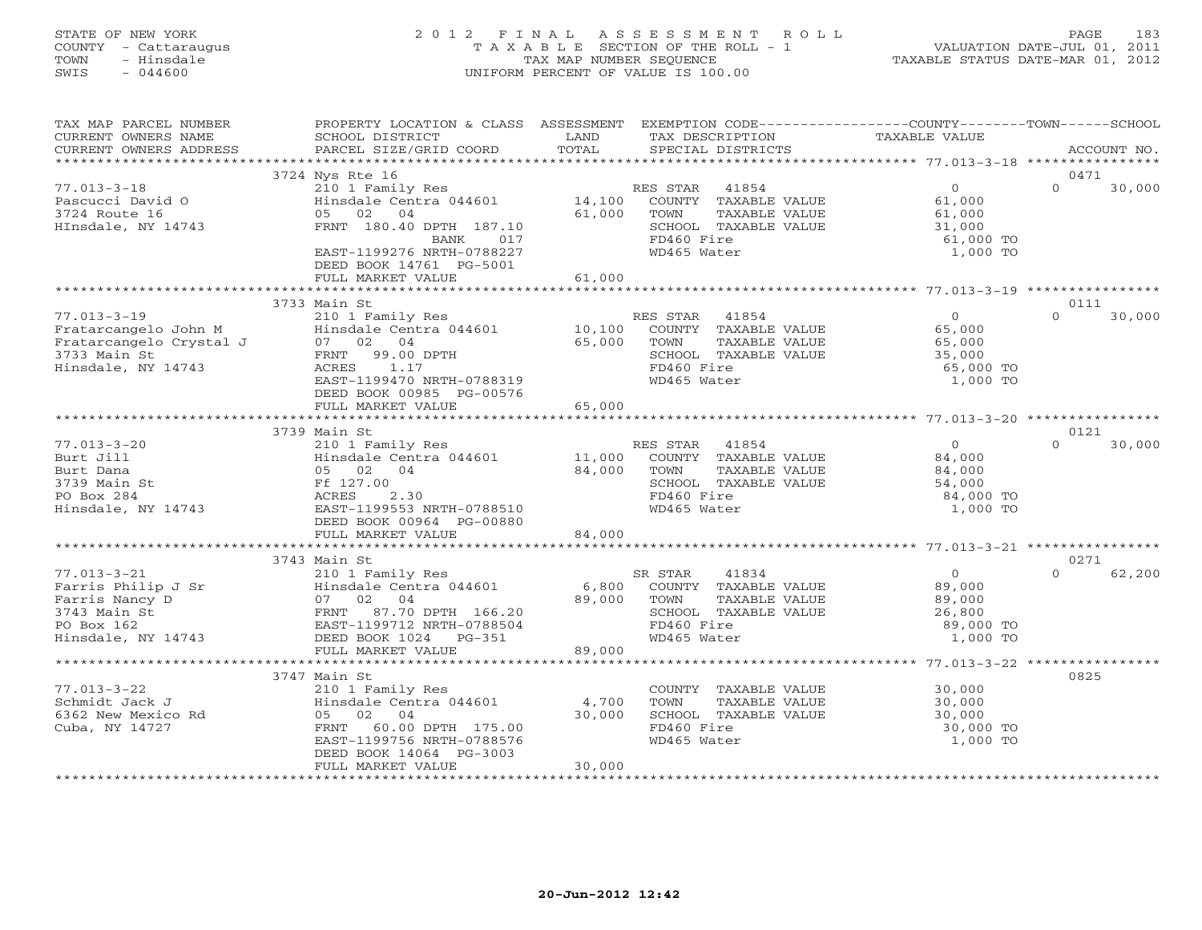STATE OF NEW YORK
COUNTY - Cattaraugus
TOWN - Hinsdale
SWIS - 044600

2012 FINAL ASSESSMENT ROLL
TAXABLE SECTION OF THE ROLL - 1
TAX MAP NUMBER SEQUENCE
UNIFORM PERCENT OF VALUE IS 100.00

VALUATION DATE-JUL 01, 2011
TAXABLE STATUS DATE-MAR 01, 2012

| TAX MAP PARCEL NUMBER / CURRENT OWNERS NAME / CURRENT OWNERS ADDRESS | PROPERTY LOCATION & CLASS / SCHOOL DISTRICT / PARCEL SIZE/GRID COORD | ASSESSMENT LAND | TOTAL | EXEMPTION CODE / TAX DESCRIPTION / SPECIAL DISTRICTS | COUNTY TAXABLE VALUE | TOWN | SCHOOL / ACCOUNT NO. |
|---|---|---|---|---|---|---|---|
| | 3724 Nys Rte 16 | | | | | | 0471 |
| 77.013-3-18 | 210 1 Family Res | | | RES STAR 41854 | 0 | 0 | 30,000 |
| Pascucci David O | Hinsdale Centra 044601 | 14,100 | | COUNTY TAXABLE VALUE | 61,000 | | |
| 3724 Route 16 | 05 02 04 | | 61,000 | TOWN TAXABLE VALUE | 61,000 | | |
| HInsdale, NY 14743 | FRNT 180.40 DPTH 187.10 | | | SCHOOL TAXABLE VALUE | 31,000 | | |
| | BANK 017 | | | FD460 Fire | 61,000 TO | | |
| | EAST-1199276 NRTH-0788227 | | | WD465 Water | 1,000 TO | | |
| | DEED BOOK 14761 PG-5001 | | | | | | |
| | FULL MARKET VALUE | | 61,000 | | | | |
| | 3733 Main St | | | | | | 0111 |
| 77.013-3-19 | 210 1 Family Res | | | RES STAR 41854 | 0 | 0 | 30,000 |
| Fratarcangelo John M | Hinsdale Centra 044601 | 10,100 | | COUNTY TAXABLE VALUE | 65,000 | | |
| Fratarcangelo Crystal J | 07 02 04 | | 65,000 | TOWN TAXABLE VALUE | 65,000 | | |
| 3733 Main St | FRNT 99.00 DPTH | | | SCHOOL TAXABLE VALUE | 35,000 | | |
| Hinsdale, NY 14743 | ACRES 1.17 | | | FD460 Fire | 65,000 TO | | |
| | EAST-1199470 NRTH-0788319 | | | WD465 Water | 1,000 TO | | |
| | DEED BOOK 00985 PG-00576 | | | | | | |
| | FULL MARKET VALUE | | 65,000 | | | | |
| | 3739 Main St | | | | | | 0121 |
| 77.013-3-20 | 210 1 Family Res | | | RES STAR 41854 | 0 | 0 | 30,000 |
| Burt Jill | Hinsdale Centra 044601 | 11,000 | | COUNTY TAXABLE VALUE | 84,000 | | |
| Burt Dana | 05 02 04 | | 84,000 | TOWN TAXABLE VALUE | 84,000 | | |
| 3739 Main St | Ff 127.00 | | | SCHOOL TAXABLE VALUE | 54,000 | | |
| PO Box 284 | ACRES 2.30 | | | FD460 Fire | 84,000 TO | | |
| Hinsdale, NY 14743 | EAST-1199553 NRTH-0788510 | | | WD465 Water | 1,000 TO | | |
| | DEED BOOK 00964 PG-00880 | | | | | | |
| | FULL MARKET VALUE | | 84,000 | | | | |
| | 3743 Main St | | | | | | 0271 |
| 77.013-3-21 | 210 1 Family Res | | | SR STAR 41834 | 0 | 0 | 62,200 |
| Farris Philip J Sr | Hinsdale Centra 044601 | 6,800 | | COUNTY TAXABLE VALUE | 89,000 | | |
| Farris Nancy D | 07 02 04 | | 89,000 | TOWN TAXABLE VALUE | 89,000 | | |
| 3743 Main St | FRNT 87.70 DPTH 166.20 | | | SCHOOL TAXABLE VALUE | 26,800 | | |
| PO Box 162 | EAST-1199712 NRTH-0788504 | | | FD460 Fire | 89,000 TO | | |
| Hinsdale, NY 14743 | DEED BOOK 1024 PG-351 | | | WD465 Water | 1,000 TO | | |
| | FULL MARKET VALUE | | 89,000 | | | | |
| | 3747 Main St | | | | | | 0825 |
| 77.013-3-22 | 210 1 Family Res | | | COUNTY TAXABLE VALUE | 30,000 | | |
| Schmidt Jack J | Hinsdale Centra 044601 | 4,700 | | TOWN TAXABLE VALUE | 30,000 | | |
| 6362 New Mexico Rd | 05 02 04 | | 30,000 | SCHOOL TAXABLE VALUE | 30,000 | | |
| Cuba, NY 14727 | FRNT 60.00 DPTH 175.00 | | | FD460 Fire | 30,000 TO | | |
| | EAST-1199756 NRTH-0788576 | | | WD465 Water | 1,000 TO | | |
| | DEED BOOK 14064 PG-3003 | | | | | | |
| | FULL MARKET VALUE | | 30,000 | | | | |

20-Jun-2012 12:42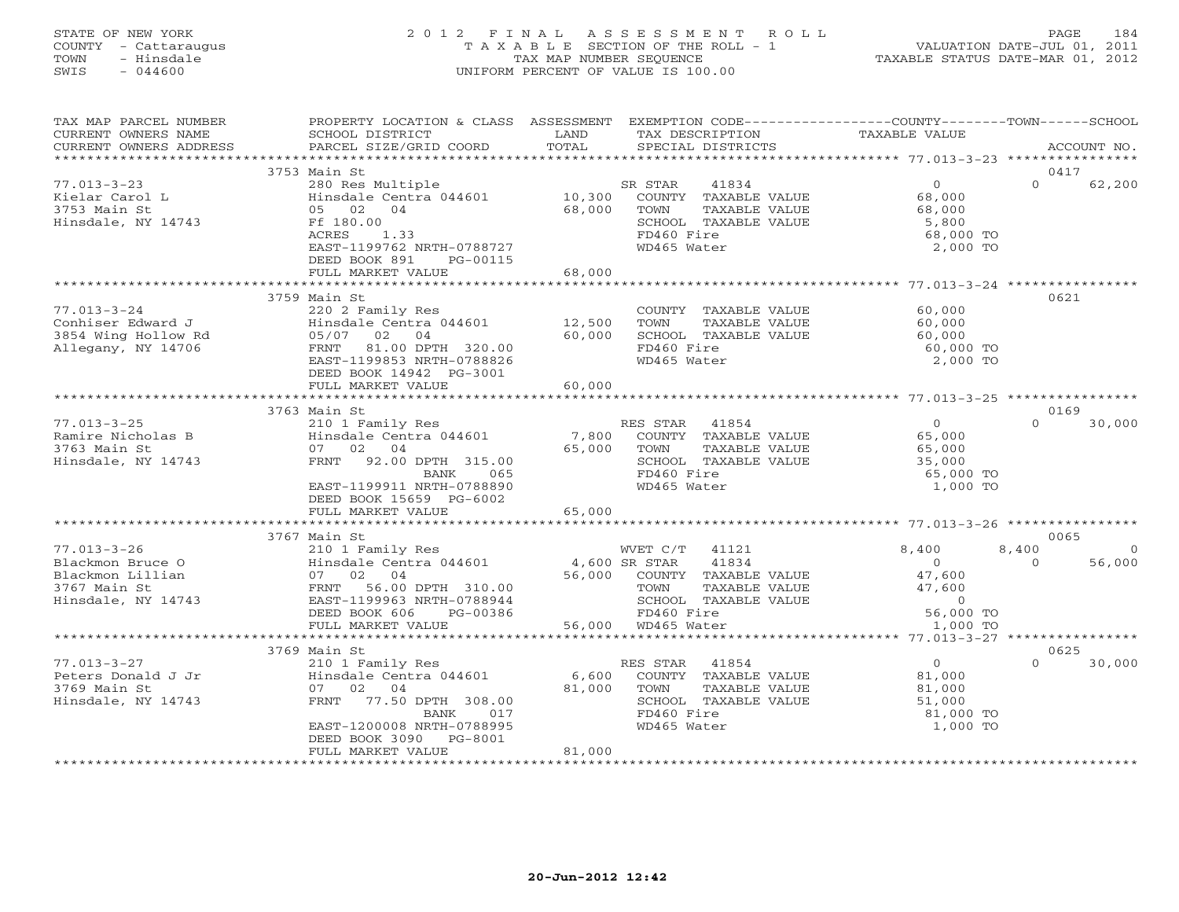STATE OF NEW YORK
COUNTY - Cattaraugus
TOWN - Hinsdale
SWIS - 044600

# 2012 FINAL ASSESSMENT ROLL

TAXABLE SECTION OF THE ROLL - 1
TAX MAP NUMBER SEQUENCE
UNIFORM PERCENT OF VALUE IS 100.00

VALUATION DATE-JUL 01, 2011
TAXABLE STATUS DATE-MAR 01, 2012

| TAX MAP PARCEL NUMBER / CURRENT OWNERS NAME / CURRENT OWNERS ADDRESS | PROPERTY LOCATION & CLASS / SCHOOL DISTRICT / PARCEL SIZE/GRID COORD | ASSESSMENT LAND | TOTAL | EXEMPTION CODE / TAX DESCRIPTION / SPECIAL DISTRICTS | COUNTY TAXABLE VALUE | TOWN | SCHOOL | ACCOUNT NO. |
|---|---|---|---|---|---|---|---|---|
| | 3753 Main St | | | | | | | 0417 |
| 77.013-3-23 | 280 Res Multiple | | | SR STAR 41834 | 0 | 0 | 62,200 | |
| Kielar Carol L | Hinsdale Centra 044601 | 10,300 | | COUNTY TAXABLE VALUE | 68,000 | | | |
| 3753 Main St | 05 02 04 | | 68,000 | TOWN TAXABLE VALUE | 68,000 | | | |
| Hinsdale, NY 14743 | Ff 180.00 | | | SCHOOL TAXABLE VALUE | 5,800 | | | |
| | ACRES 1.33 | | | FD460 Fire | 68,000 TO | | | |
| | EAST-1199762 NRTH-0788727 | | | WD465 Water | 2,000 TO | | | |
| | DEED BOOK 891 PG-00115 | | | | | | | |
| | FULL MARKET VALUE | | 68,000 | | | | | |
| | 3759 Main St | | | | | | | 0621 |
| 77.013-3-24 | 220 2 Family Res | | | COUNTY TAXABLE VALUE | 60,000 | | | |
| Conhiser Edward J | Hinsdale Centra 044601 | 12,500 | | TOWN TAXABLE VALUE | 60,000 | | | |
| 3854 Wing Hollow Rd | 05/07 02 04 | | 60,000 | SCHOOL TAXABLE VALUE | 60,000 | | | |
| Allegany, NY 14706 | FRNT 81.00 DPTH 320.00 | | | FD460 Fire | 60,000 TO | | | |
| | EAST-1199853 NRTH-0788826 | | | WD465 Water | 2,000 TO | | | |
| | DEED BOOK 14942 PG-3001 | | | | | | | |
| | FULL MARKET VALUE | | 60,000 | | | | | |
| | 3763 Main St | | | | | | | 0169 |
| 77.013-3-25 | 210 1 Family Res | | | RES STAR 41854 | 0 | 0 | 30,000 | |
| Ramire Nicholas B | Hinsdale Centra 044601 | 7,800 | | COUNTY TAXABLE VALUE | 65,000 | | | |
| 3763 Main St | 07 02 04 | | 65,000 | TOWN TAXABLE VALUE | 65,000 | | | |
| Hinsdale, NY 14743 | FRNT 92.00 DPTH 315.00 | | | SCHOOL TAXABLE VALUE | 35,000 | | | |
| | BANK 065 | | | FD460 Fire | 65,000 TO | | | |
| | EAST-1199911 NRTH-0788890 | | | WD465 Water | 1,000 TO | | | |
| | DEED BOOK 15659 PG-6002 | | | | | | | |
| | FULL MARKET VALUE | | 65,000 | | | | | |
| | 3767 Main St | | | | | | | 0065 |
| 77.013-3-26 | 210 1 Family Res | | | WVET C/T 41121 | 8,400 | 8,400 | 0 | |
| Blackmon Bruce O | Hinsdale Centra 044601 | 4,600 | | SR STAR 41834 | 0 | 0 | 56,000 | |
| Blackmon Lillian | 07 02 04 | | 56,000 | COUNTY TAXABLE VALUE | 47,600 | | | |
| 3767 Main St | FRNT 56.00 DPTH 310.00 | | | TOWN TAXABLE VALUE | 47,600 | | | |
| Hinsdale, NY 14743 | EAST-1199963 NRTH-0788944 | | | SCHOOL TAXABLE VALUE | 0 | | | |
| | DEED BOOK 606 PG-00386 | | | FD460 Fire | 56,000 TO | | | |
| | FULL MARKET VALUE | | 56,000 | WD465 Water | 1,000 TO | | | |
| | 3769 Main St | | | | | | | 0625 |
| 77.013-3-27 | 210 1 Family Res | | | RES STAR 41854 | 0 | 0 | 30,000 | |
| Peters Donald J Jr | Hinsdale Centra 044601 | 6,600 | | COUNTY TAXABLE VALUE | 81,000 | | | |
| 3769 Main St | 07 02 04 | | 81,000 | TOWN TAXABLE VALUE | 81,000 | | | |
| Hinsdale, NY 14743 | FRNT 77.50 DPTH 308.00 | | | SCHOOL TAXABLE VALUE | 51,000 | | | |
| | BANK 017 | | | FD460 Fire | 81,000 TO | | | |
| | EAST-1200008 NRTH-0788995 | | | WD465 Water | 1,000 TO | | | |
| | DEED BOOK 3090 PG-8001 | | | | | | | |
| | FULL MARKET VALUE | | 81,000 | | | | | |

20-Jun-2012 12:42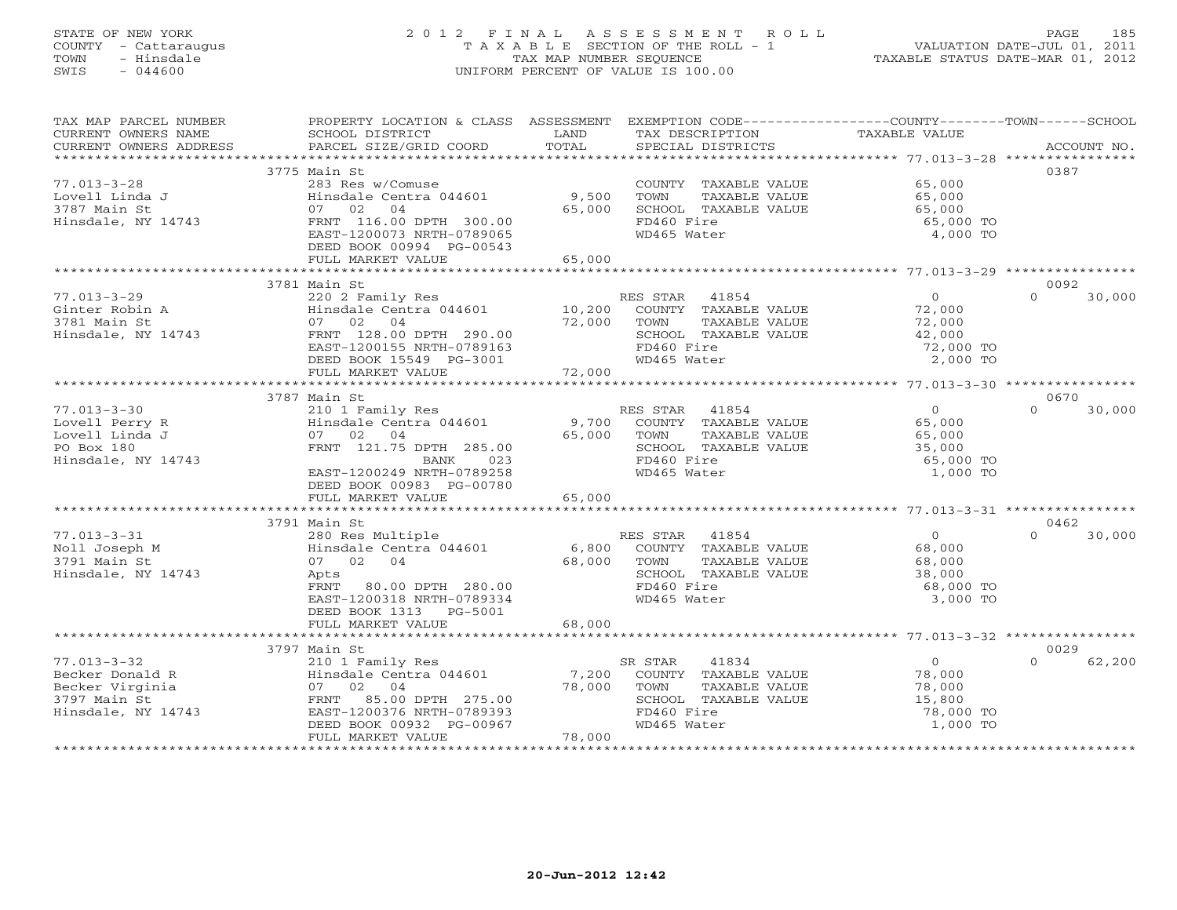STATE OF NEW YORK
COUNTY - Cattaraugus
TOWN - Hinsdale
SWIS - 044600

2012 FINAL ASSESSMENT ROLL
TAXABLE SECTION OF THE ROLL - 1
TAX MAP NUMBER SEQUENCE
UNIFORM PERCENT OF VALUE IS 100.00

VALUATION DATE-JUL 01, 2011
TAXABLE STATUS DATE-MAR 01, 2012

| TAX MAP PARCEL NUMBER / CURRENT OWNERS NAME / CURRENT OWNERS ADDRESS | PROPERTY LOCATION & CLASS / SCHOOL DISTRICT / PARCEL SIZE/GRID COORD | ASSESSMENT LAND | TOTAL | EXEMPTION CODE / TAX DESCRIPTION / SPECIAL DISTRICTS | COUNTY TAXABLE VALUE | TOWN | SCHOOL / ACCOUNT NO. |
|---|---|---|---|---|---|---|---|
| 77.013-3-28 | 3775 Main St | | | | | | 0387 |
| Lovell Linda J | 283 Res w/Comuse | | | COUNTY TAXABLE VALUE | 65,000 | | |
| 3787 Main St | Hinsdale Centra 044601 | 9,500 | | TOWN TAXABLE VALUE | 65,000 | | |
| Hinsdale, NY 14743 | 07 02 04 | | 65,000 | SCHOOL TAXABLE VALUE | 65,000 | | |
| | FRNT 116.00 DPTH 300.00 | | | FD460 Fire | 65,000 TO | | |
| | EAST-1200073 NRTH-0789065 | | | WD465 Water | 4,000 TO | | |
| | DEED BOOK 00994 PG-00543 | | | | | | |
| | FULL MARKET VALUE | | 65,000 | | | | |
| 77.013-3-29 | 3781 Main St | | | | | | 0092 |
| Ginter Robin A | 220 2 Family Res | | | RES STAR 41854 | 0 | 0 | 30,000 |
| 3781 Main St | Hinsdale Centra 044601 | 10,200 | | COUNTY TAXABLE VALUE | 72,000 | | |
| Hinsdale, NY 14743 | 07 02 04 | | 72,000 | TOWN TAXABLE VALUE | 72,000 | | |
| | FRNT 128.00 DPTH 290.00 | | | SCHOOL TAXABLE VALUE | 42,000 | | |
| | EAST-1200155 NRTH-0789163 | | | FD460 Fire | 72,000 TO | | |
| | DEED BOOK 15549 PG-3001 | | | WD465 Water | 2,000 TO | | |
| | FULL MARKET VALUE | | 72,000 | | | | |
| 77.013-3-30 | 3787 Main St | | | | | | 0670 |
| Lovell Perry R | 210 1 Family Res | | | RES STAR 41854 | 0 | 0 | 30,000 |
| Lovell Linda J | Hinsdale Centra 044601 | 9,700 | | COUNTY TAXABLE VALUE | 65,000 | | |
| PO Box 180 | 07 02 04 | | 65,000 | TOWN TAXABLE VALUE | 65,000 | | |
| Hinsdale, NY 14743 | FRNT 121.75 DPTH 285.00 | | | SCHOOL TAXABLE VALUE | 35,000 | | |
| | BANK 023 | | | FD460 Fire | 65,000 TO | | |
| | EAST-1200249 NRTH-0789258 | | | WD465 Water | 1,000 TO | | |
| | DEED BOOK 00983 PG-00780 | | | | | | |
| | FULL MARKET VALUE | | 65,000 | | | | |
| 77.013-3-31 | 3791 Main St | | | | | | 0462 |
| Noll Joseph M | 280 Res Multiple | | | RES STAR 41854 | 0 | 0 | 30,000 |
| 3791 Main St | Hinsdale Centra 044601 | 6,800 | | COUNTY TAXABLE VALUE | 68,000 | | |
| Hinsdale, NY 14743 | 07 02 04 | | 68,000 | TOWN TAXABLE VALUE | 68,000 | | |
| | Apts | | | SCHOOL TAXABLE VALUE | 38,000 | | |
| | FRNT 80.00 DPTH 280.00 | | | FD460 Fire | 68,000 TO | | |
| | EAST-1200318 NRTH-0789334 | | | WD465 Water | 3,000 TO | | |
| | DEED BOOK 1313 PG-5001 | | | | | | |
| | FULL MARKET VALUE | | 68,000 | | | | |
| 77.013-3-32 | 3797 Main St | | | | | | 0029 |
| Becker Donald R | 210 1 Family Res | | | SR STAR 41834 | 0 | 0 | 62,200 |
| Becker Virginia | Hinsdale Centra 044601 | 7,200 | | COUNTY TAXABLE VALUE | 78,000 | | |
| 3797 Main St | 07 02 04 | | 78,000 | TOWN TAXABLE VALUE | 78,000 | | |
| Hinsdale, NY 14743 | FRNT 85.00 DPTH 275.00 | | | SCHOOL TAXABLE VALUE | 15,800 | | |
| | EAST-1200376 NRTH-0789393 | | | FD460 Fire | 78,000 TO | | |
| | DEED BOOK 00932 PG-00967 | | | WD465 Water | 1,000 TO | | |
| | FULL MARKET VALUE | | 78,000 | | | | |

20-Jun-2012 12:42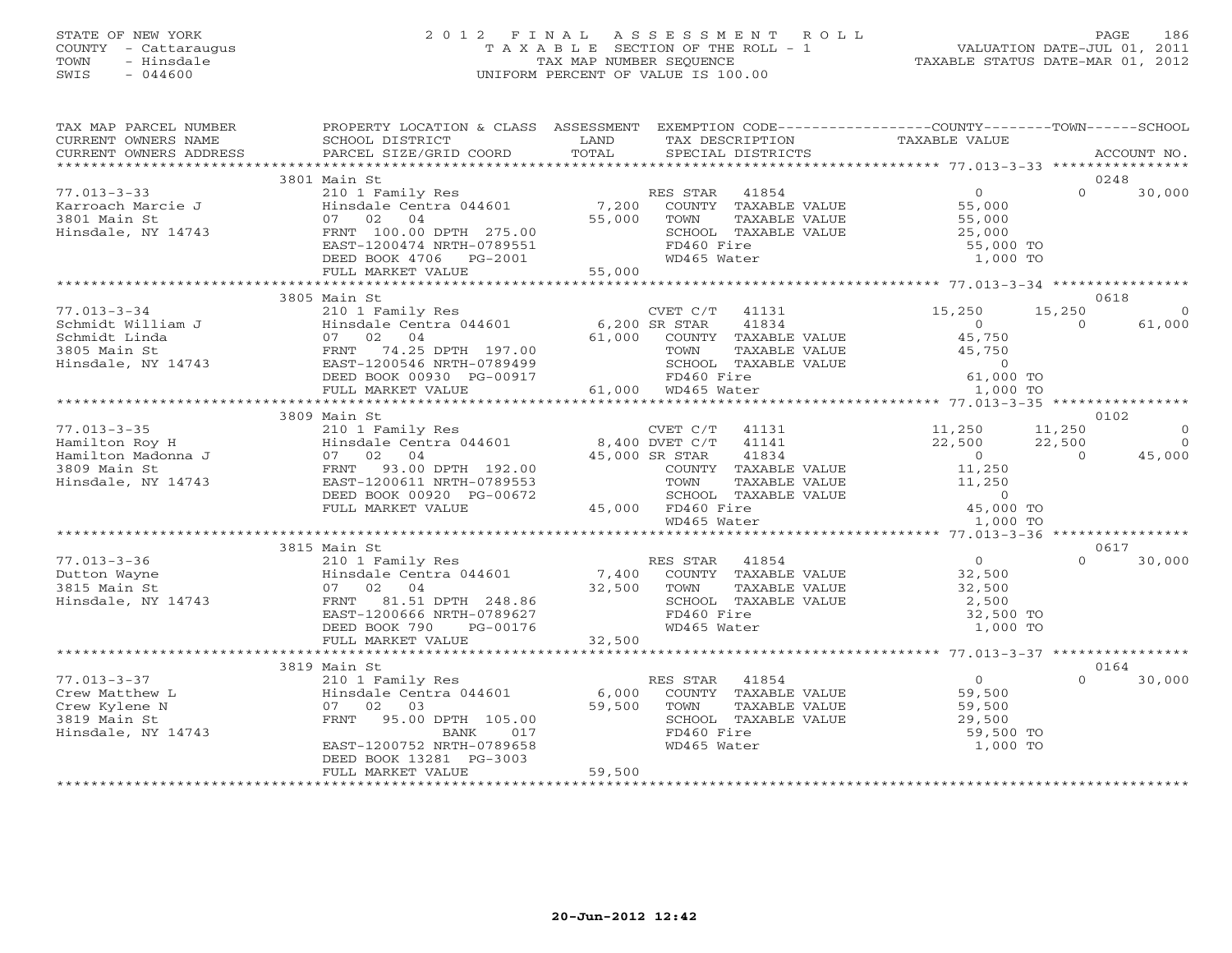STATE OF NEW YORK
COUNTY - Cattaraugus
TOWN - Hinsdale
SWIS - 044600

2012 FINAL ASSESSMENT ROLL
TAXABLE SECTION OF THE ROLL - 1
TAX MAP NUMBER SEQUENCE
UNIFORM PERCENT OF VALUE IS 100.00

VALUATION DATE-JUL 01, 2011
TAXABLE STATUS DATE-MAR 01, 2012

| TAX MAP PARCEL NUMBER / CURRENT OWNERS NAME / CURRENT OWNERS ADDRESS | PROPERTY LOCATION & CLASS / SCHOOL DISTRICT / PARCEL SIZE/GRID COORD | ASSESSMENT LAND / TOTAL | EXEMPTION CODE / TAX DESCRIPTION / SPECIAL DISTRICTS | COUNTY TAXABLE VALUE | TOWN | SCHOOL | ACCOUNT NO. |
|---|---|---|---|---|---|---|---|
| | 3801 Main St | | | | | | 0248 |
| 77.013-3-33 | 210 1 Family Res | | RES STAR 41854 | 0 | 0 | 30,000 | |
| Karroach Marcie J | Hinsdale Centra 044601 | 7,200 | COUNTY TAXABLE VALUE | 55,000 | | | |
| 3801 Main St | 07 02 04 | 55,000 | TOWN TAXABLE VALUE | 55,000 | | | |
| Hinsdale, NY 14743 | FRNT 100.00 DPTH 275.00 | | SCHOOL TAXABLE VALUE | 25,000 | | | |
| | EAST-1200474 NRTH-0789551 | | FD460 Fire | 55,000 TO | | | |
| | DEED BOOK 4706 PG-2001 | | WD465 Water | 1,000 TO | | | |
| | FULL MARKET VALUE | 55,000 | | | | | |
| | 3805 Main St | | | | | | 0618 |
| 77.013-3-34 | 210 1 Family Res | | CVET C/T 41131 | 15,250 | 15,250 | 0 | |
| Schmidt William J | Hinsdale Centra 044601 | 6,200 | SR STAR 41834 | 0 | 0 | 61,000 | |
| Schmidt Linda | 07 02 04 | 61,000 | COUNTY TAXABLE VALUE | 45,750 | | | |
| 3805 Main St | FRNT 74.25 DPTH 197.00 | | TOWN TAXABLE VALUE | 45,750 | | | |
| Hinsdale, NY 14743 | EAST-1200546 NRTH-0789499 | | SCHOOL TAXABLE VALUE | 0 | | | |
| | DEED BOOK 00930 PG-00917 | | FD460 Fire | 61,000 TO | | | |
| | FULL MARKET VALUE | 61,000 | WD465 Water | 1,000 TO | | | |
| | 3809 Main St | | | | | | 0102 |
| 77.013-3-35 | 210 1 Family Res | | CVET C/T 41131 | 11,250 | 11,250 | 0 | |
| Hamilton Roy H | Hinsdale Centra 044601 | 8,400 | DVET C/T 41141 | 22,500 | 22,500 | 0 | |
| Hamilton Madonna J | 07 02 04 | 45,000 | SR STAR 41834 | 0 | 0 | 45,000 | |
| 3809 Main St | FRNT 93.00 DPTH 192.00 | | COUNTY TAXABLE VALUE | 11,250 | | | |
| Hinsdale, NY 14743 | EAST-1200611 NRTH-0789553 | | TOWN TAXABLE VALUE | 11,250 | | | |
| | DEED BOOK 00920 PG-00672 | | SCHOOL TAXABLE VALUE | 0 | | | |
| | FULL MARKET VALUE | 45,000 | FD460 Fire | 45,000 TO | | | |
| | | | WD465 Water | 1,000 TO | | | |
| | 3815 Main St | | | | | | 0617 |
| 77.013-3-36 | 210 1 Family Res | | RES STAR 41854 | 0 | 0 | 30,000 | |
| Dutton Wayne | Hinsdale Centra 044601 | 7,400 | COUNTY TAXABLE VALUE | 32,500 | | | |
| 3815 Main St | 07 02 04 | 32,500 | TOWN TAXABLE VALUE | 32,500 | | | |
| Hinsdale, NY 14743 | FRNT 81.51 DPTH 248.86 | | SCHOOL TAXABLE VALUE | 2,500 | | | |
| | EAST-1200666 NRTH-0789627 | | FD460 Fire | 32,500 TO | | | |
| | DEED BOOK 790 PG-00176 | | WD465 Water | 1,000 TO | | | |
| | FULL MARKET VALUE | 32,500 | | | | | |
| | 3819 Main St | | | | | | 0164 |
| 77.013-3-37 | 210 1 Family Res | | RES STAR 41854 | 0 | 0 | 30,000 | |
| Crew Matthew L | Hinsdale Centra 044601 | 6,000 | COUNTY TAXABLE VALUE | 59,500 | | | |
| Crew Kylene N | 07 02 03 | 59,500 | TOWN TAXABLE VALUE | 59,500 | | | |
| 3819 Main St | FRNT 95.00 DPTH 105.00 | | SCHOOL TAXABLE VALUE | 29,500 | | | |
| Hinsdale, NY 14743 | BANK 017 | | FD460 Fire | 59,500 TO | | | |
| | EAST-1200752 NRTH-0789658 | | WD465 Water | 1,000 TO | | | |
| | DEED BOOK 13281 PG-3003 | | | | | | |
| | FULL MARKET VALUE | 59,500 | | | | | |

20-Jun-2012 12:42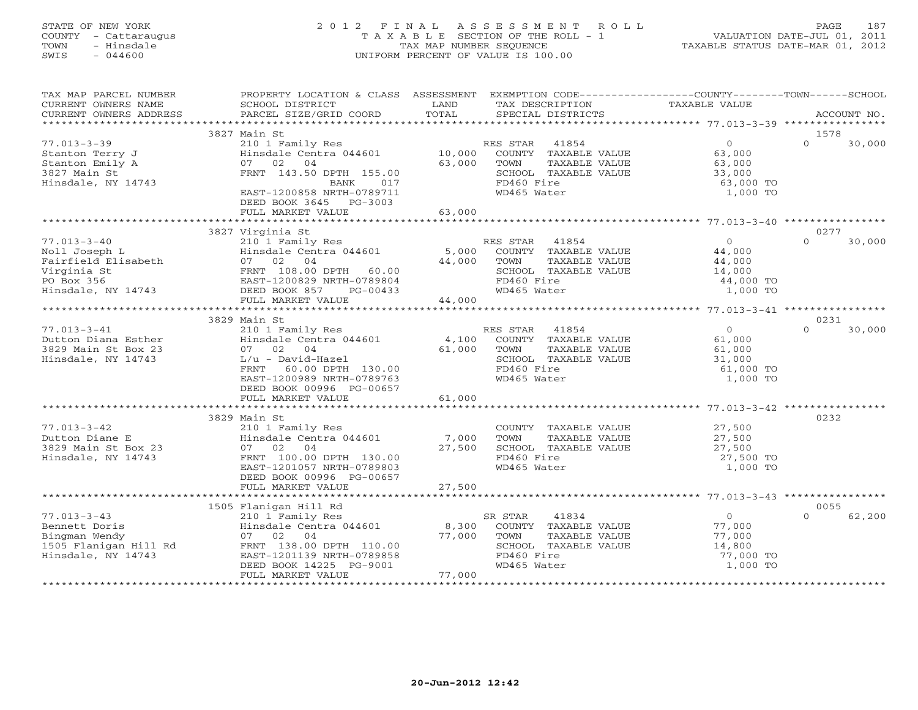STATE OF NEW YORK
COUNTY - Cattaraugus
TOWN - Hinsdale
SWIS - 044600

2012 FINAL ASSESSMENT ROLL
TAXABLE SECTION OF THE ROLL - 1
TAX MAP NUMBER SEQUENCE
UNIFORM PERCENT OF VALUE IS 100.00

VALUATION DATE-JUL 01, 2011
TAXABLE STATUS DATE-MAR 01, 2012

| TAX MAP PARCEL NUMBER / CURRENT OWNERS NAME / CURRENT OWNERS ADDRESS | PROPERTY LOCATION & CLASS / SCHOOL DISTRICT / PARCEL SIZE/GRID COORD | ASSESSMENT LAND | TOTAL | EXEMPTION CODE / TAX DESCRIPTION / SPECIAL DISTRICTS | COUNTY TAXABLE VALUE | TOWN | SCHOOL / ACCOUNT NO. |
|---|---|---|---|---|---|---|---|
| | 3827 Main St | | | | | | 1578 |
| 77.013-3-39 | 210 1 Family Res | | | RES STAR 41854 | 0 | 0 | 30,000 |
| Stanton Terry J | Hinsdale Centra 044601 | 10,000 | | COUNTY TAXABLE VALUE | 63,000 | | |
| Stanton Emily A | 07 02 04 | | 63,000 | TOWN TAXABLE VALUE | 63,000 | | |
| 3827 Main St | FRNT 143.50 DPTH 155.00 | | | SCHOOL TAXABLE VALUE | 33,000 | | |
| Hinsdale, NY 14743 | BANK 017 | | | FD460 Fire | 63,000 TO | | |
| | EAST-1200858 NRTH-0789711 | | | WD465 Water | 1,000 TO | | |
| | DEED BOOK 3645 PG-3003 | | | | | | |
| | FULL MARKET VALUE | | 63,000 | | | | |
| | 3827 Virginia St | | | | | | 0277 |
| 77.013-3-40 | 210 1 Family Res | | | RES STAR 41854 | 0 | 0 | 30,000 |
| Noll Joseph L | Hinsdale Centra 044601 | 5,000 | | COUNTY TAXABLE VALUE | 44,000 | | |
| Fairfield Elisabeth | 07 02 04 | | 44,000 | TOWN TAXABLE VALUE | 44,000 | | |
| Virginia St | FRNT 108.00 DPTH 60.00 | | | SCHOOL TAXABLE VALUE | 14,000 | | |
| PO Box 356 | EAST-1200829 NRTH-0789804 | | | FD460 Fire | 44,000 TO | | |
| Hinsdale, NY 14743 | DEED BOOK 857 PG-00433 | | | WD465 Water | 1,000 TO | | |
| | FULL MARKET VALUE | | 44,000 | | | | |
| | 3829 Main St | | | | | | 0231 |
| 77.013-3-41 | 210 1 Family Res | | | RES STAR 41854 | 0 | 0 | 30,000 |
| Dutton Diana Esther | Hinsdale Centra 044601 | 4,100 | | COUNTY TAXABLE VALUE | 61,000 | | |
| 3829 Main St Box 23 | 07 02 04 | | 61,000 | TOWN TAXABLE VALUE | 61,000 | | |
| Hinsdale, NY 14743 | L/u - David-Hazel | | | SCHOOL TAXABLE VALUE | 31,000 | | |
| | FRNT 60.00 DPTH 130.00 | | | FD460 Fire | 61,000 TO | | |
| | EAST-1200989 NRTH-0789763 | | | WD465 Water | 1,000 TO | | |
| | DEED BOOK 00996 PG-00657 | | | | | | |
| | FULL MARKET VALUE | | 61,000 | | | | |
| | 3829 Main St | | | | | | 0232 |
| 77.013-3-42 | 210 1 Family Res | | | COUNTY TAXABLE VALUE | 27,500 | | |
| Dutton Diane E | Hinsdale Centra 044601 | 7,000 | | TOWN TAXABLE VALUE | 27,500 | | |
| 3829 Main St Box 23 | 07 02 04 | | 27,500 | SCHOOL TAXABLE VALUE | 27,500 | | |
| Hinsdale, NY 14743 | FRNT 100.00 DPTH 130.00 | | | FD460 Fire | 27,500 TO | | |
| | EAST-1201057 NRTH-0789803 | | | WD465 Water | 1,000 TO | | |
| | DEED BOOK 00996 PG-00657 | | | | | | |
| | FULL MARKET VALUE | | 27,500 | | | | |
| | 1505 Flanigan Hill Rd | | | | | | 0055 |
| 77.013-3-43 | 210 1 Family Res | | | SR STAR 41834 | 0 | 0 | 62,200 |
| Bennett Doris | Hinsdale Centra 044601 | 8,300 | | COUNTY TAXABLE VALUE | 77,000 | | |
| Bingman Wendy | 07 02 04 | | 77,000 | TOWN TAXABLE VALUE | 77,000 | | |
| 1505 Flanigan Hill Rd | FRNT 138.00 DPTH 110.00 | | | SCHOOL TAXABLE VALUE | 14,800 | | |
| Hinsdale, NY 14743 | EAST-1201139 NRTH-0789858 | | | FD460 Fire | 77,000 TO | | |
| | DEED BOOK 14225 PG-9001 | | | WD465 Water | 1,000 TO | | |
| | FULL MARKET VALUE | | 77,000 | | | | |

20-Jun-2012 12:42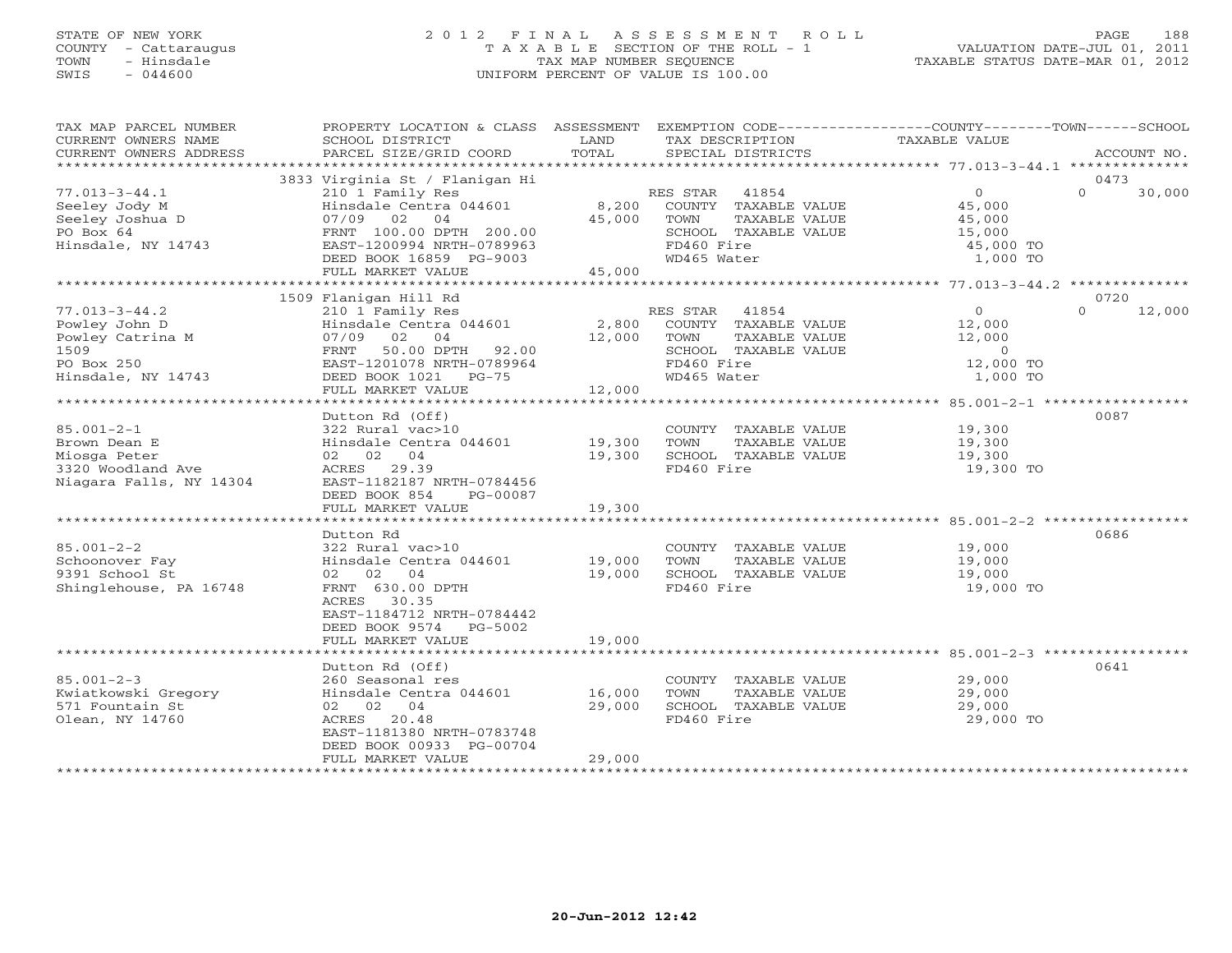STATE OF NEW YORK
COUNTY - Cattaraugus
TOWN - Hinsdale
SWIS - 044600

# 2012 FINAL ASSESSMENT ROLL
TAXABLE SECTION OF THE ROLL - 1
TAX MAP NUMBER SEQUENCE
UNIFORM PERCENT OF VALUE IS 100.00

VALUATION DATE-JUL 01, 2011
TAXABLE STATUS DATE-MAR 01, 2012

| TAX MAP PARCEL NUMBER / CURRENT OWNERS NAME / CURRENT OWNERS ADDRESS | PROPERTY LOCATION & CLASS / SCHOOL DISTRICT / PARCEL SIZE/GRID COORD | ASSESSMENT LAND | TOTAL | EXEMPTION CODE / TAX DESCRIPTION / SPECIAL DISTRICTS | COUNTY TAXABLE VALUE | TOWN | SCHOOL | ACCOUNT NO. |
|---|---|---|---|---|---|---|---|---|
| | 3833 Virginia St / Flanigan Hi | | | | | | | 0473 |
| 77.013-3-44.1 | 210 1 Family Res | | | RES STAR 41854 | 0 | 0 | 30,000 | |
| Seeley Jody M | Hinsdale Centra 044601 | 8,200 | | COUNTY TAXABLE VALUE | 45,000 | | | |
| Seeley Joshua D | 07/09 02 04 | | 45,000 | TOWN TAXABLE VALUE | 45,000 | | | |
| PO Box 64 | FRNT 100.00 DPTH 200.00 | | | SCHOOL TAXABLE VALUE | 15,000 | | | |
| Hinsdale, NY 14743 | EAST-1200994 NRTH-0789963 | | | FD460 Fire | 45,000 TO | | | |
| | DEED BOOK 16859 PG-9003 | | | WD465 Water | 1,000 TO | | | |
| | FULL MARKET VALUE | | 45,000 | | | | | |
| | 1509 Flanigan Hill Rd | | | | | | | 0720 |
| 77.013-3-44.2 | 210 1 Family Res | | | RES STAR 41854 | 0 | 0 | 12,000 | |
| Powley John D | Hinsdale Centra 044601 | 2,800 | | COUNTY TAXABLE VALUE | 12,000 | | | |
| Powley Catrina M | 07/09 02 04 | | 12,000 | TOWN TAXABLE VALUE | 12,000 | | | |
| 1509 | FRNT 50.00 DPTH 92.00 | | | SCHOOL TAXABLE VALUE | 0 | | | |
| PO Box 250 | EAST-1201078 NRTH-0789964 | | | FD460 Fire | 12,000 TO | | | |
| Hinsdale, NY 14743 | DEED BOOK 1021 PG-75 | | | WD465 Water | 1,000 TO | | | |
| | FULL MARKET VALUE | | 12,000 | | | | | |
| | Dutton Rd (Off) | | | | | | | 0087 |
| 85.001-2-1 | 322 Rural vac>10 | | | COUNTY TAXABLE VALUE | 19,300 | | | |
| Brown Dean E | Hinsdale Centra 044601 | 19,300 | | TOWN TAXABLE VALUE | 19,300 | | | |
| Miosga Peter | 02 02 04 | | 19,300 | SCHOOL TAXABLE VALUE | 19,300 | | | |
| 3320 Woodland Ave | ACRES 29.39 | | | FD460 Fire | 19,300 TO | | | |
| Niagara Falls, NY 14304 | EAST-1182187 NRTH-0784456 | | | | | | | |
| | DEED BOOK 854 PG-00087 | | | | | | | |
| | FULL MARKET VALUE | | 19,300 | | | | | |
| | Dutton Rd | | | | | | | 0686 |
| 85.001-2-2 | 322 Rural vac>10 | | | COUNTY TAXABLE VALUE | 19,000 | | | |
| Schoonover Fay | Hinsdale Centra 044601 | 19,000 | | TOWN TAXABLE VALUE | 19,000 | | | |
| 9391 School St | 02 02 04 | | 19,000 | SCHOOL TAXABLE VALUE | 19,000 | | | |
| Shinglehouse, PA 16748 | FRNT 630.00 DPTH | | | FD460 Fire | 19,000 TO | | | |
| | ACRES 30.35 | | | | | | | |
| | EAST-1184712 NRTH-0784442 | | | | | | | |
| | DEED BOOK 9574 PG-5002 | | | | | | | |
| | FULL MARKET VALUE | | 19,000 | | | | | |
| | Dutton Rd (Off) | | | | | | | 0641 |
| 85.001-2-3 | 260 Seasonal res | | | COUNTY TAXABLE VALUE | 29,000 | | | |
| Kwiatkowski Gregory | Hinsdale Centra 044601 | 16,000 | | TOWN TAXABLE VALUE | 29,000 | | | |
| 571 Fountain St | 02 02 04 | | 29,000 | SCHOOL TAXABLE VALUE | 29,000 | | | |
| Olean, NY 14760 | ACRES 20.48 | | | FD460 Fire | 29,000 TO | | | |
| | EAST-1181380 NRTH-0783748 | | | | | | | |
| | DEED BOOK 00933 PG-00704 | | | | | | | |
| | FULL MARKET VALUE | | 29,000 | | | | | |

20-Jun-2012 12:42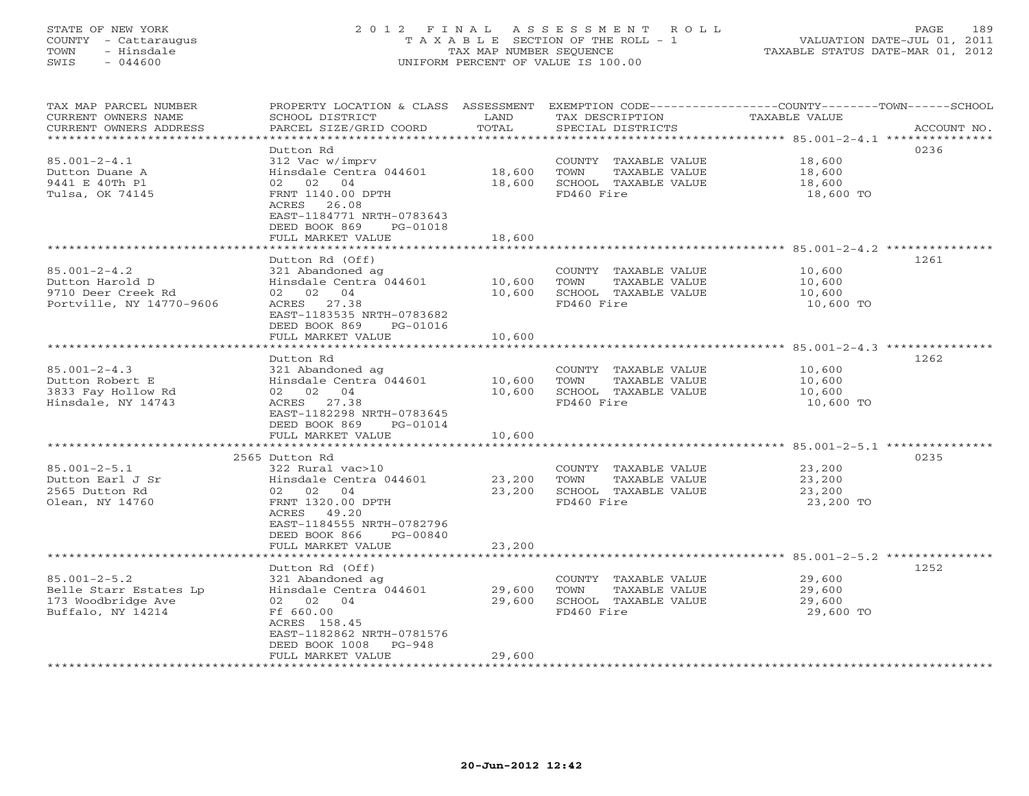STATE OF NEW YORK
COUNTY - Cattaraugus
TOWN - Hinsdale
SWIS - 044600

2012 FINAL ASSESSMENT ROLL
TAXABLE SECTION OF THE ROLL - 1
TAX MAP NUMBER SEQUENCE
UNIFORM PERCENT OF VALUE IS 100.00

VALUATION DATE-JUL 01, 2011
TAXABLE STATUS DATE-MAR 01, 2012

| TAX MAP PARCEL NUMBER / CURRENT OWNERS NAME / CURRENT OWNERS ADDRESS | PROPERTY LOCATION & CLASS / SCHOOL DISTRICT / PARCEL SIZE/GRID COORD | ASSESSMENT LAND | TOTAL | EXEMPTION CODE / TAX DESCRIPTION / SPECIAL DISTRICTS | TAXABLE VALUE (COUNTY / TOWN / SCHOOL) | ACCOUNT NO. |
|---|---|---|---|---|---|---|
| 85.001-2-4.1 | Dutton Rd | | | | | 0236 |
| | 312 Vac w/imprv | | | COUNTY TAXABLE VALUE | 18,600 | |
| Dutton Duane A | Hinsdale Centra 044601 | 18,600 | | TOWN TAXABLE VALUE | 18,600 | |
| 9441 E 40Th Pl | 02 02 04 | | 18,600 | SCHOOL TAXABLE VALUE | 18,600 | |
| Tulsa, OK 74145 | FRNT 1140.00 DPTH | | | FD460 Fire | 18,600 TO | |
| | ACRES 26.08 | | | | | |
| | EAST-1184771 NRTH-0783643 | | | | | |
| | DEED BOOK 869 PG-01018 | | | | | |
| | FULL MARKET VALUE | | 18,600 | | | |
| 85.001-2-4.2 | Dutton Rd (Off) | | | | | 1261 |
| | 321 Abandoned ag | | | COUNTY TAXABLE VALUE | 10,600 | |
| Dutton Harold D | Hinsdale Centra 044601 | 10,600 | | TOWN TAXABLE VALUE | 10,600 | |
| 9710 Deer Creek Rd | 02 02 04 | | 10,600 | SCHOOL TAXABLE VALUE | 10,600 | |
| Portville, NY 14770-9606 | ACRES 27.38 | | | FD460 Fire | 10,600 TO | |
| | EAST-1183535 NRTH-0783682 | | | | | |
| | DEED BOOK 869 PG-01016 | | | | | |
| | FULL MARKET VALUE | | 10,600 | | | |
| 85.001-2-4.3 | Dutton Rd | | | | | 1262 |
| | 321 Abandoned ag | | | COUNTY TAXABLE VALUE | 10,600 | |
| Dutton Robert E | Hinsdale Centra 044601 | 10,600 | | TOWN TAXABLE VALUE | 10,600 | |
| 3833 Fay Hollow Rd | 02 02 04 | | 10,600 | SCHOOL TAXABLE VALUE | 10,600 | |
| Hinsdale, NY 14743 | ACRES 27.38 | | | FD460 Fire | 10,600 TO | |
| | EAST-1182298 NRTH-0783645 | | | | | |
| | DEED BOOK 869 PG-01014 | | | | | |
| | FULL MARKET VALUE | | 10,600 | | | |
| 85.001-2-5.1 | 2565 Dutton Rd | | | | | 0235 |
| | 322 Rural vac>10 | | | COUNTY TAXABLE VALUE | 23,200 | |
| Dutton Earl J Sr | Hinsdale Centra 044601 | 23,200 | | TOWN TAXABLE VALUE | 23,200 | |
| 2565 Dutton Rd | 02 02 04 | | 23,200 | SCHOOL TAXABLE VALUE | 23,200 | |
| Olean, NY 14760 | FRNT 1320.00 DPTH | | | FD460 Fire | 23,200 TO | |
| | ACRES 49.20 | | | | | |
| | EAST-1184555 NRTH-0782796 | | | | | |
| | DEED BOOK 866 PG-00840 | | | | | |
| | FULL MARKET VALUE | | 23,200 | | | |
| 85.001-2-5.2 | Dutton Rd (Off) | | | | | 1252 |
| | 321 Abandoned ag | | | COUNTY TAXABLE VALUE | 29,600 | |
| Belle Starr Estates Lp | Hinsdale Centra 044601 | 29,600 | | TOWN TAXABLE VALUE | 29,600 | |
| 173 Woodbridge Ave | 02 02 04 | | 29,600 | SCHOOL TAXABLE VALUE | 29,600 | |
| Buffalo, NY 14214 | Ff 660.00 | | | FD460 Fire | 29,600 TO | |
| | ACRES 158.45 | | | | | |
| | EAST-1182862 NRTH-0781576 | | | | | |
| | DEED BOOK 1008 PG-948 | | | | | |
| | FULL MARKET VALUE | | 29,600 | | | |

20-Jun-2012 12:42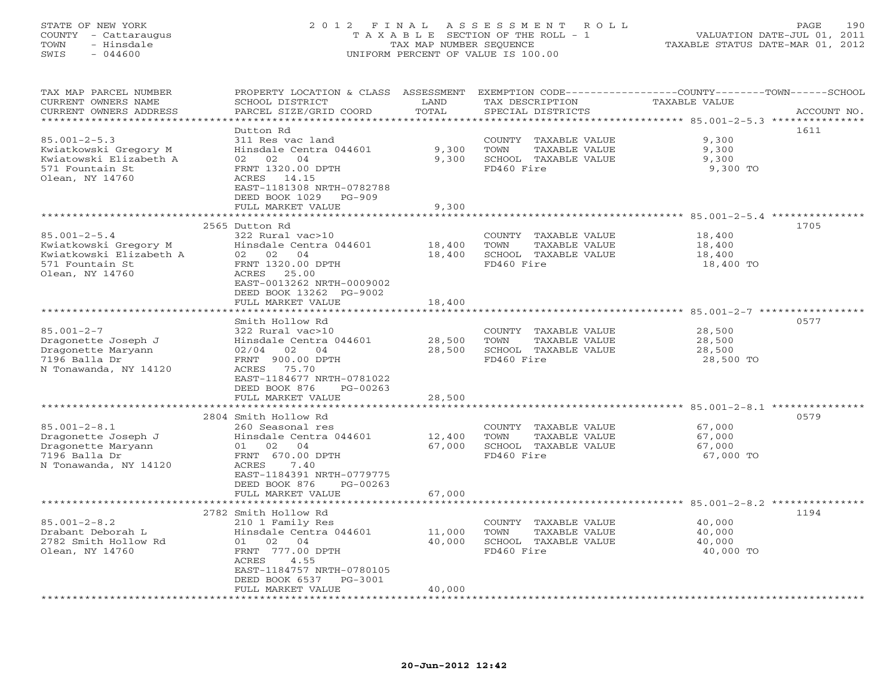STATE OF NEW YORK
COUNTY - Cattaraugus
TOWN - Hinsdale
SWIS - 044600

2012 FINAL ASSESSMENT ROLL
TAXABLE SECTION OF THE ROLL - 1
TAX MAP NUMBER SEQUENCE
UNIFORM PERCENT OF VALUE IS 100.00

VALUATION DATE-JUL 01, 2011
TAXABLE STATUS DATE-MAR 01, 2012

| TAX MAP PARCEL NUMBER / CURRENT OWNERS NAME / CURRENT OWNERS ADDRESS | PROPERTY LOCATION & CLASS / SCHOOL DISTRICT / PARCEL SIZE/GRID COORD | ASSESSMENT LAND / TOTAL | EXEMPTION CODE / TAX DESCRIPTION / SPECIAL DISTRICTS | TAXABLE VALUE (COUNTY--TOWN--SCHOOL) | ACCOUNT NO. |
|---|---|---|---|---|---|
| **85.001-2-5.3** | Dutton Rd | | | | 1611 |
| 85.001-2-5.3 | 311 Res vac land | | COUNTY TAXABLE VALUE | 9,300 | |
| Kwiatkowski Gregory M | Hinsdale Centra 044601 | 9,300 | TOWN TAXABLE VALUE | 9,300 | |
| Kwiatowski Elizabeth A | 02 02 04 | 9,300 | SCHOOL TAXABLE VALUE | 9,300 | |
| 571 Fountain St | FRNT 1320.00 DPTH | | FD460 Fire | 9,300 TO | |
| Olean, NY 14760 | ACRES 14.15 | | | | |
| | EAST-1181308 NRTH-0782788 | | | | |
| | DEED BOOK 1029 PG-909 | | | | |
| | FULL MARKET VALUE | 9,300 | | | |
| **85.001-2-5.4** | 2565 Dutton Rd | | | | 1705 |
| 85.001-2-5.4 | 322 Rural vac>10 | | COUNTY TAXABLE VALUE | 18,400 | |
| Kwiatkowski Gregory M | Hinsdale Centra 044601 | 18,400 | TOWN TAXABLE VALUE | 18,400 | |
| Kwiatkowski Elizabeth A | 02 02 04 | 18,400 | SCHOOL TAXABLE VALUE | 18,400 | |
| 571 Fountain St | FRNT 1320.00 DPTH | | FD460 Fire | 18,400 TO | |
| Olean, NY 14760 | ACRES 25.00 | | | | |
| | EAST-0013262 NRTH-0009002 | | | | |
| | DEED BOOK 13262 PG-9002 | | | | |
| | FULL MARKET VALUE | 18,400 | | | |
| **85.001-2-7** | Smith Hollow Rd | | | | 0577 |
| 85.001-2-7 | 322 Rural vac>10 | | COUNTY TAXABLE VALUE | 28,500 | |
| Dragonette Joseph J | Hinsdale Centra 044601 | 28,500 | TOWN TAXABLE VALUE | 28,500 | |
| Dragonette Maryann | 02/04 02 04 | 28,500 | SCHOOL TAXABLE VALUE | 28,500 | |
| 7196 Balla Dr | FRNT 900.00 DPTH | | FD460 Fire | 28,500 TO | |
| N Tonawanda, NY 14120 | ACRES 75.70 | | | | |
| | EAST-1184677 NRTH-0781022 | | | | |
| | DEED BOOK 876 PG-00263 | | | | |
| | FULL MARKET VALUE | 28,500 | | | |
| **85.001-2-8.1** | 2804 Smith Hollow Rd | | | | 0579 |
| 85.001-2-8.1 | 260 Seasonal res | | COUNTY TAXABLE VALUE | 67,000 | |
| Dragonette Joseph J | Hinsdale Centra 044601 | 12,400 | TOWN TAXABLE VALUE | 67,000 | |
| Dragonette Maryann | 01 02 04 | 67,000 | SCHOOL TAXABLE VALUE | 67,000 | |
| 7196 Balla Dr | FRNT 670.00 DPTH | | FD460 Fire | 67,000 TO | |
| N Tonawanda, NY 14120 | ACRES 7.40 | | | | |
| | EAST-1184391 NRTH-0779775 | | | | |
| | DEED BOOK 876 PG-00263 | | | | |
| | FULL MARKET VALUE | 67,000 | | | |
| **85.001-2-8.2** | 2782 Smith Hollow Rd | | | | 1194 |
| 85.001-2-8.2 | 210 1 Family Res | | COUNTY TAXABLE VALUE | 40,000 | |
| Drabant Deborah L | Hinsdale Centra 044601 | 11,000 | TOWN TAXABLE VALUE | 40,000 | |
| 2782 Smith Hollow Rd | 01 02 04 | 40,000 | SCHOOL TAXABLE VALUE | 40,000 | |
| Olean, NY 14760 | FRNT 777.00 DPTH | | FD460 Fire | 40,000 TO | |
| | ACRES 4.55 | | | | |
| | EAST-1184757 NRTH-0780105 | | | | |
| | DEED BOOK 6537 PG-3001 | | | | |
| | FULL MARKET VALUE | 40,000 | | | |

20-Jun-2012 12:42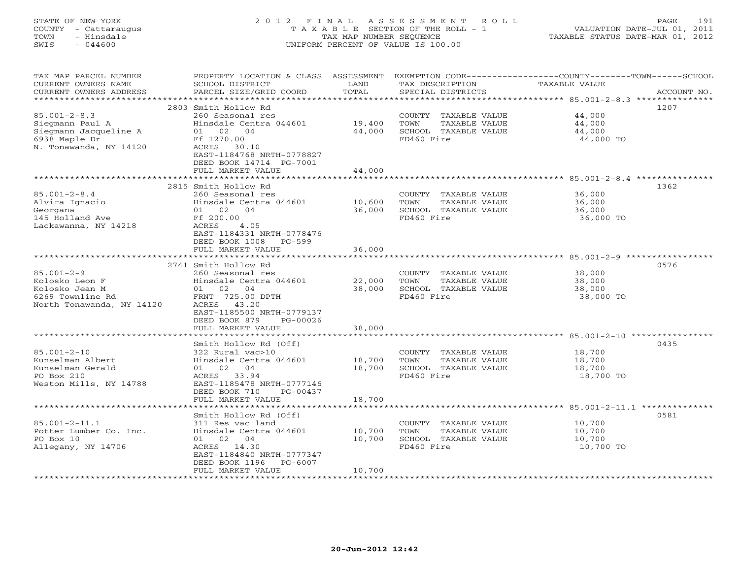STATE OF NEW YORK
COUNTY - Cattaraugus
TOWN - Hinsdale
SWIS - 044600

# 2012 FINAL ASSESSMENT ROLL

TAXABLE SECTION OF THE ROLL - 1
TAX MAP NUMBER SEQUENCE
UNIFORM PERCENT OF VALUE IS 100.00

VALUATION DATE-JUL 01, 2011
TAXABLE STATUS DATE-MAR 01, 2012

| TAX MAP PARCEL NUMBER / CURRENT OWNERS NAME / CURRENT OWNERS ADDRESS | PROPERTY LOCATION & CLASS / SCHOOL DISTRICT / PARCEL SIZE/GRID COORD | ASSESSMENT LAND | TOTAL | EXEMPTION CODE / TAX DESCRIPTION / SPECIAL DISTRICTS | TAXABLE VALUE (COUNTY / TOWN / SCHOOL) | ACCOUNT NO. |
|---|---|---|---|---|---|---|
| 85.001-2-8.3 | 2803 Smith Hollow Rd | | | | | 1207 |
| Siegmann Paul A | 260 Seasonal res | | | COUNTY TAXABLE VALUE | 44,000 | |
| Siegmann Jacqueline A | Hinsdale Centra 044601 | 19,400 | | TOWN TAXABLE VALUE | 44,000 | |
| 6938 Maple Dr | 01 02 04 | | 44,000 | SCHOOL TAXABLE VALUE | 44,000 | |
| N. Tonawanda, NY 14120 | Ff 1270.00 | | | FD460 Fire | 44,000 TO | |
| | ACRES 30.10 | | | | | |
| | EAST-1184768 NRTH-0778827 | | | | | |
| | DEED BOOK 14714 PG-7001 | | | | | |
| | FULL MARKET VALUE | | 44,000 | | | |
| 85.001-2-8.4 | 2815 Smith Hollow Rd | | | | | 1362 |
| Alvira Ignacio | 260 Seasonal res | | | COUNTY TAXABLE VALUE | 36,000 | |
| Georgana | Hinsdale Centra 044601 | 10,600 | | TOWN TAXABLE VALUE | 36,000 | |
| 145 Holland Ave | 01 02 04 | | 36,000 | SCHOOL TAXABLE VALUE | 36,000 | |
| Lackawanna, NY 14218 | Ff 200.00 | | | FD460 Fire | 36,000 TO | |
| | ACRES 4.05 | | | | | |
| | EAST-1184331 NRTH-0778476 | | | | | |
| | DEED BOOK 1008 PG-599 | | | | | |
| | FULL MARKET VALUE | | 36,000 | | | |
| 85.001-2-9 | 2741 Smith Hollow Rd | | | | | 0576 |
| Kolosko Leon F | 260 Seasonal res | | | COUNTY TAXABLE VALUE | 38,000 | |
| Kolosko Jean M | Hinsdale Centra 044601 | 22,000 | | TOWN TAXABLE VALUE | 38,000 | |
| 6269 Townline Rd | 01 02 04 | | 38,000 | SCHOOL TAXABLE VALUE | 38,000 | |
| North Tonawanda, NY 14120 | FRNT 725.00 DPTH | | | FD460 Fire | 38,000 TO | |
| | ACRES 43.20 | | | | | |
| | EAST-1185500 NRTH-0779137 | | | | | |
| | DEED BOOK 879 PG-00026 | | | | | |
| | FULL MARKET VALUE | | 38,000 | | | |
| 85.001-2-10 | Smith Hollow Rd (Off) | | | | | 0435 |
| Kunselman Albert | 322 Rural vac>10 | | | COUNTY TAXABLE VALUE | 18,700 | |
| Kunselman Gerald | Hinsdale Centra 044601 | 18,700 | | TOWN TAXABLE VALUE | 18,700 | |
| PO Box 210 | 01 02 04 | | 18,700 | SCHOOL TAXABLE VALUE | 18,700 | |
| Weston Mills, NY 14788 | ACRES 33.94 | | | FD460 Fire | 18,700 TO | |
| | EAST-1185478 NRTH-0777146 | | | | | |
| | DEED BOOK 710 PG-00437 | | | | | |
| | FULL MARKET VALUE | | 18,700 | | | |
| 85.001-2-11.1 | Smith Hollow Rd (Off) | | | | | 0581 |
| Potter Lumber Co. Inc. | 311 Res vac land | | | COUNTY TAXABLE VALUE | 10,700 | |
| PO Box 10 | Hinsdale Centra 044601 | 10,700 | | TOWN TAXABLE VALUE | 10,700 | |
| Allegany, NY 14706 | 01 02 04 | | 10,700 | SCHOOL TAXABLE VALUE | 10,700 | |
| | ACRES 14.30 | | | FD460 Fire | 10,700 TO | |
| | EAST-1184840 NRTH-0777347 | | | | | |
| | DEED BOOK 1196 PG-6007 | | | | | |
| | FULL MARKET VALUE | | 10,700 | | | |

20-Jun-2012 12:42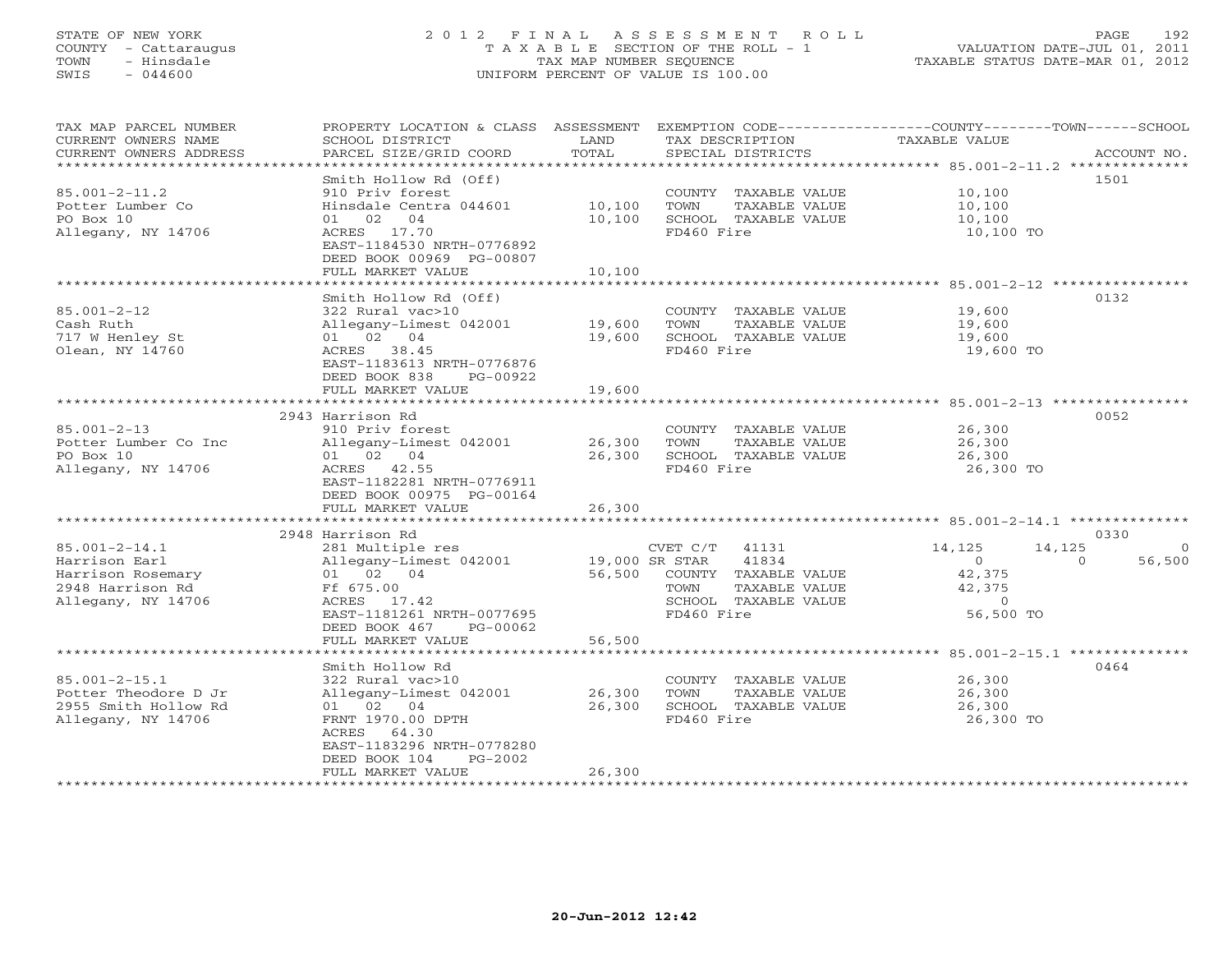STATE OF NEW YORK
COUNTY - Cattaraugus
TOWN - Hinsdale
SWIS - 044600

# 2012 FINAL ASSESSMENT ROLL
TAXABLE SECTION OF THE ROLL - 1
TAX MAP NUMBER SEQUENCE
UNIFORM PERCENT OF VALUE IS 100.00

VALUATION DATE-JUL 01, 2011
TAXABLE STATUS DATE-MAR 01, 2012

| TAX MAP PARCEL NUMBER / CURRENT OWNERS NAME / CURRENT OWNERS ADDRESS | PROPERTY LOCATION & CLASS / SCHOOL DISTRICT / PARCEL SIZE/GRID COORD | ASSESSMENT LAND | TOTAL | EXEMPTION CODE / TAX DESCRIPTION / SPECIAL DISTRICTS | COUNTY TAXABLE VALUE | TOWN | SCHOOL | ACCOUNT NO. |
|---|---|---|---|---|---|---|---|---|
| **85.001-2-11.2** | Smith Hollow Rd (Off) | | | | | | | 1501 |
| Potter Lumber Co | 910 Priv forest | | | COUNTY TAXABLE VALUE | 10,100 | | | |
| PO Box 10 | Hinsdale Centra 044601 | 10,100 | | TOWN TAXABLE VALUE | 10,100 | | | |
| Allegany, NY 14706 | 01 02 04 | | 10,100 | SCHOOL TAXABLE VALUE | 10,100 | | | |
| | ACRES 17.70 | | | FD460 Fire | 10,100 TO | | | |
| | EAST-1184530 NRTH-0776892 | | | | | | | |
| | DEED BOOK 00969 PG-00807 | | | | | | | |
| | FULL MARKET VALUE | | 10,100 | | | | | |
| **85.001-2-12** | Smith Hollow Rd (Off) | | | | | | | 0132 |
| Cash Ruth | 322 Rural vac>10 | | | COUNTY TAXABLE VALUE | 19,600 | | | |
| 717 W Henley St | Allegany-Limest 042001 | 19,600 | | TOWN TAXABLE VALUE | 19,600 | | | |
| Olean, NY 14760 | 01 02 04 | | 19,600 | SCHOOL TAXABLE VALUE | 19,600 | | | |
| | ACRES 38.45 | | | FD460 Fire | 19,600 TO | | | |
| | EAST-1183613 NRTH-0776876 | | | | | | | |
| | DEED BOOK 838 PG-00922 | | | | | | | |
| | FULL MARKET VALUE | | 19,600 | | | | | |
| **85.001-2-13** | 2943 Harrison Rd | | | | | | | 0052 |
| Potter Lumber Co Inc | 910 Priv forest | | | COUNTY TAXABLE VALUE | 26,300 | | | |
| PO Box 10 | Allegany-Limest 042001 | 26,300 | | TOWN TAXABLE VALUE | 26,300 | | | |
| Allegany, NY 14706 | 01 02 04 | | 26,300 | SCHOOL TAXABLE VALUE | 26,300 | | | |
| | ACRES 42.55 | | | FD460 Fire | 26,300 TO | | | |
| | EAST-1182281 NRTH-0776911 | | | | | | | |
| | DEED BOOK 00975 PG-00164 | | | | | | | |
| | FULL MARKET VALUE | | 26,300 | | | | | |
| **85.001-2-14.1** | 2948 Harrison Rd | | | | | | | 0330 |
| Harrison Earl | 281 Multiple res | | | CVET C/T 41131 | 14,125 | 14,125 | 0 | |
| Harrison Rosemary | Allegany-Limest 042001 | 19,000 | | SR STAR 41834 | 0 | 0 | 56,500 | |
| 2948 Harrison Rd | 01 02 04 | | 56,500 | COUNTY TAXABLE VALUE | 42,375 | | | |
| Allegany, NY 14706 | Ff 675.00 | | | TOWN TAXABLE VALUE | 42,375 | | | |
| | ACRES 17.42 | | | SCHOOL TAXABLE VALUE | 0 | | | |
| | EAST-1181261 NRTH-0077695 | | | FD460 Fire | 56,500 TO | | | |
| | DEED BOOK 467 PG-00062 | | | | | | | |
| | FULL MARKET VALUE | | 56,500 | | | | | |
| **85.001-2-15.1** | Smith Hollow Rd | | | | | | | 0464 |
| Potter Theodore D Jr | 322 Rural vac>10 | | | COUNTY TAXABLE VALUE | 26,300 | | | |
| 2955 Smith Hollow Rd | Allegany-Limest 042001 | 26,300 | | TOWN TAXABLE VALUE | 26,300 | | | |
| Allegany, NY 14706 | 01 02 04 | | 26,300 | SCHOOL TAXABLE VALUE | 26,300 | | | |
| | FRNT 1970.00 DPTH | | | FD460 Fire | 26,300 TO | | | |
| | ACRES 64.30 | | | | | | | |
| | EAST-1183296 NRTH-0778280 | | | | | | | |
| | DEED BOOK 104 PG-2002 | | | | | | | |
| | FULL MARKET VALUE | | 26,300 | | | | | |

20-Jun-2012 12:42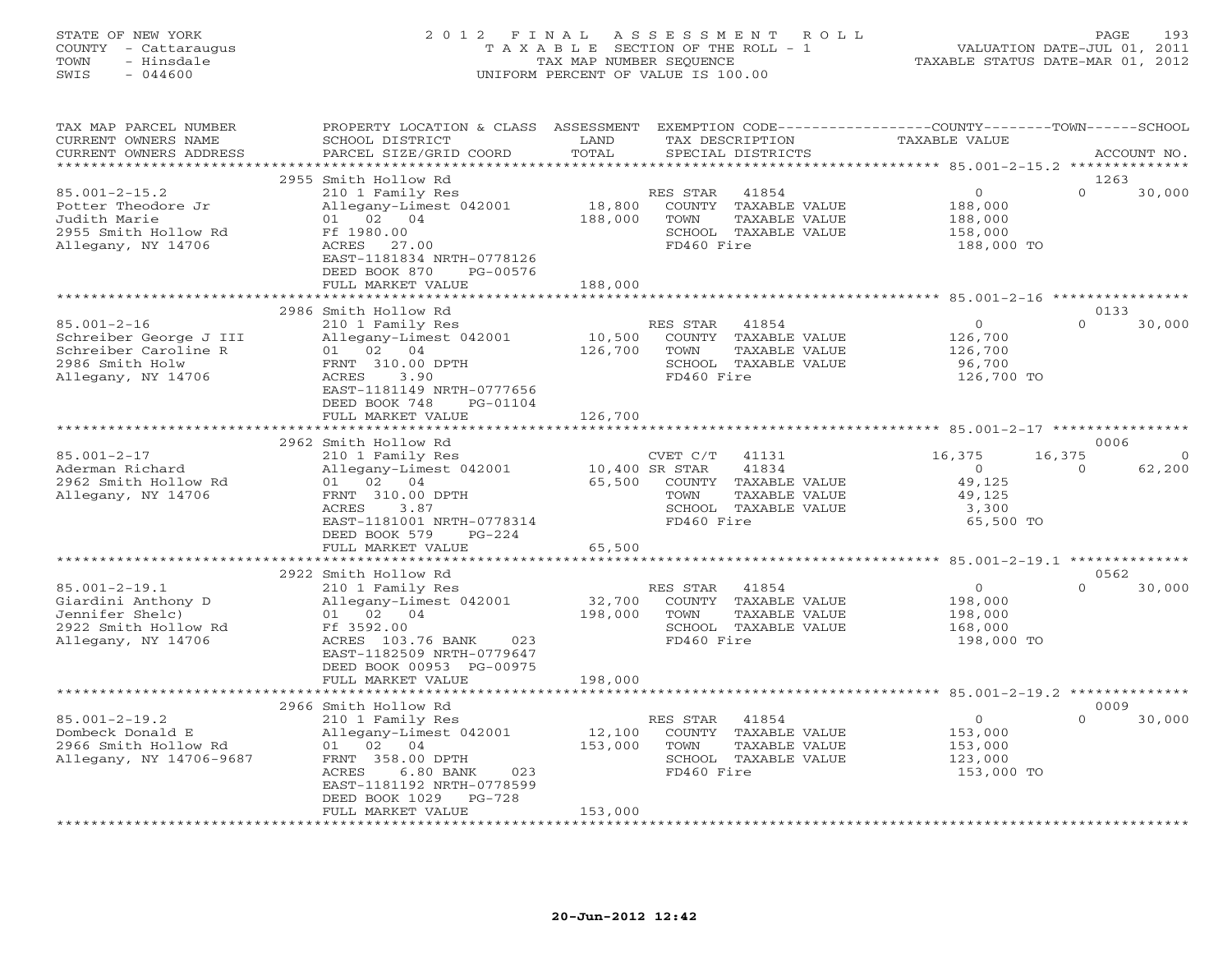STATE OF NEW YORK
COUNTY - Cattaraugus
TOWN - Hinsdale
SWIS - 044600

# 2012 FINAL ASSESSMENT ROLL

TAXABLE SECTION OF THE ROLL - 1
TAX MAP NUMBER SEQUENCE
UNIFORM PERCENT OF VALUE IS 100.00

VALUATION DATE-JUL 01, 2011
TAXABLE STATUS DATE-MAR 01, 2012

| TAX MAP PARCEL NUMBER / CURRENT OWNERS NAME / CURRENT OWNERS ADDRESS | PROPERTY LOCATION & CLASS / SCHOOL DISTRICT / PARCEL SIZE/GRID COORD | ASSESSMENT LAND / TOTAL | EXEMPTION CODE / TAX DESCRIPTION / SPECIAL DISTRICTS | COUNTY TAXABLE VALUE | TOWN | SCHOOL / ACCOUNT NO. |
|---|---|---|---|---|---|---|
| 85.001-2-15.2 | 2955 Smith Hollow Rd | | | | | 1263 |
| 85.001-2-15.2 | 210 1 Family Res | | RES STAR 41854 | 0 | 0 | 30,000 |
| Potter Theodore Jr | Allegany-Limest 042001 | 18,800 | COUNTY TAXABLE VALUE | 188,000 | | |
| Judith Marie | 01 02 04 | 188,000 | TOWN TAXABLE VALUE | 188,000 | | |
| 2955 Smith Hollow Rd | Ff 1980.00 | | SCHOOL TAXABLE VALUE | 158,000 | | |
| Allegany, NY 14706 | ACRES 27.00 | | FD460 Fire | 188,000 TO | | |
| | EAST-1181834 NRTH-0778126 | | | | | |
| | DEED BOOK 870 PG-00576 | | | | | |
| | FULL MARKET VALUE | 188,000 | | | | |
| 85.001-2-16 | 2986 Smith Hollow Rd | | | | | 0133 |
| 85.001-2-16 | 210 1 Family Res | | RES STAR 41854 | 0 | 0 | 30,000 |
| Schreiber George J III | Allegany-Limest 042001 | 10,500 | COUNTY TAXABLE VALUE | 126,700 | | |
| Schreiber Caroline R | 01 02 04 | 126,700 | TOWN TAXABLE VALUE | 126,700 | | |
| 2986 Smith Holw | FRNT 310.00 DPTH | | SCHOOL TAXABLE VALUE | 96,700 | | |
| Allegany, NY 14706 | ACRES 3.90 | | FD460 Fire | 126,700 TO | | |
| | EAST-1181149 NRTH-0777656 | | | | | |
| | DEED BOOK 748 PG-01104 | | | | | |
| | FULL MARKET VALUE | 126,700 | | | | |
| 85.001-2-17 | 2962 Smith Hollow Rd | | | | | 0006 |
| 85.001-2-17 | 210 1 Family Res | | CVET C/T 41131 | 16,375 | 16,375 | 0 |
| Aderman Richard | Allegany-Limest 042001 | 10,400 | SR STAR 41834 | 0 | 0 | 62,200 |
| 2962 Smith Hollow Rd | 01 02 04 | 65,500 | COUNTY TAXABLE VALUE | 49,125 | | |
| Allegany, NY 14706 | FRNT 310.00 DPTH | | TOWN TAXABLE VALUE | 49,125 | | |
| | ACRES 3.87 | | SCHOOL TAXABLE VALUE | 3,300 | | |
| | EAST-1181001 NRTH-0778314 | | FD460 Fire | 65,500 TO | | |
| | DEED BOOK 579 PG-224 | | | | | |
| | FULL MARKET VALUE | 65,500 | | | | |
| 85.001-2-19.1 | 2922 Smith Hollow Rd | | | | | 0562 |
| 85.001-2-19.1 | 210 1 Family Res | | RES STAR 41854 | 0 | 0 | 30,000 |
| Giardini Anthony D | Allegany-Limest 042001 | 32,700 | COUNTY TAXABLE VALUE | 198,000 | | |
| Jennifer Shelc) | 01 02 04 | 198,000 | TOWN TAXABLE VALUE | 198,000 | | |
| 2922 Smith Hollow Rd | Ff 3592.00 | | SCHOOL TAXABLE VALUE | 168,000 | | |
| Allegany, NY 14706 | ACRES 103.76 BANK 023 | | FD460 Fire | 198,000 TO | | |
| | EAST-1182509 NRTH-0779647 | | | | | |
| | DEED BOOK 00953 PG-00975 | | | | | |
| | FULL MARKET VALUE | 198,000 | | | | |
| 85.001-2-19.2 | 2966 Smith Hollow Rd | | | | | 0009 |
| 85.001-2-19.2 | 210 1 Family Res | | RES STAR 41854 | 0 | 0 | 30,000 |
| Dombeck Donald E | Allegany-Limest 042001 | 12,100 | COUNTY TAXABLE VALUE | 153,000 | | |
| 2966 Smith Hollow Rd | 01 02 04 | 153,000 | TOWN TAXABLE VALUE | 153,000 | | |
| Allegany, NY 14706-9687 | FRNT 358.00 DPTH | | SCHOOL TAXABLE VALUE | 123,000 | | |
| | ACRES 6.80 BANK 023 | | FD460 Fire | 153,000 TO | | |
| | EAST-1181192 NRTH-0778599 | | | | | |
| | DEED BOOK 1029 PG-728 | | | | | |
| | FULL MARKET VALUE | 153,000 | | | | |

20-Jun-2012 12:42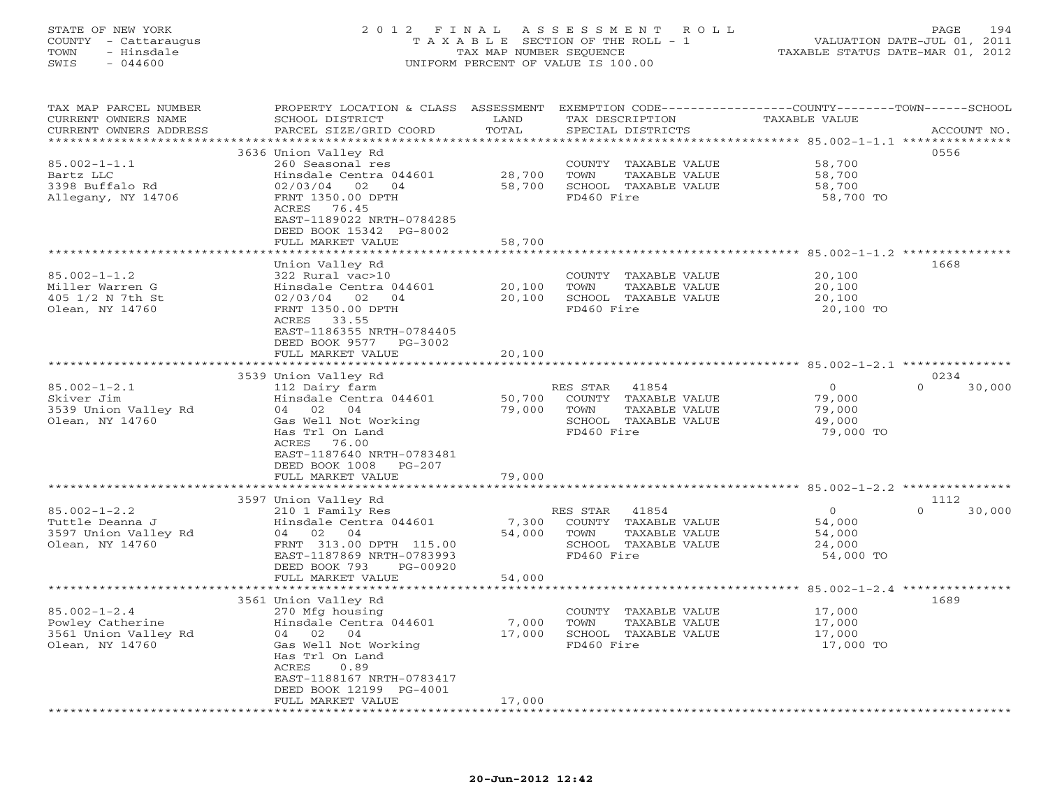STATE OF NEW YORK
COUNTY - Cattaraugus
TOWN - Hinsdale
SWIS - 044600

2012 FINAL ASSESSMENT ROLL
TAXABLE SECTION OF THE ROLL - 1
TAX MAP NUMBER SEQUENCE
UNIFORM PERCENT OF VALUE IS 100.00

VALUATION DATE-JUL 01, 2011
TAXABLE STATUS DATE-MAR 01, 2012

| TAX MAP PARCEL NUMBER / CURRENT OWNERS NAME / CURRENT OWNERS ADDRESS | PROPERTY LOCATION & CLASS / SCHOOL DISTRICT / PARCEL SIZE/GRID COORD | ASSESSMENT LAND / TOTAL | EXEMPTION CODE / TAX DESCRIPTION / SPECIAL DISTRICTS | COUNTY / TOWN / SCHOOL TAXABLE VALUE | ACCOUNT NO. |
|---|---|---|---|---|---|
| 85.002-1-1.1 | 3636 Union Valley Rd | | | | 0556 |
| 85.002-1-1.1 | 260 Seasonal res | | COUNTY TAXABLE VALUE | 58,700 | |
| Bartz LLC | Hinsdale Centra 044601 | 28,700 | TOWN TAXABLE VALUE | 58,700 | |
| 3398 Buffalo Rd | 02/03/04 02 04 | 58,700 | SCHOOL TAXABLE VALUE | 58,700 | |
| Allegany, NY 14706 | FRNT 1350.00 DPTH | | FD460 Fire | 58,700 TO | |
| | ACRES 76.45 | | | | |
| | EAST-1189022 NRTH-0784285 | | | | |
| | DEED BOOK 15342 PG-8002 | | | | |
| | FULL MARKET VALUE | 58,700 | | | |
| 85.002-1-1.2 | Union Valley Rd | | | | 1668 |
| 85.002-1-1.2 | 322 Rural vac>10 | | COUNTY TAXABLE VALUE | 20,100 | |
| Miller Warren G | Hinsdale Centra 044601 | 20,100 | TOWN TAXABLE VALUE | 20,100 | |
| 405 1/2 N 7th St | 02/03/04 02 04 | 20,100 | SCHOOL TAXABLE VALUE | 20,100 | |
| Olean, NY 14760 | FRNT 1350.00 DPTH | | FD460 Fire | 20,100 TO | |
| | ACRES 33.55 | | | | |
| | EAST-1186355 NRTH-0784405 | | | | |
| | DEED BOOK 9577 PG-3002 | | | | |
| | FULL MARKET VALUE | 20,100 | | | |
| 85.002-1-2.1 | 3539 Union Valley Rd | | | | 0234 |
| 85.002-1-2.1 | 112 Dairy farm | | RES STAR 41854 | 0 / 0 / 30,000 | |
| Skiver Jim | Hinsdale Centra 044601 | 50,700 | COUNTY TAXABLE VALUE | 79,000 | |
| 3539 Union Valley Rd | 04 02 04 | 79,000 | TOWN TAXABLE VALUE | 79,000 | |
| Olean, NY 14760 | Gas Well Not Working | | SCHOOL TAXABLE VALUE | 49,000 | |
| | Has Trl On Land | | FD460 Fire | 79,000 TO | |
| | ACRES 76.00 | | | | |
| | EAST-1187640 NRTH-0783481 | | | | |
| | DEED BOOK 1008 PG-207 | | | | |
| | FULL MARKET VALUE | 79,000 | | | |
| 85.002-1-2.2 | 3597 Union Valley Rd | | | | 1112 |
| 85.002-1-2.2 | 210 1 Family Res | | RES STAR 41854 | 0 / 0 / 30,000 | |
| Tuttle Deanna J | Hinsdale Centra 044601 | 7,300 | COUNTY TAXABLE VALUE | 54,000 | |
| 3597 Union Valley Rd | 04 02 04 | 54,000 | TOWN TAXABLE VALUE | 54,000 | |
| Olean, NY 14760 | FRNT 313.00 DPTH 115.00 | | SCHOOL TAXABLE VALUE | 24,000 | |
| | EAST-1187869 NRTH-0783993 | | FD460 Fire | 54,000 TO | |
| | DEED BOOK 793 PG-00920 | | | | |
| | FULL MARKET VALUE | 54,000 | | | |
| 85.002-1-2.4 | 3561 Union Valley Rd | | | | 1689 |
| 85.002-1-2.4 | 270 Mfg housing | | COUNTY TAXABLE VALUE | 17,000 | |
| Powley Catherine | Hinsdale Centra 044601 | 7,000 | TOWN TAXABLE VALUE | 17,000 | |
| 3561 Union Valley Rd | 04 02 04 | 17,000 | SCHOOL TAXABLE VALUE | 17,000 | |
| Olean, NY 14760 | Gas Well Not Working | | FD460 Fire | 17,000 TO | |
| | Has Trl On Land | | | | |
| | ACRES 0.89 | | | | |
| | EAST-1188167 NRTH-0783417 | | | | |
| | DEED BOOK 12199 PG-4001 | | | | |
| | FULL MARKET VALUE | 17,000 | | | |

20-Jun-2012 12:42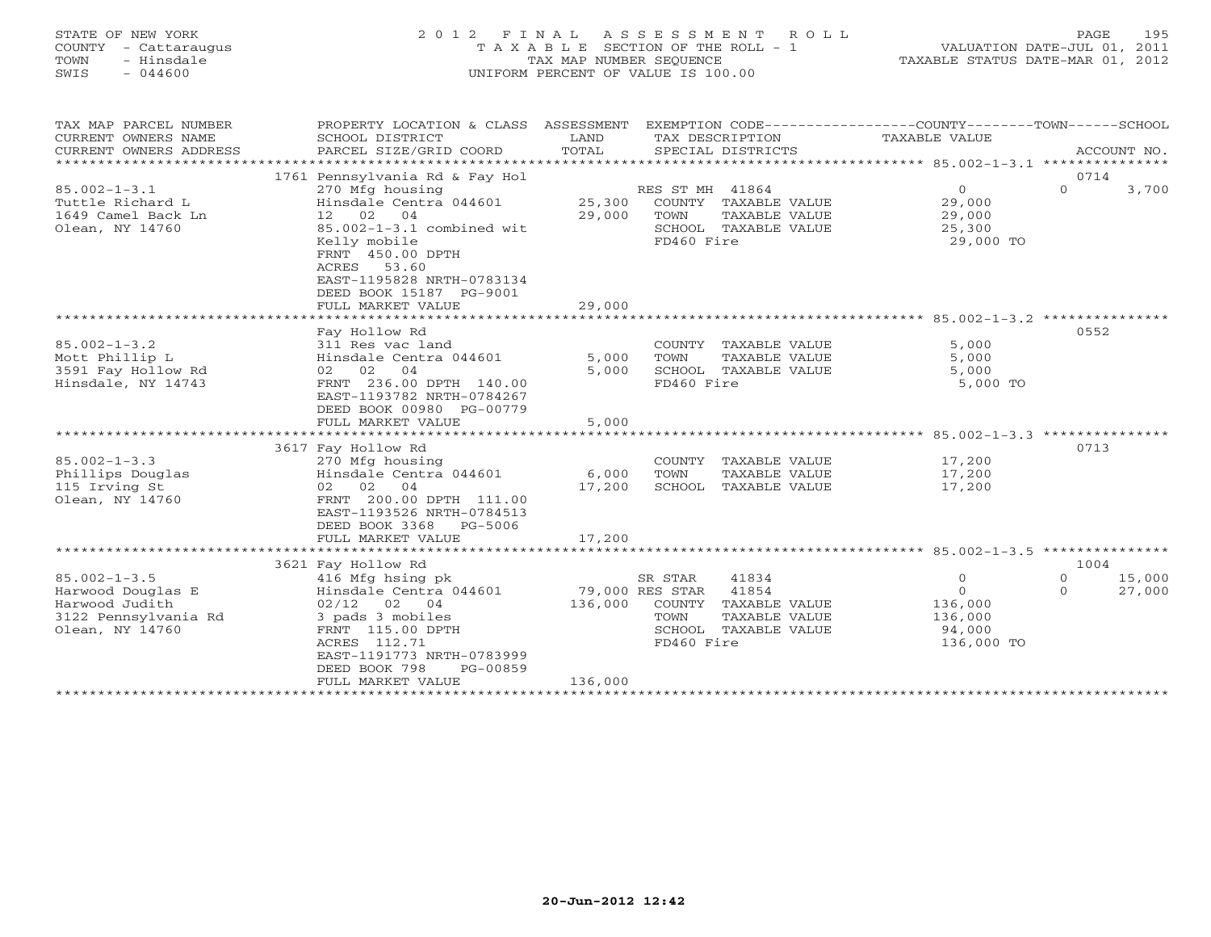STATE OF NEW YORK — 2012 FINAL ASSESSMENT ROLL
COUNTY - Cattaraugus — TAXABLE SECTION OF THE ROLL - 1 — VALUATION DATE-JUL 01, 2011
TOWN - Hinsdale — TAX MAP NUMBER SEQUENCE — TAXABLE STATUS DATE-MAR 01, 2012
SWIS - 044600 — UNIFORM PERCENT OF VALUE IS 100.00

| TAX MAP PARCEL NUMBER / CURRENT OWNERS NAME / CURRENT OWNERS ADDRESS | PROPERTY LOCATION & CLASS / SCHOOL DISTRICT / PARCEL SIZE/GRID COORD | ASSESSMENT LAND | TOTAL | EXEMPTION CODE / TAX DESCRIPTION / SPECIAL DISTRICTS | COUNTY / TAXABLE VALUE | TOWN | SCHOOL | ACCOUNT NO. |
|---|---|---|---|---|---|---|---|---|
| 85.002-1-3.1 | 1761 Pennsylvania Rd & Fay Hol | | | | | | | 0714 |
| Tuttle Richard L | 270 Mfg housing | | | RES ST MH 41864 | 0 | 0 | 3,700 | |
| 1649 Camel Back Ln | Hinsdale Centra 044601 | 25,300 | | COUNTY TAXABLE VALUE | 29,000 | | | |
| Olean, NY 14760 | 12 02 04 | | 29,000 | TOWN TAXABLE VALUE | | 29,000 | | |
| | 85.002-1-3.1 combined wit | | | SCHOOL TAXABLE VALUE | | | 25,300 | |
| | Kelly mobile | | | FD460 Fire | 29,000 TO | | | |
| | FRNT 450.00 DPTH | | | | | | | |
| | ACRES 53.60 | | | | | | | |
| | EAST-1195828 NRTH-0783134 | | | | | | | |
| | DEED BOOK 15187 PG-9001 | | | | | | | |
| | FULL MARKET VALUE | | 29,000 | | | | | |
| 85.002-1-3.2 | Fay Hollow Rd | | | | | | | 0552 |
| Mott Phillip L | 311 Res vac land | | | COUNTY TAXABLE VALUE | 5,000 | | | |
| 3591 Fay Hollow Rd | Hinsdale Centra 044601 | 5,000 | | TOWN TAXABLE VALUE | | 5,000 | | |
| Hinsdale, NY 14743 | 02 02 04 | | 5,000 | SCHOOL TAXABLE VALUE | | | 5,000 | |
| | FRNT 236.00 DPTH 140.00 | | | FD460 Fire | 5,000 TO | | | |
| | EAST-1193782 NRTH-0784267 | | | | | | | |
| | DEED BOOK 00980 PG-00779 | | | | | | | |
| | FULL MARKET VALUE | | 5,000 | | | | | |
| 85.002-1-3.3 | 3617 Fay Hollow Rd | | | | | | | 0713 |
| Phillips Douglas | 270 Mfg housing | | | COUNTY TAXABLE VALUE | 17,200 | | | |
| 115 Irving St | Hinsdale Centra 044601 | 6,000 | | TOWN TAXABLE VALUE | | 17,200 | | |
| Olean, NY 14760 | 02 02 04 | | 17,200 | SCHOOL TAXABLE VALUE | | | 17,200 | |
| | FRNT 200.00 DPTH 111.00 | | | | | | | |
| | EAST-1193526 NRTH-0784513 | | | | | | | |
| | DEED BOOK 3368 PG-5006 | | | | | | | |
| | FULL MARKET VALUE | | 17,200 | | | | | |
| 85.002-1-3.5 | 3621 Fay Hollow Rd | | | | | | | 1004 |
| Harwood Douglas E | 416 Mfg hsing pk | | | SR STAR 41834 | 0 | 0 | 15,000 | |
| Harwood Judith | Hinsdale Centra 044601 | 79,000 | | RES STAR 41854 | 0 | 0 | 27,000 | |
| 3122 Pennsylvania Rd | 02/12 02 04 | | 136,000 | COUNTY TAXABLE VALUE | 136,000 | | | |
| Olean, NY 14760 | 3 pads 3 mobiles | | | TOWN TAXABLE VALUE | | 136,000 | | |
| | FRNT 115.00 DPTH | | | SCHOOL TAXABLE VALUE | | | 94,000 | |
| | ACRES 112.71 | | | FD460 Fire | 136,000 TO | | | |
| | EAST-1191773 NRTH-0783999 | | | | | | | |
| | DEED BOOK 798 PG-00859 | | | | | | | |
| | FULL MARKET VALUE | | 136,000 | | | | | |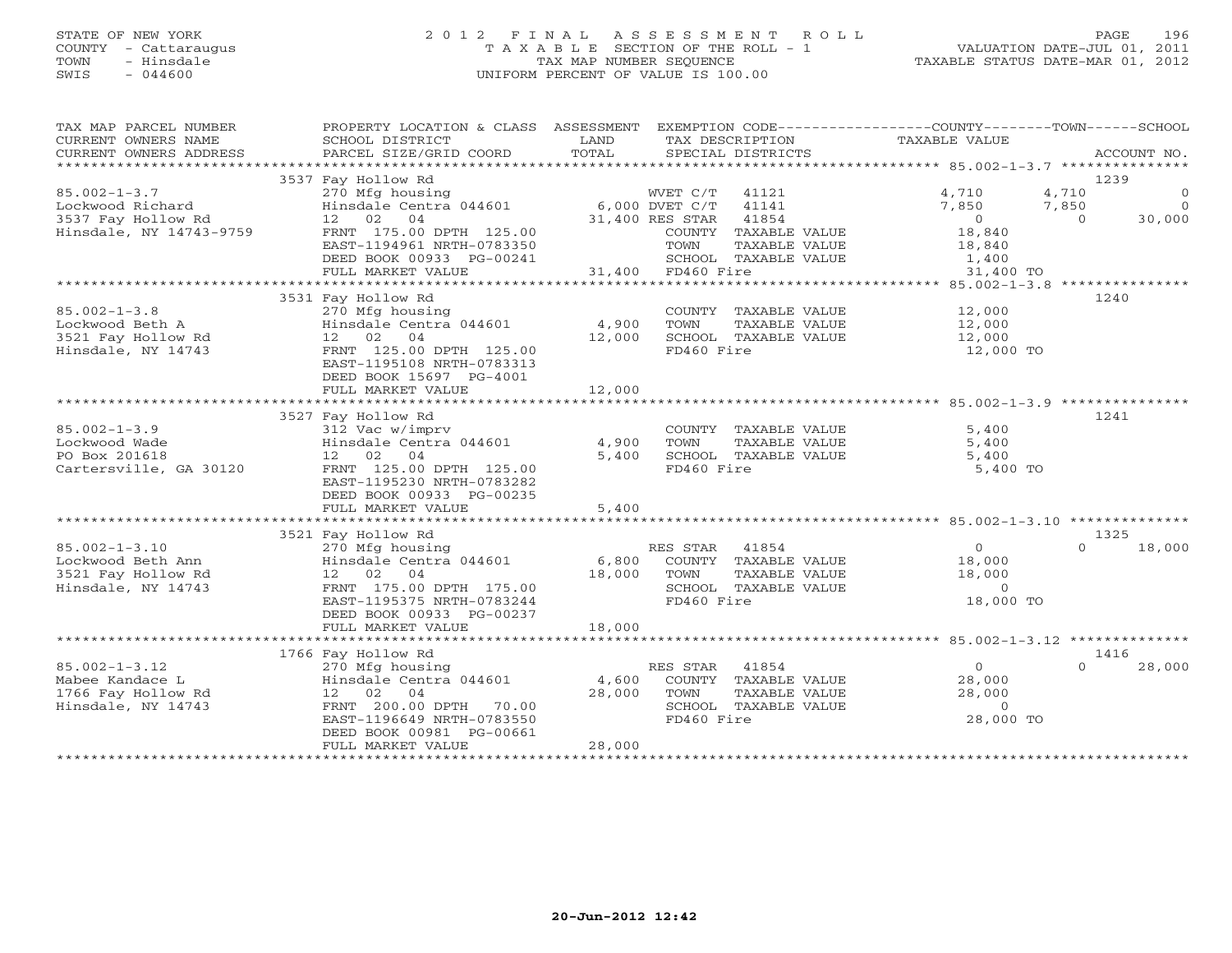STATE OF NEW YORK
COUNTY - Cattaraugus
TOWN - Hinsdale
SWIS - 044600

# 2012 FINAL ASSESSMENT ROLL
TAXABLE SECTION OF THE ROLL - 1
TAX MAP NUMBER SEQUENCE
UNIFORM PERCENT OF VALUE IS 100.00

VALUATION DATE-JUL 01, 2011
TAXABLE STATUS DATE-MAR 01, 2012

| TAX MAP PARCEL NUMBER / CURRENT OWNERS NAME / CURRENT OWNERS ADDRESS | PROPERTY LOCATION & CLASS / SCHOOL DISTRICT / PARCEL SIZE/GRID COORD | ASSESSMENT LAND / TOTAL | EXEMPTION CODE / TAX DESCRIPTION / SPECIAL DISTRICTS | COUNTY TAXABLE VALUE | TOWN | SCHOOL | ACCOUNT NO. |
|---|---|---|---|---|---|---|---|
| 85.002-1-3.7 | 3537 Fay Hollow Rd | | | | | | 1239 |
| | 270 Mfg housing | | WVET C/T 41121 | 4,710 | 4,710 | 0 | |
| Lockwood Richard | Hinsdale Centra 044601 | 6,000 | DVET C/T 41141 | 7,850 | 7,850 | 0 | |
| 3537 Fay Hollow Rd | 12 02 04 | 31,400 | RES STAR 41854 | 0 | 0 | 30,000 | |
| Hinsdale, NY 14743-9759 | FRNT 175.00 DPTH 125.00 | | COUNTY TAXABLE VALUE | 18,840 | | | |
| | EAST-1194961 NRTH-0783350 | | TOWN TAXABLE VALUE | 18,840 | | | |
| | DEED BOOK 00933 PG-00241 | | SCHOOL TAXABLE VALUE | 1,400 | | | |
| | FULL MARKET VALUE | 31,400 | FD460 Fire | 31,400 TO | | | |
| 85.002-1-3.8 | 3531 Fay Hollow Rd | | | | | | 1240 |
| | 270 Mfg housing | | COUNTY TAXABLE VALUE | 12,000 | | | |
| Lockwood Beth A | Hinsdale Centra 044601 | 4,900 | TOWN TAXABLE VALUE | 12,000 | | | |
| 3521 Fay Hollow Rd | 12 02 04 | 12,000 | SCHOOL TAXABLE VALUE | 12,000 | | | |
| Hinsdale, NY 14743 | FRNT 125.00 DPTH 125.00 | | FD460 Fire | 12,000 TO | | | |
| | EAST-1195108 NRTH-0783313 | | | | | | |
| | DEED BOOK 15697 PG-4001 | | | | | | |
| | FULL MARKET VALUE | 12,000 | | | | | |
| 85.002-1-3.9 | 3527 Fay Hollow Rd | | | | | | 1241 |
| | 312 Vac w/imprv | | COUNTY TAXABLE VALUE | 5,400 | | | |
| Lockwood Wade | Hinsdale Centra 044601 | 4,900 | TOWN TAXABLE VALUE | 5,400 | | | |
| PO Box 201618 | 12 02 04 | 5,400 | SCHOOL TAXABLE VALUE | 5,400 | | | |
| Cartersville, GA 30120 | FRNT 125.00 DPTH 125.00 | | FD460 Fire | 5,400 TO | | | |
| | EAST-1195230 NRTH-0783282 | | | | | | |
| | DEED BOOK 00933 PG-00235 | | | | | | |
| | FULL MARKET VALUE | 5,400 | | | | | |
| 85.002-1-3.10 | 3521 Fay Hollow Rd | | | | | | 1325 |
| | 270 Mfg housing | | RES STAR 41854 | 0 | 0 | 18,000 | |
| Lockwood Beth Ann | Hinsdale Centra 044601 | 6,800 | COUNTY TAXABLE VALUE | 18,000 | | | |
| 3521 Fay Hollow Rd | 12 02 04 | 18,000 | TOWN TAXABLE VALUE | 18,000 | | | |
| Hinsdale, NY 14743 | FRNT 175.00 DPTH 175.00 | | SCHOOL TAXABLE VALUE | 0 | | | |
| | EAST-1195375 NRTH-0783244 | | FD460 Fire | 18,000 TO | | | |
| | DEED BOOK 00933 PG-00237 | | | | | | |
| | FULL MARKET VALUE | 18,000 | | | | | |
| 85.002-1-3.12 | 1766 Fay Hollow Rd | | | | | | 1416 |
| | 270 Mfg housing | | RES STAR 41854 | 0 | 0 | 28,000 | |
| Mabee Kandace L | Hinsdale Centra 044601 | 4,600 | COUNTY TAXABLE VALUE | 28,000 | | | |
| 1766 Fay Hollow Rd | 12 02 04 | 28,000 | TOWN TAXABLE VALUE | 28,000 | | | |
| Hinsdale, NY 14743 | FRNT 200.00 DPTH 70.00 | | SCHOOL TAXABLE VALUE | 0 | | | |
| | EAST-1196649 NRTH-0783550 | | FD460 Fire | 28,000 TO | | | |
| | DEED BOOK 00981 PG-00661 | | | | | | |
| | FULL MARKET VALUE | 28,000 | | | | | |

20-Jun-2012 12:42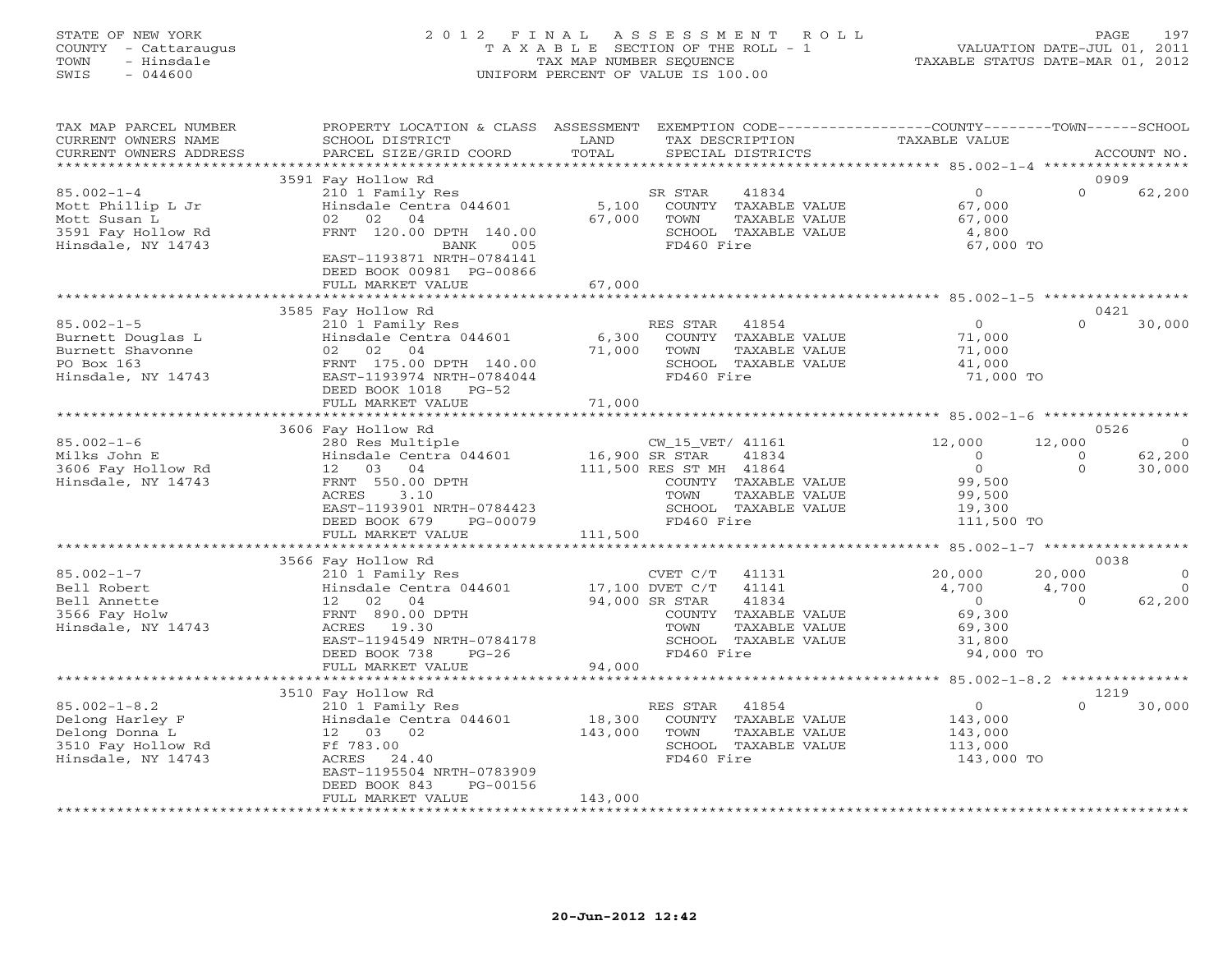STATE OF NEW YORK
COUNTY - Cattaraugus
TOWN - Hinsdale
SWIS - 044600

2012 FINAL ASSESSMENT ROLL
TAXABLE SECTION OF THE ROLL - 1
TAX MAP NUMBER SEQUENCE
UNIFORM PERCENT OF VALUE IS 100.00

VALUATION DATE-JUL 01, 2011
TAXABLE STATUS DATE-MAR 01, 2012

| TAX MAP PARCEL NUMBER / CURRENT OWNERS NAME / CURRENT OWNERS ADDRESS | PROPERTY LOCATION & CLASS / SCHOOL DISTRICT / PARCEL SIZE/GRID COORD | ASSESSMENT LAND / TOTAL | EXEMPTION CODE / TAX DESCRIPTION / SPECIAL DISTRICTS | COUNTY TAXABLE VALUE | TOWN | SCHOOL | ACCOUNT NO. |
|---|---|---|---|---|---|---|---|
| | 3591 Fay Hollow Rd | | | | | | 0909 |
| 85.002-1-4 | 210 1 Family Res | | SR STAR 41834 | 0 | 0 | 62,200 | |
| Mott Phillip L Jr | Hinsdale Centra 044601 | 5,100 | COUNTY TAXABLE VALUE | 67,000 | | | |
| Mott Susan L | 02 02 04 | 67,000 | TOWN TAXABLE VALUE | 67,000 | | | |
| 3591 Fay Hollow Rd | FRNT 120.00 DPTH 140.00 | | SCHOOL TAXABLE VALUE | 4,800 | | | |
| Hinsdale, NY 14743 | BANK 005 | | FD460 Fire | 67,000 TO | | | |
| | EAST-1193871 NRTH-0784141 | | | | | | |
| | DEED BOOK 00981 PG-00866 | | | | | | |
| | FULL MARKET VALUE | 67,000 | | | | | |
| | 3585 Fay Hollow Rd | | | | | | 0421 |
| 85.002-1-5 | 210 1 Family Res | | RES STAR 41854 | 0 | 0 | 30,000 | |
| Burnett Douglas L | Hinsdale Centra 044601 | 6,300 | COUNTY TAXABLE VALUE | 71,000 | | | |
| Burnett Shavonne | 02 02 04 | 71,000 | TOWN TAXABLE VALUE | 71,000 | | | |
| PO Box 163 | FRNT 175.00 DPTH 140.00 | | SCHOOL TAXABLE VALUE | 41,000 | | | |
| Hinsdale, NY 14743 | EAST-1193974 NRTH-0784044 | | FD460 Fire | 71,000 TO | | | |
| | DEED BOOK 1018 PG-52 | | | | | | |
| | FULL MARKET VALUE | 71,000 | | | | | |
| | 3606 Fay Hollow Rd | | | | | | 0526 |
| 85.002-1-6 | 280 Res Multiple | | CW_15_VET/ 41161 | 12,000 | 12,000 | 0 | |
| Milks John E | Hinsdale Centra 044601 | 16,900 | SR STAR 41834 | 0 | 0 | 62,200 | |
| 3606 Fay Hollow Rd | 12 03 04 | 111,500 | RES ST MH 41864 | 0 | 0 | 30,000 | |
| Hinsdale, NY 14743 | FRNT 550.00 DPTH | | COUNTY TAXABLE VALUE | 99,500 | | | |
| | ACRES 3.10 | | TOWN TAXABLE VALUE | 99,500 | | | |
| | EAST-1193901 NRTH-0784423 | | SCHOOL TAXABLE VALUE | 19,300 | | | |
| | DEED BOOK 679 PG-00079 | | FD460 Fire | 111,500 TO | | | |
| | FULL MARKET VALUE | 111,500 | | | | | |
| | 3566 Fay Hollow Rd | | | | | | 0038 |
| 85.002-1-7 | 210 1 Family Res | | CVET C/T 41131 | 20,000 | 20,000 | 0 | |
| Bell Robert | Hinsdale Centra 044601 | 17,100 | DVET C/T 41141 | 4,700 | 4,700 | 0 | |
| Bell Annette | 12 02 04 | 94,000 | SR STAR 41834 | 0 | 0 | 62,200 | |
| 3566 Fay Holw | FRNT 890.00 DPTH | | COUNTY TAXABLE VALUE | 69,300 | | | |
| Hinsdale, NY 14743 | ACRES 19.30 | | TOWN TAXABLE VALUE | 69,300 | | | |
| | EAST-1194549 NRTH-0784178 | | SCHOOL TAXABLE VALUE | 31,800 | | | |
| | DEED BOOK 738 PG-26 | | FD460 Fire | 94,000 TO | | | |
| | FULL MARKET VALUE | 94,000 | | | | | |
| | 3510 Fay Hollow Rd | | | | | | 1219 |
| 85.002-1-8.2 | 210 1 Family Res | | RES STAR 41854 | 0 | 0 | 30,000 | |
| Delong Harley F | Hinsdale Centra 044601 | 18,300 | COUNTY TAXABLE VALUE | 143,000 | | | |
| Delong Donna L | 12 03 02 | 143,000 | TOWN TAXABLE VALUE | 143,000 | | | |
| 3510 Fay Hollow Rd | Ff 783.00 | | SCHOOL TAXABLE VALUE | 113,000 | | | |
| Hinsdale, NY 14743 | ACRES 24.40 | | FD460 Fire | 143,000 TO | | | |
| | EAST-1195504 NRTH-0783909 | | | | | | |
| | DEED BOOK 843 PG-00156 | | | | | | |
| | FULL MARKET VALUE | 143,000 | | | | | |

20-Jun-2012 12:42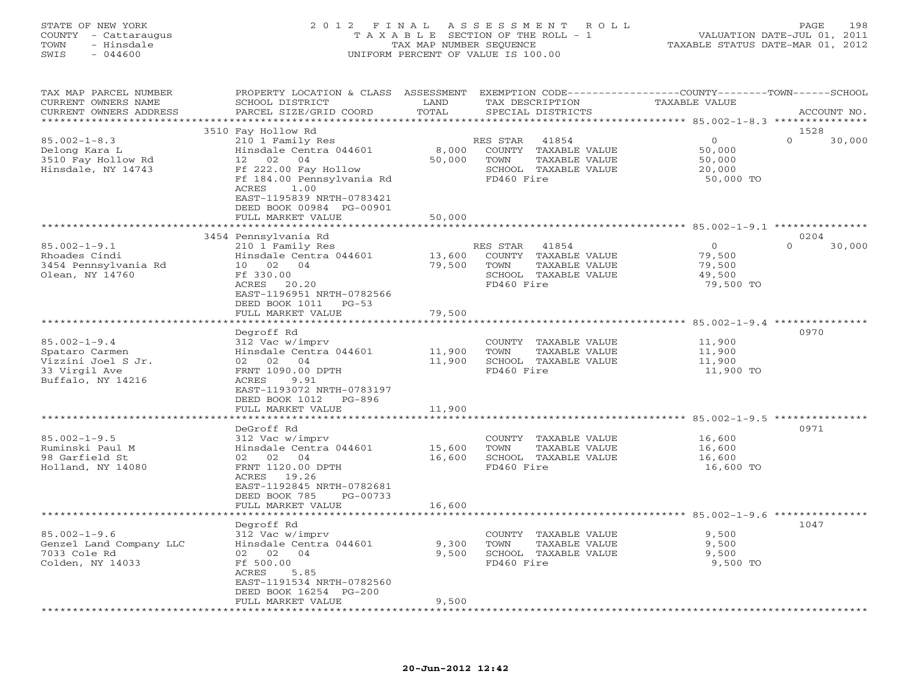STATE OF NEW YORK
COUNTY - Cattaraugus
TOWN - Hinsdale
SWIS - 044600

2012 FINAL ASSESSMENT ROLL
TAXABLE SECTION OF THE ROLL - 1
TAX MAP NUMBER SEQUENCE
UNIFORM PERCENT OF VALUE IS 100.00

VALUATION DATE-JUL 01, 2011
TAXABLE STATUS DATE-MAR 01, 2012

| TAX MAP PARCEL NUMBER / CURRENT OWNERS NAME / CURRENT OWNERS ADDRESS | PROPERTY LOCATION & CLASS / SCHOOL DISTRICT / PARCEL SIZE/GRID COORD | ASSESSMENT LAND | TOTAL | EXEMPTION CODE / TAX DESCRIPTION / SPECIAL DISTRICTS | COUNTY TAXABLE VALUE | TOWN | SCHOOL | ACCOUNT NO. |
|---|---|---|---|---|---|---|---|---|
| **85.002-1-8.3** | 3510 Fay Hollow Rd | | | | | | | 1528 |
| 85.002-1-8.3 | 210 1 Family Res | | | RES STAR 41854 | 0 | 0 | 30,000 | |
| Delong Kara L | Hinsdale Centra 044601 | 8,000 | | COUNTY TAXABLE VALUE | 50,000 | | | |
| 3510 Fay Hollow Rd | 12 02 04 | | 50,000 | TOWN TAXABLE VALUE | | 50,000 | | |
| Hinsdale, NY 14743 | Ff 222.00 Fay Hollow | | | SCHOOL TAXABLE VALUE | | | 20,000 | |
| | Ff 184.00 Pennsylvania Rd | | | FD460 Fire | 50,000 TO | | | |
| | ACRES 1.00 | | | | | | | |
| | EAST-1195839 NRTH-0783421 | | | | | | | |
| | DEED BOOK 00984 PG-00901 | | | | | | | |
| | FULL MARKET VALUE | | 50,000 | | | | | |
| **85.002-1-9.1** | 3454 Pennsylvania Rd | | | | | | | 0204 |
| 85.002-1-9.1 | 210 1 Family Res | | | RES STAR 41854 | 0 | 0 | 30,000 | |
| Rhoades Cindi | Hinsdale Centra 044601 | 13,600 | | COUNTY TAXABLE VALUE | 79,500 | | | |
| 3454 Pennsylvania Rd | 10 02 04 | | 79,500 | TOWN TAXABLE VALUE | | 79,500 | | |
| Olean, NY 14760 | Ff 330.00 | | | SCHOOL TAXABLE VALUE | | | 49,500 | |
| | ACRES 20.20 | | | FD460 Fire | 79,500 TO | | | |
| | EAST-1196951 NRTH-0782566 | | | | | | | |
| | DEED BOOK 1011 PG-53 | | | | | | | |
| | FULL MARKET VALUE | | 79,500 | | | | | |
| **85.002-1-9.4** | Degroff Rd | | | | | | | 0970 |
| 85.002-1-9.4 | 312 Vac w/imprv | | | COUNTY TAXABLE VALUE | 11,900 | | | |
| Spataro Carmen | Hinsdale Centra 044601 | 11,900 | | TOWN TAXABLE VALUE | | 11,900 | | |
| Vizzini Joel S Jr. | 02 02 04 | | 11,900 | SCHOOL TAXABLE VALUE | | | 11,900 | |
| 33 Virgil Ave | FRNT 1090.00 DPTH | | | FD460 Fire | 11,900 TO | | | |
| Buffalo, NY 14216 | ACRES 9.91 | | | | | | | |
| | EAST-1193072 NRTH-0783197 | | | | | | | |
| | DEED BOOK 1012 PG-896 | | | | | | | |
| | FULL MARKET VALUE | | 11,900 | | | | | |
| **85.002-1-9.5** | DeGroff Rd | | | | | | | 0971 |
| 85.002-1-9.5 | 312 Vac w/imprv | | | COUNTY TAXABLE VALUE | 16,600 | | | |
| Ruminski Paul M | Hinsdale Centra 044601 | 15,600 | | TOWN TAXABLE VALUE | | 16,600 | | |
| 98 Garfield St | 02 02 04 | | 16,600 | SCHOOL TAXABLE VALUE | | | 16,600 | |
| Holland, NY 14080 | FRNT 1120.00 DPTH | | | FD460 Fire | 16,600 TO | | | |
| | ACRES 19.26 | | | | | | | |
| | EAST-1192845 NRTH-0782681 | | | | | | | |
| | DEED BOOK 785 PG-00733 | | | | | | | |
| | FULL MARKET VALUE | | 16,600 | | | | | |
| **85.002-1-9.6** | Degroff Rd | | | | | | | 1047 |
| 85.002-1-9.6 | 312 Vac w/imprv | | | COUNTY TAXABLE VALUE | 9,500 | | | |
| Genzel Land Company LLC | Hinsdale Centra 044601 | 9,300 | | TOWN TAXABLE VALUE | | 9,500 | | |
| 7033 Cole Rd | 02 02 04 | | 9,500 | SCHOOL TAXABLE VALUE | | | 9,500 | |
| Colden, NY 14033 | Ff 500.00 | | | FD460 Fire | 9,500 TO | | | |
| | ACRES 5.85 | | | | | | | |
| | EAST-1191534 NRTH-0782560 | | | | | | | |
| | DEED BOOK 16254 PG-200 | | | | | | | |
| | FULL MARKET VALUE | | 9,500 | | | | | |

20-Jun-2012 12:42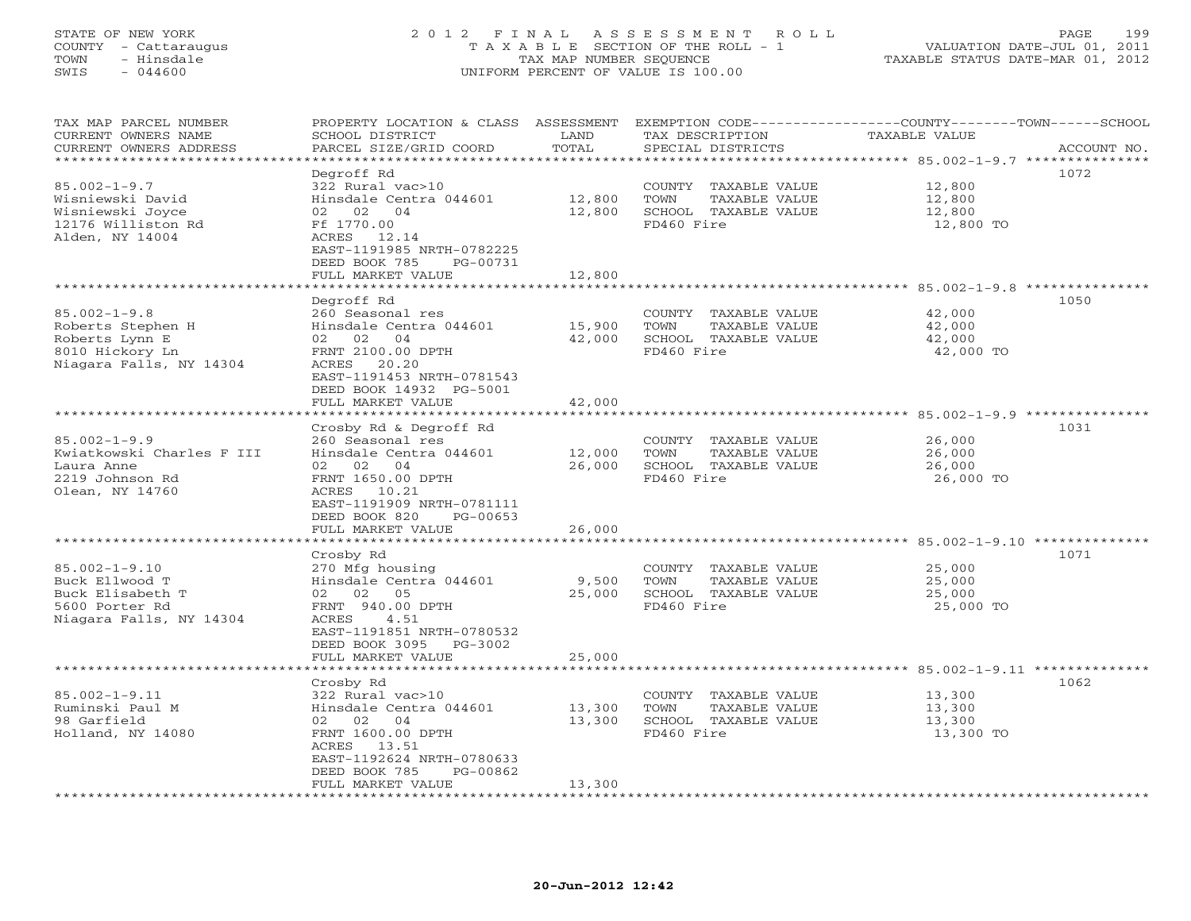STATE OF NEW YORK
COUNTY - Cattaraugus
TOWN - Hinsdale
SWIS - 044600

# 2012 FINAL ASSESSMENT ROLL

TAXABLE SECTION OF THE ROLL - 1
TAX MAP NUMBER SEQUENCE
UNIFORM PERCENT OF VALUE IS 100.00

VALUATION DATE-JUL 01, 2011
TAXABLE STATUS DATE-MAR 01, 2012

| TAX MAP PARCEL NUMBER / CURRENT OWNERS NAME / CURRENT OWNERS ADDRESS | PROPERTY LOCATION & CLASS / SCHOOL DISTRICT / PARCEL SIZE/GRID COORD | ASSESSMENT LAND | TOTAL | EXEMPTION CODE / TAX DESCRIPTION / SPECIAL DISTRICTS | TAXABLE VALUE (COUNTY/TOWN/SCHOOL) | ACCOUNT NO. |
|---|---|---|---|---|---|---|
| **85.002-1-9.7** | Degroff Rd | | | | | 1072 |
| Wisniewski David | 322 Rural vac>10 | | | COUNTY TAXABLE VALUE | 12,800 | |
| Wisniewski Joyce | Hinsdale Centra 044601 | 12,800 | | TOWN TAXABLE VALUE | 12,800 | |
| 12176 Williston Rd | 02 02 04 | | 12,800 | SCHOOL TAXABLE VALUE | 12,800 | |
| Alden, NY 14004 | Ff 1770.00 | | | FD460 Fire | 12,800 TO | |
| | ACRES 12.14 | | | | | |
| | EAST-1191985 NRTH-0782225 | | | | | |
| | DEED BOOK 785 PG-00731 | | | | | |
| | FULL MARKET VALUE | | 12,800 | | | |
| **85.002-1-9.8** | Degroff Rd | | | | | 1050 |
| Roberts Stephen H | 260 Seasonal res | | | COUNTY TAXABLE VALUE | 42,000 | |
| Roberts Lynn E | Hinsdale Centra 044601 | 15,900 | | TOWN TAXABLE VALUE | 42,000 | |
| 8010 Hickory Ln | 02 02 04 | | 42,000 | SCHOOL TAXABLE VALUE | 42,000 | |
| Niagara Falls, NY 14304 | FRNT 2100.00 DPTH | | | FD460 Fire | 42,000 TO | |
| | ACRES 20.20 | | | | | |
| | EAST-1191453 NRTH-0781543 | | | | | |
| | DEED BOOK 14932 PG-5001 | | | | | |
| | FULL MARKET VALUE | | 42,000 | | | |
| **85.002-1-9.9** | Crosby Rd & Degroff Rd | | | | | 1031 |
| Kwiatkowski Charles F III | 260 Seasonal res | | | COUNTY TAXABLE VALUE | 26,000 | |
| Laura Anne | Hinsdale Centra 044601 | 12,000 | | TOWN TAXABLE VALUE | 26,000 | |
| 2219 Johnson Rd | 02 02 04 | | 26,000 | SCHOOL TAXABLE VALUE | 26,000 | |
| Olean, NY 14760 | FRNT 1650.00 DPTH | | | FD460 Fire | 26,000 TO | |
| | ACRES 10.21 | | | | | |
| | EAST-1191909 NRTH-0781111 | | | | | |
| | DEED BOOK 820 PG-00653 | | | | | |
| | FULL MARKET VALUE | | 26,000 | | | |
| **85.002-1-9.10** | Crosby Rd | | | | | 1071 |
| Buck Ellwood T | 270 Mfg housing | | | COUNTY TAXABLE VALUE | 25,000 | |
| Buck Elisabeth T | Hinsdale Centra 044601 | 9,500 | | TOWN TAXABLE VALUE | 25,000 | |
| 5600 Porter Rd | 02 02 05 | | 25,000 | SCHOOL TAXABLE VALUE | 25,000 | |
| Niagara Falls, NY 14304 | FRNT 940.00 DPTH | | | FD460 Fire | 25,000 TO | |
| | ACRES 4.51 | | | | | |
| | EAST-1191851 NRTH-0780532 | | | | | |
| | DEED BOOK 3095 PG-3002 | | | | | |
| | FULL MARKET VALUE | | 25,000 | | | |
| **85.002-1-9.11** | Crosby Rd | | | | | 1062 |
| Ruminski Paul M | 322 Rural vac>10 | | | COUNTY TAXABLE VALUE | 13,300 | |
| 98 Garfield | Hinsdale Centra 044601 | 13,300 | | TOWN TAXABLE VALUE | 13,300 | |
| Holland, NY 14080 | 02 02 04 | | 13,300 | SCHOOL TAXABLE VALUE | 13,300 | |
| | FRNT 1600.00 DPTH | | | FD460 Fire | 13,300 TO | |
| | ACRES 13.51 | | | | | |
| | EAST-1192624 NRTH-0780633 | | | | | |
| | DEED BOOK 785 PG-00862 | | | | | |
| | FULL MARKET VALUE | | 13,300 | | | |

20-Jun-2012 12:42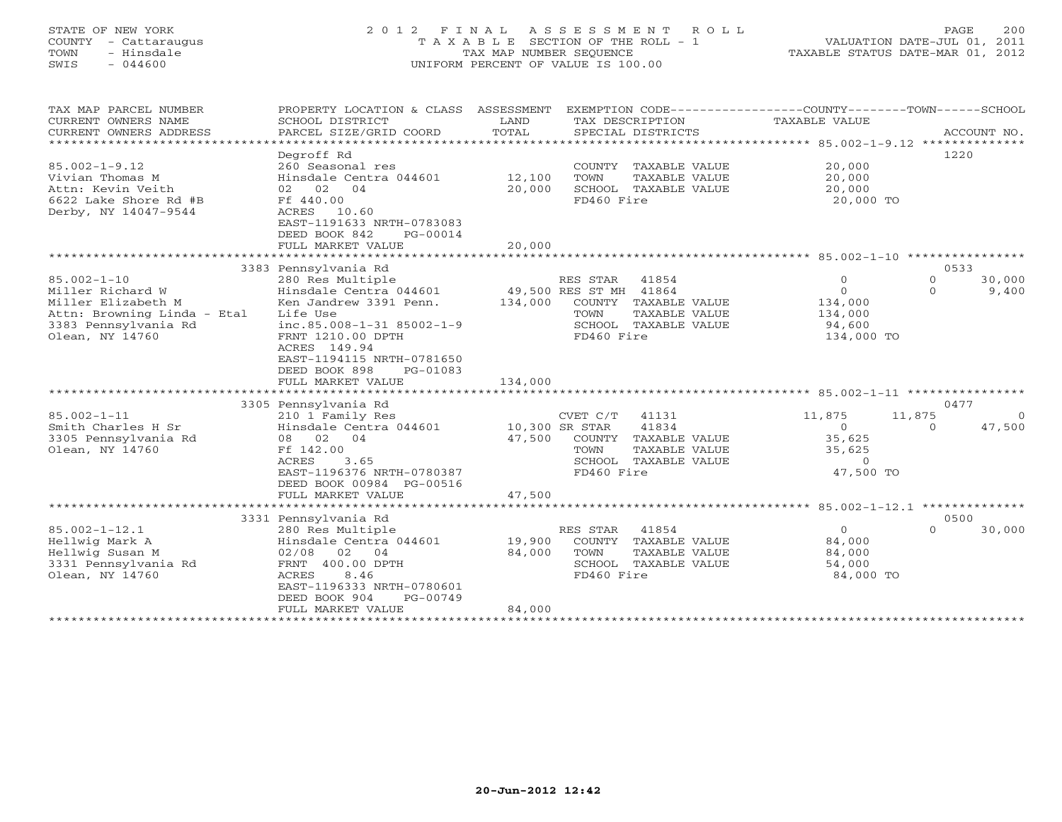STATE OF NEW YORK
COUNTY - Cattaraugus
TOWN - Hinsdale
SWIS - 044600

2012 FINAL ASSESSMENT ROLL
TAXABLE SECTION OF THE ROLL - 1
TAX MAP NUMBER SEQUENCE
UNIFORM PERCENT OF VALUE IS 100.00

VALUATION DATE-JUL 01, 2011
TAXABLE STATUS DATE-MAR 01, 2012

| TAX MAP PARCEL NUMBER / CURRENT OWNERS NAME / CURRENT OWNERS ADDRESS | PROPERTY LOCATION & CLASS / SCHOOL DISTRICT / PARCEL SIZE/GRID COORD | ASSESSMENT LAND / TOTAL | EXEMPTION CODE / TAX DESCRIPTION / SPECIAL DISTRICTS | COUNTY | TOWN | SCHOOL | ACCOUNT NO. |
|---|---|---|---|---|---|---|---|
| **85.002-1-9.12** | Degroff Rd | | | | | | 1220 |
| 85.002-1-9.12 | 260 Seasonal res | | COUNTY TAXABLE VALUE | 20,000 | | | |
| Vivian Thomas M | Hinsdale Centra 044601 | 12,100 | TOWN TAXABLE VALUE | | 20,000 | | |
| Attn: Kevin Veith | 02 02 04 | 20,000 | SCHOOL TAXABLE VALUE | | | 20,000 | |
| 6622 Lake Shore Rd #B | Ff 440.00 | | FD460 Fire | 20,000 TO | | | |
| Derby, NY 14047-9544 | ACRES 10.60 | | | | | | |
| | EAST-1191633 NRTH-0783083 | | | | | | |
| | DEED BOOK 842 PG-00014 | | | | | | |
| | FULL MARKET VALUE | 20,000 | | | | | |
| **85.002-1-10** | 3383 Pennsylvania Rd | | | | | | 0533 |
| 85.002-1-10 | 280 Res Multiple | | RES STAR 41854 | 0 | 0 | 30,000 | |
| Miller Richard W | Hinsdale Centra 044601 | 49,500 | RES ST MH 41864 | 0 | 0 | 9,400 | |
| Miller Elizabeth M | Ken Jandrew 3391 Penn. | 134,000 | COUNTY TAXABLE VALUE | 134,000 | | | |
| Attn: Browning Linda - Etal | Life Use | | TOWN TAXABLE VALUE | | 134,000 | | |
| 3383 Pennsylvania Rd | inc.85.008-1-31 85002-1-9 | | SCHOOL TAXABLE VALUE | | | 94,600 | |
| Olean, NY 14760 | FRNT 1210.00 DPTH | | FD460 Fire | 134,000 TO | | | |
| | ACRES 149.94 | | | | | | |
| | EAST-1194115 NRTH-0781650 | | | | | | |
| | DEED BOOK 898 PG-01083 | | | | | | |
| | FULL MARKET VALUE | 134,000 | | | | | |
| **85.002-1-11** | 3305 Pennsylvania Rd | | | | | | 0477 |
| 85.002-1-11 | 210 1 Family Res | | CVET C/T 41131 | 11,875 | 11,875 | 0 | |
| Smith Charles H Sr | Hinsdale Centra 044601 | 10,300 | SR STAR 41834 | 0 | 0 | 47,500 | |
| 3305 Pennsylvania Rd | 08 02 04 | 47,500 | COUNTY TAXABLE VALUE | 35,625 | | | |
| Olean, NY 14760 | Ff 142.00 | | TOWN TAXABLE VALUE | | 35,625 | | |
| | ACRES 3.65 | | SCHOOL TAXABLE VALUE | | | 0 | |
| | EAST-1196376 NRTH-0780387 | | FD460 Fire | 47,500 TO | | | |
| | DEED BOOK 00984 PG-00516 | | | | | | |
| | FULL MARKET VALUE | 47,500 | | | | | |
| **85.002-1-12.1** | 3331 Pennsylvania Rd | | | | | | 0500 |
| 85.002-1-12.1 | 280 Res Multiple | | RES STAR 41854 | 0 | 0 | 30,000 | |
| Hellwig Mark A | Hinsdale Centra 044601 | 19,900 | COUNTY TAXABLE VALUE | 84,000 | | | |
| Hellwig Susan M | 02/08 02 04 | 84,000 | TOWN TAXABLE VALUE | | 84,000 | | |
| 3331 Pennsylvania Rd | FRNT 400.00 DPTH | | SCHOOL TAXABLE VALUE | | | 54,000 | |
| Olean, NY 14760 | ACRES 8.46 | | FD460 Fire | 84,000 TO | | | |
| | EAST-1196333 NRTH-0780601 | | | | | | |
| | DEED BOOK 904 PG-00749 | | | | | | |
| | FULL MARKET VALUE | 84,000 | | | | | |

20-Jun-2012 12:42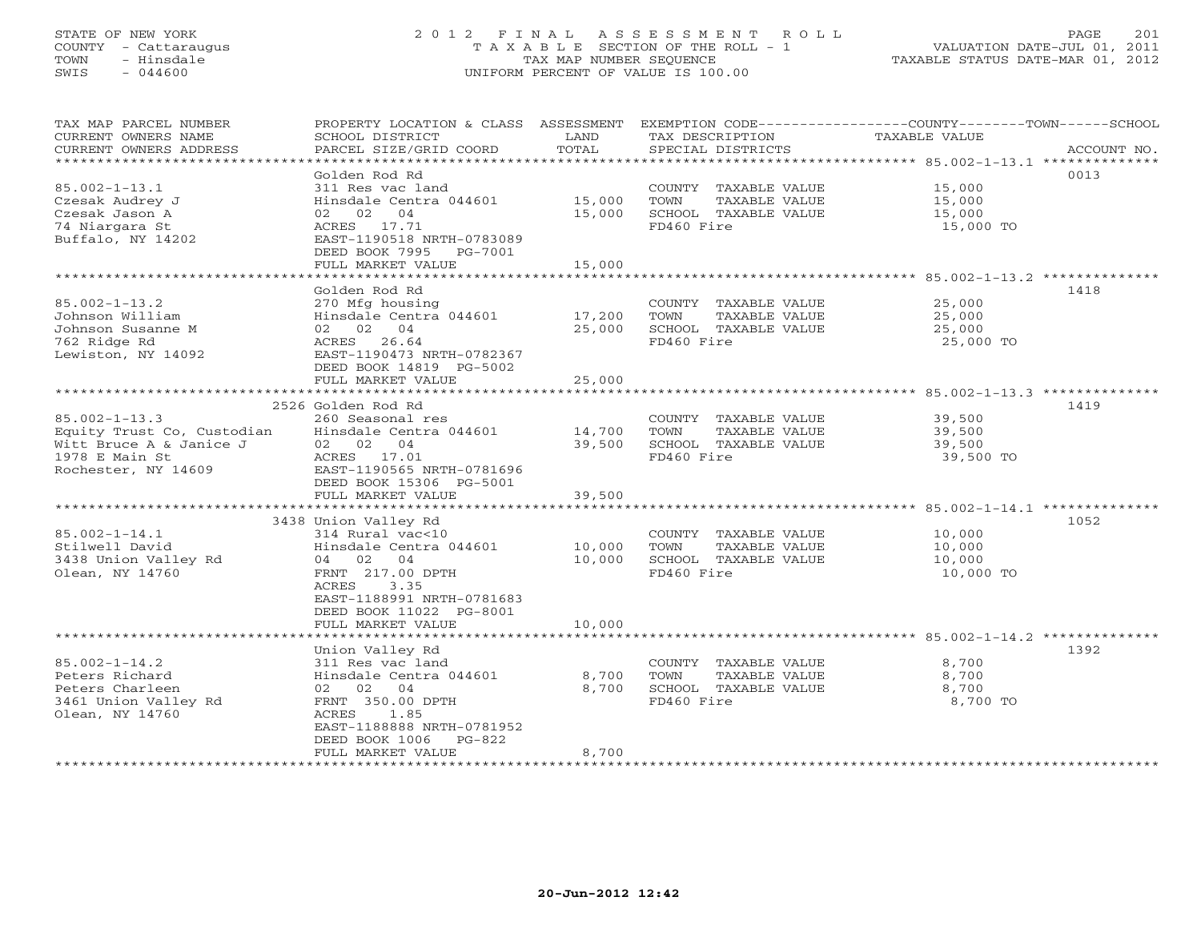STATE OF NEW YORK
COUNTY - Cattaraugus
TOWN - Hinsdale
SWIS - 044600

# 2012 FINAL ASSESSMENT ROLL

TAXABLE SECTION OF THE ROLL - 1
TAX MAP NUMBER SEQUENCE
UNIFORM PERCENT OF VALUE IS 100.00

VALUATION DATE-JUL 01, 2011
TAXABLE STATUS DATE-MAR 01, 2012

| TAX MAP PARCEL NUMBER / CURRENT OWNERS NAME / CURRENT OWNERS ADDRESS | PROPERTY LOCATION & CLASS / SCHOOL DISTRICT / PARCEL SIZE/GRID COORD | ASSESSMENT LAND | TOTAL | EXEMPTION CODE / TAX DESCRIPTION / SPECIAL DISTRICTS | TAXABLE VALUE (COUNTY / TOWN / SCHOOL) | ACCOUNT NO. |
|---|---|---|---|---|---|---|
| **85.002-1-13.1** | Golden Rod Rd | | | | | 0013 |
| Czesak Audrey J | 311 Res vac land | | | COUNTY TAXABLE VALUE | 15,000 | |
| Czesak Jason A | Hinsdale Centra 044601 | 15,000 | | TOWN TAXABLE VALUE | 15,000 | |
| 74 Niargara St | 02 02 04 | | 15,000 | SCHOOL TAXABLE VALUE | 15,000 | |
| Buffalo, NY 14202 | ACRES 17.71 | | | FD460 Fire | 15,000 TO | |
| | EAST-1190518 NRTH-0783089 | | | | | |
| | DEED BOOK 7995 PG-7001 | | | | | |
| | FULL MARKET VALUE | | 15,000 | | | |
| **85.002-1-13.2** | Golden Rod Rd | | | | | 1418 |
| Johnson William | 270 Mfg housing | | | COUNTY TAXABLE VALUE | 25,000 | |
| Johnson Susanne M | Hinsdale Centra 044601 | 17,200 | | TOWN TAXABLE VALUE | 25,000 | |
| 762 Ridge Rd | 02 02 04 | | 25,000 | SCHOOL TAXABLE VALUE | 25,000 | |
| Lewiston, NY 14092 | ACRES 26.64 | | | FD460 Fire | 25,000 TO | |
| | EAST-1190473 NRTH-0782367 | | | | | |
| | DEED BOOK 14819 PG-5002 | | | | | |
| | FULL MARKET VALUE | | 25,000 | | | |
| **85.002-1-13.3** | 2526 Golden Rod Rd | | | | | 1419 |
| Equity Trust Co, Custodian | 260 Seasonal res | | | COUNTY TAXABLE VALUE | 39,500 | |
| Witt Bruce A & Janice J | Hinsdale Centra 044601 | 14,700 | | TOWN TAXABLE VALUE | 39,500 | |
| 1978 E Main St | 02 02 04 | | 39,500 | SCHOOL TAXABLE VALUE | 39,500 | |
| Rochester, NY 14609 | ACRES 17.01 | | | FD460 Fire | 39,500 TO | |
| | EAST-1190565 NRTH-0781696 | | | | | |
| | DEED BOOK 15306 PG-5001 | | | | | |
| | FULL MARKET VALUE | | 39,500 | | | |
| **85.002-1-14.1** | 3438 Union Valley Rd | | | | | 1052 |
| Stilwell David | 314 Rural vac<10 | | | COUNTY TAXABLE VALUE | 10,000 | |
| 3438 Union Valley Rd | Hinsdale Centra 044601 | 10,000 | | TOWN TAXABLE VALUE | 10,000 | |
| Olean, NY 14760 | 04 02 04 | | 10,000 | SCHOOL TAXABLE VALUE | 10,000 | |
| | FRNT 217.00 DPTH | | | FD460 Fire | 10,000 TO | |
| | ACRES 3.35 | | | | | |
| | EAST-1188991 NRTH-0781683 | | | | | |
| | DEED BOOK 11022 PG-8001 | | | | | |
| | FULL MARKET VALUE | | 10,000 | | | |
| **85.002-1-14.2** | Union Valley Rd | | | | | 1392 |
| Peters Richard | 311 Res vac land | | | COUNTY TAXABLE VALUE | 8,700 | |
| Peters Charleen | Hinsdale Centra 044601 | 8,700 | | TOWN TAXABLE VALUE | 8,700 | |
| 3461 Union Valley Rd | 02 02 04 | | 8,700 | SCHOOL TAXABLE VALUE | 8,700 | |
| Olean, NY 14760 | FRNT 350.00 DPTH | | | FD460 Fire | 8,700 TO | |
| | ACRES 1.85 | | | | | |
| | EAST-1188888 NRTH-0781952 | | | | | |
| | DEED BOOK 1006 PG-822 | | | | | |
| | FULL MARKET VALUE | | 8,700 | | | |

20-Jun-2012 12:42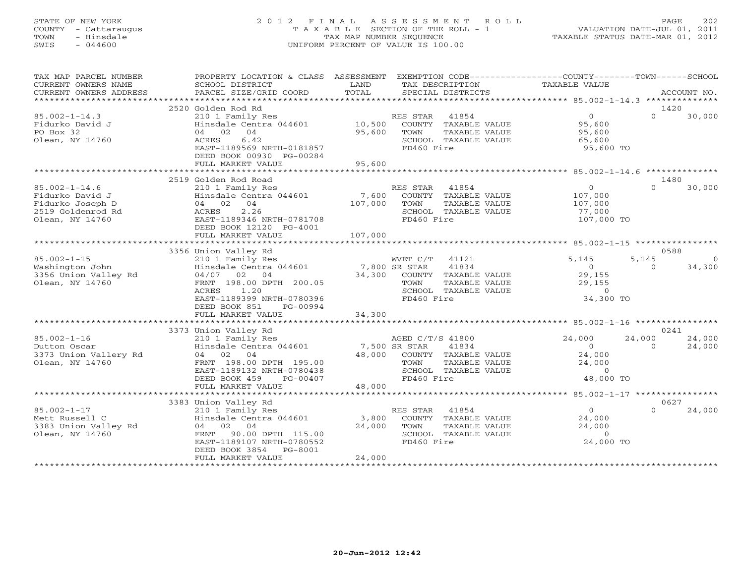STATE OF NEW YORK
COUNTY - Cattaraugus
TOWN - Hinsdale
SWIS - 044600

2 0 1 2 F I N A L A S S E S S M E N T R O L L
T A X A B L E SECTION OF THE ROLL - 1
TAX MAP NUMBER SEQUENCE
UNIFORM PERCENT OF VALUE IS 100.00

VALUATION DATE-JUL 01, 2011
TAXABLE STATUS DATE-MAR 01, 2012

| TAX MAP PARCEL NUMBER / CURRENT OWNERS NAME / CURRENT OWNERS ADDRESS | PROPERTY LOCATION & CLASS / SCHOOL DISTRICT / PARCEL SIZE/GRID COORD | ASSESSMENT LAND / TOTAL | EXEMPTION CODE / TAX DESCRIPTION / SPECIAL DISTRICTS | COUNTY TAXABLE VALUE | TOWN | SCHOOL | ACCOUNT NO. |
|---|---|---|---|---|---|---|---|
| | 2520 Golden Rod Rd | | | | | | 1420 |
| 85.002-1-14.3 | 210 1 Family Res | | RES STAR 41854 | 0 | 0 | 30,000 | |
| Fidurko David J | Hinsdale Centra 044601 | 10,500 | COUNTY TAXABLE VALUE | 95,600 | | | |
| PO Box 32 | 04 02 04 | 95,600 | TOWN TAXABLE VALUE | 95,600 | | | |
| Olean, NY 14760 | ACRES 6.42 | | SCHOOL TAXABLE VALUE | 65,600 | | | |
| | EAST-1189569 NRTH-0181857 | | FD460 Fire | 95,600 TO | | | |
| | DEED BOOK 00930 PG-00284 | | | | | | |
| | FULL MARKET VALUE | 95,600 | | | | | |
| | 2519 Golden Rod Road | | | | | | 1480 |
| 85.002-1-14.6 | 210 1 Family Res | | RES STAR 41854 | 0 | 0 | 30,000 | |
| Fidurko David J | Hinsdale Centra 044601 | 7,600 | COUNTY TAXABLE VALUE | 107,000 | | | |
| Fidurko Joseph D | 04 02 04 | 107,000 | TOWN TAXABLE VALUE | 107,000 | | | |
| 2519 Goldenrod Rd | ACRES 2.26 | | SCHOOL TAXABLE VALUE | 77,000 | | | |
| Olean, NY 14760 | EAST-1189346 NRTH-0781708 | | FD460 Fire | 107,000 TO | | | |
| | DEED BOOK 12120 PG-4001 | | | | | | |
| | FULL MARKET VALUE | 107,000 | | | | | |
| | 3356 Union Valley Rd | | | | | | 0588 |
| 85.002-1-15 | 210 1 Family Res | | WVET C/T 41121 | 5,145 | 5,145 | 0 | |
| Washington John | Hinsdale Centra 044601 | 7,800 | SR STAR 41834 | 0 | 0 | 34,300 | |
| 3356 Union Valley Rd | 04/07 02 04 | 34,300 | COUNTY TAXABLE VALUE | 29,155 | | | |
| Olean, NY 14760 | FRNT 198.00 DPTH 200.05 | | TOWN TAXABLE VALUE | 29,155 | | | |
| | ACRES 1.20 | | SCHOOL TAXABLE VALUE | 0 | | | |
| | EAST-1189399 NRTH-0780396 | | FD460 Fire | 34,300 TO | | | |
| | DEED BOOK 851 PG-00994 | | | | | | |
| | FULL MARKET VALUE | 34,300 | | | | | |
| | 3373 Union Valley Rd | | | | | | 0241 |
| 85.002-1-16 | 210 1 Family Res | | AGED C/T/S 41800 | 24,000 | 24,000 | 24,000 | |
| Dutton Oscar | Hinsdale Centra 044601 | 7,500 | SR STAR 41834 | 0 | 0 | 24,000 | |
| 3373 Union Vallery Rd | 04 02 04 | 48,000 | COUNTY TAXABLE VALUE | 24,000 | | | |
| Olean, NY 14760 | FRNT 198.00 DPTH 195.00 | | TOWN TAXABLE VALUE | 24,000 | | | |
| | EAST-1189132 NRTH-0780438 | | SCHOOL TAXABLE VALUE | 0 | | | |
| | DEED BOOK 459 PG-00407 | | FD460 Fire | 48,000 TO | | | |
| | FULL MARKET VALUE | 48,000 | | | | | |
| | 3383 Union Valley Rd | | | | | | 0627 |
| 85.002-1-17 | 210 1 Family Res | | RES STAR 41854 | 0 | 0 | 24,000 | |
| Mett Russell C | Hinsdale Centra 044601 | 3,800 | COUNTY TAXABLE VALUE | 24,000 | | | |
| 3383 Union Valley Rd | 04 02 04 | 24,000 | TOWN TAXABLE VALUE | 24,000 | | | |
| Olean, NY 14760 | FRNT 90.00 DPTH 115.00 | | SCHOOL TAXABLE VALUE | 0 | | | |
| | EAST-1189107 NRTH-0780552 | | FD460 Fire | 24,000 TO | | | |
| | DEED BOOK 3854 PG-8001 | | | | | | |
| | FULL MARKET VALUE | 24,000 | | | | | |

20-Jun-2012 12:42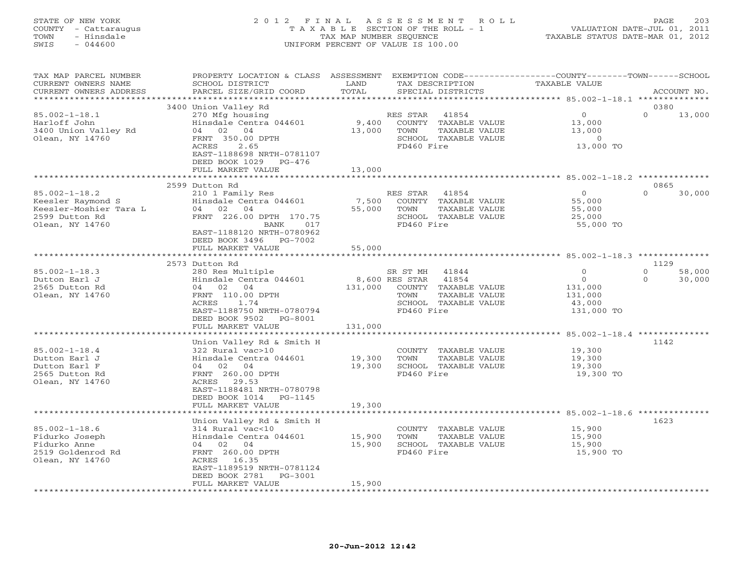STATE OF NEW YORK
COUNTY - Cattaraugus
TOWN - Hinsdale
SWIS - 044600

2012 FINAL ASSESSMENT ROLL
TAXABLE SECTION OF THE ROLL - 1
TAX MAP NUMBER SEQUENCE
UNIFORM PERCENT OF VALUE IS 100.00

VALUATION DATE-JUL 01, 2011
TAXABLE STATUS DATE-MAR 01, 2012

| TAX MAP PARCEL NUMBER / CURRENT OWNERS NAME / CURRENT OWNERS ADDRESS | PROPERTY LOCATION & CLASS / SCHOOL DISTRICT / PARCEL SIZE/GRID COORD | ASSESSMENT LAND / TOTAL | EXEMPTION CODE / TAX DESCRIPTION / SPECIAL DISTRICTS | COUNTY TAXABLE VALUE | TOWN | SCHOOL / ACCOUNT NO. |
|---|---|---|---|---|---|---|
| **85.002-1-18.1** | 3400 Union Valley Rd | | | | | 0380 |
| Harloff John | 270 Mfg housing | | RES STAR 41854 | 0 | 0 | 13,000 |
| 3400 Union Valley Rd | Hinsdale Centra 044601 | 9,400 | COUNTY TAXABLE VALUE | 13,000 | | |
| Olean, NY 14760 | 04 02 04 | 13,000 | TOWN TAXABLE VALUE | 13,000 | | |
| | FRNT 350.00 DPTH | | SCHOOL TAXABLE VALUE | 0 | | |
| | ACRES 2.65 | | FD460 Fire | 13,000 TO | | |
| | EAST-1188698 NRTH-0781107 | | | | | |
| | DEED BOOK 1029 PG-476 | | | | | |
| | FULL MARKET VALUE | 13,000 | | | | |
| **85.002-1-18.2** | 2599 Dutton Rd | | | | | 0865 |
| Keesler Raymond S | 210 1 Family Res | | RES STAR 41854 | 0 | 0 | 30,000 |
| Keesler-Moshier Tara L | Hinsdale Centra 044601 | 7,500 | COUNTY TAXABLE VALUE | 55,000 | | |
| 2599 Dutton Rd | 04 02 04 | 55,000 | TOWN TAXABLE VALUE | 55,000 | | |
| Olean, NY 14760 | FRNT 226.00 DPTH 170.75 | | SCHOOL TAXABLE VALUE | 25,000 | | |
| | BANK 017 | | FD460 Fire | 55,000 TO | | |
| | EAST-1188120 NRTH-0780962 | | | | | |
| | DEED BOOK 3496 PG-7002 | | | | | |
| | FULL MARKET VALUE | 55,000 | | | | |
| **85.002-1-18.3** | 2573 Dutton Rd | | | | | 1129 |
| Dutton Earl J | 280 Res Multiple | | SR ST MH 41844 | 0 | 0 | 58,000 |
| 2565 Dutton Rd | Hinsdale Centra 044601 | 8,600 | RES STAR 41854 | 0 | 0 | 30,000 |
| Olean, NY 14760 | 04 02 04 | 131,000 | COUNTY TAXABLE VALUE | 131,000 | | |
| | FRNT 110.00 DPTH | | TOWN TAXABLE VALUE | 131,000 | | |
| | ACRES 1.74 | | SCHOOL TAXABLE VALUE | 43,000 | | |
| | EAST-1188750 NRTH-0780794 | | FD460 Fire | 131,000 TO | | |
| | DEED BOOK 9502 PG-8001 | | | | | |
| | FULL MARKET VALUE | 131,000 | | | | |
| **85.002-1-18.4** | Union Valley Rd & Smith H | | | | | 1142 |
| Dutton Earl J | 322 Rural vac>10 | | COUNTY TAXABLE VALUE | 19,300 | | |
| Dutton Earl F | Hinsdale Centra 044601 | 19,300 | TOWN TAXABLE VALUE | 19,300 | | |
| 2565 Dutton Rd | 04 02 04 | 19,300 | SCHOOL TAXABLE VALUE | 19,300 | | |
| Olean, NY 14760 | FRNT 260.00 DPTH | | FD460 Fire | 19,300 TO | | |
| | ACRES 29.53 | | | | | |
| | EAST-1188481 NRTH-0780798 | | | | | |
| | DEED BOOK 1014 PG-1145 | | | | | |
| | FULL MARKET VALUE | 19,300 | | | | |
| **85.002-1-18.6** | Union Valley Rd & Smith H | | | | | 1623 |
| Fidurko Joseph | 314 Rural vac<10 | | COUNTY TAXABLE VALUE | 15,900 | | |
| Fidurko Anne | Hinsdale Centra 044601 | 15,900 | TOWN TAXABLE VALUE | 15,900 | | |
| 2519 Goldenrod Rd | 04 02 04 | 15,900 | SCHOOL TAXABLE VALUE | 15,900 | | |
| Olean, NY 14760 | FRNT 260.00 DPTH | | FD460 Fire | 15,900 TO | | |
| | ACRES 16.35 | | | | | |
| | EAST-1189519 NRTH-0781124 | | | | | |
| | DEED BOOK 2781 PG-3001 | | | | | |
| | FULL MARKET VALUE | 15,900 | | | | |

20-Jun-2012 12:42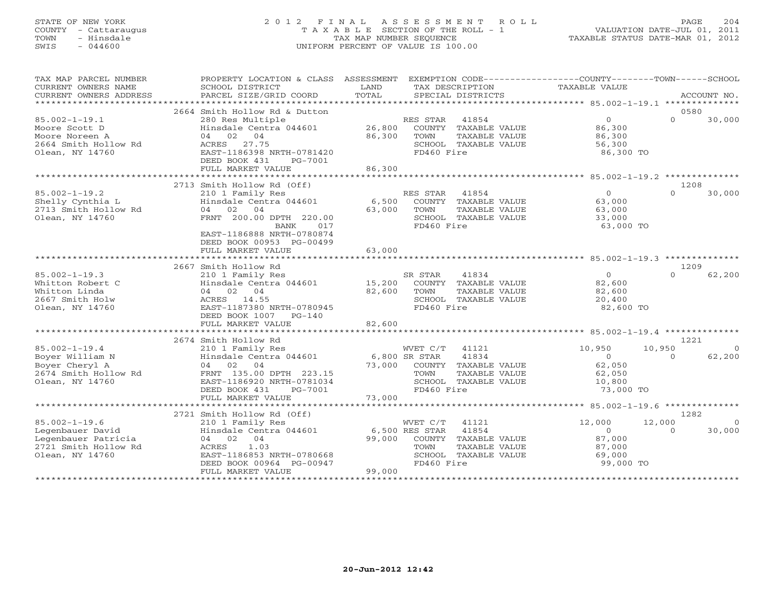STATE OF NEW YORK
COUNTY - Cattaraugus
TOWN - Hinsdale
SWIS - 044600

# 2012 FINAL ASSESSMENT ROLL

TAXABLE SECTION OF THE ROLL - 1
TAX MAP NUMBER SEQUENCE
UNIFORM PERCENT OF VALUE IS 100.00

VALUATION DATE-JUL 01, 2011
TAXABLE STATUS DATE-MAR 01, 2012

| TAX MAP PARCEL NUMBER / CURRENT OWNERS NAME / CURRENT OWNERS ADDRESS | PROPERTY LOCATION & CLASS / SCHOOL DISTRICT / PARCEL SIZE/GRID COORD | ASSESSMENT LAND | TOTAL | EXEMPTION CODE / TAX DESCRIPTION / SPECIAL DISTRICTS | COUNTY TAXABLE VALUE | TOWN | SCHOOL | ACCOUNT NO. |
|---|---|---|---|---|---|---|---|---|
| | 2664 Smith Hollow Rd & Dutton | | | | | | | 0580 |
| 85.002-1-19.1 | 280 Res Multiple | | | RES STAR 41854 | 0 | 0 | 30,000 | |
| Moore Scott D | Hinsdale Centra 044601 | 26,800 | | COUNTY TAXABLE VALUE | 86,300 | | | |
| Moore Noreen A | 04 02 04 | | 86,300 | TOWN TAXABLE VALUE | 86,300 | | | |
| 2664 Smith Hollow Rd | ACRES 27.75 | | | SCHOOL TAXABLE VALUE | 56,300 | | | |
| Olean, NY 14760 | EAST-1186398 NRTH-0781420 | | | FD460 Fire | 86,300 TO | | | |
| | DEED BOOK 431 PG-7001 | | | | | | | |
| | FULL MARKET VALUE | | 86,300 | | | | | |
| | 2713 Smith Hollow Rd (Off) | | | | | | | 1208 |
| 85.002-1-19.2 | 210 1 Family Res | | | RES STAR 41854 | 0 | 0 | 30,000 | |
| Shelly Cynthia L | Hinsdale Centra 044601 | 6,500 | | COUNTY TAXABLE VALUE | 63,000 | | | |
| 2713 Smith Hollow Rd | 04 02 04 | | 63,000 | TOWN TAXABLE VALUE | 63,000 | | | |
| Olean, NY 14760 | FRNT 200.00 DPTH 220.00 | | | SCHOOL TAXABLE VALUE | 33,000 | | | |
| | BANK 017 | | | FD460 Fire | 63,000 TO | | | |
| | EAST-1186888 NRTH-0780874 | | | | | | | |
| | DEED BOOK 00953 PG-00499 | | | | | | | |
| | FULL MARKET VALUE | | 63,000 | | | | | |
| | 2667 Smith Hollow Rd | | | | | | | 1209 |
| 85.002-1-19.3 | 210 1 Family Res | | | SR STAR 41834 | 0 | 0 | 62,200 | |
| Whitton Robert C | Hinsdale Centra 044601 | 15,200 | | COUNTY TAXABLE VALUE | 82,600 | | | |
| Whitton Linda | 04 02 04 | | 82,600 | TOWN TAXABLE VALUE | 82,600 | | | |
| 2667 Smith Holw | ACRES 14.55 | | | SCHOOL TAXABLE VALUE | 20,400 | | | |
| Olean, NY 14760 | EAST-1187380 NRTH-0780945 | | | FD460 Fire | 82,600 TO | | | |
| | DEED BOOK 1007 PG-140 | | | | | | | |
| | FULL MARKET VALUE | | 82,600 | | | | | |
| | 2674 Smith Hollow Rd | | | | | | | 1221 |
| 85.002-1-19.4 | 210 1 Family Res | | | WVET C/T 41121 | 10,950 | 10,950 | 0 | |
| Boyer William N | Hinsdale Centra 044601 | 6,800 | | SR STAR 41834 | 0 | 0 | 62,200 | |
| Boyer Cheryl A | 04 02 04 | | 73,000 | COUNTY TAXABLE VALUE | 62,050 | | | |
| 2674 Smith Hollow Rd | FRNT 135.00 DPTH 223.15 | | | TOWN TAXABLE VALUE | 62,050 | | | |
| Olean, NY 14760 | EAST-1186920 NRTH-0781034 | | | SCHOOL TAXABLE VALUE | 10,800 | | | |
| | DEED BOOK 431 PG-7001 | | | FD460 Fire | 73,000 TO | | | |
| | FULL MARKET VALUE | | 73,000 | | | | | |
| | 2721 Smith Hollow Rd (Off) | | | | | | | 1282 |
| 85.002-1-19.6 | 210 1 Family Res | | | WVET C/T 41121 | 12,000 | 12,000 | 0 | |
| Legenbauer David | Hinsdale Centra 044601 | 6,500 | | RES STAR 41854 | 0 | 0 | 30,000 | |
| Legenbauer Patricia | 04 02 04 | | 99,000 | COUNTY TAXABLE VALUE | 87,000 | | | |
| 2721 Smith Hollow Rd | ACRES 1.03 | | | TOWN TAXABLE VALUE | 87,000 | | | |
| Olean, NY 14760 | EAST-1186853 NRTH-0780668 | | | SCHOOL TAXABLE VALUE | 69,000 | | | |
| | DEED BOOK 00964 PG-00947 | | | FD460 Fire | 99,000 TO | | | |
| | FULL MARKET VALUE | | 99,000 | | | | | |

20-Jun-2012 12:42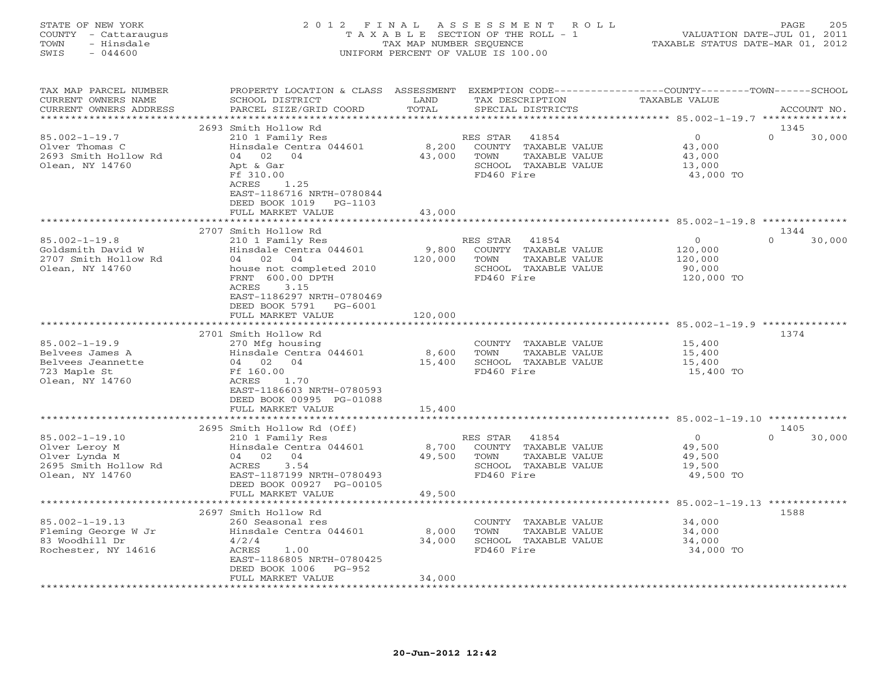STATE OF NEW YORK
COUNTY - Cattaraugus
TOWN - Hinsdale
SWIS - 044600

2012 FINAL ASSESSMENT ROLL
TAXABLE SECTION OF THE ROLL - 1
TAX MAP NUMBER SEQUENCE
UNIFORM PERCENT OF VALUE IS 100.00

VALUATION DATE-JUL 01, 2011
TAXABLE STATUS DATE-MAR 01, 2012

| TAX MAP PARCEL NUMBER / CURRENT OWNERS NAME / CURRENT OWNERS ADDRESS | PROPERTY LOCATION & CLASS / SCHOOL DISTRICT / PARCEL SIZE/GRID COORD | ASSESSMENT LAND / TOTAL | EXEMPTION CODE / TAX DESCRIPTION / SPECIAL DISTRICTS | COUNTY | TOWN | SCHOOL / ACCOUNT NO. |
|---|---|---|---|---|---|---|
| | 2693 Smith Hollow Rd | | | | | 1345 |
| 85.002-1-19.7 | 210 1 Family Res | | RES STAR 41854 | 0 | 0 | 30,000 |
| Olver Thomas C | Hinsdale Centra 044601 | 8,200 | COUNTY TAXABLE VALUE | 43,000 | | |
| 2693 Smith Hollow Rd | 04 02 04 | 43,000 | TOWN TAXABLE VALUE | | 43,000 | |
| Olean, NY 14760 | Apt & Gar | | SCHOOL TAXABLE VALUE | | | 13,000 |
| | Ff 310.00 | | FD460 Fire | 43,000 TO | | |
| | ACRES 1.25 | | | | | |
| | EAST-1186716 NRTH-0780844 | | | | | |
| | DEED BOOK 1019 PG-1103 | | | | | |
| | FULL MARKET VALUE | 43,000 | | | | |
| | 2707 Smith Hollow Rd | | | | | 1344 |
| 85.002-1-19.8 | 210 1 Family Res | | RES STAR 41854 | 0 | 0 | 30,000 |
| Goldsmith David W | Hinsdale Centra 044601 | 9,800 | COUNTY TAXABLE VALUE | 120,000 | | |
| 2707 Smith Hollow Rd | 04 02 04 | 120,000 | TOWN TAXABLE VALUE | | 120,000 | |
| Olean, NY 14760 | house not completed 2010 | | SCHOOL TAXABLE VALUE | | | 90,000 |
| | FRNT 600.00 DPTH | | FD460 Fire | 120,000 TO | | |
| | ACRES 3.15 | | | | | |
| | EAST-1186297 NRTH-0780469 | | | | | |
| | DEED BOOK 5791 PG-6001 | | | | | |
| | FULL MARKET VALUE | 120,000 | | | | |
| | 2701 Smith Hollow Rd | | | | | 1374 |
| 85.002-1-19.9 | 270 Mfg housing | | COUNTY TAXABLE VALUE | 15,400 | | |
| Belvees James A | Hinsdale Centra 044601 | 8,600 | TOWN TAXABLE VALUE | | 15,400 | |
| Belvees Jeannette | 04 02 04 | 15,400 | SCHOOL TAXABLE VALUE | | | 15,400 |
| 723 Maple St | Ff 160.00 | | FD460 Fire | 15,400 TO | | |
| Olean, NY 14760 | ACRES 1.70 | | | | | |
| | EAST-1186603 NRTH-0780593 | | | | | |
| | DEED BOOK 00995 PG-01088 | | | | | |
| | FULL MARKET VALUE | 15,400 | | | | |
| | 2695 Smith Hollow Rd (Off) | | | | | 1405 |
| 85.002-1-19.10 | 210 1 Family Res | | RES STAR 41854 | 0 | 0 | 30,000 |
| Olver Leroy M | Hinsdale Centra 044601 | 8,700 | COUNTY TAXABLE VALUE | 49,500 | | |
| Olver Lynda M | 04 02 04 | 49,500 | TOWN TAXABLE VALUE | | 49,500 | |
| 2695 Smith Hollow Rd | ACRES 3.54 | | SCHOOL TAXABLE VALUE | | | 19,500 |
| Olean, NY 14760 | EAST-1187199 NRTH-0780493 | | FD460 Fire | 49,500 TO | | |
| | DEED BOOK 00927 PG-00105 | | | | | |
| | FULL MARKET VALUE | 49,500 | | | | |
| | 2697 Smith Hollow Rd | | | | | 1588 |
| 85.002-1-19.13 | 260 Seasonal res | | COUNTY TAXABLE VALUE | 34,000 | | |
| Fleming George W Jr | Hinsdale Centra 044601 | 8,000 | TOWN TAXABLE VALUE | | 34,000 | |
| 83 Woodhill Dr | 4/2/4 | 34,000 | SCHOOL TAXABLE VALUE | | | 34,000 |
| Rochester, NY 14616 | ACRES 1.00 | | FD460 Fire | 34,000 TO | | |
| | EAST-1186805 NRTH-0780425 | | | | | |
| | DEED BOOK 1006 PG-952 | | | | | |
| | FULL MARKET VALUE | 34,000 | | | | |

20-Jun-2012 12:42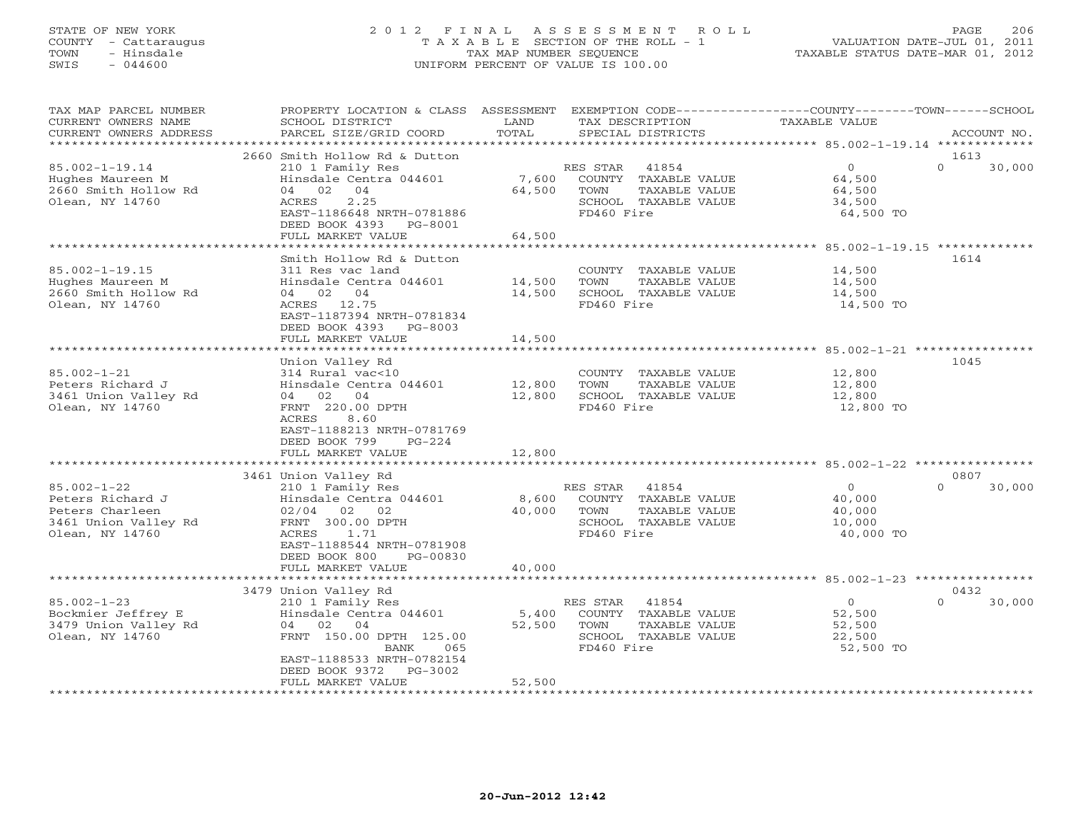STATE OF NEW YORK
COUNTY - Cattaraugus
TOWN - Hinsdale
SWIS - 044600

# 2012 FINAL ASSESSMENT ROLL

TAXABLE SECTION OF THE ROLL - 1
TAX MAP NUMBER SEQUENCE
UNIFORM PERCENT OF VALUE IS 100.00

VALUATION DATE-JUL 01, 2011
TAXABLE STATUS DATE-MAR 01, 2012

| TAX MAP PARCEL NUMBER / CURRENT OWNERS NAME / CURRENT OWNERS ADDRESS | PROPERTY LOCATION & CLASS / SCHOOL DISTRICT / PARCEL SIZE/GRID COORD | ASSESSMENT LAND | TOTAL | EXEMPTION CODE / TAX DESCRIPTION / SPECIAL DISTRICTS | COUNTY TAXABLE VALUE | TOWN | SCHOOL | ACCOUNT NO. |
|---|---|---|---|---|---|---|---|---|
| 85.002-1-19.14 | 2660 Smith Hollow Rd & Dutton | | | | | | | 1613 |
| Hughes Maureen M | 210 1 Family Res | | | RES STAR 41854 | 0 | 0 | 30,000 | |
| 2660 Smith Hollow Rd | Hinsdale Centra 044601 | 7,600 | | COUNTY TAXABLE VALUE | 64,500 | | | |
| Olean, NY 14760 | 04 02 04 | | 64,500 | TOWN TAXABLE VALUE | 64,500 | | | |
| | ACRES 2.25 | | | SCHOOL TAXABLE VALUE | 34,500 | | | |
| | EAST-1186648 NRTH-0781886 | | | FD460 Fire | 64,500 TO | | | |
| | DEED BOOK 4393 PG-8001 | | | | | | | |
| | FULL MARKET VALUE | | 64,500 | | | | | |
| 85.002-1-19.15 | Smith Hollow Rd & Dutton | | | | | | | 1614 |
| Hughes Maureen M | 311 Res vac land | | | COUNTY TAXABLE VALUE | 14,500 | | | |
| 2660 Smith Hollow Rd | Hinsdale Centra 044601 | 14,500 | | TOWN TAXABLE VALUE | 14,500 | | | |
| Olean, NY 14760 | 04 02 04 | | 14,500 | SCHOOL TAXABLE VALUE | 14,500 | | | |
| | ACRES 12.75 | | | FD460 Fire | 14,500 TO | | | |
| | EAST-1187394 NRTH-0781834 | | | | | | | |
| | DEED BOOK 4393 PG-8003 | | | | | | | |
| | FULL MARKET VALUE | | 14,500 | | | | | |
| 85.002-1-21 | Union Valley Rd | | | | | | | 1045 |
| Peters Richard J | 314 Rural vac<10 | | | COUNTY TAXABLE VALUE | 12,800 | | | |
| 3461 Union Valley Rd | Hinsdale Centra 044601 | 12,800 | | TOWN TAXABLE VALUE | 12,800 | | | |
| Olean, NY 14760 | 04 02 04 | | 12,800 | SCHOOL TAXABLE VALUE | 12,800 | | | |
| | FRNT 220.00 DPTH | | | FD460 Fire | 12,800 TO | | | |
| | ACRES 8.60 | | | | | | | |
| | EAST-1188213 NRTH-0781769 | | | | | | | |
| | DEED BOOK 799 PG-224 | | | | | | | |
| | FULL MARKET VALUE | | 12,800 | | | | | |
| 85.002-1-22 | 3461 Union Valley Rd | | | | | | | 0807 |
| Peters Richard J | 210 1 Family Res | | | RES STAR 41854 | 0 | 0 | 30,000 | |
| Peters Charleen | Hinsdale Centra 044601 | 8,600 | | COUNTY TAXABLE VALUE | 40,000 | | | |
| 3461 Union Valley Rd | 02/04 02 02 | | 40,000 | TOWN TAXABLE VALUE | 40,000 | | | |
| Olean, NY 14760 | FRNT 300.00 DPTH | | | SCHOOL TAXABLE VALUE | 10,000 | | | |
| | ACRES 1.71 | | | FD460 Fire | 40,000 TO | | | |
| | EAST-1188544 NRTH-0781908 | | | | | | | |
| | DEED BOOK 800 PG-00830 | | | | | | | |
| | FULL MARKET VALUE | | 40,000 | | | | | |
| 85.002-1-23 | 3479 Union Valley Rd | | | | | | | 0432 |
| Bockmier Jeffrey E | 210 1 Family Res | | | RES STAR 41854 | 0 | 0 | 30,000 | |
| 3479 Union Valley Rd | Hinsdale Centra 044601 | 5,400 | | COUNTY TAXABLE VALUE | 52,500 | | | |
| Olean, NY 14760 | 04 02 04 | | 52,500 | TOWN TAXABLE VALUE | 52,500 | | | |
| | FRNT 150.00 DPTH 125.00 | | | SCHOOL TAXABLE VALUE | 22,500 | | | |
| | BANK 065 | | | FD460 Fire | 52,500 TO | | | |
| | EAST-1188533 NRTH-0782154 | | | | | | | |
| | DEED BOOK 9372 PG-3002 | | | | | | | |
| | FULL MARKET VALUE | | 52,500 | | | | | |

20-Jun-2012 12:42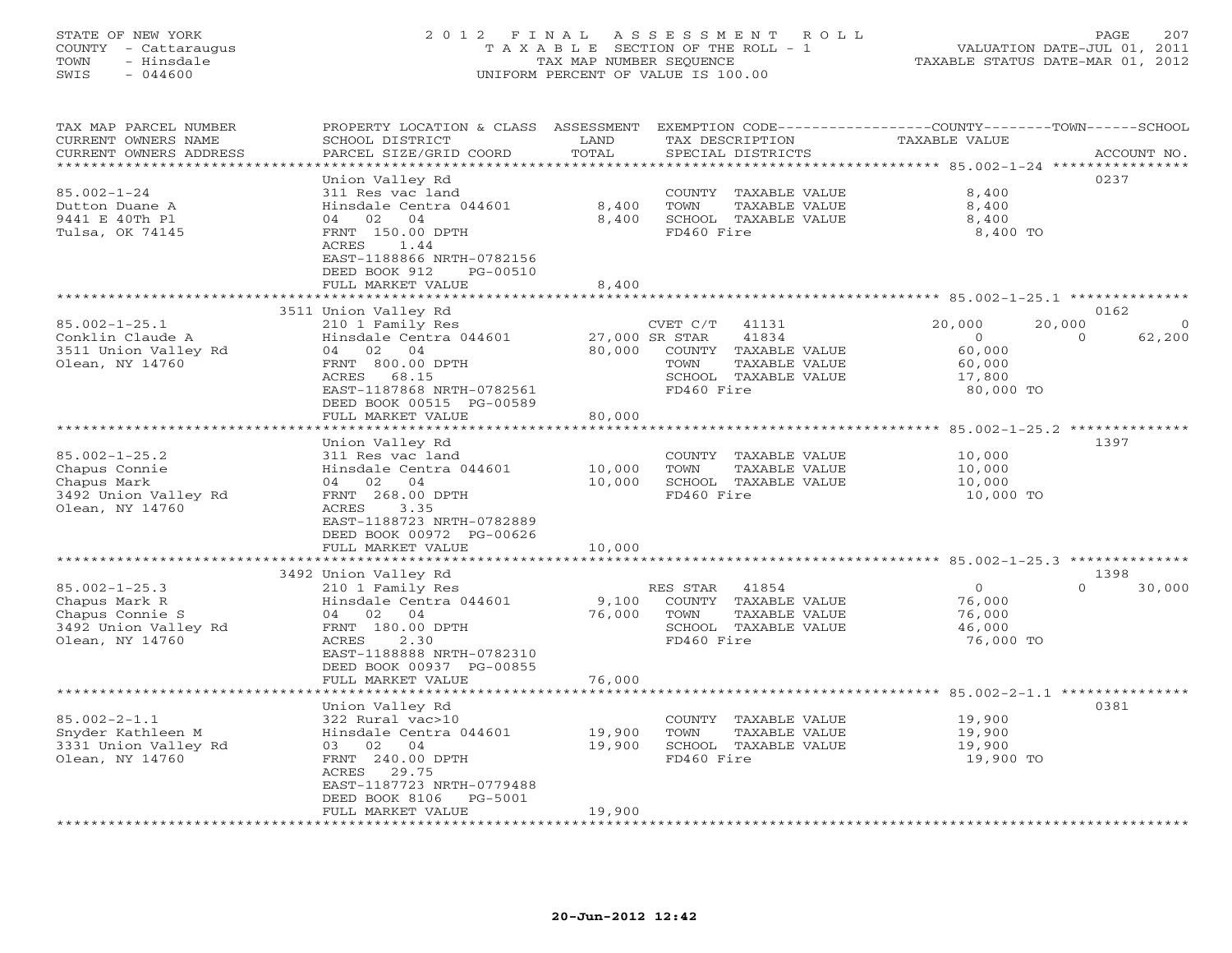STATE OF NEW YORK
COUNTY - Cattaraugus
TOWN - Hinsdale
SWIS - 044600

2012 FINAL ASSESSMENT ROLL
TAXABLE SECTION OF THE ROLL - 1
TAX MAP NUMBER SEQUENCE
UNIFORM PERCENT OF VALUE IS 100.00

VALUATION DATE-JUL 01, 2011
TAXABLE STATUS DATE-MAR 01, 2012

| TAX MAP PARCEL NUMBER / CURRENT OWNERS NAME / CURRENT OWNERS ADDRESS | PROPERTY LOCATION & CLASS / SCHOOL DISTRICT / PARCEL SIZE/GRID COORD | ASSESSMENT LAND / TOTAL | EXEMPTION CODE / TAX DESCRIPTION / SPECIAL DISTRICTS | COUNTY | TOWN | SCHOOL | ACCOUNT NO. |
|---|---|---|---|---|---|---|---|
| **85.002-1-24** | Union Valley Rd | | | | | | 0237 |
| Dutton Duane A | 311 Res vac land | | COUNTY TAXABLE VALUE | 8,400 | | | |
| 9441 E 40Th Pl | Hinsdale Centra 044601 | 8,400 | TOWN TAXABLE VALUE | | 8,400 | | |
| Tulsa, OK 74145 | 04 02 04 | 8,400 | SCHOOL TAXABLE VALUE | | | 8,400 | |
| | FRNT 150.00 DPTH | | FD460 Fire | 8,400 TO | | | |
| | ACRES 1.44 | | | | | | |
| | EAST-1188866 NRTH-0782156 | | | | | | |
| | DEED BOOK 912 PG-00510 | | | | | | |
| | FULL MARKET VALUE | 8,400 | | | | | |
| **85.002-1-25.1** | 3511 Union Valley Rd | | | | | | 0162 |
| Conklin Claude A | 210 1 Family Res | | CVET C/T 41131 | 20,000 | 20,000 | 0 | |
| 3511 Union Valley Rd | Hinsdale Centra 044601 | 27,000 | SR STAR 41834 | 0 | 0 | 62,200 | |
| Olean, NY 14760 | 04 02 04 | 80,000 | COUNTY TAXABLE VALUE | 60,000 | | | |
| | FRNT 800.00 DPTH | | TOWN TAXABLE VALUE | | 60,000 | | |
| | ACRES 68.15 | | SCHOOL TAXABLE VALUE | | | 17,800 | |
| | EAST-1187868 NRTH-0782561 | | FD460 Fire | 80,000 TO | | | |
| | DEED BOOK 00515 PG-00589 | | | | | | |
| | FULL MARKET VALUE | 80,000 | | | | | |
| **85.002-1-25.2** | Union Valley Rd | | | | | | 1397 |
| Chapus Connie | 311 Res vac land | | COUNTY TAXABLE VALUE | 10,000 | | | |
| Chapus Mark | Hinsdale Centra 044601 | 10,000 | TOWN TAXABLE VALUE | | 10,000 | | |
| 3492 Union Valley Rd | 04 02 04 | 10,000 | SCHOOL TAXABLE VALUE | | | 10,000 | |
| Olean, NY 14760 | FRNT 268.00 DPTH | | FD460 Fire | 10,000 TO | | | |
| | ACRES 3.35 | | | | | | |
| | EAST-1188723 NRTH-0782889 | | | | | | |
| | DEED BOOK 00972 PG-00626 | | | | | | |
| | FULL MARKET VALUE | 10,000 | | | | | |
| **85.002-1-25.3** | 3492 Union Valley Rd | | | | | | 1398 |
| Chapus Mark R | 210 1 Family Res | | RES STAR 41854 | 0 | 0 | 30,000 | |
| Chapus Connie S | Hinsdale Centra 044601 | 9,100 | COUNTY TAXABLE VALUE | 76,000 | | | |
| 3492 Union Valley Rd | 04 02 04 | 76,000 | TOWN TAXABLE VALUE | | 76,000 | | |
| Olean, NY 14760 | FRNT 180.00 DPTH | | SCHOOL TAXABLE VALUE | | | 46,000 | |
| | ACRES 2.30 | | FD460 Fire | 76,000 TO | | | |
| | EAST-1188888 NRTH-0782310 | | | | | | |
| | DEED BOOK 00937 PG-00855 | | | | | | |
| | FULL MARKET VALUE | 76,000 | | | | | |
| **85.002-2-1.1** | Union Valley Rd | | | | | | 0381 |
| Snyder Kathleen M | 322 Rural vac>10 | | COUNTY TAXABLE VALUE | 19,900 | | | |
| 3331 Union Valley Rd | Hinsdale Centra 044601 | 19,900 | TOWN TAXABLE VALUE | | 19,900 | | |
| Olean, NY 14760 | 03 02 04 | 19,900 | SCHOOL TAXABLE VALUE | | | 19,900 | |
| | FRNT 240.00 DPTH | | FD460 Fire | 19,900 TO | | | |
| | ACRES 29.75 | | | | | | |
| | EAST-1187723 NRTH-0779488 | | | | | | |
| | DEED BOOK 8106 PG-5001 | | | | | | |
| | FULL MARKET VALUE | 19,900 | | | | | |

20-Jun-2012 12:42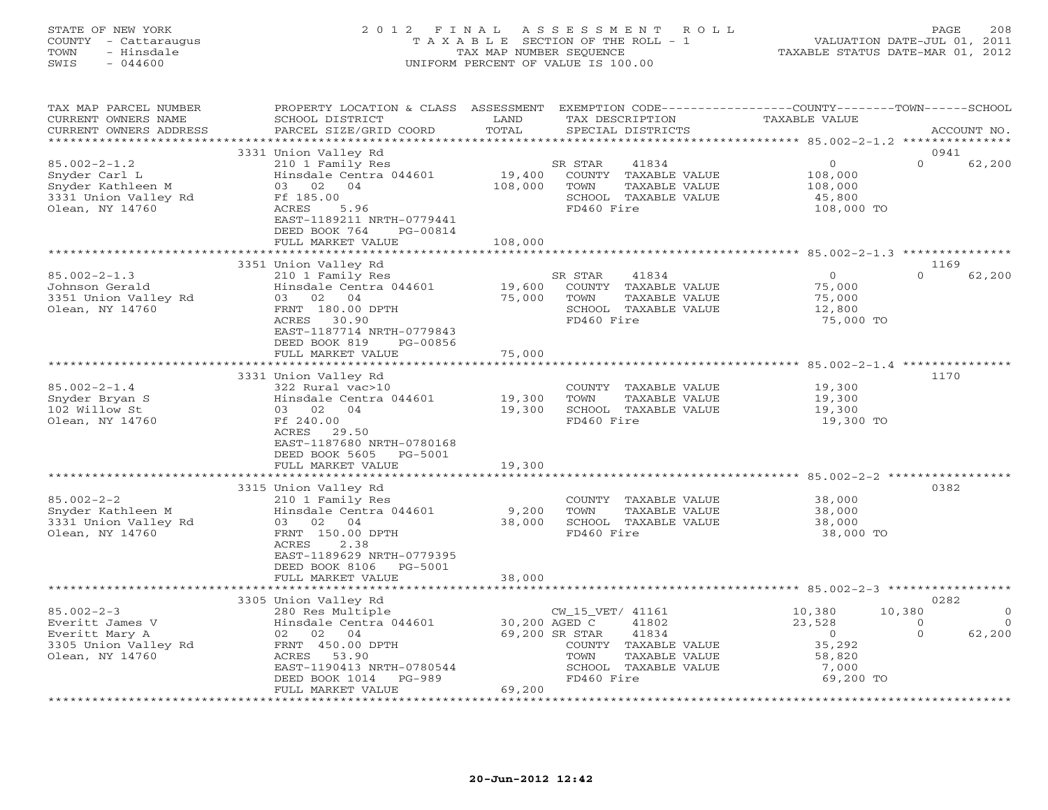STATE OF NEW YORK
COUNTY - Cattaraugus
TOWN - Hinsdale
SWIS - 044600

# 2012 FINAL ASSESSMENT ROLL
TAXABLE SECTION OF THE ROLL - 1
TAX MAP NUMBER SEQUENCE
UNIFORM PERCENT OF VALUE IS 100.00

VALUATION DATE-JUL 01, 2011
TAXABLE STATUS DATE-MAR 01, 2012

| TAX MAP PARCEL NUMBER / CURRENT OWNERS NAME / CURRENT OWNERS ADDRESS | PROPERTY LOCATION & CLASS / SCHOOL DISTRICT / PARCEL SIZE/GRID COORD | ASSESSMENT LAND / TOTAL | EXEMPTION CODE / TAX DESCRIPTION / SPECIAL DISTRICTS | COUNTY TAXABLE VALUE | TOWN | SCHOOL | ACCOUNT NO. |
|---|---|---|---|---|---|---|---|
| 85.002-2-1.2 | 3331 Union Valley Rd | | | | | | 0941 |
| | 210 1 Family Res | | SR STAR 41834 | 0 | 0 | 62,200 | |
| Snyder Carl L | Hinsdale Centra 044601 | 19,400 | COUNTY TAXABLE VALUE | 108,000 | | | |
| Snyder Kathleen M | 03 02 04 | 108,000 | TOWN TAXABLE VALUE | 108,000 | | | |
| 3331 Union Valley Rd | Ff 185.00 | | SCHOOL TAXABLE VALUE | 45,800 | | | |
| Olean, NY 14760 | ACRES 5.96 | | FD460 Fire | 108,000 TO | | | |
| | EAST-1189211 NRTH-0779441 | | | | | | |
| | DEED BOOK 764 PG-00814 | | | | | | |
| | FULL MARKET VALUE | 108,000 | | | | | |
| 85.002-2-1.3 | 3351 Union Valley Rd | | | | | | 1169 |
| | 210 1 Family Res | | SR STAR 41834 | 0 | 0 | 62,200 | |
| Johnson Gerald | Hinsdale Centra 044601 | 19,600 | COUNTY TAXABLE VALUE | 75,000 | | | |
| 3351 Union Valley Rd | 03 02 04 | 75,000 | TOWN TAXABLE VALUE | 75,000 | | | |
| Olean, NY 14760 | FRNT 180.00 DPTH | | SCHOOL TAXABLE VALUE | 12,800 | | | |
| | ACRES 30.90 | | FD460 Fire | 75,000 TO | | | |
| | EAST-1187714 NRTH-0779843 | | | | | | |
| | DEED BOOK 819 PG-00856 | | | | | | |
| | FULL MARKET VALUE | 75,000 | | | | | |
| 85.002-2-1.4 | 3331 Union Valley Rd | | | | | | 1170 |
| | 322 Rural vac>10 | | COUNTY TAXABLE VALUE | 19,300 | | | |
| Snyder Bryan S | Hinsdale Centra 044601 | 19,300 | TOWN TAXABLE VALUE | 19,300 | | | |
| 102 Willow St | 03 02 04 | 19,300 | SCHOOL TAXABLE VALUE | 19,300 | | | |
| Olean, NY 14760 | Ff 240.00 | | FD460 Fire | 19,300 TO | | | |
| | ACRES 29.50 | | | | | | |
| | EAST-1187680 NRTH-0780168 | | | | | | |
| | DEED BOOK 5605 PG-5001 | | | | | | |
| | FULL MARKET VALUE | 19,300 | | | | | |
| 85.002-2-2 | 3315 Union Valley Rd | | | | | | 0382 |
| | 210 1 Family Res | | COUNTY TAXABLE VALUE | 38,000 | | | |
| Snyder Kathleen M | Hinsdale Centra 044601 | 9,200 | TOWN TAXABLE VALUE | 38,000 | | | |
| 3331 Union Valley Rd | 03 02 04 | 38,000 | SCHOOL TAXABLE VALUE | 38,000 | | | |
| Olean, NY 14760 | FRNT 150.00 DPTH | | FD460 Fire | 38,000 TO | | | |
| | ACRES 2.38 | | | | | | |
| | EAST-1189629 NRTH-0779395 | | | | | | |
| | DEED BOOK 8106 PG-5001 | | | | | | |
| | FULL MARKET VALUE | 38,000 | | | | | |
| 85.002-2-3 | 3305 Union Valley Rd | | | | | | 0282 |
| | 280 Res Multiple | | CW_15_VET/ 41161 | 10,380 | 10,380 | 0 | |
| Everitt James V | Hinsdale Centra 044601 | 30,200 | AGED C 41802 | 23,528 | 0 | 0 | |
| Everitt Mary A | 02 02 04 | 69,200 | SR STAR 41834 | 0 | 0 | 62,200 | |
| 3305 Union Valley Rd | FRNT 450.00 DPTH | | COUNTY TAXABLE VALUE | 35,292 | | | |
| Olean, NY 14760 | ACRES 53.90 | | TOWN TAXABLE VALUE | 58,820 | | | |
| | EAST-1190413 NRTH-0780544 | | SCHOOL TAXABLE VALUE | 7,000 | | | |
| | DEED BOOK 1014 PG-989 | | FD460 Fire | 69,200 TO | | | |
| | FULL MARKET VALUE | 69,200 | | | | | |

20-Jun-2012 12:42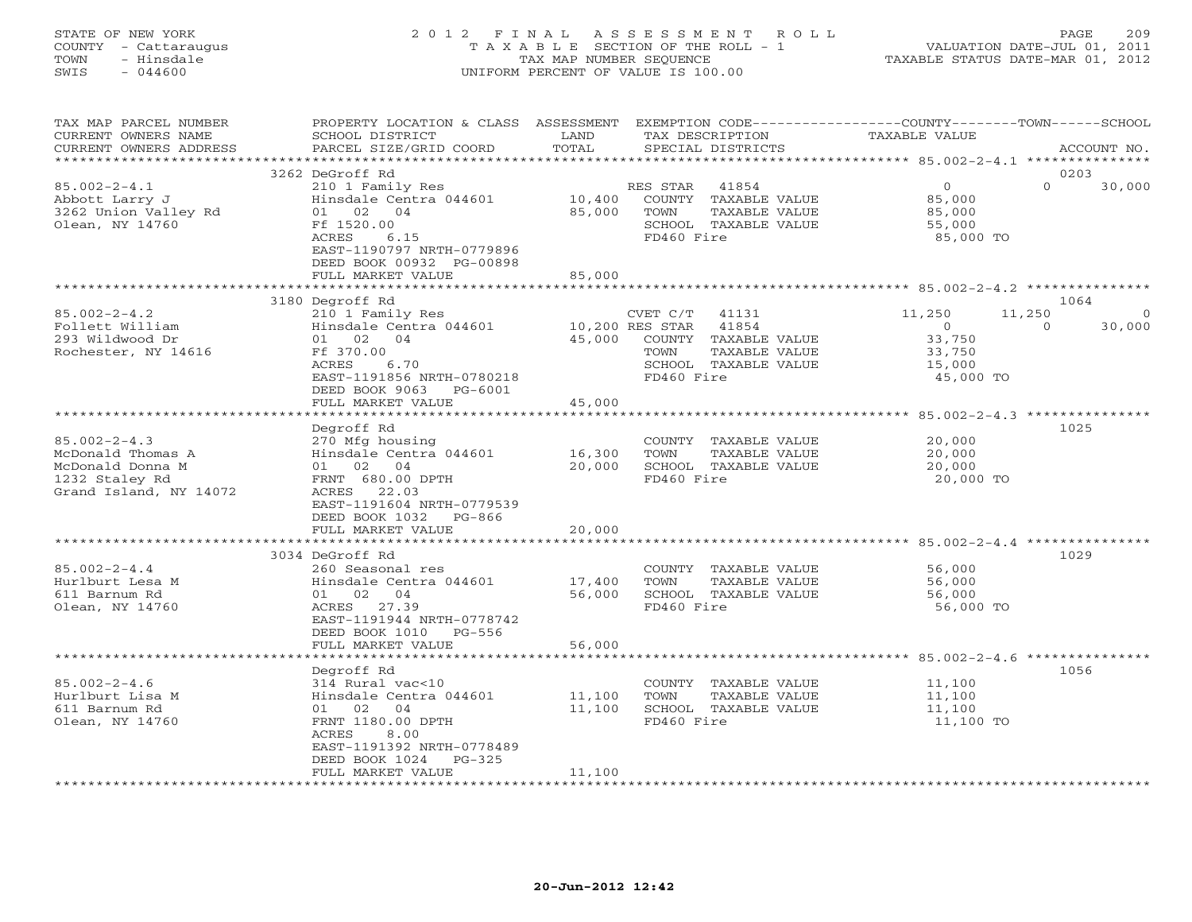STATE OF NEW YORK
COUNTY - Cattaraugus
TOWN - Hinsdale
SWIS - 044600

2012 FINAL ASSESSMENT ROLL
TAXABLE SECTION OF THE ROLL - 1
TAX MAP NUMBER SEQUENCE
UNIFORM PERCENT OF VALUE IS 100.00

VALUATION DATE-JUL 01, 2011
TAXABLE STATUS DATE-MAR 01, 2012

| TAX MAP PARCEL NUMBER / CURRENT OWNERS NAME / CURRENT OWNERS ADDRESS | PROPERTY LOCATION & CLASS / SCHOOL DISTRICT / PARCEL SIZE/GRID COORD | ASSESSMENT LAND | ASSESSMENT TOTAL | EXEMPTION CODE / TAX DESCRIPTION / SPECIAL DISTRICTS | COUNTY TAXABLE VALUE | TOWN | SCHOOL / ACCOUNT NO. |
|---|---|---|---|---|---|---|---|
| | 3262 DeGroff Rd | | | | | | 0203 |
| 85.002-2-4.1 | 210 1 Family Res | | | RES STAR 41854 | 0 | 0 | 30,000 |
| Abbott Larry J | Hinsdale Centra 044601 | 10,400 | | COUNTY TAXABLE VALUE | 85,000 | | |
| 3262 Union Valley Rd | 01 02 04 | | 85,000 | TOWN TAXABLE VALUE | 85,000 | | |
| Olean, NY 14760 | Ff 1520.00 | | | SCHOOL TAXABLE VALUE | 55,000 | | |
| | ACRES 6.15 | | | FD460 Fire | 85,000 TO | | |
| | EAST-1190797 NRTH-0779896 | | | | | | |
| | DEED BOOK 00932 PG-00898 | | | | | | |
| | FULL MARKET VALUE | | 85,000 | | | | |
| | 3180 Degroff Rd | | | | | | 1064 |
| 85.002-2-4.2 | 210 1 Family Res | | | CVET C/T 41131 | 11,250 | 11,250 | 0 |
| Follett William | Hinsdale Centra 044601 | 10,200 | | RES STAR 41854 | 0 | 0 | 30,000 |
| 293 Wildwood Dr | 01 02 04 | | 45,000 | COUNTY TAXABLE VALUE | 33,750 | | |
| Rochester, NY 14616 | Ff 370.00 | | | TOWN TAXABLE VALUE | 33,750 | | |
| | ACRES 6.70 | | | SCHOOL TAXABLE VALUE | 15,000 | | |
| | EAST-1191856 NRTH-0780218 | | | FD460 Fire | 45,000 TO | | |
| | DEED BOOK 9063 PG-6001 | | | | | | |
| | FULL MARKET VALUE | | 45,000 | | | | |
| | Degroff Rd | | | | | | 1025 |
| 85.002-2-4.3 | 270 Mfg housing | | | COUNTY TAXABLE VALUE | 20,000 | | |
| McDonald Thomas A | Hinsdale Centra 044601 | 16,300 | | TOWN TAXABLE VALUE | 20,000 | | |
| McDonald Donna M | 01 02 04 | | 20,000 | SCHOOL TAXABLE VALUE | 20,000 | | |
| 1232 Staley Rd | FRNT 680.00 DPTH | | | FD460 Fire | 20,000 TO | | |
| Grand Island, NY 14072 | ACRES 22.03 | | | | | | |
| | EAST-1191604 NRTH-0779539 | | | | | | |
| | DEED BOOK 1032 PG-866 | | | | | | |
| | FULL MARKET VALUE | | 20,000 | | | | |
| | 3034 DeGroff Rd | | | | | | 1029 |
| 85.002-2-4.4 | 260 Seasonal res | | | COUNTY TAXABLE VALUE | 56,000 | | |
| Hurlburt Lesa M | Hinsdale Centra 044601 | 17,400 | | TOWN TAXABLE VALUE | 56,000 | | |
| 611 Barnum Rd | 01 02 04 | | 56,000 | SCHOOL TAXABLE VALUE | 56,000 | | |
| Olean, NY 14760 | ACRES 27.39 | | | FD460 Fire | 56,000 TO | | |
| | EAST-1191944 NRTH-0778742 | | | | | | |
| | DEED BOOK 1010 PG-556 | | | | | | |
| | FULL MARKET VALUE | | 56,000 | | | | |
| | Degroff Rd | | | | | | 1056 |
| 85.002-2-4.6 | 314 Rural vac<10 | | | COUNTY TAXABLE VALUE | 11,100 | | |
| Hurlburt Lisa M | Hinsdale Centra 044601 | 11,100 | | TOWN TAXABLE VALUE | 11,100 | | |
| 611 Barnum Rd | 01 02 04 | | 11,100 | SCHOOL TAXABLE VALUE | 11,100 | | |
| Olean, NY 14760 | FRNT 1180.00 DPTH | | | FD460 Fire | 11,100 TO | | |
| | ACRES 8.00 | | | | | | |
| | EAST-1191392 NRTH-0778489 | | | | | | |
| | DEED BOOK 1024 PG-325 | | | | | | |
| | FULL MARKET VALUE | | 11,100 | | | | |

20-Jun-2012 12:42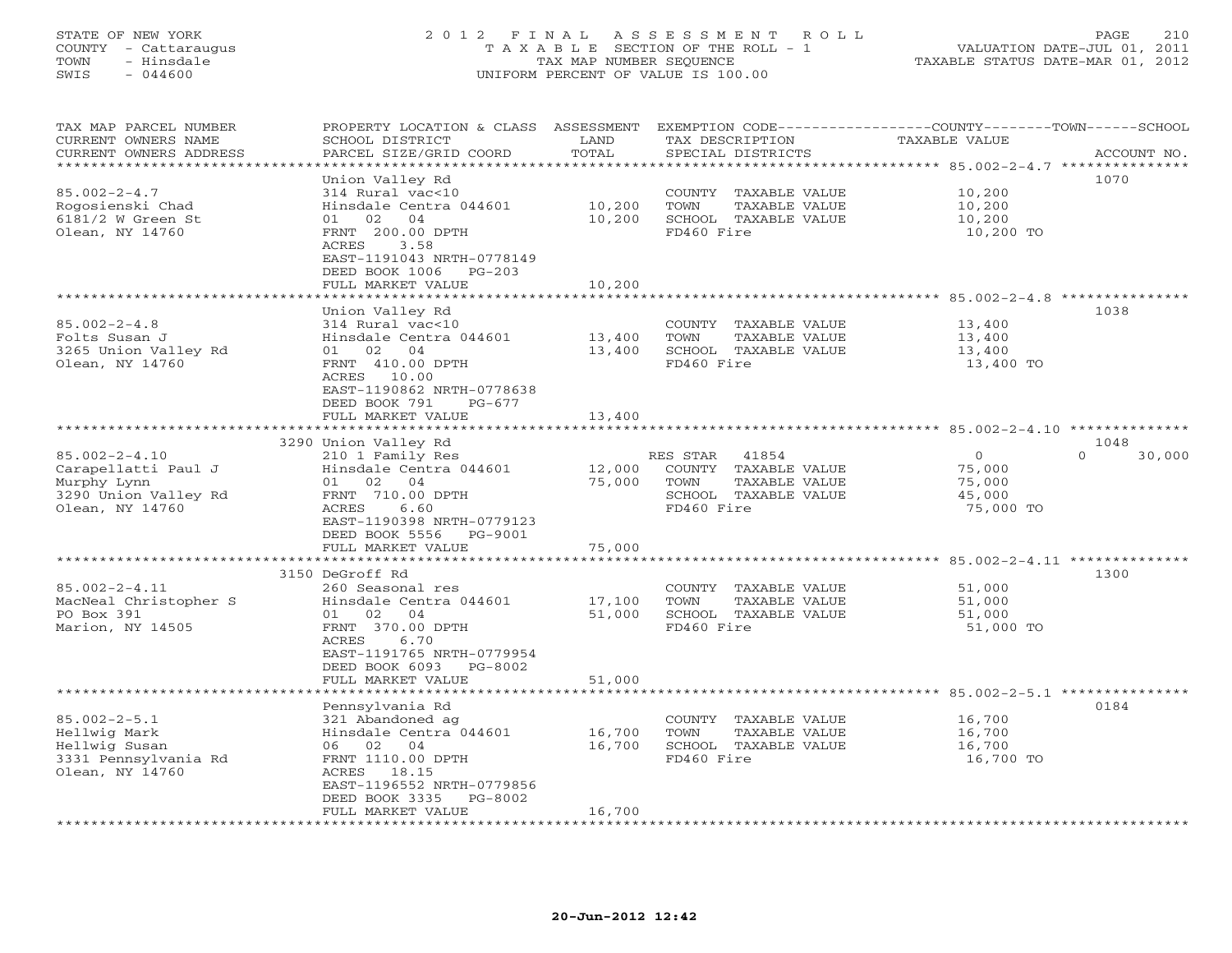STATE OF NEW YORK
COUNTY - Cattaraugus
TOWN - Hinsdale
SWIS - 044600

2012 FINAL ASSESSMENT ROLL
TAXABLE SECTION OF THE ROLL - 1
TAX MAP NUMBER SEQUENCE
UNIFORM PERCENT OF VALUE IS 100.00

VALUATION DATE-JUL 01, 2011
TAXABLE STATUS DATE-MAR 01, 2012

| TAX MAP PARCEL NUMBER / CURRENT OWNERS NAME / CURRENT OWNERS ADDRESS | PROPERTY LOCATION & CLASS / SCHOOL DISTRICT / PARCEL SIZE/GRID COORD | ASSESSMENT LAND | TOTAL | EXEMPTION CODE / TAX DESCRIPTION / SPECIAL DISTRICTS | COUNTY TAXABLE VALUE | TOWN | SCHOOL | ACCOUNT NO. |
|---|---|---|---|---|---|---|---|---|
| 85.002-2-4.7 | Union Valley Rd | | | | | | | 1070 |
| | 314 Rural vac<10 | | | COUNTY TAXABLE VALUE | 10,200 | | | |
| Rogosienski Chad | Hinsdale Centra 044601 | 10,200 | | TOWN TAXABLE VALUE | 10,200 | | | |
| 6181/2 W Green St | 01 02 04 | | 10,200 | SCHOOL TAXABLE VALUE | 10,200 | | | |
| Olean, NY 14760 | FRNT 200.00 DPTH | | | FD460 Fire | 10,200 TO | | | |
| | ACRES 3.58 | | | | | | | |
| | EAST-1191043 NRTH-0778149 | | | | | | | |
| | DEED BOOK 1006 PG-203 | | | | | | | |
| | FULL MARKET VALUE | | 10,200 | | | | | |
| 85.002-2-4.8 | Union Valley Rd | | | | | | | 1038 |
| | 314 Rural vac<10 | | | COUNTY TAXABLE VALUE | 13,400 | | | |
| Folts Susan J | Hinsdale Centra 044601 | 13,400 | | TOWN TAXABLE VALUE | 13,400 | | | |
| 3265 Union Valley Rd | 01 02 04 | | 13,400 | SCHOOL TAXABLE VALUE | 13,400 | | | |
| Olean, NY 14760 | FRNT 410.00 DPTH | | | FD460 Fire | 13,400 TO | | | |
| | ACRES 10.00 | | | | | | | |
| | EAST-1190862 NRTH-0778638 | | | | | | | |
| | DEED BOOK 791 PG-677 | | | | | | | |
| | FULL MARKET VALUE | | 13,400 | | | | | |
| 85.002-2-4.10 | 3290 Union Valley Rd | | | | | | | 1048 |
| | 210 1 Family Res | | | RES STAR 41854 | 0 | | 0 30,000 | |
| Carapellatti Paul J | Hinsdale Centra 044601 | 12,000 | | COUNTY TAXABLE VALUE | 75,000 | | | |
| Murphy Lynn | 01 02 04 | | 75,000 | TOWN TAXABLE VALUE | 75,000 | | | |
| 3290 Union Valley Rd | FRNT 710.00 DPTH | | | SCHOOL TAXABLE VALUE | 45,000 | | | |
| Olean, NY 14760 | ACRES 6.60 | | | FD460 Fire | 75,000 TO | | | |
| | EAST-1190398 NRTH-0779123 | | | | | | | |
| | DEED BOOK 5556 PG-9001 | | | | | | | |
| | FULL MARKET VALUE | | 75,000 | | | | | |
| 85.002-2-4.11 | 3150 DeGroff Rd | | | | | | | 1300 |
| | 260 Seasonal res | | | COUNTY TAXABLE VALUE | 51,000 | | | |
| MacNeal Christopher S | Hinsdale Centra 044601 | 17,100 | | TOWN TAXABLE VALUE | 51,000 | | | |
| PO Box 391 | 01 02 04 | | 51,000 | SCHOOL TAXABLE VALUE | 51,000 | | | |
| Marion, NY 14505 | FRNT 370.00 DPTH | | | FD460 Fire | 51,000 TO | | | |
| | ACRES 6.70 | | | | | | | |
| | EAST-1191765 NRTH-0779954 | | | | | | | |
| | DEED BOOK 6093 PG-8002 | | | | | | | |
| | FULL MARKET VALUE | | 51,000 | | | | | |
| 85.002-2-5.1 | Pennsylvania Rd | | | | | | | 0184 |
| | 321 Abandoned ag | | | COUNTY TAXABLE VALUE | 16,700 | | | |
| Hellwig Mark | Hinsdale Centra 044601 | 16,700 | | TOWN TAXABLE VALUE | 16,700 | | | |
| Hellwig Susan | 06 02 04 | | 16,700 | SCHOOL TAXABLE VALUE | 16,700 | | | |
| 3331 Pennsylvania Rd | FRNT 1110.00 DPTH | | | FD460 Fire | 16,700 TO | | | |
| Olean, NY 14760 | ACRES 18.15 | | | | | | | |
| | EAST-1196552 NRTH-0779856 | | | | | | | |
| | DEED BOOK 3335 PG-8002 | | | | | | | |
| | FULL MARKET VALUE | | 16,700 | | | | | |

20-Jun-2012 12:42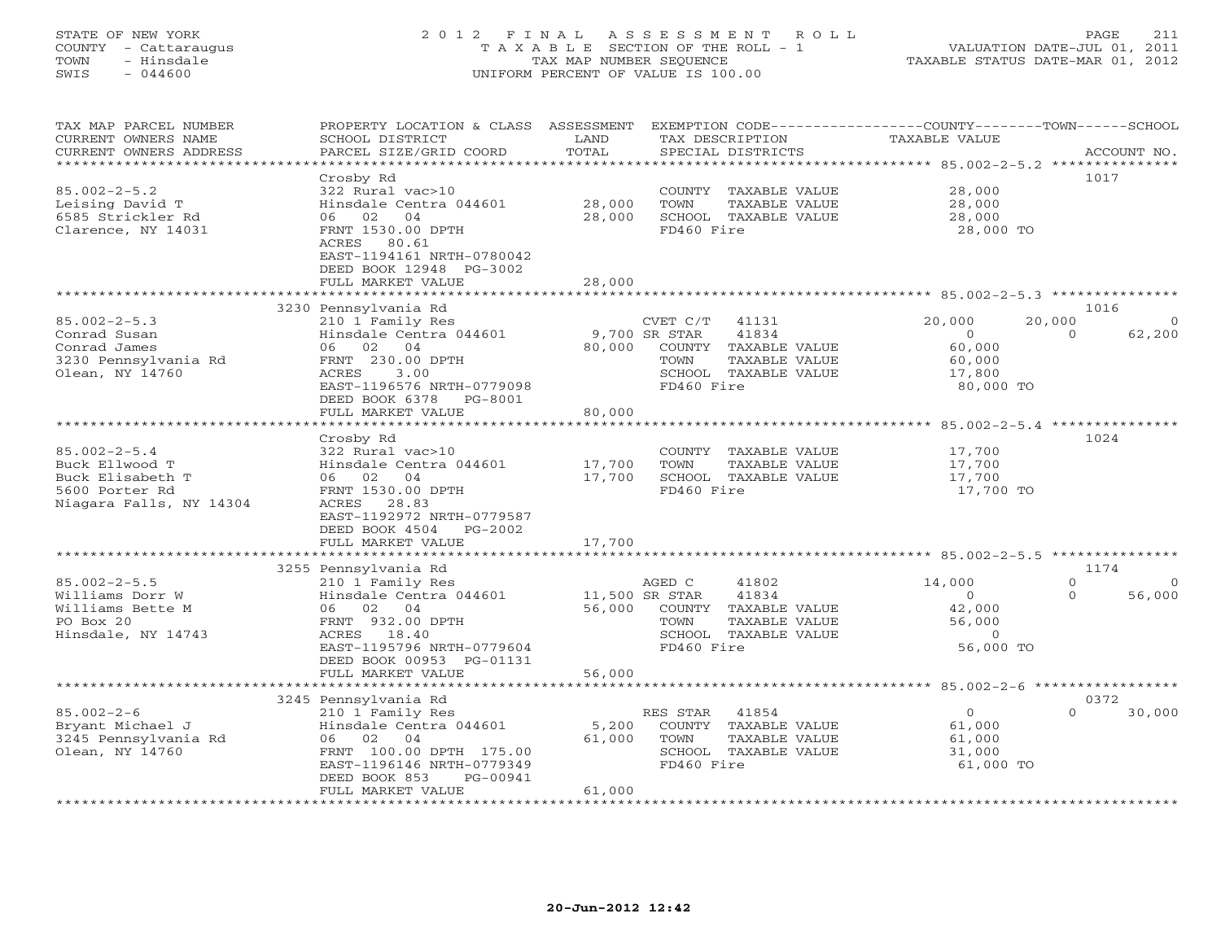STATE OF NEW YORK
COUNTY - Cattaraugus
TOWN - Hinsdale
SWIS - 044600

2012 FINAL ASSESSMENT ROLL
TAXABLE SECTION OF THE ROLL - 1
TAX MAP NUMBER SEQUENCE
UNIFORM PERCENT OF VALUE IS 100.00

VALUATION DATE-JUL 01, 2011
TAXABLE STATUS DATE-MAR 01, 2012

| TAX MAP PARCEL NUMBER / CURRENT OWNERS NAME / CURRENT OWNERS ADDRESS | PROPERTY LOCATION & CLASS / SCHOOL DISTRICT / PARCEL SIZE/GRID COORD | ASSESSMENT LAND / TOTAL | EXEMPTION CODE / TAX DESCRIPTION / SPECIAL DISTRICTS | COUNTY | TOWN | SCHOOL | ACCOUNT NO. |
|---|---|---|---|---|---|---|---|
| **85.002-2-5.2** | Crosby Rd | | | | | | 1017 |
| 85.002-2-5.2 | 322 Rural vac>10 | | COUNTY TAXABLE VALUE | 28,000 | | | |
| Leising David T | Hinsdale Centra 044601 | 28,000 | TOWN TAXABLE VALUE | | 28,000 | | |
| 6585 Strickler Rd | 06 02 04 | 28,000 | SCHOOL TAXABLE VALUE | | | 28,000 | |
| Clarence, NY 14031 | FRNT 1530.00 DPTH | | FD460 Fire | 28,000 TO | | | |
| | ACRES 80.61 | | | | | | |
| | EAST-1194161 NRTH-0780042 | | | | | | |
| | DEED BOOK 12948 PG-3002 | | | | | | |
| | FULL MARKET VALUE | 28,000 | | | | | |
| **85.002-2-5.3** | 3230 Pennsylvania Rd | | | | | | 1016 |
| 85.002-2-5.3 | 210 1 Family Res | | CVET C/T 41131 | 20,000 | 20,000 | 0 | |
| Conrad Susan | Hinsdale Centra 044601 | 9,700 | SR STAR 41834 | 0 | 0 | 62,200 | |
| Conrad James | 06 02 04 | 80,000 | COUNTY TAXABLE VALUE | 60,000 | | | |
| 3230 Pennsylvania Rd | FRNT 230.00 DPTH | | TOWN TAXABLE VALUE | | 60,000 | | |
| Olean, NY 14760 | ACRES 3.00 | | SCHOOL TAXABLE VALUE | | | 17,800 | |
| | EAST-1196576 NRTH-0779098 | | FD460 Fire | 80,000 TO | | | |
| | DEED BOOK 6378 PG-8001 | | | | | | |
| | FULL MARKET VALUE | 80,000 | | | | | |
| **85.002-2-5.4** | Crosby Rd | | | | | | 1024 |
| 85.002-2-5.4 | 322 Rural vac>10 | | COUNTY TAXABLE VALUE | 17,700 | | | |
| Buck Ellwood T | Hinsdale Centra 044601 | 17,700 | TOWN TAXABLE VALUE | | 17,700 | | |
| Buck Elisabeth T | 06 02 04 | 17,700 | SCHOOL TAXABLE VALUE | | | 17,700 | |
| 5600 Porter Rd | FRNT 1530.00 DPTH | | FD460 Fire | 17,700 TO | | | |
| Niagara Falls, NY 14304 | ACRES 28.83 | | | | | | |
| | EAST-1192972 NRTH-0779587 | | | | | | |
| | DEED BOOK 4504 PG-2002 | | | | | | |
| | FULL MARKET VALUE | 17,700 | | | | | |
| **85.002-2-5.5** | 3255 Pennsylvania Rd | | | | | | 1174 |
| 85.002-2-5.5 | 210 1 Family Res | | AGED C 41802 | 14,000 | 0 | 0 | |
| Williams Dorr W | Hinsdale Centra 044601 | 11,500 | SR STAR 41834 | 0 | 0 | 56,000 | |
| Williams Bette M | 06 02 04 | 56,000 | COUNTY TAXABLE VALUE | 42,000 | | | |
| PO Box 20 | FRNT 932.00 DPTH | | TOWN TAXABLE VALUE | | 56,000 | | |
| Hinsdale, NY 14743 | ACRES 18.40 | | SCHOOL TAXABLE VALUE | | | 0 | |
| | EAST-1195796 NRTH-0779604 | | FD460 Fire | 56,000 TO | | | |
| | DEED BOOK 00953 PG-01131 | | | | | | |
| | FULL MARKET VALUE | 56,000 | | | | | |
| **85.002-2-6** | 3245 Pennsylvania Rd | | | | | | 0372 |
| 85.002-2-6 | 210 1 Family Res | | RES STAR 41854 | 0 | 0 | 30,000 | |
| Bryant Michael J | Hinsdale Centra 044601 | 5,200 | COUNTY TAXABLE VALUE | 61,000 | | | |
| 3245 Pennsylvania Rd | 06 02 04 | 61,000 | TOWN TAXABLE VALUE | | 61,000 | | |
| Olean, NY 14760 | FRNT 100.00 DPTH 175.00 | | SCHOOL TAXABLE VALUE | | | 31,000 | |
| | EAST-1196146 NRTH-0779349 | | FD460 Fire | 61,000 TO | | | |
| | DEED BOOK 853 PG-00941 | | | | | | |
| | FULL MARKET VALUE | 61,000 | | | | | |

20-Jun-2012 12:42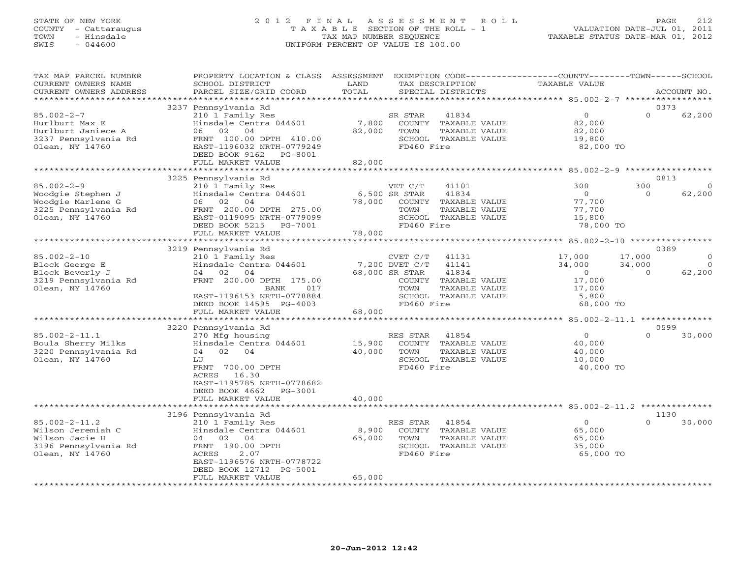STATE OF NEW YORK
COUNTY - Cattaraugus
TOWN - Hinsdale
SWIS - 044600

2012 FINAL ASSESSMENT ROLL
TAXABLE SECTION OF THE ROLL - 1
TAX MAP NUMBER SEQUENCE
UNIFORM PERCENT OF VALUE IS 100.00

VALUATION DATE-JUL 01, 2011
TAXABLE STATUS DATE-MAR 01, 2012

| TAX MAP PARCEL NUMBER / CURRENT OWNERS NAME / CURRENT OWNERS ADDRESS | PROPERTY LOCATION & CLASS / SCHOOL DISTRICT / PARCEL SIZE/GRID COORD | ASSESSMENT LAND / TOTAL | EXEMPTION CODE / TAX DESCRIPTION / SPECIAL DISTRICTS | COUNTY TAXABLE VALUE | TOWN | SCHOOL / ACCOUNT NO. |
|---|---|---|---|---|---|---|
| | 3237 Pennsylvania Rd | | | | | 0373 |
| 85.002-2-7 | 210 1 Family Res | | SR STAR 41834 | 0 | 0 | 62,200 |
| Hurlburt Max E | Hinsdale Centra 044601 | 7,800 | COUNTY TAXABLE VALUE | 82,000 | | |
| Hurlburt Janiece A | 06 02 04 | 82,000 | TOWN TAXABLE VALUE | 82,000 | | |
| 3237 Pennsylvania Rd | FRNT 100.00 DPTH 410.00 | | SCHOOL TAXABLE VALUE | 19,800 | | |
| Olean, NY 14760 | EAST-1196032 NRTH-0779249 | | FD460 Fire | 82,000 TO | | |
| | DEED BOOK 9162 PG-8001 | | | | | |
| | FULL MARKET VALUE | 82,000 | | | | |
| | 3225 Pennsylvania Rd | | | | | 0813 |
| 85.002-2-9 | 210 1 Family Res | | VET C/T 41101 | 300 | 300 | 0 |
| Woodgie Stephen J | Hinsdale Centra 044601 | 6,500 | SR STAR 41834 | 0 | 0 | 62,200 |
| Woodgie Marlene G | 06 02 04 | 78,000 | COUNTY TAXABLE VALUE | 77,700 | | |
| 3225 Pennsylvania Rd | FRNT 200.00 DPTH 275.00 | | TOWN TAXABLE VALUE | 77,700 | | |
| Olean, NY 14760 | EAST-0119095 NRTH-0779099 | | SCHOOL TAXABLE VALUE | 15,800 | | |
| | DEED BOOK 5215 PG-7001 | | FD460 Fire | 78,000 TO | | |
| | FULL MARKET VALUE | 78,000 | | | | |
| | 3219 Pennsylvania Rd | | | | | 0389 |
| 85.002-2-10 | 210 1 Family Res | | CVET C/T 41131 | 17,000 | 17,000 | 0 |
| Block George E | Hinsdale Centra 044601 | 7,200 | DVET C/T 41141 | 34,000 | 34,000 | 0 |
| Block Beverly J | 04 02 04 | 68,000 | SR STAR 41834 | 0 | 0 | 62,200 |
| 3219 Pennsylvania Rd | FRNT 200.00 DPTH 175.00 | | COUNTY TAXABLE VALUE | 17,000 | | |
| Olean, NY 14760 | BANK 017 | | TOWN TAXABLE VALUE | 17,000 | | |
| | EAST-1196153 NRTH-0778884 | | SCHOOL TAXABLE VALUE | 5,800 | | |
| | DEED BOOK 14595 PG-4003 | | FD460 Fire | 68,000 TO | | |
| | FULL MARKET VALUE | 68,000 | | | | |
| | 3220 Pennsylvania Rd | | | | | 0599 |
| 85.002-2-11.1 | 270 Mfg housing | | RES STAR 41854 | 0 | 0 | 30,000 |
| Boula Sherry Milks | Hinsdale Centra 044601 | 15,900 | COUNTY TAXABLE VALUE | 40,000 | | |
| 3220 Pennsylvania Rd | 04 02 04 | 40,000 | TOWN TAXABLE VALUE | 40,000 | | |
| Olean, NY 14760 | LU | | SCHOOL TAXABLE VALUE | 10,000 | | |
| | FRNT 700.00 DPTH | | FD460 Fire | 40,000 TO | | |
| | ACRES 16.30 | | | | | |
| | EAST-1195785 NRTH-0778682 | | | | | |
| | DEED BOOK 4662 PG-3001 | | | | | |
| | FULL MARKET VALUE | 40,000 | | | | |
| | 3196 Pennsylvania Rd | | | | | 1130 |
| 85.002-2-11.2 | 210 1 Family Res | | RES STAR 41854 | 0 | 0 | 30,000 |
| Wilson Jeremiah C | Hinsdale Centra 044601 | 8,900 | COUNTY TAXABLE VALUE | 65,000 | | |
| Wilson Jacie H | 04 02 04 | 65,000 | TOWN TAXABLE VALUE | 65,000 | | |
| 3196 Pennsylvania Rd | FRNT 190.00 DPTH | | SCHOOL TAXABLE VALUE | 35,000 | | |
| Olean, NY 14760 | ACRES 2.07 | | FD460 Fire | 65,000 TO | | |
| | EAST-1196576 NRTH-0778722 | | | | | |
| | DEED BOOK 12712 PG-5001 | | | | | |
| | FULL MARKET VALUE | 65,000 | | | | |

20-Jun-2012 12:42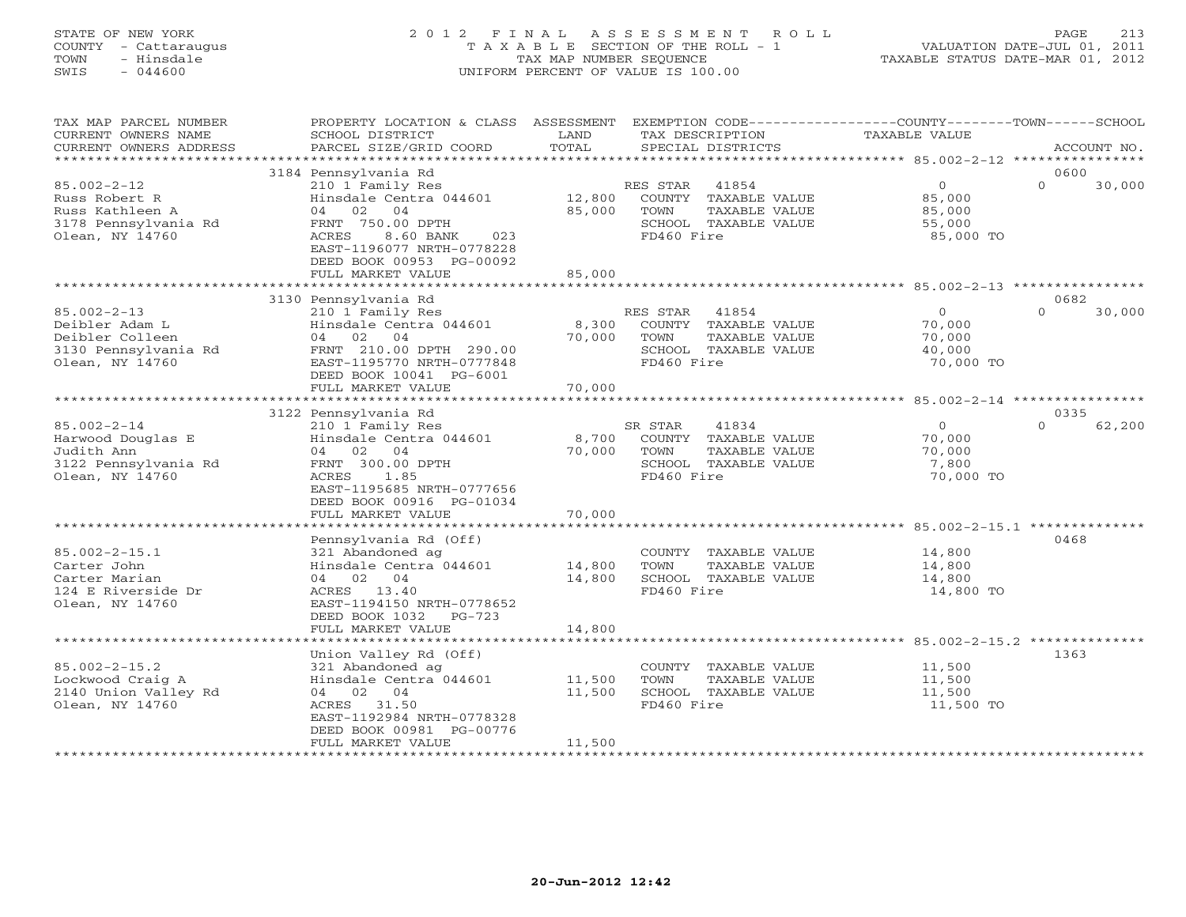STATE OF NEW YORK
COUNTY - Cattaraugus
TOWN - Hinsdale
SWIS - 044600

2012 FINAL ASSESSMENT ROLL
TAXABLE SECTION OF THE ROLL - 1
TAX MAP NUMBER SEQUENCE
UNIFORM PERCENT OF VALUE IS 100.00

VALUATION DATE-JUL 01, 2011
TAXABLE STATUS DATE-MAR 01, 2012

| TAX MAP PARCEL NUMBER / CURRENT OWNERS NAME / CURRENT OWNERS ADDRESS | PROPERTY LOCATION & CLASS / SCHOOL DISTRICT / PARCEL SIZE/GRID COORD | ASSESSMENT LAND | TOTAL | EXEMPTION CODE / TAX DESCRIPTION / SPECIAL DISTRICTS | COUNTY / TAXABLE VALUE | TOWN | SCHOOL / ACCOUNT NO. |
|---|---|---|---|---|---|---|---|
| 85.002-2-12 | 3184 Pennsylvania Rd | | | | | | 0600 |
| 85.002-2-12 | 210 1 Family Res | | | RES STAR 41854 | 0 | 0 | 30,000 |
| Russ Robert R | Hinsdale Centra 044601 | 12,800 | | COUNTY TAXABLE VALUE | 85,000 | | |
| Russ Kathleen A | 04 02 04 | | 85,000 | TOWN TAXABLE VALUE | 85,000 | | |
| 3178 Pennsylvania Rd | FRNT 750.00 DPTH | | | SCHOOL TAXABLE VALUE | 55,000 | | |
| Olean, NY 14760 | ACRES 8.60 BANK 023 | | | FD460 Fire | 85,000 TO | | |
| | EAST-1196077 NRTH-0778228 | | | | | | |
| | DEED BOOK 00953 PG-00092 | | | | | | |
| | FULL MARKET VALUE | | 85,000 | | | | |
| 85.002-2-13 | 3130 Pennsylvania Rd | | | | | | 0682 |
| 85.002-2-13 | 210 1 Family Res | | | RES STAR 41854 | 0 | 0 | 30,000 |
| Deibler Adam L | Hinsdale Centra 044601 | 8,300 | | COUNTY TAXABLE VALUE | 70,000 | | |
| Deibler Colleen | 04 02 04 | | 70,000 | TOWN TAXABLE VALUE | 70,000 | | |
| 3130 Pennsylvania Rd | FRNT 210.00 DPTH 290.00 | | | SCHOOL TAXABLE VALUE | 40,000 | | |
| Olean, NY 14760 | EAST-1195770 NRTH-0777848 | | | FD460 Fire | 70,000 TO | | |
| | DEED BOOK 10041 PG-6001 | | | | | | |
| | FULL MARKET VALUE | | 70,000 | | | | |
| 85.002-2-14 | 3122 Pennsylvania Rd | | | | | | 0335 |
| 85.002-2-14 | 210 1 Family Res | | | SR STAR 41834 | 0 | 0 | 62,200 |
| Harwood Douglas E | Hinsdale Centra 044601 | 8,700 | | COUNTY TAXABLE VALUE | 70,000 | | |
| Judith Ann | 04 02 04 | | 70,000 | TOWN TAXABLE VALUE | 70,000 | | |
| 3122 Pennsylvania Rd | FRNT 300.00 DPTH | | | SCHOOL TAXABLE VALUE | 7,800 | | |
| Olean, NY 14760 | ACRES 1.85 | | | FD460 Fire | 70,000 TO | | |
| | EAST-1195685 NRTH-0777656 | | | | | | |
| | DEED BOOK 00916 PG-01034 | | | | | | |
| | FULL MARKET VALUE | | 70,000 | | | | |
| 85.002-2-15.1 | Pennsylvania Rd (Off) | | | | | | 0468 |
| 85.002-2-15.1 | 321 Abandoned ag | | | COUNTY TAXABLE VALUE | 14,800 | | |
| Carter John | Hinsdale Centra 044601 | 14,800 | | TOWN TAXABLE VALUE | 14,800 | | |
| Carter Marian | 04 02 04 | | 14,800 | SCHOOL TAXABLE VALUE | 14,800 | | |
| 124 E Riverside Dr | ACRES 13.40 | | | FD460 Fire | 14,800 TO | | |
| Olean, NY 14760 | EAST-1194150 NRTH-0778652 | | | | | | |
| | DEED BOOK 1032 PG-723 | | | | | | |
| | FULL MARKET VALUE | | 14,800 | | | | |
| 85.002-2-15.2 | Union Valley Rd (Off) | | | | | | 1363 |
| 85.002-2-15.2 | 321 Abandoned ag | | | COUNTY TAXABLE VALUE | 11,500 | | |
| Lockwood Craig A | Hinsdale Centra 044601 | 11,500 | | TOWN TAXABLE VALUE | 11,500 | | |
| 2140 Union Valley Rd | 04 02 04 | | 11,500 | SCHOOL TAXABLE VALUE | 11,500 | | |
| Olean, NY 14760 | ACRES 31.50 | | | FD460 Fire | 11,500 TO | | |
| | EAST-1192984 NRTH-0778328 | | | | | | |
| | DEED BOOK 00981 PG-00776 | | | | | | |
| | FULL MARKET VALUE | | 11,500 | | | | |

20-Jun-2012 12:42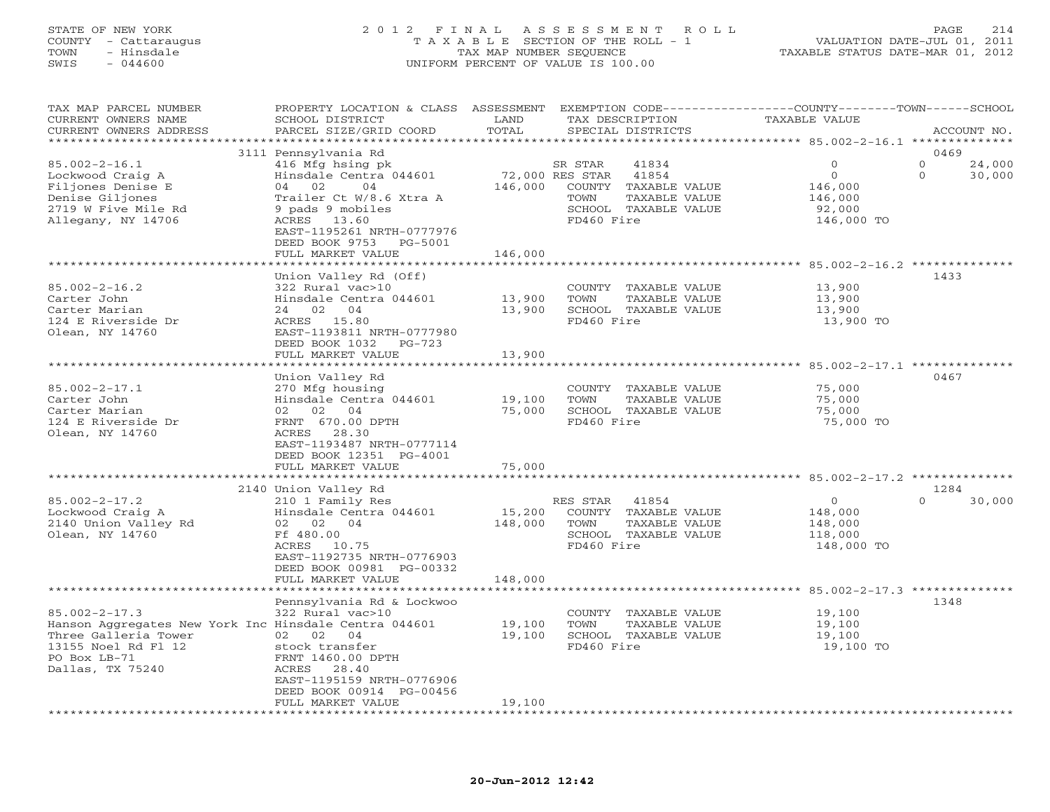STATE OF NEW YORK
COUNTY - Cattaraugus
TOWN - Hinsdale
SWIS - 044600

# 2012 FINAL ASSESSMENT ROLL
TAXABLE SECTION OF THE ROLL - 1
TAX MAP NUMBER SEQUENCE
UNIFORM PERCENT OF VALUE IS 100.00

VALUATION DATE-JUL 01, 2011
TAXABLE STATUS DATE-MAR 01, 2012

| TAX MAP PARCEL NUMBER / CURRENT OWNERS NAME / CURRENT OWNERS ADDRESS | PROPERTY LOCATION & CLASS / SCHOOL DISTRICT / PARCEL SIZE/GRID COORD | ASSESSMENT LAND / TOTAL | EXEMPTION CODE / TAX DESCRIPTION / SPECIAL DISTRICTS | COUNTY TAXABLE VALUE | TOWN | SCHOOL | ACCOUNT NO. |
|---|---|---|---|---|---|---|---|
| | 3111 Pennsylvania Rd | | | | | | 0469 |
| 85.002-2-16.1 | 416 Mfg hsing pk | | SR STAR 41834 | 0 | 0 | 24,000 | |
| Lockwood Craig A | Hinsdale Centra 044601 | 72,000 | RES STAR 41854 | 0 | 0 | 30,000 | |
| Filjones Denise E | 04 02 04 | 146,000 | COUNTY TAXABLE VALUE | 146,000 | | | |
| Denise Giljones | Trailer Ct W/8.6 Xtra A | | TOWN TAXABLE VALUE | 146,000 | | | |
| 2719 W Five Mile Rd | 9 pads 9 mobiles | | SCHOOL TAXABLE VALUE | 92,000 | | | |
| Allegany, NY 14706 | ACRES 13.60 | | FD460 Fire | 146,000 TO | | | |
| | EAST-1195261 NRTH-0777976 | | | | | | |
| | DEED BOOK 9753 PG-5001 | | | | | | |
| | FULL MARKET VALUE | 146,000 | | | | | |
| | Union Valley Rd (Off) | | | | | | 1433 |
| 85.002-2-16.2 | 322 Rural vac>10 | | COUNTY TAXABLE VALUE | 13,900 | | | |
| Carter John | Hinsdale Centra 044601 | 13,900 | TOWN TAXABLE VALUE | 13,900 | | | |
| Carter Marian | 24 02 04 | 13,900 | SCHOOL TAXABLE VALUE | 13,900 | | | |
| 124 E Riverside Dr | ACRES 15.80 | | FD460 Fire | 13,900 TO | | | |
| Olean, NY 14760 | EAST-1193811 NRTH-0777980 | | | | | | |
| | DEED BOOK 1032 PG-723 | | | | | | |
| | FULL MARKET VALUE | 13,900 | | | | | |
| | Union Valley Rd | | | | | | 0467 |
| 85.002-2-17.1 | 270 Mfg housing | | COUNTY TAXABLE VALUE | 75,000 | | | |
| Carter John | Hinsdale Centra 044601 | 19,100 | TOWN TAXABLE VALUE | 75,000 | | | |
| Carter Marian | 02 02 04 | 75,000 | SCHOOL TAXABLE VALUE | 75,000 | | | |
| 124 E Riverside Dr | FRNT 670.00 DPTH | | FD460 Fire | 75,000 TO | | | |
| Olean, NY 14760 | ACRES 28.30 | | | | | | |
| | EAST-1193487 NRTH-0777114 | | | | | | |
| | DEED BOOK 12351 PG-4001 | | | | | | |
| | FULL MARKET VALUE | 75,000 | | | | | |
| | 2140 Union Valley Rd | | | | | | 1284 |
| 85.002-2-17.2 | 210 1 Family Res | | RES STAR 41854 | 0 | 0 | 30,000 | |
| Lockwood Craig A | Hinsdale Centra 044601 | 15,200 | COUNTY TAXABLE VALUE | 148,000 | | | |
| 2140 Union Valley Rd | 02 02 04 | 148,000 | TOWN TAXABLE VALUE | 148,000 | | | |
| Olean, NY 14760 | Ff 480.00 | | SCHOOL TAXABLE VALUE | 118,000 | | | |
| | ACRES 10.75 | | FD460 Fire | 148,000 TO | | | |
| | EAST-1192735 NRTH-0776903 | | | | | | |
| | DEED BOOK 00981 PG-00332 | | | | | | |
| | FULL MARKET VALUE | 148,000 | | | | | |
| | Pennsylvania Rd & Lockwoo | | | | | | 1348 |
| 85.002-2-17.3 | 322 Rural vac>10 | | COUNTY TAXABLE VALUE | 19,100 | | | |
| Hanson Aggregates New York Inc | Hinsdale Centra 044601 | 19,100 | TOWN TAXABLE VALUE | 19,100 | | | |
| Three Galleria Tower | 02 02 04 | 19,100 | SCHOOL TAXABLE VALUE | 19,100 | | | |
| 13155 Noel Rd Fl 12 | stock transfer | | FD460 Fire | 19,100 TO | | | |
| PO Box LB-71 | FRNT 1460.00 DPTH | | | | | | |
| Dallas, TX 75240 | ACRES 28.40 | | | | | | |
| | EAST-1195159 NRTH-0776906 | | | | | | |
| | DEED BOOK 00914 PG-00456 | | | | | | |
| | FULL MARKET VALUE | 19,100 | | | | | |

20-Jun-2012 12:42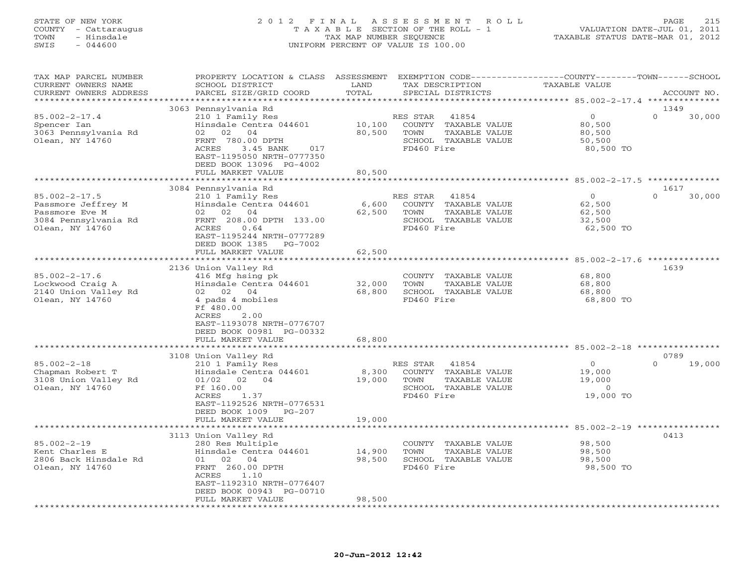STATE OF NEW YORK
COUNTY - Cattaraugus
TOWN - Hinsdale
SWIS - 044600

# 2012 FINAL ASSESSMENT ROLL
TAXABLE SECTION OF THE ROLL - 1
TAX MAP NUMBER SEQUENCE
UNIFORM PERCENT OF VALUE IS 100.00

VALUATION DATE-JUL 01, 2011
TAXABLE STATUS DATE-MAR 01, 2012

| TAX MAP PARCEL NUMBER / CURRENT OWNERS NAME / CURRENT OWNERS ADDRESS | PROPERTY LOCATION & CLASS / SCHOOL DISTRICT / PARCEL SIZE/GRID COORD | ASSESSMENT LAND / TOTAL | EXEMPTION CODE / TAX DESCRIPTION / SPECIAL DISTRICTS | COUNTY TAXABLE VALUE | TOWN | SCHOOL / ACCOUNT NO. |
|---|---|---|---|---|---|---|
| 85.002-2-17.4 | 3063 Pennsylvania Rd | | | | | 1349 |
| | 210 1 Family Res | | RES STAR 41854 | 0 | 0 | 30,000 |
| Spencer Ian | Hinsdale Centra 044601 | 10,100 | COUNTY TAXABLE VALUE | 80,500 | | |
| 3063 Pennsylvania Rd | 02 02 04 | 80,500 | TOWN TAXABLE VALUE | 80,500 | | |
| Olean, NY 14760 | FRNT 780.00 DPTH | | SCHOOL TAXABLE VALUE | 50,500 | | |
| | ACRES 3.45 BANK 017 | | FD460 Fire | 80,500 TO | | |
| | EAST-1195050 NRTH-0777350 | | | | | |
| | DEED BOOK 13096 PG-4002 | | | | | |
| | FULL MARKET VALUE | 80,500 | | | | |
| 85.002-2-17.5 | 3084 Pennsylvania Rd | | | | | 1617 |
| | 210 1 Family Res | | RES STAR 41854 | 0 | 0 | 30,000 |
| Passmore Jeffrey M | Hinsdale Centra 044601 | 6,600 | COUNTY TAXABLE VALUE | 62,500 | | |
| Passmore Eve M | 02 02 04 | 62,500 | TOWN TAXABLE VALUE | 62,500 | | |
| 3084 Pennsylvania Rd | FRNT 208.00 DPTH 133.00 | | SCHOOL TAXABLE VALUE | 32,500 | | |
| Olean, NY 14760 | ACRES 0.64 | | FD460 Fire | 62,500 TO | | |
| | EAST-1195244 NRTH-0777289 | | | | | |
| | DEED BOOK 1385 PG-7002 | | | | | |
| | FULL MARKET VALUE | 62,500 | | | | |
| 85.002-2-17.6 | 2136 Union Valley Rd | | | | | 1639 |
| | 416 Mfg hsing pk | | COUNTY TAXABLE VALUE | 68,800 | | |
| Lockwood Craig A | Hinsdale Centra 044601 | 32,000 | TOWN TAXABLE VALUE | 68,800 | | |
| 2140 Union Valley Rd | 02 02 04 | 68,800 | SCHOOL TAXABLE VALUE | 68,800 | | |
| Olean, NY 14760 | 4 pads 4 mobiles | | FD460 Fire | 68,800 TO | | |
| | Ff 480.00 | | | | | |
| | ACRES 2.00 | | | | | |
| | EAST-1193078 NRTH-0776707 | | | | | |
| | DEED BOOK 00981 PG-00332 | | | | | |
| | FULL MARKET VALUE | 68,800 | | | | |
| 85.002-2-18 | 3108 Union Valley Rd | | | | | 0789 |
| | 210 1 Family Res | | RES STAR 41854 | 0 | 0 | 19,000 |
| Chapman Robert T | Hinsdale Centra 044601 | 8,300 | COUNTY TAXABLE VALUE | 19,000 | | |
| 3108 Union Valley Rd | 01/02 02 04 | 19,000 | TOWN TAXABLE VALUE | 19,000 | | |
| Olean, NY 14760 | Ff 160.00 | | SCHOOL TAXABLE VALUE | 0 | | |
| | ACRES 1.37 | | FD460 Fire | 19,000 TO | | |
| | EAST-1192526 NRTH-0776531 | | | | | |
| | DEED BOOK 1009 PG-207 | | | | | |
| | FULL MARKET VALUE | 19,000 | | | | |
| 85.002-2-19 | 3113 Union Valley Rd | | | | | 0413 |
| | 280 Res Multiple | | COUNTY TAXABLE VALUE | 98,500 | | |
| Kent Charles E | Hinsdale Centra 044601 | 14,900 | TOWN TAXABLE VALUE | 98,500 | | |
| 2806 Back Hinsdale Rd | 01 02 04 | 98,500 | SCHOOL TAXABLE VALUE | 98,500 | | |
| Olean, NY 14760 | FRNT 260.00 DPTH | | FD460 Fire | 98,500 TO | | |
| | ACRES 1.10 | | | | | |
| | EAST-1192310 NRTH-0776407 | | | | | |
| | DEED BOOK 00943 PG-00710 | | | | | |
| | FULL MARKET VALUE | 98,500 | | | | |

20-Jun-2012 12:42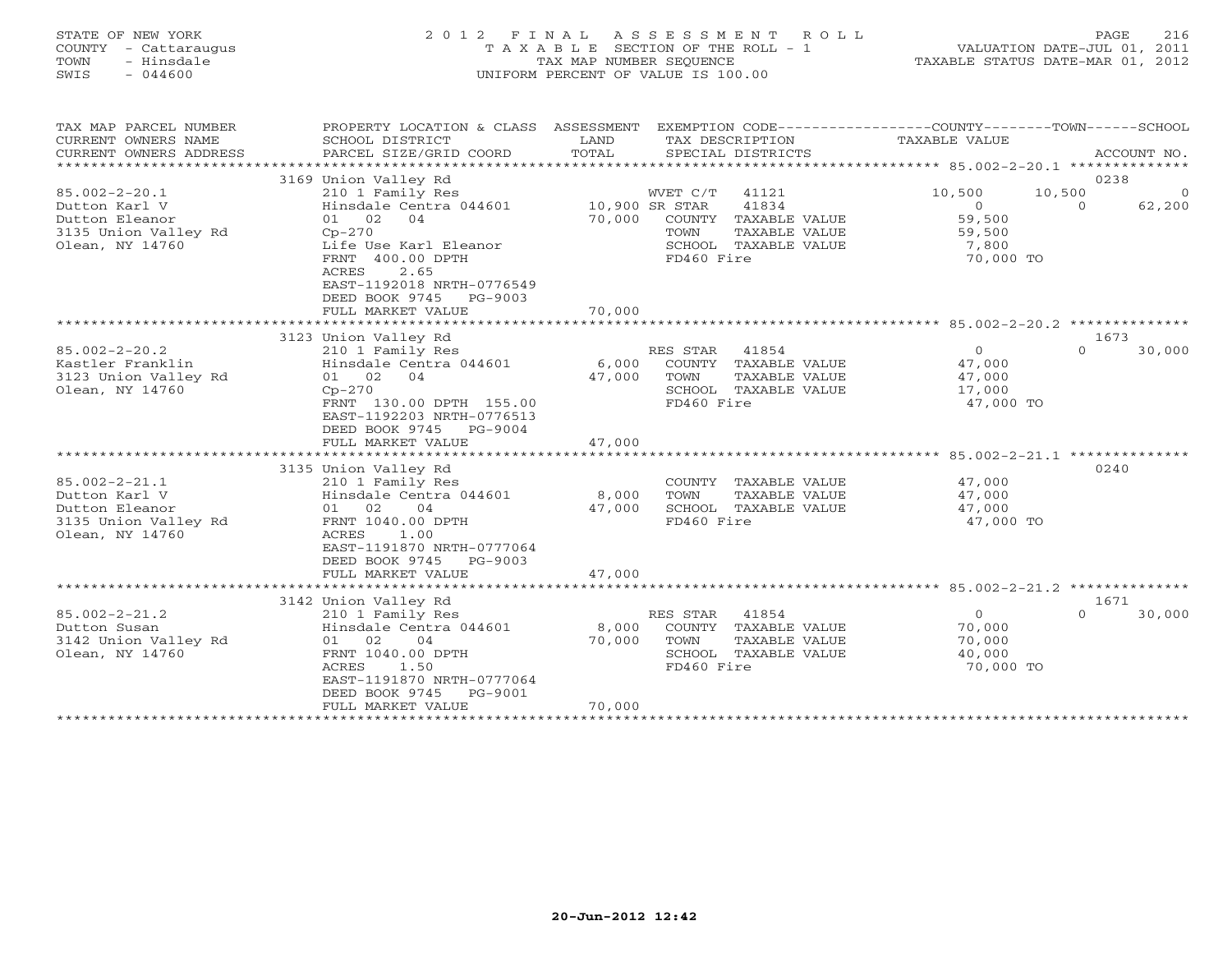STATE OF NEW YORK
COUNTY - Cattaraugus
TOWN - Hinsdale
SWIS - 044600

# 2012 FINAL ASSESSMENT ROLL
TAXABLE SECTION OF THE ROLL - 1
TAX MAP NUMBER SEQUENCE
UNIFORM PERCENT OF VALUE IS 100.00

VALUATION DATE-JUL 01, 2011
TAXABLE STATUS DATE-MAR 01, 2012

| TAX MAP PARCEL NUMBER / CURRENT OWNERS NAME / CURRENT OWNERS ADDRESS | PROPERTY LOCATION & CLASS / SCHOOL DISTRICT / PARCEL SIZE/GRID COORD | ASSESSMENT LAND / TOTAL | EXEMPTION CODE / TAX DESCRIPTION / SPECIAL DISTRICTS | COUNTY TAXABLE VALUE | TOWN | SCHOOL | ACCOUNT NO. |
|---|---|---|---|---|---|---|---|
| **85.002-2-20.1** | 3169 Union Valley Rd | | | | | | 0238 |
| 85.002-2-20.1 | 210 1 Family Res | | WVET C/T 41121 | 10,500 | 10,500 | 0 | |
| Dutton Karl V | Hinsdale Centra 044601 | 10,900 | SR STAR 41834 | 0 | 0 | 62,200 | |
| Dutton Eleanor | 01 02 04 | 70,000 | COUNTY TAXABLE VALUE | 59,500 | | | |
| 3135 Union Valley Rd | Cp-270 | | TOWN TAXABLE VALUE | 59,500 | | | |
| Olean, NY 14760 | Life Use Karl Eleanor | | SCHOOL TAXABLE VALUE | 7,800 | | | |
| | FRNT 400.00 DPTH | | FD460 Fire | 70,000 TO | | | |
| | ACRES 2.65 | | | | | | |
| | EAST-1192018 NRTH-0776549 | | | | | | |
| | DEED BOOK 9745 PG-9003 | | | | | | |
| | FULL MARKET VALUE | 70,000 | | | | | |
| **85.002-2-20.2** | 3123 Union Valley Rd | | | | | | 1673 |
| 85.002-2-20.2 | 210 1 Family Res | | RES STAR 41854 | 0 | 0 | 30,000 | |
| Kastler Franklin | Hinsdale Centra 044601 | 6,000 | COUNTY TAXABLE VALUE | 47,000 | | | |
| 3123 Union Valley Rd | 01 02 04 | 47,000 | TOWN TAXABLE VALUE | 47,000 | | | |
| Olean, NY 14760 | Cp-270 | | SCHOOL TAXABLE VALUE | 17,000 | | | |
| | FRNT 130.00 DPTH 155.00 | | FD460 Fire | 47,000 TO | | | |
| | EAST-1192203 NRTH-0776513 | | | | | | |
| | DEED BOOK 9745 PG-9004 | | | | | | |
| | FULL MARKET VALUE | 47,000 | | | | | |
| **85.002-2-21.1** | 3135 Union Valley Rd | | | | | | 0240 |
| 85.002-2-21.1 | 210 1 Family Res | | COUNTY TAXABLE VALUE | 47,000 | | | |
| Dutton Karl V | Hinsdale Centra 044601 | 8,000 | TOWN TAXABLE VALUE | 47,000 | | | |
| Dutton Eleanor | 01 02 04 | 47,000 | SCHOOL TAXABLE VALUE | 47,000 | | | |
| 3135 Union Valley Rd | FRNT 1040.00 DPTH | | FD460 Fire | 47,000 TO | | | |
| Olean, NY 14760 | ACRES 1.00 | | | | | | |
| | EAST-1191870 NRTH-0777064 | | | | | | |
| | DEED BOOK 9745 PG-9003 | | | | | | |
| | FULL MARKET VALUE | 47,000 | | | | | |
| **85.002-2-21.2** | 3142 Union Valley Rd | | | | | | 1671 |
| 85.002-2-21.2 | 210 1 Family Res | | RES STAR 41854 | 0 | 0 | 30,000 | |
| Dutton Susan | Hinsdale Centra 044601 | 8,000 | COUNTY TAXABLE VALUE | 70,000 | | | |
| 3142 Union Valley Rd | 01 02 04 | 70,000 | TOWN TAXABLE VALUE | 70,000 | | | |
| Olean, NY 14760 | FRNT 1040.00 DPTH | | SCHOOL TAXABLE VALUE | 40,000 | | | |
| | ACRES 1.50 | | FD460 Fire | 70,000 TO | | | |
| | EAST-1191870 NRTH-0777064 | | | | | | |
| | DEED BOOK 9745 PG-9001 | | | | | | |
| | FULL MARKET VALUE | 70,000 | | | | | |

20-Jun-2012 12:42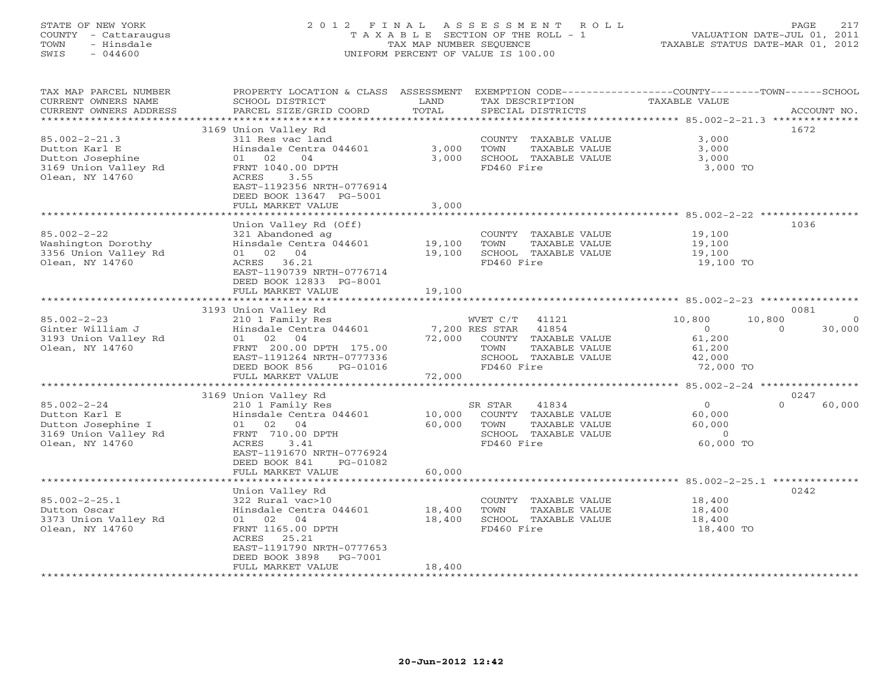STATE OF NEW YORK
COUNTY - Cattaraugus
TOWN - Hinsdale
SWIS - 044600

# 2012 FINAL ASSESSMENT ROLL
TAXABLE SECTION OF THE ROLL - 1
TAX MAP NUMBER SEQUENCE
UNIFORM PERCENT OF VALUE IS 100.00

VALUATION DATE-JUL 01, 2011
TAXABLE STATUS DATE-MAR 01, 2012

| TAX MAP PARCEL NUMBER / CURRENT OWNERS NAME / CURRENT OWNERS ADDRESS | PROPERTY LOCATION & CLASS / SCHOOL DISTRICT / PARCEL SIZE/GRID COORD | ASSESSMENT LAND | TOTAL | EXEMPTION CODE / TAX DESCRIPTION / SPECIAL DISTRICTS | COUNTY TAXABLE VALUE | TOWN | SCHOOL | ACCOUNT NO. |
|---|---|---|---|---|---|---|---|---|
| 85.002-2-21.3 | 3169 Union Valley Rd | | | | | | | 1672 |
| Dutton Karl E | 311 Res vac land | | | COUNTY TAXABLE VALUE | 3,000 | | | |
| Dutton Josephine | Hinsdale Centra 044601 | 3,000 | | TOWN TAXABLE VALUE | 3,000 | | | |
| 3169 Union Valley Rd | 01 02 04 | | 3,000 | SCHOOL TAXABLE VALUE | 3,000 | | | |
| Olean, NY 14760 | FRNT 1040.00 DPTH | | | FD460 Fire | 3,000 TO | | | |
| | ACRES 3.55 | | | | | | | |
| | EAST-1192356 NRTH-0776914 | | | | | | | |
| | DEED BOOK 13647 PG-5001 | | | | | | | |
| | FULL MARKET VALUE | | 3,000 | | | | | |
| 85.002-2-22 | Union Valley Rd (Off) | | | | | | | 1036 |
| Washington Dorothy | 321 Abandoned ag | | | COUNTY TAXABLE VALUE | 19,100 | | | |
| 3356 Union Valley Rd | Hinsdale Centra 044601 | 19,100 | | TOWN TAXABLE VALUE | 19,100 | | | |
| Olean, NY 14760 | 01 02 04 | | 19,100 | SCHOOL TAXABLE VALUE | 19,100 | | | |
| | ACRES 36.21 | | | FD460 Fire | 19,100 TO | | | |
| | EAST-1190739 NRTH-0776714 | | | | | | | |
| | DEED BOOK 12833 PG-8001 | | | | | | | |
| | FULL MARKET VALUE | | 19,100 | | | | | |
| 85.002-2-23 | 3193 Union Valley Rd | | | | | | | 0081 |
| Ginter William J | 210 1 Family Res | | | WVET C/T 41121 | 10,800 | 10,800 | 0 | |
| 3193 Union Valley Rd | Hinsdale Centra 044601 | 7,200 | | RES STAR 41854 | 0 | 0 | 30,000 | |
| Olean, NY 14760 | 01 02 04 | | 72,000 | COUNTY TAXABLE VALUE | 61,200 | | | |
| | FRNT 200.00 DPTH 175.00 | | | TOWN TAXABLE VALUE | 61,200 | | | |
| | EAST-1191264 NRTH-0777336 | | | SCHOOL TAXABLE VALUE | 42,000 | | | |
| | DEED BOOK 856 PG-01016 | | | FD460 Fire | 72,000 TO | | | |
| | FULL MARKET VALUE | | 72,000 | | | | | |
| 85.002-2-24 | 3169 Union Valley Rd | | | | | | | 0247 |
| Dutton Karl E | 210 1 Family Res | | | SR STAR 41834 | 0 | 0 | 60,000 | |
| Dutton Josephine I | Hinsdale Centra 044601 | 10,000 | | COUNTY TAXABLE VALUE | 60,000 | | | |
| 3169 Union Valley Rd | 01 02 04 | | 60,000 | TOWN TAXABLE VALUE | 60,000 | | | |
| Olean, NY 14760 | FRNT 710.00 DPTH | | | SCHOOL TAXABLE VALUE | 0 | | | |
| | ACRES 3.41 | | | FD460 Fire | 60,000 TO | | | |
| | EAST-1191670 NRTH-0776924 | | | | | | | |
| | DEED BOOK 841 PG-01082 | | | | | | | |
| | FULL MARKET VALUE | | 60,000 | | | | | |
| 85.002-2-25.1 | Union Valley Rd | | | | | | | 0242 |
| Dutton Oscar | 322 Rural vac>10 | | | COUNTY TAXABLE VALUE | 18,400 | | | |
| 3373 Union Valley Rd | Hinsdale Centra 044601 | 18,400 | | TOWN TAXABLE VALUE | 18,400 | | | |
| Olean, NY 14760 | 01 02 04 | | 18,400 | SCHOOL TAXABLE VALUE | 18,400 | | | |
| | FRNT 1165.00 DPTH | | | FD460 Fire | 18,400 TO | | | |
| | ACRES 25.21 | | | | | | | |
| | EAST-1191790 NRTH-0777653 | | | | | | | |
| | DEED BOOK 3898 PG-7001 | | | | | | | |
| | FULL MARKET VALUE | | 18,400 | | | | | |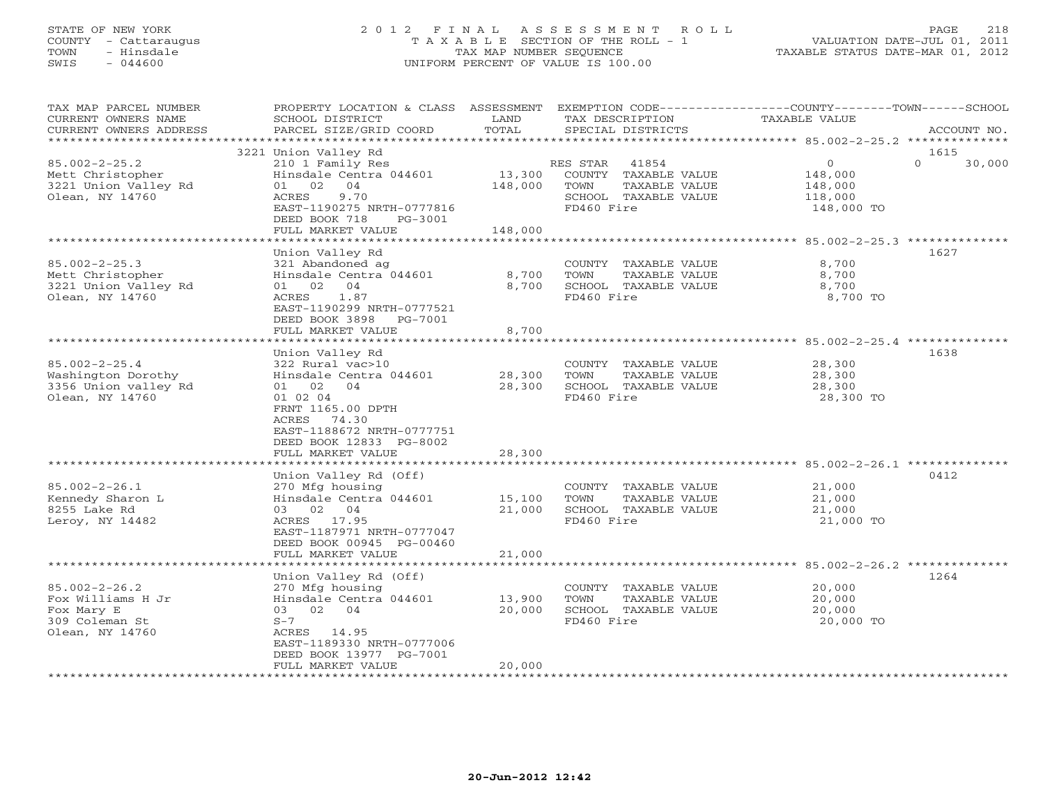STATE OF NEW YORK
COUNTY - Cattaraugus
TOWN - Hinsdale
SWIS - 044600

2012 FINAL ASSESSMENT ROLL
TAXABLE SECTION OF THE ROLL - 1
TAX MAP NUMBER SEQUENCE
UNIFORM PERCENT OF VALUE IS 100.00

VALUATION DATE-JUL 01, 2011
TAXABLE STATUS DATE-MAR 01, 2012

| TAX MAP PARCEL NUMBER / CURRENT OWNERS NAME / CURRENT OWNERS ADDRESS | PROPERTY LOCATION & CLASS / SCHOOL DISTRICT / PARCEL SIZE/GRID COORD | ASSESSMENT LAND | TOTAL | EXEMPTION CODE / TAX DESCRIPTION / SPECIAL DISTRICTS | COUNTY/TOWN/SCHOOL TAXABLE VALUE | ACCOUNT NO. |
|---|---|---|---|---|---|---|
| 85.002-2-25.2 | 3221 Union Valley Rd | | | | | 1615 |
| Mett Christopher | 210 1 Family Res | | | RES STAR 41854 | 0 | 0 30,000 |
| 3221 Union Valley Rd | Hinsdale Centra 044601 | 13,300 | | COUNTY TAXABLE VALUE | 148,000 | |
| Olean, NY 14760 | 01 02 04 | | 148,000 | TOWN TAXABLE VALUE | 148,000 | |
| | ACRES 9.70 | | | SCHOOL TAXABLE VALUE | 118,000 | |
| | EAST-1190275 NRTH-0777816 | | | FD460 Fire | 148,000 TO | |
| | DEED BOOK 718 PG-3001 | | | | | |
| | FULL MARKET VALUE | | 148,000 | | | |
| 85.002-2-25.3 | Union Valley Rd | | | | | 1627 |
| Mett Christopher | 321 Abandoned ag | | | COUNTY TAXABLE VALUE | 8,700 | |
| 3221 Union Valley Rd | Hinsdale Centra 044601 | 8,700 | | TOWN TAXABLE VALUE | 8,700 | |
| Olean, NY 14760 | 01 02 04 | | 8,700 | SCHOOL TAXABLE VALUE | 8,700 | |
| | ACRES 1.87 | | | FD460 Fire | 8,700 TO | |
| | EAST-1190299 NRTH-0777521 | | | | | |
| | DEED BOOK 3898 PG-7001 | | | | | |
| | FULL MARKET VALUE | | 8,700 | | | |
| 85.002-2-25.4 | Union Valley Rd | | | | | 1638 |
| Washington Dorothy | 322 Rural vac>10 | | | COUNTY TAXABLE VALUE | 28,300 | |
| 3356 Union valley Rd | Hinsdale Centra 044601 | 28,300 | | TOWN TAXABLE VALUE | 28,300 | |
| Olean, NY 14760 | 01 02 04 | | 28,300 | SCHOOL TAXABLE VALUE | 28,300 | |
| | 01 02 04 | | | FD460 Fire | 28,300 TO | |
| | FRNT 1165.00 DPTH | | | | | |
| | ACRES 74.30 | | | | | |
| | EAST-1188672 NRTH-0777751 | | | | | |
| | DEED BOOK 12833 PG-8002 | | | | | |
| | FULL MARKET VALUE | | 28,300 | | | |
| 85.002-2-26.1 | Union Valley Rd (Off) | | | | | 0412 |
| Kennedy Sharon L | 270 Mfg housing | | | COUNTY TAXABLE VALUE | 21,000 | |
| 8255 Lake Rd | Hinsdale Centra 044601 | 15,100 | | TOWN TAXABLE VALUE | 21,000 | |
| Leroy, NY 14482 | 03 02 04 | | 21,000 | SCHOOL TAXABLE VALUE | 21,000 | |
| | ACRES 17.95 | | | FD460 Fire | 21,000 TO | |
| | EAST-1187971 NRTH-0777047 | | | | | |
| | DEED BOOK 00945 PG-00460 | | | | | |
| | FULL MARKET VALUE | | 21,000 | | | |
| 85.002-2-26.2 | Union Valley Rd (Off) | | | | | 1264 |
| Fox Williams H Jr | 270 Mfg housing | | | COUNTY TAXABLE VALUE | 20,000 | |
| Fox Mary E | Hinsdale Centra 044601 | 13,900 | | TOWN TAXABLE VALUE | 20,000 | |
| 309 Coleman St | 03 02 04 | | 20,000 | SCHOOL TAXABLE VALUE | 20,000 | |
| Olean, NY 14760 | S-7 | | | FD460 Fire | 20,000 TO | |
| | ACRES 14.95 | | | | | |
| | EAST-1189330 NRTH-0777006 | | | | | |
| | DEED BOOK 13977 PG-7001 | | | | | |
| | FULL MARKET VALUE | | 20,000 | | | |

20-Jun-2012 12:42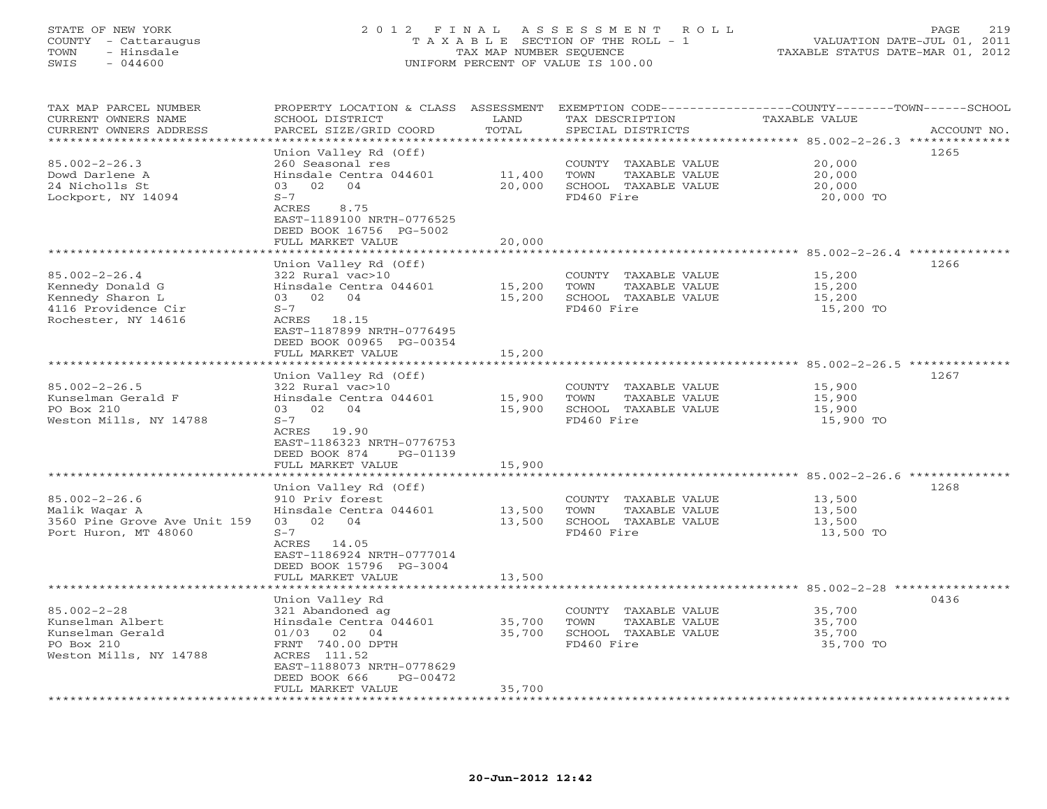STATE OF NEW YORK
COUNTY - Cattaraugus
TOWN - Hinsdale
SWIS - 044600

# 2012 FINAL ASSESSMENT ROLL
TAXABLE SECTION OF THE ROLL - 1
TAX MAP NUMBER SEQUENCE
UNIFORM PERCENT OF VALUE IS 100.00

VALUATION DATE-JUL 01, 2011
TAXABLE STATUS DATE-MAR 01, 2012

| TAX MAP PARCEL NUMBER / CURRENT OWNERS NAME / CURRENT OWNERS ADDRESS | PROPERTY LOCATION & CLASS / SCHOOL DISTRICT / PARCEL SIZE/GRID COORD | ASSESSMENT LAND | TOTAL | EXEMPTION CODE / TAX DESCRIPTION / SPECIAL DISTRICTS | TAXABLE VALUE (COUNTY / TOWN / SCHOOL) | ACCOUNT NO. |
|---|---|---|---|---|---|---|
| 85.002-2-26.3 | Union Valley Rd (Off) | | | | | 1265 |
| 85.002-2-26.3 | 260 Seasonal res | | | COUNTY TAXABLE VALUE | 20,000 | |
| Dowd Darlene A | Hinsdale Centra 044601 | 11,400 | | TOWN TAXABLE VALUE | 20,000 | |
| 24 Nicholls St | 03 02 04 | | 20,000 | SCHOOL TAXABLE VALUE | 20,000 | |
| Lockport, NY 14094 | S-7 | | | FD460 Fire | 20,000 TO | |
| | ACRES 8.75 | | | | | |
| | EAST-1189100 NRTH-0776525 | | | | | |
| | DEED BOOK 16756 PG-5002 | | | | | |
| | FULL MARKET VALUE | | 20,000 | | | |
| 85.002-2-26.4 | Union Valley Rd (Off) | | | | | 1266 |
| 85.002-2-26.4 | 322 Rural vac>10 | | | COUNTY TAXABLE VALUE | 15,200 | |
| Kennedy Donald G | Hinsdale Centra 044601 | 15,200 | | TOWN TAXABLE VALUE | 15,200 | |
| Kennedy Sharon L | 03 02 04 | | 15,200 | SCHOOL TAXABLE VALUE | 15,200 | |
| 4116 Providence Cir | S-7 | | | FD460 Fire | 15,200 TO | |
| Rochester, NY 14616 | ACRES 18.15 | | | | | |
| | EAST-1187899 NRTH-0776495 | | | | | |
| | DEED BOOK 00965 PG-00354 | | | | | |
| | FULL MARKET VALUE | | 15,200 | | | |
| 85.002-2-26.5 | Union Valley Rd (Off) | | | | | 1267 |
| 85.002-2-26.5 | 322 Rural vac>10 | | | COUNTY TAXABLE VALUE | 15,900 | |
| Kunselman Gerald F | Hinsdale Centra 044601 | 15,900 | | TOWN TAXABLE VALUE | 15,900 | |
| PO Box 210 | 03 02 04 | | 15,900 | SCHOOL TAXABLE VALUE | 15,900 | |
| Weston Mills, NY 14788 | S-7 | | | FD460 Fire | 15,900 TO | |
| | ACRES 19.90 | | | | | |
| | EAST-1186323 NRTH-0776753 | | | | | |
| | DEED BOOK 874 PG-01139 | | | | | |
| | FULL MARKET VALUE | | 15,900 | | | |
| 85.002-2-26.6 | Union Valley Rd (Off) | | | | | 1268 |
| 85.002-2-26.6 | 910 Priv forest | | | COUNTY TAXABLE VALUE | 13,500 | |
| Malik Waqar A | Hinsdale Centra 044601 | 13,500 | | TOWN TAXABLE VALUE | 13,500 | |
| 3560 Pine Grove Ave Unit 159 | 03 02 04 | | 13,500 | SCHOOL TAXABLE VALUE | 13,500 | |
| Port Huron, MT 48060 | S-7 | | | FD460 Fire | 13,500 TO | |
| | ACRES 14.05 | | | | | |
| | EAST-1186924 NRTH-0777014 | | | | | |
| | DEED BOOK 15796 PG-3004 | | | | | |
| | FULL MARKET VALUE | | 13,500 | | | |
| 85.002-2-28 | Union Valley Rd | | | | | 0436 |
| 85.002-2-28 | 321 Abandoned ag | | | COUNTY TAXABLE VALUE | 35,700 | |
| Kunselman Albert | Hinsdale Centra 044601 | 35,700 | | TOWN TAXABLE VALUE | 35,700 | |
| Kunselman Gerald | 01/03 02 04 | | 35,700 | SCHOOL TAXABLE VALUE | 35,700 | |
| PO Box 210 | FRNT 740.00 DPTH | | | FD460 Fire | 35,700 TO | |
| Weston Mills, NY 14788 | ACRES 111.52 | | | | | |
| | EAST-1188073 NRTH-0778629 | | | | | |
| | DEED BOOK 666 PG-00472 | | | | | |
| | FULL MARKET VALUE | | 35,700 | | | |

20-Jun-2012 12:42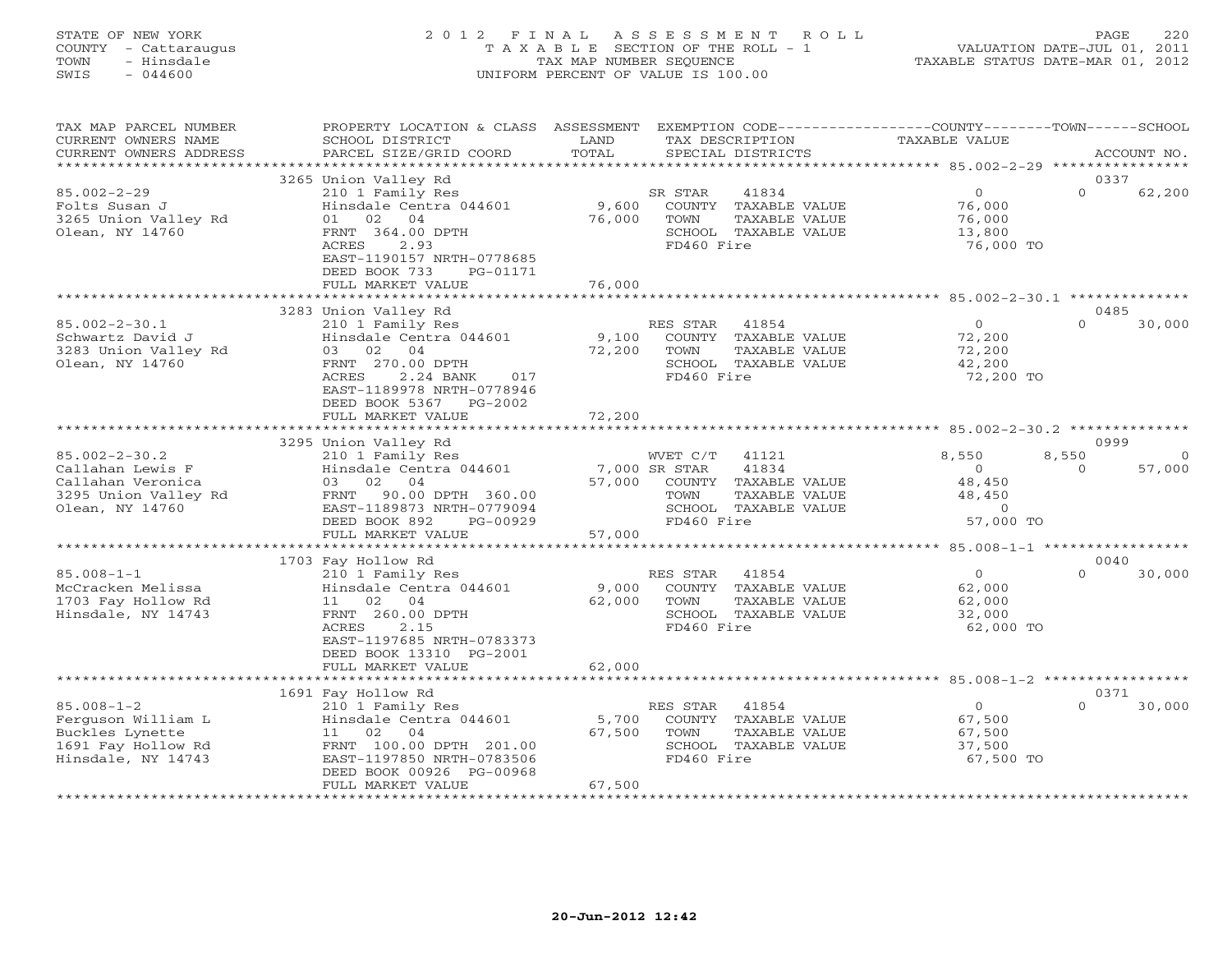STATE OF NEW YORK
COUNTY - Cattaraugus
TOWN - Hinsdale
SWIS - 044600

# 2012 FINAL ASSESSMENT ROLL
TAXABLE SECTION OF THE ROLL - 1
TAX MAP NUMBER SEQUENCE
UNIFORM PERCENT OF VALUE IS 100.00

VALUATION DATE-JUL 01, 2011
TAXABLE STATUS DATE-MAR 01, 2012

| TAX MAP PARCEL NUMBER / CURRENT OWNERS NAME / CURRENT OWNERS ADDRESS | PROPERTY LOCATION & CLASS / SCHOOL DISTRICT / PARCEL SIZE/GRID COORD | ASSESSMENT LAND / TOTAL | EXEMPTION CODE / TAX DESCRIPTION / SPECIAL DISTRICTS | COUNTY TAXABLE VALUE | TOWN | SCHOOL / ACCOUNT NO. |
|---|---|---|---|---|---|---|
| | 3265 Union Valley Rd | | | | | 0337 |
| 85.002-2-29 | 210 1 Family Res | | SR STAR 41834 | 0 | 0 | 62,200 |
| Folts Susan J | Hinsdale Centra 044601 | 9,600 | COUNTY TAXABLE VALUE | 76,000 | | |
| 3265 Union Valley Rd | 01 02 04 | 76,000 | TOWN TAXABLE VALUE | 76,000 | | |
| Olean, NY 14760 | FRNT 364.00 DPTH | | SCHOOL TAXABLE VALUE | 13,800 | | |
| | ACRES 2.93 | | FD460 Fire | 76,000 TO | | |
| | EAST-1190157 NRTH-0778685 | | | | | |
| | DEED BOOK 733 PG-01171 | | | | | |
| | FULL MARKET VALUE | 76,000 | | | | |
| | 3283 Union Valley Rd | | | | | 0485 |
| 85.002-2-30.1 | 210 1 Family Res | | RES STAR 41854 | 0 | 0 | 30,000 |
| Schwartz David J | Hinsdale Centra 044601 | 9,100 | COUNTY TAXABLE VALUE | 72,200 | | |
| 3283 Union Valley Rd | 03 02 04 | 72,200 | TOWN TAXABLE VALUE | 72,200 | | |
| Olean, NY 14760 | FRNT 270.00 DPTH | | SCHOOL TAXABLE VALUE | 42,200 | | |
| | ACRES 2.24 BANK 017 | | FD460 Fire | 72,200 TO | | |
| | EAST-1189978 NRTH-0778946 | | | | | |
| | DEED BOOK 5367 PG-2002 | | | | | |
| | FULL MARKET VALUE | 72,200 | | | | |
| | 3295 Union Valley Rd | | | | | 0999 |
| 85.002-2-30.2 | 210 1 Family Res | | WVET C/T 41121 | 8,550 | 8,550 | 0 |
| Callahan Lewis F | Hinsdale Centra 044601 | 7,000 | SR STAR 41834 | 0 | 0 | 57,000 |
| Callahan Veronica | 03 02 04 | 57,000 | COUNTY TAXABLE VALUE | 48,450 | | |
| 3295 Union Valley Rd | FRNT 90.00 DPTH 360.00 | | TOWN TAXABLE VALUE | 48,450 | | |
| Olean, NY 14760 | EAST-1189873 NRTH-0779094 | | SCHOOL TAXABLE VALUE | 0 | | |
| | DEED BOOK 892 PG-00929 | | FD460 Fire | 57,000 TO | | |
| | FULL MARKET VALUE | 57,000 | | | | |
| | 1703 Fay Hollow Rd | | | | | 0040 |
| 85.008-1-1 | 210 1 Family Res | | RES STAR 41854 | 0 | 0 | 30,000 |
| McCracken Melissa | Hinsdale Centra 044601 | 9,000 | COUNTY TAXABLE VALUE | 62,000 | | |
| 1703 Fay Hollow Rd | 11 02 04 | 62,000 | TOWN TAXABLE VALUE | 62,000 | | |
| Hinsdale, NY 14743 | FRNT 260.00 DPTH | | SCHOOL TAXABLE VALUE | 32,000 | | |
| | ACRES 2.15 | | FD460 Fire | 62,000 TO | | |
| | EAST-1197685 NRTH-0783373 | | | | | |
| | DEED BOOK 13310 PG-2001 | | | | | |
| | FULL MARKET VALUE | 62,000 | | | | |
| | 1691 Fay Hollow Rd | | | | | 0371 |
| 85.008-1-2 | 210 1 Family Res | | RES STAR 41854 | 0 | 0 | 30,000 |
| Ferguson William L | Hinsdale Centra 044601 | 5,700 | COUNTY TAXABLE VALUE | 67,500 | | |
| Buckles Lynette | 11 02 04 | 67,500 | TOWN TAXABLE VALUE | 67,500 | | |
| 1691 Fay Hollow Rd | FRNT 100.00 DPTH 201.00 | | SCHOOL TAXABLE VALUE | 37,500 | | |
| Hinsdale, NY 14743 | EAST-1197850 NRTH-0783506 | | FD460 Fire | 67,500 TO | | |
| | DEED BOOK 00926 PG-00968 | | | | | |
| | FULL MARKET VALUE | 67,500 | | | | |

20-Jun-2012 12:42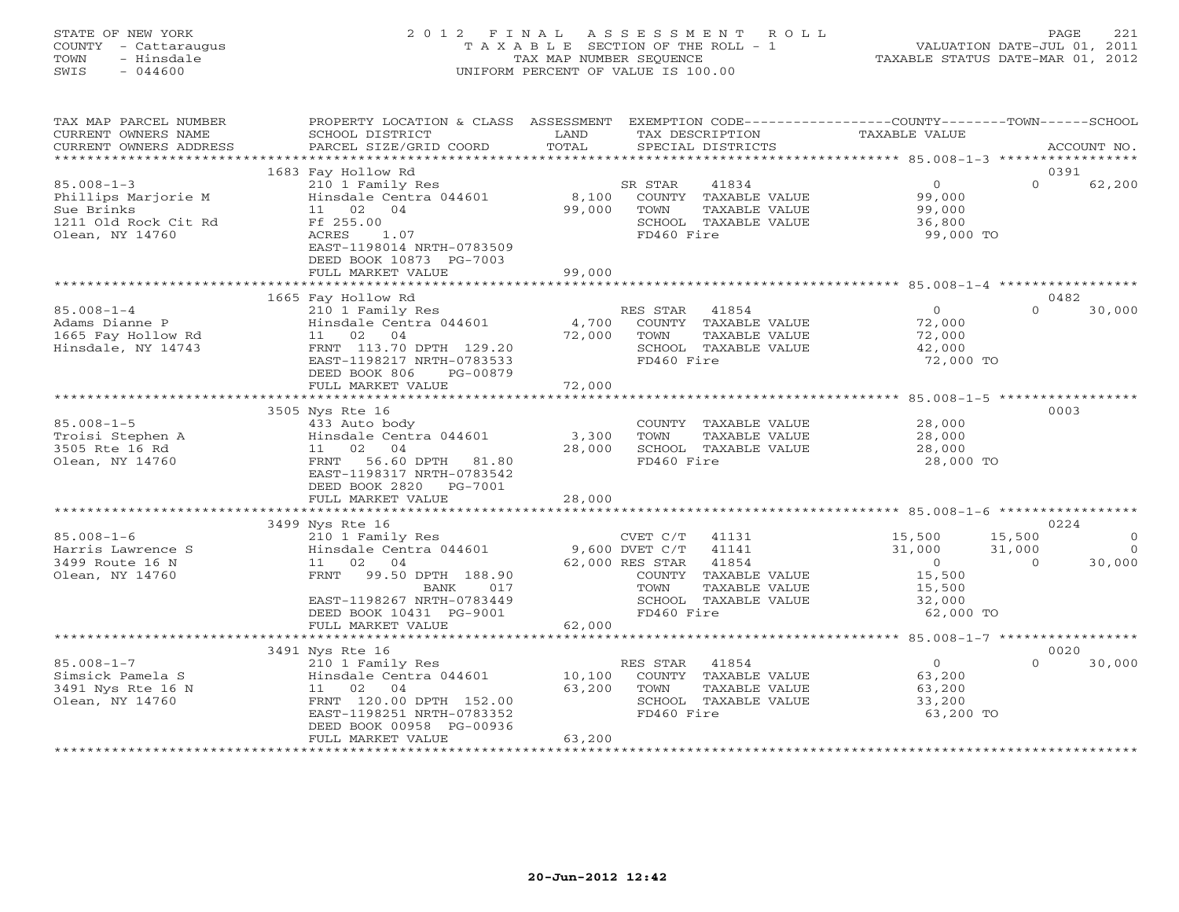STATE OF NEW YORK
COUNTY - Cattaraugus
TOWN - Hinsdale
SWIS - 044600

# 2012 FINAL ASSESSMENT ROLL
TAXABLE SECTION OF THE ROLL - 1
TAX MAP NUMBER SEQUENCE
UNIFORM PERCENT OF VALUE IS 100.00

VALUATION DATE-JUL 01, 2011
TAXABLE STATUS DATE-MAR 01, 2012

| TAX MAP PARCEL NUMBER / CURRENT OWNERS NAME / CURRENT OWNERS ADDRESS | PROPERTY LOCATION & CLASS / SCHOOL DISTRICT / PARCEL SIZE/GRID COORD | ASSESSMENT LAND | TOTAL | EXEMPTION CODE / TAX DESCRIPTION / SPECIAL DISTRICTS | COUNTY TAXABLE VALUE | TOWN | SCHOOL / ACCOUNT NO. |
|---|---|---|---|---|---|---|---|
| 85.008-1-3 | 1683 Fay Hollow Rd | | | | | | 0391 |
| Phillips Marjorie M | 210 1 Family Res | | | SR STAR 41834 | 0 | 0 | 62,200 |
| Sue Brinks | Hinsdale Centra 044601 | 8,100 | | COUNTY TAXABLE VALUE | 99,000 | | |
| 1211 Old Rock Cit Rd | 11 02 04 | | 99,000 | TOWN TAXABLE VALUE | 99,000 | | |
| Olean, NY 14760 | Ff 255.00 | | | SCHOOL TAXABLE VALUE | 36,800 | | |
| | ACRES 1.07 | | | FD460 Fire | 99,000 TO | | |
| | EAST-1198014 NRTH-0783509 | | | | | | |
| | DEED BOOK 10873 PG-7003 | | | | | | |
| | FULL MARKET VALUE | | 99,000 | | | | |
| 85.008-1-4 | 1665 Fay Hollow Rd | | | | | | 0482 |
| Adams Dianne P | 210 1 Family Res | | | RES STAR 41854 | 0 | 0 | 30,000 |
| 1665 Fay Hollow Rd | Hinsdale Centra 044601 | 4,700 | | COUNTY TAXABLE VALUE | 72,000 | | |
| Hinsdale, NY 14743 | 11 02 04 | | 72,000 | TOWN TAXABLE VALUE | 72,000 | | |
| | FRNT 113.70 DPTH 129.20 | | | SCHOOL TAXABLE VALUE | 42,000 | | |
| | EAST-1198217 NRTH-0783533 | | | FD460 Fire | 72,000 TO | | |
| | DEED BOOK 806 PG-00879 | | | | | | |
| | FULL MARKET VALUE | | 72,000 | | | | |
| 85.008-1-5 | 3505 Nys Rte 16 | | | | | | 0003 |
| Troisi Stephen A | 433 Auto body | | | COUNTY TAXABLE VALUE | 28,000 | | |
| 3505 Rte 16 Rd | Hinsdale Centra 044601 | 3,300 | | TOWN TAXABLE VALUE | 28,000 | | |
| Olean, NY 14760 | 11 02 04 | | 28,000 | SCHOOL TAXABLE VALUE | 28,000 | | |
| | FRNT 56.60 DPTH 81.80 | | | FD460 Fire | 28,000 TO | | |
| | EAST-1198317 NRTH-0783542 | | | | | | |
| | DEED BOOK 2820 PG-7001 | | | | | | |
| | FULL MARKET VALUE | | 28,000 | | | | |
| 85.008-1-6 | 3499 Nys Rte 16 | | | | | | 0224 |
| Harris Lawrence S | 210 1 Family Res | | | CVET C/T 41131 | 15,500 | 15,500 | 0 |
| 3499 Route 16 N | Hinsdale Centra 044601 | 9,600 | | DVET C/T 41141 | 31,000 | 31,000 | 0 |
| Olean, NY 14760 | 11 02 04 | | 62,000 | RES STAR 41854 | 0 | 0 | 30,000 |
| | FRNT 99.50 DPTH 188.90 | | | COUNTY TAXABLE VALUE | 15,500 | | |
| | BANK 017 | | | TOWN TAXABLE VALUE | 15,500 | | |
| | EAST-1198267 NRTH-0783449 | | | SCHOOL TAXABLE VALUE | 32,000 | | |
| | DEED BOOK 10431 PG-9001 | | | FD460 Fire | 62,000 TO | | |
| | FULL MARKET VALUE | | 62,000 | | | | |
| 85.008-1-7 | 3491 Nys Rte 16 | | | | | | 0020 |
| Simsick Pamela S | 210 1 Family Res | | | RES STAR 41854 | 0 | 0 | 30,000 |
| 3491 Nys Rte 16 N | Hinsdale Centra 044601 | 10,100 | | COUNTY TAXABLE VALUE | 63,200 | | |
| Olean, NY 14760 | 11 02 04 | | 63,200 | TOWN TAXABLE VALUE | 63,200 | | |
| | FRNT 120.00 DPTH 152.00 | | | SCHOOL TAXABLE VALUE | 33,200 | | |
| | EAST-1198251 NRTH-0783352 | | | FD460 Fire | 63,200 TO | | |
| | DEED BOOK 00958 PG-00936 | | | | | | |
| | FULL MARKET VALUE | | 63,200 | | | | |

20-Jun-2012 12:42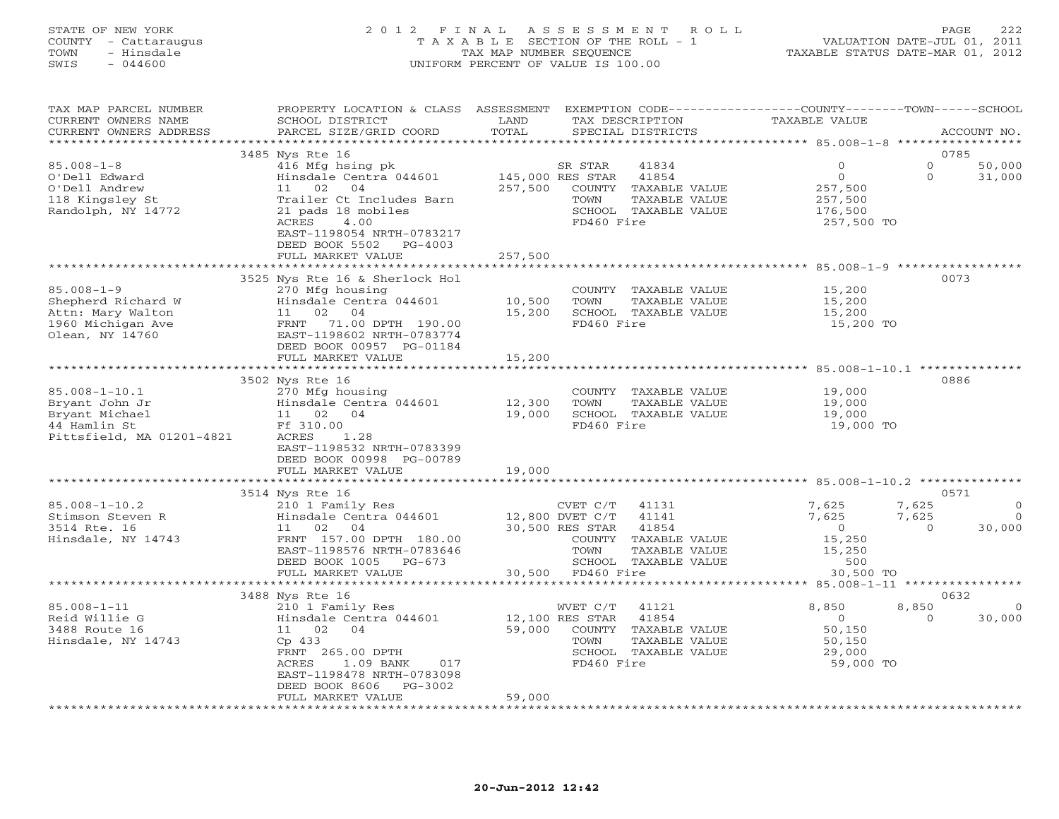STATE OF NEW YORK
COUNTY - Cattaraugus
TOWN - Hinsdale
SWIS - 044600

2012 FINAL ASSESSMENT ROLL
TAXABLE SECTION OF THE ROLL - 1
TAX MAP NUMBER SEQUENCE
UNIFORM PERCENT OF VALUE IS 100.00

VALUATION DATE-JUL 01, 2011
TAXABLE STATUS DATE-MAR 01, 2012

| TAX MAP PARCEL NUMBER / CURRENT OWNERS NAME / CURRENT OWNERS ADDRESS | PROPERTY LOCATION & CLASS / SCHOOL DISTRICT / PARCEL SIZE/GRID COORD | ASSESSMENT LAND / TOTAL | EXEMPTION CODE / TAX DESCRIPTION / SPECIAL DISTRICTS | COUNTY TAXABLE VALUE | TOWN | SCHOOL | ACCOUNT NO. |
|---|---|---|---|---|---|---|---|
| | 3485 Nys Rte 16 | | | | | | 0785 |
| 85.008-1-8 | 416 Mfg hsing pk | | SR STAR 41834 | 0 | 0 | 50,000 | |
| O'Dell Edward | Hinsdale Centra 044601 | 145,000 | RES STAR 41854 | 0 | 0 | 31,000 | |
| O'Dell Andrew | 11 02 04 | 257,500 | COUNTY TAXABLE VALUE | 257,500 | | | |
| 118 Kingsley St | Trailer Ct Includes Barn | | TOWN TAXABLE VALUE | 257,500 | | | |
| Randolph, NY 14772 | 21 pads 18 mobiles | | SCHOOL TAXABLE VALUE | 176,500 | | | |
| | ACRES 4.00 | | FD460 Fire | 257,500 TO | | | |
| | EAST-1198054 NRTH-0783217 | | | | | | |
| | DEED BOOK 5502 PG-4003 | | | | | | |
| | FULL MARKET VALUE | 257,500 | | | | | |
| | 3525 Nys Rte 16 & Sherlock Hol | | | | | | 0073 |
| 85.008-1-9 | 270 Mfg housing | | COUNTY TAXABLE VALUE | 15,200 | | | |
| Shepherd Richard W | Hinsdale Centra 044601 | 10,500 | TOWN TAXABLE VALUE | 15,200 | | | |
| Attn: Mary Walton | 11 02 04 | 15,200 | SCHOOL TAXABLE VALUE | 15,200 | | | |
| 1960 Michigan Ave | FRNT 71.00 DPTH 190.00 | | FD460 Fire | 15,200 TO | | | |
| Olean, NY 14760 | EAST-1198602 NRTH-0783774 | | | | | | |
| | DEED BOOK 00957 PG-01184 | | | | | | |
| | FULL MARKET VALUE | 15,200 | | | | | |
| | 3502 Nys Rte 16 | | | | | | 0886 |
| 85.008-1-10.1 | 270 Mfg housing | | COUNTY TAXABLE VALUE | 19,000 | | | |
| Bryant John Jr | Hinsdale Centra 044601 | 12,300 | TOWN TAXABLE VALUE | 19,000 | | | |
| Bryant Michael | 11 02 04 | 19,000 | SCHOOL TAXABLE VALUE | 19,000 | | | |
| 44 Hamlin St | Ff 310.00 | | FD460 Fire | 19,000 TO | | | |
| Pittsfield, MA 01201-4821 | ACRES 1.28 | | | | | | |
| | EAST-1198532 NRTH-0783399 | | | | | | |
| | DEED BOOK 00998 PG-00789 | | | | | | |
| | FULL MARKET VALUE | 19,000 | | | | | |
| | 3514 Nys Rte 16 | | | | | | 0571 |
| 85.008-1-10.2 | 210 1 Family Res | | CVET C/T 41131 | 7,625 | 7,625 | 0 | |
| Stimson Steven R | Hinsdale Centra 044601 | 12,800 | DVET C/T 41141 | 7,625 | 7,625 | 0 | |
| 3514 Rte. 16 | 11 02 04 | 30,500 | RES STAR 41854 | 0 | 0 | 30,000 | |
| Hinsdale, NY 14743 | FRNT 157.00 DPTH 180.00 | | COUNTY TAXABLE VALUE | 15,250 | | | |
| | EAST-1198576 NRTH-0783646 | | TOWN TAXABLE VALUE | 15,250 | | | |
| | DEED BOOK 1005 PG-673 | | SCHOOL TAXABLE VALUE | 500 | | | |
| | FULL MARKET VALUE | 30,500 | FD460 Fire | 30,500 TO | | | |
| | 3488 Nys Rte 16 | | | | | | 0632 |
| 85.008-1-11 | 210 1 Family Res | | WVET C/T 41121 | 8,850 | 8,850 | 0 | |
| Reid Willie G | Hinsdale Centra 044601 | 12,100 | RES STAR 41854 | 0 | 0 | 30,000 | |
| 3488 Route 16 | 11 02 04 | 59,000 | COUNTY TAXABLE VALUE | 50,150 | | | |
| Hinsdale, NY 14743 | Cp 433 | | TOWN TAXABLE VALUE | 50,150 | | | |
| | FRNT 265.00 DPTH | | SCHOOL TAXABLE VALUE | 29,000 | | | |
| | ACRES 1.09 BANK 017 | | FD460 Fire | 59,000 TO | | | |
| | EAST-1198478 NRTH-0783098 | | | | | | |
| | DEED BOOK 8606 PG-3002 | | | | | | |
| | FULL MARKET VALUE | 59,000 | | | | | |

20-Jun-2012 12:42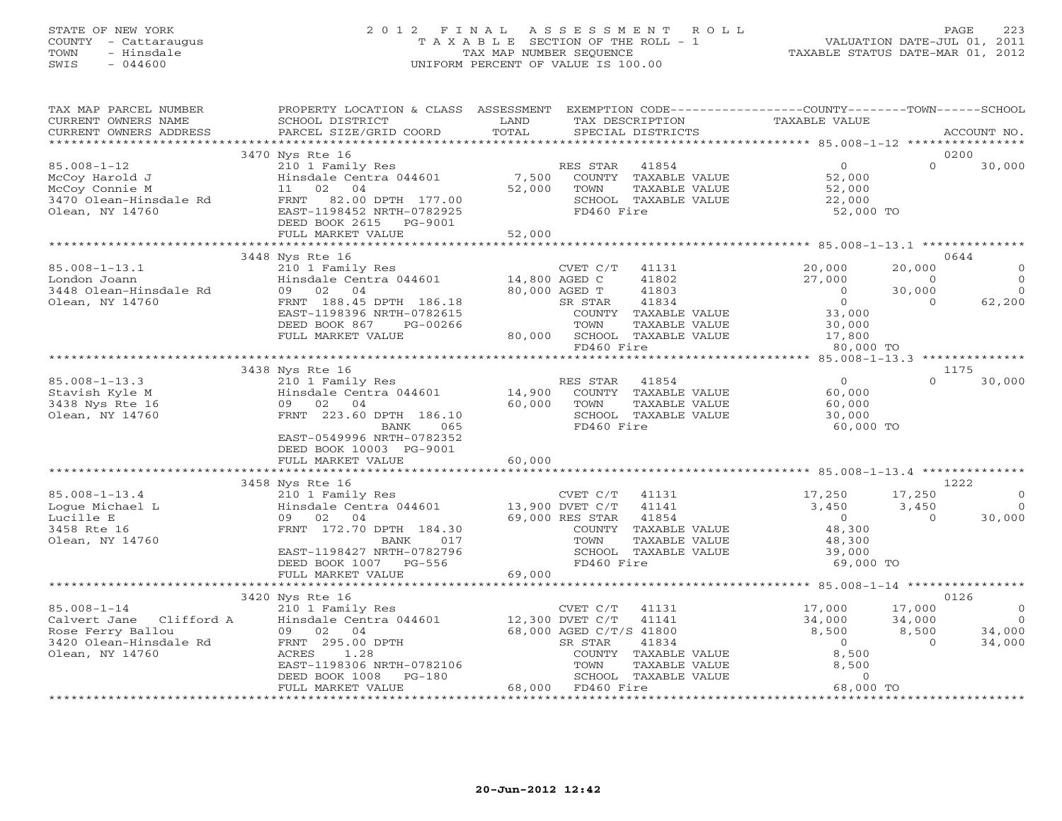STATE OF NEW YORK
COUNTY - Cattaraugus
TOWN - Hinsdale
SWIS - 044600

2012 FINAL ASSESSMENT ROLL
TAXABLE SECTION OF THE ROLL - 1
TAX MAP NUMBER SEQUENCE
UNIFORM PERCENT OF VALUE IS 100.00

VALUATION DATE-JUL 01, 2011
TAXABLE STATUS DATE-MAR 01, 2012

| TAX MAP PARCEL NUMBER / CURRENT OWNERS NAME / CURRENT OWNERS ADDRESS | PROPERTY LOCATION & CLASS / SCHOOL DISTRICT / PARCEL SIZE/GRID COORD | ASSESSMENT LAND / TOTAL | EXEMPTION CODE / TAX DESCRIPTION / SPECIAL DISTRICTS | COUNTY TAXABLE VALUE | TOWN | SCHOOL / ACCOUNT NO. |
|---|---|---|---|---|---|---|
| **85.008-1-12** | 3470 Nys Rte 16 | | | | | 0200 |
| McCoy Harold J | 210 1 Family Res | | RES STAR 41854 | 0 | 0 | 30,000 |
| McCoy Connie M | Hinsdale Centra 044601 | 7,500 | COUNTY TAXABLE VALUE | 52,000 | | |
| 3470 Olean-Hinsdale Rd | 11 02 04 | 52,000 | TOWN TAXABLE VALUE | 52,000 | | |
| Olean, NY 14760 | FRNT 82.00 DPTH 177.00 | | SCHOOL TAXABLE VALUE | 22,000 | | |
| | EAST-1198452 NRTH-0782925 | | FD460 Fire | 52,000 TO | | |
| | DEED BOOK 2615 PG-9001 | | | | | |
| | FULL MARKET VALUE | 52,000 | | | | |
| **85.008-1-13.1** | 3448 Nys Rte 16 | | | | | 0644 |
| London Joann | 210 1 Family Res | | CVET C/T 41131 | 20,000 | 20,000 | 0 |
| 3448 Olean-Hinsdale Rd | Hinsdale Centra 044601 | 14,800 | AGED C 41802 | 27,000 | 0 | 0 |
| Olean, NY 14760 | 09 02 04 | 80,000 | AGED T 41803 | 0 | 30,000 | 0 |
| | FRNT 188.45 DPTH 186.18 | | SR STAR 41834 | 0 | 0 | 62,200 |
| | EAST-1198396 NRTH-0782615 | | COUNTY TAXABLE VALUE | 33,000 | | |
| | DEED BOOK 867 PG-00266 | | TOWN TAXABLE VALUE | 30,000 | | |
| | FULL MARKET VALUE | 80,000 | SCHOOL TAXABLE VALUE | 17,800 | | |
| | | | FD460 Fire | 80,000 TO | | |
| **85.008-1-13.3** | 3438 Nys Rte 16 | | | | | 1175 |
| Stavish Kyle M | 210 1 Family Res | | RES STAR 41854 | 0 | 0 | 30,000 |
| 3438 Nys Rte 16 | Hinsdale Centra 044601 | 14,900 | COUNTY TAXABLE VALUE | 60,000 | | |
| Olean, NY 14760 | 09 02 04 | 60,000 | TOWN TAXABLE VALUE | 60,000 | | |
| | FRNT 223.60 DPTH 186.10 | | SCHOOL TAXABLE VALUE | 30,000 | | |
| | BANK 065 | | FD460 Fire | 60,000 TO | | |
| | EAST-0549996 NRTH-0782352 | | | | | |
| | DEED BOOK 10003 PG-9001 | | | | | |
| | FULL MARKET VALUE | 60,000 | | | | |
| **85.008-1-13.4** | 3458 Nys Rte 16 | | | | | 1222 |
| Logue Michael L | 210 1 Family Res | | CVET C/T 41131 | 17,250 | 17,250 | 0 |
| Lucille E | Hinsdale Centra 044601 | 13,900 | DVET C/T 41141 | 3,450 | 3,450 | 0 |
| 3458 Rte 16 | 09 02 04 | 69,000 | RES STAR 41854 | 0 | 0 | 30,000 |
| Olean, NY 14760 | FRNT 172.70 DPTH 184.30 | | COUNTY TAXABLE VALUE | 48,300 | | |
| | BANK 017 | | TOWN TAXABLE VALUE | 48,300 | | |
| | EAST-1198427 NRTH-0782796 | | SCHOOL TAXABLE VALUE | 39,000 | | |
| | DEED BOOK 1007 PG-556 | | FD460 Fire | 69,000 TO | | |
| | FULL MARKET VALUE | 69,000 | | | | |
| **85.008-1-14** | 3420 Nys Rte 16 | | | | | 0126 |
| Calvert Jane Clifford A | 210 1 Family Res | | CVET C/T 41131 | 17,000 | 17,000 | 0 |
| Rose Ferry Ballou | Hinsdale Centra 044601 | 12,300 | DVET C/T 41141 | 34,000 | 34,000 | 0 |
| 3420 Olean-Hinsdale Rd | 09 02 04 | 68,000 | AGED C/T/S 41800 | 8,500 | 8,500 | 34,000 |
| Olean, NY 14760 | FRNT 295.00 DPTH | | SR STAR 41834 | 0 | 0 | 34,000 |
| | ACRES 1.28 | | COUNTY TAXABLE VALUE | 8,500 | | |
| | EAST-1198306 NRTH-0782106 | | TOWN TAXABLE VALUE | 8,500 | | |
| | DEED BOOK 1008 PG-180 | | SCHOOL TAXABLE VALUE | 0 | | |
| | FULL MARKET VALUE | 68,000 | FD460 Fire | 68,000 TO | | |

20-Jun-2012 12:42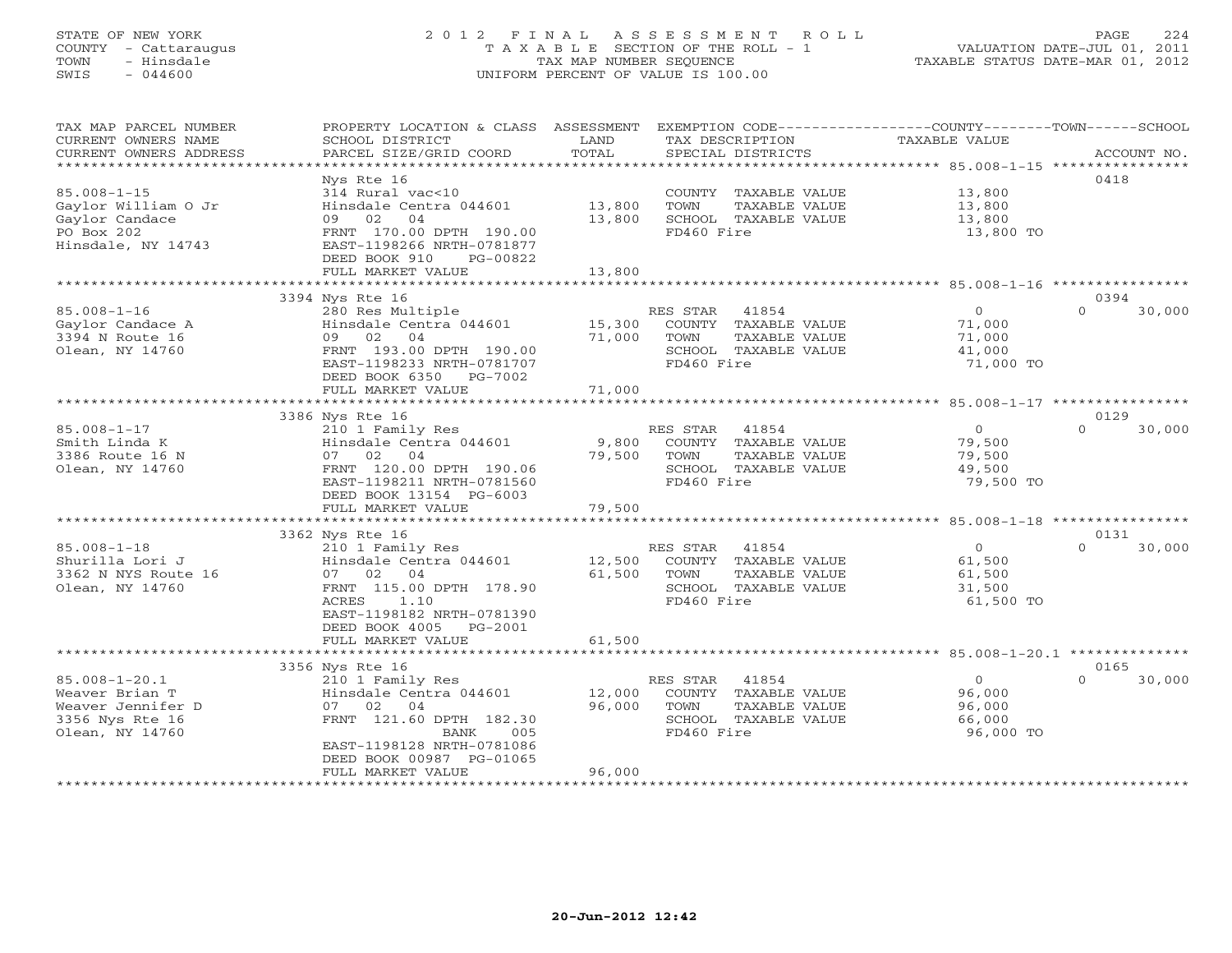STATE OF NEW YORK
COUNTY - Cattaraugus
TOWN - Hinsdale
SWIS - 044600

2012 FINAL ASSESSMENT ROLL
TAXABLE SECTION OF THE ROLL - 1
TAX MAP NUMBER SEQUENCE
UNIFORM PERCENT OF VALUE IS 100.00

VALUATION DATE-JUL 01, 2011
TAXABLE STATUS DATE-MAR 01, 2012

| TAX MAP PARCEL NUMBER / CURRENT OWNERS NAME / CURRENT OWNERS ADDRESS | PROPERTY LOCATION & CLASS / SCHOOL DISTRICT / PARCEL SIZE/GRID COORD | ASSESSMENT LAND | ASSESSMENT TOTAL | EXEMPTION CODE / TAX DESCRIPTION / SPECIAL DISTRICTS | COUNTY | TOWN | SCHOOL | TAXABLE VALUE | ACCOUNT NO. |
|---|---|---|---|---|---|---|---|---|---|
| **85.008-1-15** | Nys Rte 16 | | | | | | | | 0418 |
| Gaylor William O Jr | 314 Rural vac<10 | | | COUNTY TAXABLE VALUE | | | | 13,800 | |
| Gaylor Candace | Hinsdale Centra 044601 | 13,800 | | TOWN TAXABLE VALUE | | | | 13,800 | |
| PO Box 202 | 09 02 04 | | 13,800 | SCHOOL TAXABLE VALUE | | | | 13,800 | |
| Hinsdale, NY 14743 | FRNT 170.00 DPTH 190.00 | | | FD460 Fire | | | | 13,800 TO | |
| | EAST-1198266 NRTH-0781877 | | | | | | | | |
| | DEED BOOK 910 PG-00822 | | | | | | | | |
| | FULL MARKET VALUE | | 13,800 | | | | | | |
| **85.008-1-16** | 3394 Nys Rte 16 | | | | | | | | 0394 |
| Gaylor Candace A | 280 Res Multiple | | | RES STAR 41854 | 0 | 0 | 30,000 | | |
| 3394 N Route 16 | Hinsdale Centra 044601 | 15,300 | | COUNTY TAXABLE VALUE | | | | 71,000 | |
| Olean, NY 14760 | 09 02 04 | | 71,000 | TOWN TAXABLE VALUE | | | | 71,000 | |
| | FRNT 193.00 DPTH 190.00 | | | SCHOOL TAXABLE VALUE | | | | 41,000 | |
| | EAST-1198233 NRTH-0781707 | | | FD460 Fire | | | | 71,000 TO | |
| | DEED BOOK 6350 PG-7002 | | | | | | | | |
| | FULL MARKET VALUE | | 71,000 | | | | | | |
| **85.008-1-17** | 3386 Nys Rte 16 | | | | | | | | 0129 |
| Smith Linda K | 210 1 Family Res | | | RES STAR 41854 | 0 | 0 | 30,000 | | |
| 3386 Route 16 N | Hinsdale Centra 044601 | 9,800 | | COUNTY TAXABLE VALUE | | | | 79,500 | |
| Olean, NY 14760 | 07 02 04 | | 79,500 | TOWN TAXABLE VALUE | | | | 79,500 | |
| | FRNT 120.00 DPTH 190.06 | | | SCHOOL TAXABLE VALUE | | | | 49,500 | |
| | EAST-1198211 NRTH-0781560 | | | FD460 Fire | | | | 79,500 TO | |
| | DEED BOOK 13154 PG-6003 | | | | | | | | |
| | FULL MARKET VALUE | | 79,500 | | | | | | |
| **85.008-1-18** | 3362 Nys Rte 16 | | | | | | | | 0131 |
| Shurilla Lori J | 210 1 Family Res | | | RES STAR 41854 | 0 | 0 | 30,000 | | |
| 3362 N NYS Route 16 | Hinsdale Centra 044601 | 12,500 | | COUNTY TAXABLE VALUE | | | | 61,500 | |
| Olean, NY 14760 | 07 02 04 | | 61,500 | TOWN TAXABLE VALUE | | | | 61,500 | |
| | FRNT 115.00 DPTH 178.90 | | | SCHOOL TAXABLE VALUE | | | | 31,500 | |
| | ACRES 1.10 | | | FD460 Fire | | | | 61,500 TO | |
| | EAST-1198182 NRTH-0781390 | | | | | | | | |
| | DEED BOOK 4005 PG-2001 | | | | | | | | |
| | FULL MARKET VALUE | | 61,500 | | | | | | |
| **85.008-1-20.1** | 3356 Nys Rte 16 | | | | | | | | 0165 |
| Weaver Brian T | 210 1 Family Res | | | RES STAR 41854 | 0 | 0 | 30,000 | | |
| Weaver Jennifer D | Hinsdale Centra 044601 | 12,000 | | COUNTY TAXABLE VALUE | | | | 96,000 | |
| 3356 Nys Rte 16 | 07 02 04 | | 96,000 | TOWN TAXABLE VALUE | | | | 96,000 | |
| Olean, NY 14760 | FRNT 121.60 DPTH 182.30 | | | SCHOOL TAXABLE VALUE | | | | 66,000 | |
| | BANK 005 | | | FD460 Fire | | | | 96,000 TO | |
| | EAST-1198128 NRTH-0781086 | | | | | | | | |
| | DEED BOOK 00987 PG-01065 | | | | | | | | |
| | FULL MARKET VALUE | | 96,000 | | | | | | |

20-Jun-2012 12:42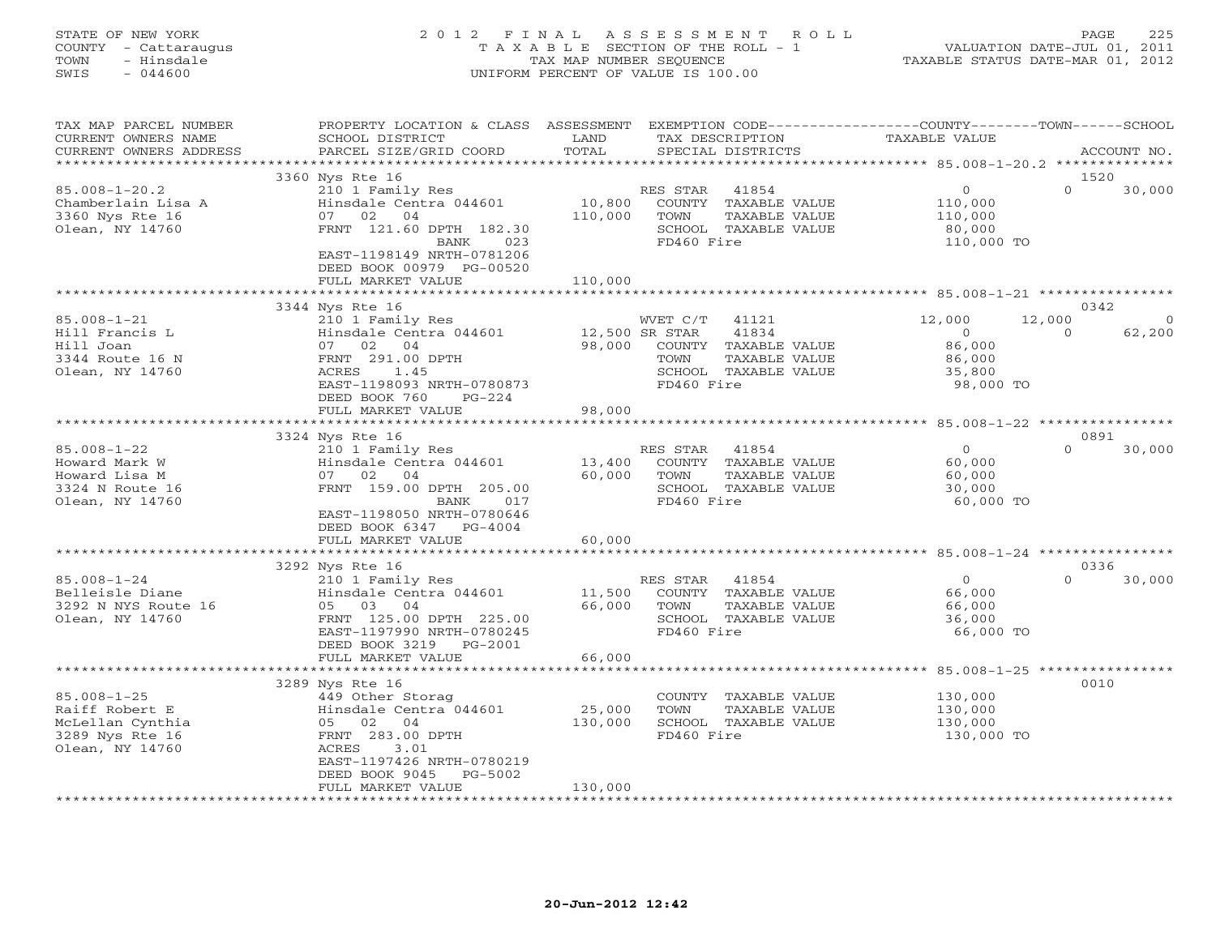STATE OF NEW YORK
COUNTY - Cattaraugus
TOWN - Hinsdale
SWIS - 044600

2012 FINAL ASSESSMENT ROLL
TAXABLE SECTION OF THE ROLL - 1
TAX MAP NUMBER SEQUENCE
UNIFORM PERCENT OF VALUE IS 100.00

VALUATION DATE-JUL 01, 2011
TAXABLE STATUS DATE-MAR 01, 2012

| TAX MAP PARCEL NUMBER / CURRENT OWNERS NAME / CURRENT OWNERS ADDRESS | PROPERTY LOCATION & CLASS / SCHOOL DISTRICT / PARCEL SIZE/GRID COORD | ASSESSMENT LAND / TOTAL | EXEMPTION CODE / TAX DESCRIPTION / SPECIAL DISTRICTS | COUNTY TAXABLE VALUE | TOWN | SCHOOL / ACCOUNT NO. |
|---|---|---|---|---|---|---|
| | 3360 Nys Rte 16 | | | | | 1520 |
| 85.008-1-20.2 | 210 1 Family Res | | RES STAR 41854 | 0 | 0 | 30,000 |
| Chamberlain Lisa A | Hinsdale Centra 044601 | 10,800 | COUNTY TAXABLE VALUE | 110,000 | | |
| 3360 Nys Rte 16 | 07 02 04 | 110,000 | TOWN TAXABLE VALUE | 110,000 | | |
| Olean, NY 14760 | FRNT 121.60 DPTH 182.30 | | SCHOOL TAXABLE VALUE | 80,000 | | |
| | BANK 023 | | FD460 Fire | 110,000 TO | | |
| | EAST-1198149 NRTH-0781206 | | | | | |
| | DEED BOOK 00979 PG-00520 | | | | | |
| | FULL MARKET VALUE | 110,000 | | | | |
| | 3344 Nys Rte 16 | | | | | 0342 |
| 85.008-1-21 | 210 1 Family Res | | WVET C/T 41121 | 12,000 | 12,000 | 0 |
| Hill Francis L | Hinsdale Centra 044601 | 12,500 | SR STAR 41834 | 0 | 0 | 62,200 |
| Hill Joan | 07 02 04 | 98,000 | COUNTY TAXABLE VALUE | 86,000 | | |
| 3344 Route 16 N | FRNT 291.00 DPTH | | TOWN TAXABLE VALUE | 86,000 | | |
| Olean, NY 14760 | ACRES 1.45 | | SCHOOL TAXABLE VALUE | 35,800 | | |
| | EAST-1198093 NRTH-0780873 | | FD460 Fire | 98,000 TO | | |
| | DEED BOOK 760 PG-224 | | | | | |
| | FULL MARKET VALUE | 98,000 | | | | |
| | 3324 Nys Rte 16 | | | | | 0891 |
| 85.008-1-22 | 210 1 Family Res | | RES STAR 41854 | 0 | 0 | 30,000 |
| Howard Mark W | Hinsdale Centra 044601 | 13,400 | COUNTY TAXABLE VALUE | 60,000 | | |
| Howard Lisa M | 07 02 04 | 60,000 | TOWN TAXABLE VALUE | 60,000 | | |
| 3324 N Route 16 | FRNT 159.00 DPTH 205.00 | | SCHOOL TAXABLE VALUE | 30,000 | | |
| Olean, NY 14760 | BANK 017 | | FD460 Fire | 60,000 TO | | |
| | EAST-1198050 NRTH-0780646 | | | | | |
| | DEED BOOK 6347 PG-4004 | | | | | |
| | FULL MARKET VALUE | 60,000 | | | | |
| | 3292 Nys Rte 16 | | | | | 0336 |
| 85.008-1-24 | 210 1 Family Res | | RES STAR 41854 | 0 | 0 | 30,000 |
| Belleisle Diane | Hinsdale Centra 044601 | 11,500 | COUNTY TAXABLE VALUE | 66,000 | | |
| 3292 N NYS Route 16 | 05 03 04 | 66,000 | TOWN TAXABLE VALUE | 66,000 | | |
| Olean, NY 14760 | FRNT 125.00 DPTH 225.00 | | SCHOOL TAXABLE VALUE | 36,000 | | |
| | EAST-1197990 NRTH-0780245 | | FD460 Fire | 66,000 TO | | |
| | DEED BOOK 3219 PG-2001 | | | | | |
| | FULL MARKET VALUE | 66,000 | | | | |
| | 3289 Nys Rte 16 | | | | | 0010 |
| 85.008-1-25 | 449 Other Storag | | COUNTY TAXABLE VALUE | 130,000 | | |
| Raiff Robert E | Hinsdale Centra 044601 | 25,000 | TOWN TAXABLE VALUE | 130,000 | | |
| McLellan Cynthia | 05 02 04 | 130,000 | SCHOOL TAXABLE VALUE | 130,000 | | |
| 3289 Nys Rte 16 | FRNT 283.00 DPTH | | FD460 Fire | 130,000 TO | | |
| Olean, NY 14760 | ACRES 3.01 | | | | | |
| | EAST-1197426 NRTH-0780219 | | | | | |
| | DEED BOOK 9045 PG-5002 | | | | | |
| | FULL MARKET VALUE | 130,000 | | | | |

20-Jun-2012 12:42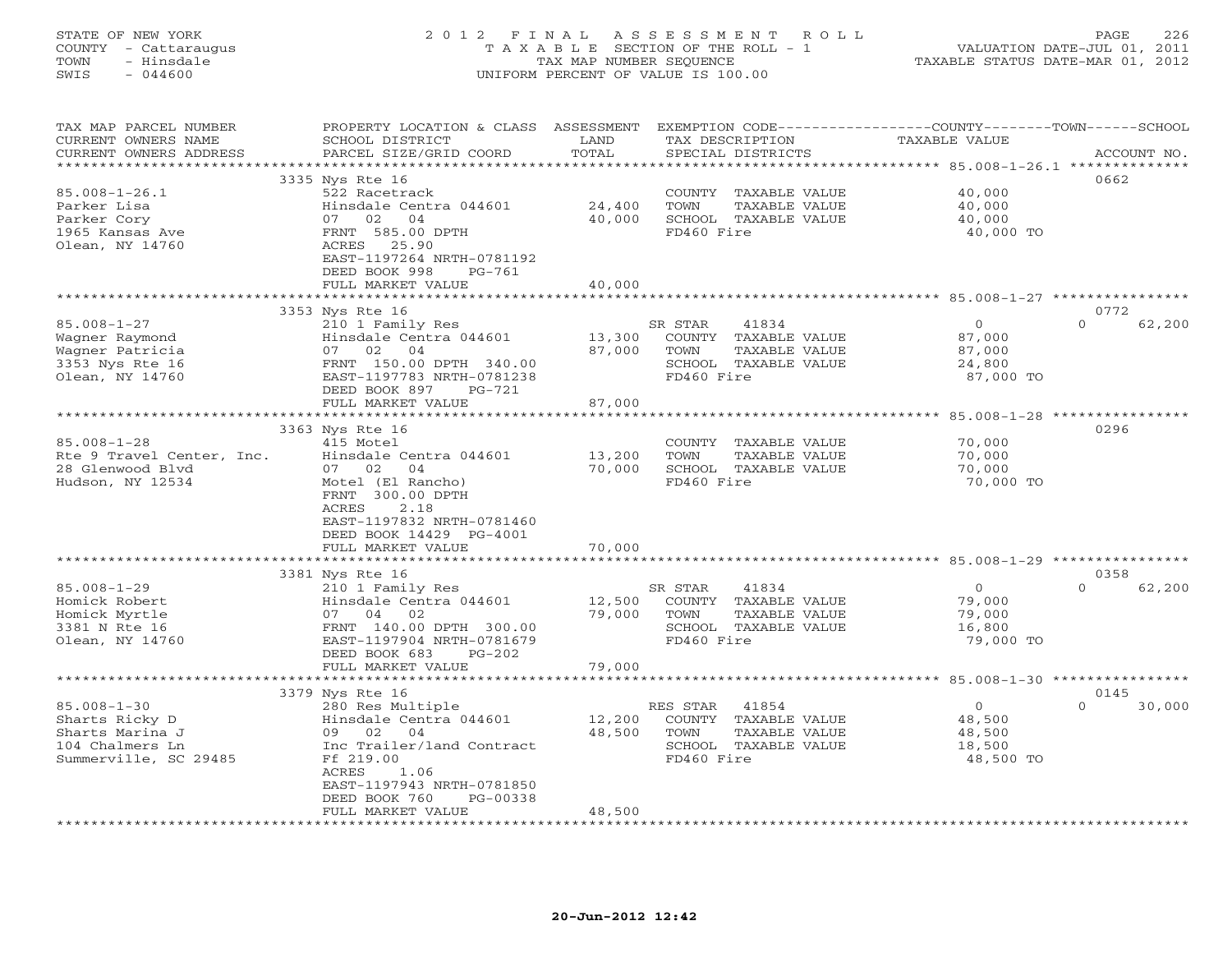STATE OF NEW YORK
COUNTY - Cattaraugus
TOWN - Hinsdale
SWIS - 044600

2012 FINAL ASSESSMENT ROLL
TAXABLE SECTION OF THE ROLL - 1
TAX MAP NUMBER SEQUENCE
UNIFORM PERCENT OF VALUE IS 100.00

VALUATION DATE-JUL 01, 2011
TAXABLE STATUS DATE-MAR 01, 2012

| TAX MAP PARCEL NUMBER / CURRENT OWNERS NAME / CURRENT OWNERS ADDRESS | PROPERTY LOCATION & CLASS / SCHOOL DISTRICT / PARCEL SIZE/GRID COORD | ASSESSMENT LAND / TOTAL | EXEMPTION CODE / TAX DESCRIPTION / SPECIAL DISTRICTS | COUNTY / TOWN TAXABLE VALUE | SCHOOL | ACCOUNT NO. |
|---|---|---|---|---|---|---|
| 85.008-1-26.1 | 3335 Nys Rte 16 | | | | | 0662 |
| Parker Lisa | 522 Racetrack | | COUNTY TAXABLE VALUE | 40,000 | | |
| Parker Cory | Hinsdale Centra 044601 | 24,400 | TOWN TAXABLE VALUE | 40,000 | | |
| 1965 Kansas Ave | 07 02 04 | 40,000 | SCHOOL TAXABLE VALUE | 40,000 | | |
| Olean, NY 14760 | FRNT 585.00 DPTH | | FD460 Fire | 40,000 TO | | |
| | ACRES 25.90 | | | | | |
| | EAST-1197264 NRTH-0781192 | | | | | |
| | DEED BOOK 998 PG-761 | | | | | |
| | FULL MARKET VALUE | 40,000 | | | | |
| 85.008-1-27 | 3353 Nys Rte 16 | | | | | 0772 |
| Wagner Raymond | 210 1 Family Res | | SR STAR 41834 | 0 | 0 | 62,200 |
| Wagner Patricia | Hinsdale Centra 044601 | 13,300 | COUNTY TAXABLE VALUE | 87,000 | | |
| 3353 Nys Rte 16 | 07 02 04 | 87,000 | TOWN TAXABLE VALUE | 87,000 | | |
| Olean, NY 14760 | FRNT 150.00 DPTH 340.00 | | SCHOOL TAXABLE VALUE | 24,800 | | |
| | EAST-1197783 NRTH-0781238 | | FD460 Fire | 87,000 TO | | |
| | DEED BOOK 897 PG-721 | | | | | |
| | FULL MARKET VALUE | 87,000 | | | | |
| 85.008-1-28 | 3363 Nys Rte 16 | | | | | 0296 |
| Rte 9 Travel Center, Inc. | 415 Motel | | COUNTY TAXABLE VALUE | 70,000 | | |
| 28 Glenwood Blvd | Hinsdale Centra 044601 | 13,200 | TOWN TAXABLE VALUE | 70,000 | | |
| Hudson, NY 12534 | 07 02 04 | 70,000 | SCHOOL TAXABLE VALUE | 70,000 | | |
| | Motel (El Rancho) | | FD460 Fire | 70,000 TO | | |
| | FRNT 300.00 DPTH | | | | | |
| | ACRES 2.18 | | | | | |
| | EAST-1197832 NRTH-0781460 | | | | | |
| | DEED BOOK 14429 PG-4001 | | | | | |
| | FULL MARKET VALUE | 70,000 | | | | |
| 85.008-1-29 | 3381 Nys Rte 16 | | | | | 0358 |
| Homick Robert | 210 1 Family Res | | SR STAR 41834 | 0 | 0 | 62,200 |
| Homick Myrtle | Hinsdale Centra 044601 | 12,500 | COUNTY TAXABLE VALUE | 79,000 | | |
| 3381 N Rte 16 | 07 04 02 | 79,000 | TOWN TAXABLE VALUE | 79,000 | | |
| Olean, NY 14760 | FRNT 140.00 DPTH 300.00 | | SCHOOL TAXABLE VALUE | 16,800 | | |
| | EAST-1197904 NRTH-0781679 | | FD460 Fire | 79,000 TO | | |
| | DEED BOOK 683 PG-202 | | | | | |
| | FULL MARKET VALUE | 79,000 | | | | |
| 85.008-1-30 | 3379 Nys Rte 16 | | | | | 0145 |
| Sharts Ricky D | 280 Res Multiple | | RES STAR 41854 | 0 | 0 | 30,000 |
| Sharts Marina J | Hinsdale Centra 044601 | 12,200 | COUNTY TAXABLE VALUE | 48,500 | | |
| 104 Chalmers Ln | 09 02 04 | 48,500 | TOWN TAXABLE VALUE | 48,500 | | |
| Summerville, SC 29485 | Inc Trailer/land Contract | | SCHOOL TAXABLE VALUE | 18,500 | | |
| | Ff 219.00 | | FD460 Fire | 48,500 TO | | |
| | ACRES 1.06 | | | | | |
| | EAST-1197943 NRTH-0781850 | | | | | |
| | DEED BOOK 760 PG-00338 | | | | | |
| | FULL MARKET VALUE | 48,500 | | | | |

20-Jun-2012 12:42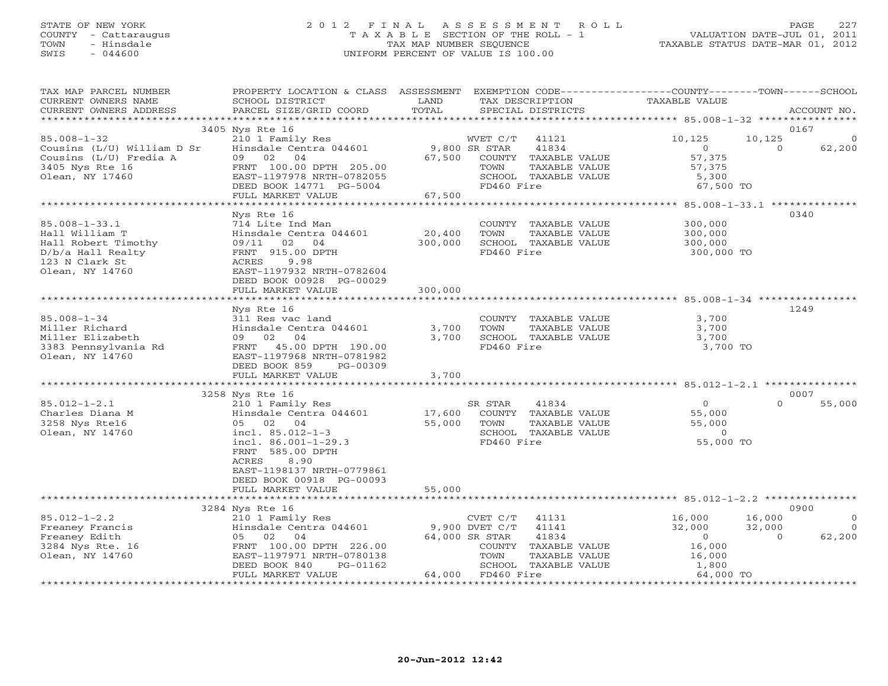STATE OF NEW YORK
COUNTY - Cattaraugus
TOWN - Hinsdale
SWIS - 044600

2012 FINAL ASSESSMENT ROLL
TAXABLE SECTION OF THE ROLL - 1
TAX MAP NUMBER SEQUENCE
UNIFORM PERCENT OF VALUE IS 100.00

VALUATION DATE-JUL 01, 2011
TAXABLE STATUS DATE-MAR 01, 2012

| TAX MAP PARCEL NUMBER / CURRENT OWNERS NAME / CURRENT OWNERS ADDRESS | PROPERTY LOCATION & CLASS / SCHOOL DISTRICT / PARCEL SIZE/GRID COORD | ASSESSMENT LAND / TOTAL | EXEMPTION CODE / TAX DESCRIPTION / SPECIAL DISTRICTS | COUNTY TAXABLE VALUE | TOWN | SCHOOL | ACCOUNT NO. |
|---|---|---|---|---|---|---|---|
| 85.008-1-32 | 3405 Nys Rte 16 | | | | | | 0167 |
| Cousins (L/U) William D Sr | 210 1 Family Res | | WVET C/T 41121 | 10,125 | 10,125 | 0 | |
| Cousins (L/U) Fredia A | Hinsdale Centra 044601 | 9,800 | SR STAR 41834 | 0 | 0 | 62,200 | |
| 3405 Nys Rte 16 | 09 02 04 | 67,500 | COUNTY TAXABLE VALUE | 57,375 | | | |
| Olean, NY 17460 | FRNT 100.00 DPTH 205.00 | | TOWN TAXABLE VALUE | 57,375 | | | |
| | EAST-1197978 NRTH-0782055 | | SCHOOL TAXABLE VALUE | 5,300 | | | |
| | DEED BOOK 14771 PG-5004 | | FD460 Fire | 67,500 TO | | | |
| | FULL MARKET VALUE | 67,500 | | | | | |
| 85.008-1-33.1 | Nys Rte 16 | | | | | | 0340 |
| Hall William T | 714 Lite Ind Man | | COUNTY TAXABLE VALUE | 300,000 | | | |
| Hall Robert Timothy | Hinsdale Centra 044601 | 20,400 | TOWN TAXABLE VALUE | 300,000 | | | |
| D/b/a Hall Realty | 09/11 02 04 | 300,000 | SCHOOL TAXABLE VALUE | 300,000 | | | |
| 123 N Clark St | FRNT 915.00 DPTH | | FD460 Fire | 300,000 TO | | | |
| Olean, NY 14760 | ACRES 9.98 | | | | | | |
| | EAST-1197932 NRTH-0782604 | | | | | | |
| | DEED BOOK 00928 PG-00029 | | | | | | |
| | FULL MARKET VALUE | 300,000 | | | | | |
| 85.008-1-34 | Nys Rte 16 | | | | | | 1249 |
| Miller Richard | 311 Res vac land | | COUNTY TAXABLE VALUE | 3,700 | | | |
| Miller Elizabeth | Hinsdale Centra 044601 | 3,700 | TOWN TAXABLE VALUE | 3,700 | | | |
| 3383 Pennsylvania Rd | 09 02 04 | 3,700 | SCHOOL TAXABLE VALUE | 3,700 | | | |
| Olean, NY 14760 | FRNT 45.00 DPTH 190.00 | | FD460 Fire | 3,700 TO | | | |
| | EAST-1197968 NRTH-0781982 | | | | | | |
| | DEED BOOK 859 PG-00309 | | | | | | |
| | FULL MARKET VALUE | 3,700 | | | | | |
| 85.012-1-2.1 | 3258 Nys Rte 16 | | | | | | 0007 |
| Charles Diana M | 210 1 Family Res | | SR STAR 41834 | 0 | 0 | 55,000 | |
| 3258 Nys Rte16 | Hinsdale Centra 044601 | 17,600 | COUNTY TAXABLE VALUE | 55,000 | | | |
| Olean, NY 14760 | 05 02 04 | 55,000 | TOWN TAXABLE VALUE | 55,000 | | | |
| | incl. 85.012-1-3 | | SCHOOL TAXABLE VALUE | 0 | | | |
| | incl. 86.001-1-29.3 | | FD460 Fire | 55,000 TO | | | |
| | FRNT 585.00 DPTH | | | | | | |
| | ACRES 8.90 | | | | | | |
| | EAST-1198137 NRTH-0779861 | | | | | | |
| | DEED BOOK 00918 PG-00093 | | | | | | |
| | FULL MARKET VALUE | 55,000 | | | | | |
| 85.012-1-2.2 | 3284 Nys Rte 16 | | | | | | 0900 |
| Freaney Francis | 210 1 Family Res | | CVET C/T 41131 | 16,000 | 16,000 | 0 | |
| Freaney Edith | Hinsdale Centra 044601 | 9,900 | DVET C/T 41141 | 32,000 | 32,000 | 0 | |
| 3284 Nys Rte. 16 | 05 02 04 | 64,000 | SR STAR 41834 | 0 | 0 | 62,200 | |
| Olean, NY 14760 | FRNT 100.00 DPTH 226.00 | | COUNTY TAXABLE VALUE | 16,000 | | | |
| | EAST-1197971 NRTH-0780138 | | TOWN TAXABLE VALUE | 16,000 | | | |
| | DEED BOOK 840 PG-01162 | | SCHOOL TAXABLE VALUE | 1,800 | | | |
| | FULL MARKET VALUE | 64,000 | FD460 Fire | 64,000 TO | | | |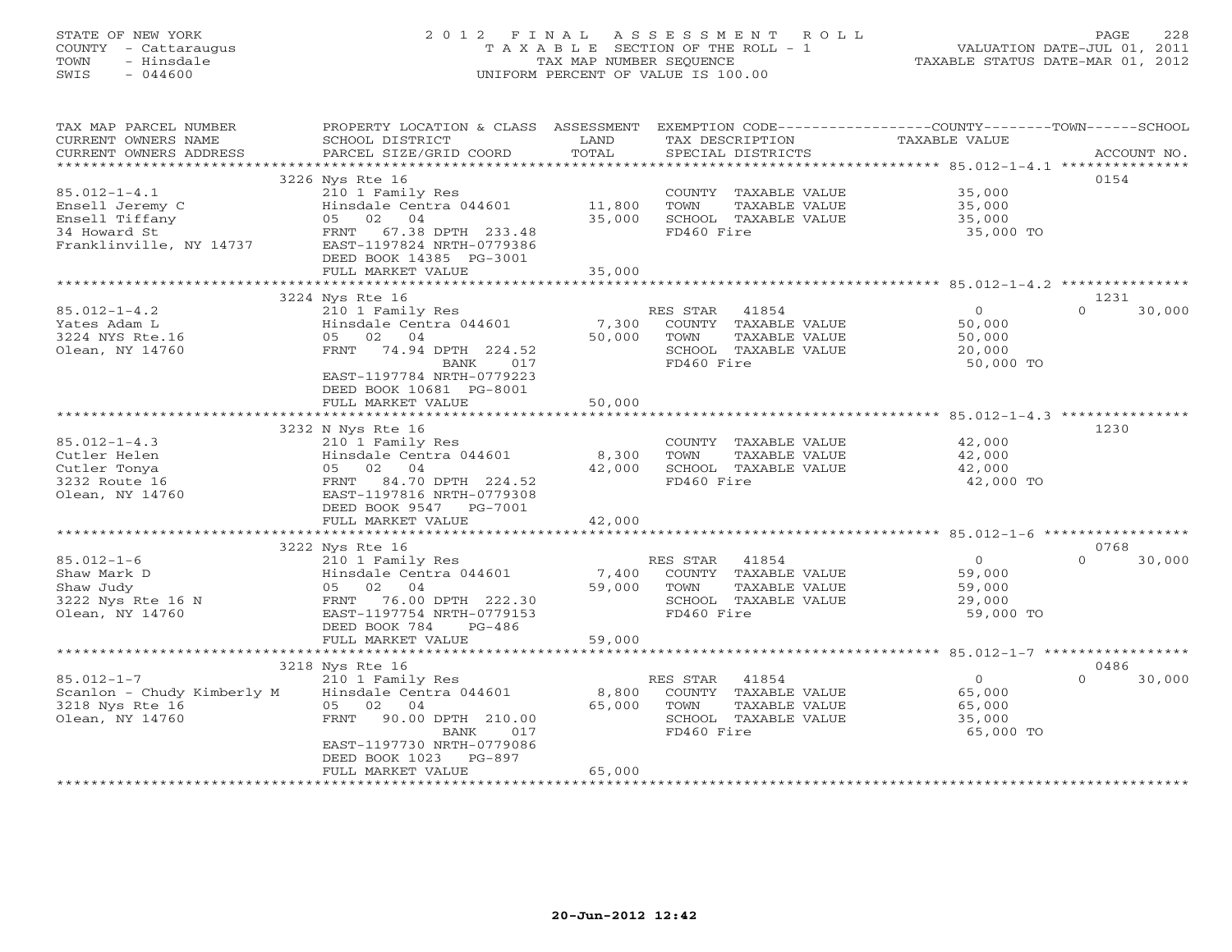STATE OF NEW YORK
COUNTY - Cattaraugus
TOWN - Hinsdale
SWIS - 044600

2012 FINAL ASSESSMENT ROLL
TAXABLE SECTION OF THE ROLL - 1
TAX MAP NUMBER SEQUENCE
UNIFORM PERCENT OF VALUE IS 100.00

VALUATION DATE-JUL 01, 2011
TAXABLE STATUS DATE-MAR 01, 2012

| TAX MAP PARCEL NUMBER / CURRENT OWNERS NAME / CURRENT OWNERS ADDRESS | PROPERTY LOCATION & CLASS / SCHOOL DISTRICT / PARCEL SIZE/GRID COORD | ASSESSMENT LAND | TOTAL | EXEMPTION CODE / TAX DESCRIPTION / SPECIAL DISTRICTS | COUNTY / TOWN TAXABLE VALUE | SCHOOL | ACCOUNT NO. |
|---|---|---|---|---|---|---|---|
| 85.012-1-4.1 | 3226 Nys Rte 16 | | | | | | 0154 |
| Ensell Jeremy C | 210 1 Family Res | | | COUNTY TAXABLE VALUE | 35,000 | | |
| Ensell Tiffany | Hinsdale Centra 044601 | 11,800 | | TOWN TAXABLE VALUE | 35,000 | | |
| 34 Howard St | 05 02 04 | | 35,000 | SCHOOL TAXABLE VALUE | 35,000 | | |
| Franklinville, NY 14737 | FRNT 67.38 DPTH 233.48 | | | FD460 Fire | 35,000 TO | | |
| | EAST-1197824 NRTH-0779386 | | | | | | |
| | DEED BOOK 14385 PG-3001 | | | | | | |
| | FULL MARKET VALUE | | 35,000 | | | | |
| 85.012-1-4.2 | 3224 Nys Rte 16 | | | | | | 1231 |
| Yates Adam L | 210 1 Family Res | | | RES STAR 41854 | 0 | 0 | 30,000 |
| 3224 NYS Rte.16 | Hinsdale Centra 044601 | 7,300 | | COUNTY TAXABLE VALUE | 50,000 | | |
| Olean, NY 14760 | 05 02 04 | | 50,000 | TOWN TAXABLE VALUE | 50,000 | | |
| | FRNT 74.94 DPTH 224.52 | | | SCHOOL TAXABLE VALUE | 20,000 | | |
| | BANK 017 | | | FD460 Fire | 50,000 TO | | |
| | EAST-1197784 NRTH-0779223 | | | | | | |
| | DEED BOOK 10681 PG-8001 | | | | | | |
| | FULL MARKET VALUE | | 50,000 | | | | |
| 85.012-1-4.3 | 3232 N Nys Rte 16 | | | | | | 1230 |
| Cutler Helen | 210 1 Family Res | | | COUNTY TAXABLE VALUE | 42,000 | | |
| Cutler Tonya | Hinsdale Centra 044601 | 8,300 | | TOWN TAXABLE VALUE | 42,000 | | |
| 3232 Route 16 | 05 02 04 | | 42,000 | SCHOOL TAXABLE VALUE | 42,000 | | |
| Olean, NY 14760 | FRNT 84.70 DPTH 224.52 | | | FD460 Fire | 42,000 TO | | |
| | EAST-1197816 NRTH-0779308 | | | | | | |
| | DEED BOOK 9547 PG-7001 | | | | | | |
| | FULL MARKET VALUE | | 42,000 | | | | |
| 85.012-1-6 | 3222 Nys Rte 16 | | | | | | 0768 |
| Shaw Mark D | 210 1 Family Res | | | RES STAR 41854 | 0 | 0 | 30,000 |
| Shaw Judy | Hinsdale Centra 044601 | 7,400 | | COUNTY TAXABLE VALUE | 59,000 | | |
| 3222 Nys Rte 16 N | 05 02 04 | | 59,000 | TOWN TAXABLE VALUE | 59,000 | | |
| Olean, NY 14760 | FRNT 76.00 DPTH 222.30 | | | SCHOOL TAXABLE VALUE | 29,000 | | |
| | EAST-1197754 NRTH-0779153 | | | FD460 Fire | 59,000 TO | | |
| | DEED BOOK 784 PG-486 | | | | | | |
| | FULL MARKET VALUE | | 59,000 | | | | |
| 85.012-1-7 | 3218 Nys Rte 16 | | | | | | 0486 |
| Scanlon - Chudy Kimberly M | 210 1 Family Res | | | RES STAR 41854 | 0 | 0 | 30,000 |
| 3218 Nys Rte 16 | Hinsdale Centra 044601 | 8,800 | | COUNTY TAXABLE VALUE | 65,000 | | |
| Olean, NY 14760 | 05 02 04 | | 65,000 | TOWN TAXABLE VALUE | 65,000 | | |
| | FRNT 90.00 DPTH 210.00 | | | SCHOOL TAXABLE VALUE | 35,000 | | |
| | BANK 017 | | | FD460 Fire | 65,000 TO | | |
| | EAST-1197730 NRTH-0779086 | | | | | | |
| | DEED BOOK 1023 PG-897 | | | | | | |
| | FULL MARKET VALUE | | 65,000 | | | | |

20-Jun-2012 12:42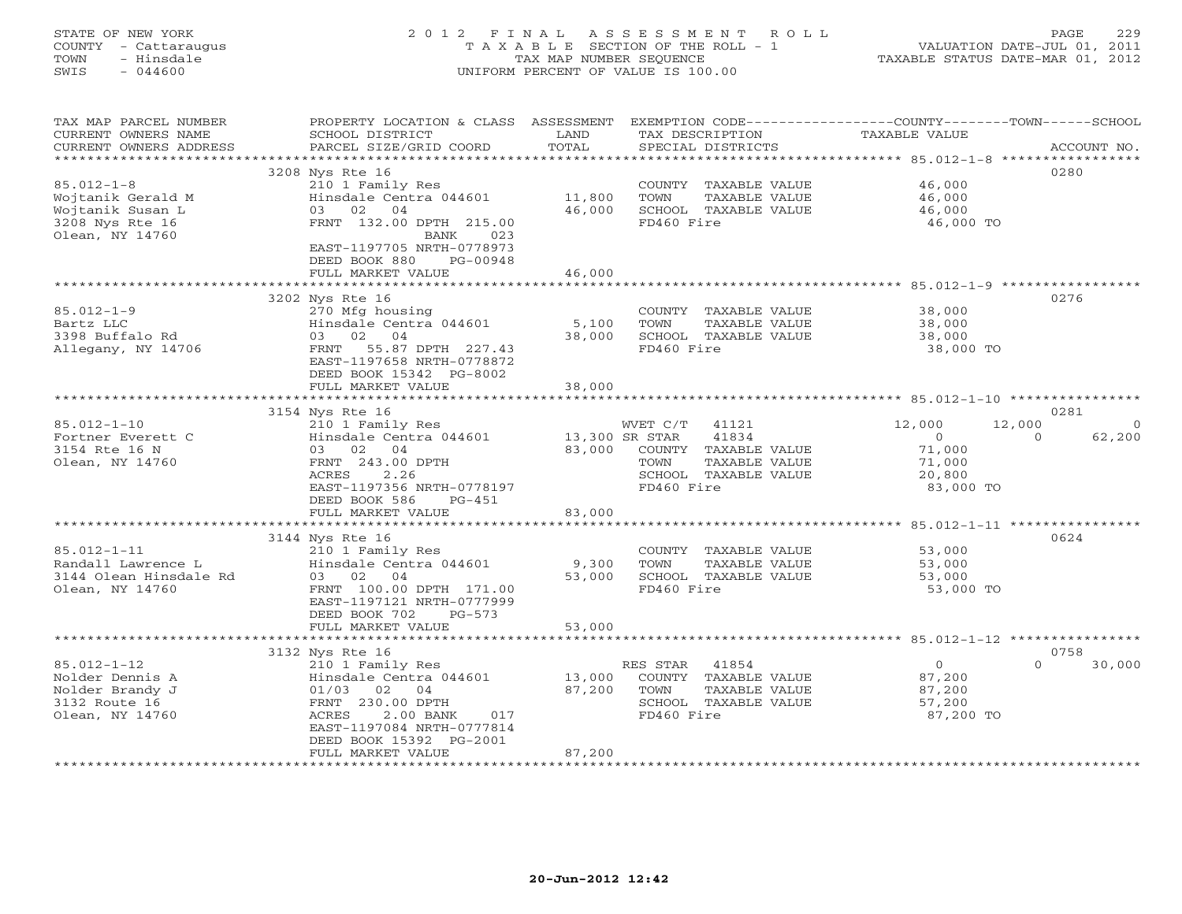STATE OF NEW YORK
COUNTY - Cattaraugus
TOWN - Hinsdale
SWIS - 044600

# 2012 FINAL ASSESSMENT ROLL
TAXABLE SECTION OF THE ROLL - 1
TAX MAP NUMBER SEQUENCE
UNIFORM PERCENT OF VALUE IS 100.00

VALUATION DATE-JUL 01, 2011
TAXABLE STATUS DATE-MAR 01, 2012

| TAX MAP PARCEL NUMBER / CURRENT OWNERS NAME / CURRENT OWNERS ADDRESS | PROPERTY LOCATION & CLASS / SCHOOL DISTRICT / PARCEL SIZE/GRID COORD | ASSESSMENT LAND | TOTAL | EXEMPTION CODE / TAX DESCRIPTION / SPECIAL DISTRICTS | COUNTY TAXABLE VALUE | TOWN | SCHOOL | ACCOUNT NO. |
|---|---|---|---|---|---|---|---|---|
| | 3208 Nys Rte 16 | | | | | | | 0280 |
| 85.012-1-8 | 210 1 Family Res | | | COUNTY TAXABLE VALUE | 46,000 | | | |
| Wojtanik Gerald M | Hinsdale Centra 044601 | 11,800 | | TOWN TAXABLE VALUE | 46,000 | | | |
| Wojtanik Susan L | 03 02 04 | | 46,000 | SCHOOL TAXABLE VALUE | 46,000 | | | |
| 3208 Nys Rte 16 | FRNT 132.00 DPTH 215.00 | | | FD460 Fire | 46,000 TO | | | |
| Olean, NY 14760 | BANK 023 | | | | | | | |
| | EAST-1197705 NRTH-0778973 | | | | | | | |
| | DEED BOOK 880 PG-00948 | | | | | | | |
| | FULL MARKET VALUE | | 46,000 | | | | | |
| | 3202 Nys Rte 16 | | | | | | | 0276 |
| 85.012-1-9 | 270 Mfg housing | | | COUNTY TAXABLE VALUE | 38,000 | | | |
| Bartz LLC | Hinsdale Centra 044601 | 5,100 | | TOWN TAXABLE VALUE | 38,000 | | | |
| 3398 Buffalo Rd | 03 02 04 | | 38,000 | SCHOOL TAXABLE VALUE | 38,000 | | | |
| Allegany, NY 14706 | FRNT 55.87 DPTH 227.43 | | | FD460 Fire | 38,000 TO | | | |
| | EAST-1197658 NRTH-0778872 | | | | | | | |
| | DEED BOOK 15342 PG-8002 | | | | | | | |
| | FULL MARKET VALUE | | 38,000 | | | | | |
| | 3154 Nys Rte 16 | | | | | | | 0281 |
| 85.012-1-10 | 210 1 Family Res | | | WVET C/T 41121 | 12,000 | 12,000 | 0 | |
| Fortner Everett C | Hinsdale Centra 044601 | 13,300 | | SR STAR 41834 | 0 | 0 | 62,200 | |
| 3154 Rte 16 N | 03 02 04 | | 83,000 | COUNTY TAXABLE VALUE | 71,000 | | | |
| Olean, NY 14760 | FRNT 243.00 DPTH | | | TOWN TAXABLE VALUE | 71,000 | | | |
| | ACRES 2.26 | | | SCHOOL TAXABLE VALUE | 20,800 | | | |
| | EAST-1197356 NRTH-0778197 | | | FD460 Fire | 83,000 TO | | | |
| | DEED BOOK 586 PG-451 | | | | | | | |
| | FULL MARKET VALUE | | 83,000 | | | | | |
| | 3144 Nys Rte 16 | | | | | | | 0624 |
| 85.012-1-11 | 210 1 Family Res | | | COUNTY TAXABLE VALUE | 53,000 | | | |
| Randall Lawrence L | Hinsdale Centra 044601 | 9,300 | | TOWN TAXABLE VALUE | 53,000 | | | |
| 3144 Olean Hinsdale Rd | 03 02 04 | | 53,000 | SCHOOL TAXABLE VALUE | 53,000 | | | |
| Olean, NY 14760 | FRNT 100.00 DPTH 171.00 | | | FD460 Fire | 53,000 TO | | | |
| | EAST-1197121 NRTH-0777999 | | | | | | | |
| | DEED BOOK 702 PG-573 | | | | | | | |
| | FULL MARKET VALUE | | 53,000 | | | | | |
| | 3132 Nys Rte 16 | | | | | | | 0758 |
| 85.012-1-12 | 210 1 Family Res | | | RES STAR 41854 | 0 | 0 | 30,000 | |
| Nolder Dennis A | Hinsdale Centra 044601 | 13,000 | | COUNTY TAXABLE VALUE | 87,200 | | | |
| Nolder Brandy J | 01/03 02 04 | | 87,200 | TOWN TAXABLE VALUE | 87,200 | | | |
| 3132 Route 16 | FRNT 230.00 DPTH | | | SCHOOL TAXABLE VALUE | 57,200 | | | |
| Olean, NY 14760 | ACRES 2.00 BANK 017 | | | FD460 Fire | 87,200 TO | | | |
| | EAST-1197084 NRTH-0777814 | | | | | | | |
| | DEED BOOK 15392 PG-2001 | | | | | | | |
| | FULL MARKET VALUE | | 87,200 | | | | | |

20-Jun-2012 12:42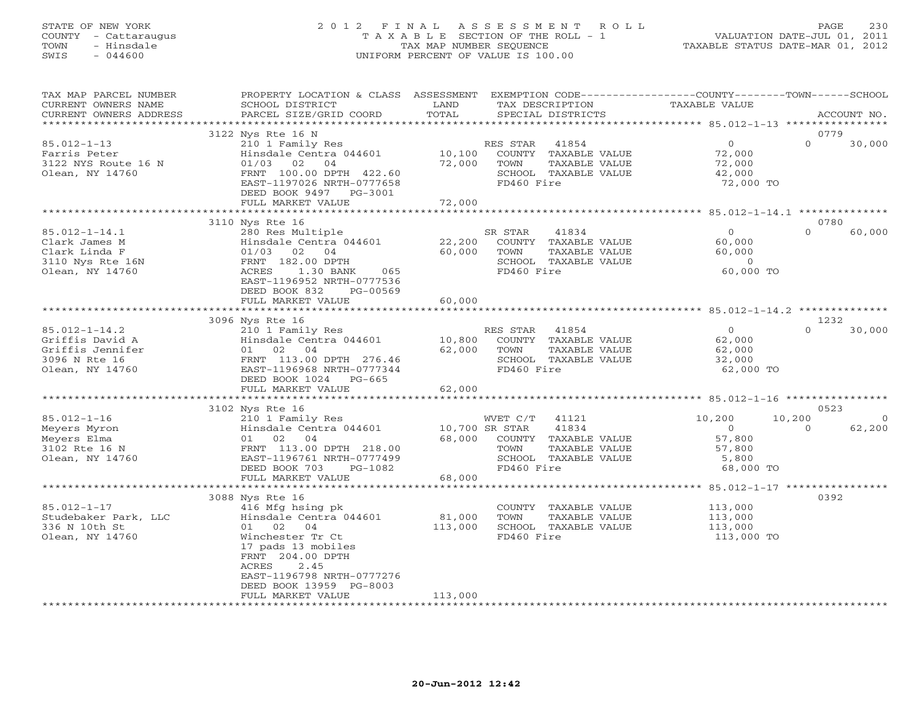STATE OF NEW YORK
COUNTY - Cattaraugus
TOWN - Hinsdale
SWIS - 044600

2012 FINAL ASSESSMENT ROLL
TAXABLE SECTION OF THE ROLL - 1
TAX MAP NUMBER SEQUENCE
UNIFORM PERCENT OF VALUE IS 100.00

VALUATION DATE-JUL 01, 2011
TAXABLE STATUS DATE-MAR 01, 2012

| TAX MAP PARCEL NUMBER / CURRENT OWNERS NAME / CURRENT OWNERS ADDRESS | PROPERTY LOCATION & CLASS / SCHOOL DISTRICT / PARCEL SIZE/GRID COORD | ASSESSMENT LAND / TOTAL | EXEMPTION CODE / TAX DESCRIPTION / SPECIAL DISTRICTS | COUNTY TAXABLE VALUE | TOWN | SCHOOL / ACCOUNT NO. |
|---|---|---|---|---|---|---|
| | 3122 Nys Rte 16 N | | | | | 0779 |
| 85.012-1-13 | 210 1 Family Res | | RES STAR 41854 | 0 | 0 | 30,000 |
| Farris Peter | Hinsdale Centra 044601 | 10,100 | COUNTY TAXABLE VALUE | 72,000 | | |
| 3122 NYS Route 16 N | 01/03 02 04 | 72,000 | TOWN TAXABLE VALUE | 72,000 | | |
| Olean, NY 14760 | FRNT 100.00 DPTH 422.60 | | SCHOOL TAXABLE VALUE | 42,000 | | |
| | EAST-1197026 NRTH-0777658 | | FD460 Fire | 72,000 TO | | |
| | DEED BOOK 9497 PG-3001 | | | | | |
| | FULL MARKET VALUE | 72,000 | | | | |
| | 3110 Nys Rte 16 | | | | | 0780 |
| 85.012-1-14.1 | 280 Res Multiple | | SR STAR 41834 | 0 | 0 | 60,000 |
| Clark James M | Hinsdale Centra 044601 | 22,200 | COUNTY TAXABLE VALUE | 60,000 | | |
| Clark Linda F | 01/03 02 04 | 60,000 | TOWN TAXABLE VALUE | 60,000 | | |
| 3110 Nys Rte 16N | FRNT 182.00 DPTH | | SCHOOL TAXABLE VALUE | 0 | | |
| Olean, NY 14760 | ACRES 1.30 BANK 065 | | FD460 Fire | 60,000 TO | | |
| | EAST-1196952 NRTH-0777536 | | | | | |
| | DEED BOOK 832 PG-00569 | | | | | |
| | FULL MARKET VALUE | 60,000 | | | | |
| | 3096 Nys Rte 16 | | | | | 1232 |
| 85.012-1-14.2 | 210 1 Family Res | | RES STAR 41854 | 0 | 0 | 30,000 |
| Griffis David A | Hinsdale Centra 044601 | 10,800 | COUNTY TAXABLE VALUE | 62,000 | | |
| Griffis Jennifer | 01 02 04 | 62,000 | TOWN TAXABLE VALUE | 62,000 | | |
| 3096 N Rte 16 | FRNT 113.00 DPTH 276.46 | | SCHOOL TAXABLE VALUE | 32,000 | | |
| Olean, NY 14760 | EAST-1196968 NRTH-0777344 | | FD460 Fire | 62,000 TO | | |
| | DEED BOOK 1024 PG-665 | | | | | |
| | FULL MARKET VALUE | 62,000 | | | | |
| | 3102 Nys Rte 16 | | | | | 0523 |
| 85.012-1-16 | 210 1 Family Res | | WVET C/T 41121 | 10,200 | 10,200 | 0 |
| Meyers Myron | Hinsdale Centra 044601 | 10,700 | SR STAR 41834 | 0 | 0 | 62,200 |
| Meyers Elma | 01 02 04 | 68,000 | COUNTY TAXABLE VALUE | 57,800 | | |
| 3102 Rte 16 N | FRNT 113.00 DPTH 218.00 | | TOWN TAXABLE VALUE | 57,800 | | |
| Olean, NY 14760 | EAST-1196761 NRTH-0777499 | | SCHOOL TAXABLE VALUE | 5,800 | | |
| | DEED BOOK 703 PG-1082 | | FD460 Fire | 68,000 TO | | |
| | FULL MARKET VALUE | 68,000 | | | | |
| | 3088 Nys Rte 16 | | | | | 0392 |
| 85.012-1-17 | 416 Mfg hsing pk | | COUNTY TAXABLE VALUE | 113,000 | | |
| Studebaker Park, LLC | Hinsdale Centra 044601 | 81,000 | TOWN TAXABLE VALUE | 113,000 | | |
| 336 N 10th St | 01 02 04 | 113,000 | SCHOOL TAXABLE VALUE | 113,000 | | |
| Olean, NY 14760 | Winchester Tr Ct | | FD460 Fire | 113,000 TO | | |
| | 17 pads 13 mobiles | | | | | |
| | FRNT 204.00 DPTH | | | | | |
| | ACRES 2.45 | | | | | |
| | EAST-1196798 NRTH-0777276 | | | | | |
| | DEED BOOK 13959 PG-8003 | | | | | |
| | FULL MARKET VALUE | 113,000 | | | | |

20-Jun-2012 12:42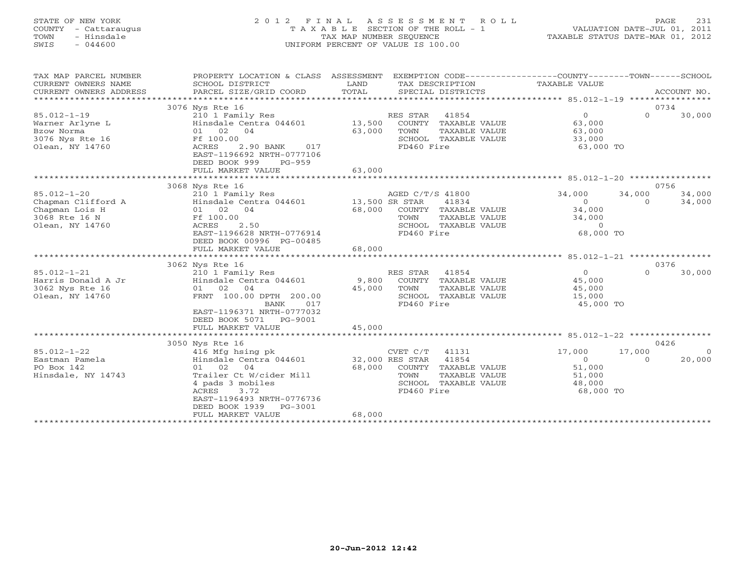STATE OF NEW YORK — COUNTY - Cattaraugus — TOWN - Hinsdale — SWIS - 044600

# 2012 FINAL ASSESSMENT ROLL

TAXABLE SECTION OF THE ROLL - 1
TAX MAP NUMBER SEQUENCE
UNIFORM PERCENT OF VALUE IS 100.00

VALUATION DATE-JUL 01, 2011
TAXABLE STATUS DATE-MAR 01, 2012

| TAX MAP PARCEL NUMBER / CURRENT OWNERS NAME / CURRENT OWNERS ADDRESS | PROPERTY LOCATION & CLASS / SCHOOL DISTRICT / PARCEL SIZE/GRID COORD | ASSESSMENT LAND / TOTAL | EXEMPTION CODE / TAX DESCRIPTION / SPECIAL DISTRICTS | COUNTY TAXABLE VALUE | TOWN | SCHOOL | ACCOUNT NO. |
|---|---|---|---|---|---|---|---|
| | 3076 Nys Rte 16 | | | | | | 0734 |
| 85.012-1-19 | 210 1 Family Res | | RES STAR 41854 | 0 | 0 | 30,000 | |
| Warner Arlyne L | Hinsdale Centra 044601 | 13,500 | COUNTY TAXABLE VALUE | 63,000 | | | |
| Bzow Norma | 01 02 04 | 63,000 | TOWN TAXABLE VALUE | 63,000 | | | |
| 3076 Nys Rte 16 | Ff 100.00 | | SCHOOL TAXABLE VALUE | 33,000 | | | |
| Olean, NY 14760 | ACRES 2.90 BANK 017 | | FD460 Fire | 63,000 TO | | | |
| | EAST-1196692 NRTH-0777106 | | | | | | |
| | DEED BOOK 999 PG-959 | | | | | | |
| | FULL MARKET VALUE | 63,000 | | | | | |
| | 3068 Nys Rte 16 | | | | | | 0756 |
| 85.012-1-20 | 210 1 Family Res | | AGED C/T/S 41800 | 34,000 | 34,000 | 34,000 | |
| Chapman Clifford A | Hinsdale Centra 044601 | 13,500 | SR STAR 41834 | 0 | 0 | 34,000 | |
| Chapman Lois H | 01 02 04 | 68,000 | COUNTY TAXABLE VALUE | 34,000 | | | |
| 3068 Rte 16 N | Ff 100.00 | | TOWN TAXABLE VALUE | 34,000 | | | |
| Olean, NY 14760 | ACRES 2.50 | | SCHOOL TAXABLE VALUE | 0 | | | |
| | EAST-1196628 NRTH-0776914 | | FD460 Fire | 68,000 TO | | | |
| | DEED BOOK 00996 PG-00485 | | | | | | |
| | FULL MARKET VALUE | 68,000 | | | | | |
| | 3062 Nys Rte 16 | | | | | | 0376 |
| 85.012-1-21 | 210 1 Family Res | | RES STAR 41854 | 0 | 0 | 30,000 | |
| Harris Donald A Jr | Hinsdale Centra 044601 | 9,800 | COUNTY TAXABLE VALUE | 45,000 | | | |
| 3062 Nys Rte 16 | 01 02 04 | 45,000 | TOWN TAXABLE VALUE | 45,000 | | | |
| Olean, NY 14760 | FRNT 100.00 DPTH 200.00 | | SCHOOL TAXABLE VALUE | 15,000 | | | |
| | BANK 017 | | FD460 Fire | 45,000 TO | | | |
| | EAST-1196371 NRTH-0777032 | | | | | | |
| | DEED BOOK 5071 PG-9001 | | | | | | |
| | FULL MARKET VALUE | 45,000 | | | | | |
| | 3050 Nys Rte 16 | | | | | | 0426 |
| 85.012-1-22 | 416 Mfg hsing pk | | CVET C/T 41131 | 17,000 | 17,000 | 0 | |
| Eastman Pamela | Hinsdale Centra 044601 | 32,000 | RES STAR 41854 | 0 | 0 | 20,000 | |
| PO Box 142 | 01 02 04 | 68,000 | COUNTY TAXABLE VALUE | 51,000 | | | |
| Hinsdale, NY 14743 | Trailer Ct W/cider Mill | | TOWN TAXABLE VALUE | 51,000 | | | |
| | 4 pads 3 mobiles | | SCHOOL TAXABLE VALUE | 48,000 | | | |
| | ACRES 3.72 | | FD460 Fire | 68,000 TO | | | |
| | EAST-1196493 NRTH-0776736 | | | | | | |
| | DEED BOOK 1939 PG-3001 | | | | | | |
| | FULL MARKET VALUE | 68,000 | | | | | |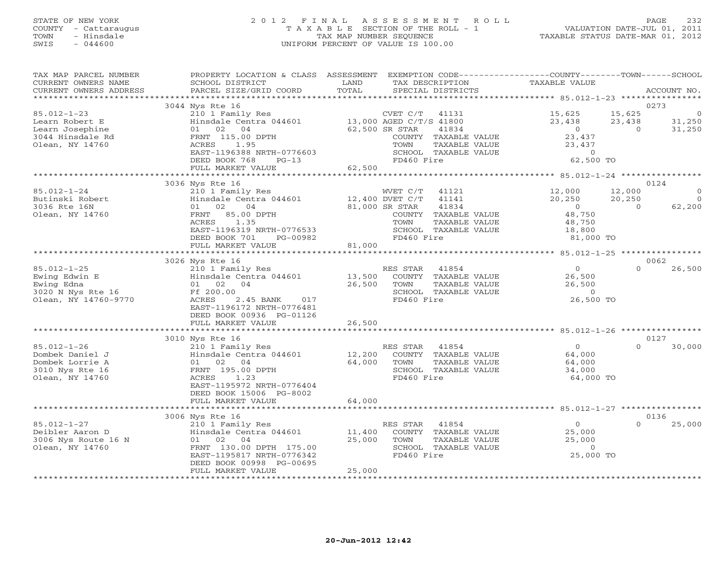STATE OF NEW YORK
COUNTY - Cattaraugus
TOWN - Hinsdale
SWIS - 044600

# 2012 FINAL ASSESSMENT ROLL
TAXABLE SECTION OF THE ROLL - 1
TAX MAP NUMBER SEQUENCE
UNIFORM PERCENT OF VALUE IS 100.00

VALUATION DATE-JUL 01, 2011
TAXABLE STATUS DATE-MAR 01, 2012

| TAX MAP PARCEL NUMBER / CURRENT OWNERS NAME / CURRENT OWNERS ADDRESS | PROPERTY LOCATION & CLASS / SCHOOL DISTRICT / PARCEL SIZE/GRID COORD | ASSESSMENT LAND / TOTAL | EXEMPTION CODE / TAX DESCRIPTION / SPECIAL DISTRICTS | COUNTY TAXABLE VALUE | TOWN | SCHOOL | ACCOUNT NO. |
|---|---|---|---|---|---|---|---|
| 85.012-1-23 | 3044 Nys Rte 16 | | | | | | 0273 |
| Learn Robert E | 210 1 Family Res | | CVET C/T 41131 | 15,625 | 15,625 | 0 | |
| Learn Josephine | Hinsdale Centra 044601 | 13,000 | AGED C/T/S 41800 | 23,438 | 23,438 | 31,250 | |
| 3044 Hinsdale Rd | 01 02 04 | 62,500 | SR STAR 41834 | 0 | 0 | 31,250 | |
| Olean, NY 14760 | FRNT 115.00 DPTH | | COUNTY TAXABLE VALUE | 23,437 | | | |
| | ACRES 1.95 | | TOWN TAXABLE VALUE | 23,437 | | | |
| | EAST-1196388 NRTH-0776603 | | SCHOOL TAXABLE VALUE | 0 | | | |
| | DEED BOOK 768 PG-13 | | FD460 Fire | 62,500 TO | | | |
| | FULL MARKET VALUE | 62,500 | | | | | |
| 85.012-1-24 | 3036 Nys Rte 16 | | | | | | 0124 |
| Butinski Robert | 210 1 Family Res | | WVET C/T 41121 | 12,000 | 12,000 | 0 | |
| 3036 Rte 16N | Hinsdale Centra 044601 | 12,400 | DVET C/T 41141 | 20,250 | 20,250 | 0 | |
| Olean, NY 14760 | 01 02 04 | 81,000 | SR STAR 41834 | 0 | 0 | 62,200 | |
| | FRNT 85.00 DPTH | | COUNTY TAXABLE VALUE | 48,750 | | | |
| | ACRES 1.35 | | TOWN TAXABLE VALUE | 48,750 | | | |
| | EAST-1196319 NRTH-0776533 | | SCHOOL TAXABLE VALUE | 18,800 | | | |
| | DEED BOOK 701 PG-00982 | | FD460 Fire | 81,000 TO | | | |
| | FULL MARKET VALUE | 81,000 | | | | | |
| 85.012-1-25 | 3026 Nys Rte 16 | | | | | | 0062 |
| Ewing Edwin E | 210 1 Family Res | | RES STAR 41854 | 0 | 0 | 26,500 | |
| Ewing Edna | Hinsdale Centra 044601 | 13,500 | COUNTY TAXABLE VALUE | 26,500 | | | |
| 3020 N Nys Rte 16 | 01 02 04 | 26,500 | TOWN TAXABLE VALUE | 26,500 | | | |
| Olean, NY 14760-9770 | Ff 200.00 | | SCHOOL TAXABLE VALUE | 0 | | | |
| | ACRES 2.45 BANK 017 | | FD460 Fire | 26,500 TO | | | |
| | EAST-1196172 NRTH-0776481 | | | | | | |
| | DEED BOOK 00936 PG-01126 | | | | | | |
| | FULL MARKET VALUE | 26,500 | | | | | |
| 85.012-1-26 | 3010 Nys Rte 16 | | | | | | 0127 |
| Dombek Daniel J | 210 1 Family Res | | RES STAR 41854 | 0 | 0 | 30,000 | |
| Dombek Lorrie A | Hinsdale Centra 044601 | 12,200 | COUNTY TAXABLE VALUE | 64,000 | | | |
| 3010 Nys Rte 16 | 01 02 04 | 64,000 | TOWN TAXABLE VALUE | 64,000 | | | |
| Olean, NY 14760 | FRNT 195.00 DPTH | | SCHOOL TAXABLE VALUE | 34,000 | | | |
| | ACRES 1.23 | | FD460 Fire | 64,000 TO | | | |
| | EAST-1195972 NRTH-0776404 | | | | | | |
| | DEED BOOK 15006 PG-8002 | | | | | | |
| | FULL MARKET VALUE | 64,000 | | | | | |
| 85.012-1-27 | 3006 Nys Rte 16 | | | | | | 0136 |
| Deibler Aaron D | 210 1 Family Res | | RES STAR 41854 | 0 | 0 | 25,000 | |
| 3006 Nys Route 16 N | Hinsdale Centra 044601 | 11,400 | COUNTY TAXABLE VALUE | 25,000 | | | |
| Olean, NY 14760 | 01 02 04 | 25,000 | TOWN TAXABLE VALUE | 25,000 | | | |
| | FRNT 130.00 DPTH 175.00 | | SCHOOL TAXABLE VALUE | 0 | | | |
| | EAST-1195817 NRTH-0776342 | | FD460 Fire | 25,000 TO | | | |
| | DEED BOOK 00998 PG-00695 | | | | | | |
| | FULL MARKET VALUE | 25,000 | | | | | |

20-Jun-2012 12:42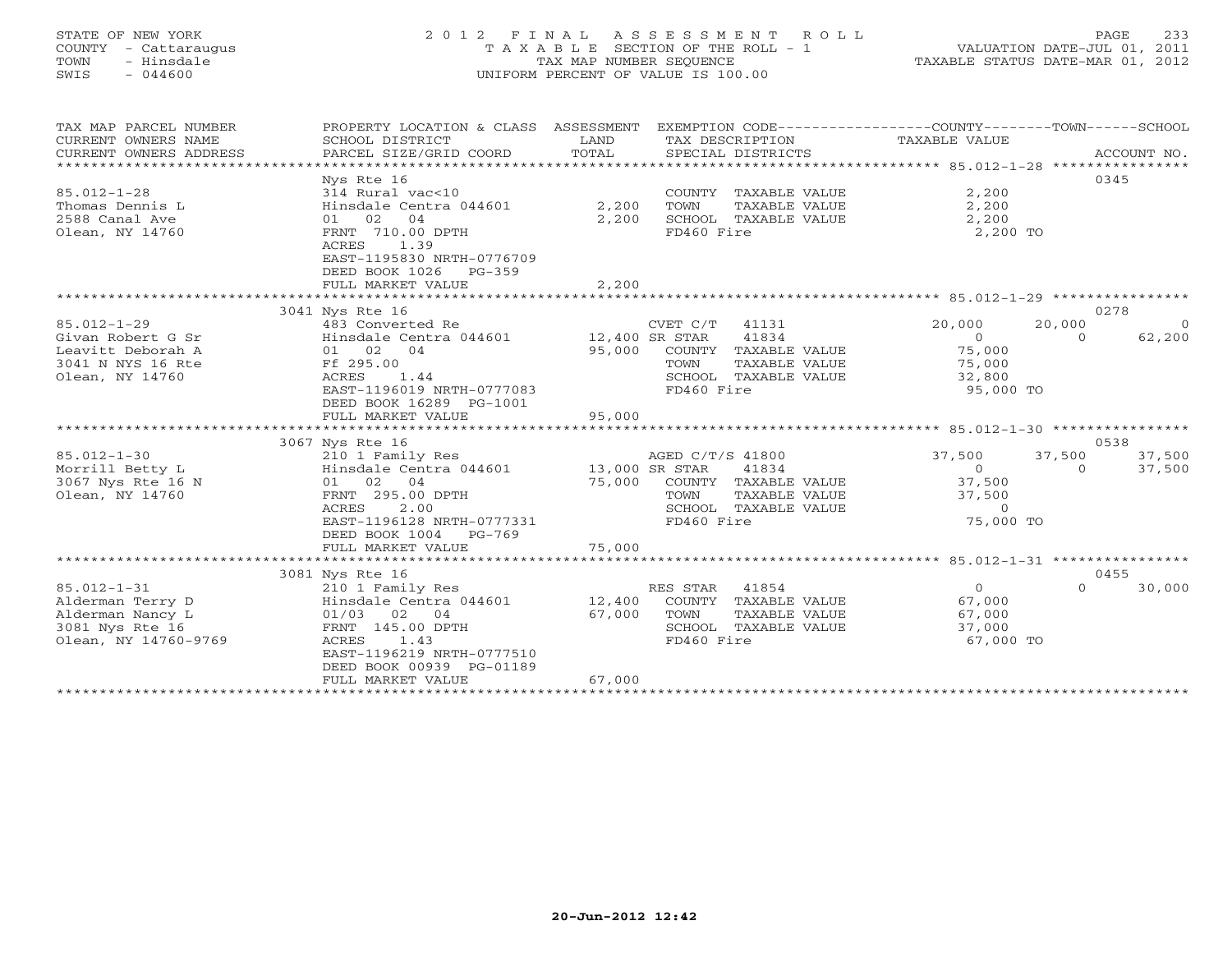STATE OF NEW YORK
COUNTY - Cattaraugus
TOWN - Hinsdale
SWIS - 044600

2012 FINAL ASSESSMENT ROLL
TAXABLE SECTION OF THE ROLL - 1
TAX MAP NUMBER SEQUENCE
UNIFORM PERCENT OF VALUE IS 100.00

VALUATION DATE-JUL 01, 2011
TAXABLE STATUS DATE-MAR 01, 2012

| TAX MAP PARCEL NUMBER / CURRENT OWNERS NAME / CURRENT OWNERS ADDRESS | PROPERTY LOCATION & CLASS / SCHOOL DISTRICT / PARCEL SIZE/GRID COORD | ASSESSMENT LAND | TOTAL | EXEMPTION CODE / TAX DESCRIPTION / SPECIAL DISTRICTS | COUNTY TAXABLE VALUE | TOWN | SCHOOL | ACCOUNT NO. |
|---|---|---|---|---|---|---|---|---|
| **85.012-1-28** | Nys Rte 16 | | | | | | | 0345 |
| 85.012-1-28 | 314 Rural vac<10 | | | COUNTY TAXABLE VALUE | 2,200 | | | |
| Thomas Dennis L | Hinsdale Centra 044601 | 2,200 | | TOWN TAXABLE VALUE | 2,200 | | | |
| 2588 Canal Ave | 01 02 04 | | 2,200 | SCHOOL TAXABLE VALUE | 2,200 | | | |
| Olean, NY 14760 | FRNT 710.00 DPTH | | | FD460 Fire | 2,200 TO | | | |
| | ACRES 1.39 | | | | | | | |
| | EAST-1195830 NRTH-0776709 | | | | | | | |
| | DEED BOOK 1026 PG-359 | | | | | | | |
| | FULL MARKET VALUE | | 2,200 | | | | | |
| **85.012-1-29** | 3041 Nys Rte 16 | | | | | | | 0278 |
| 85.012-1-29 | 483 Converted Re | | | CVET C/T 41131 | 20,000 | 20,000 | 0 | |
| Givan Robert G Sr | Hinsdale Centra 044601 | 12,400 | | SR STAR 41834 | 0 | 0 | 62,200 | |
| Leavitt Deborah A | 01 02 04 | | 95,000 | COUNTY TAXABLE VALUE | 75,000 | | | |
| 3041 N NYS 16 Rte | Ff 295.00 | | | TOWN TAXABLE VALUE | 75,000 | | | |
| Olean, NY 14760 | ACRES 1.44 | | | SCHOOL TAXABLE VALUE | 32,800 | | | |
| | EAST-1196019 NRTH-0777083 | | | FD460 Fire | 95,000 TO | | | |
| | DEED BOOK 16289 PG-1001 | | | | | | | |
| | FULL MARKET VALUE | | 95,000 | | | | | |
| **85.012-1-30** | 3067 Nys Rte 16 | | | | | | | 0538 |
| 85.012-1-30 | 210 1 Family Res | | | AGED C/T/S 41800 | 37,500 | 37,500 | 37,500 | |
| Morrill Betty L | Hinsdale Centra 044601 | 13,000 | | SR STAR 41834 | 0 | 0 | 37,500 | |
| 3067 Nys Rte 16 N | 01 02 04 | | 75,000 | COUNTY TAXABLE VALUE | 37,500 | | | |
| Olean, NY 14760 | FRNT 295.00 DPTH | | | TOWN TAXABLE VALUE | 37,500 | | | |
| | ACRES 2.00 | | | SCHOOL TAXABLE VALUE | 0 | | | |
| | EAST-1196128 NRTH-0777331 | | | FD460 Fire | 75,000 TO | | | |
| | DEED BOOK 1004 PG-769 | | | | | | | |
| | FULL MARKET VALUE | | 75,000 | | | | | |
| **85.012-1-31** | 3081 Nys Rte 16 | | | | | | | 0455 |
| 85.012-1-31 | 210 1 Family Res | | | RES STAR 41854 | 0 | 0 | 30,000 | |
| Alderman Terry D | Hinsdale Centra 044601 | 12,400 | | COUNTY TAXABLE VALUE | 67,000 | | | |
| Alderman Nancy L | 01/03 02 04 | | 67,000 | TOWN TAXABLE VALUE | 67,000 | | | |
| 3081 Nys Rte 16 | FRNT 145.00 DPTH | | | SCHOOL TAXABLE VALUE | 37,000 | | | |
| Olean, NY 14760-9769 | ACRES 1.43 | | | FD460 Fire | 67,000 TO | | | |
| | EAST-1196219 NRTH-0777510 | | | | | | | |
| | DEED BOOK 00939 PG-01189 | | | | | | | |
| | FULL MARKET VALUE | | 67,000 | | | | | |

20-Jun-2012 12:42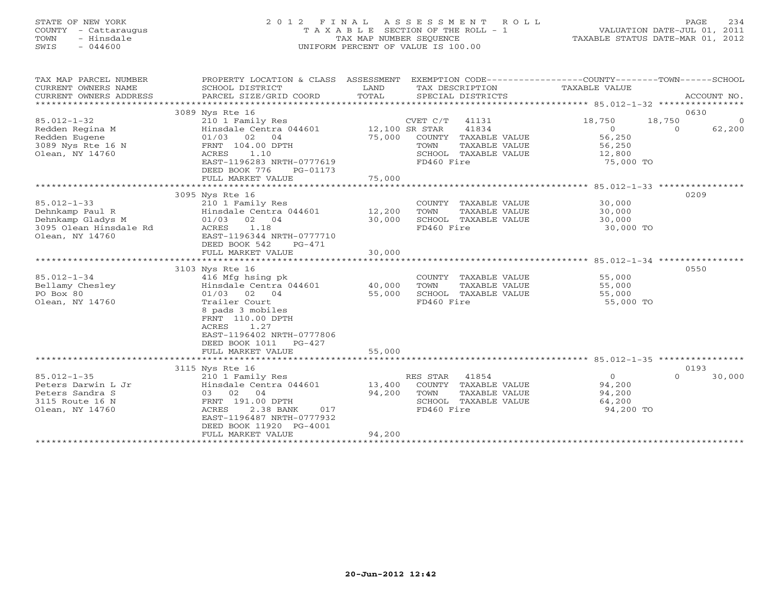STATE OF NEW YORK
COUNTY - Cattaraugus
TOWN - Hinsdale
SWIS - 044600

# 2012 FINAL ASSESSMENT ROLL
TAXABLE SECTION OF THE ROLL - 1
TAX MAP NUMBER SEQUENCE
UNIFORM PERCENT OF VALUE IS 100.00

VALUATION DATE-JUL 01, 2011
TAXABLE STATUS DATE-MAR 01, 2012

| TAX MAP PARCEL NUMBER / CURRENT OWNERS NAME / CURRENT OWNERS ADDRESS | PROPERTY LOCATION & CLASS / SCHOOL DISTRICT / PARCEL SIZE/GRID COORD | ASSESSMENT LAND | TOTAL | EXEMPTION CODE / TAX DESCRIPTION / SPECIAL DISTRICTS | COUNTY TAXABLE VALUE | TOWN | SCHOOL | ACCOUNT NO. |
|---|---|---|---|---|---|---|---|---|
| | 3089 Nys Rte 16 | | | | | | | 0630 |
| 85.012-1-32 | 210 1 Family Res | | | CVET C/T 41131 | 18,750 | 18,750 | 0 | |
| Redden Regina M | Hinsdale Centra 044601 | 12,100 | | SR STAR 41834 | 0 | 0 | 62,200 | |
| Redden Eugene | 01/03 02 04 | | 75,000 | COUNTY TAXABLE VALUE | 56,250 | | | |
| 3089 Nys Rte 16 N | FRNT 104.00 DPTH | | | TOWN TAXABLE VALUE | 56,250 | | | |
| Olean, NY 14760 | ACRES 1.10 | | | SCHOOL TAXABLE VALUE | 12,800 | | | |
| | EAST-1196283 NRTH-0777619 | | | FD460 Fire | 75,000 TO | | | |
| | DEED BOOK 776 PG-01173 | | | | | | | |
| | FULL MARKET VALUE | | 75,000 | | | | | |
| | 3095 Nys Rte 16 | | | | | | | 0209 |
| 85.012-1-33 | 210 1 Family Res | | | COUNTY TAXABLE VALUE | 30,000 | | | |
| Dehnkamp Paul R | Hinsdale Centra 044601 | 12,200 | | TOWN TAXABLE VALUE | 30,000 | | | |
| Dehnkamp Gladys M | 01/03 02 04 | | 30,000 | SCHOOL TAXABLE VALUE | 30,000 | | | |
| 3095 Olean Hinsdale Rd | ACRES 1.18 | | | FD460 Fire | 30,000 TO | | | |
| Olean, NY 14760 | EAST-1196344 NRTH-0777710 | | | | | | | |
| | DEED BOOK 542 PG-471 | | | | | | | |
| | FULL MARKET VALUE | | 30,000 | | | | | |
| | 3103 Nys Rte 16 | | | | | | | 0550 |
| 85.012-1-34 | 416 Mfg hsing pk | | | COUNTY TAXABLE VALUE | 55,000 | | | |
| Bellamy Chesley | Hinsdale Centra 044601 | 40,000 | | TOWN TAXABLE VALUE | 55,000 | | | |
| PO Box 80 | 01/03 02 04 | | 55,000 | SCHOOL TAXABLE VALUE | 55,000 | | | |
| Olean, NY 14760 | Trailer Court | | | FD460 Fire | 55,000 TO | | | |
| | 8 pads 3 mobiles | | | | | | | |
| | FRNT 110.00 DPTH | | | | | | | |
| | ACRES 1.27 | | | | | | | |
| | EAST-1196402 NRTH-0777806 | | | | | | | |
| | DEED BOOK 1011 PG-427 | | | | | | | |
| | FULL MARKET VALUE | | 55,000 | | | | | |
| | 3115 Nys Rte 16 | | | | | | | 0193 |
| 85.012-1-35 | 210 1 Family Res | | | RES STAR 41854 | 0 | 0 | 30,000 | |
| Peters Darwin L Jr | Hinsdale Centra 044601 | 13,400 | | COUNTY TAXABLE VALUE | 94,200 | | | |
| Peters Sandra S | 03 02 04 | | 94,200 | TOWN TAXABLE VALUE | 94,200 | | | |
| 3115 Route 16 N | FRNT 191.00 DPTH | | | SCHOOL TAXABLE VALUE | 64,200 | | | |
| Olean, NY 14760 | ACRES 2.38 BANK 017 | | | FD460 Fire | 94,200 TO | | | |
| | EAST-1196487 NRTH-0777932 | | | | | | | |
| | DEED BOOK 11920 PG-4001 | | | | | | | |
| | FULL MARKET VALUE | | 94,200 | | | | | |

20-Jun-2012 12:42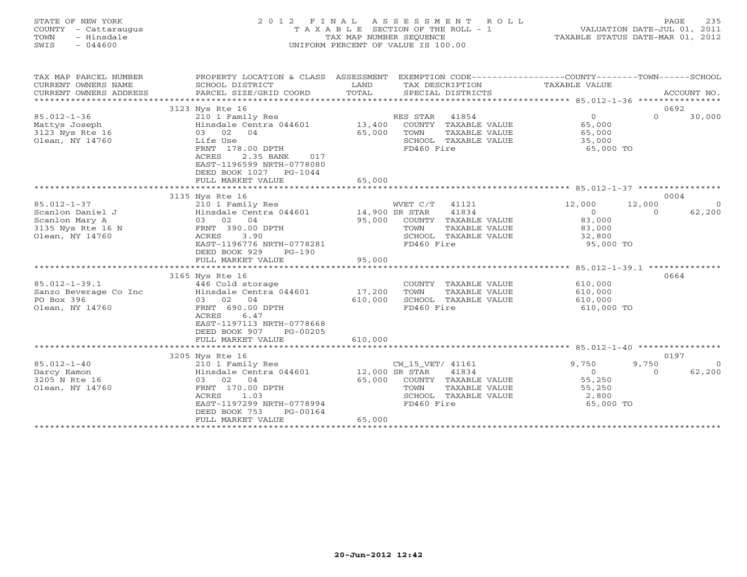STATE OF NEW YORK
COUNTY - Cattaraugus
TOWN - Hinsdale
SWIS - 044600

2012 FINAL ASSESSMENT ROLL
TAXABLE SECTION OF THE ROLL - 1
TAX MAP NUMBER SEQUENCE
UNIFORM PERCENT OF VALUE IS 100.00

VALUATION DATE-JUL 01, 2011
TAXABLE STATUS DATE-MAR 01, 2012

| TAX MAP PARCEL NUMBER / CURRENT OWNERS NAME / CURRENT OWNERS ADDRESS | PROPERTY LOCATION & CLASS / SCHOOL DISTRICT / PARCEL SIZE/GRID COORD | ASSESSMENT LAND / TOTAL | EXEMPTION CODE / TAX DESCRIPTION / SPECIAL DISTRICTS | COUNTY TAXABLE VALUE | TOWN | SCHOOL / ACCOUNT NO. |
|---|---|---|---|---|---|---|
| 85.012-1-36 | 3123 Nys Rte 16 | | | | | 0692 |
| | 210 1 Family Res | | RES STAR 41854 | 0 | 0 | 30,000 |
| Mattys Joseph | Hinsdale Centra 044601 | 13,400 | COUNTY TAXABLE VALUE | 65,000 | | |
| 3123 Nys Rte 16 | 03 02 04 | 65,000 | TOWN TAXABLE VALUE | 65,000 | | |
| Olean, NY 14760 | Life Use | | SCHOOL TAXABLE VALUE | 35,000 | | |
| | FRNT 178.00 DPTH | | FD460 Fire | 65,000 TO | | |
| | ACRES 2.35 BANK 017 | | | | | |
| | EAST-1196599 NRTH-0778080 | | | | | |
| | DEED BOOK 1027 PG-1044 | | | | | |
| | FULL MARKET VALUE | 65,000 | | | | |
| 85.012-1-37 | 3135 Nys Rte 16 | | | | | 0004 |
| | 210 1 Family Res | | WVET C/T 41121 | 12,000 | 12,000 | 0 |
| Scanlon Daniel J | Hinsdale Centra 044601 | 14,900 | SR STAR 41834 | 0 | 0 | 62,200 |
| Scanlon Mary A | 03 02 04 | 95,000 | COUNTY TAXABLE VALUE | 83,000 | | |
| 3135 Nys Rte 16 N | FRNT 390.00 DPTH | | TOWN TAXABLE VALUE | 83,000 | | |
| Olean, NY 14760 | ACRES 3.90 | | SCHOOL TAXABLE VALUE | 32,800 | | |
| | EAST-1196776 NRTH-0778281 | | FD460 Fire | 95,000 TO | | |
| | DEED BOOK 929 PG-190 | | | | | |
| | FULL MARKET VALUE | 95,000 | | | | |
| 85.012-1-39.1 | 3165 Nys Rte 16 | | | | | 0664 |
| | 446 Cold storage | | COUNTY TAXABLE VALUE | 610,000 | | |
| Sanzo Beverage Co Inc | Hinsdale Centra 044601 | 17,200 | TOWN TAXABLE VALUE | 610,000 | | |
| PO Box 396 | 03 02 04 | 610,000 | SCHOOL TAXABLE VALUE | 610,000 | | |
| Olean, NY 14760 | FRNT 690.00 DPTH | | FD460 Fire | 610,000 TO | | |
| | ACRES 6.47 | | | | | |
| | EAST-1197113 NRTH-0778668 | | | | | |
| | DEED BOOK 907 PG-00205 | | | | | |
| | FULL MARKET VALUE | 610,000 | | | | |
| 85.012-1-40 | 3205 Nys Rte 16 | | | | | 0197 |
| | 210 1 Family Res | | CW_15_VET/ 41161 | 9,750 | 9,750 | 0 |
| Darcy Eamon | Hinsdale Centra 044601 | 12,000 | SR STAR 41834 | 0 | 0 | 62,200 |
| 3205 N Rte 16 | 03 02 04 | 65,000 | COUNTY TAXABLE VALUE | 55,250 | | |
| Olean, NY 14760 | FRNT 170.00 DPTH | | TOWN TAXABLE VALUE | 55,250 | | |
| | ACRES 1.03 | | SCHOOL TAXABLE VALUE | 2,800 | | |
| | EAST-1197299 NRTH-0778994 | | FD460 Fire | 65,000 TO | | |
| | DEED BOOK 753 PG-00164 | | | | | |
| | FULL MARKET VALUE | 65,000 | | | | |

20-Jun-2012 12:42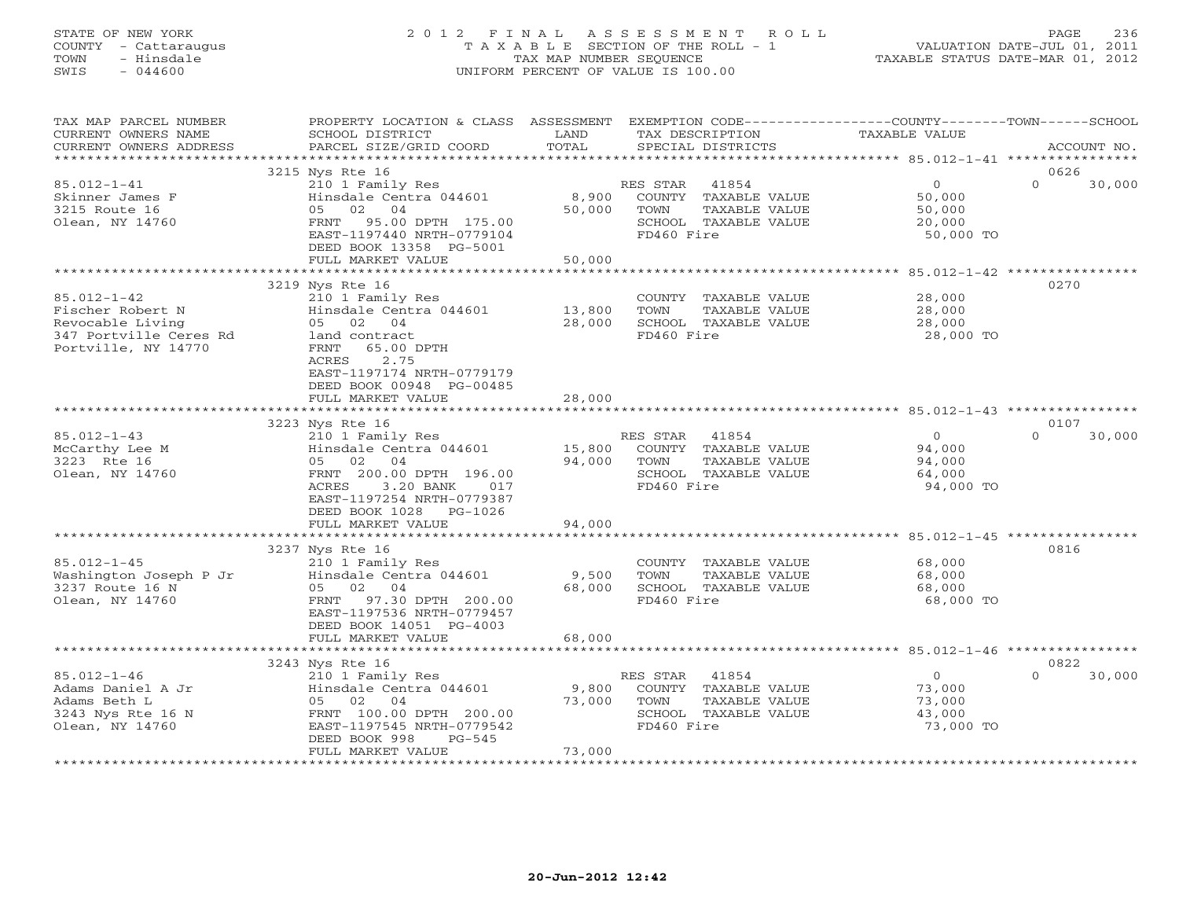STATE OF NEW YORK
COUNTY - Cattaraugus
TOWN - Hinsdale
SWIS - 044600

2012 FINAL ASSESSMENT ROLL
TAXABLE SECTION OF THE ROLL - 1
TAX MAP NUMBER SEQUENCE
UNIFORM PERCENT OF VALUE IS 100.00

VALUATION DATE-JUL 01, 2011
TAXABLE STATUS DATE-MAR 01, 2012

| TAX MAP PARCEL NUMBER / CURRENT OWNERS NAME / CURRENT OWNERS ADDRESS | PROPERTY LOCATION & CLASS / SCHOOL DISTRICT / PARCEL SIZE/GRID COORD | ASSESSMENT LAND | TOTAL | EXEMPTION CODE / TAX DESCRIPTION / SPECIAL DISTRICTS | COUNTY TAXABLE VALUE | TOWN | SCHOOL | ACCOUNT NO. |
|---|---|---|---|---|---|---|---|---|
| | 3215 Nys Rte 16 | | | | | | | 0626 |
| 85.012-1-41 | 210 1 Family Res | | | RES STAR 41854 | 0 | 0 | 30,000 | |
| Skinner James F | Hinsdale Centra 044601 | 8,900 | | COUNTY TAXABLE VALUE | 50,000 | | | |
| 3215 Route 16 | 05 02 04 | | 50,000 | TOWN TAXABLE VALUE | 50,000 | | | |
| Olean, NY 14760 | FRNT 95.00 DPTH 175.00 | | | SCHOOL TAXABLE VALUE | 20,000 | | | |
| | EAST-1197440 NRTH-0779104 | | | FD460 Fire | 50,000 TO | | | |
| | DEED BOOK 13358 PG-5001 | | | | | | | |
| | FULL MARKET VALUE | | 50,000 | | | | | |
| | 3219 Nys Rte 16 | | | | | | | 0270 |
| 85.012-1-42 | 210 1 Family Res | | | COUNTY TAXABLE VALUE | 28,000 | | | |
| Fischer Robert N | Hinsdale Centra 044601 | 13,800 | | TOWN TAXABLE VALUE | 28,000 | | | |
| Revocable Living | 05 02 04 | | 28,000 | SCHOOL TAXABLE VALUE | 28,000 | | | |
| 347 Portville Ceres Rd | land contract | | | FD460 Fire | 28,000 TO | | | |
| Portville, NY 14770 | FRNT 65.00 DPTH | | | | | | | |
| | ACRES 2.75 | | | | | | | |
| | EAST-1197174 NRTH-0779179 | | | | | | | |
| | DEED BOOK 00948 PG-00485 | | | | | | | |
| | FULL MARKET VALUE | | 28,000 | | | | | |
| | 3223 Nys Rte 16 | | | | | | | 0107 |
| 85.012-1-43 | 210 1 Family Res | | | RES STAR 41854 | 0 | 0 | 30,000 | |
| McCarthy Lee M | Hinsdale Centra 044601 | 15,800 | | COUNTY TAXABLE VALUE | 94,000 | | | |
| 3223 Rte 16 | 05 02 04 | | 94,000 | TOWN TAXABLE VALUE | 94,000 | | | |
| Olean, NY 14760 | FRNT 200.00 DPTH 196.00 | | | SCHOOL TAXABLE VALUE | 64,000 | | | |
| | ACRES 3.20 BANK 017 | | | FD460 Fire | 94,000 TO | | | |
| | EAST-1197254 NRTH-0779387 | | | | | | | |
| | DEED BOOK 1028 PG-1026 | | | | | | | |
| | FULL MARKET VALUE | | 94,000 | | | | | |
| | 3237 Nys Rte 16 | | | | | | | 0816 |
| 85.012-1-45 | 210 1 Family Res | | | COUNTY TAXABLE VALUE | 68,000 | | | |
| Washington Joseph P Jr | Hinsdale Centra 044601 | 9,500 | | TOWN TAXABLE VALUE | 68,000 | | | |
| 3237 Route 16 N | 05 02 04 | | 68,000 | SCHOOL TAXABLE VALUE | 68,000 | | | |
| Olean, NY 14760 | FRNT 97.30 DPTH 200.00 | | | FD460 Fire | 68,000 TO | | | |
| | EAST-1197536 NRTH-0779457 | | | | | | | |
| | DEED BOOK 14051 PG-4003 | | | | | | | |
| | FULL MARKET VALUE | | 68,000 | | | | | |
| | 3243 Nys Rte 16 | | | | | | | 0822 |
| 85.012-1-46 | 210 1 Family Res | | | RES STAR 41854 | 0 | 0 | 30,000 | |
| Adams Daniel A Jr | Hinsdale Centra 044601 | 9,800 | | COUNTY TAXABLE VALUE | 73,000 | | | |
| Adams Beth L | 05 02 04 | | 73,000 | TOWN TAXABLE VALUE | 73,000 | | | |
| 3243 Nys Rte 16 N | FRNT 100.00 DPTH 200.00 | | | SCHOOL TAXABLE VALUE | 43,000 | | | |
| Olean, NY 14760 | EAST-1197545 NRTH-0779542 | | | FD460 Fire | 73,000 TO | | | |
| | DEED BOOK 998 PG-545 | | | | | | | |
| | FULL MARKET VALUE | | 73,000 | | | | | |

20-Jun-2012 12:42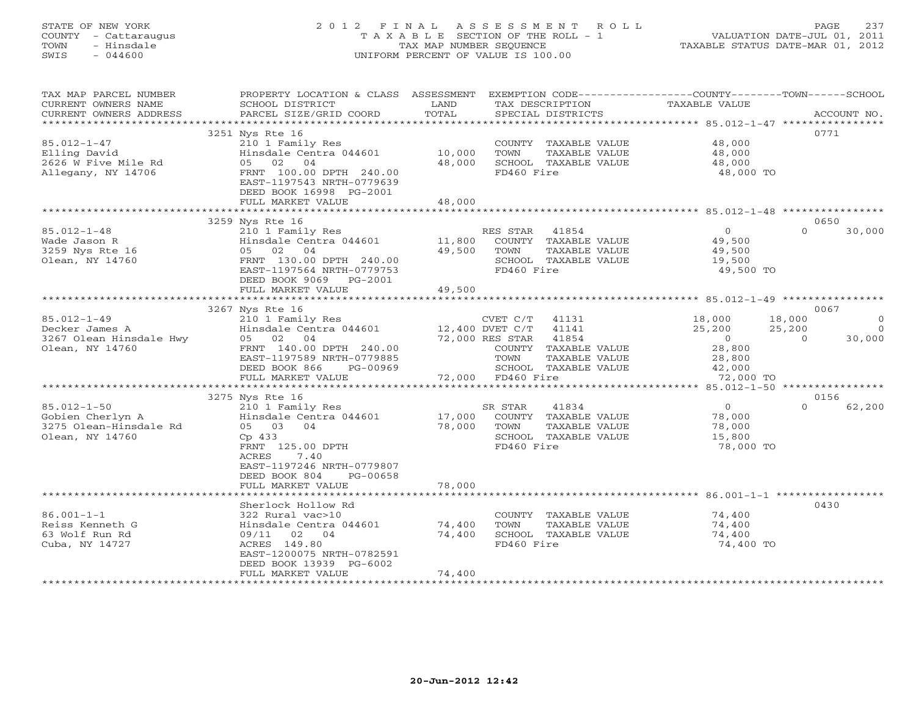STATE OF NEW YORK
COUNTY - Cattaraugus
TOWN - Hinsdale
SWIS - 044600

# 2012 FINAL ASSESSMENT ROLL
TAXABLE SECTION OF THE ROLL - 1
TAX MAP NUMBER SEQUENCE
UNIFORM PERCENT OF VALUE IS 100.00

VALUATION DATE-JUL 01, 2011
TAXABLE STATUS DATE-MAR 01, 2012

| TAX MAP PARCEL NUMBER / CURRENT OWNERS NAME / CURRENT OWNERS ADDRESS | PROPERTY LOCATION & CLASS / SCHOOL DISTRICT / PARCEL SIZE/GRID COORD | ASSESSMENT LAND / TOTAL | EXEMPTION CODE / TAX DESCRIPTION / SPECIAL DISTRICTS | COUNTY TAXABLE VALUE | TOWN | SCHOOL | ACCOUNT NO. |
|---|---|---|---|---|---|---|---|
| | 3251 Nys Rte 16 | | | | | | 0771 |
| 85.012-1-47 | 210 1 Family Res | | COUNTY TAXABLE VALUE | 48,000 | | | |
| Elling David | Hinsdale Centra 044601 | 10,000 | TOWN TAXABLE VALUE | 48,000 | | | |
| 2626 W Five Mile Rd | 05 02 04 | 48,000 | SCHOOL TAXABLE VALUE | 48,000 | | | |
| Allegany, NY 14706 | FRNT 100.00 DPTH 240.00 | | FD460 Fire | 48,000 TO | | | |
| | EAST-1197543 NRTH-0779639 | | | | | | |
| | DEED BOOK 16998 PG-2001 | | | | | | |
| | FULL MARKET VALUE | 48,000 | | | | | |
| | 3259 Nys Rte 16 | | | | | | 0650 |
| 85.012-1-48 | 210 1 Family Res | | RES STAR 41854 | 0 | 0 | 30,000 | |
| Wade Jason R | Hinsdale Centra 044601 | 11,800 | COUNTY TAXABLE VALUE | 49,500 | | | |
| 3259 Nys Rte 16 | 05 02 04 | 49,500 | TOWN TAXABLE VALUE | 49,500 | | | |
| Olean, NY 14760 | FRNT 130.00 DPTH 240.00 | | SCHOOL TAXABLE VALUE | 19,500 | | | |
| | EAST-1197564 NRTH-0779753 | | FD460 Fire | 49,500 TO | | | |
| | DEED BOOK 9069 PG-2001 | | | | | | |
| | FULL MARKET VALUE | 49,500 | | | | | |
| | 3267 Nys Rte 16 | | | | | | 0067 |
| 85.012-1-49 | 210 1 Family Res | | CVET C/T 41131 | 18,000 | 18,000 | 0 | |
| Decker James A | Hinsdale Centra 044601 | 12,400 | DVET C/T 41141 | 25,200 | 25,200 | 0 | |
| 3267 Olean Hinsdale Hwy | 05 02 04 | 72,000 | RES STAR 41854 | 0 | 0 | 30,000 | |
| Olean, NY 14760 | FRNT 140.00 DPTH 240.00 | | COUNTY TAXABLE VALUE | 28,800 | | | |
| | EAST-1197589 NRTH-0779885 | | TOWN TAXABLE VALUE | 28,800 | | | |
| | DEED BOOK 866 PG-00969 | | SCHOOL TAXABLE VALUE | 42,000 | | | |
| | FULL MARKET VALUE | 72,000 | FD460 Fire | 72,000 TO | | | |
| | 3275 Nys Rte 16 | | | | | | 0156 |
| 85.012-1-50 | 210 1 Family Res | | SR STAR 41834 | 0 | 0 | 62,200 | |
| Gobien Cherlyn A | Hinsdale Centra 044601 | 17,000 | COUNTY TAXABLE VALUE | 78,000 | | | |
| 3275 Olean-Hinsdale Rd | 05 03 04 | 78,000 | TOWN TAXABLE VALUE | 78,000 | | | |
| Olean, NY 14760 | Cp 433 | | SCHOOL TAXABLE VALUE | 15,800 | | | |
| | FRNT 125.00 DPTH | | FD460 Fire | 78,000 TO | | | |
| | ACRES 7.40 | | | | | | |
| | EAST-1197246 NRTH-0779807 | | | | | | |
| | DEED BOOK 804 PG-00658 | | | | | | |
| | FULL MARKET VALUE | 78,000 | | | | | |
| | Sherlock Hollow Rd | | | | | | 0430 |
| 86.001-1-1 | 322 Rural vac>10 | | COUNTY TAXABLE VALUE | 74,400 | | | |
| Reiss Kenneth G | Hinsdale Centra 044601 | 74,400 | TOWN TAXABLE VALUE | 74,400 | | | |
| 63 Wolf Run Rd | 09/11 02 04 | 74,400 | SCHOOL TAXABLE VALUE | 74,400 | | | |
| Cuba, NY 14727 | ACRES 149.80 | | FD460 Fire | 74,400 TO | | | |
| | EAST-1200075 NRTH-0782591 | | | | | | |
| | DEED BOOK 13939 PG-6002 | | | | | | |
| | FULL MARKET VALUE | 74,400 | | | | | |

20-Jun-2012 12:42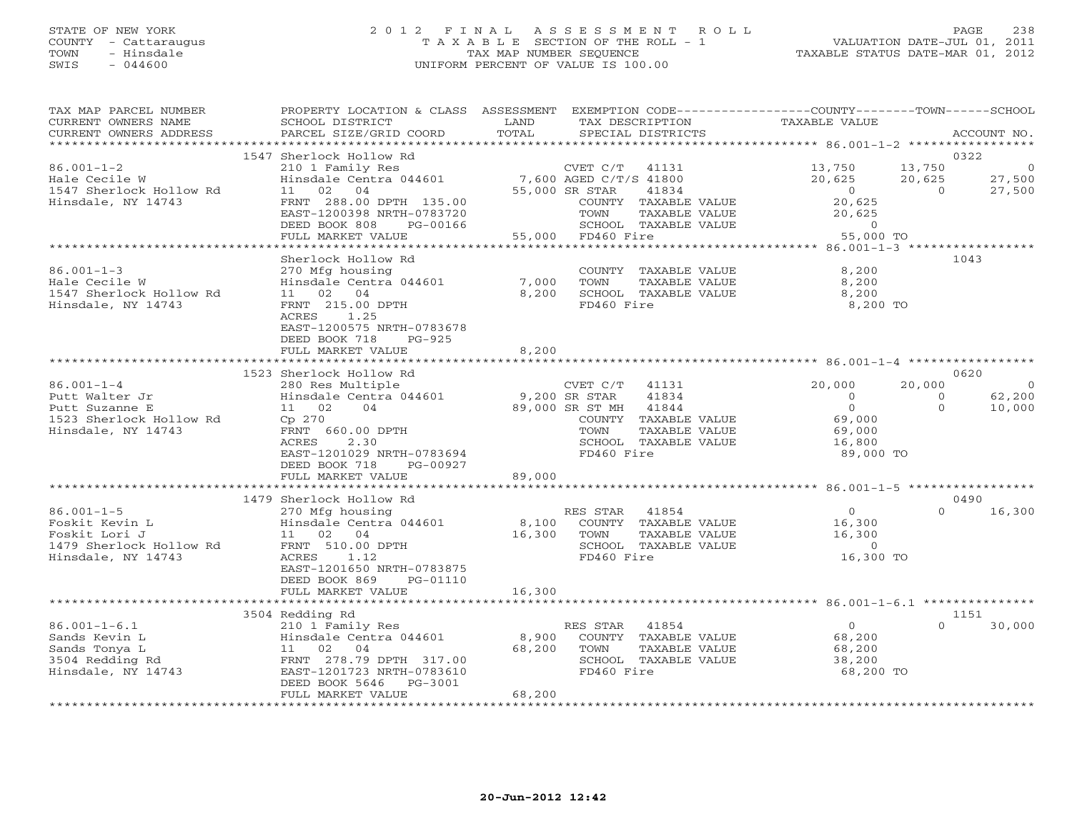STATE OF NEW YORK
COUNTY - Cattaraugus
TOWN - Hinsdale
SWIS - 044600

2012 FINAL ASSESSMENT ROLL
TAXABLE SECTION OF THE ROLL - 1
TAX MAP NUMBER SEQUENCE
UNIFORM PERCENT OF VALUE IS 100.00

VALUATION DATE-JUL 01, 2011
TAXABLE STATUS DATE-MAR 01, 2012

| TAX MAP PARCEL NUMBER / CURRENT OWNERS NAME / CURRENT OWNERS ADDRESS | PROPERTY LOCATION & CLASS / SCHOOL DISTRICT / PARCEL SIZE/GRID COORD | ASSESSMENT LAND / TOTAL | EXEMPTION CODE / TAX DESCRIPTION / SPECIAL DISTRICTS | COUNTY TAXABLE VALUE | TOWN | SCHOOL | ACCOUNT NO. |
|---|---|---|---|---|---|---|---|
| **86.001-1-2** | 1547 Sherlock Hollow Rd | | | | | | 0322 |
| 86.001-1-2 | 210 1 Family Res | | CVET C/T 41131 | 13,750 | 13,750 | 0 | |
| Hale Cecile W | Hinsdale Centra 044601 | 7,600 | AGED C/T/S 41800 | 20,625 | 20,625 | 27,500 | |
| 1547 Sherlock Hollow Rd | 11 02 04 | 55,000 | SR STAR 41834 | 0 | 0 | 27,500 | |
| Hinsdale, NY 14743 | FRNT 288.00 DPTH 135.00 | | COUNTY TAXABLE VALUE | 20,625 | | | |
| | EAST-1200398 NRTH-0783720 | | TOWN TAXABLE VALUE | 20,625 | | | |
| | DEED BOOK 808 PG-00166 | | SCHOOL TAXABLE VALUE | 0 | | | |
| | FULL MARKET VALUE | 55,000 | FD460 Fire | 55,000 TO | | | |
| **86.001-1-3** | Sherlock Hollow Rd | | | | | | 1043 |
| 86.001-1-3 | 270 Mfg housing | | COUNTY TAXABLE VALUE | 8,200 | | | |
| Hale Cecile W | Hinsdale Centra 044601 | 7,000 | TOWN TAXABLE VALUE | 8,200 | | | |
| 1547 Sherlock Hollow Rd | 11 02 04 | 8,200 | SCHOOL TAXABLE VALUE | 8,200 | | | |
| Hinsdale, NY 14743 | FRNT 215.00 DPTH | | FD460 Fire | 8,200 TO | | | |
| | ACRES 1.25 | | | | | | |
| | EAST-1200575 NRTH-0783678 | | | | | | |
| | DEED BOOK 718 PG-925 | | | | | | |
| | FULL MARKET VALUE | 8,200 | | | | | |
| **86.001-1-4** | 1523 Sherlock Hollow Rd | | | | | | 0620 |
| 86.001-1-4 | 280 Res Multiple | | CVET C/T 41131 | 20,000 | 20,000 | 0 | |
| Putt Walter Jr | Hinsdale Centra 044601 | 9,200 | SR STAR 41834 | 0 | 0 | 62,200 | |
| Putt Suzanne E | 11 02 04 | 89,000 | SR ST MH 41844 | 0 | 0 | 10,000 | |
| 1523 Sherlock Hollow Rd | Cp 270 | | COUNTY TAXABLE VALUE | 69,000 | | | |
| Hinsdale, NY 14743 | FRNT 660.00 DPTH | | TOWN TAXABLE VALUE | 69,000 | | | |
| | ACRES 2.30 | | SCHOOL TAXABLE VALUE | 16,800 | | | |
| | EAST-1201029 NRTH-0783694 | | FD460 Fire | 89,000 TO | | | |
| | DEED BOOK 718 PG-00927 | | | | | | |
| | FULL MARKET VALUE | 89,000 | | | | | |
| **86.001-1-5** | 1479 Sherlock Hollow Rd | | | | | | 0490 |
| 86.001-1-5 | 270 Mfg housing | | RES STAR 41854 | 0 | 0 | 16,300 | |
| Foskit Kevin L | Hinsdale Centra 044601 | 8,100 | COUNTY TAXABLE VALUE | 16,300 | | | |
| Foskit Lori J | 11 02 04 | 16,300 | TOWN TAXABLE VALUE | 16,300 | | | |
| 1479 Sherlock Hollow Rd | FRNT 510.00 DPTH | | SCHOOL TAXABLE VALUE | 0 | | | |
| Hinsdale, NY 14743 | ACRES 1.12 | | FD460 Fire | 16,300 TO | | | |
| | EAST-1201650 NRTH-0783875 | | | | | | |
| | DEED BOOK 869 PG-01110 | | | | | | |
| | FULL MARKET VALUE | 16,300 | | | | | |
| **86.001-1-6.1** | 3504 Redding Rd | | | | | | 1151 |
| 86.001-1-6.1 | 210 1 Family Res | | RES STAR 41854 | 0 | 0 | 30,000 | |
| Sands Kevin L | Hinsdale Centra 044601 | 8,900 | COUNTY TAXABLE VALUE | 68,200 | | | |
| Sands Tonya L | 11 02 04 | 68,200 | TOWN TAXABLE VALUE | 68,200 | | | |
| 3504 Redding Rd | FRNT 278.79 DPTH 317.00 | | SCHOOL TAXABLE VALUE | 38,200 | | | |
| Hinsdale, NY 14743 | EAST-1201723 NRTH-0783610 | | FD460 Fire | 68,200 TO | | | |
| | DEED BOOK 5646 PG-3001 | | | | | | |
| | FULL MARKET VALUE | 68,200 | | | | | |

20-Jun-2012 12:42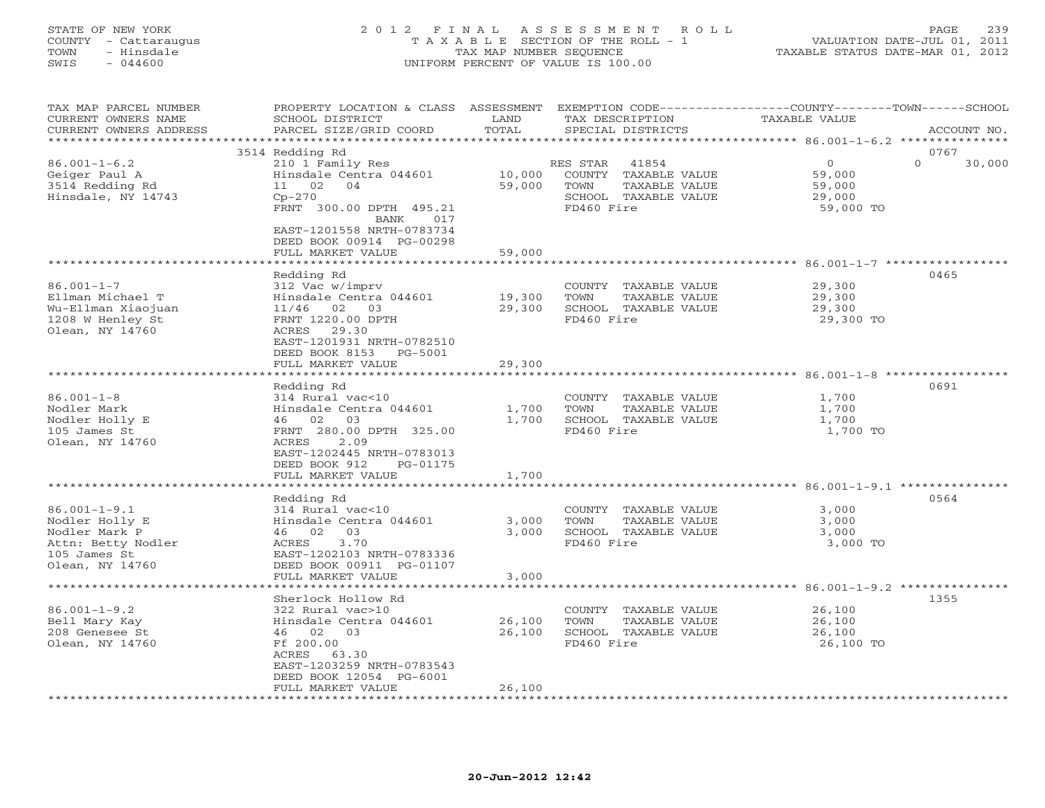STATE OF NEW YORK
COUNTY - Cattaraugus
TOWN - Hinsdale
SWIS - 044600

2012 FINAL ASSESSMENT ROLL
TAXABLE SECTION OF THE ROLL - 1
TAX MAP NUMBER SEQUENCE
UNIFORM PERCENT OF VALUE IS 100.00

VALUATION DATE-JUL 01, 2011
TAXABLE STATUS DATE-MAR 01, 2012

| TAX MAP PARCEL NUMBER<br>CURRENT OWNERS NAME<br>CURRENT OWNERS ADDRESS | PROPERTY LOCATION & CLASS<br>SCHOOL DISTRICT<br>PARCEL SIZE/GRID COORD | ASSESSMENT<br>LAND<br>TOTAL | EXEMPTION CODE<br>TAX DESCRIPTION<br>SPECIAL DISTRICTS | COUNTY / TOWN / SCHOOL<br>TAXABLE VALUE | ACCOUNT NO. |
|---|---|---|---|---|---|
| 86.001-1-6.2<br>Geiger Paul A<br>3514 Redding Rd<br>Hinsdale, NY 14743 | 3514 Redding Rd<br>210 1 Family Res<br>Hinsdale Centra 044601<br>11 02 04<br>Cp-270<br>FRNT 300.00 DPTH 495.21<br>BANK 017<br>EAST-1201558 NRTH-0783734<br>DEED BOOK 00914 PG-00298<br>FULL MARKET VALUE | <br><br>10,000<br>59,000<br><br><br><br><br><br>59,000 | RES STAR 41854<br>COUNTY TAXABLE VALUE<br>TOWN TAXABLE VALUE<br>SCHOOL TAXABLE VALUE<br>FD460 Fire | 0 / 0 / 30,000<br>59,000<br>59,000<br>29,000<br>59,000 TO | 0767 |
| 86.001-1-7<br>Ellman Michael T<br>Wu-Ellman Xiaojuan<br>1208 W Henley St<br>Olean, NY 14760 | Redding Rd<br>312 Vac w/imprv<br>Hinsdale Centra 044601<br>11/46 02 03<br>FRNT 1220.00 DPTH<br>ACRES 29.30<br>EAST-1201931 NRTH-0782510<br>DEED BOOK 8153 PG-5001<br>FULL MARKET VALUE | <br><br>19,300<br>29,300<br><br><br><br><br>29,300 | COUNTY TAXABLE VALUE<br>TOWN TAXABLE VALUE<br>SCHOOL TAXABLE VALUE<br>FD460 Fire | 29,300<br>29,300<br>29,300<br>29,300 TO | 0465 |
| 86.001-1-8<br>Nodler Mark<br>Nodler Holly E<br>105 James St<br>Olean, NY 14760 | Redding Rd<br>314 Rural vac<10<br>Hinsdale Centra 044601<br>46 02 03<br>FRNT 280.00 DPTH 325.00<br>ACRES 2.09<br>EAST-1202445 NRTH-0783013<br>DEED BOOK 912 PG-01175<br>FULL MARKET VALUE | <br><br>1,700<br>1,700<br><br><br><br><br>1,700 | COUNTY TAXABLE VALUE<br>TOWN TAXABLE VALUE<br>SCHOOL TAXABLE VALUE<br>FD460 Fire | 1,700<br>1,700<br>1,700<br>1,700 TO | 0691 |
| 86.001-1-9.1<br>Nodler Holly E<br>Nodler Mark P<br>Attn: Betty Nodler<br>105 James St<br>Olean, NY 14760 | Redding Rd<br>314 Rural vac<10<br>Hinsdale Centra 044601<br>46 02 03<br>ACRES 3.70<br>EAST-1202103 NRTH-0783336<br>DEED BOOK 00911 PG-01107<br>FULL MARKET VALUE | <br><br>3,000<br>3,000<br><br><br><br>3,000 | COUNTY TAXABLE VALUE<br>TOWN TAXABLE VALUE<br>SCHOOL TAXABLE VALUE<br>FD460 Fire | 3,000<br>3,000<br>3,000<br>3,000 TO | 0564 |
| 86.001-1-9.2<br>Bell Mary Kay<br>208 Genesee St<br>Olean, NY 14760 | Sherlock Hollow Rd<br>322 Rural vac>10<br>Hinsdale Centra 044601<br>46 02 03<br>Ff 200.00<br>ACRES 63.30<br>EAST-1203259 NRTH-0783543<br>DEED BOOK 12054 PG-6001<br>FULL MARKET VALUE | <br><br>26,100<br>26,100<br><br><br><br><br>26,100 | COUNTY TAXABLE VALUE<br>TOWN TAXABLE VALUE<br>SCHOOL TAXABLE VALUE<br>FD460 Fire | 26,100<br>26,100<br>26,100<br>26,100 TO | 1355 |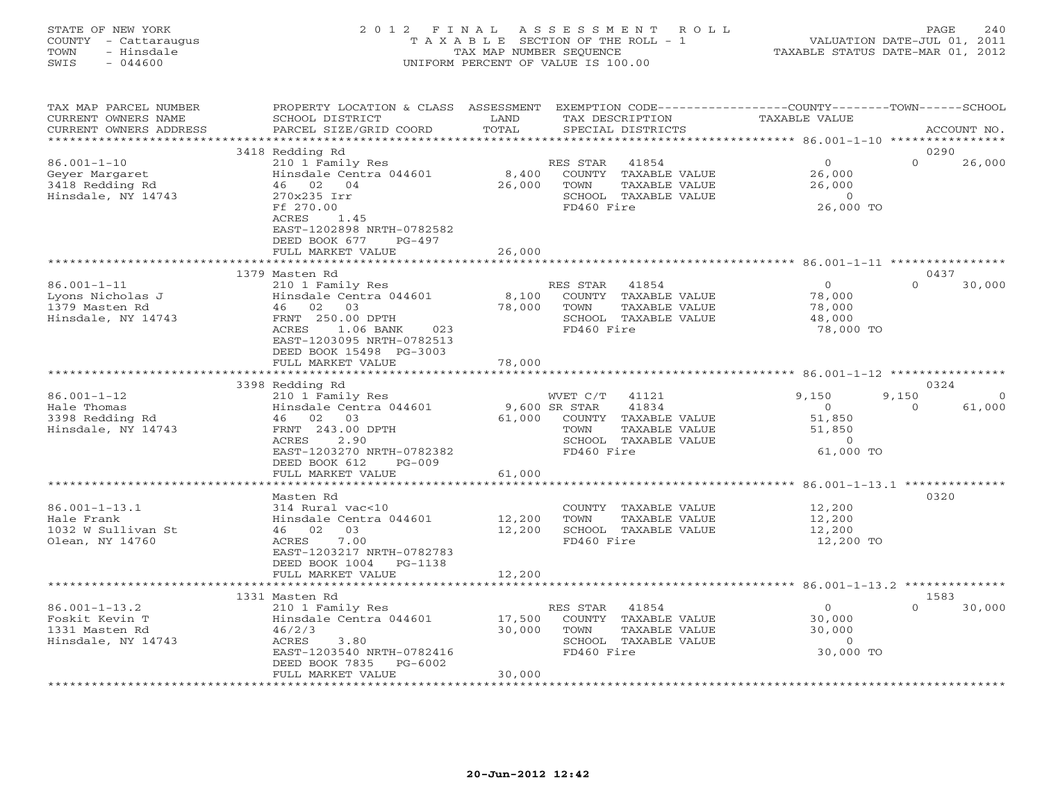STATE OF NEW YORK
COUNTY - Cattaraugus
TOWN - Hinsdale
SWIS - 044600

2 0 1 2 F I N A L A S S E S S M E N T R O L L
T A X A B L E SECTION OF THE ROLL - 1
TAX MAP NUMBER SEQUENCE
UNIFORM PERCENT OF VALUE IS 100.00

VALUATION DATE-JUL 01, 2011
TAXABLE STATUS DATE-MAR 01, 2012

| TAX MAP PARCEL NUMBER / CURRENT OWNERS NAME / CURRENT OWNERS ADDRESS | PROPERTY LOCATION & CLASS / SCHOOL DISTRICT / PARCEL SIZE/GRID COORD | ASSESSMENT LAND / TOTAL | EXEMPTION CODE / TAX DESCRIPTION / SPECIAL DISTRICTS | COUNTY TAXABLE VALUE | TOWN | SCHOOL | ACCOUNT NO. |
|---|---|---|---|---|---|---|---|
| 86.001-1-10 | 3418 Redding Rd | | | | | | 0290 |
| Geyer Margaret | 210 1 Family Res | | RES STAR 41854 | 0 | 0 | 26,000 | |
| 3418 Redding Rd | Hinsdale Centra 044601 | 8,400 | COUNTY TAXABLE VALUE | 26,000 | | | |
| Hinsdale, NY 14743 | 46 02 04 | 26,000 | TOWN TAXABLE VALUE | 26,000 | | | |
| | 270x235 Irr | | SCHOOL TAXABLE VALUE | 0 | | | |
| | Ff 270.00 | | FD460 Fire | 26,000 TO | | | |
| | ACRES 1.45 | | | | | | |
| | EAST-1202898 NRTH-0782582 | | | | | | |
| | DEED BOOK 677 PG-497 | | | | | | |
| | FULL MARKET VALUE | 26,000 | | | | | |
| 86.001-1-11 | 1379 Masten Rd | | | | | | 0437 |
| Lyons Nicholas J | 210 1 Family Res | | RES STAR 41854 | 0 | 0 | 30,000 | |
| 1379 Masten Rd | Hinsdale Centra 044601 | 8,100 | COUNTY TAXABLE VALUE | 78,000 | | | |
| Hinsdale, NY 14743 | 46 02 03 | 78,000 | TOWN TAXABLE VALUE | 78,000 | | | |
| | FRNT 250.00 DPTH | | SCHOOL TAXABLE VALUE | 48,000 | | | |
| | ACRES 1.06 BANK 023 | | FD460 Fire | 78,000 TO | | | |
| | EAST-1203095 NRTH-0782513 | | | | | | |
| | DEED BOOK 15498 PG-3003 | | | | | | |
| | FULL MARKET VALUE | 78,000 | | | | | |
| 86.001-1-12 | 3398 Redding Rd | | | | | | 0324 |
| Hale Thomas | 210 1 Family Res | | WVET C/T 41121 | 9,150 | 9,150 | 0 | |
| 3398 Redding Rd | Hinsdale Centra 044601 | 9,600 | SR STAR 41834 | 0 | 0 | 61,000 | |
| Hinsdale, NY 14743 | 46 02 03 | 61,000 | COUNTY TAXABLE VALUE | 51,850 | | | |
| | FRNT 243.00 DPTH | | TOWN TAXABLE VALUE | 51,850 | | | |
| | ACRES 2.90 | | SCHOOL TAXABLE VALUE | 0 | | | |
| | EAST-1203270 NRTH-0782382 | | FD460 Fire | 61,000 TO | | | |
| | DEED BOOK 612 PG-009 | | | | | | |
| | FULL MARKET VALUE | 61,000 | | | | | |
| 86.001-1-13.1 | Masten Rd | | | | | | 0320 |
| Hale Frank | 314 Rural vac<10 | | COUNTY TAXABLE VALUE | 12,200 | | | |
| 1032 W Sullivan St | Hinsdale Centra 044601 | 12,200 | TOWN TAXABLE VALUE | 12,200 | | | |
| Olean, NY 14760 | 46 02 03 | 12,200 | SCHOOL TAXABLE VALUE | 12,200 | | | |
| | ACRES 7.00 | | FD460 Fire | 12,200 TO | | | |
| | EAST-1203217 NRTH-0782783 | | | | | | |
| | DEED BOOK 1004 PG-1138 | | | | | | |
| | FULL MARKET VALUE | 12,200 | | | | | |
| 86.001-1-13.2 | 1331 Masten Rd | | | | | | 1583 |
| Foskit Kevin T | 210 1 Family Res | | RES STAR 41854 | 0 | 0 | 30,000 | |
| 1331 Masten Rd | Hinsdale Centra 044601 | 17,500 | COUNTY TAXABLE VALUE | 30,000 | | | |
| Hinsdale, NY 14743 | 46/2/3 | 30,000 | TOWN TAXABLE VALUE | 30,000 | | | |
| | ACRES 3.80 | | SCHOOL TAXABLE VALUE | 0 | | | |
| | EAST-1203540 NRTH-0782416 | | FD460 Fire | 30,000 TO | | | |
| | DEED BOOK 7835 PG-6002 | | | | | | |
| | FULL MARKET VALUE | 30,000 | | | | | |

20-Jun-2012 12:42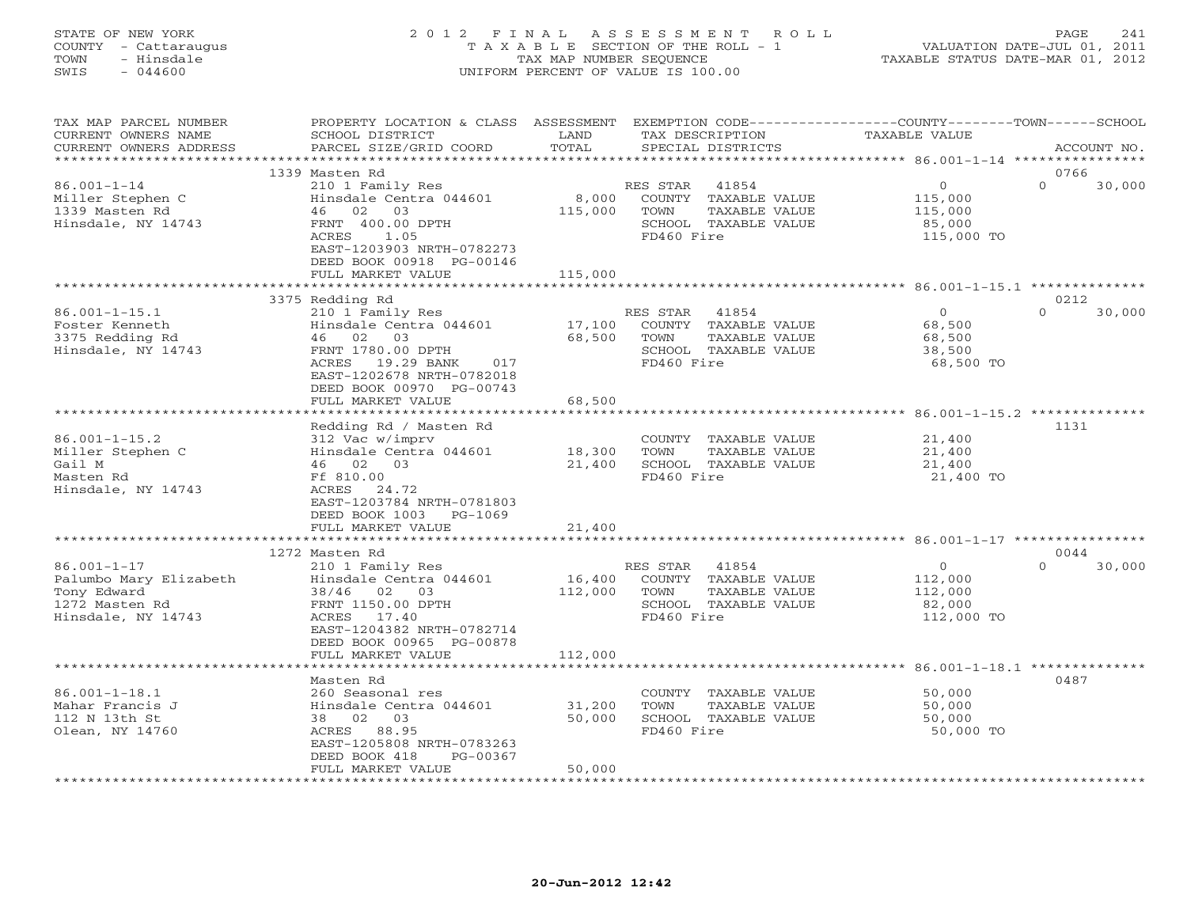STATE OF NEW YORK
COUNTY - Cattaraugus
TOWN - Hinsdale
SWIS - 044600

2012 FINAL ASSESSMENT ROLL
TAXABLE SECTION OF THE ROLL - 1
TAX MAP NUMBER SEQUENCE
UNIFORM PERCENT OF VALUE IS 100.00

VALUATION DATE-JUL 01, 2011
TAXABLE STATUS DATE-MAR 01, 2012

| TAX MAP PARCEL NUMBER / CURRENT OWNERS NAME / CURRENT OWNERS ADDRESS | PROPERTY LOCATION & CLASS / SCHOOL DISTRICT / PARCEL SIZE/GRID COORD | ASSESSMENT LAND / TOTAL | EXEMPTION CODE / TAX DESCRIPTION / SPECIAL DISTRICTS | COUNTY / TOWN / SCHOOL TAXABLE VALUE | ACCOUNT NO. |
|---|---|---|---|---|---|
| **86.001-1-14** | 1339 Masten Rd | | | | 0766 |
| Miller Stephen C | 210 1 Family Res | | RES STAR 41854 | 0 | 0 30,000 |
| 1339 Masten Rd | Hinsdale Centra 044601 | 8,000 | COUNTY TAXABLE VALUE | 115,000 | |
| Hinsdale, NY 14743 | 46 02 03 | 115,000 | TOWN TAXABLE VALUE | 115,000 | |
| | FRNT 400.00 DPTH | | SCHOOL TAXABLE VALUE | 85,000 | |
| | ACRES 1.05 | | FD460 Fire | 115,000 TO | |
| | EAST-1203903 NRTH-0782273 | | | | |
| | DEED BOOK 00918 PG-00146 | | | | |
| | FULL MARKET VALUE | 115,000 | | | |
| **86.001-1-15.1** | 3375 Redding Rd | | | | 0212 |
| Foster Kenneth | 210 1 Family Res | | RES STAR 41854 | 0 | 0 30,000 |
| 3375 Redding Rd | Hinsdale Centra 044601 | 17,100 | COUNTY TAXABLE VALUE | 68,500 | |
| Hinsdale, NY 14743 | 46 02 03 | 68,500 | TOWN TAXABLE VALUE | 68,500 | |
| | FRNT 1780.00 DPTH | | SCHOOL TAXABLE VALUE | 38,500 | |
| | ACRES 19.29 BANK 017 | | FD460 Fire | 68,500 TO | |
| | EAST-1202678 NRTH-0782018 | | | | |
| | DEED BOOK 00970 PG-00743 | | | | |
| | FULL MARKET VALUE | 68,500 | | | |
| **86.001-1-15.2** | Redding Rd / Masten Rd | | | | 1131 |
| Miller Stephen C | 312 Vac w/imprv | | COUNTY TAXABLE VALUE | 21,400 | |
| Gail M | Hinsdale Centra 044601 | 18,300 | TOWN TAXABLE VALUE | 21,400 | |
| Masten Rd | 46 02 03 | 21,400 | SCHOOL TAXABLE VALUE | 21,400 | |
| Hinsdale, NY 14743 | Ff 810.00 | | FD460 Fire | 21,400 TO | |
| | ACRES 24.72 | | | | |
| | EAST-1203784 NRTH-0781803 | | | | |
| | DEED BOOK 1003 PG-1069 | | | | |
| | FULL MARKET VALUE | 21,400 | | | |
| **86.001-1-17** | 1272 Masten Rd | | | | 0044 |
| Palumbo Mary Elizabeth | 210 1 Family Res | | RES STAR 41854 | 0 | 0 30,000 |
| Tony Edward | Hinsdale Centra 044601 | 16,400 | COUNTY TAXABLE VALUE | 112,000 | |
| 1272 Masten Rd | 38/46 02 03 | 112,000 | TOWN TAXABLE VALUE | 112,000 | |
| Hinsdale, NY 14743 | FRNT 1150.00 DPTH | | SCHOOL TAXABLE VALUE | 82,000 | |
| | ACRES 17.40 | | FD460 Fire | 112,000 TO | |
| | EAST-1204382 NRTH-0782714 | | | | |
| | DEED BOOK 00965 PG-00878 | | | | |
| | FULL MARKET VALUE | 112,000 | | | |
| **86.001-1-18.1** | Masten Rd | | | | 0487 |
| Mahar Francis J | 260 Seasonal res | | COUNTY TAXABLE VALUE | 50,000 | |
| 112 N 13th St | Hinsdale Centra 044601 | 31,200 | TOWN TAXABLE VALUE | 50,000 | |
| Olean, NY 14760 | 38 02 03 | 50,000 | SCHOOL TAXABLE VALUE | 50,000 | |
| | ACRES 88.95 | | FD460 Fire | 50,000 TO | |
| | EAST-1205808 NRTH-0783263 | | | | |
| | DEED BOOK 418 PG-00367 | | | | |
| | FULL MARKET VALUE | 50,000 | | | |

20-Jun-2012 12:42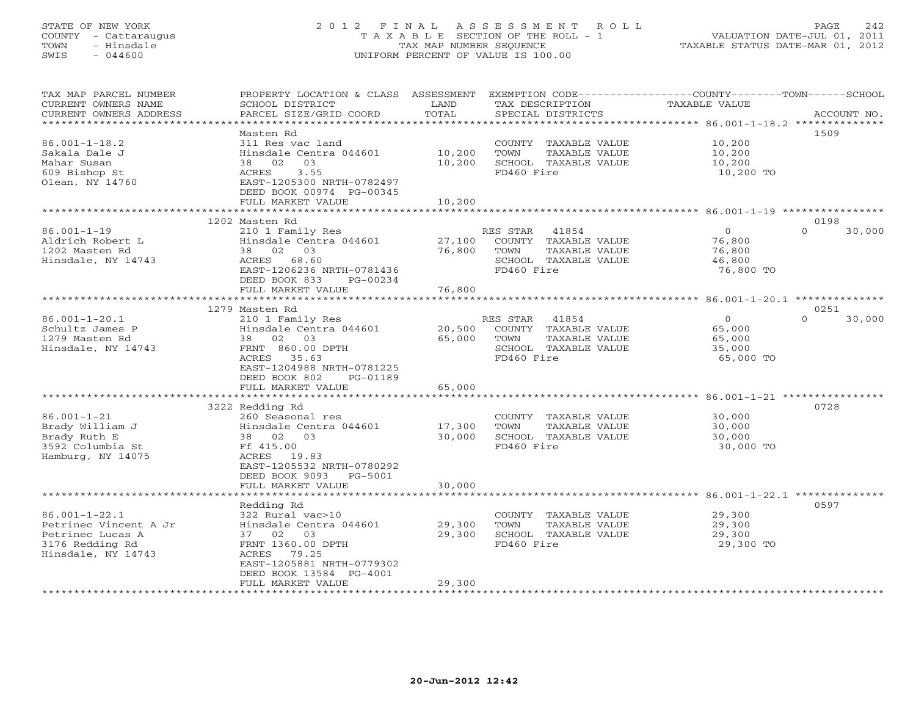STATE OF NEW YORK
COUNTY - Cattaraugus
TOWN - Hinsdale
SWIS - 044600

2012 FINAL ASSESSMENT ROLL
TAXABLE SECTION OF THE ROLL - 1
TAX MAP NUMBER SEQUENCE
UNIFORM PERCENT OF VALUE IS 100.00

VALUATION DATE-JUL 01, 2011
TAXABLE STATUS DATE-MAR 01, 2012

| TAX MAP PARCEL NUMBER / CURRENT OWNERS NAME / CURRENT OWNERS ADDRESS | PROPERTY LOCATION & CLASS / SCHOOL DISTRICT / PARCEL SIZE/GRID COORD | ASSESSMENT LAND | TOTAL | EXEMPTION CODE / TAX DESCRIPTION / SPECIAL DISTRICTS | COUNTY TAXABLE VALUE | TOWN | SCHOOL | ACCOUNT NO. |
|---|---|---|---|---|---|---|---|---|
| 86.001-1-18.2 | Masten Rd | | | | | | | 1509 |
| 86.001-1-18.2 | 311 Res vac land | | | COUNTY TAXABLE VALUE | 10,200 | | | |
| Sakala Dale J | Hinsdale Centra 044601 | 10,200 | | TOWN TAXABLE VALUE | 10,200 | | | |
| Mahar Susan | 38 02 03 | | 10,200 | SCHOOL TAXABLE VALUE | 10,200 | | | |
| 609 Bishop St | ACRES 3.55 | | | FD460 Fire | 10,200 TO | | | |
| Olean, NY 14760 | EAST-1205300 NRTH-0782497 | | | | | | | |
| | DEED BOOK 00974 PG-00345 | | | | | | | |
| | FULL MARKET VALUE | | 10,200 | | | | | |
| 86.001-1-19 | 1202 Masten Rd | | | | | | | 0198 |
| 86.001-1-19 | 210 1 Family Res | | | RES STAR 41854 | 0 | 0 | 30,000 | |
| Aldrich Robert L | Hinsdale Centra 044601 | 27,100 | | COUNTY TAXABLE VALUE | 76,800 | | | |
| 1202 Masten Rd | 38 02 03 | | 76,800 | TOWN TAXABLE VALUE | 76,800 | | | |
| Hinsdale, NY 14743 | ACRES 68.60 | | | SCHOOL TAXABLE VALUE | 46,800 | | | |
| | EAST-1206236 NRTH-0781436 | | | FD460 Fire | 76,800 TO | | | |
| | DEED BOOK 833 PG-00234 | | | | | | | |
| | FULL MARKET VALUE | | 76,800 | | | | | |
| 86.001-1-20.1 | 1279 Masten Rd | | | | | | | 0251 |
| 86.001-1-20.1 | 210 1 Family Res | | | RES STAR 41854 | 0 | 0 | 30,000 | |
| Schultz James P | Hinsdale Centra 044601 | 20,500 | | COUNTY TAXABLE VALUE | 65,000 | | | |
| 1279 Masten Rd | 38 02 03 | | 65,000 | TOWN TAXABLE VALUE | 65,000 | | | |
| Hinsdale, NY 14743 | FRNT 860.00 DPTH | | | SCHOOL TAXABLE VALUE | 35,000 | | | |
| | ACRES 35.63 | | | FD460 Fire | 65,000 TO | | | |
| | EAST-1204988 NRTH-0781225 | | | | | | | |
| | DEED BOOK 802 PG-01189 | | | | | | | |
| | FULL MARKET VALUE | | 65,000 | | | | | |
| 86.001-1-21 | 3222 Redding Rd | | | | | | | 0728 |
| 86.001-1-21 | 260 Seasonal res | | | COUNTY TAXABLE VALUE | 30,000 | | | |
| Brady William J | Hinsdale Centra 044601 | 17,300 | | TOWN TAXABLE VALUE | 30,000 | | | |
| Brady Ruth E | 38 02 03 | | 30,000 | SCHOOL TAXABLE VALUE | 30,000 | | | |
| 3592 Columbia St | Ff 415.00 | | | FD460 Fire | 30,000 TO | | | |
| Hamburg, NY 14075 | ACRES 19.83 | | | | | | | |
| | EAST-1205532 NRTH-0780292 | | | | | | | |
| | DEED BOOK 9093 PG-5001 | | | | | | | |
| | FULL MARKET VALUE | | 30,000 | | | | | |
| 86.001-1-22.1 | Redding Rd | | | | | | | 0597 |
| 86.001-1-22.1 | 322 Rural vac>10 | | | COUNTY TAXABLE VALUE | 29,300 | | | |
| Petrinec Vincent A Jr | Hinsdale Centra 044601 | 29,300 | | TOWN TAXABLE VALUE | 29,300 | | | |
| Petrinec Lucas A | 37 02 03 | | 29,300 | SCHOOL TAXABLE VALUE | 29,300 | | | |
| 3176 Redding Rd | FRNT 1360.00 DPTH | | | FD460 Fire | 29,300 TO | | | |
| Hinsdale, NY 14743 | ACRES 79.25 | | | | | | | |
| | EAST-1205881 NRTH-0779302 | | | | | | | |
| | DEED BOOK 13584 PG-4001 | | | | | | | |
| | FULL MARKET VALUE | | 29,300 | | | | | |

20-Jun-2012 12:42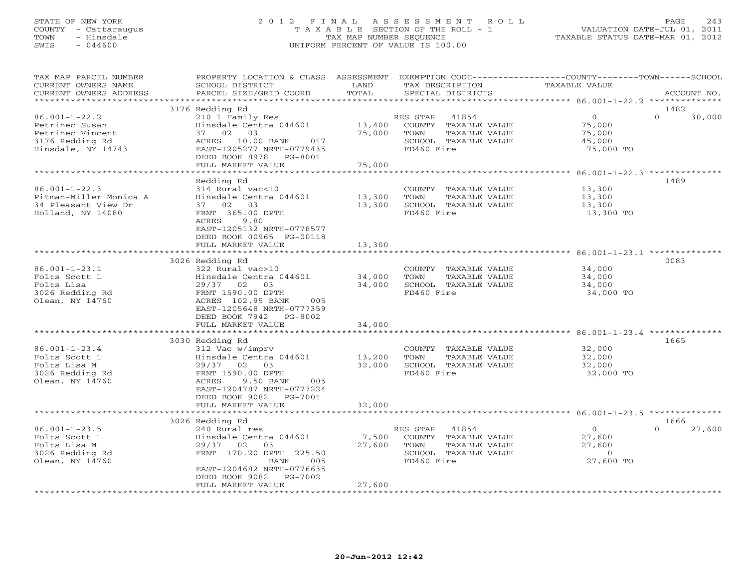STATE OF NEW YORK
COUNTY - Cattaraugus
TOWN - Hinsdale
SWIS - 044600

# 2012 FINAL ASSESSMENT ROLL
TAXABLE SECTION OF THE ROLL - 1
TAX MAP NUMBER SEQUENCE
UNIFORM PERCENT OF VALUE IS 100.00

VALUATION DATE-JUL 01, 2011
TAXABLE STATUS DATE-MAR 01, 2012

| TAX MAP PARCEL NUMBER / CURRENT OWNERS NAME / CURRENT OWNERS ADDRESS | PROPERTY LOCATION & CLASS / SCHOOL DISTRICT / PARCEL SIZE/GRID COORD | ASSESSMENT LAND | TOTAL | EXEMPTION CODE / TAX DESCRIPTION / SPECIAL DISTRICTS | COUNTY TAXABLE VALUE | TOWN | SCHOOL | ACCOUNT NO. |
|---|---|---|---|---|---|---|---|---|
| 86.001-1-22.2 | 3176 Redding Rd | | | | | | | 1482 |
| | 210 1 Family Res | | | RES STAR 41854 | 0 | 0 | 30,000 | |
| Petrinec Susan | Hinsdale Centra 044601 | 13,400 | | COUNTY TAXABLE VALUE | 75,000 | | | |
| Petrinec Vincent | 37 02 03 | | 75,000 | TOWN TAXABLE VALUE | 75,000 | | | |
| 3176 Redding Rd | ACRES 10.00 BANK 017 | | | SCHOOL TAXABLE VALUE | 45,000 | | | |
| Hinsdale, NY 14743 | EAST-1205277 NRTH-0779435 | | | FD460 Fire | 75,000 TO | | | |
| | DEED BOOK 8978 PG-8001 | | | | | | | |
| | FULL MARKET VALUE | | 75,000 | | | | | |
| 86.001-1-22.3 | Redding Rd | | | | | | | 1489 |
| | 314 Rural vac<10 | | | COUNTY TAXABLE VALUE | 13,300 | | | |
| Pitman-Miller Monica A | Hinsdale Centra 044601 | 13,300 | | TOWN TAXABLE VALUE | 13,300 | | | |
| 34 Pleasant View Dr | 37 02 03 | | 13,300 | SCHOOL TAXABLE VALUE | 13,300 | | | |
| Holland, NY 14080 | FRNT 365.00 DPTH | | | FD460 Fire | 13,300 TO | | | |
| | ACRES 9.80 | | | | | | | |
| | EAST-1205132 NRTH-0778577 | | | | | | | |
| | DEED BOOK 00965 PG-00118 | | | | | | | |
| | FULL MARKET VALUE | | 13,300 | | | | | |
| 86.001-1-23.1 | 3026 Redding Rd | | | | | | | 0083 |
| | 322 Rural vac>10 | | | COUNTY TAXABLE VALUE | 34,000 | | | |
| Folts Scott L | Hinsdale Centra 044601 | 34,000 | | TOWN TAXABLE VALUE | 34,000 | | | |
| Folts Lisa | 29/37 02 03 | | 34,000 | SCHOOL TAXABLE VALUE | 34,000 | | | |
| 3026 Redding Rd | FRNT 1590.00 DPTH | | | FD460 Fire | 34,000 TO | | | |
| Olean, NY 14760 | ACRES 102.95 BANK 005 | | | | | | | |
| | EAST-1205648 NRTH-0777359 | | | | | | | |
| | DEED BOOK 7942 PG-8002 | | | | | | | |
| | FULL MARKET VALUE | | 34,000 | | | | | |
| 86.001-1-23.4 | 3030 Redding Rd | | | | | | | 1665 |
| | 312 Vac w/imprv | | | COUNTY TAXABLE VALUE | 32,000 | | | |
| Folts Scott L | Hinsdale Centra 044601 | 13,200 | | TOWN TAXABLE VALUE | 32,000 | | | |
| Folts Lisa M | 29/37 02 03 | | 32,000 | SCHOOL TAXABLE VALUE | 32,000 | | | |
| 3026 Redding Rd | FRNT 1590.00 DPTH | | | FD460 Fire | 32,000 TO | | | |
| Olean, NY 14760 | ACRES 9.50 BANK 005 | | | | | | | |
| | EAST-1204787 NRTH-0777224 | | | | | | | |
| | DEED BOOK 9082 PG-7001 | | | | | | | |
| | FULL MARKET VALUE | | 32,000 | | | | | |
| 86.001-1-23.5 | 3026 Redding Rd | | | | | | | 1666 |
| | 240 Rural res | | | RES STAR 41854 | 0 | 0 | 27,600 | |
| Folts Scott L | Hinsdale Centra 044601 | 7,500 | | COUNTY TAXABLE VALUE | 27,600 | | | |
| Folts Lisa M | 29/37 02 03 | | 27,600 | TOWN TAXABLE VALUE | 27,600 | | | |
| 3026 Redding Rd | FRNT 170.20 DPTH 225.50 | | | SCHOOL TAXABLE VALUE | 0 | | | |
| Olean, NY 14760 | BANK 005 | | | FD460 Fire | 27,600 TO | | | |
| | EAST-1204682 NRTH-0776635 | | | | | | | |
| | DEED BOOK 9082 PG-7002 | | | | | | | |
| | FULL MARKET VALUE | | 27,600 | | | | | |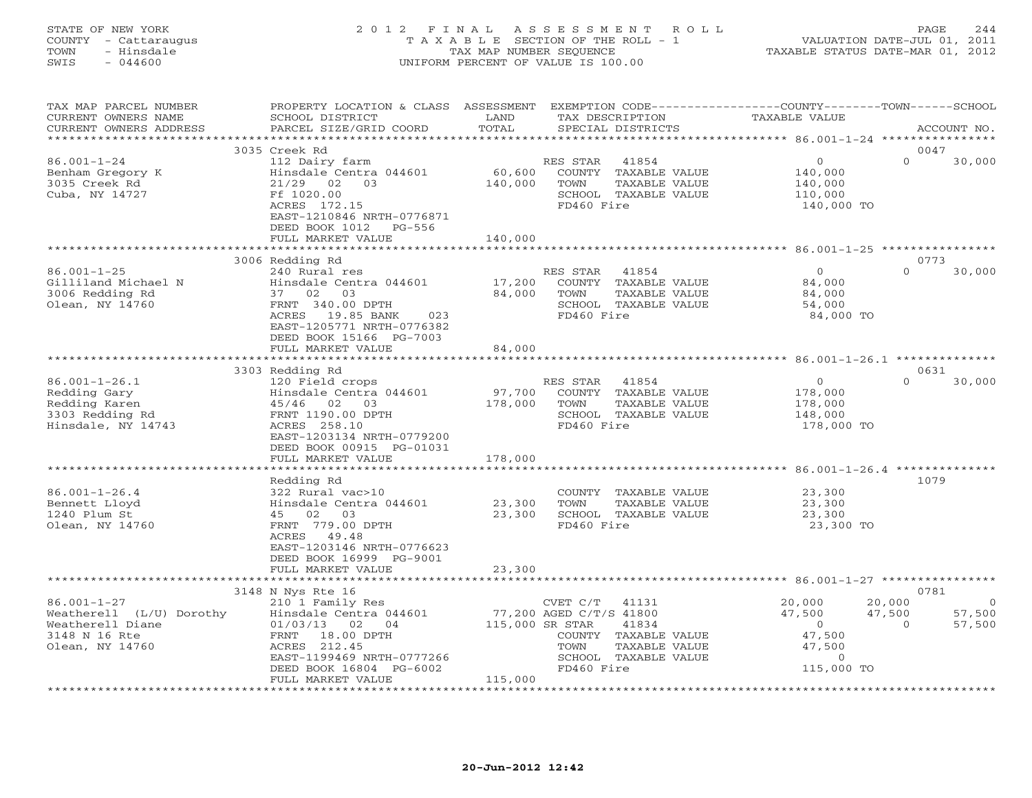STATE OF NEW YORK
COUNTY - Cattaraugus
TOWN - Hinsdale
SWIS - 044600

# 2012 FINAL ASSESSMENT ROLL

TAXABLE SECTION OF THE ROLL - 1
TAX MAP NUMBER SEQUENCE
UNIFORM PERCENT OF VALUE IS 100.00

VALUATION DATE-JUL 01, 2011
TAXABLE STATUS DATE-MAR 01, 2012

| TAX MAP PARCEL NUMBER / CURRENT OWNERS NAME / CURRENT OWNERS ADDRESS | PROPERTY LOCATION & CLASS / SCHOOL DISTRICT / PARCEL SIZE/GRID COORD | ASSESSMENT LAND / TOTAL | EXEMPTION CODE / TAX DESCRIPTION / SPECIAL DISTRICTS | COUNTY TAXABLE VALUE | TOWN | SCHOOL / ACCOUNT NO. |
|---|---|---|---|---|---|---|
| **86.001-1-24** | 3035 Creek Rd | | | | | 0047 |
| 86.001-1-24 | 112 Dairy farm | | RES STAR 41854 | 0 | 0 | 30,000 |
| Benham Gregory K | Hinsdale Centra 044601 | 60,600 | COUNTY TAXABLE VALUE | 140,000 | | |
| 3035 Creek Rd | 21/29 02 03 | 140,000 | TOWN TAXABLE VALUE | 140,000 | | |
| Cuba, NY 14727 | Ff 1020.00 | | SCHOOL TAXABLE VALUE | 110,000 | | |
| | ACRES 172.15 | | FD460 Fire | 140,000 TO | | |
| | EAST-1210846 NRTH-0776871 | | | | | |
| | DEED BOOK 1012 PG-556 | | | | | |
| | FULL MARKET VALUE | 140,000 | | | | |
| **86.001-1-25** | 3006 Redding Rd | | | | | 0773 |
| 86.001-1-25 | 240 Rural res | | RES STAR 41854 | 0 | 0 | 30,000 |
| Gilliland Michael N | Hinsdale Centra 044601 | 17,200 | COUNTY TAXABLE VALUE | 84,000 | | |
| 3006 Redding Rd | 37 02 03 | 84,000 | TOWN TAXABLE VALUE | 84,000 | | |
| Olean, NY 14760 | FRNT 340.00 DPTH | | SCHOOL TAXABLE VALUE | 54,000 | | |
| | ACRES 19.85 BANK 023 | | FD460 Fire | 84,000 TO | | |
| | EAST-1205771 NRTH-0776382 | | | | | |
| | DEED BOOK 15166 PG-7003 | | | | | |
| | FULL MARKET VALUE | 84,000 | | | | |
| **86.001-1-26.1** | 3303 Redding Rd | | | | | 0631 |
| 86.001-1-26.1 | 120 Field crops | | RES STAR 41854 | 0 | 0 | 30,000 |
| Redding Gary | Hinsdale Centra 044601 | 97,700 | COUNTY TAXABLE VALUE | 178,000 | | |
| Redding Karen | 45/46 02 03 | 178,000 | TOWN TAXABLE VALUE | 178,000 | | |
| 3303 Redding Rd | FRNT 1190.00 DPTH | | SCHOOL TAXABLE VALUE | 148,000 | | |
| Hinsdale, NY 14743 | ACRES 258.10 | | FD460 Fire | 178,000 TO | | |
| | EAST-1203134 NRTH-0779200 | | | | | |
| | DEED BOOK 00915 PG-01031 | | | | | |
| | FULL MARKET VALUE | 178,000 | | | | |
| **86.001-1-26.4** | Redding Rd | | | | | 1079 |
| 86.001-1-26.4 | 322 Rural vac>10 | | COUNTY TAXABLE VALUE | 23,300 | | |
| Bennett Lloyd | Hinsdale Centra 044601 | 23,300 | TOWN TAXABLE VALUE | 23,300 | | |
| 1240 Plum St | 45 02 03 | 23,300 | SCHOOL TAXABLE VALUE | 23,300 | | |
| Olean, NY 14760 | FRNT 779.00 DPTH | | FD460 Fire | 23,300 TO | | |
| | ACRES 49.48 | | | | | |
| | EAST-1203146 NRTH-0776623 | | | | | |
| | DEED BOOK 16999 PG-9001 | | | | | |
| | FULL MARKET VALUE | 23,300 | | | | |
| **86.001-1-27** | 3148 N Nys Rte 16 | | | | | 0781 |
| 86.001-1-27 | 210 1 Family Res | | CVET C/T 41131 | 20,000 | 20,000 | 0 |
| Weatherell (L/U) Dorothy | Hinsdale Centra 044601 | 77,200 | AGED C/T/S 41800 | 47,500 | 47,500 | 57,500 |
| Weatherell Diane | 01/03/13 02 04 | 115,000 | SR STAR 41834 | 0 | 0 | 57,500 |
| 3148 N 16 Rte | FRNT 18.00 DPTH | | COUNTY TAXABLE VALUE | 47,500 | | |
| Olean, NY 14760 | ACRES 212.45 | | TOWN TAXABLE VALUE | 47,500 | | |
| | EAST-1199469 NRTH-0777266 | | SCHOOL TAXABLE VALUE | 0 | | |
| | DEED BOOK 16804 PG-6002 | | FD460 Fire | 115,000 TO | | |
| | FULL MARKET VALUE | 115,000 | | | | |

20-Jun-2012 12:42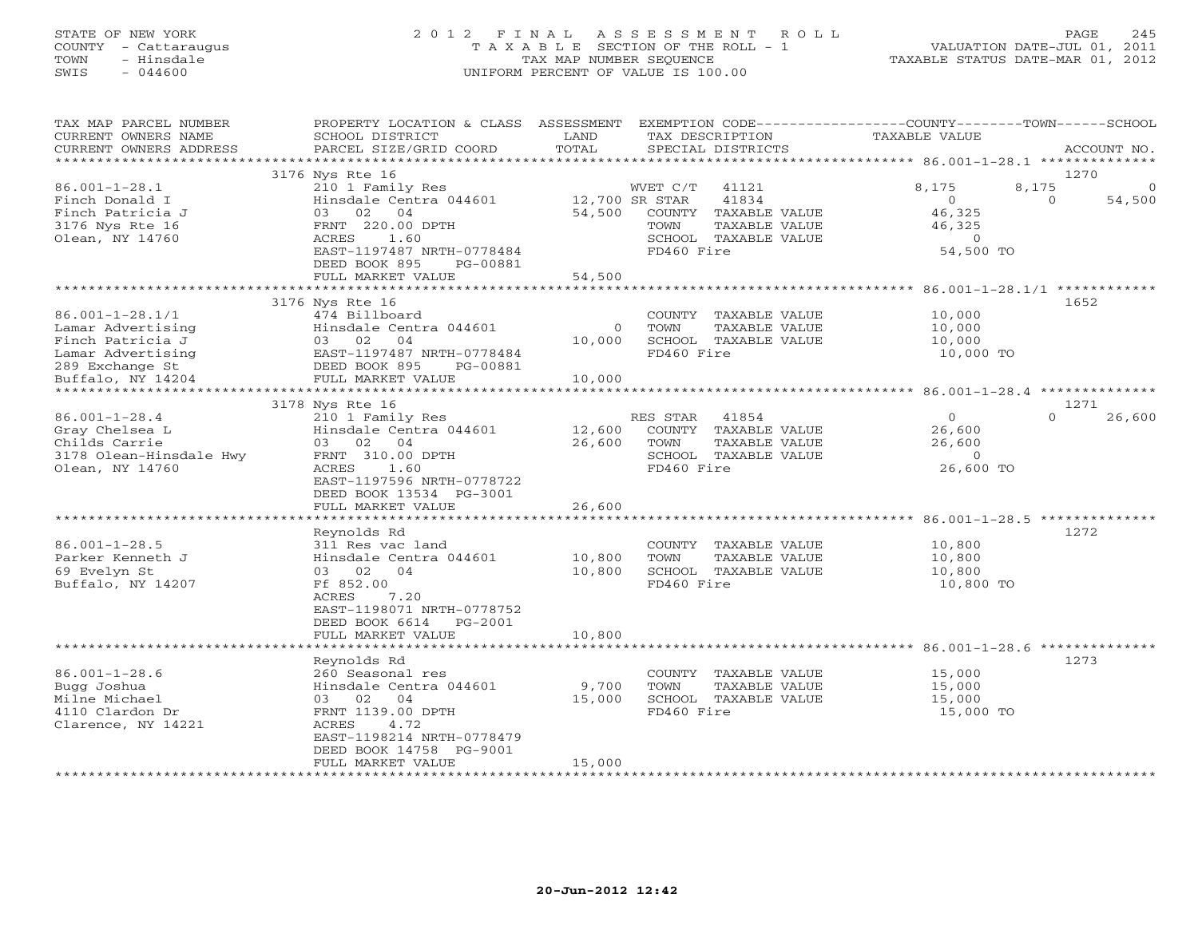STATE OF NEW YORK
COUNTY - Cattaraugus
TOWN - Hinsdale
SWIS - 044600

2 0 1 2 F I N A L A S S E S S M E N T R O L L
T A X A B L E SECTION OF THE ROLL - 1
TAX MAP NUMBER SEQUENCE
UNIFORM PERCENT OF VALUE IS 100.00

VALUATION DATE-JUL 01, 2011
TAXABLE STATUS DATE-MAR 01, 2012

| TAX MAP PARCEL NUMBER / CURRENT OWNERS NAME / CURRENT OWNERS ADDRESS | PROPERTY LOCATION & CLASS / SCHOOL DISTRICT / PARCEL SIZE/GRID COORD | ASSESSMENT LAND / TOTAL | EXEMPTION CODE / TAX DESCRIPTION / SPECIAL DISTRICTS | COUNTY | TOWN | SCHOOL | ACCOUNT NO. |
|---|---|---|---|---|---|---|---|
| **86.001-1-28.1** | 3176 Nys Rte 16 | | | | | | 1270 |
| 86.001-1-28.1 | 210 1 Family Res | | WVET C/T 41121 | 8,175 | 8,175 | 0 | |
| Finch Donald I | Hinsdale Centra 044601 | 12,700 | SR STAR 41834 | 0 | 0 | 54,500 | |
| Finch Patricia J | 03 02 04 | 54,500 | COUNTY TAXABLE VALUE | 46,325 | | | |
| 3176 Nys Rte 16 | FRNT 220.00 DPTH | | TOWN TAXABLE VALUE | | 46,325 | | |
| Olean, NY 14760 | ACRES 1.60 | | SCHOOL TAXABLE VALUE | | | 0 | |
| | EAST-1197487 NRTH-0778484 | | FD460 Fire | 54,500 TO | | | |
| | DEED BOOK 895 PG-00881 | | | | | | |
| | FULL MARKET VALUE | 54,500 | | | | | |
| **86.001-1-28.1/1** | 3176 Nys Rte 16 | | | | | | 1652 |
| 86.001-1-28.1/1 | 474 Billboard | | COUNTY TAXABLE VALUE | 10,000 | | | |
| Lamar Advertising | Hinsdale Centra 044601 | 0 | TOWN TAXABLE VALUE | | 10,000 | | |
| Finch Patricia J | 03 02 04 | 10,000 | SCHOOL TAXABLE VALUE | | | 10,000 | |
| Lamar Advertising | EAST-1197487 NRTH-0778484 | | FD460 Fire | 10,000 TO | | | |
| 289 Exchange St | DEED BOOK 895 PG-00881 | | | | | | |
| Buffalo, NY 14204 | FULL MARKET VALUE | 10,000 | | | | | |
| **86.001-1-28.4** | 3178 Nys Rte 16 | | | | | | 1271 |
| 86.001-1-28.4 | 210 1 Family Res | | RES STAR 41854 | 0 | 0 | 26,600 | |
| Gray Chelsea L | Hinsdale Centra 044601 | 12,600 | COUNTY TAXABLE VALUE | 26,600 | | | |
| Childs Carrie | 03 02 04 | 26,600 | TOWN TAXABLE VALUE | | 26,600 | | |
| 3178 Olean-Hinsdale Hwy | FRNT 310.00 DPTH | | SCHOOL TAXABLE VALUE | | | 0 | |
| Olean, NY 14760 | ACRES 1.60 | | FD460 Fire | 26,600 TO | | | |
| | EAST-1197596 NRTH-0778722 | | | | | | |
| | DEED BOOK 13534 PG-3001 | | | | | | |
| | FULL MARKET VALUE | 26,600 | | | | | |
| **86.001-1-28.5** | Reynolds Rd | | | | | | 1272 |
| 86.001-1-28.5 | 311 Res vac land | | COUNTY TAXABLE VALUE | 10,800 | | | |
| Parker Kenneth J | Hinsdale Centra 044601 | 10,800 | TOWN TAXABLE VALUE | | 10,800 | | |
| 69 Evelyn St | 03 02 04 | 10,800 | SCHOOL TAXABLE VALUE | | | 10,800 | |
| Buffalo, NY 14207 | Ff 852.00 | | FD460 Fire | 10,800 TO | | | |
| | ACRES 7.20 | | | | | | |
| | EAST-1198071 NRTH-0778752 | | | | | | |
| | DEED BOOK 6614 PG-2001 | | | | | | |
| | FULL MARKET VALUE | 10,800 | | | | | |
| **86.001-1-28.6** | Reynolds Rd | | | | | | 1273 |
| 86.001-1-28.6 | 260 Seasonal res | | COUNTY TAXABLE VALUE | 15,000 | | | |
| Bugg Joshua | Hinsdale Centra 044601 | 9,700 | TOWN TAXABLE VALUE | | 15,000 | | |
| Milne Michael | 03 02 04 | 15,000 | SCHOOL TAXABLE VALUE | | | 15,000 | |
| 4110 Clardon Dr | FRNT 1139.00 DPTH | | FD460 Fire | 15,000 TO | | | |
| Clarence, NY 14221 | ACRES 4.72 | | | | | | |
| | EAST-1198214 NRTH-0778479 | | | | | | |
| | DEED BOOK 14758 PG-9001 | | | | | | |
| | FULL MARKET VALUE | 15,000 | | | | | |

20-Jun-2012 12:42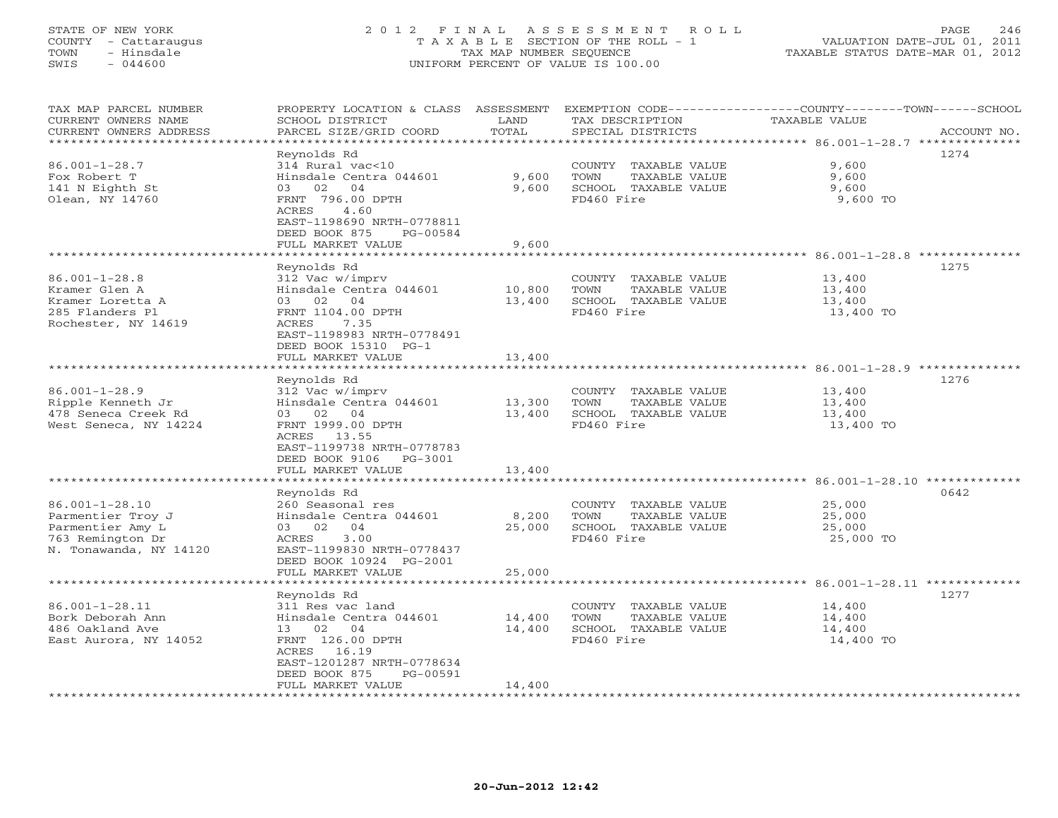STATE OF NEW YORK
COUNTY - Cattaraugus
TOWN - Hinsdale
SWIS - 044600

# 2012 FINAL ASSESSMENT ROLL
TAXABLE SECTION OF THE ROLL - 1
TAX MAP NUMBER SEQUENCE
UNIFORM PERCENT OF VALUE IS 100.00

VALUATION DATE-JUL 01, 2011
TAXABLE STATUS DATE-MAR 01, 2012

| TAX MAP PARCEL NUMBER / CURRENT OWNERS NAME / CURRENT OWNERS ADDRESS | PROPERTY LOCATION & CLASS / SCHOOL DISTRICT / PARCEL SIZE/GRID COORD | ASSESSMENT LAND / TOTAL | EXEMPTION CODE / TAX DESCRIPTION / SPECIAL DISTRICTS | COUNTY / TOWN / SCHOOL TAXABLE VALUE | ACCOUNT NO. |
|---|---|---|---|---|---|
| 86.001-1-28.7 | Reynolds Rd | | | | 1274 |
| | 314 Rural vac<10 | | COUNTY TAXABLE VALUE | 9,600 | |
| Fox Robert T | Hinsdale Centra 044601 | 9,600 | TOWN TAXABLE VALUE | 9,600 | |
| 141 N Eighth St | 03 02 04 | 9,600 | SCHOOL TAXABLE VALUE | 9,600 | |
| Olean, NY 14760 | FRNT 796.00 DPTH | | FD460 Fire | 9,600 TO | |
| | ACRES 4.60 | | | | |
| | EAST-1198690 NRTH-0778811 | | | | |
| | DEED BOOK 875 PG-00584 | | | | |
| | FULL MARKET VALUE | 9,600 | | | |
| 86.001-1-28.8 | Reynolds Rd | | | | 1275 |
| | 312 Vac w/imprv | | COUNTY TAXABLE VALUE | 13,400 | |
| Kramer Glen A | Hinsdale Centra 044601 | 10,800 | TOWN TAXABLE VALUE | 13,400 | |
| Kramer Loretta A | 03 02 04 | 13,400 | SCHOOL TAXABLE VALUE | 13,400 | |
| 285 Flanders Pl | FRNT 1104.00 DPTH | | FD460 Fire | 13,400 TO | |
| Rochester, NY 14619 | ACRES 7.35 | | | | |
| | EAST-1198983 NRTH-0778491 | | | | |
| | DEED BOOK 15310 PG-1 | | | | |
| | FULL MARKET VALUE | 13,400 | | | |
| 86.001-1-28.9 | Reynolds Rd | | | | 1276 |
| | 312 Vac w/imprv | | COUNTY TAXABLE VALUE | 13,400 | |
| Ripple Kenneth Jr | Hinsdale Centra 044601 | 13,300 | TOWN TAXABLE VALUE | 13,400 | |
| 478 Seneca Creek Rd | 03 02 04 | 13,400 | SCHOOL TAXABLE VALUE | 13,400 | |
| West Seneca, NY 14224 | FRNT 1999.00 DPTH | | FD460 Fire | 13,400 TO | |
| | ACRES 13.55 | | | | |
| | EAST-1199738 NRTH-0778783 | | | | |
| | DEED BOOK 9106 PG-3001 | | | | |
| | FULL MARKET VALUE | 13,400 | | | |
| 86.001-1-28.10 | Reynolds Rd | | | | 0642 |
| | 260 Seasonal res | | COUNTY TAXABLE VALUE | 25,000 | |
| Parmentier Troy J | Hinsdale Centra 044601 | 8,200 | TOWN TAXABLE VALUE | 25,000 | |
| Parmentier Amy L | 03 02 04 | 25,000 | SCHOOL TAXABLE VALUE | 25,000 | |
| 763 Remington Dr | ACRES 3.00 | | FD460 Fire | 25,000 TO | |
| N. Tonawanda, NY 14120 | EAST-1199830 NRTH-0778437 | | | | |
| | DEED BOOK 10924 PG-2001 | | | | |
| | FULL MARKET VALUE | 25,000 | | | |
| 86.001-1-28.11 | Reynolds Rd | | | | 1277 |
| | 311 Res vac land | | COUNTY TAXABLE VALUE | 14,400 | |
| Bork Deborah Ann | Hinsdale Centra 044601 | 14,400 | TOWN TAXABLE VALUE | 14,400 | |
| 486 Oakland Ave | 13 02 04 | 14,400 | SCHOOL TAXABLE VALUE | 14,400 | |
| East Aurora, NY 14052 | FRNT 126.00 DPTH | | FD460 Fire | 14,400 TO | |
| | ACRES 16.19 | | | | |
| | EAST-1201287 NRTH-0778634 | | | | |
| | DEED BOOK 875 PG-00591 | | | | |
| | FULL MARKET VALUE | 14,400 | | | |

20-Jun-2012 12:42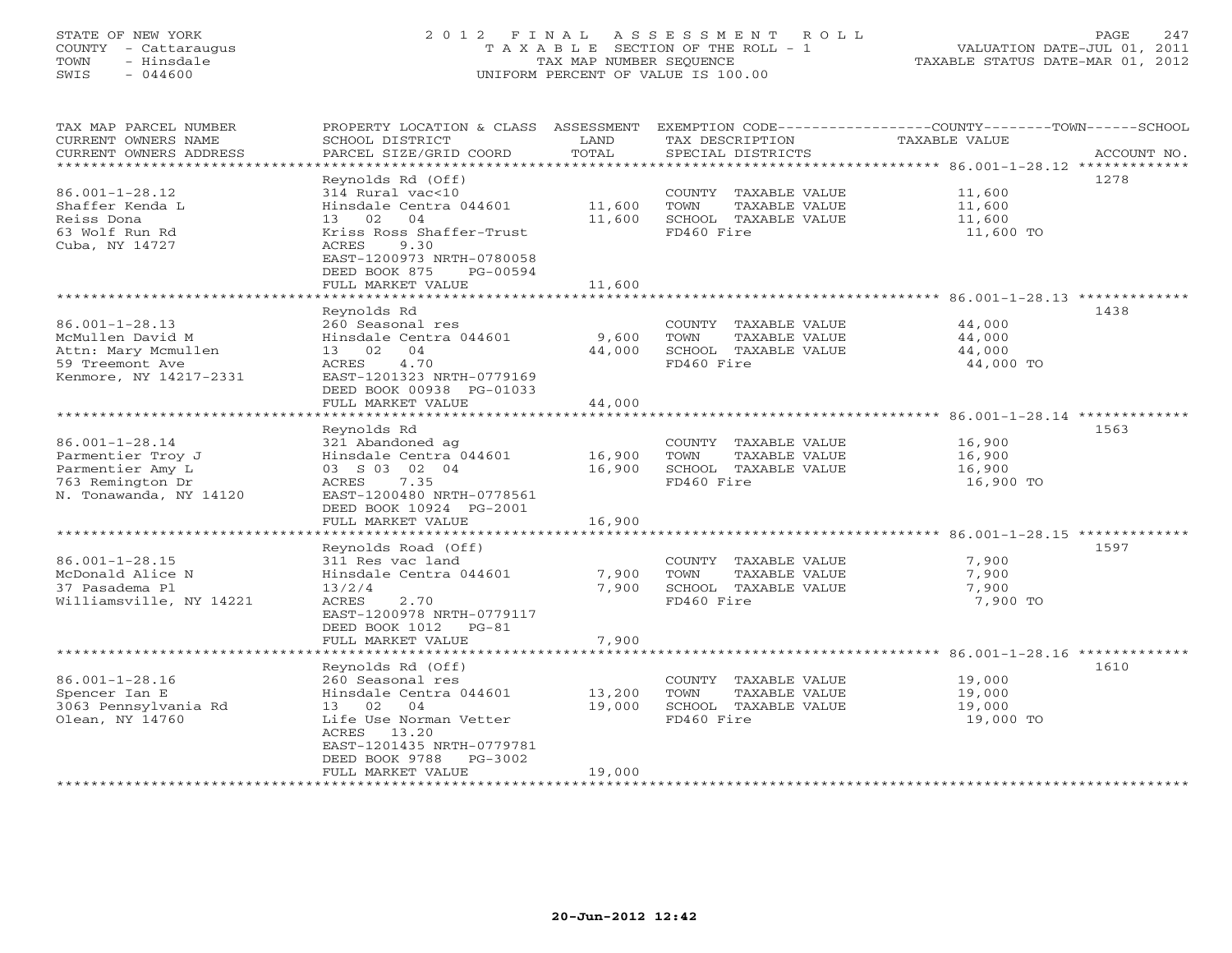STATE OF NEW YORK
COUNTY - Cattaraugus
TOWN - Hinsdale
SWIS - 044600

# 2012 FINAL ASSESSMENT ROLL
TAXABLE SECTION OF THE ROLL - 1
TAX MAP NUMBER SEQUENCE
UNIFORM PERCENT OF VALUE IS 100.00

VALUATION DATE-JUL 01, 2011
TAXABLE STATUS DATE-MAR 01, 2012

| TAX MAP PARCEL NUMBER / CURRENT OWNERS NAME / CURRENT OWNERS ADDRESS | PROPERTY LOCATION & CLASS / SCHOOL DISTRICT / PARCEL SIZE/GRID COORD | ASSESSMENT LAND | TOTAL | EXEMPTION CODE / TAX DESCRIPTION / SPECIAL DISTRICTS | COUNTY--------TOWN------SCHOOL TAXABLE VALUE | ACCOUNT NO. |
|---|---|---|---|---|---|---|
| **86.001-1-28.12** | Reynolds Rd (Off) | | | | | 1278 |
| Shaffer Kenda L | 314 Rural vac<10 | | | COUNTY TAXABLE VALUE | 11,600 | |
| Reiss Dona | Hinsdale Centra 044601 | 11,600 | | TOWN TAXABLE VALUE | 11,600 | |
| 63 Wolf Run Rd | 13 02 04 | | 11,600 | SCHOOL TAXABLE VALUE | 11,600 | |
| Cuba, NY 14727 | Kriss Ross Shaffer-Trust | | | FD460 Fire | 11,600 TO | |
| | ACRES 9.30 | | | | | |
| | EAST-1200973 NRTH-0780058 | | | | | |
| | DEED BOOK 875 PG-00594 | | | | | |
| | FULL MARKET VALUE | | 11,600 | | | |
| **86.001-1-28.13** | Reynolds Rd | | | | | 1438 |
| McMullen David M | 260 Seasonal res | | | COUNTY TAXABLE VALUE | 44,000 | |
| Attn: Mary Mcmullen | Hinsdale Centra 044601 | 9,600 | | TOWN TAXABLE VALUE | 44,000 | |
| 59 Treemont Ave | 13 02 04 | | 44,000 | SCHOOL TAXABLE VALUE | 44,000 | |
| Kenmore, NY 14217-2331 | ACRES 4.70 | | | FD460 Fire | 44,000 TO | |
| | EAST-1201323 NRTH-0779169 | | | | | |
| | DEED BOOK 00938 PG-01033 | | | | | |
| | FULL MARKET VALUE | | 44,000 | | | |
| **86.001-1-28.14** | Reynolds Rd | | | | | 1563 |
| Parmentier Troy J | 321 Abandoned ag | | | COUNTY TAXABLE VALUE | 16,900 | |
| Parmentier Amy L | Hinsdale Centra 044601 | 16,900 | | TOWN TAXABLE VALUE | 16,900 | |
| 763 Remington Dr | 03 S 03 02 04 | | 16,900 | SCHOOL TAXABLE VALUE | 16,900 | |
| N. Tonawanda, NY 14120 | ACRES 7.35 | | | FD460 Fire | 16,900 TO | |
| | EAST-1200480 NRTH-0778561 | | | | | |
| | DEED BOOK 10924 PG-2001 | | | | | |
| | FULL MARKET VALUE | | 16,900 | | | |
| **86.001-1-28.15** | Reynolds Road (Off) | | | | | 1597 |
| McDonald Alice N | 311 Res vac land | | | COUNTY TAXABLE VALUE | 7,900 | |
| 37 Pasadema Pl | Hinsdale Centra 044601 | 7,900 | | TOWN TAXABLE VALUE | 7,900 | |
| Williamsville, NY 14221 | 13/2/4 | | 7,900 | SCHOOL TAXABLE VALUE | 7,900 | |
| | ACRES 2.70 | | | FD460 Fire | 7,900 TO | |
| | EAST-1200978 NRTH-0779117 | | | | | |
| | DEED BOOK 1012 PG-81 | | | | | |
| | FULL MARKET VALUE | | 7,900 | | | |
| **86.001-1-28.16** | Reynolds Rd (Off) | | | | | 1610 |
| Spencer Ian E | 260 Seasonal res | | | COUNTY TAXABLE VALUE | 19,000 | |
| 3063 Pennsylvania Rd | Hinsdale Centra 044601 | 13,200 | | TOWN TAXABLE VALUE | 19,000 | |
| Olean, NY 14760 | 13 02 04 | | 19,000 | SCHOOL TAXABLE VALUE | 19,000 | |
| | Life Use Norman Vetter | | | FD460 Fire | 19,000 TO | |
| | ACRES 13.20 | | | | | |
| | EAST-1201435 NRTH-0779781 | | | | | |
| | DEED BOOK 9788 PG-3002 | | | | | |
| | FULL MARKET VALUE | | 19,000 | | | |

20-Jun-2012 12:42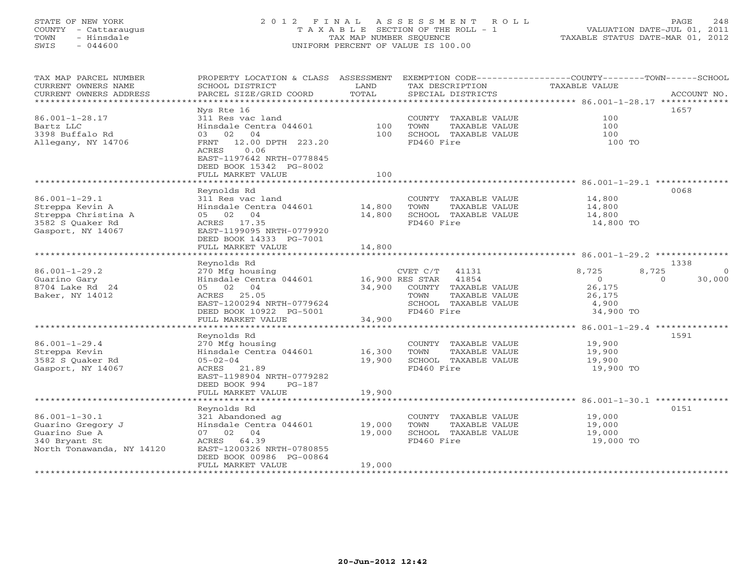STATE OF NEW YORK
COUNTY - Cattaraugus
TOWN - Hinsdale
SWIS - 044600

# 2012 FINAL ASSESSMENT ROLL
TAXABLE SECTION OF THE ROLL - 1
TAX MAP NUMBER SEQUENCE
UNIFORM PERCENT OF VALUE IS 100.00

VALUATION DATE-JUL 01, 2011
TAXABLE STATUS DATE-MAR 01, 2012

| TAX MAP PARCEL NUMBER / CURRENT OWNERS NAME / CURRENT OWNERS ADDRESS | PROPERTY LOCATION & CLASS / SCHOOL DISTRICT / PARCEL SIZE/GRID COORD | ASSESSMENT LAND | TOTAL | EXEMPTION CODE / TAX DESCRIPTION / SPECIAL DISTRICTS | COUNTY TAXABLE VALUE | TOWN | SCHOOL | ACCOUNT NO. |
|---|---|---|---|---|---|---|---|---|
| 86.001-1-28.17 | Nys Rte 16 | | | | | | | 1657 |
| | 311 Res vac land | | | COUNTY TAXABLE VALUE | 100 | | | |
| Bartz LLC | Hinsdale Centra 044601 | 100 | | TOWN TAXABLE VALUE | 100 | | | |
| 3398 Buffalo Rd | 03 02 04 | | 100 | SCHOOL TAXABLE VALUE | 100 | | | |
| Allegany, NY 14706 | FRNT 12.00 DPTH 223.20 | | | FD460 Fire | 100 TO | | | |
| | ACRES 0.06 | | | | | | | |
| | EAST-1197642 NRTH-0778845 | | | | | | | |
| | DEED BOOK 15342 PG-8002 | | | | | | | |
| | FULL MARKET VALUE | | 100 | | | | | |
| 86.001-1-29.1 | Reynolds Rd | | | | | | | 0068 |
| | 311 Res vac land | | | COUNTY TAXABLE VALUE | 14,800 | | | |
| Streppa Kevin A | Hinsdale Centra 044601 | 14,800 | | TOWN TAXABLE VALUE | 14,800 | | | |
| Streppa Christina A | 05 02 04 | | 14,800 | SCHOOL TAXABLE VALUE | 14,800 | | | |
| 3582 S Quaker Rd | ACRES 17.35 | | | FD460 Fire | 14,800 TO | | | |
| Gasport, NY 14067 | EAST-1199095 NRTH-0779920 | | | | | | | |
| | DEED BOOK 14333 PG-7001 | | | | | | | |
| | FULL MARKET VALUE | | 14,800 | | | | | |
| 86.001-1-29.2 | Reynolds Rd | | | | | | | 1338 |
| | 270 Mfg housing | | | CVET C/T 41131 | 8,725 | 8,725 | 0 | |
| Guarino Gary | Hinsdale Centra 044601 | 16,900 | | RES STAR 41854 | 0 | 0 | 30,000 | |
| 8704 Lake Rd 24 | 05 02 04 | | 34,900 | COUNTY TAXABLE VALUE | 26,175 | | | |
| Baker, NY 14012 | ACRES 25.05 | | | TOWN TAXABLE VALUE | 26,175 | | | |
| | EAST-1200294 NRTH-0779624 | | | SCHOOL TAXABLE VALUE | 4,900 | | | |
| | DEED BOOK 10922 PG-5001 | | | FD460 Fire | 34,900 TO | | | |
| | FULL MARKET VALUE | | 34,900 | | | | | |
| 86.001-1-29.4 | Reynolds Rd | | | | | | | 1591 |
| | 270 Mfg housing | | | COUNTY TAXABLE VALUE | 19,900 | | | |
| Streppa Kevin | Hinsdale Centra 044601 | 16,300 | | TOWN TAXABLE VALUE | 19,900 | | | |
| 3582 S Quaker Rd | 05-02-04 | | 19,900 | SCHOOL TAXABLE VALUE | 19,900 | | | |
| Gasport, NY 14067 | ACRES 21.89 | | | FD460 Fire | 19,900 TO | | | |
| | EAST-1198904 NRTH-0779282 | | | | | | | |
| | DEED BOOK 994 PG-187 | | | | | | | |
| | FULL MARKET VALUE | | 19,900 | | | | | |
| 86.001-1-30.1 | Reynolds Rd | | | | | | | 0151 |
| | 321 Abandoned ag | | | COUNTY TAXABLE VALUE | 19,000 | | | |
| Guarino Gregory J | Hinsdale Centra 044601 | 19,000 | | TOWN TAXABLE VALUE | 19,000 | | | |
| Guarino Sue A | 07 02 04 | | 19,000 | SCHOOL TAXABLE VALUE | 19,000 | | | |
| 340 Bryant St | ACRES 64.39 | | | FD460 Fire | 19,000 TO | | | |
| North Tonawanda, NY 14120 | EAST-1200326 NRTH-0780855 | | | | | | | |
| | DEED BOOK 00986 PG-00864 | | | | | | | |
| | FULL MARKET VALUE | | 19,000 | | | | | |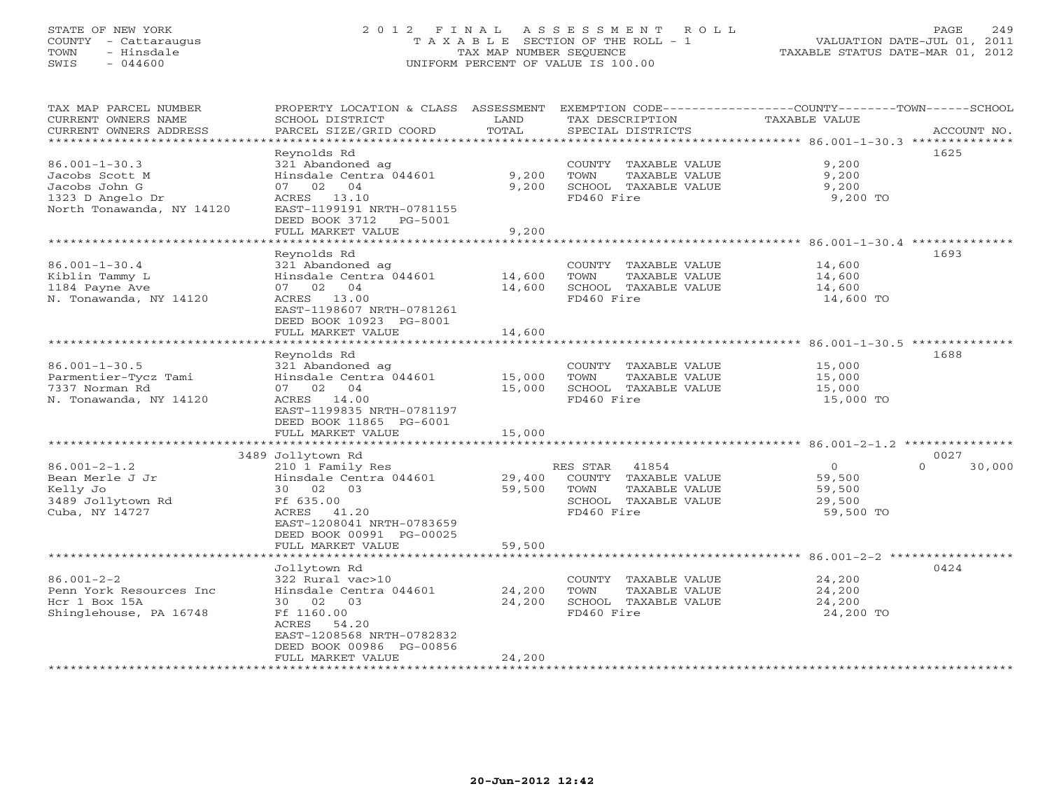STATE OF NEW YORK
COUNTY - Cattaraugus
TOWN - Hinsdale
SWIS - 044600

2 0 1 2 F I N A L A S S E S S M E N T R O L L
T A X A B L E SECTION OF THE ROLL - 1
TAX MAP NUMBER SEQUENCE
UNIFORM PERCENT OF VALUE IS 100.00

VALUATION DATE-JUL 01, 2011
TAXABLE STATUS DATE-MAR 01, 2012

| TAX MAP PARCEL NUMBER / CURRENT OWNERS NAME / CURRENT OWNERS ADDRESS | PROPERTY LOCATION & CLASS / SCHOOL DISTRICT / PARCEL SIZE/GRID COORD | ASSESSMENT LAND | TOTAL | EXEMPTION CODE / TAX DESCRIPTION / SPECIAL DISTRICTS | COUNTY TAXABLE VALUE | TOWN | SCHOOL | ACCOUNT NO. |
|---|---|---|---|---|---|---|---|---|
| **86.001-1-30.3** | Reynolds Rd | | | | | | | 1625 |
| Jacobs Scott M | 321 Abandoned ag | | | COUNTY TAXABLE VALUE | 9,200 | | | |
| Jacobs John G | Hinsdale Centra 044601 | 9,200 | | TOWN TAXABLE VALUE | 9,200 | | | |
| 1323 D Angelo Dr | 07 02 04 | | 9,200 | SCHOOL TAXABLE VALUE | 9,200 | | | |
| North Tonawanda, NY 14120 | ACRES 13.10 | | | FD460 Fire | 9,200 TO | | | |
| | EAST-1199191 NRTH-0781155 | | | | | | | |
| | DEED BOOK 3712 PG-5001 | | | | | | | |
| | FULL MARKET VALUE | | 9,200 | | | | | |
| **86.001-1-30.4** | Reynolds Rd | | | | | | | 1693 |
| Kiblin Tammy L | 321 Abandoned ag | | | COUNTY TAXABLE VALUE | 14,600 | | | |
| 1184 Payne Ave | Hinsdale Centra 044601 | 14,600 | | TOWN TAXABLE VALUE | 14,600 | | | |
| N. Tonawanda, NY 14120 | 07 02 04 | | 14,600 | SCHOOL TAXABLE VALUE | 14,600 | | | |
| | ACRES 13.00 | | | FD460 Fire | 14,600 TO | | | |
| | EAST-1198607 NRTH-0781261 | | | | | | | |
| | DEED BOOK 10923 PG-8001 | | | | | | | |
| | FULL MARKET VALUE | | 14,600 | | | | | |
| **86.001-1-30.5** | Reynolds Rd | | | | | | | 1688 |
| Parmentier-Tycz Tami | 321 Abandoned ag | | | COUNTY TAXABLE VALUE | 15,000 | | | |
| 7337 Norman Rd | Hinsdale Centra 044601 | 15,000 | | TOWN TAXABLE VALUE | 15,000 | | | |
| N. Tonawanda, NY 14120 | 07 02 04 | | 15,000 | SCHOOL TAXABLE VALUE | 15,000 | | | |
| | ACRES 14.00 | | | FD460 Fire | 15,000 TO | | | |
| | EAST-1199835 NRTH-0781197 | | | | | | | |
| | DEED BOOK 11865 PG-6001 | | | | | | | |
| | FULL MARKET VALUE | | 15,000 | | | | | |
| **86.001-2-1.2** | 3489 Jollytown Rd | | | | | | | 0027 |
| Bean Merle J Jr | 210 1 Family Res | | | RES STAR 41854 | 0 | 0 | 30,000 | |
| Kelly Jo | Hinsdale Centra 044601 | 29,400 | | COUNTY TAXABLE VALUE | 59,500 | | | |
| 3489 Jollytown Rd | 30 02 03 | | 59,500 | TOWN TAXABLE VALUE | 59,500 | | | |
| Cuba, NY 14727 | Ff 635.00 | | | SCHOOL TAXABLE VALUE | 29,500 | | | |
| | ACRES 41.20 | | | FD460 Fire | 59,500 TO | | | |
| | EAST-1208041 NRTH-0783659 | | | | | | | |
| | DEED BOOK 00991 PG-00025 | | | | | | | |
| | FULL MARKET VALUE | | 59,500 | | | | | |
| **86.001-2-2** | Jollytown Rd | | | | | | | 0424 |
| Penn York Resources Inc | 322 Rural vac>10 | | | COUNTY TAXABLE VALUE | 24,200 | | | |
| Hcr 1 Box 15A | Hinsdale Centra 044601 | 24,200 | | TOWN TAXABLE VALUE | 24,200 | | | |
| Shinglehouse, PA 16748 | 30 02 03 | | 24,200 | SCHOOL TAXABLE VALUE | 24,200 | | | |
| | Ff 1160.00 | | | FD460 Fire | 24,200 TO | | | |
| | ACRES 54.20 | | | | | | | |
| | EAST-1208568 NRTH-0782832 | | | | | | | |
| | DEED BOOK 00986 PG-00856 | | | | | | | |
| | FULL MARKET VALUE | | 24,200 | | | | | |

20-Jun-2012 12:42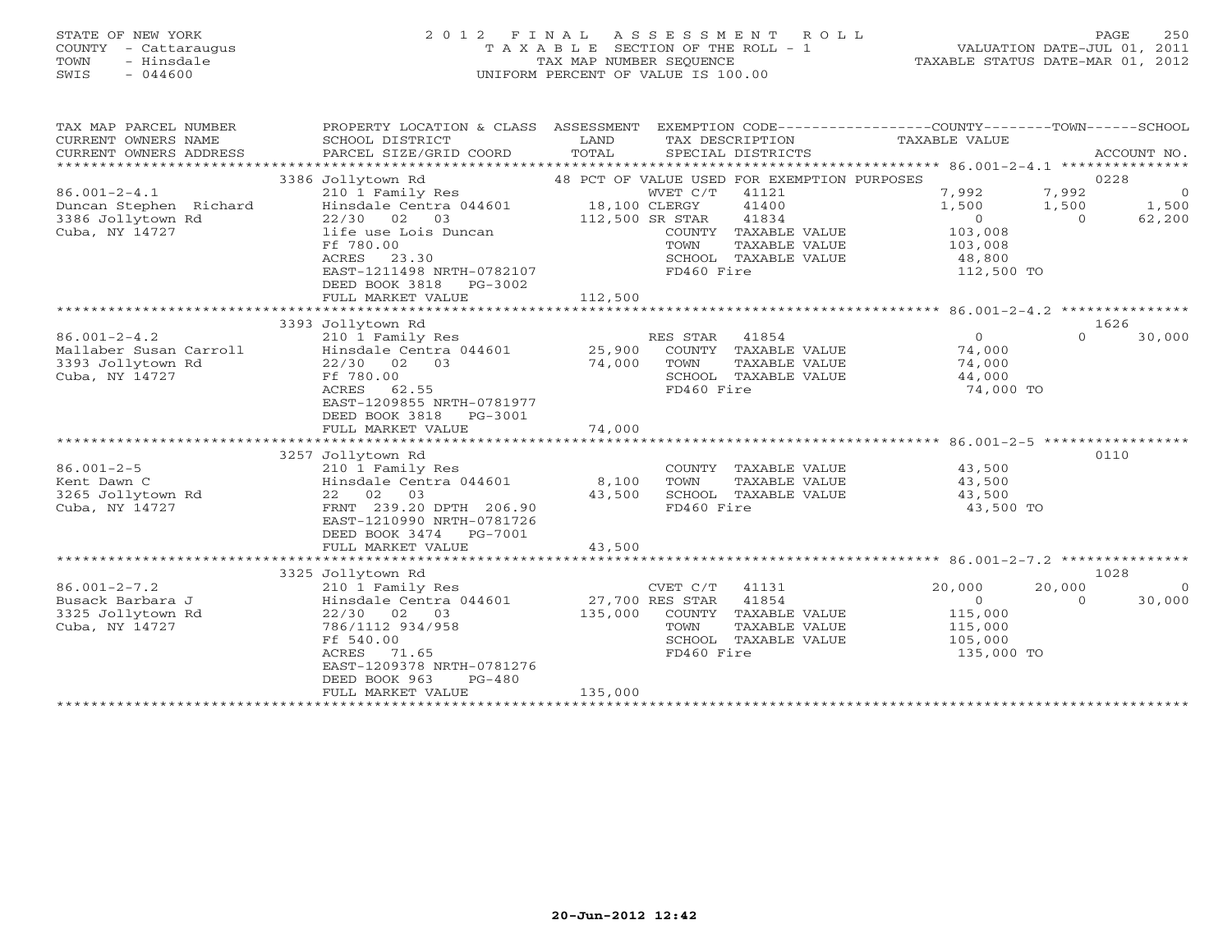STATE OF NEW YORK
COUNTY - Cattaraugus
TOWN - Hinsdale
SWIS - 044600

2 0 1 2 F I N A L A S S E S S M E N T R O L L
T A X A B L E SECTION OF THE ROLL - 1
TAX MAP NUMBER SEQUENCE
UNIFORM PERCENT OF VALUE IS 100.00

VALUATION DATE-JUL 01, 2011
TAXABLE STATUS DATE-MAR 01, 2012

| TAX MAP PARCEL NUMBER / CURRENT OWNERS NAME / CURRENT OWNERS ADDRESS | PROPERTY LOCATION & CLASS / SCHOOL DISTRICT / PARCEL SIZE/GRID COORD | ASSESSMENT LAND / TOTAL | EXEMPTION CODE / TAX DESCRIPTION / SPECIAL DISTRICTS | COUNTY TAXABLE VALUE | TOWN | SCHOOL | ACCOUNT NO. |
|---|---|---|---|---|---|---|---|
| **86.001-2-4.1** | 3386 Jollytown Rd | | 48 PCT OF VALUE USED FOR EXEMPTION PURPOSES | | | | 0228 |
| 86.001-2-4.1 | 210 1 Family Res | | WVET C/T 41121 | 7,992 | 7,992 | 0 | |
| Duncan Stephen Richard | Hinsdale Centra 044601 | 18,100 | CLERGY 41400 | 1,500 | 1,500 | 1,500 | |
| 3386 Jollytown Rd | 22/30 02 03 | 112,500 | SR STAR 41834 | 0 | 0 | 62,200 | |
| Cuba, NY 14727 | life use Lois Duncan | | COUNTY TAXABLE VALUE | 103,008 | | | |
| | Ff 780.00 | | TOWN TAXABLE VALUE | 103,008 | | | |
| | ACRES 23.30 | | SCHOOL TAXABLE VALUE | 48,800 | | | |
| | EAST-1211498 NRTH-0782107 | | FD460 Fire | 112,500 TO | | | |
| | DEED BOOK 3818 PG-3002 | | | | | | |
| | FULL MARKET VALUE | 112,500 | | | | | |
| **86.001-2-4.2** | 3393 Jollytown Rd | | | | | | 1626 |
| 86.001-2-4.2 | 210 1 Family Res | | RES STAR 41854 | 0 | 0 | 30,000 | |
| Mallaber Susan Carroll | Hinsdale Centra 044601 | 25,900 | COUNTY TAXABLE VALUE | 74,000 | | | |
| 3393 Jollytown Rd | 22/30 02 03 | 74,000 | TOWN TAXABLE VALUE | 74,000 | | | |
| Cuba, NY 14727 | Ff 780.00 | | SCHOOL TAXABLE VALUE | 44,000 | | | |
| | ACRES 62.55 | | FD460 Fire | 74,000 TO | | | |
| | EAST-1209855 NRTH-0781977 | | | | | | |
| | DEED BOOK 3818 PG-3001 | | | | | | |
| | FULL MARKET VALUE | 74,000 | | | | | |
| **86.001-2-5** | 3257 Jollytown Rd | | | | | | 0110 |
| 86.001-2-5 | 210 1 Family Res | | COUNTY TAXABLE VALUE | 43,500 | | | |
| Kent Dawn C | Hinsdale Centra 044601 | 8,100 | TOWN TAXABLE VALUE | 43,500 | | | |
| 3265 Jollytown Rd | 22 02 03 | 43,500 | SCHOOL TAXABLE VALUE | 43,500 | | | |
| Cuba, NY 14727 | FRNT 239.20 DPTH 206.90 | | FD460 Fire | 43,500 TO | | | |
| | EAST-1210990 NRTH-0781726 | | | | | | |
| | DEED BOOK 3474 PG-7001 | | | | | | |
| | FULL MARKET VALUE | 43,500 | | | | | |
| **86.001-2-7.2** | 3325 Jollytown Rd | | | | | | 1028 |
| 86.001-2-7.2 | 210 1 Family Res | | CVET C/T 41131 | 20,000 | 20,000 | 0 | |
| Busack Barbara J | Hinsdale Centra 044601 | 27,700 | RES STAR 41854 | 0 | 0 | 30,000 | |
| 3325 Jollytown Rd | 22/30 02 03 | 135,000 | COUNTY TAXABLE VALUE | 115,000 | | | |
| Cuba, NY 14727 | 786/1112 934/958 | | TOWN TAXABLE VALUE | 115,000 | | | |
| | Ff 540.00 | | SCHOOL TAXABLE VALUE | 105,000 | | | |
| | ACRES 71.65 | | FD460 Fire | 135,000 TO | | | |
| | EAST-1209378 NRTH-0781276 | | | | | | |
| | DEED BOOK 963 PG-480 | | | | | | |
| | FULL MARKET VALUE | 135,000 | | | | | |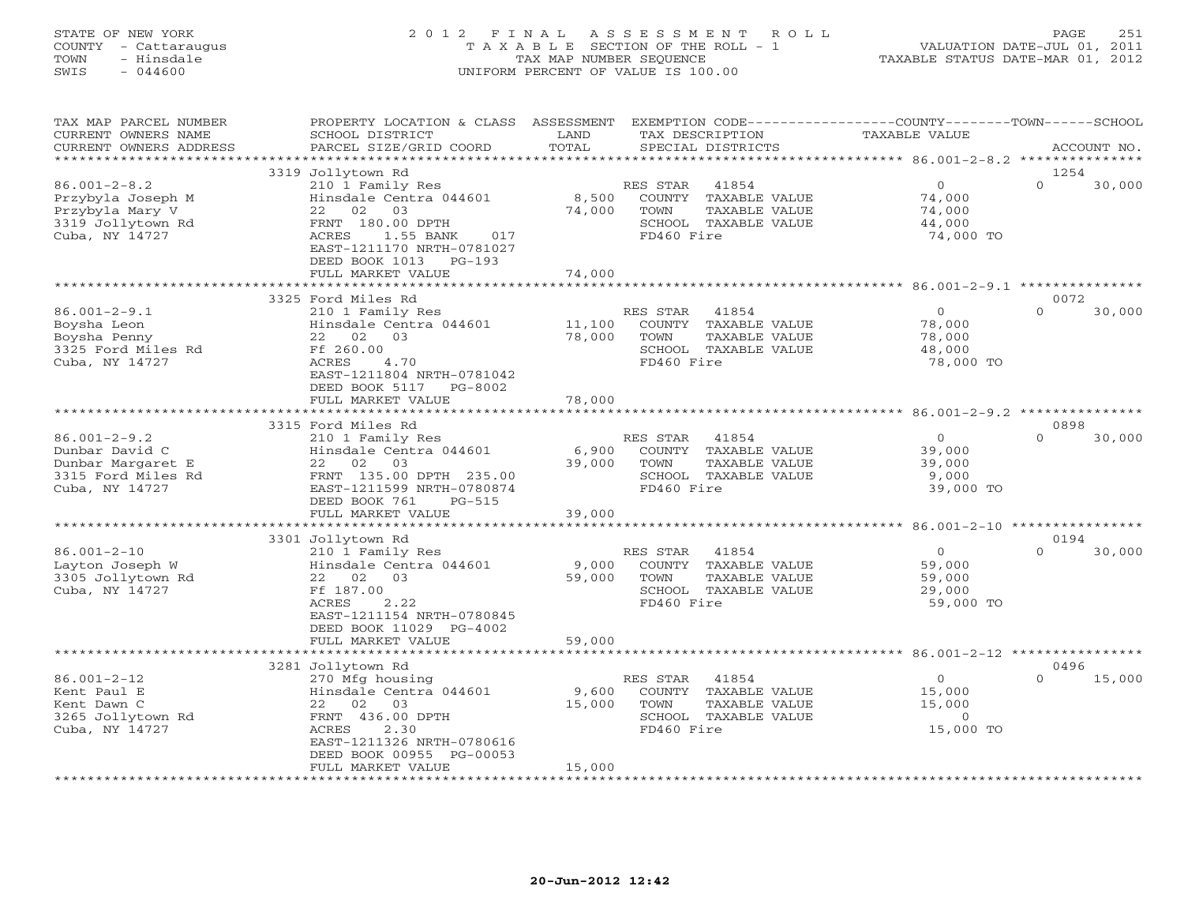STATE OF NEW YORK
COUNTY - Cattaraugus
TOWN - Hinsdale
SWIS - 044600

2012 FINAL ASSESSMENT ROLL
TAXABLE SECTION OF THE ROLL - 1
TAX MAP NUMBER SEQUENCE
UNIFORM PERCENT OF VALUE IS 100.00

VALUATION DATE-JUL 01, 2011
TAXABLE STATUS DATE-MAR 01, 2012

| TAX MAP PARCEL NUMBER / CURRENT OWNERS NAME / CURRENT OWNERS ADDRESS | PROPERTY LOCATION & CLASS / SCHOOL DISTRICT / PARCEL SIZE/GRID COORD | ASSESSMENT LAND / TOTAL | EXEMPTION CODE / TAX DESCRIPTION / SPECIAL DISTRICTS | COUNTY | TOWN | SCHOOL | ACCOUNT NO. |
|---|---|---|---|---|---|---|---|
| **86.001-2-8.2** | 3319 Jollytown Rd | | | | | | 1254 |
| Przybyla Joseph M | 210 1 Family Res | | RES STAR 41854 | 0 | 0 | 30,000 | |
| Przybyla Mary V | Hinsdale Centra 044601 | 8,500 | COUNTY TAXABLE VALUE | 74,000 | | | |
| 3319 Jollytown Rd | 22 02 03 | 74,000 | TOWN TAXABLE VALUE | | 74,000 | | |
| Cuba, NY 14727 | FRNT 180.00 DPTH | | SCHOOL TAXABLE VALUE | | | 44,000 | |
| | ACRES 1.55 BANK 017 | | FD460 Fire | 74,000 TO | | | |
| | EAST-1211170 NRTH-0781027 | | | | | | |
| | DEED BOOK 1013 PG-193 | | | | | | |
| | FULL MARKET VALUE | 74,000 | | | | | |
| **86.001-2-9.1** | 3325 Ford Miles Rd | | | | | | 0072 |
| Boysha Leon | 210 1 Family Res | | RES STAR 41854 | 0 | 0 | 30,000 | |
| Boysha Penny | Hinsdale Centra 044601 | 11,100 | COUNTY TAXABLE VALUE | 78,000 | | | |
| 3325 Ford Miles Rd | 22 02 03 | 78,000 | TOWN TAXABLE VALUE | | 78,000 | | |
| Cuba, NY 14727 | Ff 260.00 | | SCHOOL TAXABLE VALUE | | | 48,000 | |
| | ACRES 4.70 | | FD460 Fire | 78,000 TO | | | |
| | EAST-1211804 NRTH-0781042 | | | | | | |
| | DEED BOOK 5117 PG-8002 | | | | | | |
| | FULL MARKET VALUE | 78,000 | | | | | |
| **86.001-2-9.2** | 3315 Ford Miles Rd | | | | | | 0898 |
| Dunbar David C | 210 1 Family Res | | RES STAR 41854 | 0 | 0 | 30,000 | |
| Dunbar Margaret E | Hinsdale Centra 044601 | 6,900 | COUNTY TAXABLE VALUE | 39,000 | | | |
| 3315 Ford Miles Rd | 22 02 03 | 39,000 | TOWN TAXABLE VALUE | | 39,000 | | |
| Cuba, NY 14727 | FRNT 135.00 DPTH 235.00 | | SCHOOL TAXABLE VALUE | | | 9,000 | |
| | EAST-1211599 NRTH-0780874 | | FD460 Fire | 39,000 TO | | | |
| | DEED BOOK 761 PG-515 | | | | | | |
| | FULL MARKET VALUE | 39,000 | | | | | |
| **86.001-2-10** | 3301 Jollytown Rd | | | | | | 0194 |
| Layton Joseph W | 210 1 Family Res | | RES STAR 41854 | 0 | 0 | 30,000 | |
| 3305 Jollytown Rd | Hinsdale Centra 044601 | 9,000 | COUNTY TAXABLE VALUE | 59,000 | | | |
| Cuba, NY 14727 | 22 02 03 | 59,000 | TOWN TAXABLE VALUE | | 59,000 | | |
| | Ff 187.00 | | SCHOOL TAXABLE VALUE | | | 29,000 | |
| | ACRES 2.22 | | FD460 Fire | 59,000 TO | | | |
| | EAST-1211154 NRTH-0780845 | | | | | | |
| | DEED BOOK 11029 PG-4002 | | | | | | |
| | FULL MARKET VALUE | 59,000 | | | | | |
| **86.001-2-12** | 3281 Jollytown Rd | | | | | | 0496 |
| Kent Paul E | 270 Mfg housing | | RES STAR 41854 | 0 | 0 | 15,000 | |
| Kent Dawn C | Hinsdale Centra 044601 | 9,600 | COUNTY TAXABLE VALUE | 15,000 | | | |
| 3265 Jollytown Rd | 22 02 03 | 15,000 | TOWN TAXABLE VALUE | | 15,000 | | |
| Cuba, NY 14727 | FRNT 436.00 DPTH | | SCHOOL TAXABLE VALUE | | | 0 | |
| | ACRES 2.30 | | FD460 Fire | 15,000 TO | | | |
| | EAST-1211326 NRTH-0780616 | | | | | | |
| | DEED BOOK 00955 PG-00053 | | | | | | |
| | FULL MARKET VALUE | 15,000 | | | | | |

20-Jun-2012 12:42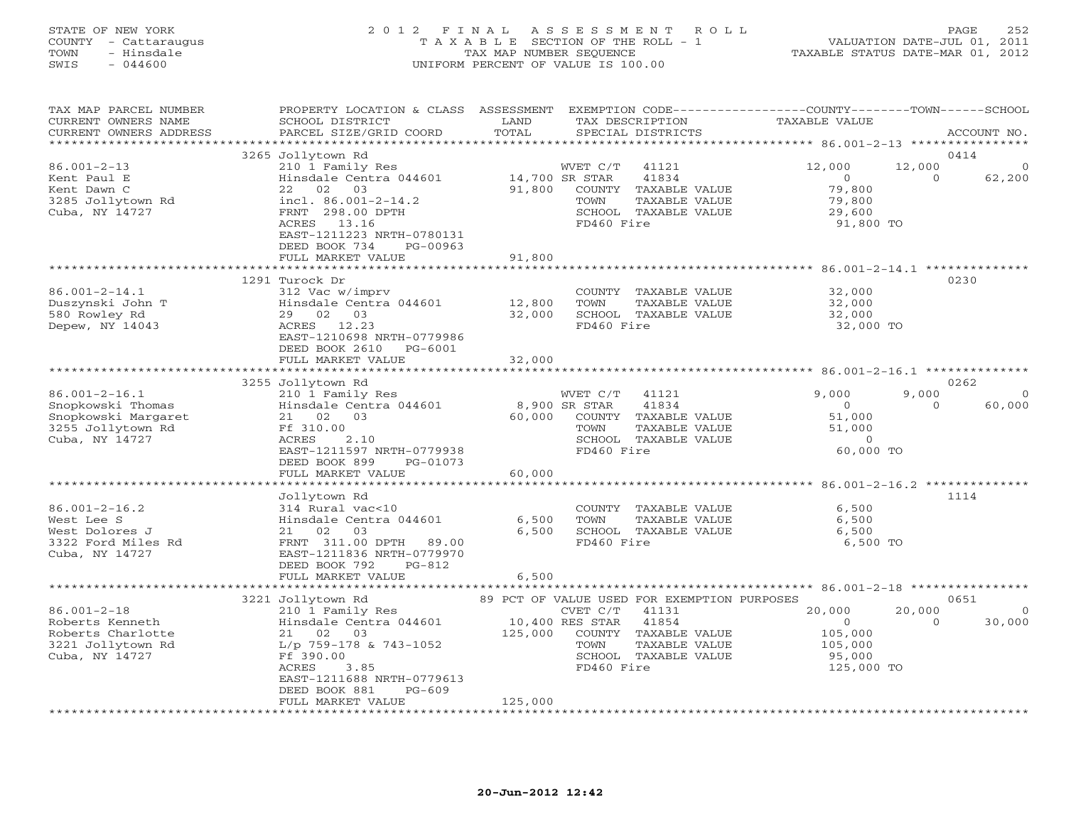STATE OF NEW YORK
COUNTY - Cattaraugus
TOWN - Hinsdale
SWIS - 044600

2012 FINAL ASSESSMENT ROLL
TAXABLE SECTION OF THE ROLL - 1
TAX MAP NUMBER SEQUENCE
UNIFORM PERCENT OF VALUE IS 100.00

VALUATION DATE-JUL 01, 2011
TAXABLE STATUS DATE-MAR 01, 2012

| TAX MAP PARCEL NUMBER / CURRENT OWNERS NAME / CURRENT OWNERS ADDRESS | PROPERTY LOCATION & CLASS / SCHOOL DISTRICT / PARCEL SIZE/GRID COORD | ASSESSMENT LAND / TOTAL | EXEMPTION CODE / TAX DESCRIPTION / SPECIAL DISTRICTS | COUNTY TAXABLE VALUE | TOWN | SCHOOL | ACCOUNT NO. |
|---|---|---|---|---|---|---|---|
| 86.001-2-13 | 3265 Jollytown Rd | | | | | | 0414 |
| Kent Paul E | 210 1 Family Res | | WVET C/T 41121 | 12,000 | 12,000 | 0 | |
| Kent Dawn C | Hinsdale Centra 044601 | 14,700 | SR STAR 41834 | 0 | 0 | 62,200 | |
| 3285 Jollytown Rd | 22 02 03 | 91,800 | COUNTY TAXABLE VALUE | 79,800 | | | |
| Cuba, NY 14727 | incl. 86.001-2-14.2 | | TOWN TAXABLE VALUE | 79,800 | | | |
| | FRNT 298.00 DPTH | | SCHOOL TAXABLE VALUE | 29,600 | | | |
| | ACRES 13.16 | | FD460 Fire | 91,800 TO | | | |
| | EAST-1211223 NRTH-0780131 | | | | | | |
| | DEED BOOK 734 PG-00963 | | | | | | |
| | FULL MARKET VALUE | 91,800 | | | | | |
| 86.001-2-14.1 | 1291 Turock Dr | | | | | | 0230 |
| Duszynski John T | 312 Vac w/imprv | | COUNTY TAXABLE VALUE | 32,000 | | | |
| 580 Rowley Rd | Hinsdale Centra 044601 | 12,800 | TOWN TAXABLE VALUE | 32,000 | | | |
| Depew, NY 14043 | 29 02 03 | 32,000 | SCHOOL TAXABLE VALUE | 32,000 | | | |
| | ACRES 12.23 | | FD460 Fire | 32,000 TO | | | |
| | EAST-1210698 NRTH-0779986 | | | | | | |
| | DEED BOOK 2610 PG-6001 | | | | | | |
| | FULL MARKET VALUE | 32,000 | | | | | |
| 86.001-2-16.1 | 3255 Jollytown Rd | | | | | | 0262 |
| Snopkowski Thomas | 210 1 Family Res | | WVET C/T 41121 | 9,000 | 9,000 | 0 | |
| Snopkowski Margaret | Hinsdale Centra 044601 | 8,900 | SR STAR 41834 | 0 | 0 | 60,000 | |
| 3255 Jollytown Rd | 21 02 03 | 60,000 | COUNTY TAXABLE VALUE | 51,000 | | | |
| Cuba, NY 14727 | Ff 310.00 | | TOWN TAXABLE VALUE | 51,000 | | | |
| | ACRES 2.10 | | SCHOOL TAXABLE VALUE | 0 | | | |
| | EAST-1211597 NRTH-0779938 | | FD460 Fire | 60,000 TO | | | |
| | DEED BOOK 899 PG-01073 | | | | | | |
| | FULL MARKET VALUE | 60,000 | | | | | |
| 86.001-2-16.2 | Jollytown Rd | | | | | | 1114 |
| West Lee S | 314 Rural vac<10 | | COUNTY TAXABLE VALUE | 6,500 | | | |
| West Dolores J | Hinsdale Centra 044601 | 6,500 | TOWN TAXABLE VALUE | 6,500 | | | |
| 3322 Ford Miles Rd | 21 02 03 | 6,500 | SCHOOL TAXABLE VALUE | 6,500 | | | |
| Cuba, NY 14727 | FRNT 311.00 DPTH 89.00 | | FD460 Fire | 6,500 TO | | | |
| | EAST-1211836 NRTH-0779970 | | | | | | |
| | DEED BOOK 792 PG-812 | | | | | | |
| | FULL MARKET VALUE | 6,500 | | | | | |
| 86.001-2-18 | 3221 Jollytown Rd | | 89 PCT OF VALUE USED FOR EXEMPTION PURPOSES | | | | 0651 |
| Roberts Kenneth | 210 1 Family Res | | CVET C/T 41131 | 20,000 | 20,000 | 0 | |
| Roberts Charlotte | Hinsdale Centra 044601 | 10,400 | RES STAR 41854 | 0 | 0 | 30,000 | |
| 3221 Jollytown Rd | 21 02 03 | 125,000 | COUNTY TAXABLE VALUE | 105,000 | | | |
| Cuba, NY 14727 | L/p 759-178 & 743-1052 | | TOWN TAXABLE VALUE | 105,000 | | | |
| | Ff 390.00 | | SCHOOL TAXABLE VALUE | 95,000 | | | |
| | ACRES 3.85 | | FD460 Fire | 125,000 TO | | | |
| | EAST-1211688 NRTH-0779613 | | | | | | |
| | DEED BOOK 881 PG-609 | | | | | | |
| | FULL MARKET VALUE | 125,000 | | | | | |

20-Jun-2012 12:42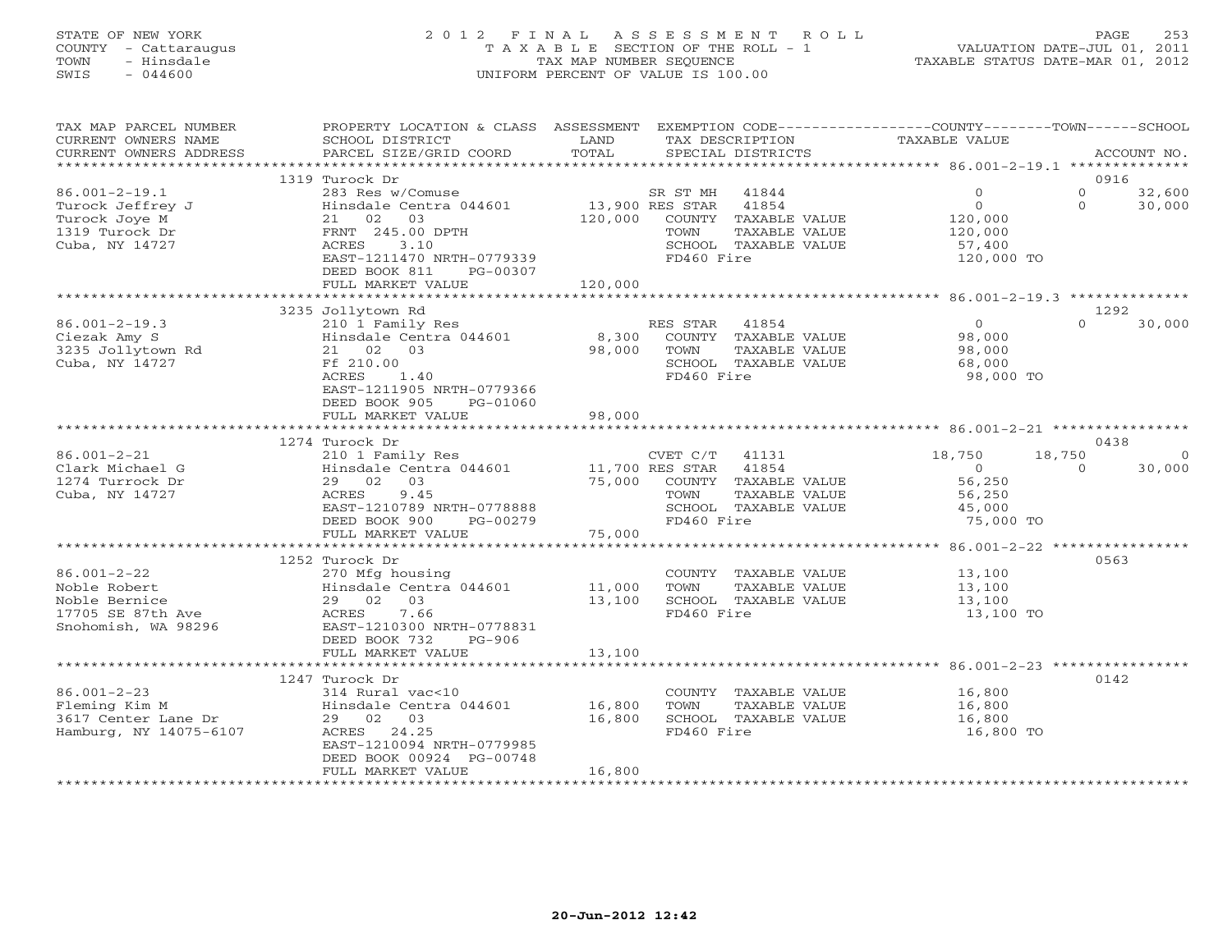STATE OF NEW YORK
COUNTY - Cattaraugus
TOWN - Hinsdale
SWIS - 044600

# 2012 FINAL ASSESSMENT ROLL

TAXABLE SECTION OF THE ROLL - 1
TAX MAP NUMBER SEQUENCE
UNIFORM PERCENT OF VALUE IS 100.00

VALUATION DATE-JUL 01, 2011
TAXABLE STATUS DATE-MAR 01, 2012

| TAX MAP PARCEL NUMBER / CURRENT OWNERS NAME / CURRENT OWNERS ADDRESS | PROPERTY LOCATION & CLASS / SCHOOL DISTRICT / PARCEL SIZE/GRID COORD | ASSESSMENT LAND | TOTAL | EXEMPTION CODE / TAX DESCRIPTION / SPECIAL DISTRICTS | COUNTY TAXABLE VALUE | TOWN | SCHOOL | ACCOUNT NO. |
|---|---|---|---|---|---|---|---|---|
| | 1319 Turock Dr | | | | | | | 0916 |
| 86.001-2-19.1 | 283 Res w/Comuse | | | SR ST MH 41844 | 0 | 0 | 32,600 | |
| Turock Jeffrey J | Hinsdale Centra 044601 | 13,900 | | RES STAR 41854 | 0 | 0 | 30,000 | |
| Turock Joye M | 21 02 03 | | 120,000 | COUNTY TAXABLE VALUE | 120,000 | | | |
| 1319 Turock Dr | FRNT 245.00 DPTH | | | TOWN TAXABLE VALUE | 120,000 | | | |
| Cuba, NY 14727 | ACRES 3.10 | | | SCHOOL TAXABLE VALUE | 57,400 | | | |
| | EAST-1211470 NRTH-0779339 | | | FD460 Fire | 120,000 TO | | | |
| | DEED BOOK 811 PG-00307 | | | | | | | |
| | FULL MARKET VALUE | | 120,000 | | | | | |
| | 3235 Jollytown Rd | | | | | | | 1292 |
| 86.001-2-19.3 | 210 1 Family Res | | | RES STAR 41854 | 0 | 0 | 30,000 | |
| Ciezak Amy S | Hinsdale Centra 044601 | 8,300 | | COUNTY TAXABLE VALUE | 98,000 | | | |
| 3235 Jollytown Rd | 21 02 03 | | 98,000 | TOWN TAXABLE VALUE | 98,000 | | | |
| Cuba, NY 14727 | Ff 210.00 | | | SCHOOL TAXABLE VALUE | 68,000 | | | |
| | ACRES 1.40 | | | FD460 Fire | 98,000 TO | | | |
| | EAST-1211905 NRTH-0779366 | | | | | | | |
| | DEED BOOK 905 PG-01060 | | | | | | | |
| | FULL MARKET VALUE | | 98,000 | | | | | |
| | 1274 Turock Dr | | | | | | | 0438 |
| 86.001-2-21 | 210 1 Family Res | | | CVET C/T 41131 | 18,750 | 18,750 | 0 | |
| Clark Michael G | Hinsdale Centra 044601 | 11,700 | | RES STAR 41854 | 0 | 0 | 30,000 | |
| 1274 Turrock Dr | 29 02 03 | | 75,000 | COUNTY TAXABLE VALUE | 56,250 | | | |
| Cuba, NY 14727 | ACRES 9.45 | | | TOWN TAXABLE VALUE | 56,250 | | | |
| | EAST-1210789 NRTH-0778888 | | | SCHOOL TAXABLE VALUE | 45,000 | | | |
| | DEED BOOK 900 PG-00279 | | | FD460 Fire | 75,000 TO | | | |
| | FULL MARKET VALUE | | 75,000 | | | | | |
| | 1252 Turock Dr | | | | | | | 0563 |
| 86.001-2-22 | 270 Mfg housing | | | COUNTY TAXABLE VALUE | 13,100 | | | |
| Noble Robert | Hinsdale Centra 044601 | 11,000 | | TOWN TAXABLE VALUE | 13,100 | | | |
| Noble Bernice | 29 02 03 | | 13,100 | SCHOOL TAXABLE VALUE | 13,100 | | | |
| 17705 SE 87th Ave | ACRES 7.66 | | | FD460 Fire | 13,100 TO | | | |
| Snohomish, WA 98296 | EAST-1210300 NRTH-0778831 | | | | | | | |
| | DEED BOOK 732 PG-906 | | | | | | | |
| | FULL MARKET VALUE | | 13,100 | | | | | |
| | 1247 Turock Dr | | | | | | | 0142 |
| 86.001-2-23 | 314 Rural vac<10 | | | COUNTY TAXABLE VALUE | 16,800 | | | |
| Fleming Kim M | Hinsdale Centra 044601 | 16,800 | | TOWN TAXABLE VALUE | 16,800 | | | |
| 3617 Center Lane Dr | 29 02 03 | | 16,800 | SCHOOL TAXABLE VALUE | 16,800 | | | |
| Hamburg, NY 14075-6107 | ACRES 24.25 | | | FD460 Fire | 16,800 TO | | | |
| | EAST-1210094 NRTH-0779985 | | | | | | | |
| | DEED BOOK 00924 PG-00748 | | | | | | | |
| | FULL MARKET VALUE | | 16,800 | | | | | |

20-Jun-2012 12:42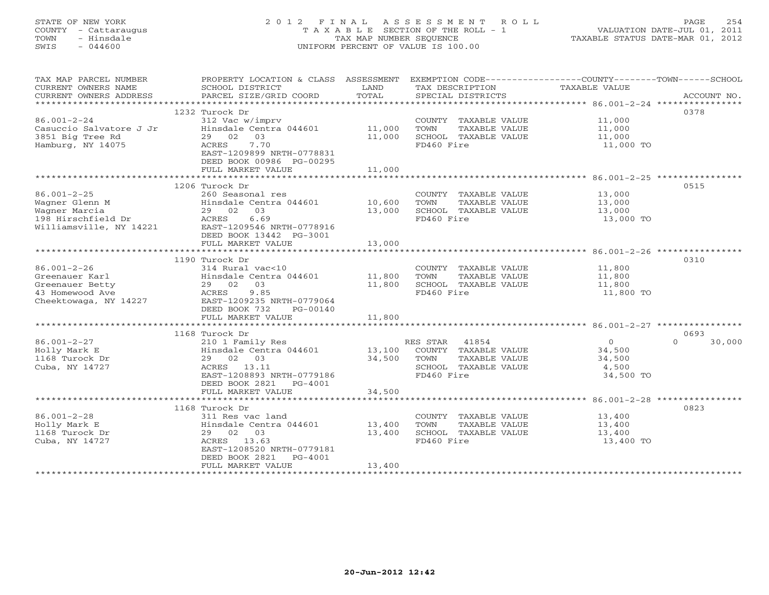STATE OF NEW YORK
COUNTY - Cattaraugus
TOWN - Hinsdale
SWIS - 044600

2012 FINAL ASSESSMENT ROLL
TAXABLE SECTION OF THE ROLL - 1
TAX MAP NUMBER SEQUENCE
UNIFORM PERCENT OF VALUE IS 100.00

VALUATION DATE-JUL 01, 2011
TAXABLE STATUS DATE-MAR 01, 2012

| TAX MAP PARCEL NUMBER / CURRENT OWNERS NAME / CURRENT OWNERS ADDRESS | PROPERTY LOCATION & CLASS / SCHOOL DISTRICT / PARCEL SIZE/GRID COORD | ASSESSMENT LAND | TOTAL | EXEMPTION CODE / TAX DESCRIPTION / SPECIAL DISTRICTS | COUNTY / TOWN / SCHOOL TAXABLE VALUE | ACCOUNT NO. |
|---|---|---|---|---|---|---|
| 86.001-2-24 | 1232 Turock Dr | | | | | 0378 |
| Casuccio Salvatore J Jr | 312 Vac w/imprv | | | COUNTY TAXABLE VALUE | 11,000 | |
| 3851 Big Tree Rd | Hinsdale Centra 044601 | 11,000 | | TOWN TAXABLE VALUE | 11,000 | |
| Hamburg, NY 14075 | 29 02 03 | | 11,000 | SCHOOL TAXABLE VALUE | 11,000 | |
| | ACRES 7.70 | | | FD460 Fire | 11,000 TO | |
| | EAST-1209899 NRTH-0778831 | | | | | |
| | DEED BOOK 00986 PG-00295 | | | | | |
| | FULL MARKET VALUE | | 11,000 | | | |
| 86.001-2-25 | 1206 Turock Dr | | | | | 0515 |
| Wagner Glenn M | 260 Seasonal res | | | COUNTY TAXABLE VALUE | 13,000 | |
| Wagner Marcia | Hinsdale Centra 044601 | 10,600 | | TOWN TAXABLE VALUE | 13,000 | |
| 198 Hirschfield Dr | 29 02 03 | | 13,000 | SCHOOL TAXABLE VALUE | 13,000 | |
| Williamsville, NY 14221 | ACRES 6.69 | | | FD460 Fire | 13,000 TO | |
| | EAST-1209546 NRTH-0778916 | | | | | |
| | DEED BOOK 13442 PG-3001 | | | | | |
| | FULL MARKET VALUE | | 13,000 | | | |
| 86.001-2-26 | 1190 Turock Dr | | | | | 0310 |
| Greenauer Karl | 314 Rural vac<10 | | | COUNTY TAXABLE VALUE | 11,800 | |
| Greenauer Betty | Hinsdale Centra 044601 | 11,800 | | TOWN TAXABLE VALUE | 11,800 | |
| 43 Homewood Ave | 29 02 03 | | 11,800 | SCHOOL TAXABLE VALUE | 11,800 | |
| Cheektowaga, NY 14227 | ACRES 9.85 | | | FD460 Fire | 11,800 TO | |
| | EAST-1209235 NRTH-0779064 | | | | | |
| | DEED BOOK 732 PG-00140 | | | | | |
| | FULL MARKET VALUE | | 11,800 | | | |
| 86.001-2-27 | 1168 Turock Dr | | | | | 0693 |
| Holly Mark E | 210 1 Family Res | | | RES STAR 41854 | 0 / 0 / 30,000 | |
| 1168 Turock Dr | Hinsdale Centra 044601 | 13,100 | | COUNTY TAXABLE VALUE | 34,500 | |
| Cuba, NY 14727 | 29 02 03 | | 34,500 | TOWN TAXABLE VALUE | 34,500 | |
| | ACRES 13.11 | | | SCHOOL TAXABLE VALUE | 4,500 | |
| | EAST-1208893 NRTH-0779186 | | | FD460 Fire | 34,500 TO | |
| | DEED BOOK 2821 PG-4001 | | | | | |
| | FULL MARKET VALUE | | 34,500 | | | |
| 86.001-2-28 | 1168 Turock Dr | | | | | 0823 |
| Holly Mark E | 311 Res vac land | | | COUNTY TAXABLE VALUE | 13,400 | |
| 1168 Turock Dr | Hinsdale Centra 044601 | 13,400 | | TOWN TAXABLE VALUE | 13,400 | |
| Cuba, NY 14727 | 29 02 03 | | 13,400 | SCHOOL TAXABLE VALUE | 13,400 | |
| | ACRES 13.63 | | | FD460 Fire | 13,400 TO | |
| | EAST-1208520 NRTH-0779181 | | | | | |
| | DEED BOOK 2821 PG-4001 | | | | | |
| | FULL MARKET VALUE | | 13,400 | | | |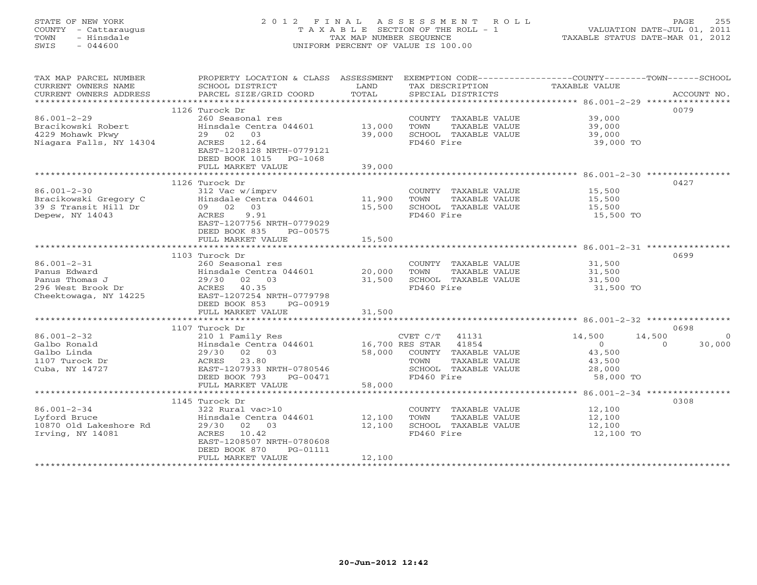STATE OF NEW YORK
COUNTY - Cattaraugus
TOWN - Hinsdale
SWIS - 044600

# 2012 FINAL ASSESSMENT ROLL

TAXABLE SECTION OF THE ROLL - 1
TAX MAP NUMBER SEQUENCE
UNIFORM PERCENT OF VALUE IS 100.00

VALUATION DATE-JUL 01, 2011
TAXABLE STATUS DATE-MAR 01, 2012

| TAX MAP PARCEL NUMBER / CURRENT OWNERS NAME / CURRENT OWNERS ADDRESS | PROPERTY LOCATION & CLASS / SCHOOL DISTRICT / PARCEL SIZE/GRID COORD | ASSESSMENT LAND / TOTAL | EXEMPTION CODE / TAX DESCRIPTION / SPECIAL DISTRICTS | COUNTY TAXABLE VALUE | TOWN | SCHOOL | ACCOUNT NO. |
|---|---|---|---|---|---|---|---|
| **86.001-2-29** | 1126 Turock Dr | | | | | | 0079 |
| Bracikowski Robert | 260 Seasonal res | | COUNTY TAXABLE VALUE | 39,000 | | | |
| 4229 Mohawk Pkwy | Hinsdale Centra 044601 | 13,000 | TOWN TAXABLE VALUE | 39,000 | | | |
| Niagara Falls, NY 14304 | 29 02 03 | 39,000 | SCHOOL TAXABLE VALUE | 39,000 | | | |
| | ACRES 12.64 | | FD460 Fire | 39,000 TO | | | |
| | EAST-1208128 NRTH-0779121 | | | | | | |
| | DEED BOOK 1015 PG-1068 | | | | | | |
| | FULL MARKET VALUE | 39,000 | | | | | |
| **86.001-2-30** | 1126 Turock Dr | | | | | | 0427 |
| Bracikowski Gregory C | 312 Vac w/imprv | | COUNTY TAXABLE VALUE | 15,500 | | | |
| 39 S Transit Hill Dr | Hinsdale Centra 044601 | 11,900 | TOWN TAXABLE VALUE | 15,500 | | | |
| Depew, NY 14043 | 09 02 03 | 15,500 | SCHOOL TAXABLE VALUE | 15,500 | | | |
| | ACRES 9.91 | | FD460 Fire | 15,500 TO | | | |
| | EAST-1207756 NRTH-0779029 | | | | | | |
| | DEED BOOK 835 PG-00575 | | | | | | |
| | FULL MARKET VALUE | 15,500 | | | | | |
| **86.001-2-31** | 1103 Turock Dr | | | | | | 0699 |
| Panus Edward | 260 Seasonal res | | COUNTY TAXABLE VALUE | 31,500 | | | |
| Panus Thomas J | Hinsdale Centra 044601 | 20,000 | TOWN TAXABLE VALUE | 31,500 | | | |
| 296 West Brook Dr | 29/30 02 03 | 31,500 | SCHOOL TAXABLE VALUE | 31,500 | | | |
| Cheektowaga, NY 14225 | ACRES 40.35 | | FD460 Fire | 31,500 TO | | | |
| | EAST-1207254 NRTH-0779798 | | | | | | |
| | DEED BOOK 853 PG-00919 | | | | | | |
| | FULL MARKET VALUE | 31,500 | | | | | |
| **86.001-2-32** | 1107 Turock Dr | | | | | | 0698 |
| Galbo Ronald | 210 1 Family Res | | CVET C/T 41131 | 14,500 | 14,500 | 0 | |
| Galbo Linda | Hinsdale Centra 044601 | 16,700 | RES STAR 41854 | 0 | 0 | 30,000 | |
| 1107 Turock Dr | 29/30 02 03 | 58,000 | COUNTY TAXABLE VALUE | 43,500 | | | |
| Cuba, NY 14727 | ACRES 23.80 | | TOWN TAXABLE VALUE | 43,500 | | | |
| | EAST-1207933 NRTH-0780546 | | SCHOOL TAXABLE VALUE | 28,000 | | | |
| | DEED BOOK 793 PG-00471 | | FD460 Fire | 58,000 TO | | | |
| | FULL MARKET VALUE | 58,000 | | | | | |
| **86.001-2-34** | 1145 Turock Dr | | | | | | 0308 |
| Lyford Bruce | 322 Rural vac>10 | | COUNTY TAXABLE VALUE | 12,100 | | | |
| 10870 Old Lakeshore Rd | Hinsdale Centra 044601 | 12,100 | TOWN TAXABLE VALUE | 12,100 | | | |
| Irving, NY 14081 | 29/30 02 03 | 12,100 | SCHOOL TAXABLE VALUE | 12,100 | | | |
| | ACRES 10.42 | | FD460 Fire | 12,100 TO | | | |
| | EAST-1208507 NRTH-0780608 | | | | | | |
| | DEED BOOK 870 PG-01111 | | | | | | |
| | FULL MARKET VALUE | 12,100 | | | | | |

20-Jun-2012 12:42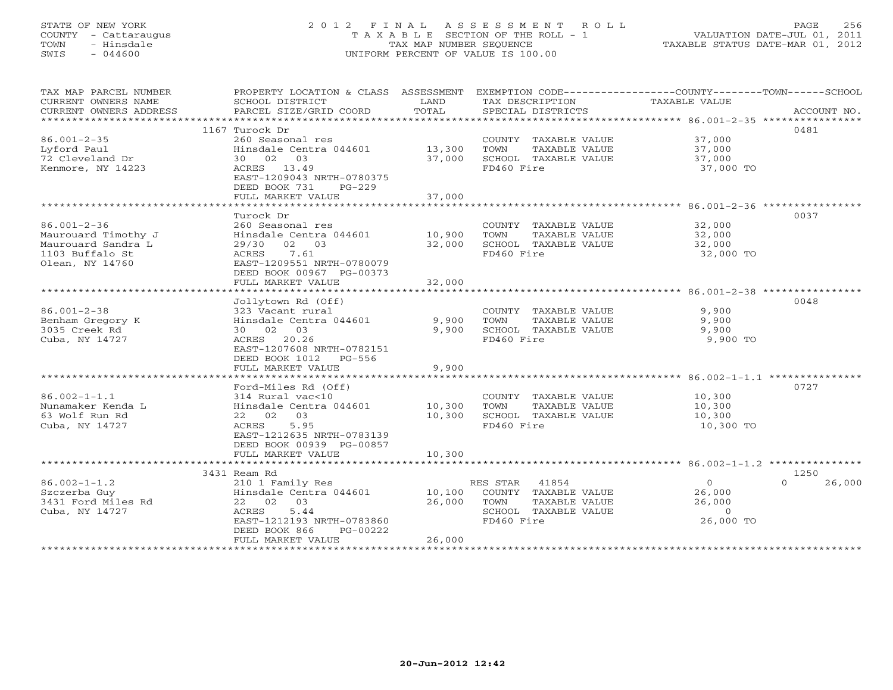STATE OF NEW YORK
COUNTY - Cattaraugus
TOWN - Hinsdale
SWIS - 044600

2012 FINAL ASSESSMENT ROLL
TAXABLE SECTION OF THE ROLL - 1
TAX MAP NUMBER SEQUENCE
UNIFORM PERCENT OF VALUE IS 100.00

VALUATION DATE-JUL 01, 2011
TAXABLE STATUS DATE-MAR 01, 2012

| TAX MAP PARCEL NUMBER / CURRENT OWNERS NAME / CURRENT OWNERS ADDRESS | PROPERTY LOCATION & CLASS / SCHOOL DISTRICT / PARCEL SIZE/GRID COORD | ASSESSMENT LAND / TOTAL | EXEMPTION CODE / TAX DESCRIPTION / SPECIAL DISTRICTS | COUNTY--------TOWN------SCHOOL TAXABLE VALUE | ACCOUNT NO. |
|---|---|---|---|---|---|
| 86.001-2-35 | 1167 Turock Dr | | | | 0481 |
| 86.001-2-35 | 260 Seasonal res | | COUNTY TAXABLE VALUE | 37,000 | |
| Lyford Paul | Hinsdale Centra 044601 | 13,300 | TOWN TAXABLE VALUE | 37,000 | |
| 72 Cleveland Dr | 30 02 03 | 37,000 | SCHOOL TAXABLE VALUE | 37,000 | |
| Kenmore, NY 14223 | ACRES 13.49 | | FD460 Fire | 37,000 TO | |
| | EAST-1209043 NRTH-0780375 | | | | |
| | DEED BOOK 731 PG-229 | | | | |
| | FULL MARKET VALUE | 37,000 | | | |
| 86.001-2-36 | Turock Dr | | | | 0037 |
| 86.001-2-36 | 260 Seasonal res | | COUNTY TAXABLE VALUE | 32,000 | |
| Maurouard Timothy J | Hinsdale Centra 044601 | 10,900 | TOWN TAXABLE VALUE | 32,000 | |
| Maurouard Sandra L | 29/30 02 03 | 32,000 | SCHOOL TAXABLE VALUE | 32,000 | |
| 1103 Buffalo St | ACRES 7.61 | | FD460 Fire | 32,000 TO | |
| Olean, NY 14760 | EAST-1209551 NRTH-0780079 | | | | |
| | DEED BOOK 00967 PG-00373 | | | | |
| | FULL MARKET VALUE | 32,000 | | | |
| 86.001-2-38 | Jollytown Rd (Off) | | | | 0048 |
| 86.001-2-38 | 323 Vacant rural | | COUNTY TAXABLE VALUE | 9,900 | |
| Benham Gregory K | Hinsdale Centra 044601 | 9,900 | TOWN TAXABLE VALUE | 9,900 | |
| 3035 Creek Rd | 30 02 03 | 9,900 | SCHOOL TAXABLE VALUE | 9,900 | |
| Cuba, NY 14727 | ACRES 20.26 | | FD460 Fire | 9,900 TO | |
| | EAST-1207608 NRTH-0782151 | | | | |
| | DEED BOOK 1012 PG-556 | | | | |
| | FULL MARKET VALUE | 9,900 | | | |
| 86.002-1-1.1 | Ford-Miles Rd (Off) | | | | 0727 |
| 86.002-1-1.1 | 314 Rural vac<10 | | COUNTY TAXABLE VALUE | 10,300 | |
| Nunamaker Kenda L | Hinsdale Centra 044601 | 10,300 | TOWN TAXABLE VALUE | 10,300 | |
| 63 Wolf Run Rd | 22 02 03 | 10,300 | SCHOOL TAXABLE VALUE | 10,300 | |
| Cuba, NY 14727 | ACRES 5.95 | | FD460 Fire | 10,300 TO | |
| | EAST-1212635 NRTH-0783139 | | | | |
| | DEED BOOK 00939 PG-00857 | | | | |
| | FULL MARKET VALUE | 10,300 | | | |
| 86.002-1-1.2 | 3431 Ream Rd | | | | 1250 |
| 86.002-1-1.2 | 210 1 Family Res | | RES STAR 41854 | 0 0 26,000 | |
| Szczerba Guy | Hinsdale Centra 044601 | 10,100 | COUNTY TAXABLE VALUE | 26,000 | |
| 3431 Ford Miles Rd | 22 02 03 | 26,000 | TOWN TAXABLE VALUE | 26,000 | |
| Cuba, NY 14727 | ACRES 5.44 | | SCHOOL TAXABLE VALUE | 0 | |
| | EAST-1212193 NRTH-0783860 | | FD460 Fire | 26,000 TO | |
| | DEED BOOK 866 PG-00222 | | | | |
| | FULL MARKET VALUE | 26,000 | | | |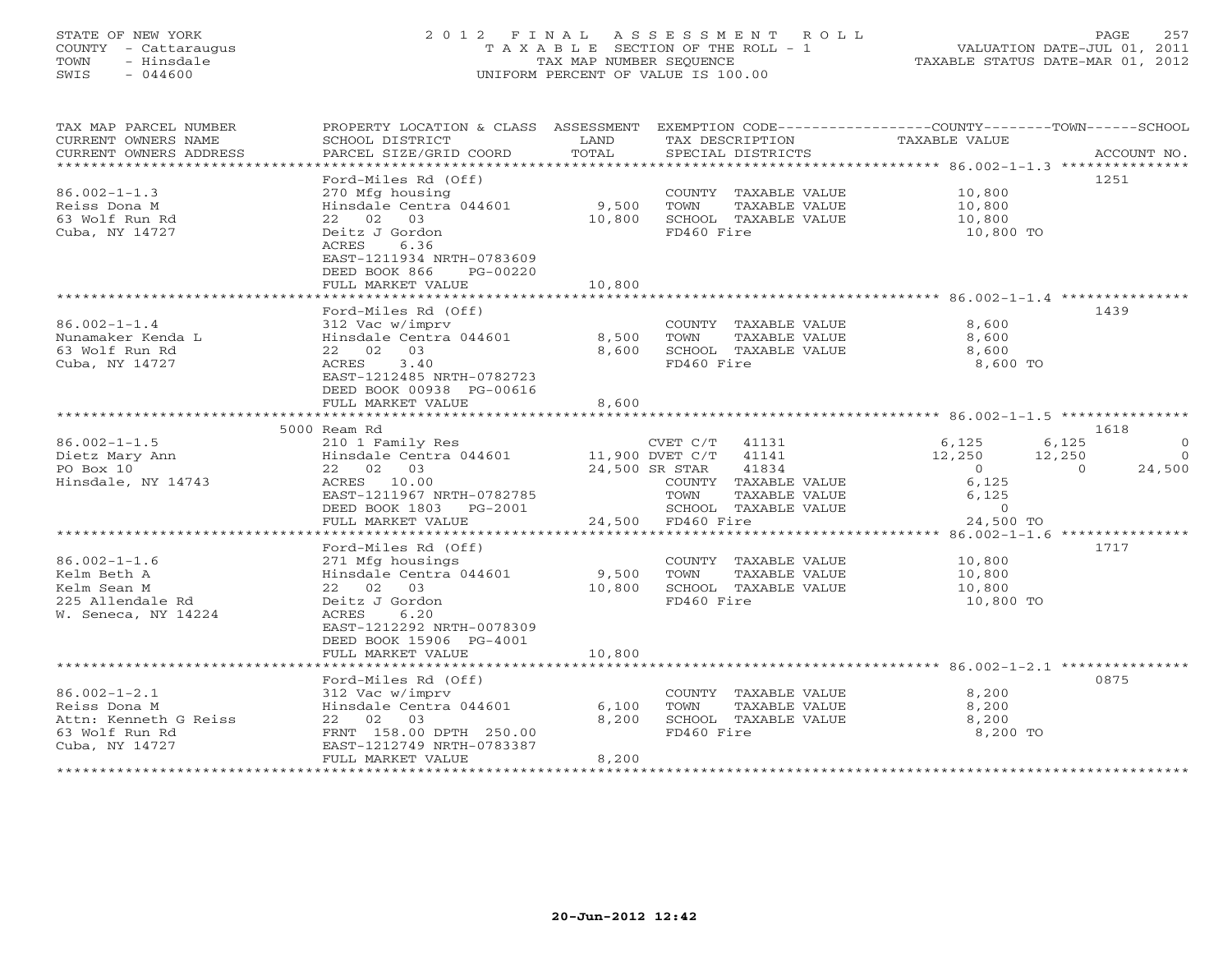STATE OF NEW YORK
COUNTY - Cattaraugus
TOWN - Hinsdale
SWIS - 044600

2012 FINAL ASSESSMENT ROLL
TAXABLE SECTION OF THE ROLL - 1
TAX MAP NUMBER SEQUENCE
UNIFORM PERCENT OF VALUE IS 100.00

VALUATION DATE-JUL 01, 2011
TAXABLE STATUS DATE-MAR 01, 2012

| TAX MAP PARCEL NUMBER / CURRENT OWNERS NAME / CURRENT OWNERS ADDRESS | PROPERTY LOCATION & CLASS / SCHOOL DISTRICT / PARCEL SIZE/GRID COORD | ASSESSMENT LAND / TOTAL | EXEMPTION CODE / TAX DESCRIPTION / SPECIAL DISTRICTS | COUNTY TAXABLE VALUE | TOWN | SCHOOL | ACCOUNT NO. |
|---|---|---|---|---|---|---|---|
| **86.002-1-1.3** | Ford-Miles Rd (Off) | | | | | | 1251 |
| Reiss Dona M | 270 Mfg housing | | COUNTY TAXABLE VALUE | 10,800 | | | |
| 63 Wolf Run Rd | Hinsdale Centra 044601 | 9,500 | TOWN TAXABLE VALUE | 10,800 | | | |
| Cuba, NY 14727 | 22 02 03 | 10,800 | SCHOOL TAXABLE VALUE | 10,800 | | | |
| | Deitz J Gordon | | FD460 Fire | 10,800 TO | | | |
| | ACRES 6.36 | | | | | | |
| | EAST-1211934 NRTH-0783609 | | | | | | |
| | DEED BOOK 866 PG-00220 | | | | | | |
| | FULL MARKET VALUE | 10,800 | | | | | |
| **86.002-1-1.4** | Ford-Miles Rd (Off) | | | | | | 1439 |
| Nunamaker Kenda L | 312 Vac w/imprv | | COUNTY TAXABLE VALUE | 8,600 | | | |
| 63 Wolf Run Rd | Hinsdale Centra 044601 | 8,500 | TOWN TAXABLE VALUE | 8,600 | | | |
| Cuba, NY 14727 | 22 02 03 | 8,600 | SCHOOL TAXABLE VALUE | 8,600 | | | |
| | ACRES 3.40 | | FD460 Fire | 8,600 TO | | | |
| | EAST-1212485 NRTH-0782723 | | | | | | |
| | DEED BOOK 00938 PG-00616 | | | | | | |
| | FULL MARKET VALUE | 8,600 | | | | | |
| **86.002-1-1.5** | 5000 Ream Rd | | | | | | 1618 |
| Dietz Mary Ann | 210 1 Family Res | | CVET C/T 41131 | 6,125 | 6,125 | 0 | |
| PO Box 10 | Hinsdale Centra 044601 | 11,900 | DVET C/T 41141 | 12,250 | 12,250 | 0 | |
| Hinsdale, NY 14743 | 22 02 03 | 24,500 | SR STAR 41834 | 0 | 0 | 24,500 | |
| | ACRES 10.00 | | COUNTY TAXABLE VALUE | 6,125 | | | |
| | EAST-1211967 NRTH-0782785 | | TOWN TAXABLE VALUE | 6,125 | | | |
| | DEED BOOK 1803 PG-2001 | | SCHOOL TAXABLE VALUE | 0 | | | |
| | FULL MARKET VALUE | 24,500 | FD460 Fire | 24,500 TO | | | |
| **86.002-1-1.6** | Ford-Miles Rd (Off) | | | | | | 1717 |
| Kelm Beth A | 271 Mfg housings | | COUNTY TAXABLE VALUE | 10,800 | | | |
| Kelm Sean M | Hinsdale Centra 044601 | 9,500 | TOWN TAXABLE VALUE | 10,800 | | | |
| 225 Allendale Rd | 22 02 03 | 10,800 | SCHOOL TAXABLE VALUE | 10,800 | | | |
| W. Seneca, NY 14224 | Deitz J Gordon | | FD460 Fire | 10,800 TO | | | |
| | ACRES 6.20 | | | | | | |
| | EAST-1212292 NRTH-0078309 | | | | | | |
| | DEED BOOK 15906 PG-4001 | | | | | | |
| | FULL MARKET VALUE | 10,800 | | | | | |
| **86.002-1-2.1** | Ford-Miles Rd (Off) | | | | | | 0875 |
| Reiss Dona M | 312 Vac w/imprv | | COUNTY TAXABLE VALUE | 8,200 | | | |
| Attn: Kenneth G Reiss | Hinsdale Centra 044601 | 6,100 | TOWN TAXABLE VALUE | 8,200 | | | |
| 63 Wolf Run Rd | 22 02 03 | 8,200 | SCHOOL TAXABLE VALUE | 8,200 | | | |
| Cuba, NY 14727 | FRNT 158.00 DPTH 250.00 | | FD460 Fire | 8,200 TO | | | |
| | EAST-1212749 NRTH-0783387 | | | | | | |
| | FULL MARKET VALUE | 8,200 | | | | | |

20-Jun-2012 12:42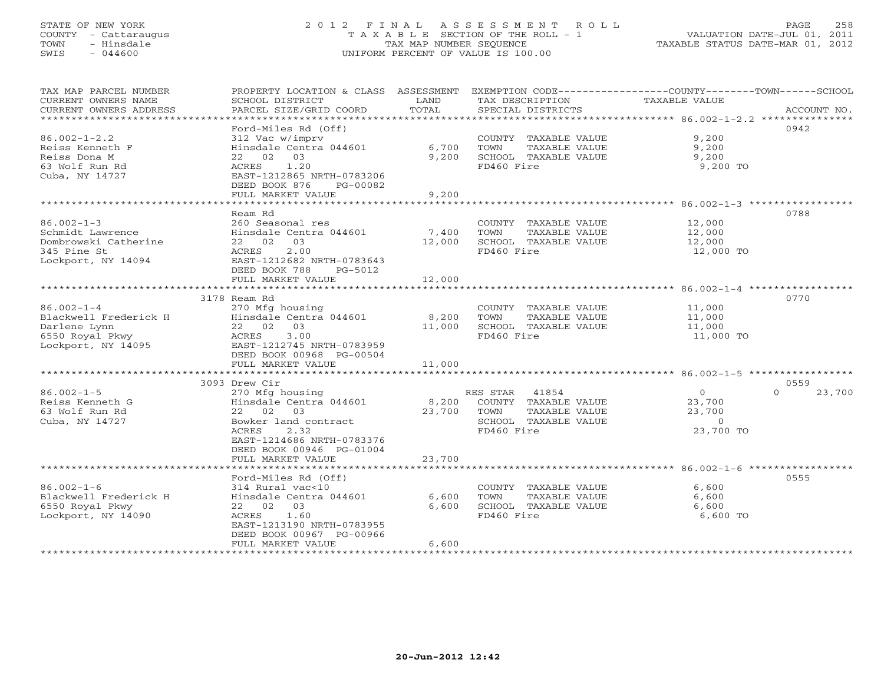STATE OF NEW YORK
COUNTY - Cattaraugus
TOWN - Hinsdale
SWIS - 044600

# 2012 FINAL ASSESSMENT ROLL
TAXABLE SECTION OF THE ROLL - 1
TAX MAP NUMBER SEQUENCE
UNIFORM PERCENT OF VALUE IS 100.00

VALUATION DATE-JUL 01, 2011
TAXABLE STATUS DATE-MAR 01, 2012

| TAX MAP PARCEL NUMBER / CURRENT OWNERS NAME / CURRENT OWNERS ADDRESS | PROPERTY LOCATION & CLASS / SCHOOL DISTRICT / PARCEL SIZE/GRID COORD | ASSESSMENT LAND / TOTAL | EXEMPTION CODE / TAX DESCRIPTION / SPECIAL DISTRICTS | COUNTY / TOWN / SCHOOL TAXABLE VALUE | ACCOUNT NO. |
|---|---|---|---|---|---|
| 86.002-1-2.2<br>Reiss Kenneth F<br>Reiss Dona M<br>63 Wolf Run Rd<br>Cuba, NY 14727 | Ford-Miles Rd (Off)<br>312 Vac w/imprv<br>Hinsdale Centra 044601<br>22 02 03<br>ACRES 1.20<br>EAST-1212865 NRTH-0783206<br>DEED BOOK 876 PG-00082<br>FULL MARKET VALUE | 6,700<br>9,200<br>9,200 | COUNTY TAXABLE VALUE<br>TOWN TAXABLE VALUE<br>SCHOOL TAXABLE VALUE<br>FD460 Fire | 9,200<br>9,200<br>9,200<br>9,200 TO | 0942 |
| 86.002-1-3<br>Schmidt Lawrence<br>Dombrowski Catherine<br>345 Pine St<br>Lockport, NY 14094 | Ream Rd<br>260 Seasonal res<br>Hinsdale Centra 044601<br>22 02 03<br>ACRES 2.00<br>EAST-1212682 NRTH-0783643<br>DEED BOOK 788 PG-5012<br>FULL MARKET VALUE | 7,400<br>12,000<br>12,000 | COUNTY TAXABLE VALUE<br>TOWN TAXABLE VALUE<br>SCHOOL TAXABLE VALUE<br>FD460 Fire | 12,000<br>12,000<br>12,000<br>12,000 TO | 0788 |
| 86.002-1-4<br>Blackwell Frederick H<br>Darlene Lynn<br>6550 Royal Pkwy<br>Lockport, NY 14095 | 3178 Ream Rd<br>270 Mfg housing<br>Hinsdale Centra 044601<br>22 02 03<br>ACRES 3.00<br>EAST-1212745 NRTH-0783959<br>DEED BOOK 00968 PG-00504<br>FULL MARKET VALUE | 8,200<br>11,000<br>11,000 | COUNTY TAXABLE VALUE<br>TOWN TAXABLE VALUE<br>SCHOOL TAXABLE VALUE<br>FD460 Fire | 11,000<br>11,000<br>11,000<br>11,000 TO | 0770 |
| 86.002-1-5<br>Reiss Kenneth G<br>63 Wolf Run Rd<br>Cuba, NY 14727 | 3093 Drew Cir<br>270 Mfg housing<br>Hinsdale Centra 044601<br>22 02 03<br>Bowker land contract<br>ACRES 2.32<br>EAST-1214686 NRTH-0783376<br>DEED BOOK 00946 PG-01004<br>FULL MARKET VALUE | 8,200<br>23,700<br>23,700 | RES STAR 41854<br>COUNTY TAXABLE VALUE<br>TOWN TAXABLE VALUE<br>SCHOOL TAXABLE VALUE<br>FD460 Fire | 0 / 0 / 23,700<br>23,700<br>23,700<br>0<br>23,700 TO | 0559 |
| 86.002-1-6<br>Blackwell Frederick H<br>6550 Royal Pkwy<br>Lockport, NY 14090 | Ford-Miles Rd (Off)<br>314 Rural vac<10<br>Hinsdale Centra 044601<br>22 02 03<br>ACRES 1.60<br>EAST-1213190 NRTH-0783955<br>DEED BOOK 00967 PG-00966<br>FULL MARKET VALUE | 6,600<br>6,600<br>6,600 | COUNTY TAXABLE VALUE<br>TOWN TAXABLE VALUE<br>SCHOOL TAXABLE VALUE<br>FD460 Fire | 6,600<br>6,600<br>6,600<br>6,600 TO | 0555 |

20-Jun-2012 12:42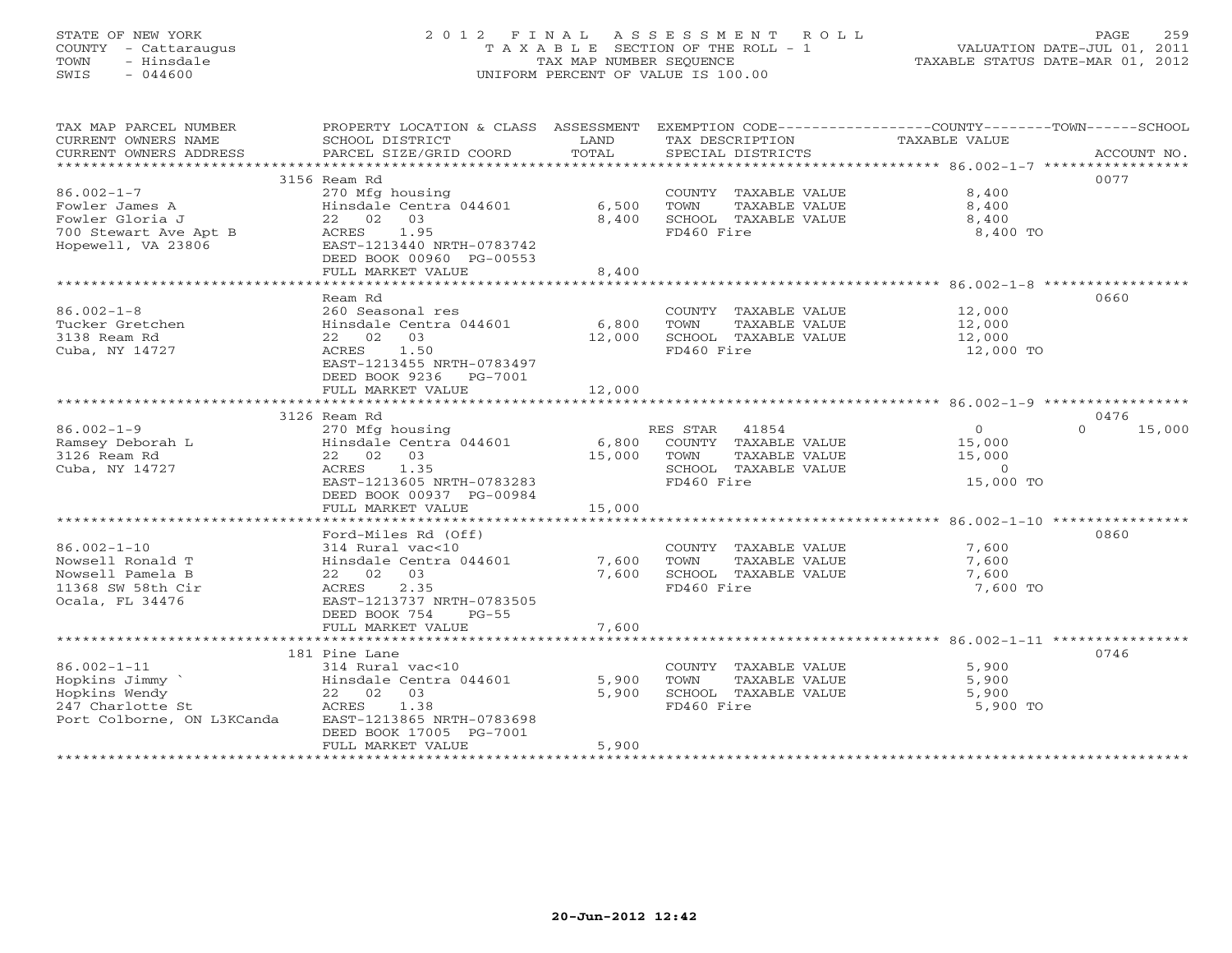STATE OF NEW YORK
COUNTY - Cattaraugus
TOWN - Hinsdale
SWIS - 044600

2012 FINAL ASSESSMENT ROLL
TAXABLE SECTION OF THE ROLL - 1
TAX MAP NUMBER SEQUENCE
UNIFORM PERCENT OF VALUE IS 100.00

VALUATION DATE-JUL 01, 2011
TAXABLE STATUS DATE-MAR 01, 2012

| TAX MAP PARCEL NUMBER / CURRENT OWNERS NAME / CURRENT OWNERS ADDRESS | PROPERTY LOCATION & CLASS / SCHOOL DISTRICT / PARCEL SIZE/GRID COORD | ASSESSMENT LAND / TOTAL | EXEMPTION CODE / TAX DESCRIPTION / SPECIAL DISTRICTS | COUNTY / TOWN / SCHOOL TAXABLE VALUE | ACCOUNT NO. |
|---|---|---|---|---|---|
| 86.002-1-7 | 3156 Ream Rd | | | | 0077 |
| | 270 Mfg housing | | COUNTY TAXABLE VALUE | 8,400 | |
| Fowler James A | Hinsdale Centra 044601 | 6,500 | TOWN TAXABLE VALUE | 8,400 | |
| Fowler Gloria J | 22 02 03 | 8,400 | SCHOOL TAXABLE VALUE | 8,400 | |
| 700 Stewart Ave Apt B | ACRES 1.95 | | FD460 Fire | 8,400 TO | |
| Hopewell, VA 23806 | EAST-1213440 NRTH-0783742 | | | | |
| | DEED BOOK 00960 PG-00553 | | | | |
| | FULL MARKET VALUE | 8,400 | | | |
| 86.002-1-8 | Ream Rd | | | | 0660 |
| | 260 Seasonal res | | COUNTY TAXABLE VALUE | 12,000 | |
| Tucker Gretchen | Hinsdale Centra 044601 | 6,800 | TOWN TAXABLE VALUE | 12,000 | |
| 3138 Ream Rd | 22 02 03 | 12,000 | SCHOOL TAXABLE VALUE | 12,000 | |
| Cuba, NY 14727 | ACRES 1.50 | | FD460 Fire | 12,000 TO | |
| | EAST-1213455 NRTH-0783497 | | | | |
| | DEED BOOK 9236 PG-7001 | | | | |
| | FULL MARKET VALUE | 12,000 | | | |
| 86.002-1-9 | 3126 Ream Rd | | | | 0476 |
| | 270 Mfg housing | | RES STAR 41854 | 0 / 0 / 15,000 | |
| Ramsey Deborah L | Hinsdale Centra 044601 | 6,800 | COUNTY TAXABLE VALUE | 15,000 | |
| 3126 Ream Rd | 22 02 03 | 15,000 | TOWN TAXABLE VALUE | 15,000 | |
| Cuba, NY 14727 | ACRES 1.35 | | SCHOOL TAXABLE VALUE | 0 | |
| | EAST-1213605 NRTH-0783283 | | FD460 Fire | 15,000 TO | |
| | DEED BOOK 00937 PG-00984 | | | | |
| | FULL MARKET VALUE | 15,000 | | | |
| 86.002-1-10 | Ford-Miles Rd (Off) | | | | 0860 |
| | 314 Rural vac<10 | | COUNTY TAXABLE VALUE | 7,600 | |
| Nowsell Ronald T | Hinsdale Centra 044601 | 7,600 | TOWN TAXABLE VALUE | 7,600 | |
| Nowsell Pamela B | 22 02 03 | 7,600 | SCHOOL TAXABLE VALUE | 7,600 | |
| 11368 SW 58th Cir | ACRES 2.35 | | FD460 Fire | 7,600 TO | |
| Ocala, FL 34476 | EAST-1213737 NRTH-0783505 | | | | |
| | DEED BOOK 754 PG-55 | | | | |
| | FULL MARKET VALUE | 7,600 | | | |
| 86.002-1-11 | 181 Pine Lane | | | | 0746 |
| | 314 Rural vac<10 | | COUNTY TAXABLE VALUE | 5,900 | |
| Hopkins Jimmy ` | Hinsdale Centra 044601 | 5,900 | TOWN TAXABLE VALUE | 5,900 | |
| Hopkins Wendy | 22 02 03 | 5,900 | SCHOOL TAXABLE VALUE | 5,900 | |
| 247 Charlotte St | ACRES 1.38 | | FD460 Fire | 5,900 TO | |
| Port Colborne, ON L3KCanda | EAST-1213865 NRTH-0783698 | | | | |
| | DEED BOOK 17005 PG-7001 | | | | |
| | FULL MARKET VALUE | 5,900 | | | |

20-Jun-2012 12:42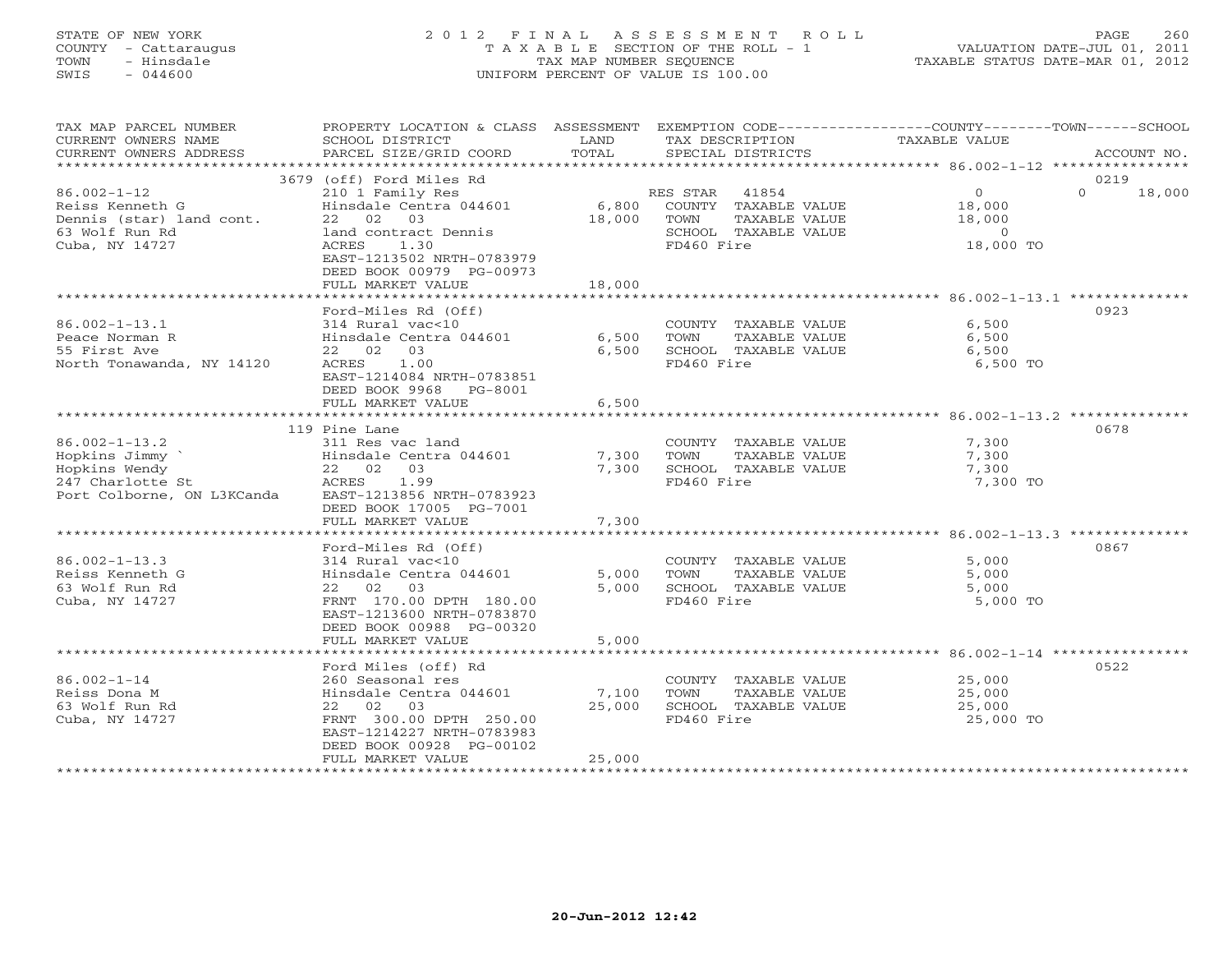STATE OF NEW YORK
COUNTY - Cattaraugus
TOWN - Hinsdale
SWIS - 044600

2012 FINAL ASSESSMENT ROLL
TAXABLE SECTION OF THE ROLL - 1
TAX MAP NUMBER SEQUENCE
UNIFORM PERCENT OF VALUE IS 100.00

VALUATION DATE-JUL 01, 2011
TAXABLE STATUS DATE-MAR 01, 2012

| TAX MAP PARCEL NUMBER / CURRENT OWNERS NAME / CURRENT OWNERS ADDRESS | PROPERTY LOCATION & CLASS / SCHOOL DISTRICT / PARCEL SIZE/GRID COORD | ASSESSMENT LAND | TOTAL | EXEMPTION CODE / TAX DESCRIPTION / SPECIAL DISTRICTS | COUNTY TAXABLE VALUE | TOWN | SCHOOL | ACCOUNT NO. |
|---|---|---|---|---|---|---|---|---|
| | 3679 (off) Ford Miles Rd | | | | | | | 0219 |
| 86.002-1-12 | 210 1 Family Res | | | RES STAR 41854 | 0 | 0 | 18,000 | |
| Reiss Kenneth G | Hinsdale Centra 044601 | 6,800 | | COUNTY TAXABLE VALUE | 18,000 | | | |
| Dennis (star) land cont. | 22 02 03 | | 18,000 | TOWN TAXABLE VALUE | 18,000 | | | |
| 63 Wolf Run Rd | land contract Dennis | | | SCHOOL TAXABLE VALUE | 0 | | | |
| Cuba, NY 14727 | ACRES 1.30 | | | FD460 Fire | 18,000 TO | | | |
| | EAST-1213502 NRTH-0783979 | | | | | | | |
| | DEED BOOK 00979 PG-00973 | | | | | | | |
| | FULL MARKET VALUE | | 18,000 | | | | | |
| | Ford-Miles Rd (Off) | | | | | | | 0923 |
| 86.002-1-13.1 | 314 Rural vac<10 | | | COUNTY TAXABLE VALUE | 6,500 | | | |
| Peace Norman R | Hinsdale Centra 044601 | 6,500 | | TOWN TAXABLE VALUE | 6,500 | | | |
| 55 First Ave | 22 02 03 | | 6,500 | SCHOOL TAXABLE VALUE | 6,500 | | | |
| North Tonawanda, NY 14120 | ACRES 1.00 | | | FD460 Fire | 6,500 TO | | | |
| | EAST-1214084 NRTH-0783851 | | | | | | | |
| | DEED BOOK 9968 PG-8001 | | | | | | | |
| | FULL MARKET VALUE | | 6,500 | | | | | |
| | 119 Pine Lane | | | | | | | 0678 |
| 86.002-1-13.2 | 311 Res vac land | | | COUNTY TAXABLE VALUE | 7,300 | | | |
| Hopkins Jimmy ` | Hinsdale Centra 044601 | 7,300 | | TOWN TAXABLE VALUE | 7,300 | | | |
| Hopkins Wendy | 22 02 03 | | 7,300 | SCHOOL TAXABLE VALUE | 7,300 | | | |
| 247 Charlotte St | ACRES 1.99 | | | FD460 Fire | 7,300 TO | | | |
| Port Colborne, ON L3KCanda | EAST-1213856 NRTH-0783923 | | | | | | | |
| | DEED BOOK 17005 PG-7001 | | | | | | | |
| | FULL MARKET VALUE | | 7,300 | | | | | |
| | Ford-Miles Rd (Off) | | | | | | | 0867 |
| 86.002-1-13.3 | 314 Rural vac<10 | | | COUNTY TAXABLE VALUE | 5,000 | | | |
| Reiss Kenneth G | Hinsdale Centra 044601 | 5,000 | | TOWN TAXABLE VALUE | 5,000 | | | |
| 63 Wolf Run Rd | 22 02 03 | | 5,000 | SCHOOL TAXABLE VALUE | 5,000 | | | |
| Cuba, NY 14727 | FRNT 170.00 DPTH 180.00 | | | FD460 Fire | 5,000 TO | | | |
| | EAST-1213600 NRTH-0783870 | | | | | | | |
| | DEED BOOK 00988 PG-00320 | | | | | | | |
| | FULL MARKET VALUE | | 5,000 | | | | | |
| | Ford Miles (off) Rd | | | | | | | 0522 |
| 86.002-1-14 | 260 Seasonal res | | | COUNTY TAXABLE VALUE | 25,000 | | | |
| Reiss Dona M | Hinsdale Centra 044601 | 7,100 | | TOWN TAXABLE VALUE | 25,000 | | | |
| 63 Wolf Run Rd | 22 02 03 | | 25,000 | SCHOOL TAXABLE VALUE | 25,000 | | | |
| Cuba, NY 14727 | FRNT 300.00 DPTH 250.00 | | | FD460 Fire | 25,000 TO | | | |
| | EAST-1214227 NRTH-0783983 | | | | | | | |
| | DEED BOOK 00928 PG-00102 | | | | | | | |
| | FULL MARKET VALUE | | 25,000 | | | | | |

20-Jun-2012 12:42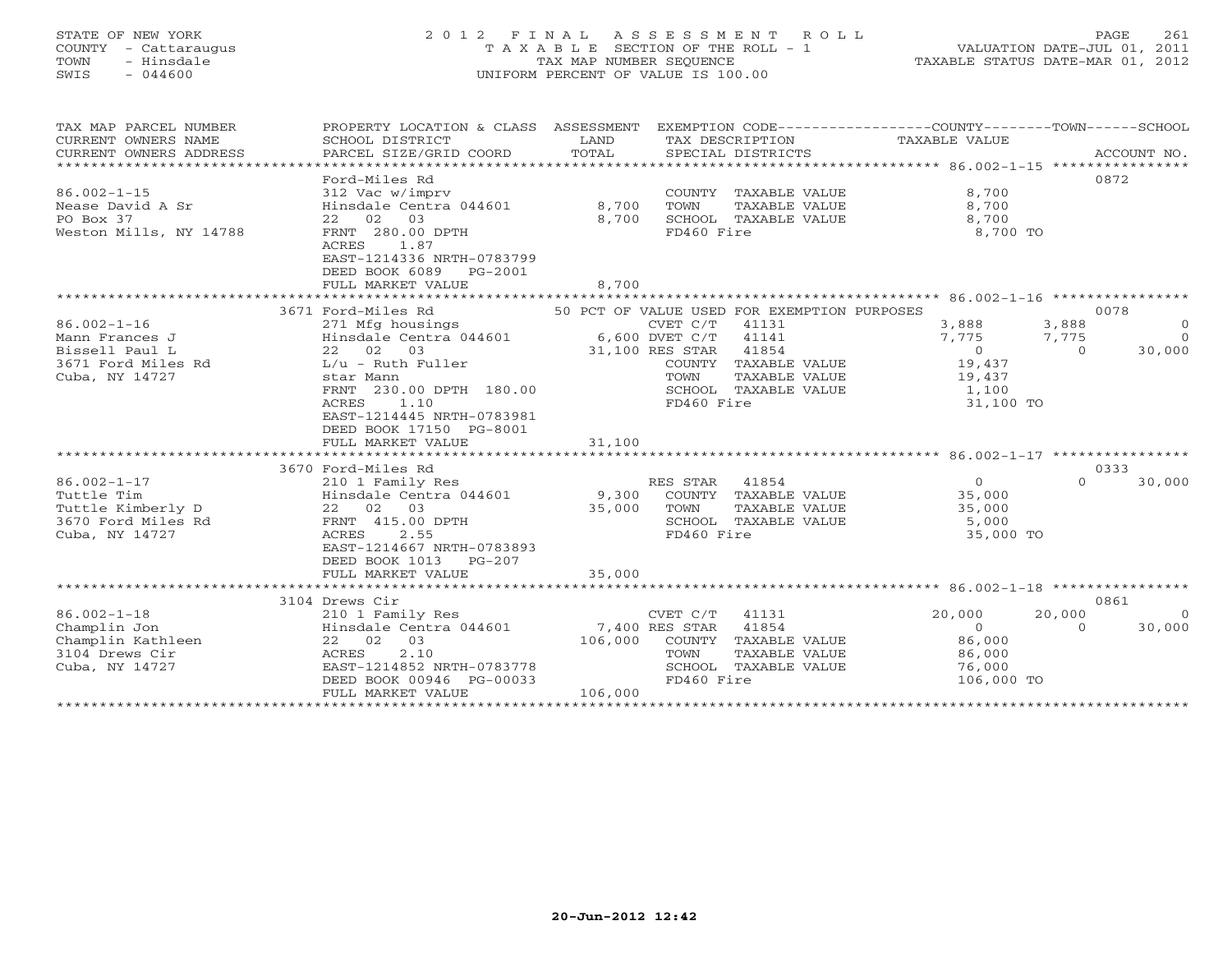STATE OF NEW YORK
COUNTY - Cattaraugus
TOWN - Hinsdale
SWIS - 044600

2012 FINAL ASSESSMENT ROLL
TAXABLE SECTION OF THE ROLL - 1
TAX MAP NUMBER SEQUENCE
UNIFORM PERCENT OF VALUE IS 100.00

VALUATION DATE-JUL 01, 2011
TAXABLE STATUS DATE-MAR 01, 2012

| TAX MAP PARCEL NUMBER / CURRENT OWNERS NAME / CURRENT OWNERS ADDRESS | PROPERTY LOCATION & CLASS / SCHOOL DISTRICT / PARCEL SIZE/GRID COORD | ASSESSMENT LAND / TOTAL | EXEMPTION CODE / TAX DESCRIPTION / SPECIAL DISTRICTS | COUNTY TAXABLE VALUE | TOWN | SCHOOL / ACCOUNT NO. |
|---|---|---|---|---|---|---|
| **86.002-1-15** | Ford-Miles Rd | | | | | 0872 |
| Nease David A Sr | 312 Vac w/imprv | | COUNTY TAXABLE VALUE | 8,700 | | |
| PO Box 37 | Hinsdale Centra 044601 | 8,700 | TOWN TAXABLE VALUE | 8,700 | | |
| Weston Mills, NY 14788 | 22 02 03 | 8,700 | SCHOOL TAXABLE VALUE | 8,700 | | |
| | FRNT 280.00 DPTH | | FD460 Fire | 8,700 TO | | |
| | ACRES 1.87 | | | | | |
| | EAST-1214336 NRTH-0783799 | | | | | |
| | DEED BOOK 6089 PG-2001 | | | | | |
| | FULL MARKET VALUE | 8,700 | | | | |
| **86.002-1-16** | 3671 Ford-Miles Rd | | 50 PCT OF VALUE USED FOR EXEMPTION PURPOSES | | | 0078 |
| Mann Frances J | 271 Mfg housings | | CVET C/T 41131 | 3,888 | 3,888 | 0 |
| Bissell Paul L | Hinsdale Centra 044601 | 6,600 | DVET C/T 41141 | 7,775 | 7,775 | 0 |
| 3671 Ford Miles Rd | 22 02 03 | 31,100 | RES STAR 41854 | 0 | 0 | 30,000 |
| Cuba, NY 14727 | L/u - Ruth Fuller | | COUNTY TAXABLE VALUE | 19,437 | | |
| | star Mann | | TOWN TAXABLE VALUE | 19,437 | | |
| | FRNT 230.00 DPTH 180.00 | | SCHOOL TAXABLE VALUE | 1,100 | | |
| | ACRES 1.10 | | FD460 Fire | 31,100 TO | | |
| | EAST-1214445 NRTH-0783981 | | | | | |
| | DEED BOOK 17150 PG-8001 | | | | | |
| | FULL MARKET VALUE | 31,100 | | | | |
| **86.002-1-17** | 3670 Ford-Miles Rd | | | | | 0333 |
| Tuttle Tim | 210 1 Family Res | | RES STAR 41854 | 0 | 0 | 30,000 |
| Tuttle Kimberly D | Hinsdale Centra 044601 | 9,300 | COUNTY TAXABLE VALUE | 35,000 | | |
| 3670 Ford Miles Rd | 22 02 03 | 35,000 | TOWN TAXABLE VALUE | 35,000 | | |
| Cuba, NY 14727 | FRNT 415.00 DPTH | | SCHOOL TAXABLE VALUE | 5,000 | | |
| | ACRES 2.55 | | FD460 Fire | 35,000 TO | | |
| | EAST-1214667 NRTH-0783893 | | | | | |
| | DEED BOOK 1013 PG-207 | | | | | |
| | FULL MARKET VALUE | 35,000 | | | | |
| **86.002-1-18** | 3104 Drews Cir | | | | | 0861 |
| Champlin Jon | 210 1 Family Res | | CVET C/T 41131 | 20,000 | 20,000 | 0 |
| Champlin Kathleen | Hinsdale Centra 044601 | 7,400 | RES STAR 41854 | 0 | 0 | 30,000 |
| 3104 Drews Cir | 22 02 03 | 106,000 | COUNTY TAXABLE VALUE | 86,000 | | |
| Cuba, NY 14727 | ACRES 2.10 | | TOWN TAXABLE VALUE | 86,000 | | |
| | EAST-1214852 NRTH-0783778 | | SCHOOL TAXABLE VALUE | 76,000 | | |
| | DEED BOOK 00946 PG-00033 | | FD460 Fire | 106,000 TO | | |
| | FULL MARKET VALUE | 106,000 | | | | |

20-Jun-2012 12:42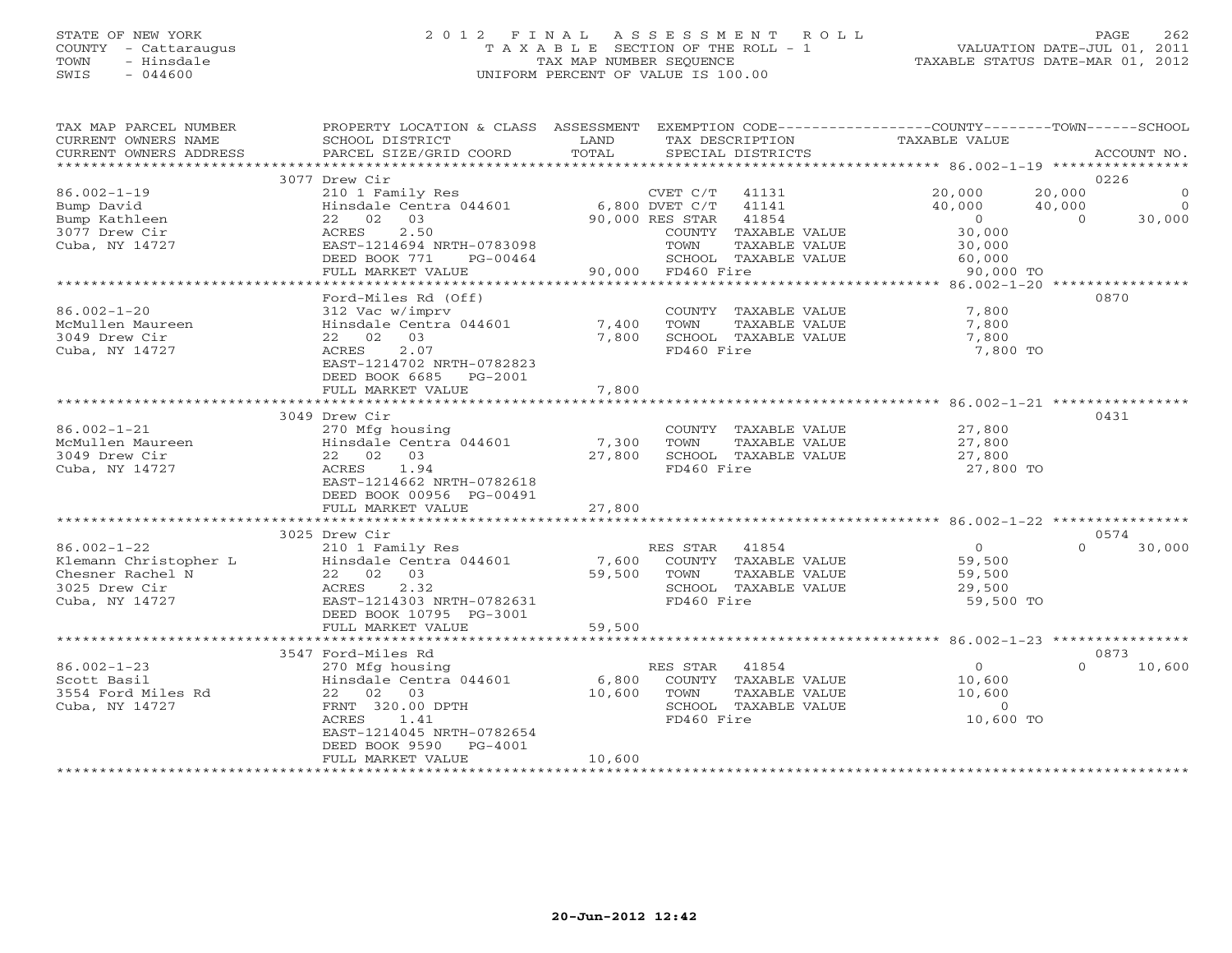STATE OF NEW YORK
COUNTY - Cattaraugus
TOWN - Hinsdale
SWIS - 044600

# 2012 FINAL ASSESSMENT ROLL

TAXABLE SECTION OF THE ROLL - 1
TAX MAP NUMBER SEQUENCE
UNIFORM PERCENT OF VALUE IS 100.00

VALUATION DATE-JUL 01, 2011
TAXABLE STATUS DATE-MAR 01, 2012

| TAX MAP PARCEL NUMBER / CURRENT OWNERS NAME / CURRENT OWNERS ADDRESS | PROPERTY LOCATION & CLASS / SCHOOL DISTRICT / PARCEL SIZE/GRID COORD | ASSESSMENT LAND | TOTAL | EXEMPTION CODE / TAX DESCRIPTION / SPECIAL DISTRICTS | COUNTY | TOWN | SCHOOL | ACCOUNT NO. |
|---|---|---|---|---|---|---|---|---|
| | 3077 Drew Cir | | | | | | | 0226 |
| 86.002-1-19 | 210 1 Family Res | | | CVET C/T 41131 | 20,000 | 20,000 | 0 | |
| Bump David | Hinsdale Centra 044601 | 6,800 | | DVET C/T 41141 | 40,000 | 40,000 | 0 | |
| Bump Kathleen | 22 02 03 | | 90,000 | RES STAR 41854 | 0 | 0 | 30,000 | |
| 3077 Drew Cir | ACRES 2.50 | | | COUNTY TAXABLE VALUE | 30,000 | | | |
| Cuba, NY 14727 | EAST-1214694 NRTH-0783098 | | | TOWN TAXABLE VALUE | | 30,000 | | |
| | DEED BOOK 771 PG-00464 | | | SCHOOL TAXABLE VALUE | | | 60,000 | |
| | FULL MARKET VALUE | | 90,000 | FD460 Fire | 90,000 TO | | | |
| | Ford-Miles Rd (Off) | | | | | | | 0870 |
| 86.002-1-20 | 312 Vac w/imprv | | | COUNTY TAXABLE VALUE | 7,800 | | | |
| McMullen Maureen | Hinsdale Centra 044601 | 7,400 | | TOWN TAXABLE VALUE | | 7,800 | | |
| 3049 Drew Cir | 22 02 03 | | 7,800 | SCHOOL TAXABLE VALUE | | | 7,800 | |
| Cuba, NY 14727 | ACRES 2.07 | | | FD460 Fire | 7,800 TO | | | |
| | EAST-1214702 NRTH-0782823 | | | | | | | |
| | DEED BOOK 6685 PG-2001 | | | | | | | |
| | FULL MARKET VALUE | | 7,800 | | | | | |
| | 3049 Drew Cir | | | | | | | 0431 |
| 86.002-1-21 | 270 Mfg housing | | | COUNTY TAXABLE VALUE | 27,800 | | | |
| McMullen Maureen | Hinsdale Centra 044601 | 7,300 | | TOWN TAXABLE VALUE | | 27,800 | | |
| 3049 Drew Cir | 22 02 03 | | 27,800 | SCHOOL TAXABLE VALUE | | | 27,800 | |
| Cuba, NY 14727 | ACRES 1.94 | | | FD460 Fire | 27,800 TO | | | |
| | EAST-1214662 NRTH-0782618 | | | | | | | |
| | DEED BOOK 00956 PG-00491 | | | | | | | |
| | FULL MARKET VALUE | | 27,800 | | | | | |
| | 3025 Drew Cir | | | | | | | 0574 |
| 86.002-1-22 | 210 1 Family Res | | | RES STAR 41854 | 0 | 0 | 30,000 | |
| Klemann Christopher L | Hinsdale Centra 044601 | 7,600 | | COUNTY TAXABLE VALUE | 59,500 | | | |
| Chesner Rachel N | 22 02 03 | | 59,500 | TOWN TAXABLE VALUE | | 59,500 | | |
| 3025 Drew Cir | ACRES 2.32 | | | SCHOOL TAXABLE VALUE | | | 29,500 | |
| Cuba, NY 14727 | EAST-1214303 NRTH-0782631 | | | FD460 Fire | 59,500 TO | | | |
| | DEED BOOK 10795 PG-3001 | | | | | | | |
| | FULL MARKET VALUE | | 59,500 | | | | | |
| | 3547 Ford-Miles Rd | | | | | | | 0873 |
| 86.002-1-23 | 270 Mfg housing | | | RES STAR 41854 | 0 | 0 | 10,600 | |
| Scott Basil | Hinsdale Centra 044601 | 6,800 | | COUNTY TAXABLE VALUE | 10,600 | | | |
| 3554 Ford Miles Rd | 22 02 03 | | 10,600 | TOWN TAXABLE VALUE | | 10,600 | | |
| Cuba, NY 14727 | FRNT 320.00 DPTH | | | SCHOOL TAXABLE VALUE | | | 0 | |
| | ACRES 1.41 | | | FD460 Fire | 10,600 TO | | | |
| | EAST-1214045 NRTH-0782654 | | | | | | | |
| | DEED BOOK 9590 PG-4001 | | | | | | | |
| | FULL MARKET VALUE | | 10,600 | | | | | |

20-Jun-2012 12:42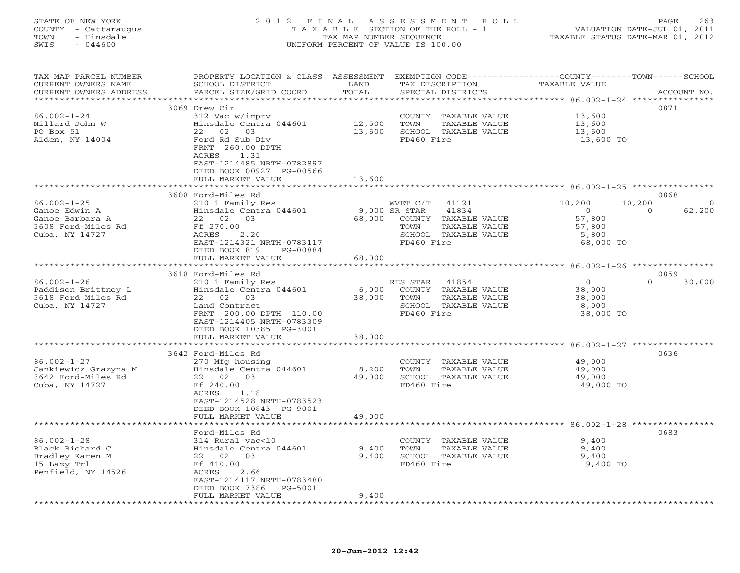STATE OF NEW YORK
COUNTY - Cattaraugus
TOWN - Hinsdale
SWIS - 044600

# 2012 FINAL ASSESSMENT ROLL
TAXABLE SECTION OF THE ROLL - 1
TAX MAP NUMBER SEQUENCE
UNIFORM PERCENT OF VALUE IS 100.00

VALUATION DATE-JUL 01, 2011
TAXABLE STATUS DATE-MAR 01, 2012

| TAX MAP PARCEL NUMBER / CURRENT OWNERS NAME / CURRENT OWNERS ADDRESS | PROPERTY LOCATION & CLASS / SCHOOL DISTRICT / PARCEL SIZE/GRID COORD | ASSESSMENT LAND | TOTAL | EXEMPTION CODE / TAX DESCRIPTION / SPECIAL DISTRICTS | COUNTY | TOWN | SCHOOL | ACCOUNT NO. |
|---|---|---|---|---|---|---|---|---|
| | 3069 Drew Cir | | | | | | | 0871 |
| 86.002-1-24 | 312 Vac w/imprv | | | COUNTY TAXABLE VALUE | 13,600 | | | |
| Millard John W | Hinsdale Centra 044601 | 12,500 | | TOWN TAXABLE VALUE | | 13,600 | | |
| PO Box 51 | 22 02 03 | | 13,600 | SCHOOL TAXABLE VALUE | | | 13,600 | |
| Alden, NY 14004 | Ford Rd Sub Div | | | FD460 Fire | 13,600 TO | | | |
| | FRNT 260.00 DPTH | | | | | | | |
| | ACRES 1.31 | | | | | | | |
| | EAST-1214485 NRTH-0782897 | | | | | | | |
| | DEED BOOK 00927 PG-00566 | | | | | | | |
| | FULL MARKET VALUE | | 13,600 | | | | | |
| | 3608 Ford-Miles Rd | | | | | | | 0868 |
| 86.002-1-25 | 210 1 Family Res | | | WVET C/T 41121 | 10,200 | 10,200 | 0 | |
| Ganoe Edwin A | Hinsdale Centra 044601 | 9,000 | | SR STAR 41834 | 0 | 0 | 62,200 | |
| Ganoe Barbara A | 22 02 03 | | 68,000 | COUNTY TAXABLE VALUE | 57,800 | | | |
| 3608 Ford-Miles Rd | Ff 270.00 | | | TOWN TAXABLE VALUE | | 57,800 | | |
| Cuba, NY 14727 | ACRES 2.20 | | | SCHOOL TAXABLE VALUE | | | 5,800 | |
| | EAST-1214321 NRTH-0783117 | | | FD460 Fire | 68,000 TO | | | |
| | DEED BOOK 819 PG-00884 | | | | | | | |
| | FULL MARKET VALUE | | 68,000 | | | | | |
| | 3618 Ford-Miles Rd | | | | | | | 0859 |
| 86.002-1-26 | 210 1 Family Res | | | RES STAR 41854 | 0 | 0 | 30,000 | |
| Paddison Brittney L | Hinsdale Centra 044601 | 6,000 | | COUNTY TAXABLE VALUE | 38,000 | | | |
| 3618 Ford Miles Rd | 22 02 03 | | 38,000 | TOWN TAXABLE VALUE | | 38,000 | | |
| Cuba, NY 14727 | Land Contract | | | SCHOOL TAXABLE VALUE | | | 8,000 | |
| | FRNT 200.00 DPTH 110.00 | | | FD460 Fire | 38,000 TO | | | |
| | EAST-1214405 NRTH-0783309 | | | | | | | |
| | DEED BOOK 10385 PG-3001 | | | | | | | |
| | FULL MARKET VALUE | | 38,000 | | | | | |
| | 3642 Ford-Miles Rd | | | | | | | 0636 |
| 86.002-1-27 | 270 Mfg housing | | | COUNTY TAXABLE VALUE | 49,000 | | | |
| Jankiewicz Grazyna M | Hinsdale Centra 044601 | 8,200 | | TOWN TAXABLE VALUE | | 49,000 | | |
| 3642 Ford-Miles Rd | 22 02 03 | | 49,000 | SCHOOL TAXABLE VALUE | | | 49,000 | |
| Cuba, NY 14727 | Ff 240.00 | | | FD460 Fire | 49,000 TO | | | |
| | ACRES 1.18 | | | | | | | |
| | EAST-1214528 NRTH-0783523 | | | | | | | |
| | DEED BOOK 10843 PG-9001 | | | | | | | |
| | FULL MARKET VALUE | | 49,000 | | | | | |
| | Ford-Miles Rd | | | | | | | 0683 |
| 86.002-1-28 | 314 Rural vac<10 | | | COUNTY TAXABLE VALUE | 9,400 | | | |
| Black Richard C | Hinsdale Centra 044601 | 9,400 | | TOWN TAXABLE VALUE | | 9,400 | | |
| Bradley Karen M | 22 02 03 | | 9,400 | SCHOOL TAXABLE VALUE | | | 9,400 | |
| 15 Lazy Trl | Ff 410.00 | | | FD460 Fire | 9,400 TO | | | |
| Penfield, NY 14526 | ACRES 2.66 | | | | | | | |
| | EAST-1214117 NRTH-0783480 | | | | | | | |
| | DEED BOOK 7386 PG-5001 | | | | | | | |
| | FULL MARKET VALUE | | 9,400 | | | | | |

20-Jun-2012 12:42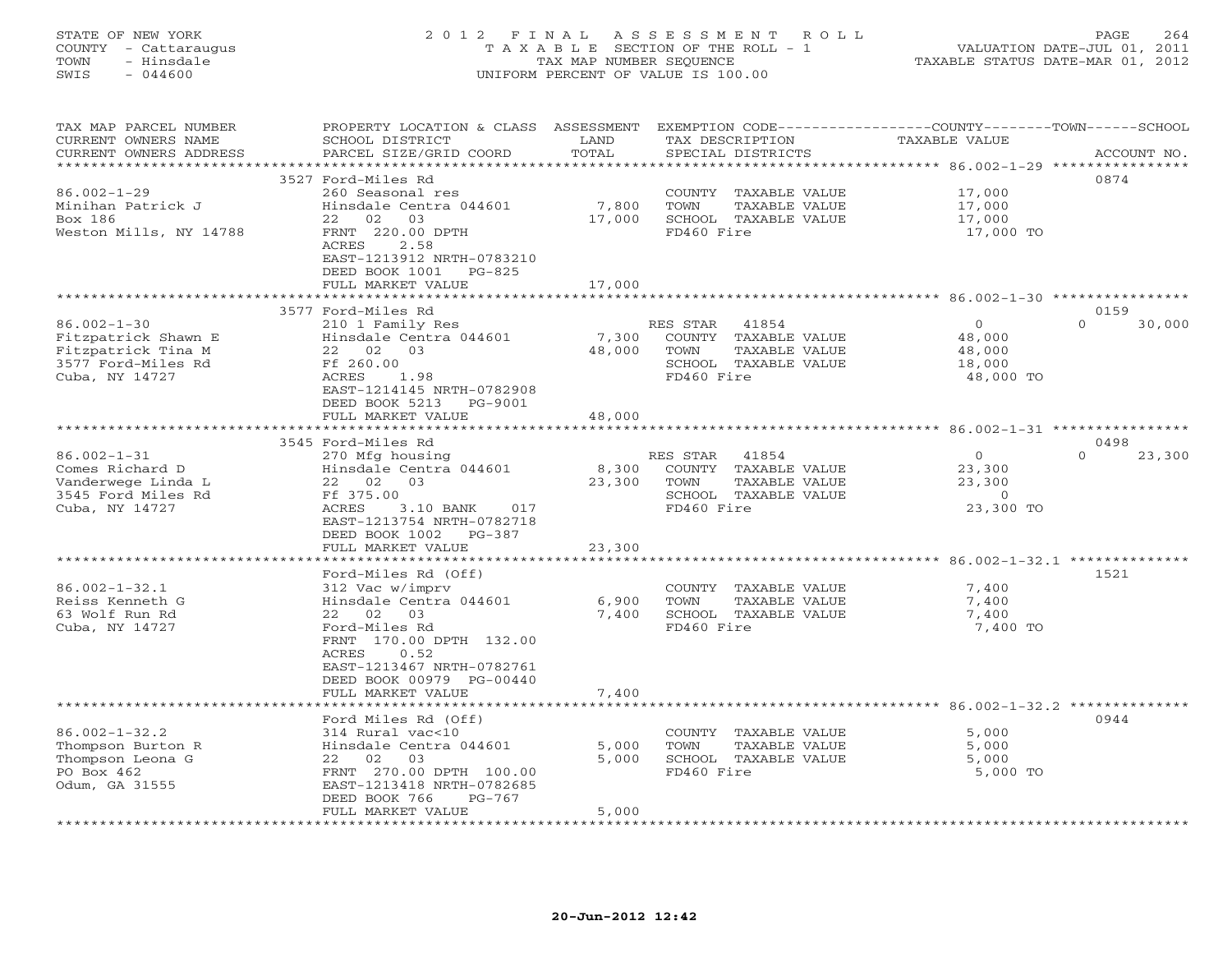STATE OF NEW YORK
COUNTY - Cattaraugus
TOWN - Hinsdale
SWIS - 044600

2012 FINAL ASSESSMENT ROLL
TAXABLE SECTION OF THE ROLL - 1
TAX MAP NUMBER SEQUENCE
UNIFORM PERCENT OF VALUE IS 100.00

VALUATION DATE-JUL 01, 2011
TAXABLE STATUS DATE-MAR 01, 2012

| TAX MAP PARCEL NUMBER / CURRENT OWNERS NAME / CURRENT OWNERS ADDRESS | PROPERTY LOCATION & CLASS / SCHOOL DISTRICT / PARCEL SIZE/GRID COORD | ASSESSMENT LAND / TOTAL | EXEMPTION CODE / TAX DESCRIPTION / SPECIAL DISTRICTS | COUNTY / TAXABLE VALUE | TOWN | SCHOOL / ACCOUNT NO. |
|---|---|---|---|---|---|---|
| | 3527 Ford-Miles Rd | | | | | 0874 |
| 86.002-1-29 | 260 Seasonal res | | COUNTY TAXABLE VALUE | 17,000 | | |
| Minihan Patrick J | Hinsdale Centra 044601 | 7,800 | TOWN TAXABLE VALUE | 17,000 | | |
| Box 186 | 22 02 03 | 17,000 | SCHOOL TAXABLE VALUE | 17,000 | | |
| Weston Mills, NY 14788 | FRNT 220.00 DPTH | | FD460 Fire | 17,000 TO | | |
| | ACRES 2.58 | | | | | |
| | EAST-1213912 NRTH-0783210 | | | | | |
| | DEED BOOK 1001 PG-825 | | | | | |
| | FULL MARKET VALUE | 17,000 | | | | |
| | 3577 Ford-Miles Rd | | | | | 0159 |
| 86.002-1-30 | 210 1 Family Res | | RES STAR 41854 | 0 | 0 | 30,000 |
| Fitzpatrick Shawn E | Hinsdale Centra 044601 | 7,300 | COUNTY TAXABLE VALUE | 48,000 | | |
| Fitzpatrick Tina M | 22 02 03 | 48,000 | TOWN TAXABLE VALUE | 48,000 | | |
| 3577 Ford-Miles Rd | Ff 260.00 | | SCHOOL TAXABLE VALUE | 18,000 | | |
| Cuba, NY 14727 | ACRES 1.98 | | FD460 Fire | 48,000 TO | | |
| | EAST-1214145 NRTH-0782908 | | | | | |
| | DEED BOOK 5213 PG-9001 | | | | | |
| | FULL MARKET VALUE | 48,000 | | | | |
| | 3545 Ford-Miles Rd | | | | | 0498 |
| 86.002-1-31 | 270 Mfg housing | | RES STAR 41854 | 0 | 0 | 23,300 |
| Comes Richard D | Hinsdale Centra 044601 | 8,300 | COUNTY TAXABLE VALUE | 23,300 | | |
| Vanderwege Linda L | 22 02 03 | 23,300 | TOWN TAXABLE VALUE | 23,300 | | |
| 3545 Ford Miles Rd | Ff 375.00 | | SCHOOL TAXABLE VALUE | 0 | | |
| Cuba, NY 14727 | ACRES 3.10 BANK 017 | | FD460 Fire | 23,300 TO | | |
| | EAST-1213754 NRTH-0782718 | | | | | |
| | DEED BOOK 1002 PG-387 | | | | | |
| | FULL MARKET VALUE | 23,300 | | | | |
| | Ford-Miles Rd (Off) | | | | | 1521 |
| 86.002-1-32.1 | 312 Vac w/imprv | | COUNTY TAXABLE VALUE | 7,400 | | |
| Reiss Kenneth G | Hinsdale Centra 044601 | 6,900 | TOWN TAXABLE VALUE | 7,400 | | |
| 63 Wolf Run Rd | 22 02 03 | 7,400 | SCHOOL TAXABLE VALUE | 7,400 | | |
| Cuba, NY 14727 | Ford-Miles Rd | | FD460 Fire | 7,400 TO | | |
| | FRNT 170.00 DPTH 132.00 | | | | | |
| | ACRES 0.52 | | | | | |
| | EAST-1213467 NRTH-0782761 | | | | | |
| | DEED BOOK 00979 PG-00440 | | | | | |
| | FULL MARKET VALUE | 7,400 | | | | |
| | Ford Miles Rd (Off) | | | | | 0944 |
| 86.002-1-32.2 | 314 Rural vac<10 | | COUNTY TAXABLE VALUE | 5,000 | | |
| Thompson Burton R | Hinsdale Centra 044601 | 5,000 | TOWN TAXABLE VALUE | 5,000 | | |
| Thompson Leona G | 22 02 03 | 5,000 | SCHOOL TAXABLE VALUE | 5,000 | | |
| PO Box 462 | FRNT 270.00 DPTH 100.00 | | FD460 Fire | 5,000 TO | | |
| Odum, GA 31555 | EAST-1213418 NRTH-0782685 | | | | | |
| | DEED BOOK 766 PG-767 | | | | | |
| | FULL MARKET VALUE | 5,000 | | | | |

20-Jun-2012 12:42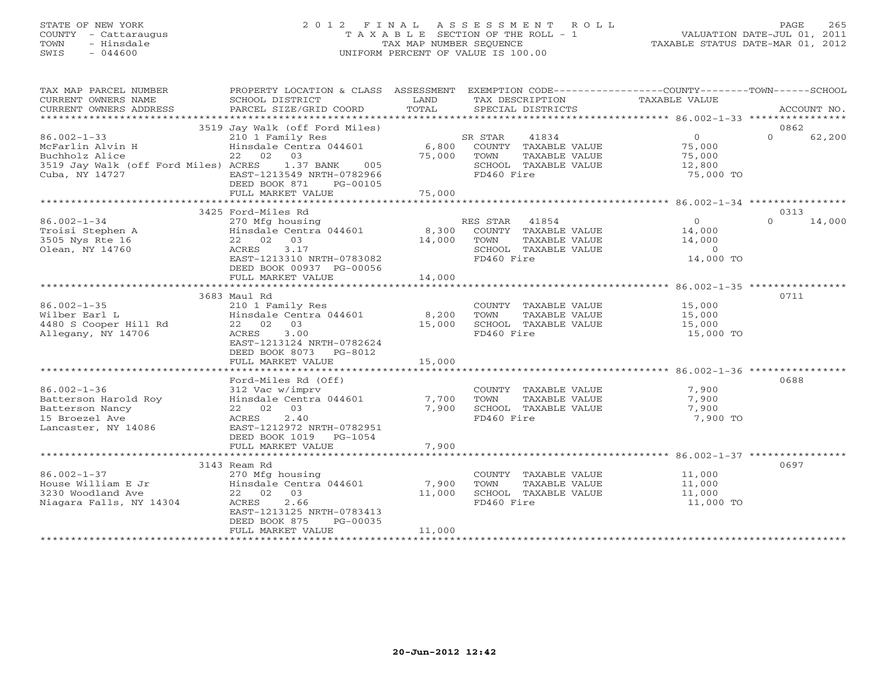STATE OF NEW YORK
COUNTY - Cattaraugus
TOWN - Hinsdale
SWIS - 044600

# 2012 FINAL ASSESSMENT ROLL

TAXABLE SECTION OF THE ROLL - 1
TAX MAP NUMBER SEQUENCE
UNIFORM PERCENT OF VALUE IS 100.00

VALUATION DATE-JUL 01, 2011
TAXABLE STATUS DATE-MAR 01, 2012

| TAX MAP PARCEL NUMBER / CURRENT OWNERS NAME / CURRENT OWNERS ADDRESS | PROPERTY LOCATION & CLASS / SCHOOL DISTRICT / PARCEL SIZE/GRID COORD | ASSESSMENT LAND | TOTAL | EXEMPTION CODE / TAX DESCRIPTION / SPECIAL DISTRICTS | COUNTY / TAXABLE VALUE | TOWN | SCHOOL | ACCOUNT NO. |
|---|---|---|---|---|---|---|---|---|
| **86.002-1-33** | 3519 Jay Walk (off Ford Miles) | | | | | | | 0862 |
| McFarlin Alvin H | 210 1 Family Res | | | SR STAR 41834 | 0 | 0 | 62,200 | |
| Buchholz Alice | Hinsdale Centra 044601 | 6,800 | | COUNTY TAXABLE VALUE | 75,000 | | | |
| 3519 Jay Walk (off Ford Miles) | 22 02 03 | | 75,000 | TOWN TAXABLE VALUE | | 75,000 | | |
| Cuba, NY 14727 | ACRES 1.37 BANK 005 | | | SCHOOL TAXABLE VALUE | | | 12,800 | |
| | EAST-1213549 NRTH-0782966 | | | FD460 Fire | 75,000 TO | | | |
| | DEED BOOK 871 PG-00105 | | | | | | | |
| | FULL MARKET VALUE | | 75,000 | | | | | |
| **86.002-1-34** | 3425 Ford-Miles Rd | | | | | | | 0313 |
| Troisi Stephen A | 270 Mfg housing | | | RES STAR 41854 | 0 | 0 | 14,000 | |
| 3505 Nys Rte 16 | Hinsdale Centra 044601 | 8,300 | | COUNTY TAXABLE VALUE | 14,000 | | | |
| Olean, NY 14760 | 22 02 03 | | 14,000 | TOWN TAXABLE VALUE | | 14,000 | | |
| | ACRES 3.17 | | | SCHOOL TAXABLE VALUE | | | 0 | |
| | EAST-1213310 NRTH-0783082 | | | FD460 Fire | 14,000 TO | | | |
| | DEED BOOK 00937 PG-00056 | | | | | | | |
| | FULL MARKET VALUE | | 14,000 | | | | | |
| **86.002-1-35** | 3683 Maul Rd | | | | | | | 0711 |
| Wilber Earl L | 210 1 Family Res | | | COUNTY TAXABLE VALUE | 15,000 | | | |
| 4480 S Cooper Hill Rd | Hinsdale Centra 044601 | 8,200 | | TOWN TAXABLE VALUE | | 15,000 | | |
| Allegany, NY 14706 | 22 02 03 | | 15,000 | SCHOOL TAXABLE VALUE | | | 15,000 | |
| | ACRES 3.00 | | | FD460 Fire | 15,000 TO | | | |
| | EAST-1213124 NRTH-0782624 | | | | | | | |
| | DEED BOOK 8073 PG-8012 | | | | | | | |
| | FULL MARKET VALUE | | 15,000 | | | | | |
| **86.002-1-36** | Ford-Miles Rd (Off) | | | | | | | 0688 |
| Batterson Harold Roy | 312 Vac w/imprv | | | COUNTY TAXABLE VALUE | 7,900 | | | |
| Batterson Nancy | Hinsdale Centra 044601 | 7,700 | | TOWN TAXABLE VALUE | | 7,900 | | |
| 15 Broezel Ave | 22 02 03 | | 7,900 | SCHOOL TAXABLE VALUE | | | 7,900 | |
| Lancaster, NY 14086 | ACRES 2.40 | | | FD460 Fire | 7,900 TO | | | |
| | EAST-1212972 NRTH-0782951 | | | | | | | |
| | DEED BOOK 1019 PG-1054 | | | | | | | |
| | FULL MARKET VALUE | | 7,900 | | | | | |
| **86.002-1-37** | 3143 Ream Rd | | | | | | | 0697 |
| House William E Jr | 270 Mfg housing | | | COUNTY TAXABLE VALUE | 11,000 | | | |
| 3230 Woodland Ave | Hinsdale Centra 044601 | 7,900 | | TOWN TAXABLE VALUE | | 11,000 | | |
| Niagara Falls, NY 14304 | 22 02 03 | | 11,000 | SCHOOL TAXABLE VALUE | | | 11,000 | |
| | ACRES 2.66 | | | FD460 Fire | 11,000 TO | | | |
| | EAST-1213125 NRTH-0783413 | | | | | | | |
| | DEED BOOK 875 PG-00035 | | | | | | | |
| | FULL MARKET VALUE | | 11,000 | | | | | |

20-Jun-2012 12:42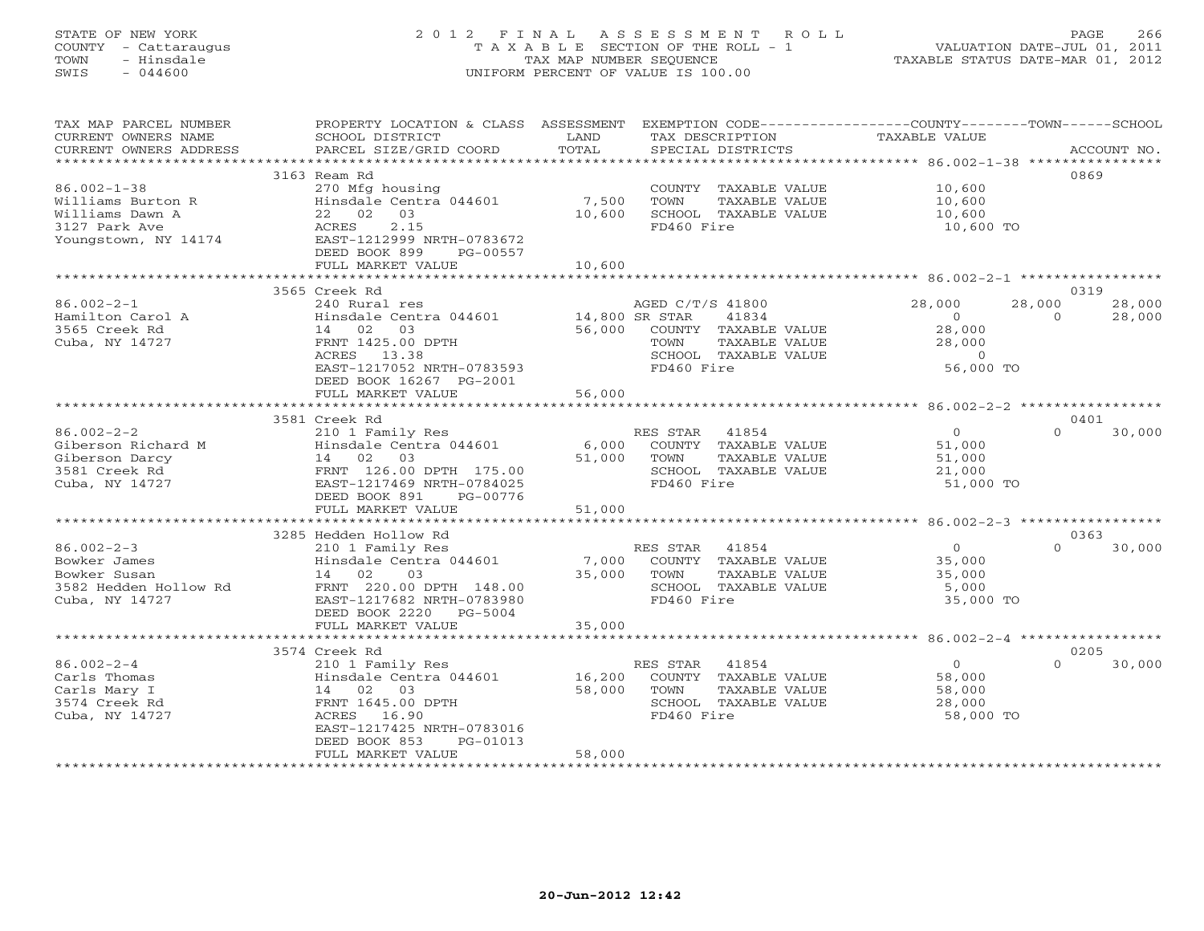STATE OF NEW YORK
COUNTY - Cattaraugus
TOWN - Hinsdale
SWIS - 044600

# 2012 FINAL ASSESSMENT ROLL
TAXABLE SECTION OF THE ROLL - 1
TAX MAP NUMBER SEQUENCE
UNIFORM PERCENT OF VALUE IS 100.00

VALUATION DATE-JUL 01, 2011
TAXABLE STATUS DATE-MAR 01, 2012

| TAX MAP PARCEL NUMBER / CURRENT OWNERS NAME / CURRENT OWNERS ADDRESS | PROPERTY LOCATION & CLASS / SCHOOL DISTRICT / PARCEL SIZE/GRID COORD | ASSESSMENT LAND | TOTAL | EXEMPTION CODE / TAX DESCRIPTION / SPECIAL DISTRICTS | COUNTY TAXABLE VALUE | TOWN | SCHOOL | ACCOUNT NO. |
|---|---|---|---|---|---|---|---|---|
| **86.002-1-38** | 3163 Ream Rd | | | | | | | 0869 |
| Williams Burton R | 270 Mfg housing | | | COUNTY TAXABLE VALUE | 10,600 | | | |
| Williams Dawn A | Hinsdale Centra 044601 | 7,500 | | TOWN TAXABLE VALUE | 10,600 | | | |
| 3127 Park Ave | 22 02 03 | | 10,600 | SCHOOL TAXABLE VALUE | 10,600 | | | |
| Youngstown, NY 14174 | ACRES 2.15 | | | FD460 Fire | 10,600 TO | | | |
| | EAST-1212999 NRTH-0783672 | | | | | | | |
| | DEED BOOK 899 PG-00557 | | | | | | | |
| | FULL MARKET VALUE | | 10,600 | | | | | |
| **86.002-2-1** | 3565 Creek Rd | | | | | | | 0319 |
| Hamilton Carol A | 240 Rural res | | | AGED C/T/S 41800 | 28,000 | 28,000 | 28,000 | |
| 3565 Creek Rd | Hinsdale Centra 044601 | 14,800 | | SR STAR 41834 | 0 | 0 | 28,000 | |
| Cuba, NY 14727 | 14 02 03 | | 56,000 | COUNTY TAXABLE VALUE | 28,000 | | | |
| | FRNT 1425.00 DPTH | | | TOWN TAXABLE VALUE | 28,000 | | | |
| | ACRES 13.38 | | | SCHOOL TAXABLE VALUE | 0 | | | |
| | EAST-1217052 NRTH-0783593 | | | FD460 Fire | 56,000 TO | | | |
| | DEED BOOK 16267 PG-2001 | | | | | | | |
| | FULL MARKET VALUE | | 56,000 | | | | | |
| **86.002-2-2** | 3581 Creek Rd | | | | | | | 0401 |
| Giberson Richard M | 210 1 Family Res | | | RES STAR 41854 | 0 | 0 | 30,000 | |
| Giberson Darcy | Hinsdale Centra 044601 | 6,000 | | COUNTY TAXABLE VALUE | 51,000 | | | |
| 3581 Creek Rd | 14 02 03 | | 51,000 | TOWN TAXABLE VALUE | 51,000 | | | |
| Cuba, NY 14727 | FRNT 126.00 DPTH 175.00 | | | SCHOOL TAXABLE VALUE | 21,000 | | | |
| | EAST-1217469 NRTH-0784025 | | | FD460 Fire | 51,000 TO | | | |
| | DEED BOOK 891 PG-00776 | | | | | | | |
| | FULL MARKET VALUE | | 51,000 | | | | | |
| **86.002-2-3** | 3285 Hedden Hollow Rd | | | | | | | 0363 |
| Bowker James | 210 1 Family Res | | | RES STAR 41854 | 0 | 0 | 30,000 | |
| Bowker Susan | Hinsdale Centra 044601 | 7,000 | | COUNTY TAXABLE VALUE | 35,000 | | | |
| 3582 Hedden Hollow Rd | 14 02 03 | | 35,000 | TOWN TAXABLE VALUE | 35,000 | | | |
| Cuba, NY 14727 | FRNT 220.00 DPTH 148.00 | | | SCHOOL TAXABLE VALUE | 5,000 | | | |
| | EAST-1217682 NRTH-0783980 | | | FD460 Fire | 35,000 TO | | | |
| | DEED BOOK 2220 PG-5004 | | | | | | | |
| | FULL MARKET VALUE | | 35,000 | | | | | |
| **86.002-2-4** | 3574 Creek Rd | | | | | | | 0205 |
| Carls Thomas | 210 1 Family Res | | | RES STAR 41854 | 0 | 0 | 30,000 | |
| Carls Mary I | Hinsdale Centra 044601 | 16,200 | | COUNTY TAXABLE VALUE | 58,000 | | | |
| 3574 Creek Rd | 14 02 03 | | 58,000 | TOWN TAXABLE VALUE | 58,000 | | | |
| Cuba, NY 14727 | FRNT 1645.00 DPTH | | | SCHOOL TAXABLE VALUE | 28,000 | | | |
| | ACRES 16.90 | | | FD460 Fire | 58,000 TO | | | |
| | EAST-1217425 NRTH-0783016 | | | | | | | |
| | DEED BOOK 853 PG-01013 | | | | | | | |
| | FULL MARKET VALUE | | 58,000 | | | | | |

20-Jun-2012 12:42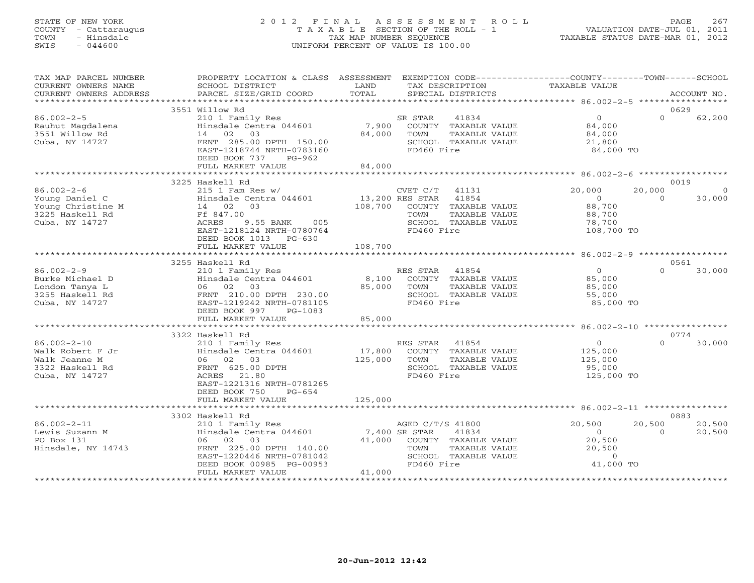STATE OF NEW YORK
COUNTY - Cattaraugus
TOWN - Hinsdale
SWIS - 044600

2 0 1 2 F I N A L A S S E S S M E N T R O L L
T A X A B L E SECTION OF THE ROLL - 1
TAX MAP NUMBER SEQUENCE
UNIFORM PERCENT OF VALUE IS 100.00

VALUATION DATE-JUL 01, 2011
TAXABLE STATUS DATE-MAR 01, 2012

| TAX MAP PARCEL NUMBER<br>CURRENT OWNERS NAME<br>CURRENT OWNERS ADDRESS | PROPERTY LOCATION & CLASS<br>SCHOOL DISTRICT<br>PARCEL SIZE/GRID COORD | ASSESSMENT<br>LAND<br>TOTAL | EXEMPTION CODE<br>TAX DESCRIPTION<br>SPECIAL DISTRICTS | COUNTY<br>TAXABLE VALUE | TOWN | SCHOOL<br>ACCOUNT NO. |
|---|---|---|---|---|---|---|
| | 3551 Willow Rd | | | | | 0629 |
| 86.002-2-5 | 210 1 Family Res | | SR STAR 41834 | 0 | 0 | 62,200 |
| Rauhut Magdalena | Hinsdale Centra 044601 | 7,900 | COUNTY TAXABLE VALUE | 84,000 | | |
| 3551 Willow Rd | 14 02 03 | 84,000 | TOWN TAXABLE VALUE | 84,000 | | |
| Cuba, NY 14727 | FRNT 285.00 DPTH 150.00 | | SCHOOL TAXABLE VALUE | 21,800 | | |
| | EAST-1218744 NRTH-0783160 | | FD460 Fire | 84,000 TO | | |
| | DEED BOOK 737 PG-962 | | | | | |
| | FULL MARKET VALUE | 84,000 | | | | |
| | 3225 Haskell Rd | | | | | 0019 |
| 86.002-2-6 | 215 1 Fam Res w/ | | CVET C/T 41131 | 20,000 | 20,000 | 0 |
| Young Daniel C | Hinsdale Centra 044601 | 13,200 | RES STAR 41854 | 0 | 0 | 30,000 |
| Young Christine M | 14 02 03 | 108,700 | COUNTY TAXABLE VALUE | 88,700 | | |
| 3225 Haskell Rd | Ff 847.00 | | TOWN TAXABLE VALUE | 88,700 | | |
| Cuba, NY 14727 | ACRES 9.55 BANK 005 | | SCHOOL TAXABLE VALUE | 78,700 | | |
| | EAST-1218124 NRTH-0780764 | | FD460 Fire | 108,700 TO | | |
| | DEED BOOK 1013 PG-630 | | | | | |
| | FULL MARKET VALUE | 108,700 | | | | |
| | 3255 Haskell Rd | | | | | 0561 |
| 86.002-2-9 | 210 1 Family Res | | RES STAR 41854 | 0 | 0 | 30,000 |
| Burke Michael D | Hinsdale Centra 044601 | 8,100 | COUNTY TAXABLE VALUE | 85,000 | | |
| London Tanya L | 06 02 03 | 85,000 | TOWN TAXABLE VALUE | 85,000 | | |
| 3255 Haskell Rd | FRNT 210.00 DPTH 230.00 | | SCHOOL TAXABLE VALUE | 55,000 | | |
| Cuba, NY 14727 | EAST-1219242 NRTH-0781105 | | FD460 Fire | 85,000 TO | | |
| | DEED BOOK 997 PG-1083 | | | | | |
| | FULL MARKET VALUE | 85,000 | | | | |
| | 3322 Haskell Rd | | | | | 0774 |
| 86.002-2-10 | 210 1 Family Res | | RES STAR 41854 | 0 | 0 | 30,000 |
| Walk Robert F Jr | Hinsdale Centra 044601 | 17,800 | COUNTY TAXABLE VALUE | 125,000 | | |
| Walk Jeanne M | 06 02 03 | 125,000 | TOWN TAXABLE VALUE | 125,000 | | |
| 3322 Haskell Rd | FRNT 625.00 DPTH | | SCHOOL TAXABLE VALUE | 95,000 | | |
| Cuba, NY 14727 | ACRES 21.80 | | FD460 Fire | 125,000 TO | | |
| | EAST-1221316 NRTH-0781265 | | | | | |
| | DEED BOOK 750 PG-654 | | | | | |
| | FULL MARKET VALUE | 125,000 | | | | |
| | 3302 Haskell Rd | | | | | 0883 |
| 86.002-2-11 | 210 1 Family Res | | AGED C/T/S 41800 | 20,500 | 20,500 | 20,500 |
| Lewis Suzann M | Hinsdale Centra 044601 | 7,400 | SR STAR 41834 | 0 | 0 | 20,500 |
| PO Box 131 | 06 02 03 | 41,000 | COUNTY TAXABLE VALUE | 20,500 | | |
| Hinsdale, NY 14743 | FRNT 225.00 DPTH 140.00 | | TOWN TAXABLE VALUE | 20,500 | | |
| | EAST-1220446 NRTH-0781042 | | SCHOOL TAXABLE VALUE | 0 | | |
| | DEED BOOK 00985 PG-00953 | | FD460 Fire | 41,000 TO | | |
| | FULL MARKET VALUE | 41,000 | | | | |

20-Jun-2012 12:42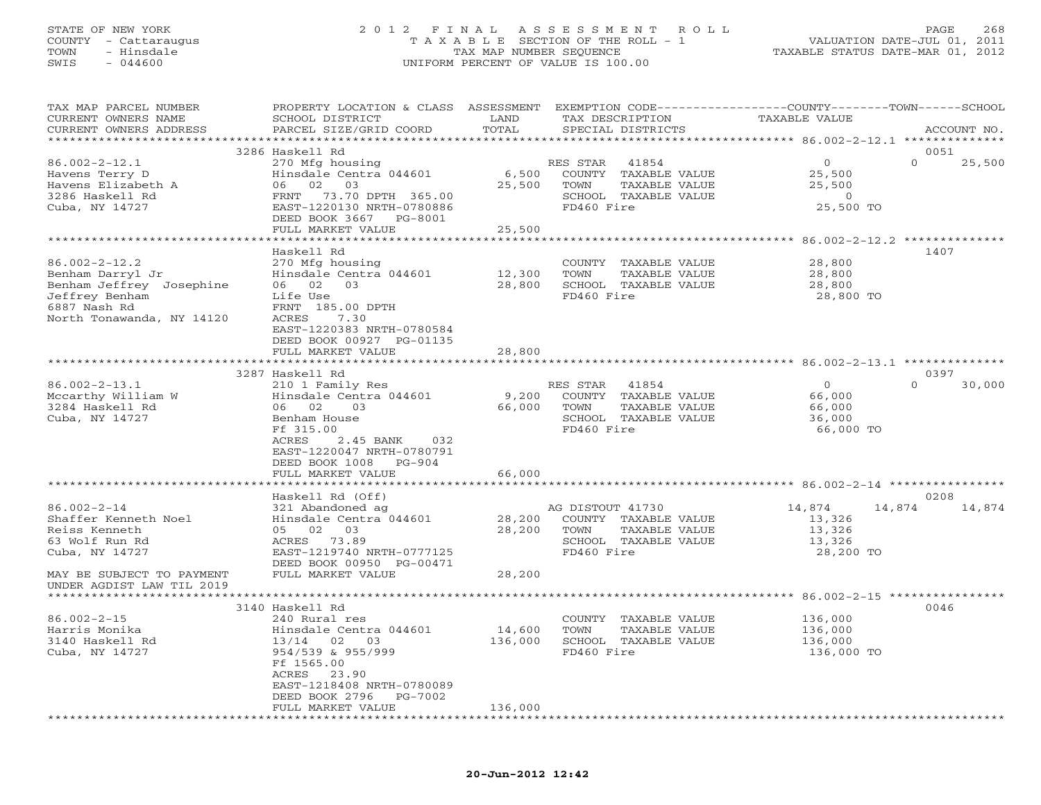STATE OF NEW YORK
COUNTY - Cattaraugus
TOWN - Hinsdale
SWIS - 044600

2012 FINAL ASSESSMENT ROLL
TAXABLE SECTION OF THE ROLL - 1
TAX MAP NUMBER SEQUENCE
UNIFORM PERCENT OF VALUE IS 100.00

VALUATION DATE-JUL 01, 2011
TAXABLE STATUS DATE-MAR 01, 2012

| TAX MAP PARCEL NUMBER / CURRENT OWNERS NAME / CURRENT OWNERS ADDRESS | PROPERTY LOCATION & CLASS / SCHOOL DISTRICT / PARCEL SIZE/GRID COORD | ASSESSMENT LAND / TOTAL | EXEMPTION CODE / TAX DESCRIPTION / SPECIAL DISTRICTS | COUNTY TAXABLE VALUE | TOWN | SCHOOL / ACCOUNT NO. |
|---|---|---|---|---|---|---|
| 86.002-2-12.1 | 3286 Haskell Rd | | | | | 0051 |
| Havens Terry D | 270 Mfg housing | | RES STAR 41854 | 0 | 0 | 25,500 |
| Havens Elizabeth A | Hinsdale Centra 044601 | 6,500 | COUNTY TAXABLE VALUE | 25,500 | | |
| 3286 Haskell Rd | 06 02 03 | 25,500 | TOWN TAXABLE VALUE | 25,500 | | |
| Cuba, NY 14727 | FRNT 73.70 DPTH 365.00 | | SCHOOL TAXABLE VALUE | 0 | | |
| | EAST-1220130 NRTH-0780886 | | FD460 Fire | 25,500 TO | | |
| | DEED BOOK 3667 PG-8001 | | | | | |
| | FULL MARKET VALUE | 25,500 | | | | |
| 86.002-2-12.2 | Haskell Rd | | | | | 1407 |
| Benham Darryl Jr | 270 Mfg housing | | COUNTY TAXABLE VALUE | 28,800 | | |
| Benham Jeffrey Josephine | Hinsdale Centra 044601 | 12,300 | TOWN TAXABLE VALUE | 28,800 | | |
| Jeffrey Benham | 06 02 03 | 28,800 | SCHOOL TAXABLE VALUE | 28,800 | | |
| 6887 Nash Rd | Life Use | | FD460 Fire | 28,800 TO | | |
| North Tonawanda, NY 14120 | FRNT 185.00 DPTH | | | | | |
| | ACRES 7.30 | | | | | |
| | EAST-1220383 NRTH-0780584 | | | | | |
| | DEED BOOK 00927 PG-01135 | | | | | |
| | FULL MARKET VALUE | 28,800 | | | | |
| 86.002-2-13.1 | 3287 Haskell Rd | | | | | 0397 |
| Mccarthy William W | 210 1 Family Res | | RES STAR 41854 | 0 | 0 | 30,000 |
| 3284 Haskell Rd | Hinsdale Centra 044601 | 9,200 | COUNTY TAXABLE VALUE | 66,000 | | |
| Cuba, NY 14727 | 06 02 03 | 66,000 | TOWN TAXABLE VALUE | 66,000 | | |
| | Benham House | | SCHOOL TAXABLE VALUE | 36,000 | | |
| | Ff 315.00 | | FD460 Fire | 66,000 TO | | |
| | ACRES 2.45 BANK 032 | | | | | |
| | EAST-1220047 NRTH-0780791 | | | | | |
| | DEED BOOK 1008 PG-904 | | | | | |
| | FULL MARKET VALUE | 66,000 | | | | |
| 86.002-2-14 | Haskell Rd (Off) | | | | | 0208 |
| Shaffer Kenneth Noel | 321 Abandoned ag | | AG DISTOUT 41730 | 14,874 | 14,874 | 14,874 |
| Reiss Kenneth | Hinsdale Centra 044601 | 28,200 | COUNTY TAXABLE VALUE | 13,326 | | |
| 63 Wolf Run Rd | 05 02 03 | 28,200 | TOWN TAXABLE VALUE | 13,326 | | |
| Cuba, NY 14727 | ACRES 73.89 | | SCHOOL TAXABLE VALUE | 13,326 | | |
| | EAST-1219740 NRTH-0777125 | | FD460 Fire | 28,200 TO | | |
| | DEED BOOK 00950 PG-00471 | | | | | |
| MAY BE SUBJECT TO PAYMENT | FULL MARKET VALUE | 28,200 | | | | |
| UNDER AGDIST LAW TIL 2019 | | | | | | |
| 86.002-2-15 | 3140 Haskell Rd | | | | | 0046 |
| Harris Monika | 240 Rural res | | COUNTY TAXABLE VALUE | 136,000 | | |
| 3140 Haskell Rd | Hinsdale Centra 044601 | 14,600 | TOWN TAXABLE VALUE | 136,000 | | |
| Cuba, NY 14727 | 13/14 02 03 | 136,000 | SCHOOL TAXABLE VALUE | 136,000 | | |
| | 954/539 & 955/999 | | FD460 Fire | 136,000 TO | | |
| | Ff 1565.00 | | | | | |
| | ACRES 23.90 | | | | | |
| | EAST-1218408 NRTH-0780089 | | | | | |
| | DEED BOOK 2796 PG-7002 | | | | | |
| | FULL MARKET VALUE | 136,000 | | | | |

20-Jun-2012 12:42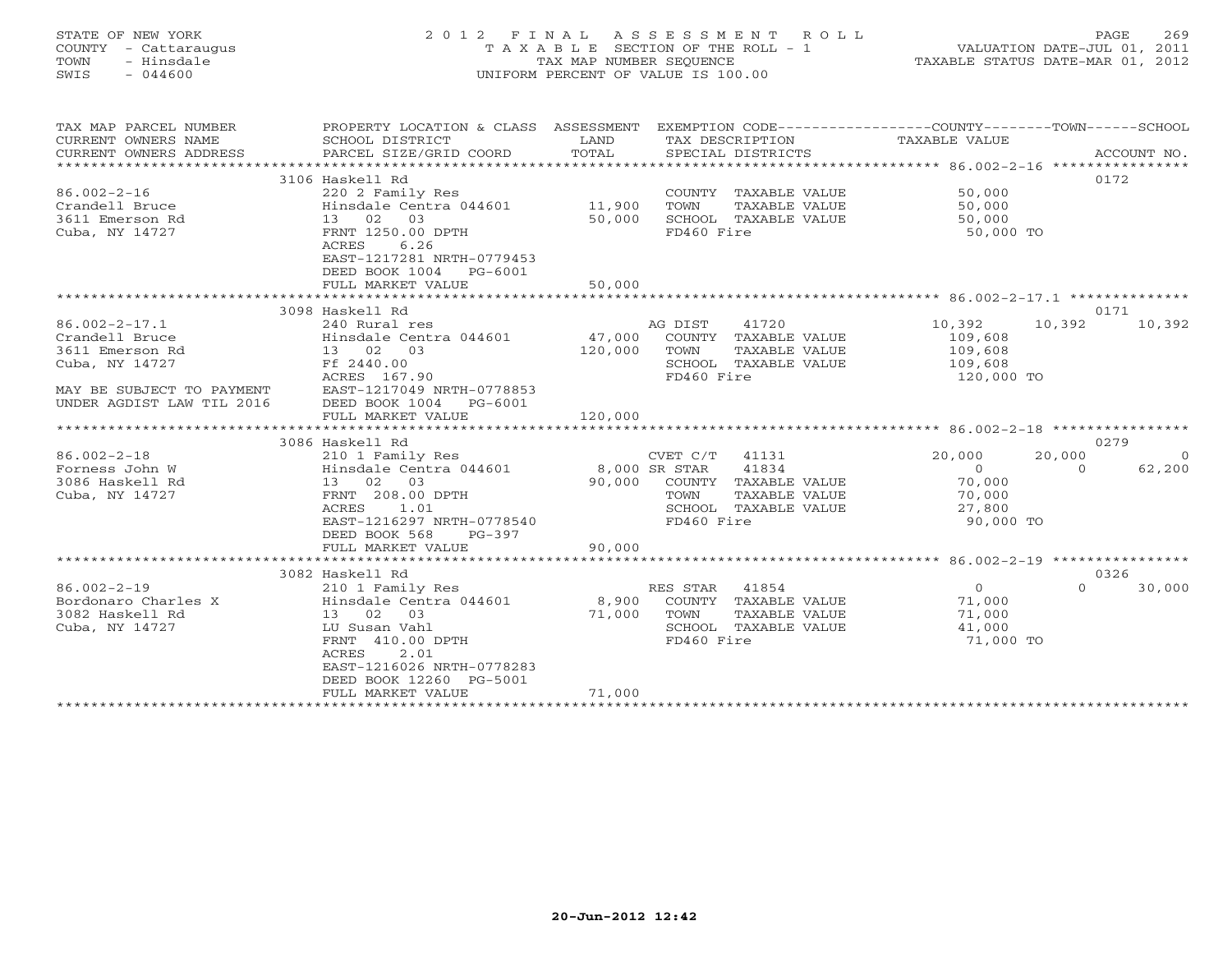STATE OF NEW YORK
COUNTY - Cattaraugus
TOWN - Hinsdale
SWIS - 044600

# 2012 FINAL ASSESSMENT ROLL
TAXABLE SECTION OF THE ROLL - 1
TAX MAP NUMBER SEQUENCE
UNIFORM PERCENT OF VALUE IS 100.00

VALUATION DATE-JUL 01, 2011
TAXABLE STATUS DATE-MAR 01, 2012

| TAX MAP PARCEL NUMBER / CURRENT OWNERS NAME / CURRENT OWNERS ADDRESS | PROPERTY LOCATION & CLASS / SCHOOL DISTRICT / PARCEL SIZE/GRID COORD | ASSESSMENT LAND | ASSESSMENT TOTAL | EXEMPTION CODE / TAX DESCRIPTION / SPECIAL DISTRICTS | COUNTY TAXABLE VALUE | TOWN | SCHOOL | ACCOUNT NO. |
|---|---|---|---|---|---|---|---|---|
| 86.002-2-16 | 3106 Haskell Rd | | | | | | | 0172 |
| Crandell Bruce | 220 2 Family Res | | | COUNTY TAXABLE VALUE | 50,000 | | | |
| 3611 Emerson Rd | Hinsdale Centra 044601 | 11,900 | | TOWN TAXABLE VALUE | 50,000 | | | |
| Cuba, NY 14727 | 13 02 03 | | 50,000 | SCHOOL TAXABLE VALUE | 50,000 | | | |
| | FRNT 1250.00 DPTH | | | FD460 Fire | 50,000 TO | | | |
| | ACRES 6.26 | | | | | | | |
| | EAST-1217281 NRTH-0779453 | | | | | | | |
| | DEED BOOK 1004 PG-6001 | | | | | | | |
| | FULL MARKET VALUE | | 50,000 | | | | | |
| 86.002-2-17.1 | 3098 Haskell Rd | | | | | | | 0171 |
| Crandell Bruce | 240 Rural res | | | AG DIST 41720 | 10,392 | 10,392 | 10,392 | |
| 3611 Emerson Rd | Hinsdale Centra 044601 | 47,000 | | COUNTY TAXABLE VALUE | 109,608 | | | |
| Cuba, NY 14727 | 13 02 03 | | 120,000 | TOWN TAXABLE VALUE | 109,608 | | | |
| | Ff 2440.00 | | | SCHOOL TAXABLE VALUE | 109,608 | | | |
| | ACRES 167.90 | | | FD460 Fire | 120,000 TO | | | |
| MAY BE SUBJECT TO PAYMENT | EAST-1217049 NRTH-0778853 | | | | | | | |
| UNDER AGDIST LAW TIL 2016 | DEED BOOK 1004 PG-6001 | | | | | | | |
| | FULL MARKET VALUE | | 120,000 | | | | | |
| 86.002-2-18 | 3086 Haskell Rd | | | | | | | 0279 |
| Forness John W | 210 1 Family Res | | | CVET C/T 41131 | 20,000 | 20,000 | 0 | |
| 3086 Haskell Rd | Hinsdale Centra 044601 | 8,000 | | SR STAR 41834 | 0 | 0 | 62,200 | |
| Cuba, NY 14727 | 13 02 03 | | 90,000 | COUNTY TAXABLE VALUE | 70,000 | | | |
| | FRNT 208.00 DPTH | | | TOWN TAXABLE VALUE | 70,000 | | | |
| | ACRES 1.01 | | | SCHOOL TAXABLE VALUE | 27,800 | | | |
| | EAST-1216297 NRTH-0778540 | | | FD460 Fire | 90,000 TO | | | |
| | DEED BOOK 568 PG-397 | | | | | | | |
| | FULL MARKET VALUE | | 90,000 | | | | | |
| 86.002-2-19 | 3082 Haskell Rd | | | | | | | 0326 |
| Bordonaro Charles X | 210 1 Family Res | | | RES STAR 41854 | 0 | 0 | 30,000 | |
| 3082 Haskell Rd | Hinsdale Centra 044601 | 8,900 | | COUNTY TAXABLE VALUE | 71,000 | | | |
| Cuba, NY 14727 | 13 02 03 | | 71,000 | TOWN TAXABLE VALUE | 71,000 | | | |
| | LU Susan Vahl | | | SCHOOL TAXABLE VALUE | 41,000 | | | |
| | FRNT 410.00 DPTH | | | FD460 Fire | 71,000 TO | | | |
| | ACRES 2.01 | | | | | | | |
| | EAST-1216026 NRTH-0778283 | | | | | | | |
| | DEED BOOK 12260 PG-5001 | | | | | | | |
| | FULL MARKET VALUE | | 71,000 | | | | | |

20-Jun-2012 12:42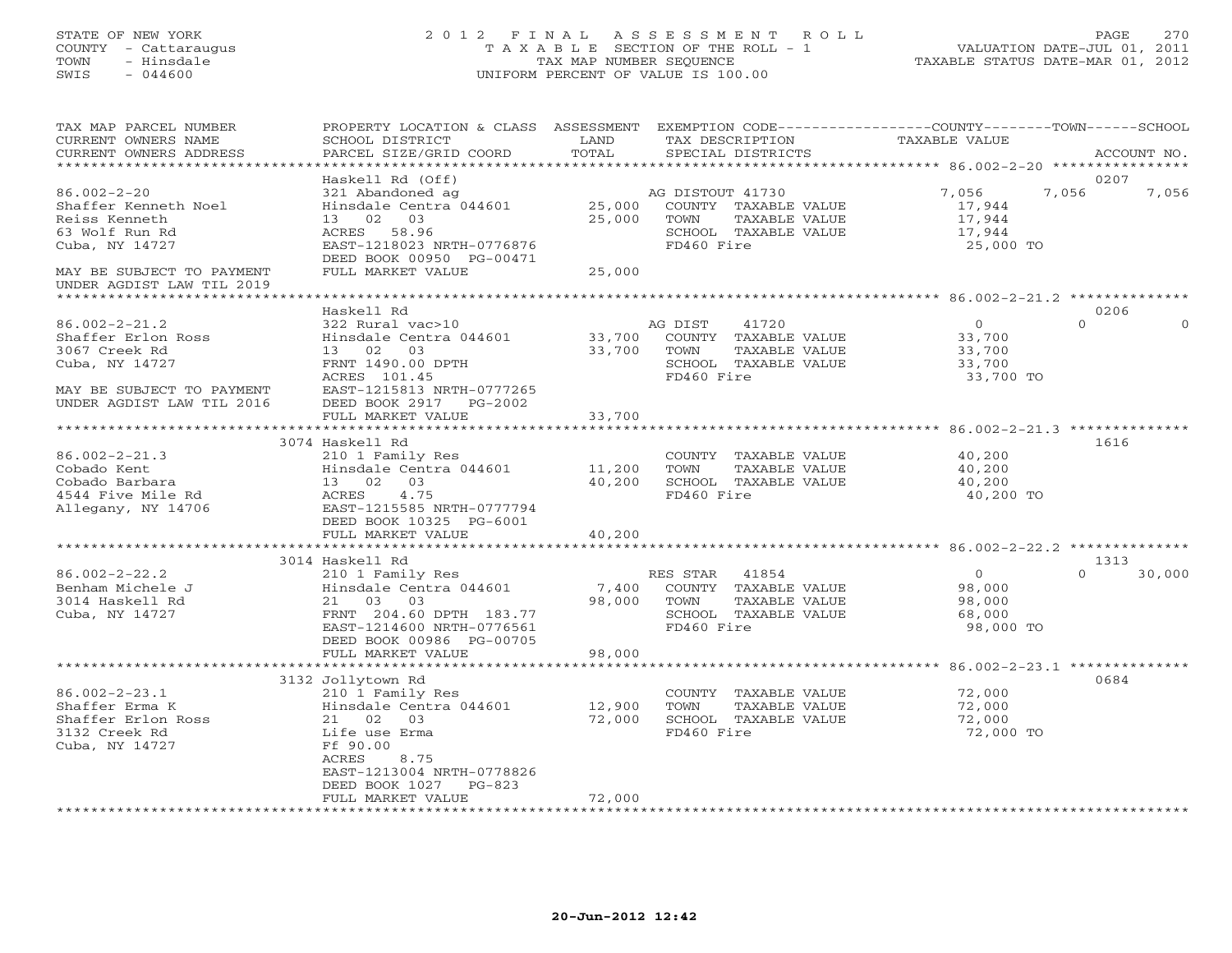STATE OF NEW YORK
COUNTY - Cattaraugus
TOWN - Hinsdale
SWIS - 044600

2012 FINAL ASSESSMENT ROLL
TAXABLE SECTION OF THE ROLL - 1
TAX MAP NUMBER SEQUENCE
UNIFORM PERCENT OF VALUE IS 100.00

VALUATION DATE-JUL 01, 2011
TAXABLE STATUS DATE-MAR 01, 2012

| TAX MAP PARCEL NUMBER / CURRENT OWNERS NAME / CURRENT OWNERS ADDRESS | PROPERTY LOCATION & CLASS / SCHOOL DISTRICT / PARCEL SIZE/GRID COORD | ASSESSMENT LAND / TOTAL | EXEMPTION CODE / TAX DESCRIPTION / SPECIAL DISTRICTS | COUNTY TAXABLE VALUE | TOWN | SCHOOL | ACCOUNT NO. |
|---|---|---|---|---|---|---|---|
| 86.002-2-20 | Haskell Rd (Off) | | | | | | 0207 |
| Shaffer Kenneth Noel | 321 Abandoned ag | | AG DISTOUT 41730 | 7,056 | 7,056 | 7,056 | |
| Reiss Kenneth | Hinsdale Centra 044601 | 25,000 | COUNTY TAXABLE VALUE | 17,944 | | | |
| 63 Wolf Run Rd | 13 02 03 | 25,000 | TOWN TAXABLE VALUE | 17,944 | | | |
| Cuba, NY 14727 | ACRES 58.96 | | SCHOOL TAXABLE VALUE | 17,944 | | | |
| | EAST-1218023 NRTH-0776876 | | FD460 Fire | 25,000 TO | | | |
| | DEED BOOK 00950 PG-00471 | | | | | | |
| MAY BE SUBJECT TO PAYMENT UNDER AGDIST LAW TIL 2019 | FULL MARKET VALUE | 25,000 | | | | | |
| 86.002-2-21.2 | Haskell Rd | | | | | | 0206 |
| Shaffer Erlon Ross | 322 Rural vac>10 | | AG DIST 41720 | 0 | 0 | 0 | |
| 3067 Creek Rd | Hinsdale Centra 044601 | 33,700 | COUNTY TAXABLE VALUE | 33,700 | | | |
| Cuba, NY 14727 | 13 02 03 | 33,700 | TOWN TAXABLE VALUE | 33,700 | | | |
| | FRNT 1490.00 DPTH | | SCHOOL TAXABLE VALUE | 33,700 | | | |
| | ACRES 101.45 | | FD460 Fire | 33,700 TO | | | |
| MAY BE SUBJECT TO PAYMENT UNDER AGDIST LAW TIL 2016 | EAST-1215813 NRTH-0777265 | | | | | | |
| | DEED BOOK 2917 PG-2002 | | | | | | |
| | FULL MARKET VALUE | 33,700 | | | | | |
| 86.002-2-21.3 | 3074 Haskell Rd | | | | | | 1616 |
| Cobado Kent | 210 1 Family Res | | COUNTY TAXABLE VALUE | 40,200 | | | |
| Cobado Barbara | Hinsdale Centra 044601 | 11,200 | TOWN TAXABLE VALUE | 40,200 | | | |
| 4544 Five Mile Rd | 13 02 03 | 40,200 | SCHOOL TAXABLE VALUE | 40,200 | | | |
| Allegany, NY 14706 | ACRES 4.75 | | FD460 Fire | 40,200 TO | | | |
| | EAST-1215585 NRTH-0777794 | | | | | | |
| | DEED BOOK 10325 PG-6001 | | | | | | |
| | FULL MARKET VALUE | 40,200 | | | | | |
| 86.002-2-22.2 | 3014 Haskell Rd | | | | | | 1313 |
| Benham Michele J | 210 1 Family Res | | RES STAR 41854 | 0 | 0 | 30,000 | |
| 3014 Haskell Rd | Hinsdale Centra 044601 | 7,400 | COUNTY TAXABLE VALUE | 98,000 | | | |
| Cuba, NY 14727 | 21 03 03 | 98,000 | TOWN TAXABLE VALUE | 98,000 | | | |
| | FRNT 204.60 DPTH 183.77 | | SCHOOL TAXABLE VALUE | 68,000 | | | |
| | EAST-1214600 NRTH-0776561 | | FD460 Fire | 98,000 TO | | | |
| | DEED BOOK 00986 PG-00705 | | | | | | |
| | FULL MARKET VALUE | 98,000 | | | | | |
| 86.002-2-23.1 | 3132 Jollytown Rd | | | | | | 0684 |
| Shaffer Erma K | 210 1 Family Res | | COUNTY TAXABLE VALUE | 72,000 | | | |
| Shaffer Erlon Ross | Hinsdale Centra 044601 | 12,900 | TOWN TAXABLE VALUE | 72,000 | | | |
| 3132 Creek Rd | 21 02 03 | 72,000 | SCHOOL TAXABLE VALUE | 72,000 | | | |
| Cuba, NY 14727 | Life use Erma | | FD460 Fire | 72,000 TO | | | |
| | Ff 90.00 | | | | | | |
| | ACRES 8.75 | | | | | | |
| | EAST-1213004 NRTH-0778826 | | | | | | |
| | DEED BOOK 1027 PG-823 | | | | | | |
| | FULL MARKET VALUE | 72,000 | | | | | |

20-Jun-2012 12:42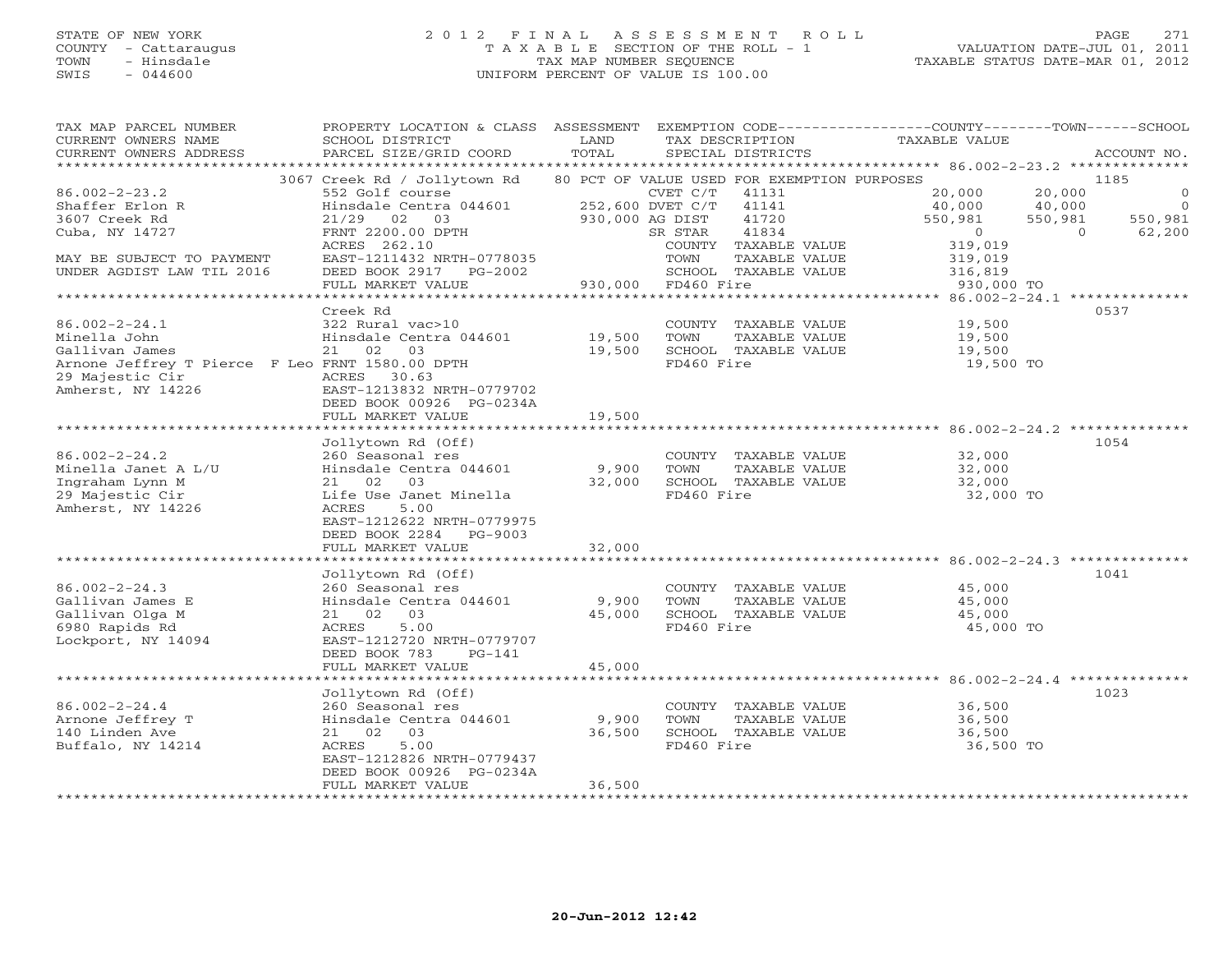STATE OF NEW YORK
COUNTY - Cattaraugus
TOWN - Hinsdale
SWIS - 044600

# 2012 FINAL ASSESSMENT ROLL

TAXABLE SECTION OF THE ROLL - 1
TAX MAP NUMBER SEQUENCE
UNIFORM PERCENT OF VALUE IS 100.00

VALUATION DATE-JUL 01, 2011
TAXABLE STATUS DATE-MAR 01, 2012

| TAX MAP PARCEL NUMBER / CURRENT OWNERS NAME / CURRENT OWNERS ADDRESS | PROPERTY LOCATION & CLASS / SCHOOL DISTRICT / PARCEL SIZE/GRID COORD | ASSESSMENT LAND / TOTAL | EXEMPTION CODE / TAX DESCRIPTION / SPECIAL DISTRICTS | COUNTY TAXABLE VALUE | TOWN | SCHOOL / ACCOUNT NO. |
|---|---|---|---|---|---|---|
| **86.002-2-23.2** | 3067 Creek Rd / Jollytown Rd | | 80 PCT OF VALUE USED FOR EXEMPTION PURPOSES | | | 1185 |
| Shaffer Erlon R | 552 Golf course | | CVET C/T 41131 | 20,000 | 20,000 | 0 |
| 3607 Creek Rd | Hinsdale Centra 044601 | 252,600 | DVET C/T 41141 | 40,000 | 40,000 | 0 |
| Cuba, NY 14727 | 21/29 02 03 | 930,000 | AG DIST 41720 | 550,981 | 550,981 | 550,981 |
| | FRNT 2200.00 DPTH | | SR STAR 41834 | 0 | 0 | 62,200 |
| | ACRES 262.10 | | COUNTY TAXABLE VALUE | 319,019 | | |
| MAY BE SUBJECT TO PAYMENT | EAST-1211432 NRTH-0778035 | | TOWN TAXABLE VALUE | 319,019 | | |
| UNDER AGDIST LAW TIL 2016 | DEED BOOK 2917 PG-2002 | | SCHOOL TAXABLE VALUE | 316,819 | | |
| | FULL MARKET VALUE | 930,000 | FD460 Fire | 930,000 TO | | |
| **86.002-2-24.1** | Creek Rd | | | | | 0537 |
| Minella John | 322 Rural vac>10 | | COUNTY TAXABLE VALUE | 19,500 | | |
| Gallivan James | Hinsdale Centra 044601 | 19,500 | TOWN TAXABLE VALUE | 19,500 | | |
| Arnone Jeffrey T Pierce F Leo | 21 02 03 | 19,500 | SCHOOL TAXABLE VALUE | 19,500 | | |
| 29 Majestic Cir | FRNT 1580.00 DPTH | | FD460 Fire | 19,500 TO | | |
| Amherst, NY 14226 | ACRES 30.63 | | | | | |
| | EAST-1213832 NRTH-0779702 | | | | | |
| | DEED BOOK 00926 PG-0234A | | | | | |
| | FULL MARKET VALUE | 19,500 | | | | |
| **86.002-2-24.2** | Jollytown Rd (Off) | | | | | 1054 |
| Minella Janet A L/U | 260 Seasonal res | | COUNTY TAXABLE VALUE | 32,000 | | |
| Ingraham Lynn M | Hinsdale Centra 044601 | 9,900 | TOWN TAXABLE VALUE | 32,000 | | |
| 29 Majestic Cir | 21 02 03 | 32,000 | SCHOOL TAXABLE VALUE | 32,000 | | |
| Amherst, NY 14226 | Life Use Janet Minella | | FD460 Fire | 32,000 TO | | |
| | ACRES 5.00 | | | | | |
| | EAST-1212622 NRTH-0779975 | | | | | |
| | DEED BOOK 2284 PG-9003 | | | | | |
| | FULL MARKET VALUE | 32,000 | | | | |
| **86.002-2-24.3** | Jollytown Rd (Off) | | | | | 1041 |
| Gallivan James E | 260 Seasonal res | | COUNTY TAXABLE VALUE | 45,000 | | |
| Gallivan Olga M | Hinsdale Centra 044601 | 9,900 | TOWN TAXABLE VALUE | 45,000 | | |
| 6980 Rapids Rd | 21 02 03 | 45,000 | SCHOOL TAXABLE VALUE | 45,000 | | |
| Lockport, NY 14094 | ACRES 5.00 | | FD460 Fire | 45,000 TO | | |
| | EAST-1212720 NRTH-0779707 | | | | | |
| | DEED BOOK 783 PG-141 | | | | | |
| | FULL MARKET VALUE | 45,000 | | | | |
| **86.002-2-24.4** | Jollytown Rd (Off) | | | | | 1023 |
| Arnone Jeffrey T | 260 Seasonal res | | COUNTY TAXABLE VALUE | 36,500 | | |
| 140 Linden Ave | Hinsdale Centra 044601 | 9,900 | TOWN TAXABLE VALUE | 36,500 | | |
| Buffalo, NY 14214 | 21 02 03 | 36,500 | SCHOOL TAXABLE VALUE | 36,500 | | |
| | ACRES 5.00 | | FD460 Fire | 36,500 TO | | |
| | EAST-1212826 NRTH-0779437 | | | | | |
| | DEED BOOK 00926 PG-0234A | | | | | |
| | FULL MARKET VALUE | 36,500 | | | | |

20-Jun-2012 12:42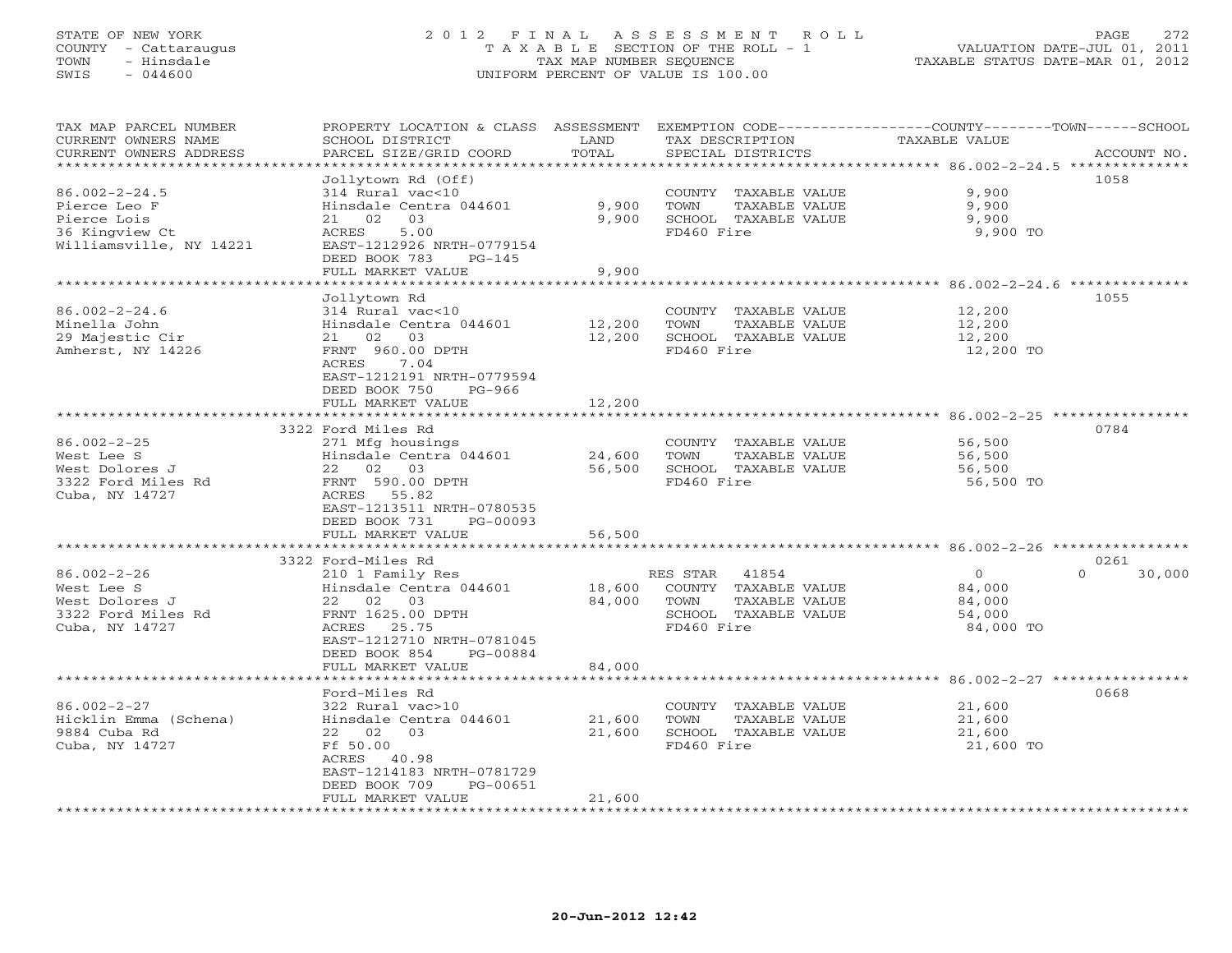STATE OF NEW YORK
COUNTY - Cattaraugus
TOWN - Hinsdale
SWIS - 044600

# 2012 FINAL ASSESSMENT ROLL
TAXABLE SECTION OF THE ROLL - 1
TAX MAP NUMBER SEQUENCE
UNIFORM PERCENT OF VALUE IS 100.00

VALUATION DATE-JUL 01, 2011
TAXABLE STATUS DATE-MAR 01, 2012

| TAX MAP PARCEL NUMBER / CURRENT OWNERS NAME / CURRENT OWNERS ADDRESS | PROPERTY LOCATION & CLASS / SCHOOL DISTRICT / PARCEL SIZE/GRID COORD | ASSESSMENT LAND | TOTAL | EXEMPTION CODE / TAX DESCRIPTION / SPECIAL DISTRICTS | COUNTY / TOWN TAXABLE VALUE | SCHOOL / ACCOUNT NO. |
|---|---|---|---|---|---|---|
| **86.002-2-24.5** | Jollytown Rd (Off) | | | | | 1058 |
| 86.002-2-24.5 | 314 Rural vac<10 | | | COUNTY TAXABLE VALUE | 9,900 | |
| Pierce Leo F | Hinsdale Centra 044601 | 9,900 | | TOWN TAXABLE VALUE | 9,900 | |
| Pierce Lois | 21 02 03 | | 9,900 | SCHOOL TAXABLE VALUE | 9,900 | |
| 36 Kingview Ct | ACRES 5.00 | | | FD460 Fire | 9,900 TO | |
| Williamsville, NY 14221 | EAST-1212926 NRTH-0779154 | | | | | |
| | DEED BOOK 783 PG-145 | | | | | |
| | FULL MARKET VALUE | | 9,900 | | | |
| **86.002-2-24.6** | Jollytown Rd | | | | | 1055 |
| 86.002-2-24.6 | 314 Rural vac<10 | | | COUNTY TAXABLE VALUE | 12,200 | |
| Minella John | Hinsdale Centra 044601 | 12,200 | | TOWN TAXABLE VALUE | 12,200 | |
| 29 Majestic Cir | 21 02 03 | | 12,200 | SCHOOL TAXABLE VALUE | 12,200 | |
| Amherst, NY 14226 | FRNT 960.00 DPTH | | | FD460 Fire | 12,200 TO | |
| | ACRES 7.04 | | | | | |
| | EAST-1212191 NRTH-0779594 | | | | | |
| | DEED BOOK 750 PG-966 | | | | | |
| | FULL MARKET VALUE | | 12,200 | | | |
| **86.002-2-25** | 3322 Ford Miles Rd | | | | | 0784 |
| 86.002-2-25 | 271 Mfg housings | | | COUNTY TAXABLE VALUE | 56,500 | |
| West Lee S | Hinsdale Centra 044601 | 24,600 | | TOWN TAXABLE VALUE | 56,500 | |
| West Dolores J | 22 02 03 | | 56,500 | SCHOOL TAXABLE VALUE | 56,500 | |
| 3322 Ford Miles Rd | FRNT 590.00 DPTH | | | FD460 Fire | 56,500 TO | |
| Cuba, NY 14727 | ACRES 55.82 | | | | | |
| | EAST-1213511 NRTH-0780535 | | | | | |
| | DEED BOOK 731 PG-00093 | | | | | |
| | FULL MARKET VALUE | | 56,500 | | | |
| **86.002-2-26** | 3322 Ford-Miles Rd | | | | | 0261 |
| 86.002-2-26 | 210 1 Family Res | | | RES STAR 41854 | 0 | 0 30,000 |
| West Lee S | Hinsdale Centra 044601 | 18,600 | | COUNTY TAXABLE VALUE | 84,000 | |
| West Dolores J | 22 02 03 | | 84,000 | TOWN TAXABLE VALUE | 84,000 | |
| 3322 Ford Miles Rd | FRNT 1625.00 DPTH | | | SCHOOL TAXABLE VALUE | 54,000 | |
| Cuba, NY 14727 | ACRES 25.75 | | | FD460 Fire | 84,000 TO | |
| | EAST-1212710 NRTH-0781045 | | | | | |
| | DEED BOOK 854 PG-00884 | | | | | |
| | FULL MARKET VALUE | | 84,000 | | | |
| **86.002-2-27** | Ford-Miles Rd | | | | | 0668 |
| 86.002-2-27 | 322 Rural vac>10 | | | COUNTY TAXABLE VALUE | 21,600 | |
| Hicklin Emma (Schena) | Hinsdale Centra 044601 | 21,600 | | TOWN TAXABLE VALUE | 21,600 | |
| 9884 Cuba Rd | 22 02 03 | | 21,600 | SCHOOL TAXABLE VALUE | 21,600 | |
| Cuba, NY 14727 | Ff 50.00 | | | FD460 Fire | 21,600 TO | |
| | ACRES 40.98 | | | | | |
| | EAST-1214183 NRTH-0781729 | | | | | |
| | DEED BOOK 709 PG-00651 | | | | | |
| | FULL MARKET VALUE | | 21,600 | | | |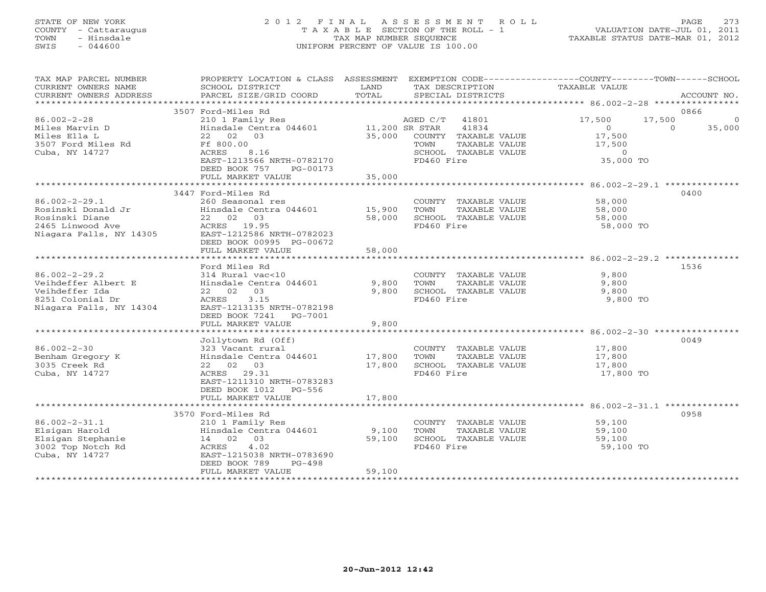STATE OF NEW YORK
COUNTY - Cattaraugus
TOWN - Hinsdale
SWIS - 044600

2012 FINAL ASSESSMENT ROLL
TAXABLE SECTION OF THE ROLL - 1
TAX MAP NUMBER SEQUENCE
UNIFORM PERCENT OF VALUE IS 100.00

VALUATION DATE-JUL 01, 2011
TAXABLE STATUS DATE-MAR 01, 2012

```
TAX MAP PARCEL NUMBER     PROPERTY LOCATION & CLASS  ASSESSMENT  EXEMPTION CODE-----------------COUNTY--------TOWN------SCHOOL
CURRENT OWNERS NAME       SCHOOL DISTRICT              LAND      TAX DESCRIPTION             TAXABLE VALUE
CURRENT OWNERS ADDRESS    PARCEL SIZE/GRID COORD       TOTAL     SPECIAL DISTRICTS                                  ACCOUNT NO.
******************************************************************************************************* 86.002-2-28 ****************
                          3507 Ford-Miles Rd                                                                          0866
86.002-2-28               210 1 Family Res                      AGED C/T   41801            17,500      17,500          0
Miles Marvin D            Hinsdale Centra 044601    11,200 SR STAR     41834                 0           0        35,000
Miles Ella L              22  02  03                35,000  COUNTY  TAXABLE VALUE         17,500
3507 Ford Miles Rd        Ff 800.00                         TOWN    TAXABLE VALUE         17,500
Cuba, NY 14727            ACRES    8.16                     SCHOOL  TAXABLE VALUE              0
                          EAST-1213566 NRTH-0782170         FD460 Fire                    35,000 TO
                          DEED BOOK 757    PG-00173
                          FULL MARKET VALUE         35,000
******************************************************************************************************* 86.002-2-29.1 **************
                          3447 Ford-Miles Rd                                                                          0400
86.002-2-29.1             260 Seasonal res                  COUNTY  TAXABLE VALUE         58,000
Rosinski Donald Jr        Hinsdale Centra 044601    15,900  TOWN    TAXABLE VALUE         58,000
Rosinski Diane            22  02  03                58,000  SCHOOL  TAXABLE VALUE         58,000
2465 Linwood Ave          ACRES   19.95                     FD460 Fire                    58,000 TO
Niagara Falls, NY 14305   EAST-1212586 NRTH-0782023
                          DEED BOOK 00995 PG-00672
                          FULL MARKET VALUE         58,000
******************************************************************************************************* 86.002-2-29.2 **************
                          Ford Miles Rd                                                                               1536
86.002-2-29.2             314 Rural vac<10                  COUNTY  TAXABLE VALUE          9,800
Veihdeffer Albert E       Hinsdale Centra 044601     9,800  TOWN    TAXABLE VALUE          9,800
Veihdeffer Ida            22  02  03                 9,800  SCHOOL  TAXABLE VALUE          9,800
8251 Colonial Dr          ACRES    3.15                     FD460 Fire                     9,800 TO
Niagara Falls, NY 14304   EAST-1213135 NRTH-0782198
                          DEED BOOK 7241   PG-7001
                          FULL MARKET VALUE          9,800
******************************************************************************************************* 86.002-2-30 ****************
                          Jollytown Rd (Off)                                                                          0049
86.002-2-30               323 Vacant rural                  COUNTY  TAXABLE VALUE         17,800
Benham Gregory K          Hinsdale Centra 044601    17,800  TOWN    TAXABLE VALUE         17,800
3035 Creek Rd             22  02  03                17,800  SCHOOL  TAXABLE VALUE         17,800
Cuba, NY 14727            ACRES   29.31                     FD460 Fire                    17,800 TO
                          EAST-1211310 NRTH-0783283
                          DEED BOOK 1012   PG-556
                          FULL MARKET VALUE         17,800
******************************************************************************************************* 86.002-2-31.1 **************
                          3570 Ford-Miles Rd                                                                          0958
86.002-2-31.1             210 1 Family Res                  COUNTY  TAXABLE VALUE         59,100
Elsigan Harold            Hinsdale Centra 044601     9,100  TOWN    TAXABLE VALUE         59,100
Elsigan Stephanie         14  02  03                59,100  SCHOOL  TAXABLE VALUE         59,100
3002 Top Notch Rd         ACRES    4.02                     FD460 Fire                    59,100 TO
Cuba, NY 14727            EAST-1215038 NRTH-0783690
                          DEED BOOK 789    PG-498
                          FULL MARKET VALUE         59,100
************************************************************************************************************************************
```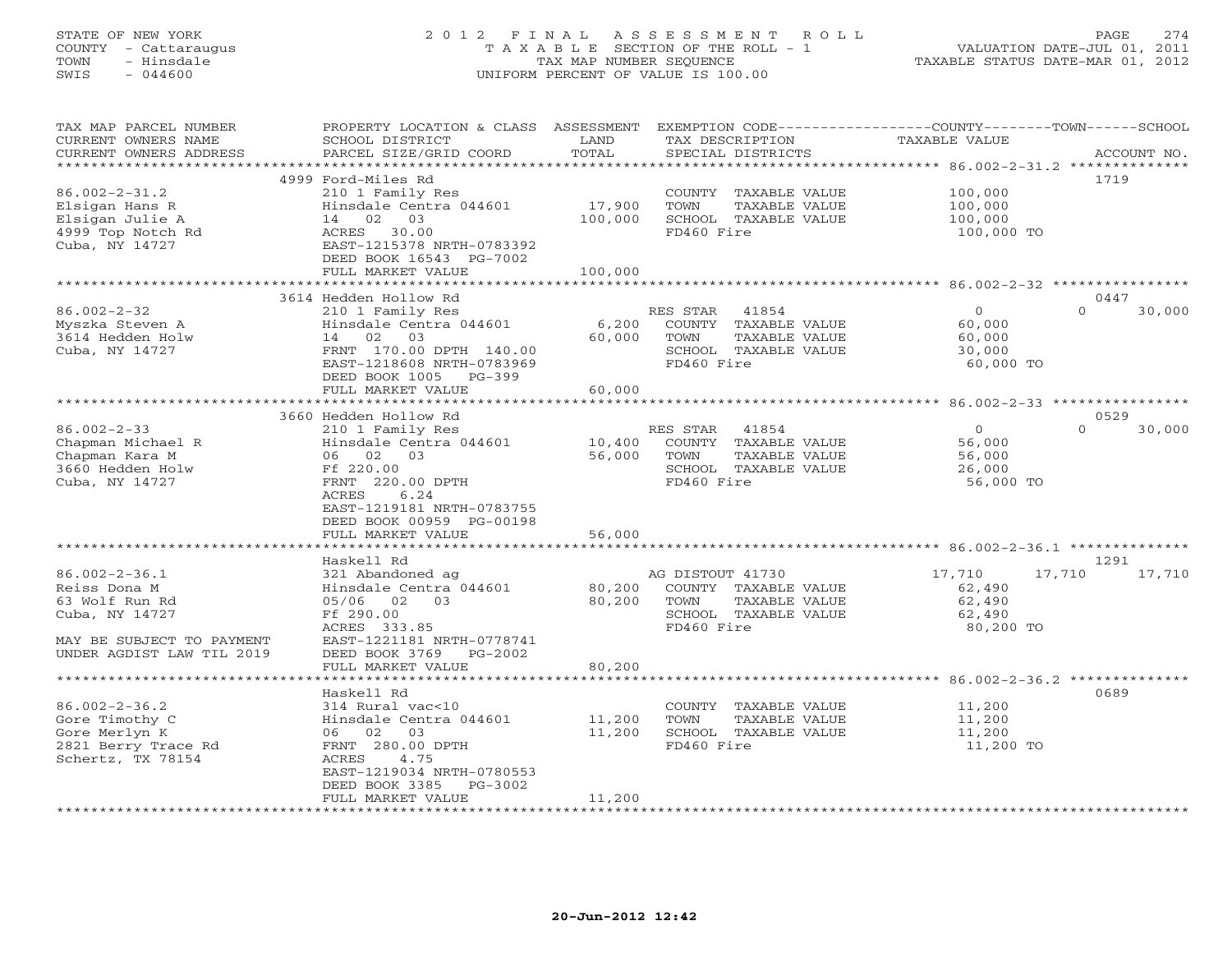STATE OF NEW YORK
COUNTY - Cattaraugus
TOWN - Hinsdale
SWIS - 044600

2012 FINAL ASSESSMENT ROLL
TAXABLE SECTION OF THE ROLL - 1
TAX MAP NUMBER SEQUENCE
UNIFORM PERCENT OF VALUE IS 100.00

VALUATION DATE-JUL 01, 2011
TAXABLE STATUS DATE-MAR 01, 2012

| TAX MAP PARCEL NUMBER / CURRENT OWNERS NAME / CURRENT OWNERS ADDRESS | PROPERTY LOCATION & CLASS / SCHOOL DISTRICT / PARCEL SIZE/GRID COORD | ASSESSMENT LAND / TOTAL | EXEMPTION CODE / TAX DESCRIPTION / SPECIAL DISTRICTS | COUNTY TAXABLE VALUE | TOWN | SCHOOL | ACCOUNT NO. |
|---|---|---|---|---|---|---|---|
| **86.002-2-31.2** | 4999 Ford-Miles Rd | | | | | | 1719 |
| Elsigan Hans R | 210 1 Family Res | | COUNTY TAXABLE VALUE | 100,000 | | | |
| Elsigan Julie A | Hinsdale Centra 044601 | 17,900 | TOWN TAXABLE VALUE | 100,000 | | | |
| 4999 Top Notch Rd | 14 02 03 | 100,000 | SCHOOL TAXABLE VALUE | 100,000 | | | |
| Cuba, NY 14727 | ACRES 30.00 | | FD460 Fire | 100,000 TO | | | |
| | EAST-1215378 NRTH-0783392 | | | | | | |
| | DEED BOOK 16543 PG-7002 | | | | | | |
| | FULL MARKET VALUE | 100,000 | | | | | |
| **86.002-2-32** | 3614 Hedden Hollow Rd | | | | | | 0447 |
| Myszka Steven A | 210 1 Family Res | | RES STAR 41854 | 0 | 0 | 30,000 | |
| 3614 Hedden Holw | Hinsdale Centra 044601 | 6,200 | COUNTY TAXABLE VALUE | 60,000 | | | |
| Cuba, NY 14727 | 14 02 03 | 60,000 | TOWN TAXABLE VALUE | 60,000 | | | |
| | FRNT 170.00 DPTH 140.00 | | SCHOOL TAXABLE VALUE | 30,000 | | | |
| | EAST-1218608 NRTH-0783969 | | FD460 Fire | 60,000 TO | | | |
| | DEED BOOK 1005 PG-399 | | | | | | |
| | FULL MARKET VALUE | 60,000 | | | | | |
| **86.002-2-33** | 3660 Hedden Hollow Rd | | | | | | 0529 |
| Chapman Michael R | 210 1 Family Res | | RES STAR 41854 | 0 | 0 | 30,000 | |
| Chapman Kara M | Hinsdale Centra 044601 | 10,400 | COUNTY TAXABLE VALUE | 56,000 | | | |
| 3660 Hedden Holw | 06 02 03 | 56,000 | TOWN TAXABLE VALUE | 56,000 | | | |
| Cuba, NY 14727 | Ff 220.00 | | SCHOOL TAXABLE VALUE | 26,000 | | | |
| | FRNT 220.00 DPTH | | FD460 Fire | 56,000 TO | | | |
| | ACRES 6.24 | | | | | | |
| | EAST-1219181 NRTH-0783755 | | | | | | |
| | DEED BOOK 00959 PG-00198 | | | | | | |
| | FULL MARKET VALUE | 56,000 | | | | | |
| **86.002-2-36.1** | Haskell Rd | | | | | | 1291 |
| Reiss Dona M | 321 Abandoned ag | | AG DISTOUT 41730 | 17,710 | 17,710 | 17,710 | |
| 63 Wolf Run Rd | Hinsdale Centra 044601 | 80,200 | COUNTY TAXABLE VALUE | 62,490 | | | |
| Cuba, NY 14727 | 05/06 02 03 | 80,200 | TOWN TAXABLE VALUE | 62,490 | | | |
| | Ff 290.00 | | SCHOOL TAXABLE VALUE | 62,490 | | | |
| | ACRES 333.85 | | FD460 Fire | 80,200 TO | | | |
| MAY BE SUBJECT TO PAYMENT | EAST-1221181 NRTH-0778741 | | | | | | |
| UNDER AGDIST LAW TIL 2019 | DEED BOOK 3769 PG-2002 | | | | | | |
| | FULL MARKET VALUE | 80,200 | | | | | |
| **86.002-2-36.2** | Haskell Rd | | | | | | 0689 |
| Gore Timothy C | 314 Rural vac<10 | | COUNTY TAXABLE VALUE | 11,200 | | | |
| Gore Merlyn K | Hinsdale Centra 044601 | 11,200 | TOWN TAXABLE VALUE | 11,200 | | | |
| 2821 Berry Trace Rd | 06 02 03 | 11,200 | SCHOOL TAXABLE VALUE | 11,200 | | | |
| Schertz, TX 78154 | FRNT 280.00 DPTH | | FD460 Fire | 11,200 TO | | | |
| | ACRES 4.75 | | | | | | |
| | EAST-1219034 NRTH-0780553 | | | | | | |
| | DEED BOOK 3385 PG-3002 | | | | | | |
| | FULL MARKET VALUE | 11,200 | | | | | |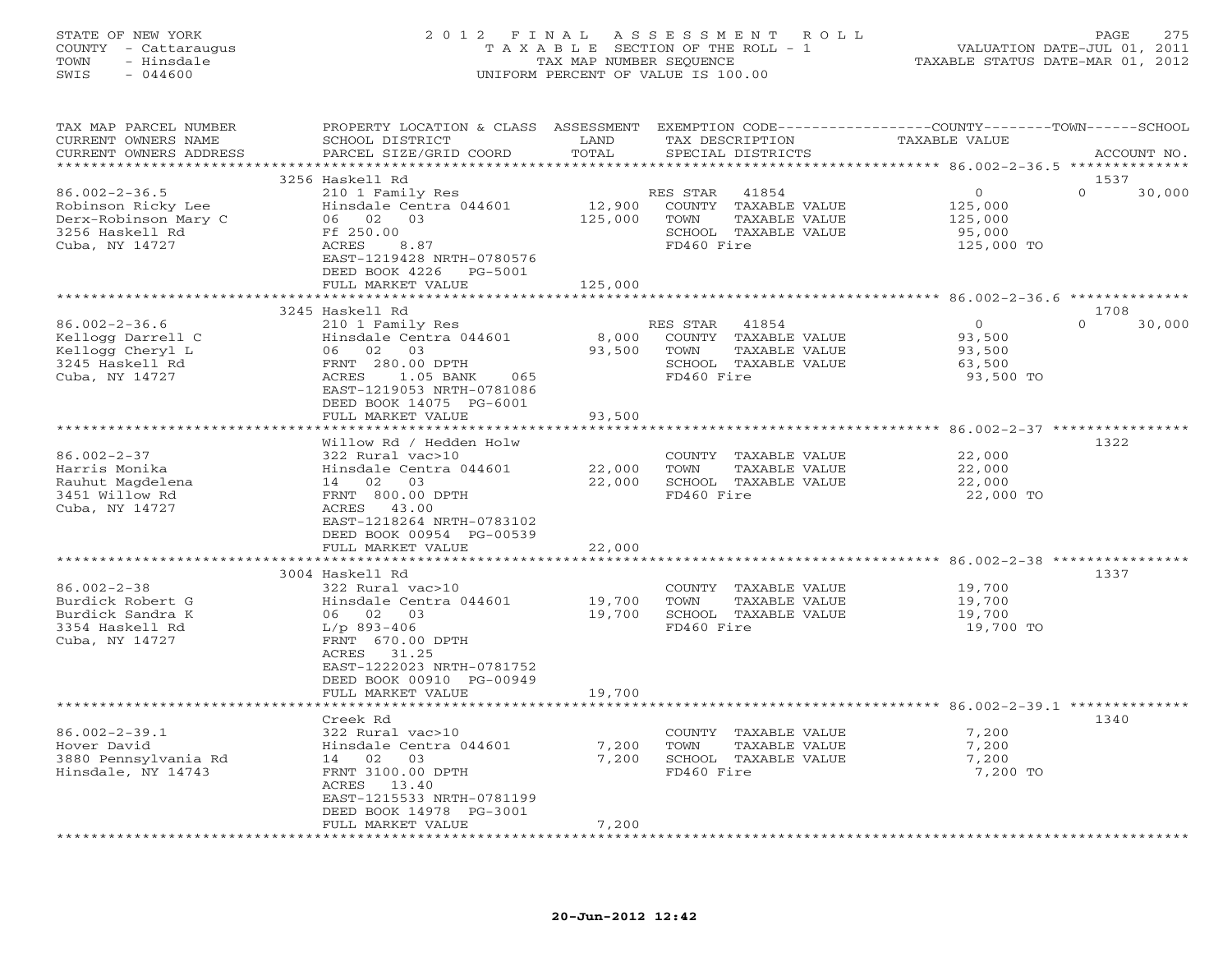STATE OF NEW YORK
COUNTY - Cattaraugus
TOWN - Hinsdale
SWIS - 044600

2012 FINAL ASSESSMENT ROLL
TAXABLE SECTION OF THE ROLL - 1
TAX MAP NUMBER SEQUENCE
UNIFORM PERCENT OF VALUE IS 100.00

VALUATION DATE-JUL 01, 2011
TAXABLE STATUS DATE-MAR 01, 2012

| TAX MAP PARCEL NUMBER / CURRENT OWNERS NAME / CURRENT OWNERS ADDRESS | PROPERTY LOCATION & CLASS / SCHOOL DISTRICT / PARCEL SIZE/GRID COORD | ASSESSMENT LAND / TOTAL | EXEMPTION CODE / TAX DESCRIPTION / SPECIAL DISTRICTS | COUNTY / TOWN / SCHOOL TAXABLE VALUE | ACCOUNT NO. |
|---|---|---|---|---|---|
| 86.002-2-36.5 | 3256 Haskell Rd | | | | 1537 |
| 86.002-2-36.5 | 210 1 Family Res | | RES STAR 41854 | 0 | 0 30,000 |
| Robinson Ricky Lee | Hinsdale Centra 044601 | 12,900 | COUNTY TAXABLE VALUE | 125,000 | |
| Derx-Robinson Mary C | 06 02 03 | 125,000 | TOWN TAXABLE VALUE | 125,000 | |
| 3256 Haskell Rd | Ff 250.00 | | SCHOOL TAXABLE VALUE | 95,000 | |
| Cuba, NY 14727 | ACRES 8.87 | | FD460 Fire | 125,000 TO | |
| | EAST-1219428 NRTH-0780576 | | | | |
| | DEED BOOK 4226 PG-5001 | | | | |
| | FULL MARKET VALUE | 125,000 | | | |
| 86.002-2-36.6 | 3245 Haskell Rd | | | | 1708 |
| 86.002-2-36.6 | 210 1 Family Res | | RES STAR 41854 | 0 | 0 30,000 |
| Kellogg Darrell C | Hinsdale Centra 044601 | 8,000 | COUNTY TAXABLE VALUE | 93,500 | |
| Kellogg Cheryl L | 06 02 03 | 93,500 | TOWN TAXABLE VALUE | 93,500 | |
| 3245 Haskell Rd | FRNT 280.00 DPTH | | SCHOOL TAXABLE VALUE | 63,500 | |
| Cuba, NY 14727 | ACRES 1.05 BANK 065 | | FD460 Fire | 93,500 TO | |
| | EAST-1219053 NRTH-0781086 | | | | |
| | DEED BOOK 14075 PG-6001 | | | | |
| | FULL MARKET VALUE | 93,500 | | | |
| 86.002-2-37 | Willow Rd / Hedden Holw | | | | 1322 |
| 86.002-2-37 | 322 Rural vac>10 | | COUNTY TAXABLE VALUE | 22,000 | |
| Harris Monika | Hinsdale Centra 044601 | 22,000 | TOWN TAXABLE VALUE | 22,000 | |
| Rauhut Magdelena | 14 02 03 | 22,000 | SCHOOL TAXABLE VALUE | 22,000 | |
| 3451 Willow Rd | FRNT 800.00 DPTH | | FD460 Fire | 22,000 TO | |
| Cuba, NY 14727 | ACRES 43.00 | | | | |
| | EAST-1218264 NRTH-0783102 | | | | |
| | DEED BOOK 00954 PG-00539 | | | | |
| | FULL MARKET VALUE | 22,000 | | | |
| 86.002-2-38 | 3004 Haskell Rd | | | | 1337 |
| 86.002-2-38 | 322 Rural vac>10 | | COUNTY TAXABLE VALUE | 19,700 | |
| Burdick Robert G | Hinsdale Centra 044601 | 19,700 | TOWN TAXABLE VALUE | 19,700 | |
| Burdick Sandra K | 06 02 03 | 19,700 | SCHOOL TAXABLE VALUE | 19,700 | |
| 3354 Haskell Rd | L/p 893-406 | | FD460 Fire | 19,700 TO | |
| Cuba, NY 14727 | FRNT 670.00 DPTH | | | | |
| | ACRES 31.25 | | | | |
| | EAST-1222023 NRTH-0781752 | | | | |
| | DEED BOOK 00910 PG-00949 | | | | |
| | FULL MARKET VALUE | 19,700 | | | |
| 86.002-2-39.1 | Creek Rd | | | | 1340 |
| 86.002-2-39.1 | 322 Rural vac>10 | | COUNTY TAXABLE VALUE | 7,200 | |
| Hover David | Hinsdale Centra 044601 | 7,200 | TOWN TAXABLE VALUE | 7,200 | |
| 3880 Pennsylvania Rd | 14 02 03 | 7,200 | SCHOOL TAXABLE VALUE | 7,200 | |
| Hinsdale, NY 14743 | FRNT 3100.00 DPTH | | FD460 Fire | 7,200 TO | |
| | ACRES 13.40 | | | | |
| | EAST-1215533 NRTH-0781199 | | | | |
| | DEED BOOK 14978 PG-3001 | | | | |
| | FULL MARKET VALUE | 7,200 | | | |

20-Jun-2012 12:42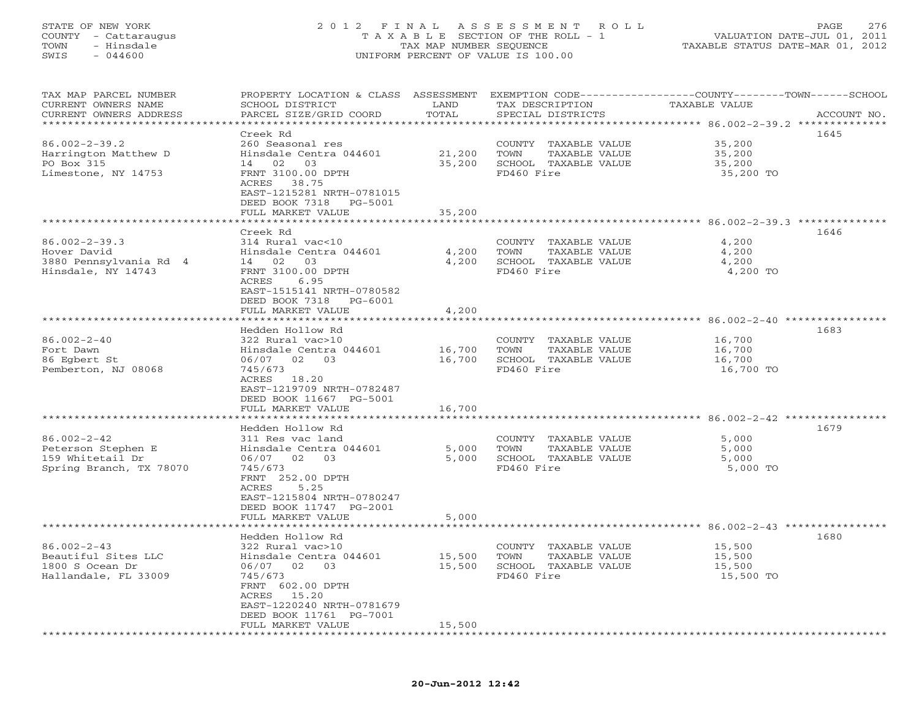STATE OF NEW YORK
COUNTY - Cattaraugus
TOWN - Hinsdale
SWIS - 044600

2012 FINAL ASSESSMENT ROLL
TAXABLE SECTION OF THE ROLL - 1
TAX MAP NUMBER SEQUENCE
UNIFORM PERCENT OF VALUE IS 100.00

VALUATION DATE-JUL 01, 2011
TAXABLE STATUS DATE-MAR 01, 2012

| TAX MAP PARCEL NUMBER / CURRENT OWNERS NAME / CURRENT OWNERS ADDRESS | PROPERTY LOCATION & CLASS / SCHOOL DISTRICT / PARCEL SIZE/GRID COORD | ASSESSMENT LAND | TOTAL | EXEMPTION CODE / TAX DESCRIPTION / SPECIAL DISTRICTS | TAXABLE VALUE (COUNTY / TOWN / SCHOOL) | ACCOUNT NO. |
|---|---|---|---|---|---|---|
| 86.002-2-39.2 | Creek Rd | | | | | 1645 |
| 86.002-2-39.2 | 260 Seasonal res | | | COUNTY TAXABLE VALUE | 35,200 | |
| Harrington Matthew D | Hinsdale Centra 044601 | 21,200 | | TOWN TAXABLE VALUE | 35,200 | |
| PO Box 315 | 14 02 03 | | 35,200 | SCHOOL TAXABLE VALUE | 35,200 | |
| Limestone, NY 14753 | FRNT 3100.00 DPTH | | | FD460 Fire | 35,200 TO | |
| | ACRES 38.75 | | | | | |
| | EAST-1215281 NRTH-0781015 | | | | | |
| | DEED BOOK 7318 PG-5001 | | | | | |
| | FULL MARKET VALUE | | 35,200 | | | |
| 86.002-2-39.3 | Creek Rd | | | | | 1646 |
| 86.002-2-39.3 | 314 Rural vac<10 | | | COUNTY TAXABLE VALUE | 4,200 | |
| Hover David | Hinsdale Centra 044601 | 4,200 | | TOWN TAXABLE VALUE | 4,200 | |
| 3880 Pennsylvania Rd 4 | 14 02 03 | | 4,200 | SCHOOL TAXABLE VALUE | 4,200 | |
| Hinsdale, NY 14743 | FRNT 3100.00 DPTH | | | FD460 Fire | 4,200 TO | |
| | ACRES 6.95 | | | | | |
| | EAST-1515141 NRTH-0780582 | | | | | |
| | DEED BOOK 7318 PG-6001 | | | | | |
| | FULL MARKET VALUE | | 4,200 | | | |
| 86.002-2-40 | Hedden Hollow Rd | | | | | 1683 |
| 86.002-2-40 | 322 Rural vac>10 | | | COUNTY TAXABLE VALUE | 16,700 | |
| Fort Dawn | Hinsdale Centra 044601 | 16,700 | | TOWN TAXABLE VALUE | 16,700 | |
| 86 Egbert St | 06/07 02 03 | | 16,700 | SCHOOL TAXABLE VALUE | 16,700 | |
| Pemberton, NJ 08068 | 745/673 | | | FD460 Fire | 16,700 TO | |
| | ACRES 18.20 | | | | | |
| | EAST-1219709 NRTH-0782487 | | | | | |
| | DEED BOOK 11667 PG-5001 | | | | | |
| | FULL MARKET VALUE | | 16,700 | | | |
| 86.002-2-42 | Hedden Hollow Rd | | | | | 1679 |
| 86.002-2-42 | 311 Res vac land | | | COUNTY TAXABLE VALUE | 5,000 | |
| Peterson Stephen E | Hinsdale Centra 044601 | 5,000 | | TOWN TAXABLE VALUE | 5,000 | |
| 159 Whitetail Dr | 06/07 02 03 | | 5,000 | SCHOOL TAXABLE VALUE | 5,000 | |
| Spring Branch, TX 78070 | 745/673 | | | FD460 Fire | 5,000 TO | |
| | FRNT 252.00 DPTH | | | | | |
| | ACRES 5.25 | | | | | |
| | EAST-1215804 NRTH-0780247 | | | | | |
| | DEED BOOK 11747 PG-2001 | | | | | |
| | FULL MARKET VALUE | | 5,000 | | | |
| 86.002-2-43 | Hedden Hollow Rd | | | | | 1680 |
| 86.002-2-43 | 322 Rural vac>10 | | | COUNTY TAXABLE VALUE | 15,500 | |
| Beautiful Sites LLC | Hinsdale Centra 044601 | 15,500 | | TOWN TAXABLE VALUE | 15,500 | |
| 1800 S Ocean Dr | 06/07 02 03 | | 15,500 | SCHOOL TAXABLE VALUE | 15,500 | |
| Hallandale, FL 33009 | 745/673 | | | FD460 Fire | 15,500 TO | |
| | FRNT 602.00 DPTH | | | | | |
| | ACRES 15.20 | | | | | |
| | EAST-1220240 NRTH-0781679 | | | | | |
| | DEED BOOK 11761 PG-7001 | | | | | |
| | FULL MARKET VALUE | | 15,500 | | | |

20-Jun-2012 12:42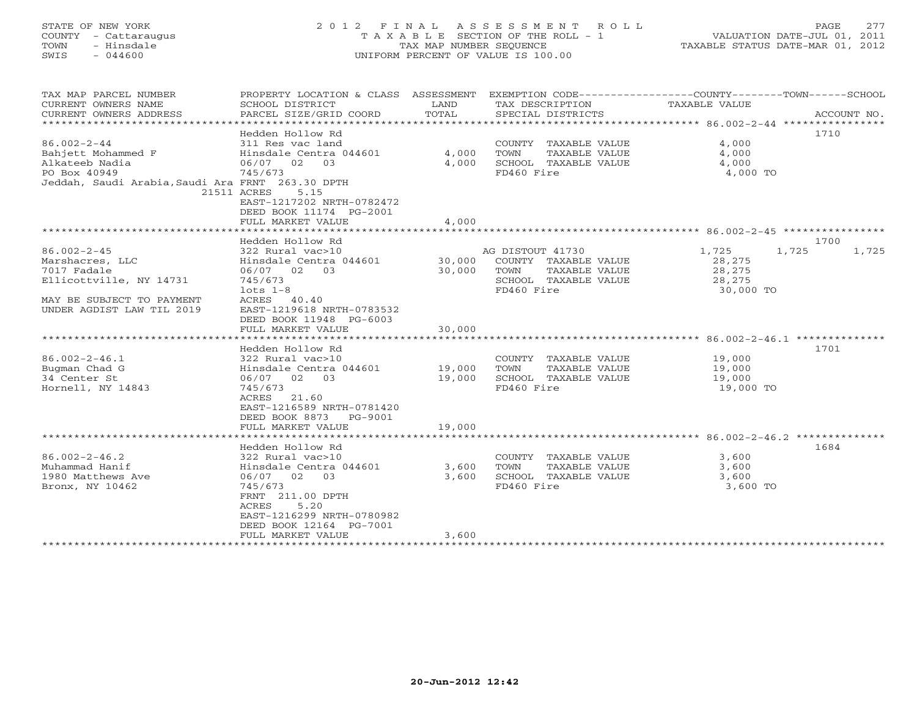STATE OF NEW YORK
COUNTY - Cattaraugus
TOWN - Hinsdale
SWIS - 044600

2012 FINAL ASSESSMENT ROLL
TAXABLE SECTION OF THE ROLL - 1
TAX MAP NUMBER SEQUENCE
UNIFORM PERCENT OF VALUE IS 100.00

VALUATION DATE-JUL 01, 2011
TAXABLE STATUS DATE-MAR 01, 2012

| TAX MAP PARCEL NUMBER / CURRENT OWNERS NAME / CURRENT OWNERS ADDRESS | PROPERTY LOCATION & CLASS / SCHOOL DISTRICT / PARCEL SIZE/GRID COORD | ASSESSMENT LAND / TOTAL | EXEMPTION CODE / TAX DESCRIPTION / SPECIAL DISTRICTS | COUNTY | TOWN | SCHOOL | ACCOUNT NO. |
|---|---|---|---|---|---|---|---|
| **86.002-2-44** | Hedden Hollow Rd | | | | | | 1710 |
| 86.002-2-44 | 311 Res vac land | | COUNTY TAXABLE VALUE | 4,000 | | | |
| Bahjett Mohammed F | Hinsdale Centra 044601 | 4,000 | TOWN TAXABLE VALUE | 4,000 | | | |
| Alkateeb Nadia | 06/07 02 03 | 4,000 | SCHOOL TAXABLE VALUE | 4,000 | | | |
| PO Box 40949 | 745/673 | | FD460 Fire | 4,000 TO | | | |
| Jeddah, Saudi Arabia,Saudi Ara | FRNT 263.30 DPTH | | | | | | |
| 21511 | ACRES 5.15 | | | | | | |
| | EAST-1217202 NRTH-0782472 | | | | | | |
| | DEED BOOK 11174 PG-2001 | | | | | | |
| | FULL MARKET VALUE | 4,000 | | | | | |
| **86.002-2-45** | Hedden Hollow Rd | | | | | | 1700 |
| 86.002-2-45 | 322 Rural vac>10 | | AG DISTOUT 41730 | 1,725 | 1,725 | 1,725 | |
| Marshacres, LLC | Hinsdale Centra 044601 | 30,000 | COUNTY TAXABLE VALUE | 28,275 | | | |
| 7017 Fadale | 06/07 02 03 | 30,000 | TOWN TAXABLE VALUE | 28,275 | | | |
| Ellicottville, NY 14731 | 745/673 | | SCHOOL TAXABLE VALUE | 28,275 | | | |
| | lots 1-8 | | FD460 Fire | 30,000 TO | | | |
| MAY BE SUBJECT TO PAYMENT | ACRES 40.40 | | | | | | |
| UNDER AGDIST LAW TIL 2019 | EAST-1219618 NRTH-0783532 | | | | | | |
| | DEED BOOK 11948 PG-6003 | | | | | | |
| | FULL MARKET VALUE | 30,000 | | | | | |
| **86.002-2-46.1** | Hedden Hollow Rd | | | | | | 1701 |
| 86.002-2-46.1 | 322 Rural vac>10 | | COUNTY TAXABLE VALUE | 19,000 | | | |
| Bugman Chad G | Hinsdale Centra 044601 | 19,000 | TOWN TAXABLE VALUE | 19,000 | | | |
| 34 Center St | 06/07 02 03 | 19,000 | SCHOOL TAXABLE VALUE | 19,000 | | | |
| Hornell, NY 14843 | 745/673 | | FD460 Fire | 19,000 TO | | | |
| | ACRES 21.60 | | | | | | |
| | EAST-1216589 NRTH-0781420 | | | | | | |
| | DEED BOOK 8873 PG-9001 | | | | | | |
| | FULL MARKET VALUE | 19,000 | | | | | |
| **86.002-2-46.2** | Hedden Hollow Rd | | | | | | 1684 |
| 86.002-2-46.2 | 322 Rural vac>10 | | COUNTY TAXABLE VALUE | 3,600 | | | |
| Muhammad Hanif | Hinsdale Centra 044601 | 3,600 | TOWN TAXABLE VALUE | 3,600 | | | |
| 1980 Matthews Ave | 06/07 02 03 | 3,600 | SCHOOL TAXABLE VALUE | 3,600 | | | |
| Bronx, NY 10462 | 745/673 | | FD460 Fire | 3,600 TO | | | |
| | FRNT 211.00 DPTH | | | | | | |
| | ACRES 5.20 | | | | | | |
| | EAST-1216299 NRTH-0780982 | | | | | | |
| | DEED BOOK 12164 PG-7001 | | | | | | |
| | FULL MARKET VALUE | 3,600 | | | | | |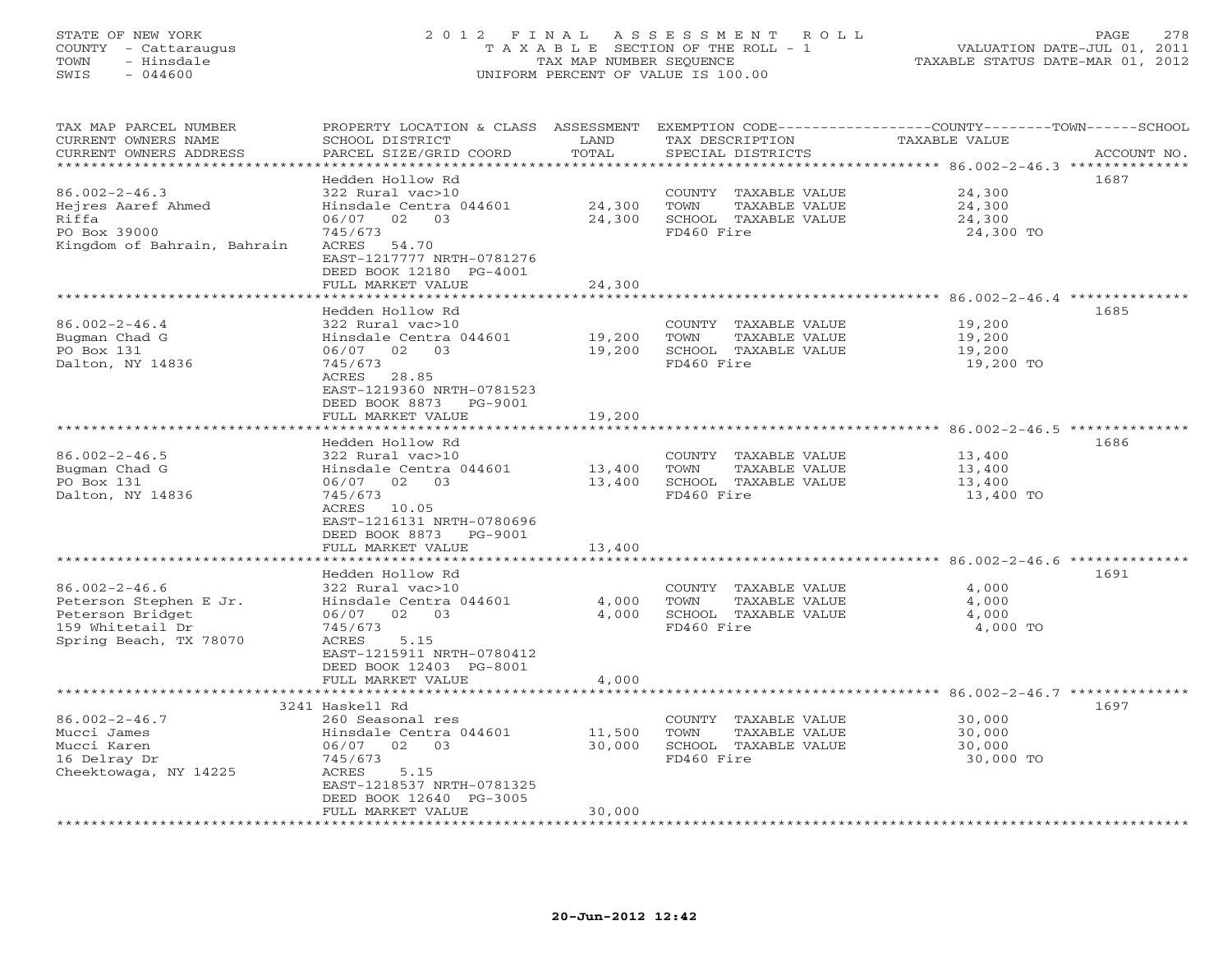STATE OF NEW YORK
COUNTY - Cattaraugus
TOWN - Hinsdale
SWIS - 044600

# 2012 FINAL ASSESSMENT ROLL
TAXABLE SECTION OF THE ROLL - 1
TAX MAP NUMBER SEQUENCE
UNIFORM PERCENT OF VALUE IS 100.00

VALUATION DATE-JUL 01, 2011
TAXABLE STATUS DATE-MAR 01, 2012

| TAX MAP PARCEL NUMBER / CURRENT OWNERS NAME / CURRENT OWNERS ADDRESS | PROPERTY LOCATION & CLASS / SCHOOL DISTRICT / PARCEL SIZE/GRID COORD | ASSESSMENT LAND | TOTAL | EXEMPTION CODE / TAX DESCRIPTION / SPECIAL DISTRICTS | TAXABLE VALUE (COUNTY--TOWN--SCHOOL) | ACCOUNT NO. |
|---|---|---|---|---|---|---|
| **86.002-2-46.3** | Hedden Hollow Rd | | | | | 1687 |
| 86.002-2-46.3 | 322 Rural vac>10 | | | COUNTY TAXABLE VALUE | 24,300 | |
| Hejres Aaref Ahmed | Hinsdale Centra 044601 | 24,300 | | TOWN TAXABLE VALUE | 24,300 | |
| Riffa | 06/07 02 03 | | 24,300 | SCHOOL TAXABLE VALUE | 24,300 | |
| PO Box 39000 | 745/673 | | | FD460 Fire | 24,300 TO | |
| Kingdom of Bahrain, Bahrain | ACRES 54.70 | | | | | |
| | EAST-1217777 NRTH-0781276 | | | | | |
| | DEED BOOK 12180 PG-4001 | | | | | |
| | FULL MARKET VALUE | | 24,300 | | | |
| **86.002-2-46.4** | Hedden Hollow Rd | | | | | 1685 |
| 86.002-2-46.4 | 322 Rural vac>10 | | | COUNTY TAXABLE VALUE | 19,200 | |
| Bugman Chad G | Hinsdale Centra 044601 | 19,200 | | TOWN TAXABLE VALUE | 19,200 | |
| PO Box 131 | 06/07 02 03 | | 19,200 | SCHOOL TAXABLE VALUE | 19,200 | |
| Dalton, NY 14836 | 745/673 | | | FD460 Fire | 19,200 TO | |
| | ACRES 28.85 | | | | | |
| | EAST-1219360 NRTH-0781523 | | | | | |
| | DEED BOOK 8873 PG-9001 | | | | | |
| | FULL MARKET VALUE | | 19,200 | | | |
| **86.002-2-46.5** | Hedden Hollow Rd | | | | | 1686 |
| 86.002-2-46.5 | 322 Rural vac>10 | | | COUNTY TAXABLE VALUE | 13,400 | |
| Bugman Chad G | Hinsdale Centra 044601 | 13,400 | | TOWN TAXABLE VALUE | 13,400 | |
| PO Box 131 | 06/07 02 03 | | 13,400 | SCHOOL TAXABLE VALUE | 13,400 | |
| Dalton, NY 14836 | 745/673 | | | FD460 Fire | 13,400 TO | |
| | ACRES 10.05 | | | | | |
| | EAST-1216131 NRTH-0780696 | | | | | |
| | DEED BOOK 8873 PG-9001 | | | | | |
| | FULL MARKET VALUE | | 13,400 | | | |
| **86.002-2-46.6** | Hedden Hollow Rd | | | | | 1691 |
| 86.002-2-46.6 | 322 Rural vac>10 | | | COUNTY TAXABLE VALUE | 4,000 | |
| Peterson Stephen E Jr. | Hinsdale Centra 044601 | 4,000 | | TOWN TAXABLE VALUE | 4,000 | |
| Peterson Bridget | 06/07 02 03 | | 4,000 | SCHOOL TAXABLE VALUE | 4,000 | |
| 159 Whitetail Dr | 745/673 | | | FD460 Fire | 4,000 TO | |
| Spring Beach, TX 78070 | ACRES 5.15 | | | | | |
| | EAST-1215911 NRTH-0780412 | | | | | |
| | DEED BOOK 12403 PG-8001 | | | | | |
| | FULL MARKET VALUE | | 4,000 | | | |
| **86.002-2-46.7** | 3241 Haskell Rd | | | | | 1697 |
| 86.002-2-46.7 | 260 Seasonal res | | | COUNTY TAXABLE VALUE | 30,000 | |
| Mucci James | Hinsdale Centra 044601 | 11,500 | | TOWN TAXABLE VALUE | 30,000 | |
| Mucci Karen | 06/07 02 03 | | 30,000 | SCHOOL TAXABLE VALUE | 30,000 | |
| 16 Delray Dr | 745/673 | | | FD460 Fire | 30,000 TO | |
| Cheektowaga, NY 14225 | ACRES 5.15 | | | | | |
| | EAST-1218537 NRTH-0781325 | | | | | |
| | DEED BOOK 12640 PG-3005 | | | | | |
| | FULL MARKET VALUE | | 30,000 | | | |

20-Jun-2012 12:42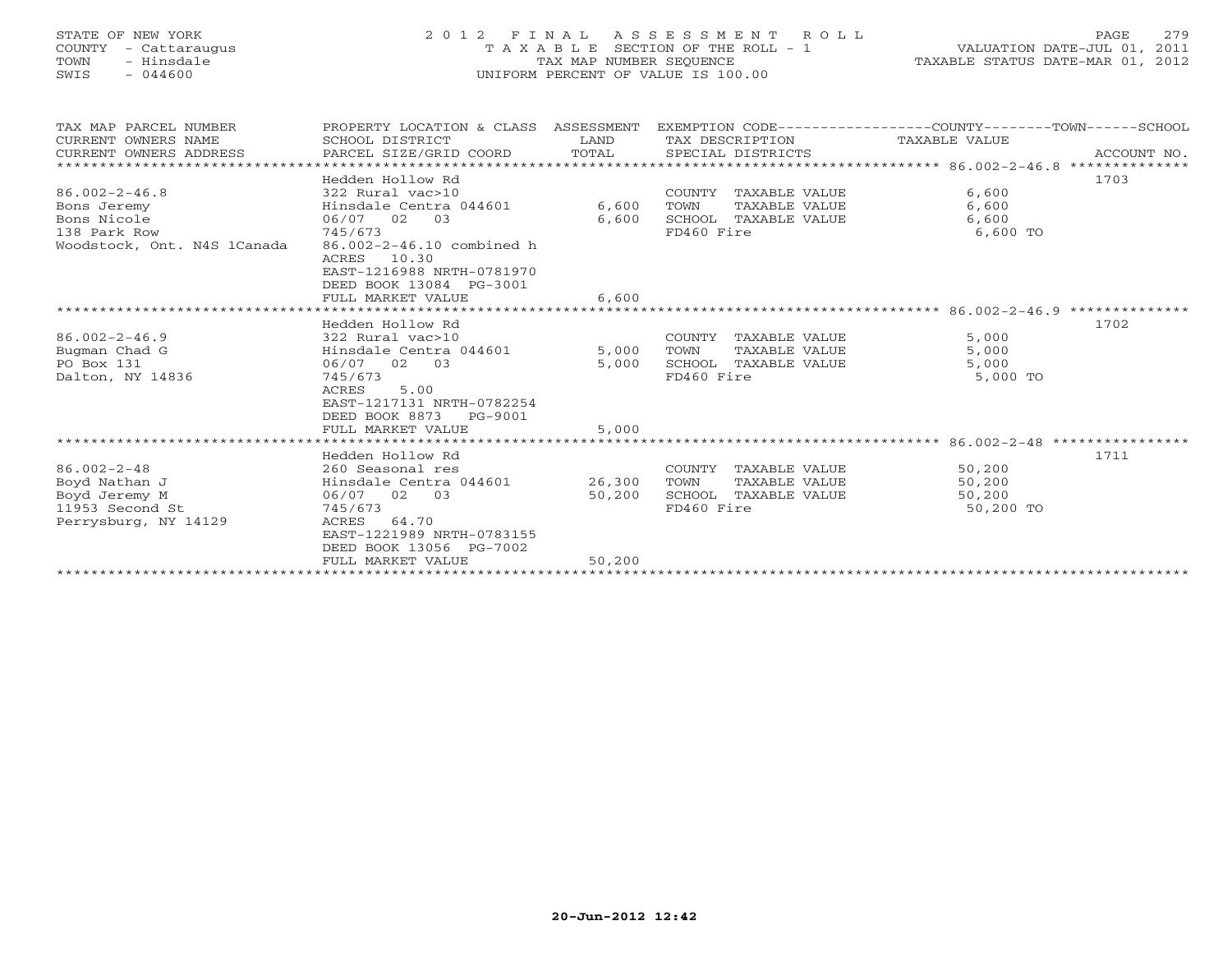STATE OF NEW YORK
COUNTY - Cattaraugus
TOWN - Hinsdale
SWIS - 044600

# 2012 FINAL ASSESSMENT ROLL

TAXABLE SECTION OF THE ROLL - 1
TAX MAP NUMBER SEQUENCE
UNIFORM PERCENT OF VALUE IS 100.00

VALUATION DATE-JUL 01, 2011
TAXABLE STATUS DATE-MAR 01, 2012

| TAX MAP PARCEL NUMBER<br>CURRENT OWNERS NAME<br>CURRENT OWNERS ADDRESS | PROPERTY LOCATION & CLASS<br>SCHOOL DISTRICT<br>PARCEL SIZE/GRID COORD | ASSESSMENT<br>LAND<br>TOTAL | EXEMPTION CODE<br>TAX DESCRIPTION<br>SPECIAL DISTRICTS | COUNTY--------TOWN------SCHOOL<br>TAXABLE VALUE | ACCOUNT NO. |
|---|---|---|---|---|---|
| **86.002-2-46.8** | Hedden Hollow Rd | | | | 1703 |
| 86.002-2-46.8 | 322 Rural vac>10 | | COUNTY TAXABLE VALUE | 6,600 | |
| Bons Jeremy | Hinsdale Centra 044601 | 6,600 | TOWN TAXABLE VALUE | 6,600 | |
| Bons Nicole | 06/07 02 03 | 6,600 | SCHOOL TAXABLE VALUE | 6,600 | |
| 138 Park Row | 745/673 | | FD460 Fire | 6,600 TO | |
| Woodstock, Ont. N4S 1Canada | 86.002-2-46.10 combined h | | | | |
| | ACRES 10.30 | | | | |
| | EAST-1216988 NRTH-0781970 | | | | |
| | DEED BOOK 13084 PG-3001 | | | | |
| | FULL MARKET VALUE | 6,600 | | | |
| **86.002-2-46.9** | Hedden Hollow Rd | | | | 1702 |
| 86.002-2-46.9 | 322 Rural vac>10 | | COUNTY TAXABLE VALUE | 5,000 | |
| Bugman Chad G | Hinsdale Centra 044601 | 5,000 | TOWN TAXABLE VALUE | 5,000 | |
| PO Box 131 | 06/07 02 03 | 5,000 | SCHOOL TAXABLE VALUE | 5,000 | |
| Dalton, NY 14836 | 745/673 | | FD460 Fire | 5,000 TO | |
| | ACRES 5.00 | | | | |
| | EAST-1217131 NRTH-0782254 | | | | |
| | DEED BOOK 8873 PG-9001 | | | | |
| | FULL MARKET VALUE | 5,000 | | | |
| **86.002-2-48** | Hedden Hollow Rd | | | | 1711 |
| 86.002-2-48 | 260 Seasonal res | | COUNTY TAXABLE VALUE | 50,200 | |
| Boyd Nathan J | Hinsdale Centra 044601 | 26,300 | TOWN TAXABLE VALUE | 50,200 | |
| Boyd Jeremy M | 06/07 02 03 | 50,200 | SCHOOL TAXABLE VALUE | 50,200 | |
| 11953 Second St | 745/673 | | FD460 Fire | 50,200 TO | |
| Perrysburg, NY 14129 | ACRES 64.70 | | | | |
| | EAST-1221989 NRTH-0783155 | | | | |
| | DEED BOOK 13056 PG-7002 | | | | |
| | FULL MARKET VALUE | 50,200 | | | |

20-Jun-2012 12:42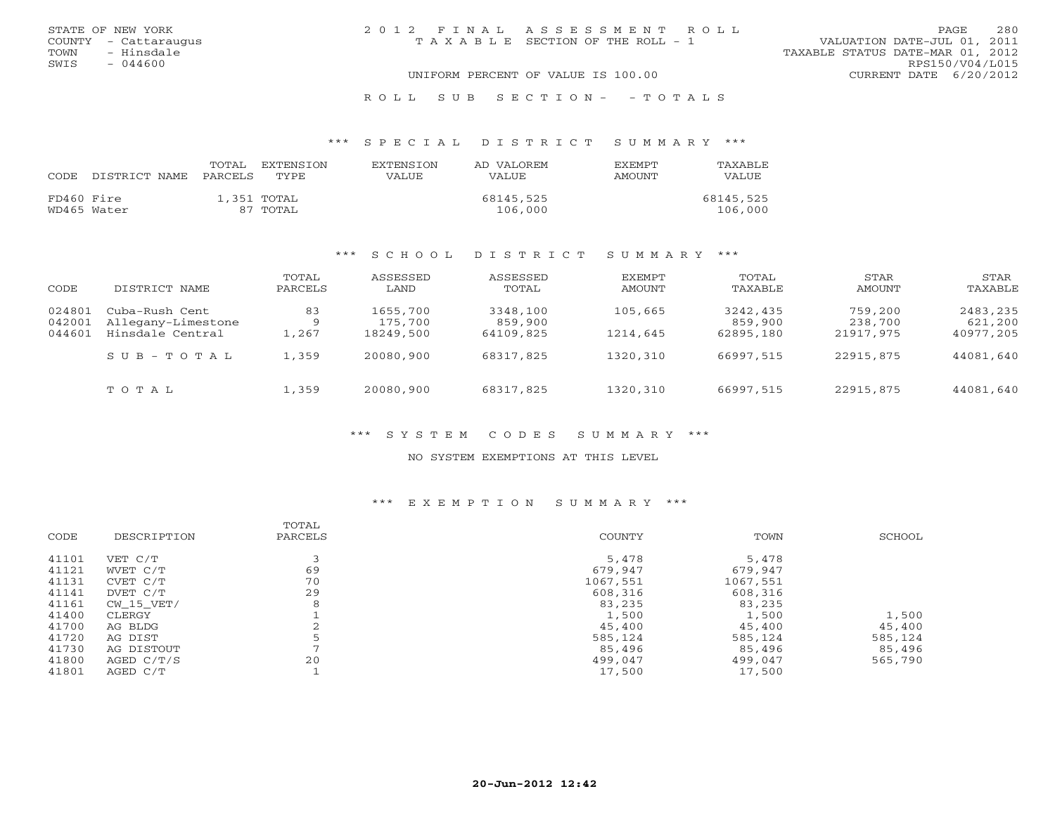STATE OF NEW YORK
COUNTY - Cattaraugus
TOWN - Hinsdale
SWIS - 044600

2012 FINAL ASSESSMENT ROLL
TAXABLE SECTION OF THE ROLL - 1

VALUATION DATE-JUL 01, 2011
TAXABLE STATUS DATE-MAR 01, 2012
RPS150/V04/L015
CURRENT DATE 6/20/2012

UNIFORM PERCENT OF VALUE IS 100.00

ROLL SUB SECTION- - TOTALS

## *** SPECIAL DISTRICT SUMMARY ***

| CODE | DISTRICT NAME | TOTAL PARCELS | EXTENSION TYPE | EXTENSION VALUE | AD VALOREM VALUE | EXEMPT AMOUNT | TAXABLE VALUE |
|---|---|---|---|---|---|---|---|
| FD460 | Fire | 1,351 | TOTAL | | 68145,525 | | 68145,525 |
| WD465 | Water | 87 | TOTAL | | 106,000 | | 106,000 |

## *** SCHOOL DISTRICT SUMMARY ***

| CODE | DISTRICT NAME | TOTAL PARCELS | ASSESSED LAND | ASSESSED TOTAL | EXEMPT AMOUNT | TOTAL TAXABLE | STAR AMOUNT | STAR TAXABLE |
|---|---|---|---|---|---|---|---|---|
| 024801 | Cuba-Rush Cent | 83 | 1655,700 | 3348,100 | 105,665 | 3242,435 | 759,200 | 2483,235 |
| 042001 | Allegany-Limestone | 9 | 175,700 | 859,900 | | 859,900 | 238,700 | 621,200 |
| 044601 | Hinsdale Central | 1,267 | 18249,500 | 64109,825 | 1214,645 | 62895,180 | 21917,975 | 40977,205 |
| | SUB-TOTAL | 1,359 | 20080,900 | 68317,825 | 1320,310 | 66997,515 | 22915,875 | 44081,640 |
| | TOTAL | 1,359 | 20080,900 | 68317,825 | 1320,310 | 66997,515 | 22915,875 | 44081,640 |

## *** SYSTEM CODES SUMMARY ***

NO SYSTEM EXEMPTIONS AT THIS LEVEL

## *** EXEMPTION SUMMARY ***

| CODE | DESCRIPTION | TOTAL PARCELS | COUNTY | TOWN | SCHOOL |
|---|---|---|---|---|---|
| 41101 | VET C/T | 3 | 5,478 | 5,478 | |
| 41121 | WVET C/T | 69 | 679,947 | 679,947 | |
| 41131 | CVET C/T | 70 | 1067,551 | 1067,551 | |
| 41141 | DVET C/T | 29 | 608,316 | 608,316 | |
| 41161 | CW_15_VET/ | 8 | 83,235 | 83,235 | |
| 41400 | CLERGY | 1 | 1,500 | 1,500 | 1,500 |
| 41700 | AG BLDG | 2 | 45,400 | 45,400 | 45,400 |
| 41720 | AG DIST | 5 | 585,124 | 585,124 | 585,124 |
| 41730 | AG DISTOUT | 7 | 85,496 | 85,496 | 85,496 |
| 41800 | AGED C/T/S | 20 | 499,047 | 499,047 | 565,790 |
| 41801 | AGED C/T | 1 | 17,500 | 17,500 | |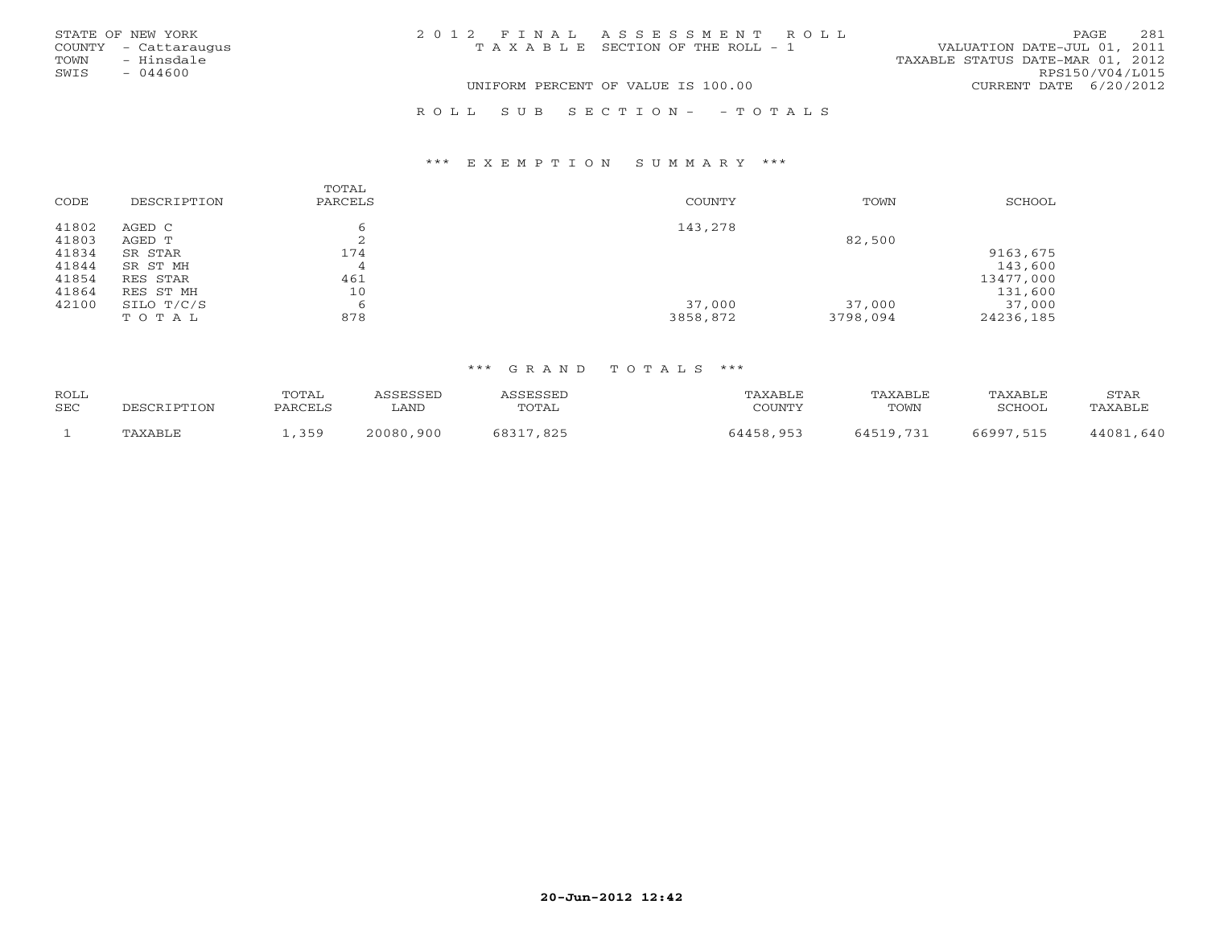STATE OF NEW YORK
COUNTY - Cattaraugus
TOWN - Hinsdale
SWIS - 044600

2 0 1 2 F I N A L A S S E S S M E N T R O L L
T A X A B L E SECTION OF THE ROLL - 1

UNIFORM PERCENT OF VALUE IS 100.00

VALUATION DATE-JUL 01, 2011
TAXABLE STATUS DATE-MAR 01, 2012
RPS150/V04/L015
CURRENT DATE 6/20/2012

R O L L S U B S E C T I O N - - T O T A L S

### \*\*\* E X E M P T I O N S U M M A R Y \*\*\*

| CODE | DESCRIPTION | TOTAL PARCELS | COUNTY | TOWN | SCHOOL |
|---|---|---|---|---|---|
| 41802 | AGED C | 6 | 143,278 | | |
| 41803 | AGED T | 2 | | 82,500 | |
| 41834 | SR STAR | 174 | | | 9163,675 |
| 41844 | SR ST MH | 4 | | | 143,600 |
| 41854 | RES STAR | 461 | | | 13477,000 |
| 41864 | RES ST MH | 10 | | | 131,600 |
| 42100 | SILO T/C/S | 6 | 37,000 | 37,000 | 37,000 |
| | T O T A L | 878 | 3858,872 | 3798,094 | 24236,185 |

### \*\*\* G R A N D T O T A L S \*\*\*

| ROLL SEC | DESCRIPTION | TOTAL PARCELS | ASSESSED LAND | ASSESSED TOTAL | TAXABLE COUNTY | TAXABLE TOWN | TAXABLE SCHOOL | STAR TAXABLE |
|---|---|---|---|---|---|---|---|---|
| 1 | TAXABLE | 1,359 | 20080,900 | 68317,825 | 64458,953 | 64519,731 | 66997,515 | 44081,640 |

20-Jun-2012 12:42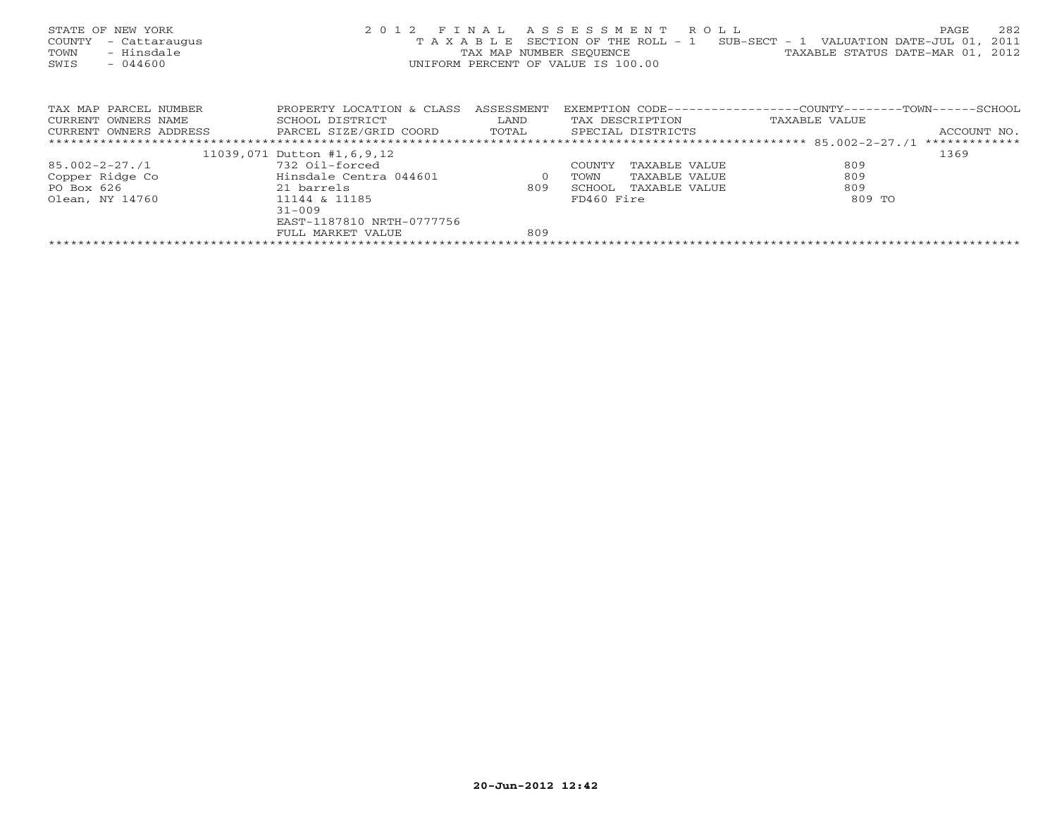STATE OF NEW YORK
COUNTY - Cattaraugus
TOWN - Hinsdale
SWIS - 044600

2012 FINAL ASSESSMENT ROLL
TAXABLE SECTION OF THE ROLL - 1 SUB-SECT - 1 VALUATION DATE-JUL 01, 2011
TAX MAP NUMBER SEQUENCE TAXABLE STATUS DATE-MAR 01, 2012
UNIFORM PERCENT OF VALUE IS 100.00

| TAX MAP PARCEL NUMBER<br>CURRENT OWNERS NAME<br>CURRENT OWNERS ADDRESS | PROPERTY LOCATION & CLASS<br>SCHOOL DISTRICT<br>PARCEL SIZE/GRID COORD | ASSESSMENT<br>LAND<br>TOTAL | EXEMPTION CODE<br>TAX DESCRIPTION<br>SPECIAL DISTRICTS | COUNTY--------TOWN------SCHOOL<br>TAXABLE VALUE | ACCOUNT NO. |
|---|---|---|---|---|---|
| ******************** 85.002-2-27./1 ************* | | | | | |
| | 11039,071 Dutton #1,6,9,12 | | | | 1369 |
| 85.002-2-27./1 | 732 Oil-forced | | COUNTY TAXABLE VALUE | 809 | |
| Copper Ridge Co | Hinsdale Centra 044601 | 0 | TOWN TAXABLE VALUE | 809 | |
| PO Box 626 | 21 barrels | 809 | SCHOOL TAXABLE VALUE | 809 | |
| Olean, NY 14760 | 11144 & 11185 | | FD460 Fire | 809 TO | |
| | 31-009 | | | | |
| | EAST-1187810 NRTH-0777756 | | | | |
| | FULL MARKET VALUE | 809 | | | |

20-Jun-2012 12:42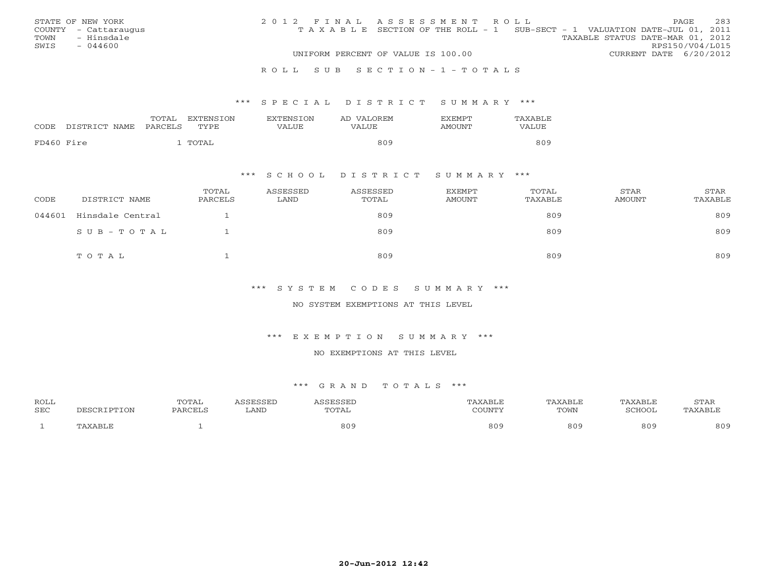STATE OF NEW YORK
COUNTY - Cattaraugus
TOWN - Hinsdale
SWIS - 044600

2012 FINAL ASSESSMENT ROLL
TAXABLE SECTION OF THE ROLL - 1 SUB-SECT - 1 VALUATION DATE-JUL 01, 2011
TAXABLE STATUS DATE-MAR 01, 2012
RPS150/V04/L015
UNIFORM PERCENT OF VALUE IS 100.00
CURRENT DATE 6/20/2012

ROLL SUB SECTION-1-TOTALS

### *** SPECIAL DISTRICT SUMMARY ***

| CODE | DISTRICT NAME | TOTAL PARCELS | EXTENSION TYPE | EXTENSION VALUE | AD VALOREM VALUE | EXEMPT AMOUNT | TAXABLE VALUE |
|---|---|---|---|---|---|---|---|
| FD460 | Fire | | 1 TOTAL | | 809 | | 809 |

### *** SCHOOL DISTRICT SUMMARY ***

| CODE | DISTRICT NAME | TOTAL PARCELS | ASSESSED LAND | ASSESSED TOTAL | EXEMPT AMOUNT | TOTAL TAXABLE | STAR AMOUNT | STAR TAXABLE |
|---|---|---|---|---|---|---|---|---|
| 044601 | Hinsdale Central | 1 | | 809 | | 809 | | 809 |
| | SUB-TOTAL | 1 | | 809 | | 809 | | 809 |
| | TOTAL | 1 | | 809 | | 809 | | 809 |

### *** SYSTEM CODES SUMMARY ***

NO SYSTEM EXEMPTIONS AT THIS LEVEL

### *** EXEMPTION SUMMARY ***

NO EXEMPTIONS AT THIS LEVEL

### *** GRAND TOTALS ***

| ROLL SEC | DESCRIPTION | TOTAL PARCELS | ASSESSED LAND | ASSESSED TOTAL | TAXABLE COUNTY | TAXABLE TOWN | TAXABLE SCHOOL | STAR TAXABLE |
|---|---|---|---|---|---|---|---|---|
| 1 | TAXABLE | 1 | | 809 | 809 | 809 | 809 | 809 |

20-Jun-2012 12:42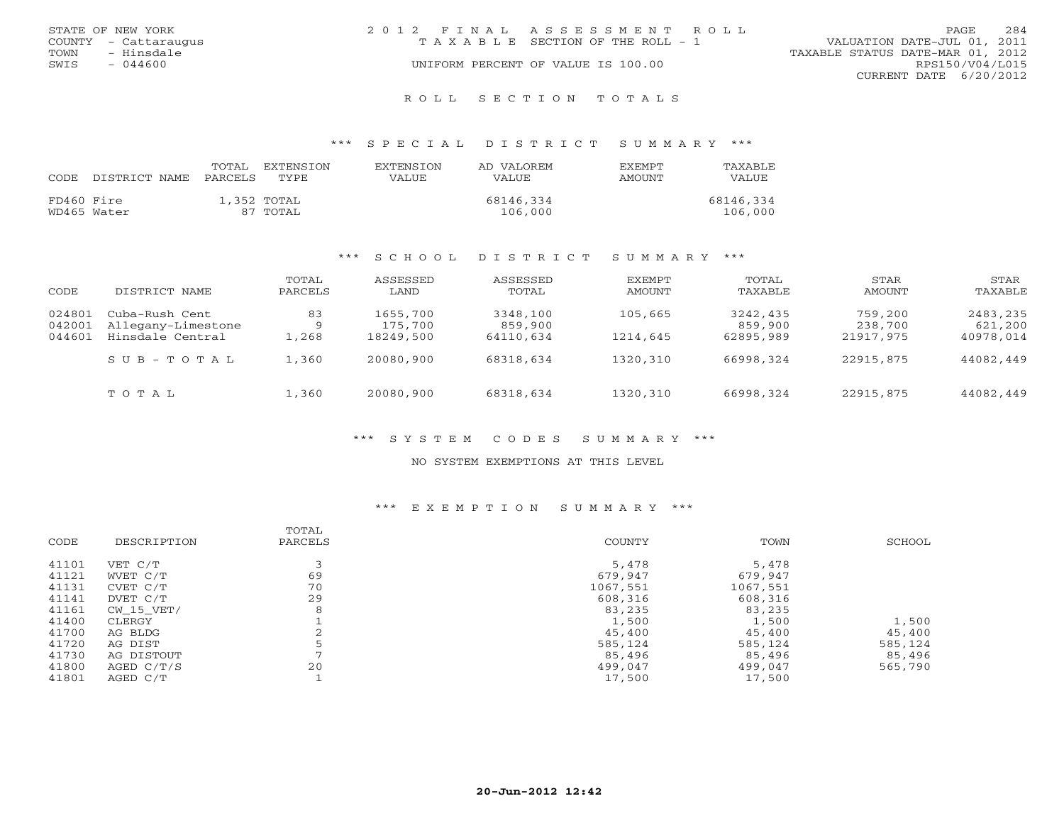STATE OF NEW YORK
COUNTY - Cattaraugus
TOWN - Hinsdale
SWIS - 044600

2012 FINAL ASSESSMENT ROLL
TAXABLE SECTION OF THE ROLL - 1
UNIFORM PERCENT OF VALUE IS 100.00

VALUATION DATE-JUL 01, 2011
TAXABLE STATUS DATE-MAR 01, 2012
RPS150/V04/L015
CURRENT DATE 6/20/2012

## ROLL SECTION TOTALS

### *** SPECIAL DISTRICT SUMMARY ***

| CODE | DISTRICT NAME | TOTAL PARCELS | EXTENSION TYPE | EXTENSION VALUE | AD VALOREM VALUE | EXEMPT AMOUNT | TAXABLE VALUE |
|---|---|---|---|---|---|---|---|
| FD460 | Fire | 1,352 | TOTAL | | 68146,334 | | 68146,334 |
| WD465 | Water | 87 | TOTAL | | 106,000 | | 106,000 |

### *** SCHOOL DISTRICT SUMMARY ***

| CODE | DISTRICT NAME | TOTAL PARCELS | ASSESSED LAND | ASSESSED TOTAL | EXEMPT AMOUNT | TOTAL TAXABLE | STAR AMOUNT | STAR TAXABLE |
|---|---|---|---|---|---|---|---|---|
| 024801 | Cuba-Rush Cent | 83 | 1655,700 | 3348,100 | 105,665 | 3242,435 | 759,200 | 2483,235 |
| 042001 | Allegany-Limestone | 9 | 175,700 | 859,900 | | 859,900 | 238,700 | 621,200 |
| 044601 | Hinsdale Central | 1,268 | 18249,500 | 64110,634 | 1214,645 | 62895,989 | 21917,975 | 40978,014 |
| | SUB-TOTAL | 1,360 | 20080,900 | 68318,634 | 1320,310 | 66998,324 | 22915,875 | 44082,449 |
| | TOTAL | 1,360 | 20080,900 | 68318,634 | 1320,310 | 66998,324 | 22915,875 | 44082,449 |

### *** SYSTEM CODES SUMMARY ***

NO SYSTEM EXEMPTIONS AT THIS LEVEL

### *** EXEMPTION SUMMARY ***

| CODE | DESCRIPTION | TOTAL PARCELS | COUNTY | TOWN | SCHOOL |
|---|---|---|---|---|---|
| 41101 | VET C/T | 3 | 5,478 | 5,478 | |
| 41121 | WVET C/T | 69 | 679,947 | 679,947 | |
| 41131 | CVET C/T | 70 | 1067,551 | 1067,551 | |
| 41141 | DVET C/T | 29 | 608,316 | 608,316 | |
| 41161 | CW_15_VET/ | 8 | 83,235 | 83,235 | |
| 41400 | CLERGY | 1 | 1,500 | 1,500 | 1,500 |
| 41700 | AG BLDG | 2 | 45,400 | 45,400 | 45,400 |
| 41720 | AG DIST | 5 | 585,124 | 585,124 | 585,124 |
| 41730 | AG DISTOUT | 7 | 85,496 | 85,496 | 85,496 |
| 41800 | AGED C/T/S | 20 | 499,047 | 499,047 | 565,790 |
| 41801 | AGED C/T | 1 | 17,500 | 17,500 | |

20-Jun-2012 12:42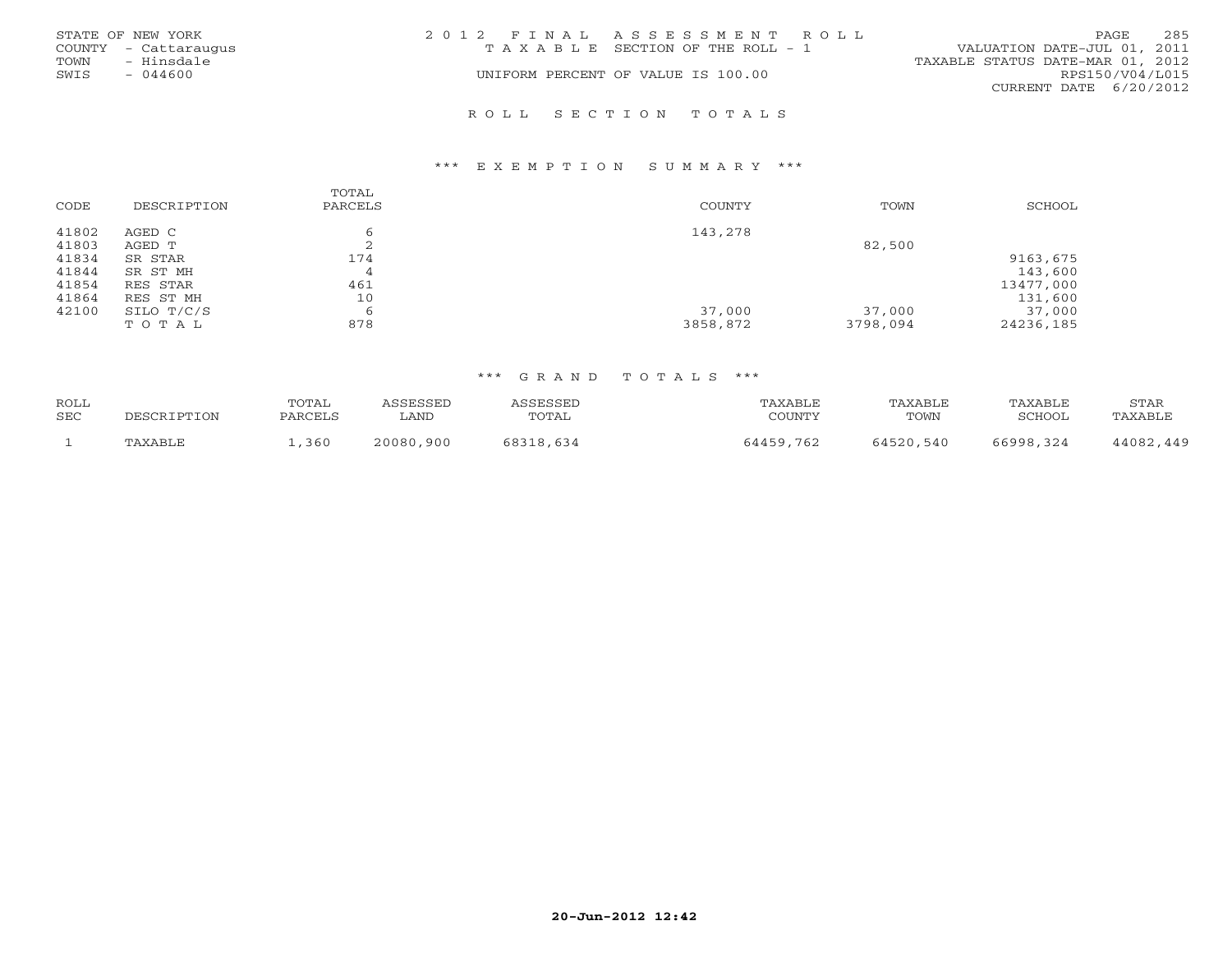STATE OF NEW YORK
COUNTY - Cattaraugus
TOWN - Hinsdale
SWIS - 044600

2012 FINAL ASSESSMENT ROLL
TAXABLE SECTION OF THE ROLL - 1
UNIFORM PERCENT OF VALUE IS 100.00

VALUATION DATE-JUL 01, 2011
TAXABLE STATUS DATE-MAR 01, 2012
RPS150/V04/L015
CURRENT DATE 6/20/2012

## ROLL SECTION TOTALS

### *** EXEMPTION SUMMARY ***

| CODE | DESCRIPTION | TOTAL PARCELS | COUNTY | TOWN | SCHOOL |
|---|---|---|---|---|---|
| 41802 | AGED C | 6 | 143,278 | | |
| 41803 | AGED T | 2 | | 82,500 | |
| 41834 | SR STAR | 174 | | | 9163,675 |
| 41844 | SR ST MH | 4 | | | 143,600 |
| 41854 | RES STAR | 461 | | | 13477,000 |
| 41864 | RES ST MH | 10 | | | 131,600 |
| 42100 | SILO T/C/S | 6 | 37,000 | 37,000 | 37,000 |
| | TOTAL | 878 | 3858,872 | 3798,094 | 24236,185 |

### *** GRAND TOTALS ***

| ROLL SEC | DESCRIPTION | TOTAL PARCELS | ASSESSED LAND | ASSESSED TOTAL | TAXABLE COUNTY | TAXABLE TOWN | TAXABLE SCHOOL | STAR TAXABLE |
|---|---|---|---|---|---|---|---|---|
| 1 | TAXABLE | 1,360 | 20080,900 | 68318,634 | 64459,762 | 64520,540 | 66998,324 | 44082,449 |

20-Jun-2012 12:42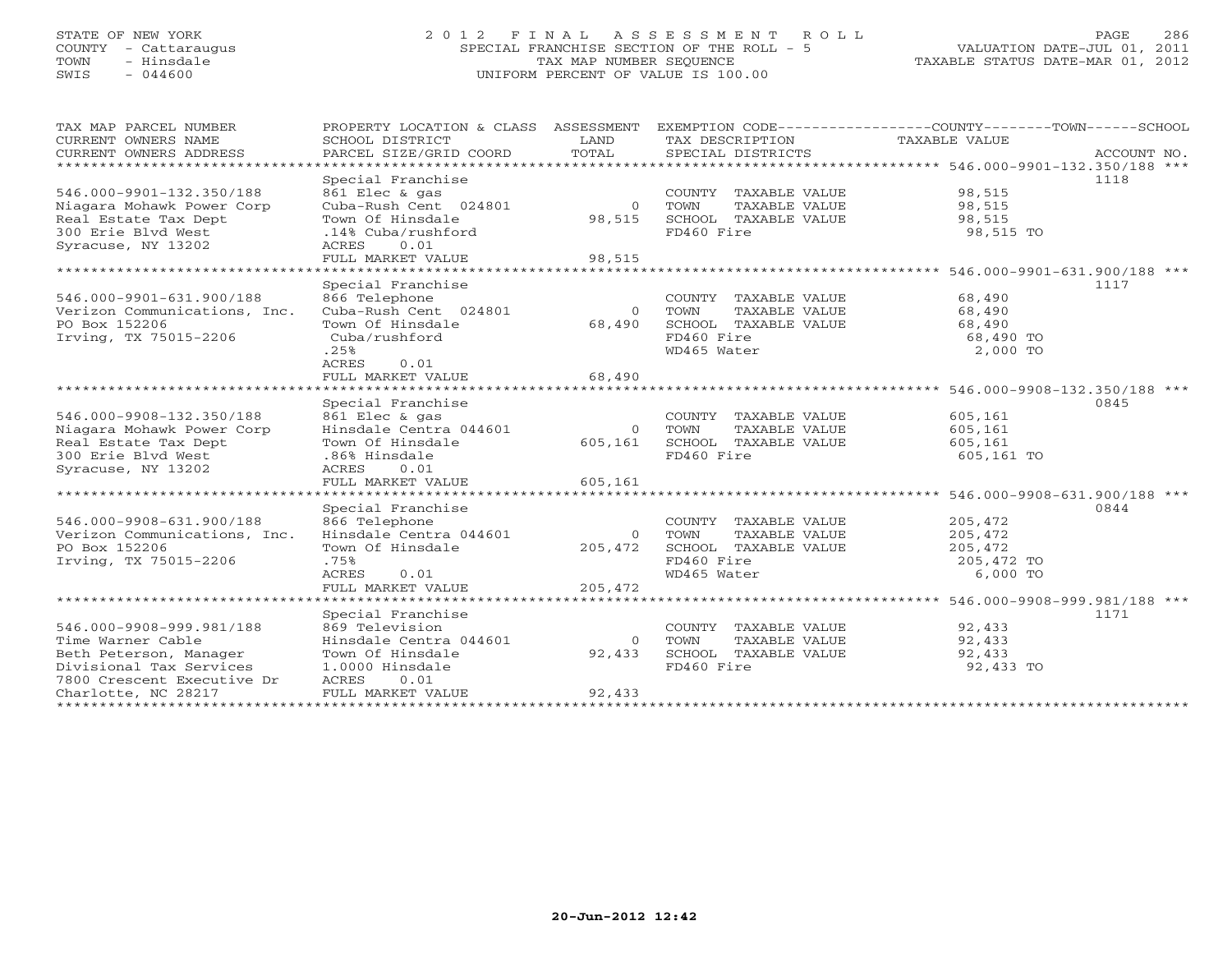STATE OF NEW YORK
COUNTY - Cattaraugus
TOWN - Hinsdale
SWIS - 044600

# 2012 FINAL ASSESSMENT ROLL
SPECIAL FRANCHISE SECTION OF THE ROLL - 5
TAX MAP NUMBER SEQUENCE
UNIFORM PERCENT OF VALUE IS 100.00

VALUATION DATE-JUL 01, 2011
TAXABLE STATUS DATE-MAR 01, 2012

| TAX MAP PARCEL NUMBER / CURRENT OWNERS NAME / CURRENT OWNERS ADDRESS | PROPERTY LOCATION & CLASS / SCHOOL DISTRICT / PARCEL SIZE/GRID COORD | ASSESSMENT LAND | TOTAL | EXEMPTION CODE / TAX DESCRIPTION / SPECIAL DISTRICTS | COUNTY--------TOWN------SCHOOL TAXABLE VALUE | ACCOUNT NO. |
|---|---|---|---|---|---|---|
| 546.000-9901-132.350/188 | Special Franchise | | | | | 1118 |
| 546.000-9901-132.350/188 | 861 Elec & gas | | | COUNTY TAXABLE VALUE | 98,515 | |
| Niagara Mohawk Power Corp | Cuba-Rush Cent 024801 | 0 | | TOWN TAXABLE VALUE | 98,515 | |
| Real Estate Tax Dept | Town Of Hinsdale | | 98,515 | SCHOOL TAXABLE VALUE | 98,515 | |
| 300 Erie Blvd West | .14% Cuba/rushford | | | FD460 Fire | 98,515 TO | |
| Syracuse, NY 13202 | ACRES 0.01 | | | | | |
| | FULL MARKET VALUE | | 98,515 | | | |
| 546.000-9901-631.900/188 | Special Franchise | | | | | 1117 |
| 546.000-9901-631.900/188 | 866 Telephone | | | COUNTY TAXABLE VALUE | 68,490 | |
| Verizon Communications, Inc. | Cuba-Rush Cent 024801 | 0 | | TOWN TAXABLE VALUE | 68,490 | |
| PO Box 152206 | Town Of Hinsdale | | 68,490 | SCHOOL TAXABLE VALUE | 68,490 | |
| Irving, TX 75015-2206 | Cuba/rushford | | | FD460 Fire | 68,490 TO | |
| | .25% | | | WD465 Water | 2,000 TO | |
| | ACRES 0.01 | | | | | |
| | FULL MARKET VALUE | | 68,490 | | | |
| 546.000-9908-132.350/188 | Special Franchise | | | | | 0845 |
| 546.000-9908-132.350/188 | 861 Elec & gas | | | COUNTY TAXABLE VALUE | 605,161 | |
| Niagara Mohawk Power Corp | Hinsdale Centra 044601 | 0 | | TOWN TAXABLE VALUE | 605,161 | |
| Real Estate Tax Dept | Town Of Hinsdale | | 605,161 | SCHOOL TAXABLE VALUE | 605,161 | |
| 300 Erie Blvd West | .86% Hinsdale | | | FD460 Fire | 605,161 TO | |
| Syracuse, NY 13202 | ACRES 0.01 | | | | | |
| | FULL MARKET VALUE | | 605,161 | | | |
| 546.000-9908-631.900/188 | Special Franchise | | | | | 0844 |
| 546.000-9908-631.900/188 | 866 Telephone | | | COUNTY TAXABLE VALUE | 205,472 | |
| Verizon Communications, Inc. | Hinsdale Centra 044601 | 0 | | TOWN TAXABLE VALUE | 205,472 | |
| PO Box 152206 | Town Of Hinsdale | | 205,472 | SCHOOL TAXABLE VALUE | 205,472 | |
| Irving, TX 75015-2206 | .75% | | | FD460 Fire | 205,472 TO | |
| | ACRES 0.01 | | | WD465 Water | 6,000 TO | |
| | FULL MARKET VALUE | | 205,472 | | | |
| 546.000-9908-999.981/188 | Special Franchise | | | | | 1171 |
| 546.000-9908-999.981/188 | 869 Television | | | COUNTY TAXABLE VALUE | 92,433 | |
| Time Warner Cable | Hinsdale Centra 044601 | 0 | | TOWN TAXABLE VALUE | 92,433 | |
| Beth Peterson, Manager | Town Of Hinsdale | | 92,433 | SCHOOL TAXABLE VALUE | 92,433 | |
| Divisional Tax Services | 1.0000 Hinsdale | | | FD460 Fire | 92,433 TO | |
| 7800 Crescent Executive Dr | ACRES 0.01 | | | | | |
| Charlotte, NC 28217 | FULL MARKET VALUE | | 92,433 | | | |

20-Jun-2012 12:42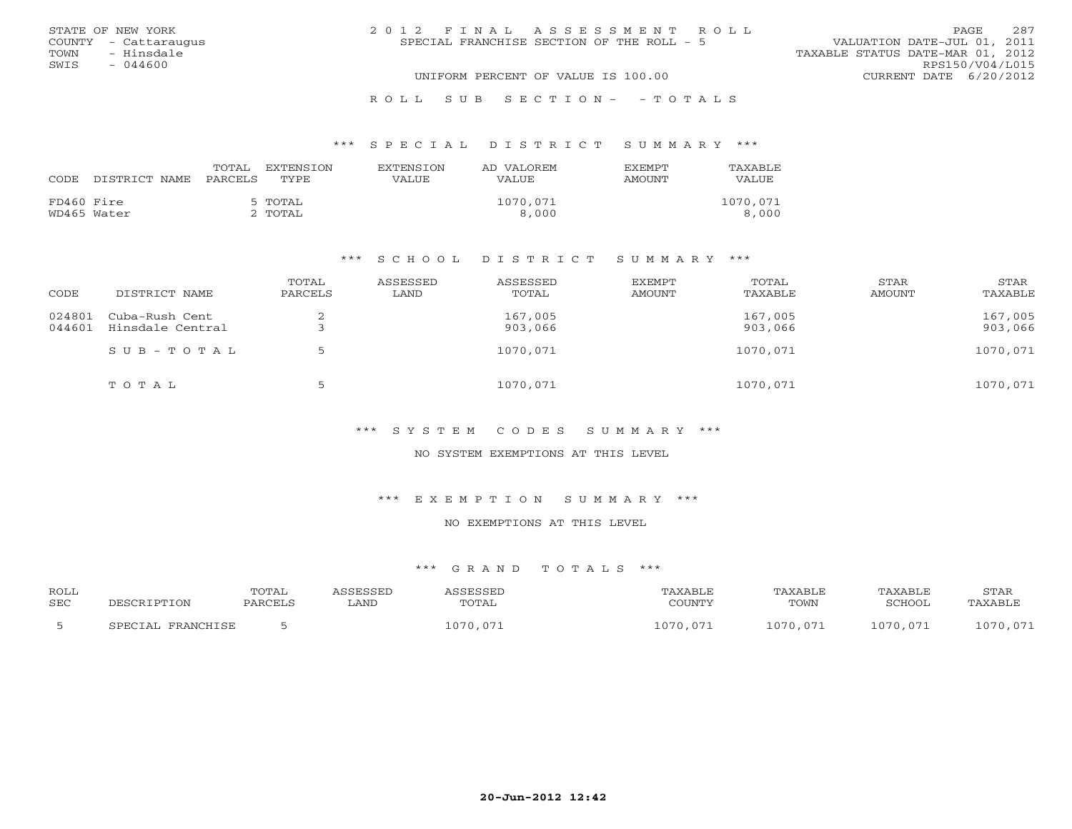STATE OF NEW YORK
COUNTY - Cattaraugus
TOWN - Hinsdale
SWIS - 044600

# 2012 FINAL ASSESSMENT ROLL

SPECIAL FRANCHISE SECTION OF THE ROLL - 5

VALUATION DATE-JUL 01, 2011
TAXABLE STATUS DATE-MAR 01, 2012
RPS150/V04/L015
CURRENT DATE 6/20/2012

UNIFORM PERCENT OF VALUE IS 100.00

## ROLL SUB SECTION- - TOTALS

### *** SPECIAL DISTRICT SUMMARY ***

| CODE | DISTRICT NAME | TOTAL PARCELS | EXTENSION TYPE | EXTENSION VALUE | AD VALOREM VALUE | EXEMPT AMOUNT | TAXABLE VALUE |
|---|---|---|---|---|---|---|---|
| FD460 | Fire | 5 | TOTAL | | 1070,071 | | 1070,071 |
| WD465 | Water | 2 | TOTAL | | 8,000 | | 8,000 |

### *** SCHOOL DISTRICT SUMMARY ***

| CODE | DISTRICT NAME | TOTAL PARCELS | ASSESSED LAND | ASSESSED TOTAL | EXEMPT AMOUNT | TOTAL TAXABLE | STAR AMOUNT | STAR TAXABLE |
|---|---|---|---|---|---|---|---|---|
| 024801 | Cuba-Rush Cent | 2 | | 167,005 | | 167,005 | | 167,005 |
| 044601 | Hinsdale Central | 3 | | 903,066 | | 903,066 | | 903,066 |
| | SUB-TOTAL | 5 | | 1070,071 | | 1070,071 | | 1070,071 |
| | TOTAL | 5 | | 1070,071 | | 1070,071 | | 1070,071 |

### *** SYSTEM CODES SUMMARY ***

NO SYSTEM EXEMPTIONS AT THIS LEVEL

### *** EXEMPTION SUMMARY ***

NO EXEMPTIONS AT THIS LEVEL

### *** GRAND TOTALS ***

| ROLL SEC | DESCRIPTION | TOTAL PARCELS | ASSESSED LAND | ASSESSED TOTAL | TAXABLE COUNTY | TAXABLE TOWN | TAXABLE SCHOOL | STAR TAXABLE |
|---|---|---|---|---|---|---|---|---|
| 5 | SPECIAL FRANCHISE | 5 | | 1070,071 | 1070,071 | 1070,071 | 1070,071 | 1070,071 |

20-Jun-2012 12:42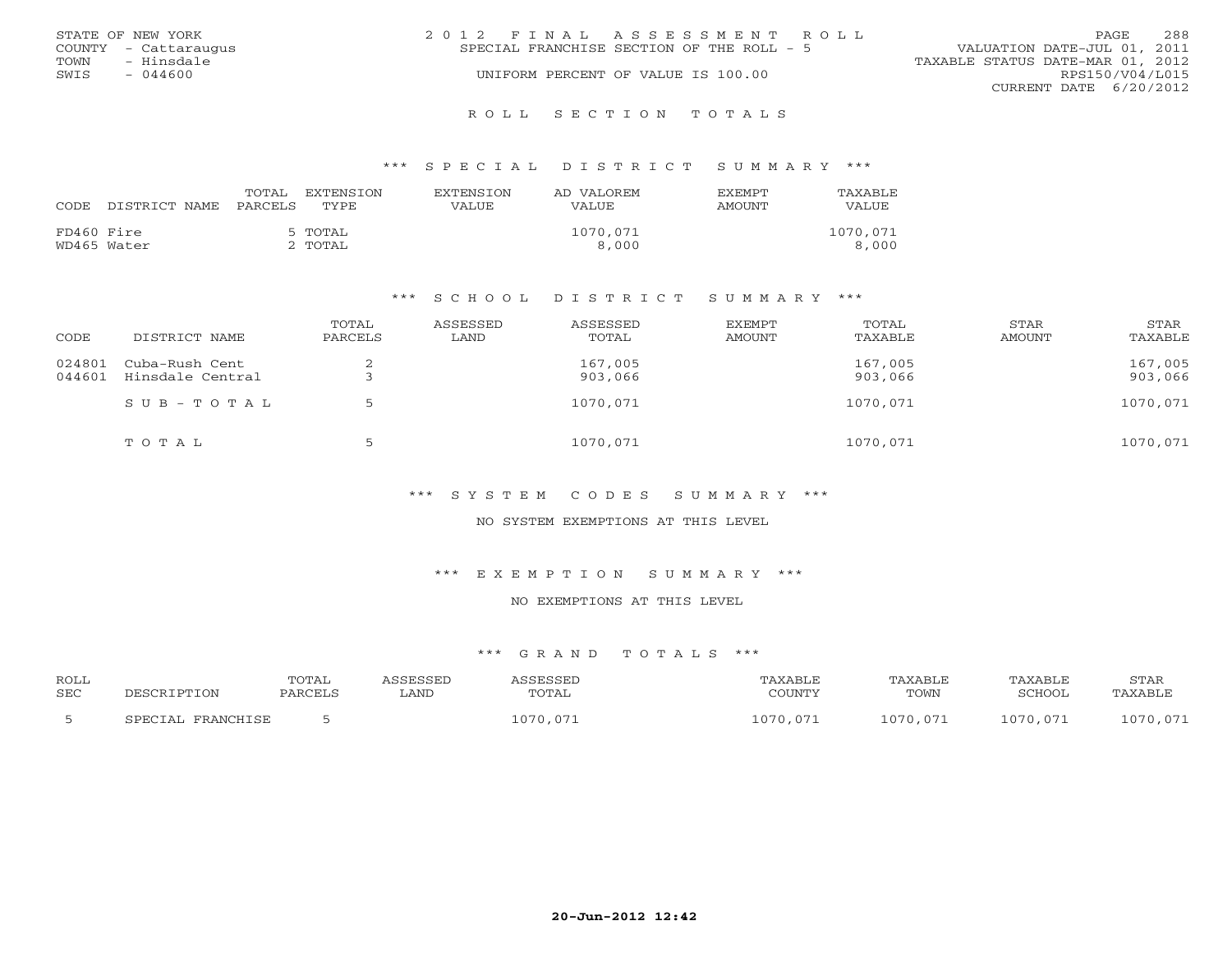STATE OF NEW YORK
COUNTY - Cattaraugus
TOWN - Hinsdale
SWIS - 044600

2012 FINAL ASSESSMENT ROLL
SPECIAL FRANCHISE SECTION OF THE ROLL - 5
UNIFORM PERCENT OF VALUE IS 100.00

VALUATION DATE-JUL 01, 2011
TAXABLE STATUS DATE-MAR 01, 2012
RPS150/V04/L015
CURRENT DATE 6/20/2012

## ROLL SECTION TOTALS

### *** SPECIAL DISTRICT SUMMARY ***

| CODE | DISTRICT NAME | TOTAL PARCELS | EXTENSION TYPE | EXTENSION VALUE | AD VALOREM VALUE | EXEMPT AMOUNT | TAXABLE VALUE |
|---|---|---|---|---|---|---|---|
| FD460 | Fire | 5 | TOTAL | | 1070,071 | | 1070,071 |
| WD465 | Water | 2 | TOTAL | | 8,000 | | 8,000 |

### *** SCHOOL DISTRICT SUMMARY ***

| CODE | DISTRICT NAME | TOTAL PARCELS | ASSESSED LAND | ASSESSED TOTAL | EXEMPT AMOUNT | TOTAL TAXABLE | STAR AMOUNT | STAR TAXABLE |
|---|---|---|---|---|---|---|---|---|
| 024801 | Cuba-Rush Cent | 2 | | 167,005 | | 167,005 | | 167,005 |
| 044601 | Hinsdale Central | 3 | | 903,066 | | 903,066 | | 903,066 |
| | SUB-TOTAL | 5 | | 1070,071 | | 1070,071 | | 1070,071 |
| | TOTAL | 5 | | 1070,071 | | 1070,071 | | 1070,071 |

### *** SYSTEM CODES SUMMARY ***

NO SYSTEM EXEMPTIONS AT THIS LEVEL

### *** EXEMPTION SUMMARY ***

NO EXEMPTIONS AT THIS LEVEL

### *** GRAND TOTALS ***

| ROLL SEC | DESCRIPTION | TOTAL PARCELS | ASSESSED LAND | ASSESSED TOTAL | TAXABLE COUNTY | TAXABLE TOWN | TAXABLE SCHOOL | STAR TAXABLE |
|---|---|---|---|---|---|---|---|---|
| 5 | SPECIAL FRANCHISE | 5 | | 1070,071 | 1070,071 | 1070,071 | 1070,071 | 1070,071 |

20-Jun-2012 12:42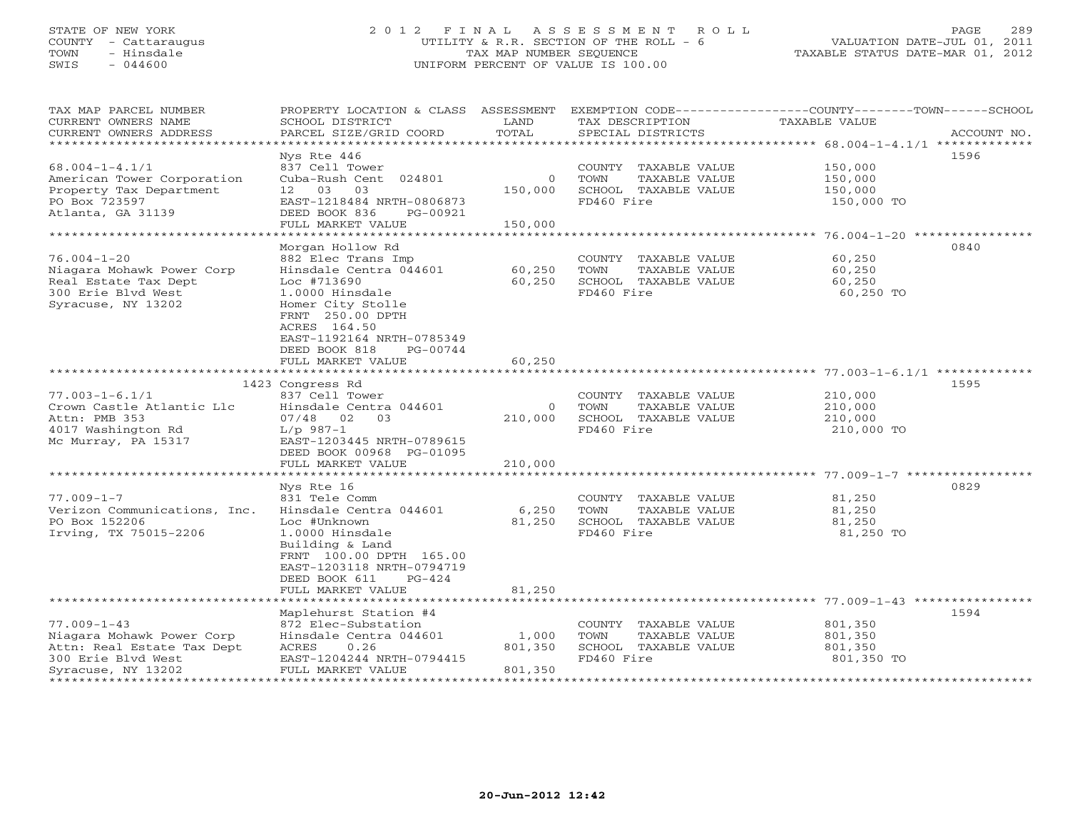STATE OF NEW YORK
COUNTY - Cattaraugus
TOWN - Hinsdale
SWIS - 044600

# 2012 FINAL ASSESSMENT ROLL
UTILITY & R.R. SECTION OF THE ROLL - 6
TAX MAP NUMBER SEQUENCE
UNIFORM PERCENT OF VALUE IS 100.00

VALUATION DATE-JUL 01, 2011
TAXABLE STATUS DATE-MAR 01, 2012

| TAX MAP PARCEL NUMBER / CURRENT OWNERS NAME / CURRENT OWNERS ADDRESS | PROPERTY LOCATION & CLASS / SCHOOL DISTRICT / PARCEL SIZE/GRID COORD | ASSESSMENT LAND / TOTAL | EXEMPTION CODE / TAX DESCRIPTION / SPECIAL DISTRICTS | COUNTY--------TOWN------SCHOOL TAXABLE VALUE | ACCOUNT NO. |
|---|---|---|---|---|---|
| 68.004-1-4.1/1 | Nys Rte 446 | | | | 1596 |
| 68.004-1-4.1/1 | 837 Cell Tower | | COUNTY TAXABLE VALUE | 150,000 | |
| American Tower Corporation | Cuba-Rush Cent 024801 | 0 | TOWN TAXABLE VALUE | 150,000 | |
| Property Tax Department | 12 03 03 | 150,000 | SCHOOL TAXABLE VALUE | 150,000 | |
| PO Box 723597 | EAST-1218484 NRTH-0806873 | | FD460 Fire | 150,000 TO | |
| Atlanta, GA 31139 | DEED BOOK 836 PG-00921 | | | | |
| | FULL MARKET VALUE | 150,000 | | | |
| 76.004-1-20 | Morgan Hollow Rd | | | | 0840 |
| 76.004-1-20 | 882 Elec Trans Imp | | COUNTY TAXABLE VALUE | 60,250 | |
| Niagara Mohawk Power Corp | Hinsdale Centra 044601 | 60,250 | TOWN TAXABLE VALUE | 60,250 | |
| Real Estate Tax Dept | Loc #713690 | 60,250 | SCHOOL TAXABLE VALUE | 60,250 | |
| 300 Erie Blvd West | 1.0000 Hinsdale | | FD460 Fire | 60,250 TO | |
| Syracuse, NY 13202 | Homer City Stolle | | | | |
| | FRNT 250.00 DPTH | | | | |
| | ACRES 164.50 | | | | |
| | EAST-1192164 NRTH-0785349 | | | | |
| | DEED BOOK 818 PG-00744 | | | | |
| | FULL MARKET VALUE | 60,250 | | | |
| 77.003-1-6.1/1 | 1423 Congress Rd | | | | 1595 |
| 77.003-1-6.1/1 | 837 Cell Tower | | COUNTY TAXABLE VALUE | 210,000 | |
| Crown Castle Atlantic Llc | Hinsdale Centra 044601 | 0 | TOWN TAXABLE VALUE | 210,000 | |
| Attn: PMB 353 | 07/48 02 03 | 210,000 | SCHOOL TAXABLE VALUE | 210,000 | |
| 4017 Washington Rd | L/p 987-1 | | FD460 Fire | 210,000 TO | |
| Mc Murray, PA 15317 | EAST-1203445 NRTH-0789615 | | | | |
| | DEED BOOK 00968 PG-01095 | | | | |
| | FULL MARKET VALUE | 210,000 | | | |
| 77.009-1-7 | Nys Rte 16 | | | | 0829 |
| 77.009-1-7 | 831 Tele Comm | | COUNTY TAXABLE VALUE | 81,250 | |
| Verizon Communications, Inc. | Hinsdale Centra 044601 | 6,250 | TOWN TAXABLE VALUE | 81,250 | |
| PO Box 152206 | Loc #Unknown | 81,250 | SCHOOL TAXABLE VALUE | 81,250 | |
| Irving, TX 75015-2206 | 1.0000 Hinsdale | | FD460 Fire | 81,250 TO | |
| | Building & Land | | | | |
| | FRNT 100.00 DPTH 165.00 | | | | |
| | EAST-1203118 NRTH-0794719 | | | | |
| | DEED BOOK 611 PG-424 | | | | |
| | FULL MARKET VALUE | 81,250 | | | |
| 77.009-1-43 | Maplehurst Station #4 | | | | 1594 |
| 77.009-1-43 | 872 Elec-Substation | | COUNTY TAXABLE VALUE | 801,350 | |
| Niagara Mohawk Power Corp | Hinsdale Centra 044601 | 1,000 | TOWN TAXABLE VALUE | 801,350 | |
| Attn: Real Estate Tax Dept | ACRES 0.26 | 801,350 | SCHOOL TAXABLE VALUE | 801,350 | |
| 300 Erie Blvd West | EAST-1204244 NRTH-0794415 | | FD460 Fire | 801,350 TO | |
| Syracuse, NY 13202 | FULL MARKET VALUE | 801,350 | | | |

20-Jun-2012 12:42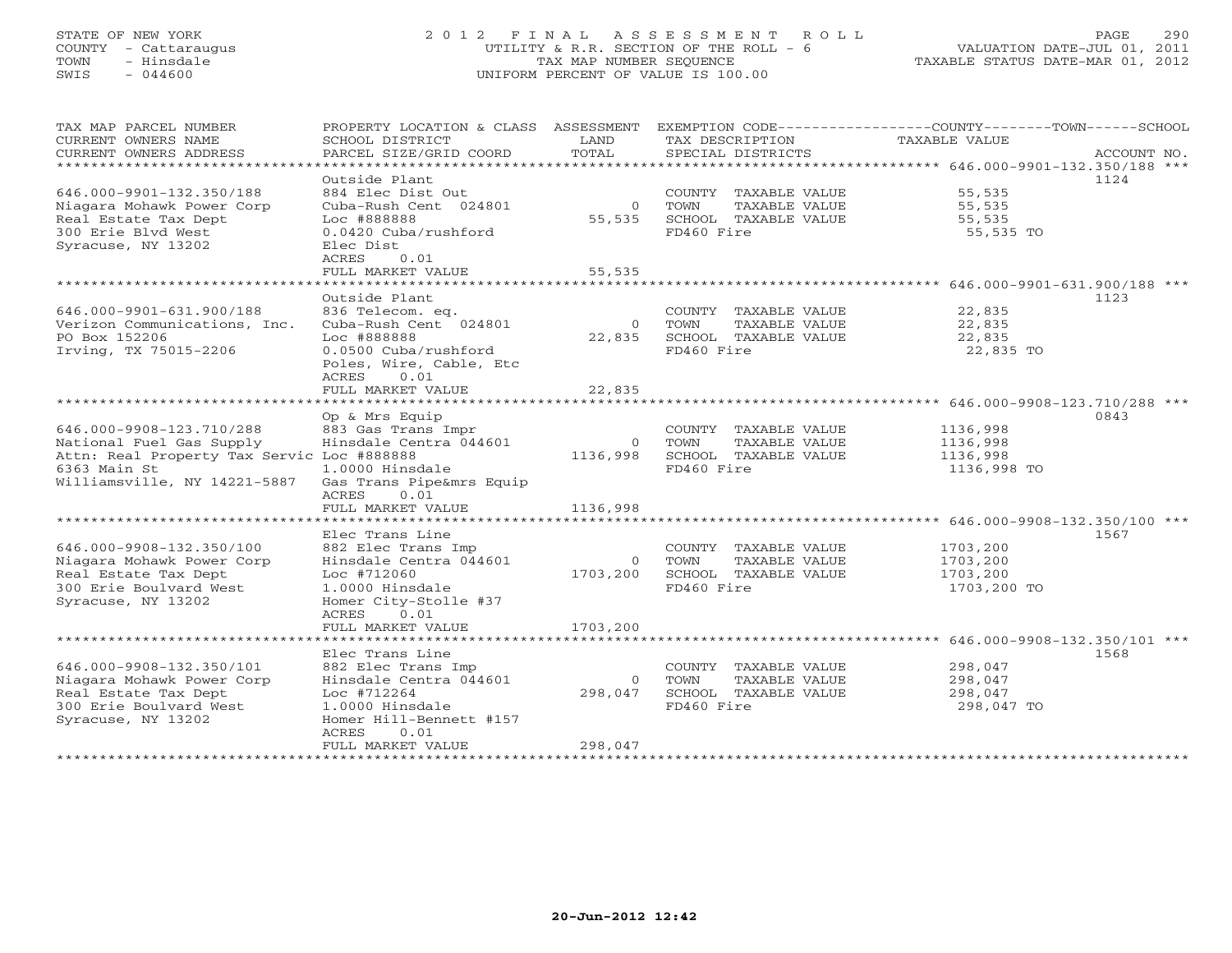STATE OF NEW YORK
COUNTY - Cattaraugus
TOWN - Hinsdale
SWIS - 044600

2012 FINAL ASSESSMENT ROLL
UTILITY & R.R. SECTION OF THE ROLL - 6
TAX MAP NUMBER SEQUENCE
UNIFORM PERCENT OF VALUE IS 100.00

VALUATION DATE-JUL 01, 2011
TAXABLE STATUS DATE-MAR 01, 2012

| TAX MAP PARCEL NUMBER / CURRENT OWNERS NAME / CURRENT OWNERS ADDRESS | PROPERTY LOCATION & CLASS / SCHOOL DISTRICT / PARCEL SIZE/GRID COORD | ASSESSMENT LAND / TOTAL | EXEMPTION CODE / TAX DESCRIPTION / SPECIAL DISTRICTS | COUNTY / TOWN / SCHOOL TAXABLE VALUE | ACCOUNT NO. |
|---|---|---|---|---|---|
| **646.000-9901-132.350/188** | Outside Plant | | | | 1124 |
| Niagara Mohawk Power Corp | 884 Elec Dist Out | | COUNTY TAXABLE VALUE | 55,535 | |
| Real Estate Tax Dept | Cuba-Rush Cent 024801 | 0 | TOWN TAXABLE VALUE | 55,535 | |
| 300 Erie Blvd West | Loc #888888 | 55,535 | SCHOOL TAXABLE VALUE | 55,535 | |
| Syracuse, NY 13202 | 0.0420 Cuba/rushford | | FD460 Fire | 55,535 TO | |
| | Elec Dist | | | | |
| | ACRES 0.01 | | | | |
| | FULL MARKET VALUE | 55,535 | | | |
| **646.000-9901-631.900/188** | Outside Plant | | | | 1123 |
| Verizon Communications, Inc. | 836 Telecom. eq. | | COUNTY TAXABLE VALUE | 22,835 | |
| PO Box 152206 | Cuba-Rush Cent 024801 | 0 | TOWN TAXABLE VALUE | 22,835 | |
| Irving, TX 75015-2206 | Loc #888888 | 22,835 | SCHOOL TAXABLE VALUE | 22,835 | |
| | 0.0500 Cuba/rushford | | FD460 Fire | 22,835 TO | |
| | Poles, Wire, Cable, Etc | | | | |
| | ACRES 0.01 | | | | |
| | FULL MARKET VALUE | 22,835 | | | |
| **646.000-9908-123.710/288** | Op & Mrs Equip | | | | 0843 |
| National Fuel Gas Supply | 883 Gas Trans Impr | | COUNTY TAXABLE VALUE | 1136,998 | |
| Attn: Real Property Tax Servic | Hinsdale Centra 044601 | 0 | TOWN TAXABLE VALUE | 1136,998 | |
| 6363 Main St | Loc #888888 | 1136,998 | SCHOOL TAXABLE VALUE | 1136,998 | |
| Williamsville, NY 14221-5887 | 1.0000 Hinsdale | | FD460 Fire | 1136,998 TO | |
| | Gas Trans Pipe&mrs Equip | | | | |
| | ACRES 0.01 | | | | |
| | FULL MARKET VALUE | 1136,998 | | | |
| **646.000-9908-132.350/100** | Elec Trans Line | | | | 1567 |
| Niagara Mohawk Power Corp | 882 Elec Trans Imp | | COUNTY TAXABLE VALUE | 1703,200 | |
| Real Estate Tax Dept | Hinsdale Centra 044601 | 0 | TOWN TAXABLE VALUE | 1703,200 | |
| 300 Erie Boulvard West | Loc #712060 | 1703,200 | SCHOOL TAXABLE VALUE | 1703,200 | |
| Syracuse, NY 13202 | 1.0000 Hinsdale | | FD460 Fire | 1703,200 TO | |
| | Homer City-Stolle #37 | | | | |
| | ACRES 0.01 | | | | |
| | FULL MARKET VALUE | 1703,200 | | | |
| **646.000-9908-132.350/101** | Elec Trans Line | | | | 1568 |
| Niagara Mohawk Power Corp | 882 Elec Trans Imp | | COUNTY TAXABLE VALUE | 298,047 | |
| Real Estate Tax Dept | Hinsdale Centra 044601 | 0 | TOWN TAXABLE VALUE | 298,047 | |
| 300 Erie Boulvard West | Loc #712264 | 298,047 | SCHOOL TAXABLE VALUE | 298,047 | |
| Syracuse, NY 13202 | 1.0000 Hinsdale | | FD460 Fire | 298,047 TO | |
| | Homer Hill-Bennett #157 | | | | |
| | ACRES 0.01 | | | | |
| | FULL MARKET VALUE | 298,047 | | | |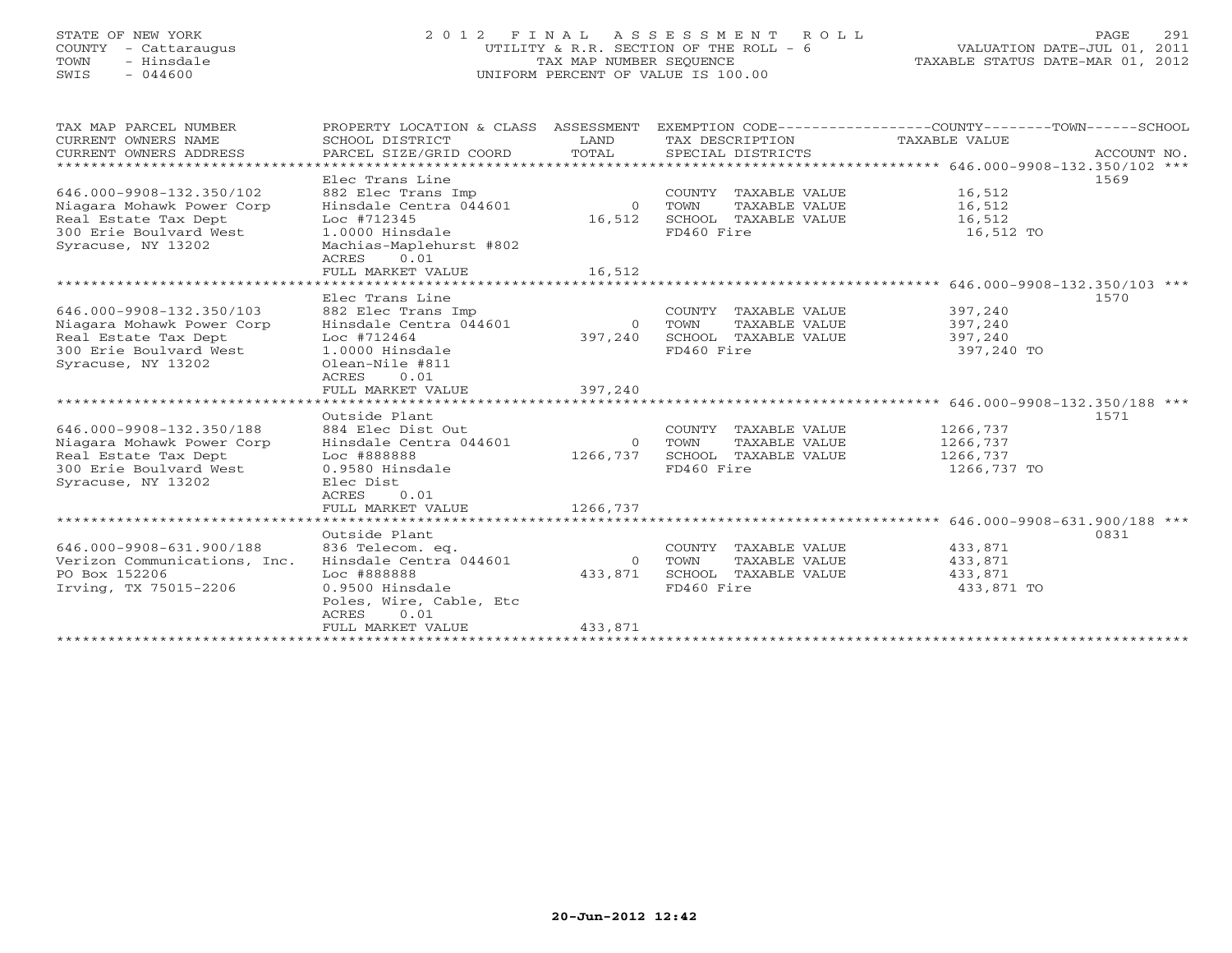STATE OF NEW YORK
COUNTY - Cattaraugus
TOWN - Hinsdale
SWIS - 044600

# 2012 FINAL ASSESSMENT ROLL
UTILITY & R.R. SECTION OF THE ROLL - 6
TAX MAP NUMBER SEQUENCE
UNIFORM PERCENT OF VALUE IS 100.00

VALUATION DATE-JUL 01, 2011
TAXABLE STATUS DATE-MAR 01, 2012

| TAX MAP PARCEL NUMBER / CURRENT OWNERS NAME / CURRENT OWNERS ADDRESS | PROPERTY LOCATION & CLASS / SCHOOL DISTRICT / PARCEL SIZE/GRID COORD | ASSESSMENT LAND | TOTAL | EXEMPTION CODE / TAX DESCRIPTION / SPECIAL DISTRICTS | COUNTY--------TOWN------SCHOOL TAXABLE VALUE | ACCOUNT NO. |
|---|---|---|---|---|---|---|
| **646.000-9908-132.350/102** | Elec Trans Line | | | | | 1569 |
| 646.000-9908-132.350/102 | 882 Elec Trans Imp | | | COUNTY TAXABLE VALUE | 16,512 | |
| Niagara Mohawk Power Corp | Hinsdale Centra 044601 | 0 | | TOWN TAXABLE VALUE | 16,512 | |
| Real Estate Tax Dept | Loc #712345 | | 16,512 | SCHOOL TAXABLE VALUE | 16,512 | |
| 300 Erie Boulvard West | 1.0000 Hinsdale | | | FD460 Fire | 16,512 TO | |
| Syracuse, NY 13202 | Machias-Maplehurst #802 | | | | | |
| | ACRES 0.01 | | | | | |
| | FULL MARKET VALUE | | 16,512 | | | |
| **646.000-9908-132.350/103** | Elec Trans Line | | | | | 1570 |
| 646.000-9908-132.350/103 | 882 Elec Trans Imp | | | COUNTY TAXABLE VALUE | 397,240 | |
| Niagara Mohawk Power Corp | Hinsdale Centra 044601 | 0 | | TOWN TAXABLE VALUE | 397,240 | |
| Real Estate Tax Dept | Loc #712464 | | 397,240 | SCHOOL TAXABLE VALUE | 397,240 | |
| 300 Erie Boulvard West | 1.0000 Hinsdale | | | FD460 Fire | 397,240 TO | |
| Syracuse, NY 13202 | Olean-Nile #811 | | | | | |
| | ACRES 0.01 | | | | | |
| | FULL MARKET VALUE | | 397,240 | | | |
| **646.000-9908-132.350/188** | Outside Plant | | | | | 1571 |
| 646.000-9908-132.350/188 | 884 Elec Dist Out | | | COUNTY TAXABLE VALUE | 1266,737 | |
| Niagara Mohawk Power Corp | Hinsdale Centra 044601 | 0 | | TOWN TAXABLE VALUE | 1266,737 | |
| Real Estate Tax Dept | Loc #888888 | | 1266,737 | SCHOOL TAXABLE VALUE | 1266,737 | |
| 300 Erie Boulvard West | 0.9580 Hinsdale | | | FD460 Fire | 1266,737 TO | |
| Syracuse, NY 13202 | Elec Dist | | | | | |
| | ACRES 0.01 | | | | | |
| | FULL MARKET VALUE | | 1266,737 | | | |
| **646.000-9908-631.900/188** | Outside Plant | | | | | 0831 |
| 646.000-9908-631.900/188 | 836 Telecom. eq. | | | COUNTY TAXABLE VALUE | 433,871 | |
| Verizon Communications, Inc. | Hinsdale Centra 044601 | 0 | | TOWN TAXABLE VALUE | 433,871 | |
| PO Box 152206 | Loc #888888 | | 433,871 | SCHOOL TAXABLE VALUE | 433,871 | |
| Irving, TX 75015-2206 | 0.9500 Hinsdale | | | FD460 Fire | 433,871 TO | |
| | Poles, Wire, Cable, Etc | | | | | |
| | ACRES 0.01 | | | | | |
| | FULL MARKET VALUE | | 433,871 | | | |

20-Jun-2012 12:42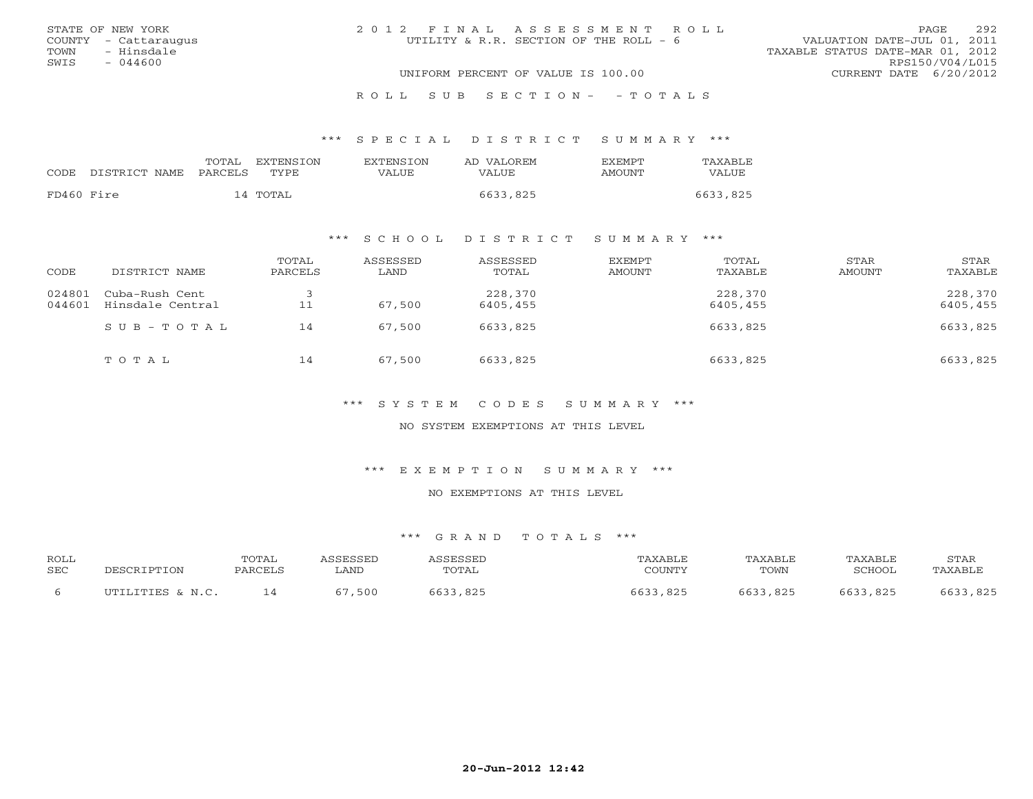STATE OF NEW YORK
COUNTY - Cattaraugus
TOWN - Hinsdale
SWIS - 044600

2012 FINAL ASSESSMENT ROLL
UTILITY & R.R. SECTION OF THE ROLL - 6
UNIFORM PERCENT OF VALUE IS 100.00

VALUATION DATE-JUL 01, 2011
TAXABLE STATUS DATE-MAR 01, 2012
RPS150/V04/L015
CURRENT DATE 6/20/2012

ROLL SUB SECTION- - TOTALS

*** SPECIAL DISTRICT SUMMARY ***

| CODE | DISTRICT NAME | TOTAL PARCELS | EXTENSION TYPE | EXTENSION VALUE | AD VALOREM VALUE | EXEMPT AMOUNT | TAXABLE VALUE |
|---|---|---|---|---|---|---|---|
| FD460 | Fire | 14 | TOTAL | | 6633,825 | | 6633,825 |

*** SCHOOL DISTRICT SUMMARY ***

| CODE | DISTRICT NAME | TOTAL PARCELS | ASSESSED LAND | ASSESSED TOTAL | EXEMPT AMOUNT | TOTAL TAXABLE | STAR AMOUNT | STAR TAXABLE |
|---|---|---|---|---|---|---|---|---|
| 024801 | Cuba-Rush Cent | 3 | | 228,370 | | 228,370 | | 228,370 |
| 044601 | Hinsdale Central | 11 | 67,500 | 6405,455 | | 6405,455 | | 6405,455 |
| | SUB-TOTAL | 14 | 67,500 | 6633,825 | | 6633,825 | | 6633,825 |
| | TOTAL | 14 | 67,500 | 6633,825 | | 6633,825 | | 6633,825 |

*** SYSTEM CODES SUMMARY ***

NO SYSTEM EXEMPTIONS AT THIS LEVEL

*** EXEMPTION SUMMARY ***

NO EXEMPTIONS AT THIS LEVEL

*** GRAND TOTALS ***

| ROLL SEC | DESCRIPTION | TOTAL PARCELS | ASSESSED LAND | ASSESSED TOTAL | TAXABLE COUNTY | TAXABLE TOWN | TAXABLE SCHOOL | STAR TAXABLE |
|---|---|---|---|---|---|---|---|---|
| 6 | UTILITIES & N.C. | 14 | 67,500 | 6633,825 | 6633,825 | 6633,825 | 6633,825 | 6633,825 |

20-Jun-2012 12:42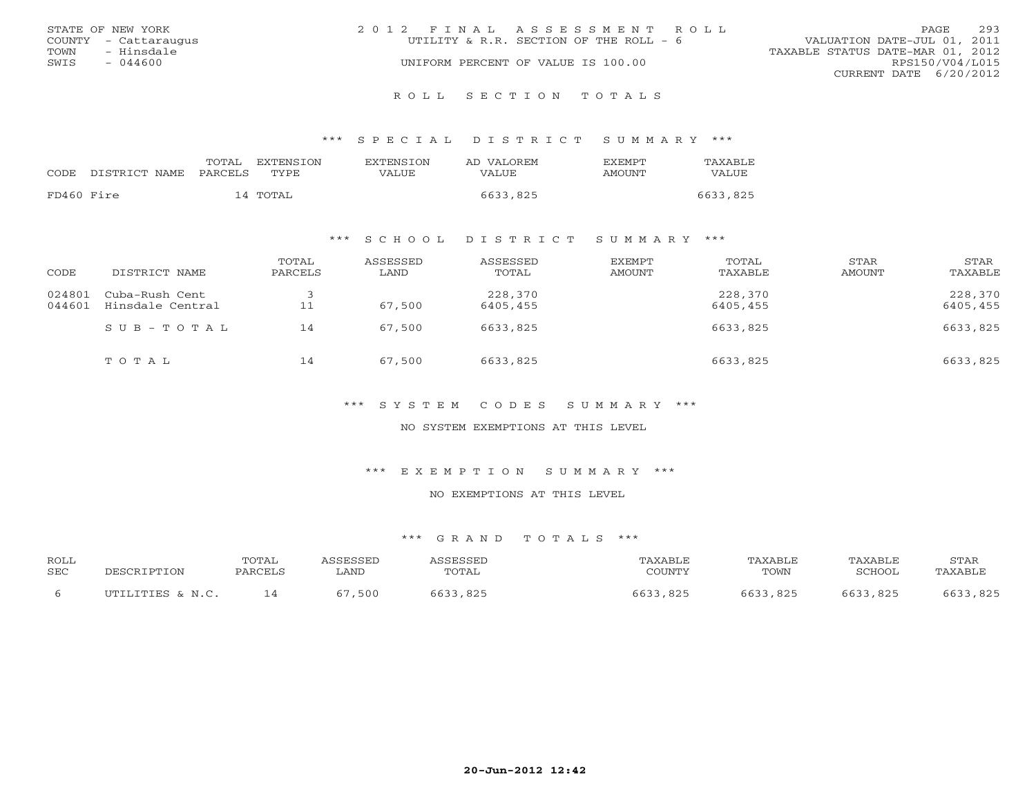STATE OF NEW YORK
COUNTY - Cattaraugus
TOWN - Hinsdale
SWIS - 044600

2012 FINAL ASSESSMENT ROLL
UTILITY & R.R. SECTION OF THE ROLL - 6
UNIFORM PERCENT OF VALUE IS 100.00

VALUATION DATE-JUL 01, 2011
TAXABLE STATUS DATE-MAR 01, 2012
RPS150/V04/L015
CURRENT DATE 6/20/2012

## ROLL SECTION TOTALS

### *** SPECIAL DISTRICT SUMMARY ***

| CODE | DISTRICT NAME | TOTAL PARCELS | EXTENSION TYPE | EXTENSION VALUE | AD VALOREM VALUE | EXEMPT AMOUNT | TAXABLE VALUE |
|---|---|---|---|---|---|---|---|
| FD460 | Fire | 14 | TOTAL | | 6633,825 | | 6633,825 |

### *** SCHOOL DISTRICT SUMMARY ***

| CODE | DISTRICT NAME | TOTAL PARCELS | ASSESSED LAND | ASSESSED TOTAL | EXEMPT AMOUNT | TOTAL TAXABLE | STAR AMOUNT | STAR TAXABLE |
|---|---|---|---|---|---|---|---|---|
| 024801 | Cuba-Rush Cent | 3 | | 228,370 | | 228,370 | | 228,370 |
| 044601 | Hinsdale Central | 11 | 67,500 | 6405,455 | | 6405,455 | | 6405,455 |
| | SUB-TOTAL | 14 | 67,500 | 6633,825 | | 6633,825 | | 6633,825 |
| | TOTAL | 14 | 67,500 | 6633,825 | | 6633,825 | | 6633,825 |

### *** SYSTEM CODES SUMMARY ***

NO SYSTEM EXEMPTIONS AT THIS LEVEL

### *** EXEMPTION SUMMARY ***

NO EXEMPTIONS AT THIS LEVEL

### *** GRAND TOTALS ***

| ROLL SEC | DESCRIPTION | TOTAL PARCELS | ASSESSED LAND | ASSESSED TOTAL | TAXABLE COUNTY | TAXABLE TOWN | TAXABLE SCHOOL | STAR TAXABLE |
|---|---|---|---|---|---|---|---|---|
| 6 | UTILITIES & N.C. | 14 | 67,500 | 6633,825 | 6633,825 | 6633,825 | 6633,825 | 6633,825 |

20-Jun-2012 12:42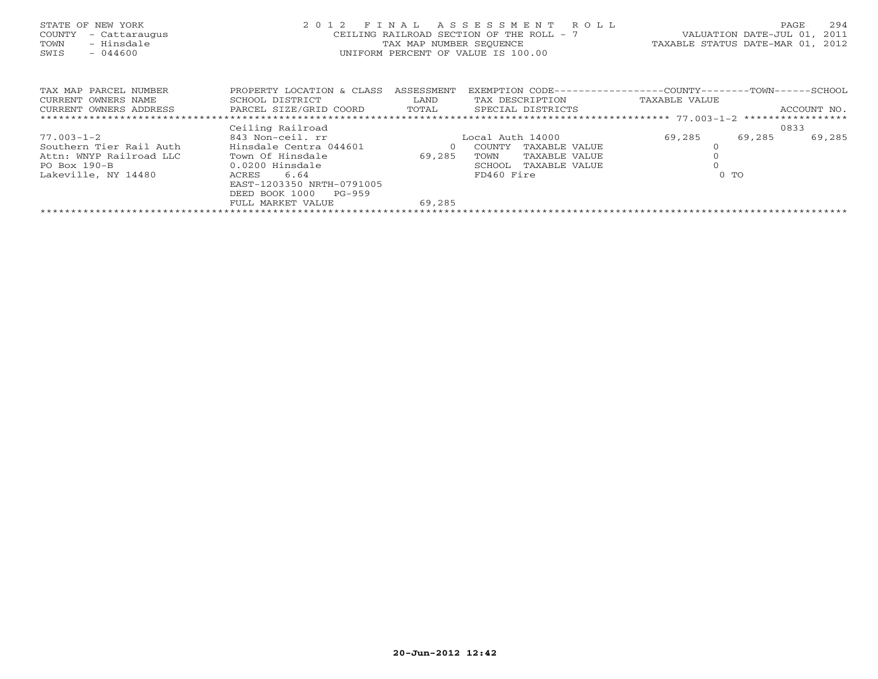STATE OF NEW YORK
COUNTY - Cattaraugus
TOWN - Hinsdale
SWIS - 044600

2 0 1 2 F I N A L A S S E S S M E N T R O L L
CEILING RAILROAD SECTION OF THE ROLL - 7
TAX MAP NUMBER SEQUENCE
UNIFORM PERCENT OF VALUE IS 100.00

VALUATION DATE-JUL 01, 2011
TAXABLE STATUS DATE-MAR 01, 2012

| TAX MAP PARCEL NUMBER / CURRENT OWNERS NAME / CURRENT OWNERS ADDRESS | PROPERTY LOCATION & CLASS / SCHOOL DISTRICT / PARCEL SIZE/GRID COORD | ASSESSMENT LAND / TOTAL | EXEMPTION CODE / TAX DESCRIPTION / SPECIAL DISTRICTS | COUNTY TAXABLE VALUE | TOWN | SCHOOL / ACCOUNT NO. |
|---|---|---|---|---|---|---|
| ***77.003-1-2*** | Ceiling Railroad | | | | | 0833 |
| 77.003-1-2 | 843 Non-ceil. rr | | Local Auth 14000 | 69,285 | 69,285 | 69,285 |
| Southern Tier Rail Auth | Hinsdale Centra 044601 | 0 | COUNTY TAXABLE VALUE | 0 | | |
| Attn: WNYP Railroad LLC | Town Of Hinsdale | 69,285 | TOWN TAXABLE VALUE | 0 | | |
| PO Box 190-B | 0.0200 Hinsdale | | SCHOOL TAXABLE VALUE | 0 | | |
| Lakeville, NY 14480 | ACRES 6.64 | | FD460 Fire | 0 TO | | |
| | EAST-1203350 NRTH-0791005 | | | | | |
| | DEED BOOK 1000 PG-959 | | | | | |
| | FULL MARKET VALUE | 69,285 | | | | |

20-Jun-2012 12:42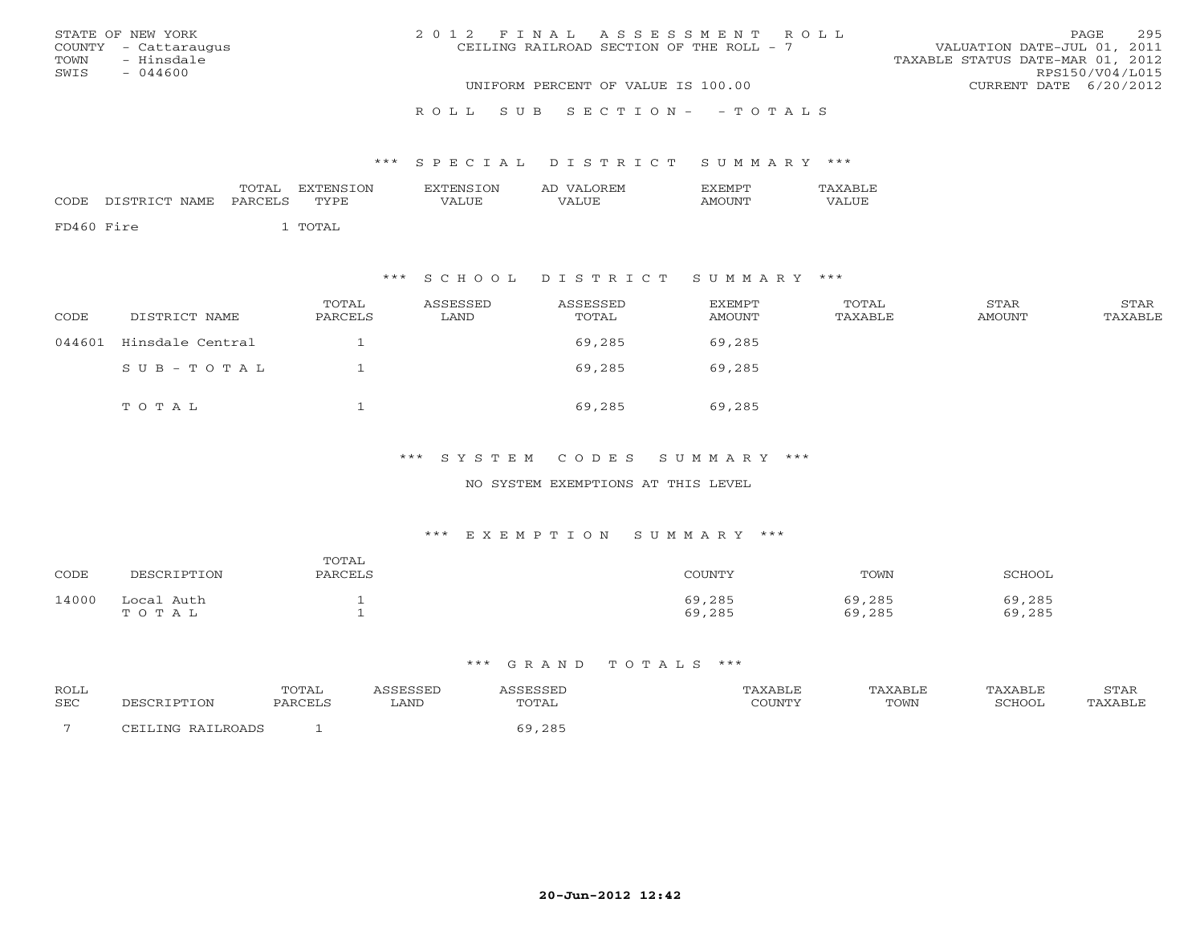STATE OF NEW YORK
COUNTY - Cattaraugus
TOWN - Hinsdale
SWIS - 044600

2 0 1 2 F I N A L A S S E S S M E N T R O L L
CEILING RAILROAD SECTION OF THE ROLL - 7

UNIFORM PERCENT OF VALUE IS 100.00

VALUATION DATE-JUL 01, 2011
TAXABLE STATUS DATE-MAR 01, 2012
RPS150/V04/L015
CURRENT DATE 6/20/2012

R O L L S U B S E C T I O N - - T O T A L S

### *** S P E C I A L D I S T R I C T S U M M A R Y ***

| CODE | DISTRICT NAME | TOTAL PARCELS | EXTENSION TYPE | EXTENSION VALUE | AD VALOREM VALUE | EXEMPT AMOUNT | TAXABLE VALUE |
|---|---|---|---|---|---|---|---|
| FD460 | Fire | 1 | TOTAL | | | | |

### *** S C H O O L D I S T R I C T S U M M A R Y ***

| CODE | DISTRICT NAME | TOTAL PARCELS | ASSESSED LAND | ASSESSED TOTAL | EXEMPT AMOUNT | TOTAL TAXABLE | STAR AMOUNT | STAR TAXABLE |
|---|---|---|---|---|---|---|---|---|
| 044601 | Hinsdale Central | 1 | | 69,285 | 69,285 | | | |
| | S U B - T O T A L | 1 | | 69,285 | 69,285 | | | |
| | T O T A L | 1 | | 69,285 | 69,285 | | | |

### *** S Y S T E M C O D E S S U M M A R Y ***

NO SYSTEM EXEMPTIONS AT THIS LEVEL

### *** E X E M P T I O N S U M M A R Y ***

| CODE | DESCRIPTION | TOTAL PARCELS | COUNTY | TOWN | SCHOOL |
|---|---|---|---|---|---|
| 14000 | Local Auth | 1 | 69,285 | 69,285 | 69,285 |
| | T O T A L | 1 | 69,285 | 69,285 | 69,285 |

### *** G R A N D T O T A L S ***

| ROLL SEC | DESCRIPTION | TOTAL PARCELS | ASSESSED LAND | ASSESSED TOTAL | TAXABLE COUNTY | TAXABLE TOWN | TAXABLE SCHOOL | STAR TAXABLE |
|---|---|---|---|---|---|---|---|---|
| 7 | CEILING RAILROADS | 1 | | 69,285 | | | | |

20-Jun-2012 12:42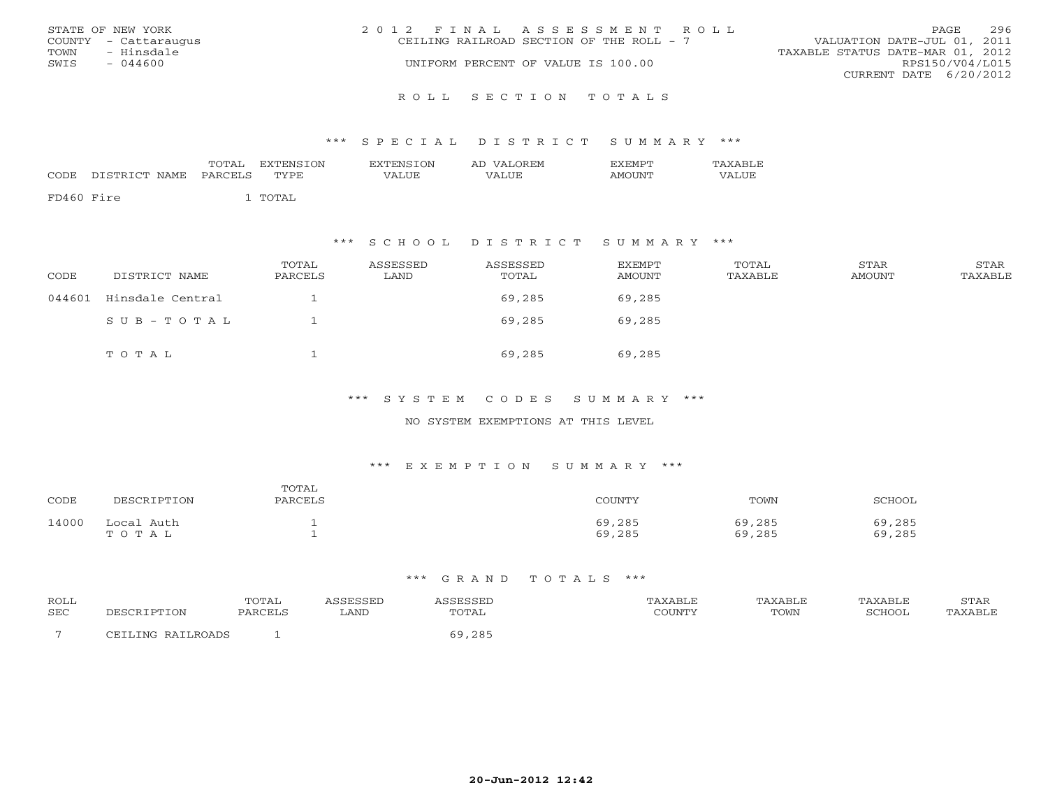STATE OF NEW YORK
COUNTY - Cattaraugus
TOWN - Hinsdale
SWIS - 044600

2012 FINAL ASSESSMENT ROLL
CEILING RAILROAD SECTION OF THE ROLL - 7
UNIFORM PERCENT OF VALUE IS 100.00

VALUATION DATE-JUL 01, 2011
TAXABLE STATUS DATE-MAR 01, 2012
RPS150/V04/L015
CURRENT DATE 6/20/2012

## ROLL SECTION TOTALS

### *** SPECIAL DISTRICT SUMMARY ***

| CODE | DISTRICT NAME | TOTAL PARCELS | EXTENSION TYPE | EXTENSION VALUE | AD VALOREM VALUE | EXEMPT AMOUNT | TAXABLE VALUE |
|---|---|---|---|---|---|---|---|
| FD460 | Fire | 1 | TOTAL | | | | |

### *** SCHOOL DISTRICT SUMMARY ***

| CODE | DISTRICT NAME | TOTAL PARCELS | ASSESSED LAND | ASSESSED TOTAL | EXEMPT AMOUNT | TOTAL TAXABLE | STAR AMOUNT | STAR TAXABLE |
|---|---|---|---|---|---|---|---|---|
| 044601 | Hinsdale Central | 1 | | 69,285 | 69,285 | | | |
| | SUB-TOTAL | 1 | | 69,285 | 69,285 | | | |
| | TOTAL | 1 | | 69,285 | 69,285 | | | |

### *** SYSTEM CODES SUMMARY ***

NO SYSTEM EXEMPTIONS AT THIS LEVEL

### *** EXEMPTION SUMMARY ***

| CODE | DESCRIPTION | TOTAL PARCELS | COUNTY | TOWN | SCHOOL |
|---|---|---|---|---|---|
| 14000 | Local Auth | 1 | 69,285 | 69,285 | 69,285 |
| | TOTAL | 1 | 69,285 | 69,285 | 69,285 |

### *** GRAND TOTALS ***

| ROLL SEC | DESCRIPTION | TOTAL PARCELS | ASSESSED LAND | ASSESSED TOTAL | TAXABLE COUNTY | TAXABLE TOWN | TAXABLE SCHOOL | STAR TAXABLE |
|---|---|---|---|---|---|---|---|---|
| 7 | CEILING RAILROADS | 1 | | 69,285 | | | | |

20-Jun-2012 12:42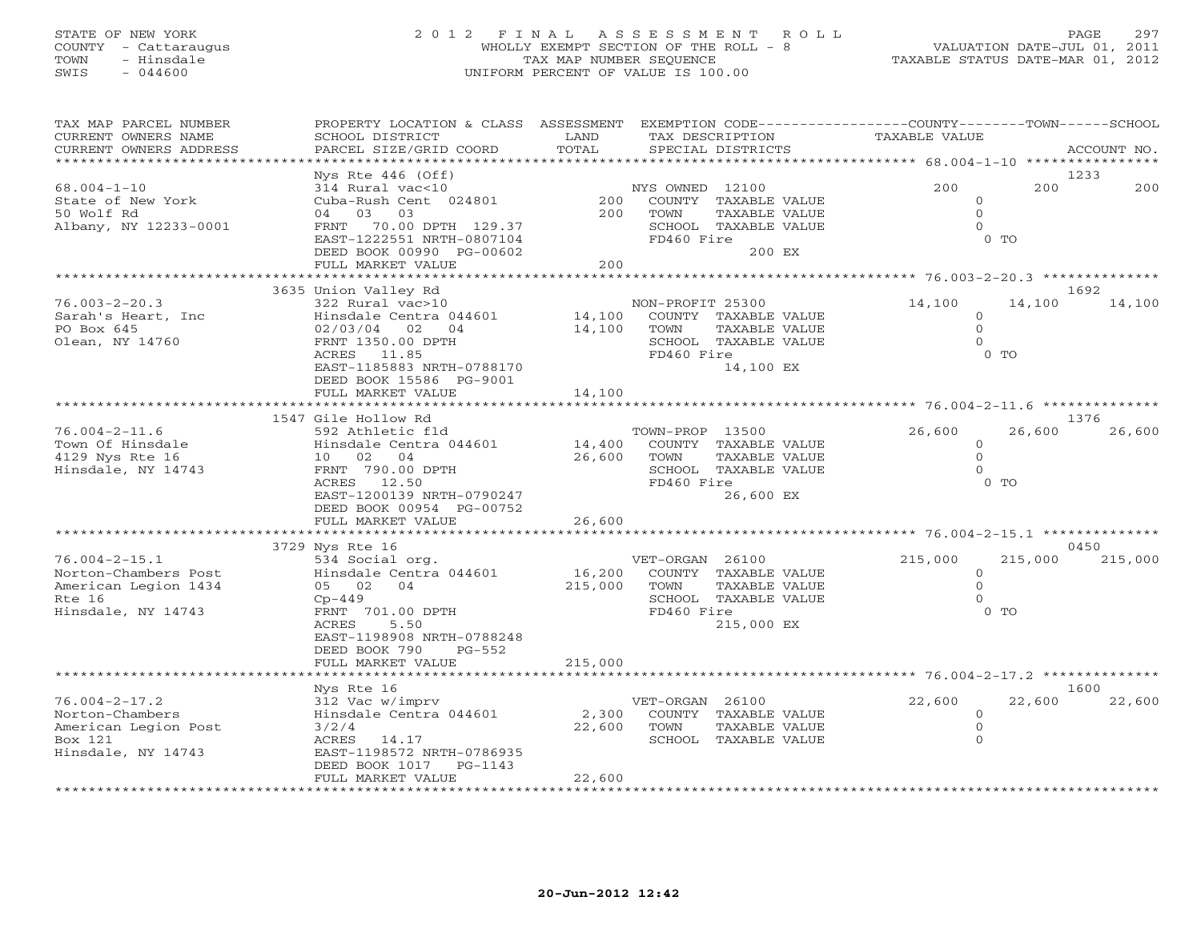STATE OF NEW YORK
COUNTY - Cattaraugus
TOWN - Hinsdale
SWIS - 044600

# 2012 FINAL ASSESSMENT ROLL

WHOLLY EXEMPT SECTION OF THE ROLL - 8
TAX MAP NUMBER SEQUENCE
UNIFORM PERCENT OF VALUE IS 100.00

VALUATION DATE-JUL 01, 2011
TAXABLE STATUS DATE-MAR 01, 2012

| TAX MAP PARCEL NUMBER / CURRENT OWNERS NAME / CURRENT OWNERS ADDRESS | PROPERTY LOCATION & CLASS / SCHOOL DISTRICT / PARCEL SIZE/GRID COORD | ASSESSMENT LAND / TOTAL | EXEMPTION CODE / TAX DESCRIPTION / SPECIAL DISTRICTS | COUNTY TAXABLE VALUE | TOWN | SCHOOL / ACCOUNT NO. |
|---|---|---|---|---|---|---|
| **68.004-1-10** | Nys Rte 446 (Off) | | | | | 1233 |
| State of New York | 314 Rural vac<10 | | NYS OWNED 12100 | 200 | 200 | 200 |
| 50 Wolf Rd | Cuba-Rush Cent 024801 | 200 | COUNTY TAXABLE VALUE | 0 | | |
| Albany, NY 12233-0001 | 04 03 03 | 200 | TOWN TAXABLE VALUE | 0 | | |
| | FRNT 70.00 DPTH 129.37 | | SCHOOL TAXABLE VALUE | 0 | | |
| | EAST-1222551 NRTH-0807104 | | FD460 Fire | 0 TO | | |
| | DEED BOOK 00990 PG-00602 | | 200 EX | | | |
| | FULL MARKET VALUE | 200 | | | | |
| **76.003-2-20.3** | 3635 Union Valley Rd | | | | | 1692 |
| Sarah's Heart, Inc | 322 Rural vac>10 | | NON-PROFIT 25300 | 14,100 | 14,100 | 14,100 |
| PO Box 645 | Hinsdale Centra 044601 | 14,100 | COUNTY TAXABLE VALUE | 0 | | |
| Olean, NY 14760 | 02/03/04 02 04 | 14,100 | TOWN TAXABLE VALUE | 0 | | |
| | FRNT 1350.00 DPTH | | SCHOOL TAXABLE VALUE | 0 | | |
| | ACRES 11.85 | | FD460 Fire | 0 TO | | |
| | EAST-1185883 NRTH-0788170 | | 14,100 EX | | | |
| | DEED BOOK 15586 PG-9001 | | | | | |
| | FULL MARKET VALUE | 14,100 | | | | |
| **76.004-2-11.6** | 1547 Gile Hollow Rd | | | | | 1376 |
| Town Of Hinsdale | 592 Athletic fld | | TOWN-PROP 13500 | 26,600 | 26,600 | 26,600 |
| 4129 Nys Rte 16 | Hinsdale Centra 044601 | 14,400 | COUNTY TAXABLE VALUE | 0 | | |
| Hinsdale, NY 14743 | 10 02 04 | 26,600 | TOWN TAXABLE VALUE | 0 | | |
| | FRNT 790.00 DPTH | | SCHOOL TAXABLE VALUE | 0 | | |
| | ACRES 12.50 | | FD460 Fire | 0 TO | | |
| | EAST-1200139 NRTH-0790247 | | 26,600 EX | | | |
| | DEED BOOK 00954 PG-00752 | | | | | |
| | FULL MARKET VALUE | 26,600 | | | | |
| **76.004-2-15.1** | 3729 Nys Rte 16 | | | | | 0450 |
| Norton-Chambers Post | 534 Social org. | | VET-ORGAN 26100 | 215,000 | 215,000 | 215,000 |
| American Legion 1434 | Hinsdale Centra 044601 | 16,200 | COUNTY TAXABLE VALUE | 0 | | |
| Rte 16 | 05 02 04 | 215,000 | TOWN TAXABLE VALUE | 0 | | |
| Hinsdale, NY 14743 | Cp-449 | | SCHOOL TAXABLE VALUE | 0 | | |
| | FRNT 701.00 DPTH | | FD460 Fire | 0 TO | | |
| | ACRES 5.50 | | 215,000 EX | | | |
| | EAST-1198908 NRTH-0788248 | | | | | |
| | DEED BOOK 790 PG-552 | | | | | |
| | FULL MARKET VALUE | 215,000 | | | | |
| **76.004-2-17.2** | Nys Rte 16 | | | | | 1600 |
| Norton-Chambers | 312 Vac w/imprv | | VET-ORGAN 26100 | 22,600 | 22,600 | 22,600 |
| American Legion Post | Hinsdale Centra 044601 | 2,300 | COUNTY TAXABLE VALUE | 0 | | |
| Box 121 | 3/2/4 | 22,600 | TOWN TAXABLE VALUE | 0 | | |
| Hinsdale, NY 14743 | ACRES 14.17 | | SCHOOL TAXABLE VALUE | 0 | | |
| | EAST-1198572 NRTH-0786935 | | | | | |
| | DEED BOOK 1017 PG-1143 | | | | | |
| | FULL MARKET VALUE | 22,600 | | | | |

20-Jun-2012 12:42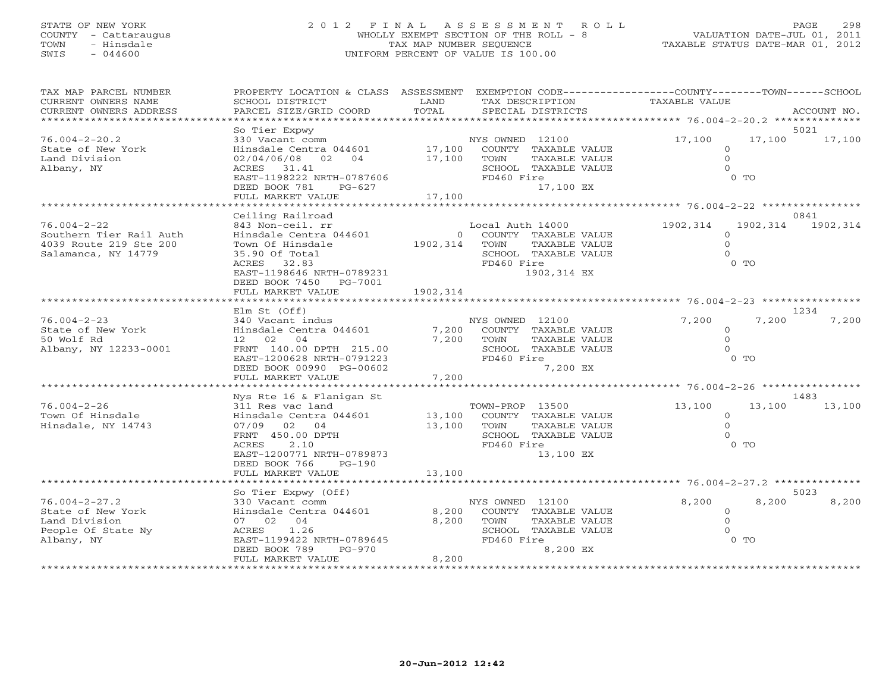STATE OF NEW YORK
COUNTY - Cattaraugus
TOWN - Hinsdale
SWIS - 044600

# 2012 FINAL ASSESSMENT ROLL

WHOLLY EXEMPT SECTION OF THE ROLL - 8
TAX MAP NUMBER SEQUENCE
UNIFORM PERCENT OF VALUE IS 100.00

VALUATION DATE-JUL 01, 2011
TAXABLE STATUS DATE-MAR 01, 2012

| TAX MAP PARCEL NUMBER / CURRENT OWNERS NAME / CURRENT OWNERS ADDRESS | PROPERTY LOCATION & CLASS / SCHOOL DISTRICT / PARCEL SIZE/GRID COORD | ASSESSMENT LAND | TOTAL | EXEMPTION CODE / TAX DESCRIPTION / SPECIAL DISTRICTS | COUNTY | TOWN | SCHOOL | ACCOUNT NO. |
|---|---|---|---|---|---|---|---|---|
| 76.004-2-20.2 | So Tier Expwy | | | | | | | 5021 |
| 76.004-2-20.2 | 330 Vacant comm | | | NYS OWNED 12100 | 17,100 | 17,100 | 17,100 | |
| State of New York | Hinsdale Centra 044601 | 17,100 | | COUNTY TAXABLE VALUE | 0 | | | |
| Land Division | 02/04/06/08 02 04 | | 17,100 | TOWN TAXABLE VALUE | | 0 | | |
| Albany, NY | ACRES 31.41 | | | SCHOOL TAXABLE VALUE | | | 0 | |
| | EAST-1198222 NRTH-0787606 | | | FD460 Fire | 0 TO | | | |
| | DEED BOOK 781 PG-627 | | | 17,100 EX | | | | |
| | FULL MARKET VALUE | | 17,100 | | | | | |
| 76.004-2-22 | Ceiling Railroad | | | | | | | 0841 |
| 76.004-2-22 | 843 Non-ceil. rr | | | Local Auth 14000 | 1902,314 | 1902,314 | 1902,314 | |
| Southern Tier Rail Auth | Hinsdale Centra 044601 | 0 | | COUNTY TAXABLE VALUE | 0 | | | |
| 4039 Route 219 Ste 200 | Town Of Hinsdale | | 1902,314 | TOWN TAXABLE VALUE | | 0 | | |
| Salamanca, NY 14779 | 35.90 Of Total | | | SCHOOL TAXABLE VALUE | | | 0 | |
| | ACRES 32.83 | | | FD460 Fire | 0 TO | | | |
| | EAST-1198646 NRTH-0789231 | | | 1902,314 EX | | | | |
| | DEED BOOK 7450 PG-7001 | | | | | | | |
| | FULL MARKET VALUE | | 1902,314 | | | | | |
| 76.004-2-23 | Elm St (Off) | | | | | | | 1234 |
| 76.004-2-23 | 340 Vacant indus | | | NYS OWNED 12100 | 7,200 | 7,200 | 7,200 | |
| State of New York | Hinsdale Centra 044601 | 7,200 | | COUNTY TAXABLE VALUE | 0 | | | |
| 50 Wolf Rd | 12 02 04 | | 7,200 | TOWN TAXABLE VALUE | | 0 | | |
| Albany, NY 12233-0001 | FRNT 140.00 DPTH 215.00 | | | SCHOOL TAXABLE VALUE | | | 0 | |
| | EAST-1200628 NRTH-0791223 | | | FD460 Fire | 0 TO | | | |
| | DEED BOOK 00990 PG-00602 | | | 7,200 EX | | | | |
| | FULL MARKET VALUE | | 7,200 | | | | | |
| 76.004-2-26 | Nys Rte 16 & Flanigan St | | | | | | | 1483 |
| 76.004-2-26 | 311 Res vac land | | | TOWN-PROP 13500 | 13,100 | 13,100 | 13,100 | |
| Town Of Hinsdale | Hinsdale Centra 044601 | 13,100 | | COUNTY TAXABLE VALUE | 0 | | | |
| Hinsdale, NY 14743 | 07/09 02 04 | | 13,100 | TOWN TAXABLE VALUE | | 0 | | |
| | FRNT 450.00 DPTH | | | SCHOOL TAXABLE VALUE | | | 0 | |
| | ACRES 2.10 | | | FD460 Fire | 0 TO | | | |
| | EAST-1200771 NRTH-0789873 | | | 13,100 EX | | | | |
| | DEED BOOK 766 PG-190 | | | | | | | |
| | FULL MARKET VALUE | | 13,100 | | | | | |
| 76.004-2-27.2 | So Tier Expwy (Off) | | | | | | | 5023 |
| 76.004-2-27.2 | 330 Vacant comm | | | NYS OWNED 12100 | 8,200 | 8,200 | 8,200 | |
| State of New York | Hinsdale Centra 044601 | 8,200 | | COUNTY TAXABLE VALUE | 0 | | | |
| Land Division | 07 02 04 | | 8,200 | TOWN TAXABLE VALUE | | 0 | | |
| People Of State Ny | ACRES 1.26 | | | SCHOOL TAXABLE VALUE | | | 0 | |
| Albany, NY | EAST-1199422 NRTH-0789645 | | | FD460 Fire | 0 TO | | | |
| | DEED BOOK 789 PG-970 | | | 8,200 EX | | | | |
| | FULL MARKET VALUE | | 8,200 | | | | | |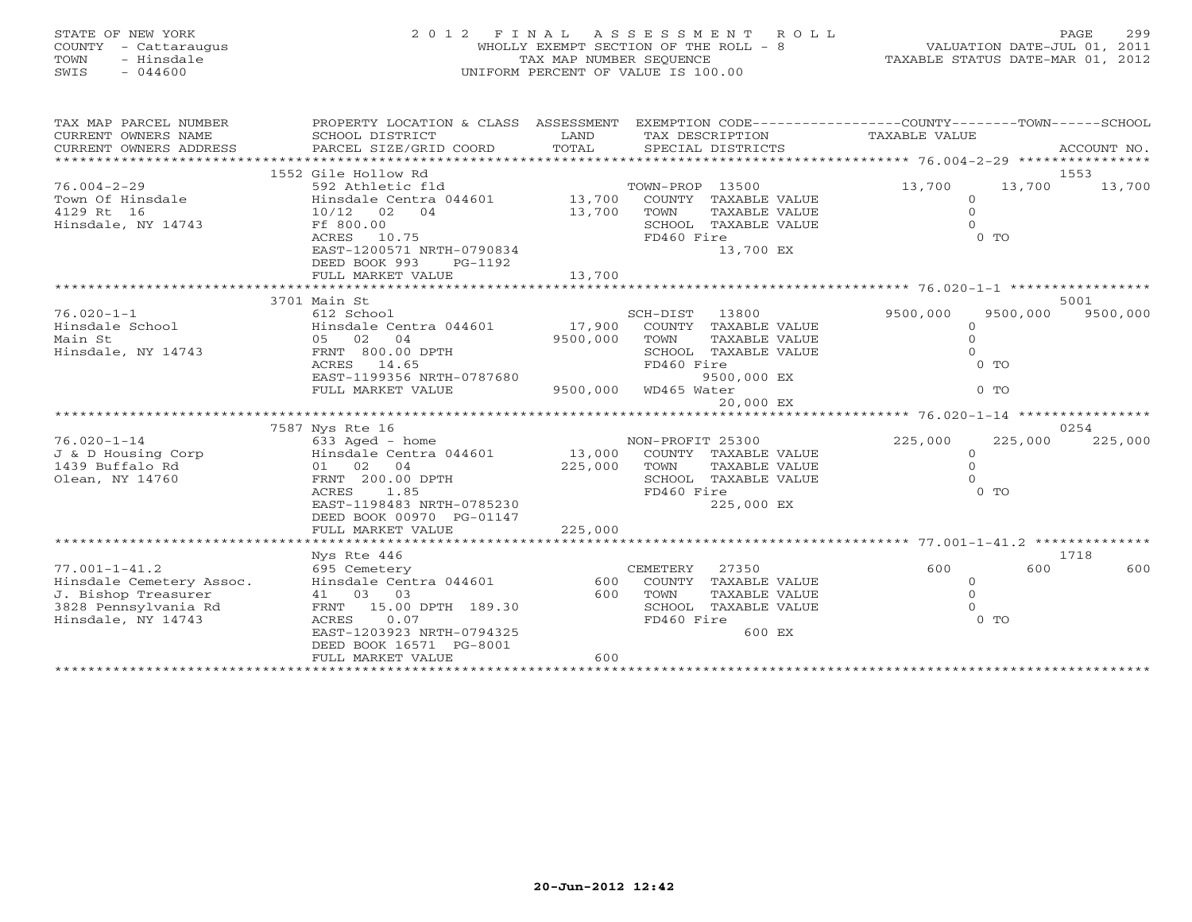STATE OF NEW YORK
COUNTY - Cattaraugus
TOWN - Hinsdale
SWIS - 044600

2012 FINAL ASSESSMENT ROLL
WHOLLY EXEMPT SECTION OF THE ROLL - 8
TAX MAP NUMBER SEQUENCE
UNIFORM PERCENT OF VALUE IS 100.00

VALUATION DATE-JUL 01, 2011
TAXABLE STATUS DATE-MAR 01, 2012

| TAX MAP PARCEL NUMBER / CURRENT OWNERS NAME / CURRENT OWNERS ADDRESS | PROPERTY LOCATION & CLASS / SCHOOL DISTRICT / PARCEL SIZE/GRID COORD | ASSESSMENT LAND / TOTAL | EXEMPTION CODE / TAX DESCRIPTION / SPECIAL DISTRICTS | COUNTY TAXABLE VALUE | TOWN | SCHOOL / ACCOUNT NO. |
|---|---|---|---|---|---|---|
| | 1552 Gile Hollow Rd | | | | | 1553 |
| 76.004-2-29 | 592 Athletic fld | | TOWN-PROP 13500 | 13,700 | 13,700 | 13,700 |
| Town Of Hinsdale | Hinsdale Centra 044601 | 13,700 | COUNTY TAXABLE VALUE | 0 | | |
| 4129 Rt 16 | 10/12 02 04 | 13,700 | TOWN TAXABLE VALUE | 0 | | |
| Hinsdale, NY 14743 | Ff 800.00 | | SCHOOL TAXABLE VALUE | 0 | | |
| | ACRES 10.75 | | FD460 Fire | 0 TO | | |
| | EAST-1200571 NRTH-0790834 | | 13,700 EX | | | |
| | DEED BOOK 993 PG-1192 | | | | | |
| | FULL MARKET VALUE | 13,700 | | | | |
| | 3701 Main St | | | | | 5001 |
| 76.020-1-1 | 612 School | | SCH-DIST 13800 | 9500,000 | 9500,000 | 9500,000 |
| Hinsdale School | Hinsdale Centra 044601 | 17,900 | COUNTY TAXABLE VALUE | 0 | | |
| Main St | 05 02 04 | 9500,000 | TOWN TAXABLE VALUE | 0 | | |
| Hinsdale, NY 14743 | FRNT 800.00 DPTH | | SCHOOL TAXABLE VALUE | 0 | | |
| | ACRES 14.65 | | FD460 Fire | 0 TO | | |
| | EAST-1199356 NRTH-0787680 | | 9500,000 EX | | | |
| | FULL MARKET VALUE | 9500,000 | WD465 Water | 0 TO | | |
| | | | 20,000 EX | | | |
| | 7587 Nys Rte 16 | | | | | 0254 |
| 76.020-1-14 | 633 Aged - home | | NON-PROFIT 25300 | 225,000 | 225,000 | 225,000 |
| J & D Housing Corp | Hinsdale Centra 044601 | 13,000 | COUNTY TAXABLE VALUE | 0 | | |
| 1439 Buffalo Rd | 01 02 04 | 225,000 | TOWN TAXABLE VALUE | 0 | | |
| Olean, NY 14760 | FRNT 200.00 DPTH | | SCHOOL TAXABLE VALUE | 0 | | |
| | ACRES 1.85 | | FD460 Fire | 0 TO | | |
| | EAST-1198483 NRTH-0785230 | | 225,000 EX | | | |
| | DEED BOOK 00970 PG-01147 | | | | | |
| | FULL MARKET VALUE | 225,000 | | | | |
| | Nys Rte 446 | | | | | 1718 |
| 77.001-1-41.2 | 695 Cemetery | | CEMETERY 27350 | 600 | 600 | 600 |
| Hinsdale Cemetery Assoc. | Hinsdale Centra 044601 | 600 | COUNTY TAXABLE VALUE | 0 | | |
| J. Bishop Treasurer | 41 03 03 | 600 | TOWN TAXABLE VALUE | 0 | | |
| 3828 Pennsylvania Rd | FRNT 15.00 DPTH 189.30 | | SCHOOL TAXABLE VALUE | 0 | | |
| Hinsdale, NY 14743 | ACRES 0.07 | | FD460 Fire | 0 TO | | |
| | EAST-1203923 NRTH-0794325 | | 600 EX | | | |
| | DEED BOOK 16571 PG-8001 | | | | | |
| | FULL MARKET VALUE | 600 | | | | |

20-Jun-2012 12:42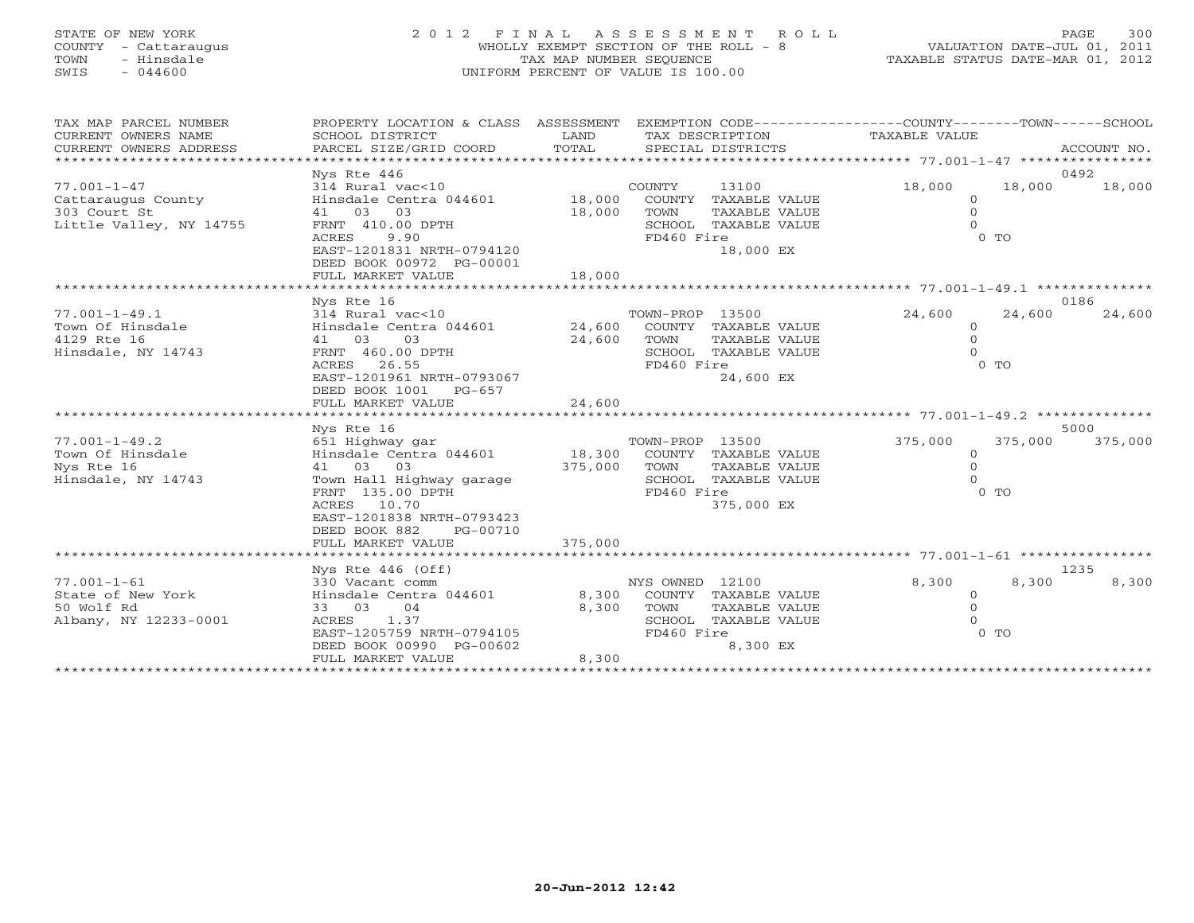STATE OF NEW YORK
COUNTY - Cattaraugus
TOWN - Hinsdale
SWIS - 044600

# 2012 FINAL ASSESSMENT ROLL

WHOLLY EXEMPT SECTION OF THE ROLL - 8
TAX MAP NUMBER SEQUENCE
UNIFORM PERCENT OF VALUE IS 100.00

VALUATION DATE-JUL 01, 2011
TAXABLE STATUS DATE-MAR 01, 2012

| TAX MAP PARCEL NUMBER / CURRENT OWNERS NAME / CURRENT OWNERS ADDRESS | PROPERTY LOCATION & CLASS / SCHOOL DISTRICT / PARCEL SIZE/GRID COORD | ASSESSMENT LAND / TOTAL | EXEMPTION CODE / TAX DESCRIPTION / SPECIAL DISTRICTS | COUNTY TAXABLE VALUE | TOWN | SCHOOL / ACCOUNT NO. |
|---|---|---|---|---|---|---|
| | Nys Rte 446 | | | | | 0492 |
| 77.001-1-47 | 314 Rural vac<10 | | COUNTY 13100 | 18,000 | 18,000 | 18,000 |
| Cattaraugus County | Hinsdale Centra 044601 | 18,000 | COUNTY TAXABLE VALUE | 0 | | |
| 303 Court St | 41 03 03 | 18,000 | TOWN TAXABLE VALUE | 0 | | |
| Little Valley, NY 14755 | FRNT 410.00 DPTH | | SCHOOL TAXABLE VALUE | 0 | | |
| | ACRES 9.90 | | FD460 Fire | | 0 TO | |
| | EAST-1201831 NRTH-0794120 | | 18,000 EX | | | |
| | DEED BOOK 00972 PG-00001 | | | | | |
| | FULL MARKET VALUE | 18,000 | | | | |
| | Nys Rte 16 | | | | | 0186 |
| 77.001-1-49.1 | 314 Rural vac<10 | | TOWN-PROP 13500 | 24,600 | 24,600 | 24,600 |
| Town Of Hinsdale | Hinsdale Centra 044601 | 24,600 | COUNTY TAXABLE VALUE | 0 | | |
| 4129 Rte 16 | 41 03 03 | 24,600 | TOWN TAXABLE VALUE | 0 | | |
| Hinsdale, NY 14743 | FRNT 460.00 DPTH | | SCHOOL TAXABLE VALUE | 0 | | |
| | ACRES 26.55 | | FD460 Fire | | 0 TO | |
| | EAST-1201961 NRTH-0793067 | | 24,600 EX | | | |
| | DEED BOOK 1001 PG-657 | | | | | |
| | FULL MARKET VALUE | 24,600 | | | | |
| | Nys Rte 16 | | | | | 5000 |
| 77.001-1-49.2 | 651 Highway gar | | TOWN-PROP 13500 | 375,000 | 375,000 | 375,000 |
| Town Of Hinsdale | Hinsdale Centra 044601 | 18,300 | COUNTY TAXABLE VALUE | 0 | | |
| Nys Rte 16 | 41 03 03 | 375,000 | TOWN TAXABLE VALUE | 0 | | |
| Hinsdale, NY 14743 | Town Hall Highway garage | | SCHOOL TAXABLE VALUE | 0 | | |
| | FRNT 135.00 DPTH | | FD460 Fire | | 0 TO | |
| | ACRES 10.70 | | 375,000 EX | | | |
| | EAST-1201838 NRTH-0793423 | | | | | |
| | DEED BOOK 882 PG-00710 | | | | | |
| | FULL MARKET VALUE | 375,000 | | | | |
| | Nys Rte 446 (Off) | | | | | 1235 |
| 77.001-1-61 | 330 Vacant comm | | NYS OWNED 12100 | 8,300 | 8,300 | 8,300 |
| State of New York | Hinsdale Centra 044601 | 8,300 | COUNTY TAXABLE VALUE | 0 | | |
| 50 Wolf Rd | 33 03 04 | 8,300 | TOWN TAXABLE VALUE | 0 | | |
| Albany, NY 12233-0001 | ACRES 1.37 | | SCHOOL TAXABLE VALUE | 0 | | |
| | EAST-1205759 NRTH-0794105 | | FD460 Fire | | 0 TO | |
| | DEED BOOK 00990 PG-00602 | | 8,300 EX | | | |
| | FULL MARKET VALUE | 8,300 | | | | |

20-Jun-2012 12:42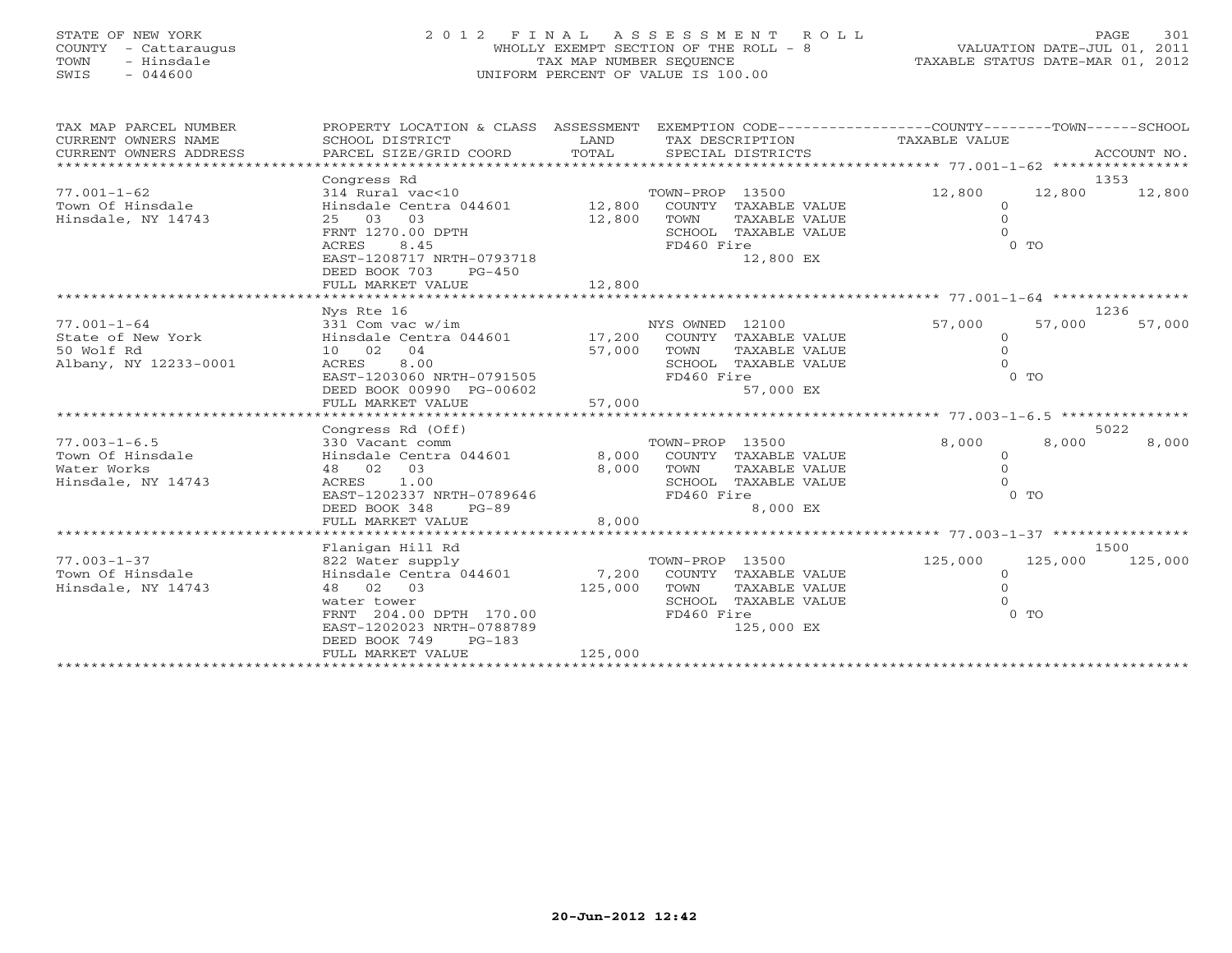STATE OF NEW YORK
COUNTY - Cattaraugus
TOWN - Hinsdale
SWIS - 044600

# 2012 FINAL ASSESSMENT ROLL

WHOLLY EXEMPT SECTION OF THE ROLL - 8
TAX MAP NUMBER SEQUENCE
UNIFORM PERCENT OF VALUE IS 100.00

VALUATION DATE-JUL 01, 2011
TAXABLE STATUS DATE-MAR 01, 2012

| TAX MAP PARCEL NUMBER / CURRENT OWNERS NAME / CURRENT OWNERS ADDRESS | PROPERTY LOCATION & CLASS / SCHOOL DISTRICT / PARCEL SIZE/GRID COORD | ASSESSMENT LAND / TOTAL | EXEMPTION CODE / TAX DESCRIPTION / SPECIAL DISTRICTS | COUNTY TAXABLE VALUE | TOWN | SCHOOL / ACCOUNT NO. |
|---|---|---|---|---|---|---|
| **77.001-1-62** | Congress Rd | | | | | 1353 |
| 77.001-1-62 | 314 Rural vac<10 | | TOWN-PROP 13500 | 12,800 | 12,800 | 12,800 |
| Town Of Hinsdale | Hinsdale Centra 044601 | 12,800 | COUNTY TAXABLE VALUE | 0 | | |
| Hinsdale, NY 14743 | 25 03 03 | 12,800 | TOWN TAXABLE VALUE | 0 | | |
| | FRNT 1270.00 DPTH | | SCHOOL TAXABLE VALUE | 0 | | |
| | ACRES 8.45 | | FD460 Fire | 0 TO | | |
| | EAST-1208717 NRTH-0793718 | | 12,800 EX | | | |
| | DEED BOOK 703 PG-450 | | | | | |
| | FULL MARKET VALUE | 12,800 | | | | |
| **77.001-1-64** | Nys Rte 16 | | | | | 1236 |
| 77.001-1-64 | 331 Com vac w/im | | NYS OWNED 12100 | 57,000 | 57,000 | 57,000 |
| State of New York | Hinsdale Centra 044601 | 17,200 | COUNTY TAXABLE VALUE | 0 | | |
| 50 Wolf Rd | 10 02 04 | 57,000 | TOWN TAXABLE VALUE | 0 | | |
| Albany, NY 12233-0001 | ACRES 8.00 | | SCHOOL TAXABLE VALUE | 0 | | |
| | EAST-1203060 NRTH-0791505 | | FD460 Fire | 0 TO | | |
| | DEED BOOK 00990 PG-00602 | | 57,000 EX | | | |
| | FULL MARKET VALUE | 57,000 | | | | |
| **77.003-1-6.5** | Congress Rd (Off) | | | | | 5022 |
| 77.003-1-6.5 | 330 Vacant comm | | TOWN-PROP 13500 | 8,000 | 8,000 | 8,000 |
| Town Of Hinsdale | Hinsdale Centra 044601 | 8,000 | COUNTY TAXABLE VALUE | 0 | | |
| Water Works | 48 02 03 | 8,000 | TOWN TAXABLE VALUE | 0 | | |
| Hinsdale, NY 14743 | ACRES 1.00 | | SCHOOL TAXABLE VALUE | 0 | | |
| | EAST-1202337 NRTH-0789646 | | FD460 Fire | 0 TO | | |
| | DEED BOOK 348 PG-89 | | 8,000 EX | | | |
| | FULL MARKET VALUE | 8,000 | | | | |
| **77.003-1-37** | Flanigan Hill Rd | | | | | 1500 |
| 77.003-1-37 | 822 Water supply | | TOWN-PROP 13500 | 125,000 | 125,000 | 125,000 |
| Town Of Hinsdale | Hinsdale Centra 044601 | 7,200 | COUNTY TAXABLE VALUE | 0 | | |
| Hinsdale, NY 14743 | 48 02 03 | 125,000 | TOWN TAXABLE VALUE | 0 | | |
| | water tower | | SCHOOL TAXABLE VALUE | 0 | | |
| | FRNT 204.00 DPTH 170.00 | | FD460 Fire | 0 TO | | |
| | EAST-1202023 NRTH-0788789 | | 125,000 EX | | | |
| | DEED BOOK 749 PG-183 | | | | | |
| | FULL MARKET VALUE | 125,000 | | | | |

20-Jun-2012 12:42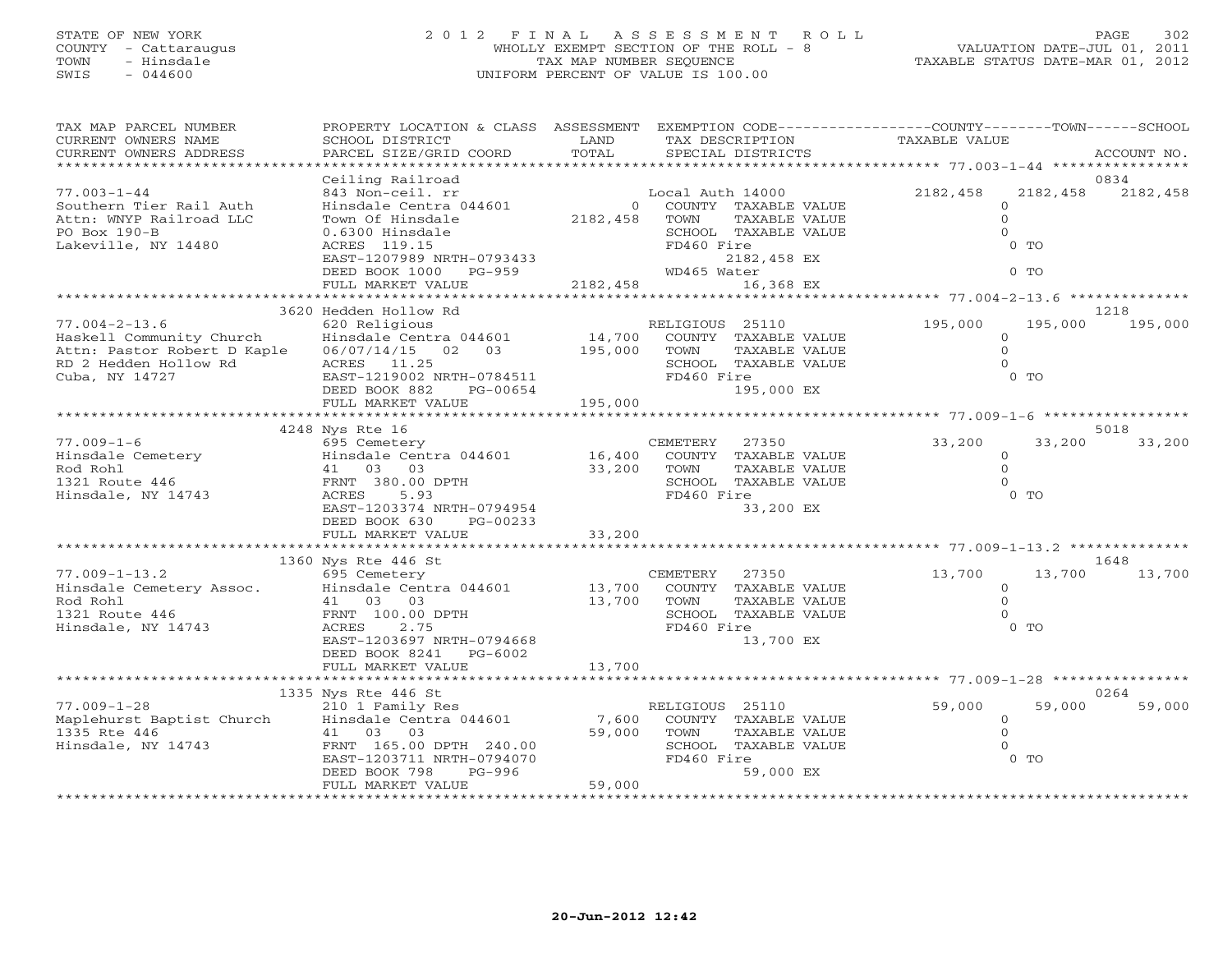STATE OF NEW YORK
COUNTY - Cattaraugus
TOWN - Hinsdale
SWIS - 044600

# 2012 FINAL ASSESSMENT ROLL

WHOLLY EXEMPT SECTION OF THE ROLL - 8
TAX MAP NUMBER SEQUENCE
UNIFORM PERCENT OF VALUE IS 100.00

VALUATION DATE-JUL 01, 2011
TAXABLE STATUS DATE-MAR 01, 2012

| TAX MAP PARCEL NUMBER / CURRENT OWNERS NAME / CURRENT OWNERS ADDRESS | PROPERTY LOCATION & CLASS / SCHOOL DISTRICT / PARCEL SIZE/GRID COORD | ASSESSMENT LAND / TOTAL | EXEMPTION CODE / TAX DESCRIPTION / SPECIAL DISTRICTS | COUNTY TAXABLE VALUE | TOWN | SCHOOL / ACCOUNT NO. |
|---|---|---|---|---|---|---|
| **77.003-1-44** | Ceiling Railroad | | | | | 0834 |
| 77.003-1-44 | 843 Non-ceil. rr | | Local Auth 14000 | 2182,458 | 2182,458 | 2182,458 |
| Southern Tier Rail Auth | Hinsdale Centra 044601 | 0 | COUNTY TAXABLE VALUE | 0 | | |
| Attn: WNYP Railroad LLC | Town Of Hinsdale | 2182,458 | TOWN TAXABLE VALUE | 0 | | |
| PO Box 190-B | 0.6300 Hinsdale | | SCHOOL TAXABLE VALUE | 0 | | |
| Lakeville, NY 14480 | ACRES 119.15 | | FD460 Fire | 0 TO | | |
| | EAST-1207989 NRTH-0793433 | | 2182,458 EX | | | |
| | DEED BOOK 1000 PG-959 | | WD465 Water | 0 TO | | |
| | FULL MARKET VALUE | 2182,458 | 16,368 EX | | | |
| **77.004-2-13.6** | 3620 Hedden Hollow Rd | | | | | 1218 |
| 77.004-2-13.6 | 620 Religious | | RELIGIOUS 25110 | 195,000 | 195,000 | 195,000 |
| Haskell Community Church | Hinsdale Centra 044601 | 14,700 | COUNTY TAXABLE VALUE | 0 | | |
| Attn: Pastor Robert D Kaple | 06/07/14/15 02 03 | 195,000 | TOWN TAXABLE VALUE | 0 | | |
| RD 2 Hedden Hollow Rd | ACRES 11.25 | | SCHOOL TAXABLE VALUE | 0 | | |
| Cuba, NY 14727 | EAST-1219002 NRTH-0784511 | | FD460 Fire | 0 TO | | |
| | DEED BOOK 882 PG-00654 | | 195,000 EX | | | |
| | FULL MARKET VALUE | 195,000 | | | | |
| **77.009-1-6** | 4248 Nys Rte 16 | | | | | 5018 |
| 77.009-1-6 | 695 Cemetery | | CEMETERY 27350 | 33,200 | 33,200 | 33,200 |
| Hinsdale Cemetery | Hinsdale Centra 044601 | 16,400 | COUNTY TAXABLE VALUE | 0 | | |
| Rod Rohl | 41 03 03 | 33,200 | TOWN TAXABLE VALUE | 0 | | |
| 1321 Route 446 | FRNT 380.00 DPTH | | SCHOOL TAXABLE VALUE | 0 | | |
| Hinsdale, NY 14743 | ACRES 5.93 | | FD460 Fire | 0 TO | | |
| | EAST-1203374 NRTH-0794954 | | 33,200 EX | | | |
| | DEED BOOK 630 PG-00233 | | | | | |
| | FULL MARKET VALUE | 33,200 | | | | |
| **77.009-1-13.2** | 1360 Nys Rte 446 St | | | | | 1648 |
| 77.009-1-13.2 | 695 Cemetery | | CEMETERY 27350 | 13,700 | 13,700 | 13,700 |
| Hinsdale Cemetery Assoc. | Hinsdale Centra 044601 | 13,700 | COUNTY TAXABLE VALUE | 0 | | |
| Rod Rohl | 41 03 03 | 13,700 | TOWN TAXABLE VALUE | 0 | | |
| 1321 Route 446 | FRNT 100.00 DPTH | | SCHOOL TAXABLE VALUE | 0 | | |
| Hinsdale, NY 14743 | ACRES 2.75 | | FD460 Fire | 0 TO | | |
| | EAST-1203697 NRTH-0794668 | | 13,700 EX | | | |
| | DEED BOOK 8241 PG-6002 | | | | | |
| | FULL MARKET VALUE | 13,700 | | | | |
| **77.009-1-28** | 1335 Nys Rte 446 St | | | | | 0264 |
| 77.009-1-28 | 210 1 Family Res | | RELIGIOUS 25110 | 59,000 | 59,000 | 59,000 |
| Maplehurst Baptist Church | Hinsdale Centra 044601 | 7,600 | COUNTY TAXABLE VALUE | 0 | | |
| 1335 Rte 446 | 41 03 03 | 59,000 | TOWN TAXABLE VALUE | 0 | | |
| Hinsdale, NY 14743 | FRNT 165.00 DPTH 240.00 | | SCHOOL TAXABLE VALUE | 0 | | |
| | EAST-1203711 NRTH-0794070 | | FD460 Fire | 0 TO | | |
| | DEED BOOK 798 PG-996 | | 59,000 EX | | | |
| | FULL MARKET VALUE | 59,000 | | | | |

20-Jun-2012 12:42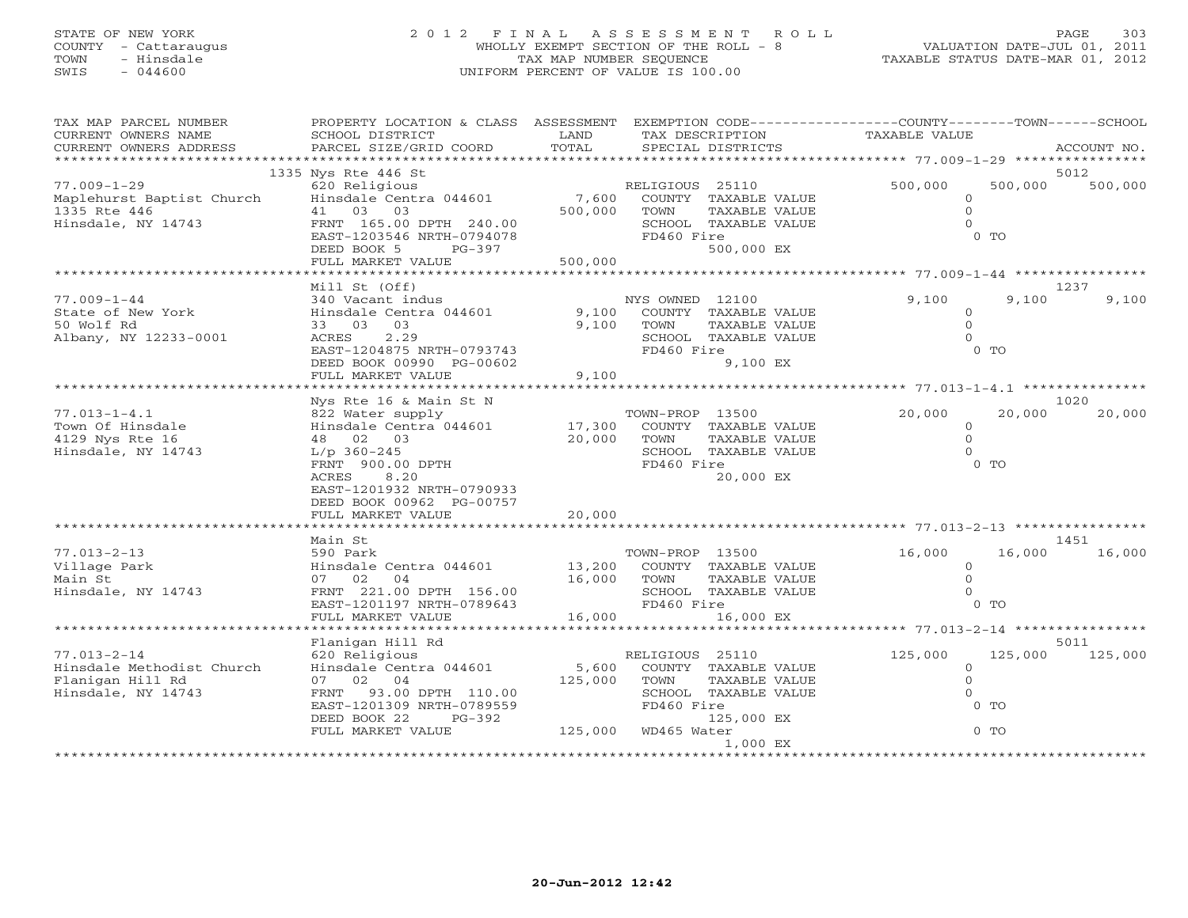STATE OF NEW YORK
COUNTY - Cattaraugus
TOWN - Hinsdale
SWIS - 044600

2 0 1 2 F I N A L A S S E S S M E N T R O L L
WHOLLY EXEMPT SECTION OF THE ROLL - 8
TAX MAP NUMBER SEQUENCE
UNIFORM PERCENT OF VALUE IS 100.00

VALUATION DATE-JUL 01, 2011
TAXABLE STATUS DATE-MAR 01, 2012

| TAX MAP PARCEL NUMBER / CURRENT OWNERS NAME / CURRENT OWNERS ADDRESS | PROPERTY LOCATION & CLASS / SCHOOL DISTRICT / PARCEL SIZE/GRID COORD | ASSESSMENT LAND / TOTAL | EXEMPTION CODE / TAX DESCRIPTION / SPECIAL DISTRICTS | COUNTY TAXABLE VALUE | TOWN | SCHOOL / ACCOUNT NO. |
|---|---|---|---|---|---|---|
| | 1335 Nys Rte 446 St | | | | | 5012 |
| 77.009-1-29 | 620 Religious | | RELIGIOUS 25110 | 500,000 | 500,000 | 500,000 |
| Maplehurst Baptist Church | Hinsdale Centra 044601 | 7,600 | COUNTY TAXABLE VALUE | 0 | | |
| 1335 Rte 446 | 41 03 03 | 500,000 | TOWN TAXABLE VALUE | 0 | | |
| Hinsdale, NY 14743 | FRNT 165.00 DPTH 240.00 | | SCHOOL TAXABLE VALUE | 0 | | |
| | EAST-1203546 NRTH-0794078 | | FD460 Fire | 0 TO | | |
| | DEED BOOK 5 PG-397 | | 500,000 EX | | | |
| | FULL MARKET VALUE | 500,000 | | | | |
| | Mill St (Off) | | | | | 1237 |
| 77.009-1-44 | 340 Vacant indus | | NYS OWNED 12100 | 9,100 | 9,100 | 9,100 |
| State of New York | Hinsdale Centra 044601 | 9,100 | COUNTY TAXABLE VALUE | 0 | | |
| 50 Wolf Rd | 33 03 03 | 9,100 | TOWN TAXABLE VALUE | 0 | | |
| Albany, NY 12233-0001 | ACRES 2.29 | | SCHOOL TAXABLE VALUE | 0 | | |
| | EAST-1204875 NRTH-0793743 | | FD460 Fire | 0 TO | | |
| | DEED BOOK 00990 PG-00602 | | 9,100 EX | | | |
| | FULL MARKET VALUE | 9,100 | | | | |
| | Nys Rte 16 & Main St N | | | | | 1020 |
| 77.013-1-4.1 | 822 Water supply | | TOWN-PROP 13500 | 20,000 | 20,000 | 20,000 |
| Town Of Hinsdale | Hinsdale Centra 044601 | 17,300 | COUNTY TAXABLE VALUE | 0 | | |
| 4129 Nys Rte 16 | 48 02 03 | 20,000 | TOWN TAXABLE VALUE | 0 | | |
| Hinsdale, NY 14743 | L/p 360-245 | | SCHOOL TAXABLE VALUE | 0 | | |
| | FRNT 900.00 DPTH | | FD460 Fire | 0 TO | | |
| | ACRES 8.20 | | 20,000 EX | | | |
| | EAST-1201932 NRTH-0790933 | | | | | |
| | DEED BOOK 00962 PG-00757 | | | | | |
| | FULL MARKET VALUE | 20,000 | | | | |
| | Main St | | | | | 1451 |
| 77.013-2-13 | 590 Park | | TOWN-PROP 13500 | 16,000 | 16,000 | 16,000 |
| Village Park | Hinsdale Centra 044601 | 13,200 | COUNTY TAXABLE VALUE | 0 | | |
| Main St | 07 02 04 | 16,000 | TOWN TAXABLE VALUE | 0 | | |
| Hinsdale, NY 14743 | FRNT 221.00 DPTH 156.00 | | SCHOOL TAXABLE VALUE | 0 | | |
| | EAST-1201197 NRTH-0789643 | | FD460 Fire | 0 TO | | |
| | FULL MARKET VALUE | 16,000 | 16,000 EX | | | |
| | Flanigan Hill Rd | | | | | 5011 |
| 77.013-2-14 | 620 Religious | | RELIGIOUS 25110 | 125,000 | 125,000 | 125,000 |
| Hinsdale Methodist Church | Hinsdale Centra 044601 | 5,600 | COUNTY TAXABLE VALUE | 0 | | |
| Flanigan Hill Rd | 07 02 04 | 125,000 | TOWN TAXABLE VALUE | 0 | | |
| Hinsdale, NY 14743 | FRNT 93.00 DPTH 110.00 | | SCHOOL TAXABLE VALUE | 0 | | |
| | EAST-1201309 NRTH-0789559 | | FD460 Fire | 0 TO | | |
| | DEED BOOK 22 PG-392 | | 125,000 EX | | | |
| | FULL MARKET VALUE | 125,000 | WD465 Water | 0 TO | | |
| | | | 1,000 EX | | | |

20-Jun-2012 12:42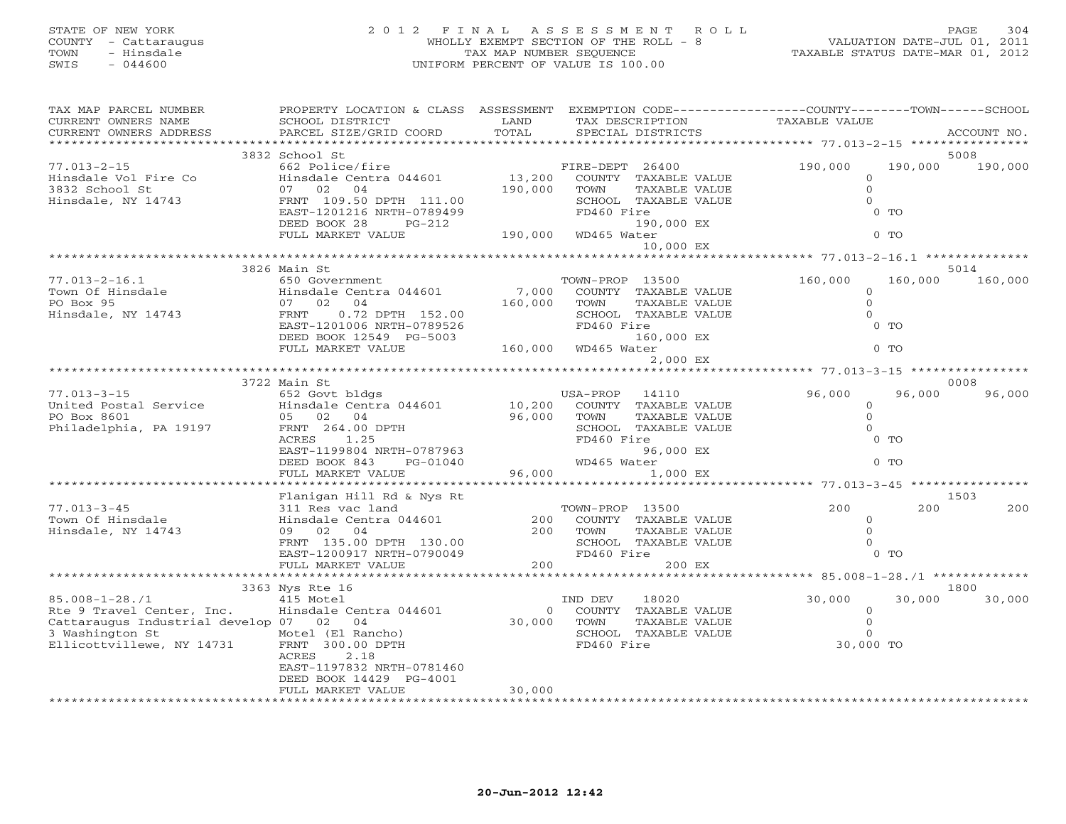STATE OF NEW YORK
COUNTY - Cattaraugus
TOWN - Hinsdale
SWIS - 044600

# 2012 FINAL ASSESSMENT ROLL

WHOLLY EXEMPT SECTION OF THE ROLL - 8
TAX MAP NUMBER SEQUENCE
UNIFORM PERCENT OF VALUE IS 100.00

VALUATION DATE-JUL 01, 2011
TAXABLE STATUS DATE-MAR 01, 2012

| TAX MAP PARCEL NUMBER / CURRENT OWNERS NAME / CURRENT OWNERS ADDRESS | PROPERTY LOCATION & CLASS / SCHOOL DISTRICT / PARCEL SIZE/GRID COORD | ASSESSMENT LAND / TOTAL | EXEMPTION CODE / TAX DESCRIPTION / SPECIAL DISTRICTS | COUNTY TAXABLE VALUE | TOWN | SCHOOL / ACCOUNT NO. |
|---|---|---|---|---|---|---|
| | 3832 School St | | | | | 5008 |
| 77.013-2-15 | 662 Police/fire | | FIRE-DEPT 26400 | 190,000 | 190,000 | 190,000 |
| Hinsdale Vol Fire Co | Hinsdale Centra 044601 | 13,200 | COUNTY TAXABLE VALUE | 0 | | |
| 3832 School St | 07 02 04 | 190,000 | TOWN TAXABLE VALUE | 0 | | |
| Hinsdale, NY 14743 | FRNT 109.50 DPTH 111.00 | | SCHOOL TAXABLE VALUE | 0 | | |
| | EAST-1201216 NRTH-0789499 | | FD460 Fire | 0 TO | | |
| | DEED BOOK 28 PG-212 | | 190,000 EX | | | |
| | FULL MARKET VALUE | 190,000 | WD465 Water | 0 TO | | |
| | | | 10,000 EX | | | |
| | 3826 Main St | | | | | 5014 |
| 77.013-2-16.1 | 650 Government | | TOWN-PROP 13500 | 160,000 | 160,000 | 160,000 |
| Town Of Hinsdale | Hinsdale Centra 044601 | 7,000 | COUNTY TAXABLE VALUE | 0 | | |
| PO Box 95 | 07 02 04 | 160,000 | TOWN TAXABLE VALUE | 0 | | |
| Hinsdale, NY 14743 | FRNT 0.72 DPTH 152.00 | | SCHOOL TAXABLE VALUE | 0 | | |
| | EAST-1201006 NRTH-0789526 | | FD460 Fire | 0 TO | | |
| | DEED BOOK 12549 PG-5003 | | 160,000 EX | | | |
| | FULL MARKET VALUE | 160,000 | WD465 Water | 0 TO | | |
| | | | 2,000 EX | | | |
| | 3722 Main St | | | | | 0008 |
| 77.013-3-15 | 652 Govt bldgs | | USA-PROP 14110 | 96,000 | 96,000 | 96,000 |
| United Postal Service | Hinsdale Centra 044601 | 10,200 | COUNTY TAXABLE VALUE | 0 | | |
| PO Box 8601 | 05 02 04 | 96,000 | TOWN TAXABLE VALUE | 0 | | |
| Philadelphia, PA 19197 | FRNT 264.00 DPTH | | SCHOOL TAXABLE VALUE | 0 | | |
| | ACRES 1.25 | | FD460 Fire | 0 TO | | |
| | EAST-1199804 NRTH-0787963 | | 96,000 EX | | | |
| | DEED BOOK 843 PG-01040 | | WD465 Water | 0 TO | | |
| | FULL MARKET VALUE | 96,000 | 1,000 EX | | | |
| | Flanigan Hill Rd & Nys Rt | | | | | 1503 |
| 77.013-3-45 | 311 Res vac land | | TOWN-PROP 13500 | 200 | 200 | 200 |
| Town Of Hinsdale | Hinsdale Centra 044601 | 200 | COUNTY TAXABLE VALUE | 0 | | |
| Hinsdale, NY 14743 | 09 02 04 | 200 | TOWN TAXABLE VALUE | 0 | | |
| | FRNT 135.00 DPTH 130.00 | | SCHOOL TAXABLE VALUE | 0 | | |
| | EAST-1200917 NRTH-0790049 | | FD460 Fire | 0 TO | | |
| | FULL MARKET VALUE | 200 | 200 EX | | | |
| | 3363 Nys Rte 16 | | | | | 1800 |
| 85.008-1-28./1 | 415 Motel | | IND DEV 18020 | 30,000 | 30,000 | 30,000 |
| Rte 9 Travel Center, Inc. | Hinsdale Centra 044601 | 0 | COUNTY TAXABLE VALUE | 0 | | |
| Cattaraugus Industrial develop | 07 02 04 | 30,000 | TOWN TAXABLE VALUE | 0 | | |
| 3 Washington St | Motel (El Rancho) | | SCHOOL TAXABLE VALUE | 0 | | |
| Ellicottvillewe, NY 14731 | FRNT 300.00 DPTH | | FD460 Fire | 30,000 TO | | |
| | ACRES 2.18 | | | | | |
| | EAST-1197832 NRTH-0781460 | | | | | |
| | DEED BOOK 14429 PG-4001 | | | | | |
| | FULL MARKET VALUE | 30,000 | | | | |

20-Jun-2012 12:42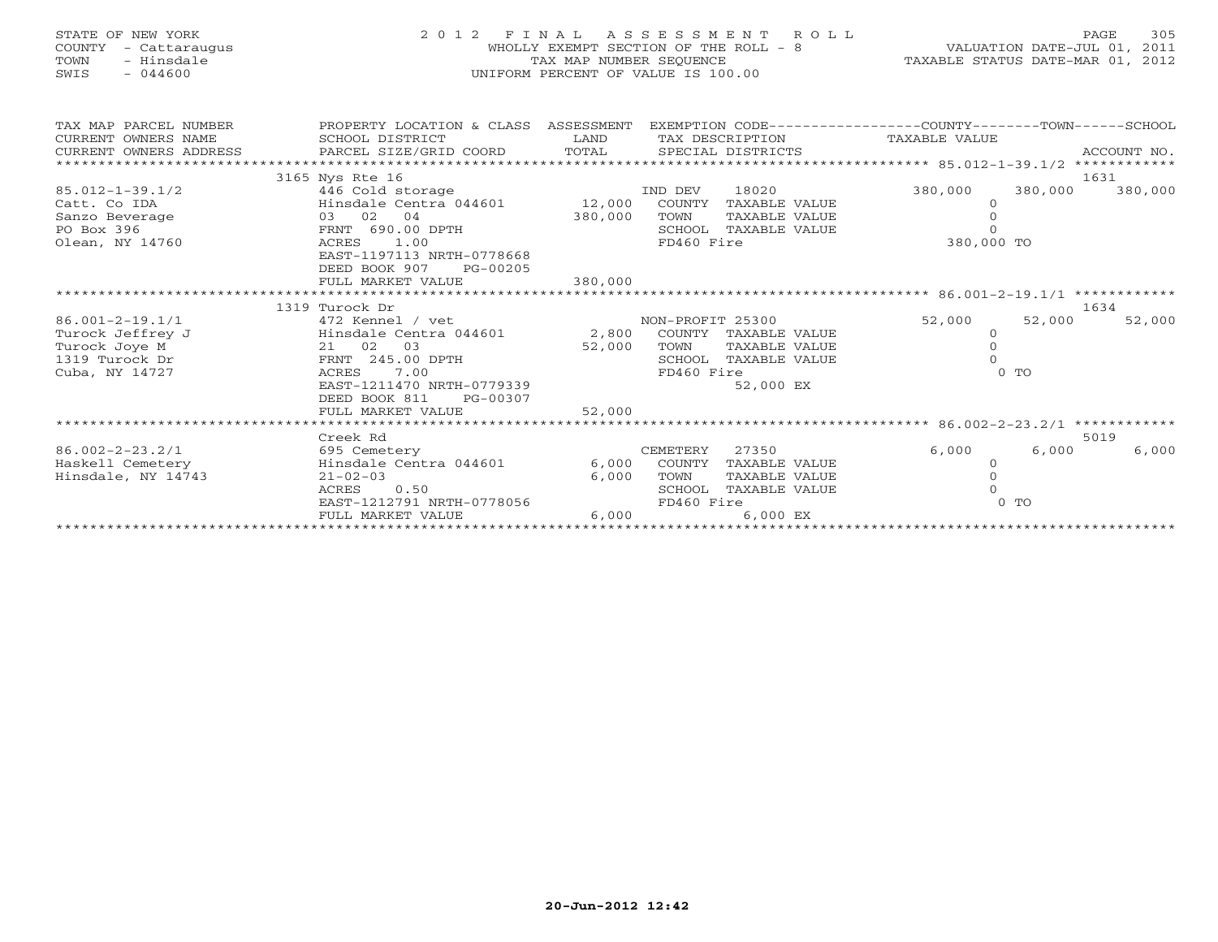STATE OF NEW YORK
COUNTY - Cattaraugus
TOWN - Hinsdale
SWIS - 044600

2012 FINAL ASSESSMENT ROLL
WHOLLY EXEMPT SECTION OF THE ROLL - 8
TAX MAP NUMBER SEQUENCE
UNIFORM PERCENT OF VALUE IS 100.00

VALUATION DATE-JUL 01, 2011
TAXABLE STATUS DATE-MAR 01, 2012

| TAX MAP PARCEL NUMBER / CURRENT OWNERS NAME / CURRENT OWNERS ADDRESS | PROPERTY LOCATION & CLASS / SCHOOL DISTRICT / PARCEL SIZE/GRID COORD | ASSESSMENT LAND / TOTAL | EXEMPTION CODE / TAX DESCRIPTION / SPECIAL DISTRICTS | COUNTY TAXABLE VALUE | TOWN | SCHOOL / ACCOUNT NO. |
|---|---|---|---|---|---|---|
| **85.012-1-39.1/2** | 3165 Nys Rte 16 | | | | | 1631 |
| Catt. Co IDA | 446 Cold storage | | IND DEV 18020 | 380,000 | 380,000 | 380,000 |
| Sanzo Beverage | Hinsdale Centra 044601 | 12,000 | COUNTY TAXABLE VALUE | 0 | | |
| PO Box 396 | 03 02 04 | 380,000 | TOWN TAXABLE VALUE | 0 | | |
| Olean, NY 14760 | FRNT 690.00 DPTH | | SCHOOL TAXABLE VALUE | 0 | | |
| | ACRES 1.00 | | FD460 Fire | 380,000 TO | | |
| | EAST-1197113 NRTH-0778668 | | | | | |
| | DEED BOOK 907 PG-00205 | | | | | |
| | FULL MARKET VALUE | 380,000 | | | | |
| **86.001-2-19.1/1** | 1319 Turock Dr | | | | | 1634 |
| Turock Jeffrey J | 472 Kennel / vet | | NON-PROFIT 25300 | 52,000 | 52,000 | 52,000 |
| Turock Joye M | Hinsdale Centra 044601 | 2,800 | COUNTY TAXABLE VALUE | 0 | | |
| 1319 Turock Dr | 21 02 03 | 52,000 | TOWN TAXABLE VALUE | 0 | | |
| Cuba, NY 14727 | FRNT 245.00 DPTH | | SCHOOL TAXABLE VALUE | 0 | | |
| | ACRES 7.00 | | FD460 Fire | 0 TO | | |
| | EAST-1211470 NRTH-0779339 | | 52,000 EX | | | |
| | DEED BOOK 811 PG-00307 | | | | | |
| | FULL MARKET VALUE | 52,000 | | | | |
| **86.002-2-23.2/1** | Creek Rd | | | | | 5019 |
| Haskell Cemetery | 695 Cemetery | | CEMETERY 27350 | 6,000 | 6,000 | 6,000 |
| Hinsdale, NY 14743 | Hinsdale Centra 044601 | 6,000 | COUNTY TAXABLE VALUE | 0 | | |
| | 21-02-03 | 6,000 | TOWN TAXABLE VALUE | 0 | | |
| | ACRES 0.50 | | SCHOOL TAXABLE VALUE | 0 | | |
| | EAST-1212791 NRTH-0778056 | | FD460 Fire | 0 TO | | |
| | FULL MARKET VALUE | 6,000 | 6,000 EX | | | |

20-Jun-2012 12:42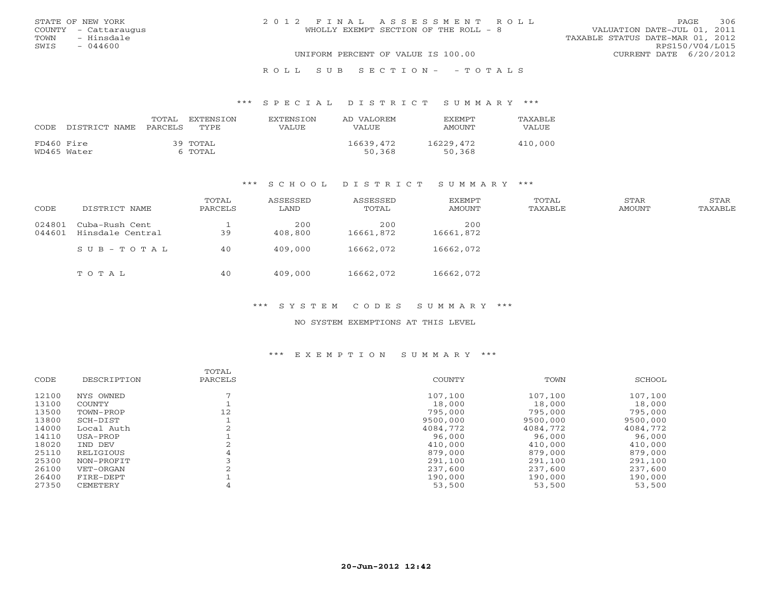STATE OF NEW YORK
COUNTY - Cattaraugus
TOWN - Hinsdale
SWIS - 044600

2012 FINAL ASSESSMENT ROLL
WHOLLY EXEMPT SECTION OF THE ROLL - 8

VALUATION DATE-JUL 01, 2011
TAXABLE STATUS DATE-MAR 01, 2012
RPS150/V04/L015

UNIFORM PERCENT OF VALUE IS 100.00
CURRENT DATE 6/20/2012

ROLL SUB SECTION- - TOTALS

### *** SPECIAL DISTRICT SUMMARY ***

| CODE | DISTRICT NAME | TOTAL PARCELS | EXTENSION TYPE | EXTENSION VALUE | AD VALOREM VALUE | EXEMPT AMOUNT | TAXABLE VALUE |
|---|---|---|---|---|---|---|---|
| FD460 | Fire | 39 | TOTAL | | 16639,472 | 16229,472 | 410,000 |
| WD465 | Water | 6 | TOTAL | | 50,368 | 50,368 | |

### *** SCHOOL DISTRICT SUMMARY ***

| CODE | DISTRICT NAME | TOTAL PARCELS | ASSESSED LAND | ASSESSED TOTAL | EXEMPT AMOUNT | TOTAL TAXABLE | STAR AMOUNT | STAR TAXABLE |
|---|---|---|---|---|---|---|---|---|
| 024801 | Cuba-Rush Cent | 1 | 200 | 200 | 200 | | | |
| 044601 | Hinsdale Central | 39 | 408,800 | 16661,872 | 16661,872 | | | |
| | SUB-TOTAL | 40 | 409,000 | 16662,072 | 16662,072 | | | |
| | TOTAL | 40 | 409,000 | 16662,072 | 16662,072 | | | |

### *** SYSTEM CODES SUMMARY ***

NO SYSTEM EXEMPTIONS AT THIS LEVEL

### *** EXEMPTION SUMMARY ***

| CODE | DESCRIPTION | TOTAL PARCELS | COUNTY | TOWN | SCHOOL |
|---|---|---|---|---|---|
| 12100 | NYS OWNED | 7 | 107,100 | 107,100 | 107,100 |
| 13100 | COUNTY | 1 | 18,000 | 18,000 | 18,000 |
| 13500 | TOWN-PROP | 12 | 795,000 | 795,000 | 795,000 |
| 13800 | SCH-DIST | 1 | 9500,000 | 9500,000 | 9500,000 |
| 14000 | Local Auth | 2 | 4084,772 | 4084,772 | 4084,772 |
| 14110 | USA-PROP | 1 | 96,000 | 96,000 | 96,000 |
| 18020 | IND DEV | 2 | 410,000 | 410,000 | 410,000 |
| 25110 | RELIGIOUS | 4 | 879,000 | 879,000 | 879,000 |
| 25300 | NON-PROFIT | 3 | 291,100 | 291,100 | 291,100 |
| 26100 | VET-ORGAN | 2 | 237,600 | 237,600 | 237,600 |
| 26400 | FIRE-DEPT | 1 | 190,000 | 190,000 | 190,000 |
| 27350 | CEMETERY | 4 | 53,500 | 53,500 | 53,500 |

20-Jun-2012 12:42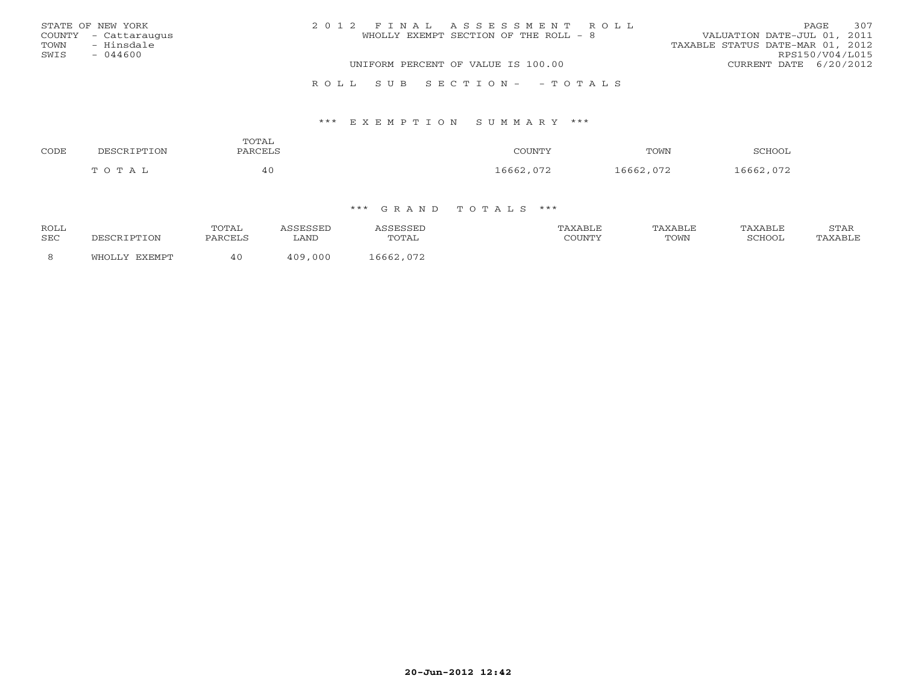STATE OF NEW YORK
COUNTY - Cattaraugus
TOWN - Hinsdale
SWIS - 044600

# 2012 FINAL ASSESSMENT ROLL

WHOLLY EXEMPT SECTION OF THE ROLL - 8

UNIFORM PERCENT OF VALUE IS 100.00

VALUATION DATE-JUL 01, 2011
TAXABLE STATUS DATE-MAR 01, 2012
RPS150/V04/L015
CURRENT DATE 6/20/2012

## ROLL SUB SECTION- - TOTALS

### *** EXEMPTION SUMMARY ***

| CODE | DESCRIPTION | TOTAL PARCELS | COUNTY | TOWN | SCHOOL |
|---|---|---|---|---|---|
| | TOTAL | 40 | 16662,072 | 16662,072 | 16662,072 |

### *** GRAND TOTALS ***

| ROLL SEC | DESCRIPTION | TOTAL PARCELS | ASSESSED LAND | ASSESSED TOTAL | TAXABLE COUNTY | TAXABLE TOWN | TAXABLE SCHOOL | STAR TAXABLE |
|---|---|---|---|---|---|---|---|---|
| 8 | WHOLLY EXEMPT | 40 | 409,000 | 16662,072 | | | | |

20-Jun-2012 12:42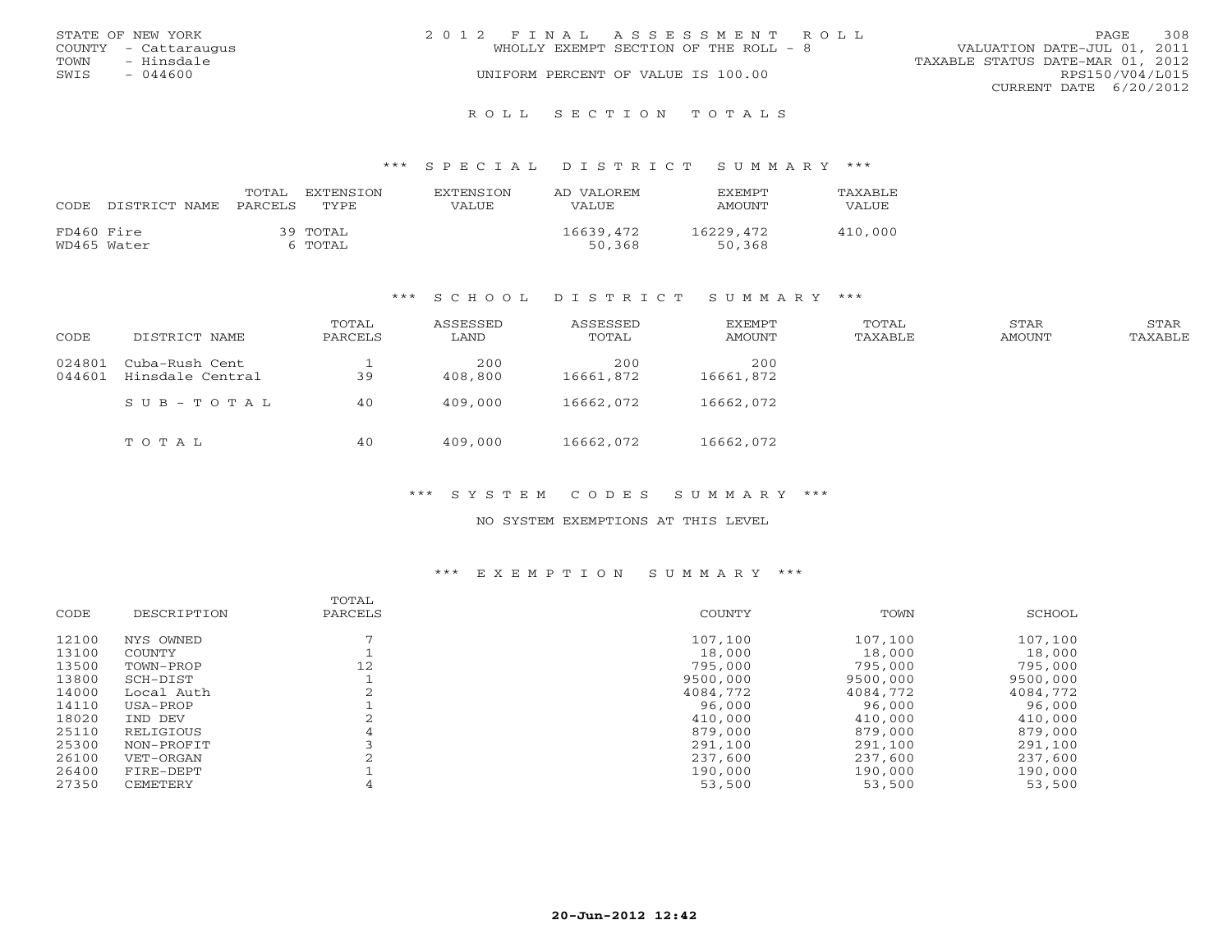STATE OF NEW YORK
COUNTY - Cattaraugus
TOWN - Hinsdale
SWIS - 044600

2 0 1 2 F I N A L A S S E S S M E N T R O L L
WHOLLY EXEMPT SECTION OF THE ROLL - 8
UNIFORM PERCENT OF VALUE IS 100.00

VALUATION DATE-JUL 01, 2011
TAXABLE STATUS DATE-MAR 01, 2012
RPS150/V04/L015
CURRENT DATE 6/20/2012

## R O L L S E C T I O N T O T A L S

### *** S P E C I A L D I S T R I C T S U M M A R Y ***

| CODE | DISTRICT NAME | TOTAL PARCELS | EXTENSION TYPE | EXTENSION VALUE | AD VALOREM VALUE | EXEMPT AMOUNT | TAXABLE VALUE |
|---|---|---|---|---|---|---|---|
| FD460 | Fire | 39 | TOTAL | | 16639,472 | 16229,472 | 410,000 |
| WD465 | Water | 6 | TOTAL | | 50,368 | 50,368 | |

### *** S C H O O L D I S T R I C T S U M M A R Y ***

| CODE | DISTRICT NAME | TOTAL PARCELS | ASSESSED LAND | ASSESSED TOTAL | EXEMPT AMOUNT | TOTAL TAXABLE | STAR AMOUNT | STAR TAXABLE |
|---|---|---|---|---|---|---|---|---|
| 024801 | Cuba-Rush Cent | 1 | 200 | 200 | 200 | | | |
| 044601 | Hinsdale Central | 39 | 408,800 | 16661,872 | 16661,872 | | | |
| | S U B - T O T A L | 40 | 409,000 | 16662,072 | 16662,072 | | | |
| | T O T A L | 40 | 409,000 | 16662,072 | 16662,072 | | | |

### *** S Y S T E M C O D E S S U M M A R Y ***

NO SYSTEM EXEMPTIONS AT THIS LEVEL

### *** E X E M P T I O N S U M M A R Y ***

| CODE | DESCRIPTION | TOTAL PARCELS | COUNTY | TOWN | SCHOOL |
|---|---|---|---|---|---|
| 12100 | NYS OWNED | 7 | 107,100 | 107,100 | 107,100 |
| 13100 | COUNTY | 1 | 18,000 | 18,000 | 18,000 |
| 13500 | TOWN-PROP | 12 | 795,000 | 795,000 | 795,000 |
| 13800 | SCH-DIST | 1 | 9500,000 | 9500,000 | 9500,000 |
| 14000 | Local Auth | 2 | 4084,772 | 4084,772 | 4084,772 |
| 14110 | USA-PROP | 1 | 96,000 | 96,000 | 96,000 |
| 18020 | IND DEV | 2 | 410,000 | 410,000 | 410,000 |
| 25110 | RELIGIOUS | 4 | 879,000 | 879,000 | 879,000 |
| 25300 | NON-PROFIT | 3 | 291,100 | 291,100 | 291,100 |
| 26100 | VET-ORGAN | 2 | 237,600 | 237,600 | 237,600 |
| 26400 | FIRE-DEPT | 1 | 190,000 | 190,000 | 190,000 |
| 27350 | CEMETERY | 4 | 53,500 | 53,500 | 53,500 |

20-Jun-2012 12:42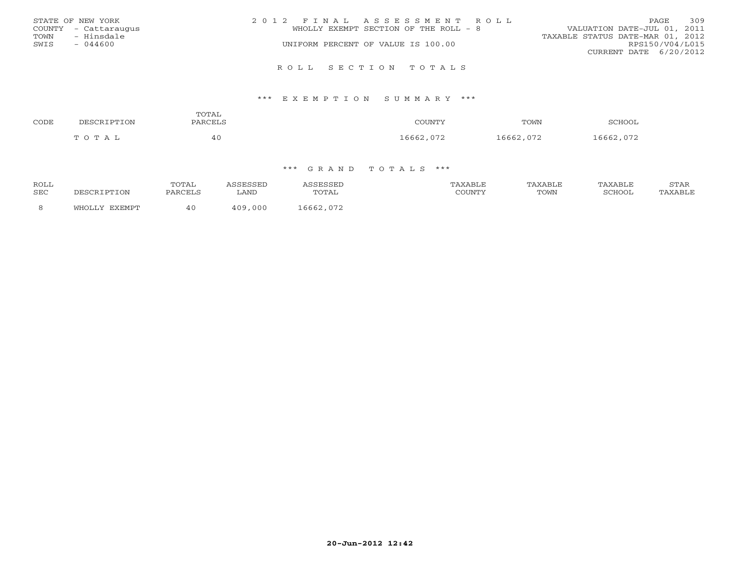STATE OF NEW YORK
COUNTY - Cattaraugus
TOWN - Hinsdale
SWIS - 044600

2012 FINAL ASSESSMENT ROLL
WHOLLY EXEMPT SECTION OF THE ROLL - 8
UNIFORM PERCENT OF VALUE IS 100.00

VALUATION DATE-JUL 01, 2011
TAXABLE STATUS DATE-MAR 01, 2012
RPS150/V04/L015
CURRENT DATE 6/20/2012

## ROLL SECTION TOTALS

### *** EXEMPTION SUMMARY ***

| CODE | DESCRIPTION | TOTAL PARCELS | COUNTY | TOWN | SCHOOL |
|---|---|---|---|---|---|
| | TOTAL | 40 | 16662,072 | 16662,072 | 16662,072 |

### *** GRAND TOTALS ***

| ROLL SEC | DESCRIPTION | TOTAL PARCELS | ASSESSED LAND | ASSESSED TOTAL | TAXABLE COUNTY | TAXABLE TOWN | TAXABLE SCHOOL | STAR TAXABLE |
|---|---|---|---|---|---|---|---|---|
| 8 | WHOLLY EXEMPT | 40 | 409,000 | 16662,072 | | | | |

20-Jun-2012 12:42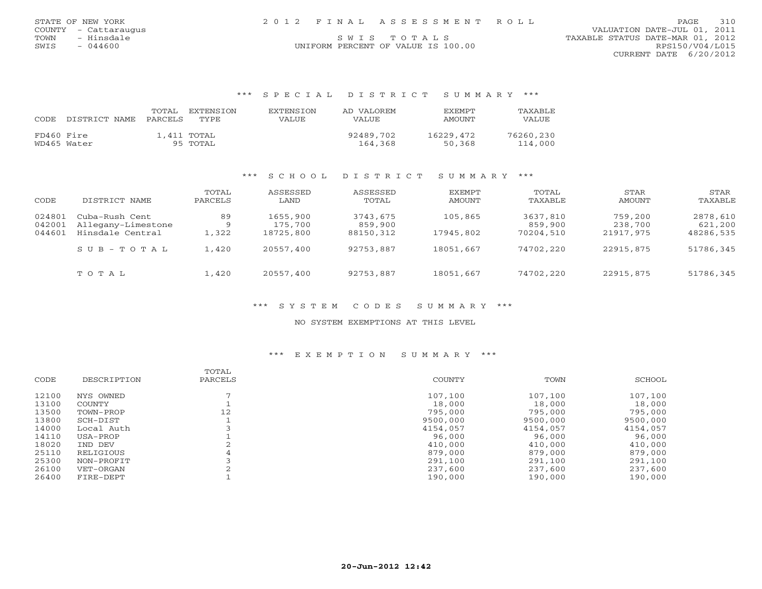STATE OF NEW YORK
COUNTY - Cattaraugus
TOWN - Hinsdale
SWIS - 044600

2012 FINAL ASSESSMENT ROLL

SWIS TOTALS

UNIFORM PERCENT OF VALUE IS 100.00

VALUATION DATE-JUL 01, 2011
TAXABLE STATUS DATE-MAR 01, 2012
RPS150/V04/L015
CURRENT DATE 6/20/2012

## *** SPECIAL DISTRICT SUMMARY ***

| CODE | DISTRICT NAME | TOTAL PARCELS | EXTENSION TYPE | EXTENSION VALUE | AD VALOREM VALUE | EXEMPT AMOUNT | TAXABLE VALUE |
|---|---|---|---|---|---|---|---|
| FD460 | Fire | 1,411 | TOTAL | | 92489,702 | 16229,472 | 76260,230 |
| WD465 | Water | 95 | TOTAL | | 164,368 | 50,368 | 114,000 |

## *** SCHOOL DISTRICT SUMMARY ***

| CODE | DISTRICT NAME | TOTAL PARCELS | ASSESSED LAND | ASSESSED TOTAL | EXEMPT AMOUNT | TOTAL TAXABLE | STAR AMOUNT | STAR TAXABLE |
|---|---|---|---|---|---|---|---|---|
| 024801 | Cuba-Rush Cent | 89 | 1655,900 | 3743,675 | 105,865 | 3637,810 | 759,200 | 2878,610 |
| 042001 | Allegany-Limestone | 9 | 175,700 | 859,900 | | 859,900 | 238,700 | 621,200 |
| 044601 | Hinsdale Central | 1,322 | 18725,800 | 88150,312 | 17945,802 | 70204,510 | 21917,975 | 48286,535 |
| | SUB-TOTAL | 1,420 | 20557,400 | 92753,887 | 18051,667 | 74702,220 | 22915,875 | 51786,345 |
| | TOTAL | 1,420 | 20557,400 | 92753,887 | 18051,667 | 74702,220 | 22915,875 | 51786,345 |

## *** SYSTEM CODES SUMMARY ***

NO SYSTEM EXEMPTIONS AT THIS LEVEL

## *** EXEMPTION SUMMARY ***

| CODE | DESCRIPTION | TOTAL PARCELS | COUNTY | TOWN | SCHOOL |
|---|---|---|---|---|---|
| 12100 | NYS OWNED | 7 | 107,100 | 107,100 | 107,100 |
| 13100 | COUNTY | 1 | 18,000 | 18,000 | 18,000 |
| 13500 | TOWN-PROP | 12 | 795,000 | 795,000 | 795,000 |
| 13800 | SCH-DIST | 1 | 9500,000 | 9500,000 | 9500,000 |
| 14000 | Local Auth | 3 | 4154,057 | 4154,057 | 4154,057 |
| 14110 | USA-PROP | 1 | 96,000 | 96,000 | 96,000 |
| 18020 | IND DEV | 2 | 410,000 | 410,000 | 410,000 |
| 25110 | RELIGIOUS | 4 | 879,000 | 879,000 | 879,000 |
| 25300 | NON-PROFIT | 3 | 291,100 | 291,100 | 291,100 |
| 26100 | VET-ORGAN | 2 | 237,600 | 237,600 | 237,600 |
| 26400 | FIRE-DEPT | 1 | 190,000 | 190,000 | 190,000 |

20-Jun-2012 12:42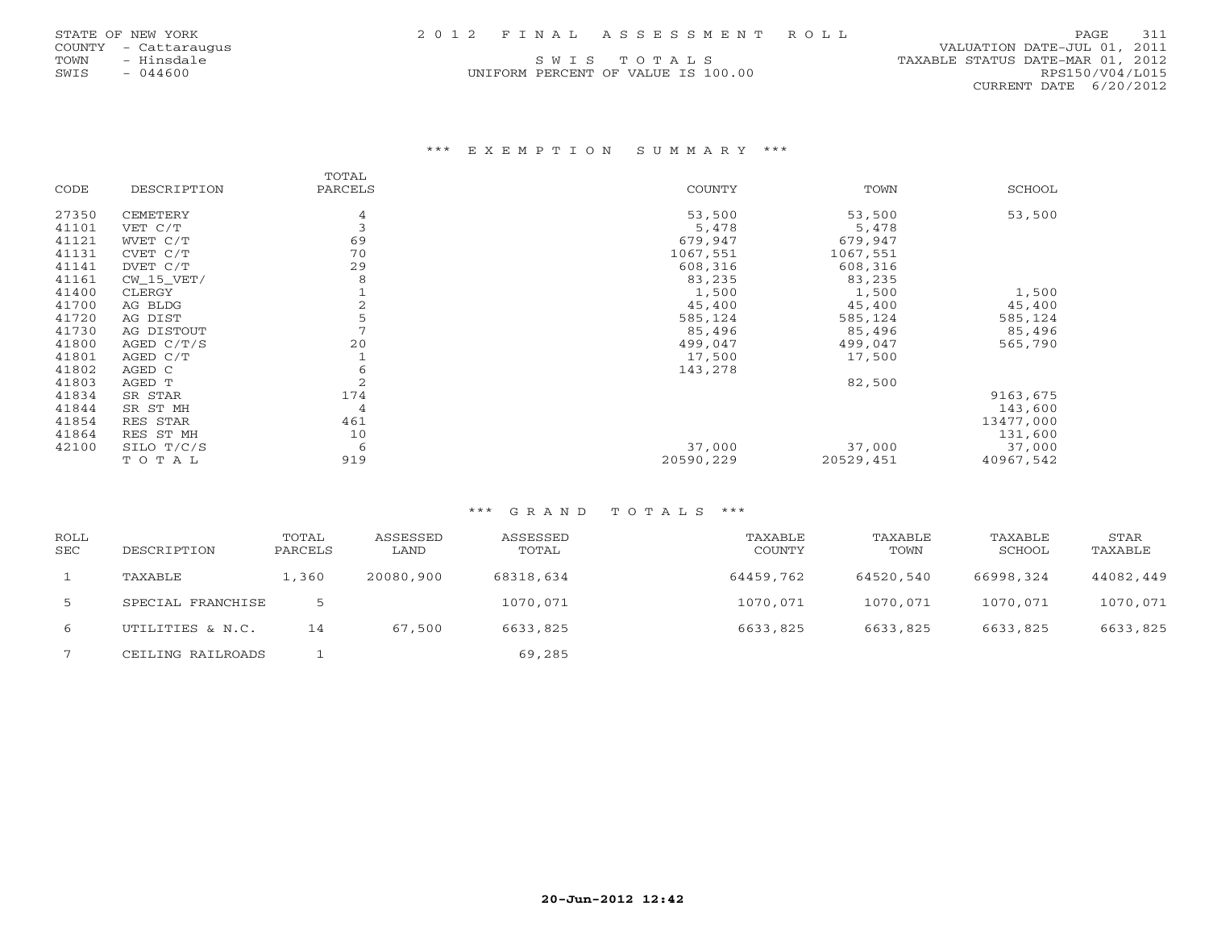STATE OF NEW YORK
COUNTY - Cattaraugus
TOWN - Hinsdale
SWIS - 044600

2 0 1 2 F I N A L A S S E S S M E N T R O L L

S W I S T O T A L S
UNIFORM PERCENT OF VALUE IS 100.00

VALUATION DATE-JUL 01, 2011
TAXABLE STATUS DATE-MAR 01, 2012
RPS150/V04/L015
CURRENT DATE 6/20/2012

## *** E X E M P T I O N S U M M A R Y ***

| CODE | DESCRIPTION | TOTAL PARCELS | COUNTY | TOWN | SCHOOL |
|---|---|---|---|---|---|
| 27350 | CEMETERY | 4 | 53,500 | 53,500 | 53,500 |
| 41101 | VET C/T | 3 | 5,478 | 5,478 | |
| 41121 | WVET C/T | 69 | 679,947 | 679,947 | |
| 41131 | CVET C/T | 70 | 1067,551 | 1067,551 | |
| 41141 | DVET C/T | 29 | 608,316 | 608,316 | |
| 41161 | CW_15_VET/ | 8 | 83,235 | 83,235 | |
| 41400 | CLERGY | 1 | 1,500 | 1,500 | 1,500 |
| 41700 | AG BLDG | 2 | 45,400 | 45,400 | 45,400 |
| 41720 | AG DIST | 5 | 585,124 | 585,124 | 585,124 |
| 41730 | AG DISTOUT | 7 | 85,496 | 85,496 | 85,496 |
| 41800 | AGED C/T/S | 20 | 499,047 | 499,047 | 565,790 |
| 41801 | AGED C/T | 1 | 17,500 | 17,500 | |
| 41802 | AGED C | 6 | 143,278 | | |
| 41803 | AGED T | 2 | | 82,500 | |
| 41834 | SR STAR | 174 | | | 9163,675 |
| 41844 | SR ST MH | 4 | | | 143,600 |
| 41854 | RES STAR | 461 | | | 13477,000 |
| 41864 | RES ST MH | 10 | | | 131,600 |
| 42100 | SILO T/C/S | 6 | 37,000 | 37,000 | 37,000 |
| | T O T A L | 919 | 20590,229 | 20529,451 | 40967,542 |

## *** G R A N D T O T A L S ***

| ROLL SEC | DESCRIPTION | TOTAL PARCELS | ASSESSED LAND | ASSESSED TOTAL | TAXABLE COUNTY | TAXABLE TOWN | TAXABLE SCHOOL | STAR TAXABLE |
|---|---|---|---|---|---|---|---|---|
| 1 | TAXABLE | 1,360 | 20080,900 | 68318,634 | 64459,762 | 64520,540 | 66998,324 | 44082,449 |
| 5 | SPECIAL FRANCHISE | 5 | | 1070,071 | 1070,071 | 1070,071 | 1070,071 | 1070,071 |
| 6 | UTILITIES & N.C. | 14 | 67,500 | 6633,825 | 6633,825 | 6633,825 | 6633,825 | 6633,825 |
| 7 | CEILING RAILROADS | 1 | | 69,285 | | | | |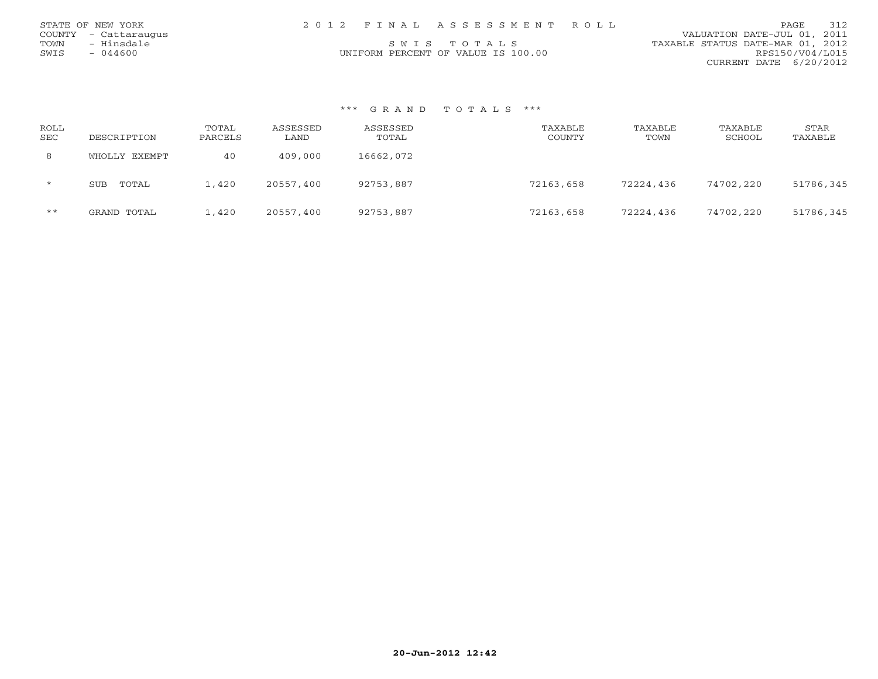STATE OF NEW YORK
COUNTY - Cattaraugus
TOWN - Hinsdale
SWIS - 044600

2 0 1 2 F I N A L A S S E S S M E N T R O L L

S W I S T O T A L S

UNIFORM PERCENT OF VALUE IS 100.00

VALUATION DATE-JUL 01, 2011
TAXABLE STATUS DATE-MAR 01, 2012
RPS150/V04/L015
CURRENT DATE 6/20/2012

### *** G R A N D T O T A L S ***

| ROLL SEC | DESCRIPTION | TOTAL PARCELS | ASSESSED LAND | ASSESSED TOTAL | TAXABLE COUNTY | TAXABLE TOWN | TAXABLE SCHOOL | STAR TAXABLE |
|---|---|---|---|---|---|---|---|---|
| 8 | WHOLLY EXEMPT | 40 | 409,000 | 16662,072 | | | | |
| * | SUB TOTAL | 1,420 | 20557,400 | 92753,887 | 72163,658 | 72224,436 | 74702,220 | 51786,345 |
| ** | GRAND TOTAL | 1,420 | 20557,400 | 92753,887 | 72163,658 | 72224,436 | 74702,220 | 51786,345 |

20-Jun-2012 12:42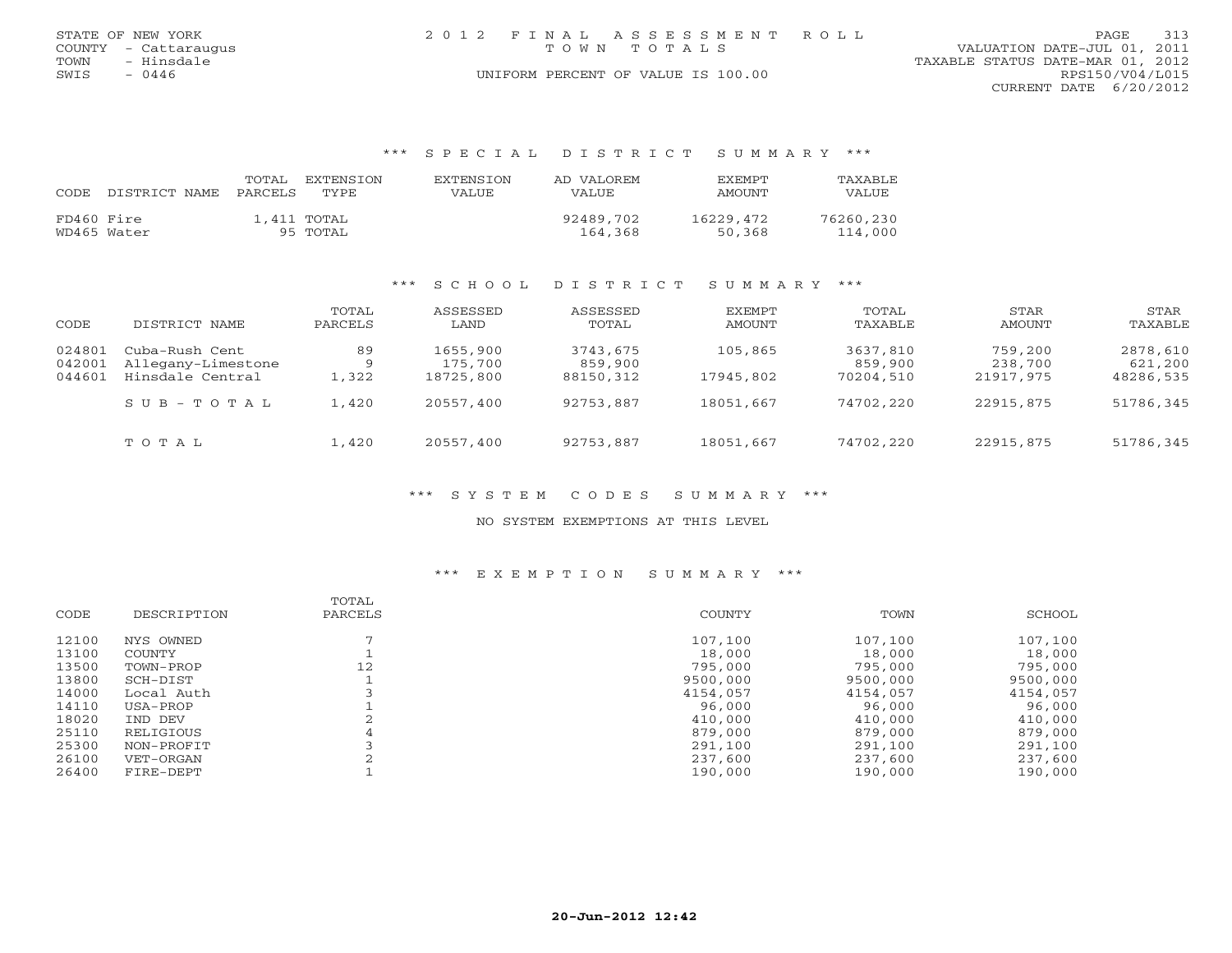STATE OF NEW YORK
COUNTY - Cattaraugus
TOWN - Hinsdale
SWIS - 0446

2012 FINAL ASSESSMENT ROLL
TOWN TOTALS
UNIFORM PERCENT OF VALUE IS 100.00

VALUATION DATE-JUL 01, 2011
TAXABLE STATUS DATE-MAR 01, 2012
RPS150/V04/L015
CURRENT DATE 6/20/2012

### *** SPECIAL DISTRICT SUMMARY ***

| CODE | DISTRICT NAME | TOTAL PARCELS | EXTENSION TYPE | EXTENSION VALUE | AD VALOREM VALUE | EXEMPT AMOUNT | TAXABLE VALUE |
|---|---|---|---|---|---|---|---|
| FD460 | Fire | 1,411 | TOTAL | | 92489,702 | 16229,472 | 76260,230 |
| WD465 | Water | 95 | TOTAL | | 164,368 | 50,368 | 114,000 |

### *** SCHOOL DISTRICT SUMMARY ***

| CODE | DISTRICT NAME | TOTAL PARCELS | ASSESSED LAND | ASSESSED TOTAL | EXEMPT AMOUNT | TOTAL TAXABLE | STAR AMOUNT | STAR TAXABLE |
|---|---|---|---|---|---|---|---|---|
| 024801 | Cuba-Rush Cent | 89 | 1655,900 | 3743,675 | 105,865 | 3637,810 | 759,200 | 2878,610 |
| 042001 | Allegany-Limestone | 9 | 175,700 | 859,900 | | 859,900 | 238,700 | 621,200 |
| 044601 | Hinsdale Central | 1,322 | 18725,800 | 88150,312 | 17945,802 | 70204,510 | 21917,975 | 48286,535 |
| | SUB-TOTAL | 1,420 | 20557,400 | 92753,887 | 18051,667 | 74702,220 | 22915,875 | 51786,345 |
| | TOTAL | 1,420 | 20557,400 | 92753,887 | 18051,667 | 74702,220 | 22915,875 | 51786,345 |

### *** SYSTEM CODES SUMMARY ***

NO SYSTEM EXEMPTIONS AT THIS LEVEL

### *** EXEMPTION SUMMARY ***

| CODE | DESCRIPTION | TOTAL PARCELS | COUNTY | TOWN | SCHOOL |
|---|---|---|---|---|---|
| 12100 | NYS OWNED | 7 | 107,100 | 107,100 | 107,100 |
| 13100 | COUNTY | 1 | 18,000 | 18,000 | 18,000 |
| 13500 | TOWN-PROP | 12 | 795,000 | 795,000 | 795,000 |
| 13800 | SCH-DIST | 1 | 9500,000 | 9500,000 | 9500,000 |
| 14000 | Local Auth | 3 | 4154,057 | 4154,057 | 4154,057 |
| 14110 | USA-PROP | 1 | 96,000 | 96,000 | 96,000 |
| 18020 | IND DEV | 2 | 410,000 | 410,000 | 410,000 |
| 25110 | RELIGIOUS | 4 | 879,000 | 879,000 | 879,000 |
| 25300 | NON-PROFIT | 3 | 291,100 | 291,100 | 291,100 |
| 26100 | VET-ORGAN | 2 | 237,600 | 237,600 | 237,600 |
| 26400 | FIRE-DEPT | 1 | 190,000 | 190,000 | 190,000 |

20-Jun-2012 12:42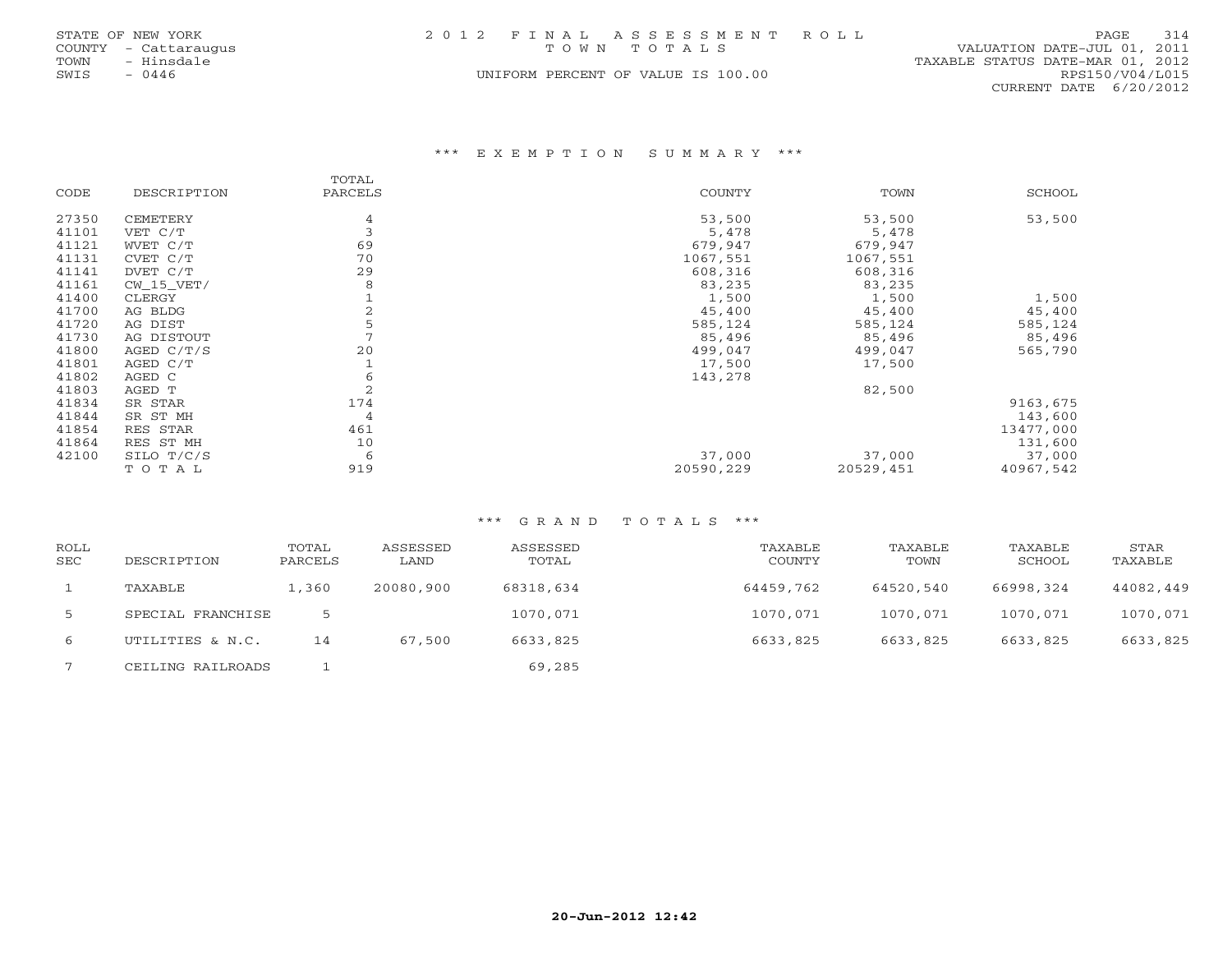STATE OF NEW YORK
COUNTY - Cattaraugus
TOWN - Hinsdale
SWIS - 0446

2 0 1 2 F I N A L A S S E S S M E N T R O L L
T O W N T O T A L S
UNIFORM PERCENT OF VALUE IS 100.00

VALUATION DATE-JUL 01, 2011
TAXABLE STATUS DATE-MAR 01, 2012
RPS150/V04/L015
CURRENT DATE 6/20/2012

### *** E X E M P T I O N S U M M A R Y ***

| CODE | DESCRIPTION | TOTAL PARCELS | COUNTY | TOWN | SCHOOL |
|---|---|---|---|---|---|
| 27350 | CEMETERY | 4 | 53,500 | 53,500 | 53,500 |
| 41101 | VET C/T | 3 | 5,478 | 5,478 | |
| 41121 | WVET C/T | 69 | 679,947 | 679,947 | |
| 41131 | CVET C/T | 70 | 1067,551 | 1067,551 | |
| 41141 | DVET C/T | 29 | 608,316 | 608,316 | |
| 41161 | CW_15_VET/ | 8 | 83,235 | 83,235 | |
| 41400 | CLERGY | 1 | 1,500 | 1,500 | 1,500 |
| 41700 | AG BLDG | 2 | 45,400 | 45,400 | 45,400 |
| 41720 | AG DIST | 5 | 585,124 | 585,124 | 585,124 |
| 41730 | AG DISTOUT | 7 | 85,496 | 85,496 | 85,496 |
| 41800 | AGED C/T/S | 20 | 499,047 | 499,047 | 565,790 |
| 41801 | AGED C/T | 1 | 17,500 | 17,500 | |
| 41802 | AGED C | 6 | 143,278 | | |
| 41803 | AGED T | 2 | | 82,500 | |
| 41834 | SR STAR | 174 | | | 9163,675 |
| 41844 | SR ST MH | 4 | | | 143,600 |
| 41854 | RES STAR | 461 | | | 13477,000 |
| 41864 | RES ST MH | 10 | | | 131,600 |
| 42100 | SILO T/C/S | 6 | 37,000 | 37,000 | 37,000 |
| | T O T A L | 919 | 20590,229 | 20529,451 | 40967,542 |

### *** G R A N D T O T A L S ***

| ROLL SEC | DESCRIPTION | TOTAL PARCELS | ASSESSED LAND | ASSESSED TOTAL | TAXABLE COUNTY | TAXABLE TOWN | TAXABLE SCHOOL | STAR TAXABLE |
|---|---|---|---|---|---|---|---|---|
| 1 | TAXABLE | 1,360 | 20080,900 | 68318,634 | 64459,762 | 64520,540 | 66998,324 | 44082,449 |
| 5 | SPECIAL FRANCHISE | 5 | | 1070,071 | 1070,071 | 1070,071 | 1070,071 | 1070,071 |
| 6 | UTILITIES & N.C. | 14 | 67,500 | 6633,825 | 6633,825 | 6633,825 | 6633,825 | 6633,825 |
| 7 | CEILING RAILROADS | 1 | | 69,285 | | | | |

20-Jun-2012 12:42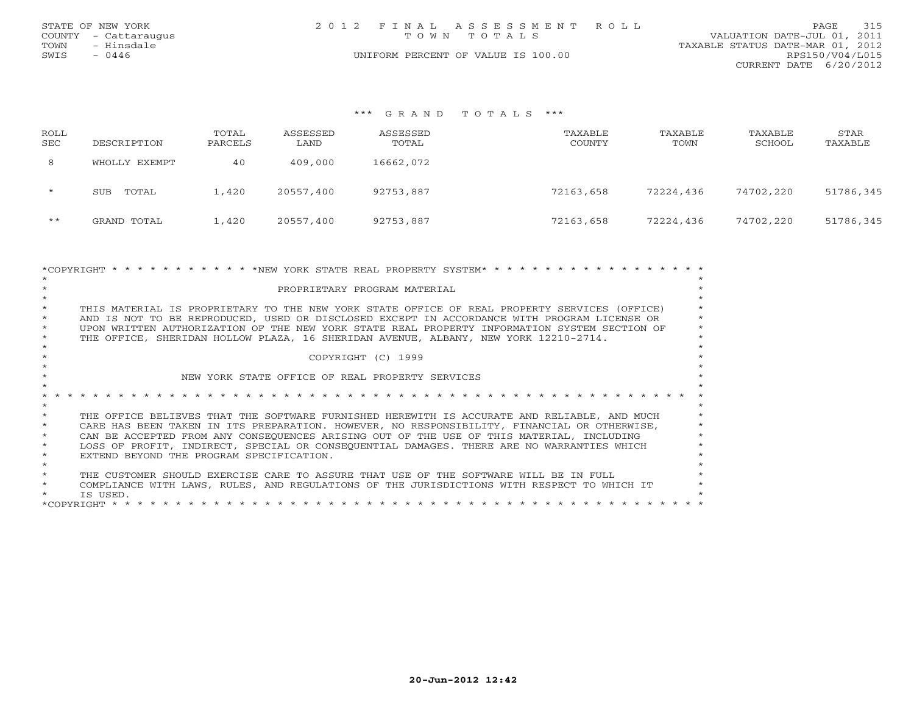STATE OF NEW YORK
COUNTY - Cattaraugus
TOWN - Hinsdale
SWIS - 0446

2012 FINAL ASSESSMENT ROLL
TOWN TOTALS
UNIFORM PERCENT OF VALUE IS 100.00

VALUATION DATE-JUL 01, 2011
TAXABLE STATUS DATE-MAR 01, 2012
RPS150/V04/L015
CURRENT DATE 6/20/2012

*** GRAND TOTALS ***

| ROLL SEC | DESCRIPTION | TOTAL PARCELS | ASSESSED LAND | ASSESSED TOTAL | TAXABLE COUNTY | TAXABLE TOWN | TAXABLE SCHOOL | STAR TAXABLE |
|---|---|---|---|---|---|---|---|---|
| 8 | WHOLLY EXEMPT | 40 | 409,000 | 16662,072 | | | | |
| * | SUB TOTAL | 1,420 | 20557,400 | 92753,887 | 72163,658 | 72224,436 | 74702,220 | 51786,345 |
| ** | GRAND TOTAL | 1,420 | 20557,400 | 92753,887 | 72163,658 | 72224,436 | 74702,220 | 51786,345 |

*COPYRIGHT * * * * * * * * * * * *NEW YORK STATE REAL PROPERTY SYSTEM* * * * * * * * * * * * * * * * * * *

PROPRIETARY PROGRAM MATERIAL

THIS MATERIAL IS PROPRIETARY TO THE NEW YORK STATE OFFICE OF REAL PROPERTY SERVICES (OFFICE) AND IS NOT TO BE REPRODUCED, USED OR DISCLOSED EXCEPT IN ACCORDANCE WITH PROGRAM LICENSE OR UPON WRITTEN AUTHORIZATION OF THE NEW YORK STATE REAL PROPERTY INFORMATION SYSTEM SECTION OF THE OFFICE, SHERIDAN HOLLOW PLAZA, 16 SHERIDAN AVENUE, ALBANY, NEW YORK 12210-2714.

COPYRIGHT (C) 1999

NEW YORK STATE OFFICE OF REAL PROPERTY SERVICES

THE OFFICE BELIEVES THAT THE SOFTWARE FURNISHED HEREWITH IS ACCURATE AND RELIABLE, AND MUCH CARE HAS BEEN TAKEN IN ITS PREPARATION. HOWEVER, NO RESPONSIBILITY, FINANCIAL OR OTHERWISE, CAN BE ACCEPTED FROM ANY CONSEQUENCES ARISING OUT OF THE USE OF THIS MATERIAL, INCLUDING LOSS OF PROFIT, INDIRECT, SPECIAL OR CONSEQUENTIAL DAMAGES. THERE ARE NO WARRANTIES WHICH EXTEND BEYOND THE PROGRAM SPECIFICATION.

THE CUSTOMER SHOULD EXERCISE CARE TO ASSURE THAT USE OF THE SOFTWARE WILL BE IN FULL COMPLIANCE WITH LAWS, RULES, AND REGULATIONS OF THE JURISDICTIONS WITH RESPECT TO WHICH IT IS USED.

*COPYRIGHT * * * * * * * * * * * * * * * * * * * * * * * * * * * * * * * * * * * * * * * * * * * * *

20-Jun-2012 12:42